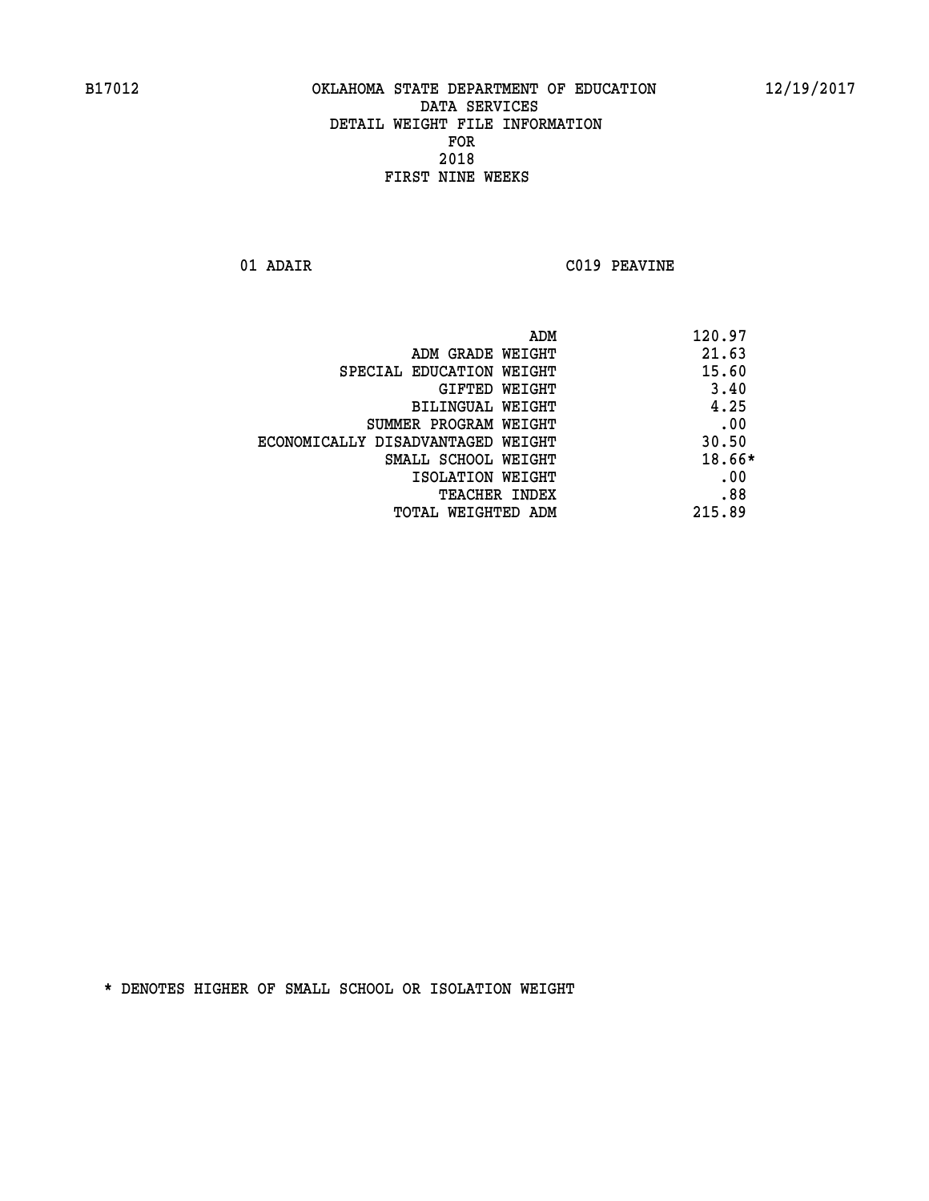B17012 OKLAHOMA STATE DEPARTMENT OF EDUCATION 12/19/2017

DATA SERVICES
DETAIL WEIGHT FILE INFORMATION
FOR
2018
FIRST NINE WEEKS

01 ADAIR C019 PEAVINE

| | |
|---|---|
| ADM | 120.97 |
| ADM GRADE WEIGHT | 21.63 |
| SPECIAL EDUCATION WEIGHT | 15.60 |
| GIFTED WEIGHT | 3.40 |
| BILINGUAL WEIGHT | 4.25 |
| SUMMER PROGRAM WEIGHT | .00 |
| ECONOMICALLY DISADVANTAGED WEIGHT | 30.50 |
| SMALL SCHOOL WEIGHT | 18.66* |
| ISOLATION WEIGHT | .00 |
| TEACHER INDEX | .88 |
| TOTAL WEIGHTED ADM | 215.89 |

* DENOTES HIGHER OF SMALL SCHOOL OR ISOLATION WEIGHT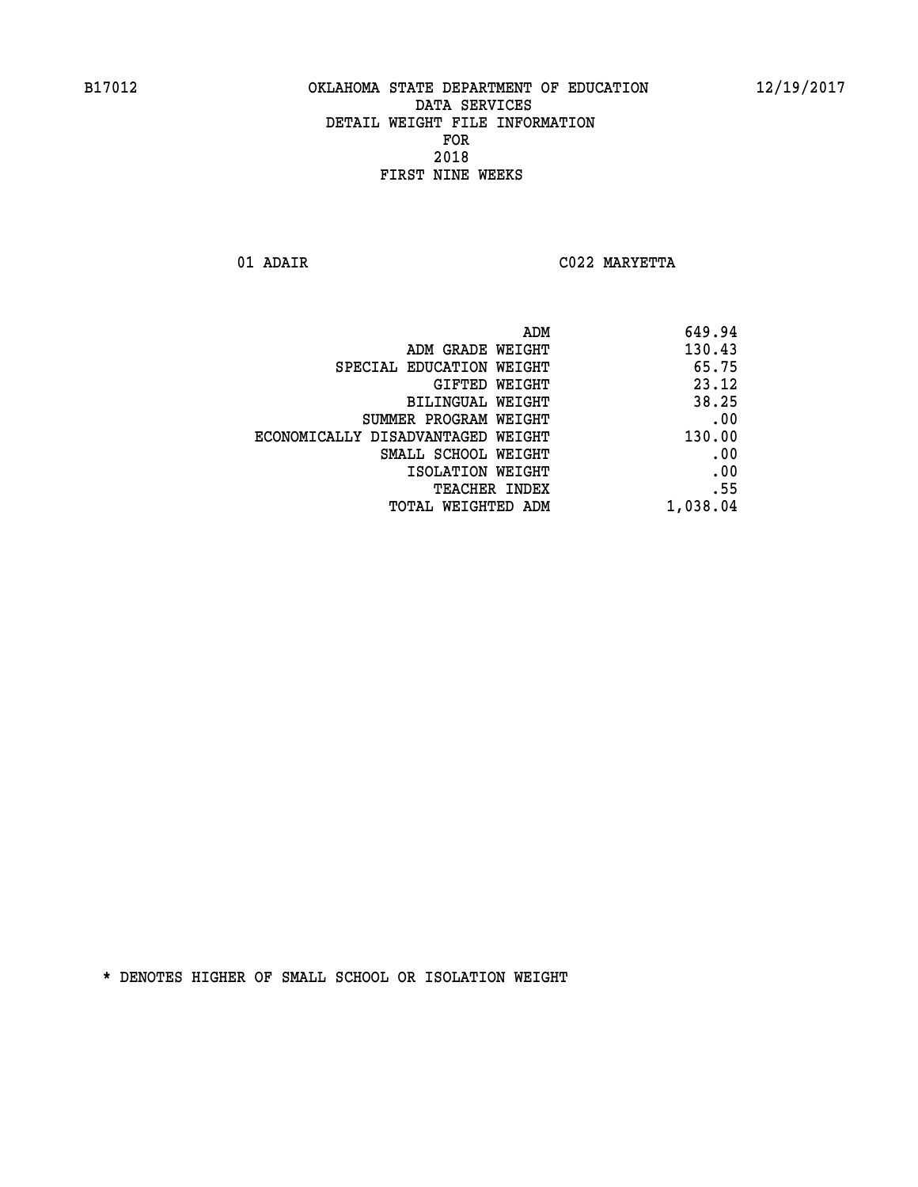# OKLAHOMA STATE DEPARTMENT OF EDUCATION
## DATA SERVICES
## DETAIL WEIGHT FILE INFORMATION
## FOR
## 2018
## FIRST NINE WEEKS

B17012 — 12/19/2017

01 ADAIR — C022 MARYETTA

| | |
|---|---|
| ADM | 649.94 |
| ADM GRADE WEIGHT | 130.43 |
| SPECIAL EDUCATION WEIGHT | 65.75 |
| GIFTED WEIGHT | 23.12 |
| BILINGUAL WEIGHT | 38.25 |
| SUMMER PROGRAM WEIGHT | .00 |
| ECONOMICALLY DISADVANTAGED WEIGHT | 130.00 |
| SMALL SCHOOL WEIGHT | .00 |
| ISOLATION WEIGHT | .00 |
| TEACHER INDEX | .55 |
| TOTAL WEIGHTED ADM | 1,038.04 |

* DENOTES HIGHER OF SMALL SCHOOL OR ISOLATION WEIGHT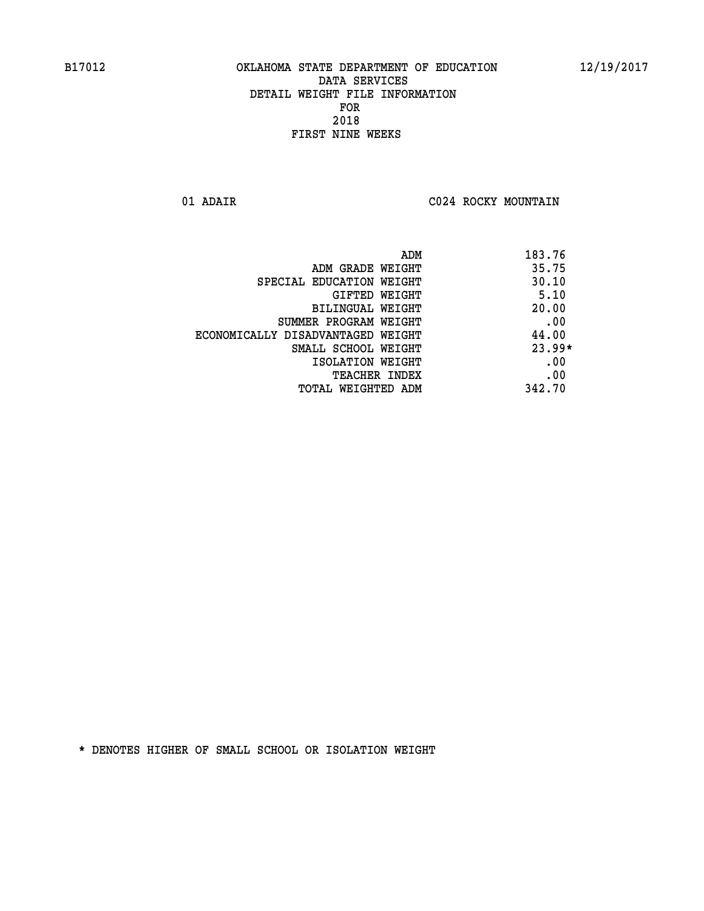B17012 OKLAHOMA STATE DEPARTMENT OF EDUCATION 12/19/2017

DATA SERVICES
DETAIL WEIGHT FILE INFORMATION
FOR
2018
FIRST NINE WEEKS

01 ADAIR C024 ROCKY MOUNTAIN

| | |
|---|---|
| ADM | 183.76 |
| ADM GRADE WEIGHT | 35.75 |
| SPECIAL EDUCATION WEIGHT | 30.10 |
| GIFTED WEIGHT | 5.10 |
| BILINGUAL WEIGHT | 20.00 |
| SUMMER PROGRAM WEIGHT | .00 |
| ECONOMICALLY DISADVANTAGED WEIGHT | 44.00 |
| SMALL SCHOOL WEIGHT | 23.99* |
| ISOLATION WEIGHT | .00 |
| TEACHER INDEX | .00 |
| TOTAL WEIGHTED ADM | 342.70 |

* DENOTES HIGHER OF SMALL SCHOOL OR ISOLATION WEIGHT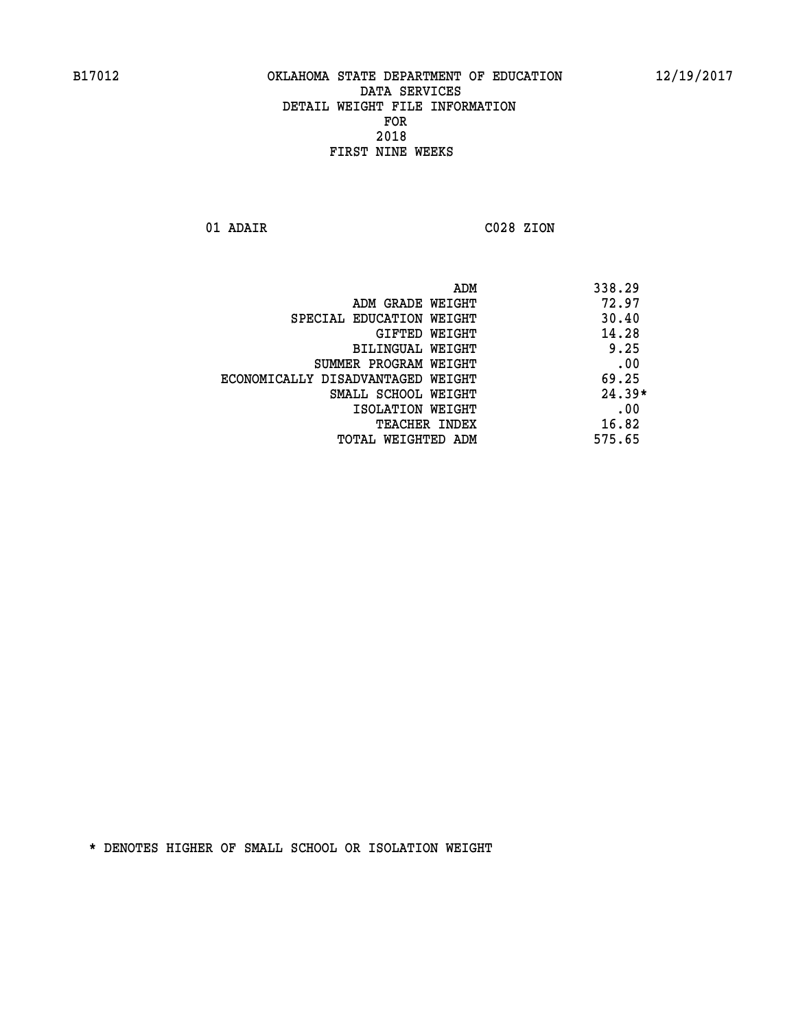B17012 OKLAHOMA STATE DEPARTMENT OF EDUCATION 12/19/2017

DATA SERVICES
DETAIL WEIGHT FILE INFORMATION
FOR
2018
FIRST NINE WEEKS

01 ADAIR C028 ZION

| | |
|---|---|
| ADM | 338.29 |
| ADM GRADE WEIGHT | 72.97 |
| SPECIAL EDUCATION WEIGHT | 30.40 |
| GIFTED WEIGHT | 14.28 |
| BILINGUAL WEIGHT | 9.25 |
| SUMMER PROGRAM WEIGHT | .00 |
| ECONOMICALLY DISADVANTAGED WEIGHT | 69.25 |
| SMALL SCHOOL WEIGHT | 24.39* |
| ISOLATION WEIGHT | .00 |
| TEACHER INDEX | 16.82 |
| TOTAL WEIGHTED ADM | 575.65 |

* DENOTES HIGHER OF SMALL SCHOOL OR ISOLATION WEIGHT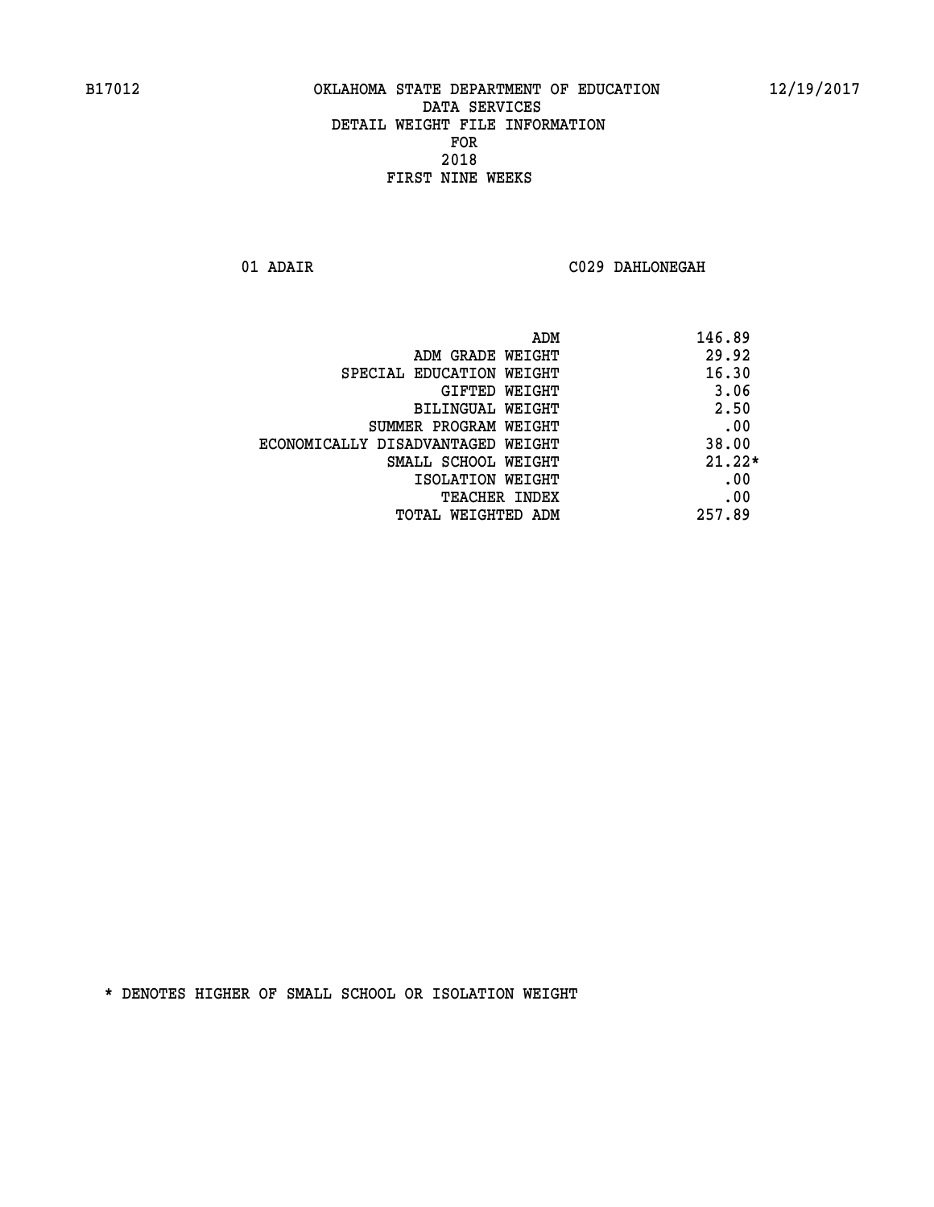B17012 OKLAHOMA STATE DEPARTMENT OF EDUCATION 12/19/2017

DATA SERVICES
DETAIL WEIGHT FILE INFORMATION
FOR
2018
FIRST NINE WEEKS

01 ADAIR C029 DAHLONEGAH

| | |
|---|---|
| ADM | 146.89 |
| ADM GRADE WEIGHT | 29.92 |
| SPECIAL EDUCATION WEIGHT | 16.30 |
| GIFTED WEIGHT | 3.06 |
| BILINGUAL WEIGHT | 2.50 |
| SUMMER PROGRAM WEIGHT | .00 |
| ECONOMICALLY DISADVANTAGED WEIGHT | 38.00 |
| SMALL SCHOOL WEIGHT | 21.22* |
| ISOLATION WEIGHT | .00 |
| TEACHER INDEX | .00 |
| TOTAL WEIGHTED ADM | 257.89 |

* DENOTES HIGHER OF SMALL SCHOOL OR ISOLATION WEIGHT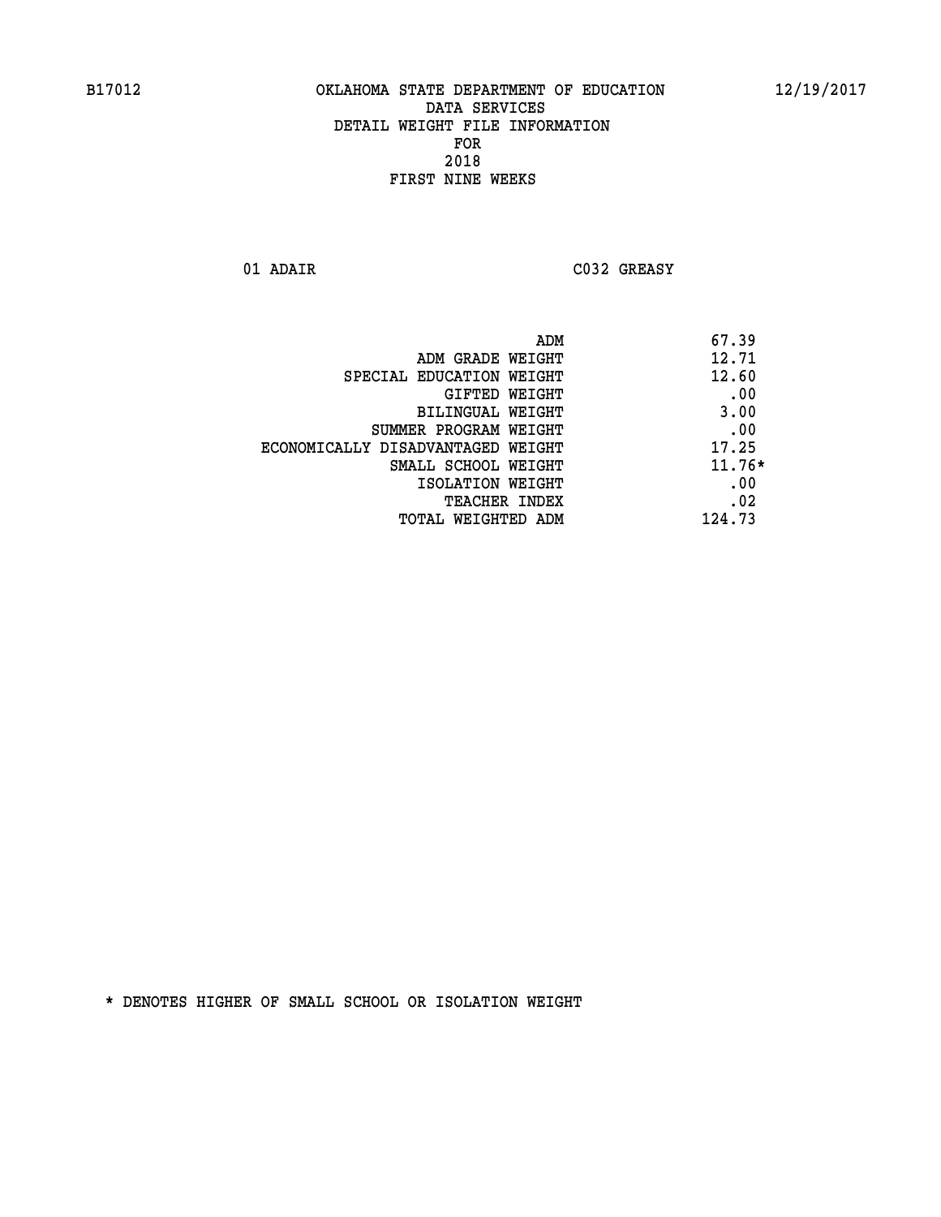B17012 OKLAHOMA STATE DEPARTMENT OF EDUCATION 12/19/2017

DATA SERVICES
DETAIL WEIGHT FILE INFORMATION
FOR
2018
FIRST NINE WEEKS

01 ADAIR C032 GREASY

| | |
|---|---|
| ADM | 67.39 |
| ADM GRADE WEIGHT | 12.71 |
| SPECIAL EDUCATION WEIGHT | 12.60 |
| GIFTED WEIGHT | .00 |
| BILINGUAL WEIGHT | 3.00 |
| SUMMER PROGRAM WEIGHT | .00 |
| ECONOMICALLY DISADVANTAGED WEIGHT | 17.25 |
| SMALL SCHOOL WEIGHT | 11.76* |
| ISOLATION WEIGHT | .00 |
| TEACHER INDEX | .02 |
| TOTAL WEIGHTED ADM | 124.73 |

* DENOTES HIGHER OF SMALL SCHOOL OR ISOLATION WEIGHT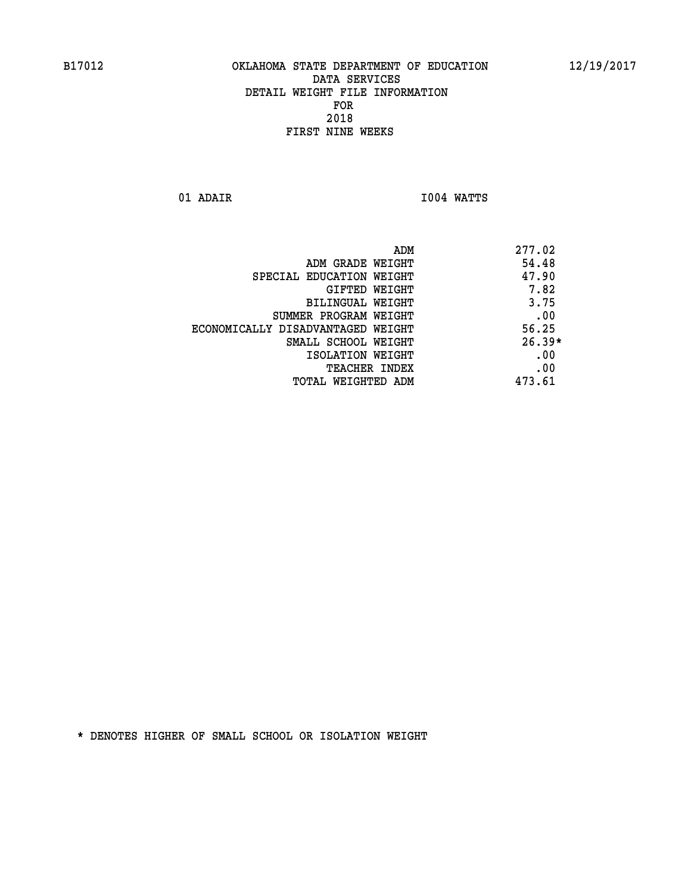OKLAHOMA STATE DEPARTMENT OF EDUCATION
DATA SERVICES
DETAIL WEIGHT FILE INFORMATION
FOR
2018
FIRST NINE WEEKS

01 ADAIR I004 WATTS

| | |
|---|---|
| ADM | 277.02 |
| ADM GRADE WEIGHT | 54.48 |
| SPECIAL EDUCATION WEIGHT | 47.90 |
| GIFTED WEIGHT | 7.82 |
| BILINGUAL WEIGHT | 3.75 |
| SUMMER PROGRAM WEIGHT | .00 |
| ECONOMICALLY DISADVANTAGED WEIGHT | 56.25 |
| SMALL SCHOOL WEIGHT | 26.39* |
| ISOLATION WEIGHT | .00 |
| TEACHER INDEX | .00 |
| TOTAL WEIGHTED ADM | 473.61 |

* DENOTES HIGHER OF SMALL SCHOOL OR ISOLATION WEIGHT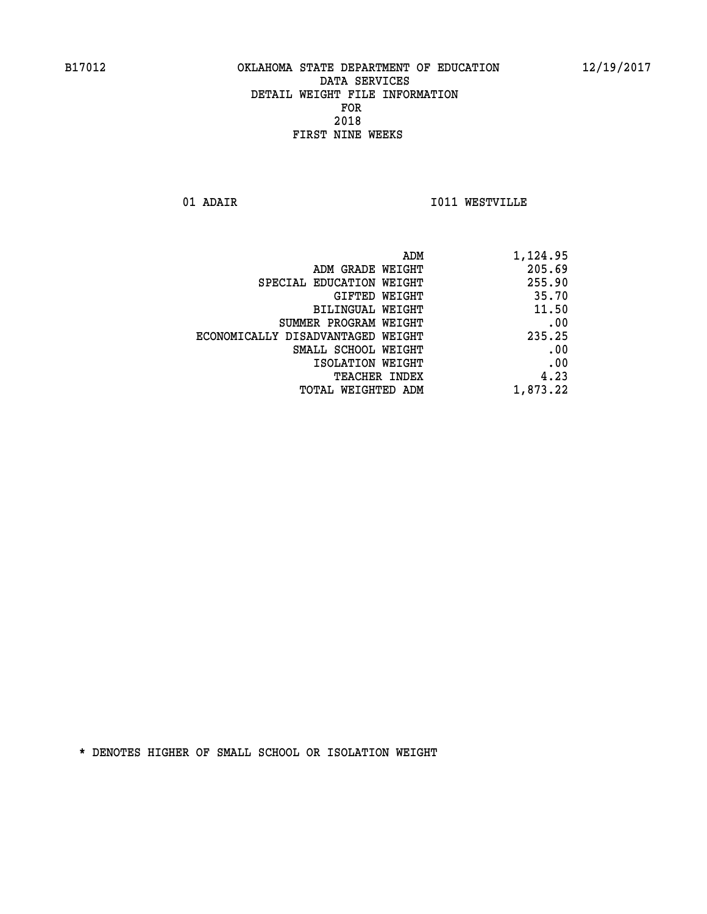OKLAHOMA STATE DEPARTMENT OF EDUCATION
DATA SERVICES
DETAIL WEIGHT FILE INFORMATION
FOR
2018
FIRST NINE WEEKS

01 ADAIR I011 WESTVILLE

| | |
|---|---|
| ADM | 1,124.95 |
| ADM GRADE WEIGHT | 205.69 |
| SPECIAL EDUCATION WEIGHT | 255.90 |
| GIFTED WEIGHT | 35.70 |
| BILINGUAL WEIGHT | 11.50 |
| SUMMER PROGRAM WEIGHT | .00 |
| ECONOMICALLY DISADVANTAGED WEIGHT | 235.25 |
| SMALL SCHOOL WEIGHT | .00 |
| ISOLATION WEIGHT | .00 |
| TEACHER INDEX | 4.23 |
| TOTAL WEIGHTED ADM | 1,873.22 |

* DENOTES HIGHER OF SMALL SCHOOL OR ISOLATION WEIGHT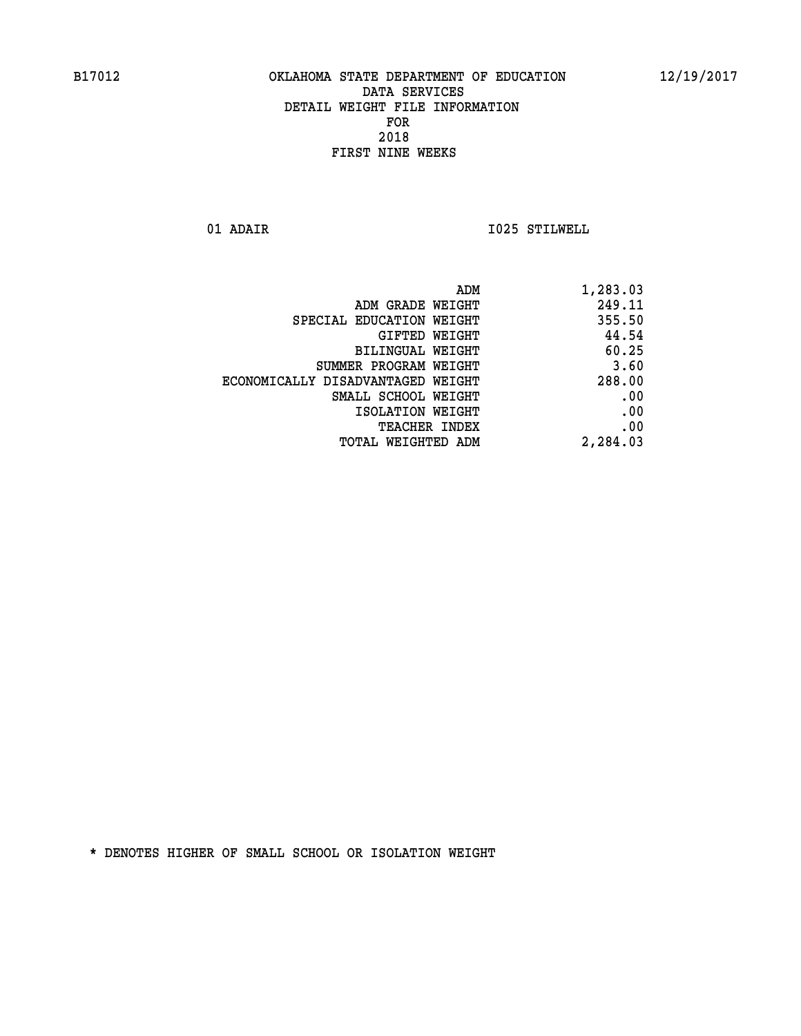B17012 OKLAHOMA STATE DEPARTMENT OF EDUCATION 12/19/2017

DATA SERVICES
DETAIL WEIGHT FILE INFORMATION
FOR
2018
FIRST NINE WEEKS

01 ADAIR I025 STILWELL

| | |
|---|---|
| ADM | 1,283.03 |
| ADM GRADE WEIGHT | 249.11 |
| SPECIAL EDUCATION WEIGHT | 355.50 |
| GIFTED WEIGHT | 44.54 |
| BILINGUAL WEIGHT | 60.25 |
| SUMMER PROGRAM WEIGHT | 3.60 |
| ECONOMICALLY DISADVANTAGED WEIGHT | 288.00 |
| SMALL SCHOOL WEIGHT | .00 |
| ISOLATION WEIGHT | .00 |
| TEACHER INDEX | .00 |
| TOTAL WEIGHTED ADM | 2,284.03 |

* DENOTES HIGHER OF SMALL SCHOOL OR ISOLATION WEIGHT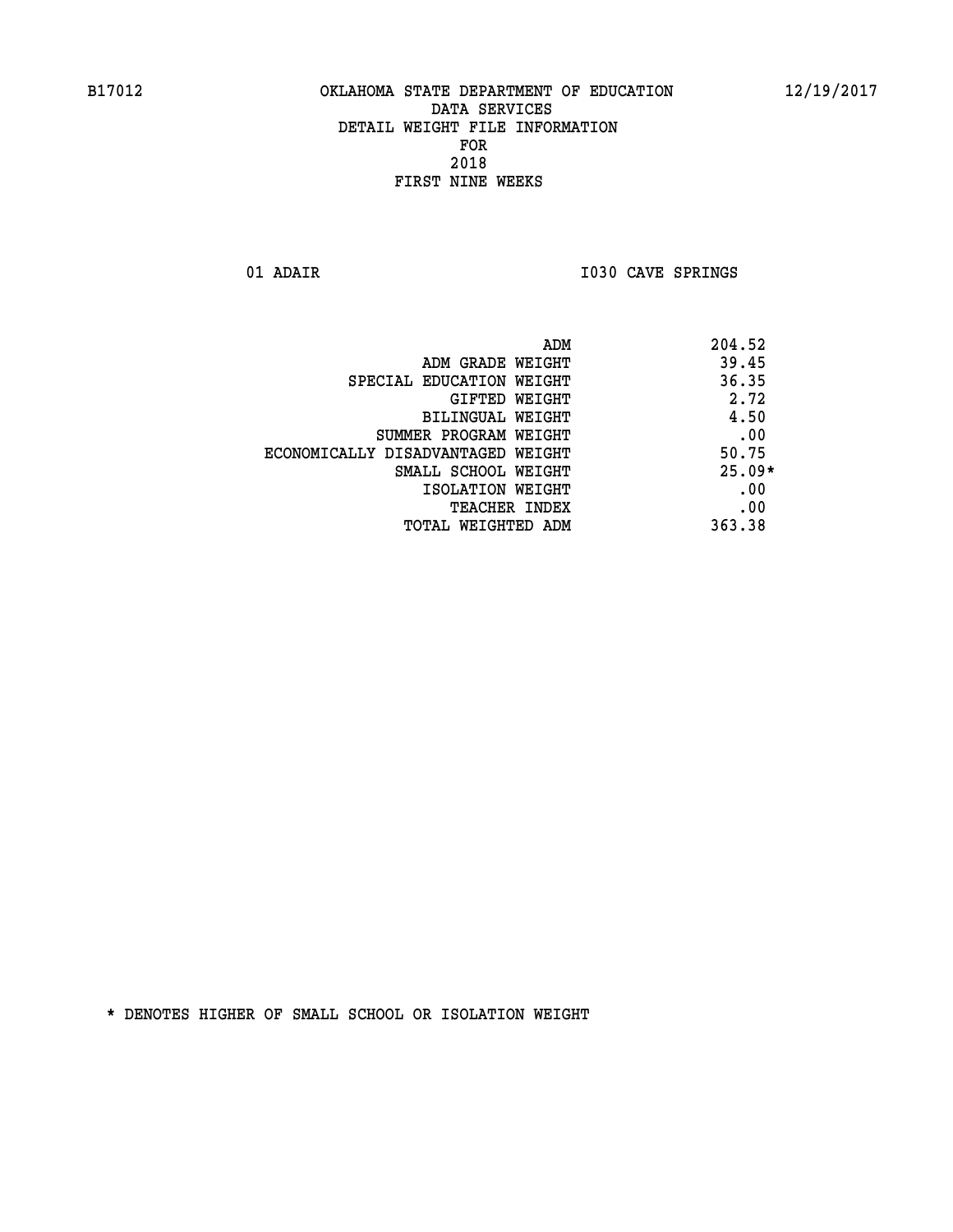B17012 OKLAHOMA STATE DEPARTMENT OF EDUCATION 12/19/2017

DATA SERVICES
DETAIL WEIGHT FILE INFORMATION
FOR
2018
FIRST NINE WEEKS

01 ADAIR I030 CAVE SPRINGS

| | |
|---|---|
| ADM | 204.52 |
| ADM GRADE WEIGHT | 39.45 |
| SPECIAL EDUCATION WEIGHT | 36.35 |
| GIFTED WEIGHT | 2.72 |
| BILINGUAL WEIGHT | 4.50 |
| SUMMER PROGRAM WEIGHT | .00 |
| ECONOMICALLY DISADVANTAGED WEIGHT | 50.75 |
| SMALL SCHOOL WEIGHT | 25.09* |
| ISOLATION WEIGHT | .00 |
| TEACHER INDEX | .00 |
| TOTAL WEIGHTED ADM | 363.38 |

* DENOTES HIGHER OF SMALL SCHOOL OR ISOLATION WEIGHT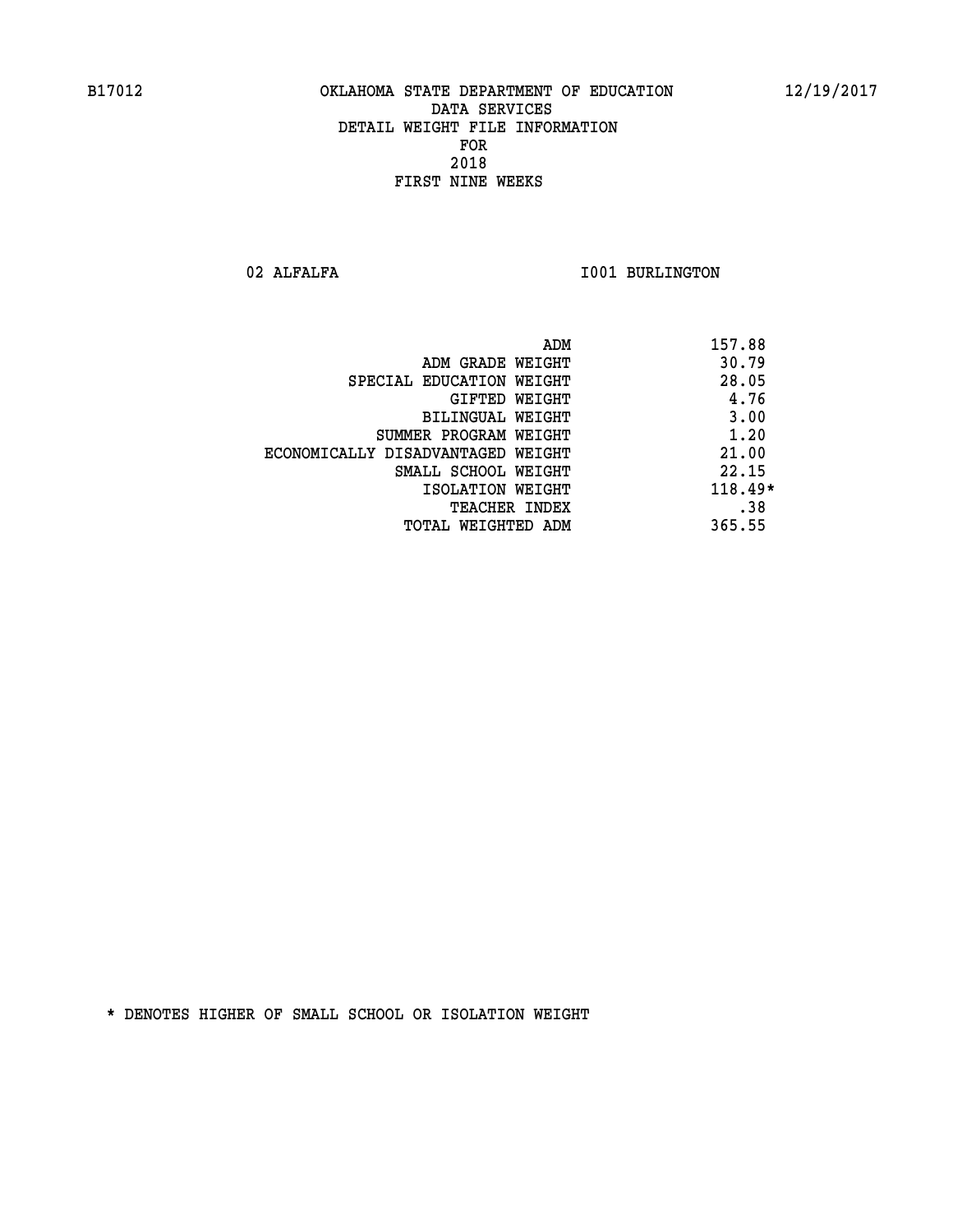B17012 OKLAHOMA STATE DEPARTMENT OF EDUCATION 12/19/2017

DATA SERVICES
DETAIL WEIGHT FILE INFORMATION
FOR
2018
FIRST NINE WEEKS

02 ALFALFA I001 BURLINGTON

| | |
|---|---|
| ADM | 157.88 |
| ADM GRADE WEIGHT | 30.79 |
| SPECIAL EDUCATION WEIGHT | 28.05 |
| GIFTED WEIGHT | 4.76 |
| BILINGUAL WEIGHT | 3.00 |
| SUMMER PROGRAM WEIGHT | 1.20 |
| ECONOMICALLY DISADVANTAGED WEIGHT | 21.00 |
| SMALL SCHOOL WEIGHT | 22.15 |
| ISOLATION WEIGHT | 118.49* |
| TEACHER INDEX | .38 |
| TOTAL WEIGHTED ADM | 365.55 |

* DENOTES HIGHER OF SMALL SCHOOL OR ISOLATION WEIGHT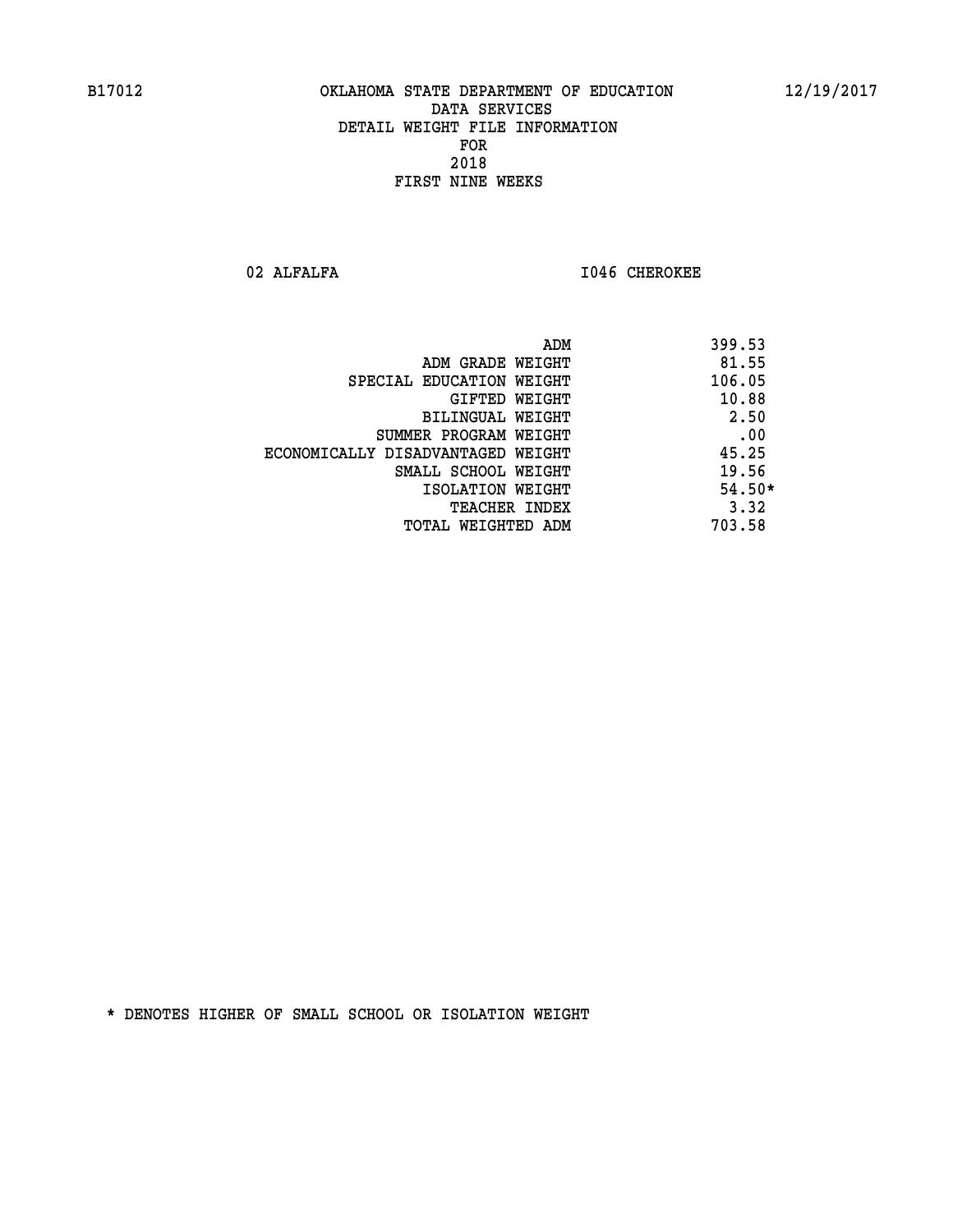OKLAHOMA STATE DEPARTMENT OF EDUCATION
DATA SERVICES
DETAIL WEIGHT FILE INFORMATION
FOR
2018
FIRST NINE WEEKS

02 ALFALFA I046 CHEROKEE

| | |
|---|---|
| ADM | 399.53 |
| ADM GRADE WEIGHT | 81.55 |
| SPECIAL EDUCATION WEIGHT | 106.05 |
| GIFTED WEIGHT | 10.88 |
| BILINGUAL WEIGHT | 2.50 |
| SUMMER PROGRAM WEIGHT | .00 |
| ECONOMICALLY DISADVANTAGED WEIGHT | 45.25 |
| SMALL SCHOOL WEIGHT | 19.56 |
| ISOLATION WEIGHT | 54.50* |
| TEACHER INDEX | 3.32 |
| TOTAL WEIGHTED ADM | 703.58 |

* DENOTES HIGHER OF SMALL SCHOOL OR ISOLATION WEIGHT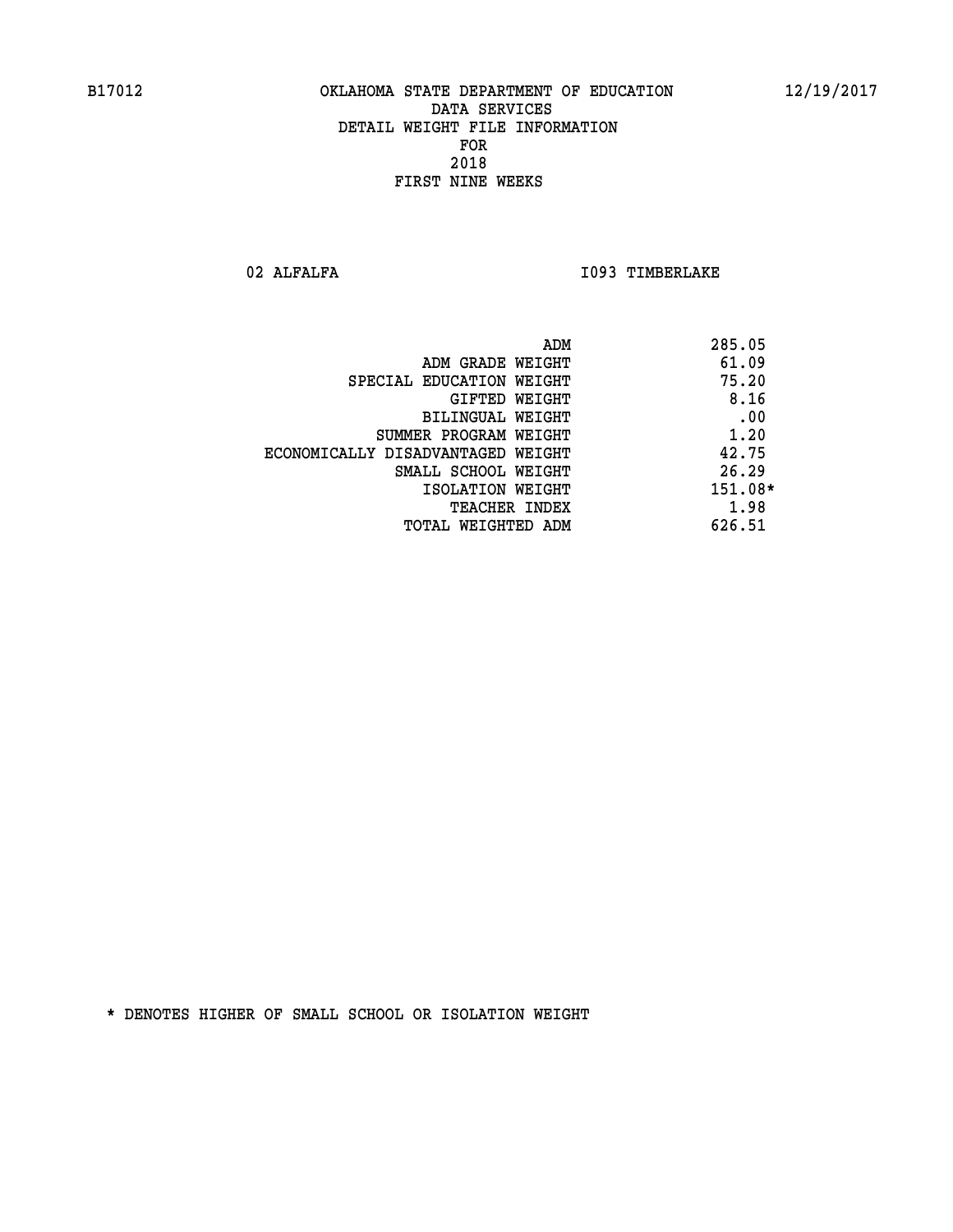B17012 OKLAHOMA STATE DEPARTMENT OF EDUCATION 12/19/2017

DATA SERVICES
DETAIL WEIGHT FILE INFORMATION
FOR
2018
FIRST NINE WEEKS

02 ALFALFA I093 TIMBERLAKE

| | |
|---|---|
| ADM | 285.05 |
| ADM GRADE WEIGHT | 61.09 |
| SPECIAL EDUCATION WEIGHT | 75.20 |
| GIFTED WEIGHT | 8.16 |
| BILINGUAL WEIGHT | .00 |
| SUMMER PROGRAM WEIGHT | 1.20 |
| ECONOMICALLY DISADVANTAGED WEIGHT | 42.75 |
| SMALL SCHOOL WEIGHT | 26.29 |
| ISOLATION WEIGHT | 151.08* |
| TEACHER INDEX | 1.98 |
| TOTAL WEIGHTED ADM | 626.51 |

* DENOTES HIGHER OF SMALL SCHOOL OR ISOLATION WEIGHT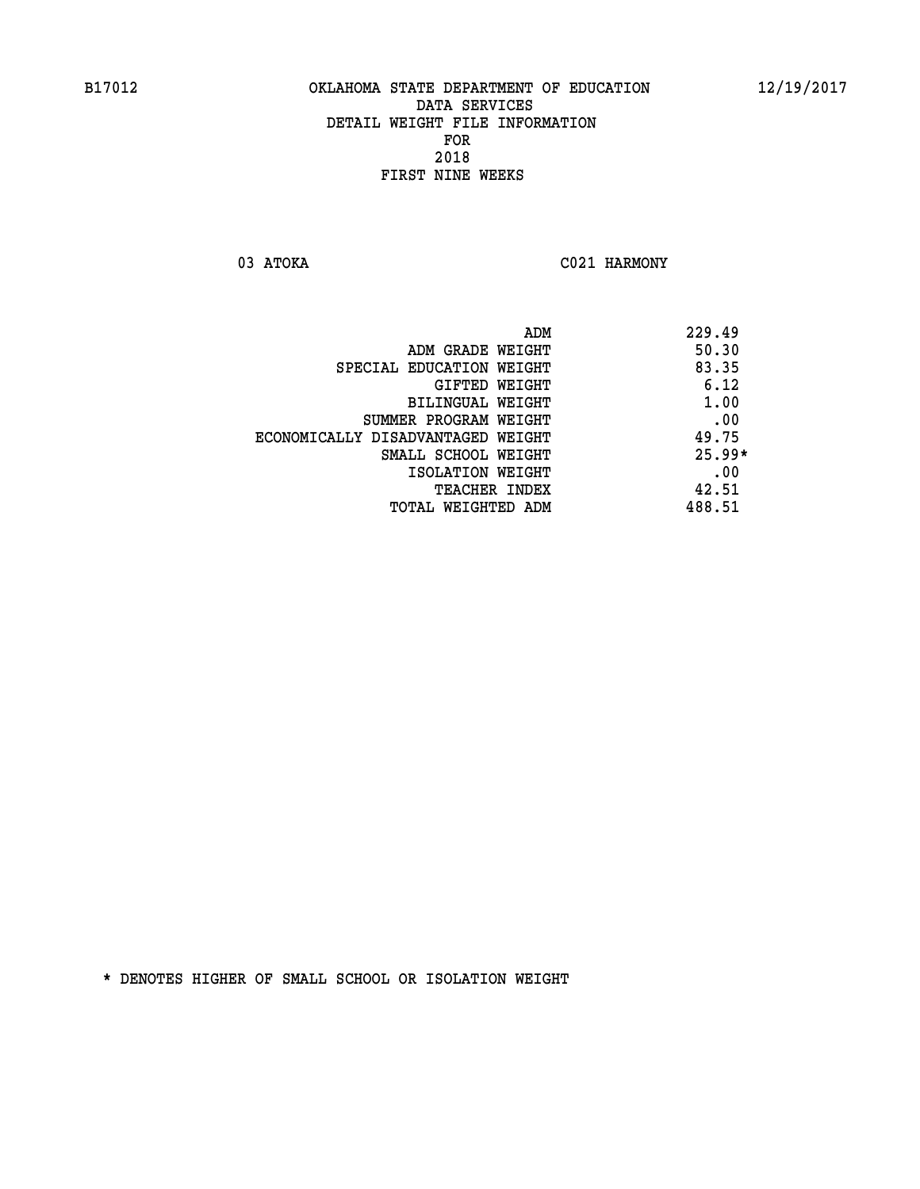B17012 OKLAHOMA STATE DEPARTMENT OF EDUCATION 12/19/2017

DATA SERVICES
DETAIL WEIGHT FILE INFORMATION
FOR
2018
FIRST NINE WEEKS

03 ATOKA C021 HARMONY

| | |
|---|---|
| ADM | 229.49 |
| ADM GRADE WEIGHT | 50.30 |
| SPECIAL EDUCATION WEIGHT | 83.35 |
| GIFTED WEIGHT | 6.12 |
| BILINGUAL WEIGHT | 1.00 |
| SUMMER PROGRAM WEIGHT | .00 |
| ECONOMICALLY DISADVANTAGED WEIGHT | 49.75 |
| SMALL SCHOOL WEIGHT | 25.99* |
| ISOLATION WEIGHT | .00 |
| TEACHER INDEX | 42.51 |
| TOTAL WEIGHTED ADM | 488.51 |

* DENOTES HIGHER OF SMALL SCHOOL OR ISOLATION WEIGHT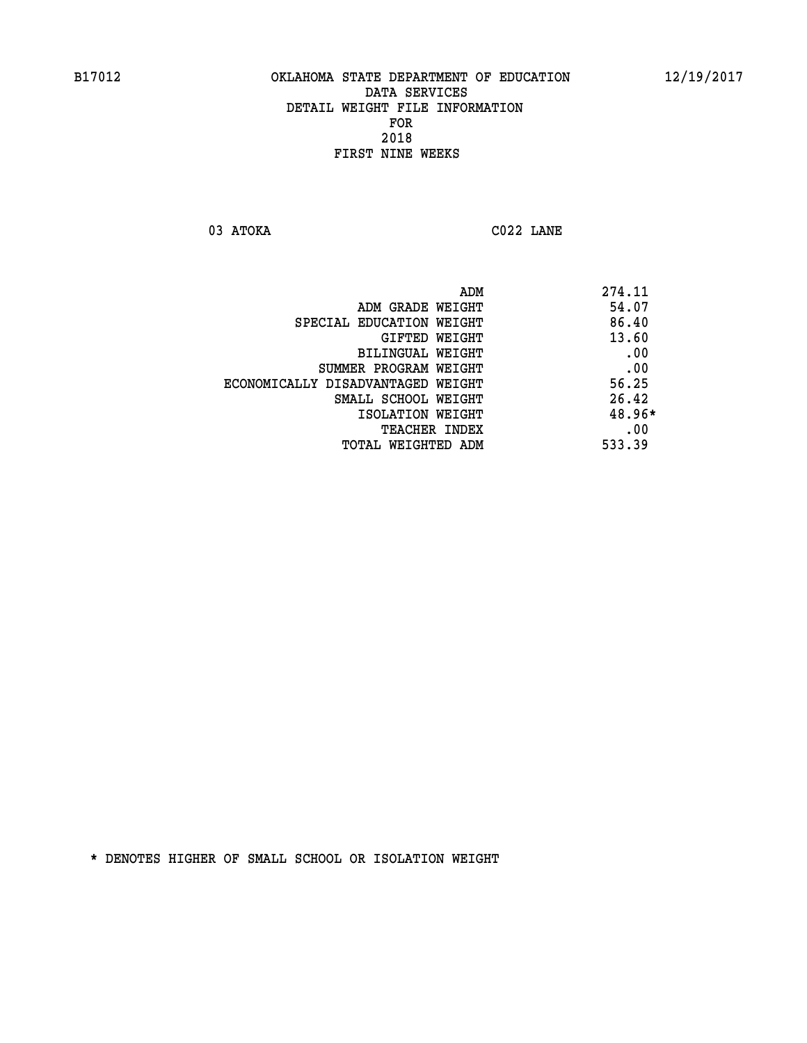B17012 OKLAHOMA STATE DEPARTMENT OF EDUCATION 12/19/2017

DATA SERVICES
DETAIL WEIGHT FILE INFORMATION
FOR
2018
FIRST NINE WEEKS

03 ATOKA C022 LANE

| | |
|---|---|
| ADM | 274.11 |
| ADM GRADE WEIGHT | 54.07 |
| SPECIAL EDUCATION WEIGHT | 86.40 |
| GIFTED WEIGHT | 13.60 |
| BILINGUAL WEIGHT | .00 |
| SUMMER PROGRAM WEIGHT | .00 |
| ECONOMICALLY DISADVANTAGED WEIGHT | 56.25 |
| SMALL SCHOOL WEIGHT | 26.42 |
| ISOLATION WEIGHT | 48.96* |
| TEACHER INDEX | .00 |
| TOTAL WEIGHTED ADM | 533.39 |

* DENOTES HIGHER OF SMALL SCHOOL OR ISOLATION WEIGHT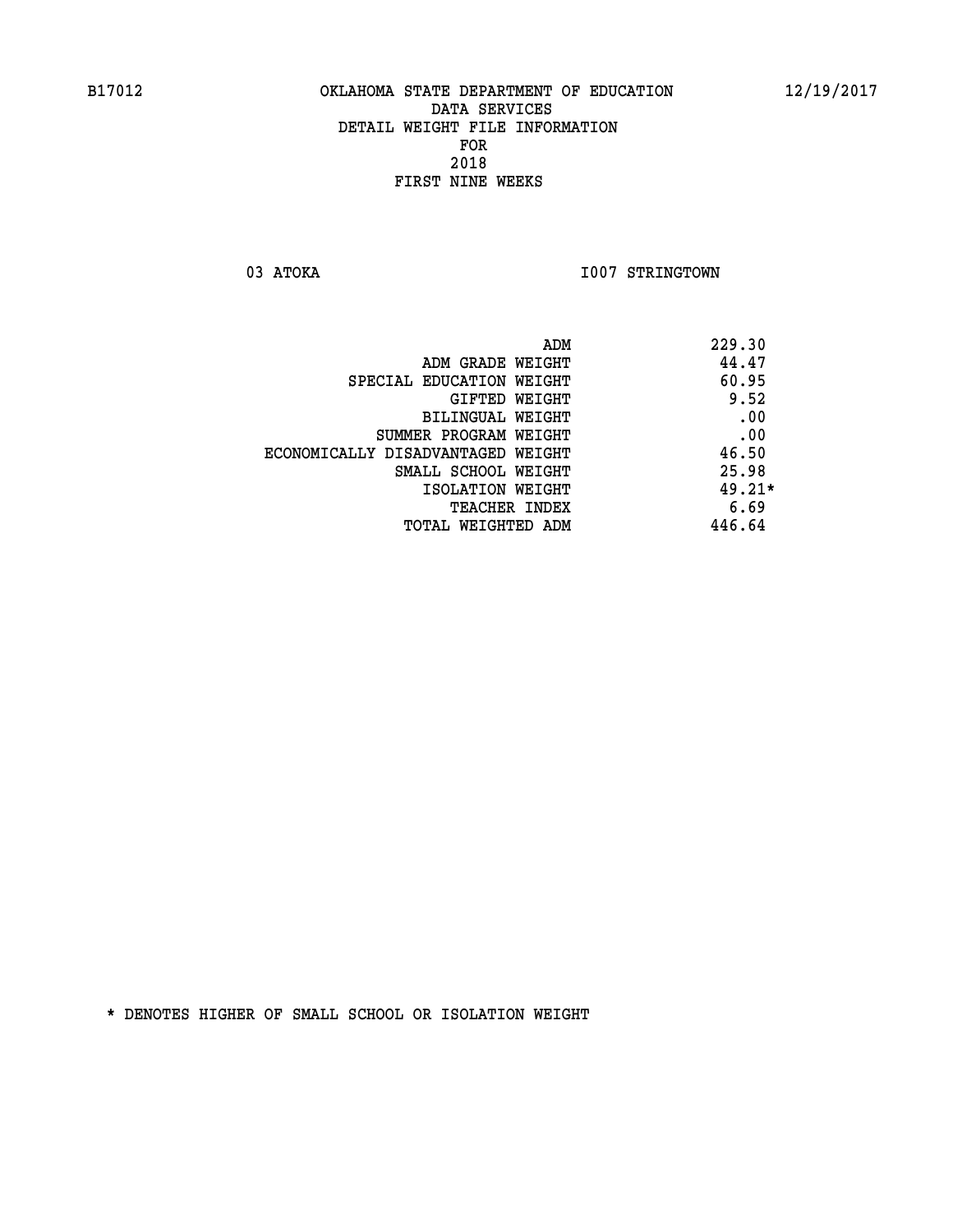B17012 OKLAHOMA STATE DEPARTMENT OF EDUCATION 12/19/2017

DATA SERVICES
DETAIL WEIGHT FILE INFORMATION
FOR
2018
FIRST NINE WEEKS

03 ATOKA I007 STRINGTOWN

| | |
|---|---|
| ADM | 229.30 |
| ADM GRADE WEIGHT | 44.47 |
| SPECIAL EDUCATION WEIGHT | 60.95 |
| GIFTED WEIGHT | 9.52 |
| BILINGUAL WEIGHT | .00 |
| SUMMER PROGRAM WEIGHT | .00 |
| ECONOMICALLY DISADVANTAGED WEIGHT | 46.50 |
| SMALL SCHOOL WEIGHT | 25.98 |
| ISOLATION WEIGHT | 49.21* |
| TEACHER INDEX | 6.69 |
| TOTAL WEIGHTED ADM | 446.64 |

* DENOTES HIGHER OF SMALL SCHOOL OR ISOLATION WEIGHT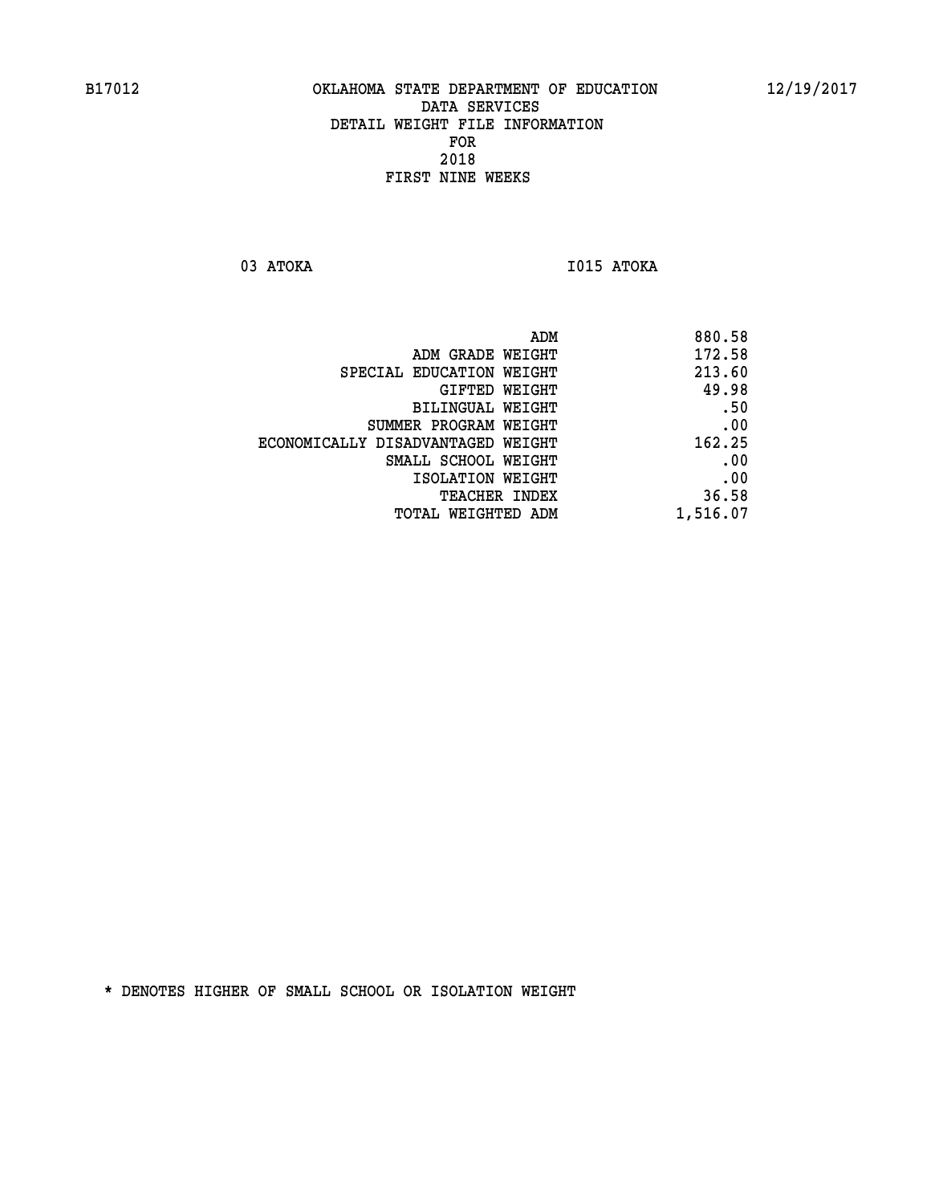B17012 OKLAHOMA STATE DEPARTMENT OF EDUCATION 12/19/2017

DATA SERVICES
DETAIL WEIGHT FILE INFORMATION
FOR
2018
FIRST NINE WEEKS

03 ATOKA I015 ATOKA

| | |
|---|---|
| ADM | 880.58 |
| ADM GRADE WEIGHT | 172.58 |
| SPECIAL EDUCATION WEIGHT | 213.60 |
| GIFTED WEIGHT | 49.98 |
| BILINGUAL WEIGHT | .50 |
| SUMMER PROGRAM WEIGHT | .00 |
| ECONOMICALLY DISADVANTAGED WEIGHT | 162.25 |
| SMALL SCHOOL WEIGHT | .00 |
| ISOLATION WEIGHT | .00 |
| TEACHER INDEX | 36.58 |
| TOTAL WEIGHTED ADM | 1,516.07 |

* DENOTES HIGHER OF SMALL SCHOOL OR ISOLATION WEIGHT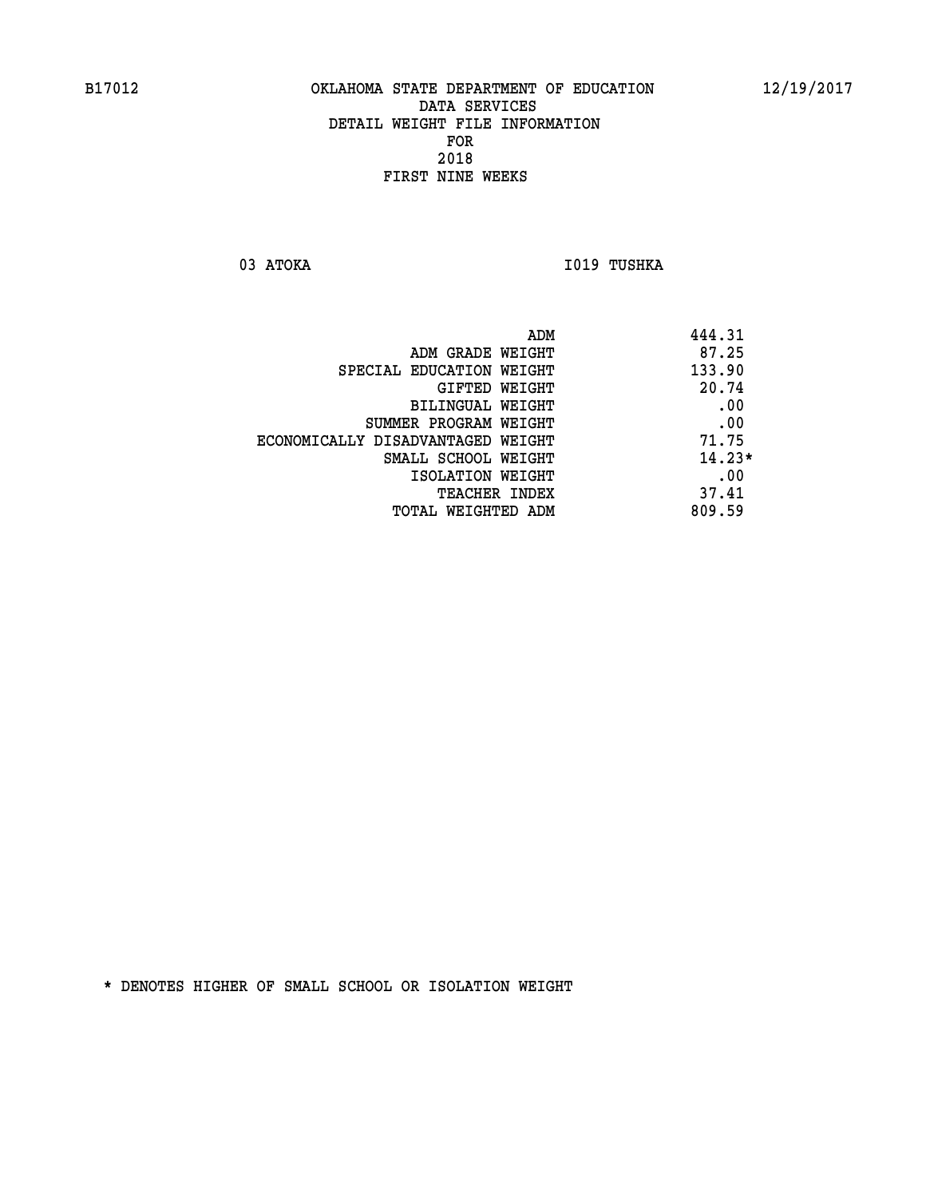B17012 OKLAHOMA STATE DEPARTMENT OF EDUCATION 12/19/2017

DATA SERVICES
DETAIL WEIGHT FILE INFORMATION
FOR
2018
FIRST NINE WEEKS

03 ATOKA I019 TUSHKA

| | |
|---|---|
| ADM | 444.31 |
| ADM GRADE WEIGHT | 87.25 |
| SPECIAL EDUCATION WEIGHT | 133.90 |
| GIFTED WEIGHT | 20.74 |
| BILINGUAL WEIGHT | .00 |
| SUMMER PROGRAM WEIGHT | .00 |
| ECONOMICALLY DISADVANTAGED WEIGHT | 71.75 |
| SMALL SCHOOL WEIGHT | 14.23* |
| ISOLATION WEIGHT | .00 |
| TEACHER INDEX | 37.41 |
| TOTAL WEIGHTED ADM | 809.59 |

* DENOTES HIGHER OF SMALL SCHOOL OR ISOLATION WEIGHT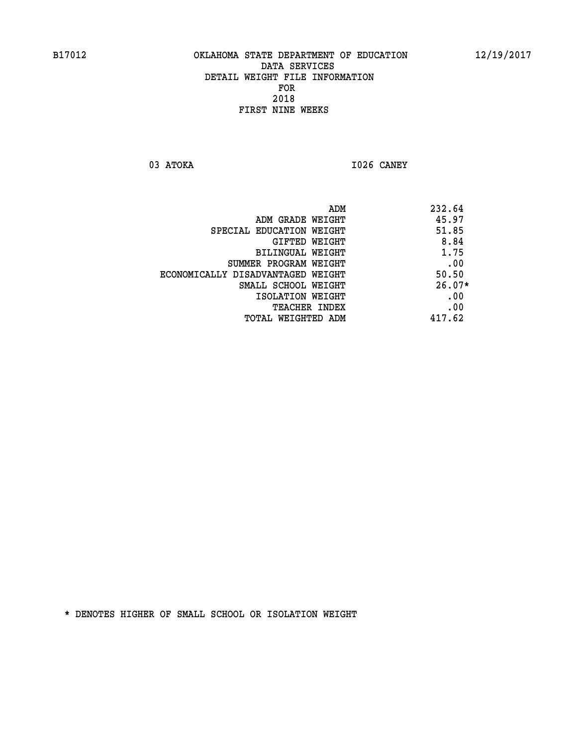B17012 OKLAHOMA STATE DEPARTMENT OF EDUCATION 12/19/2017

DATA SERVICES
DETAIL WEIGHT FILE INFORMATION
FOR
2018
FIRST NINE WEEKS

03 ATOKA I026 CANEY

| | |
|---|---|
| ADM | 232.64 |
| ADM GRADE WEIGHT | 45.97 |
| SPECIAL EDUCATION WEIGHT | 51.85 |
| GIFTED WEIGHT | 8.84 |
| BILINGUAL WEIGHT | 1.75 |
| SUMMER PROGRAM WEIGHT | .00 |
| ECONOMICALLY DISADVANTAGED WEIGHT | 50.50 |
| SMALL SCHOOL WEIGHT | 26.07* |
| ISOLATION WEIGHT | .00 |
| TEACHER INDEX | .00 |
| TOTAL WEIGHTED ADM | 417.62 |

* DENOTES HIGHER OF SMALL SCHOOL OR ISOLATION WEIGHT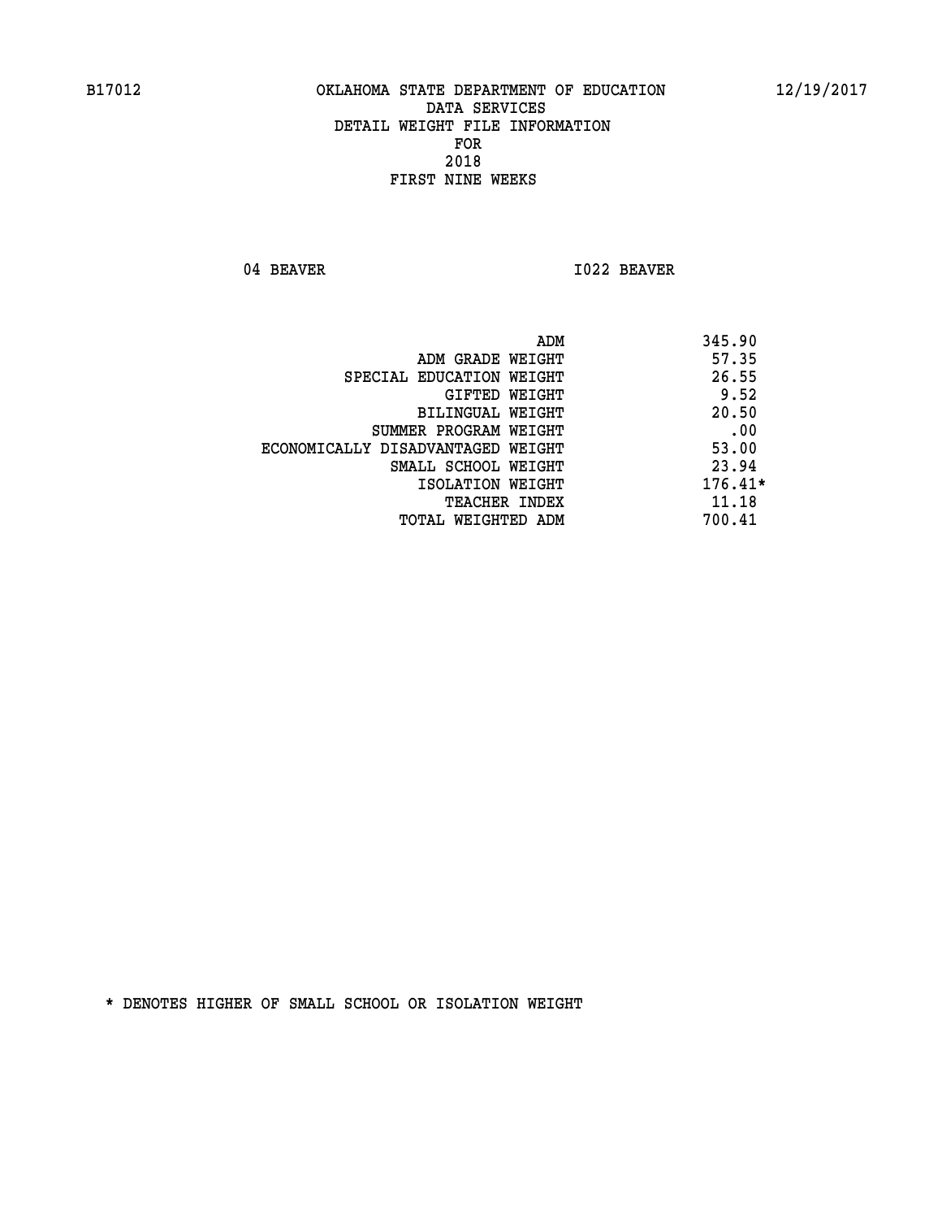B17012 OKLAHOMA STATE DEPARTMENT OF EDUCATION 12/19/2017

DATA SERVICES
DETAIL WEIGHT FILE INFORMATION
FOR
2018
FIRST NINE WEEKS

04 BEAVER I022 BEAVER

| | |
|---|---|
| ADM | 345.90 |
| ADM GRADE WEIGHT | 57.35 |
| SPECIAL EDUCATION WEIGHT | 26.55 |
| GIFTED WEIGHT | 9.52 |
| BILINGUAL WEIGHT | 20.50 |
| SUMMER PROGRAM WEIGHT | .00 |
| ECONOMICALLY DISADVANTAGED WEIGHT | 53.00 |
| SMALL SCHOOL WEIGHT | 23.94 |
| ISOLATION WEIGHT | 176.41* |
| TEACHER INDEX | 11.18 |
| TOTAL WEIGHTED ADM | 700.41 |

* DENOTES HIGHER OF SMALL SCHOOL OR ISOLATION WEIGHT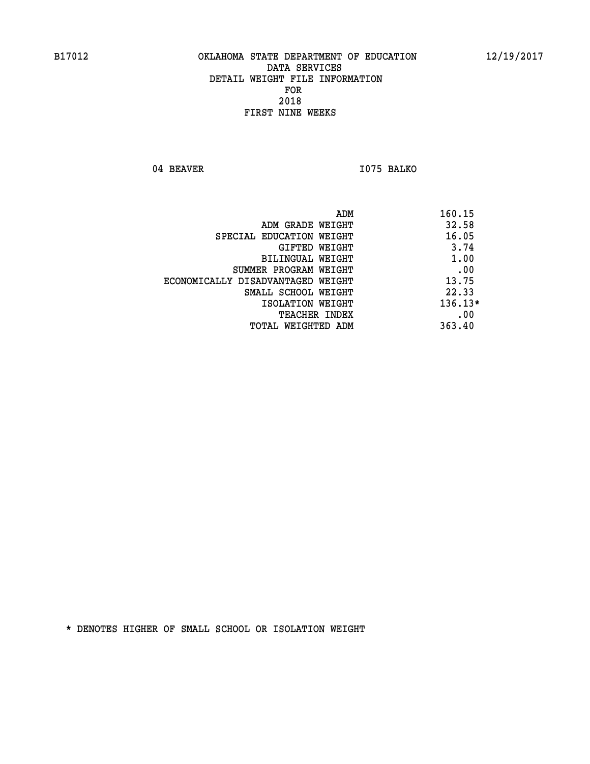B17012 OKLAHOMA STATE DEPARTMENT OF EDUCATION 12/19/2017

DATA SERVICES
DETAIL WEIGHT FILE INFORMATION
FOR
2018
FIRST NINE WEEKS

04 BEAVER I075 BALKO

| | |
|---|---|
| ADM | 160.15 |
| ADM GRADE WEIGHT | 32.58 |
| SPECIAL EDUCATION WEIGHT | 16.05 |
| GIFTED WEIGHT | 3.74 |
| BILINGUAL WEIGHT | 1.00 |
| SUMMER PROGRAM WEIGHT | .00 |
| ECONOMICALLY DISADVANTAGED WEIGHT | 13.75 |
| SMALL SCHOOL WEIGHT | 22.33 |
| ISOLATION WEIGHT | 136.13* |
| TEACHER INDEX | .00 |
| TOTAL WEIGHTED ADM | 363.40 |

* DENOTES HIGHER OF SMALL SCHOOL OR ISOLATION WEIGHT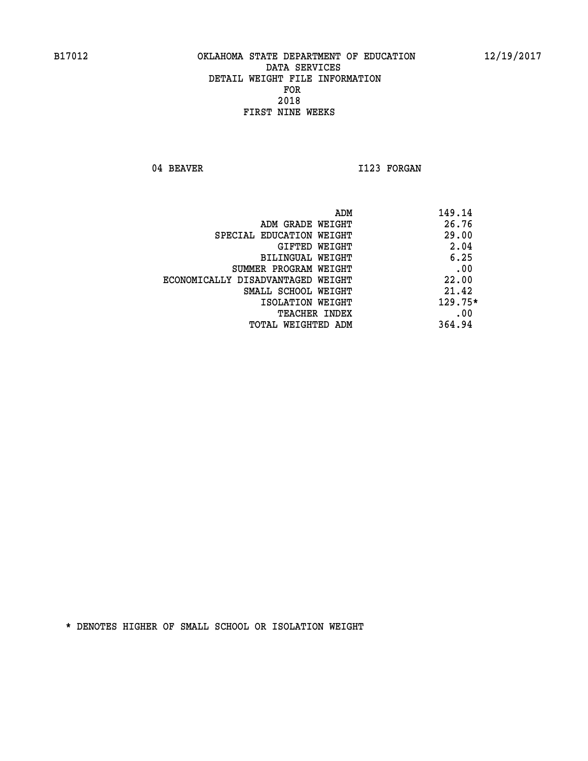B17012 OKLAHOMA STATE DEPARTMENT OF EDUCATION 12/19/2017

DATA SERVICES
DETAIL WEIGHT FILE INFORMATION
FOR
2018
FIRST NINE WEEKS

04 BEAVER I123 FORGAN

| | |
|---|---|
| ADM | 149.14 |
| ADM GRADE WEIGHT | 26.76 |
| SPECIAL EDUCATION WEIGHT | 29.00 |
| GIFTED WEIGHT | 2.04 |
| BILINGUAL WEIGHT | 6.25 |
| SUMMER PROGRAM WEIGHT | .00 |
| ECONOMICALLY DISADVANTAGED WEIGHT | 22.00 |
| SMALL SCHOOL WEIGHT | 21.42 |
| ISOLATION WEIGHT | 129.75* |
| TEACHER INDEX | .00 |
| TOTAL WEIGHTED ADM | 364.94 |

* DENOTES HIGHER OF SMALL SCHOOL OR ISOLATION WEIGHT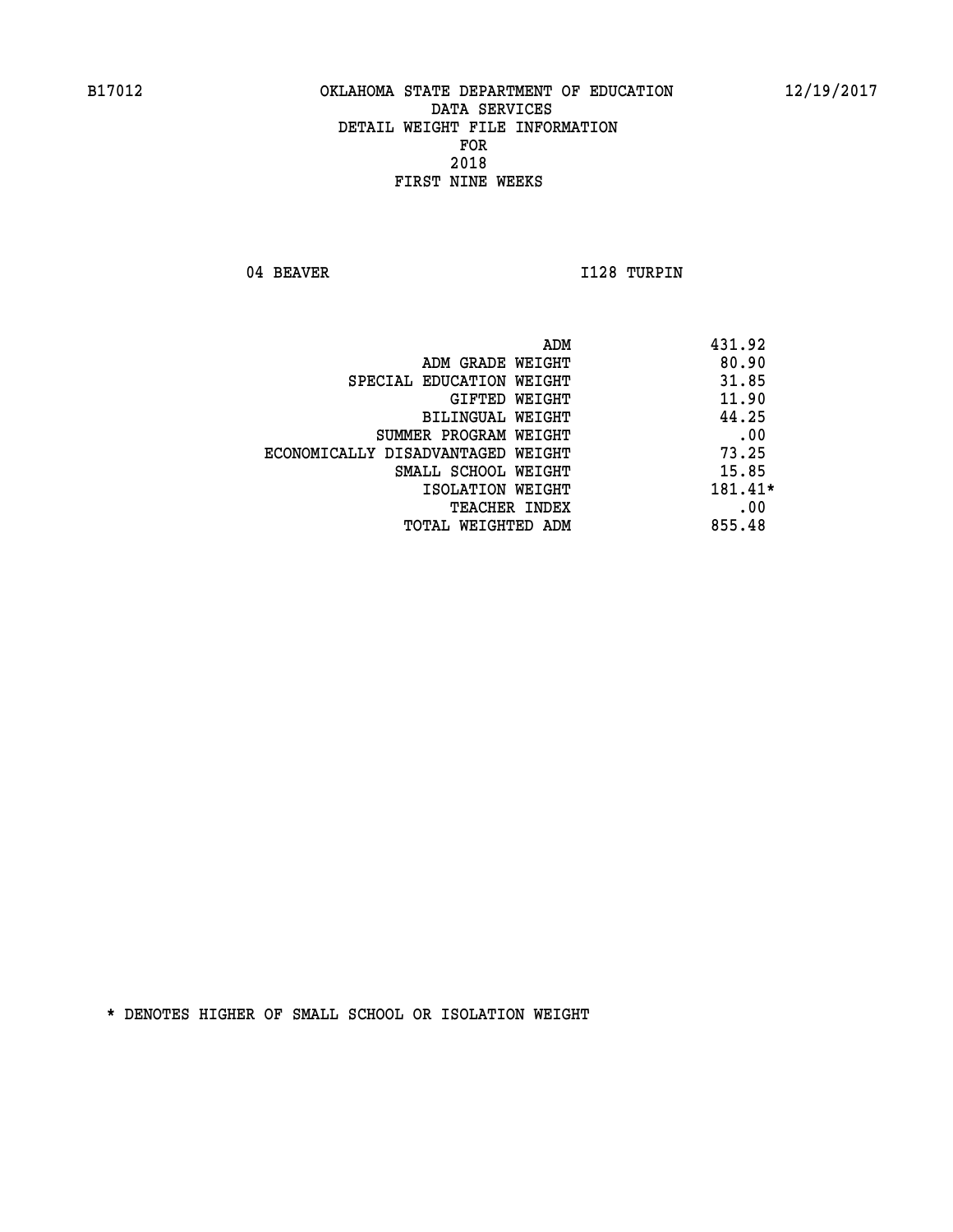B17012 OKLAHOMA STATE DEPARTMENT OF EDUCATION 12/19/2017

DATA SERVICES
DETAIL WEIGHT FILE INFORMATION
FOR
2018
FIRST NINE WEEKS

04 BEAVER I128 TURPIN

| | |
|---|---|
| ADM | 431.92 |
| ADM GRADE WEIGHT | 80.90 |
| SPECIAL EDUCATION WEIGHT | 31.85 |
| GIFTED WEIGHT | 11.90 |
| BILINGUAL WEIGHT | 44.25 |
| SUMMER PROGRAM WEIGHT | .00 |
| ECONOMICALLY DISADVANTAGED WEIGHT | 73.25 |
| SMALL SCHOOL WEIGHT | 15.85 |
| ISOLATION WEIGHT | 181.41* |
| TEACHER INDEX | .00 |
| TOTAL WEIGHTED ADM | 855.48 |

* DENOTES HIGHER OF SMALL SCHOOL OR ISOLATION WEIGHT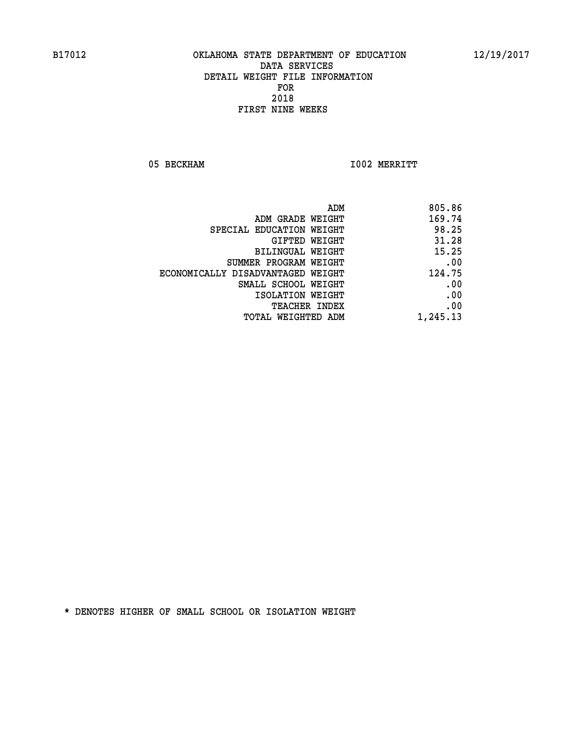B17012 OKLAHOMA STATE DEPARTMENT OF EDUCATION 12/19/2017

DATA SERVICES
DETAIL WEIGHT FILE INFORMATION
FOR
2018
FIRST NINE WEEKS

05 BECKHAM I002 MERRITT

| | |
|---|---|
| ADM | 805.86 |
| ADM GRADE WEIGHT | 169.74 |
| SPECIAL EDUCATION WEIGHT | 98.25 |
| GIFTED WEIGHT | 31.28 |
| BILINGUAL WEIGHT | 15.25 |
| SUMMER PROGRAM WEIGHT | .00 |
| ECONOMICALLY DISADVANTAGED WEIGHT | 124.75 |
| SMALL SCHOOL WEIGHT | .00 |
| ISOLATION WEIGHT | .00 |
| TEACHER INDEX | .00 |
| TOTAL WEIGHTED ADM | 1,245.13 |

* DENOTES HIGHER OF SMALL SCHOOL OR ISOLATION WEIGHT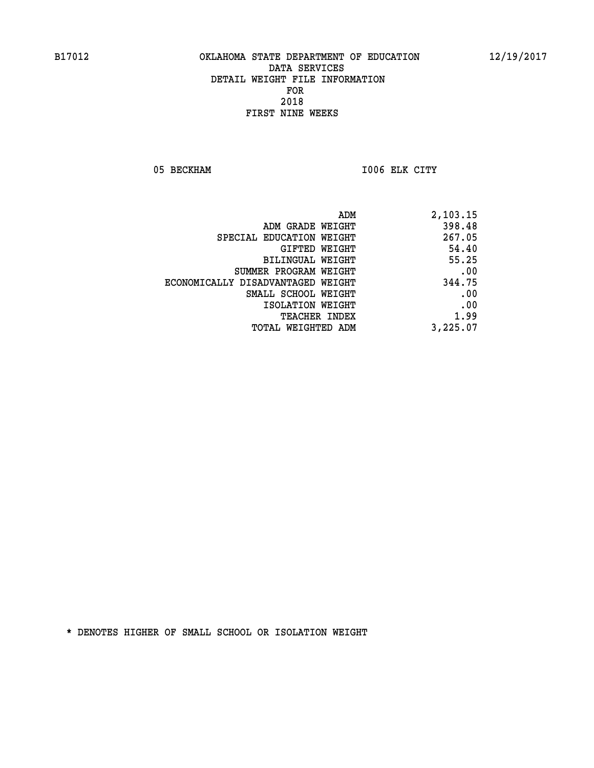B17012 OKLAHOMA STATE DEPARTMENT OF EDUCATION 12/19/2017

DATA SERVICES
DETAIL WEIGHT FILE INFORMATION
FOR
2018
FIRST NINE WEEKS

05 BECKHAM I006 ELK CITY

| | |
|---|---|
| ADM | 2,103.15 |
| ADM GRADE WEIGHT | 398.48 |
| SPECIAL EDUCATION WEIGHT | 267.05 |
| GIFTED WEIGHT | 54.40 |
| BILINGUAL WEIGHT | 55.25 |
| SUMMER PROGRAM WEIGHT | .00 |
| ECONOMICALLY DISADVANTAGED WEIGHT | 344.75 |
| SMALL SCHOOL WEIGHT | .00 |
| ISOLATION WEIGHT | .00 |
| TEACHER INDEX | 1.99 |
| TOTAL WEIGHTED ADM | 3,225.07 |

* DENOTES HIGHER OF SMALL SCHOOL OR ISOLATION WEIGHT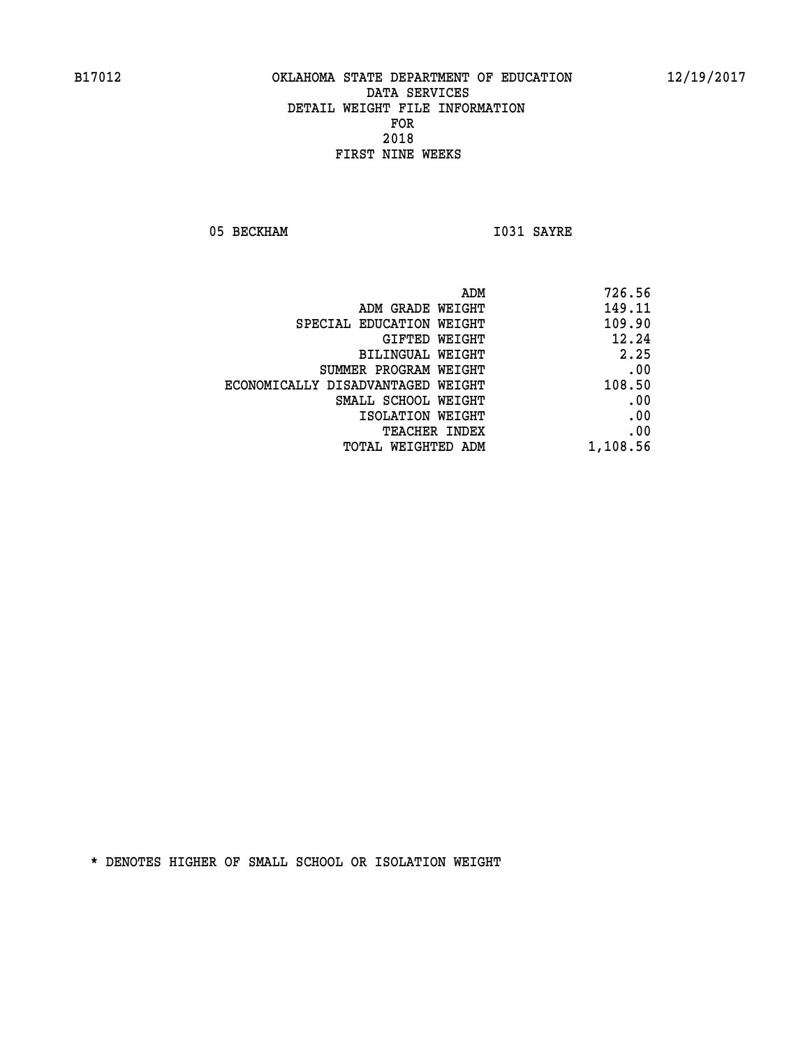B17012 OKLAHOMA STATE DEPARTMENT OF EDUCATION 12/19/2017

DATA SERVICES
DETAIL WEIGHT FILE INFORMATION
FOR
2018
FIRST NINE WEEKS

05 BECKHAM I031 SAYRE

| | |
|---|---|
| ADM | 726.56 |
| ADM GRADE WEIGHT | 149.11 |
| SPECIAL EDUCATION WEIGHT | 109.90 |
| GIFTED WEIGHT | 12.24 |
| BILINGUAL WEIGHT | 2.25 |
| SUMMER PROGRAM WEIGHT | .00 |
| ECONOMICALLY DISADVANTAGED WEIGHT | 108.50 |
| SMALL SCHOOL WEIGHT | .00 |
| ISOLATION WEIGHT | .00 |
| TEACHER INDEX | .00 |
| TOTAL WEIGHTED ADM | 1,108.56 |

* DENOTES HIGHER OF SMALL SCHOOL OR ISOLATION WEIGHT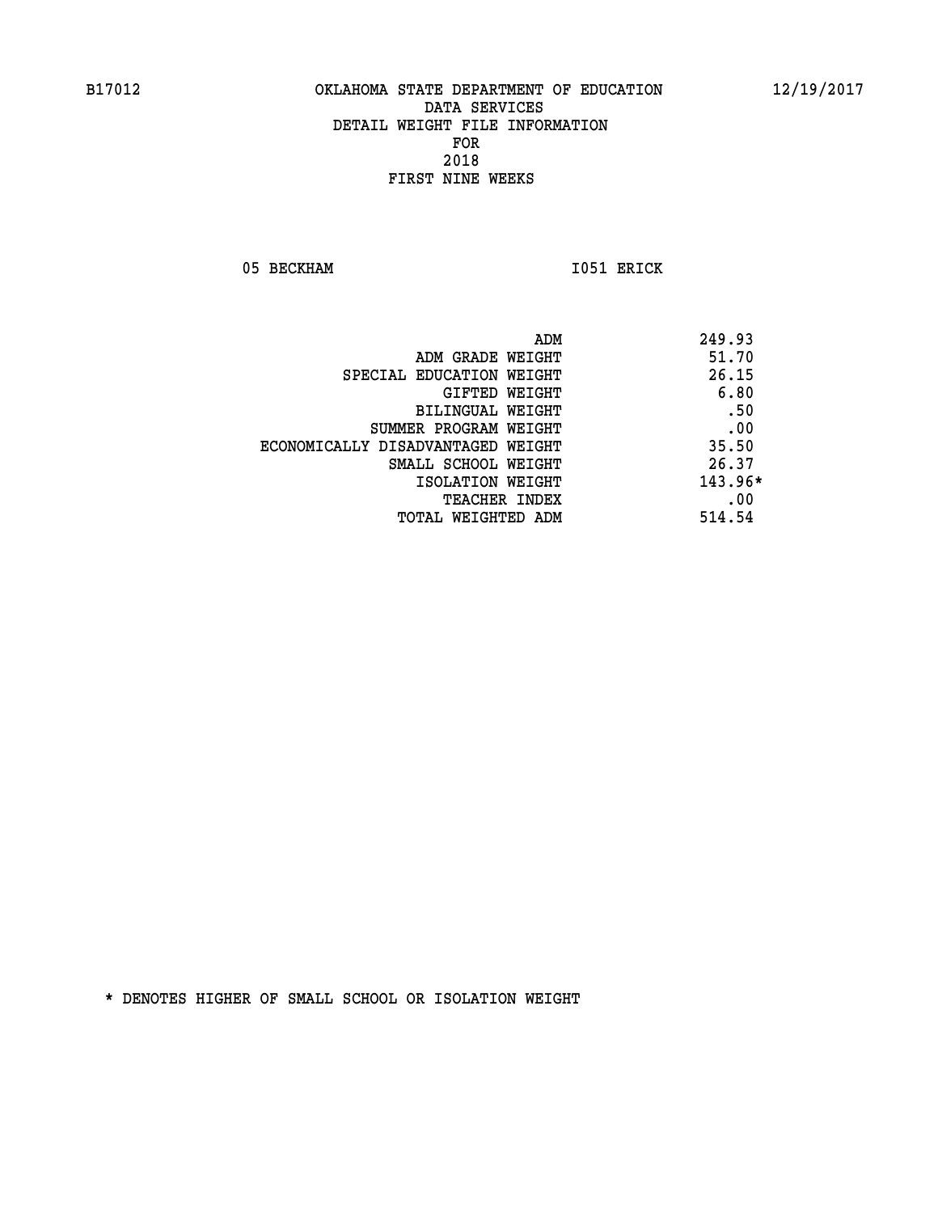B17012 OKLAHOMA STATE DEPARTMENT OF EDUCATION 12/19/2017

DATA SERVICES

DETAIL WEIGHT FILE INFORMATION

FOR

2018

FIRST NINE WEEKS

05 BECKHAM I051 ERICK

| | |
|---|---|
| ADM | 249.93 |
| ADM GRADE WEIGHT | 51.70 |
| SPECIAL EDUCATION WEIGHT | 26.15 |
| GIFTED WEIGHT | 6.80 |
| BILINGUAL WEIGHT | .50 |
| SUMMER PROGRAM WEIGHT | .00 |
| ECONOMICALLY DISADVANTAGED WEIGHT | 35.50 |
| SMALL SCHOOL WEIGHT | 26.37 |
| ISOLATION WEIGHT | 143.96* |
| TEACHER INDEX | .00 |
| TOTAL WEIGHTED ADM | 514.54 |

* DENOTES HIGHER OF SMALL SCHOOL OR ISOLATION WEIGHT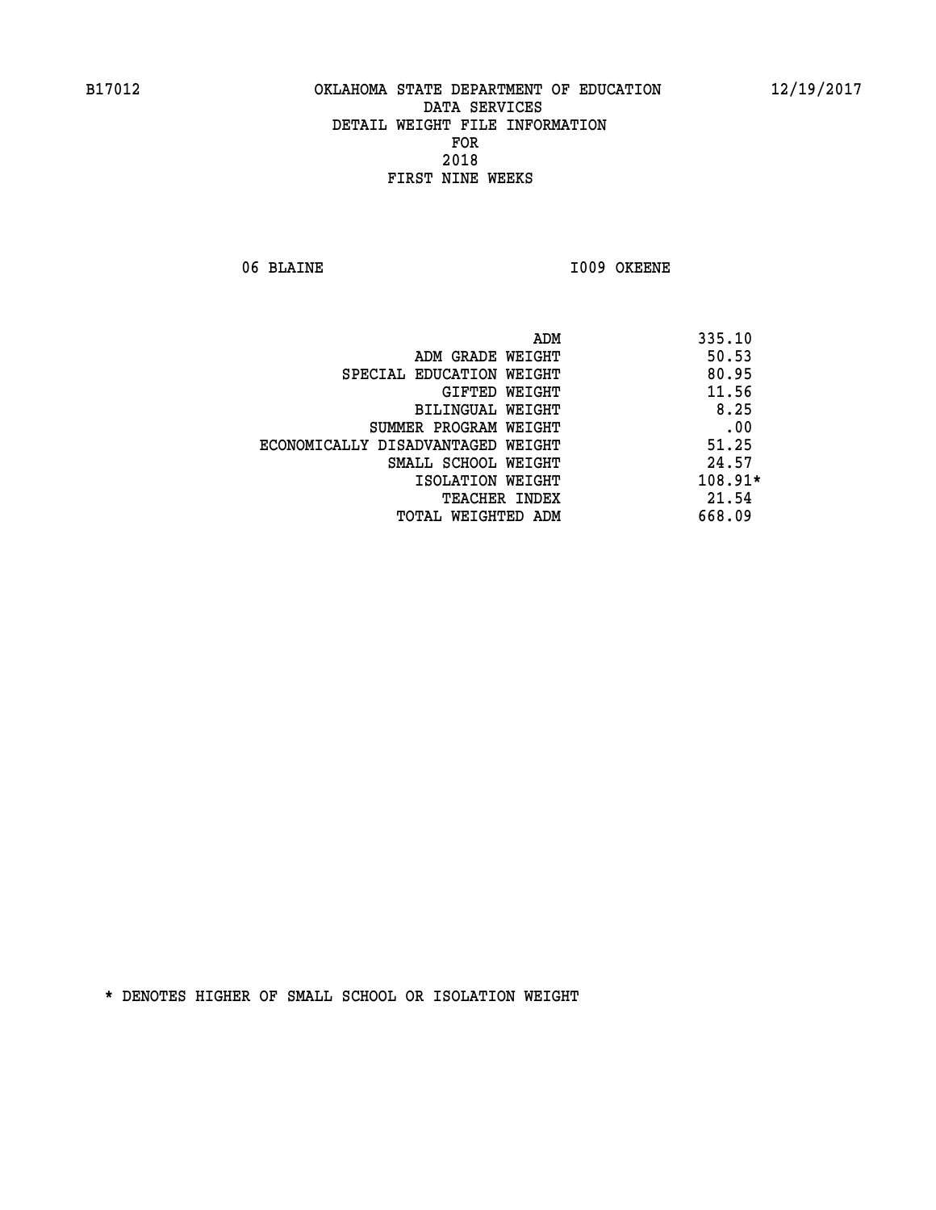B17012 OKLAHOMA STATE DEPARTMENT OF EDUCATION 12/19/2017

DATA SERVICES

DETAIL WEIGHT FILE INFORMATION

FOR

2018

FIRST NINE WEEKS

06 BLAINE I009 OKEENE

| | |
|---|---|
| ADM | 335.10 |
| ADM GRADE WEIGHT | 50.53 |
| SPECIAL EDUCATION WEIGHT | 80.95 |
| GIFTED WEIGHT | 11.56 |
| BILINGUAL WEIGHT | 8.25 |
| SUMMER PROGRAM WEIGHT | .00 |
| ECONOMICALLY DISADVANTAGED WEIGHT | 51.25 |
| SMALL SCHOOL WEIGHT | 24.57 |
| ISOLATION WEIGHT | 108.91* |
| TEACHER INDEX | 21.54 |
| TOTAL WEIGHTED ADM | 668.09 |

* DENOTES HIGHER OF SMALL SCHOOL OR ISOLATION WEIGHT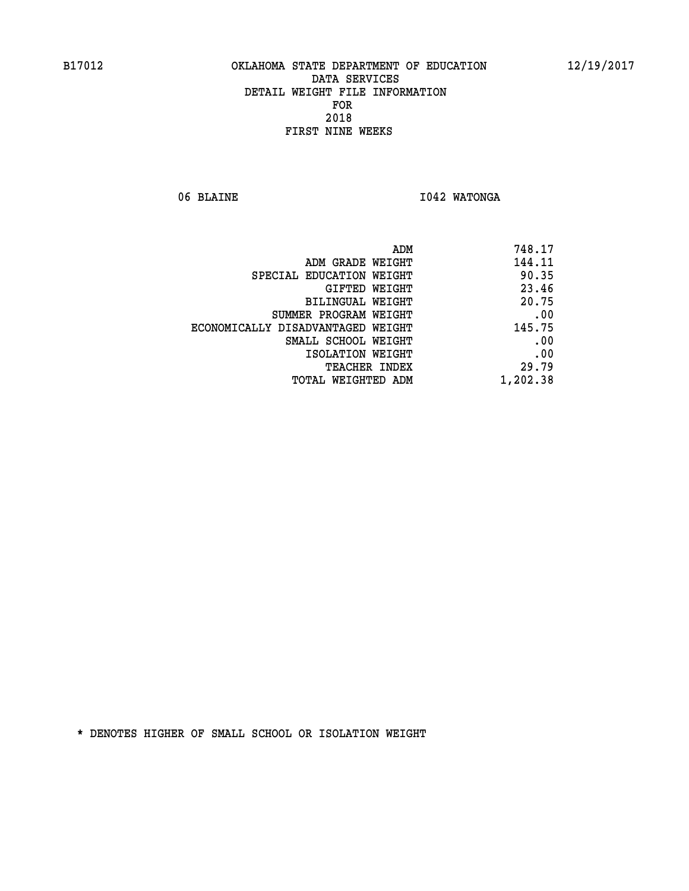B17012 OKLAHOMA STATE DEPARTMENT OF EDUCATION 12/19/2017

DATA SERVICES
DETAIL WEIGHT FILE INFORMATION
FOR
2018
FIRST NINE WEEKS

06 BLAINE I042 WATONGA

| | |
|---|---|
| ADM | 748.17 |
| ADM GRADE WEIGHT | 144.11 |
| SPECIAL EDUCATION WEIGHT | 90.35 |
| GIFTED WEIGHT | 23.46 |
| BILINGUAL WEIGHT | 20.75 |
| SUMMER PROGRAM WEIGHT | .00 |
| ECONOMICALLY DISADVANTAGED WEIGHT | 145.75 |
| SMALL SCHOOL WEIGHT | .00 |
| ISOLATION WEIGHT | .00 |
| TEACHER INDEX | 29.79 |
| TOTAL WEIGHTED ADM | 1,202.38 |

* DENOTES HIGHER OF SMALL SCHOOL OR ISOLATION WEIGHT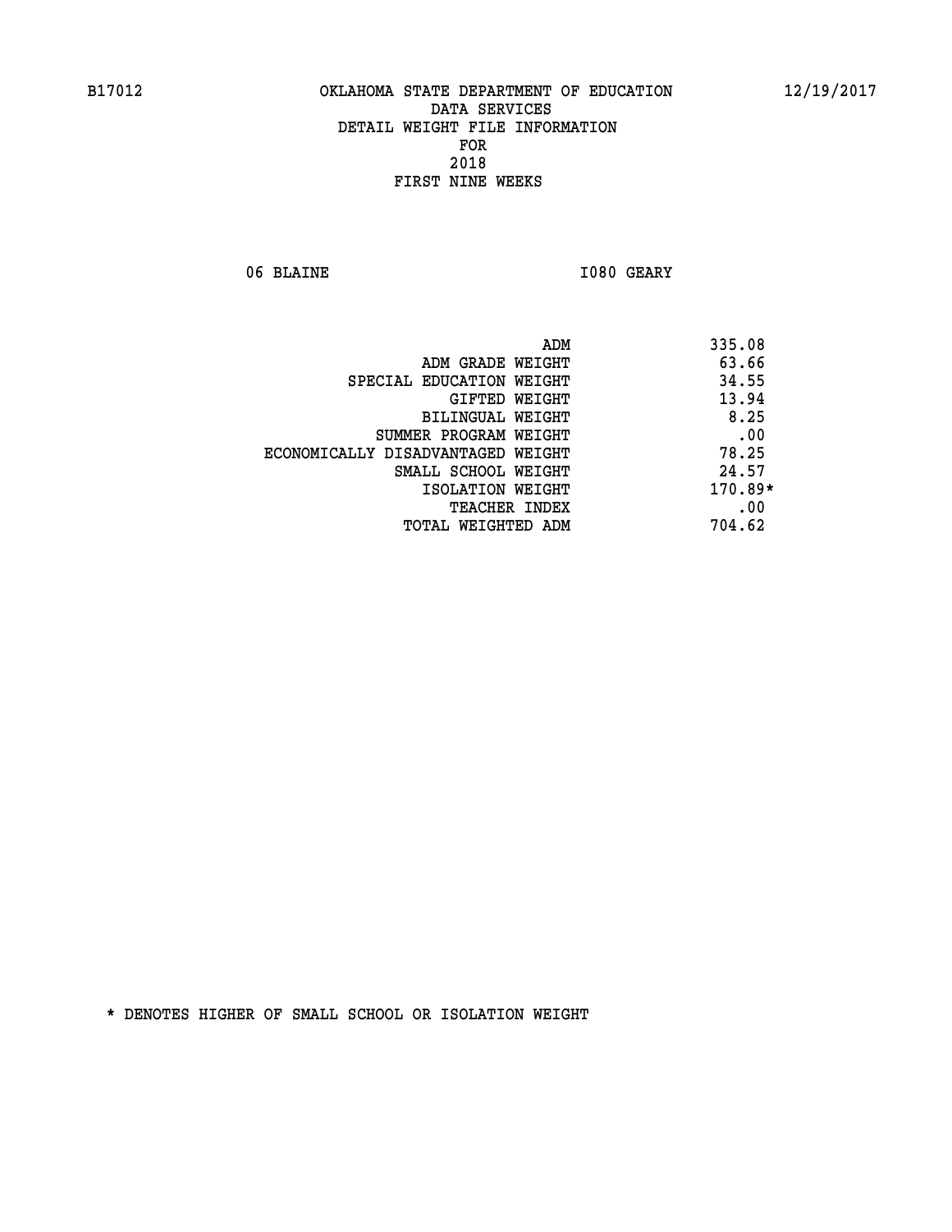B17012 OKLAHOMA STATE DEPARTMENT OF EDUCATION 12/19/2017

DATA SERVICES
DETAIL WEIGHT FILE INFORMATION
FOR
2018
FIRST NINE WEEKS

06 BLAINE I080 GEARY

| | |
|---|---|
| ADM | 335.08 |
| ADM GRADE WEIGHT | 63.66 |
| SPECIAL EDUCATION WEIGHT | 34.55 |
| GIFTED WEIGHT | 13.94 |
| BILINGUAL WEIGHT | 8.25 |
| SUMMER PROGRAM WEIGHT | .00 |
| ECONOMICALLY DISADVANTAGED WEIGHT | 78.25 |
| SMALL SCHOOL WEIGHT | 24.57 |
| ISOLATION WEIGHT | 170.89* |
| TEACHER INDEX | .00 |
| TOTAL WEIGHTED ADM | 704.62 |

* DENOTES HIGHER OF SMALL SCHOOL OR ISOLATION WEIGHT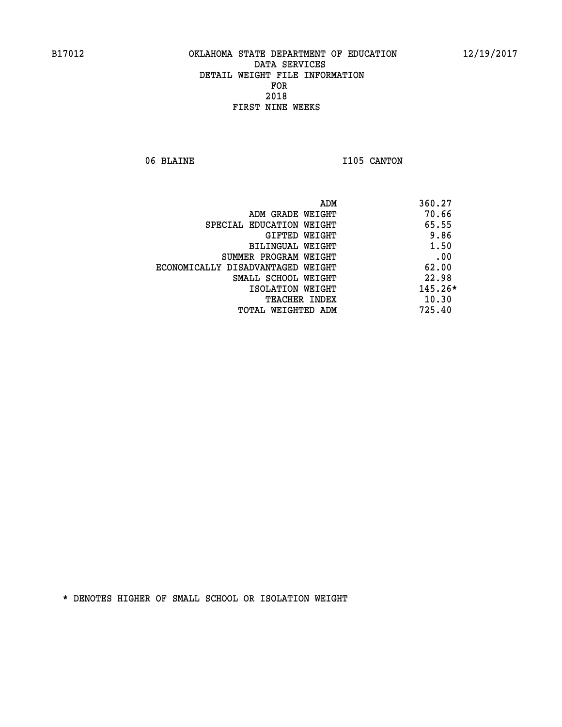B17012 OKLAHOMA STATE DEPARTMENT OF EDUCATION 12/19/2017

DATA SERVICES
DETAIL WEIGHT FILE INFORMATION
FOR
2018
FIRST NINE WEEKS

06 BLAINE I105 CANTON

| | |
|---|---|
| ADM | 360.27 |
| ADM GRADE WEIGHT | 70.66 |
| SPECIAL EDUCATION WEIGHT | 65.55 |
| GIFTED WEIGHT | 9.86 |
| BILINGUAL WEIGHT | 1.50 |
| SUMMER PROGRAM WEIGHT | .00 |
| ECONOMICALLY DISADVANTAGED WEIGHT | 62.00 |
| SMALL SCHOOL WEIGHT | 22.98 |
| ISOLATION WEIGHT | 145.26* |
| TEACHER INDEX | 10.30 |
| TOTAL WEIGHTED ADM | 725.40 |

* DENOTES HIGHER OF SMALL SCHOOL OR ISOLATION WEIGHT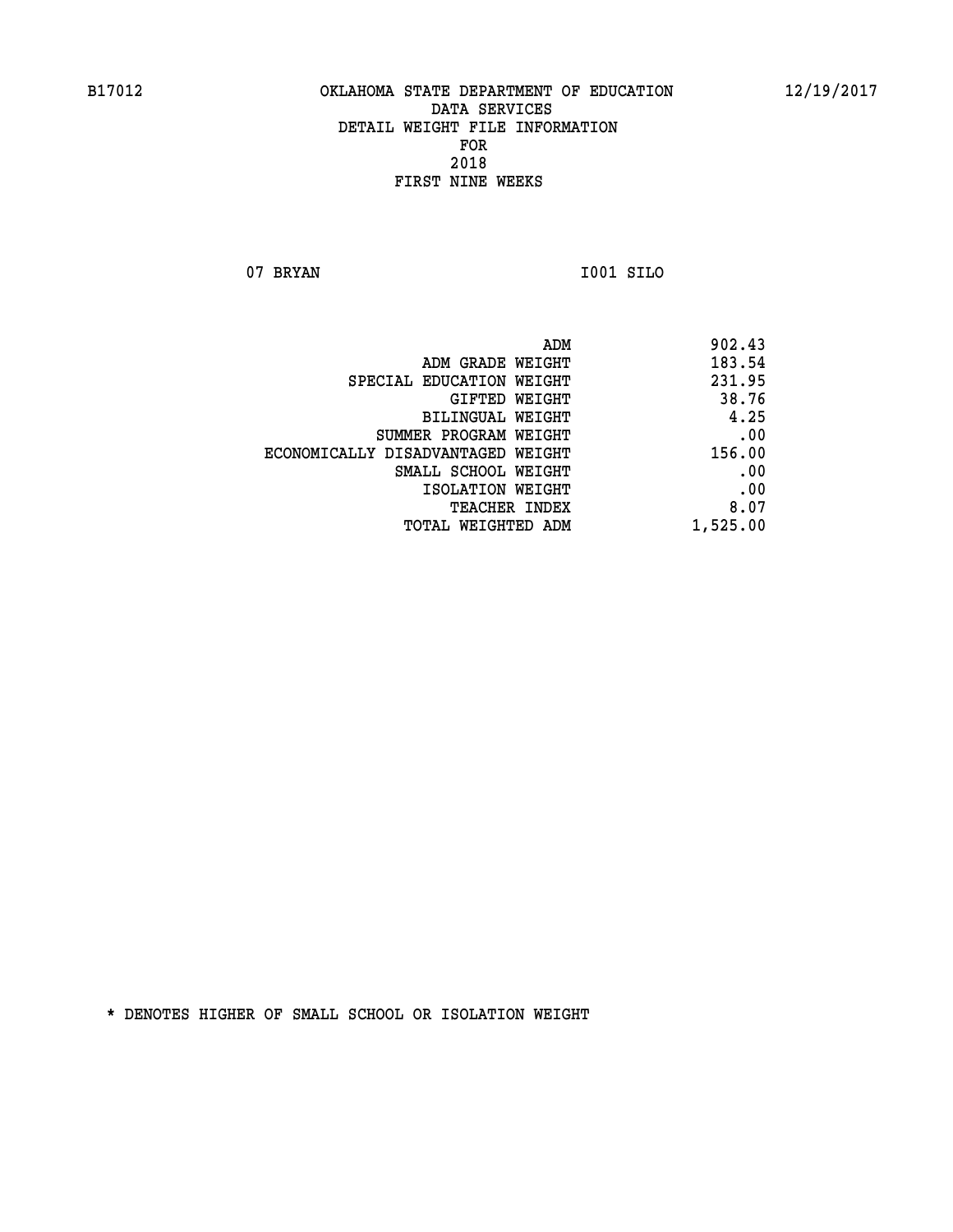B17012 OKLAHOMA STATE DEPARTMENT OF EDUCATION 12/19/2017

DATA SERVICES
DETAIL WEIGHT FILE INFORMATION
FOR
2018
FIRST NINE WEEKS

07 BRYAN I001 SILO

| | |
|---|---|
| ADM | 902.43 |
| ADM GRADE WEIGHT | 183.54 |
| SPECIAL EDUCATION WEIGHT | 231.95 |
| GIFTED WEIGHT | 38.76 |
| BILINGUAL WEIGHT | 4.25 |
| SUMMER PROGRAM WEIGHT | .00 |
| ECONOMICALLY DISADVANTAGED WEIGHT | 156.00 |
| SMALL SCHOOL WEIGHT | .00 |
| ISOLATION WEIGHT | .00 |
| TEACHER INDEX | 8.07 |
| TOTAL WEIGHTED ADM | 1,525.00 |

* DENOTES HIGHER OF SMALL SCHOOL OR ISOLATION WEIGHT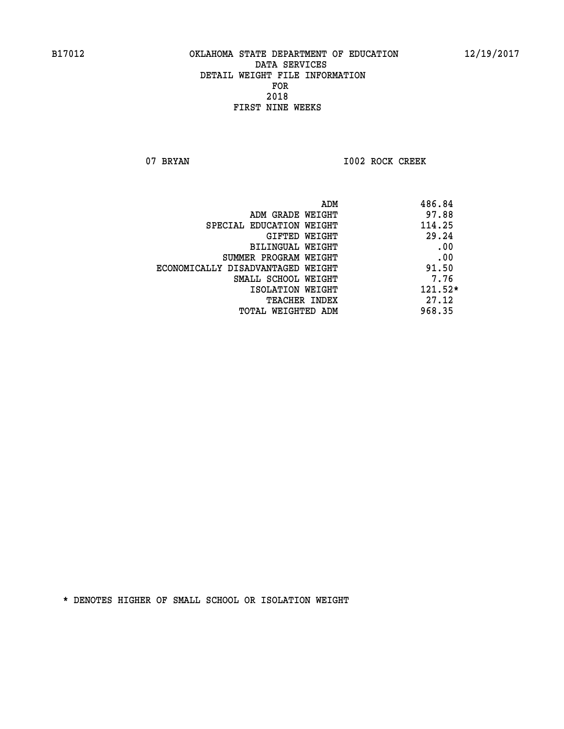B17012 OKLAHOMA STATE DEPARTMENT OF EDUCATION 12/19/2017

DATA SERVICES
DETAIL WEIGHT FILE INFORMATION
FOR
2018
FIRST NINE WEEKS

07 BRYAN I002 ROCK CREEK

| | |
|---|---|
| ADM | 486.84 |
| ADM GRADE WEIGHT | 97.88 |
| SPECIAL EDUCATION WEIGHT | 114.25 |
| GIFTED WEIGHT | 29.24 |
| BILINGUAL WEIGHT | .00 |
| SUMMER PROGRAM WEIGHT | .00 |
| ECONOMICALLY DISADVANTAGED WEIGHT | 91.50 |
| SMALL SCHOOL WEIGHT | 7.76 |
| ISOLATION WEIGHT | 121.52* |
| TEACHER INDEX | 27.12 |
| TOTAL WEIGHTED ADM | 968.35 |

* DENOTES HIGHER OF SMALL SCHOOL OR ISOLATION WEIGHT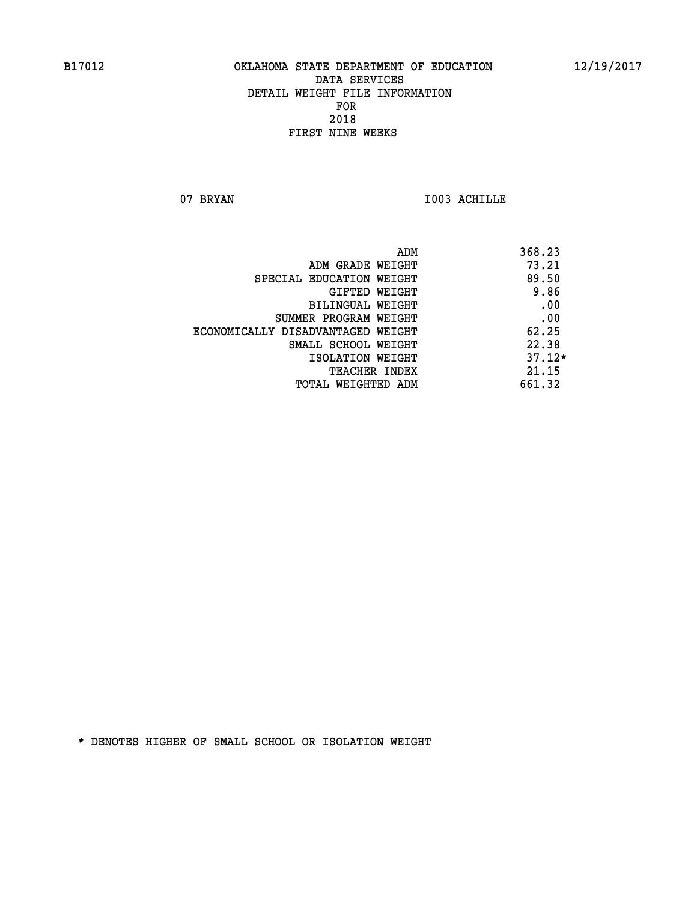B17012 OKLAHOMA STATE DEPARTMENT OF EDUCATION 12/19/2017

DATA SERVICES
DETAIL WEIGHT FILE INFORMATION
FOR
2018
FIRST NINE WEEKS

07 BRYAN I003 ACHILLE

| | |
|---|---|
| ADM | 368.23 |
| ADM GRADE WEIGHT | 73.21 |
| SPECIAL EDUCATION WEIGHT | 89.50 |
| GIFTED WEIGHT | 9.86 |
| BILINGUAL WEIGHT | .00 |
| SUMMER PROGRAM WEIGHT | .00 |
| ECONOMICALLY DISADVANTAGED WEIGHT | 62.25 |
| SMALL SCHOOL WEIGHT | 22.38 |
| ISOLATION WEIGHT | 37.12* |
| TEACHER INDEX | 21.15 |
| TOTAL WEIGHTED ADM | 661.32 |

* DENOTES HIGHER OF SMALL SCHOOL OR ISOLATION WEIGHT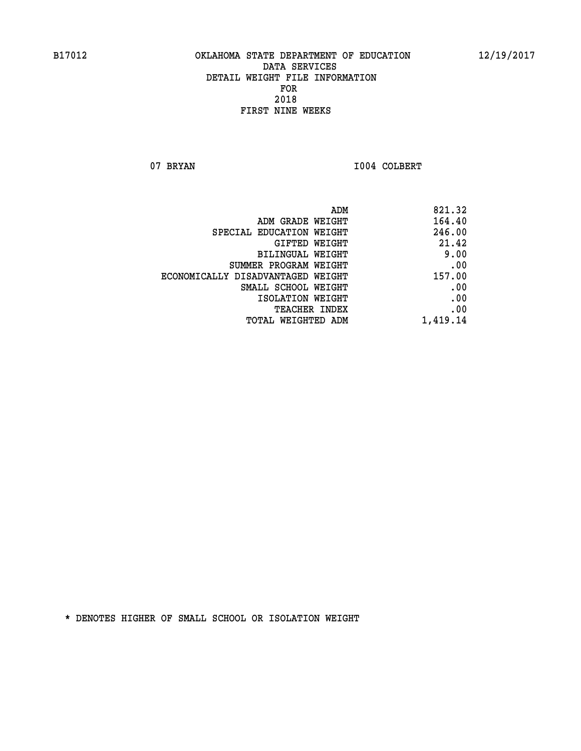B17012 OKLAHOMA STATE DEPARTMENT OF EDUCATION 12/19/2017

DATA SERVICES
DETAIL WEIGHT FILE INFORMATION
FOR
2018
FIRST NINE WEEKS

07 BRYAN I004 COLBERT

| | |
|---|---|
| ADM | 821.32 |
| ADM GRADE WEIGHT | 164.40 |
| SPECIAL EDUCATION WEIGHT | 246.00 |
| GIFTED WEIGHT | 21.42 |
| BILINGUAL WEIGHT | 9.00 |
| SUMMER PROGRAM WEIGHT | .00 |
| ECONOMICALLY DISADVANTAGED WEIGHT | 157.00 |
| SMALL SCHOOL WEIGHT | .00 |
| ISOLATION WEIGHT | .00 |
| TEACHER INDEX | .00 |
| TOTAL WEIGHTED ADM | 1,419.14 |

* DENOTES HIGHER OF SMALL SCHOOL OR ISOLATION WEIGHT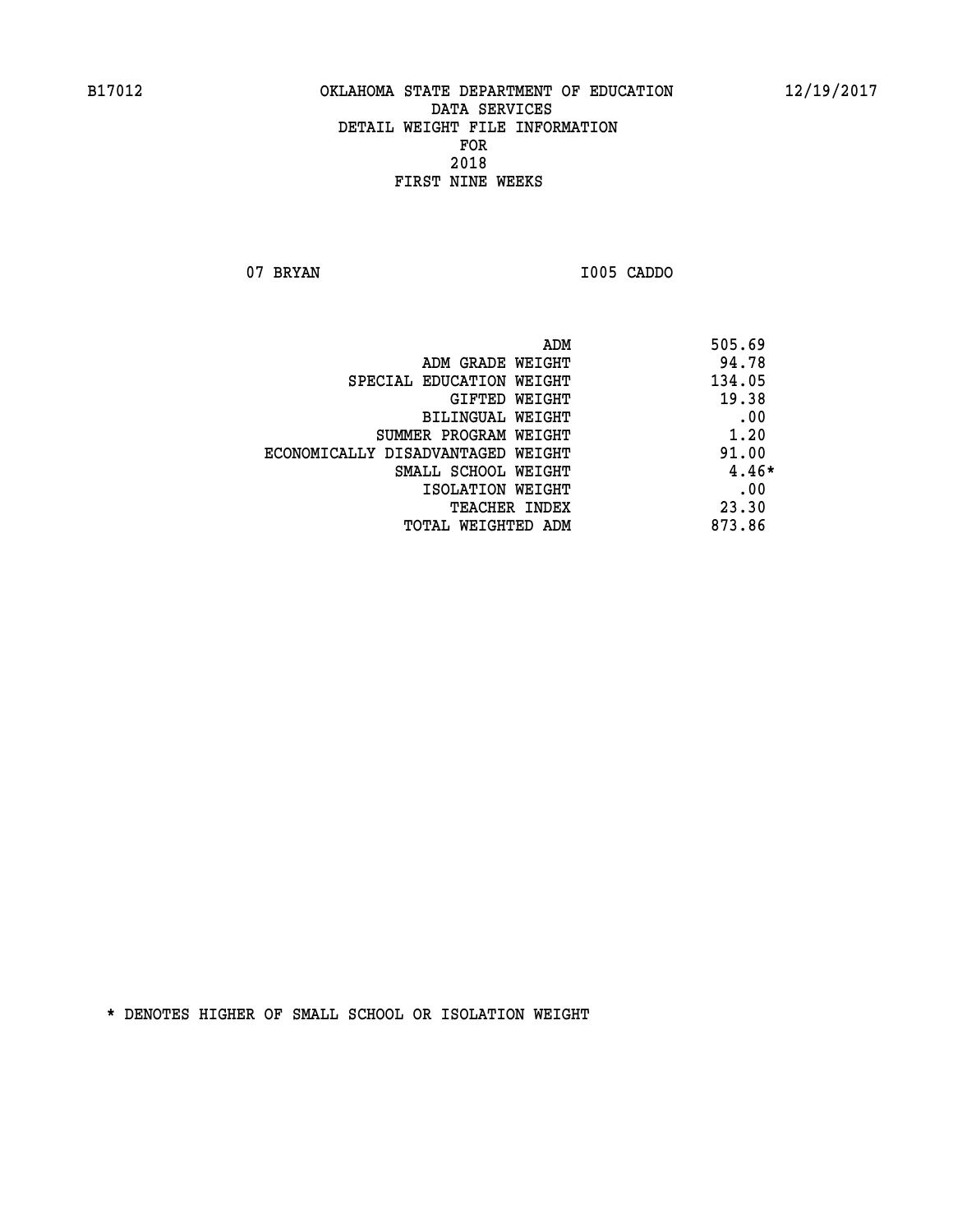B17012 OKLAHOMA STATE DEPARTMENT OF EDUCATION 12/19/2017

DATA SERVICES
DETAIL WEIGHT FILE INFORMATION
FOR
2018
FIRST NINE WEEKS

07 BRYAN I005 CADDO

| | |
|---|---|
| ADM | 505.69 |
| ADM GRADE WEIGHT | 94.78 |
| SPECIAL EDUCATION WEIGHT | 134.05 |
| GIFTED WEIGHT | 19.38 |
| BILINGUAL WEIGHT | .00 |
| SUMMER PROGRAM WEIGHT | 1.20 |
| ECONOMICALLY DISADVANTAGED WEIGHT | 91.00 |
| SMALL SCHOOL WEIGHT | 4.46* |
| ISOLATION WEIGHT | .00 |
| TEACHER INDEX | 23.30 |
| TOTAL WEIGHTED ADM | 873.86 |

* DENOTES HIGHER OF SMALL SCHOOL OR ISOLATION WEIGHT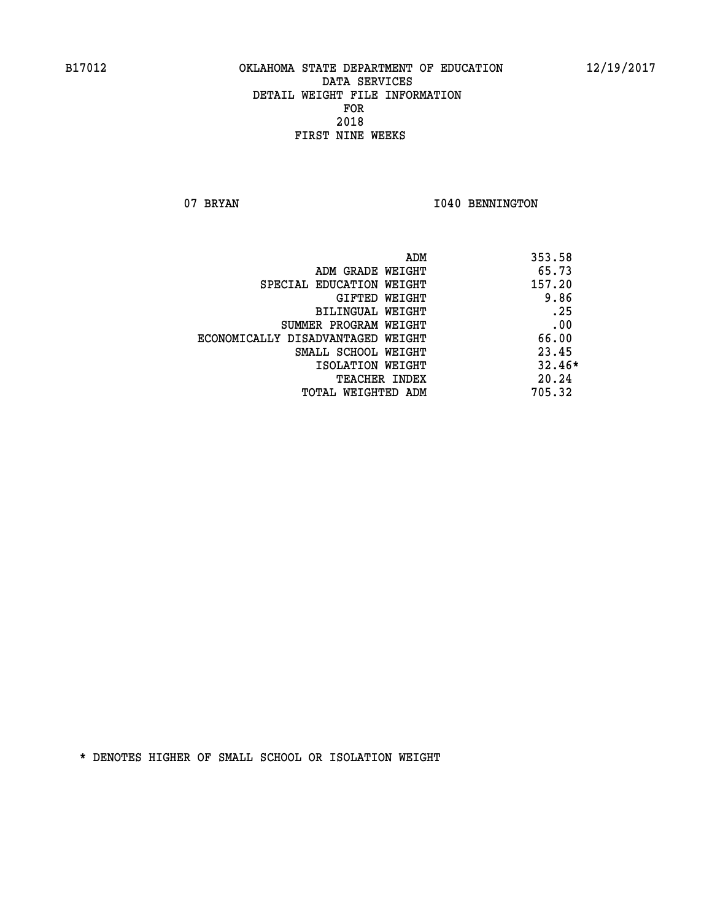B17012 OKLAHOMA STATE DEPARTMENT OF EDUCATION 12/19/2017

DATA SERVICES
DETAIL WEIGHT FILE INFORMATION
FOR
2018
FIRST NINE WEEKS

07 BRYAN I040 BENNINGTON

| | |
|---|---|
| ADM | 353.58 |
| ADM GRADE WEIGHT | 65.73 |
| SPECIAL EDUCATION WEIGHT | 157.20 |
| GIFTED WEIGHT | 9.86 |
| BILINGUAL WEIGHT | .25 |
| SUMMER PROGRAM WEIGHT | .00 |
| ECONOMICALLY DISADVANTAGED WEIGHT | 66.00 |
| SMALL SCHOOL WEIGHT | 23.45 |
| ISOLATION WEIGHT | 32.46* |
| TEACHER INDEX | 20.24 |
| TOTAL WEIGHTED ADM | 705.32 |

* DENOTES HIGHER OF SMALL SCHOOL OR ISOLATION WEIGHT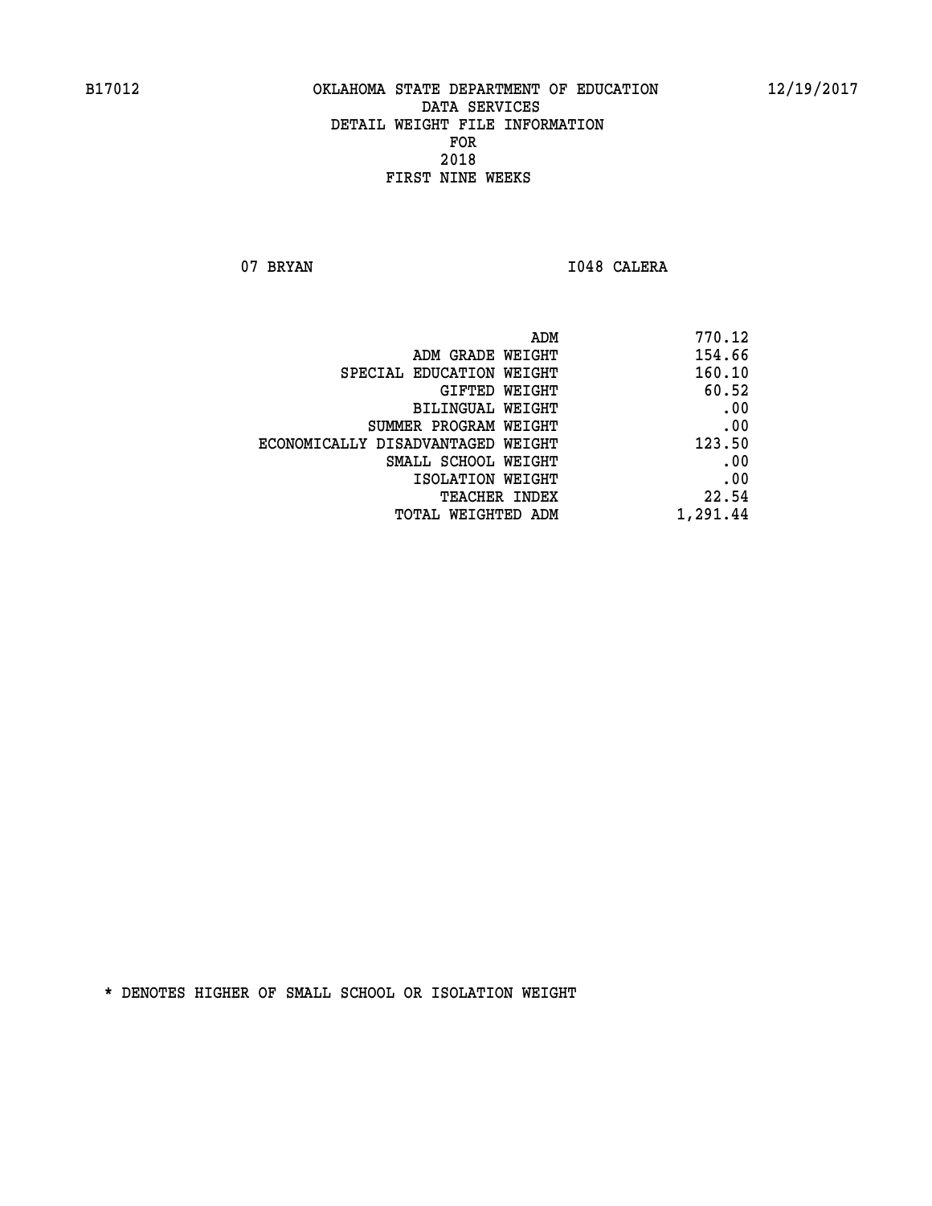B17012 OKLAHOMA STATE DEPARTMENT OF EDUCATION 12/19/2017

DATA SERVICES
DETAIL WEIGHT FILE INFORMATION
FOR
2018
FIRST NINE WEEKS

07 BRYAN I048 CALERA

| | |
|---|---|
| ADM | 770.12 |
| ADM GRADE WEIGHT | 154.66 |
| SPECIAL EDUCATION WEIGHT | 160.10 |
| GIFTED WEIGHT | 60.52 |
| BILINGUAL WEIGHT | .00 |
| SUMMER PROGRAM WEIGHT | .00 |
| ECONOMICALLY DISADVANTAGED WEIGHT | 123.50 |
| SMALL SCHOOL WEIGHT | .00 |
| ISOLATION WEIGHT | .00 |
| TEACHER INDEX | 22.54 |
| TOTAL WEIGHTED ADM | 1,291.44 |

* DENOTES HIGHER OF SMALL SCHOOL OR ISOLATION WEIGHT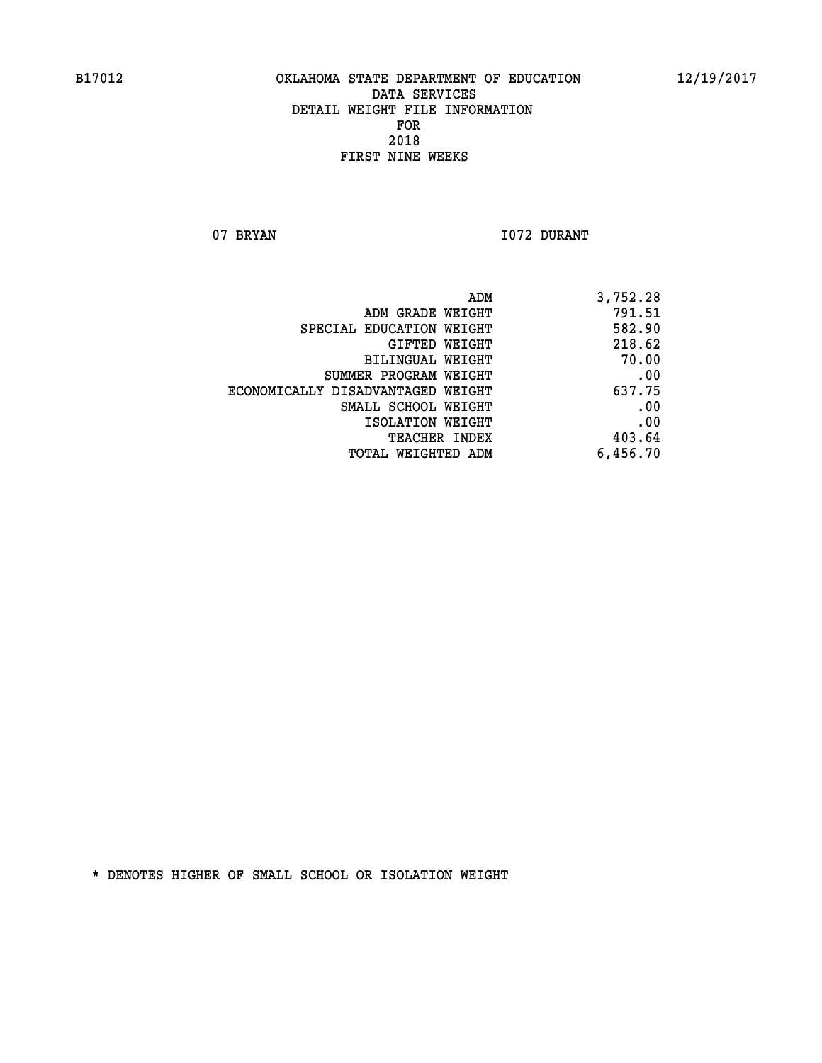B17012 OKLAHOMA STATE DEPARTMENT OF EDUCATION 12/19/2017

DATA SERVICES
DETAIL WEIGHT FILE INFORMATION
FOR
2018
FIRST NINE WEEKS

07 BRYAN I072 DURANT

| | |
|---|---|
| ADM | 3,752.28 |
| ADM GRADE WEIGHT | 791.51 |
| SPECIAL EDUCATION WEIGHT | 582.90 |
| GIFTED WEIGHT | 218.62 |
| BILINGUAL WEIGHT | 70.00 |
| SUMMER PROGRAM WEIGHT | .00 |
| ECONOMICALLY DISADVANTAGED WEIGHT | 637.75 |
| SMALL SCHOOL WEIGHT | .00 |
| ISOLATION WEIGHT | .00 |
| TEACHER INDEX | 403.64 |
| TOTAL WEIGHTED ADM | 6,456.70 |

* DENOTES HIGHER OF SMALL SCHOOL OR ISOLATION WEIGHT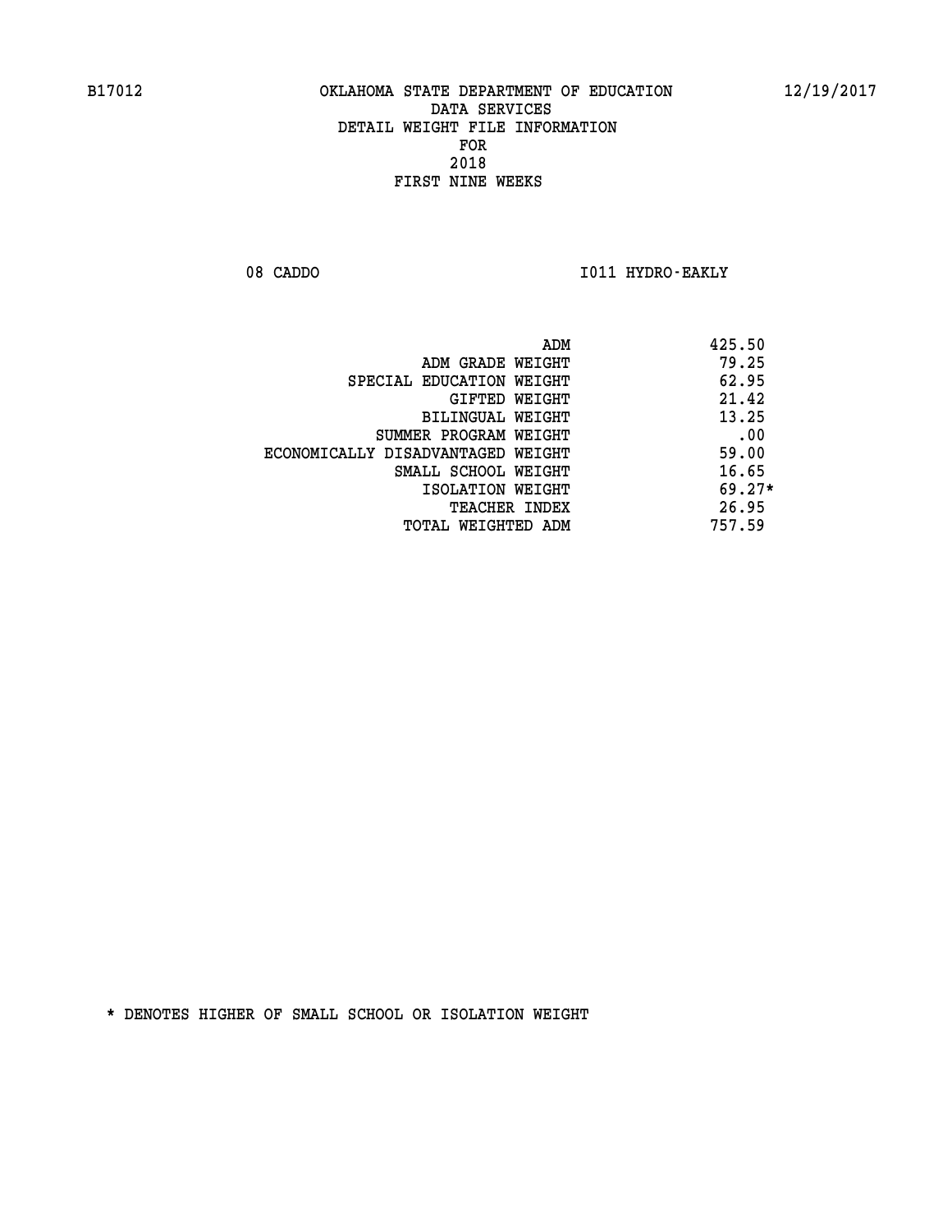OKLAHOMA STATE DEPARTMENT OF EDUCATION
DATA SERVICES
DETAIL WEIGHT FILE INFORMATION
FOR
2018
FIRST NINE WEEKS

08 CADDO | I011 HYDRO-EAKLY

| | |
|---|---|
| ADM | 425.50 |
| ADM GRADE WEIGHT | 79.25 |
| SPECIAL EDUCATION WEIGHT | 62.95 |
| GIFTED WEIGHT | 21.42 |
| BILINGUAL WEIGHT | 13.25 |
| SUMMER PROGRAM WEIGHT | .00 |
| ECONOMICALLY DISADVANTAGED WEIGHT | 59.00 |
| SMALL SCHOOL WEIGHT | 16.65 |
| ISOLATION WEIGHT | 69.27* |
| TEACHER INDEX | 26.95 |
| TOTAL WEIGHTED ADM | 757.59 |

* DENOTES HIGHER OF SMALL SCHOOL OR ISOLATION WEIGHT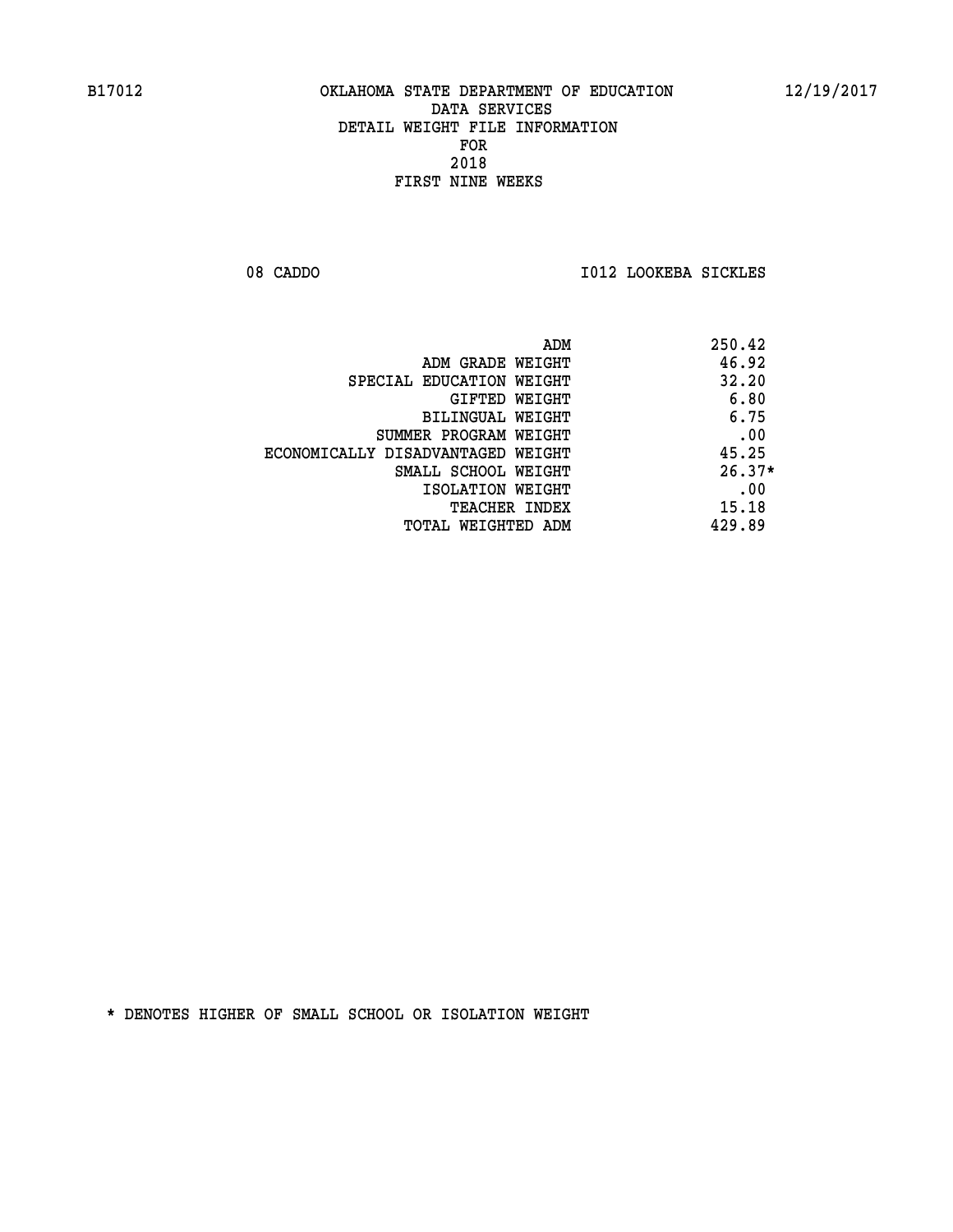B17012 OKLAHOMA STATE DEPARTMENT OF EDUCATION 12/19/2017

DATA SERVICES
DETAIL WEIGHT FILE INFORMATION
FOR
2018
FIRST NINE WEEKS

08 CADDO I012 LOOKEBA SICKLES

| | |
|---|---|
| ADM | 250.42 |
| ADM GRADE WEIGHT | 46.92 |
| SPECIAL EDUCATION WEIGHT | 32.20 |
| GIFTED WEIGHT | 6.80 |
| BILINGUAL WEIGHT | 6.75 |
| SUMMER PROGRAM WEIGHT | .00 |
| ECONOMICALLY DISADVANTAGED WEIGHT | 45.25 |
| SMALL SCHOOL WEIGHT | 26.37* |
| ISOLATION WEIGHT | .00 |
| TEACHER INDEX | 15.18 |
| TOTAL WEIGHTED ADM | 429.89 |

* DENOTES HIGHER OF SMALL SCHOOL OR ISOLATION WEIGHT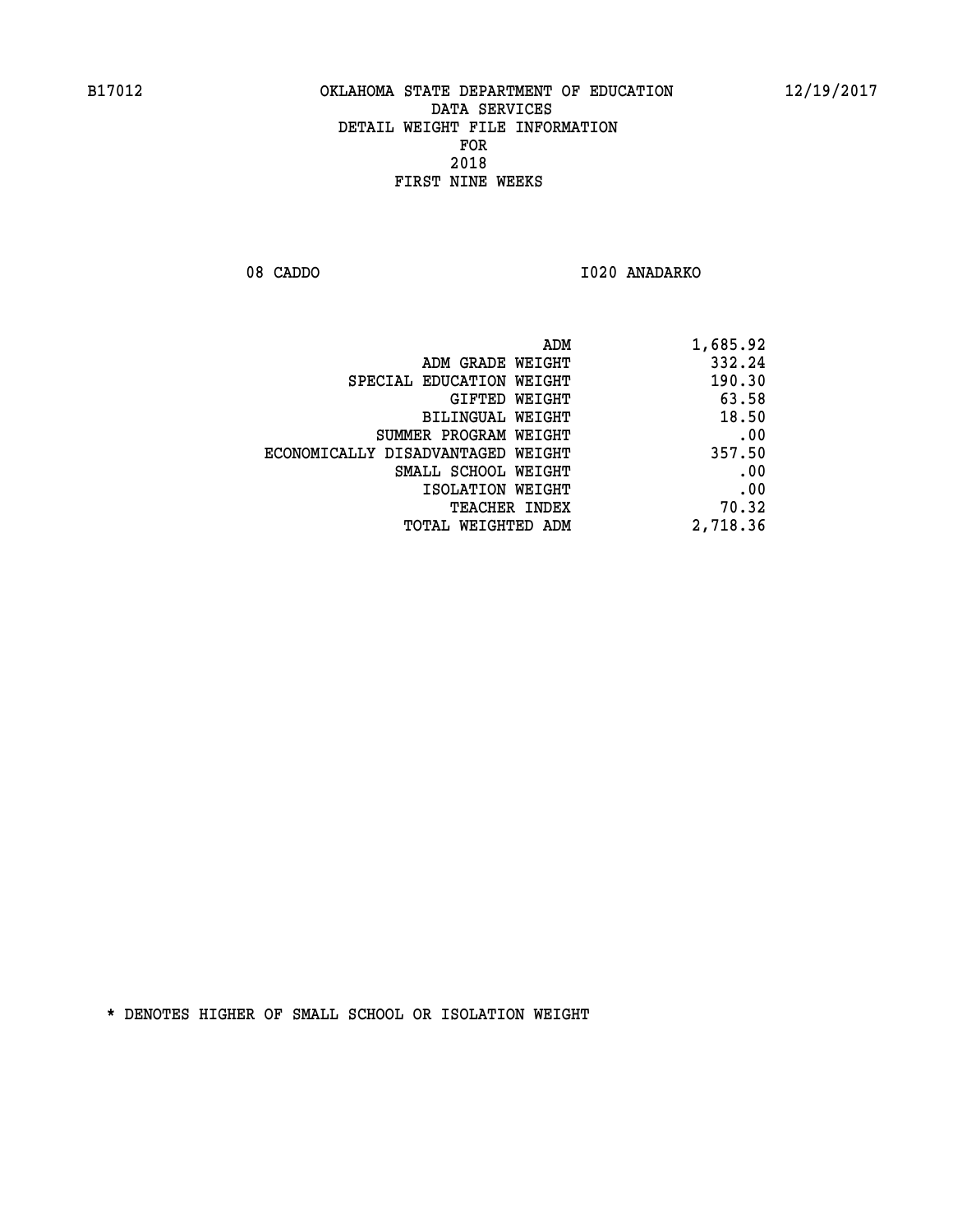OKLAHOMA STATE DEPARTMENT OF EDUCATION
DATA SERVICES
DETAIL WEIGHT FILE INFORMATION
FOR
2018
FIRST NINE WEEKS

08 CADDO — I020 ANADARKO

| | |
|---|---|
| ADM | 1,685.92 |
| ADM GRADE WEIGHT | 332.24 |
| SPECIAL EDUCATION WEIGHT | 190.30 |
| GIFTED WEIGHT | 63.58 |
| BILINGUAL WEIGHT | 18.50 |
| SUMMER PROGRAM WEIGHT | .00 |
| ECONOMICALLY DISADVANTAGED WEIGHT | 357.50 |
| SMALL SCHOOL WEIGHT | .00 |
| ISOLATION WEIGHT | .00 |
| TEACHER INDEX | 70.32 |
| TOTAL WEIGHTED ADM | 2,718.36 |

* DENOTES HIGHER OF SMALL SCHOOL OR ISOLATION WEIGHT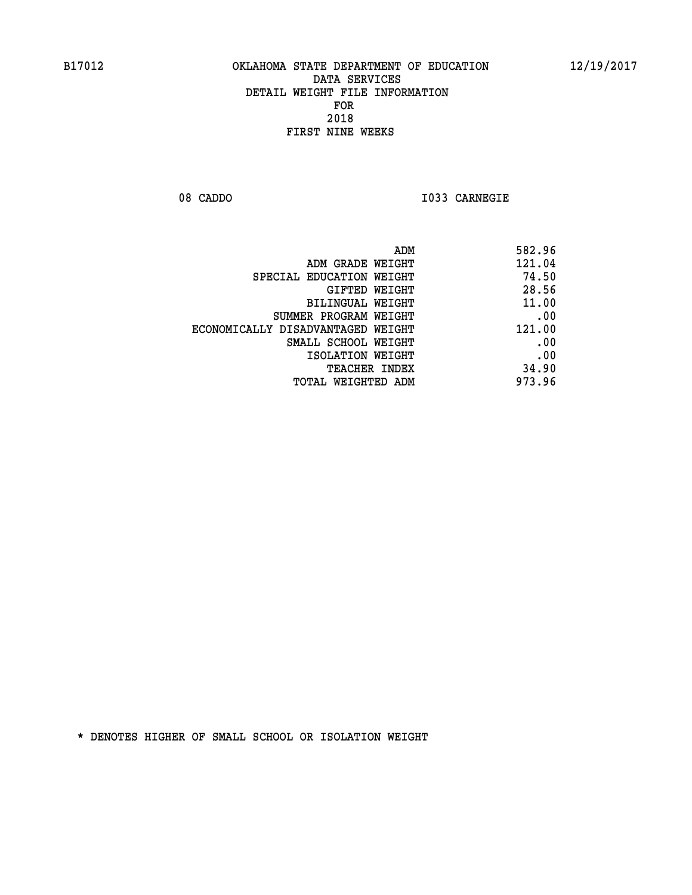B17012 OKLAHOMA STATE DEPARTMENT OF EDUCATION 12/19/2017

DATA SERVICES

DETAIL WEIGHT FILE INFORMATION

FOR

2018

FIRST NINE WEEKS

08 CADDO I033 CARNEGIE

| | |
|---|---|
| ADM | 582.96 |
| ADM GRADE WEIGHT | 121.04 |
| SPECIAL EDUCATION WEIGHT | 74.50 |
| GIFTED WEIGHT | 28.56 |
| BILINGUAL WEIGHT | 11.00 |
| SUMMER PROGRAM WEIGHT | .00 |
| ECONOMICALLY DISADVANTAGED WEIGHT | 121.00 |
| SMALL SCHOOL WEIGHT | .00 |
| ISOLATION WEIGHT | .00 |
| TEACHER INDEX | 34.90 |
| TOTAL WEIGHTED ADM | 973.96 |

* DENOTES HIGHER OF SMALL SCHOOL OR ISOLATION WEIGHT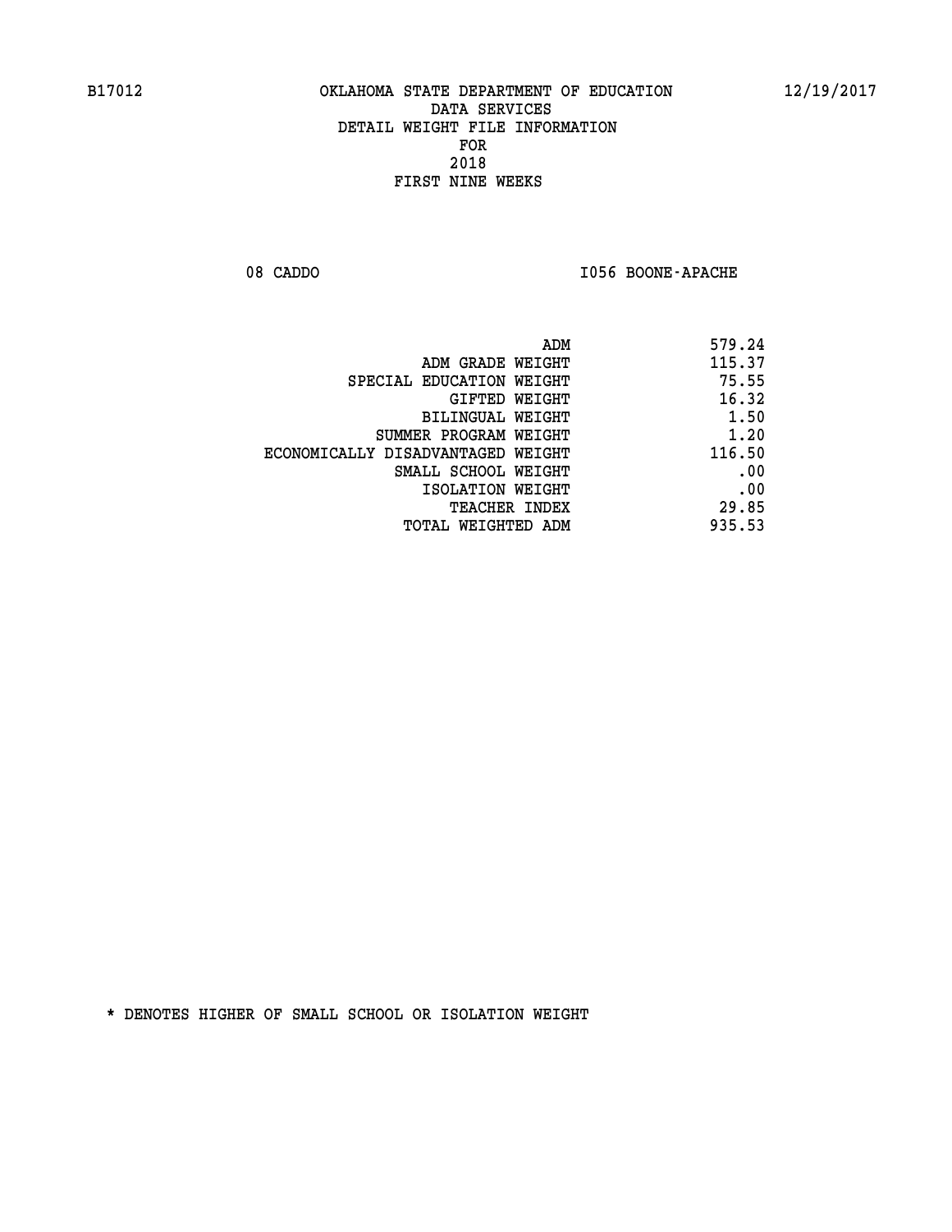B17012 OKLAHOMA STATE DEPARTMENT OF EDUCATION 12/19/2017

DATA SERVICES
DETAIL WEIGHT FILE INFORMATION
FOR
2018
FIRST NINE WEEKS

08 CADDO I056 BOONE-APACHE

| | |
|---|---|
| ADM | 579.24 |
| ADM GRADE WEIGHT | 115.37 |
| SPECIAL EDUCATION WEIGHT | 75.55 |
| GIFTED WEIGHT | 16.32 |
| BILINGUAL WEIGHT | 1.50 |
| SUMMER PROGRAM WEIGHT | 1.20 |
| ECONOMICALLY DISADVANTAGED WEIGHT | 116.50 |
| SMALL SCHOOL WEIGHT | .00 |
| ISOLATION WEIGHT | .00 |
| TEACHER INDEX | 29.85 |
| TOTAL WEIGHTED ADM | 935.53 |

* DENOTES HIGHER OF SMALL SCHOOL OR ISOLATION WEIGHT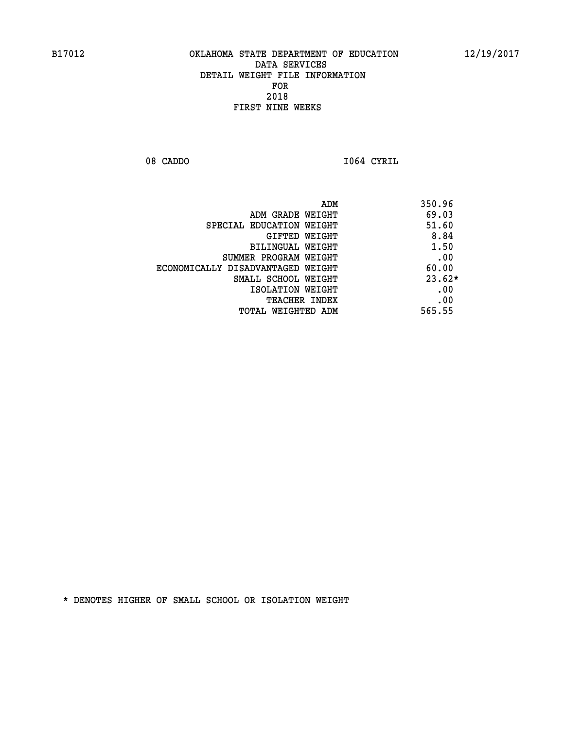B17012 OKLAHOMA STATE DEPARTMENT OF EDUCATION 12/19/2017

DATA SERVICES
DETAIL WEIGHT FILE INFORMATION
FOR
2018
FIRST NINE WEEKS

08 CADDO I064 CYRIL

| | |
|---|---|
| ADM | 350.96 |
| ADM GRADE WEIGHT | 69.03 |
| SPECIAL EDUCATION WEIGHT | 51.60 |
| GIFTED WEIGHT | 8.84 |
| BILINGUAL WEIGHT | 1.50 |
| SUMMER PROGRAM WEIGHT | .00 |
| ECONOMICALLY DISADVANTAGED WEIGHT | 60.00 |
| SMALL SCHOOL WEIGHT | 23.62* |
| ISOLATION WEIGHT | .00 |
| TEACHER INDEX | .00 |
| TOTAL WEIGHTED ADM | 565.55 |

* DENOTES HIGHER OF SMALL SCHOOL OR ISOLATION WEIGHT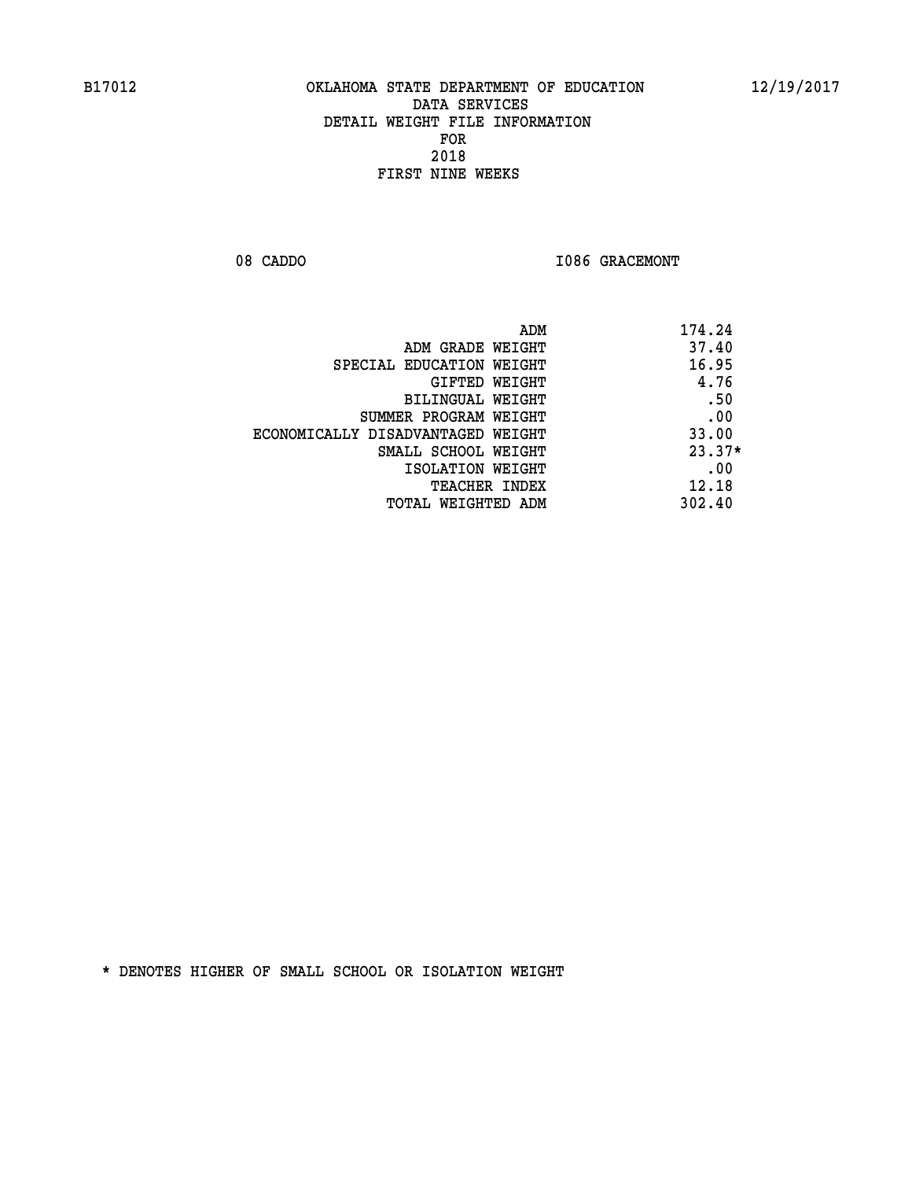B17012 OKLAHOMA STATE DEPARTMENT OF EDUCATION 12/19/2017

DATA SERVICES
DETAIL WEIGHT FILE INFORMATION
FOR
2018
FIRST NINE WEEKS

08 CADDO I086 GRACEMONT

| | |
|---|---|
| ADM | 174.24 |
| ADM GRADE WEIGHT | 37.40 |
| SPECIAL EDUCATION WEIGHT | 16.95 |
| GIFTED WEIGHT | 4.76 |
| BILINGUAL WEIGHT | .50 |
| SUMMER PROGRAM WEIGHT | .00 |
| ECONOMICALLY DISADVANTAGED WEIGHT | 33.00 |
| SMALL SCHOOL WEIGHT | 23.37* |
| ISOLATION WEIGHT | .00 |
| TEACHER INDEX | 12.18 |
| TOTAL WEIGHTED ADM | 302.40 |

* DENOTES HIGHER OF SMALL SCHOOL OR ISOLATION WEIGHT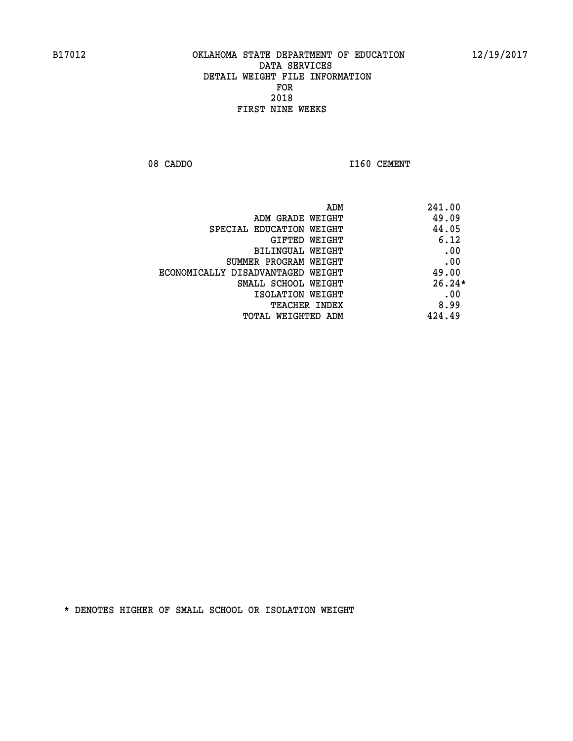B17012 OKLAHOMA STATE DEPARTMENT OF EDUCATION 12/19/2017

DATA SERVICES
DETAIL WEIGHT FILE INFORMATION
FOR
2018
FIRST NINE WEEKS

08 CADDO I160 CEMENT

| | |
|---|---|
| ADM | 241.00 |
| ADM GRADE WEIGHT | 49.09 |
| SPECIAL EDUCATION WEIGHT | 44.05 |
| GIFTED WEIGHT | 6.12 |
| BILINGUAL WEIGHT | .00 |
| SUMMER PROGRAM WEIGHT | .00 |
| ECONOMICALLY DISADVANTAGED WEIGHT | 49.00 |
| SMALL SCHOOL WEIGHT | 26.24* |
| ISOLATION WEIGHT | .00 |
| TEACHER INDEX | 8.99 |
| TOTAL WEIGHTED ADM | 424.49 |

* DENOTES HIGHER OF SMALL SCHOOL OR ISOLATION WEIGHT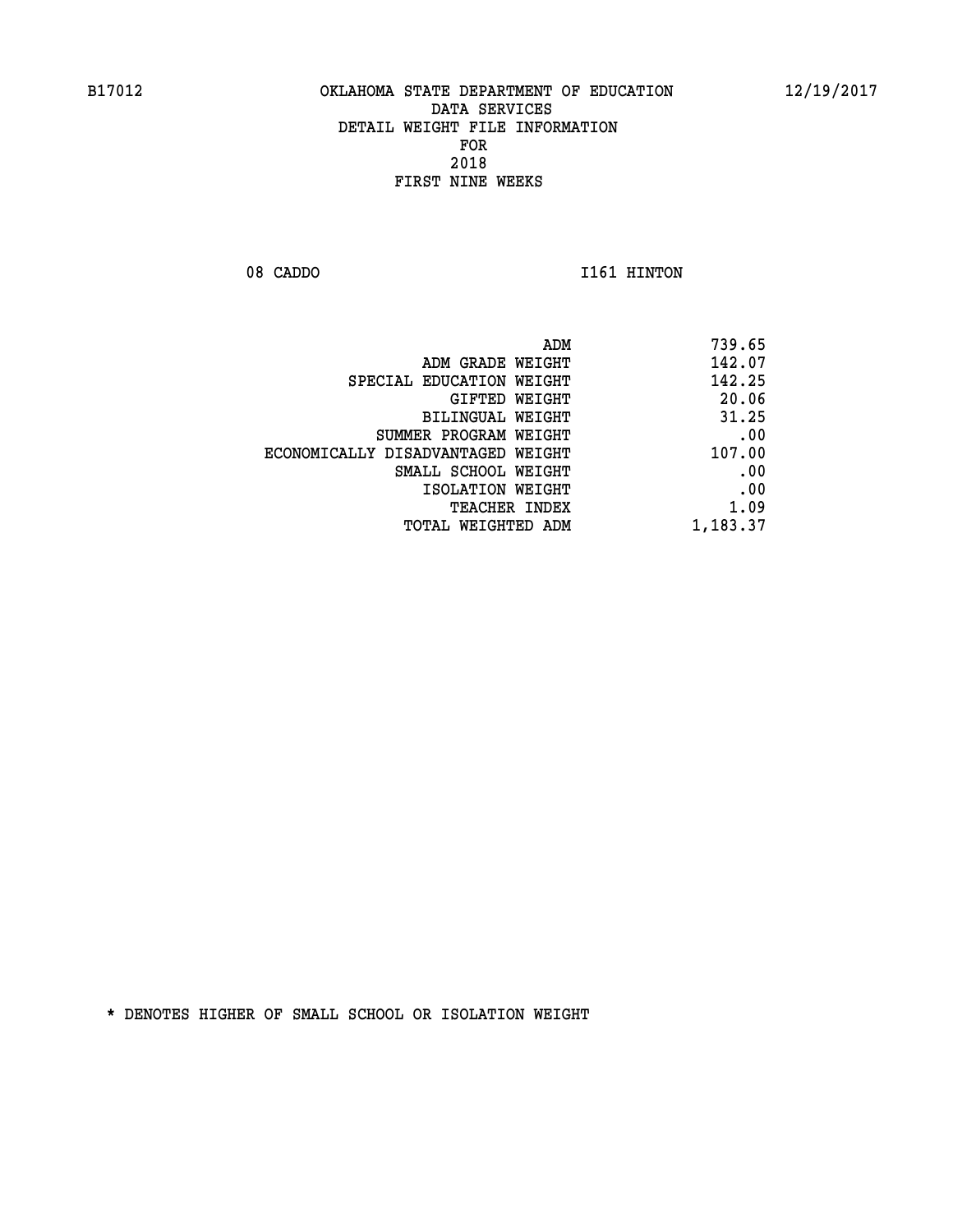B17012 OKLAHOMA STATE DEPARTMENT OF EDUCATION 12/19/2017

DATA SERVICES
DETAIL WEIGHT FILE INFORMATION
FOR
2018
FIRST NINE WEEKS

08 CADDO I161 HINTON

| | |
|---|---|
| ADM | 739.65 |
| ADM GRADE WEIGHT | 142.07 |
| SPECIAL EDUCATION WEIGHT | 142.25 |
| GIFTED WEIGHT | 20.06 |
| BILINGUAL WEIGHT | 31.25 |
| SUMMER PROGRAM WEIGHT | .00 |
| ECONOMICALLY DISADVANTAGED WEIGHT | 107.00 |
| SMALL SCHOOL WEIGHT | .00 |
| ISOLATION WEIGHT | .00 |
| TEACHER INDEX | 1.09 |
| TOTAL WEIGHTED ADM | 1,183.37 |

* DENOTES HIGHER OF SMALL SCHOOL OR ISOLATION WEIGHT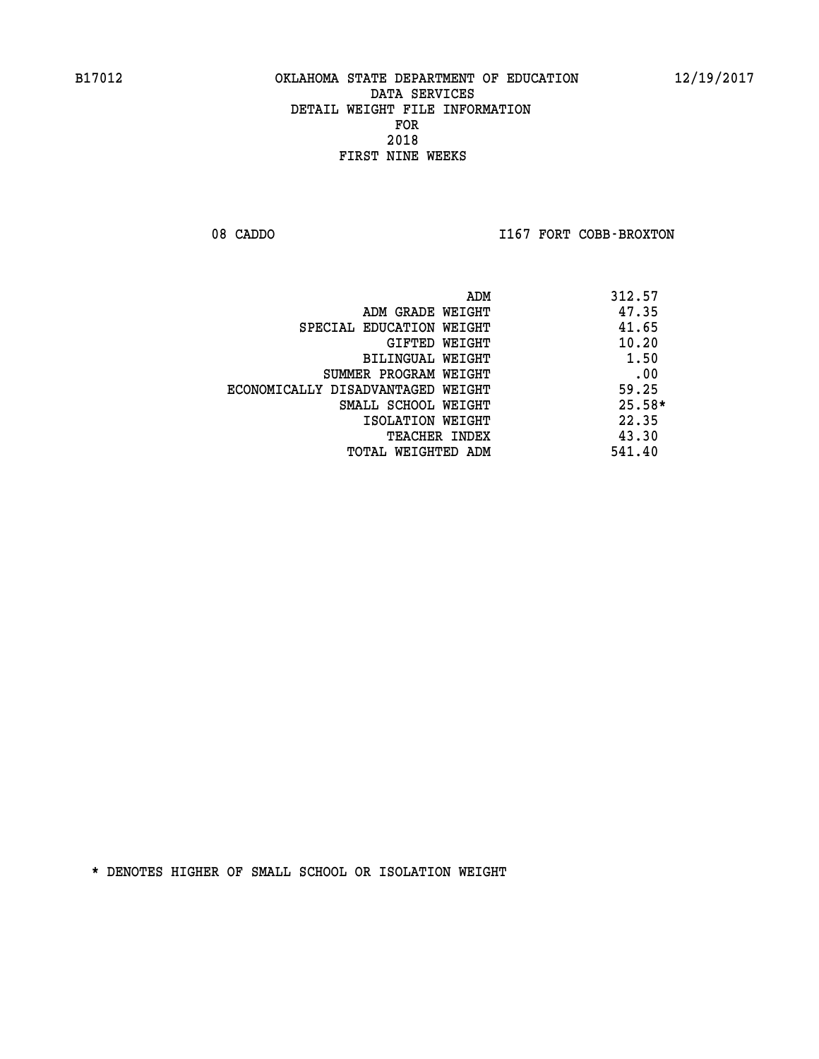B17012 OKLAHOMA STATE DEPARTMENT OF EDUCATION 12/19/2017

DATA SERVICES
DETAIL WEIGHT FILE INFORMATION
FOR
2018
FIRST NINE WEEKS

08 CADDO I167 FORT COBB-BROXTON

| | |
|---|---|
| ADM | 312.57 |
| ADM GRADE WEIGHT | 47.35 |
| SPECIAL EDUCATION WEIGHT | 41.65 |
| GIFTED WEIGHT | 10.20 |
| BILINGUAL WEIGHT | 1.50 |
| SUMMER PROGRAM WEIGHT | .00 |
| ECONOMICALLY DISADVANTAGED WEIGHT | 59.25 |
| SMALL SCHOOL WEIGHT | 25.58* |
| ISOLATION WEIGHT | 22.35 |
| TEACHER INDEX | 43.30 |
| TOTAL WEIGHTED ADM | 541.40 |

* DENOTES HIGHER OF SMALL SCHOOL OR ISOLATION WEIGHT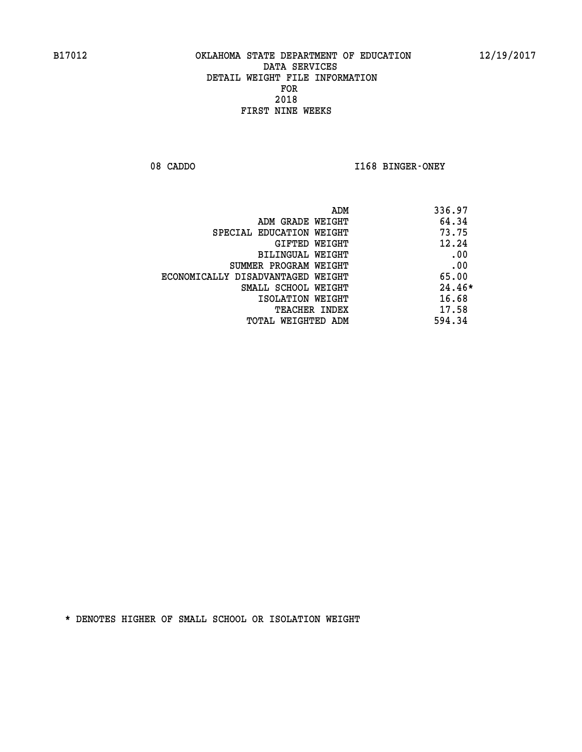B17012 OKLAHOMA STATE DEPARTMENT OF EDUCATION 12/19/2017

DATA SERVICES
DETAIL WEIGHT FILE INFORMATION
FOR
2018
FIRST NINE WEEKS

08 CADDO I168 BINGER-ONEY

| | |
|---|---|
| ADM | 336.97 |
| ADM GRADE WEIGHT | 64.34 |
| SPECIAL EDUCATION WEIGHT | 73.75 |
| GIFTED WEIGHT | 12.24 |
| BILINGUAL WEIGHT | .00 |
| SUMMER PROGRAM WEIGHT | .00 |
| ECONOMICALLY DISADVANTAGED WEIGHT | 65.00 |
| SMALL SCHOOL WEIGHT | 24.46* |
| ISOLATION WEIGHT | 16.68 |
| TEACHER INDEX | 17.58 |
| TOTAL WEIGHTED ADM | 594.34 |

* DENOTES HIGHER OF SMALL SCHOOL OR ISOLATION WEIGHT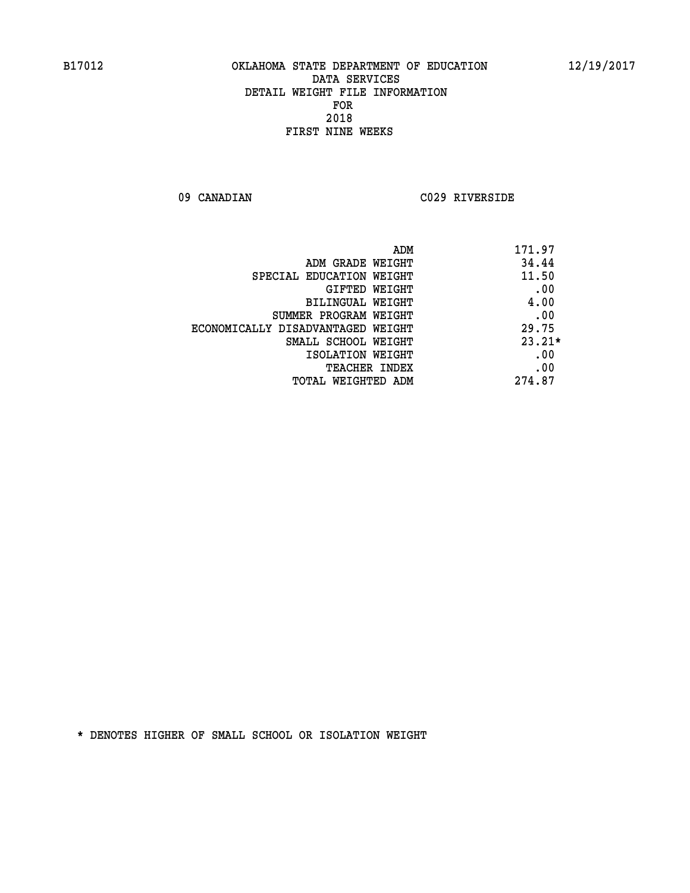B17012 OKLAHOMA STATE DEPARTMENT OF EDUCATION 12/19/2017

DATA SERVICES
DETAIL WEIGHT FILE INFORMATION
FOR
2018
FIRST NINE WEEKS

09 CANADIAN C029 RIVERSIDE

| | |
|---|---|
| ADM | 171.97 |
| ADM GRADE WEIGHT | 34.44 |
| SPECIAL EDUCATION WEIGHT | 11.50 |
| GIFTED WEIGHT | .00 |
| BILINGUAL WEIGHT | 4.00 |
| SUMMER PROGRAM WEIGHT | .00 |
| ECONOMICALLY DISADVANTAGED WEIGHT | 29.75 |
| SMALL SCHOOL WEIGHT | 23.21* |
| ISOLATION WEIGHT | .00 |
| TEACHER INDEX | .00 |
| TOTAL WEIGHTED ADM | 274.87 |

* DENOTES HIGHER OF SMALL SCHOOL OR ISOLATION WEIGHT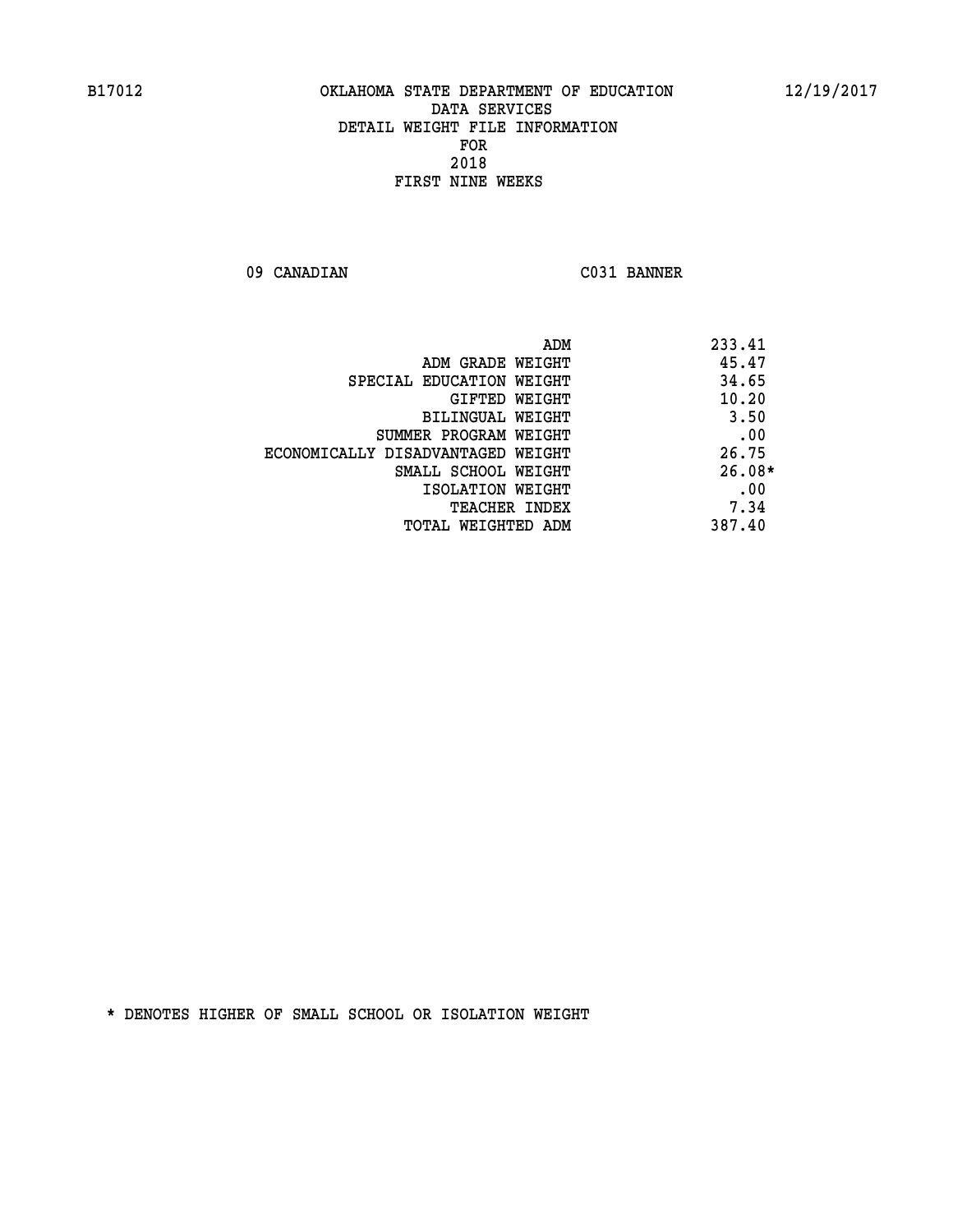B17012 OKLAHOMA STATE DEPARTMENT OF EDUCATION 12/19/2017

DATA SERVICES
DETAIL WEIGHT FILE INFORMATION
FOR
2018
FIRST NINE WEEKS

09 CANADIAN C031 BANNER

| | |
|---|---|
| ADM | 233.41 |
| ADM GRADE WEIGHT | 45.47 |
| SPECIAL EDUCATION WEIGHT | 34.65 |
| GIFTED WEIGHT | 10.20 |
| BILINGUAL WEIGHT | 3.50 |
| SUMMER PROGRAM WEIGHT | .00 |
| ECONOMICALLY DISADVANTAGED WEIGHT | 26.75 |
| SMALL SCHOOL WEIGHT | 26.08* |
| ISOLATION WEIGHT | .00 |
| TEACHER INDEX | 7.34 |
| TOTAL WEIGHTED ADM | 387.40 |

* DENOTES HIGHER OF SMALL SCHOOL OR ISOLATION WEIGHT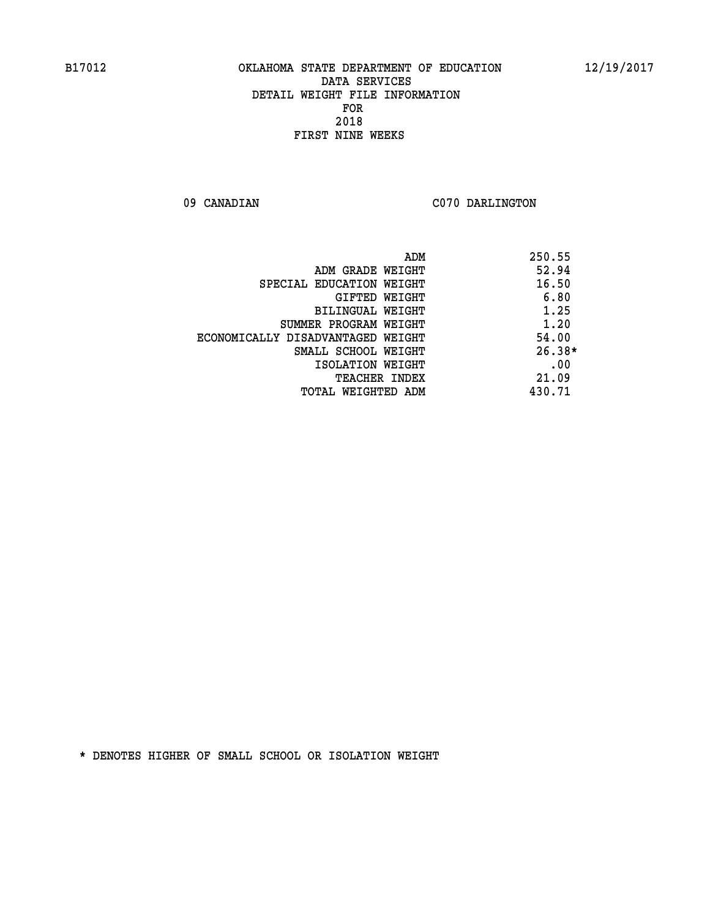B17012 OKLAHOMA STATE DEPARTMENT OF EDUCATION 12/19/2017

DATA SERVICES
DETAIL WEIGHT FILE INFORMATION
FOR
2018
FIRST NINE WEEKS

09 CANADIAN C070 DARLINGTON

| | |
|---|---|
| ADM | 250.55 |
| ADM GRADE WEIGHT | 52.94 |
| SPECIAL EDUCATION WEIGHT | 16.50 |
| GIFTED WEIGHT | 6.80 |
| BILINGUAL WEIGHT | 1.25 |
| SUMMER PROGRAM WEIGHT | 1.20 |
| ECONOMICALLY DISADVANTAGED WEIGHT | 54.00 |
| SMALL SCHOOL WEIGHT | 26.38* |
| ISOLATION WEIGHT | .00 |
| TEACHER INDEX | 21.09 |
| TOTAL WEIGHTED ADM | 430.71 |

* DENOTES HIGHER OF SMALL SCHOOL OR ISOLATION WEIGHT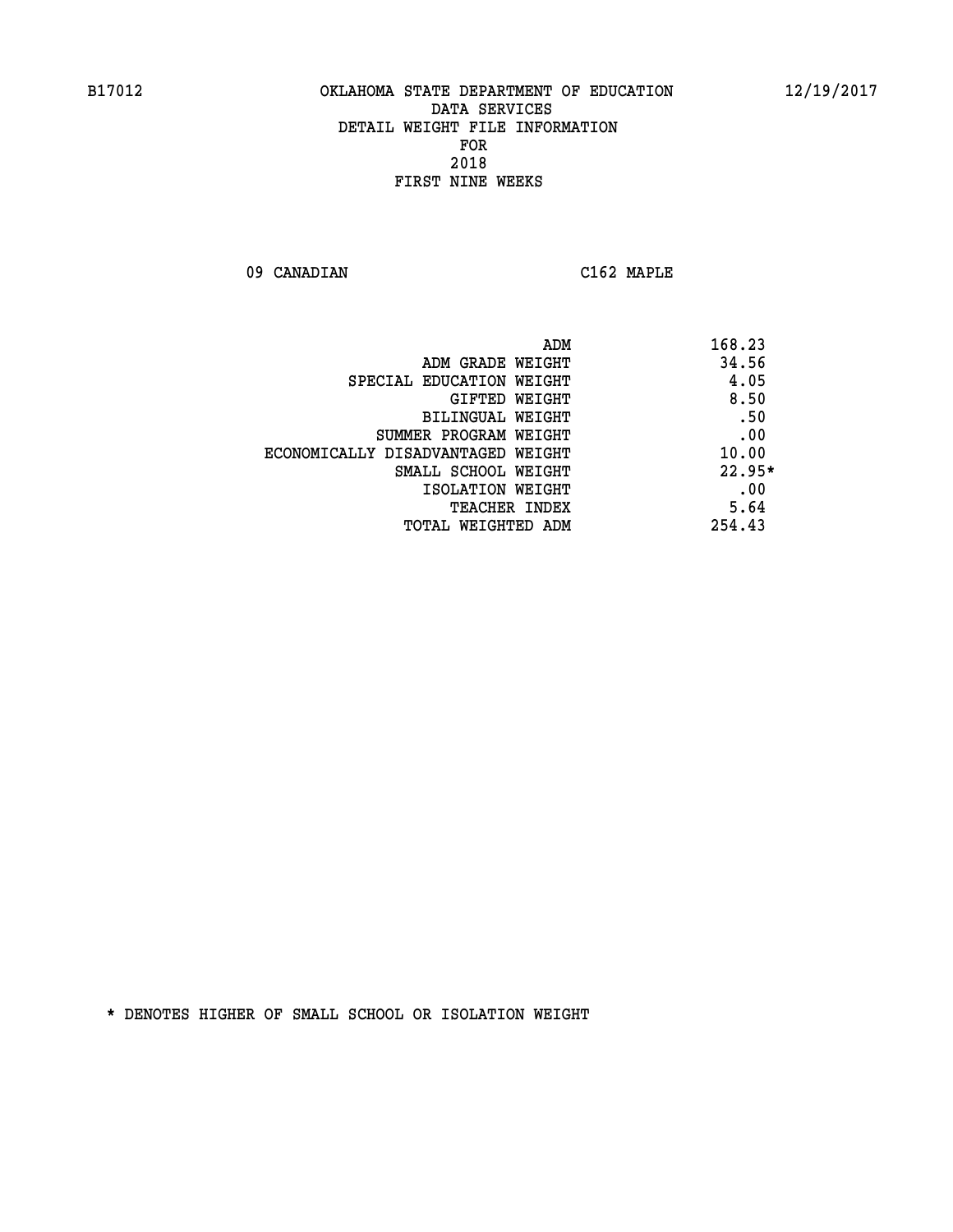B17012 OKLAHOMA STATE DEPARTMENT OF EDUCATION 12/19/2017

DATA SERVICES

DETAIL WEIGHT FILE INFORMATION

FOR

2018

FIRST NINE WEEKS

09 CANADIAN C162 MAPLE

| | |
|---|---|
| ADM | 168.23 |
| ADM GRADE WEIGHT | 34.56 |
| SPECIAL EDUCATION WEIGHT | 4.05 |
| GIFTED WEIGHT | 8.50 |
| BILINGUAL WEIGHT | .50 |
| SUMMER PROGRAM WEIGHT | .00 |
| ECONOMICALLY DISADVANTAGED WEIGHT | 10.00 |
| SMALL SCHOOL WEIGHT | 22.95* |
| ISOLATION WEIGHT | .00 |
| TEACHER INDEX | 5.64 |
| TOTAL WEIGHTED ADM | 254.43 |

* DENOTES HIGHER OF SMALL SCHOOL OR ISOLATION WEIGHT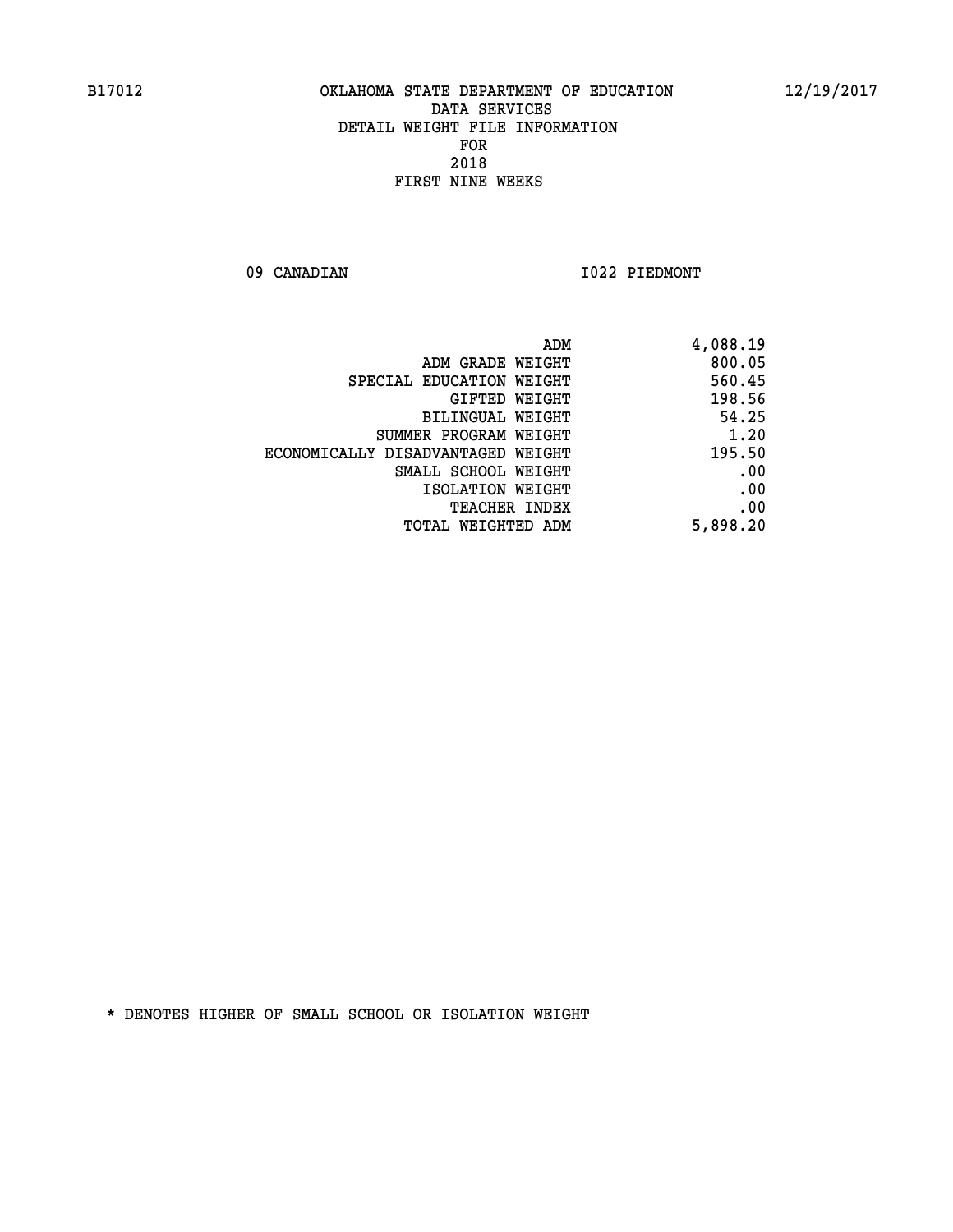B17012 OKLAHOMA STATE DEPARTMENT OF EDUCATION 12/19/2017

DATA SERVICES
DETAIL WEIGHT FILE INFORMATION
FOR
2018
FIRST NINE WEEKS

09 CANADIAN I022 PIEDMONT

| | |
|---|---|
| ADM | 4,088.19 |
| ADM GRADE WEIGHT | 800.05 |
| SPECIAL EDUCATION WEIGHT | 560.45 |
| GIFTED WEIGHT | 198.56 |
| BILINGUAL WEIGHT | 54.25 |
| SUMMER PROGRAM WEIGHT | 1.20 |
| ECONOMICALLY DISADVANTAGED WEIGHT | 195.50 |
| SMALL SCHOOL WEIGHT | .00 |
| ISOLATION WEIGHT | .00 |
| TEACHER INDEX | .00 |
| TOTAL WEIGHTED ADM | 5,898.20 |

* DENOTES HIGHER OF SMALL SCHOOL OR ISOLATION WEIGHT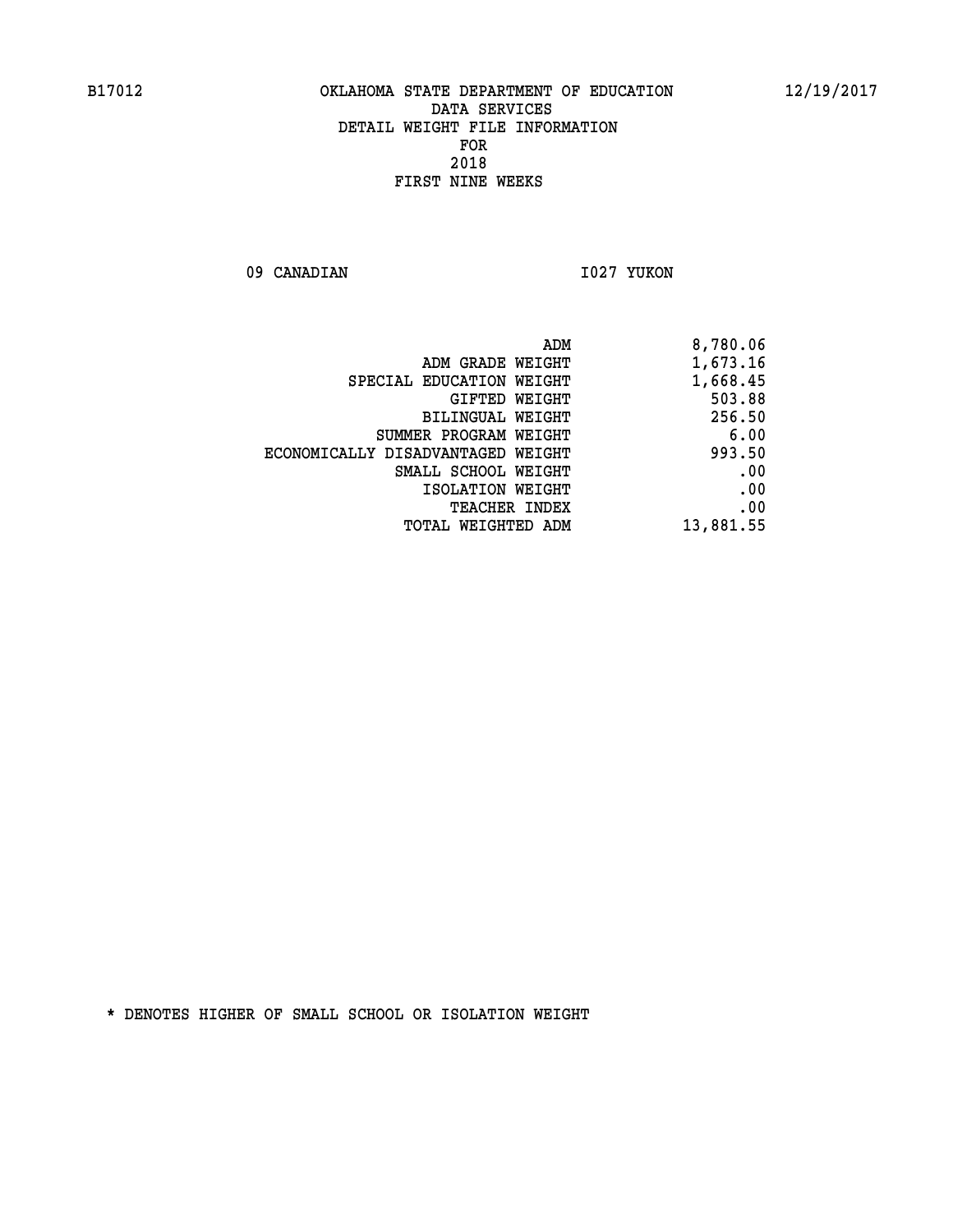B17012 OKLAHOMA STATE DEPARTMENT OF EDUCATION 12/19/2017

DATA SERVICES
DETAIL WEIGHT FILE INFORMATION
FOR
2018
FIRST NINE WEEKS

09 CANADIAN I027 YUKON

| | |
|---|---|
| ADM | 8,780.06 |
| ADM GRADE WEIGHT | 1,673.16 |
| SPECIAL EDUCATION WEIGHT | 1,668.45 |
| GIFTED WEIGHT | 503.88 |
| BILINGUAL WEIGHT | 256.50 |
| SUMMER PROGRAM WEIGHT | 6.00 |
| ECONOMICALLY DISADVANTAGED WEIGHT | 993.50 |
| SMALL SCHOOL WEIGHT | .00 |
| ISOLATION WEIGHT | .00 |
| TEACHER INDEX | .00 |
| TOTAL WEIGHTED ADM | 13,881.55 |

* DENOTES HIGHER OF SMALL SCHOOL OR ISOLATION WEIGHT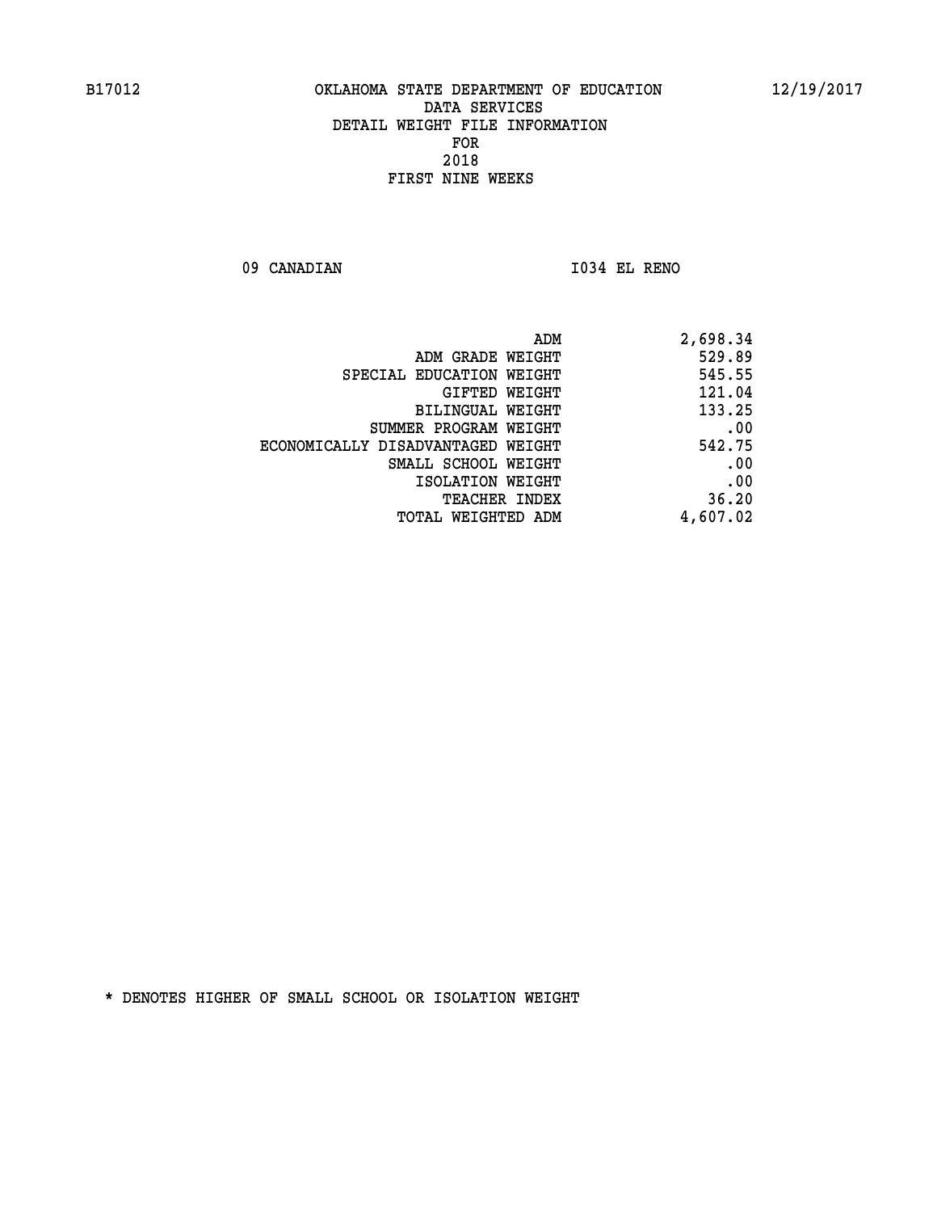B17012 OKLAHOMA STATE DEPARTMENT OF EDUCATION 12/19/2017

DATA SERVICES
DETAIL WEIGHT FILE INFORMATION
FOR
2018
FIRST NINE WEEKS

09 CANADIAN I034 EL RENO

| | |
|---|---|
| ADM | 2,698.34 |
| ADM GRADE WEIGHT | 529.89 |
| SPECIAL EDUCATION WEIGHT | 545.55 |
| GIFTED WEIGHT | 121.04 |
| BILINGUAL WEIGHT | 133.25 |
| SUMMER PROGRAM WEIGHT | .00 |
| ECONOMICALLY DISADVANTAGED WEIGHT | 542.75 |
| SMALL SCHOOL WEIGHT | .00 |
| ISOLATION WEIGHT | .00 |
| TEACHER INDEX | 36.20 |
| TOTAL WEIGHTED ADM | 4,607.02 |

* DENOTES HIGHER OF SMALL SCHOOL OR ISOLATION WEIGHT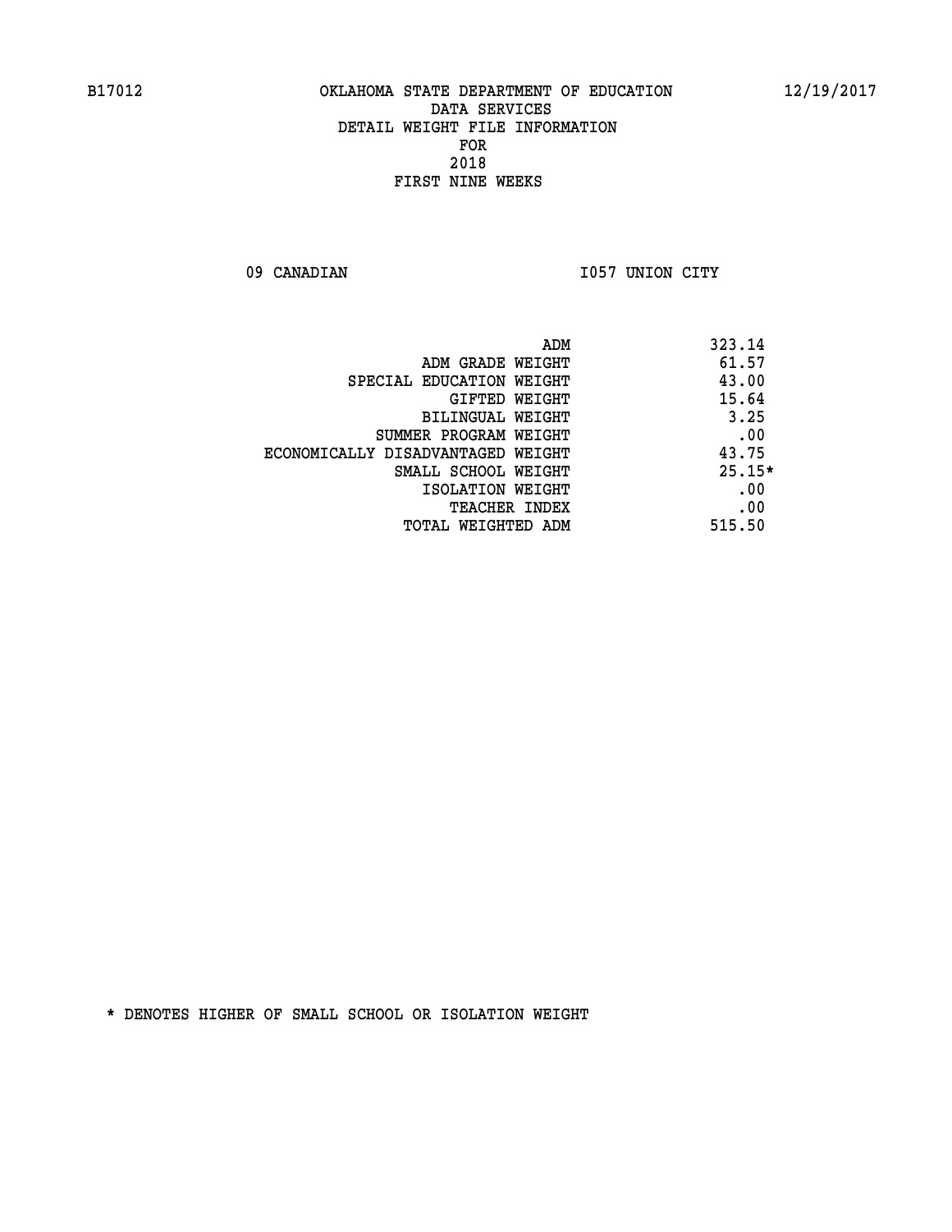OKLAHOMA STATE DEPARTMENT OF EDUCATION
DATA SERVICES
DETAIL WEIGHT FILE INFORMATION
FOR
2018
FIRST NINE WEEKS

09 CANADIAN — I057 UNION CITY

| Item | Value |
|---|---|
| ADM | 323.14 |
| ADM GRADE WEIGHT | 61.57 |
| SPECIAL EDUCATION WEIGHT | 43.00 |
| GIFTED WEIGHT | 15.64 |
| BILINGUAL WEIGHT | 3.25 |
| SUMMER PROGRAM WEIGHT | .00 |
| ECONOMICALLY DISADVANTAGED WEIGHT | 43.75 |
| SMALL SCHOOL WEIGHT | 25.15* |
| ISOLATION WEIGHT | .00 |
| TEACHER INDEX | .00 |
| TOTAL WEIGHTED ADM | 515.50 |

* DENOTES HIGHER OF SMALL SCHOOL OR ISOLATION WEIGHT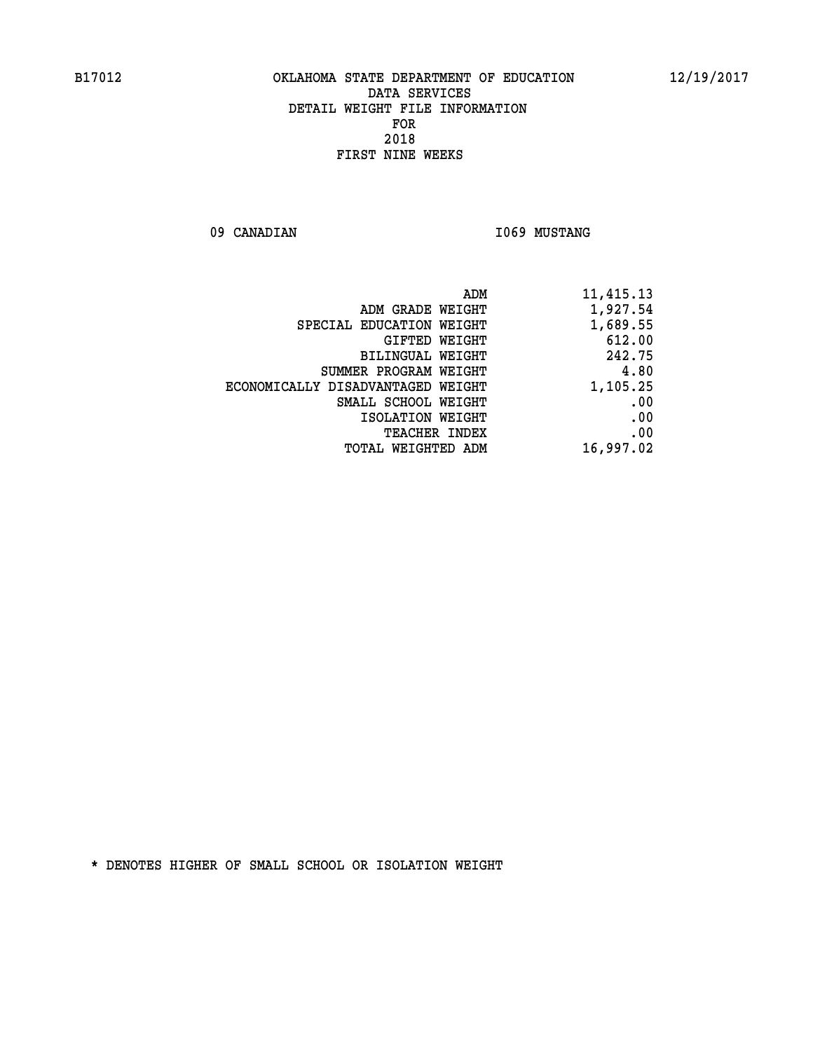B17012 OKLAHOMA STATE DEPARTMENT OF EDUCATION 12/19/2017

DATA SERVICES
DETAIL WEIGHT FILE INFORMATION
FOR
2018
FIRST NINE WEEKS

09 CANADIAN I069 MUSTANG

| | |
|---|---|
| ADM | 11,415.13 |
| ADM GRADE WEIGHT | 1,927.54 |
| SPECIAL EDUCATION WEIGHT | 1,689.55 |
| GIFTED WEIGHT | 612.00 |
| BILINGUAL WEIGHT | 242.75 |
| SUMMER PROGRAM WEIGHT | 4.80 |
| ECONOMICALLY DISADVANTAGED WEIGHT | 1,105.25 |
| SMALL SCHOOL WEIGHT | .00 |
| ISOLATION WEIGHT | .00 |
| TEACHER INDEX | .00 |
| TOTAL WEIGHTED ADM | 16,997.02 |

* DENOTES HIGHER OF SMALL SCHOOL OR ISOLATION WEIGHT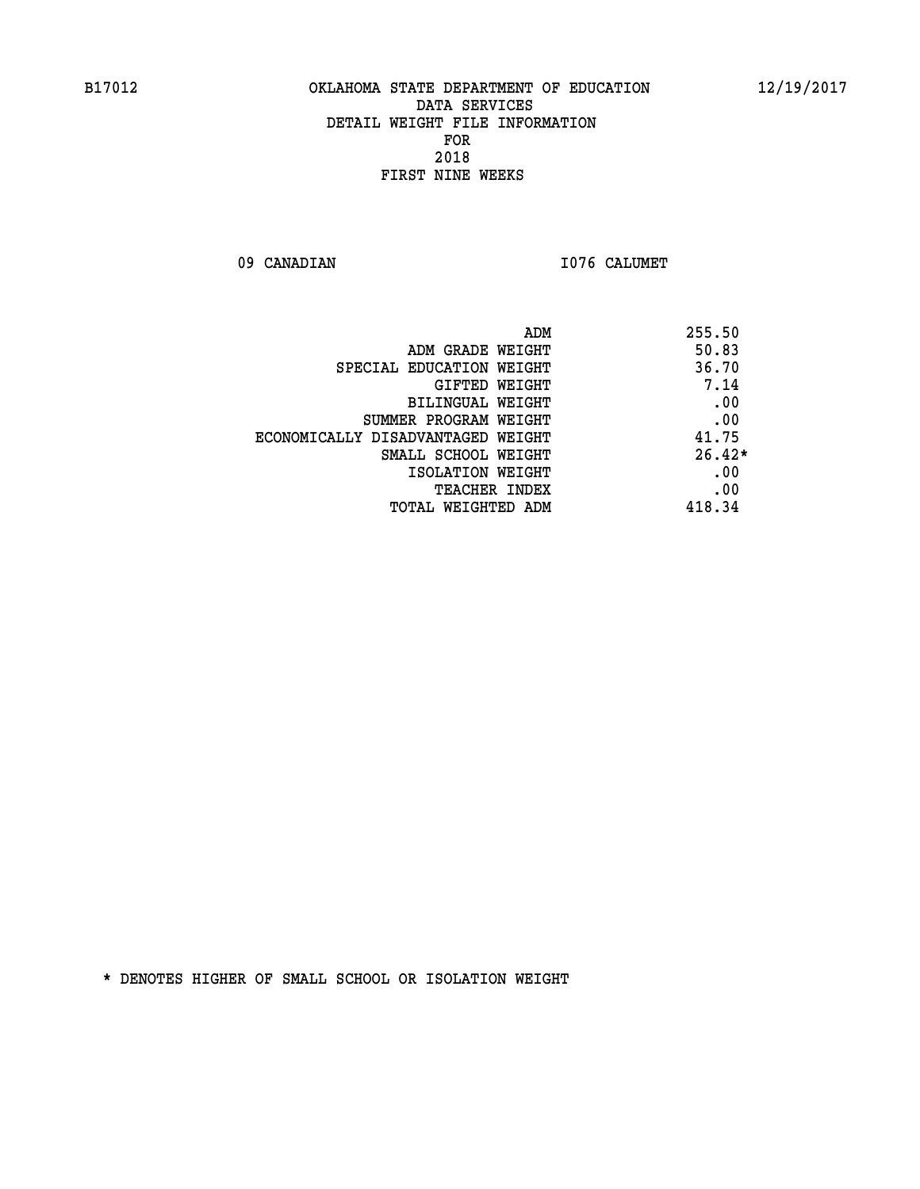B17012 OKLAHOMA STATE DEPARTMENT OF EDUCATION 12/19/2017

DATA SERVICES
DETAIL WEIGHT FILE INFORMATION
FOR
2018
FIRST NINE WEEKS

09 CANADIAN I076 CALUMET

| | |
|---|---|
| ADM | 255.50 |
| ADM GRADE WEIGHT | 50.83 |
| SPECIAL EDUCATION WEIGHT | 36.70 |
| GIFTED WEIGHT | 7.14 |
| BILINGUAL WEIGHT | .00 |
| SUMMER PROGRAM WEIGHT | .00 |
| ECONOMICALLY DISADVANTAGED WEIGHT | 41.75 |
| SMALL SCHOOL WEIGHT | 26.42* |
| ISOLATION WEIGHT | .00 |
| TEACHER INDEX | .00 |
| TOTAL WEIGHTED ADM | 418.34 |

* DENOTES HIGHER OF SMALL SCHOOL OR ISOLATION WEIGHT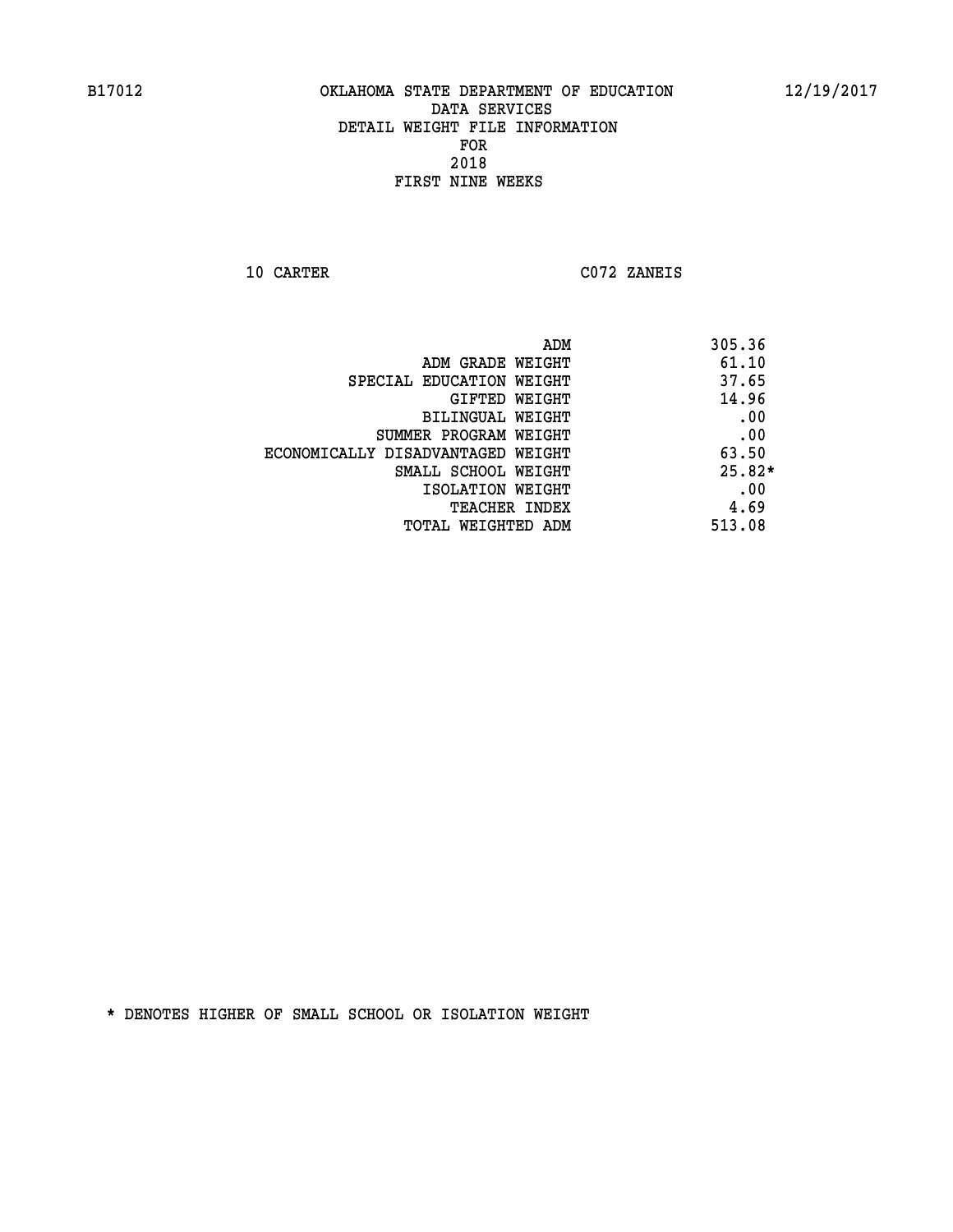B17012 OKLAHOMA STATE DEPARTMENT OF EDUCATION 12/19/2017

DATA SERVICES
DETAIL WEIGHT FILE INFORMATION
FOR
2018
FIRST NINE WEEKS

10 CARTER C072 ZANEIS

| | |
|---|---|
| ADM | 305.36 |
| ADM GRADE WEIGHT | 61.10 |
| SPECIAL EDUCATION WEIGHT | 37.65 |
| GIFTED WEIGHT | 14.96 |
| BILINGUAL WEIGHT | .00 |
| SUMMER PROGRAM WEIGHT | .00 |
| ECONOMICALLY DISADVANTAGED WEIGHT | 63.50 |
| SMALL SCHOOL WEIGHT | 25.82* |
| ISOLATION WEIGHT | .00 |
| TEACHER INDEX | 4.69 |
| TOTAL WEIGHTED ADM | 513.08 |

* DENOTES HIGHER OF SMALL SCHOOL OR ISOLATION WEIGHT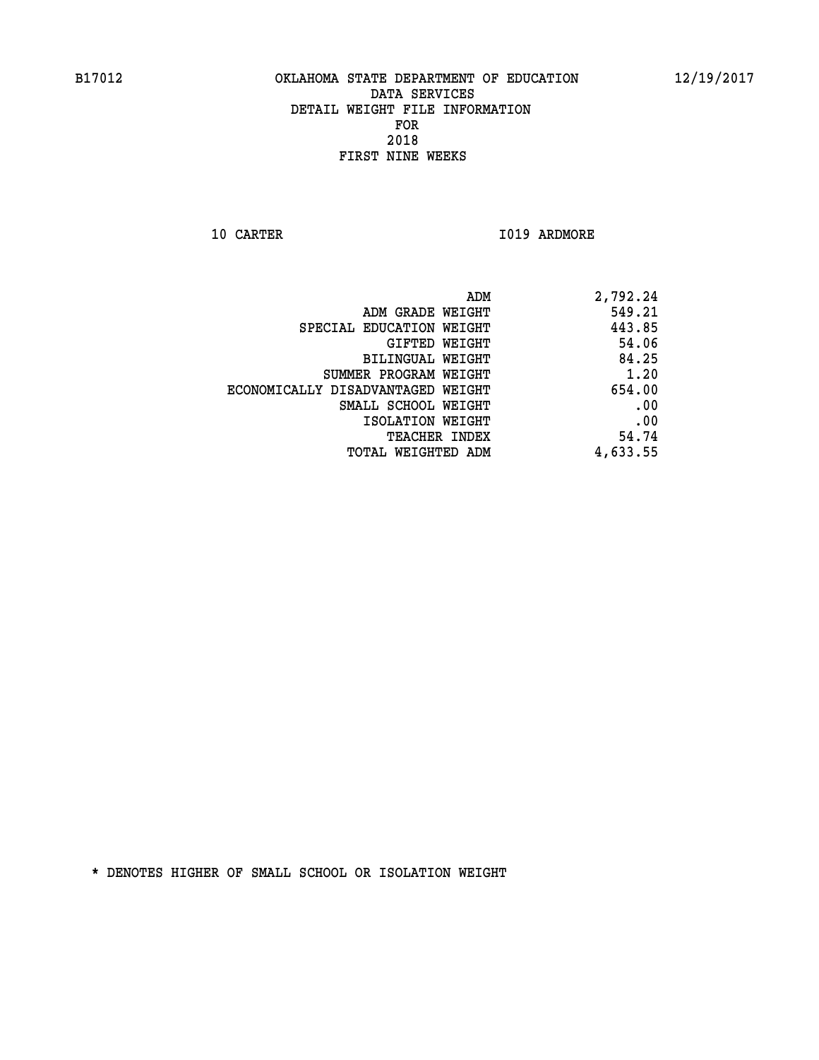B17012 OKLAHOMA STATE DEPARTMENT OF EDUCATION 12/19/2017

DATA SERVICES
DETAIL WEIGHT FILE INFORMATION
FOR
2018
FIRST NINE WEEKS

10 CARTER I019 ARDMORE

| | |
|---|---|
| ADM | 2,792.24 |
| ADM GRADE WEIGHT | 549.21 |
| SPECIAL EDUCATION WEIGHT | 443.85 |
| GIFTED WEIGHT | 54.06 |
| BILINGUAL WEIGHT | 84.25 |
| SUMMER PROGRAM WEIGHT | 1.20 |
| ECONOMICALLY DISADVANTAGED WEIGHT | 654.00 |
| SMALL SCHOOL WEIGHT | .00 |
| ISOLATION WEIGHT | .00 |
| TEACHER INDEX | 54.74 |
| TOTAL WEIGHTED ADM | 4,633.55 |

* DENOTES HIGHER OF SMALL SCHOOL OR ISOLATION WEIGHT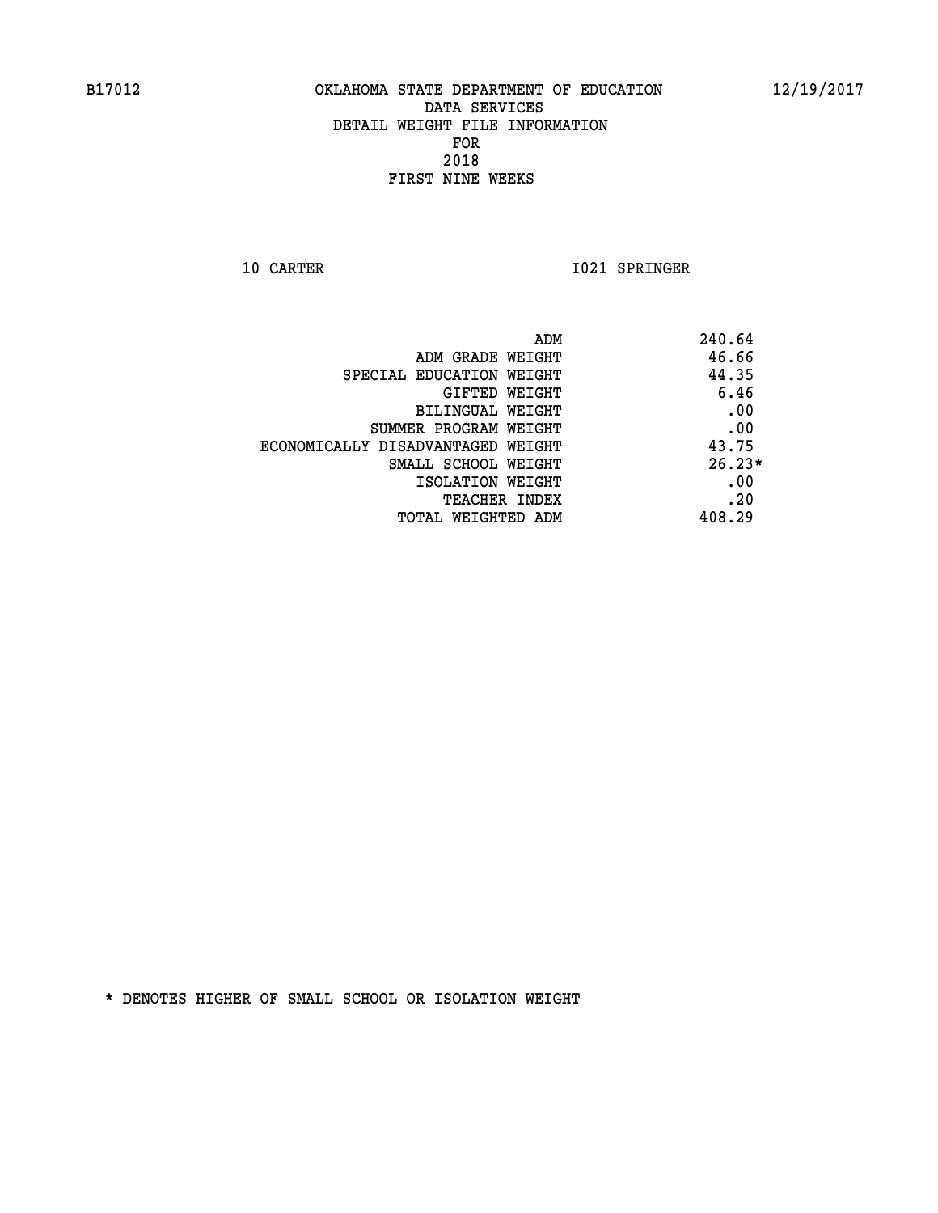B17012 OKLAHOMA STATE DEPARTMENT OF EDUCATION 12/19/2017

DATA SERVICES
DETAIL WEIGHT FILE INFORMATION
FOR
2018
FIRST NINE WEEKS

10 CARTER I021 SPRINGER

| | |
|---|---|
| ADM | 240.64 |
| ADM GRADE WEIGHT | 46.66 |
| SPECIAL EDUCATION WEIGHT | 44.35 |
| GIFTED WEIGHT | 6.46 |
| BILINGUAL WEIGHT | .00 |
| SUMMER PROGRAM WEIGHT | .00 |
| ECONOMICALLY DISADVANTAGED WEIGHT | 43.75 |
| SMALL SCHOOL WEIGHT | 26.23* |
| ISOLATION WEIGHT | .00 |
| TEACHER INDEX | .20 |
| TOTAL WEIGHTED ADM | 408.29 |

* DENOTES HIGHER OF SMALL SCHOOL OR ISOLATION WEIGHT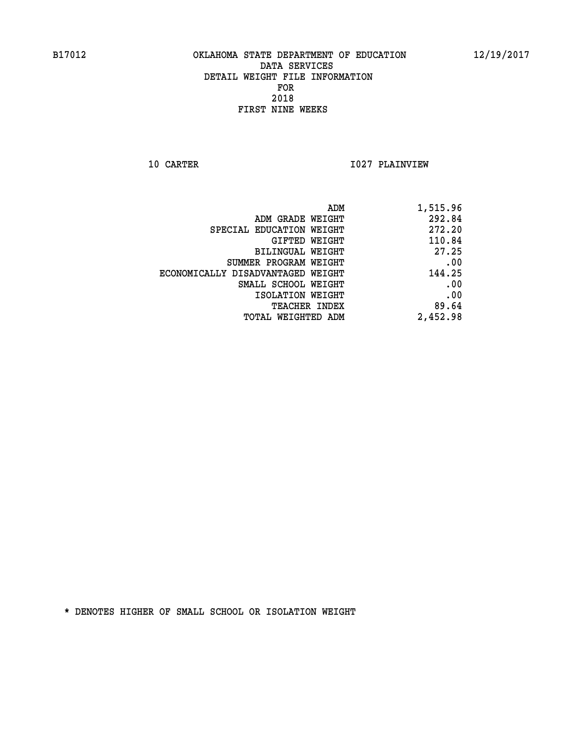B17012 OKLAHOMA STATE DEPARTMENT OF EDUCATION 12/19/2017

DATA SERVICES
DETAIL WEIGHT FILE INFORMATION
FOR
2018
FIRST NINE WEEKS

10 CARTER I027 PLAINVIEW

| | |
|---|---|
| ADM | 1,515.96 |
| ADM GRADE WEIGHT | 292.84 |
| SPECIAL EDUCATION WEIGHT | 272.20 |
| GIFTED WEIGHT | 110.84 |
| BILINGUAL WEIGHT | 27.25 |
| SUMMER PROGRAM WEIGHT | .00 |
| ECONOMICALLY DISADVANTAGED WEIGHT | 144.25 |
| SMALL SCHOOL WEIGHT | .00 |
| ISOLATION WEIGHT | .00 |
| TEACHER INDEX | 89.64 |
| TOTAL WEIGHTED ADM | 2,452.98 |

* DENOTES HIGHER OF SMALL SCHOOL OR ISOLATION WEIGHT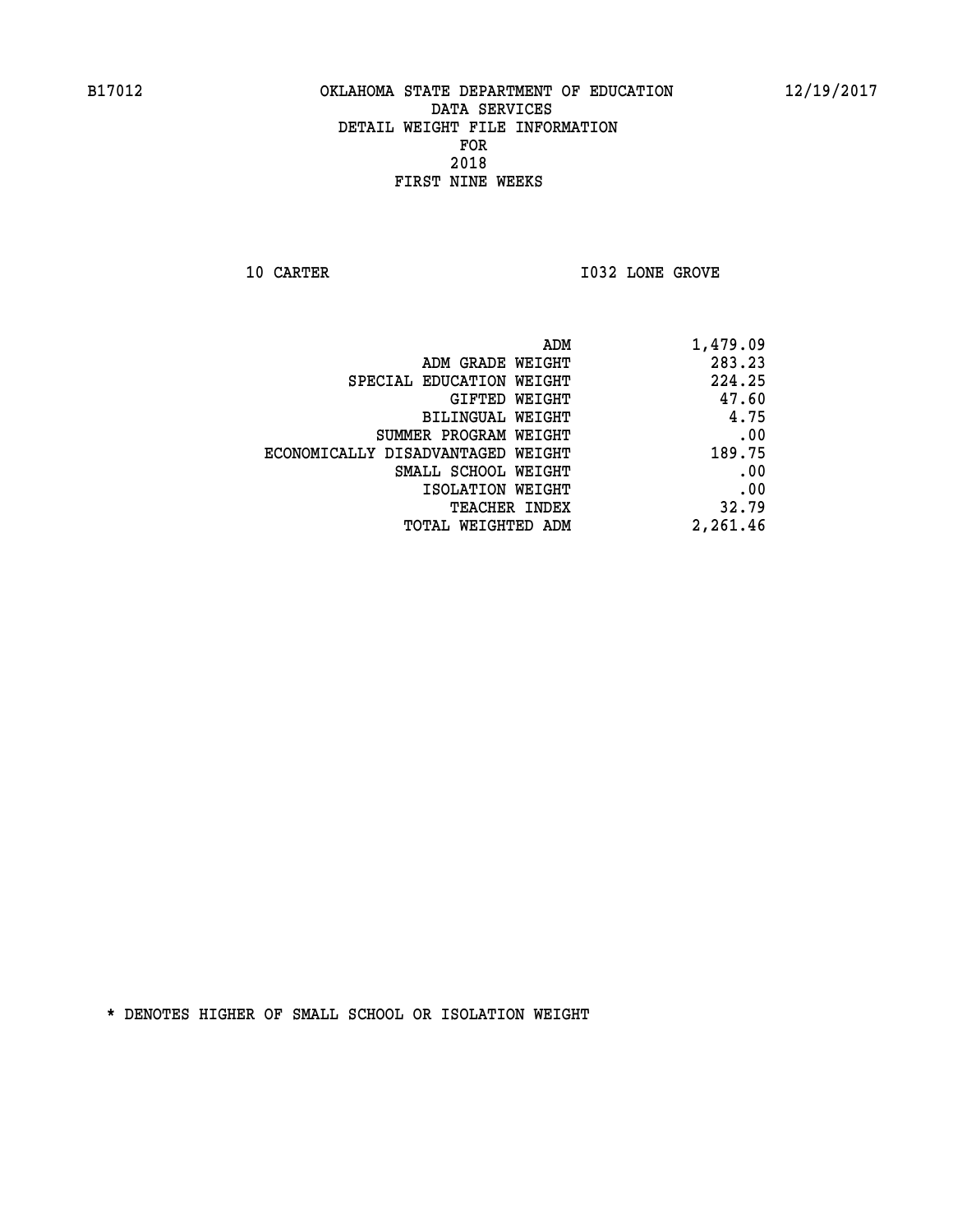OKLAHOMA STATE DEPARTMENT OF EDUCATION
DATA SERVICES
DETAIL WEIGHT FILE INFORMATION
FOR
2018
FIRST NINE WEEKS

10 CARTER    I032 LONE GROVE

| | |
|---|---|
| ADM | 1,479.09 |
| ADM GRADE WEIGHT | 283.23 |
| SPECIAL EDUCATION WEIGHT | 224.25 |
| GIFTED WEIGHT | 47.60 |
| BILINGUAL WEIGHT | 4.75 |
| SUMMER PROGRAM WEIGHT | .00 |
| ECONOMICALLY DISADVANTAGED WEIGHT | 189.75 |
| SMALL SCHOOL WEIGHT | .00 |
| ISOLATION WEIGHT | .00 |
| TEACHER INDEX | 32.79 |
| TOTAL WEIGHTED ADM | 2,261.46 |

* DENOTES HIGHER OF SMALL SCHOOL OR ISOLATION WEIGHT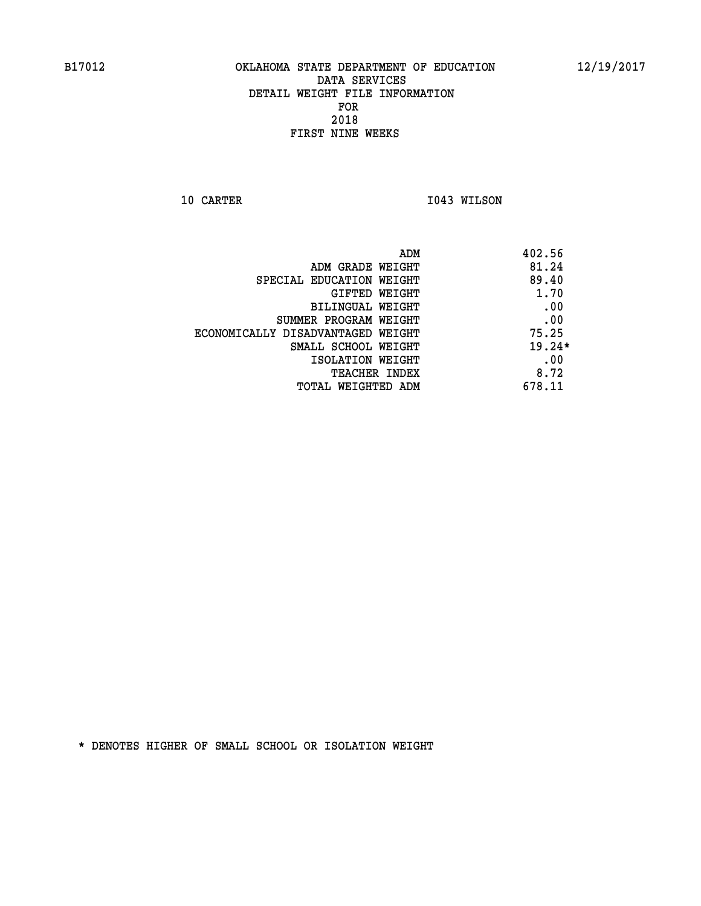B17012 OKLAHOMA STATE DEPARTMENT OF EDUCATION 12/19/2017

DATA SERVICES
DETAIL WEIGHT FILE INFORMATION
FOR
2018
FIRST NINE WEEKS

10 CARTER I043 WILSON

| | |
|---|---|
| ADM | 402.56 |
| ADM GRADE WEIGHT | 81.24 |
| SPECIAL EDUCATION WEIGHT | 89.40 |
| GIFTED WEIGHT | 1.70 |
| BILINGUAL WEIGHT | .00 |
| SUMMER PROGRAM WEIGHT | .00 |
| ECONOMICALLY DISADVANTAGED WEIGHT | 75.25 |
| SMALL SCHOOL WEIGHT | 19.24* |
| ISOLATION WEIGHT | .00 |
| TEACHER INDEX | 8.72 |
| TOTAL WEIGHTED ADM | 678.11 |

* DENOTES HIGHER OF SMALL SCHOOL OR ISOLATION WEIGHT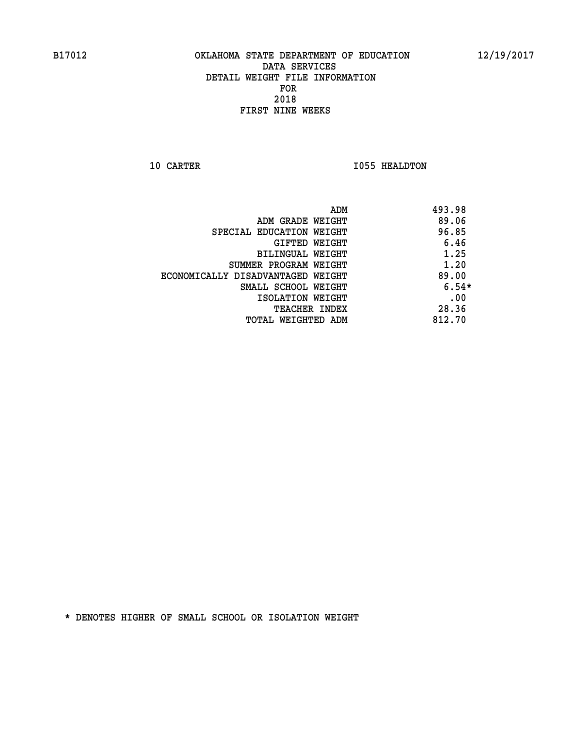B17012 OKLAHOMA STATE DEPARTMENT OF EDUCATION 12/19/2017

DATA SERVICES
DETAIL WEIGHT FILE INFORMATION
FOR
2018
FIRST NINE WEEKS

10 CARTER I055 HEALDTON

| | |
|---|---|
| ADM | 493.98 |
| ADM GRADE WEIGHT | 89.06 |
| SPECIAL EDUCATION WEIGHT | 96.85 |
| GIFTED WEIGHT | 6.46 |
| BILINGUAL WEIGHT | 1.25 |
| SUMMER PROGRAM WEIGHT | 1.20 |
| ECONOMICALLY DISADVANTAGED WEIGHT | 89.00 |
| SMALL SCHOOL WEIGHT | 6.54* |
| ISOLATION WEIGHT | .00 |
| TEACHER INDEX | 28.36 |
| TOTAL WEIGHTED ADM | 812.70 |

* DENOTES HIGHER OF SMALL SCHOOL OR ISOLATION WEIGHT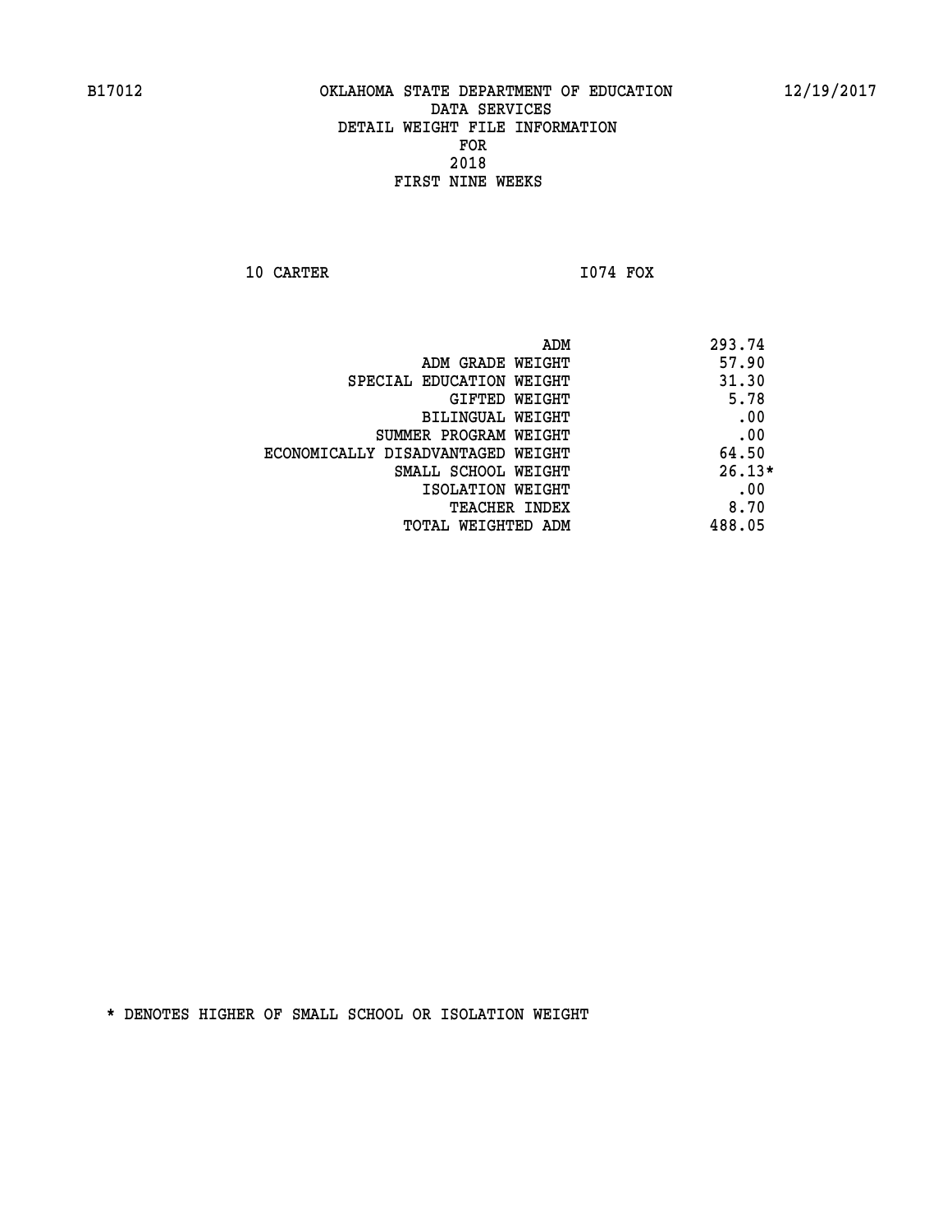# OKLAHOMA STATE DEPARTMENT OF EDUCATION
## DATA SERVICES
## DETAIL WEIGHT FILE INFORMATION
## FOR
## 2018
## FIRST NINE WEEKS

10 CARTER I074 FOX

| | |
|---|---|
| ADM | 293.74 |
| ADM GRADE WEIGHT | 57.90 |
| SPECIAL EDUCATION WEIGHT | 31.30 |
| GIFTED WEIGHT | 5.78 |
| BILINGUAL WEIGHT | .00 |
| SUMMER PROGRAM WEIGHT | .00 |
| ECONOMICALLY DISADVANTAGED WEIGHT | 64.50 |
| SMALL SCHOOL WEIGHT | 26.13* |
| ISOLATION WEIGHT | .00 |
| TEACHER INDEX | 8.70 |
| TOTAL WEIGHTED ADM | 488.05 |

* DENOTES HIGHER OF SMALL SCHOOL OR ISOLATION WEIGHT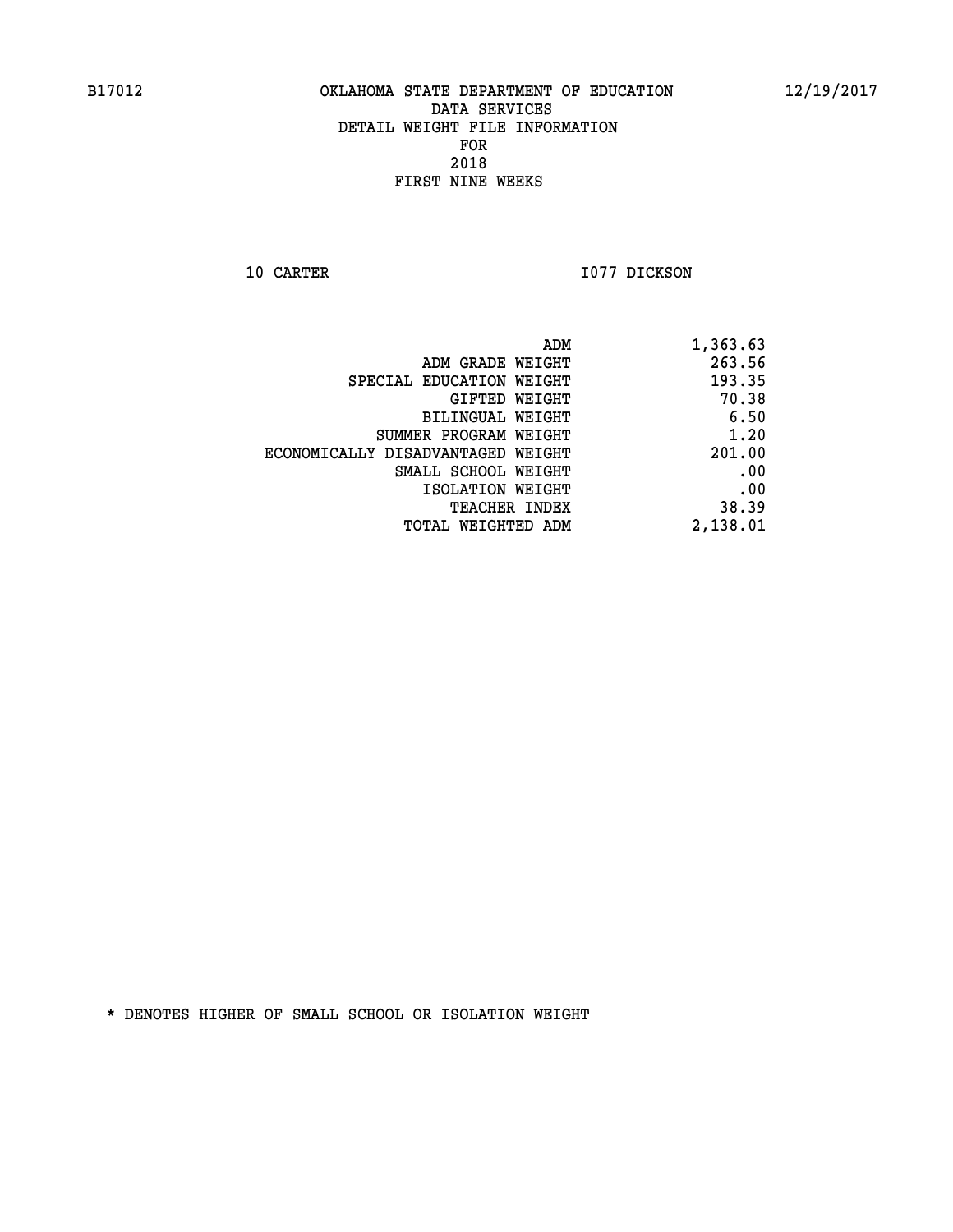B17012 OKLAHOMA STATE DEPARTMENT OF EDUCATION 12/19/2017

DATA SERVICES
DETAIL WEIGHT FILE INFORMATION
FOR
2018
FIRST NINE WEEKS

10 CARTER I077 DICKSON

| | |
|---|---|
| ADM | 1,363.63 |
| ADM GRADE WEIGHT | 263.56 |
| SPECIAL EDUCATION WEIGHT | 193.35 |
| GIFTED WEIGHT | 70.38 |
| BILINGUAL WEIGHT | 6.50 |
| SUMMER PROGRAM WEIGHT | 1.20 |
| ECONOMICALLY DISADVANTAGED WEIGHT | 201.00 |
| SMALL SCHOOL WEIGHT | .00 |
| ISOLATION WEIGHT | .00 |
| TEACHER INDEX | 38.39 |
| TOTAL WEIGHTED ADM | 2,138.01 |

* DENOTES HIGHER OF SMALL SCHOOL OR ISOLATION WEIGHT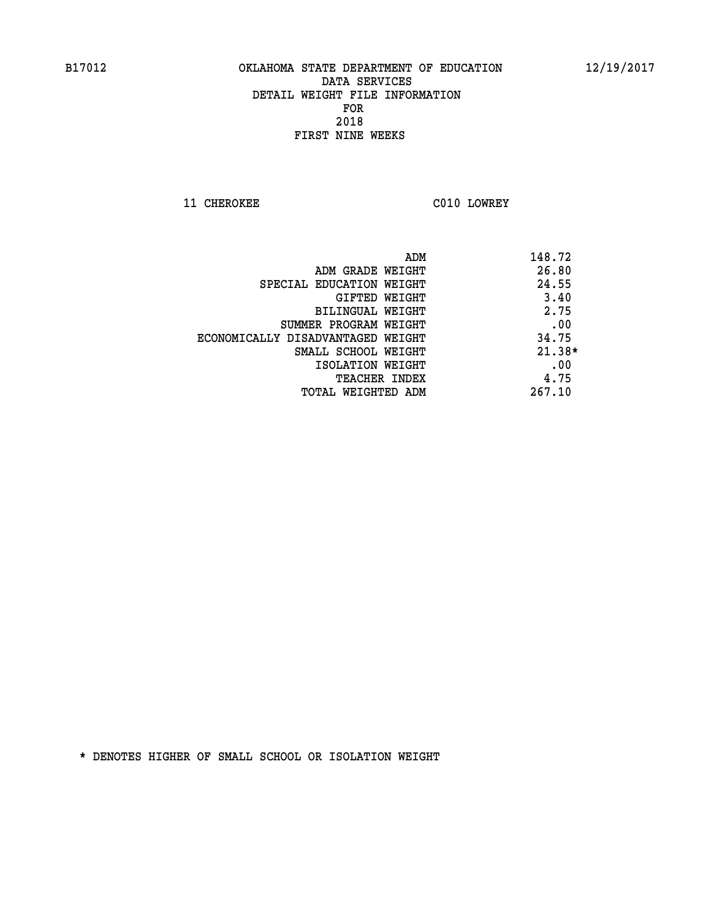B17012 OKLAHOMA STATE DEPARTMENT OF EDUCATION 12/19/2017

DATA SERVICES
DETAIL WEIGHT FILE INFORMATION
FOR
2018
FIRST NINE WEEKS

11 CHEROKEE C010 LOWREY

| | |
|---|---|
| ADM | 148.72 |
| ADM GRADE WEIGHT | 26.80 |
| SPECIAL EDUCATION WEIGHT | 24.55 |
| GIFTED WEIGHT | 3.40 |
| BILINGUAL WEIGHT | 2.75 |
| SUMMER PROGRAM WEIGHT | .00 |
| ECONOMICALLY DISADVANTAGED WEIGHT | 34.75 |
| SMALL SCHOOL WEIGHT | 21.38* |
| ISOLATION WEIGHT | .00 |
| TEACHER INDEX | 4.75 |
| TOTAL WEIGHTED ADM | 267.10 |

* DENOTES HIGHER OF SMALL SCHOOL OR ISOLATION WEIGHT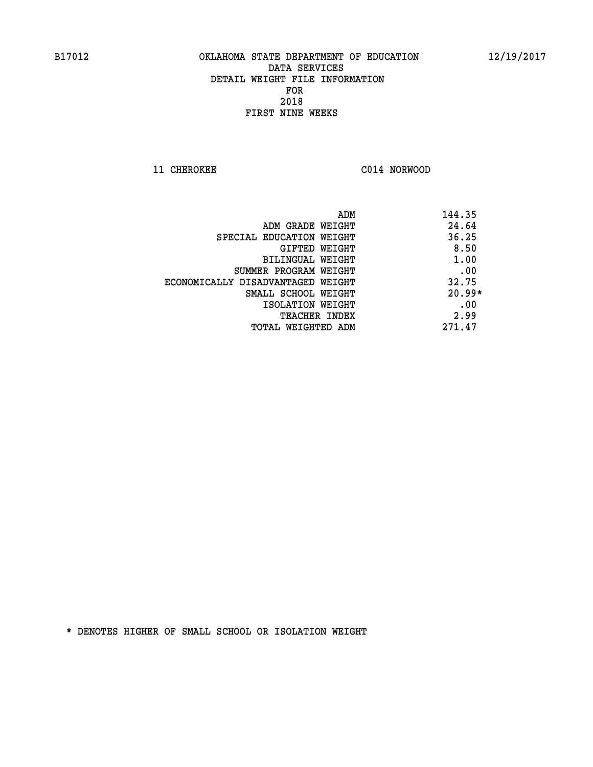B17012 OKLAHOMA STATE DEPARTMENT OF EDUCATION 12/19/2017

DATA SERVICES
DETAIL WEIGHT FILE INFORMATION
FOR
2018
FIRST NINE WEEKS

11 CHEROKEE C014 NORWOOD

| | |
|---|---|
| ADM | 144.35 |
| ADM GRADE WEIGHT | 24.64 |
| SPECIAL EDUCATION WEIGHT | 36.25 |
| GIFTED WEIGHT | 8.50 |
| BILINGUAL WEIGHT | 1.00 |
| SUMMER PROGRAM WEIGHT | .00 |
| ECONOMICALLY DISADVANTAGED WEIGHT | 32.75 |
| SMALL SCHOOL WEIGHT | 20.99* |
| ISOLATION WEIGHT | .00 |
| TEACHER INDEX | 2.99 |
| TOTAL WEIGHTED ADM | 271.47 |

* DENOTES HIGHER OF SMALL SCHOOL OR ISOLATION WEIGHT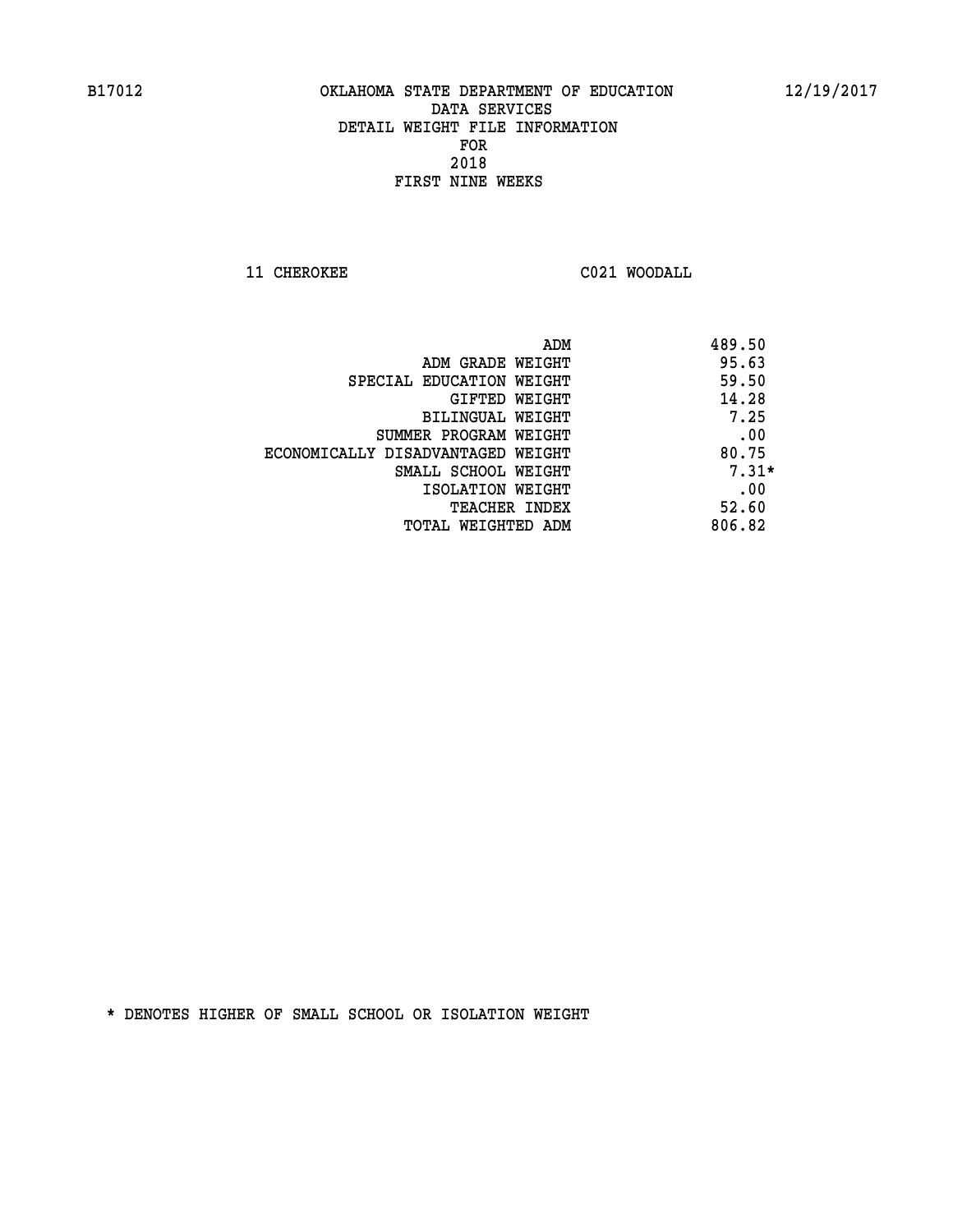B17012 OKLAHOMA STATE DEPARTMENT OF EDUCATION 12/19/2017
DATA SERVICES
DETAIL WEIGHT FILE INFORMATION
FOR
2018
FIRST NINE WEEKS

11 CHEROKEE C021 WOODALL

| | |
|---|---|
| ADM | 489.50 |
| ADM GRADE WEIGHT | 95.63 |
| SPECIAL EDUCATION WEIGHT | 59.50 |
| GIFTED WEIGHT | 14.28 |
| BILINGUAL WEIGHT | 7.25 |
| SUMMER PROGRAM WEIGHT | .00 |
| ECONOMICALLY DISADVANTAGED WEIGHT | 80.75 |
| SMALL SCHOOL WEIGHT | 7.31* |
| ISOLATION WEIGHT | .00 |
| TEACHER INDEX | 52.60 |
| TOTAL WEIGHTED ADM | 806.82 |

* DENOTES HIGHER OF SMALL SCHOOL OR ISOLATION WEIGHT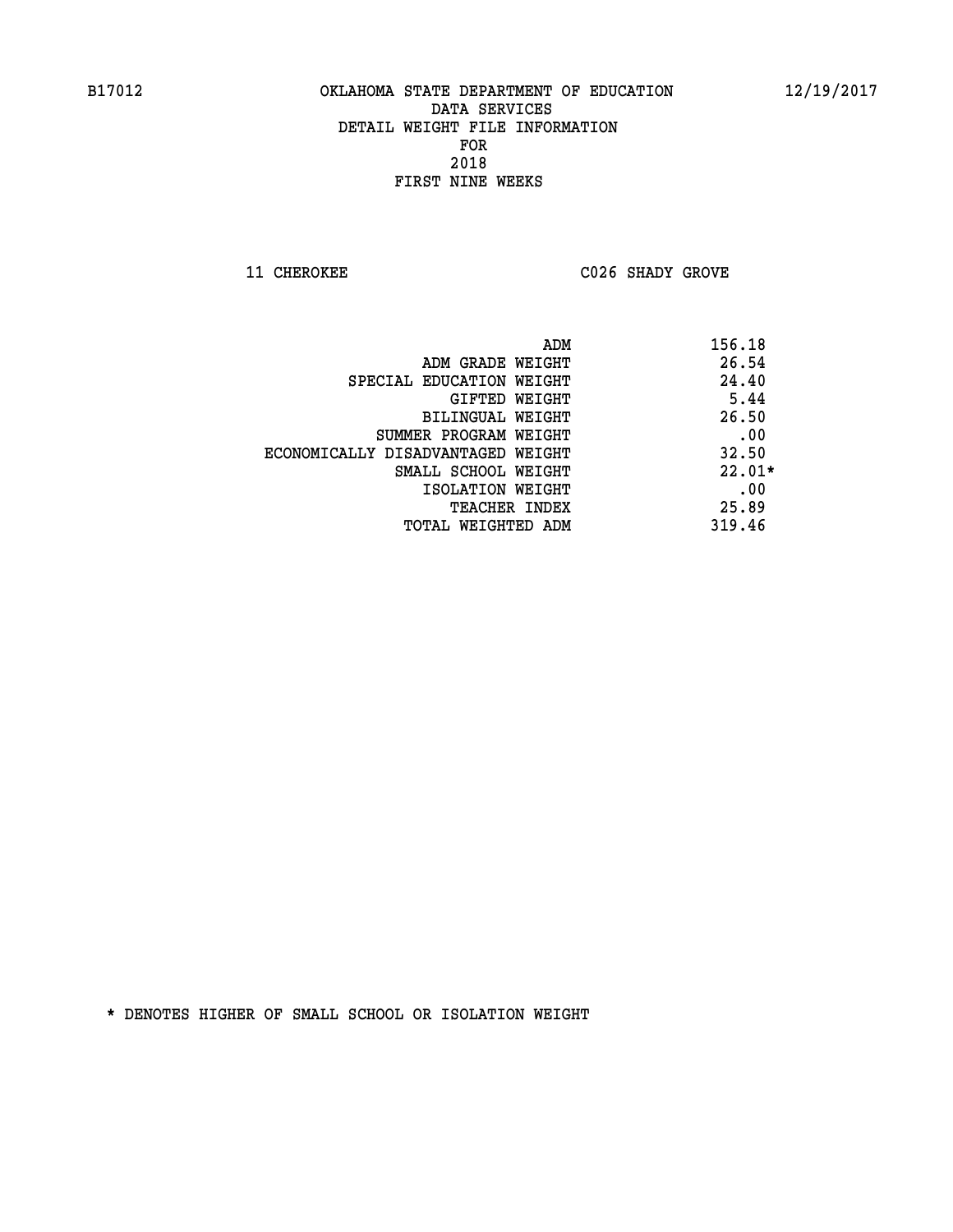B17012 OKLAHOMA STATE DEPARTMENT OF EDUCATION 12/19/2017

DATA SERVICES
DETAIL WEIGHT FILE INFORMATION
FOR
2018
FIRST NINE WEEKS

11 CHEROKEE C026 SHADY GROVE

| | |
|---|---|
| ADM | 156.18 |
| ADM GRADE WEIGHT | 26.54 |
| SPECIAL EDUCATION WEIGHT | 24.40 |
| GIFTED WEIGHT | 5.44 |
| BILINGUAL WEIGHT | 26.50 |
| SUMMER PROGRAM WEIGHT | .00 |
| ECONOMICALLY DISADVANTAGED WEIGHT | 32.50 |
| SMALL SCHOOL WEIGHT | 22.01* |
| ISOLATION WEIGHT | .00 |
| TEACHER INDEX | 25.89 |
| TOTAL WEIGHTED ADM | 319.46 |

* DENOTES HIGHER OF SMALL SCHOOL OR ISOLATION WEIGHT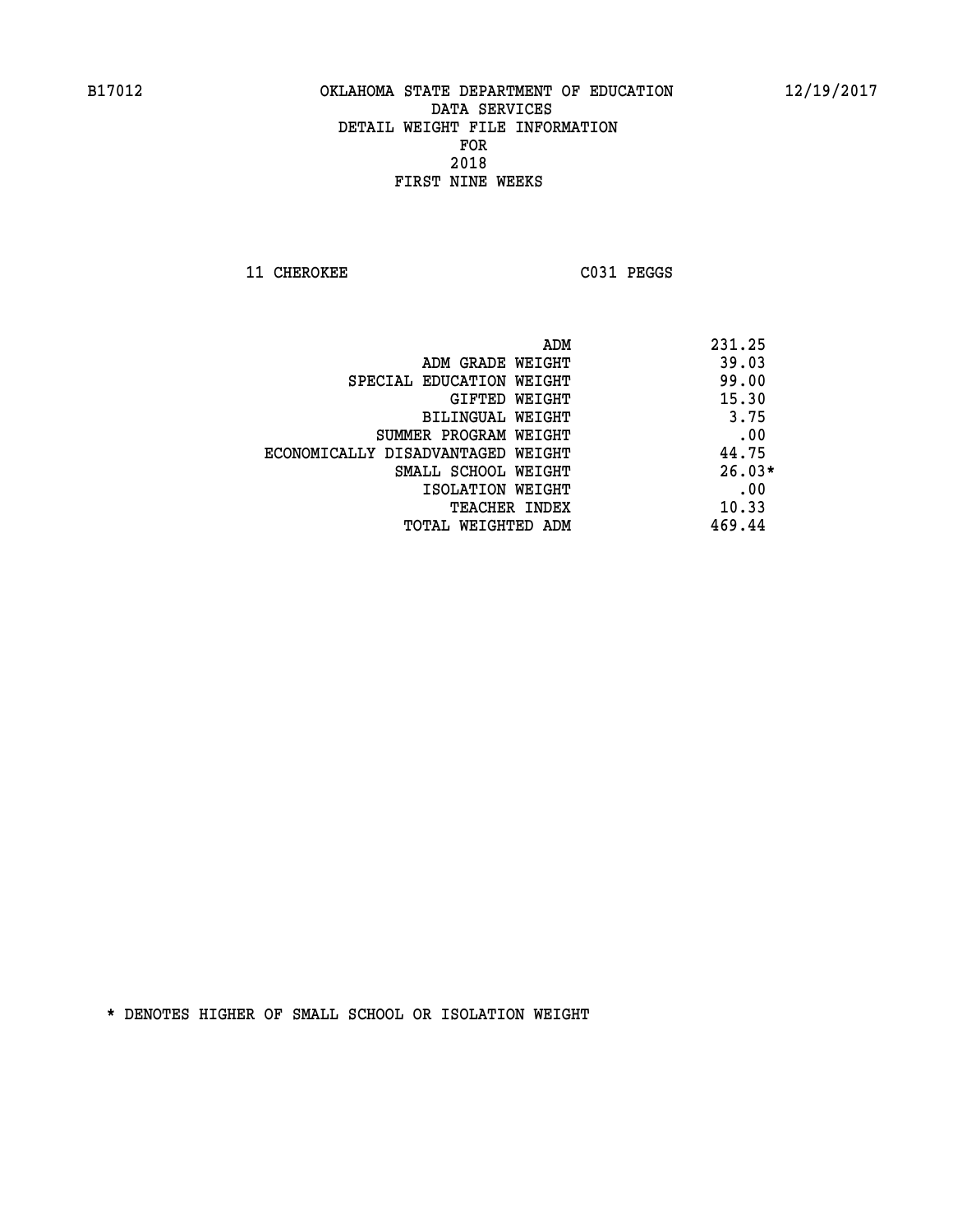B17012 OKLAHOMA STATE DEPARTMENT OF EDUCATION 12/19/2017

DATA SERVICES
DETAIL WEIGHT FILE INFORMATION
FOR
2018
FIRST NINE WEEKS

11 CHEROKEE C031 PEGGS

| | |
|---|---|
| ADM | 231.25 |
| ADM GRADE WEIGHT | 39.03 |
| SPECIAL EDUCATION WEIGHT | 99.00 |
| GIFTED WEIGHT | 15.30 |
| BILINGUAL WEIGHT | 3.75 |
| SUMMER PROGRAM WEIGHT | .00 |
| ECONOMICALLY DISADVANTAGED WEIGHT | 44.75 |
| SMALL SCHOOL WEIGHT | 26.03* |
| ISOLATION WEIGHT | .00 |
| TEACHER INDEX | 10.33 |
| TOTAL WEIGHTED ADM | 469.44 |

* DENOTES HIGHER OF SMALL SCHOOL OR ISOLATION WEIGHT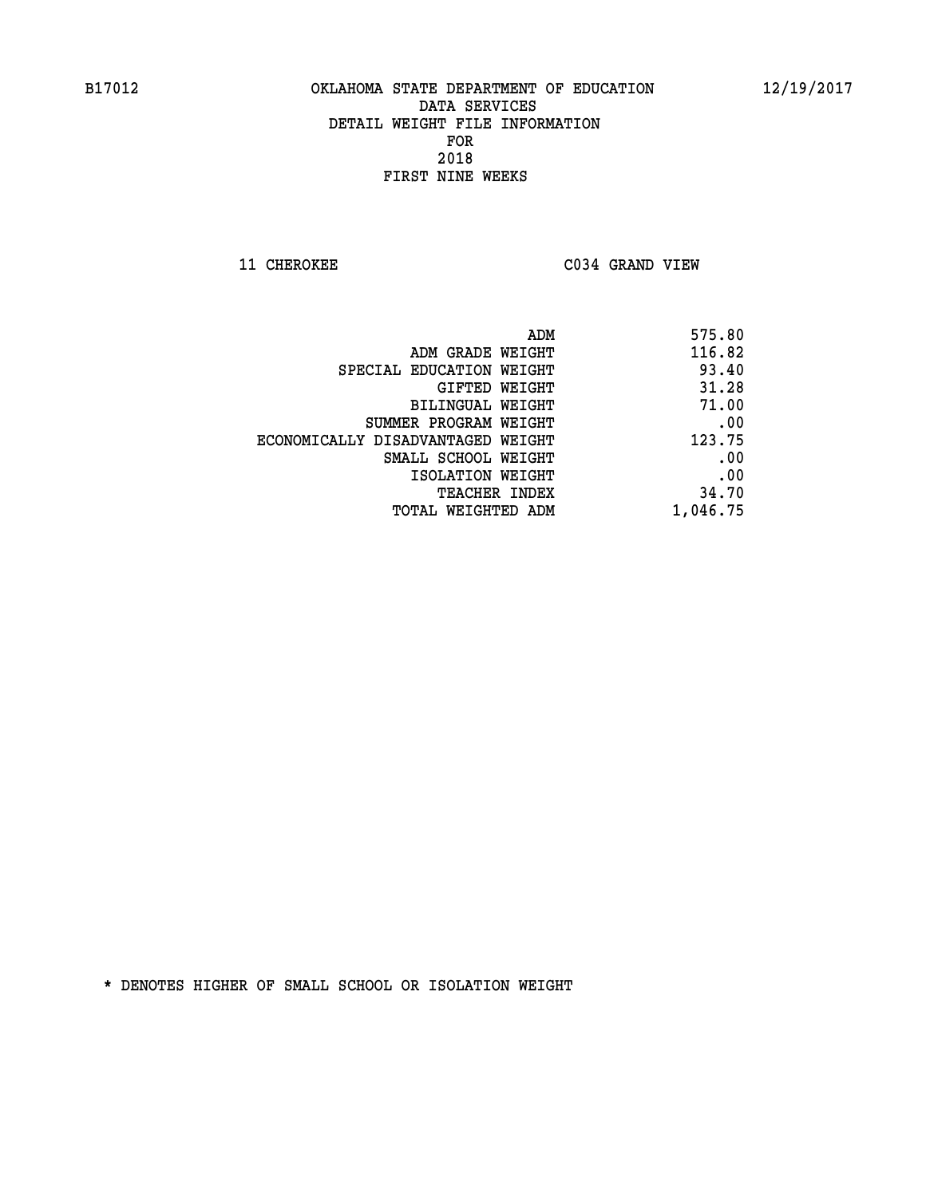B17012 OKLAHOMA STATE DEPARTMENT OF EDUCATION 12/19/2017

DATA SERVICES
DETAIL WEIGHT FILE INFORMATION
FOR
2018
FIRST NINE WEEKS

11 CHEROKEE C034 GRAND VIEW

| | |
|---|---|
| ADM | 575.80 |
| ADM GRADE WEIGHT | 116.82 |
| SPECIAL EDUCATION WEIGHT | 93.40 |
| GIFTED WEIGHT | 31.28 |
| BILINGUAL WEIGHT | 71.00 |
| SUMMER PROGRAM WEIGHT | .00 |
| ECONOMICALLY DISADVANTAGED WEIGHT | 123.75 |
| SMALL SCHOOL WEIGHT | .00 |
| ISOLATION WEIGHT | .00 |
| TEACHER INDEX | 34.70 |
| TOTAL WEIGHTED ADM | 1,046.75 |

* DENOTES HIGHER OF SMALL SCHOOL OR ISOLATION WEIGHT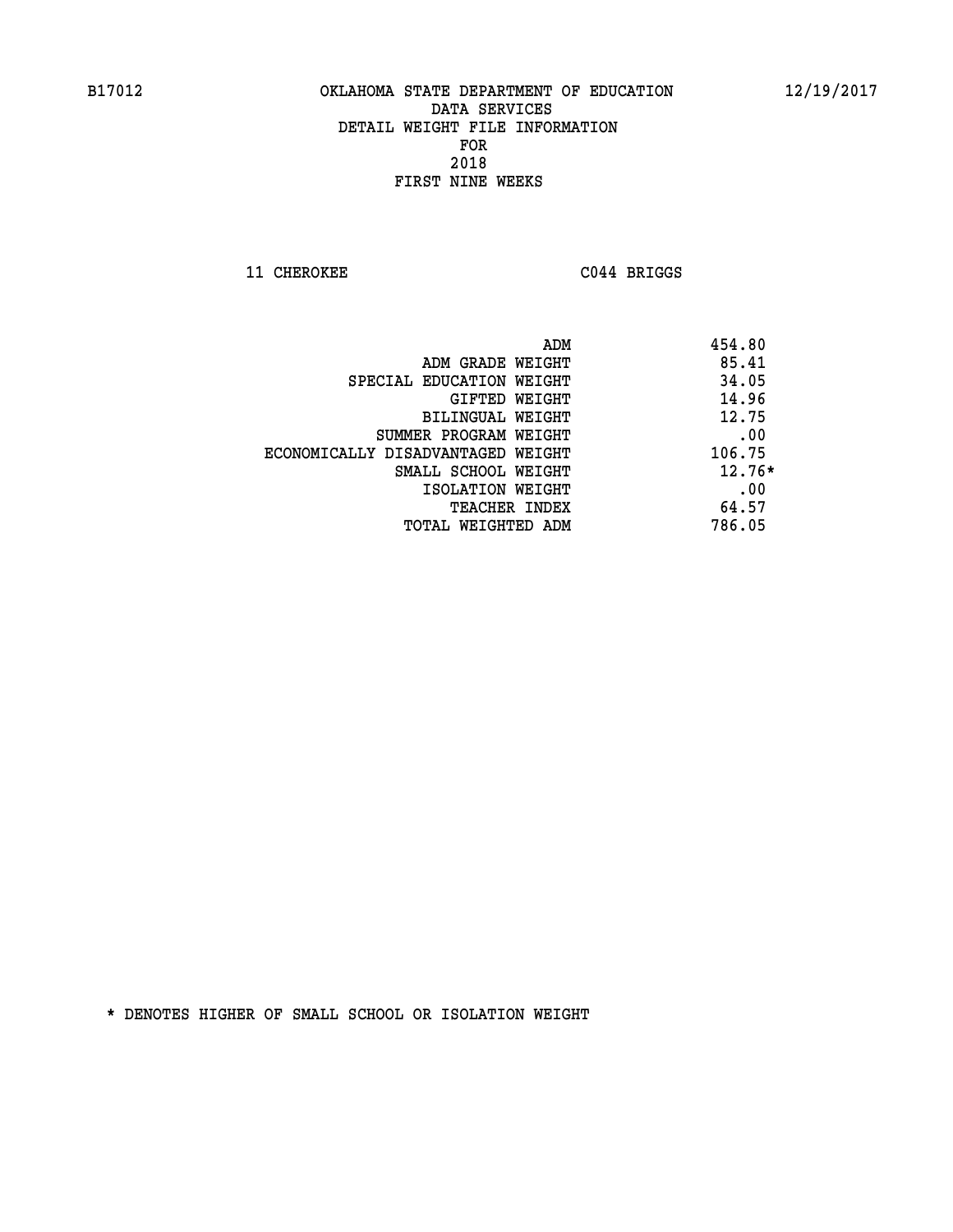B17012 OKLAHOMA STATE DEPARTMENT OF EDUCATION 12/19/2017

DATA SERVICES
DETAIL WEIGHT FILE INFORMATION
FOR
2018
FIRST NINE WEEKS

11 CHEROKEE C044 BRIGGS

| | |
|---|---|
| ADM | 454.80 |
| ADM GRADE WEIGHT | 85.41 |
| SPECIAL EDUCATION WEIGHT | 34.05 |
| GIFTED WEIGHT | 14.96 |
| BILINGUAL WEIGHT | 12.75 |
| SUMMER PROGRAM WEIGHT | .00 |
| ECONOMICALLY DISADVANTAGED WEIGHT | 106.75 |
| SMALL SCHOOL WEIGHT | 12.76* |
| ISOLATION WEIGHT | .00 |
| TEACHER INDEX | 64.57 |
| TOTAL WEIGHTED ADM | 786.05 |

* DENOTES HIGHER OF SMALL SCHOOL OR ISOLATION WEIGHT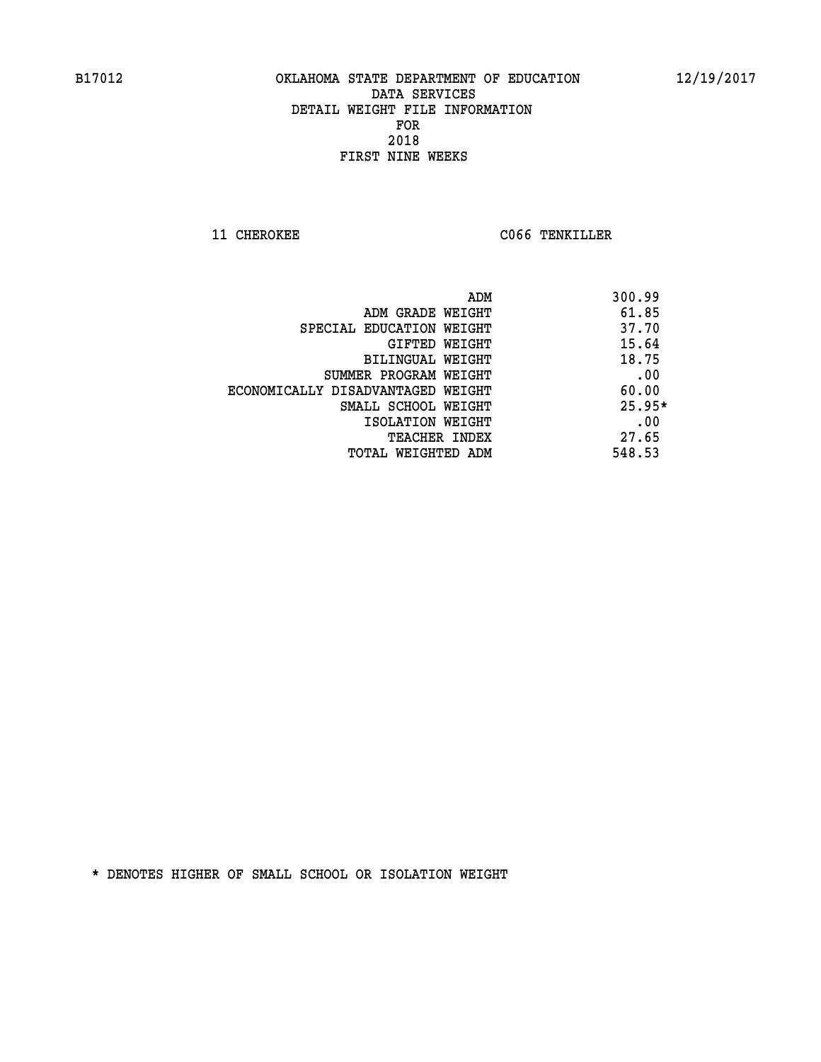B17012 OKLAHOMA STATE DEPARTMENT OF EDUCATION 12/19/2017

DATA SERVICES
DETAIL WEIGHT FILE INFORMATION
FOR
2018
FIRST NINE WEEKS

11 CHEROKEE C066 TENKILLER

| | |
|---|---|
| ADM | 300.99 |
| ADM GRADE WEIGHT | 61.85 |
| SPECIAL EDUCATION WEIGHT | 37.70 |
| GIFTED WEIGHT | 15.64 |
| BILINGUAL WEIGHT | 18.75 |
| SUMMER PROGRAM WEIGHT | .00 |
| ECONOMICALLY DISADVANTAGED WEIGHT | 60.00 |
| SMALL SCHOOL WEIGHT | 25.95* |
| ISOLATION WEIGHT | .00 |
| TEACHER INDEX | 27.65 |
| TOTAL WEIGHTED ADM | 548.53 |

* DENOTES HIGHER OF SMALL SCHOOL OR ISOLATION WEIGHT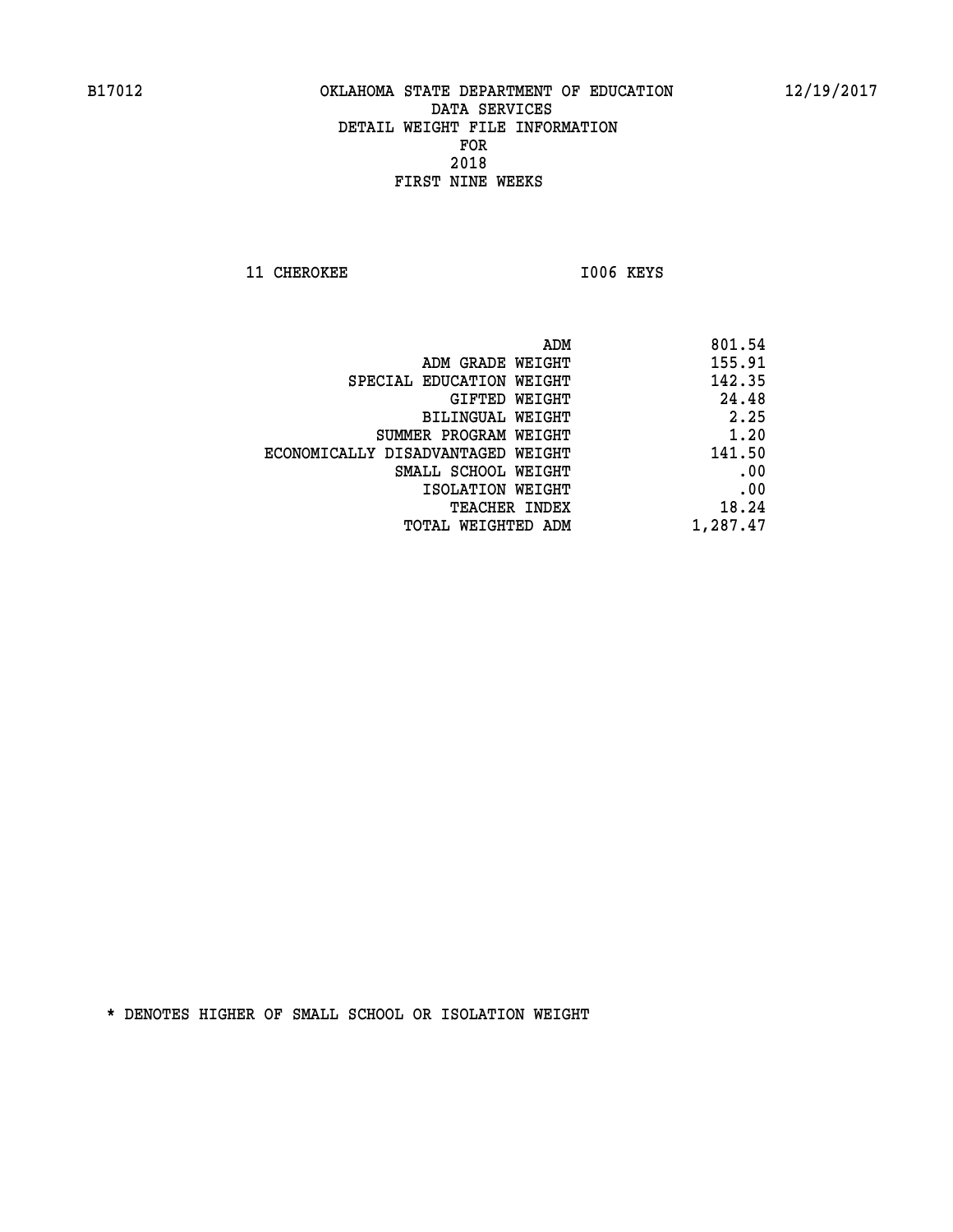B17012 OKLAHOMA STATE DEPARTMENT OF EDUCATION 12/19/2017

DATA SERVICES
DETAIL WEIGHT FILE INFORMATION
FOR
2018
FIRST NINE WEEKS

11 CHEROKEE I006 KEYS

| | |
|---|---|
| ADM | 801.54 |
| ADM GRADE WEIGHT | 155.91 |
| SPECIAL EDUCATION WEIGHT | 142.35 |
| GIFTED WEIGHT | 24.48 |
| BILINGUAL WEIGHT | 2.25 |
| SUMMER PROGRAM WEIGHT | 1.20 |
| ECONOMICALLY DISADVANTAGED WEIGHT | 141.50 |
| SMALL SCHOOL WEIGHT | .00 |
| ISOLATION WEIGHT | .00 |
| TEACHER INDEX | 18.24 |
| TOTAL WEIGHTED ADM | 1,287.47 |

* DENOTES HIGHER OF SMALL SCHOOL OR ISOLATION WEIGHT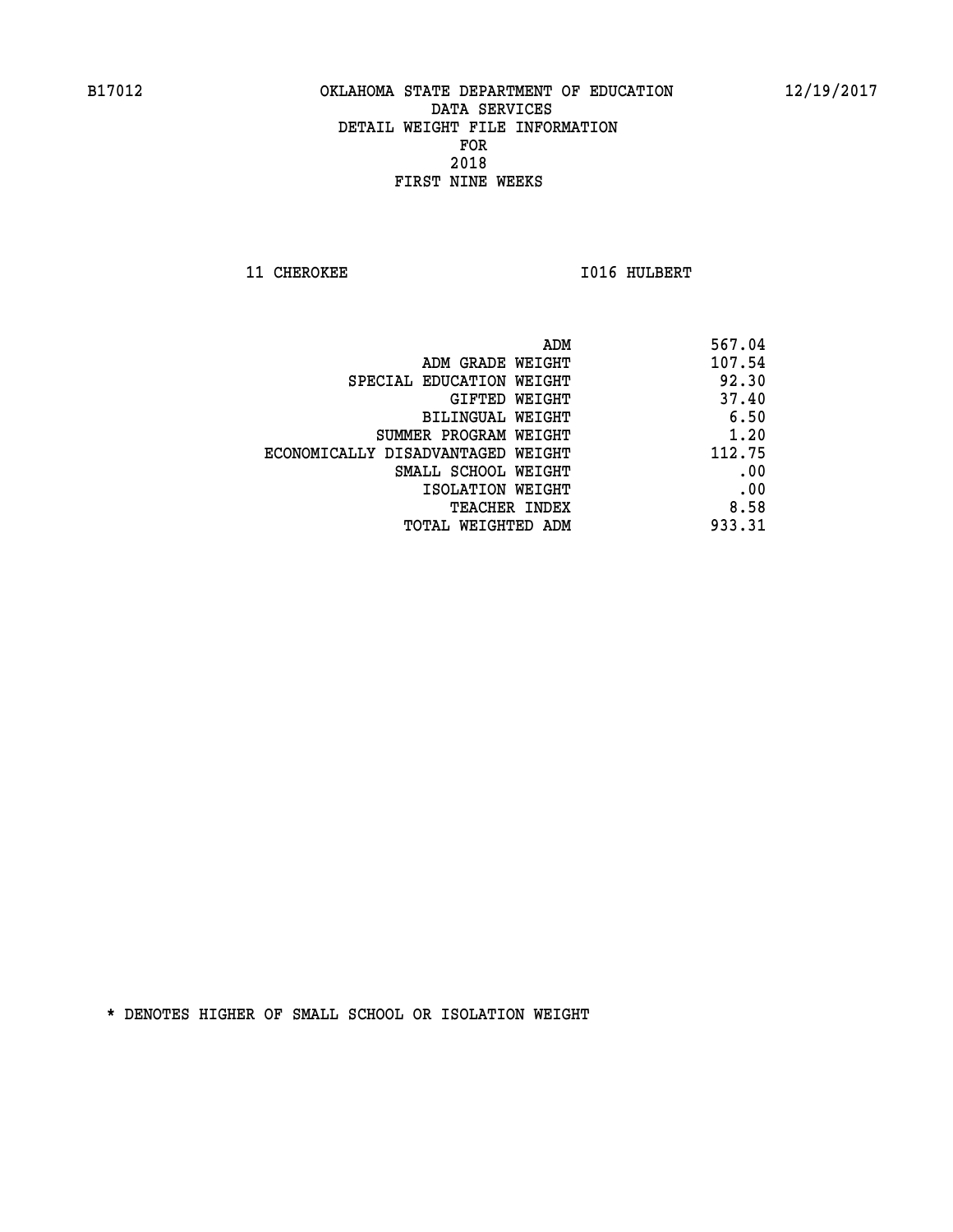B17012 OKLAHOMA STATE DEPARTMENT OF EDUCATION 12/19/2017

DATA SERVICES
DETAIL WEIGHT FILE INFORMATION
FOR
2018
FIRST NINE WEEKS

11 CHEROKEE I016 HULBERT

| | |
|---|---|
| ADM | 567.04 |
| ADM GRADE WEIGHT | 107.54 |
| SPECIAL EDUCATION WEIGHT | 92.30 |
| GIFTED WEIGHT | 37.40 |
| BILINGUAL WEIGHT | 6.50 |
| SUMMER PROGRAM WEIGHT | 1.20 |
| ECONOMICALLY DISADVANTAGED WEIGHT | 112.75 |
| SMALL SCHOOL WEIGHT | .00 |
| ISOLATION WEIGHT | .00 |
| TEACHER INDEX | 8.58 |
| TOTAL WEIGHTED ADM | 933.31 |

* DENOTES HIGHER OF SMALL SCHOOL OR ISOLATION WEIGHT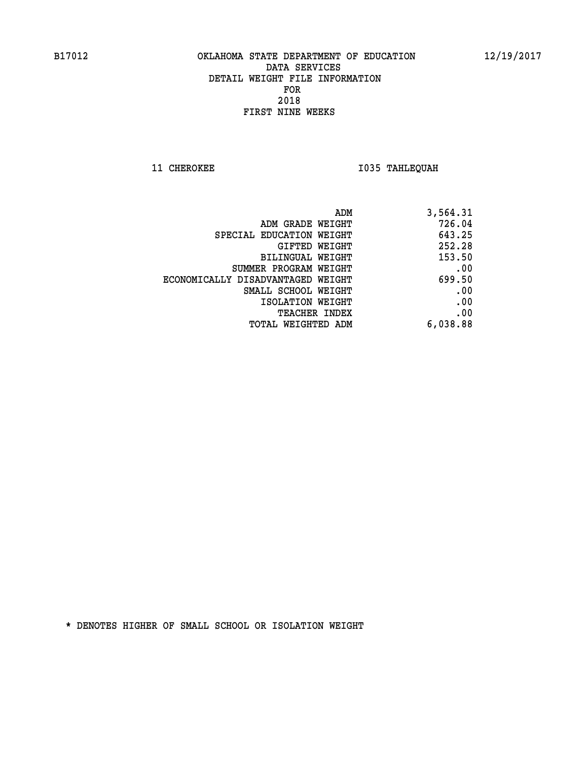B17012 OKLAHOMA STATE DEPARTMENT OF EDUCATION 12/19/2017

DATA SERVICES
DETAIL WEIGHT FILE INFORMATION
FOR
2018
FIRST NINE WEEKS

11 CHEROKEE I035 TAHLEQUAH

| | |
|---|---|
| ADM | 3,564.31 |
| ADM GRADE WEIGHT | 726.04 |
| SPECIAL EDUCATION WEIGHT | 643.25 |
| GIFTED WEIGHT | 252.28 |
| BILINGUAL WEIGHT | 153.50 |
| SUMMER PROGRAM WEIGHT | .00 |
| ECONOMICALLY DISADVANTAGED WEIGHT | 699.50 |
| SMALL SCHOOL WEIGHT | .00 |
| ISOLATION WEIGHT | .00 |
| TEACHER INDEX | .00 |
| TOTAL WEIGHTED ADM | 6,038.88 |

* DENOTES HIGHER OF SMALL SCHOOL OR ISOLATION WEIGHT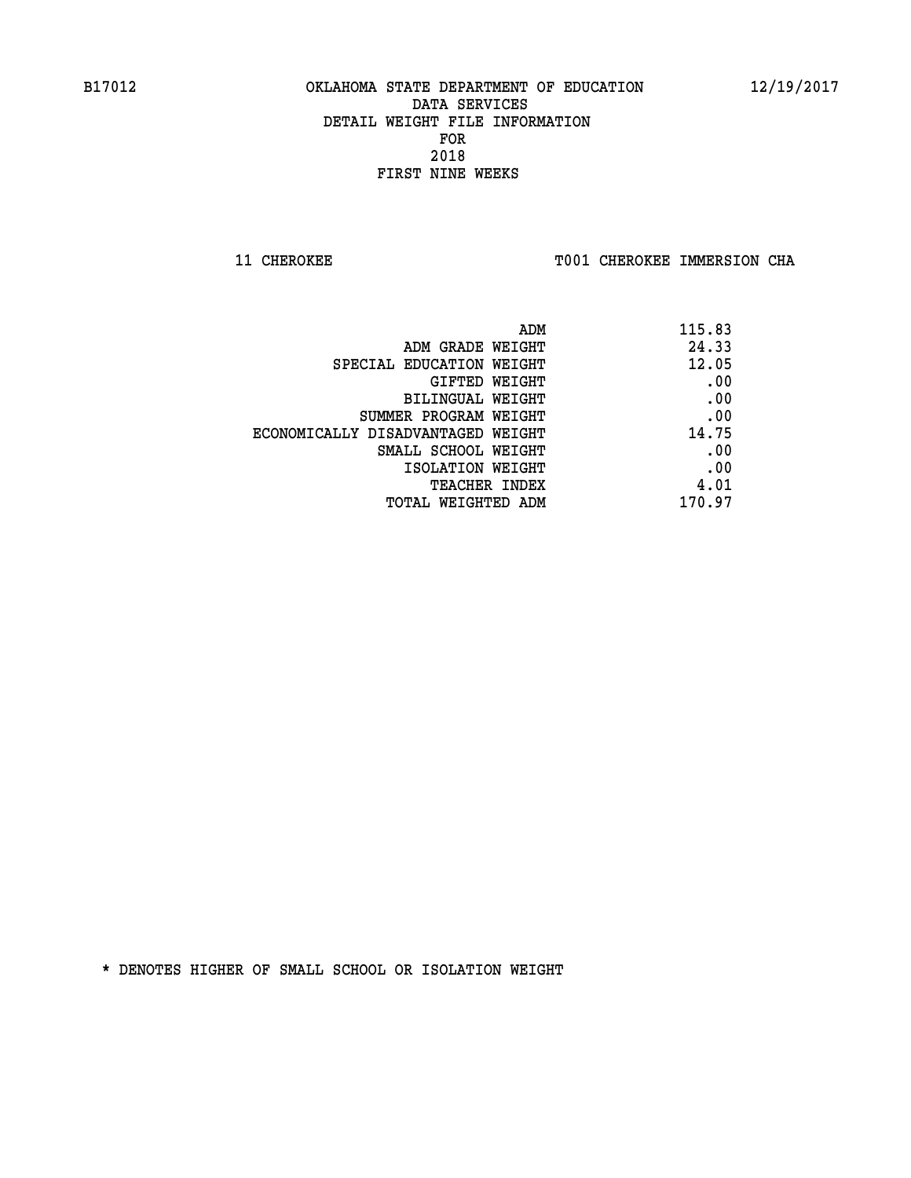B17012 OKLAHOMA STATE DEPARTMENT OF EDUCATION 12/19/2017

DATA SERVICES
DETAIL WEIGHT FILE INFORMATION
FOR
2018
FIRST NINE WEEKS

11 CHEROKEE T001 CHEROKEE IMMERSION CHA

| | |
|---|---|
| ADM | 115.83 |
| ADM GRADE WEIGHT | 24.33 |
| SPECIAL EDUCATION WEIGHT | 12.05 |
| GIFTED WEIGHT | .00 |
| BILINGUAL WEIGHT | .00 |
| SUMMER PROGRAM WEIGHT | .00 |
| ECONOMICALLY DISADVANTAGED WEIGHT | 14.75 |
| SMALL SCHOOL WEIGHT | .00 |
| ISOLATION WEIGHT | .00 |
| TEACHER INDEX | 4.01 |
| TOTAL WEIGHTED ADM | 170.97 |

* DENOTES HIGHER OF SMALL SCHOOL OR ISOLATION WEIGHT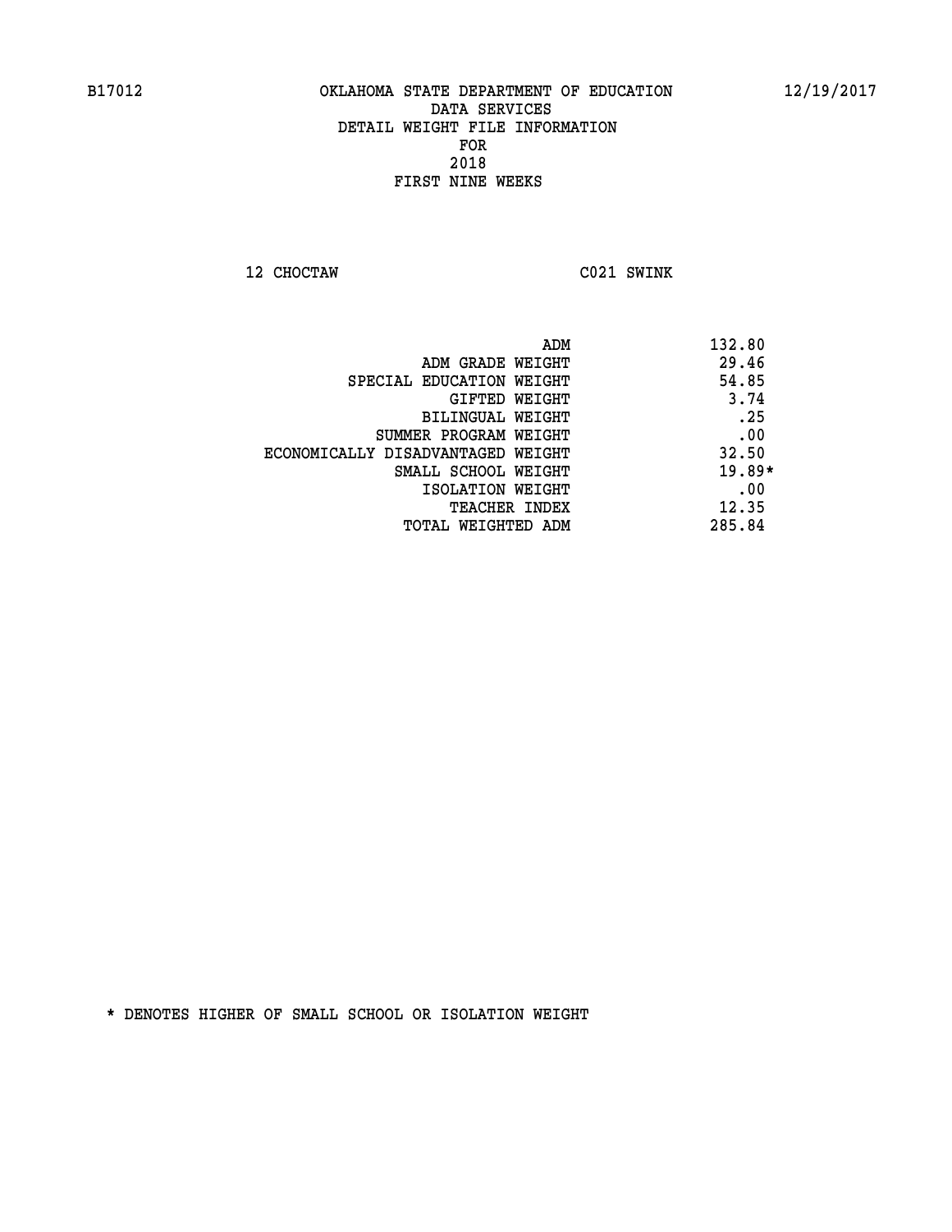B17012 OKLAHOMA STATE DEPARTMENT OF EDUCATION 12/19/2017

DATA SERVICES
DETAIL WEIGHT FILE INFORMATION
FOR
2018
FIRST NINE WEEKS

12 CHOCTAW C021 SWINK

| | |
|---|---|
| ADM | 132.80 |
| ADM GRADE WEIGHT | 29.46 |
| SPECIAL EDUCATION WEIGHT | 54.85 |
| GIFTED WEIGHT | 3.74 |
| BILINGUAL WEIGHT | .25 |
| SUMMER PROGRAM WEIGHT | .00 |
| ECONOMICALLY DISADVANTAGED WEIGHT | 32.50 |
| SMALL SCHOOL WEIGHT | 19.89* |
| ISOLATION WEIGHT | .00 |
| TEACHER INDEX | 12.35 |
| TOTAL WEIGHTED ADM | 285.84 |

* DENOTES HIGHER OF SMALL SCHOOL OR ISOLATION WEIGHT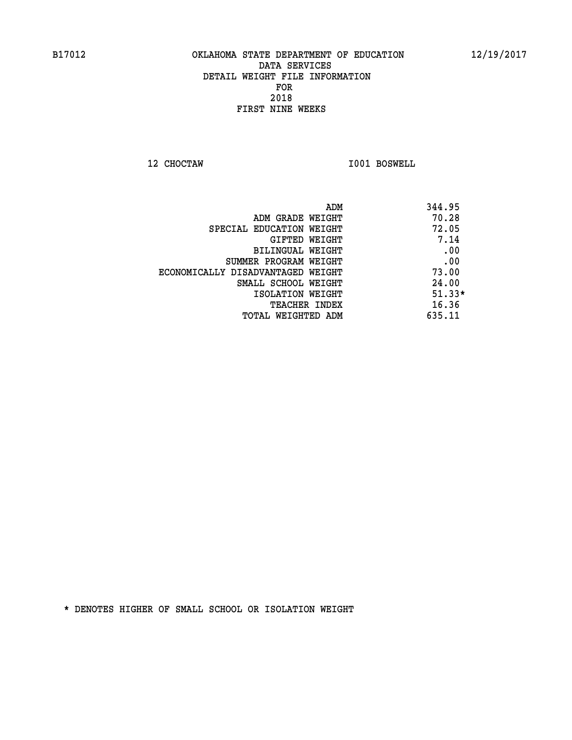B17012 OKLAHOMA STATE DEPARTMENT OF EDUCATION 12/19/2017

DATA SERVICES
DETAIL WEIGHT FILE INFORMATION
FOR
2018
FIRST NINE WEEKS

12 CHOCTAW I001 BOSWELL

| | |
|---|---|
| ADM | 344.95 |
| ADM GRADE WEIGHT | 70.28 |
| SPECIAL EDUCATION WEIGHT | 72.05 |
| GIFTED WEIGHT | 7.14 |
| BILINGUAL WEIGHT | .00 |
| SUMMER PROGRAM WEIGHT | .00 |
| ECONOMICALLY DISADVANTAGED WEIGHT | 73.00 |
| SMALL SCHOOL WEIGHT | 24.00 |
| ISOLATION WEIGHT | 51.33* |
| TEACHER INDEX | 16.36 |
| TOTAL WEIGHTED ADM | 635.11 |

* DENOTES HIGHER OF SMALL SCHOOL OR ISOLATION WEIGHT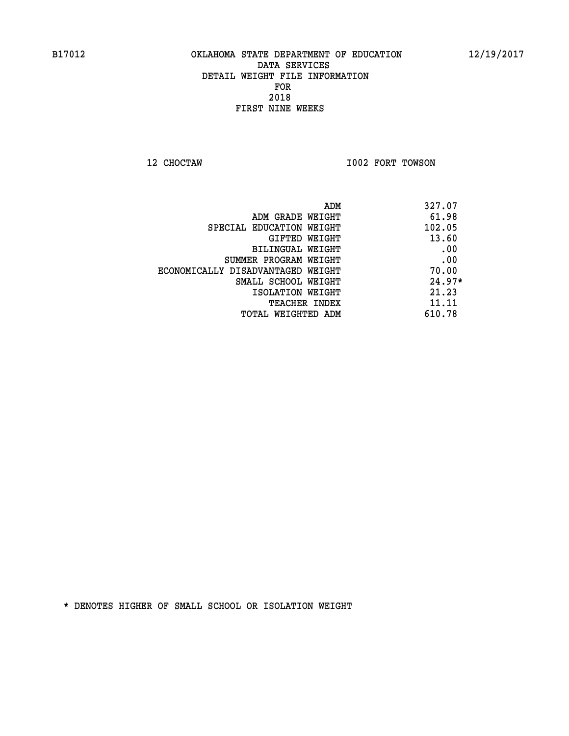B17012 OKLAHOMA STATE DEPARTMENT OF EDUCATION 12/19/2017

DATA SERVICES
DETAIL WEIGHT FILE INFORMATION
FOR
2018
FIRST NINE WEEKS

12 CHOCTAW I002 FORT TOWSON

| | |
|---|---|
| ADM | 327.07 |
| ADM GRADE WEIGHT | 61.98 |
| SPECIAL EDUCATION WEIGHT | 102.05 |
| GIFTED WEIGHT | 13.60 |
| BILINGUAL WEIGHT | .00 |
| SUMMER PROGRAM WEIGHT | .00 |
| ECONOMICALLY DISADVANTAGED WEIGHT | 70.00 |
| SMALL SCHOOL WEIGHT | 24.97* |
| ISOLATION WEIGHT | 21.23 |
| TEACHER INDEX | 11.11 |
| TOTAL WEIGHTED ADM | 610.78 |

* DENOTES HIGHER OF SMALL SCHOOL OR ISOLATION WEIGHT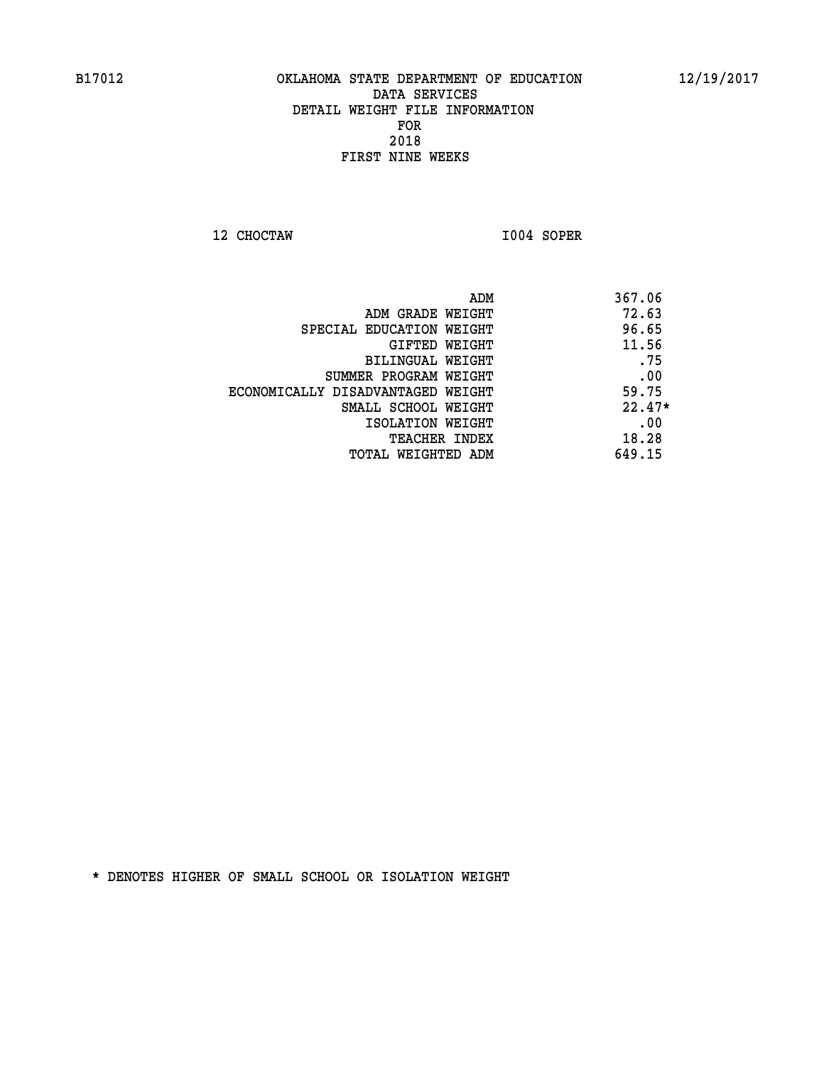B17012 OKLAHOMA STATE DEPARTMENT OF EDUCATION 12/19/2017

DATA SERVICES
DETAIL WEIGHT FILE INFORMATION
FOR
2018
FIRST NINE WEEKS

12 CHOCTAW I004 SOPER

| | |
|---|---|
| ADM | 367.06 |
| ADM GRADE WEIGHT | 72.63 |
| SPECIAL EDUCATION WEIGHT | 96.65 |
| GIFTED WEIGHT | 11.56 |
| BILINGUAL WEIGHT | .75 |
| SUMMER PROGRAM WEIGHT | .00 |
| ECONOMICALLY DISADVANTAGED WEIGHT | 59.75 |
| SMALL SCHOOL WEIGHT | 22.47* |
| ISOLATION WEIGHT | .00 |
| TEACHER INDEX | 18.28 |
| TOTAL WEIGHTED ADM | 649.15 |

* DENOTES HIGHER OF SMALL SCHOOL OR ISOLATION WEIGHT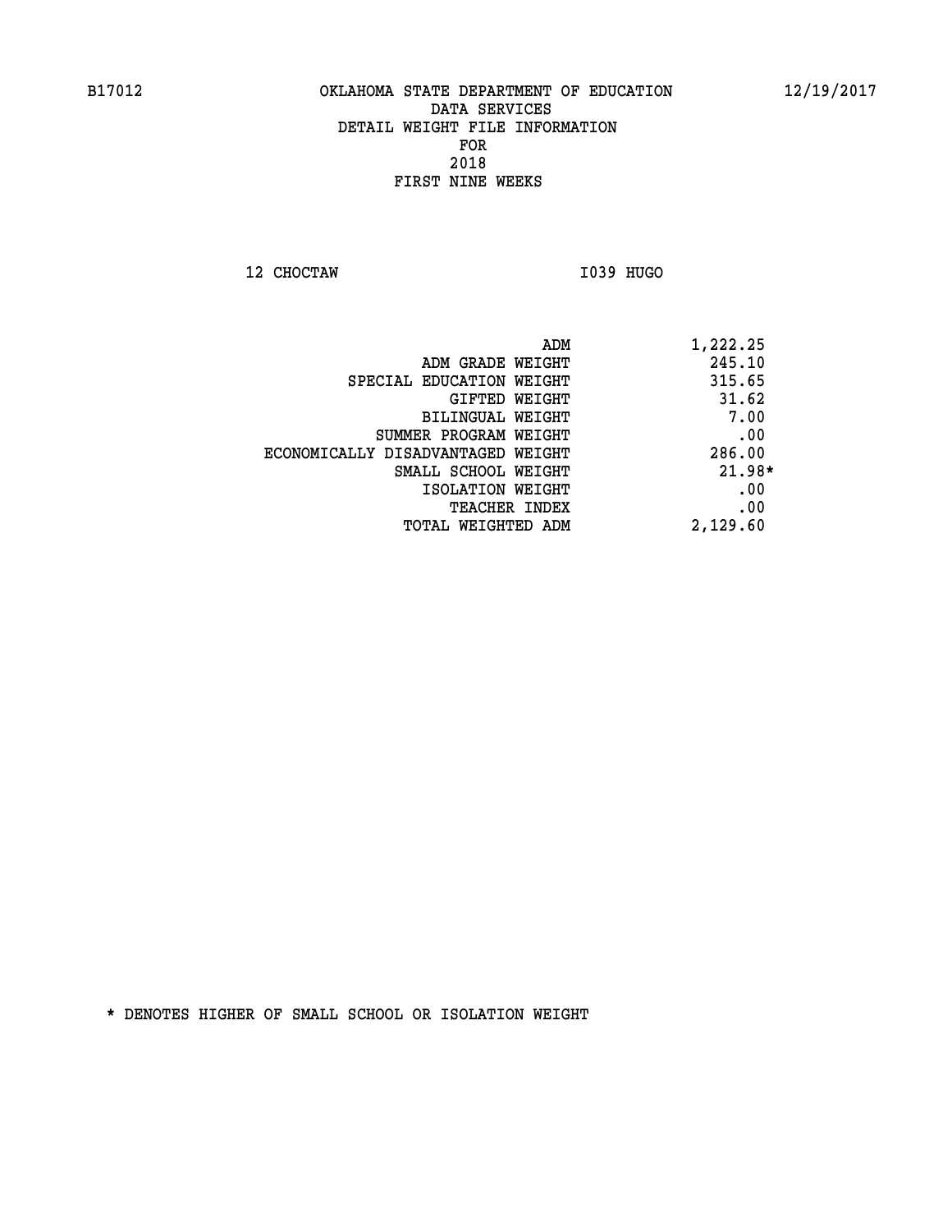# OKLAHOMA STATE DEPARTMENT OF EDUCATION
## DATA SERVICES
## DETAIL WEIGHT FILE INFORMATION
## FOR
## 2018
## FIRST NINE WEEKS

B17012 — 12/19/2017

12 CHOCTAW — I039 HUGO

| | |
|---|---|
| ADM | 1,222.25 |
| ADM GRADE WEIGHT | 245.10 |
| SPECIAL EDUCATION WEIGHT | 315.65 |
| GIFTED WEIGHT | 31.62 |
| BILINGUAL WEIGHT | 7.00 |
| SUMMER PROGRAM WEIGHT | .00 |
| ECONOMICALLY DISADVANTAGED WEIGHT | 286.00 |
| SMALL SCHOOL WEIGHT | 21.98* |
| ISOLATION WEIGHT | .00 |
| TEACHER INDEX | .00 |
| TOTAL WEIGHTED ADM | 2,129.60 |

* DENOTES HIGHER OF SMALL SCHOOL OR ISOLATION WEIGHT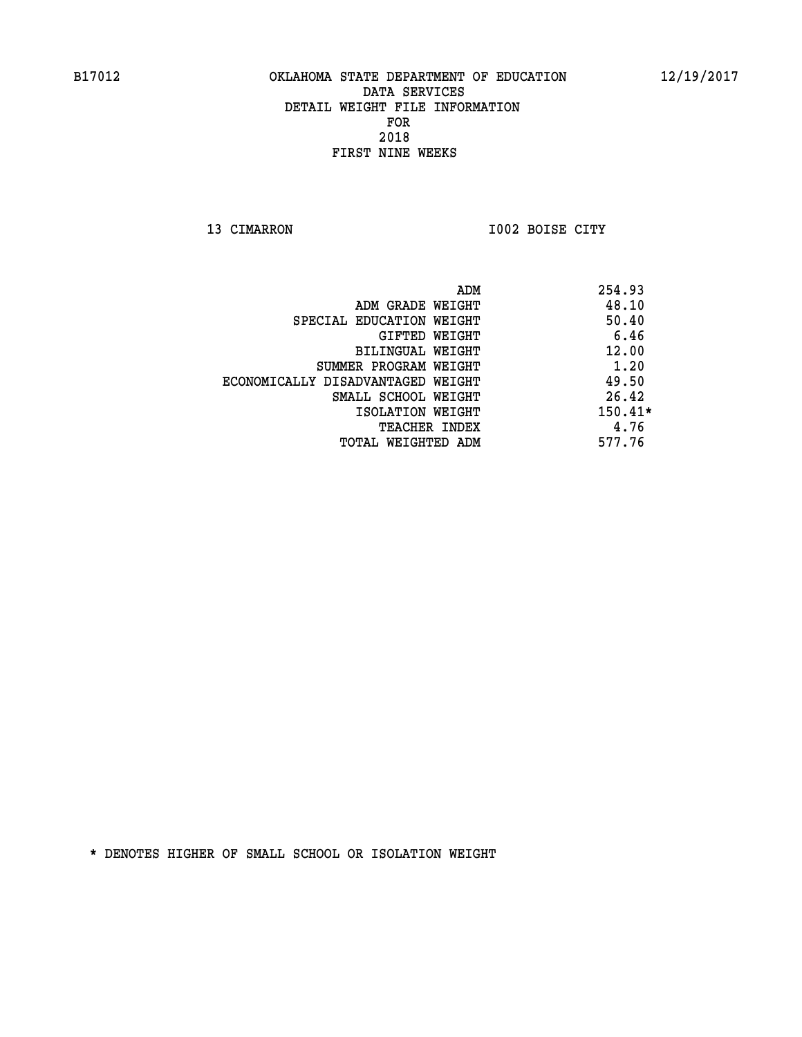B17012 OKLAHOMA STATE DEPARTMENT OF EDUCATION 12/19/2017

DATA SERVICES
DETAIL WEIGHT FILE INFORMATION
FOR
2018
FIRST NINE WEEKS

13 CIMARRON I002 BOISE CITY

| | |
|---|---|
| ADM | 254.93 |
| ADM GRADE WEIGHT | 48.10 |
| SPECIAL EDUCATION WEIGHT | 50.40 |
| GIFTED WEIGHT | 6.46 |
| BILINGUAL WEIGHT | 12.00 |
| SUMMER PROGRAM WEIGHT | 1.20 |
| ECONOMICALLY DISADVANTAGED WEIGHT | 49.50 |
| SMALL SCHOOL WEIGHT | 26.42 |
| ISOLATION WEIGHT | 150.41* |
| TEACHER INDEX | 4.76 |
| TOTAL WEIGHTED ADM | 577.76 |

* DENOTES HIGHER OF SMALL SCHOOL OR ISOLATION WEIGHT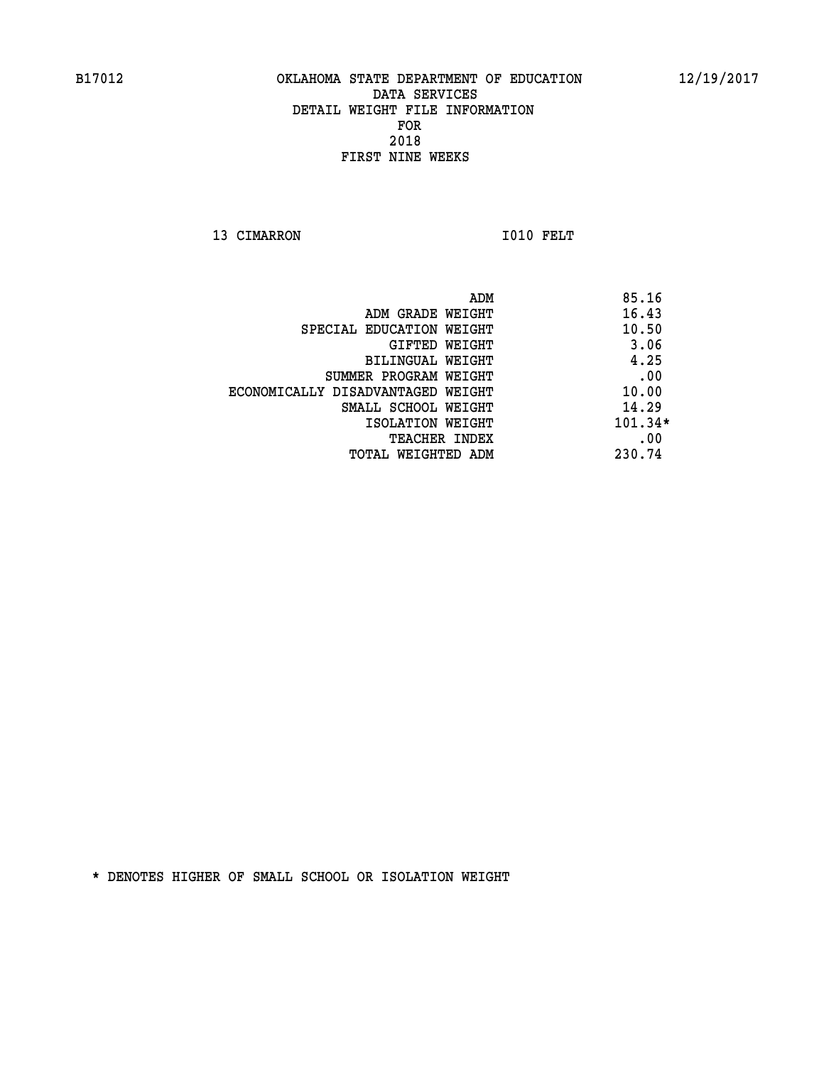OKLAHOMA STATE DEPARTMENT OF EDUCATION
DATA SERVICES
DETAIL WEIGHT FILE INFORMATION
FOR
2018
FIRST NINE WEEKS

13 CIMARRON I010 FELT

| | |
|---|---|
| ADM | 85.16 |
| ADM GRADE WEIGHT | 16.43 |
| SPECIAL EDUCATION WEIGHT | 10.50 |
| GIFTED WEIGHT | 3.06 |
| BILINGUAL WEIGHT | 4.25 |
| SUMMER PROGRAM WEIGHT | .00 |
| ECONOMICALLY DISADVANTAGED WEIGHT | 10.00 |
| SMALL SCHOOL WEIGHT | 14.29 |
| ISOLATION WEIGHT | 101.34* |
| TEACHER INDEX | .00 |
| TOTAL WEIGHTED ADM | 230.74 |

* DENOTES HIGHER OF SMALL SCHOOL OR ISOLATION WEIGHT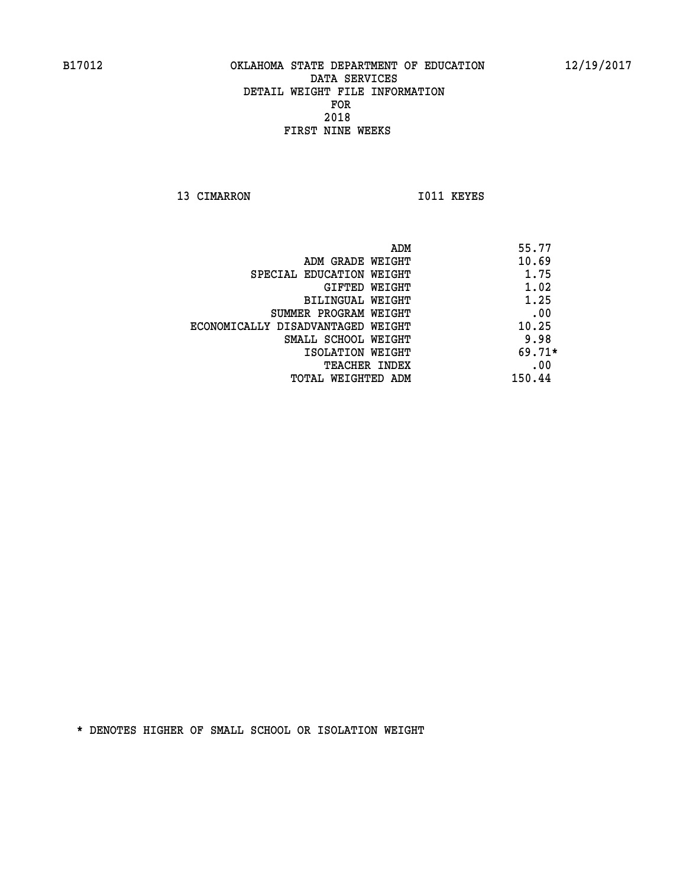OKLAHOMA STATE DEPARTMENT OF EDUCATION
DATA SERVICES
DETAIL WEIGHT FILE INFORMATION
FOR
2018
FIRST NINE WEEKS

13 CIMARRON I011 KEYES

| | |
|---|---|
| ADM | 55.77 |
| ADM GRADE WEIGHT | 10.69 |
| SPECIAL EDUCATION WEIGHT | 1.75 |
| GIFTED WEIGHT | 1.02 |
| BILINGUAL WEIGHT | 1.25 |
| SUMMER PROGRAM WEIGHT | .00 |
| ECONOMICALLY DISADVANTAGED WEIGHT | 10.25 |
| SMALL SCHOOL WEIGHT | 9.98 |
| ISOLATION WEIGHT | 69.71* |
| TEACHER INDEX | .00 |
| TOTAL WEIGHTED ADM | 150.44 |

* DENOTES HIGHER OF SMALL SCHOOL OR ISOLATION WEIGHT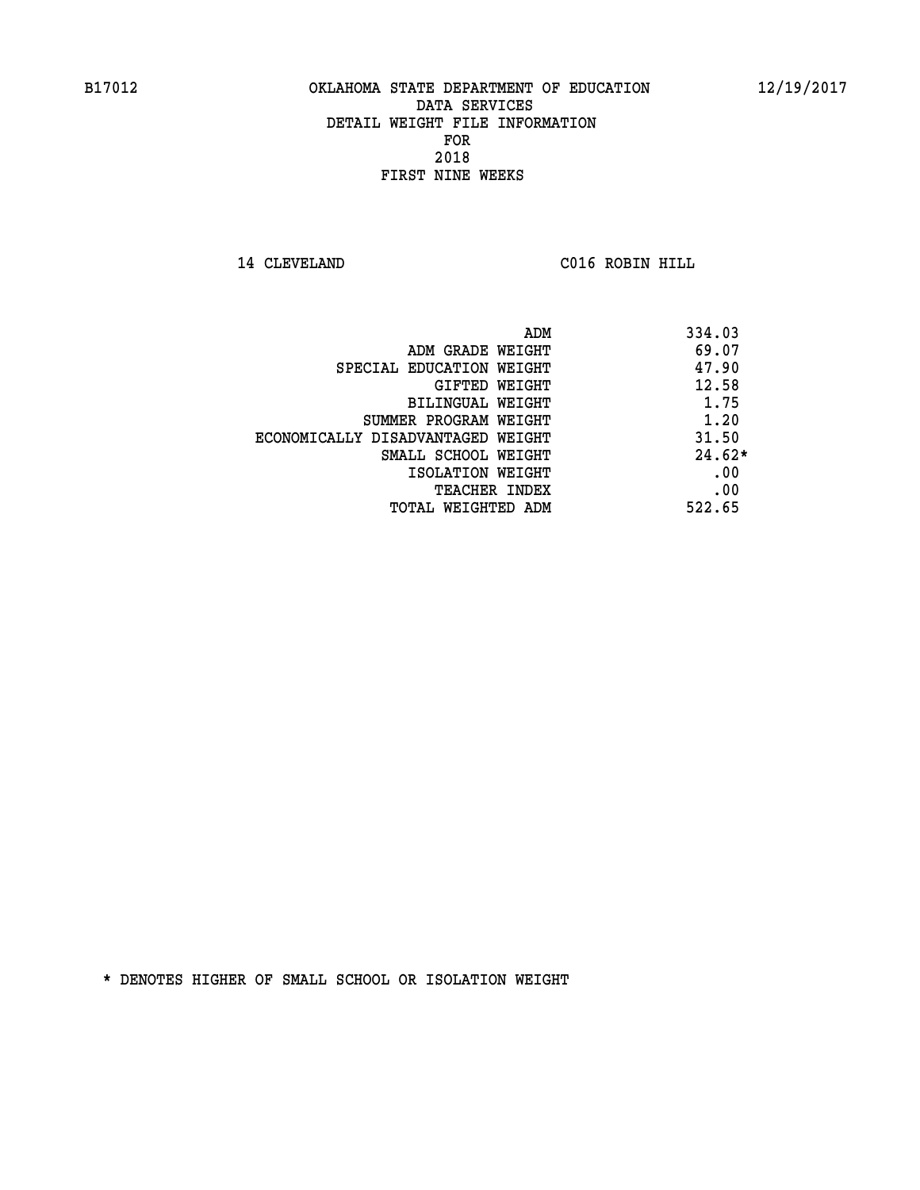B17012 OKLAHOMA STATE DEPARTMENT OF EDUCATION 12/19/2017

DATA SERVICES
DETAIL WEIGHT FILE INFORMATION
FOR
2018
FIRST NINE WEEKS

14 CLEVELAND C016 ROBIN HILL

| | |
|---|---|
| ADM | 334.03 |
| ADM GRADE WEIGHT | 69.07 |
| SPECIAL EDUCATION WEIGHT | 47.90 |
| GIFTED WEIGHT | 12.58 |
| BILINGUAL WEIGHT | 1.75 |
| SUMMER PROGRAM WEIGHT | 1.20 |
| ECONOMICALLY DISADVANTAGED WEIGHT | 31.50 |
| SMALL SCHOOL WEIGHT | 24.62* |
| ISOLATION WEIGHT | .00 |
| TEACHER INDEX | .00 |
| TOTAL WEIGHTED ADM | 522.65 |

* DENOTES HIGHER OF SMALL SCHOOL OR ISOLATION WEIGHT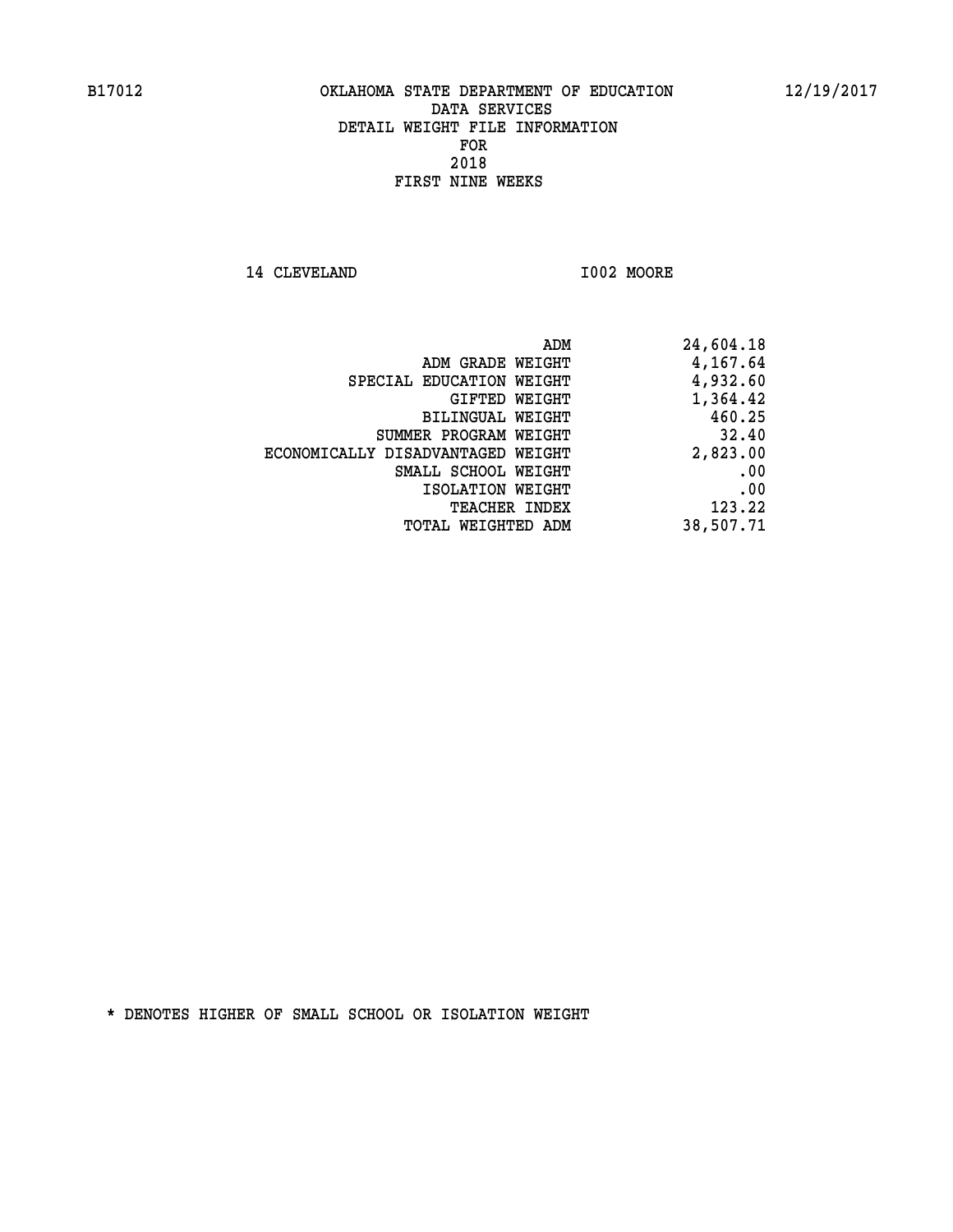B17012 OKLAHOMA STATE DEPARTMENT OF EDUCATION 12/19/2017

DATA SERVICES
DETAIL WEIGHT FILE INFORMATION
FOR
2018
FIRST NINE WEEKS

14 CLEVELAND I002 MOORE

| | |
|---|---|
| ADM | 24,604.18 |
| ADM GRADE WEIGHT | 4,167.64 |
| SPECIAL EDUCATION WEIGHT | 4,932.60 |
| GIFTED WEIGHT | 1,364.42 |
| BILINGUAL WEIGHT | 460.25 |
| SUMMER PROGRAM WEIGHT | 32.40 |
| ECONOMICALLY DISADVANTAGED WEIGHT | 2,823.00 |
| SMALL SCHOOL WEIGHT | .00 |
| ISOLATION WEIGHT | .00 |
| TEACHER INDEX | 123.22 |
| TOTAL WEIGHTED ADM | 38,507.71 |

* DENOTES HIGHER OF SMALL SCHOOL OR ISOLATION WEIGHT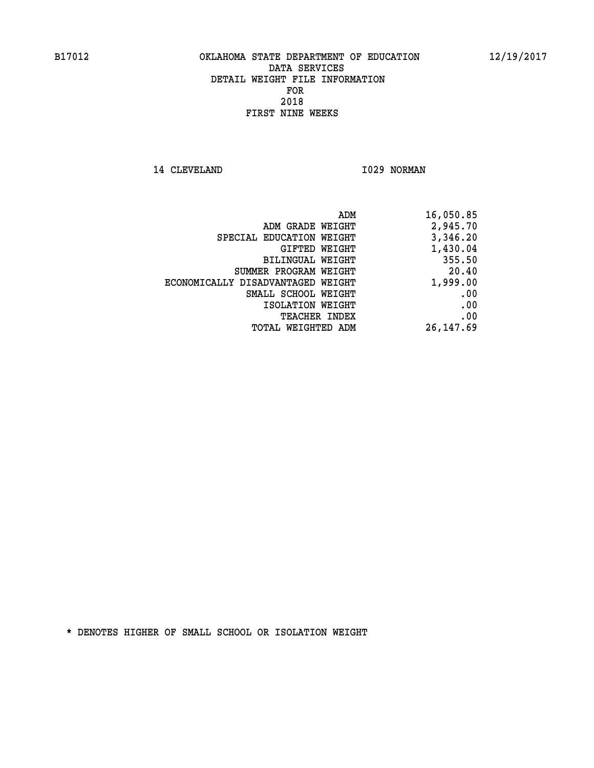B17012 OKLAHOMA STATE DEPARTMENT OF EDUCATION 12/19/2017

DATA SERVICES
DETAIL WEIGHT FILE INFORMATION
FOR
2018
FIRST NINE WEEKS

14 CLEVELAND I029 NORMAN

| | |
|---|---|
| ADM | 16,050.85 |
| ADM GRADE WEIGHT | 2,945.70 |
| SPECIAL EDUCATION WEIGHT | 3,346.20 |
| GIFTED WEIGHT | 1,430.04 |
| BILINGUAL WEIGHT | 355.50 |
| SUMMER PROGRAM WEIGHT | 20.40 |
| ECONOMICALLY DISADVANTAGED WEIGHT | 1,999.00 |
| SMALL SCHOOL WEIGHT | .00 |
| ISOLATION WEIGHT | .00 |
| TEACHER INDEX | .00 |
| TOTAL WEIGHTED ADM | 26,147.69 |

* DENOTES HIGHER OF SMALL SCHOOL OR ISOLATION WEIGHT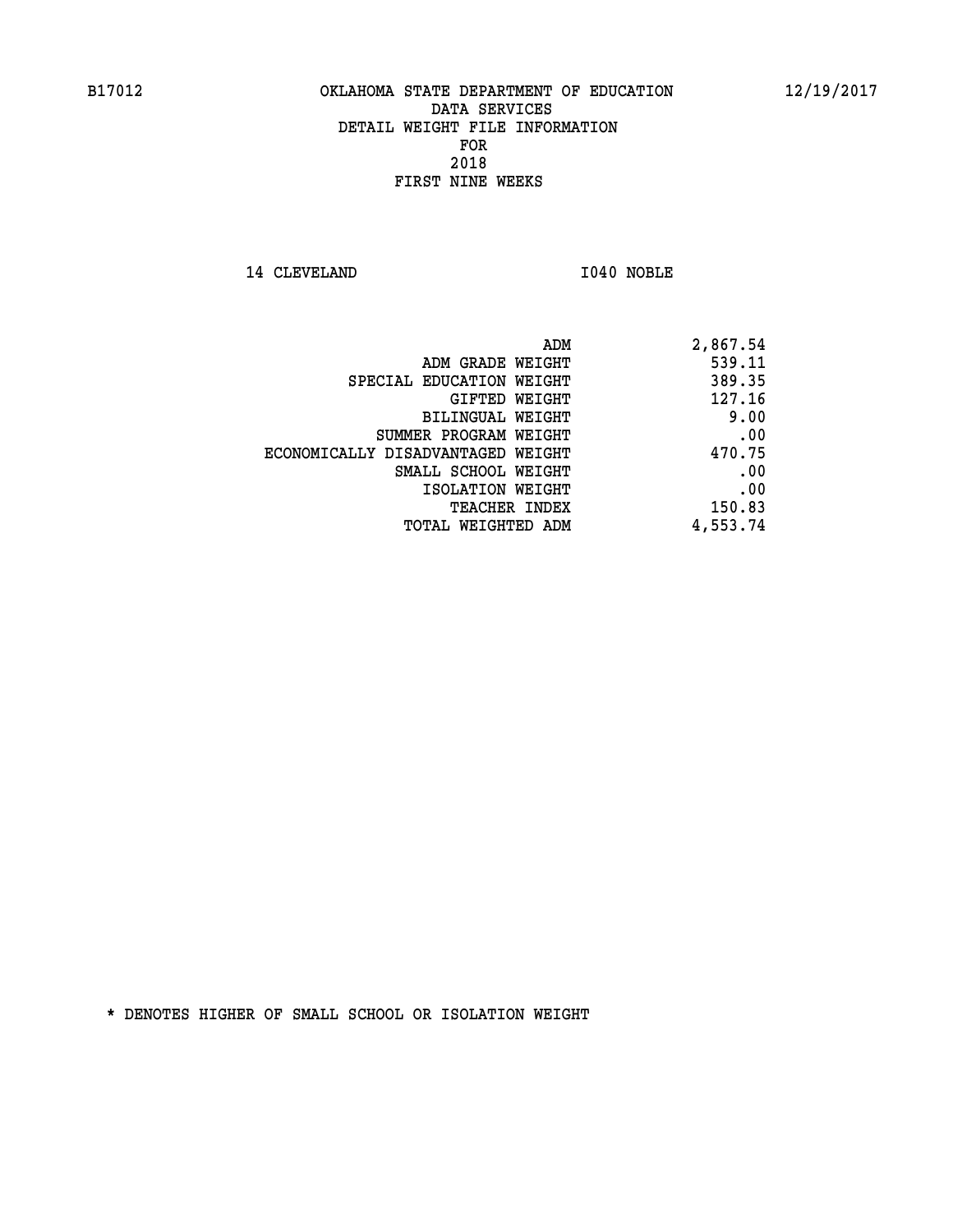B17012 OKLAHOMA STATE DEPARTMENT OF EDUCATION 12/19/2017

DATA SERVICES

DETAIL WEIGHT FILE INFORMATION

FOR

2018

FIRST NINE WEEKS

14 CLEVELAND I040 NOBLE

| | |
|---|---|
| ADM | 2,867.54 |
| ADM GRADE WEIGHT | 539.11 |
| SPECIAL EDUCATION WEIGHT | 389.35 |
| GIFTED WEIGHT | 127.16 |
| BILINGUAL WEIGHT | 9.00 |
| SUMMER PROGRAM WEIGHT | .00 |
| ECONOMICALLY DISADVANTAGED WEIGHT | 470.75 |
| SMALL SCHOOL WEIGHT | .00 |
| ISOLATION WEIGHT | .00 |
| TEACHER INDEX | 150.83 |
| TOTAL WEIGHTED ADM | 4,553.74 |

* DENOTES HIGHER OF SMALL SCHOOL OR ISOLATION WEIGHT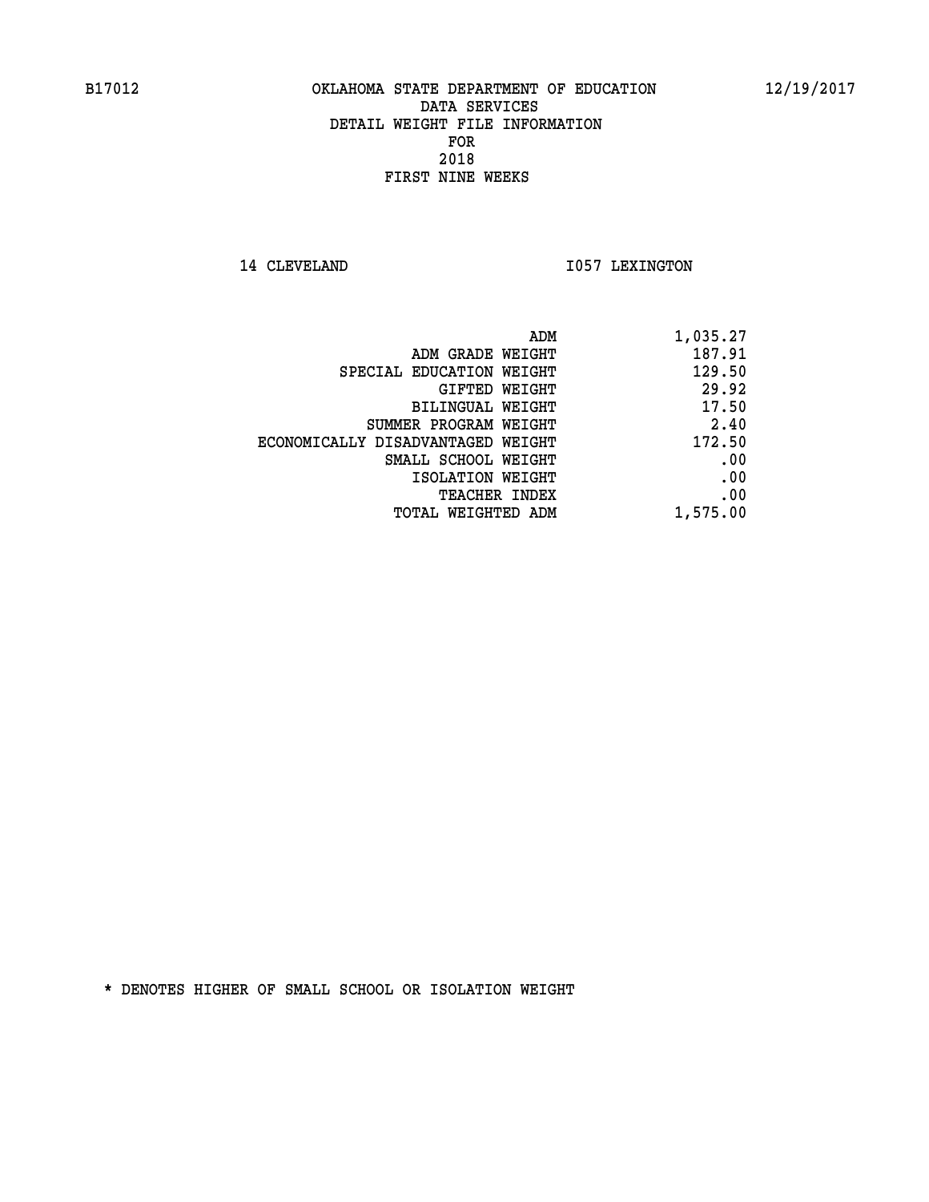B17012 OKLAHOMA STATE DEPARTMENT OF EDUCATION 12/19/2017

DATA SERVICES
DETAIL WEIGHT FILE INFORMATION
FOR
2018
FIRST NINE WEEKS

14 CLEVELAND I057 LEXINGTON

| | |
|---|---|
| ADM | 1,035.27 |
| ADM GRADE WEIGHT | 187.91 |
| SPECIAL EDUCATION WEIGHT | 129.50 |
| GIFTED WEIGHT | 29.92 |
| BILINGUAL WEIGHT | 17.50 |
| SUMMER PROGRAM WEIGHT | 2.40 |
| ECONOMICALLY DISADVANTAGED WEIGHT | 172.50 |
| SMALL SCHOOL WEIGHT | .00 |
| ISOLATION WEIGHT | .00 |
| TEACHER INDEX | .00 |
| TOTAL WEIGHTED ADM | 1,575.00 |

* DENOTES HIGHER OF SMALL SCHOOL OR ISOLATION WEIGHT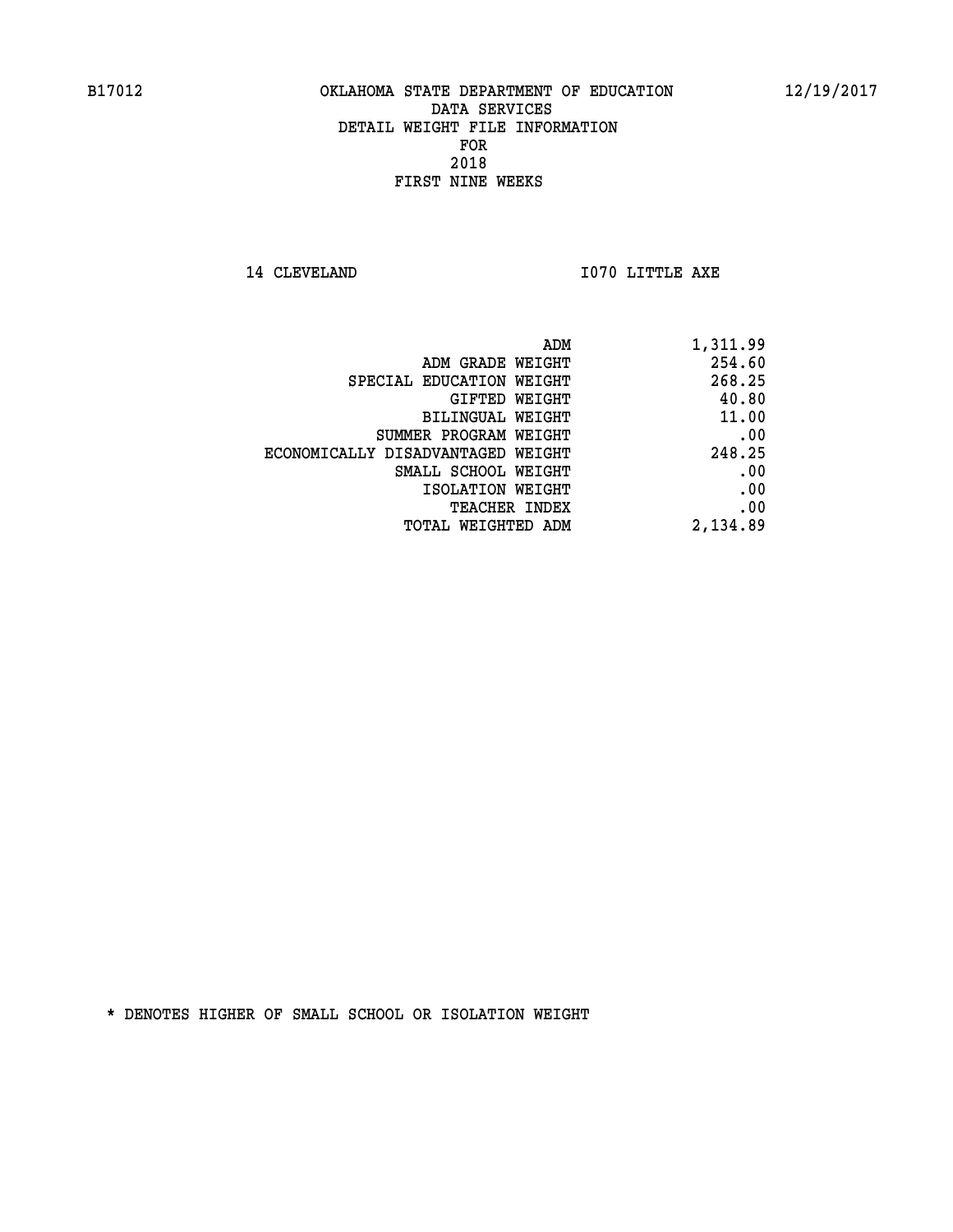B17012 OKLAHOMA STATE DEPARTMENT OF EDUCATION 12/19/2017

DATA SERVICES
DETAIL WEIGHT FILE INFORMATION
FOR
2018
FIRST NINE WEEKS

14 CLEVELAND I070 LITTLE AXE

| | |
|---|---|
| ADM | 1,311.99 |
| ADM GRADE WEIGHT | 254.60 |
| SPECIAL EDUCATION WEIGHT | 268.25 |
| GIFTED WEIGHT | 40.80 |
| BILINGUAL WEIGHT | 11.00 |
| SUMMER PROGRAM WEIGHT | .00 |
| ECONOMICALLY DISADVANTAGED WEIGHT | 248.25 |
| SMALL SCHOOL WEIGHT | .00 |
| ISOLATION WEIGHT | .00 |
| TEACHER INDEX | .00 |
| TOTAL WEIGHTED ADM | 2,134.89 |

* DENOTES HIGHER OF SMALL SCHOOL OR ISOLATION WEIGHT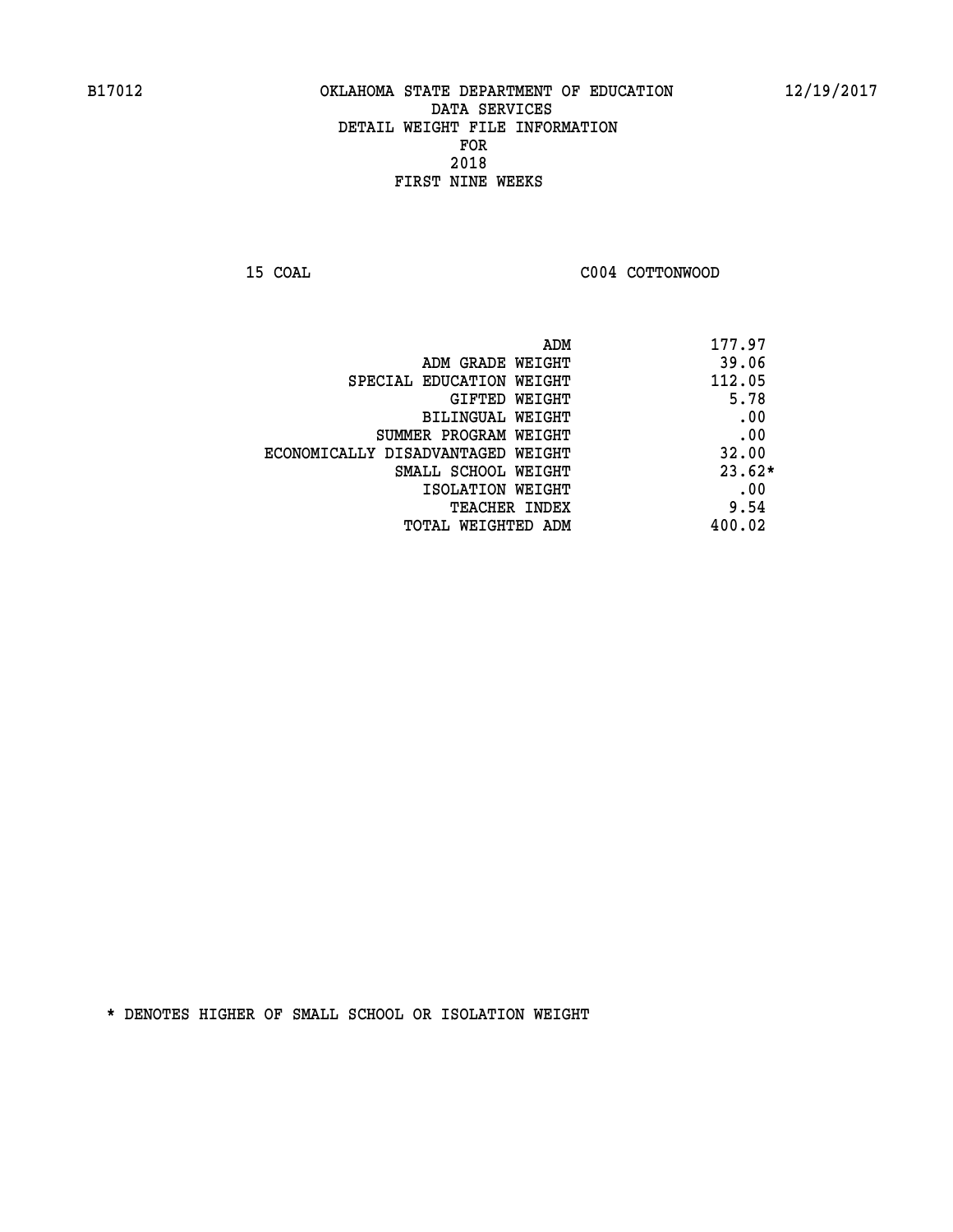B17012 OKLAHOMA STATE DEPARTMENT OF EDUCATION 12/19/2017

DATA SERVICES
DETAIL WEIGHT FILE INFORMATION
FOR
2018
FIRST NINE WEEKS

15 COAL C004 COTTONWOOD

| | |
|---|---|
| ADM | 177.97 |
| ADM GRADE WEIGHT | 39.06 |
| SPECIAL EDUCATION WEIGHT | 112.05 |
| GIFTED WEIGHT | 5.78 |
| BILINGUAL WEIGHT | .00 |
| SUMMER PROGRAM WEIGHT | .00 |
| ECONOMICALLY DISADVANTAGED WEIGHT | 32.00 |
| SMALL SCHOOL WEIGHT | 23.62* |
| ISOLATION WEIGHT | .00 |
| TEACHER INDEX | 9.54 |
| TOTAL WEIGHTED ADM | 400.02 |

* DENOTES HIGHER OF SMALL SCHOOL OR ISOLATION WEIGHT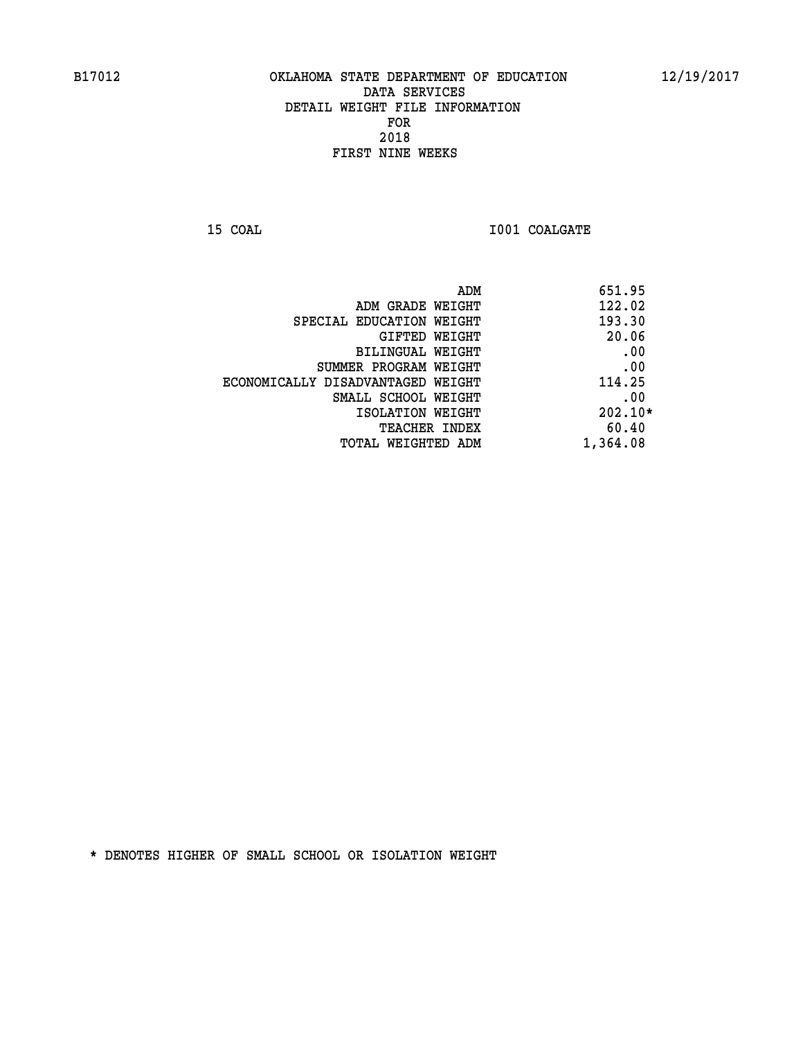B17012 OKLAHOMA STATE DEPARTMENT OF EDUCATION 12/19/2017

DATA SERVICES
DETAIL WEIGHT FILE INFORMATION
FOR
2018
FIRST NINE WEEKS

15 COAL I001 COALGATE

| | |
|---|---|
| ADM | 651.95 |
| ADM GRADE WEIGHT | 122.02 |
| SPECIAL EDUCATION WEIGHT | 193.30 |
| GIFTED WEIGHT | 20.06 |
| BILINGUAL WEIGHT | .00 |
| SUMMER PROGRAM WEIGHT | .00 |
| ECONOMICALLY DISADVANTAGED WEIGHT | 114.25 |
| SMALL SCHOOL WEIGHT | .00 |
| ISOLATION WEIGHT | 202.10* |
| TEACHER INDEX | 60.40 |
| TOTAL WEIGHTED ADM | 1,364.08 |

* DENOTES HIGHER OF SMALL SCHOOL OR ISOLATION WEIGHT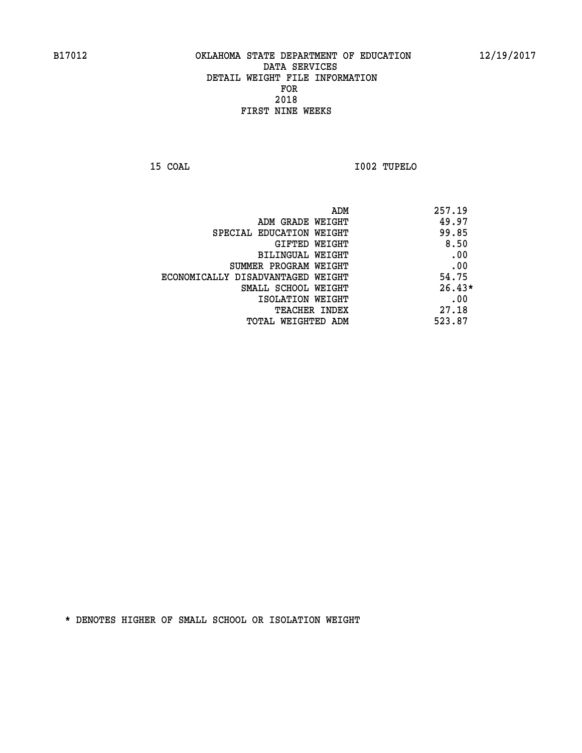B17012 OKLAHOMA STATE DEPARTMENT OF EDUCATION 12/19/2017

DATA SERVICES
DETAIL WEIGHT FILE INFORMATION
FOR
2018
FIRST NINE WEEKS

15 COAL I002 TUPELO

| | |
|---|---|
| ADM | 257.19 |
| ADM GRADE WEIGHT | 49.97 |
| SPECIAL EDUCATION WEIGHT | 99.85 |
| GIFTED WEIGHT | 8.50 |
| BILINGUAL WEIGHT | .00 |
| SUMMER PROGRAM WEIGHT | .00 |
| ECONOMICALLY DISADVANTAGED WEIGHT | 54.75 |
| SMALL SCHOOL WEIGHT | 26.43* |
| ISOLATION WEIGHT | .00 |
| TEACHER INDEX | 27.18 |
| TOTAL WEIGHTED ADM | 523.87 |

* DENOTES HIGHER OF SMALL SCHOOL OR ISOLATION WEIGHT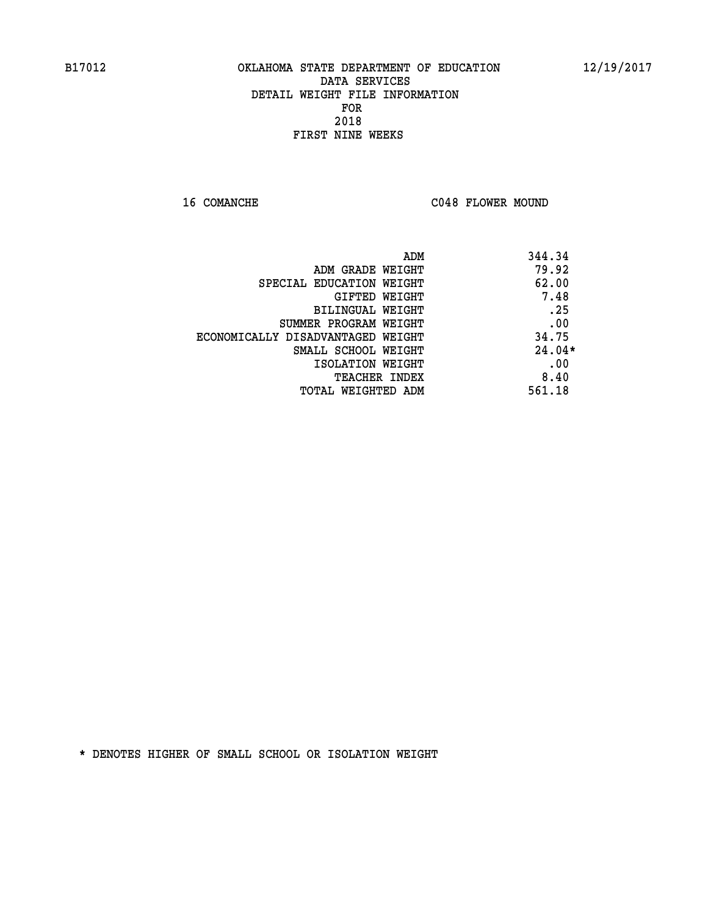B17012 OKLAHOMA STATE DEPARTMENT OF EDUCATION 12/19/2017

DATA SERVICES
DETAIL WEIGHT FILE INFORMATION
FOR
2018
FIRST NINE WEEKS

16 COMANCHE C048 FLOWER MOUND

| | |
|---|---|
| ADM | 344.34 |
| ADM GRADE WEIGHT | 79.92 |
| SPECIAL EDUCATION WEIGHT | 62.00 |
| GIFTED WEIGHT | 7.48 |
| BILINGUAL WEIGHT | .25 |
| SUMMER PROGRAM WEIGHT | .00 |
| ECONOMICALLY DISADVANTAGED WEIGHT | 34.75 |
| SMALL SCHOOL WEIGHT | 24.04* |
| ISOLATION WEIGHT | .00 |
| TEACHER INDEX | 8.40 |
| TOTAL WEIGHTED ADM | 561.18 |

* DENOTES HIGHER OF SMALL SCHOOL OR ISOLATION WEIGHT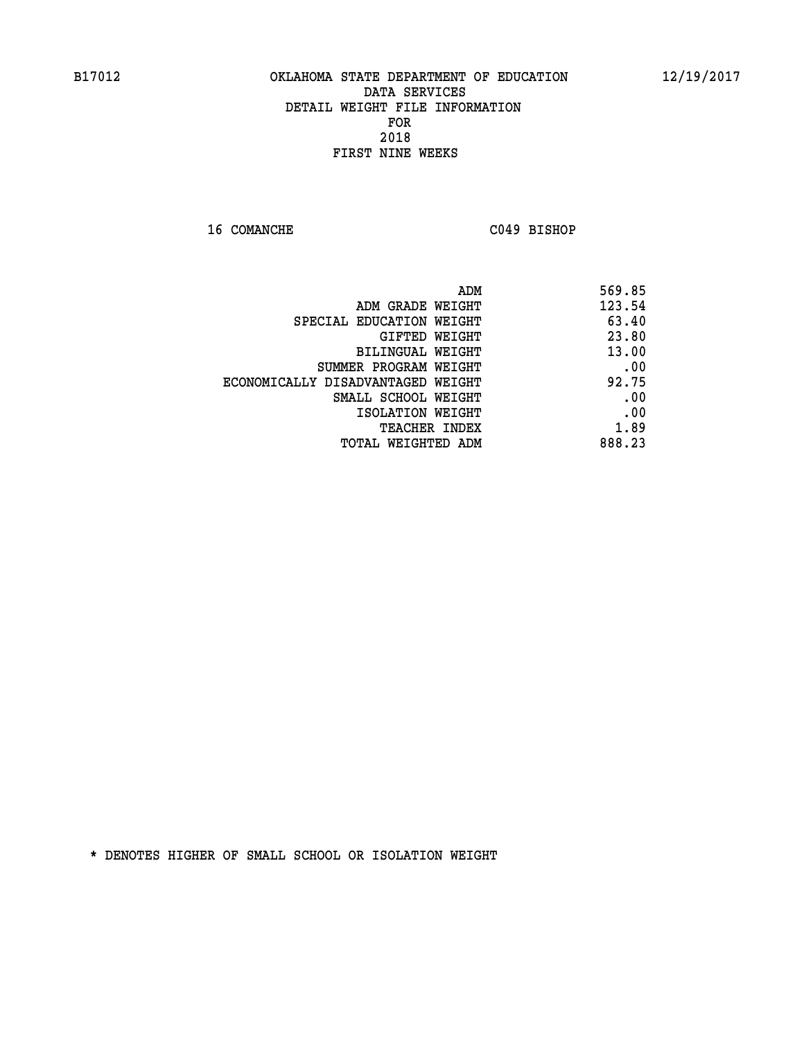# OKLAHOMA STATE DEPARTMENT OF EDUCATION
## DATA SERVICES
## DETAIL WEIGHT FILE INFORMATION
## FOR
## 2018
## FIRST NINE WEEKS

16 COMANCHE C049 BISHOP

| | |
|---|---|
| ADM | 569.85 |
| ADM GRADE WEIGHT | 123.54 |
| SPECIAL EDUCATION WEIGHT | 63.40 |
| GIFTED WEIGHT | 23.80 |
| BILINGUAL WEIGHT | 13.00 |
| SUMMER PROGRAM WEIGHT | .00 |
| ECONOMICALLY DISADVANTAGED WEIGHT | 92.75 |
| SMALL SCHOOL WEIGHT | .00 |
| ISOLATION WEIGHT | .00 |
| TEACHER INDEX | 1.89 |
| TOTAL WEIGHTED ADM | 888.23 |

* DENOTES HIGHER OF SMALL SCHOOL OR ISOLATION WEIGHT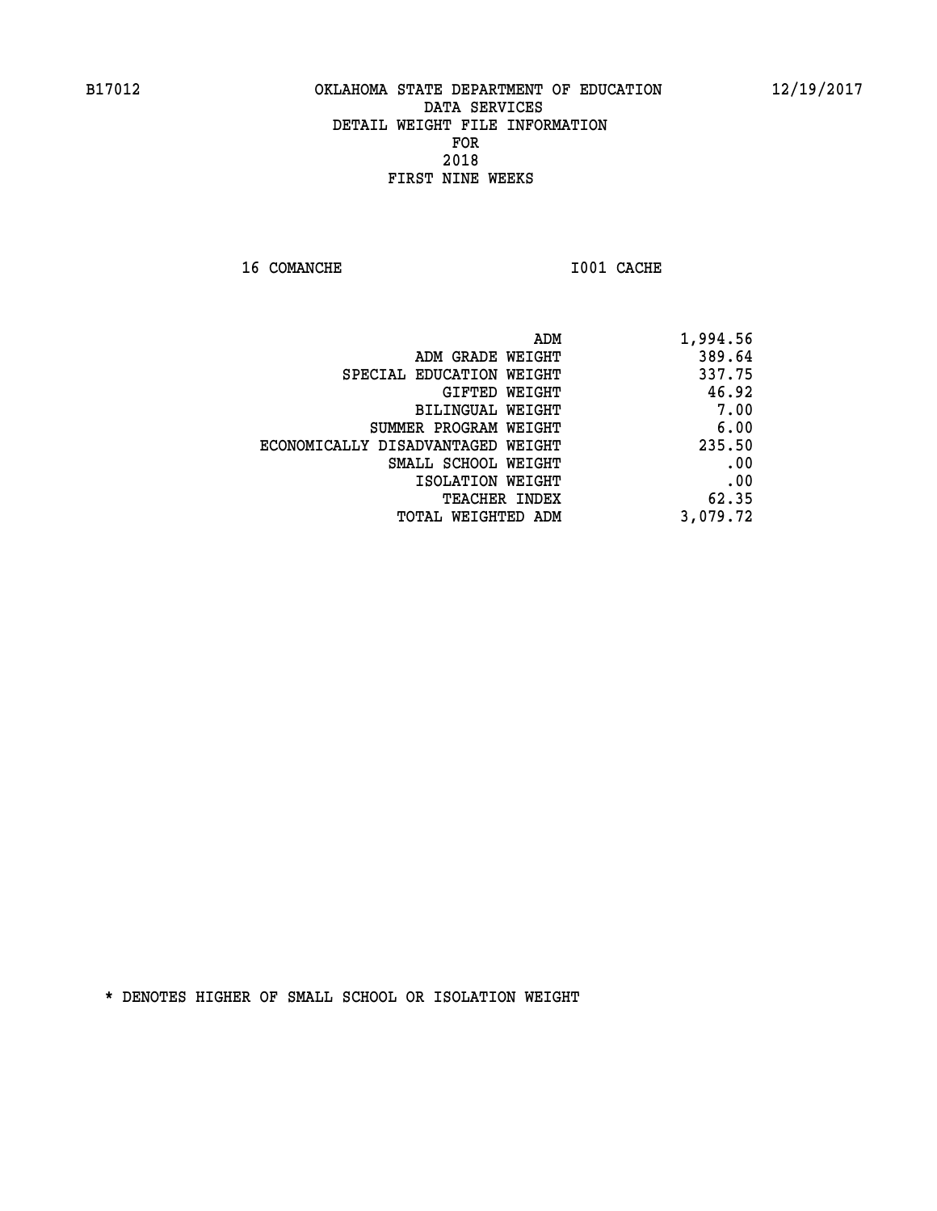B17012 OKLAHOMA STATE DEPARTMENT OF EDUCATION 12/19/2017

DATA SERVICES
DETAIL WEIGHT FILE INFORMATION
FOR
2018
FIRST NINE WEEKS

16 COMANCHE I001 CACHE

| | |
|---|---|
| ADM | 1,994.56 |
| ADM GRADE WEIGHT | 389.64 |
| SPECIAL EDUCATION WEIGHT | 337.75 |
| GIFTED WEIGHT | 46.92 |
| BILINGUAL WEIGHT | 7.00 |
| SUMMER PROGRAM WEIGHT | 6.00 |
| ECONOMICALLY DISADVANTAGED WEIGHT | 235.50 |
| SMALL SCHOOL WEIGHT | .00 |
| ISOLATION WEIGHT | .00 |
| TEACHER INDEX | 62.35 |
| TOTAL WEIGHTED ADM | 3,079.72 |

* DENOTES HIGHER OF SMALL SCHOOL OR ISOLATION WEIGHT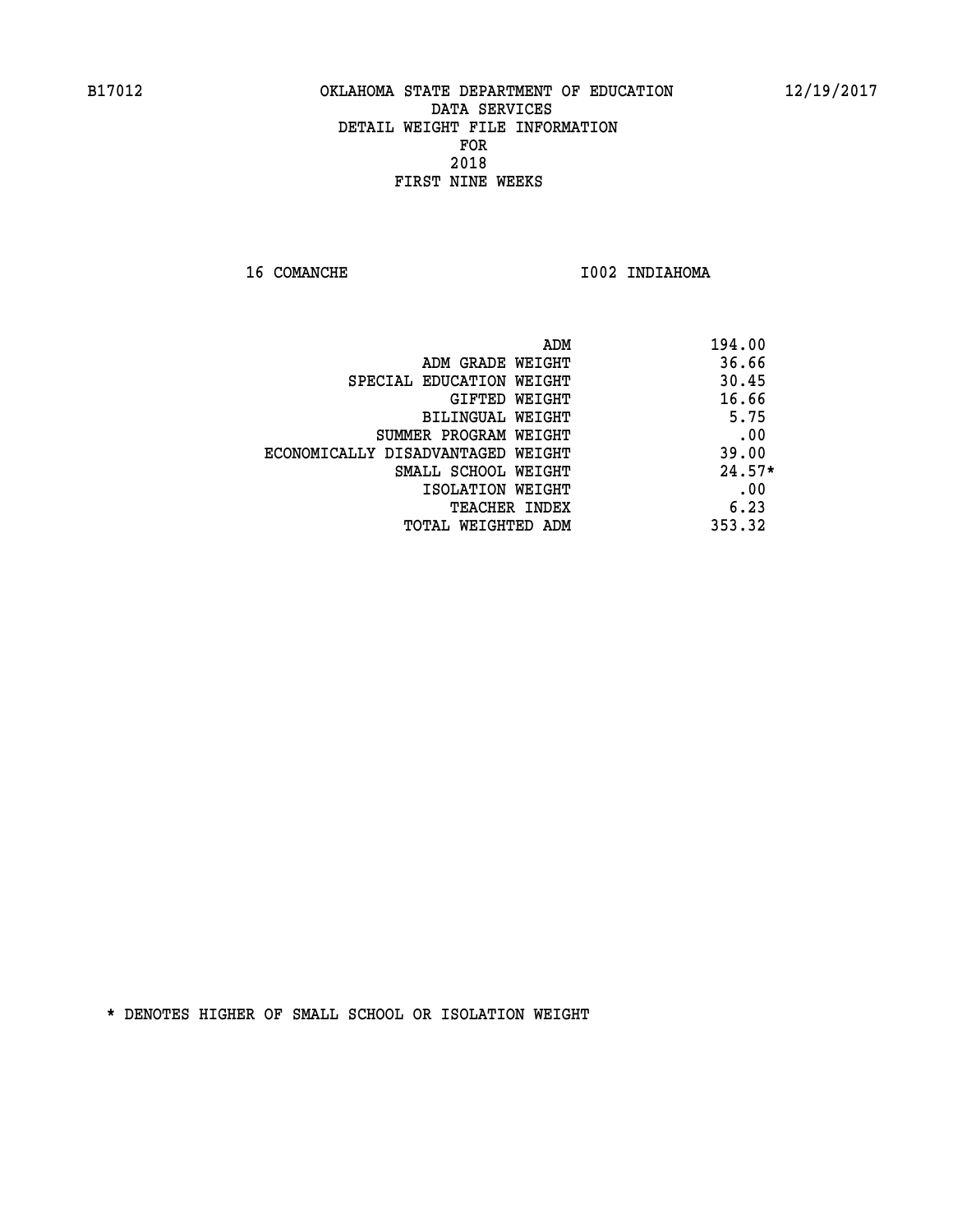B17012 OKLAHOMA STATE DEPARTMENT OF EDUCATION 12/19/2017

DATA SERVICES
DETAIL WEIGHT FILE INFORMATION
FOR
2018
FIRST NINE WEEKS

16 COMANCHE I002 INDIAHOMA

| | |
|---|---|
| ADM | 194.00 |
| ADM GRADE WEIGHT | 36.66 |
| SPECIAL EDUCATION WEIGHT | 30.45 |
| GIFTED WEIGHT | 16.66 |
| BILINGUAL WEIGHT | 5.75 |
| SUMMER PROGRAM WEIGHT | .00 |
| ECONOMICALLY DISADVANTAGED WEIGHT | 39.00 |
| SMALL SCHOOL WEIGHT | 24.57* |
| ISOLATION WEIGHT | .00 |
| TEACHER INDEX | 6.23 |
| TOTAL WEIGHTED ADM | 353.32 |

* DENOTES HIGHER OF SMALL SCHOOL OR ISOLATION WEIGHT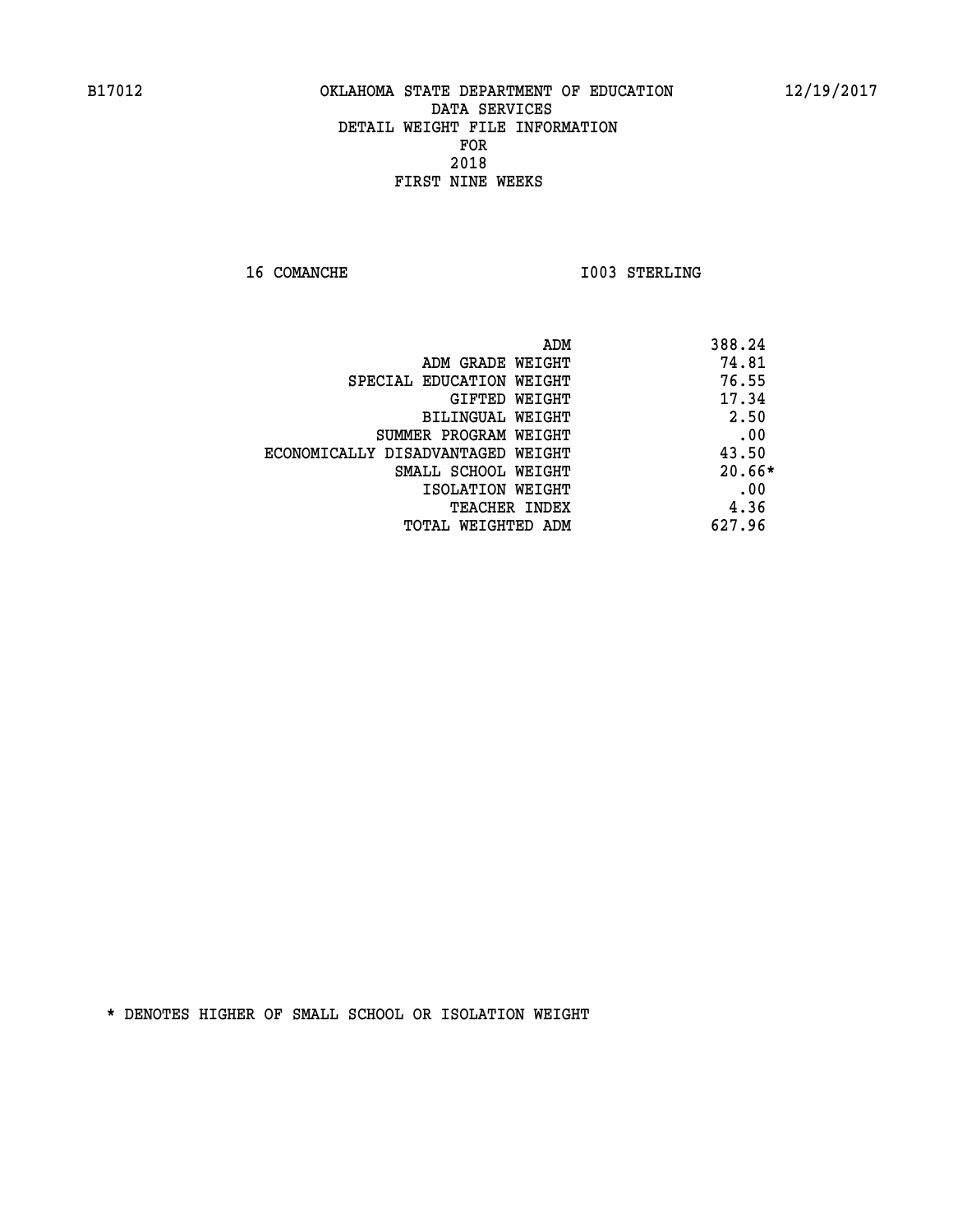B17012 OKLAHOMA STATE DEPARTMENT OF EDUCATION 12/19/2017

DATA SERVICES

DETAIL WEIGHT FILE INFORMATION

FOR

2018

FIRST NINE WEEKS

16 COMANCHE I003 STERLING

| | |
|---|---|
| ADM | 388.24 |
| ADM GRADE WEIGHT | 74.81 |
| SPECIAL EDUCATION WEIGHT | 76.55 |
| GIFTED WEIGHT | 17.34 |
| BILINGUAL WEIGHT | 2.50 |
| SUMMER PROGRAM WEIGHT | .00 |
| ECONOMICALLY DISADVANTAGED WEIGHT | 43.50 |
| SMALL SCHOOL WEIGHT | 20.66* |
| ISOLATION WEIGHT | .00 |
| TEACHER INDEX | 4.36 |
| TOTAL WEIGHTED ADM | 627.96 |

* DENOTES HIGHER OF SMALL SCHOOL OR ISOLATION WEIGHT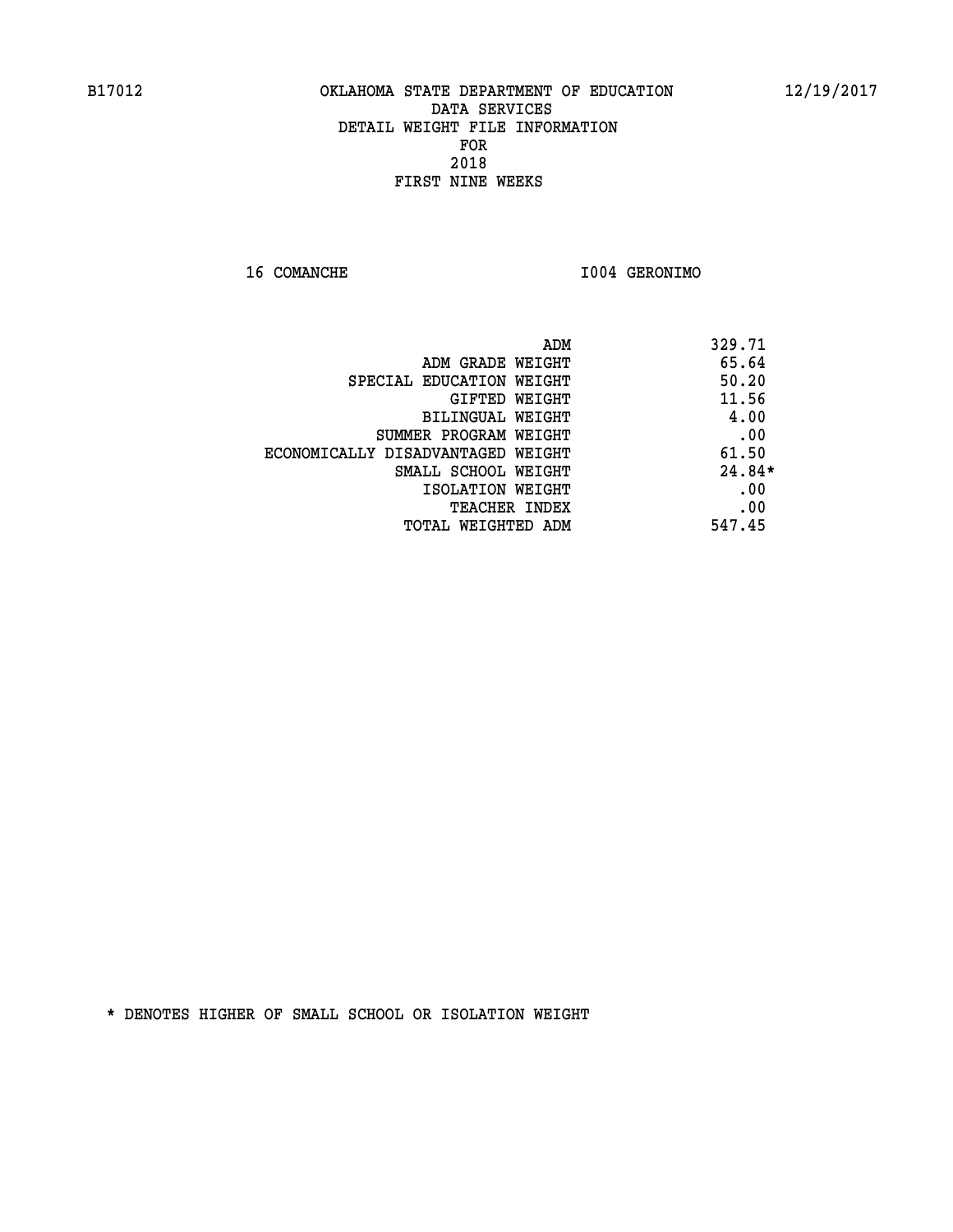B17012 OKLAHOMA STATE DEPARTMENT OF EDUCATION 12/19/2017

DATA SERVICES
DETAIL WEIGHT FILE INFORMATION
FOR
2018
FIRST NINE WEEKS

16 COMANCHE I004 GERONIMO

| | |
|---|---|
| ADM | 329.71 |
| ADM GRADE WEIGHT | 65.64 |
| SPECIAL EDUCATION WEIGHT | 50.20 |
| GIFTED WEIGHT | 11.56 |
| BILINGUAL WEIGHT | 4.00 |
| SUMMER PROGRAM WEIGHT | .00 |
| ECONOMICALLY DISADVANTAGED WEIGHT | 61.50 |
| SMALL SCHOOL WEIGHT | 24.84* |
| ISOLATION WEIGHT | .00 |
| TEACHER INDEX | .00 |
| TOTAL WEIGHTED ADM | 547.45 |

* DENOTES HIGHER OF SMALL SCHOOL OR ISOLATION WEIGHT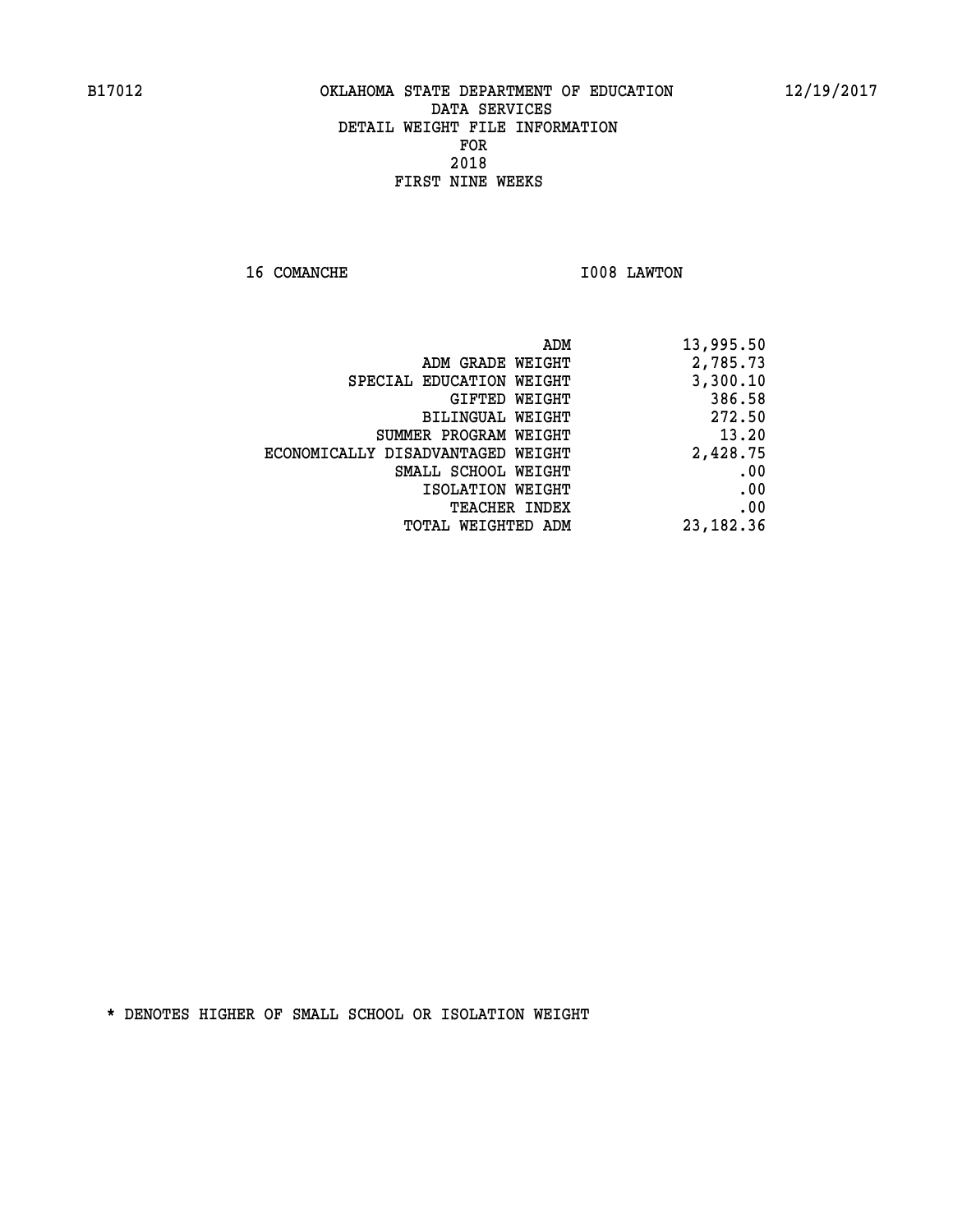B17012 OKLAHOMA STATE DEPARTMENT OF EDUCATION 12/19/2017

DATA SERVICES
DETAIL WEIGHT FILE INFORMATION
FOR
2018
FIRST NINE WEEKS

16 COMANCHE I008 LAWTON

| | |
|---|---|
| ADM | 13,995.50 |
| ADM GRADE WEIGHT | 2,785.73 |
| SPECIAL EDUCATION WEIGHT | 3,300.10 |
| GIFTED WEIGHT | 386.58 |
| BILINGUAL WEIGHT | 272.50 |
| SUMMER PROGRAM WEIGHT | 13.20 |
| ECONOMICALLY DISADVANTAGED WEIGHT | 2,428.75 |
| SMALL SCHOOL WEIGHT | .00 |
| ISOLATION WEIGHT | .00 |
| TEACHER INDEX | .00 |
| TOTAL WEIGHTED ADM | 23,182.36 |

* DENOTES HIGHER OF SMALL SCHOOL OR ISOLATION WEIGHT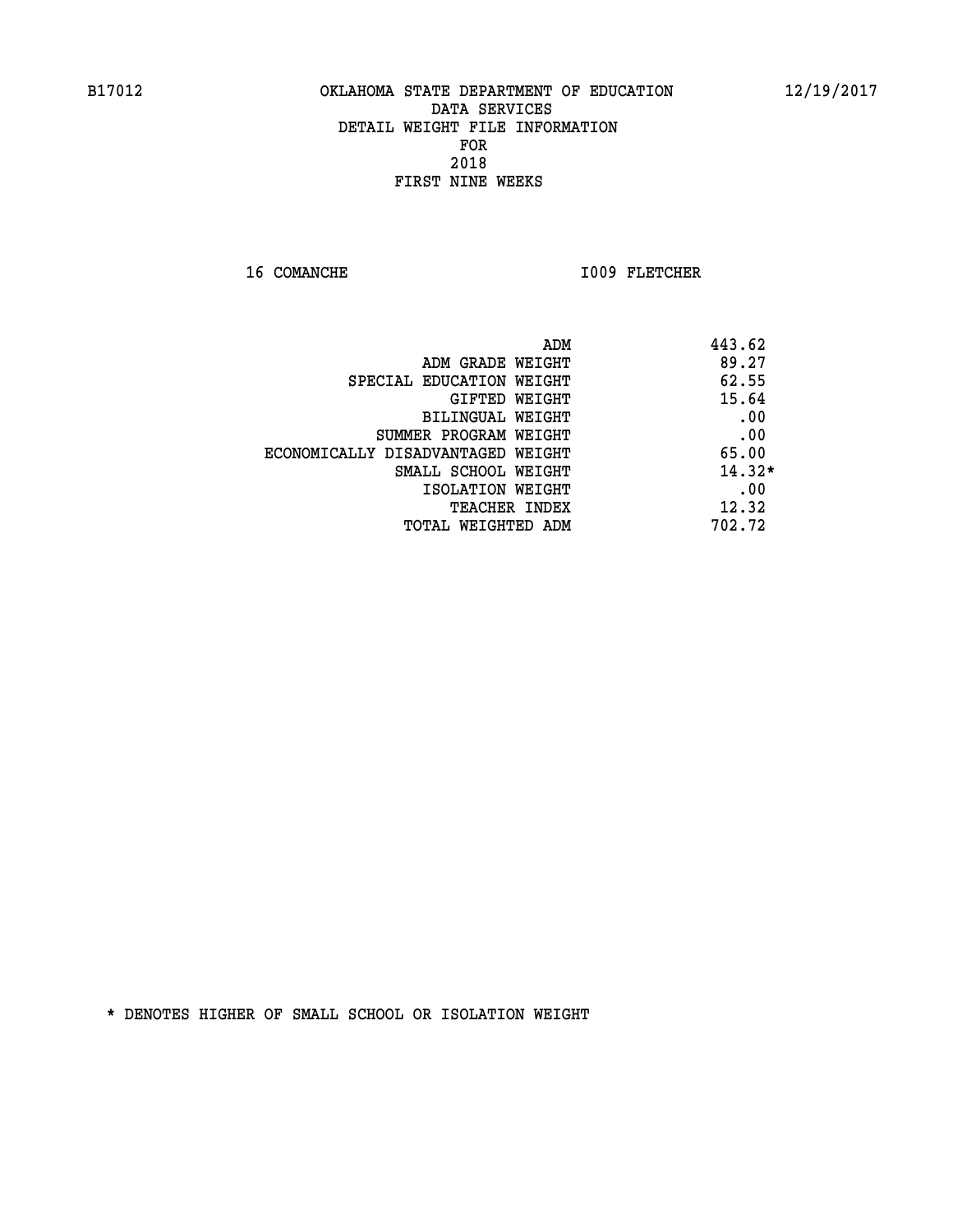B17012 OKLAHOMA STATE DEPARTMENT OF EDUCATION 12/19/2017

DATA SERVICES
DETAIL WEIGHT FILE INFORMATION
FOR
2018
FIRST NINE WEEKS

16 COMANCHE I009 FLETCHER

| | |
|---|---|
| ADM | 443.62 |
| ADM GRADE WEIGHT | 89.27 |
| SPECIAL EDUCATION WEIGHT | 62.55 |
| GIFTED WEIGHT | 15.64 |
| BILINGUAL WEIGHT | .00 |
| SUMMER PROGRAM WEIGHT | .00 |
| ECONOMICALLY DISADVANTAGED WEIGHT | 65.00 |
| SMALL SCHOOL WEIGHT | 14.32* |
| ISOLATION WEIGHT | .00 |
| TEACHER INDEX | 12.32 |
| TOTAL WEIGHTED ADM | 702.72 |

* DENOTES HIGHER OF SMALL SCHOOL OR ISOLATION WEIGHT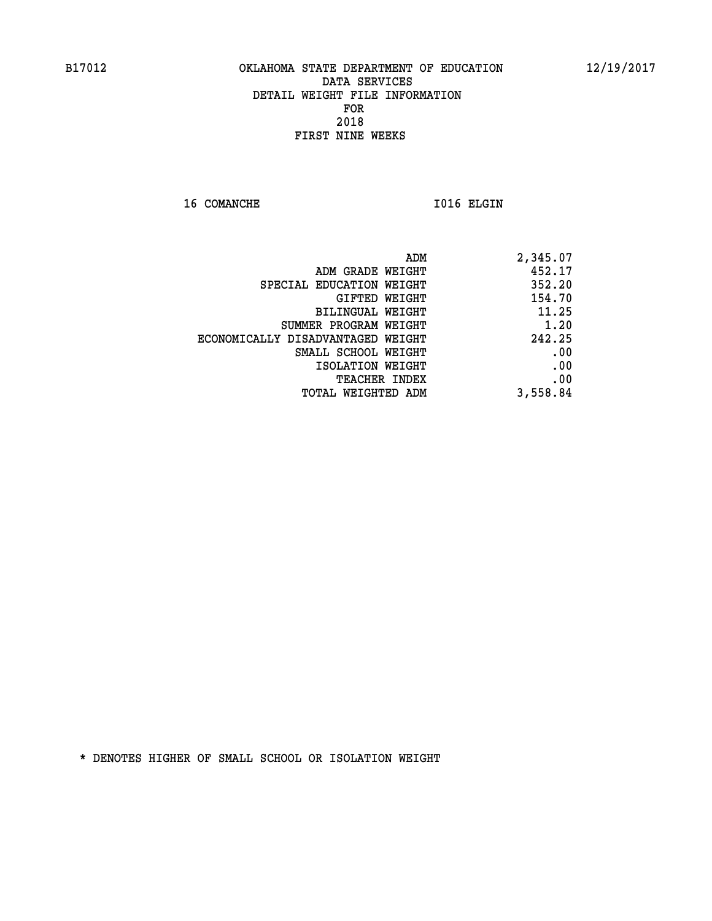B17012 OKLAHOMA STATE DEPARTMENT OF EDUCATION 12/19/2017

DATA SERVICES

DETAIL WEIGHT FILE INFORMATION

FOR

2018

FIRST NINE WEEKS

16 COMANCHE I016 ELGIN

| | |
|---|---|
| ADM | 2,345.07 |
| ADM GRADE WEIGHT | 452.17 |
| SPECIAL EDUCATION WEIGHT | 352.20 |
| GIFTED WEIGHT | 154.70 |
| BILINGUAL WEIGHT | 11.25 |
| SUMMER PROGRAM WEIGHT | 1.20 |
| ECONOMICALLY DISADVANTAGED WEIGHT | 242.25 |
| SMALL SCHOOL WEIGHT | .00 |
| ISOLATION WEIGHT | .00 |
| TEACHER INDEX | .00 |
| TOTAL WEIGHTED ADM | 3,558.84 |

* DENOTES HIGHER OF SMALL SCHOOL OR ISOLATION WEIGHT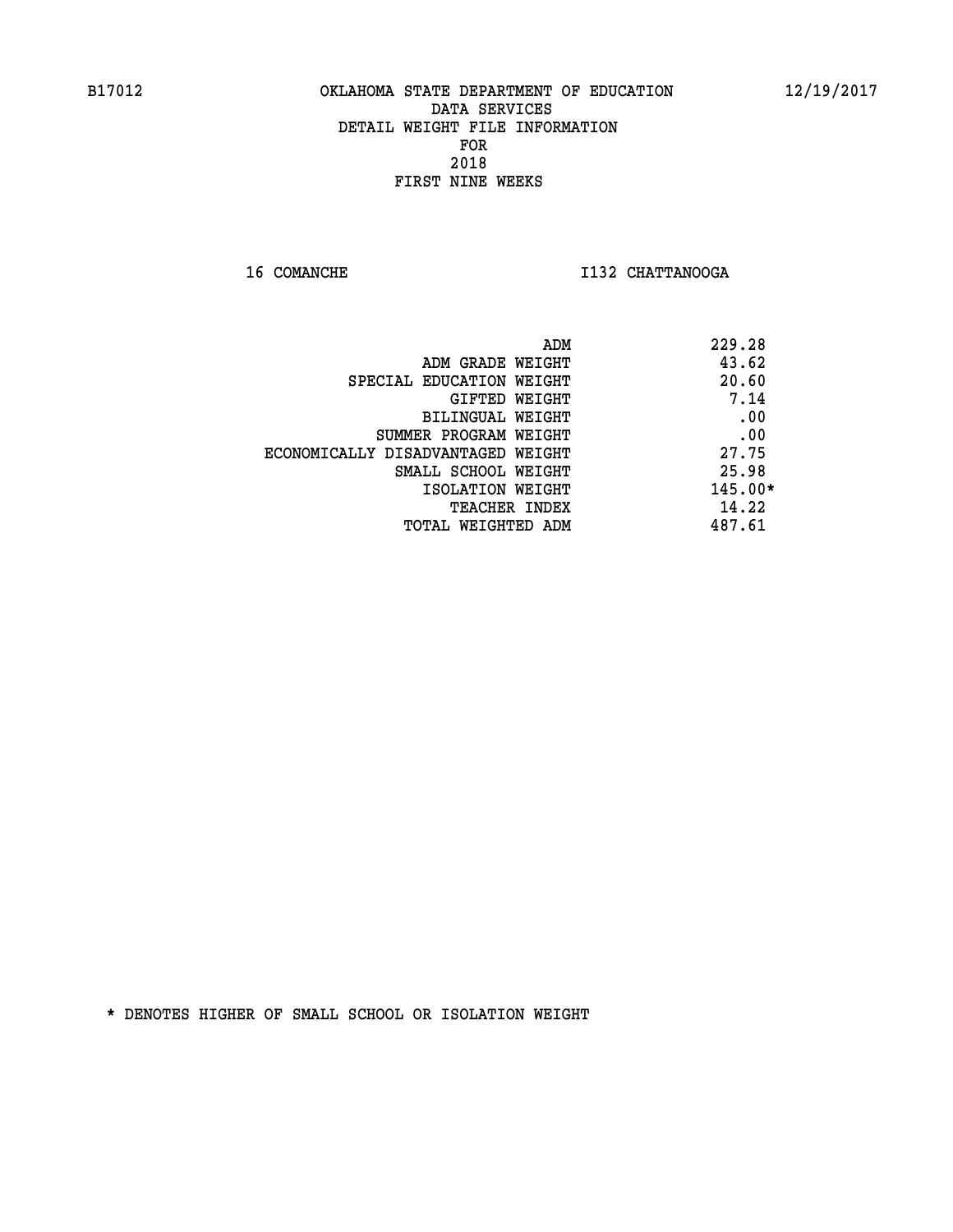B17012 OKLAHOMA STATE DEPARTMENT OF EDUCATION 12/19/2017

DATA SERVICES
DETAIL WEIGHT FILE INFORMATION
FOR
2018
FIRST NINE WEEKS

16 COMANCHE I132 CHATTANOOGA

| | |
|---|---|
| ADM | 229.28 |
| ADM GRADE WEIGHT | 43.62 |
| SPECIAL EDUCATION WEIGHT | 20.60 |
| GIFTED WEIGHT | 7.14 |
| BILINGUAL WEIGHT | .00 |
| SUMMER PROGRAM WEIGHT | .00 |
| ECONOMICALLY DISADVANTAGED WEIGHT | 27.75 |
| SMALL SCHOOL WEIGHT | 25.98 |
| ISOLATION WEIGHT | 145.00* |
| TEACHER INDEX | 14.22 |
| TOTAL WEIGHTED ADM | 487.61 |

* DENOTES HIGHER OF SMALL SCHOOL OR ISOLATION WEIGHT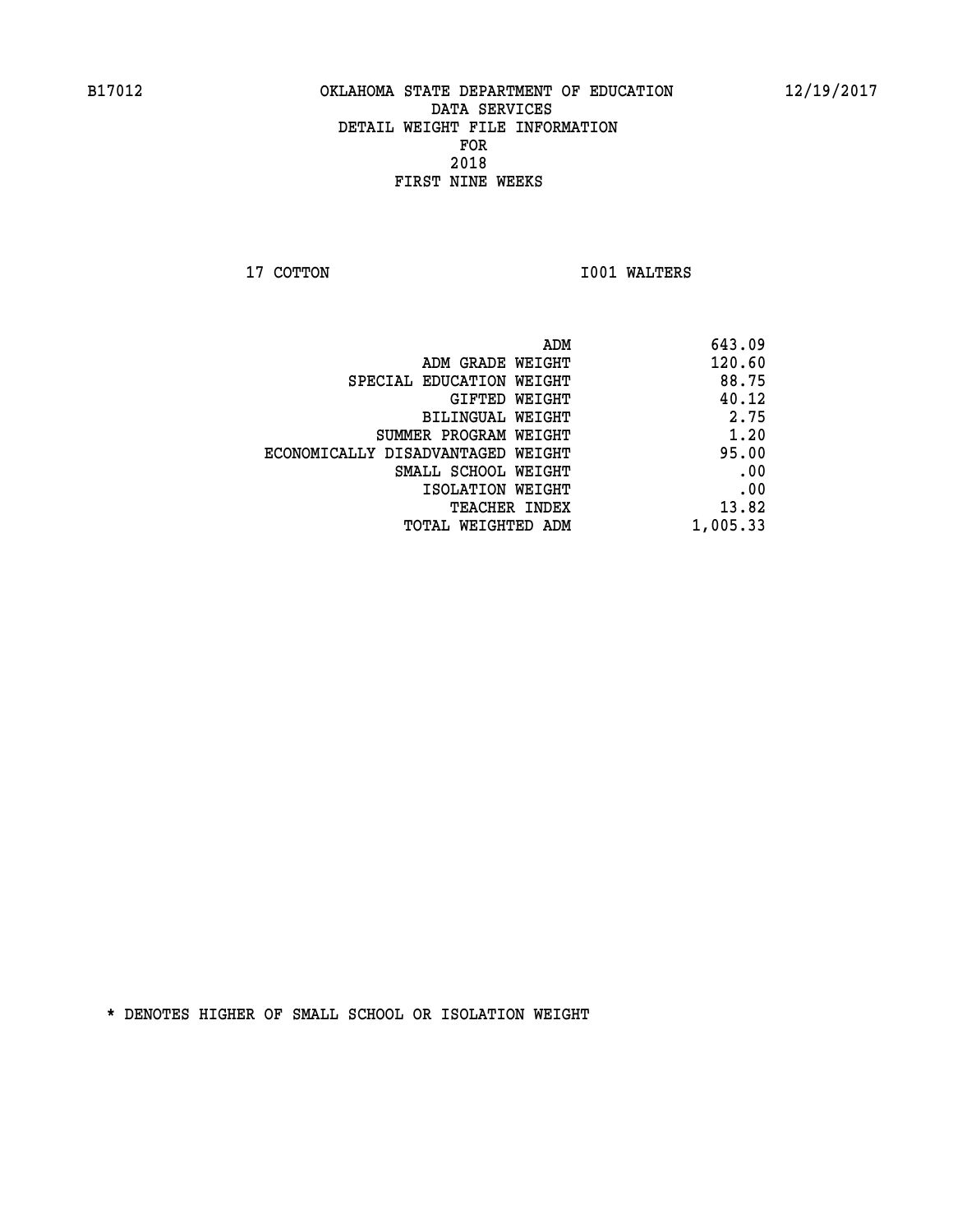B17012 OKLAHOMA STATE DEPARTMENT OF EDUCATION 12/19/2017

DATA SERVICES
DETAIL WEIGHT FILE INFORMATION
FOR
2018
FIRST NINE WEEKS

17 COTTON I001 WALTERS

| | |
|---|---|
| ADM | 643.09 |
| ADM GRADE WEIGHT | 120.60 |
| SPECIAL EDUCATION WEIGHT | 88.75 |
| GIFTED WEIGHT | 40.12 |
| BILINGUAL WEIGHT | 2.75 |
| SUMMER PROGRAM WEIGHT | 1.20 |
| ECONOMICALLY DISADVANTAGED WEIGHT | 95.00 |
| SMALL SCHOOL WEIGHT | .00 |
| ISOLATION WEIGHT | .00 |
| TEACHER INDEX | 13.82 |
| TOTAL WEIGHTED ADM | 1,005.33 |

* DENOTES HIGHER OF SMALL SCHOOL OR ISOLATION WEIGHT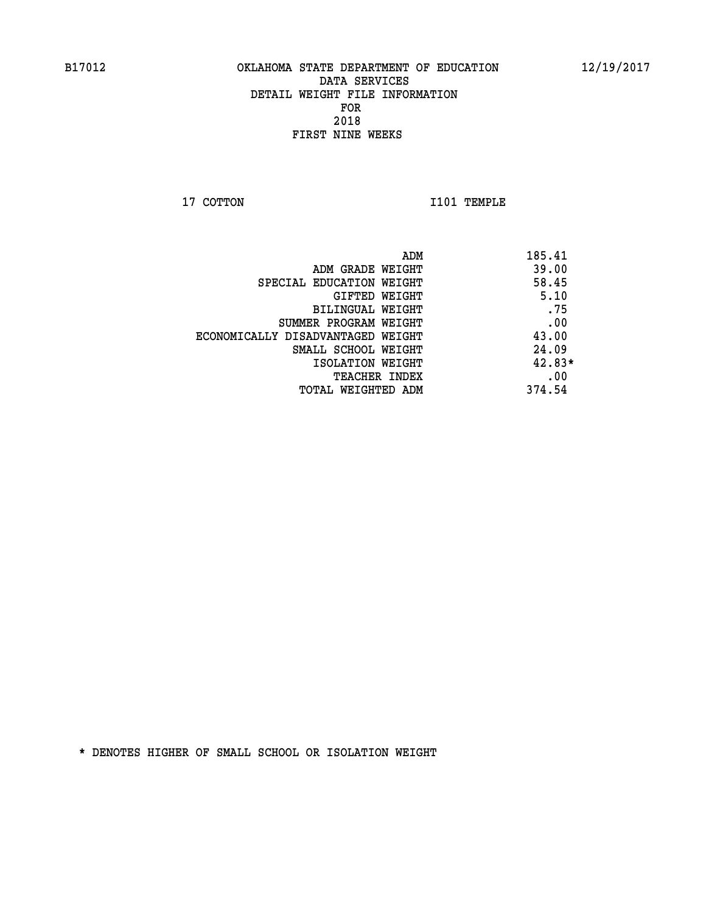B17012 OKLAHOMA STATE DEPARTMENT OF EDUCATION 12/19/2017

DATA SERVICES
DETAIL WEIGHT FILE INFORMATION
FOR
2018
FIRST NINE WEEKS

17 COTTON I101 TEMPLE

| | |
|---|---|
| ADM | 185.41 |
| ADM GRADE WEIGHT | 39.00 |
| SPECIAL EDUCATION WEIGHT | 58.45 |
| GIFTED WEIGHT | 5.10 |
| BILINGUAL WEIGHT | .75 |
| SUMMER PROGRAM WEIGHT | .00 |
| ECONOMICALLY DISADVANTAGED WEIGHT | 43.00 |
| SMALL SCHOOL WEIGHT | 24.09 |
| ISOLATION WEIGHT | 42.83* |
| TEACHER INDEX | .00 |
| TOTAL WEIGHTED ADM | 374.54 |

* DENOTES HIGHER OF SMALL SCHOOL OR ISOLATION WEIGHT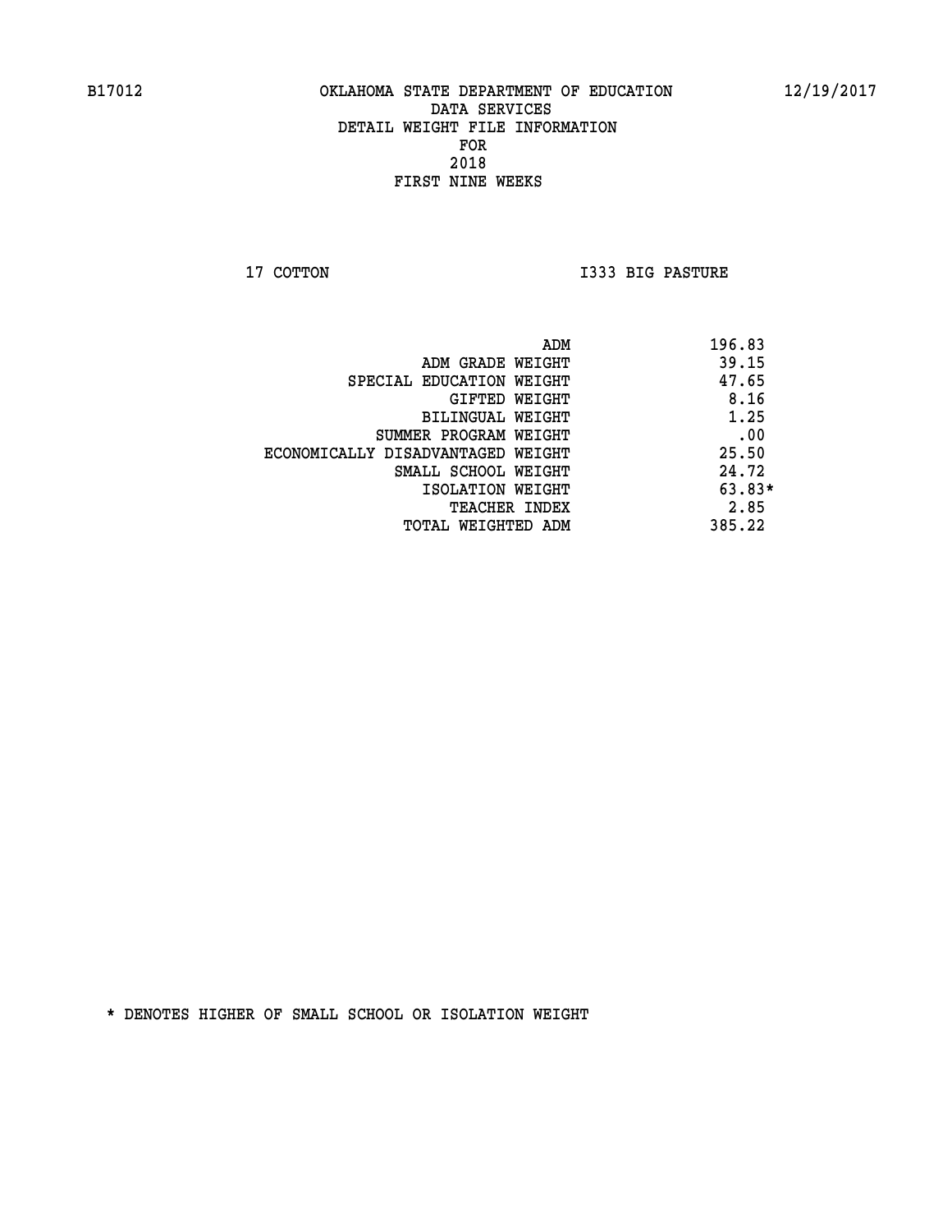B17012 OKLAHOMA STATE DEPARTMENT OF EDUCATION 12/19/2017

DATA SERVICES
DETAIL WEIGHT FILE INFORMATION
FOR
2018
FIRST NINE WEEKS

17 COTTON I333 BIG PASTURE

| | |
|---|---|
| ADM | 196.83 |
| ADM GRADE WEIGHT | 39.15 |
| SPECIAL EDUCATION WEIGHT | 47.65 |
| GIFTED WEIGHT | 8.16 |
| BILINGUAL WEIGHT | 1.25 |
| SUMMER PROGRAM WEIGHT | .00 |
| ECONOMICALLY DISADVANTAGED WEIGHT | 25.50 |
| SMALL SCHOOL WEIGHT | 24.72 |
| ISOLATION WEIGHT | 63.83* |
| TEACHER INDEX | 2.85 |
| TOTAL WEIGHTED ADM | 385.22 |

* DENOTES HIGHER OF SMALL SCHOOL OR ISOLATION WEIGHT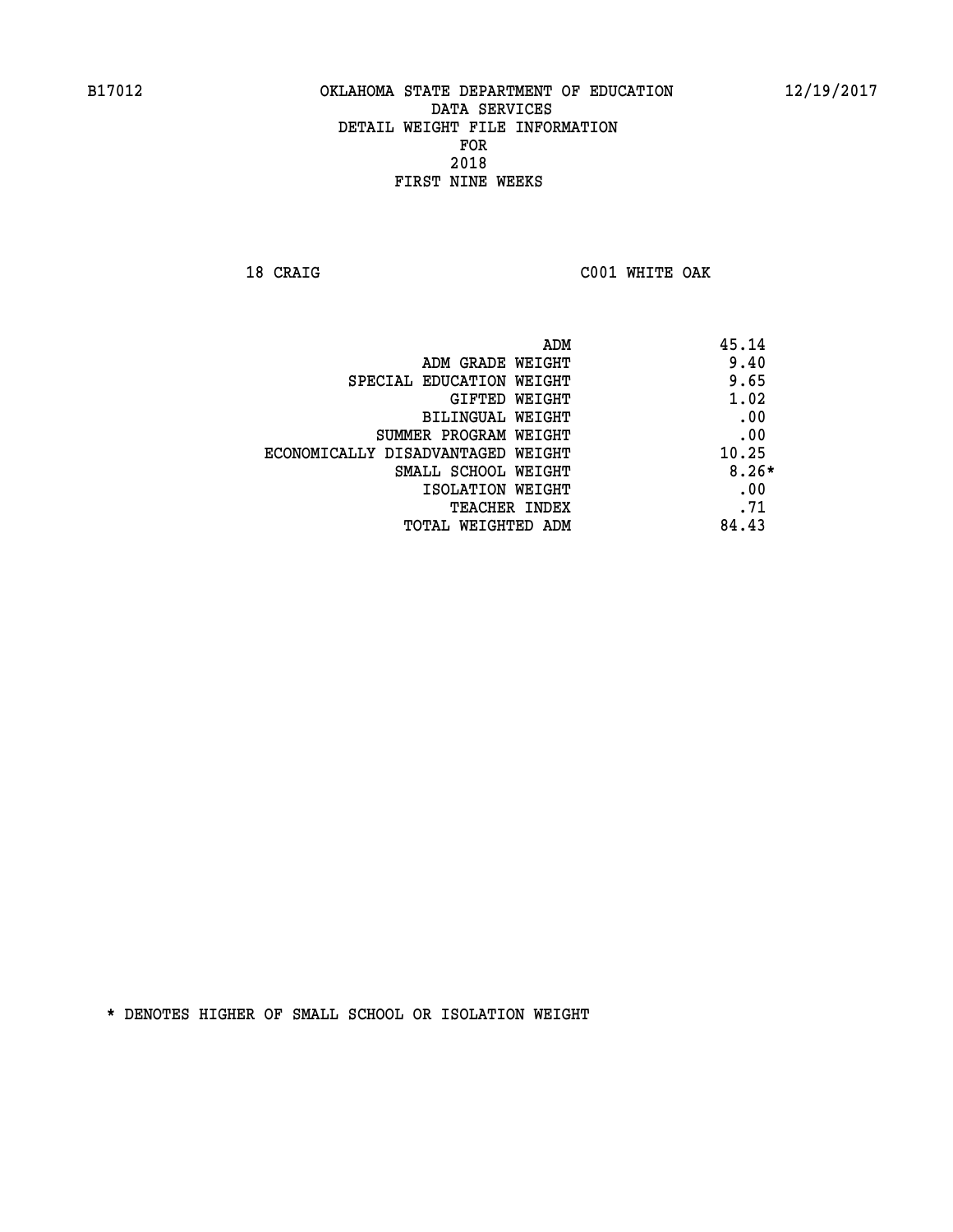B17012 OKLAHOMA STATE DEPARTMENT OF EDUCATION 12/19/2017

DATA SERVICES
DETAIL WEIGHT FILE INFORMATION
FOR
2018
FIRST NINE WEEKS

18 CRAIG C001 WHITE OAK

| | |
|---|---|
| ADM | 45.14 |
| ADM GRADE WEIGHT | 9.40 |
| SPECIAL EDUCATION WEIGHT | 9.65 |
| GIFTED WEIGHT | 1.02 |
| BILINGUAL WEIGHT | .00 |
| SUMMER PROGRAM WEIGHT | .00 |
| ECONOMICALLY DISADVANTAGED WEIGHT | 10.25 |
| SMALL SCHOOL WEIGHT | 8.26* |
| ISOLATION WEIGHT | .00 |
| TEACHER INDEX | .71 |
| TOTAL WEIGHTED ADM | 84.43 |

* DENOTES HIGHER OF SMALL SCHOOL OR ISOLATION WEIGHT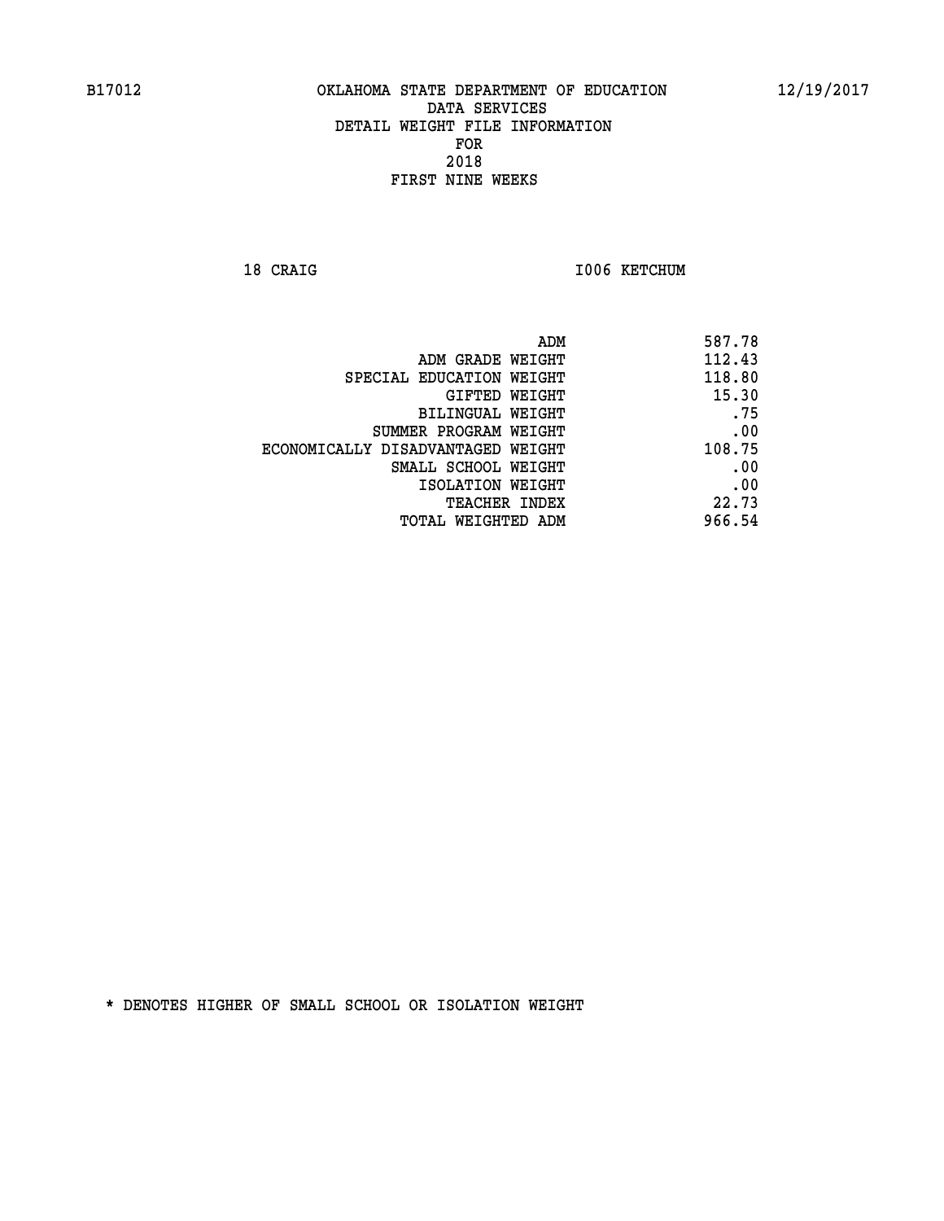B17012 OKLAHOMA STATE DEPARTMENT OF EDUCATION 12/19/2017

DATA SERVICES
DETAIL WEIGHT FILE INFORMATION
FOR
2018
FIRST NINE WEEKS

18 CRAIG I006 KETCHUM

| | |
|---|---|
| ADM | 587.78 |
| ADM GRADE WEIGHT | 112.43 |
| SPECIAL EDUCATION WEIGHT | 118.80 |
| GIFTED WEIGHT | 15.30 |
| BILINGUAL WEIGHT | .75 |
| SUMMER PROGRAM WEIGHT | .00 |
| ECONOMICALLY DISADVANTAGED WEIGHT | 108.75 |
| SMALL SCHOOL WEIGHT | .00 |
| ISOLATION WEIGHT | .00 |
| TEACHER INDEX | 22.73 |
| TOTAL WEIGHTED ADM | 966.54 |

* DENOTES HIGHER OF SMALL SCHOOL OR ISOLATION WEIGHT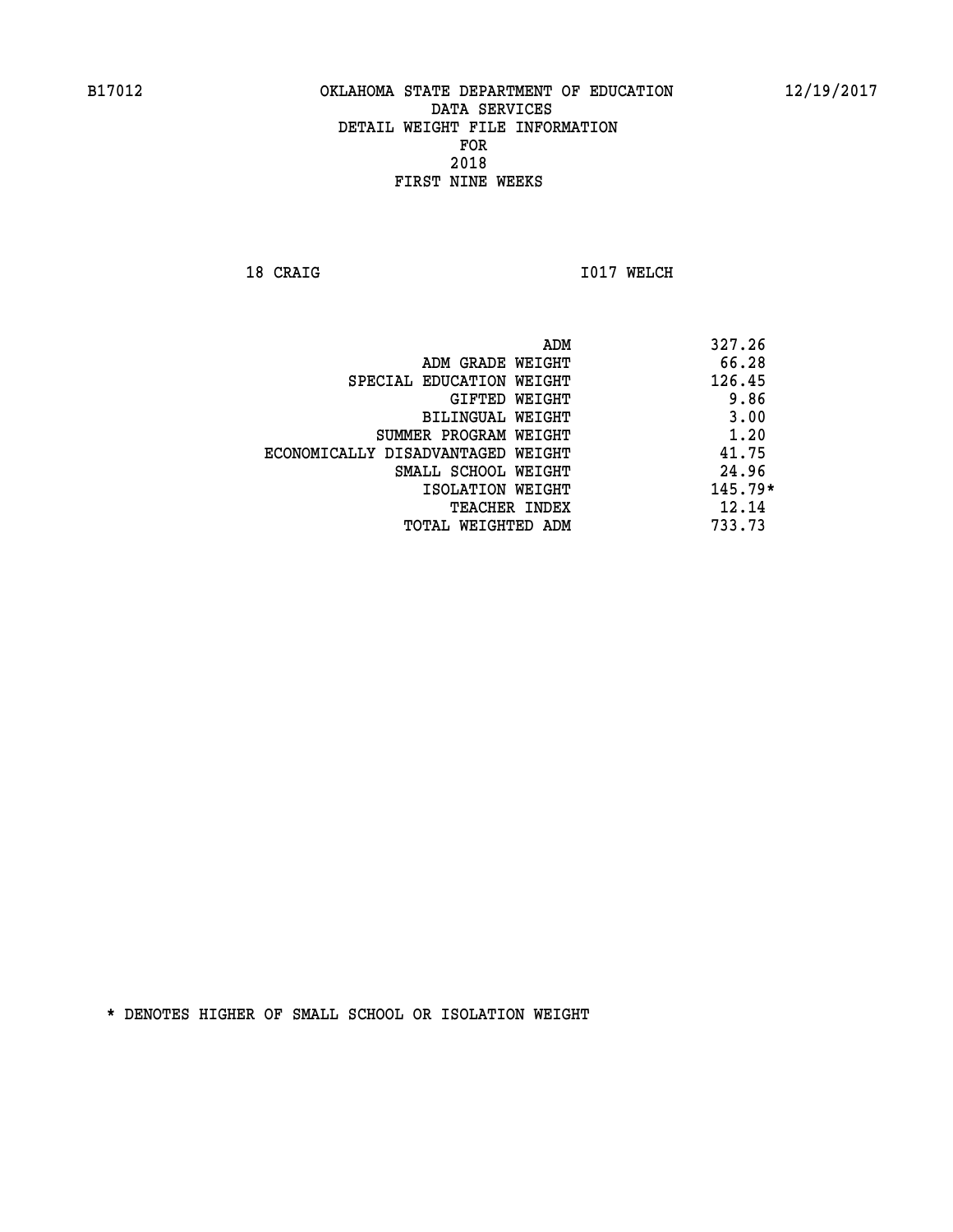B17012 OKLAHOMA STATE DEPARTMENT OF EDUCATION 12/19/2017
DATA SERVICES
DETAIL WEIGHT FILE INFORMATION
FOR
2018
FIRST NINE WEEKS

18 CRAIG I017 WELCH

| | |
|---|---|
| ADM | 327.26 |
| ADM GRADE WEIGHT | 66.28 |
| SPECIAL EDUCATION WEIGHT | 126.45 |
| GIFTED WEIGHT | 9.86 |
| BILINGUAL WEIGHT | 3.00 |
| SUMMER PROGRAM WEIGHT | 1.20 |
| ECONOMICALLY DISADVANTAGED WEIGHT | 41.75 |
| SMALL SCHOOL WEIGHT | 24.96 |
| ISOLATION WEIGHT | 145.79* |
| TEACHER INDEX | 12.14 |
| TOTAL WEIGHTED ADM | 733.73 |

* DENOTES HIGHER OF SMALL SCHOOL OR ISOLATION WEIGHT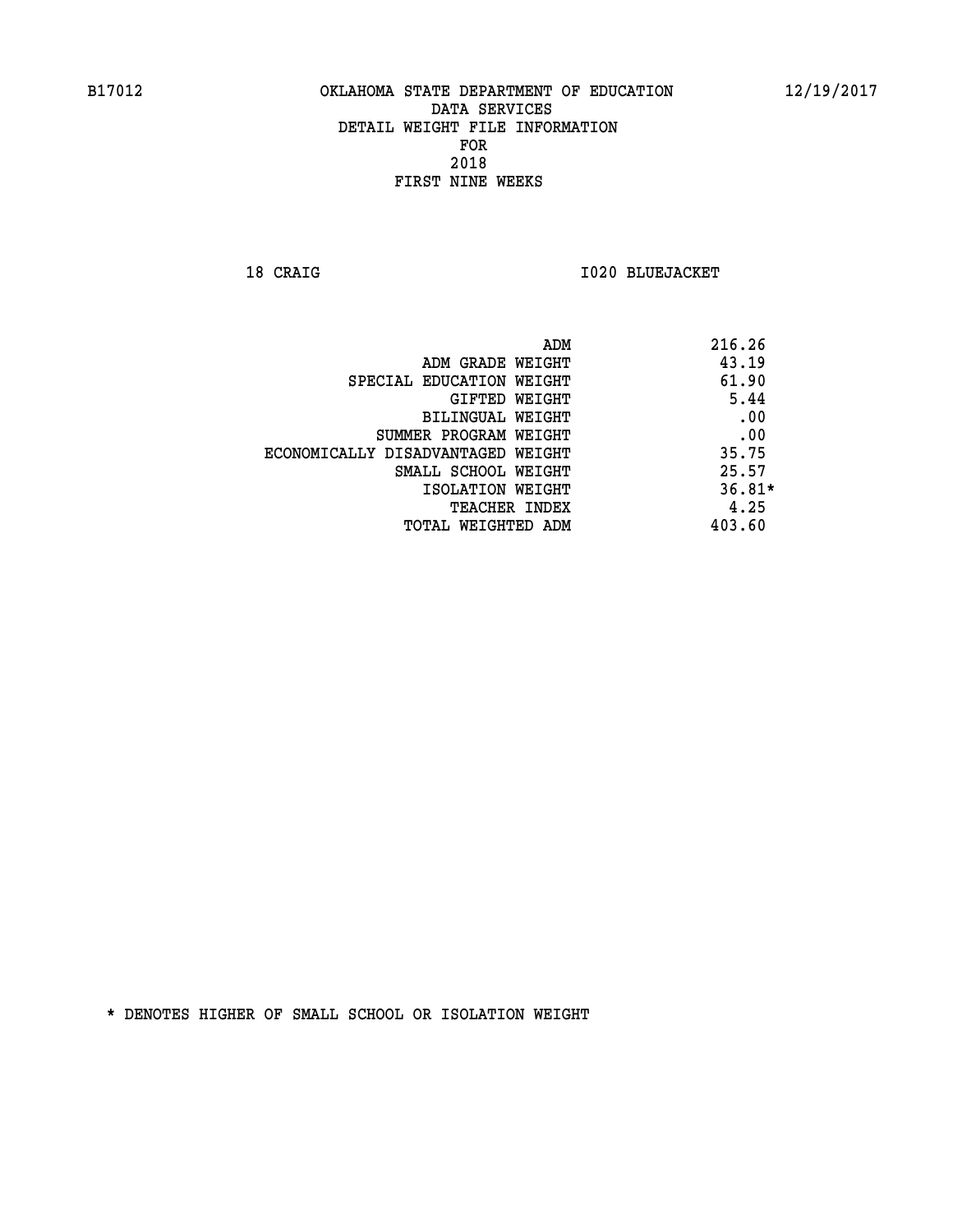B17012 OKLAHOMA STATE DEPARTMENT OF EDUCATION 12/19/2017

DATA SERVICES
DETAIL WEIGHT FILE INFORMATION
FOR
2018
FIRST NINE WEEKS

18 CRAIG I020 BLUEJACKET

| | |
|---|---|
| ADM | 216.26 |
| ADM GRADE WEIGHT | 43.19 |
| SPECIAL EDUCATION WEIGHT | 61.90 |
| GIFTED WEIGHT | 5.44 |
| BILINGUAL WEIGHT | .00 |
| SUMMER PROGRAM WEIGHT | .00 |
| ECONOMICALLY DISADVANTAGED WEIGHT | 35.75 |
| SMALL SCHOOL WEIGHT | 25.57 |
| ISOLATION WEIGHT | 36.81* |
| TEACHER INDEX | 4.25 |
| TOTAL WEIGHTED ADM | 403.60 |

* DENOTES HIGHER OF SMALL SCHOOL OR ISOLATION WEIGHT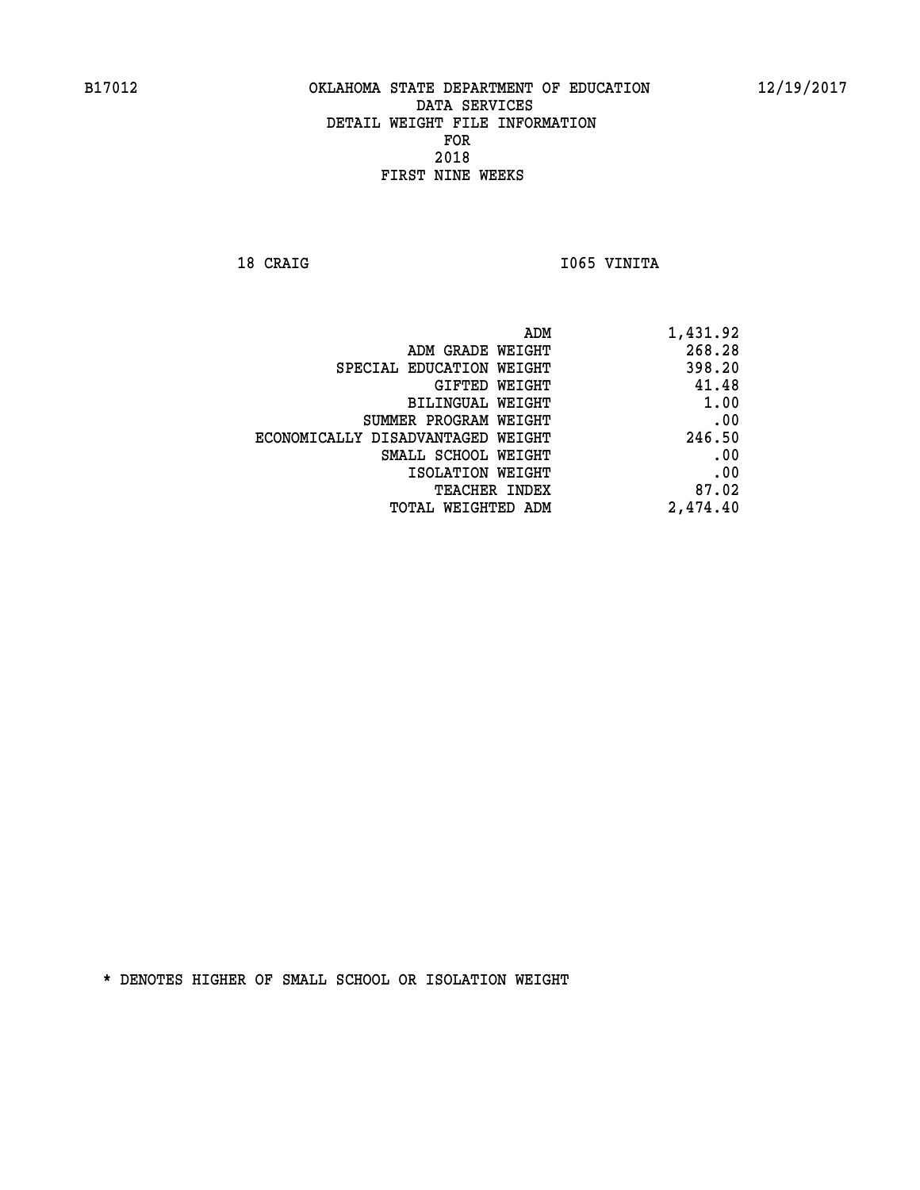B17012 OKLAHOMA STATE DEPARTMENT OF EDUCATION 12/19/2017

DATA SERVICES
DETAIL WEIGHT FILE INFORMATION
FOR
2018
FIRST NINE WEEKS

18 CRAIG I065 VINITA

| | |
|---|---|
| ADM | 1,431.92 |
| ADM GRADE WEIGHT | 268.28 |
| SPECIAL EDUCATION WEIGHT | 398.20 |
| GIFTED WEIGHT | 41.48 |
| BILINGUAL WEIGHT | 1.00 |
| SUMMER PROGRAM WEIGHT | .00 |
| ECONOMICALLY DISADVANTAGED WEIGHT | 246.50 |
| SMALL SCHOOL WEIGHT | .00 |
| ISOLATION WEIGHT | .00 |
| TEACHER INDEX | 87.02 |
| TOTAL WEIGHTED ADM | 2,474.40 |

* DENOTES HIGHER OF SMALL SCHOOL OR ISOLATION WEIGHT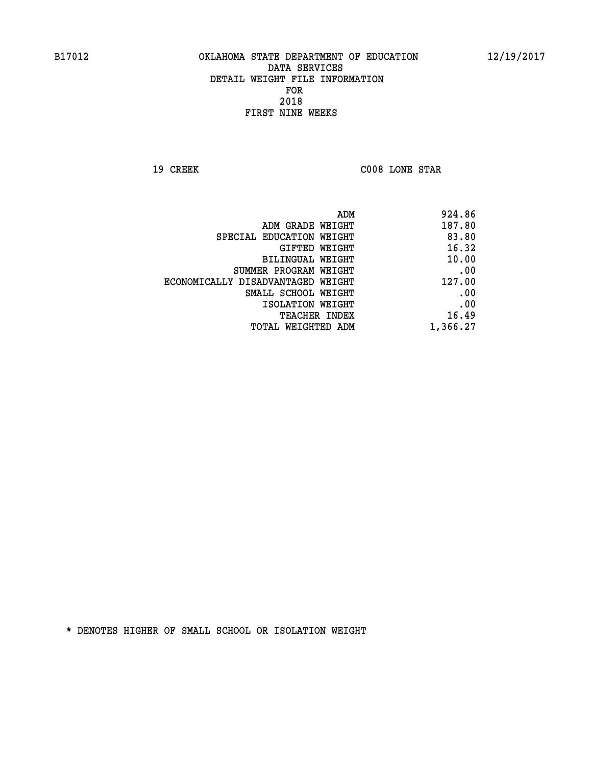B17012 OKLAHOMA STATE DEPARTMENT OF EDUCATION 12/19/2017

DATA SERVICES
DETAIL WEIGHT FILE INFORMATION
FOR
2018
FIRST NINE WEEKS

19 CREEK C008 LONE STAR

| | |
|---|---|
| ADM | 924.86 |
| ADM GRADE WEIGHT | 187.80 |
| SPECIAL EDUCATION WEIGHT | 83.80 |
| GIFTED WEIGHT | 16.32 |
| BILINGUAL WEIGHT | 10.00 |
| SUMMER PROGRAM WEIGHT | .00 |
| ECONOMICALLY DISADVANTAGED WEIGHT | 127.00 |
| SMALL SCHOOL WEIGHT | .00 |
| ISOLATION WEIGHT | .00 |
| TEACHER INDEX | 16.49 |
| TOTAL WEIGHTED ADM | 1,366.27 |

* DENOTES HIGHER OF SMALL SCHOOL OR ISOLATION WEIGHT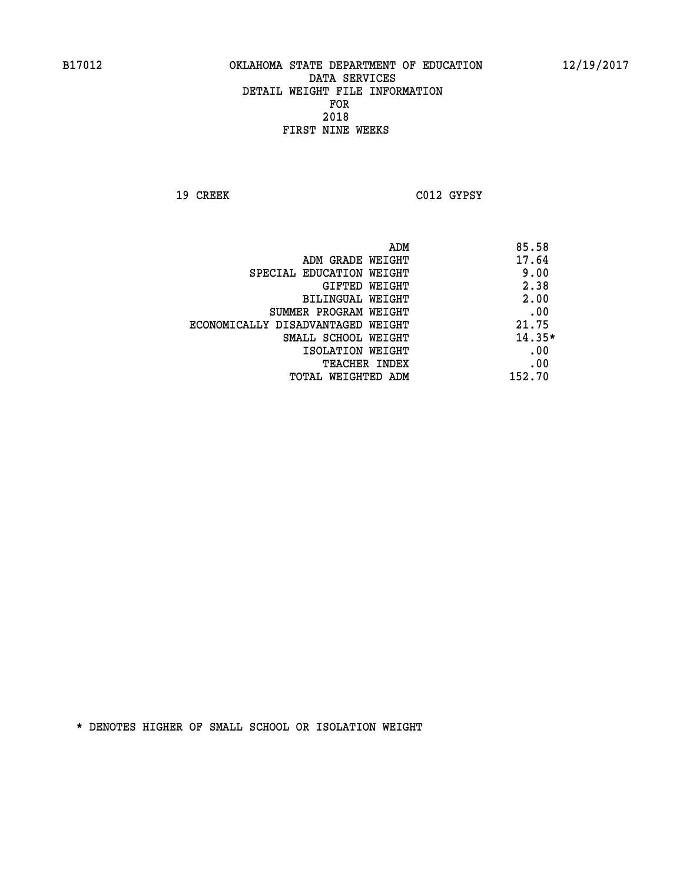B17012 OKLAHOMA STATE DEPARTMENT OF EDUCATION 12/19/2017

DATA SERVICES
DETAIL WEIGHT FILE INFORMATION
FOR
2018
FIRST NINE WEEKS

19 CREEK C012 GYPSY

| | |
|---|---|
| ADM | 85.58 |
| ADM GRADE WEIGHT | 17.64 |
| SPECIAL EDUCATION WEIGHT | 9.00 |
| GIFTED WEIGHT | 2.38 |
| BILINGUAL WEIGHT | 2.00 |
| SUMMER PROGRAM WEIGHT | .00 |
| ECONOMICALLY DISADVANTAGED WEIGHT | 21.75 |
| SMALL SCHOOL WEIGHT | 14.35* |
| ISOLATION WEIGHT | .00 |
| TEACHER INDEX | .00 |
| TOTAL WEIGHTED ADM | 152.70 |

* DENOTES HIGHER OF SMALL SCHOOL OR ISOLATION WEIGHT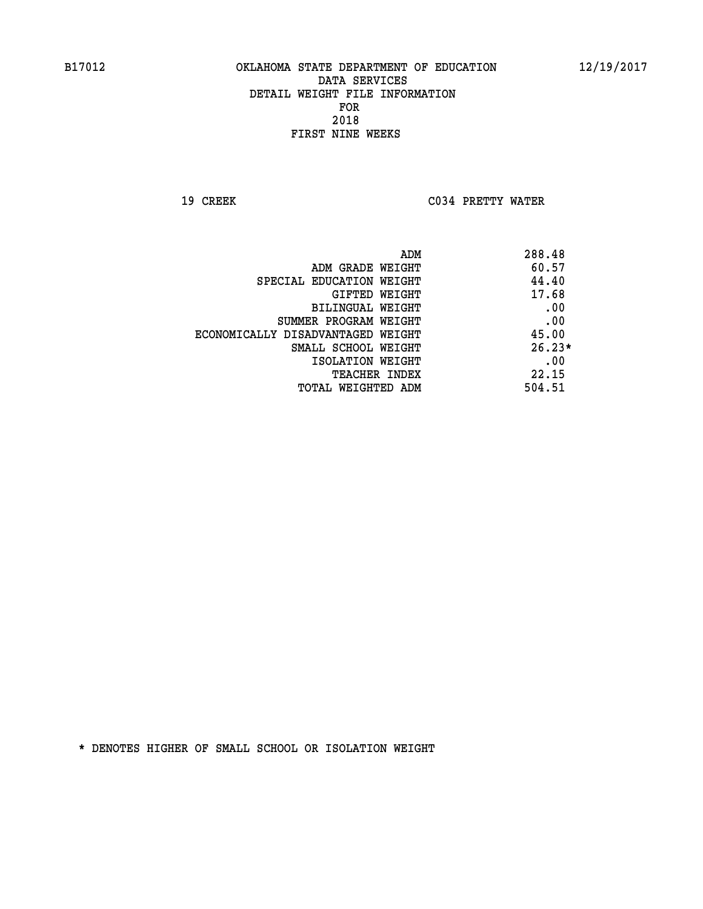B17012 OKLAHOMA STATE DEPARTMENT OF EDUCATION 12/19/2017

DATA SERVICES
DETAIL WEIGHT FILE INFORMATION
FOR
2018
FIRST NINE WEEKS

19 CREEK C034 PRETTY WATER

| | |
|---|---|
| ADM | 288.48 |
| ADM GRADE WEIGHT | 60.57 |
| SPECIAL EDUCATION WEIGHT | 44.40 |
| GIFTED WEIGHT | 17.68 |
| BILINGUAL WEIGHT | .00 |
| SUMMER PROGRAM WEIGHT | .00 |
| ECONOMICALLY DISADVANTAGED WEIGHT | 45.00 |
| SMALL SCHOOL WEIGHT | 26.23* |
| ISOLATION WEIGHT | .00 |
| TEACHER INDEX | 22.15 |
| TOTAL WEIGHTED ADM | 504.51 |

* DENOTES HIGHER OF SMALL SCHOOL OR ISOLATION WEIGHT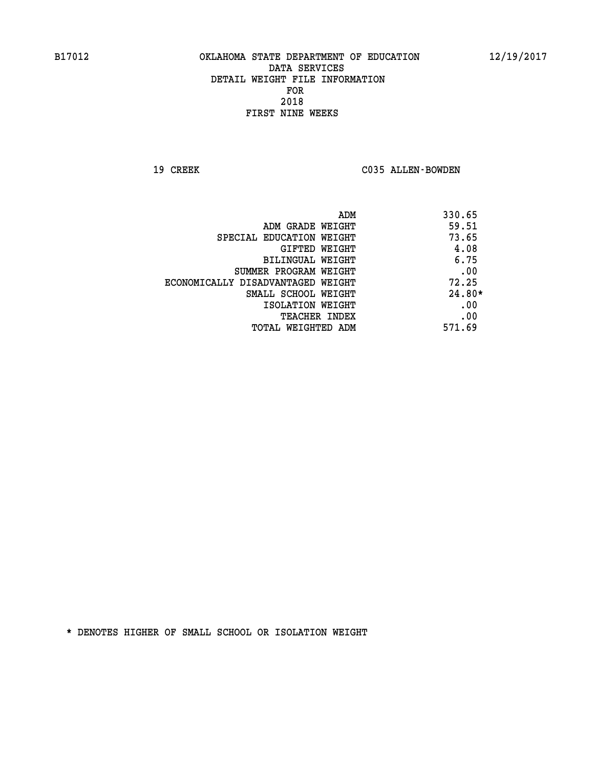B17012 OKLAHOMA STATE DEPARTMENT OF EDUCATION 12/19/2017

DATA SERVICES
DETAIL WEIGHT FILE INFORMATION
FOR
2018
FIRST NINE WEEKS

19 CREEK C035 ALLEN-BOWDEN

| | |
|---|---|
| ADM | 330.65 |
| ADM GRADE WEIGHT | 59.51 |
| SPECIAL EDUCATION WEIGHT | 73.65 |
| GIFTED WEIGHT | 4.08 |
| BILINGUAL WEIGHT | 6.75 |
| SUMMER PROGRAM WEIGHT | .00 |
| ECONOMICALLY DISADVANTAGED WEIGHT | 72.25 |
| SMALL SCHOOL WEIGHT | 24.80* |
| ISOLATION WEIGHT | .00 |
| TEACHER INDEX | .00 |
| TOTAL WEIGHTED ADM | 571.69 |

* DENOTES HIGHER OF SMALL SCHOOL OR ISOLATION WEIGHT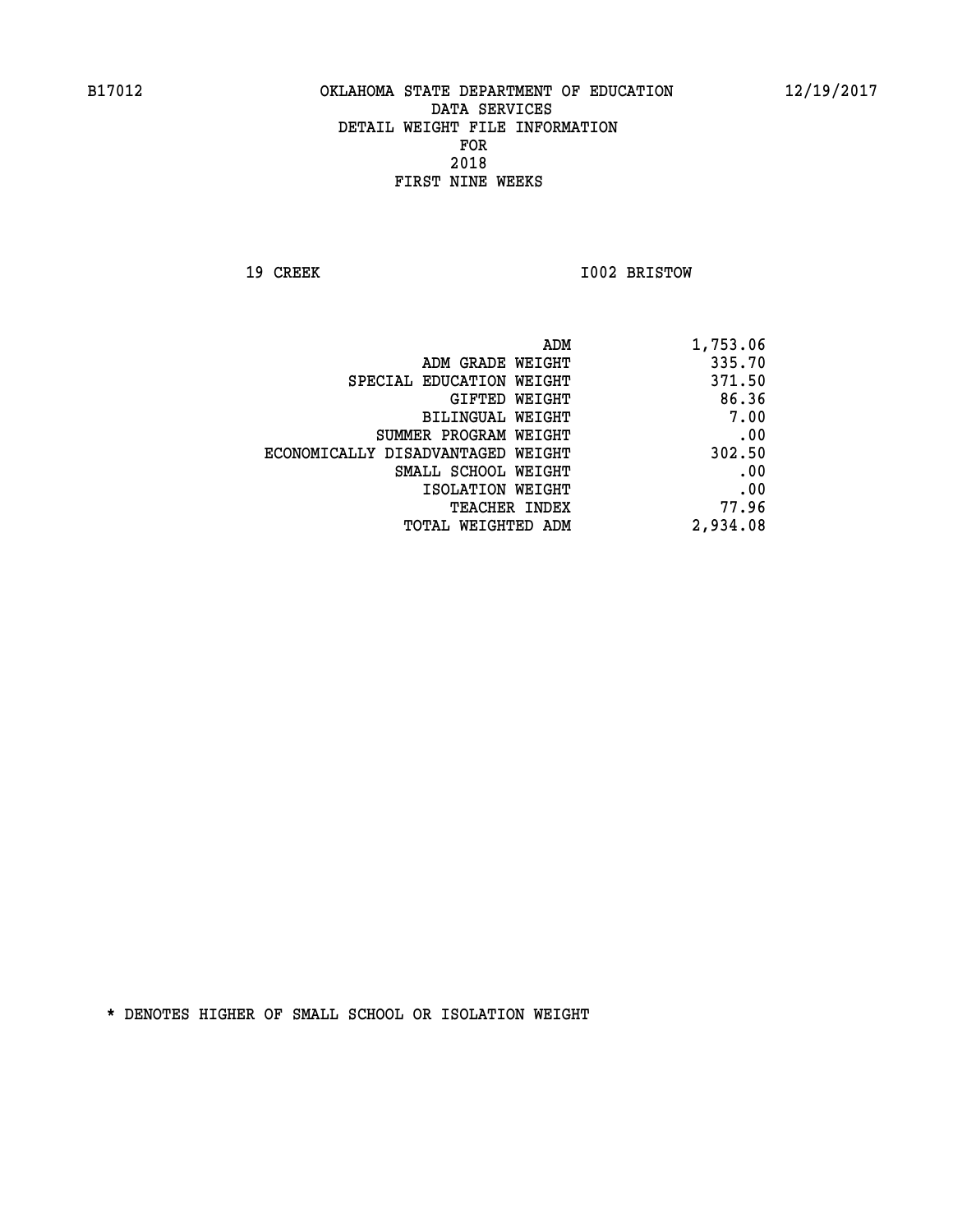B17012 OKLAHOMA STATE DEPARTMENT OF EDUCATION 12/19/2017
DATA SERVICES
DETAIL WEIGHT FILE INFORMATION
FOR
2018
FIRST NINE WEEKS

19 CREEK I002 BRISTOW

| | |
|---|---|
| ADM | 1,753.06 |
| ADM GRADE WEIGHT | 335.70 |
| SPECIAL EDUCATION WEIGHT | 371.50 |
| GIFTED WEIGHT | 86.36 |
| BILINGUAL WEIGHT | 7.00 |
| SUMMER PROGRAM WEIGHT | .00 |
| ECONOMICALLY DISADVANTAGED WEIGHT | 302.50 |
| SMALL SCHOOL WEIGHT | .00 |
| ISOLATION WEIGHT | .00 |
| TEACHER INDEX | 77.96 |
| TOTAL WEIGHTED ADM | 2,934.08 |

* DENOTES HIGHER OF SMALL SCHOOL OR ISOLATION WEIGHT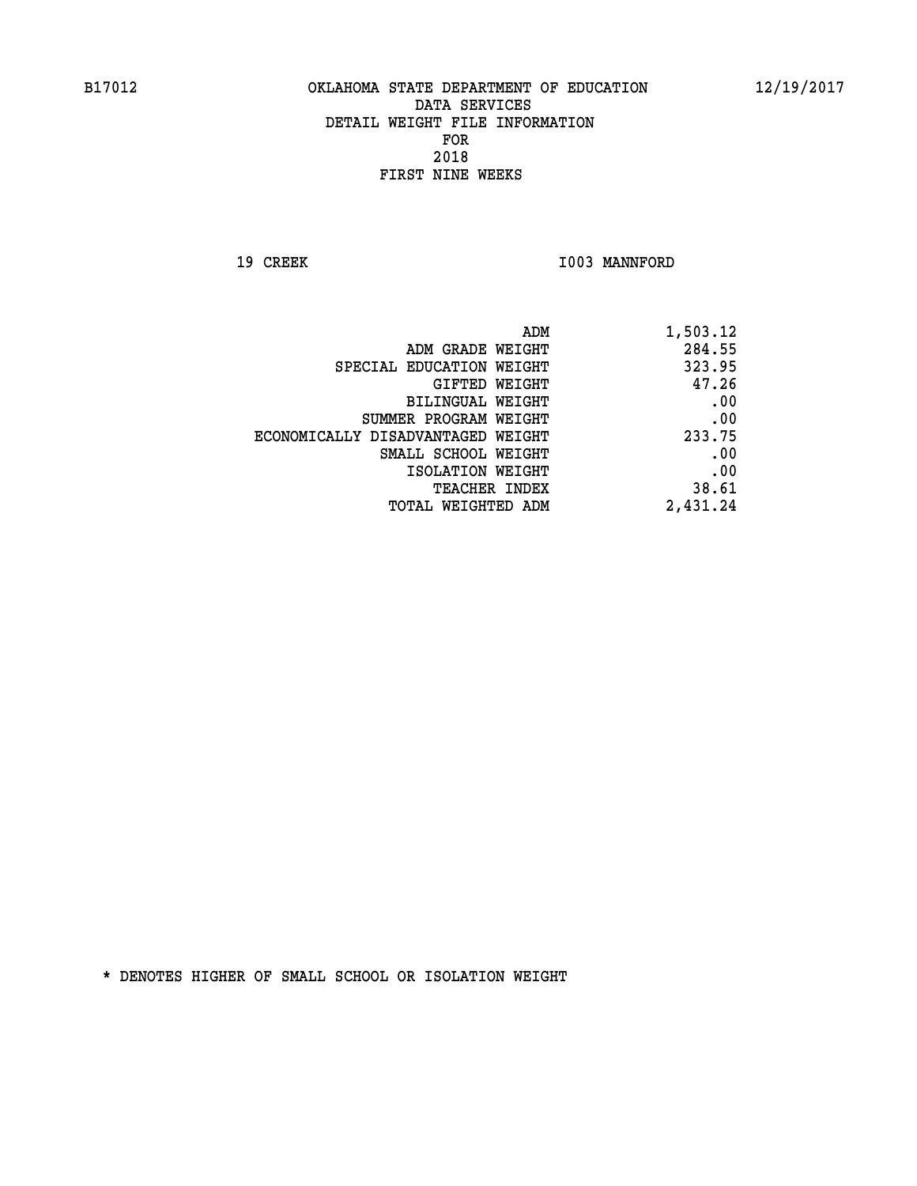B17012 OKLAHOMA STATE DEPARTMENT OF EDUCATION 12/19/2017

DATA SERVICES
DETAIL WEIGHT FILE INFORMATION
FOR
2018
FIRST NINE WEEKS

19 CREEK I003 MANNFORD

| | |
|---|---|
| ADM | 1,503.12 |
| ADM GRADE WEIGHT | 284.55 |
| SPECIAL EDUCATION WEIGHT | 323.95 |
| GIFTED WEIGHT | 47.26 |
| BILINGUAL WEIGHT | .00 |
| SUMMER PROGRAM WEIGHT | .00 |
| ECONOMICALLY DISADVANTAGED WEIGHT | 233.75 |
| SMALL SCHOOL WEIGHT | .00 |
| ISOLATION WEIGHT | .00 |
| TEACHER INDEX | 38.61 |
| TOTAL WEIGHTED ADM | 2,431.24 |

* DENOTES HIGHER OF SMALL SCHOOL OR ISOLATION WEIGHT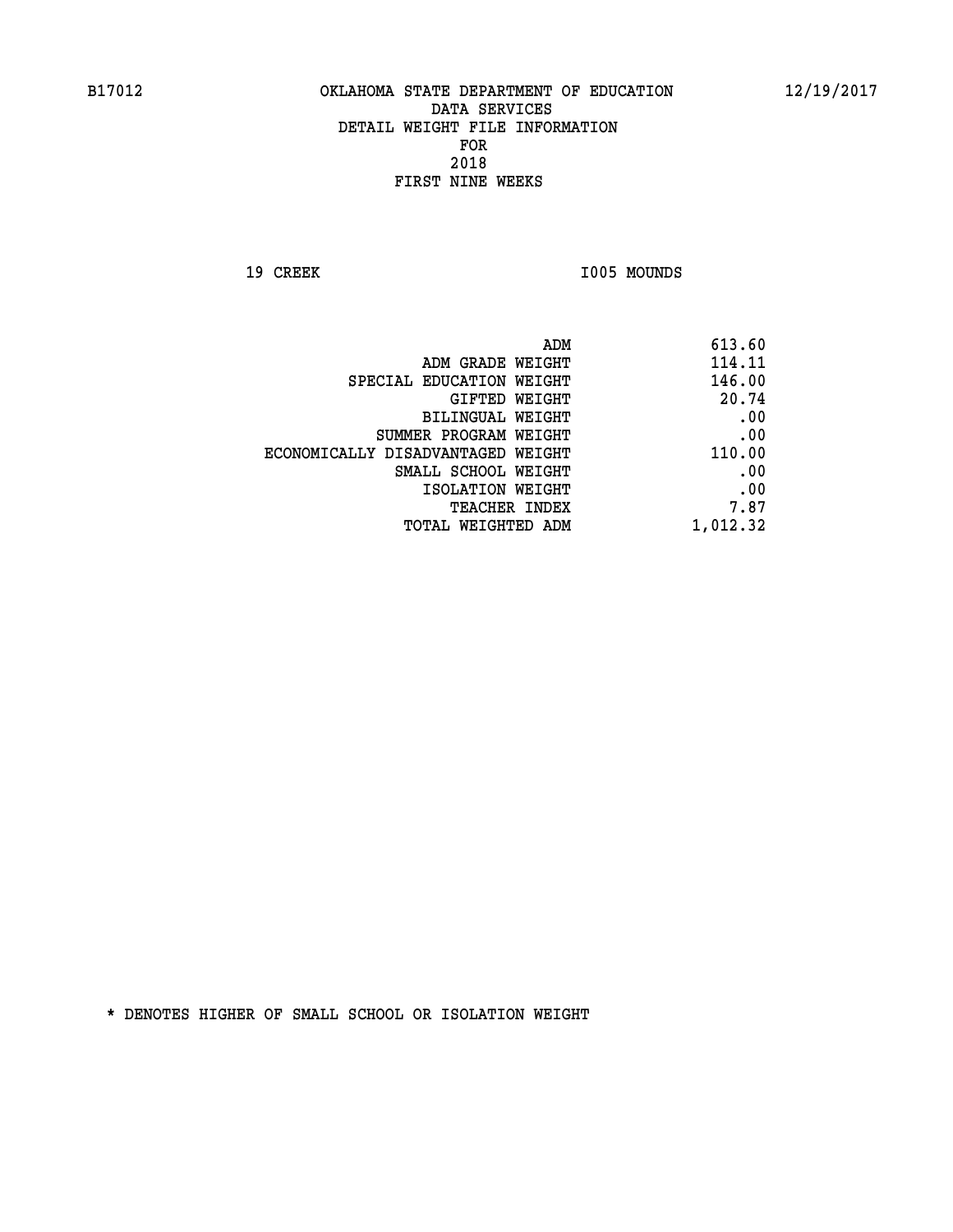B17012 OKLAHOMA STATE DEPARTMENT OF EDUCATION 12/19/2017

DATA SERVICES
DETAIL WEIGHT FILE INFORMATION
FOR
2018
FIRST NINE WEEKS

19 CREEK I005 MOUNDS

| | |
|---|---|
| ADM | 613.60 |
| ADM GRADE WEIGHT | 114.11 |
| SPECIAL EDUCATION WEIGHT | 146.00 |
| GIFTED WEIGHT | 20.74 |
| BILINGUAL WEIGHT | .00 |
| SUMMER PROGRAM WEIGHT | .00 |
| ECONOMICALLY DISADVANTAGED WEIGHT | 110.00 |
| SMALL SCHOOL WEIGHT | .00 |
| ISOLATION WEIGHT | .00 |
| TEACHER INDEX | 7.87 |
| TOTAL WEIGHTED ADM | 1,012.32 |

* DENOTES HIGHER OF SMALL SCHOOL OR ISOLATION WEIGHT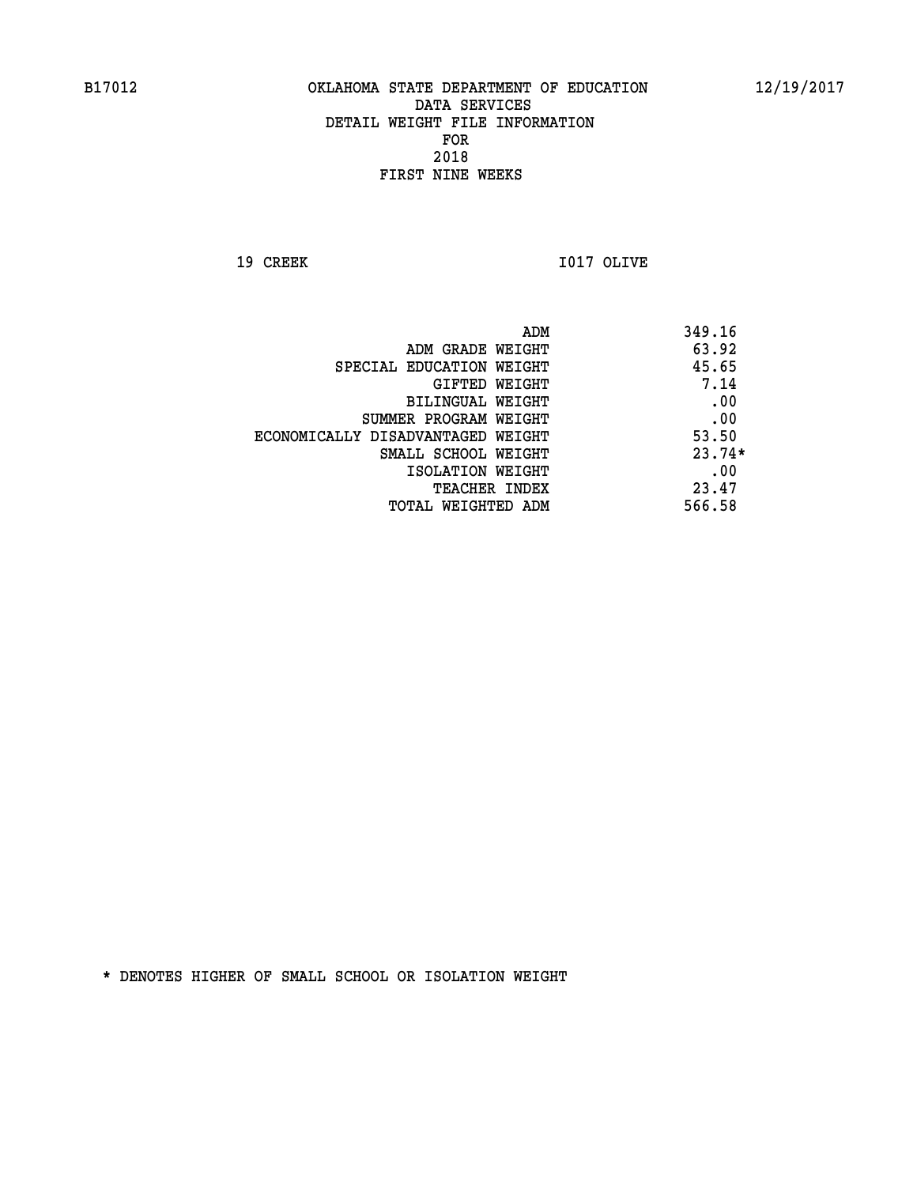B17012 OKLAHOMA STATE DEPARTMENT OF EDUCATION 12/19/2017

DATA SERVICES
DETAIL WEIGHT FILE INFORMATION
FOR
2018
FIRST NINE WEEKS

19 CREEK I017 OLIVE

| | |
|---|---|
| ADM | 349.16 |
| ADM GRADE WEIGHT | 63.92 |
| SPECIAL EDUCATION WEIGHT | 45.65 |
| GIFTED WEIGHT | 7.14 |
| BILINGUAL WEIGHT | .00 |
| SUMMER PROGRAM WEIGHT | .00 |
| ECONOMICALLY DISADVANTAGED WEIGHT | 53.50 |
| SMALL SCHOOL WEIGHT | 23.74* |
| ISOLATION WEIGHT | .00 |
| TEACHER INDEX | 23.47 |
| TOTAL WEIGHTED ADM | 566.58 |

* DENOTES HIGHER OF SMALL SCHOOL OR ISOLATION WEIGHT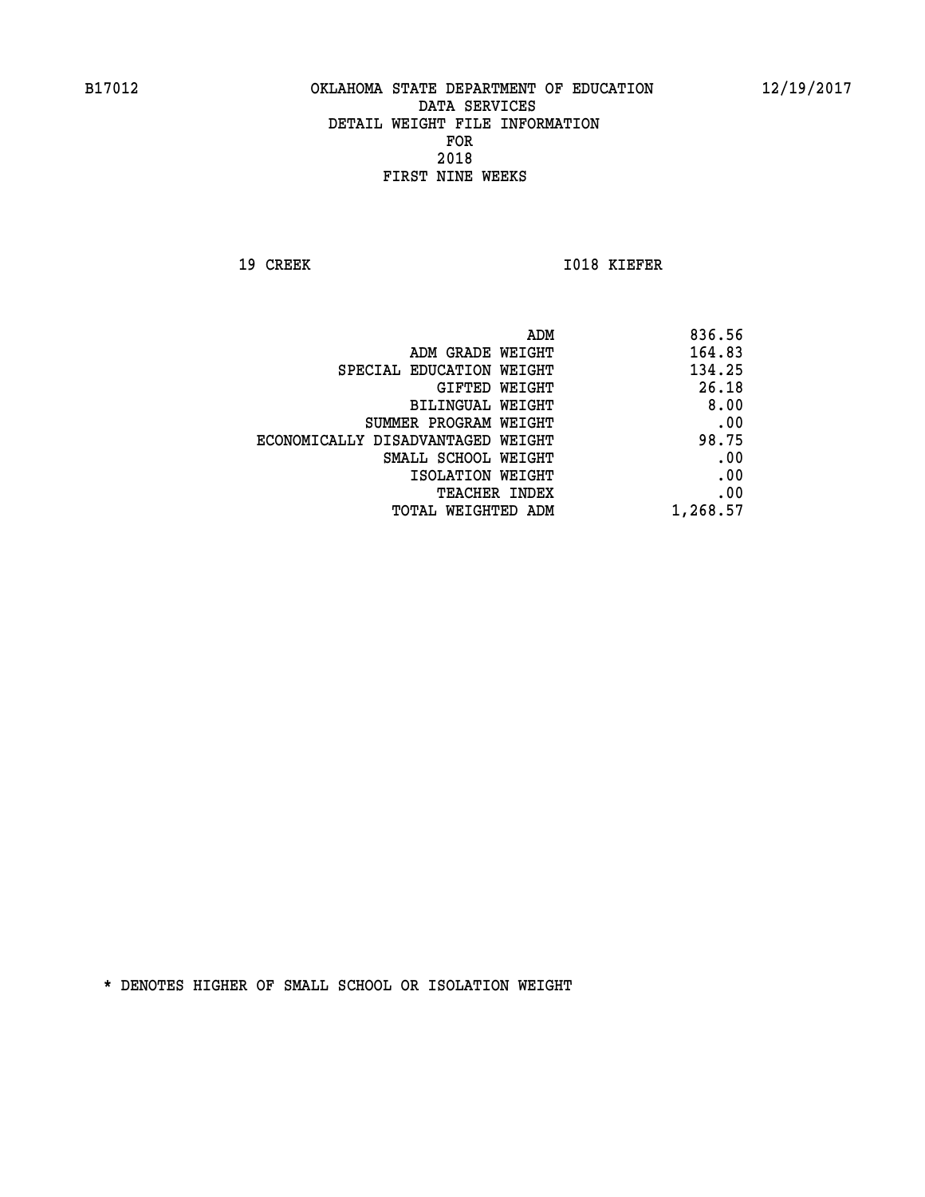B17012 OKLAHOMA STATE DEPARTMENT OF EDUCATION 12/19/2017

DATA SERVICES
DETAIL WEIGHT FILE INFORMATION
FOR
2018
FIRST NINE WEEKS

19 CREEK I018 KIEFER

| | |
|---|---|
| ADM | 836.56 |
| ADM GRADE WEIGHT | 164.83 |
| SPECIAL EDUCATION WEIGHT | 134.25 |
| GIFTED WEIGHT | 26.18 |
| BILINGUAL WEIGHT | 8.00 |
| SUMMER PROGRAM WEIGHT | .00 |
| ECONOMICALLY DISADVANTAGED WEIGHT | 98.75 |
| SMALL SCHOOL WEIGHT | .00 |
| ISOLATION WEIGHT | .00 |
| TEACHER INDEX | .00 |
| TOTAL WEIGHTED ADM | 1,268.57 |

* DENOTES HIGHER OF SMALL SCHOOL OR ISOLATION WEIGHT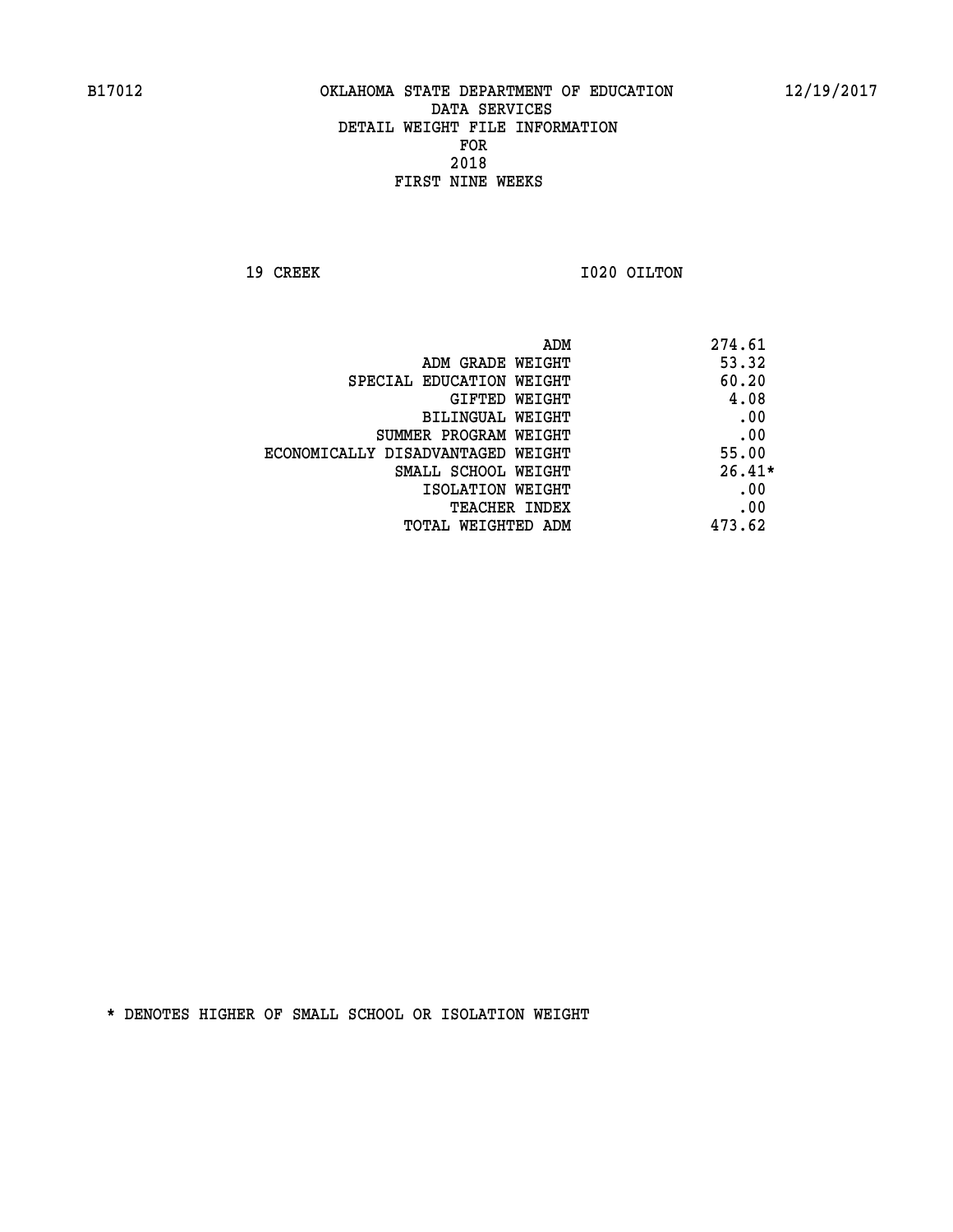B17012 OKLAHOMA STATE DEPARTMENT OF EDUCATION 12/19/2017

DATA SERVICES
DETAIL WEIGHT FILE INFORMATION
FOR
2018
FIRST NINE WEEKS

19 CREEK I020 OILTON

| | |
|---|---|
| ADM | 274.61 |
| ADM GRADE WEIGHT | 53.32 |
| SPECIAL EDUCATION WEIGHT | 60.20 |
| GIFTED WEIGHT | 4.08 |
| BILINGUAL WEIGHT | .00 |
| SUMMER PROGRAM WEIGHT | .00 |
| ECONOMICALLY DISADVANTAGED WEIGHT | 55.00 |
| SMALL SCHOOL WEIGHT | 26.41* |
| ISOLATION WEIGHT | .00 |
| TEACHER INDEX | .00 |
| TOTAL WEIGHTED ADM | 473.62 |

* DENOTES HIGHER OF SMALL SCHOOL OR ISOLATION WEIGHT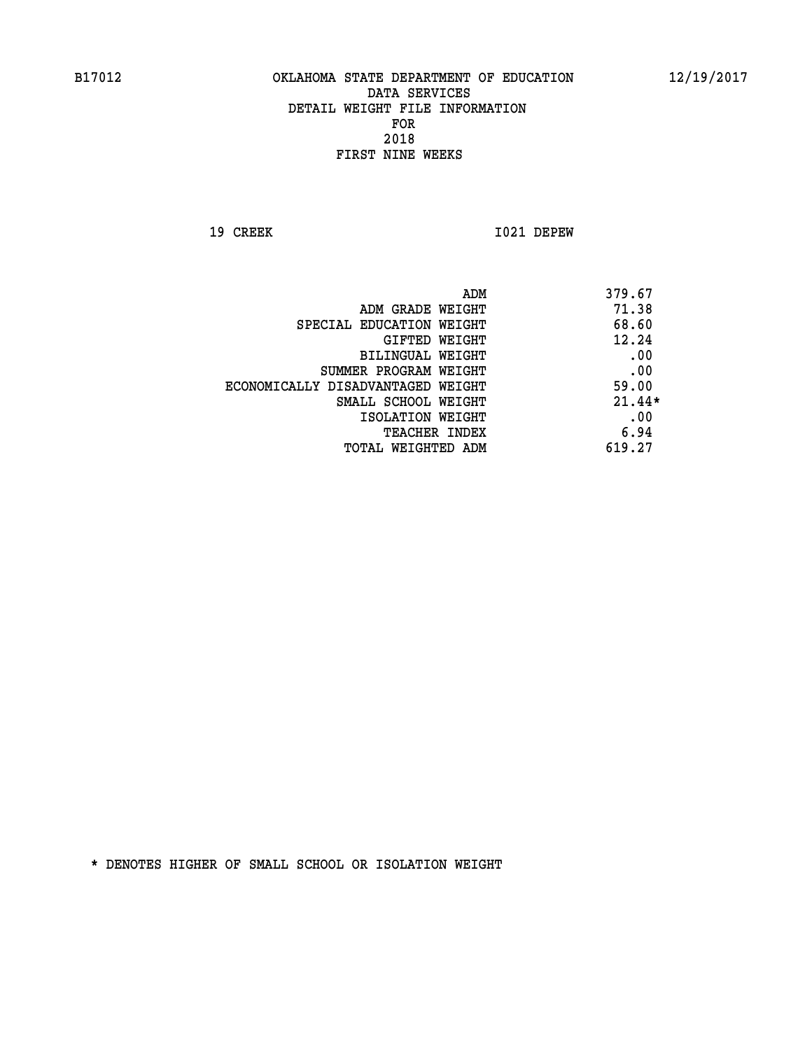B17012 OKLAHOMA STATE DEPARTMENT OF EDUCATION 12/19/2017

DATA SERVICES
DETAIL WEIGHT FILE INFORMATION
FOR
2018
FIRST NINE WEEKS

19 CREEK I021 DEPEW

| | |
|---|---|
| ADM | 379.67 |
| ADM GRADE WEIGHT | 71.38 |
| SPECIAL EDUCATION WEIGHT | 68.60 |
| GIFTED WEIGHT | 12.24 |
| BILINGUAL WEIGHT | .00 |
| SUMMER PROGRAM WEIGHT | .00 |
| ECONOMICALLY DISADVANTAGED WEIGHT | 59.00 |
| SMALL SCHOOL WEIGHT | 21.44* |
| ISOLATION WEIGHT | .00 |
| TEACHER INDEX | 6.94 |
| TOTAL WEIGHTED ADM | 619.27 |

* DENOTES HIGHER OF SMALL SCHOOL OR ISOLATION WEIGHT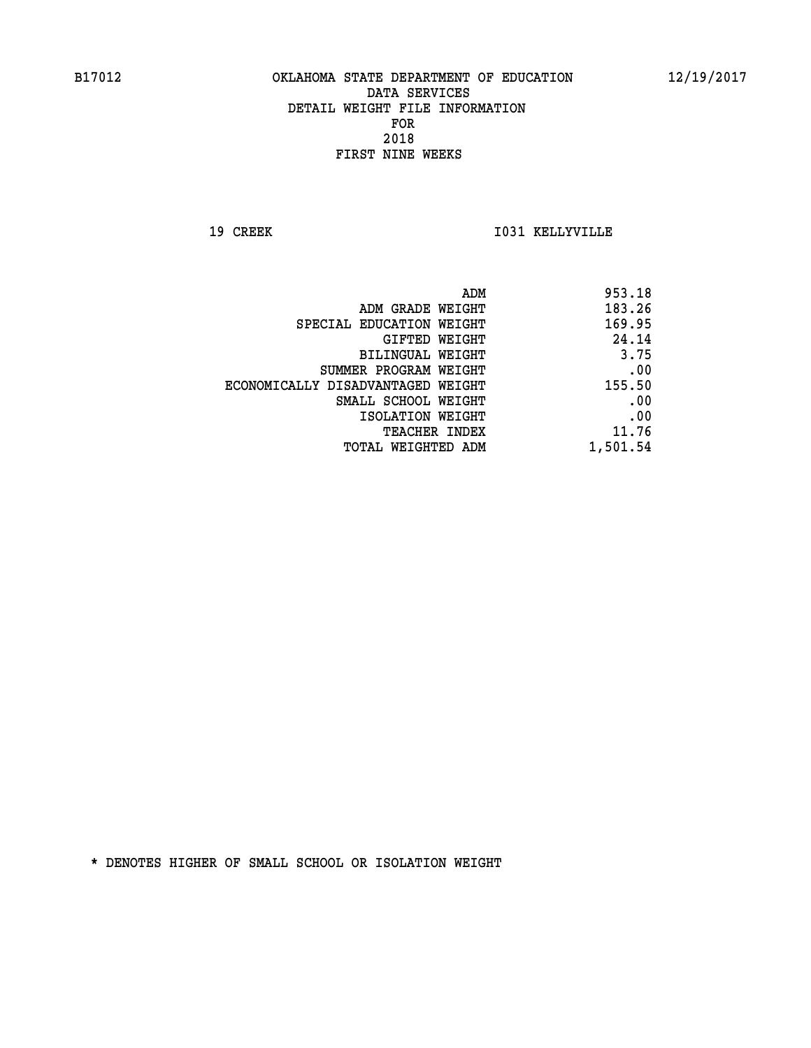B17012 OKLAHOMA STATE DEPARTMENT OF EDUCATION 12/19/2017

DATA SERVICES
DETAIL WEIGHT FILE INFORMATION
FOR
2018
FIRST NINE WEEKS

19 CREEK I031 KELLYVILLE

| | |
|---|---|
| ADM | 953.18 |
| ADM GRADE WEIGHT | 183.26 |
| SPECIAL EDUCATION WEIGHT | 169.95 |
| GIFTED WEIGHT | 24.14 |
| BILINGUAL WEIGHT | 3.75 |
| SUMMER PROGRAM WEIGHT | .00 |
| ECONOMICALLY DISADVANTAGED WEIGHT | 155.50 |
| SMALL SCHOOL WEIGHT | .00 |
| ISOLATION WEIGHT | .00 |
| TEACHER INDEX | 11.76 |
| TOTAL WEIGHTED ADM | 1,501.54 |

* DENOTES HIGHER OF SMALL SCHOOL OR ISOLATION WEIGHT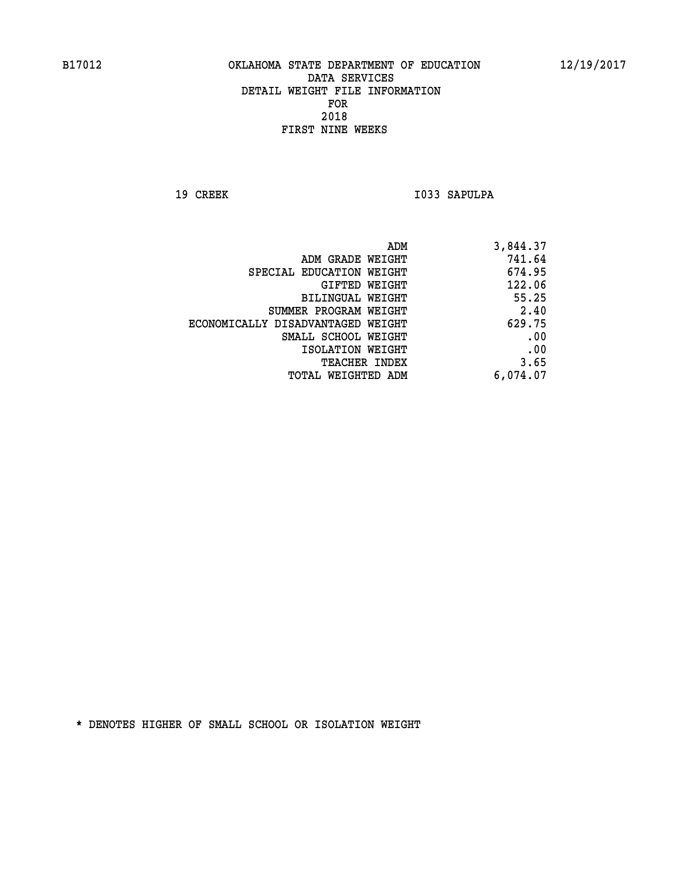# OKLAHOMA STATE DEPARTMENT OF EDUCATION
## DATA SERVICES
## DETAIL WEIGHT FILE INFORMATION
## FOR
## 2018
## FIRST NINE WEEKS

19 CREEK — I033 SAPULPA

| | |
|---|---:|
| ADM | 3,844.37 |
| ADM GRADE WEIGHT | 741.64 |
| SPECIAL EDUCATION WEIGHT | 674.95 |
| GIFTED WEIGHT | 122.06 |
| BILINGUAL WEIGHT | 55.25 |
| SUMMER PROGRAM WEIGHT | 2.40 |
| ECONOMICALLY DISADVANTAGED WEIGHT | 629.75 |
| SMALL SCHOOL WEIGHT | .00 |
| ISOLATION WEIGHT | .00 |
| TEACHER INDEX | 3.65 |
| TOTAL WEIGHTED ADM | 6,074.07 |

* DENOTES HIGHER OF SMALL SCHOOL OR ISOLATION WEIGHT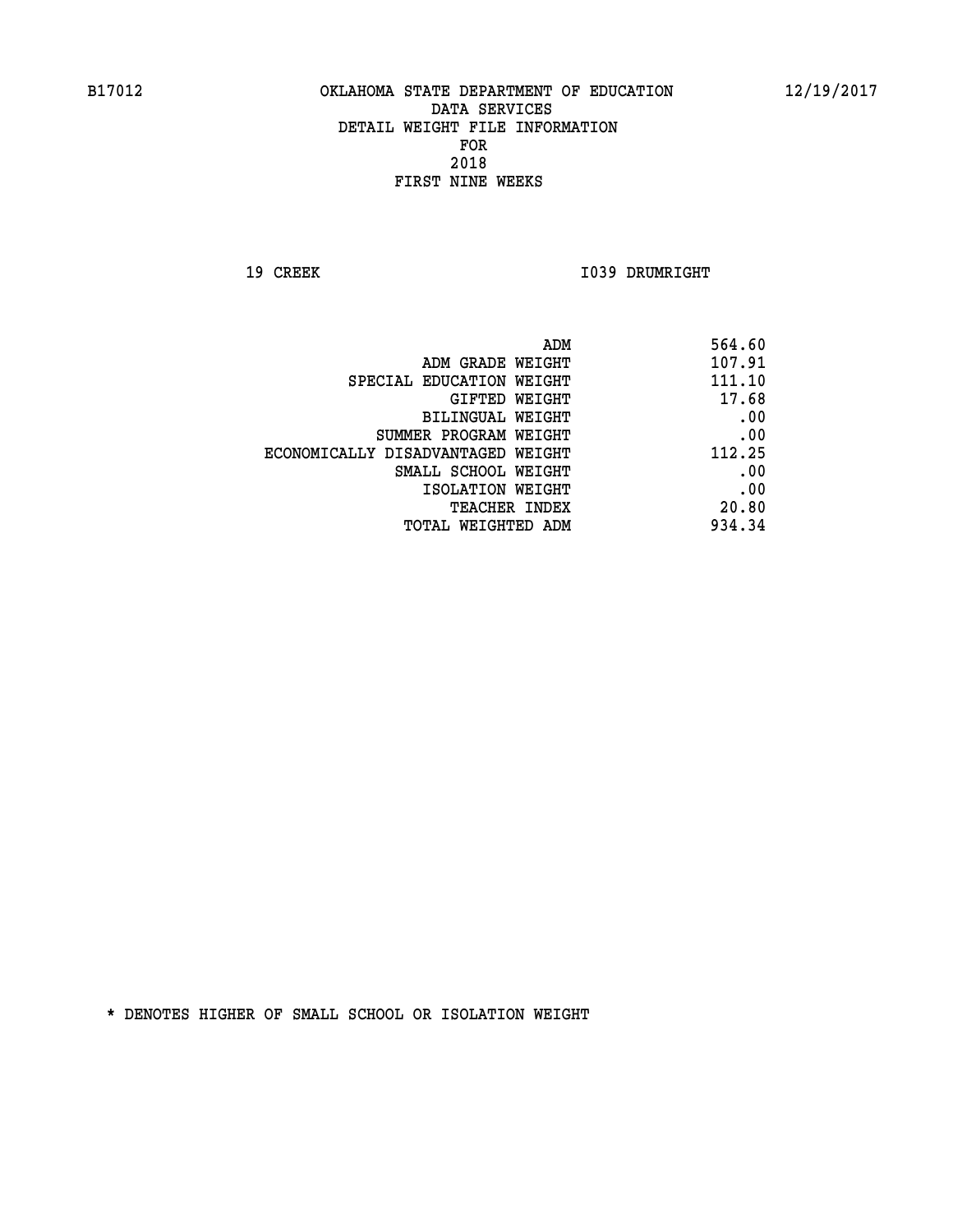B17012 OKLAHOMA STATE DEPARTMENT OF EDUCATION 12/19/2017

DATA SERVICES
DETAIL WEIGHT FILE INFORMATION
FOR
2018
FIRST NINE WEEKS

19 CREEK I039 DRUMRIGHT

| | |
|---|---|
| ADM | 564.60 |
| ADM GRADE WEIGHT | 107.91 |
| SPECIAL EDUCATION WEIGHT | 111.10 |
| GIFTED WEIGHT | 17.68 |
| BILINGUAL WEIGHT | .00 |
| SUMMER PROGRAM WEIGHT | .00 |
| ECONOMICALLY DISADVANTAGED WEIGHT | 112.25 |
| SMALL SCHOOL WEIGHT | .00 |
| ISOLATION WEIGHT | .00 |
| TEACHER INDEX | 20.80 |
| TOTAL WEIGHTED ADM | 934.34 |

* DENOTES HIGHER OF SMALL SCHOOL OR ISOLATION WEIGHT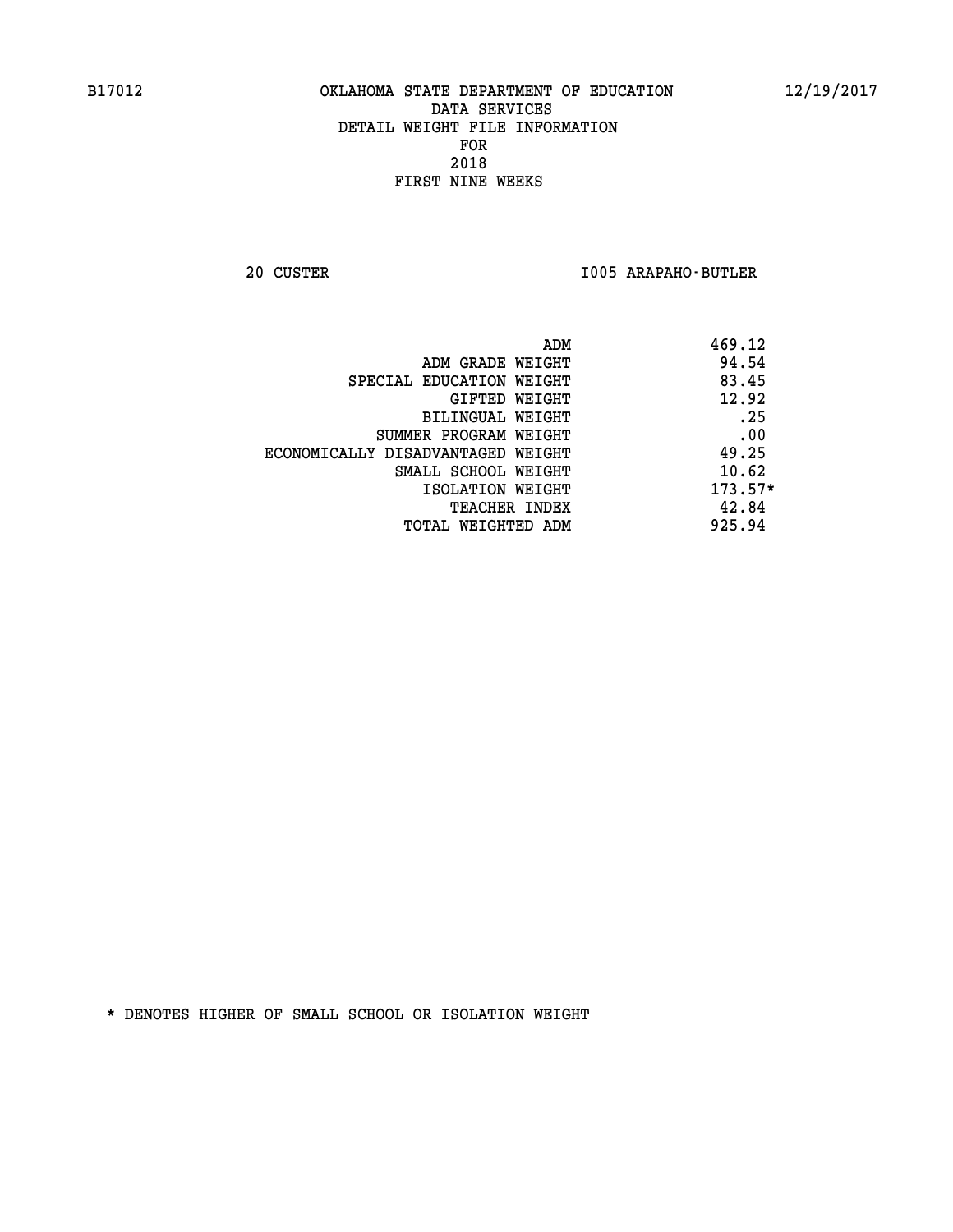B17012 OKLAHOMA STATE DEPARTMENT OF EDUCATION 12/19/2017

DATA SERVICES
DETAIL WEIGHT FILE INFORMATION
FOR
2018
FIRST NINE WEEKS

20 CUSTER I005 ARAPAHO-BUTLER

| | |
|---|---|
| ADM | 469.12 |
| ADM GRADE WEIGHT | 94.54 |
| SPECIAL EDUCATION WEIGHT | 83.45 |
| GIFTED WEIGHT | 12.92 |
| BILINGUAL WEIGHT | .25 |
| SUMMER PROGRAM WEIGHT | .00 |
| ECONOMICALLY DISADVANTAGED WEIGHT | 49.25 |
| SMALL SCHOOL WEIGHT | 10.62 |
| ISOLATION WEIGHT | 173.57* |
| TEACHER INDEX | 42.84 |
| TOTAL WEIGHTED ADM | 925.94 |

* DENOTES HIGHER OF SMALL SCHOOL OR ISOLATION WEIGHT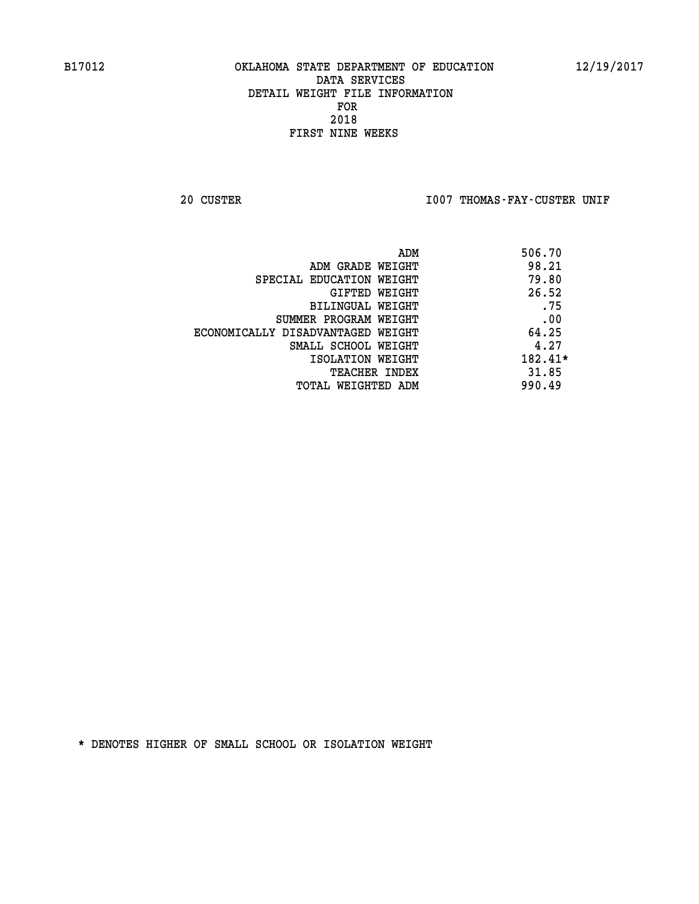B17012 OKLAHOMA STATE DEPARTMENT OF EDUCATION 12/19/2017

DATA SERVICES
DETAIL WEIGHT FILE INFORMATION
FOR
2018
FIRST NINE WEEKS

20 CUSTER I007 THOMAS-FAY-CUSTER UNIF

| | |
|---|---|
| ADM | 506.70 |
| ADM GRADE WEIGHT | 98.21 |
| SPECIAL EDUCATION WEIGHT | 79.80 |
| GIFTED WEIGHT | 26.52 |
| BILINGUAL WEIGHT | .75 |
| SUMMER PROGRAM WEIGHT | .00 |
| ECONOMICALLY DISADVANTAGED WEIGHT | 64.25 |
| SMALL SCHOOL WEIGHT | 4.27 |
| ISOLATION WEIGHT | 182.41* |
| TEACHER INDEX | 31.85 |
| TOTAL WEIGHTED ADM | 990.49 |

* DENOTES HIGHER OF SMALL SCHOOL OR ISOLATION WEIGHT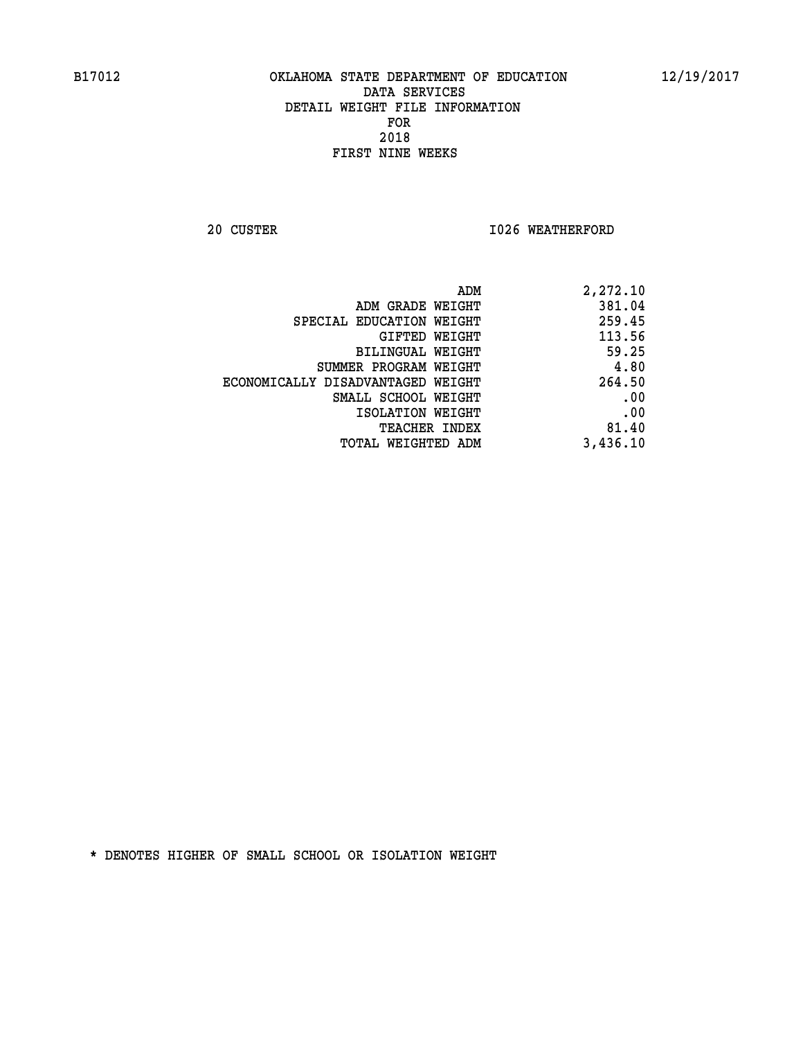B17012 OKLAHOMA STATE DEPARTMENT OF EDUCATION 12/19/2017

DATA SERVICES
DETAIL WEIGHT FILE INFORMATION
FOR
2018
FIRST NINE WEEKS

20 CUSTER I026 WEATHERFORD

| | |
|---|---|
| ADM | 2,272.10 |
| ADM GRADE WEIGHT | 381.04 |
| SPECIAL EDUCATION WEIGHT | 259.45 |
| GIFTED WEIGHT | 113.56 |
| BILINGUAL WEIGHT | 59.25 |
| SUMMER PROGRAM WEIGHT | 4.80 |
| ECONOMICALLY DISADVANTAGED WEIGHT | 264.50 |
| SMALL SCHOOL WEIGHT | .00 |
| ISOLATION WEIGHT | .00 |
| TEACHER INDEX | 81.40 |
| TOTAL WEIGHTED ADM | 3,436.10 |

* DENOTES HIGHER OF SMALL SCHOOL OR ISOLATION WEIGHT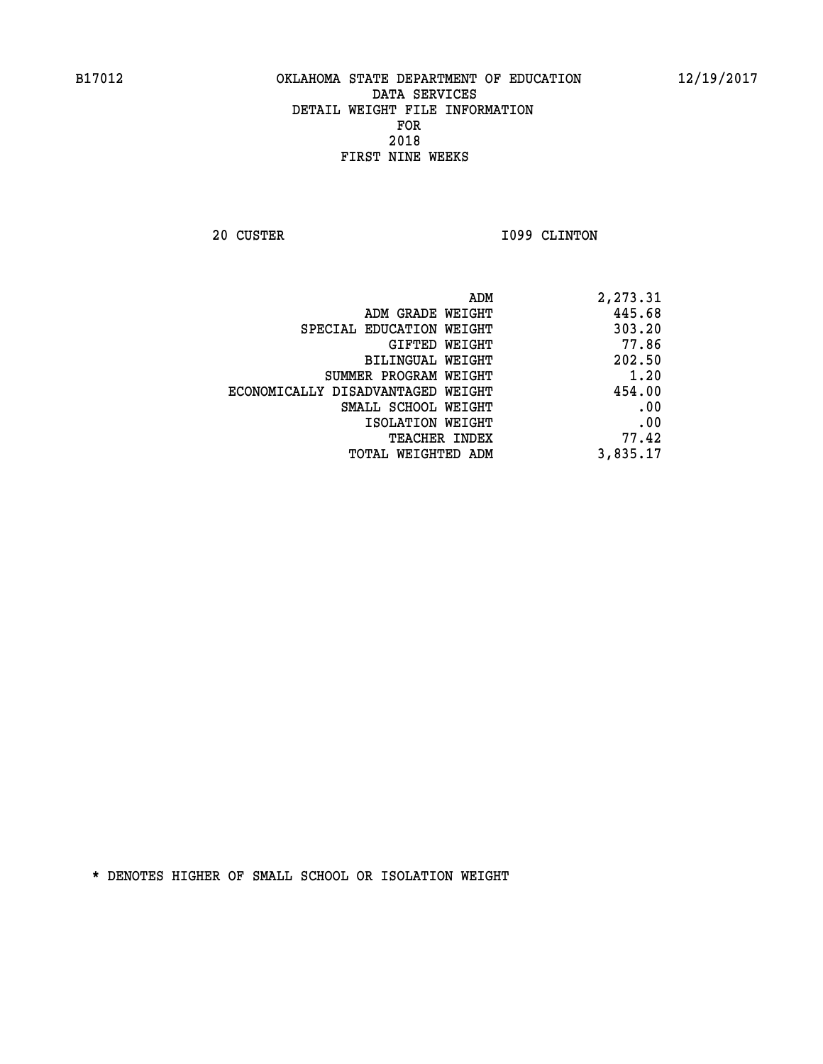B17012 OKLAHOMA STATE DEPARTMENT OF EDUCATION 12/19/2017

DATA SERVICES
DETAIL WEIGHT FILE INFORMATION
FOR
2018
FIRST NINE WEEKS

20 CUSTER I099 CLINTON

| | |
|---|---|
| ADM | 2,273.31 |
| ADM GRADE WEIGHT | 445.68 |
| SPECIAL EDUCATION WEIGHT | 303.20 |
| GIFTED WEIGHT | 77.86 |
| BILINGUAL WEIGHT | 202.50 |
| SUMMER PROGRAM WEIGHT | 1.20 |
| ECONOMICALLY DISADVANTAGED WEIGHT | 454.00 |
| SMALL SCHOOL WEIGHT | .00 |
| ISOLATION WEIGHT | .00 |
| TEACHER INDEX | 77.42 |
| TOTAL WEIGHTED ADM | 3,835.17 |

* DENOTES HIGHER OF SMALL SCHOOL OR ISOLATION WEIGHT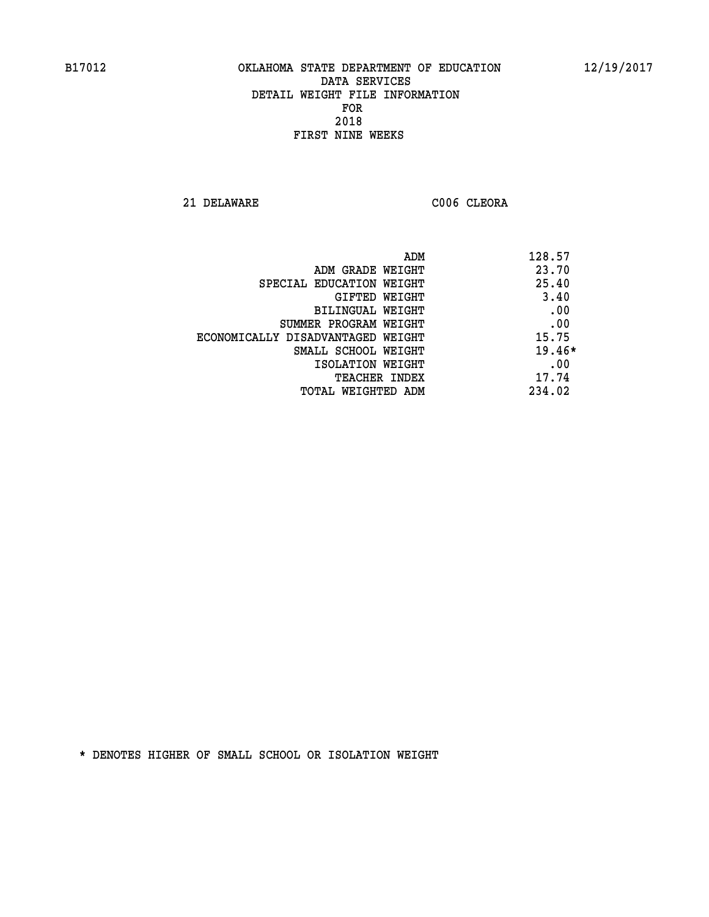B17012 OKLAHOMA STATE DEPARTMENT OF EDUCATION 12/19/2017

DATA SERVICES
DETAIL WEIGHT FILE INFORMATION
FOR
2018
FIRST NINE WEEKS

21 DELAWARE C006 CLEORA

| | |
|---|---|
| ADM | 128.57 |
| ADM GRADE WEIGHT | 23.70 |
| SPECIAL EDUCATION WEIGHT | 25.40 |
| GIFTED WEIGHT | 3.40 |
| BILINGUAL WEIGHT | .00 |
| SUMMER PROGRAM WEIGHT | .00 |
| ECONOMICALLY DISADVANTAGED WEIGHT | 15.75 |
| SMALL SCHOOL WEIGHT | 19.46* |
| ISOLATION WEIGHT | .00 |
| TEACHER INDEX | 17.74 |
| TOTAL WEIGHTED ADM | 234.02 |

* DENOTES HIGHER OF SMALL SCHOOL OR ISOLATION WEIGHT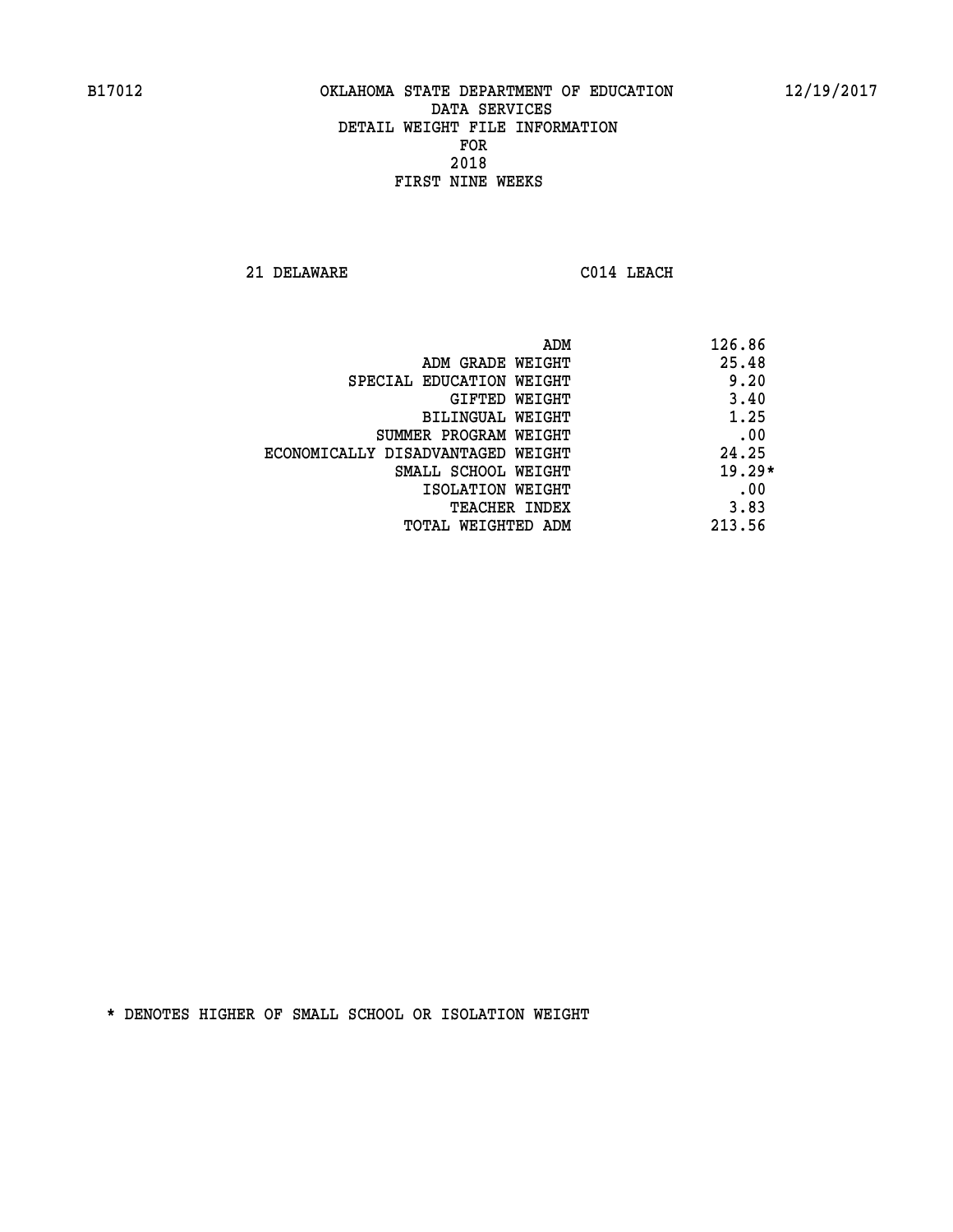B17012 OKLAHOMA STATE DEPARTMENT OF EDUCATION 12/19/2017

DATA SERVICES
DETAIL WEIGHT FILE INFORMATION
FOR
2018
FIRST NINE WEEKS

21 DELAWARE C014 LEACH

| | |
|---|---|
| ADM | 126.86 |
| ADM GRADE WEIGHT | 25.48 |
| SPECIAL EDUCATION WEIGHT | 9.20 |
| GIFTED WEIGHT | 3.40 |
| BILINGUAL WEIGHT | 1.25 |
| SUMMER PROGRAM WEIGHT | .00 |
| ECONOMICALLY DISADVANTAGED WEIGHT | 24.25 |
| SMALL SCHOOL WEIGHT | 19.29* |
| ISOLATION WEIGHT | .00 |
| TEACHER INDEX | 3.83 |
| TOTAL WEIGHTED ADM | 213.56 |

* DENOTES HIGHER OF SMALL SCHOOL OR ISOLATION WEIGHT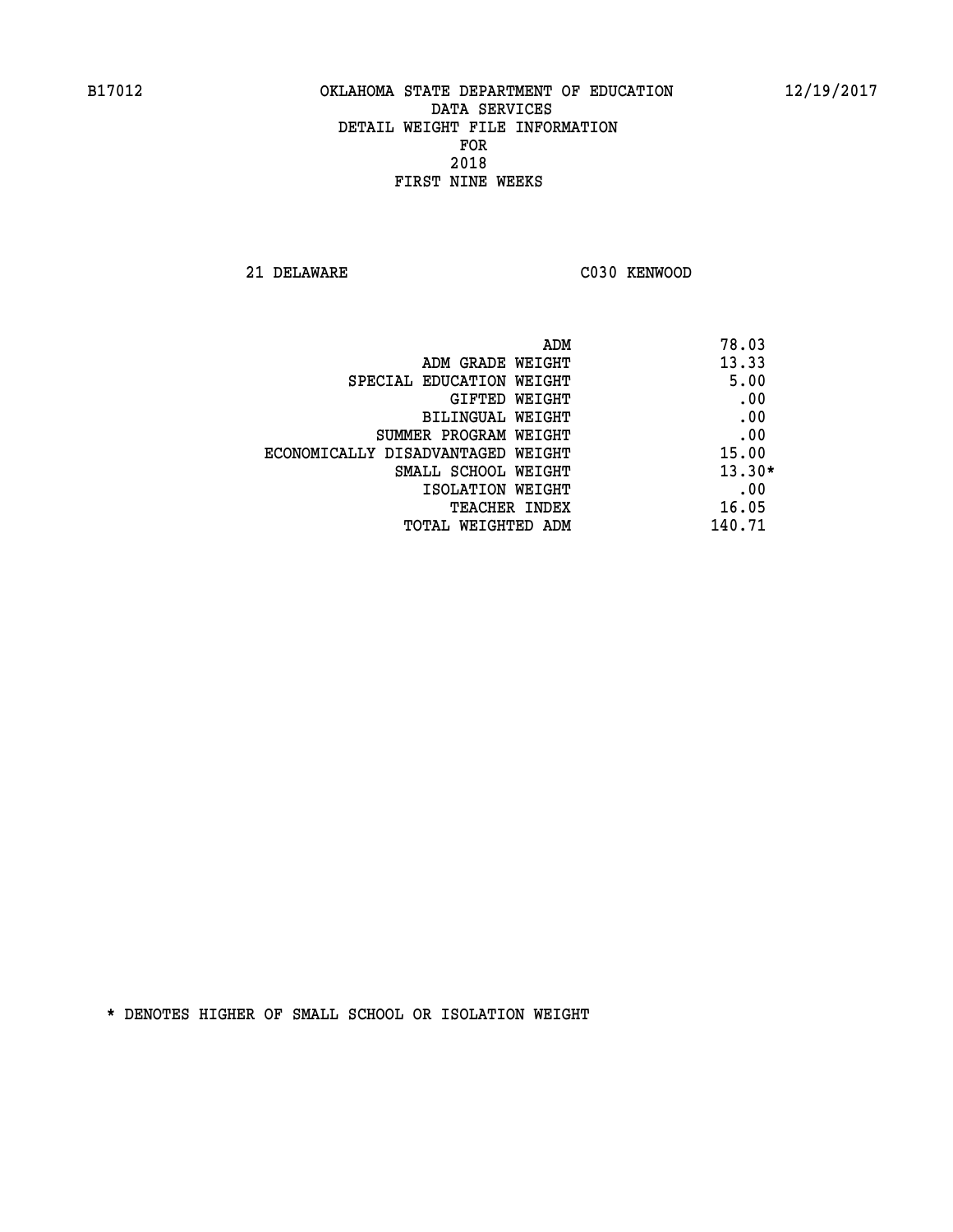B17012 OKLAHOMA STATE DEPARTMENT OF EDUCATION 12/19/2017

DATA SERVICES
DETAIL WEIGHT FILE INFORMATION
FOR
2018
FIRST NINE WEEKS

21 DELAWARE C030 KENWOOD

| | |
|---|---|
| ADM | 78.03 |
| ADM GRADE WEIGHT | 13.33 |
| SPECIAL EDUCATION WEIGHT | 5.00 |
| GIFTED WEIGHT | .00 |
| BILINGUAL WEIGHT | .00 |
| SUMMER PROGRAM WEIGHT | .00 |
| ECONOMICALLY DISADVANTAGED WEIGHT | 15.00 |
| SMALL SCHOOL WEIGHT | 13.30* |
| ISOLATION WEIGHT | .00 |
| TEACHER INDEX | 16.05 |
| TOTAL WEIGHTED ADM | 140.71 |

* DENOTES HIGHER OF SMALL SCHOOL OR ISOLATION WEIGHT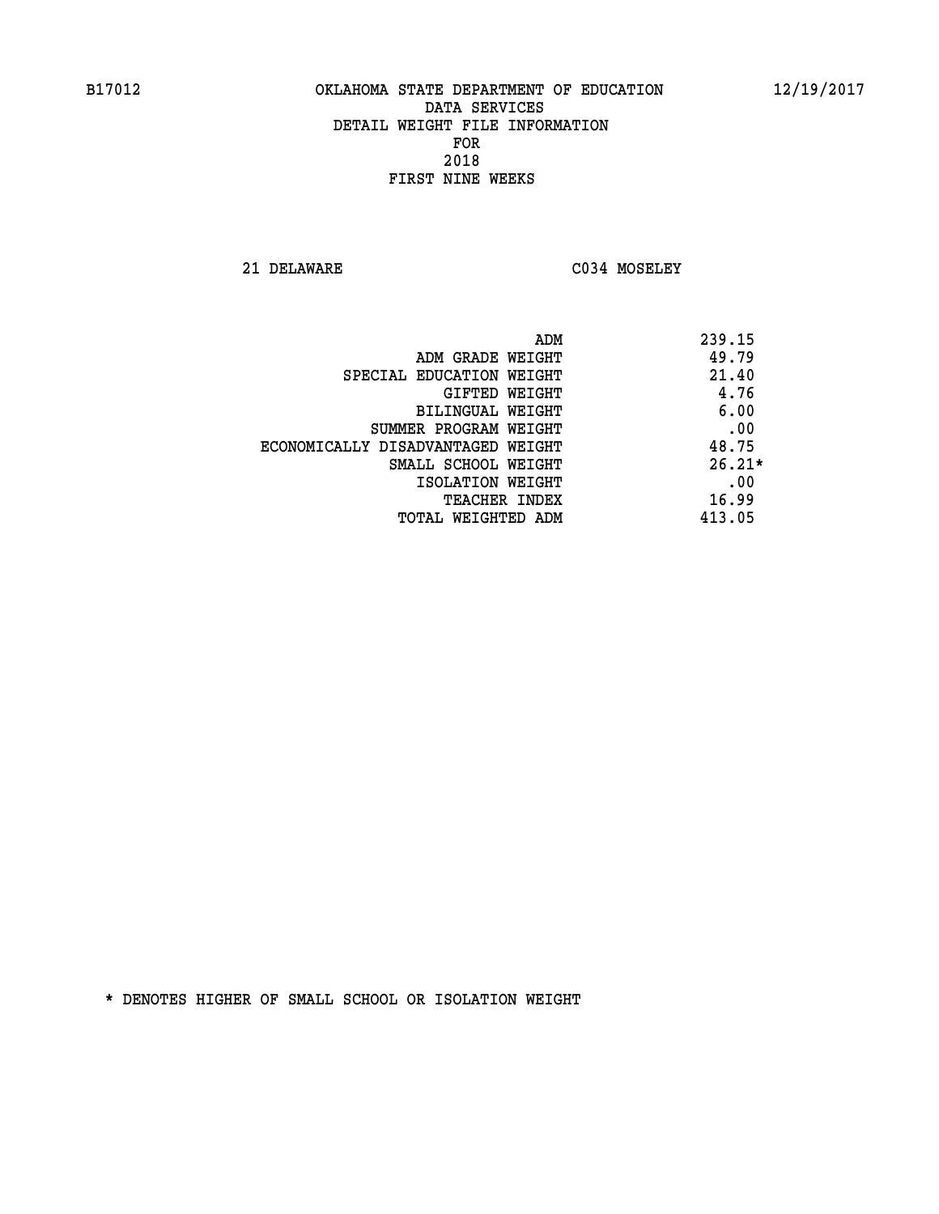B17012 OKLAHOMA STATE DEPARTMENT OF EDUCATION 12/19/2017

DATA SERVICES
DETAIL WEIGHT FILE INFORMATION
FOR
2018
FIRST NINE WEEKS

21 DELAWARE C034 MOSELEY

| | |
|---|---|
| ADM | 239.15 |
| ADM GRADE WEIGHT | 49.79 |
| SPECIAL EDUCATION WEIGHT | 21.40 |
| GIFTED WEIGHT | 4.76 |
| BILINGUAL WEIGHT | 6.00 |
| SUMMER PROGRAM WEIGHT | .00 |
| ECONOMICALLY DISADVANTAGED WEIGHT | 48.75 |
| SMALL SCHOOL WEIGHT | 26.21* |
| ISOLATION WEIGHT | .00 |
| TEACHER INDEX | 16.99 |
| TOTAL WEIGHTED ADM | 413.05 |

* DENOTES HIGHER OF SMALL SCHOOL OR ISOLATION WEIGHT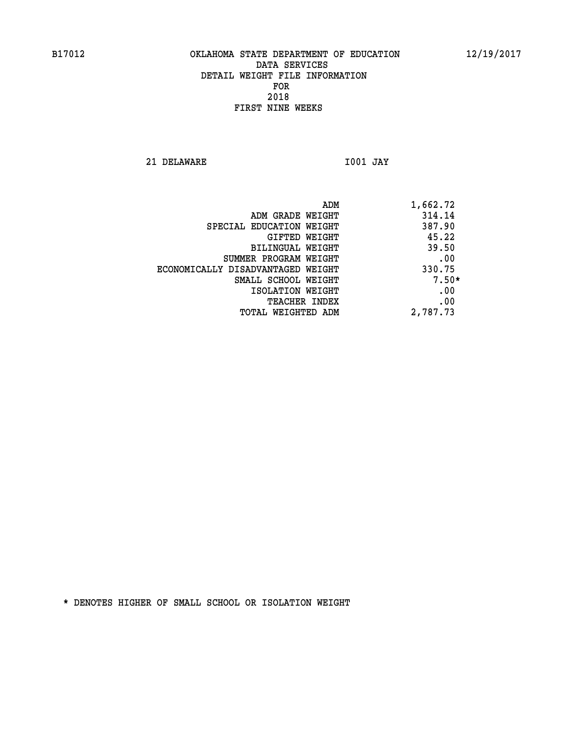B17012 OKLAHOMA STATE DEPARTMENT OF EDUCATION 12/19/2017

DATA SERVICES
DETAIL WEIGHT FILE INFORMATION
FOR
2018
FIRST NINE WEEKS

21 DELAWARE I001 JAY

| | |
|---|---|
| ADM | 1,662.72 |
| ADM GRADE WEIGHT | 314.14 |
| SPECIAL EDUCATION WEIGHT | 387.90 |
| GIFTED WEIGHT | 45.22 |
| BILINGUAL WEIGHT | 39.50 |
| SUMMER PROGRAM WEIGHT | .00 |
| ECONOMICALLY DISADVANTAGED WEIGHT | 330.75 |
| SMALL SCHOOL WEIGHT | 7.50* |
| ISOLATION WEIGHT | .00 |
| TEACHER INDEX | .00 |
| TOTAL WEIGHTED ADM | 2,787.73 |

* DENOTES HIGHER OF SMALL SCHOOL OR ISOLATION WEIGHT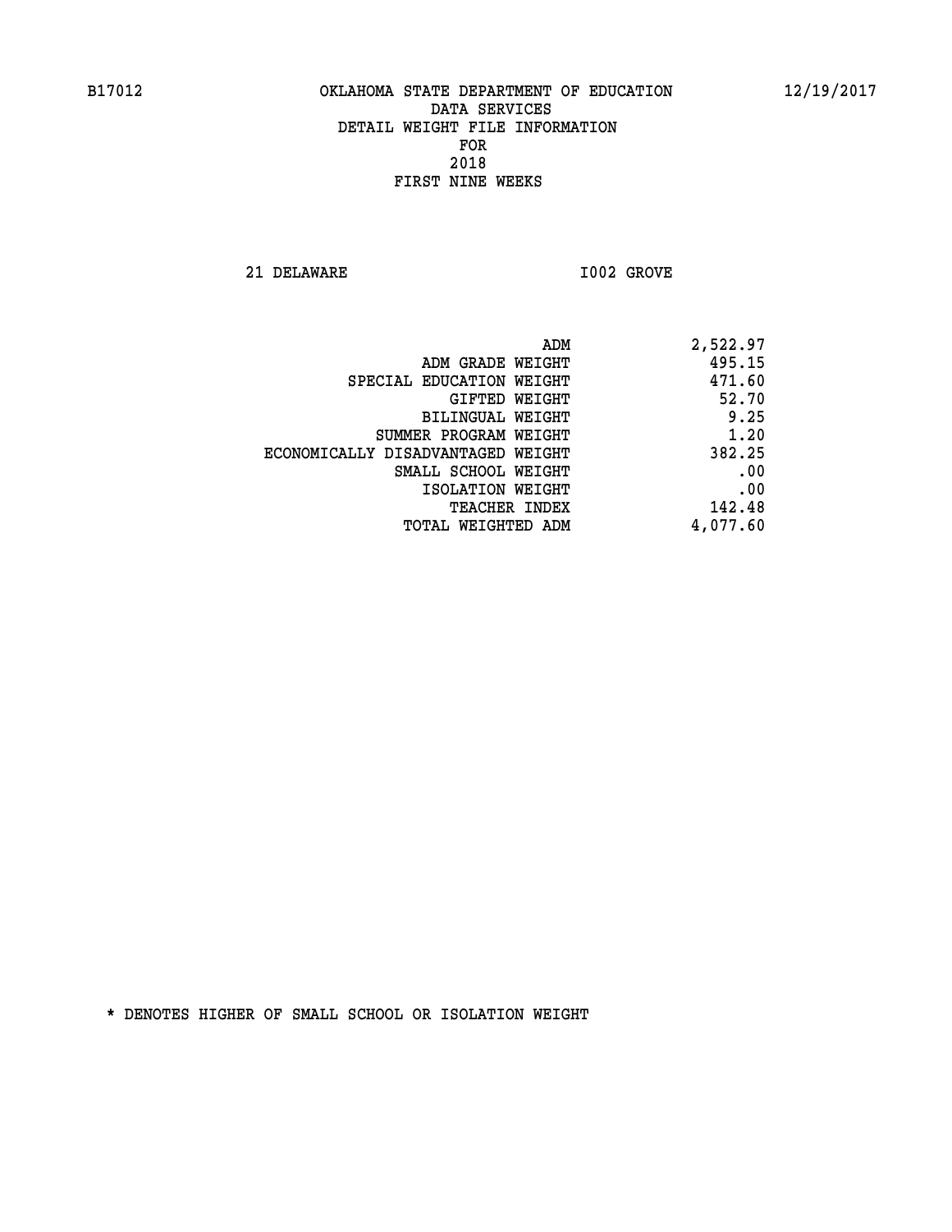B17012 OKLAHOMA STATE DEPARTMENT OF EDUCATION 12/19/2017

DATA SERVICES
DETAIL WEIGHT FILE INFORMATION
FOR
2018
FIRST NINE WEEKS

21 DELAWARE I002 GROVE

| | |
|---|---|
| ADM | 2,522.97 |
| ADM GRADE WEIGHT | 495.15 |
| SPECIAL EDUCATION WEIGHT | 471.60 |
| GIFTED WEIGHT | 52.70 |
| BILINGUAL WEIGHT | 9.25 |
| SUMMER PROGRAM WEIGHT | 1.20 |
| ECONOMICALLY DISADVANTAGED WEIGHT | 382.25 |
| SMALL SCHOOL WEIGHT | .00 |
| ISOLATION WEIGHT | .00 |
| TEACHER INDEX | 142.48 |
| TOTAL WEIGHTED ADM | 4,077.60 |

* DENOTES HIGHER OF SMALL SCHOOL OR ISOLATION WEIGHT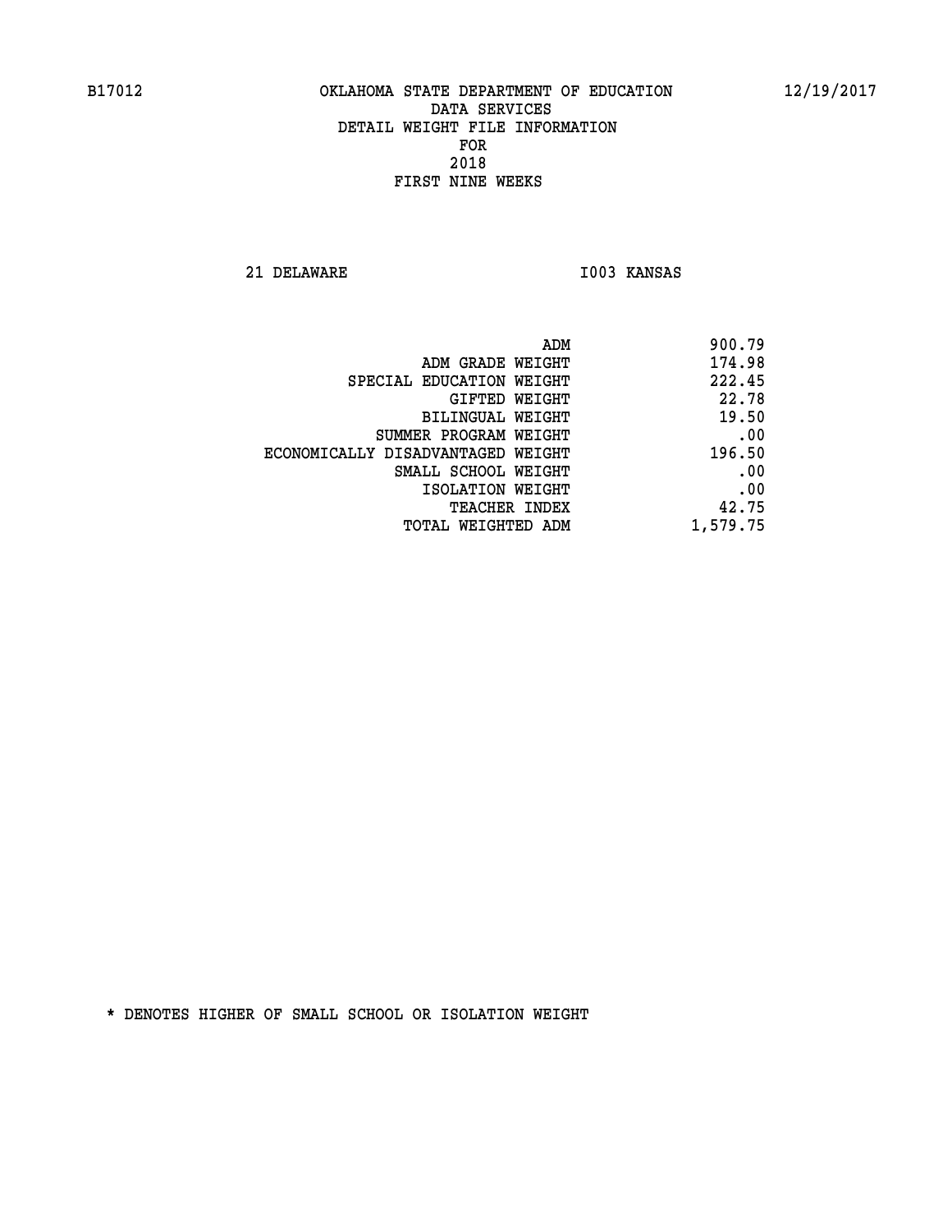B17012 OKLAHOMA STATE DEPARTMENT OF EDUCATION 12/19/2017

DATA SERVICES
DETAIL WEIGHT FILE INFORMATION
FOR
2018
FIRST NINE WEEKS

21 DELAWARE I003 KANSAS

| | |
|---|---|
| ADM | 900.79 |
| ADM GRADE WEIGHT | 174.98 |
| SPECIAL EDUCATION WEIGHT | 222.45 |
| GIFTED WEIGHT | 22.78 |
| BILINGUAL WEIGHT | 19.50 |
| SUMMER PROGRAM WEIGHT | .00 |
| ECONOMICALLY DISADVANTAGED WEIGHT | 196.50 |
| SMALL SCHOOL WEIGHT | .00 |
| ISOLATION WEIGHT | .00 |
| TEACHER INDEX | 42.75 |
| TOTAL WEIGHTED ADM | 1,579.75 |

* DENOTES HIGHER OF SMALL SCHOOL OR ISOLATION WEIGHT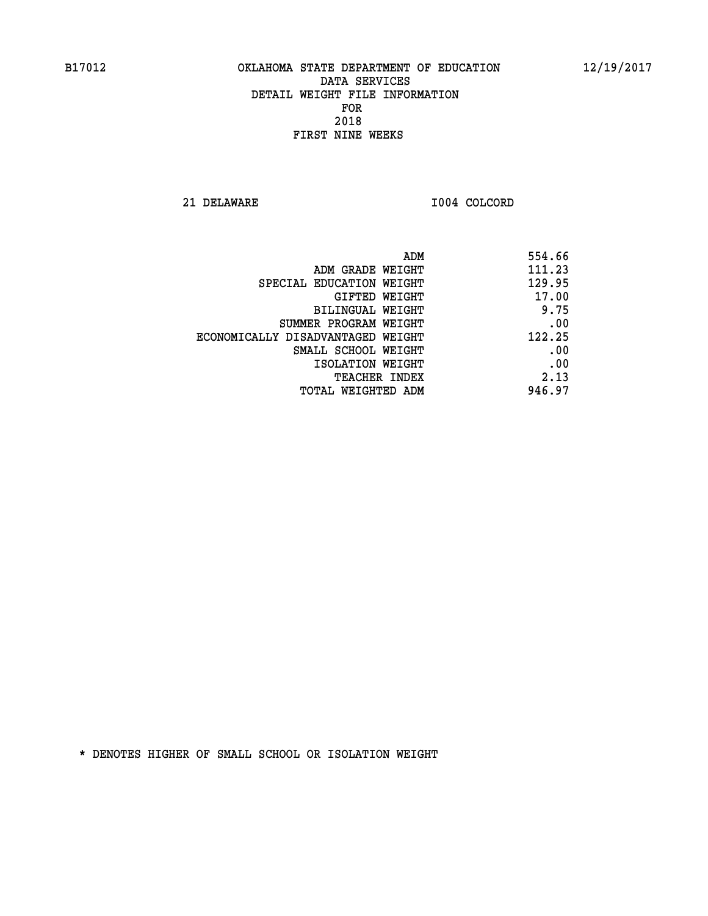B17012 OKLAHOMA STATE DEPARTMENT OF EDUCATION 12/19/2017

DATA SERVICES
DETAIL WEIGHT FILE INFORMATION
FOR
2018
FIRST NINE WEEKS

21 DELAWARE I004 COLCORD

| | |
|---|---|
| ADM | 554.66 |
| ADM GRADE WEIGHT | 111.23 |
| SPECIAL EDUCATION WEIGHT | 129.95 |
| GIFTED WEIGHT | 17.00 |
| BILINGUAL WEIGHT | 9.75 |
| SUMMER PROGRAM WEIGHT | .00 |
| ECONOMICALLY DISADVANTAGED WEIGHT | 122.25 |
| SMALL SCHOOL WEIGHT | .00 |
| ISOLATION WEIGHT | .00 |
| TEACHER INDEX | 2.13 |
| TOTAL WEIGHTED ADM | 946.97 |

* DENOTES HIGHER OF SMALL SCHOOL OR ISOLATION WEIGHT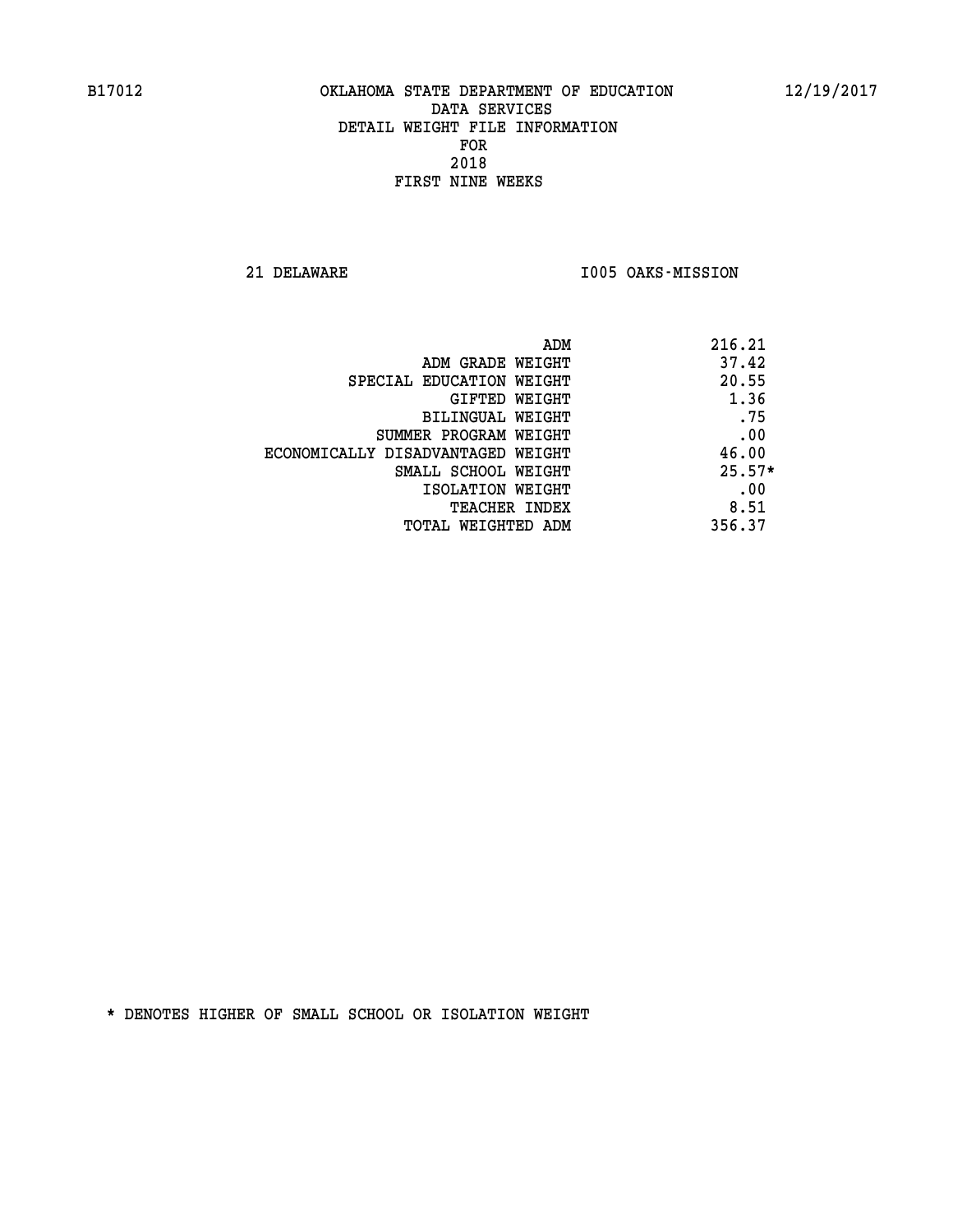OKLAHOMA STATE DEPARTMENT OF EDUCATION
DATA SERVICES
DETAIL WEIGHT FILE INFORMATION
FOR
2018
FIRST NINE WEEKS

21 DELAWARE — I005 OAKS-MISSION

| | |
|---|---|
| ADM | 216.21 |
| ADM GRADE WEIGHT | 37.42 |
| SPECIAL EDUCATION WEIGHT | 20.55 |
| GIFTED WEIGHT | 1.36 |
| BILINGUAL WEIGHT | .75 |
| SUMMER PROGRAM WEIGHT | .00 |
| ECONOMICALLY DISADVANTAGED WEIGHT | 46.00 |
| SMALL SCHOOL WEIGHT | 25.57* |
| ISOLATION WEIGHT | .00 |
| TEACHER INDEX | 8.51 |
| TOTAL WEIGHTED ADM | 356.37 |

* DENOTES HIGHER OF SMALL SCHOOL OR ISOLATION WEIGHT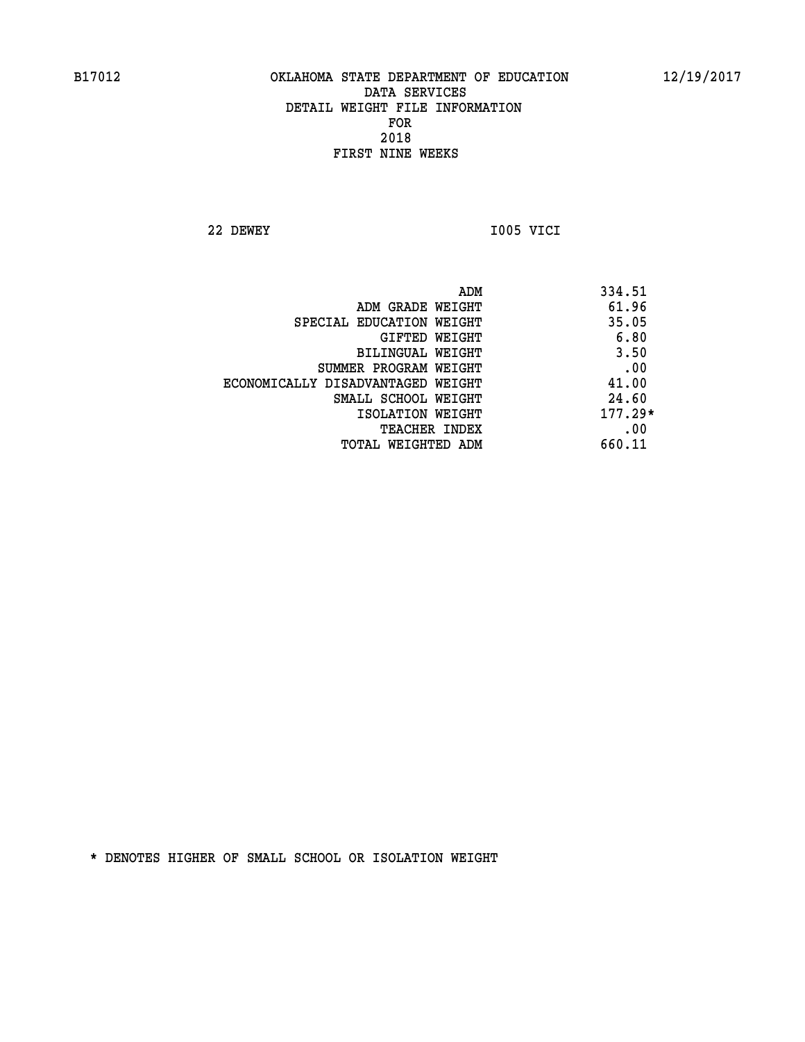B17012 OKLAHOMA STATE DEPARTMENT OF EDUCATION 12/19/2017

DATA SERVICES
DETAIL WEIGHT FILE INFORMATION
FOR
2018
FIRST NINE WEEKS

22 DEWEY I005 VICI

| | |
|---|---|
| ADM | 334.51 |
| ADM GRADE WEIGHT | 61.96 |
| SPECIAL EDUCATION WEIGHT | 35.05 |
| GIFTED WEIGHT | 6.80 |
| BILINGUAL WEIGHT | 3.50 |
| SUMMER PROGRAM WEIGHT | .00 |
| ECONOMICALLY DISADVANTAGED WEIGHT | 41.00 |
| SMALL SCHOOL WEIGHT | 24.60 |
| ISOLATION WEIGHT | 177.29* |
| TEACHER INDEX | .00 |
| TOTAL WEIGHTED ADM | 660.11 |

* DENOTES HIGHER OF SMALL SCHOOL OR ISOLATION WEIGHT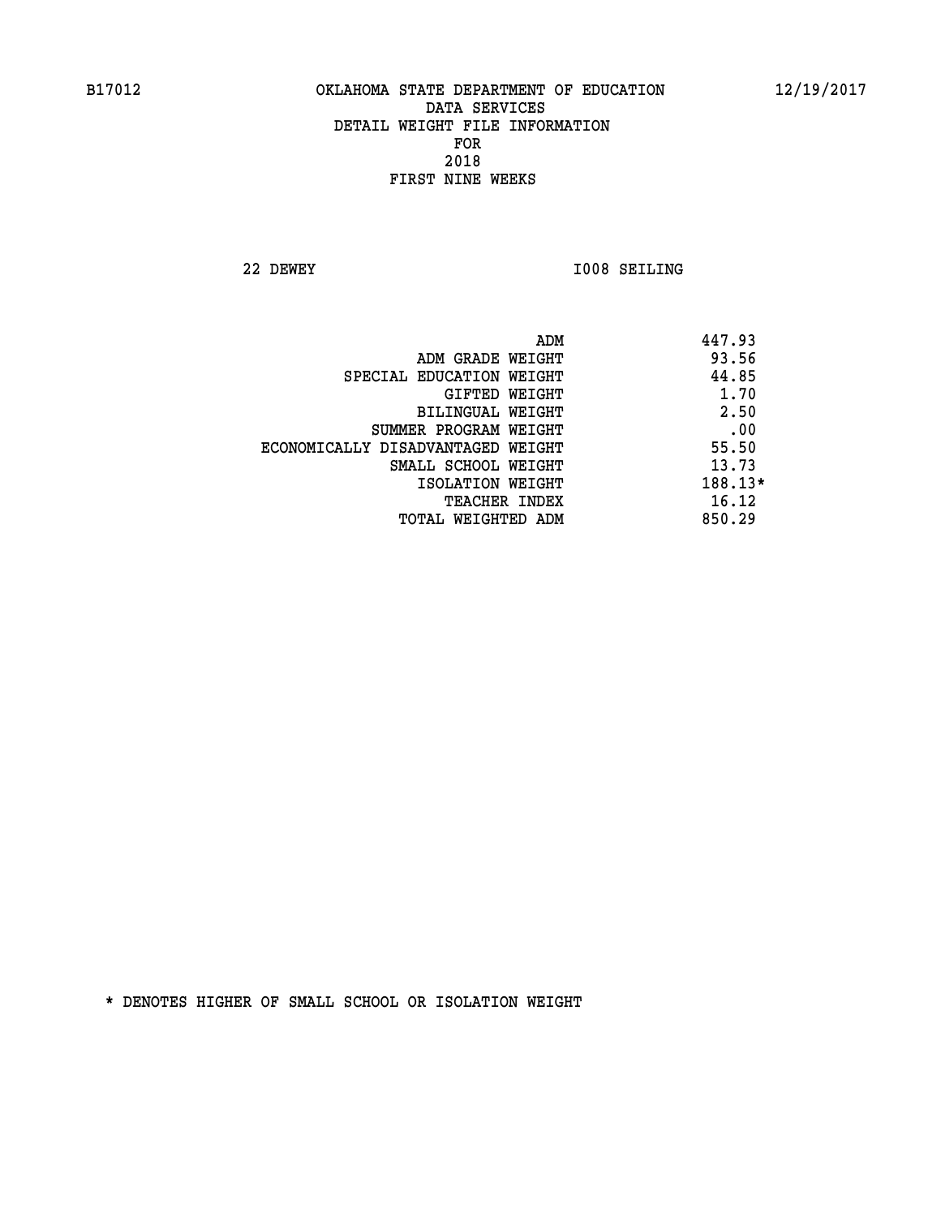B17012 OKLAHOMA STATE DEPARTMENT OF EDUCATION 12/19/2017

DATA SERVICES
DETAIL WEIGHT FILE INFORMATION
FOR
2018
FIRST NINE WEEKS

22 DEWEY I008 SEILING

| | |
|---|---|
| ADM | 447.93 |
| ADM GRADE WEIGHT | 93.56 |
| SPECIAL EDUCATION WEIGHT | 44.85 |
| GIFTED WEIGHT | 1.70 |
| BILINGUAL WEIGHT | 2.50 |
| SUMMER PROGRAM WEIGHT | .00 |
| ECONOMICALLY DISADVANTAGED WEIGHT | 55.50 |
| SMALL SCHOOL WEIGHT | 13.73 |
| ISOLATION WEIGHT | 188.13* |
| TEACHER INDEX | 16.12 |
| TOTAL WEIGHTED ADM | 850.29 |

* DENOTES HIGHER OF SMALL SCHOOL OR ISOLATION WEIGHT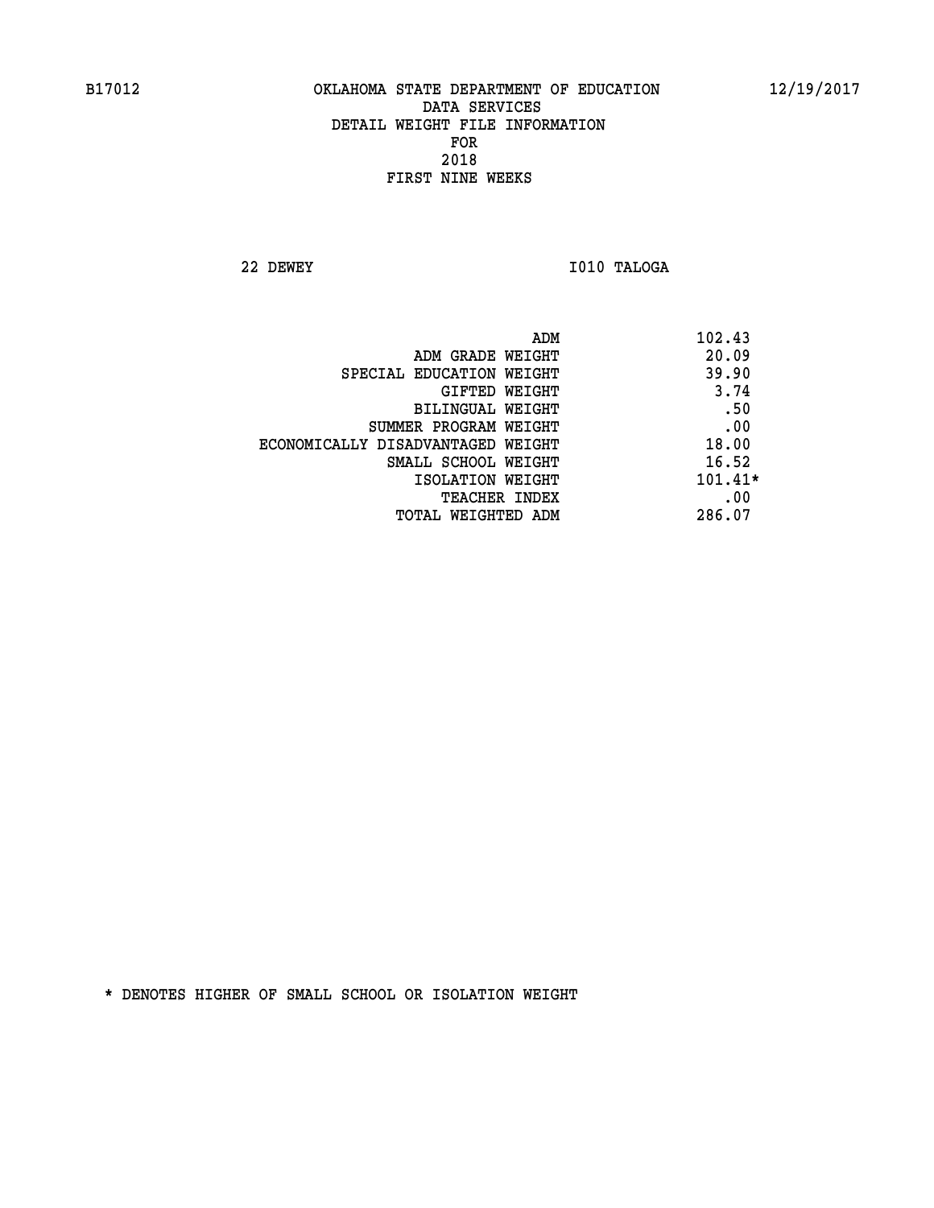B17012 OKLAHOMA STATE DEPARTMENT OF EDUCATION 12/19/2017

DATA SERVICES
DETAIL WEIGHT FILE INFORMATION
FOR
2018
FIRST NINE WEEKS

22 DEWEY I010 TALOGA

| | |
|---|---|
| ADM | 102.43 |
| ADM GRADE WEIGHT | 20.09 |
| SPECIAL EDUCATION WEIGHT | 39.90 |
| GIFTED WEIGHT | 3.74 |
| BILINGUAL WEIGHT | .50 |
| SUMMER PROGRAM WEIGHT | .00 |
| ECONOMICALLY DISADVANTAGED WEIGHT | 18.00 |
| SMALL SCHOOL WEIGHT | 16.52 |
| ISOLATION WEIGHT | 101.41* |
| TEACHER INDEX | .00 |
| TOTAL WEIGHTED ADM | 286.07 |

* DENOTES HIGHER OF SMALL SCHOOL OR ISOLATION WEIGHT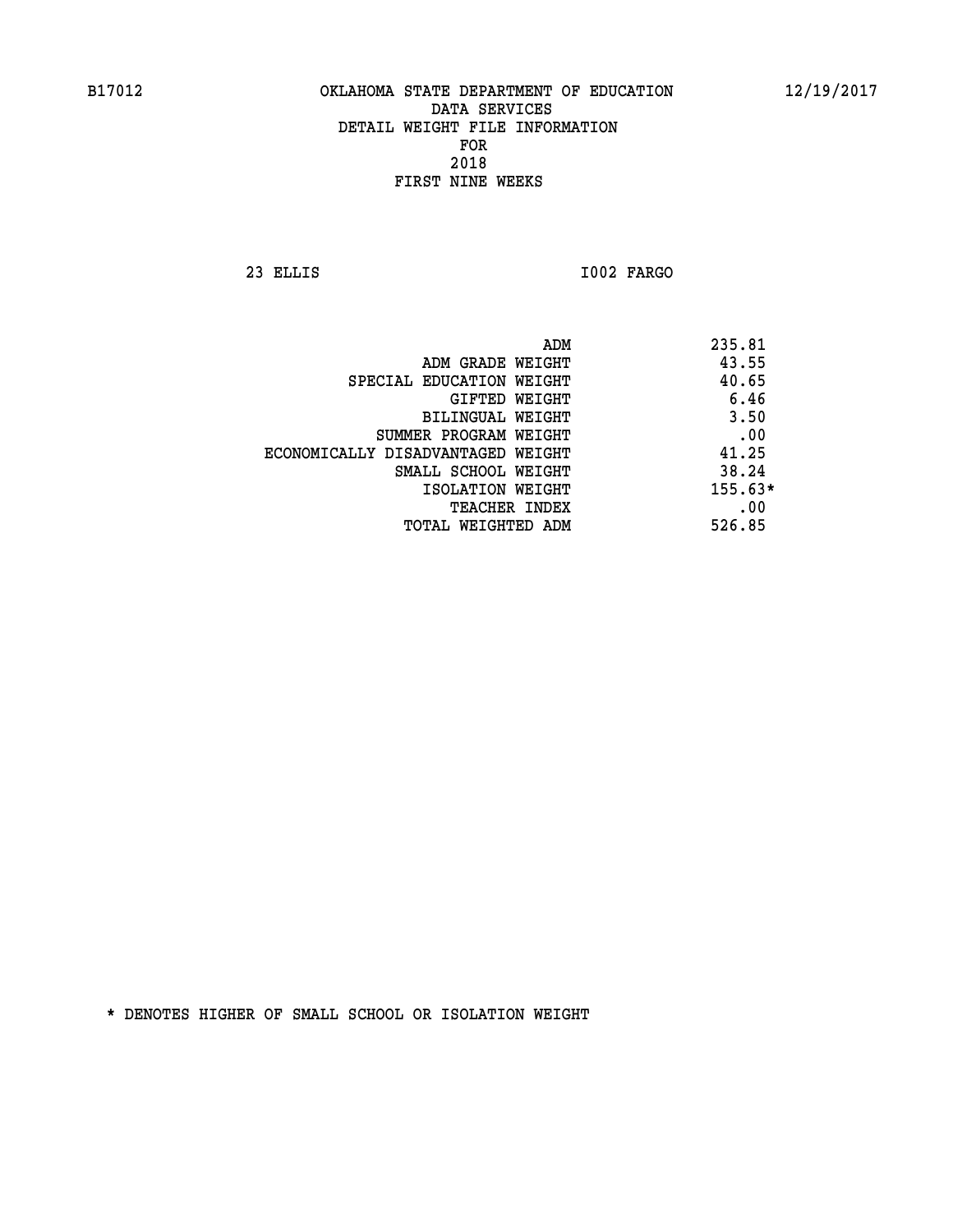B17012 OKLAHOMA STATE DEPARTMENT OF EDUCATION 12/19/2017

DATA SERVICES
DETAIL WEIGHT FILE INFORMATION
FOR
2018
FIRST NINE WEEKS

23 ELLIS I002 FARGO

| | |
|---|---|
| ADM | 235.81 |
| ADM GRADE WEIGHT | 43.55 |
| SPECIAL EDUCATION WEIGHT | 40.65 |
| GIFTED WEIGHT | 6.46 |
| BILINGUAL WEIGHT | 3.50 |
| SUMMER PROGRAM WEIGHT | .00 |
| ECONOMICALLY DISADVANTAGED WEIGHT | 41.25 |
| SMALL SCHOOL WEIGHT | 38.24 |
| ISOLATION WEIGHT | 155.63* |
| TEACHER INDEX | .00 |
| TOTAL WEIGHTED ADM | 526.85 |

* DENOTES HIGHER OF SMALL SCHOOL OR ISOLATION WEIGHT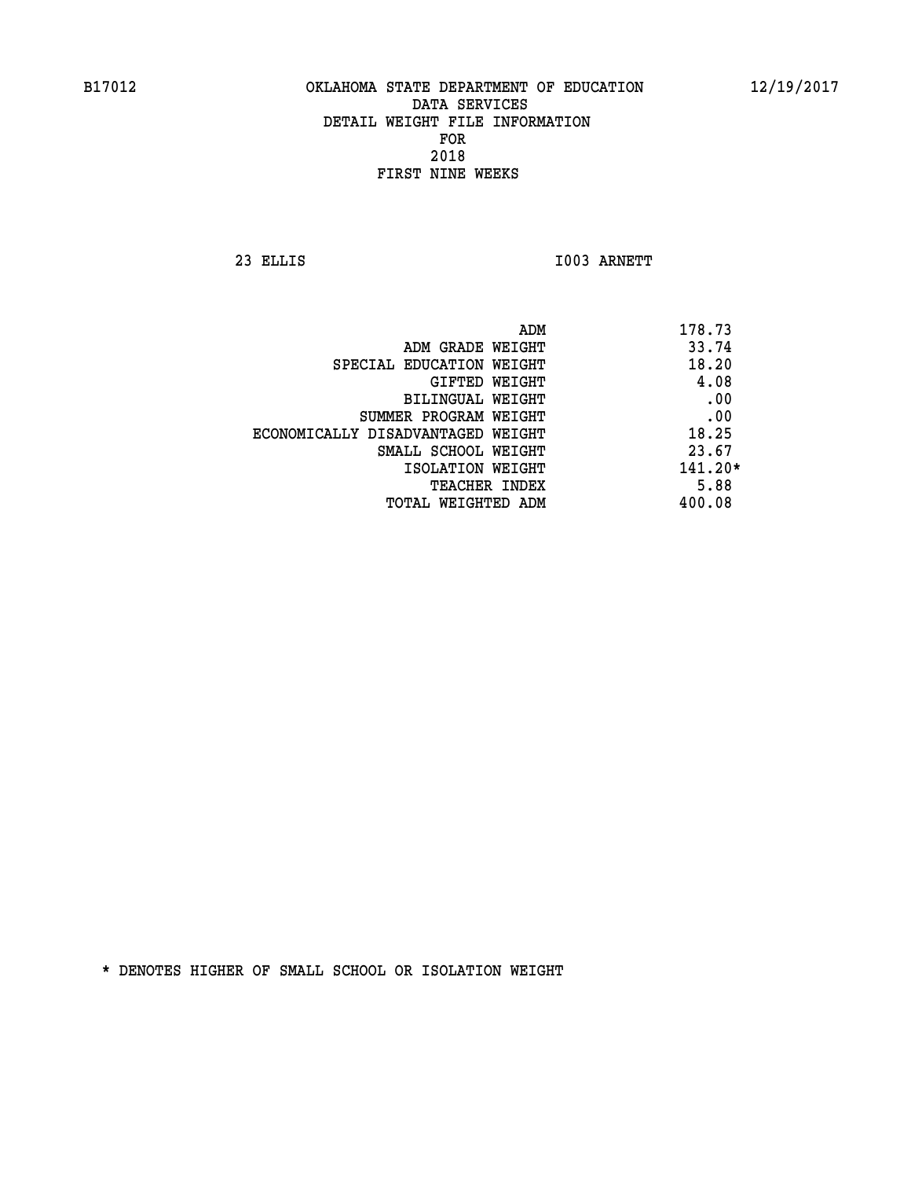B17012 OKLAHOMA STATE DEPARTMENT OF EDUCATION 12/19/2017

DATA SERVICES
DETAIL WEIGHT FILE INFORMATION
FOR
2018
FIRST NINE WEEKS

23 ELLIS I003 ARNETT

| | |
|---|---|
| ADM | 178.73 |
| ADM GRADE WEIGHT | 33.74 |
| SPECIAL EDUCATION WEIGHT | 18.20 |
| GIFTED WEIGHT | 4.08 |
| BILINGUAL WEIGHT | .00 |
| SUMMER PROGRAM WEIGHT | .00 |
| ECONOMICALLY DISADVANTAGED WEIGHT | 18.25 |
| SMALL SCHOOL WEIGHT | 23.67 |
| ISOLATION WEIGHT | 141.20* |
| TEACHER INDEX | 5.88 |
| TOTAL WEIGHTED ADM | 400.08 |

* DENOTES HIGHER OF SMALL SCHOOL OR ISOLATION WEIGHT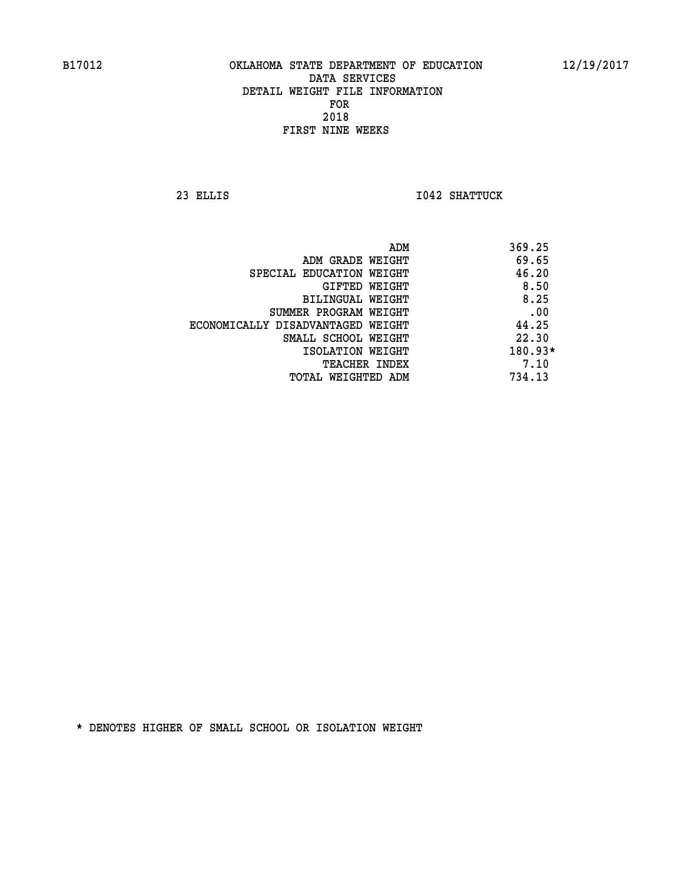B17012 OKLAHOMA STATE DEPARTMENT OF EDUCATION 12/19/2017

DATA SERVICES

DETAIL WEIGHT FILE INFORMATION

FOR

2018

FIRST NINE WEEKS

23 ELLIS I042 SHATTUCK

| | |
|---|---|
| ADM | 369.25 |
| ADM GRADE WEIGHT | 69.65 |
| SPECIAL EDUCATION WEIGHT | 46.20 |
| GIFTED WEIGHT | 8.50 |
| BILINGUAL WEIGHT | 8.25 |
| SUMMER PROGRAM WEIGHT | .00 |
| ECONOMICALLY DISADVANTAGED WEIGHT | 44.25 |
| SMALL SCHOOL WEIGHT | 22.30 |
| ISOLATION WEIGHT | 180.93* |
| TEACHER INDEX | 7.10 |
| TOTAL WEIGHTED ADM | 734.13 |

* DENOTES HIGHER OF SMALL SCHOOL OR ISOLATION WEIGHT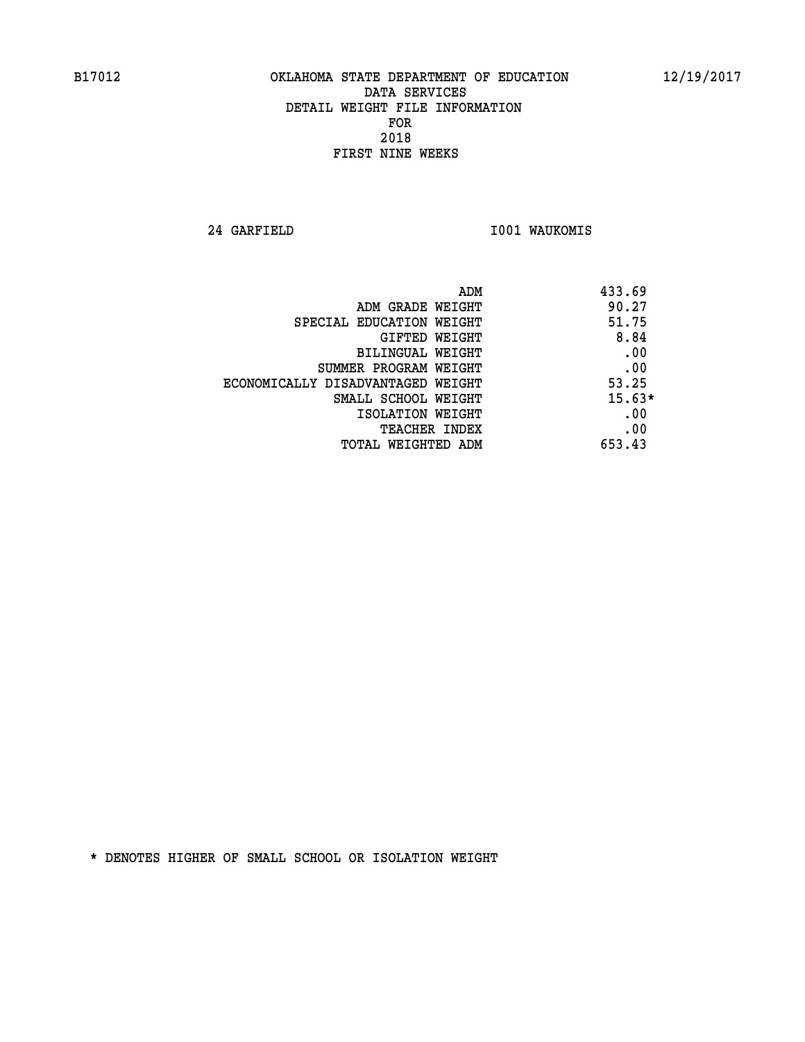B17012 OKLAHOMA STATE DEPARTMENT OF EDUCATION 12/19/2017

DATA SERVICES
DETAIL WEIGHT FILE INFORMATION
FOR
2018
FIRST NINE WEEKS

24 GARFIELD I001 WAUKOMIS

| | |
|---|---|
| ADM | 433.69 |
| ADM GRADE WEIGHT | 90.27 |
| SPECIAL EDUCATION WEIGHT | 51.75 |
| GIFTED WEIGHT | 8.84 |
| BILINGUAL WEIGHT | .00 |
| SUMMER PROGRAM WEIGHT | .00 |
| ECONOMICALLY DISADVANTAGED WEIGHT | 53.25 |
| SMALL SCHOOL WEIGHT | 15.63* |
| ISOLATION WEIGHT | .00 |
| TEACHER INDEX | .00 |
| TOTAL WEIGHTED ADM | 653.43 |

* DENOTES HIGHER OF SMALL SCHOOL OR ISOLATION WEIGHT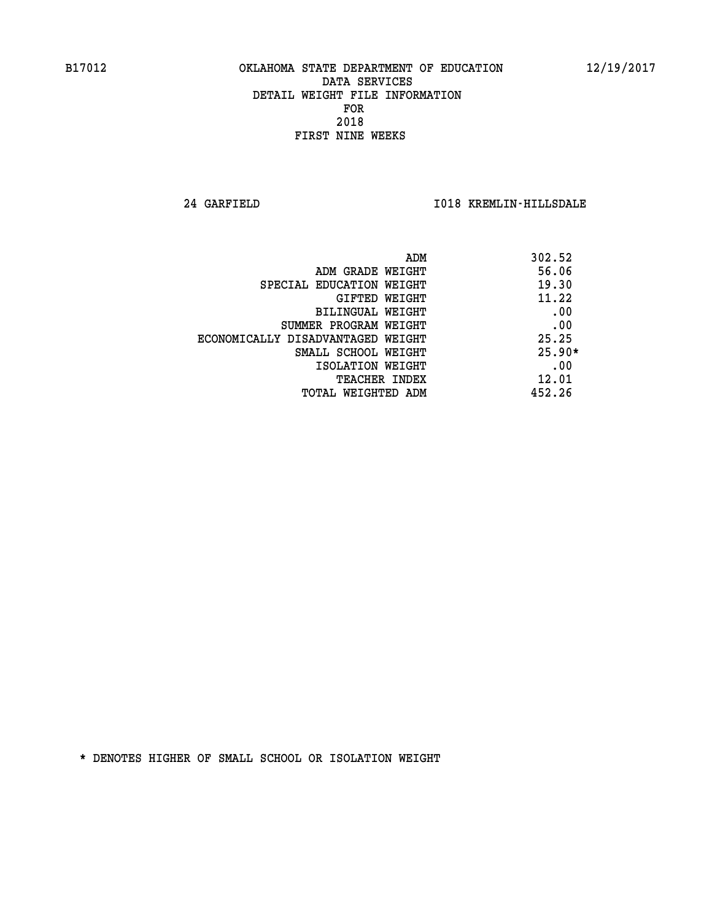B17012 OKLAHOMA STATE DEPARTMENT OF EDUCATION 12/19/2017

DATA SERVICES
DETAIL WEIGHT FILE INFORMATION
FOR
2018
FIRST NINE WEEKS

24 GARFIELD I018 KREMLIN-HILLSDALE

| | |
|---|---|
| ADM | 302.52 |
| ADM GRADE WEIGHT | 56.06 |
| SPECIAL EDUCATION WEIGHT | 19.30 |
| GIFTED WEIGHT | 11.22 |
| BILINGUAL WEIGHT | .00 |
| SUMMER PROGRAM WEIGHT | .00 |
| ECONOMICALLY DISADVANTAGED WEIGHT | 25.25 |
| SMALL SCHOOL WEIGHT | 25.90* |
| ISOLATION WEIGHT | .00 |
| TEACHER INDEX | 12.01 |
| TOTAL WEIGHTED ADM | 452.26 |

* DENOTES HIGHER OF SMALL SCHOOL OR ISOLATION WEIGHT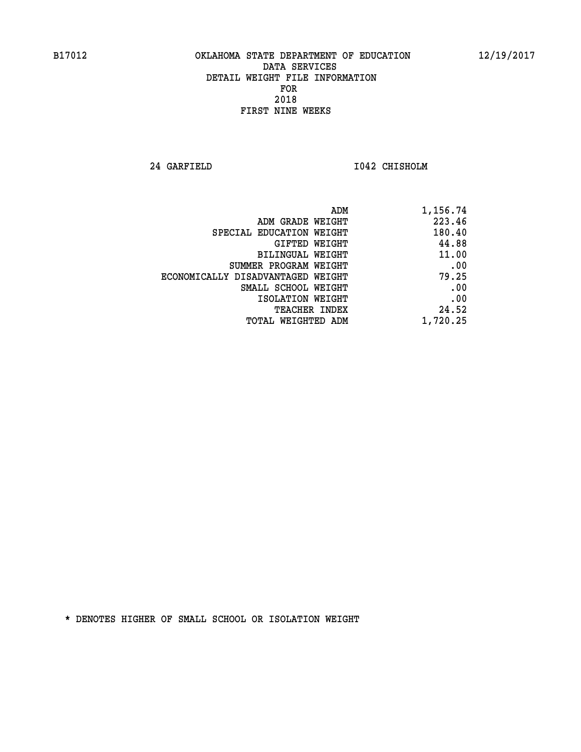B17012 OKLAHOMA STATE DEPARTMENT OF EDUCATION 12/19/2017

DATA SERVICES
DETAIL WEIGHT FILE INFORMATION
FOR
2018
FIRST NINE WEEKS

24 GARFIELD I042 CHISHOLM

| | |
|---|---|
| ADM | 1,156.74 |
| ADM GRADE WEIGHT | 223.46 |
| SPECIAL EDUCATION WEIGHT | 180.40 |
| GIFTED WEIGHT | 44.88 |
| BILINGUAL WEIGHT | 11.00 |
| SUMMER PROGRAM WEIGHT | .00 |
| ECONOMICALLY DISADVANTAGED WEIGHT | 79.25 |
| SMALL SCHOOL WEIGHT | .00 |
| ISOLATION WEIGHT | .00 |
| TEACHER INDEX | 24.52 |
| TOTAL WEIGHTED ADM | 1,720.25 |

* DENOTES HIGHER OF SMALL SCHOOL OR ISOLATION WEIGHT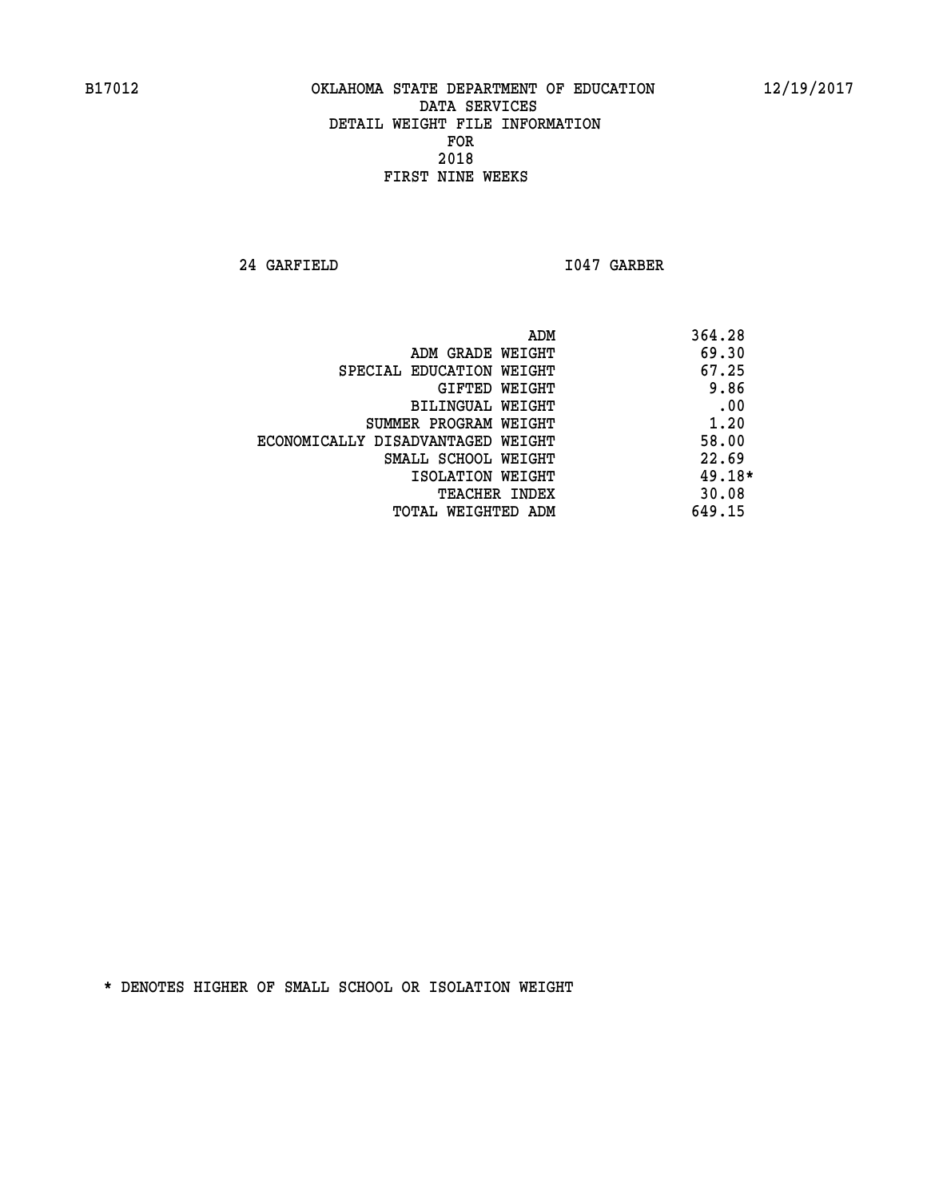B17012 OKLAHOMA STATE DEPARTMENT OF EDUCATION 12/19/2017

DATA SERVICES
DETAIL WEIGHT FILE INFORMATION
FOR
2018
FIRST NINE WEEKS

24 GARFIELD I047 GARBER

| | |
|---|---|
| ADM | 364.28 |
| ADM GRADE WEIGHT | 69.30 |
| SPECIAL EDUCATION WEIGHT | 67.25 |
| GIFTED WEIGHT | 9.86 |
| BILINGUAL WEIGHT | .00 |
| SUMMER PROGRAM WEIGHT | 1.20 |
| ECONOMICALLY DISADVANTAGED WEIGHT | 58.00 |
| SMALL SCHOOL WEIGHT | 22.69 |
| ISOLATION WEIGHT | 49.18* |
| TEACHER INDEX | 30.08 |
| TOTAL WEIGHTED ADM | 649.15 |

* DENOTES HIGHER OF SMALL SCHOOL OR ISOLATION WEIGHT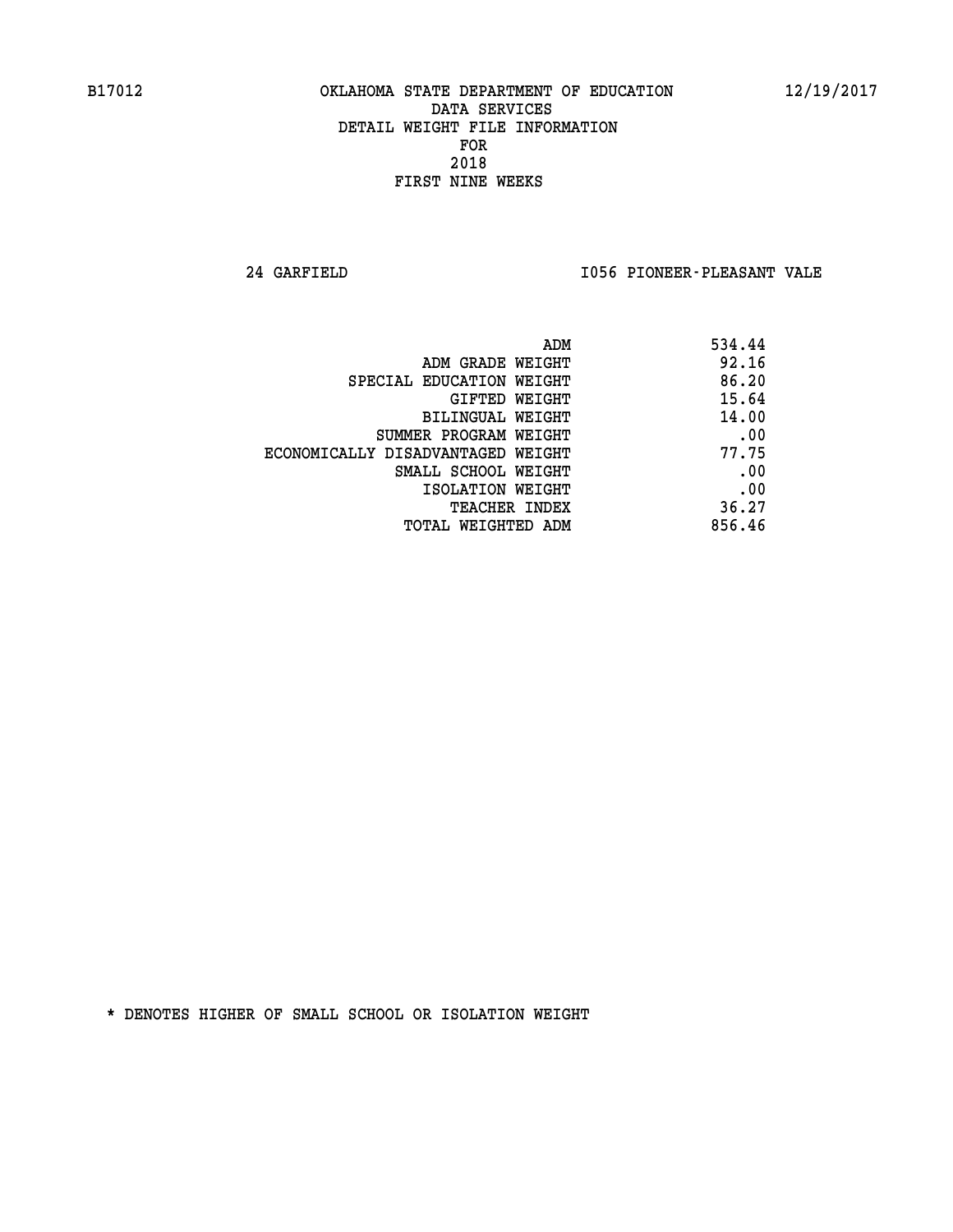B17012 OKLAHOMA STATE DEPARTMENT OF EDUCATION 12/19/2017

DATA SERVICES
DETAIL WEIGHT FILE INFORMATION
FOR
2018
FIRST NINE WEEKS

24 GARFIELD I056 PIONEER-PLEASANT VALE

| | |
|---|---|
| ADM | 534.44 |
| ADM GRADE WEIGHT | 92.16 |
| SPECIAL EDUCATION WEIGHT | 86.20 |
| GIFTED WEIGHT | 15.64 |
| BILINGUAL WEIGHT | 14.00 |
| SUMMER PROGRAM WEIGHT | .00 |
| ECONOMICALLY DISADVANTAGED WEIGHT | 77.75 |
| SMALL SCHOOL WEIGHT | .00 |
| ISOLATION WEIGHT | .00 |
| TEACHER INDEX | 36.27 |
| TOTAL WEIGHTED ADM | 856.46 |

* DENOTES HIGHER OF SMALL SCHOOL OR ISOLATION WEIGHT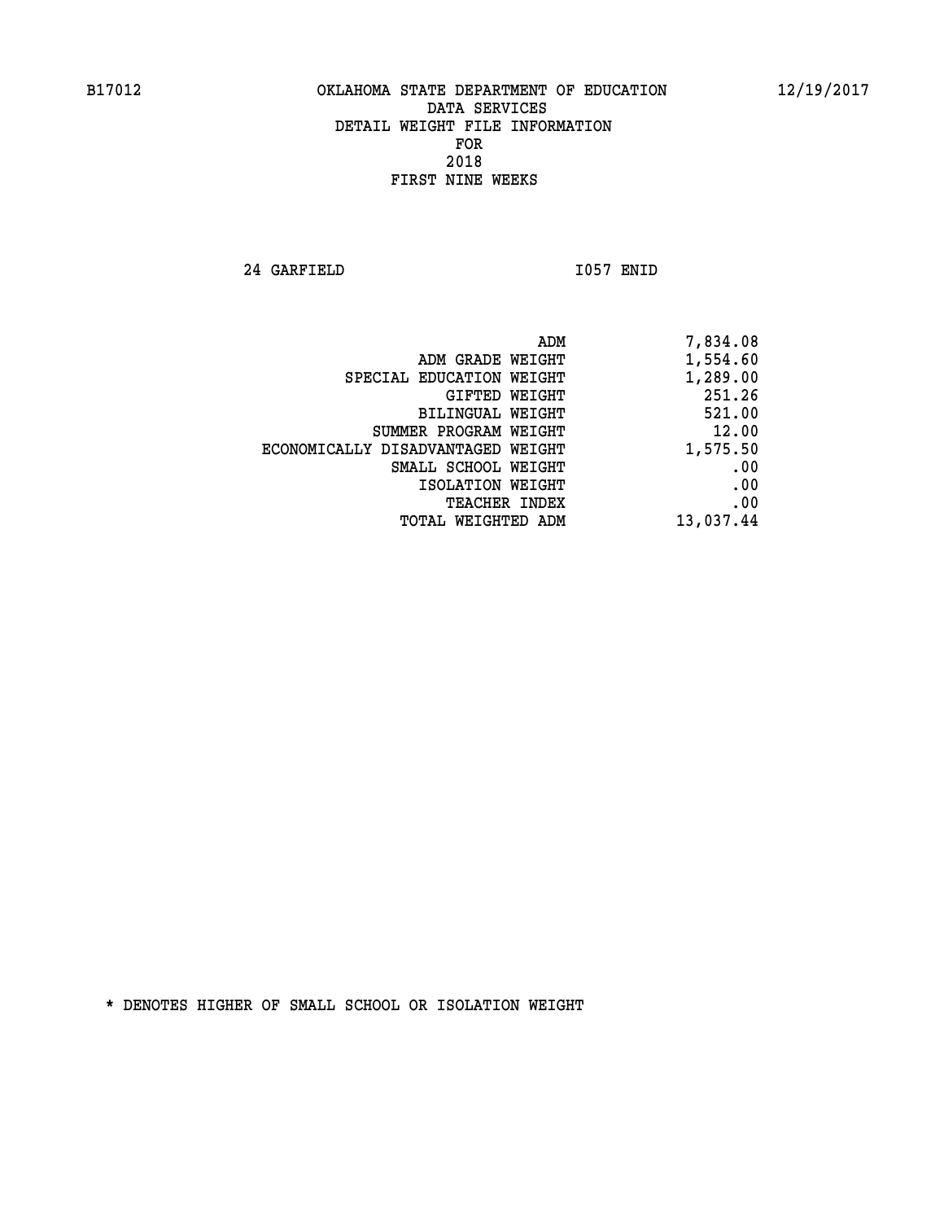B17012 OKLAHOMA STATE DEPARTMENT OF EDUCATION 12/19/2017

DATA SERVICES
DETAIL WEIGHT FILE INFORMATION
FOR
2018
FIRST NINE WEEKS

24 GARFIELD I057 ENID

| | |
|---|---|
| ADM | 7,834.08 |
| ADM GRADE WEIGHT | 1,554.60 |
| SPECIAL EDUCATION WEIGHT | 1,289.00 |
| GIFTED WEIGHT | 251.26 |
| BILINGUAL WEIGHT | 521.00 |
| SUMMER PROGRAM WEIGHT | 12.00 |
| ECONOMICALLY DISADVANTAGED WEIGHT | 1,575.50 |
| SMALL SCHOOL WEIGHT | .00 |
| ISOLATION WEIGHT | .00 |
| TEACHER INDEX | .00 |
| TOTAL WEIGHTED ADM | 13,037.44 |

* DENOTES HIGHER OF SMALL SCHOOL OR ISOLATION WEIGHT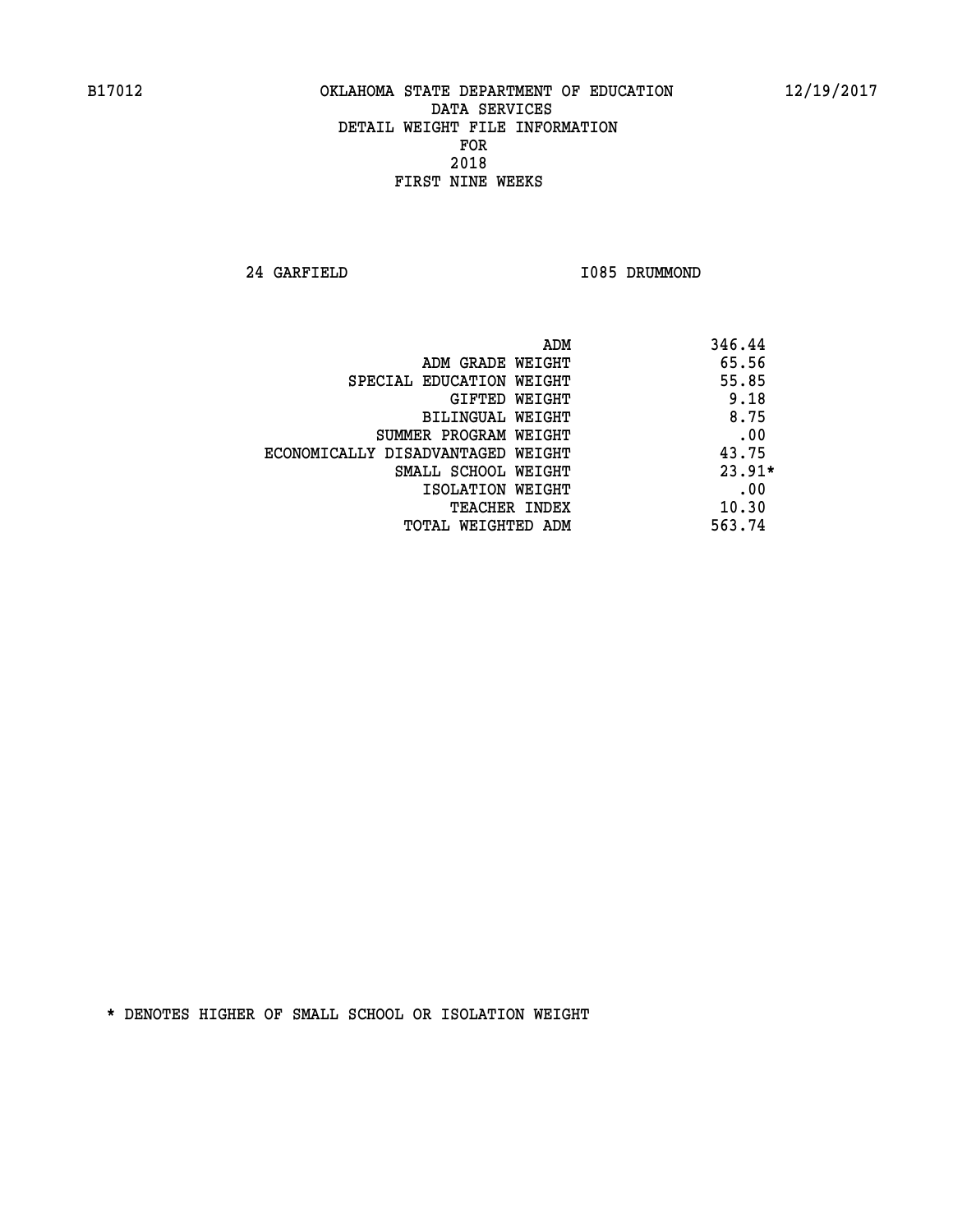B17012 OKLAHOMA STATE DEPARTMENT OF EDUCATION 12/19/2017

DATA SERVICES
DETAIL WEIGHT FILE INFORMATION
FOR
2018
FIRST NINE WEEKS

24 GARFIELD I085 DRUMMOND

| | |
|---|---|
| ADM | 346.44 |
| ADM GRADE WEIGHT | 65.56 |
| SPECIAL EDUCATION WEIGHT | 55.85 |
| GIFTED WEIGHT | 9.18 |
| BILINGUAL WEIGHT | 8.75 |
| SUMMER PROGRAM WEIGHT | .00 |
| ECONOMICALLY DISADVANTAGED WEIGHT | 43.75 |
| SMALL SCHOOL WEIGHT | 23.91* |
| ISOLATION WEIGHT | .00 |
| TEACHER INDEX | 10.30 |
| TOTAL WEIGHTED ADM | 563.74 |

* DENOTES HIGHER OF SMALL SCHOOL OR ISOLATION WEIGHT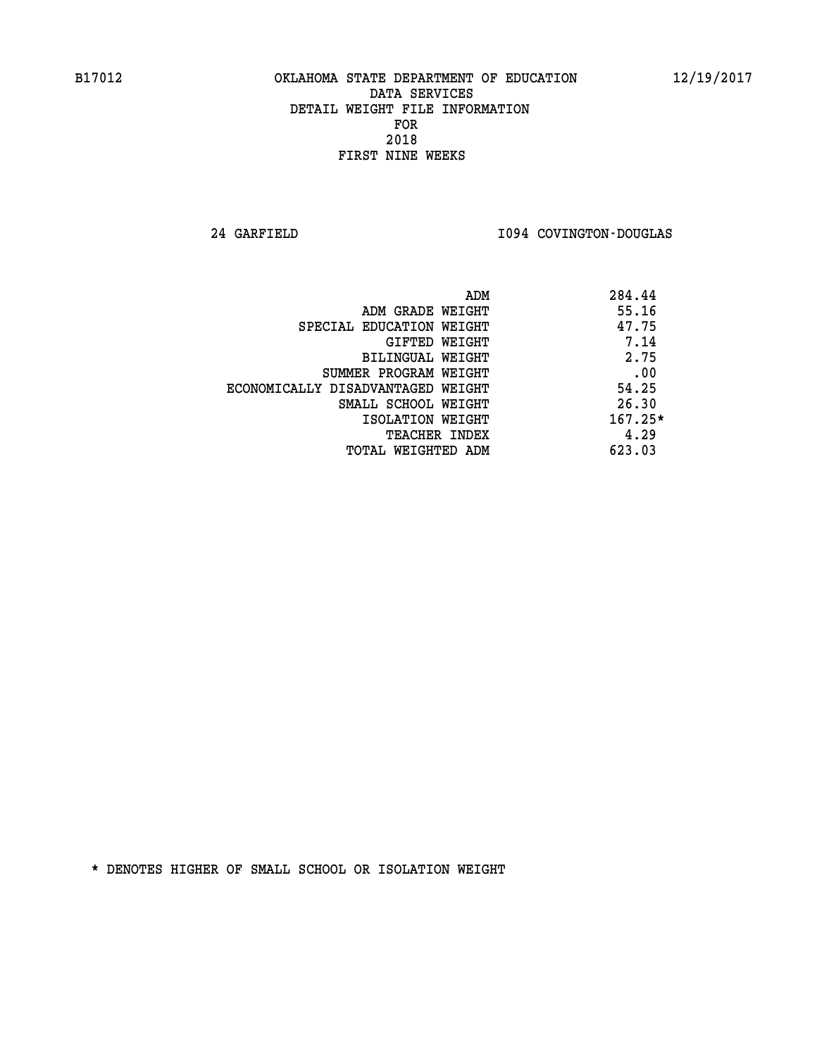B17012 OKLAHOMA STATE DEPARTMENT OF EDUCATION 12/19/2017

DATA SERVICES
DETAIL WEIGHT FILE INFORMATION
FOR
2018
FIRST NINE WEEKS

24 GARFIELD I094 COVINGTON-DOUGLAS

| | |
|---|---|
| ADM | 284.44 |
| ADM GRADE WEIGHT | 55.16 |
| SPECIAL EDUCATION WEIGHT | 47.75 |
| GIFTED WEIGHT | 7.14 |
| BILINGUAL WEIGHT | 2.75 |
| SUMMER PROGRAM WEIGHT | .00 |
| ECONOMICALLY DISADVANTAGED WEIGHT | 54.25 |
| SMALL SCHOOL WEIGHT | 26.30 |
| ISOLATION WEIGHT | 167.25* |
| TEACHER INDEX | 4.29 |
| TOTAL WEIGHTED ADM | 623.03 |

* DENOTES HIGHER OF SMALL SCHOOL OR ISOLATION WEIGHT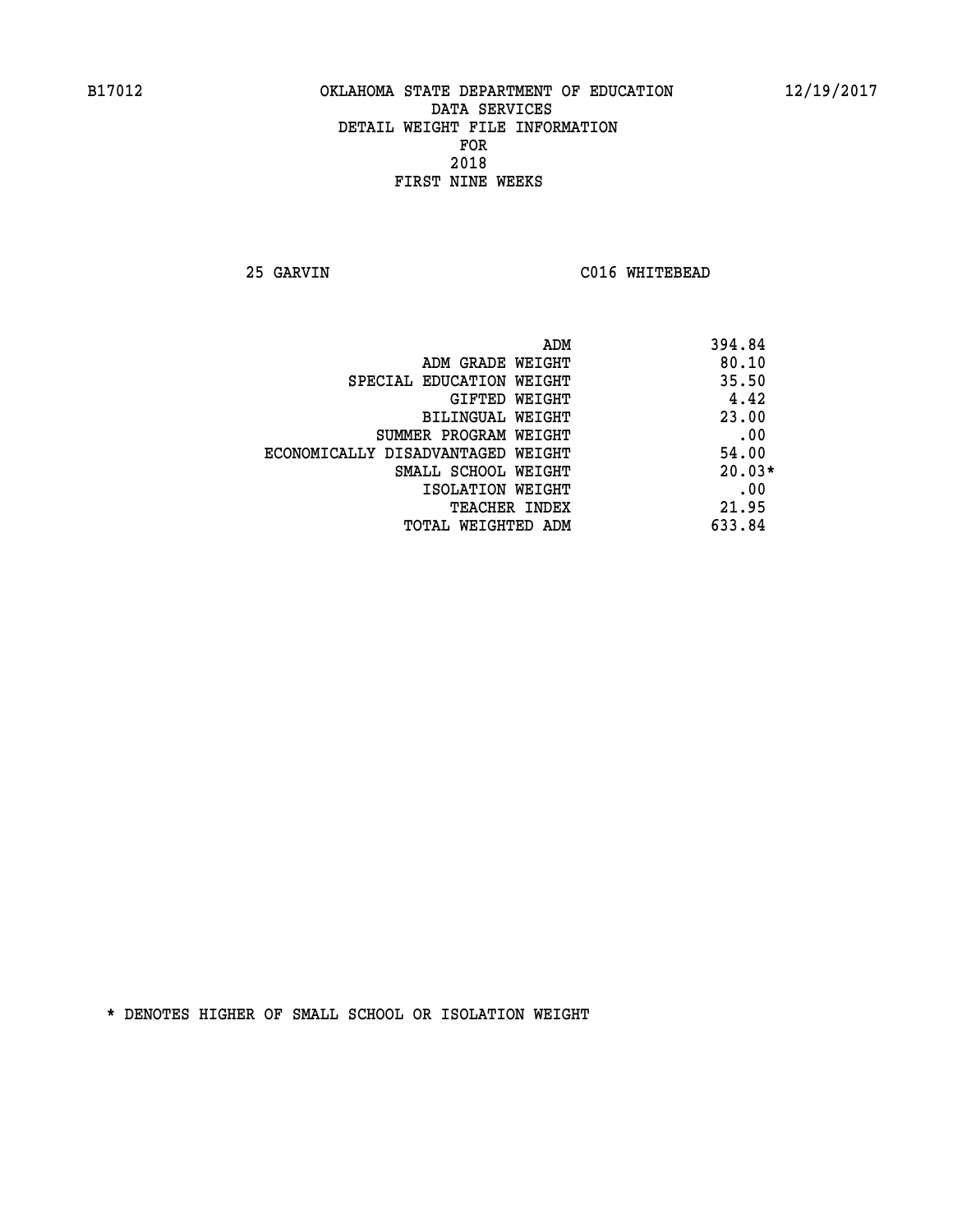B17012 OKLAHOMA STATE DEPARTMENT OF EDUCATION 12/19/2017

DATA SERVICES
DETAIL WEIGHT FILE INFORMATION
FOR
2018
FIRST NINE WEEKS

25 GARVIN C016 WHITEBEAD

| | |
|---|---|
| ADM | 394.84 |
| ADM GRADE WEIGHT | 80.10 |
| SPECIAL EDUCATION WEIGHT | 35.50 |
| GIFTED WEIGHT | 4.42 |
| BILINGUAL WEIGHT | 23.00 |
| SUMMER PROGRAM WEIGHT | .00 |
| ECONOMICALLY DISADVANTAGED WEIGHT | 54.00 |
| SMALL SCHOOL WEIGHT | 20.03* |
| ISOLATION WEIGHT | .00 |
| TEACHER INDEX | 21.95 |
| TOTAL WEIGHTED ADM | 633.84 |

* DENOTES HIGHER OF SMALL SCHOOL OR ISOLATION WEIGHT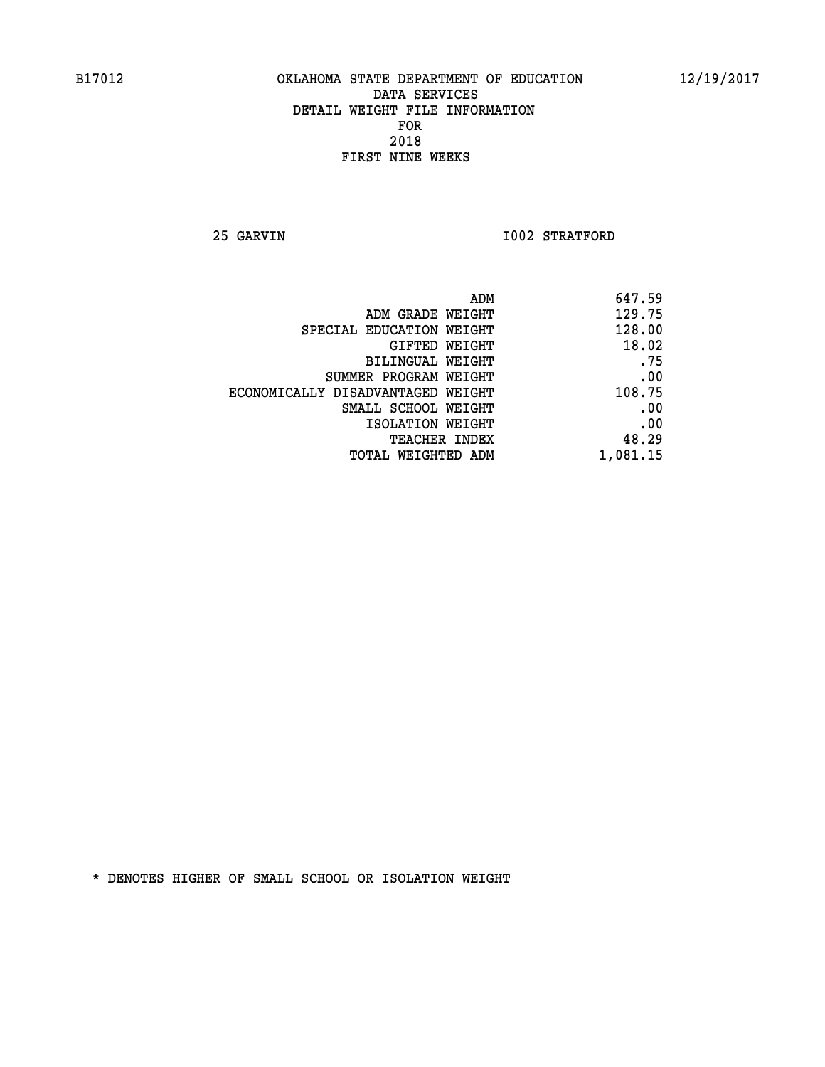B17012 OKLAHOMA STATE DEPARTMENT OF EDUCATION 12/19/2017

DATA SERVICES
DETAIL WEIGHT FILE INFORMATION
FOR
2018
FIRST NINE WEEKS

25 GARVIN I002 STRATFORD

| | |
|---|---|
| ADM | 647.59 |
| ADM GRADE WEIGHT | 129.75 |
| SPECIAL EDUCATION WEIGHT | 128.00 |
| GIFTED WEIGHT | 18.02 |
| BILINGUAL WEIGHT | .75 |
| SUMMER PROGRAM WEIGHT | .00 |
| ECONOMICALLY DISADVANTAGED WEIGHT | 108.75 |
| SMALL SCHOOL WEIGHT | .00 |
| ISOLATION WEIGHT | .00 |
| TEACHER INDEX | 48.29 |
| TOTAL WEIGHTED ADM | 1,081.15 |

* DENOTES HIGHER OF SMALL SCHOOL OR ISOLATION WEIGHT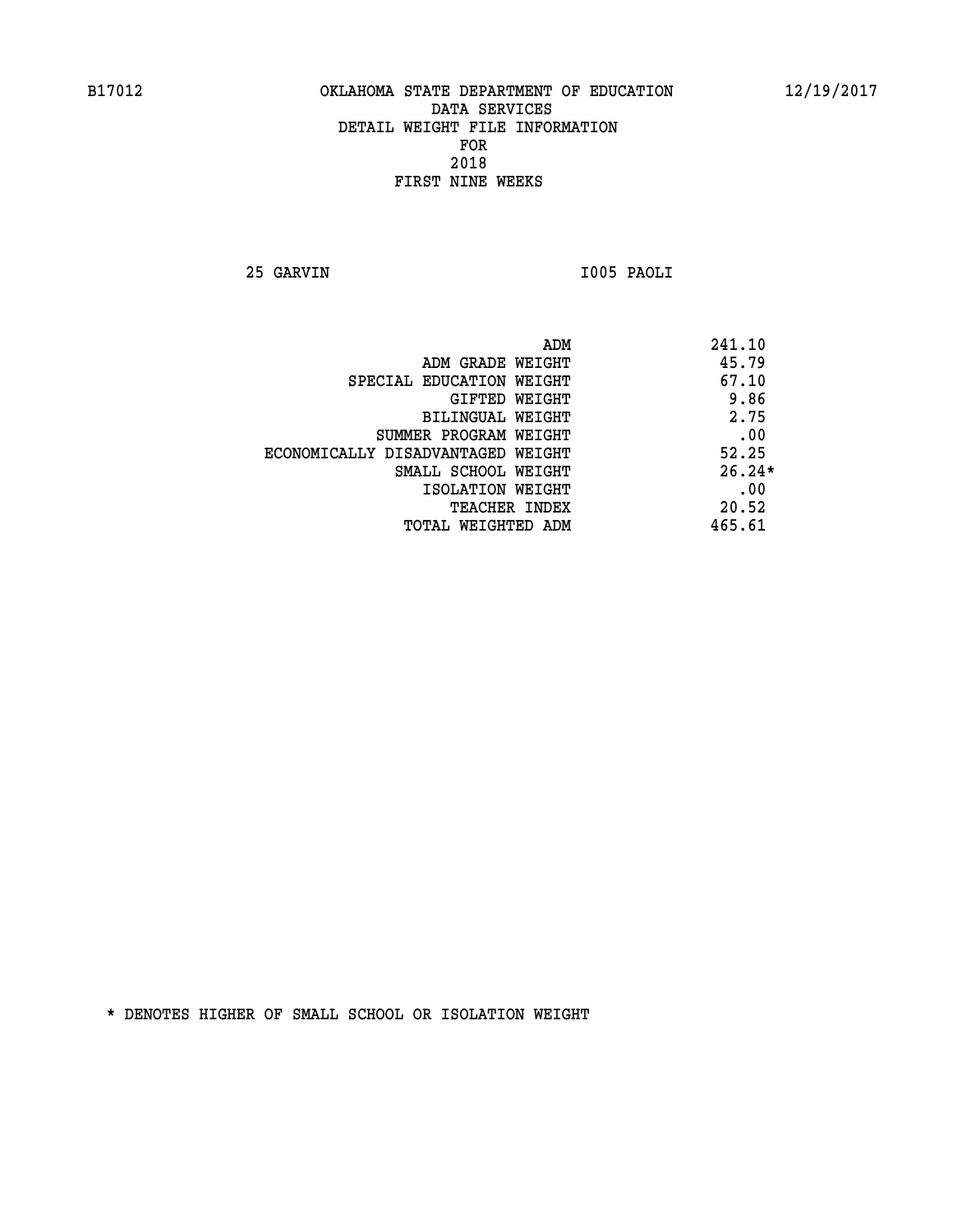B17012 OKLAHOMA STATE DEPARTMENT OF EDUCATION 12/19/2017

DATA SERVICES
DETAIL WEIGHT FILE INFORMATION
FOR
2018
FIRST NINE WEEKS

25 GARVIN I005 PAOLI

| | |
|---|---|
| ADM | 241.10 |
| ADM GRADE WEIGHT | 45.79 |
| SPECIAL EDUCATION WEIGHT | 67.10 |
| GIFTED WEIGHT | 9.86 |
| BILINGUAL WEIGHT | 2.75 |
| SUMMER PROGRAM WEIGHT | .00 |
| ECONOMICALLY DISADVANTAGED WEIGHT | 52.25 |
| SMALL SCHOOL WEIGHT | 26.24* |
| ISOLATION WEIGHT | .00 |
| TEACHER INDEX | 20.52 |
| TOTAL WEIGHTED ADM | 465.61 |

* DENOTES HIGHER OF SMALL SCHOOL OR ISOLATION WEIGHT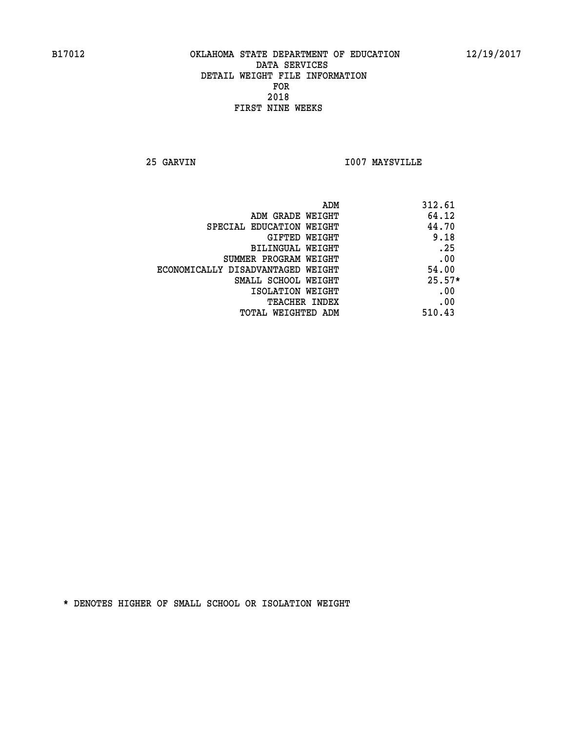B17012 OKLAHOMA STATE DEPARTMENT OF EDUCATION 12/19/2017

DATA SERVICES

DETAIL WEIGHT FILE INFORMATION

FOR

2018

FIRST NINE WEEKS

25 GARVIN I007 MAYSVILLE

| | |
|---|---|
| ADM | 312.61 |
| ADM GRADE WEIGHT | 64.12 |
| SPECIAL EDUCATION WEIGHT | 44.70 |
| GIFTED WEIGHT | 9.18 |
| BILINGUAL WEIGHT | .25 |
| SUMMER PROGRAM WEIGHT | .00 |
| ECONOMICALLY DISADVANTAGED WEIGHT | 54.00 |
| SMALL SCHOOL WEIGHT | 25.57* |
| ISOLATION WEIGHT | .00 |
| TEACHER INDEX | .00 |
| TOTAL WEIGHTED ADM | 510.43 |

* DENOTES HIGHER OF SMALL SCHOOL OR ISOLATION WEIGHT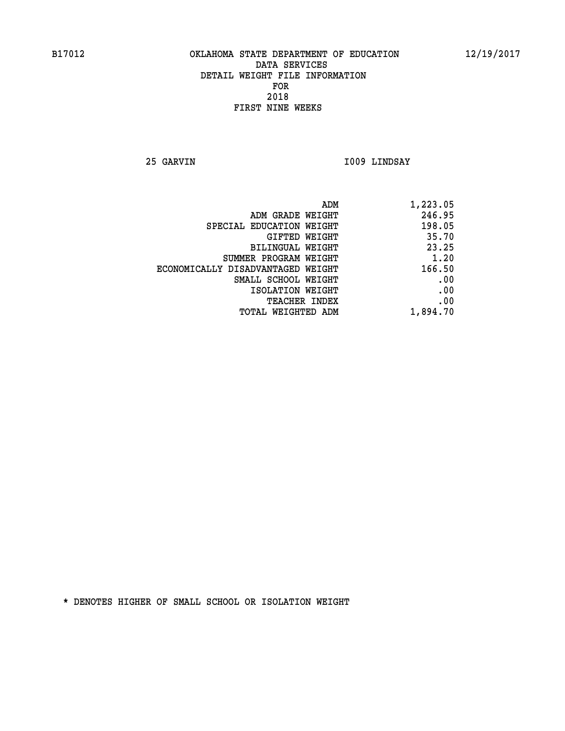B17012 OKLAHOMA STATE DEPARTMENT OF EDUCATION 12/19/2017

DATA SERVICES
DETAIL WEIGHT FILE INFORMATION
FOR
2018
FIRST NINE WEEKS

25 GARVIN I009 LINDSAY

| | |
|---|---|
| ADM | 1,223.05 |
| ADM GRADE WEIGHT | 246.95 |
| SPECIAL EDUCATION WEIGHT | 198.05 |
| GIFTED WEIGHT | 35.70 |
| BILINGUAL WEIGHT | 23.25 |
| SUMMER PROGRAM WEIGHT | 1.20 |
| ECONOMICALLY DISADVANTAGED WEIGHT | 166.50 |
| SMALL SCHOOL WEIGHT | .00 |
| ISOLATION WEIGHT | .00 |
| TEACHER INDEX | .00 |
| TOTAL WEIGHTED ADM | 1,894.70 |

* DENOTES HIGHER OF SMALL SCHOOL OR ISOLATION WEIGHT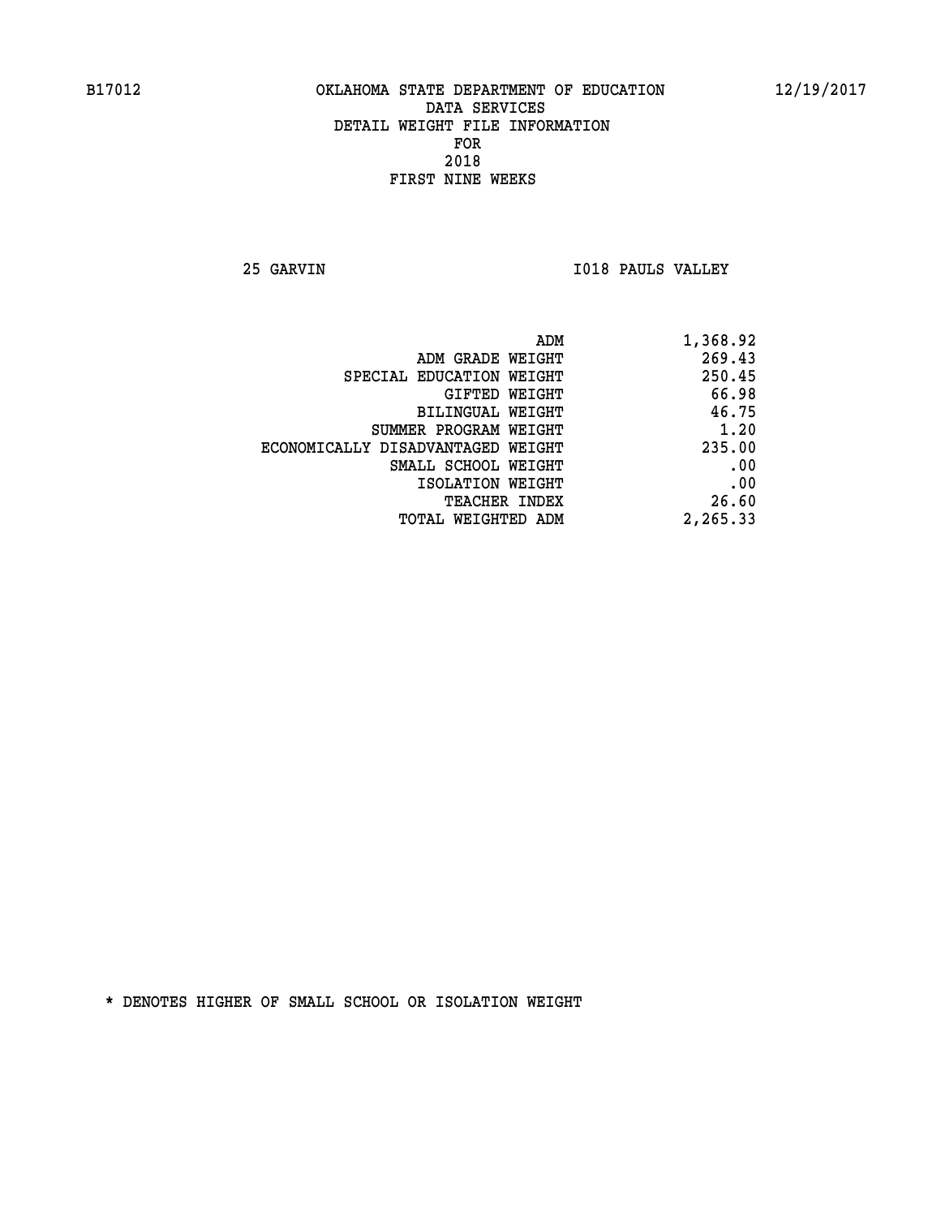B17012 OKLAHOMA STATE DEPARTMENT OF EDUCATION 12/19/2017

DATA SERVICES
DETAIL WEIGHT FILE INFORMATION
FOR
2018
FIRST NINE WEEKS

25 GARVIN I018 PAULS VALLEY

| | |
|---|---|
| ADM | 1,368.92 |
| ADM GRADE WEIGHT | 269.43 |
| SPECIAL EDUCATION WEIGHT | 250.45 |
| GIFTED WEIGHT | 66.98 |
| BILINGUAL WEIGHT | 46.75 |
| SUMMER PROGRAM WEIGHT | 1.20 |
| ECONOMICALLY DISADVANTAGED WEIGHT | 235.00 |
| SMALL SCHOOL WEIGHT | .00 |
| ISOLATION WEIGHT | .00 |
| TEACHER INDEX | 26.60 |
| TOTAL WEIGHTED ADM | 2,265.33 |

* DENOTES HIGHER OF SMALL SCHOOL OR ISOLATION WEIGHT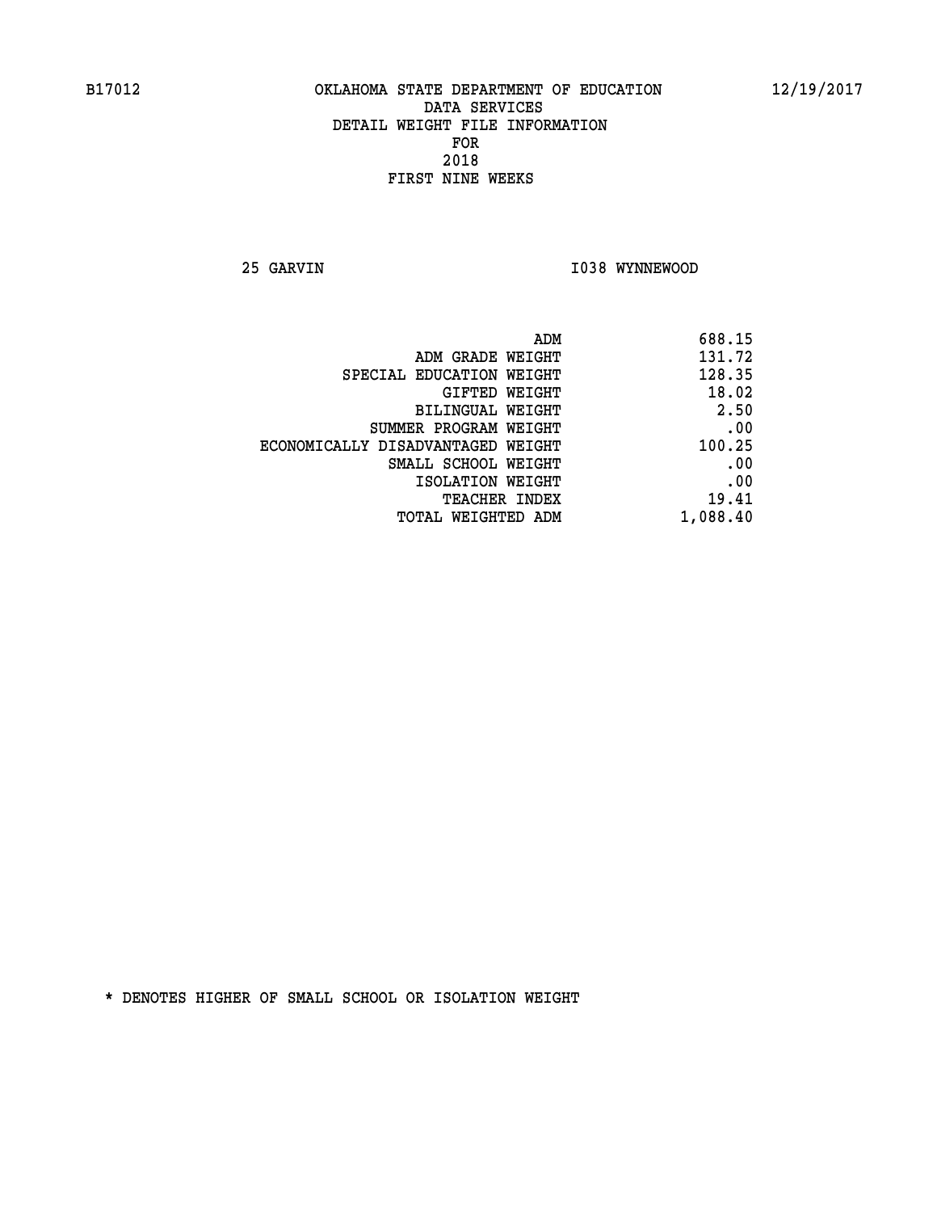B17012 OKLAHOMA STATE DEPARTMENT OF EDUCATION 12/19/2017

DATA SERVICES
DETAIL WEIGHT FILE INFORMATION
FOR
2018
FIRST NINE WEEKS

25 GARVIN I038 WYNNEWOOD

| | |
|---|---|
| ADM | 688.15 |
| ADM GRADE WEIGHT | 131.72 |
| SPECIAL EDUCATION WEIGHT | 128.35 |
| GIFTED WEIGHT | 18.02 |
| BILINGUAL WEIGHT | 2.50 |
| SUMMER PROGRAM WEIGHT | .00 |
| ECONOMICALLY DISADVANTAGED WEIGHT | 100.25 |
| SMALL SCHOOL WEIGHT | .00 |
| ISOLATION WEIGHT | .00 |
| TEACHER INDEX | 19.41 |
| TOTAL WEIGHTED ADM | 1,088.40 |

* DENOTES HIGHER OF SMALL SCHOOL OR ISOLATION WEIGHT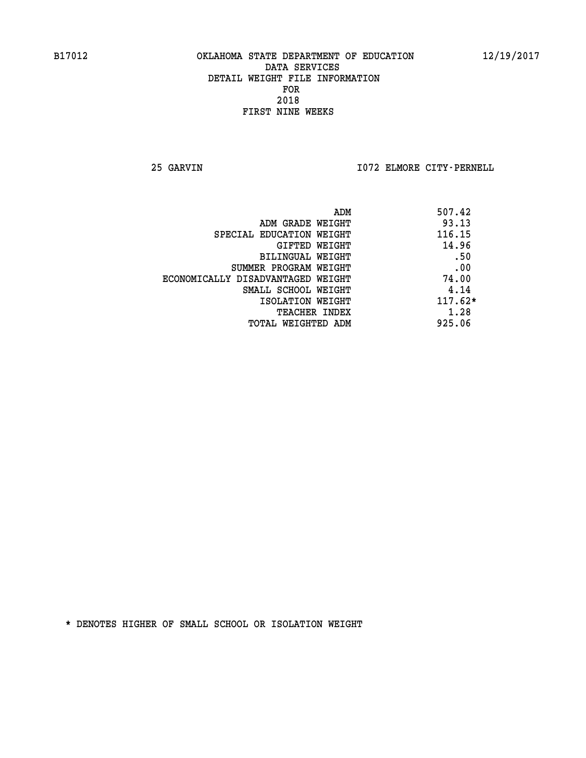B17012 OKLAHOMA STATE DEPARTMENT OF EDUCATION 12/19/2017

DATA SERVICES
DETAIL WEIGHT FILE INFORMATION
FOR
2018
FIRST NINE WEEKS

25 GARVIN I072 ELMORE CITY-PERNELL

| | |
|---|---|
| ADM | 507.42 |
| ADM GRADE WEIGHT | 93.13 |
| SPECIAL EDUCATION WEIGHT | 116.15 |
| GIFTED WEIGHT | 14.96 |
| BILINGUAL WEIGHT | .50 |
| SUMMER PROGRAM WEIGHT | .00 |
| ECONOMICALLY DISADVANTAGED WEIGHT | 74.00 |
| SMALL SCHOOL WEIGHT | 4.14 |
| ISOLATION WEIGHT | 117.62* |
| TEACHER INDEX | 1.28 |
| TOTAL WEIGHTED ADM | 925.06 |

* DENOTES HIGHER OF SMALL SCHOOL OR ISOLATION WEIGHT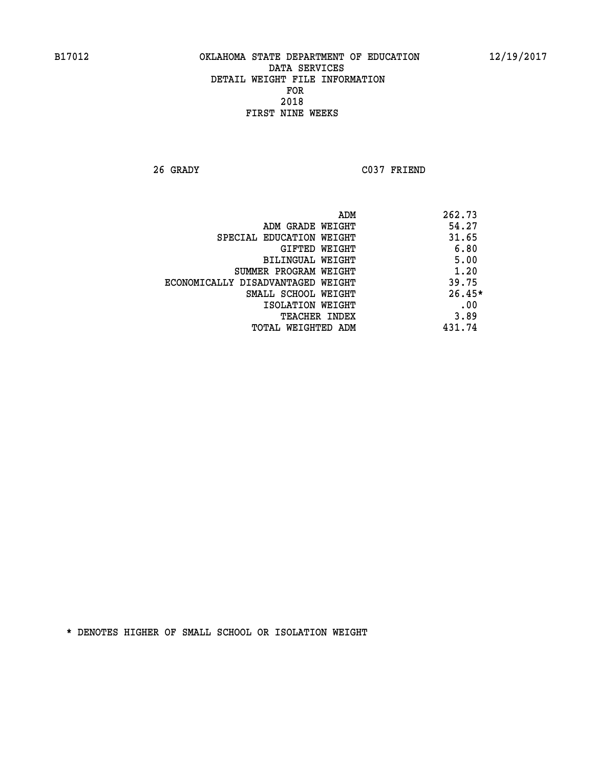B17012 OKLAHOMA STATE DEPARTMENT OF EDUCATION 12/19/2017

DATA SERVICES
DETAIL WEIGHT FILE INFORMATION
FOR
2018
FIRST NINE WEEKS

26 GRADY C037 FRIEND

| | |
|---|---|
| ADM | 262.73 |
| ADM GRADE WEIGHT | 54.27 |
| SPECIAL EDUCATION WEIGHT | 31.65 |
| GIFTED WEIGHT | 6.80 |
| BILINGUAL WEIGHT | 5.00 |
| SUMMER PROGRAM WEIGHT | 1.20 |
| ECONOMICALLY DISADVANTAGED WEIGHT | 39.75 |
| SMALL SCHOOL WEIGHT | 26.45* |
| ISOLATION WEIGHT | .00 |
| TEACHER INDEX | 3.89 |
| TOTAL WEIGHTED ADM | 431.74 |

* DENOTES HIGHER OF SMALL SCHOOL OR ISOLATION WEIGHT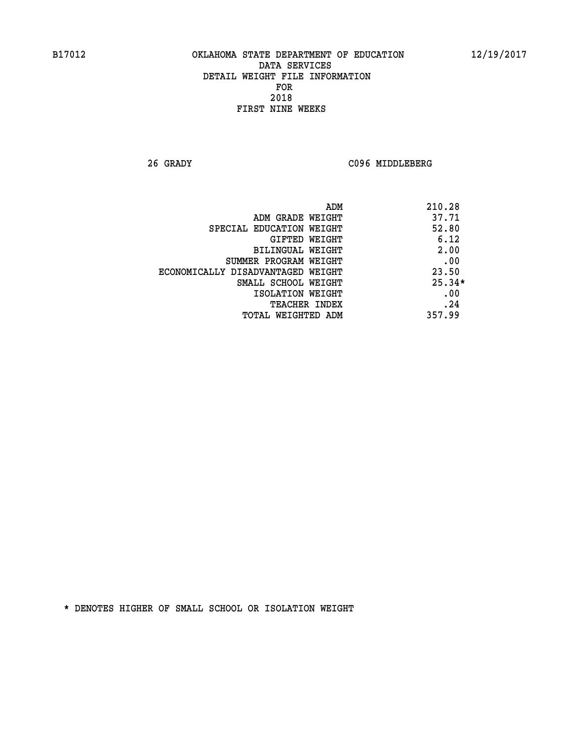B17012 OKLAHOMA STATE DEPARTMENT OF EDUCATION 12/19/2017

DATA SERVICES
DETAIL WEIGHT FILE INFORMATION
FOR
2018
FIRST NINE WEEKS

26 GRADY C096 MIDDLEBERG

| | |
|---|---|
| ADM | 210.28 |
| ADM GRADE WEIGHT | 37.71 |
| SPECIAL EDUCATION WEIGHT | 52.80 |
| GIFTED WEIGHT | 6.12 |
| BILINGUAL WEIGHT | 2.00 |
| SUMMER PROGRAM WEIGHT | .00 |
| ECONOMICALLY DISADVANTAGED WEIGHT | 23.50 |
| SMALL SCHOOL WEIGHT | 25.34* |
| ISOLATION WEIGHT | .00 |
| TEACHER INDEX | .24 |
| TOTAL WEIGHTED ADM | 357.99 |

* DENOTES HIGHER OF SMALL SCHOOL OR ISOLATION WEIGHT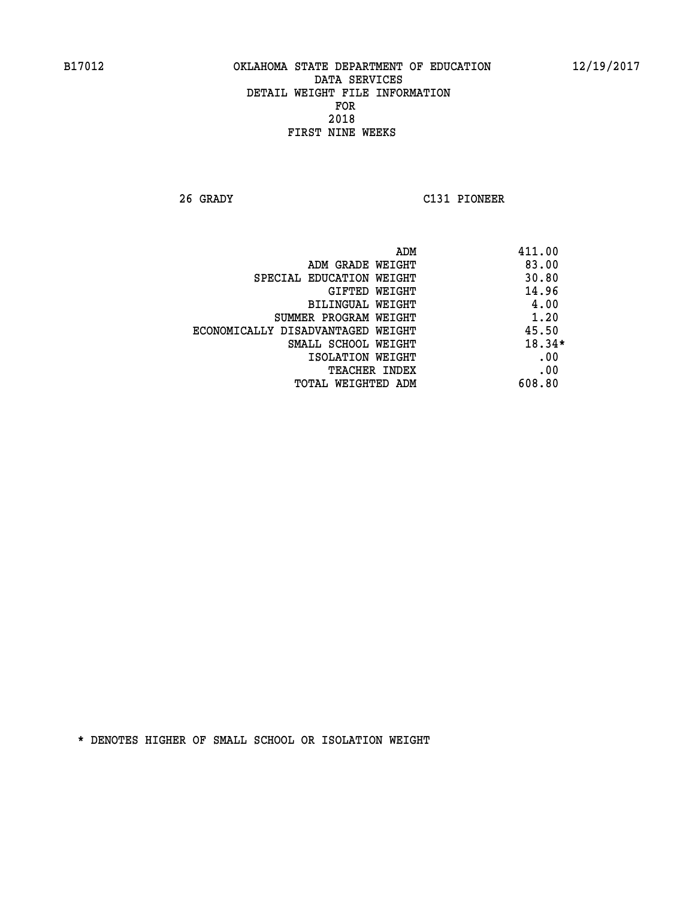B17012 OKLAHOMA STATE DEPARTMENT OF EDUCATION 12/19/2017

DATA SERVICES
DETAIL WEIGHT FILE INFORMATION
FOR
2018
FIRST NINE WEEKS

26 GRADY C131 PIONEER

| | |
|---|---|
| ADM | 411.00 |
| ADM GRADE WEIGHT | 83.00 |
| SPECIAL EDUCATION WEIGHT | 30.80 |
| GIFTED WEIGHT | 14.96 |
| BILINGUAL WEIGHT | 4.00 |
| SUMMER PROGRAM WEIGHT | 1.20 |
| ECONOMICALLY DISADVANTAGED WEIGHT | 45.50 |
| SMALL SCHOOL WEIGHT | 18.34* |
| ISOLATION WEIGHT | .00 |
| TEACHER INDEX | .00 |
| TOTAL WEIGHTED ADM | 608.80 |

* DENOTES HIGHER OF SMALL SCHOOL OR ISOLATION WEIGHT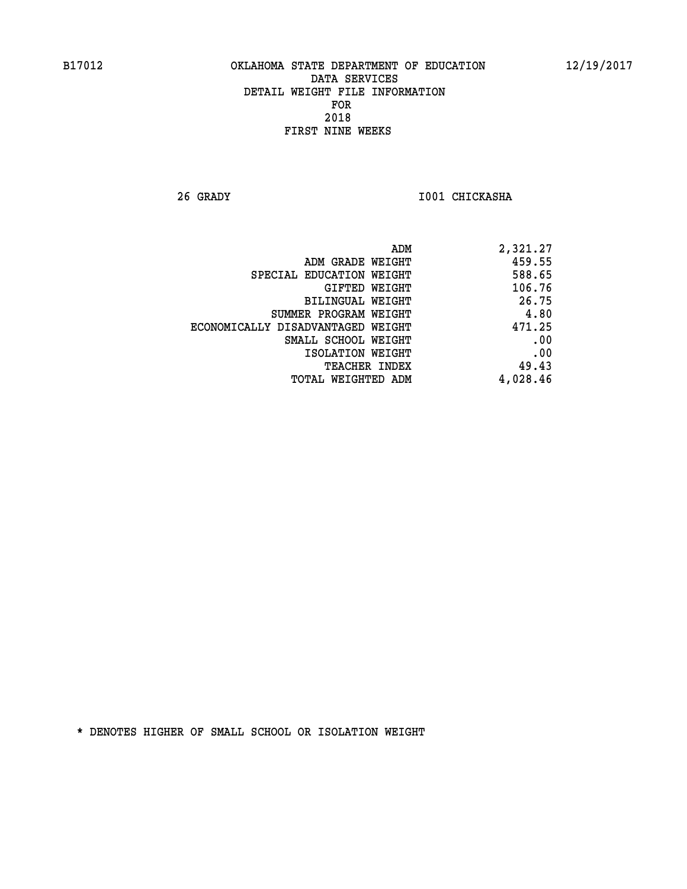B17012 OKLAHOMA STATE DEPARTMENT OF EDUCATION 12/19/2017

DATA SERVICES
DETAIL WEIGHT FILE INFORMATION
FOR
2018
FIRST NINE WEEKS

26 GRADY I001 CHICKASHA

| | |
|---|---|
| ADM | 2,321.27 |
| ADM GRADE WEIGHT | 459.55 |
| SPECIAL EDUCATION WEIGHT | 588.65 |
| GIFTED WEIGHT | 106.76 |
| BILINGUAL WEIGHT | 26.75 |
| SUMMER PROGRAM WEIGHT | 4.80 |
| ECONOMICALLY DISADVANTAGED WEIGHT | 471.25 |
| SMALL SCHOOL WEIGHT | .00 |
| ISOLATION WEIGHT | .00 |
| TEACHER INDEX | 49.43 |
| TOTAL WEIGHTED ADM | 4,028.46 |

* DENOTES HIGHER OF SMALL SCHOOL OR ISOLATION WEIGHT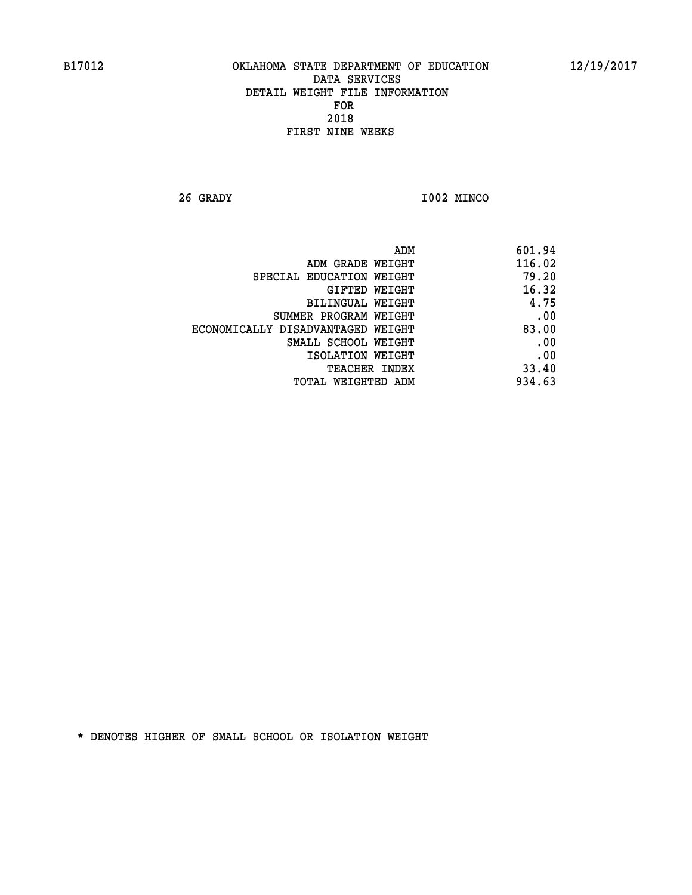B17012 OKLAHOMA STATE DEPARTMENT OF EDUCATION 12/19/2017

DATA SERVICES

DETAIL WEIGHT FILE INFORMATION

FOR

2018

FIRST NINE WEEKS

26 GRADY I002 MINCO

| | |
|---|---|
| ADM | 601.94 |
| ADM GRADE WEIGHT | 116.02 |
| SPECIAL EDUCATION WEIGHT | 79.20 |
| GIFTED WEIGHT | 16.32 |
| BILINGUAL WEIGHT | 4.75 |
| SUMMER PROGRAM WEIGHT | .00 |
| ECONOMICALLY DISADVANTAGED WEIGHT | 83.00 |
| SMALL SCHOOL WEIGHT | .00 |
| ISOLATION WEIGHT | .00 |
| TEACHER INDEX | 33.40 |
| TOTAL WEIGHTED ADM | 934.63 |

* DENOTES HIGHER OF SMALL SCHOOL OR ISOLATION WEIGHT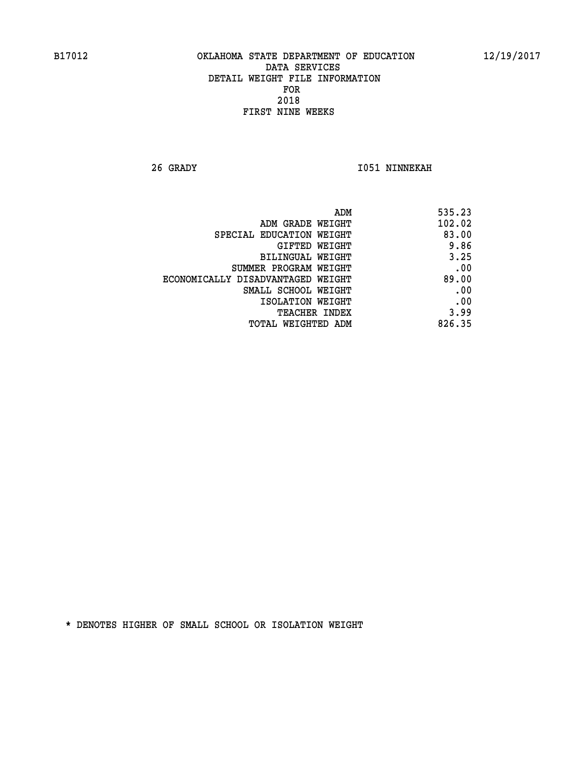B17012 OKLAHOMA STATE DEPARTMENT OF EDUCATION 12/19/2017

DATA SERVICES
DETAIL WEIGHT FILE INFORMATION
FOR
2018
FIRST NINE WEEKS

26 GRADY I051 NINNEKAH

| | |
|---|---|
| ADM | 535.23 |
| ADM GRADE WEIGHT | 102.02 |
| SPECIAL EDUCATION WEIGHT | 83.00 |
| GIFTED WEIGHT | 9.86 |
| BILINGUAL WEIGHT | 3.25 |
| SUMMER PROGRAM WEIGHT | .00 |
| ECONOMICALLY DISADVANTAGED WEIGHT | 89.00 |
| SMALL SCHOOL WEIGHT | .00 |
| ISOLATION WEIGHT | .00 |
| TEACHER INDEX | 3.99 |
| TOTAL WEIGHTED ADM | 826.35 |

* DENOTES HIGHER OF SMALL SCHOOL OR ISOLATION WEIGHT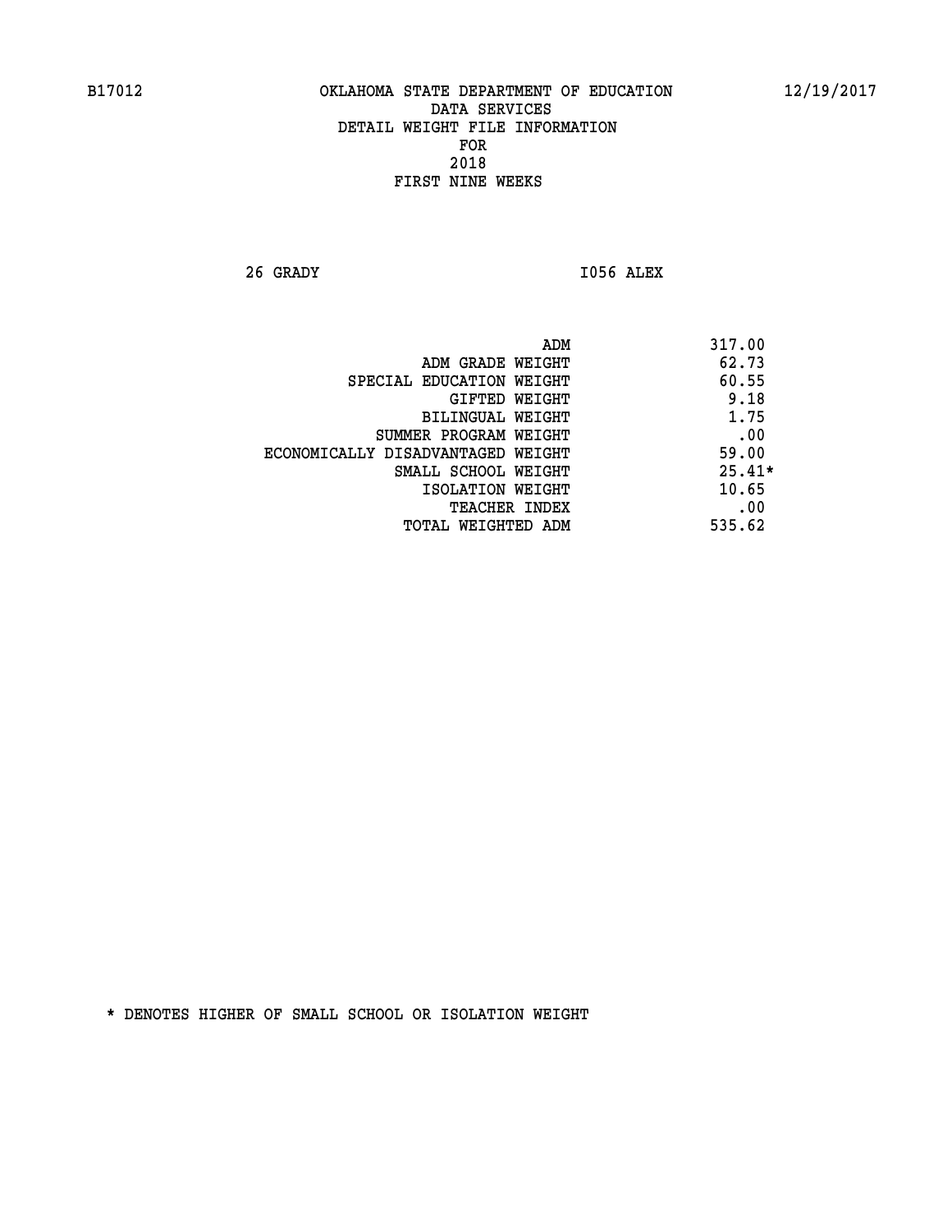B17012 OKLAHOMA STATE DEPARTMENT OF EDUCATION 12/19/2017

DATA SERVICES
DETAIL WEIGHT FILE INFORMATION
FOR
2018
FIRST NINE WEEKS

26 GRADY I056 ALEX

| | |
|---|---|
| ADM | 317.00 |
| ADM GRADE WEIGHT | 62.73 |
| SPECIAL EDUCATION WEIGHT | 60.55 |
| GIFTED WEIGHT | 9.18 |
| BILINGUAL WEIGHT | 1.75 |
| SUMMER PROGRAM WEIGHT | .00 |
| ECONOMICALLY DISADVANTAGED WEIGHT | 59.00 |
| SMALL SCHOOL WEIGHT | 25.41* |
| ISOLATION WEIGHT | 10.65 |
| TEACHER INDEX | .00 |
| TOTAL WEIGHTED ADM | 535.62 |

* DENOTES HIGHER OF SMALL SCHOOL OR ISOLATION WEIGHT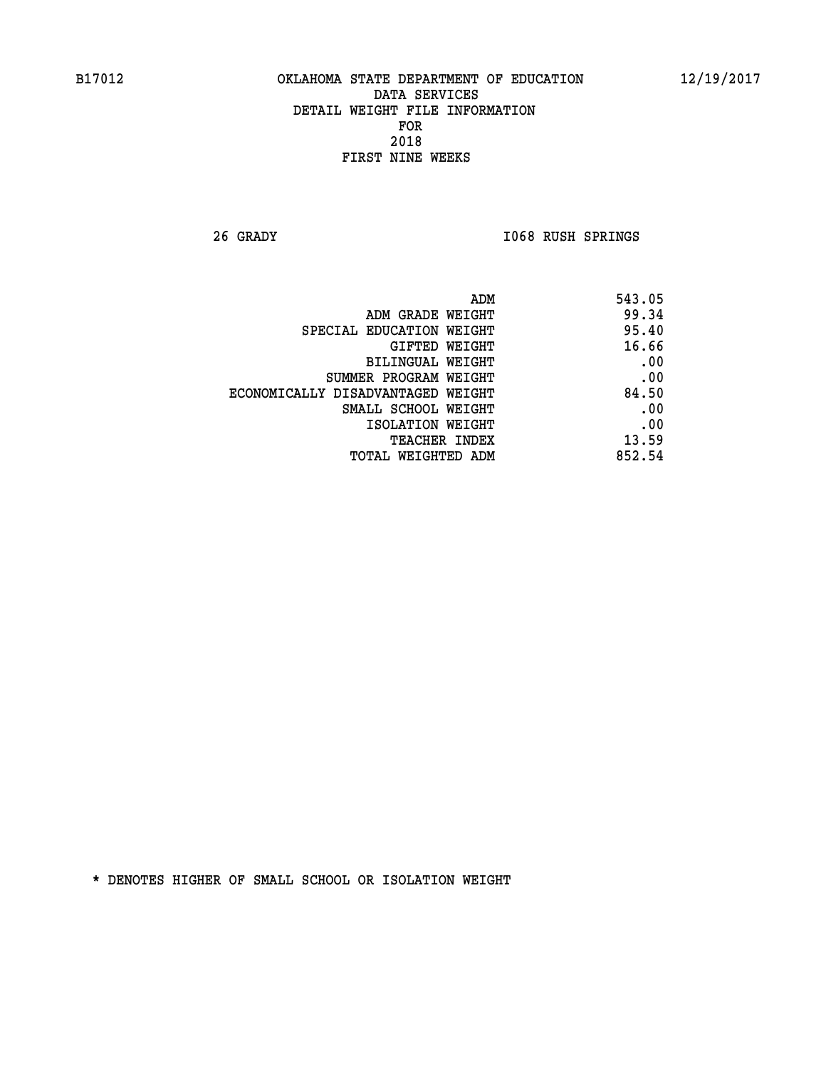B17012 OKLAHOMA STATE DEPARTMENT OF EDUCATION 12/19/2017

DATA SERVICES
DETAIL WEIGHT FILE INFORMATION
FOR
2018
FIRST NINE WEEKS

26 GRADY I068 RUSH SPRINGS

| | |
|---|---|
| ADM | 543.05 |
| ADM GRADE WEIGHT | 99.34 |
| SPECIAL EDUCATION WEIGHT | 95.40 |
| GIFTED WEIGHT | 16.66 |
| BILINGUAL WEIGHT | .00 |
| SUMMER PROGRAM WEIGHT | .00 |
| ECONOMICALLY DISADVANTAGED WEIGHT | 84.50 |
| SMALL SCHOOL WEIGHT | .00 |
| ISOLATION WEIGHT | .00 |
| TEACHER INDEX | 13.59 |
| TOTAL WEIGHTED ADM | 852.54 |

* DENOTES HIGHER OF SMALL SCHOOL OR ISOLATION WEIGHT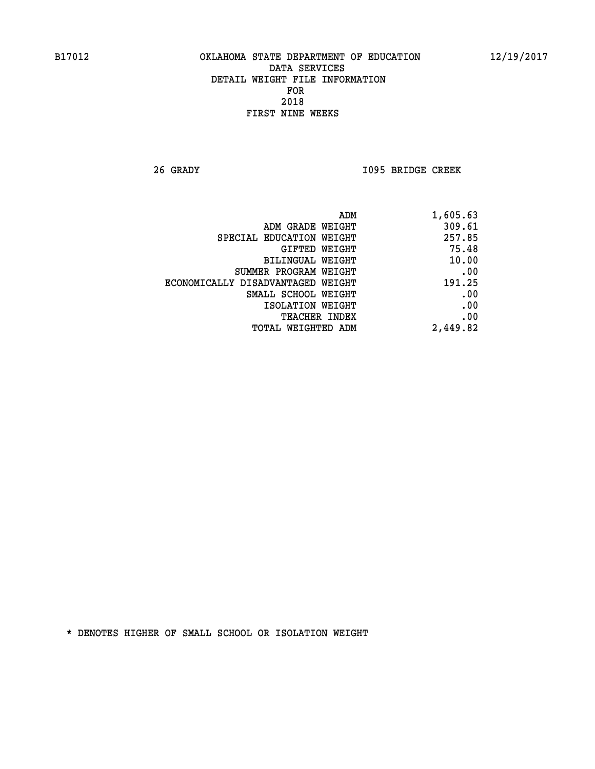B17012 OKLAHOMA STATE DEPARTMENT OF EDUCATION 12/19/2017

DATA SERVICES
DETAIL WEIGHT FILE INFORMATION
FOR
2018
FIRST NINE WEEKS

26 GRADY I095 BRIDGE CREEK

| | |
|---|---|
| ADM | 1,605.63 |
| ADM GRADE WEIGHT | 309.61 |
| SPECIAL EDUCATION WEIGHT | 257.85 |
| GIFTED WEIGHT | 75.48 |
| BILINGUAL WEIGHT | 10.00 |
| SUMMER PROGRAM WEIGHT | .00 |
| ECONOMICALLY DISADVANTAGED WEIGHT | 191.25 |
| SMALL SCHOOL WEIGHT | .00 |
| ISOLATION WEIGHT | .00 |
| TEACHER INDEX | .00 |
| TOTAL WEIGHTED ADM | 2,449.82 |

* DENOTES HIGHER OF SMALL SCHOOL OR ISOLATION WEIGHT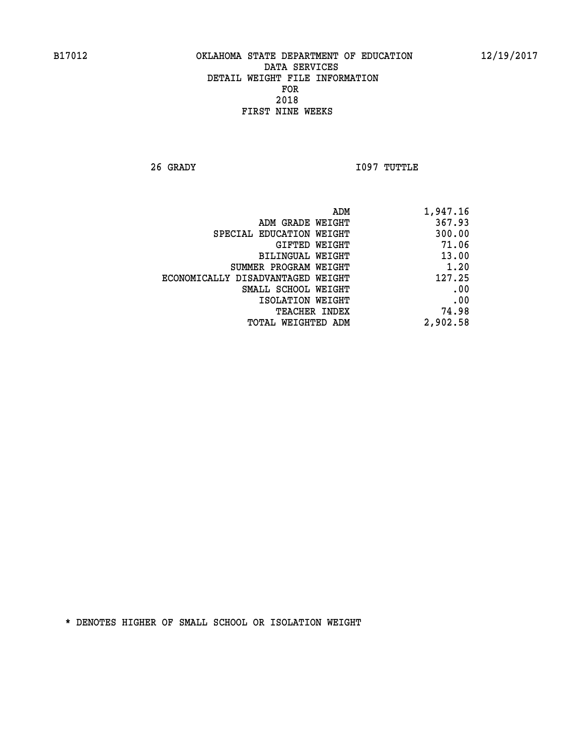OKLAHOMA STATE DEPARTMENT OF EDUCATION
DATA SERVICES
DETAIL WEIGHT FILE INFORMATION
FOR
2018
FIRST NINE WEEKS

26 GRADY — I097 TUTTLE

| | |
|---|---|
| ADM | 1,947.16 |
| ADM GRADE WEIGHT | 367.93 |
| SPECIAL EDUCATION WEIGHT | 300.00 |
| GIFTED WEIGHT | 71.06 |
| BILINGUAL WEIGHT | 13.00 |
| SUMMER PROGRAM WEIGHT | 1.20 |
| ECONOMICALLY DISADVANTAGED WEIGHT | 127.25 |
| SMALL SCHOOL WEIGHT | .00 |
| ISOLATION WEIGHT | .00 |
| TEACHER INDEX | 74.98 |
| TOTAL WEIGHTED ADM | 2,902.58 |

* DENOTES HIGHER OF SMALL SCHOOL OR ISOLATION WEIGHT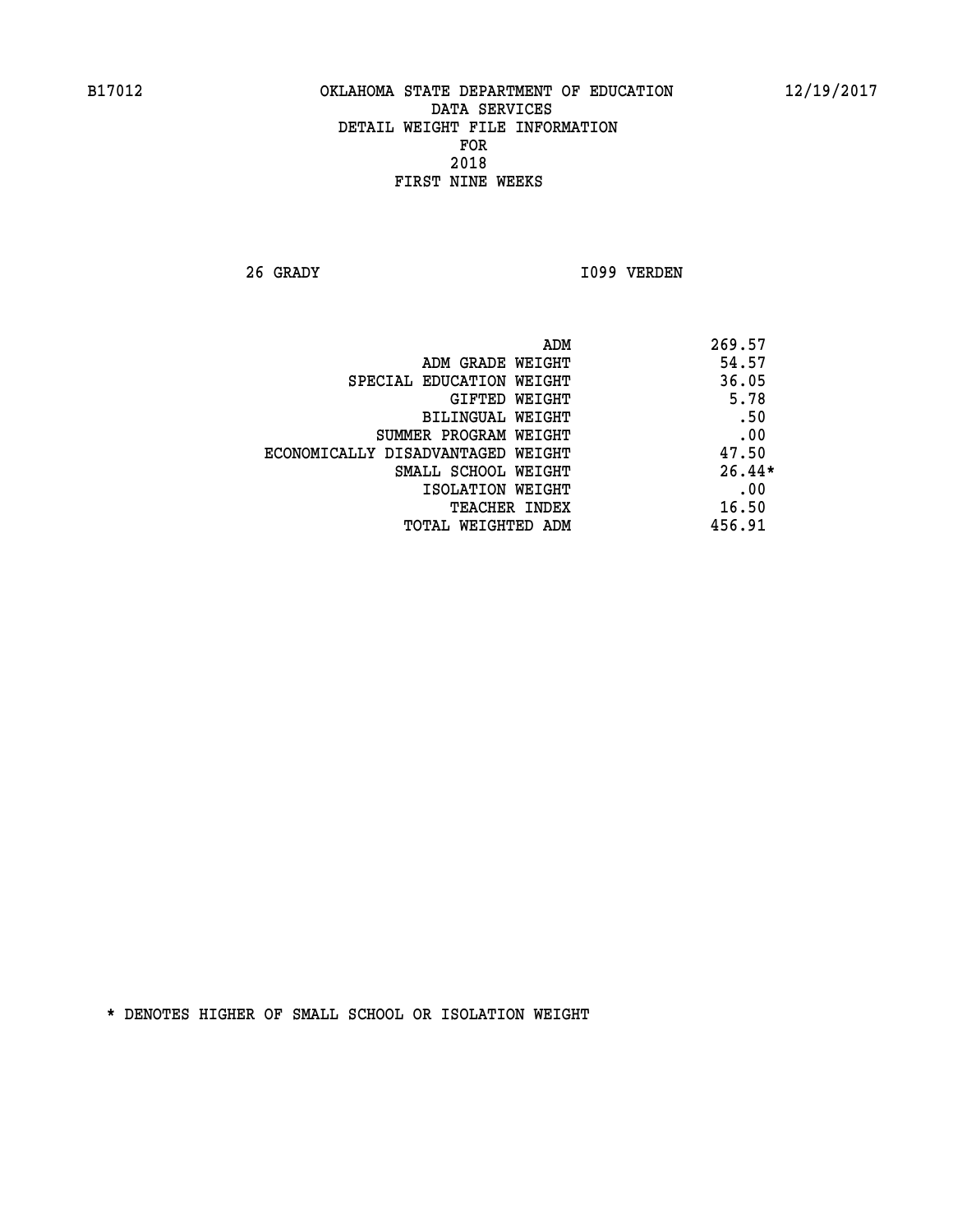B17012 OKLAHOMA STATE DEPARTMENT OF EDUCATION 12/19/2017

DATA SERVICES
DETAIL WEIGHT FILE INFORMATION
FOR
2018
FIRST NINE WEEKS

26 GRADY I099 VERDEN

| | |
|---|---|
| ADM | 269.57 |
| ADM GRADE WEIGHT | 54.57 |
| SPECIAL EDUCATION WEIGHT | 36.05 |
| GIFTED WEIGHT | 5.78 |
| BILINGUAL WEIGHT | .50 |
| SUMMER PROGRAM WEIGHT | .00 |
| ECONOMICALLY DISADVANTAGED WEIGHT | 47.50 |
| SMALL SCHOOL WEIGHT | 26.44* |
| ISOLATION WEIGHT | .00 |
| TEACHER INDEX | 16.50 |
| TOTAL WEIGHTED ADM | 456.91 |

* DENOTES HIGHER OF SMALL SCHOOL OR ISOLATION WEIGHT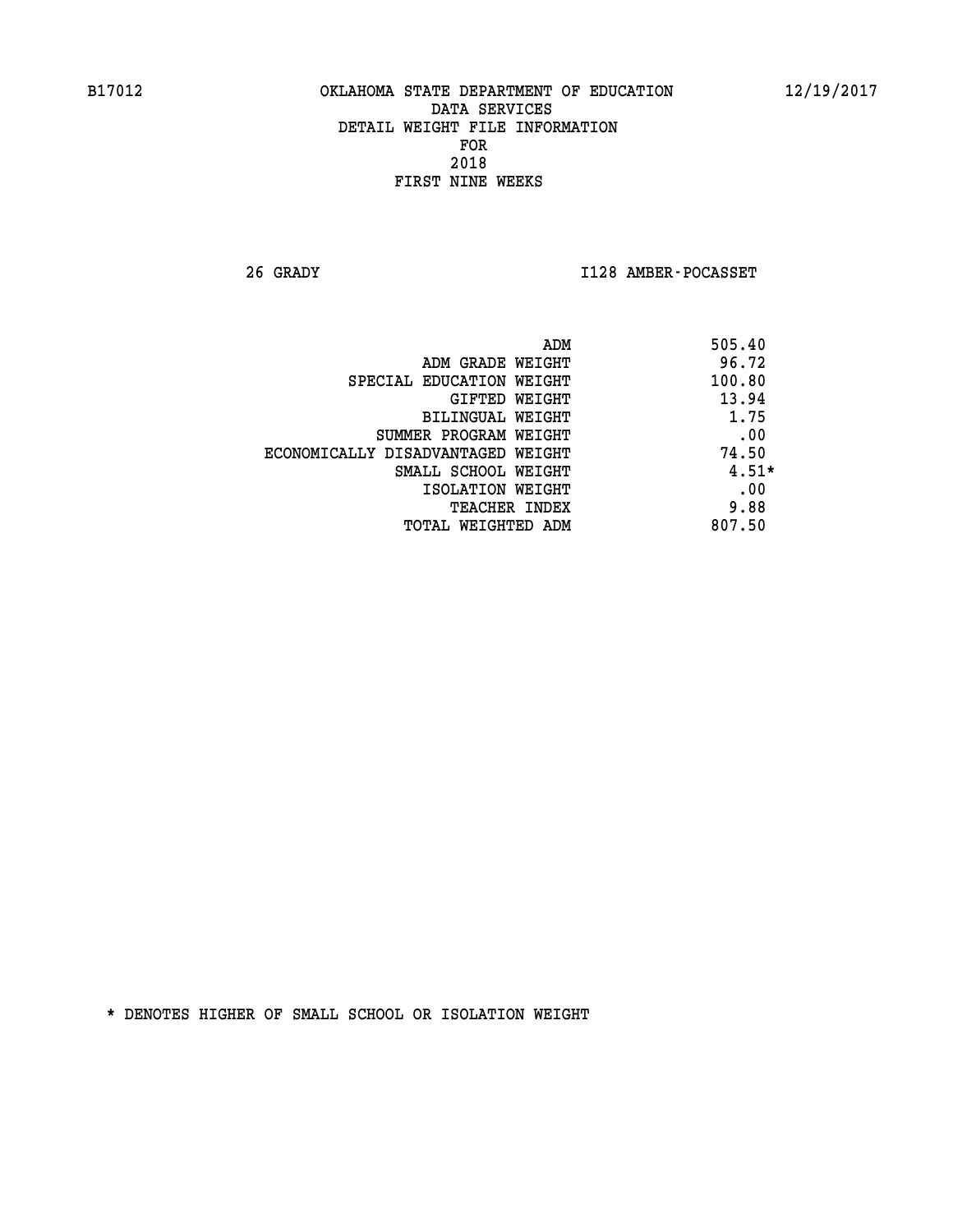B17012 OKLAHOMA STATE DEPARTMENT OF EDUCATION 12/19/2017
DATA SERVICES
DETAIL WEIGHT FILE INFORMATION
FOR
2018
FIRST NINE WEEKS

26 GRADY I128 AMBER-POCASSET

| | |
|---|---|
| ADM | 505.40 |
| ADM GRADE WEIGHT | 96.72 |
| SPECIAL EDUCATION WEIGHT | 100.80 |
| GIFTED WEIGHT | 13.94 |
| BILINGUAL WEIGHT | 1.75 |
| SUMMER PROGRAM WEIGHT | .00 |
| ECONOMICALLY DISADVANTAGED WEIGHT | 74.50 |
| SMALL SCHOOL WEIGHT | 4.51* |
| ISOLATION WEIGHT | .00 |
| TEACHER INDEX | 9.88 |
| TOTAL WEIGHTED ADM | 807.50 |

* DENOTES HIGHER OF SMALL SCHOOL OR ISOLATION WEIGHT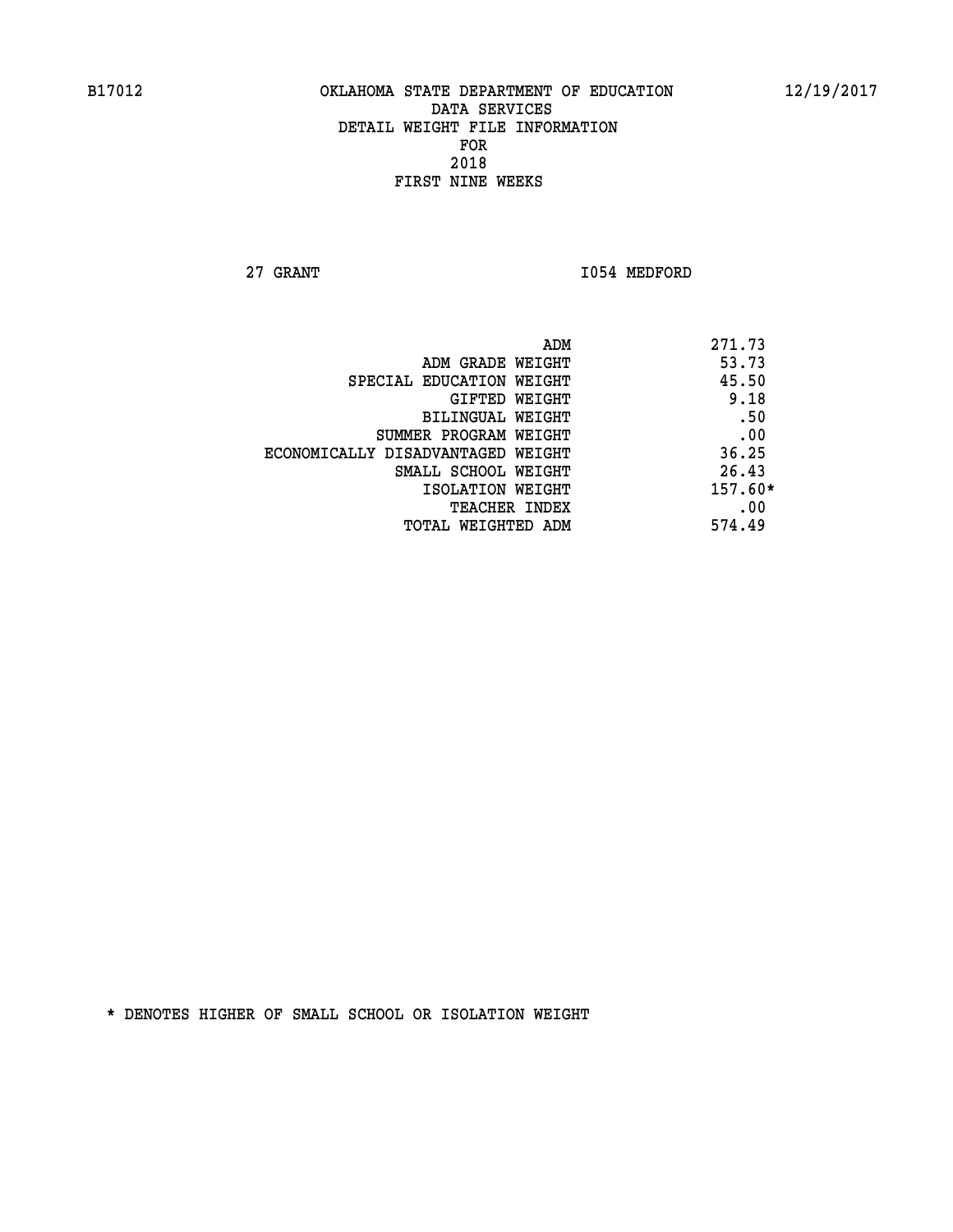B17012 OKLAHOMA STATE DEPARTMENT OF EDUCATION 12/19/2017

DATA SERVICES
DETAIL WEIGHT FILE INFORMATION
FOR
2018
FIRST NINE WEEKS

27 GRANT I054 MEDFORD

| | |
|---|---|
| ADM | 271.73 |
| ADM GRADE WEIGHT | 53.73 |
| SPECIAL EDUCATION WEIGHT | 45.50 |
| GIFTED WEIGHT | 9.18 |
| BILINGUAL WEIGHT | .50 |
| SUMMER PROGRAM WEIGHT | .00 |
| ECONOMICALLY DISADVANTAGED WEIGHT | 36.25 |
| SMALL SCHOOL WEIGHT | 26.43 |
| ISOLATION WEIGHT | 157.60* |
| TEACHER INDEX | .00 |
| TOTAL WEIGHTED ADM | 574.49 |

* DENOTES HIGHER OF SMALL SCHOOL OR ISOLATION WEIGHT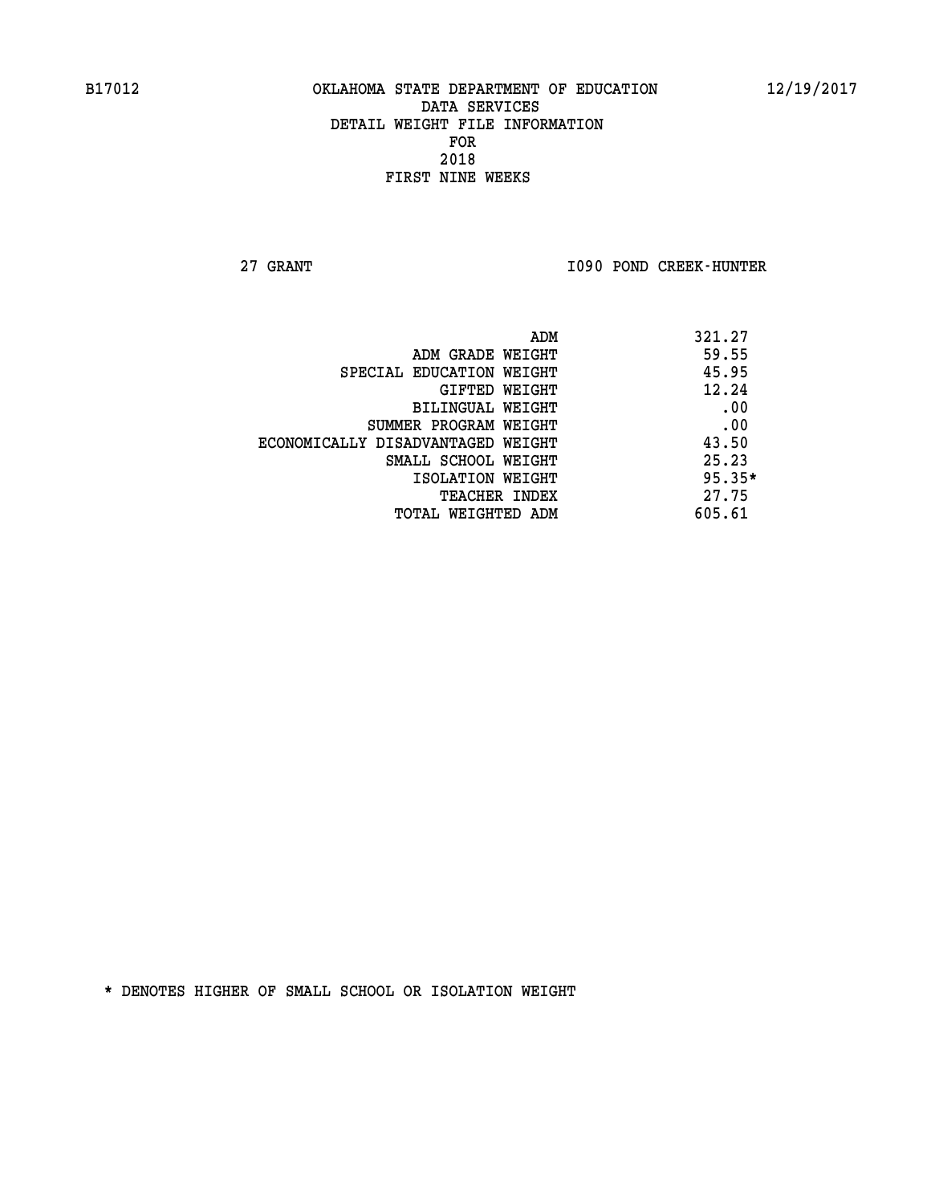B17012 OKLAHOMA STATE DEPARTMENT OF EDUCATION 12/19/2017

DATA SERVICES
DETAIL WEIGHT FILE INFORMATION
FOR
2018
FIRST NINE WEEKS

27 GRANT I090 POND CREEK-HUNTER

| | |
|---|---|
| ADM | 321.27 |
| ADM GRADE WEIGHT | 59.55 |
| SPECIAL EDUCATION WEIGHT | 45.95 |
| GIFTED WEIGHT | 12.24 |
| BILINGUAL WEIGHT | .00 |
| SUMMER PROGRAM WEIGHT | .00 |
| ECONOMICALLY DISADVANTAGED WEIGHT | 43.50 |
| SMALL SCHOOL WEIGHT | 25.23 |
| ISOLATION WEIGHT | 95.35* |
| TEACHER INDEX | 27.75 |
| TOTAL WEIGHTED ADM | 605.61 |

* DENOTES HIGHER OF SMALL SCHOOL OR ISOLATION WEIGHT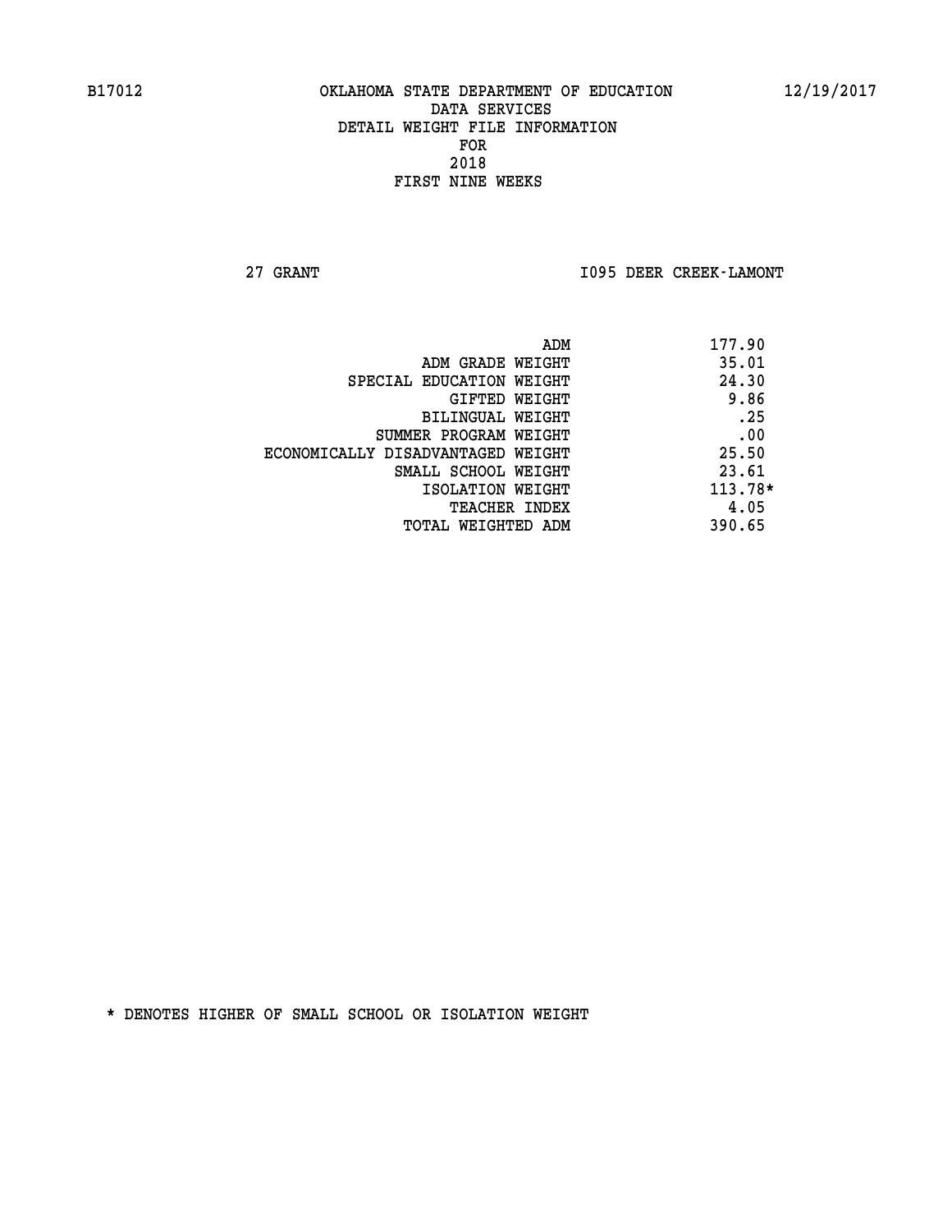B17012 OKLAHOMA STATE DEPARTMENT OF EDUCATION 12/19/2017

DATA SERVICES
DETAIL WEIGHT FILE INFORMATION
FOR
2018
FIRST NINE WEEKS

27 GRANT I095 DEER CREEK-LAMONT

| | |
|---|---|
| ADM | 177.90 |
| ADM GRADE WEIGHT | 35.01 |
| SPECIAL EDUCATION WEIGHT | 24.30 |
| GIFTED WEIGHT | 9.86 |
| BILINGUAL WEIGHT | .25 |
| SUMMER PROGRAM WEIGHT | .00 |
| ECONOMICALLY DISADVANTAGED WEIGHT | 25.50 |
| SMALL SCHOOL WEIGHT | 23.61 |
| ISOLATION WEIGHT | 113.78* |
| TEACHER INDEX | 4.05 |
| TOTAL WEIGHTED ADM | 390.65 |

* DENOTES HIGHER OF SMALL SCHOOL OR ISOLATION WEIGHT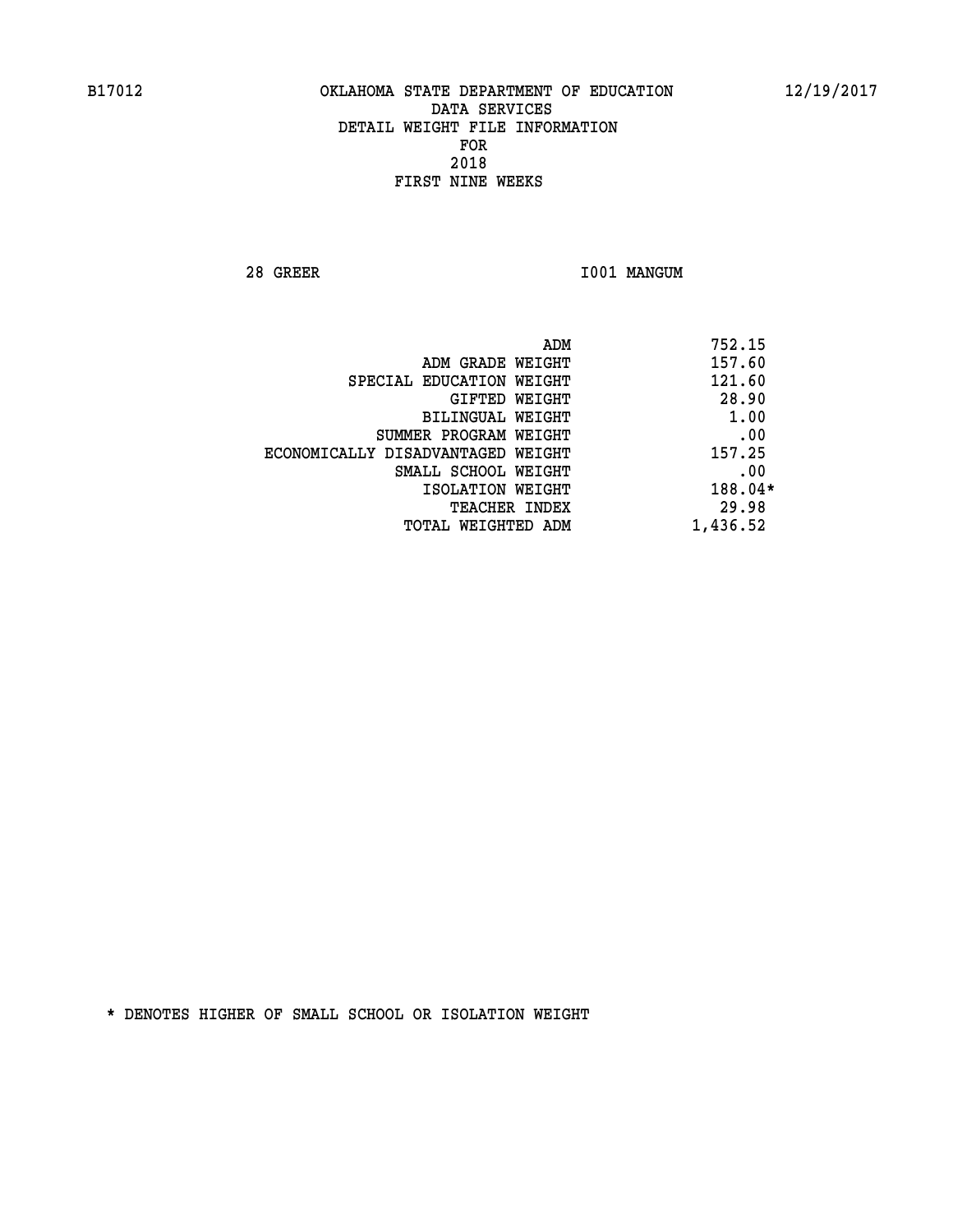B17012 OKLAHOMA STATE DEPARTMENT OF EDUCATION 12/19/2017

DATA SERVICES
DETAIL WEIGHT FILE INFORMATION
FOR
2018
FIRST NINE WEEKS

28 GREER I001 MANGUM

| | |
|---|---|
| ADM | 752.15 |
| ADM GRADE WEIGHT | 157.60 |
| SPECIAL EDUCATION WEIGHT | 121.60 |
| GIFTED WEIGHT | 28.90 |
| BILINGUAL WEIGHT | 1.00 |
| SUMMER PROGRAM WEIGHT | .00 |
| ECONOMICALLY DISADVANTAGED WEIGHT | 157.25 |
| SMALL SCHOOL WEIGHT | .00 |
| ISOLATION WEIGHT | 188.04* |
| TEACHER INDEX | 29.98 |
| TOTAL WEIGHTED ADM | 1,436.52 |

* DENOTES HIGHER OF SMALL SCHOOL OR ISOLATION WEIGHT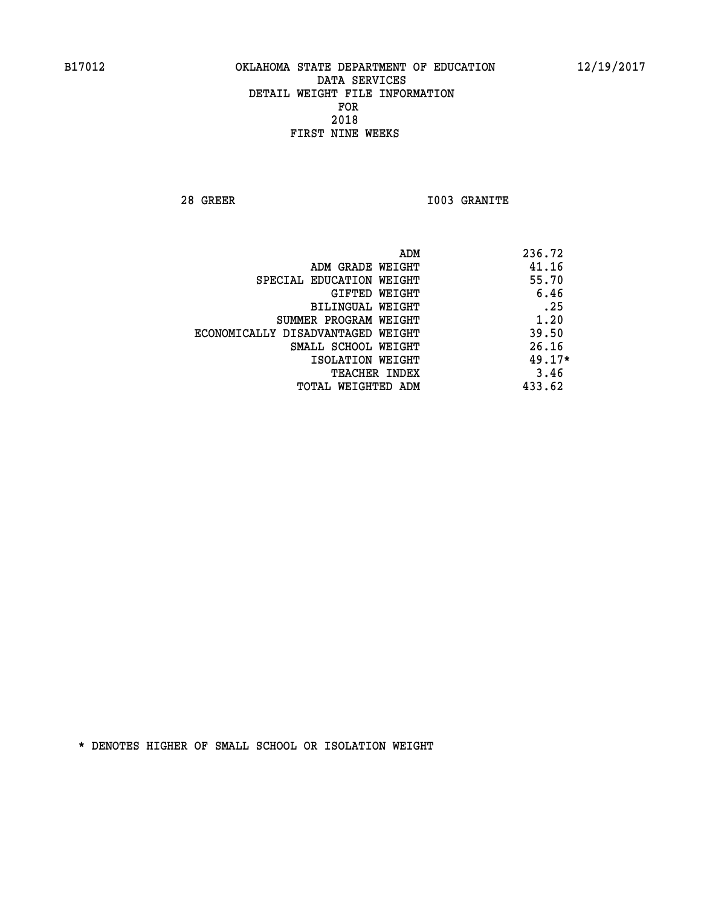B17012 OKLAHOMA STATE DEPARTMENT OF EDUCATION 12/19/2017

DATA SERVICES
DETAIL WEIGHT FILE INFORMATION
FOR
2018
FIRST NINE WEEKS

28 GREER I003 GRANITE

| | |
|---|---|
| ADM | 236.72 |
| ADM GRADE WEIGHT | 41.16 |
| SPECIAL EDUCATION WEIGHT | 55.70 |
| GIFTED WEIGHT | 6.46 |
| BILINGUAL WEIGHT | .25 |
| SUMMER PROGRAM WEIGHT | 1.20 |
| ECONOMICALLY DISADVANTAGED WEIGHT | 39.50 |
| SMALL SCHOOL WEIGHT | 26.16 |
| ISOLATION WEIGHT | 49.17* |
| TEACHER INDEX | 3.46 |
| TOTAL WEIGHTED ADM | 433.62 |

* DENOTES HIGHER OF SMALL SCHOOL OR ISOLATION WEIGHT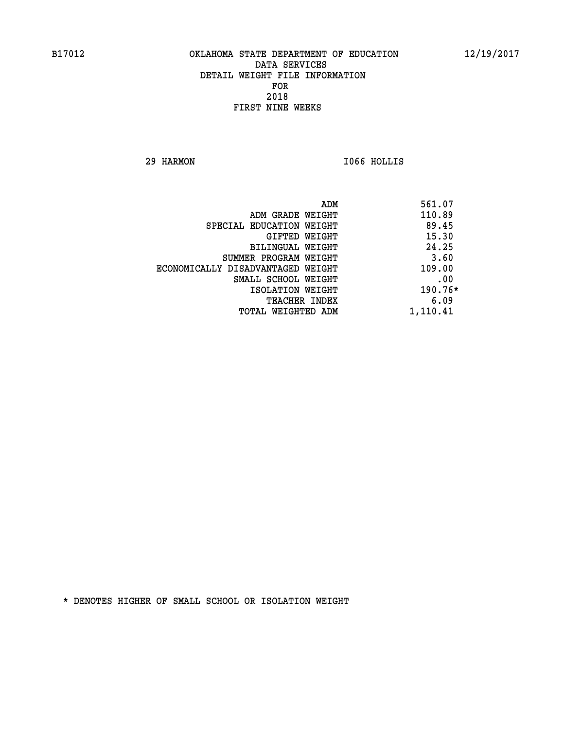B17012 OKLAHOMA STATE DEPARTMENT OF EDUCATION 12/19/2017

DATA SERVICES

DETAIL WEIGHT FILE INFORMATION

FOR

2018

FIRST NINE WEEKS

29 HARMON I066 HOLLIS

| | |
|---|---|
| ADM | 561.07 |
| ADM GRADE WEIGHT | 110.89 |
| SPECIAL EDUCATION WEIGHT | 89.45 |
| GIFTED WEIGHT | 15.30 |
| BILINGUAL WEIGHT | 24.25 |
| SUMMER PROGRAM WEIGHT | 3.60 |
| ECONOMICALLY DISADVANTAGED WEIGHT | 109.00 |
| SMALL SCHOOL WEIGHT | .00 |
| ISOLATION WEIGHT | 190.76* |
| TEACHER INDEX | 6.09 |
| TOTAL WEIGHTED ADM | 1,110.41 |

* DENOTES HIGHER OF SMALL SCHOOL OR ISOLATION WEIGHT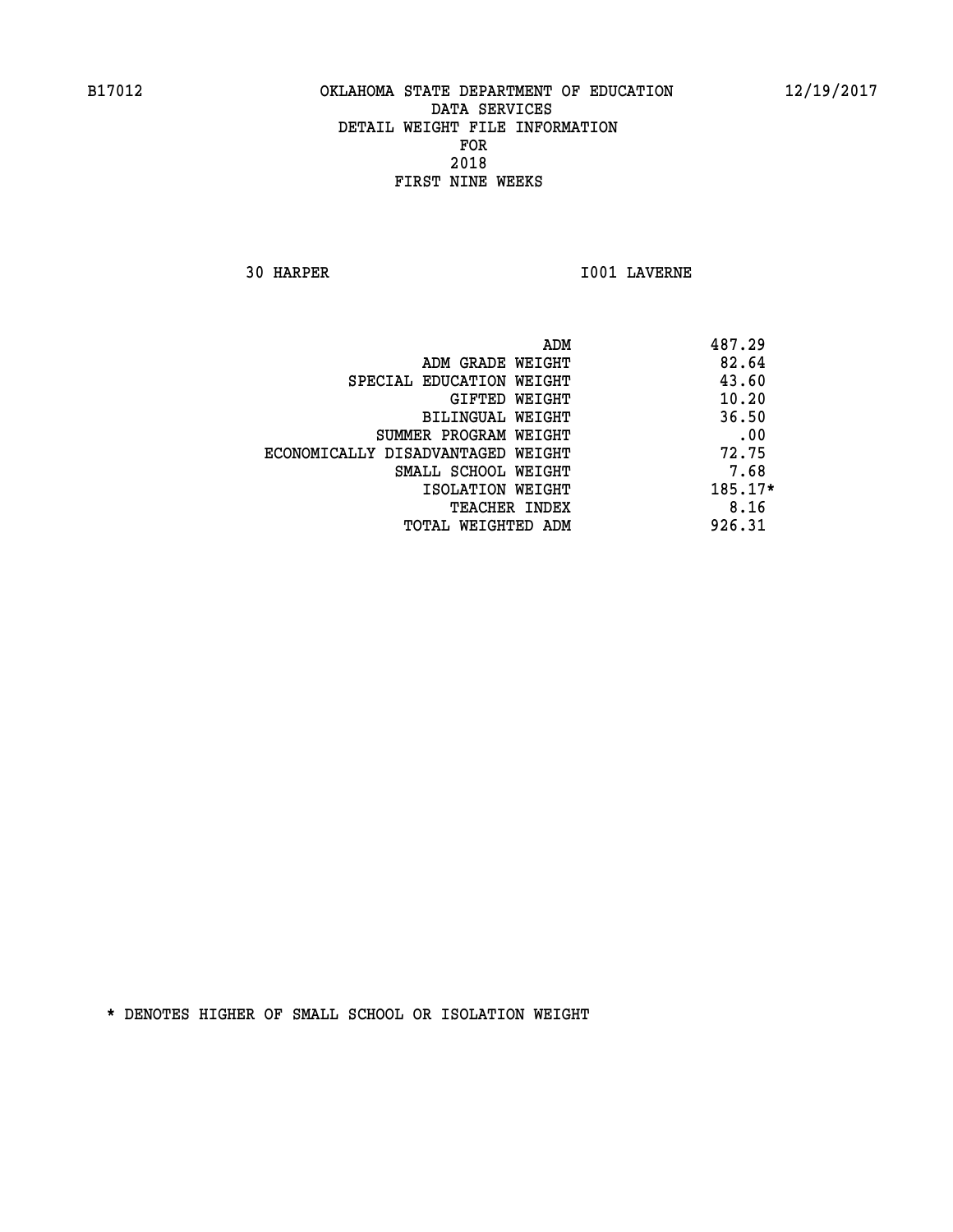B17012 OKLAHOMA STATE DEPARTMENT OF EDUCATION 12/19/2017

DATA SERVICES
DETAIL WEIGHT FILE INFORMATION
FOR
2018
FIRST NINE WEEKS

30 HARPER I001 LAVERNE

| | |
|---|---|
| ADM | 487.29 |
| ADM GRADE WEIGHT | 82.64 |
| SPECIAL EDUCATION WEIGHT | 43.60 |
| GIFTED WEIGHT | 10.20 |
| BILINGUAL WEIGHT | 36.50 |
| SUMMER PROGRAM WEIGHT | .00 |
| ECONOMICALLY DISADVANTAGED WEIGHT | 72.75 |
| SMALL SCHOOL WEIGHT | 7.68 |
| ISOLATION WEIGHT | 185.17* |
| TEACHER INDEX | 8.16 |
| TOTAL WEIGHTED ADM | 926.31 |

* DENOTES HIGHER OF SMALL SCHOOL OR ISOLATION WEIGHT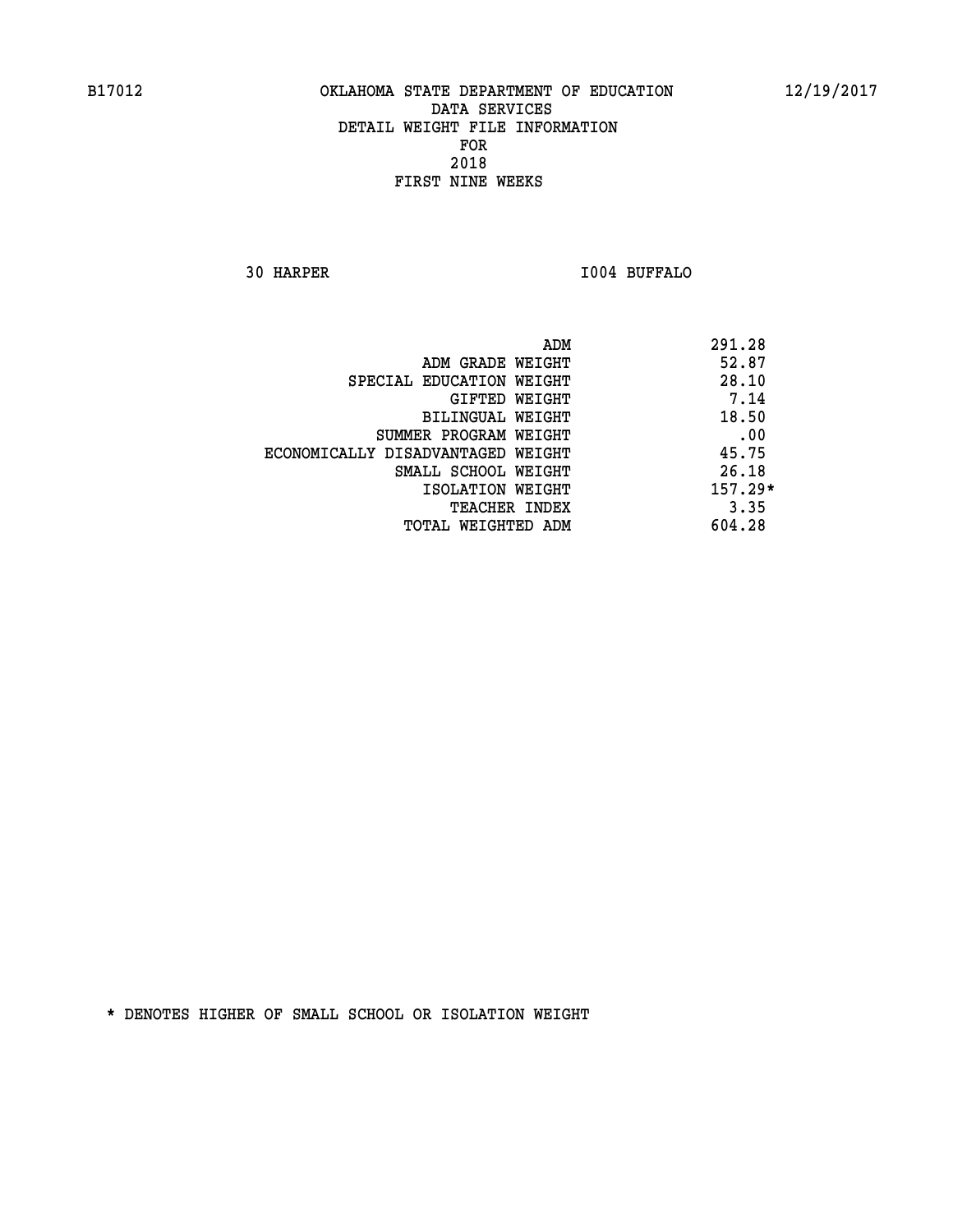B17012 OKLAHOMA STATE DEPARTMENT OF EDUCATION 12/19/2017

DATA SERVICES
DETAIL WEIGHT FILE INFORMATION
FOR
2018
FIRST NINE WEEKS

30 HARPER I004 BUFFALO

| | |
|---|---|
| ADM | 291.28 |
| ADM GRADE WEIGHT | 52.87 |
| SPECIAL EDUCATION WEIGHT | 28.10 |
| GIFTED WEIGHT | 7.14 |
| BILINGUAL WEIGHT | 18.50 |
| SUMMER PROGRAM WEIGHT | .00 |
| ECONOMICALLY DISADVANTAGED WEIGHT | 45.75 |
| SMALL SCHOOL WEIGHT | 26.18 |
| ISOLATION WEIGHT | 157.29* |
| TEACHER INDEX | 3.35 |
| TOTAL WEIGHTED ADM | 604.28 |

* DENOTES HIGHER OF SMALL SCHOOL OR ISOLATION WEIGHT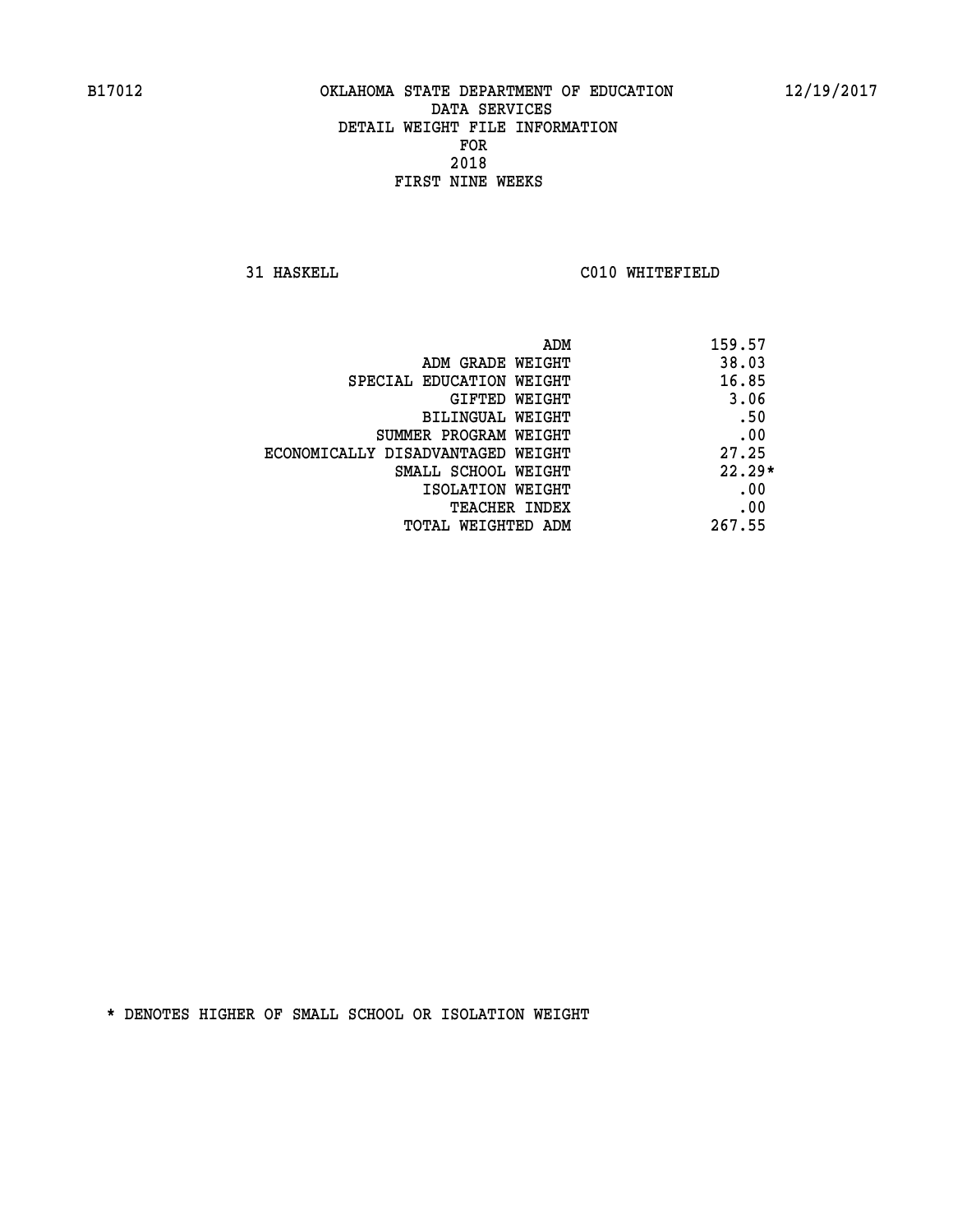B17012 OKLAHOMA STATE DEPARTMENT OF EDUCATION 12/19/2017

DATA SERVICES

DETAIL WEIGHT FILE INFORMATION

FOR

2018

FIRST NINE WEEKS

31 HASKELL C010 WHITEFIELD

| | |
|---|---|
| ADM | 159.57 |
| ADM GRADE WEIGHT | 38.03 |
| SPECIAL EDUCATION WEIGHT | 16.85 |
| GIFTED WEIGHT | 3.06 |
| BILINGUAL WEIGHT | .50 |
| SUMMER PROGRAM WEIGHT | .00 |
| ECONOMICALLY DISADVANTAGED WEIGHT | 27.25 |
| SMALL SCHOOL WEIGHT | 22.29* |
| ISOLATION WEIGHT | .00 |
| TEACHER INDEX | .00 |
| TOTAL WEIGHTED ADM | 267.55 |

* DENOTES HIGHER OF SMALL SCHOOL OR ISOLATION WEIGHT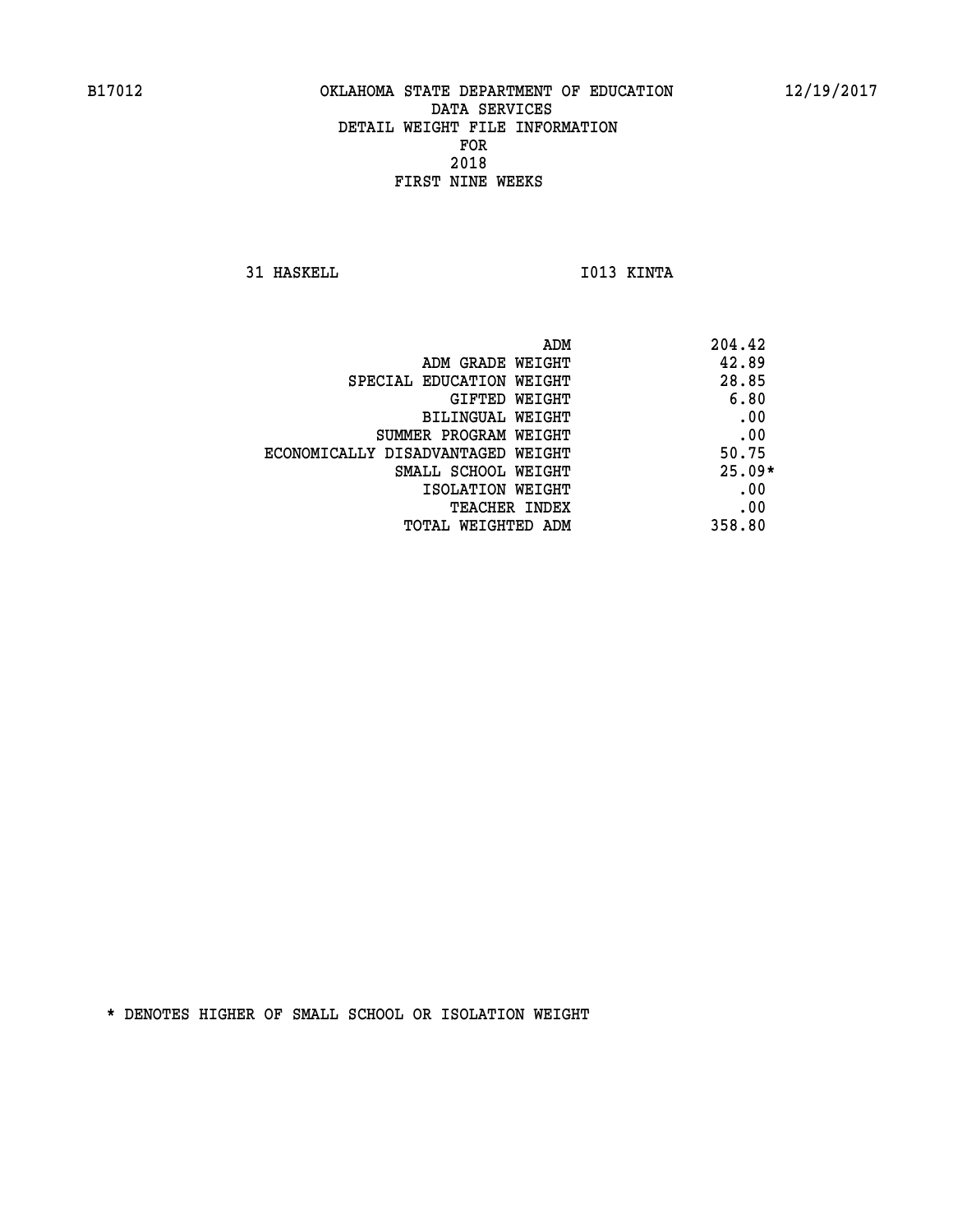B17012 OKLAHOMA STATE DEPARTMENT OF EDUCATION 12/19/2017

DATA SERVICES
DETAIL WEIGHT FILE INFORMATION
FOR
2018
FIRST NINE WEEKS

31 HASKELL I013 KINTA

| | |
|---|---|
| ADM | 204.42 |
| ADM GRADE WEIGHT | 42.89 |
| SPECIAL EDUCATION WEIGHT | 28.85 |
| GIFTED WEIGHT | 6.80 |
| BILINGUAL WEIGHT | .00 |
| SUMMER PROGRAM WEIGHT | .00 |
| ECONOMICALLY DISADVANTAGED WEIGHT | 50.75 |
| SMALL SCHOOL WEIGHT | 25.09* |
| ISOLATION WEIGHT | .00 |
| TEACHER INDEX | .00 |
| TOTAL WEIGHTED ADM | 358.80 |

* DENOTES HIGHER OF SMALL SCHOOL OR ISOLATION WEIGHT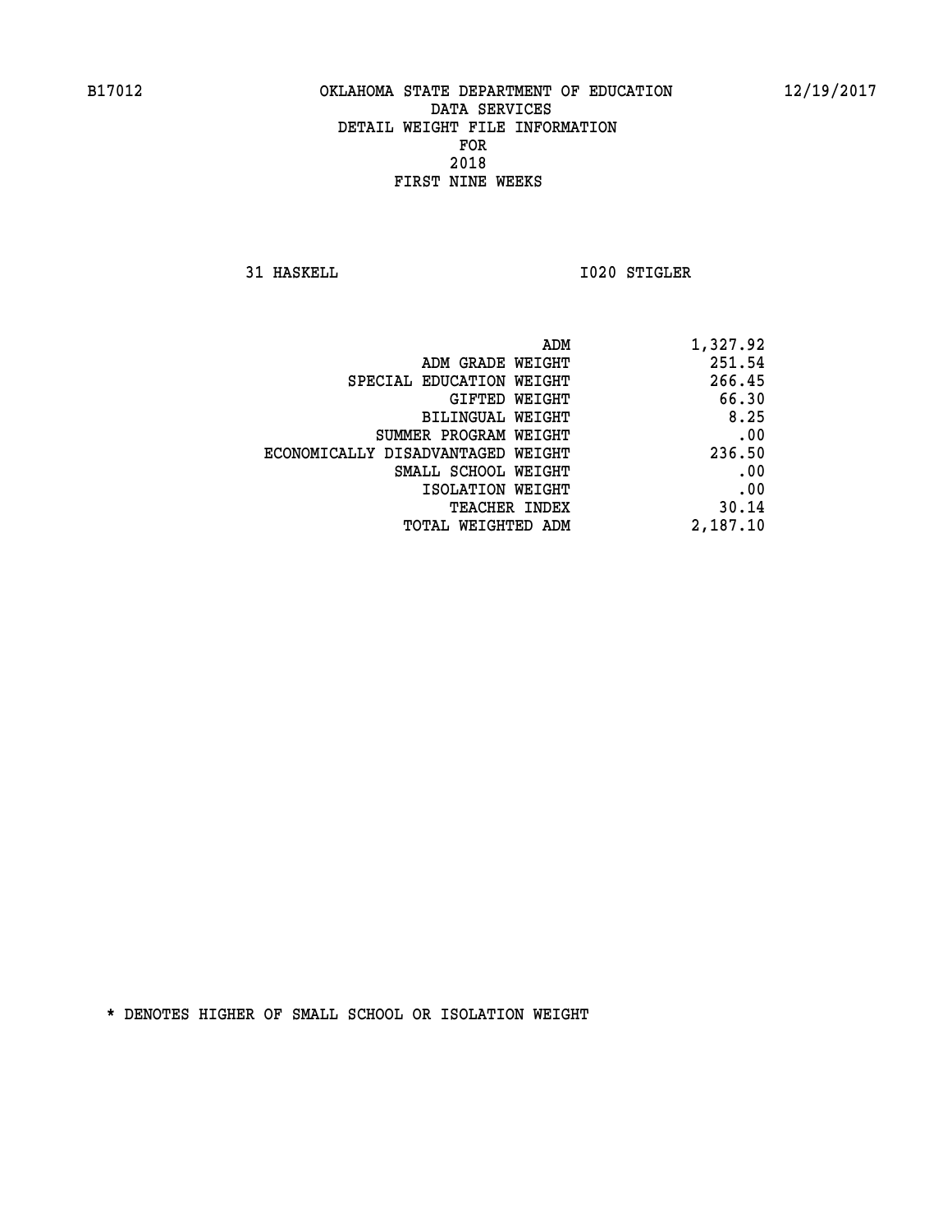B17012 OKLAHOMA STATE DEPARTMENT OF EDUCATION 12/19/2017

DATA SERVICES
DETAIL WEIGHT FILE INFORMATION
FOR
2018
FIRST NINE WEEKS

31 HASKELL I020 STIGLER

| | |
|---|---|
| ADM | 1,327.92 |
| ADM GRADE WEIGHT | 251.54 |
| SPECIAL EDUCATION WEIGHT | 266.45 |
| GIFTED WEIGHT | 66.30 |
| BILINGUAL WEIGHT | 8.25 |
| SUMMER PROGRAM WEIGHT | .00 |
| ECONOMICALLY DISADVANTAGED WEIGHT | 236.50 |
| SMALL SCHOOL WEIGHT | .00 |
| ISOLATION WEIGHT | .00 |
| TEACHER INDEX | 30.14 |
| TOTAL WEIGHTED ADM | 2,187.10 |

* DENOTES HIGHER OF SMALL SCHOOL OR ISOLATION WEIGHT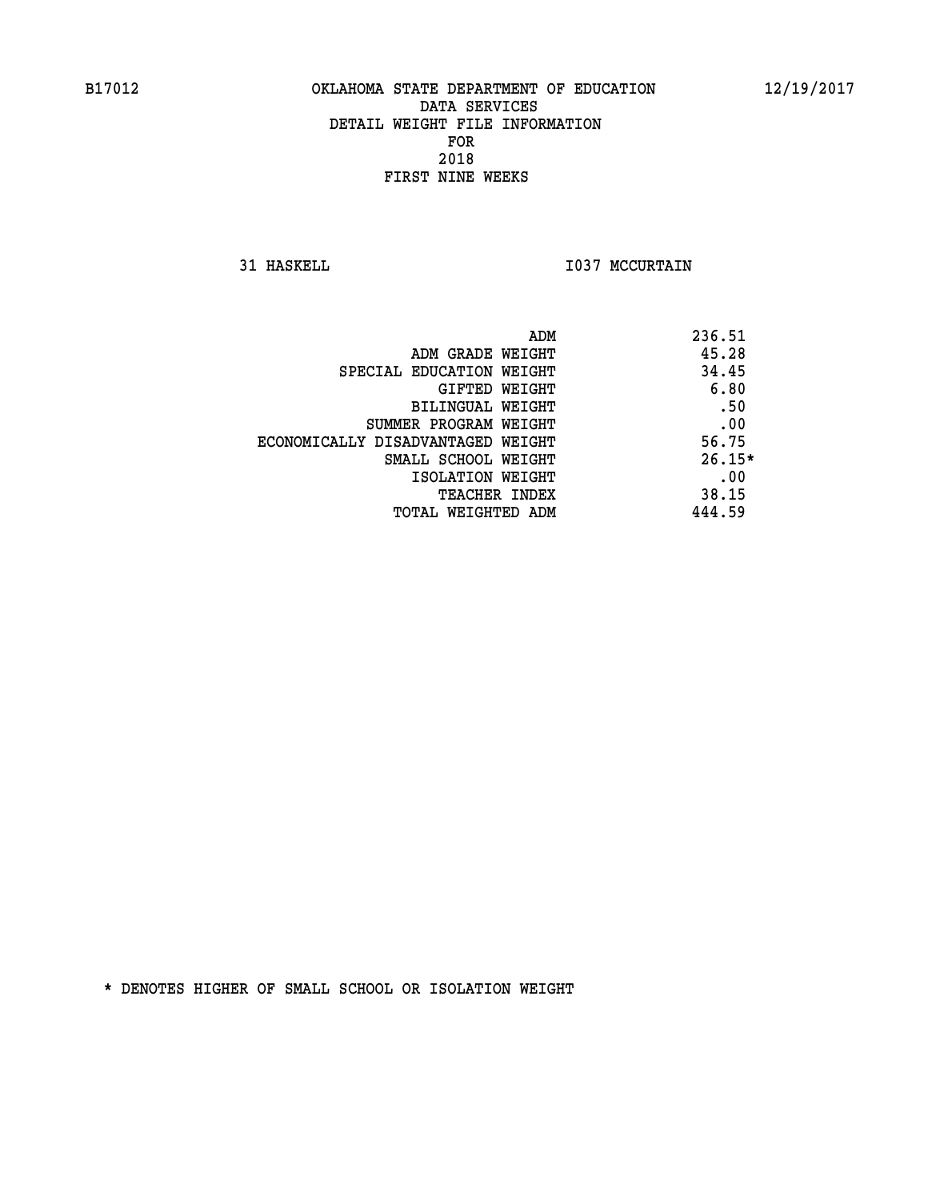B17012 OKLAHOMA STATE DEPARTMENT OF EDUCATION 12/19/2017

DATA SERVICES
DETAIL WEIGHT FILE INFORMATION
FOR
2018
FIRST NINE WEEKS

31 HASKELL I037 MCCURTAIN

| | |
|---|---|
| ADM | 236.51 |
| ADM GRADE WEIGHT | 45.28 |
| SPECIAL EDUCATION WEIGHT | 34.45 |
| GIFTED WEIGHT | 6.80 |
| BILINGUAL WEIGHT | .50 |
| SUMMER PROGRAM WEIGHT | .00 |
| ECONOMICALLY DISADVANTAGED WEIGHT | 56.75 |
| SMALL SCHOOL WEIGHT | 26.15* |
| ISOLATION WEIGHT | .00 |
| TEACHER INDEX | 38.15 |
| TOTAL WEIGHTED ADM | 444.59 |

* DENOTES HIGHER OF SMALL SCHOOL OR ISOLATION WEIGHT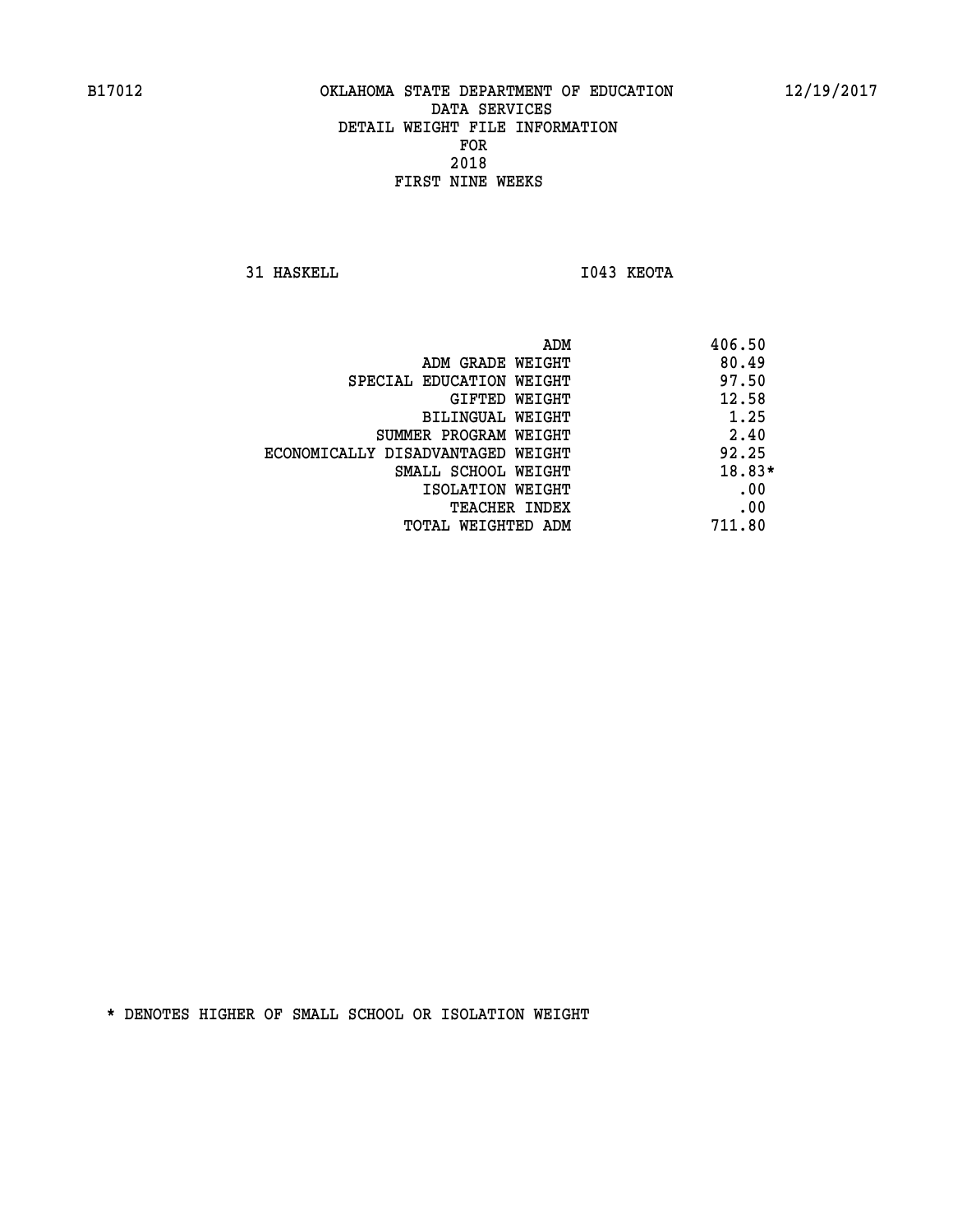B17012 OKLAHOMA STATE DEPARTMENT OF EDUCATION 12/19/2017

DATA SERVICES
DETAIL WEIGHT FILE INFORMATION
FOR
2018
FIRST NINE WEEKS

31 HASKELL I043 KEOTA

| | |
|---|---|
| ADM | 406.50 |
| ADM GRADE WEIGHT | 80.49 |
| SPECIAL EDUCATION WEIGHT | 97.50 |
| GIFTED WEIGHT | 12.58 |
| BILINGUAL WEIGHT | 1.25 |
| SUMMER PROGRAM WEIGHT | 2.40 |
| ECONOMICALLY DISADVANTAGED WEIGHT | 92.25 |
| SMALL SCHOOL WEIGHT | 18.83* |
| ISOLATION WEIGHT | .00 |
| TEACHER INDEX | .00 |
| TOTAL WEIGHTED ADM | 711.80 |

* DENOTES HIGHER OF SMALL SCHOOL OR ISOLATION WEIGHT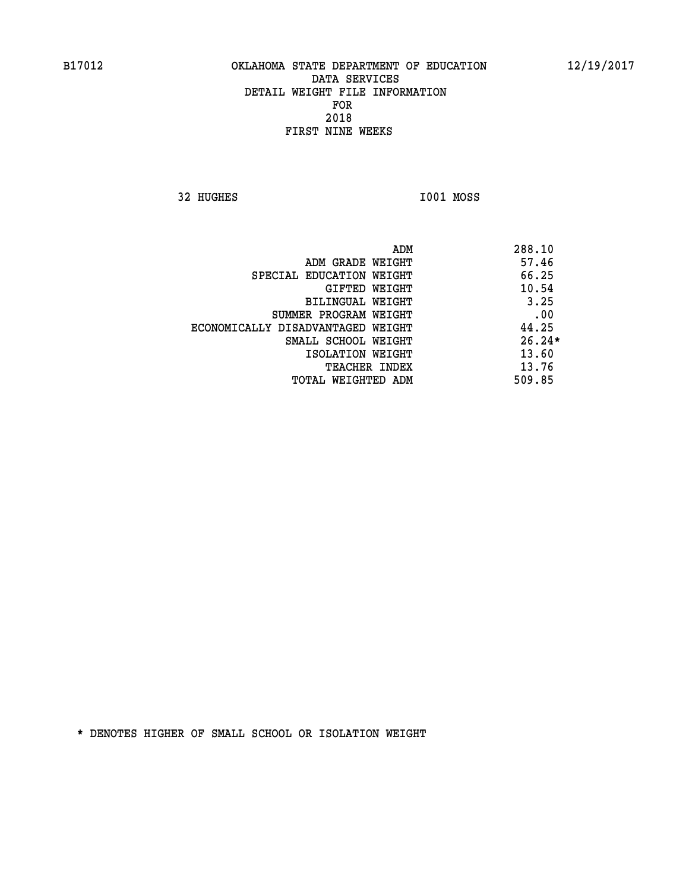B17012 OKLAHOMA STATE DEPARTMENT OF EDUCATION 12/19/2017

DATA SERVICES
DETAIL WEIGHT FILE INFORMATION
FOR
2018
FIRST NINE WEEKS

32 HUGHES I001 MOSS

| | |
|---|---|
| ADM | 288.10 |
| ADM GRADE WEIGHT | 57.46 |
| SPECIAL EDUCATION WEIGHT | 66.25 |
| GIFTED WEIGHT | 10.54 |
| BILINGUAL WEIGHT | 3.25 |
| SUMMER PROGRAM WEIGHT | .00 |
| ECONOMICALLY DISADVANTAGED WEIGHT | 44.25 |
| SMALL SCHOOL WEIGHT | 26.24* |
| ISOLATION WEIGHT | 13.60 |
| TEACHER INDEX | 13.76 |
| TOTAL WEIGHTED ADM | 509.85 |

* DENOTES HIGHER OF SMALL SCHOOL OR ISOLATION WEIGHT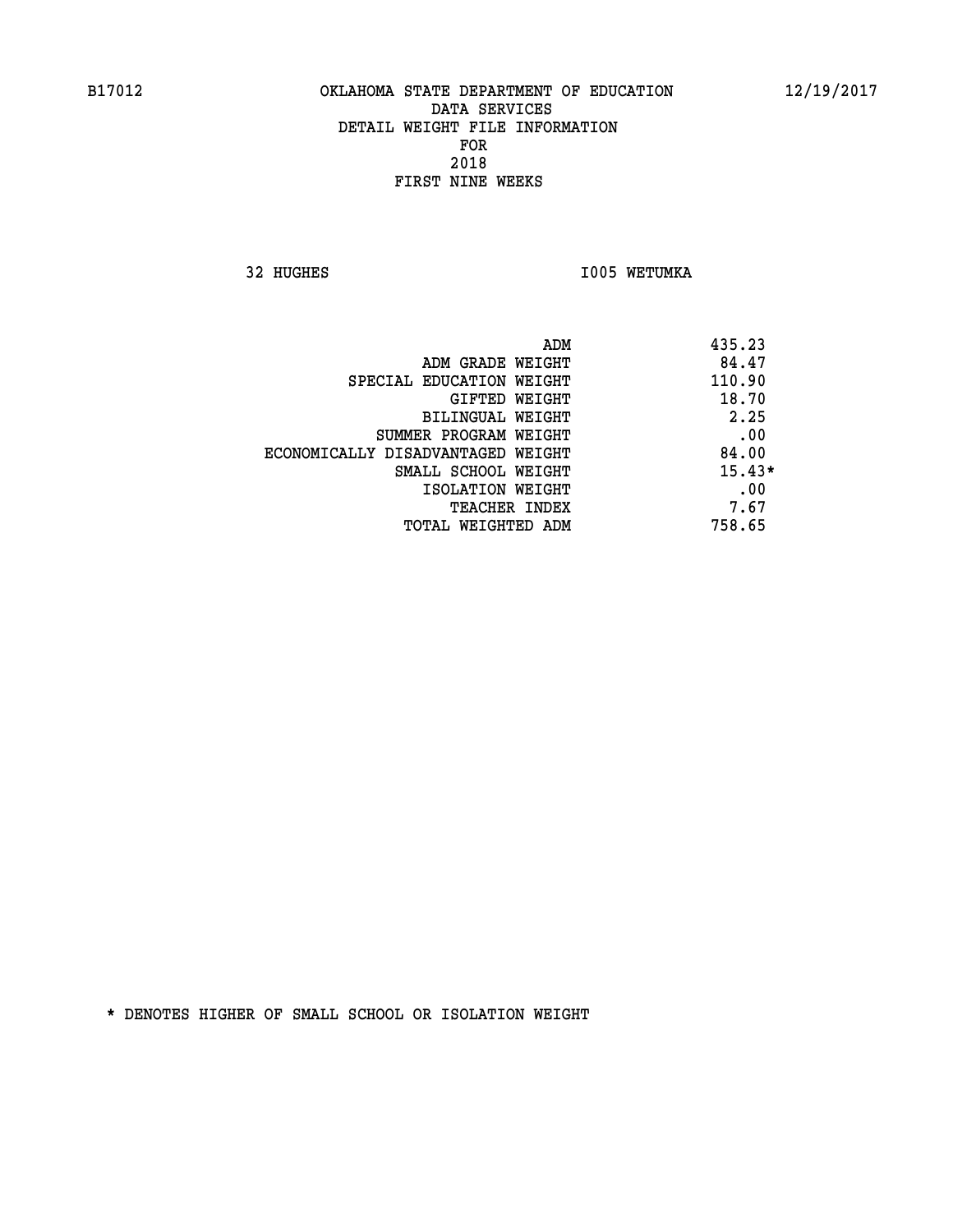B17012 OKLAHOMA STATE DEPARTMENT OF EDUCATION 12/19/2017

DATA SERVICES
DETAIL WEIGHT FILE INFORMATION
FOR
2018
FIRST NINE WEEKS

32 HUGHES I005 WETUMKA

| | |
|---|---|
| ADM | 435.23 |
| ADM GRADE WEIGHT | 84.47 |
| SPECIAL EDUCATION WEIGHT | 110.90 |
| GIFTED WEIGHT | 18.70 |
| BILINGUAL WEIGHT | 2.25 |
| SUMMER PROGRAM WEIGHT | .00 |
| ECONOMICALLY DISADVANTAGED WEIGHT | 84.00 |
| SMALL SCHOOL WEIGHT | 15.43* |
| ISOLATION WEIGHT | .00 |
| TEACHER INDEX | 7.67 |
| TOTAL WEIGHTED ADM | 758.65 |

* DENOTES HIGHER OF SMALL SCHOOL OR ISOLATION WEIGHT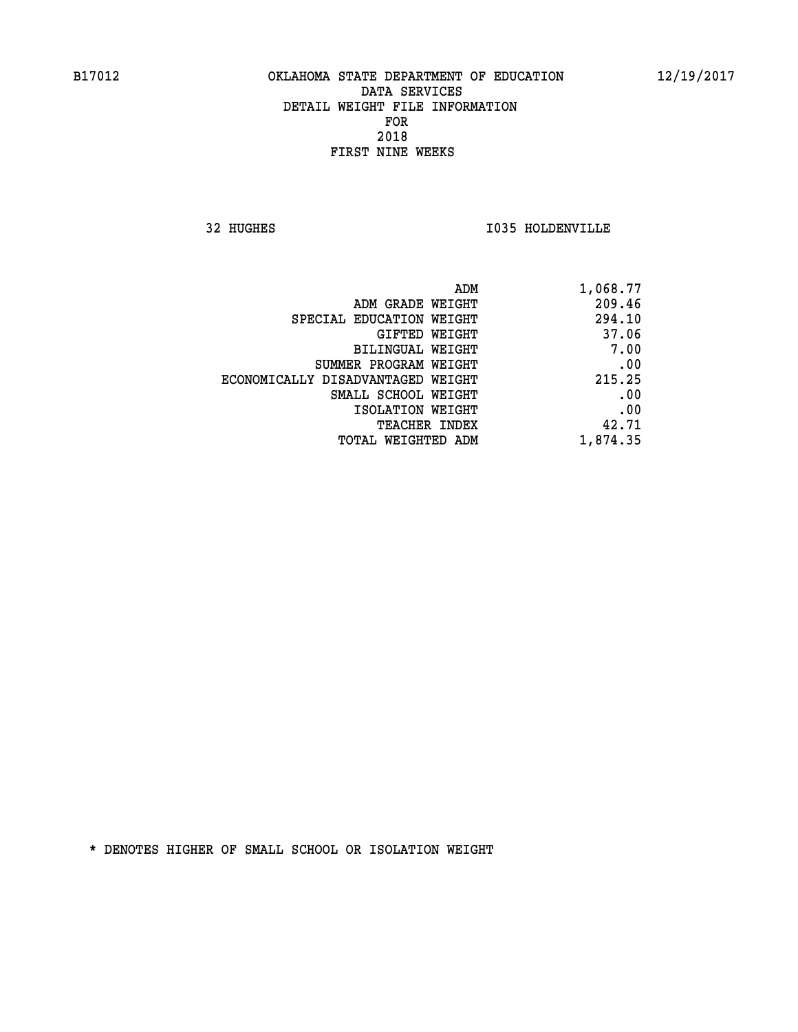B17012 OKLAHOMA STATE DEPARTMENT OF EDUCATION 12/19/2017

DATA SERVICES
DETAIL WEIGHT FILE INFORMATION
FOR
2018
FIRST NINE WEEKS

32 HUGHES I035 HOLDENVILLE

| | |
|---|---|
| ADM | 1,068.77 |
| ADM GRADE WEIGHT | 209.46 |
| SPECIAL EDUCATION WEIGHT | 294.10 |
| GIFTED WEIGHT | 37.06 |
| BILINGUAL WEIGHT | 7.00 |
| SUMMER PROGRAM WEIGHT | .00 |
| ECONOMICALLY DISADVANTAGED WEIGHT | 215.25 |
| SMALL SCHOOL WEIGHT | .00 |
| ISOLATION WEIGHT | .00 |
| TEACHER INDEX | 42.71 |
| TOTAL WEIGHTED ADM | 1,874.35 |

* DENOTES HIGHER OF SMALL SCHOOL OR ISOLATION WEIGHT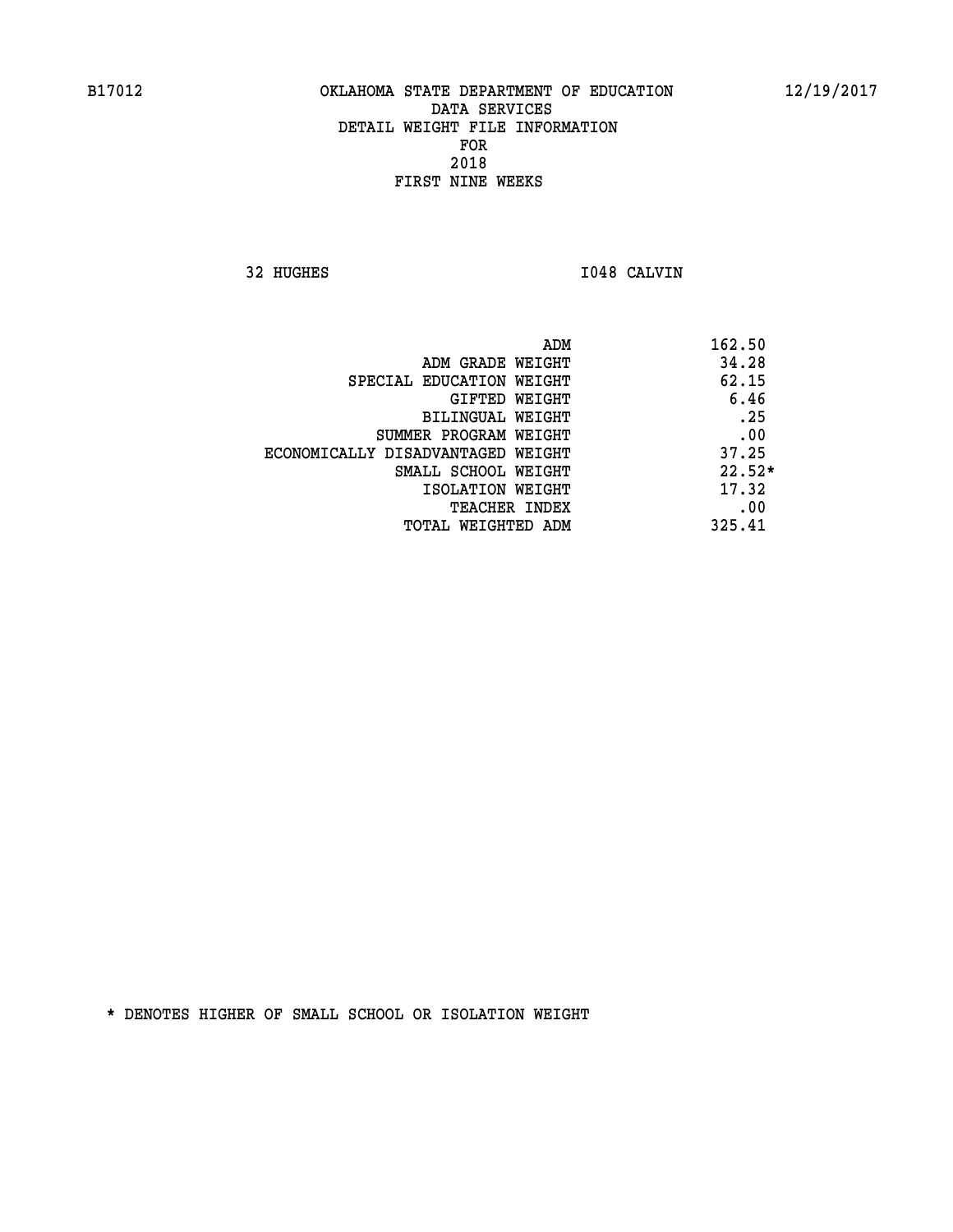B17012 OKLAHOMA STATE DEPARTMENT OF EDUCATION 12/19/2017

DATA SERVICES
DETAIL WEIGHT FILE INFORMATION
FOR
2018
FIRST NINE WEEKS

32 HUGHES I048 CALVIN

| | |
|---|---|
| ADM | 162.50 |
| ADM GRADE WEIGHT | 34.28 |
| SPECIAL EDUCATION WEIGHT | 62.15 |
| GIFTED WEIGHT | 6.46 |
| BILINGUAL WEIGHT | .25 |
| SUMMER PROGRAM WEIGHT | .00 |
| ECONOMICALLY DISADVANTAGED WEIGHT | 37.25 |
| SMALL SCHOOL WEIGHT | 22.52* |
| ISOLATION WEIGHT | 17.32 |
| TEACHER INDEX | .00 |
| TOTAL WEIGHTED ADM | 325.41 |

* DENOTES HIGHER OF SMALL SCHOOL OR ISOLATION WEIGHT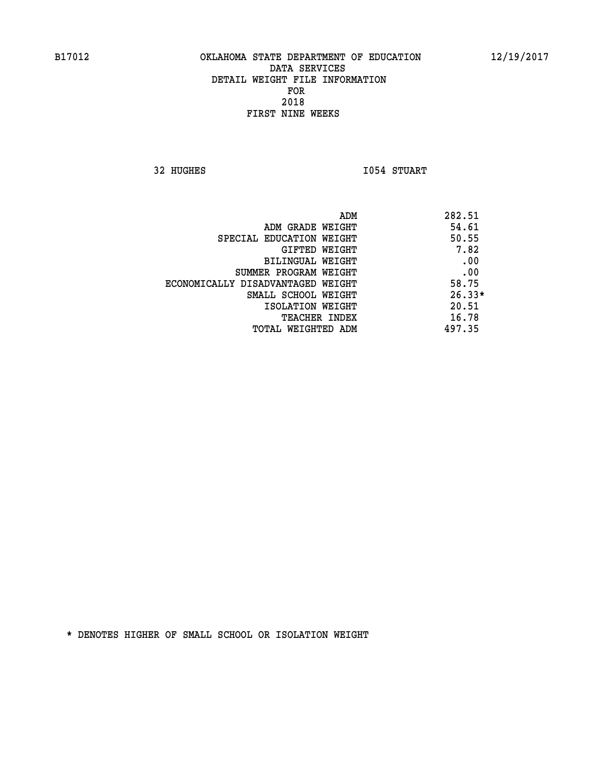B17012 OKLAHOMA STATE DEPARTMENT OF EDUCATION 12/19/2017

DATA SERVICES
DETAIL WEIGHT FILE INFORMATION
FOR
2018
FIRST NINE WEEKS

32 HUGHES I054 STUART

| | |
|---|---|
| ADM | 282.51 |
| ADM GRADE WEIGHT | 54.61 |
| SPECIAL EDUCATION WEIGHT | 50.55 |
| GIFTED WEIGHT | 7.82 |
| BILINGUAL WEIGHT | .00 |
| SUMMER PROGRAM WEIGHT | .00 |
| ECONOMICALLY DISADVANTAGED WEIGHT | 58.75 |
| SMALL SCHOOL WEIGHT | 26.33* |
| ISOLATION WEIGHT | 20.51 |
| TEACHER INDEX | 16.78 |
| TOTAL WEIGHTED ADM | 497.35 |

* DENOTES HIGHER OF SMALL SCHOOL OR ISOLATION WEIGHT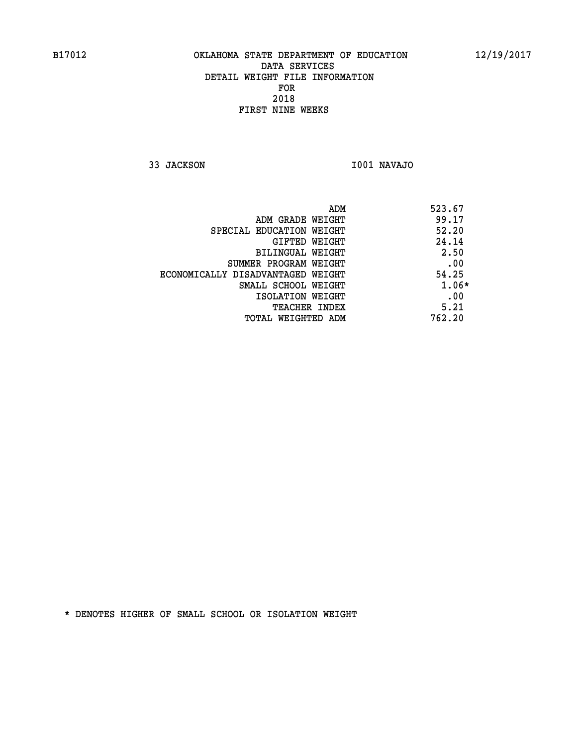B17012 OKLAHOMA STATE DEPARTMENT OF EDUCATION 12/19/2017

DATA SERVICES
DETAIL WEIGHT FILE INFORMATION
FOR
2018
FIRST NINE WEEKS

33 JACKSON I001 NAVAJO

| | |
|---|---|
| ADM | 523.67 |
| ADM GRADE WEIGHT | 99.17 |
| SPECIAL EDUCATION WEIGHT | 52.20 |
| GIFTED WEIGHT | 24.14 |
| BILINGUAL WEIGHT | 2.50 |
| SUMMER PROGRAM WEIGHT | .00 |
| ECONOMICALLY DISADVANTAGED WEIGHT | 54.25 |
| SMALL SCHOOL WEIGHT | 1.06* |
| ISOLATION WEIGHT | .00 |
| TEACHER INDEX | 5.21 |
| TOTAL WEIGHTED ADM | 762.20 |

* DENOTES HIGHER OF SMALL SCHOOL OR ISOLATION WEIGHT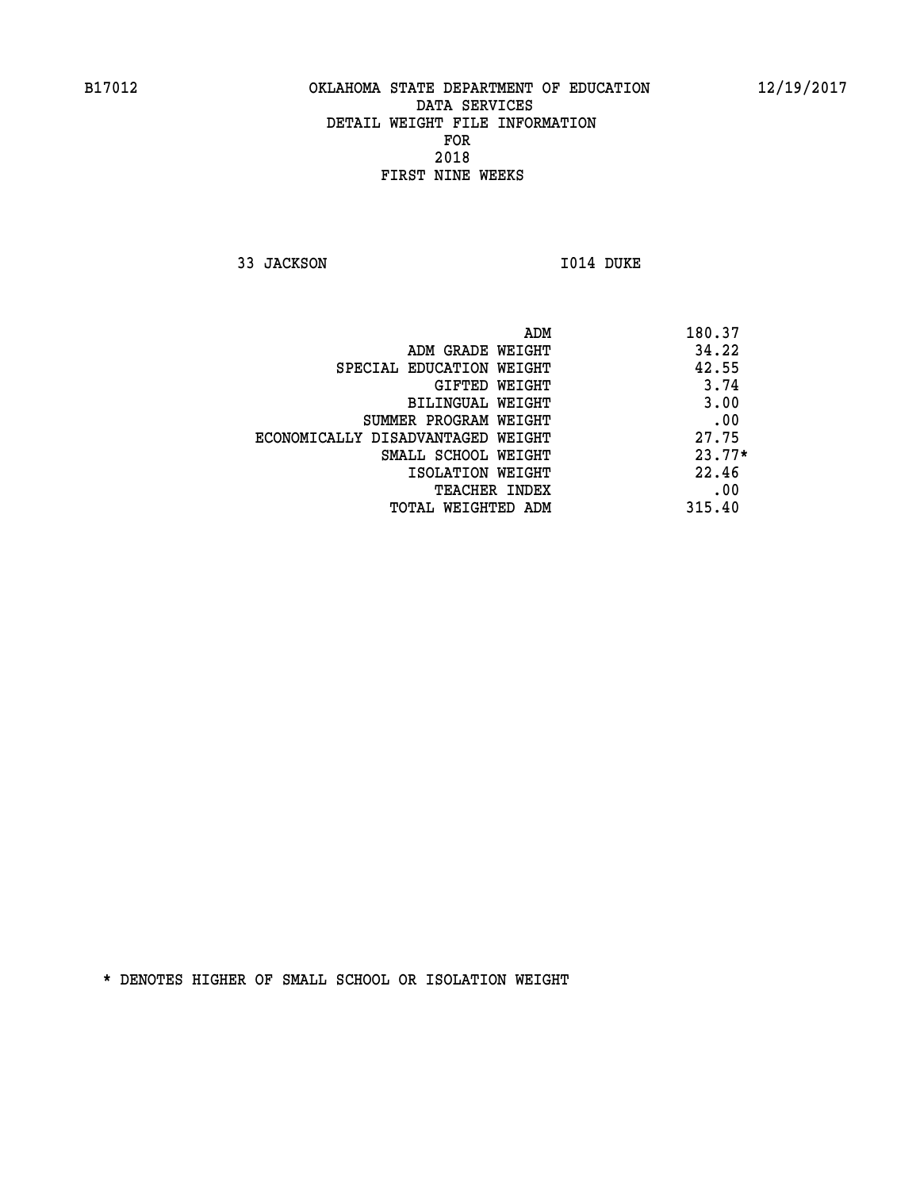B17012 OKLAHOMA STATE DEPARTMENT OF EDUCATION 12/19/2017

DATA SERVICES
DETAIL WEIGHT FILE INFORMATION
FOR
2018
FIRST NINE WEEKS

33 JACKSON I014 DUKE

| | |
|---|---|
| ADM | 180.37 |
| ADM GRADE WEIGHT | 34.22 |
| SPECIAL EDUCATION WEIGHT | 42.55 |
| GIFTED WEIGHT | 3.74 |
| BILINGUAL WEIGHT | 3.00 |
| SUMMER PROGRAM WEIGHT | .00 |
| ECONOMICALLY DISADVANTAGED WEIGHT | 27.75 |
| SMALL SCHOOL WEIGHT | 23.77* |
| ISOLATION WEIGHT | 22.46 |
| TEACHER INDEX | .00 |
| TOTAL WEIGHTED ADM | 315.40 |

* DENOTES HIGHER OF SMALL SCHOOL OR ISOLATION WEIGHT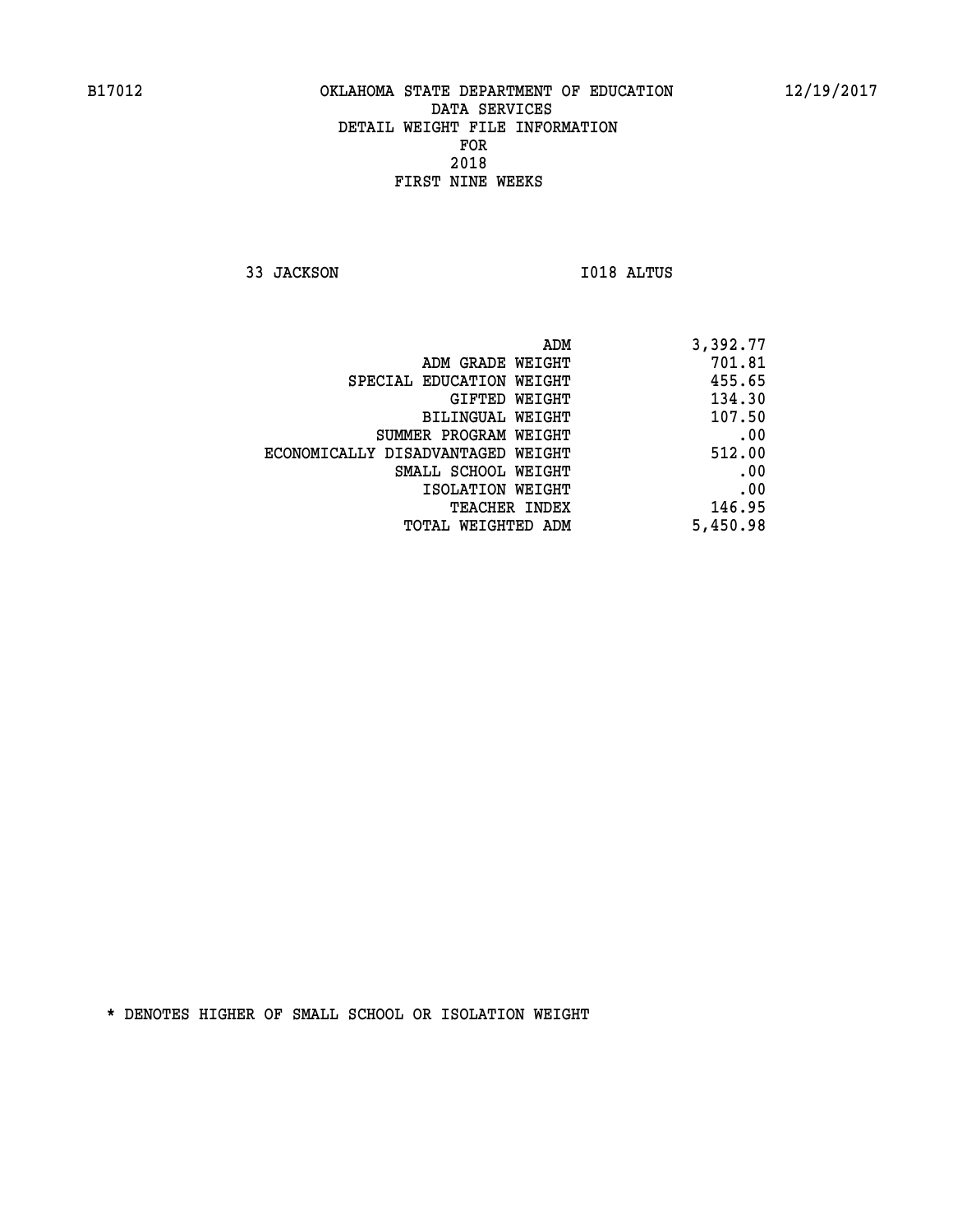B17012 OKLAHOMA STATE DEPARTMENT OF EDUCATION 12/19/2017

DATA SERVICES
DETAIL WEIGHT FILE INFORMATION
FOR
2018
FIRST NINE WEEKS

33 JACKSON I018 ALTUS

| | |
|---|---|
| ADM | 3,392.77 |
| ADM GRADE WEIGHT | 701.81 |
| SPECIAL EDUCATION WEIGHT | 455.65 |
| GIFTED WEIGHT | 134.30 |
| BILINGUAL WEIGHT | 107.50 |
| SUMMER PROGRAM WEIGHT | .00 |
| ECONOMICALLY DISADVANTAGED WEIGHT | 512.00 |
| SMALL SCHOOL WEIGHT | .00 |
| ISOLATION WEIGHT | .00 |
| TEACHER INDEX | 146.95 |
| TOTAL WEIGHTED ADM | 5,450.98 |

* DENOTES HIGHER OF SMALL SCHOOL OR ISOLATION WEIGHT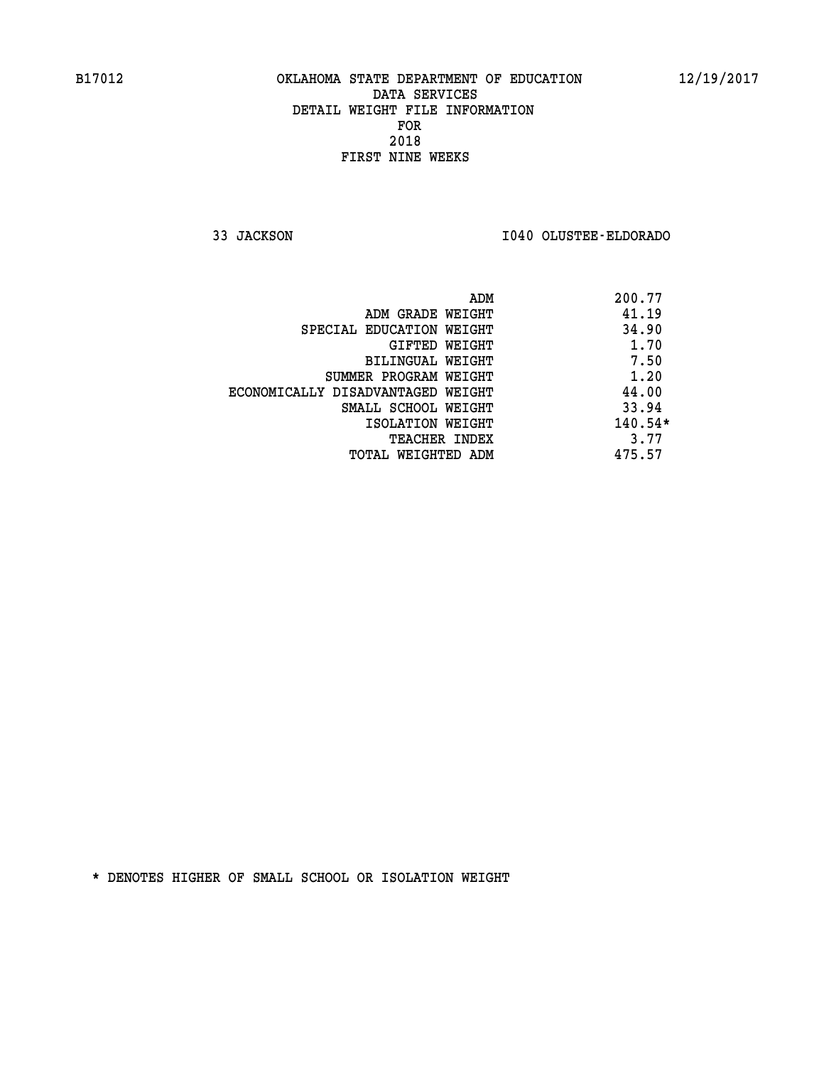B17012 OKLAHOMA STATE DEPARTMENT OF EDUCATION 12/19/2017

DATA SERVICES
DETAIL WEIGHT FILE INFORMATION
FOR
2018
FIRST NINE WEEKS

33 JACKSON I040 OLUSTEE-ELDORADO

| | |
|---|---|
| ADM | 200.77 |
| ADM GRADE WEIGHT | 41.19 |
| SPECIAL EDUCATION WEIGHT | 34.90 |
| GIFTED WEIGHT | 1.70 |
| BILINGUAL WEIGHT | 7.50 |
| SUMMER PROGRAM WEIGHT | 1.20 |
| ECONOMICALLY DISADVANTAGED WEIGHT | 44.00 |
| SMALL SCHOOL WEIGHT | 33.94 |
| ISOLATION WEIGHT | 140.54* |
| TEACHER INDEX | 3.77 |
| TOTAL WEIGHTED ADM | 475.57 |

* DENOTES HIGHER OF SMALL SCHOOL OR ISOLATION WEIGHT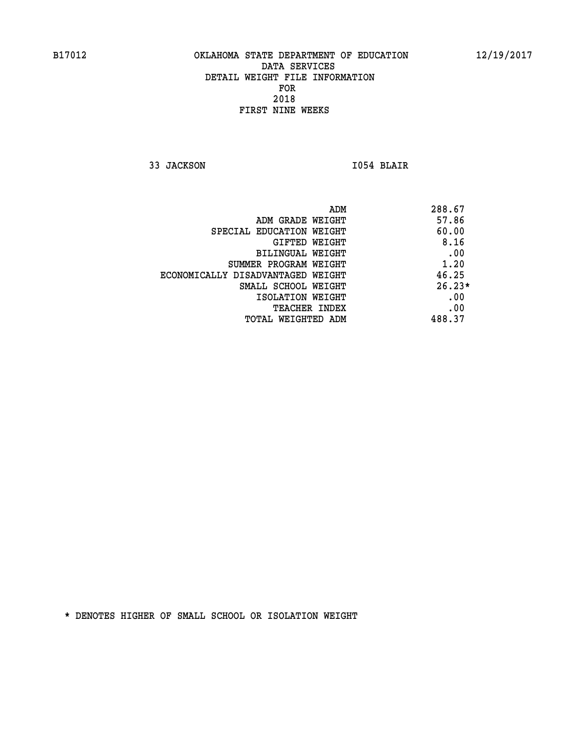B17012 OKLAHOMA STATE DEPARTMENT OF EDUCATION 12/19/2017

DATA SERVICES
DETAIL WEIGHT FILE INFORMATION
FOR
2018
FIRST NINE WEEKS

33 JACKSON I054 BLAIR

| | |
|---|---|
| ADM | 288.67 |
| ADM GRADE WEIGHT | 57.86 |
| SPECIAL EDUCATION WEIGHT | 60.00 |
| GIFTED WEIGHT | 8.16 |
| BILINGUAL WEIGHT | .00 |
| SUMMER PROGRAM WEIGHT | 1.20 |
| ECONOMICALLY DISADVANTAGED WEIGHT | 46.25 |
| SMALL SCHOOL WEIGHT | 26.23* |
| ISOLATION WEIGHT | .00 |
| TEACHER INDEX | .00 |
| TOTAL WEIGHTED ADM | 488.37 |

* DENOTES HIGHER OF SMALL SCHOOL OR ISOLATION WEIGHT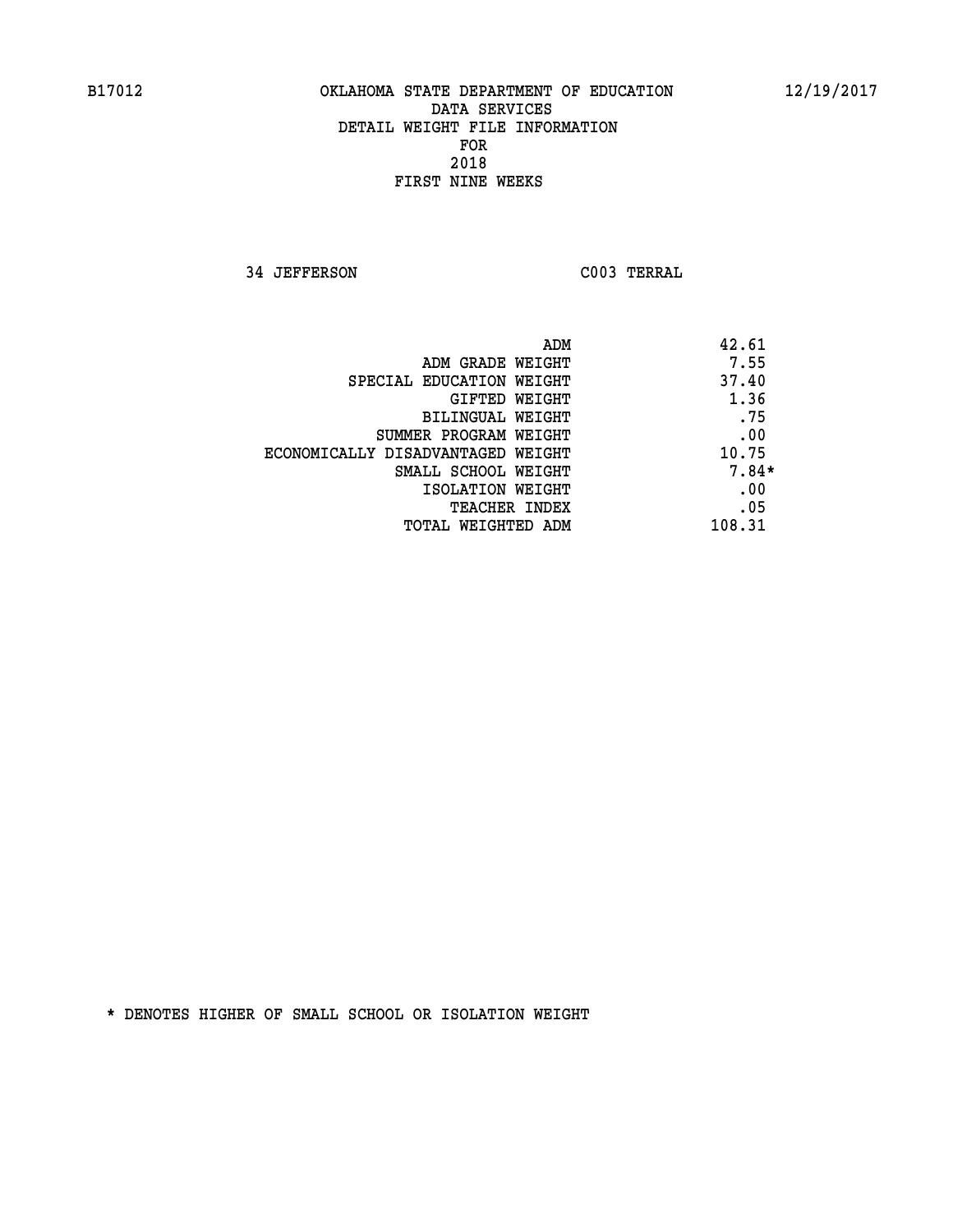B17012 OKLAHOMA STATE DEPARTMENT OF EDUCATION 12/19/2017

DATA SERVICES
DETAIL WEIGHT FILE INFORMATION
FOR
2018
FIRST NINE WEEKS

34 JEFFERSON C003 TERRAL

| | |
|---|---|
| ADM | 42.61 |
| ADM GRADE WEIGHT | 7.55 |
| SPECIAL EDUCATION WEIGHT | 37.40 |
| GIFTED WEIGHT | 1.36 |
| BILINGUAL WEIGHT | .75 |
| SUMMER PROGRAM WEIGHT | .00 |
| ECONOMICALLY DISADVANTAGED WEIGHT | 10.75 |
| SMALL SCHOOL WEIGHT | 7.84* |
| ISOLATION WEIGHT | .00 |
| TEACHER INDEX | .05 |
| TOTAL WEIGHTED ADM | 108.31 |

* DENOTES HIGHER OF SMALL SCHOOL OR ISOLATION WEIGHT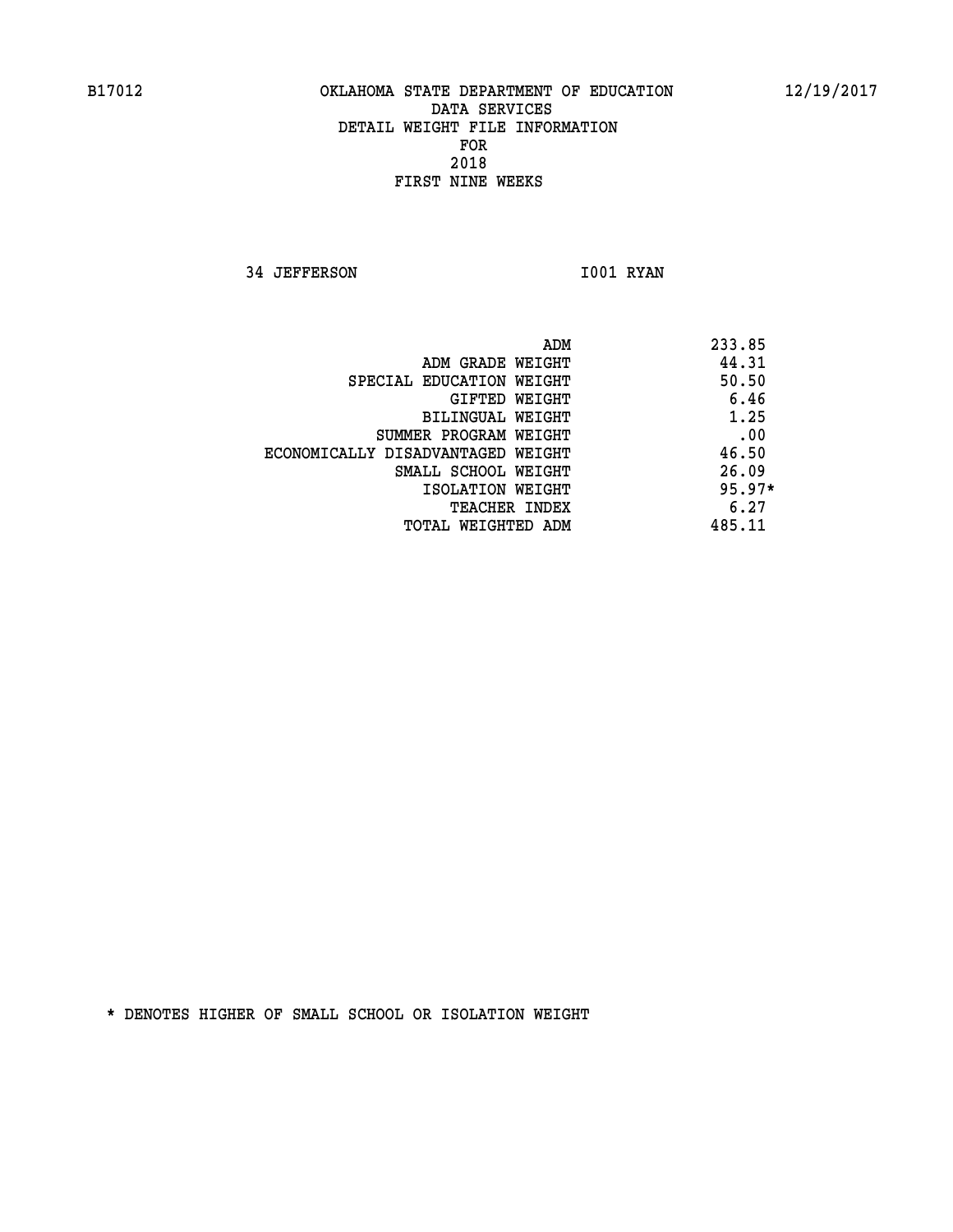B17012 OKLAHOMA STATE DEPARTMENT OF EDUCATION 12/19/2017

DATA SERVICES
DETAIL WEIGHT FILE INFORMATION
FOR
2018
FIRST NINE WEEKS

34 JEFFERSON I001 RYAN

| | |
|---|---|
| ADM | 233.85 |
| ADM GRADE WEIGHT | 44.31 |
| SPECIAL EDUCATION WEIGHT | 50.50 |
| GIFTED WEIGHT | 6.46 |
| BILINGUAL WEIGHT | 1.25 |
| SUMMER PROGRAM WEIGHT | .00 |
| ECONOMICALLY DISADVANTAGED WEIGHT | 46.50 |
| SMALL SCHOOL WEIGHT | 26.09 |
| ISOLATION WEIGHT | 95.97* |
| TEACHER INDEX | 6.27 |
| TOTAL WEIGHTED ADM | 485.11 |

* DENOTES HIGHER OF SMALL SCHOOL OR ISOLATION WEIGHT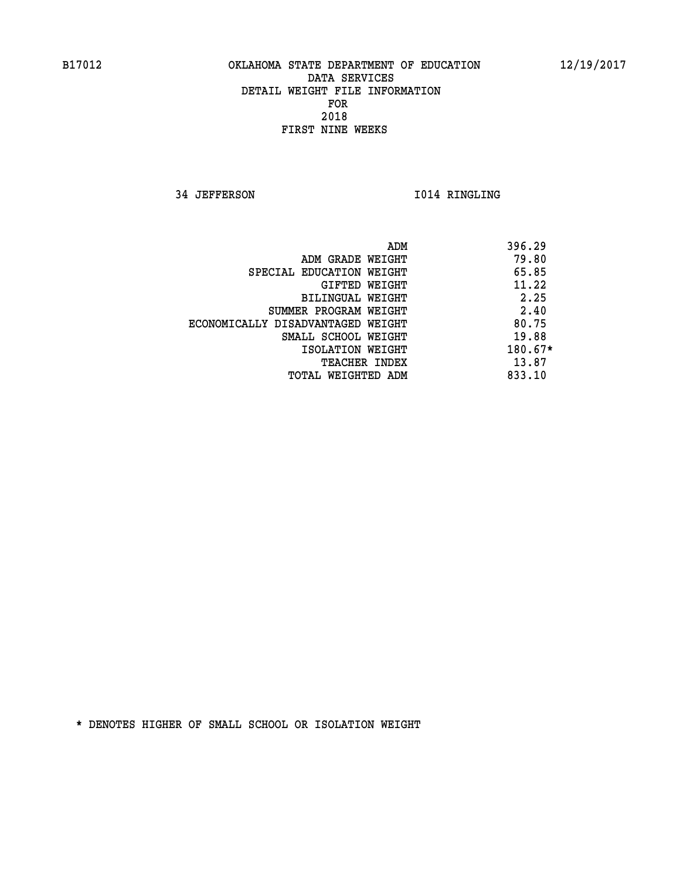B17012 OKLAHOMA STATE DEPARTMENT OF EDUCATION 12/19/2017

DATA SERVICES
DETAIL WEIGHT FILE INFORMATION
FOR
2018
FIRST NINE WEEKS

34 JEFFERSON I014 RINGLING

| | |
|---|---|
| ADM | 396.29 |
| ADM GRADE WEIGHT | 79.80 |
| SPECIAL EDUCATION WEIGHT | 65.85 |
| GIFTED WEIGHT | 11.22 |
| BILINGUAL WEIGHT | 2.25 |
| SUMMER PROGRAM WEIGHT | 2.40 |
| ECONOMICALLY DISADVANTAGED WEIGHT | 80.75 |
| SMALL SCHOOL WEIGHT | 19.88 |
| ISOLATION WEIGHT | 180.67* |
| TEACHER INDEX | 13.87 |
| TOTAL WEIGHTED ADM | 833.10 |

* DENOTES HIGHER OF SMALL SCHOOL OR ISOLATION WEIGHT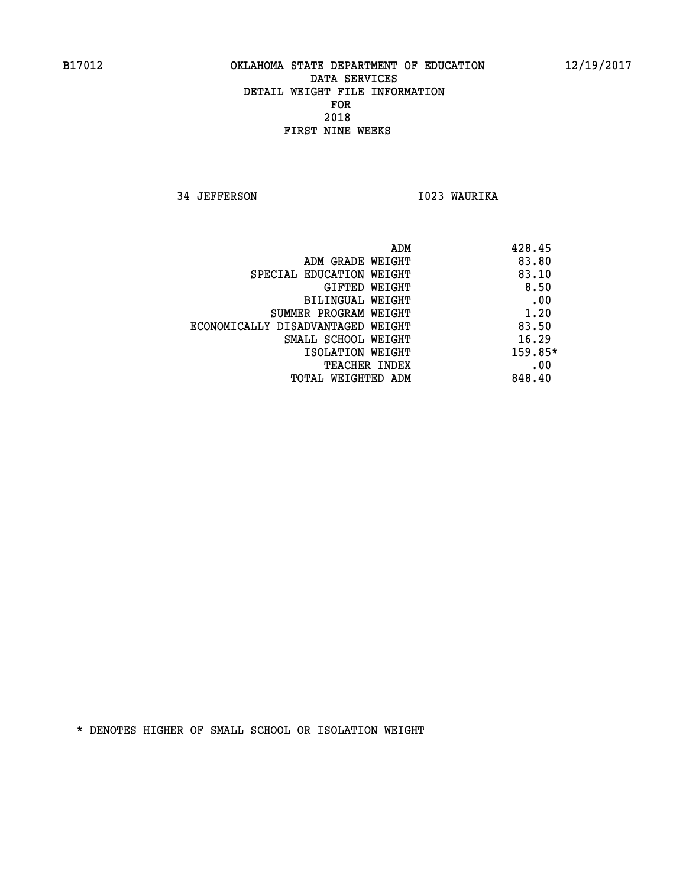B17012 OKLAHOMA STATE DEPARTMENT OF EDUCATION 12/19/2017

DATA SERVICES
DETAIL WEIGHT FILE INFORMATION
FOR
2018
FIRST NINE WEEKS

34 JEFFERSON I023 WAURIKA

| | |
|---|---|
| ADM | 428.45 |
| ADM GRADE WEIGHT | 83.80 |
| SPECIAL EDUCATION WEIGHT | 83.10 |
| GIFTED WEIGHT | 8.50 |
| BILINGUAL WEIGHT | .00 |
| SUMMER PROGRAM WEIGHT | 1.20 |
| ECONOMICALLY DISADVANTAGED WEIGHT | 83.50 |
| SMALL SCHOOL WEIGHT | 16.29 |
| ISOLATION WEIGHT | 159.85* |
| TEACHER INDEX | .00 |
| TOTAL WEIGHTED ADM | 848.40 |

* DENOTES HIGHER OF SMALL SCHOOL OR ISOLATION WEIGHT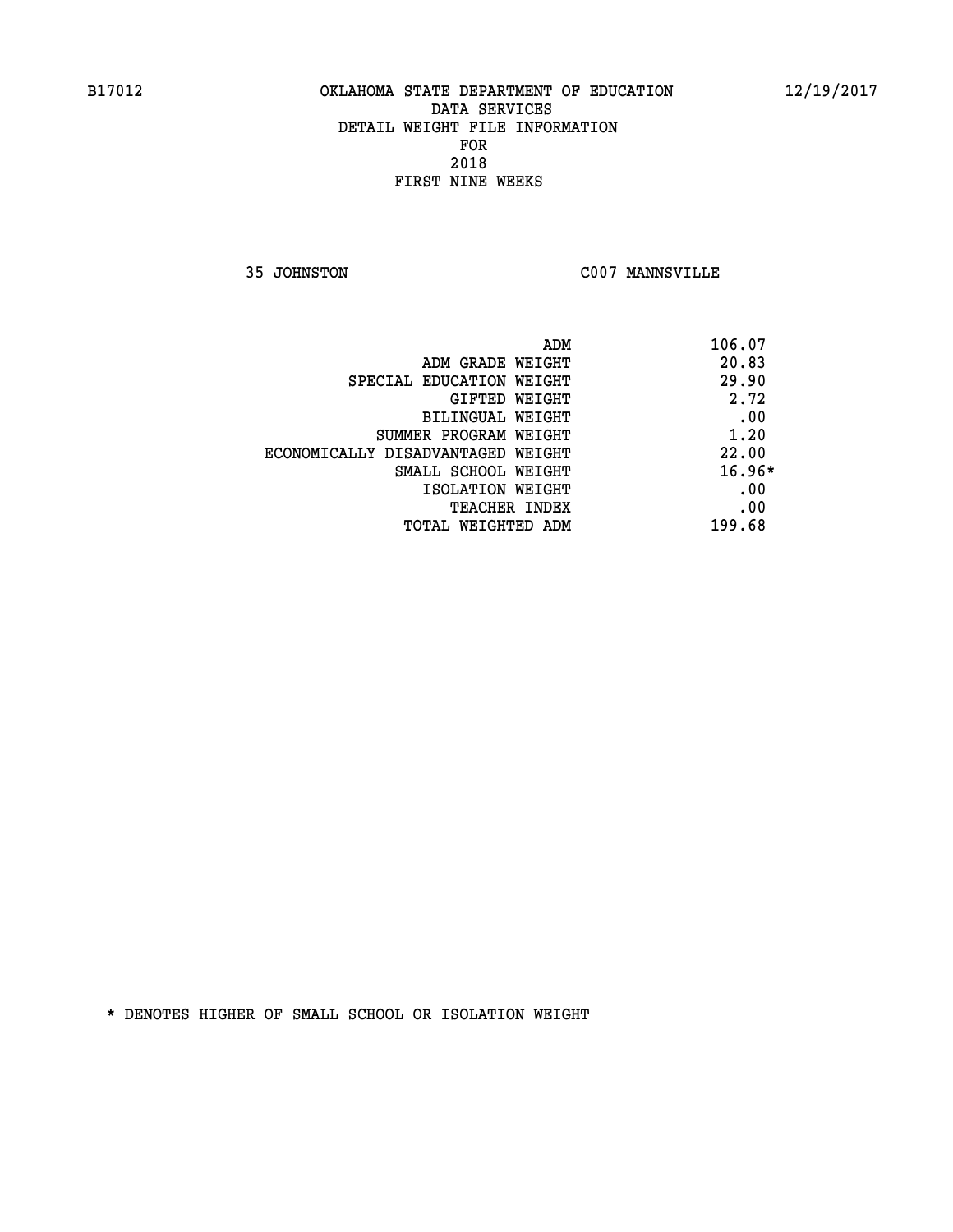B17012 OKLAHOMA STATE DEPARTMENT OF EDUCATION 12/19/2017

DATA SERVICES
DETAIL WEIGHT FILE INFORMATION
FOR
2018
FIRST NINE WEEKS

35 JOHNSTON C007 MANNSVILLE

| | |
|---|---|
| ADM | 106.07 |
| ADM GRADE WEIGHT | 20.83 |
| SPECIAL EDUCATION WEIGHT | 29.90 |
| GIFTED WEIGHT | 2.72 |
| BILINGUAL WEIGHT | .00 |
| SUMMER PROGRAM WEIGHT | 1.20 |
| ECONOMICALLY DISADVANTAGED WEIGHT | 22.00 |
| SMALL SCHOOL WEIGHT | 16.96* |
| ISOLATION WEIGHT | .00 |
| TEACHER INDEX | .00 |
| TOTAL WEIGHTED ADM | 199.68 |

* DENOTES HIGHER OF SMALL SCHOOL OR ISOLATION WEIGHT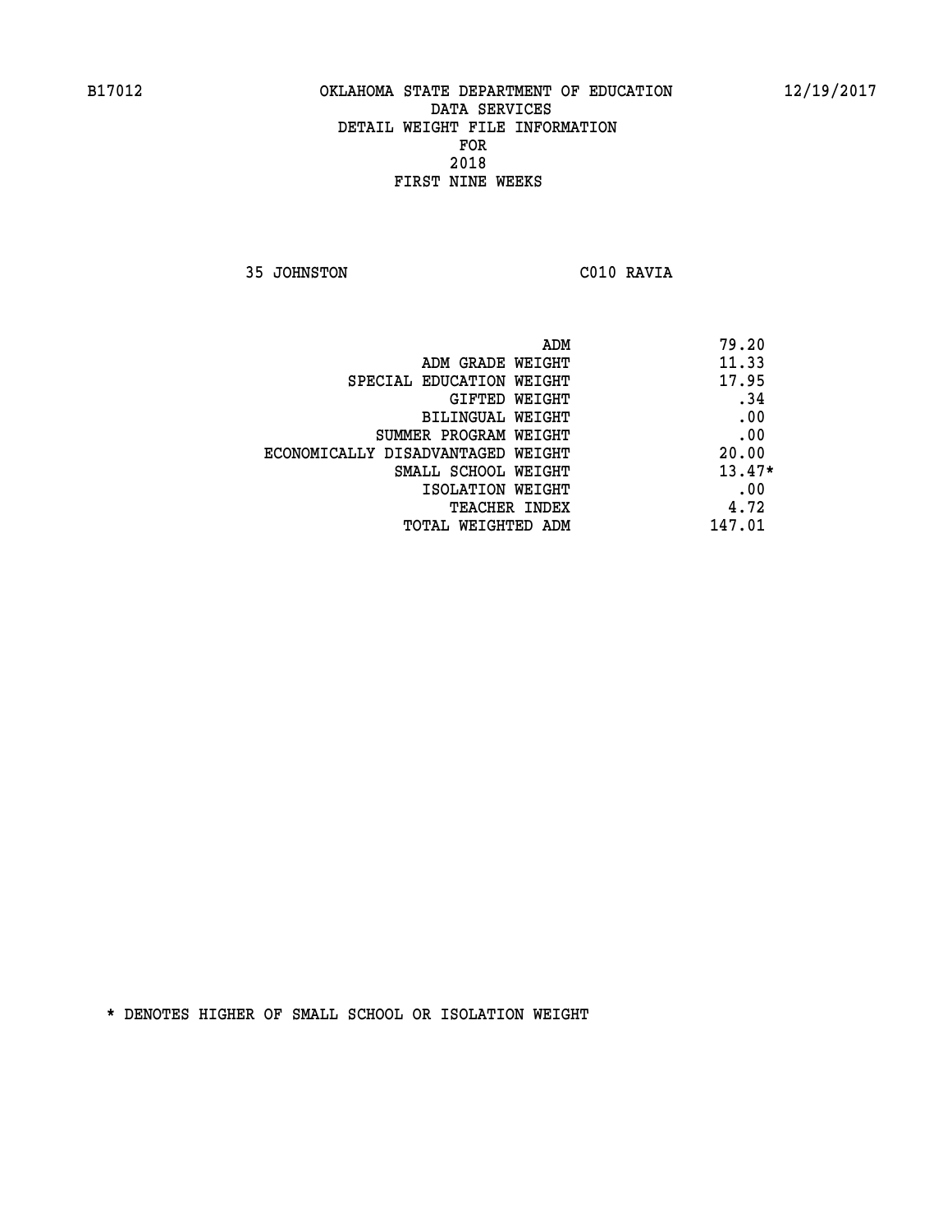B17012 OKLAHOMA STATE DEPARTMENT OF EDUCATION 12/19/2017

DATA SERVICES
DETAIL WEIGHT FILE INFORMATION
FOR
2018
FIRST NINE WEEKS

35 JOHNSTON C010 RAVIA

| | |
|---|---|
| ADM | 79.20 |
| ADM GRADE WEIGHT | 11.33 |
| SPECIAL EDUCATION WEIGHT | 17.95 |
| GIFTED WEIGHT | .34 |
| BILINGUAL WEIGHT | .00 |
| SUMMER PROGRAM WEIGHT | .00 |
| ECONOMICALLY DISADVANTAGED WEIGHT | 20.00 |
| SMALL SCHOOL WEIGHT | 13.47* |
| ISOLATION WEIGHT | .00 |
| TEACHER INDEX | 4.72 |
| TOTAL WEIGHTED ADM | 147.01 |

* DENOTES HIGHER OF SMALL SCHOOL OR ISOLATION WEIGHT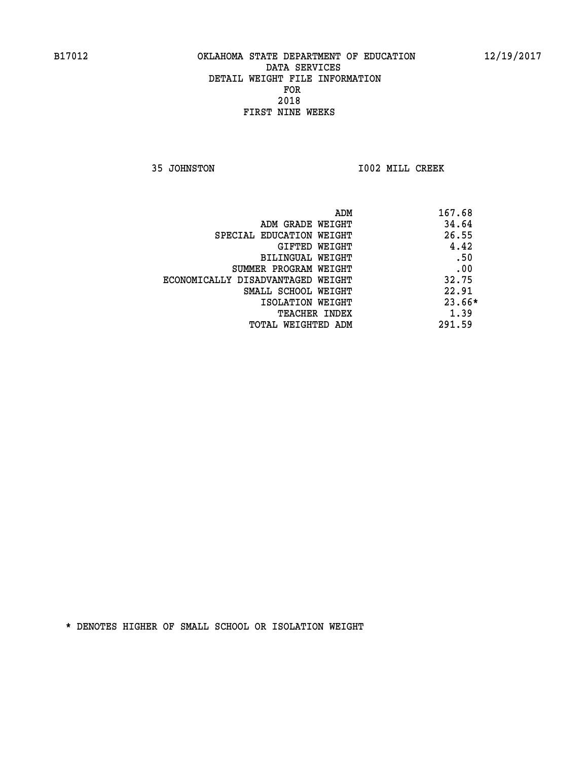B17012 OKLAHOMA STATE DEPARTMENT OF EDUCATION 12/19/2017

DATA SERVICES
DETAIL WEIGHT FILE INFORMATION
FOR
2018
FIRST NINE WEEKS

35 JOHNSTON I002 MILL CREEK

| | |
|---|---|
| ADM | 167.68 |
| ADM GRADE WEIGHT | 34.64 |
| SPECIAL EDUCATION WEIGHT | 26.55 |
| GIFTED WEIGHT | 4.42 |
| BILINGUAL WEIGHT | .50 |
| SUMMER PROGRAM WEIGHT | .00 |
| ECONOMICALLY DISADVANTAGED WEIGHT | 32.75 |
| SMALL SCHOOL WEIGHT | 22.91 |
| ISOLATION WEIGHT | 23.66* |
| TEACHER INDEX | 1.39 |
| TOTAL WEIGHTED ADM | 291.59 |

* DENOTES HIGHER OF SMALL SCHOOL OR ISOLATION WEIGHT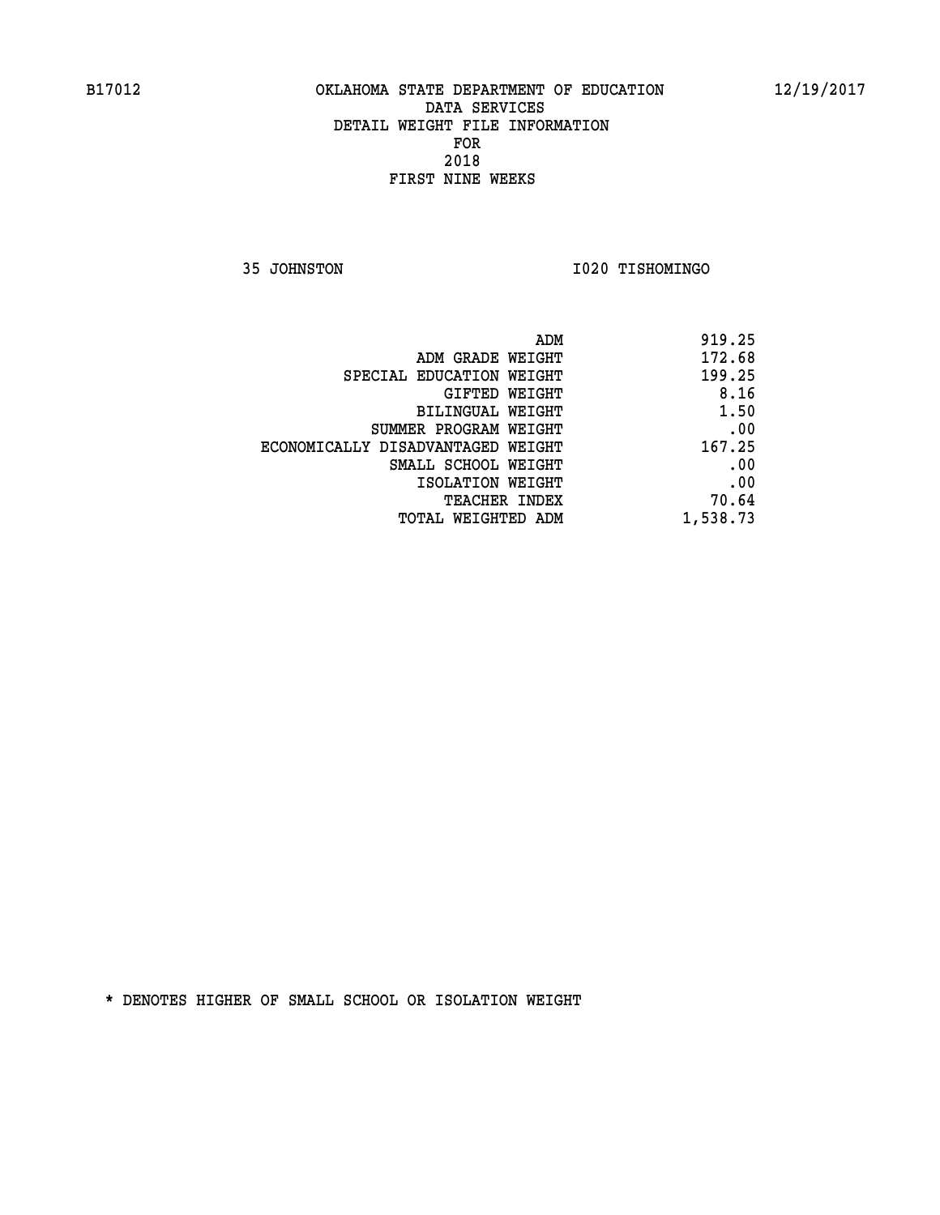B17012 OKLAHOMA STATE DEPARTMENT OF EDUCATION 12/19/2017

DATA SERVICES
DETAIL WEIGHT FILE INFORMATION
FOR
2018
FIRST NINE WEEKS

35 JOHNSTON I020 TISHOMINGO

| | |
|---|---|
| ADM | 919.25 |
| ADM GRADE WEIGHT | 172.68 |
| SPECIAL EDUCATION WEIGHT | 199.25 |
| GIFTED WEIGHT | 8.16 |
| BILINGUAL WEIGHT | 1.50 |
| SUMMER PROGRAM WEIGHT | .00 |
| ECONOMICALLY DISADVANTAGED WEIGHT | 167.25 |
| SMALL SCHOOL WEIGHT | .00 |
| ISOLATION WEIGHT | .00 |
| TEACHER INDEX | 70.64 |
| TOTAL WEIGHTED ADM | 1,538.73 |

* DENOTES HIGHER OF SMALL SCHOOL OR ISOLATION WEIGHT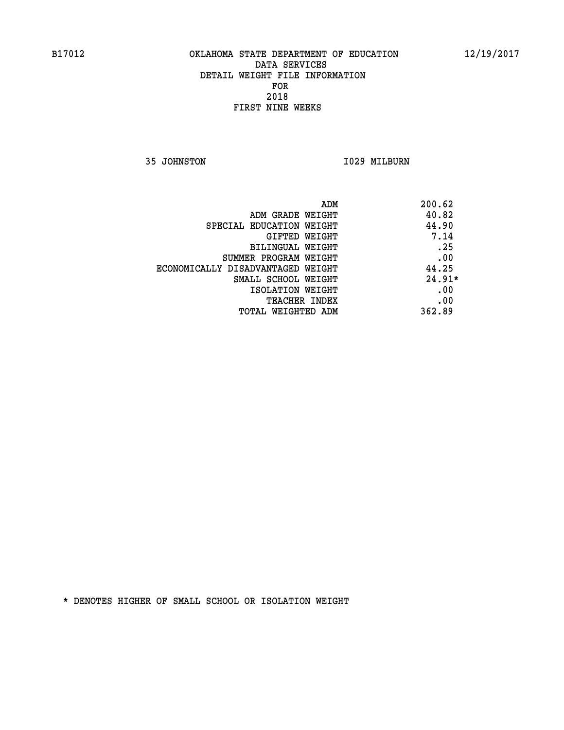B17012 OKLAHOMA STATE DEPARTMENT OF EDUCATION 12/19/2017

DATA SERVICES
DETAIL WEIGHT FILE INFORMATION
FOR
2018
FIRST NINE WEEKS

35 JOHNSTON I029 MILBURN

| | |
|---|---|
| ADM | 200.62 |
| ADM GRADE WEIGHT | 40.82 |
| SPECIAL EDUCATION WEIGHT | 44.90 |
| GIFTED WEIGHT | 7.14 |
| BILINGUAL WEIGHT | .25 |
| SUMMER PROGRAM WEIGHT | .00 |
| ECONOMICALLY DISADVANTAGED WEIGHT | 44.25 |
| SMALL SCHOOL WEIGHT | 24.91* |
| ISOLATION WEIGHT | .00 |
| TEACHER INDEX | .00 |
| TOTAL WEIGHTED ADM | 362.89 |

* DENOTES HIGHER OF SMALL SCHOOL OR ISOLATION WEIGHT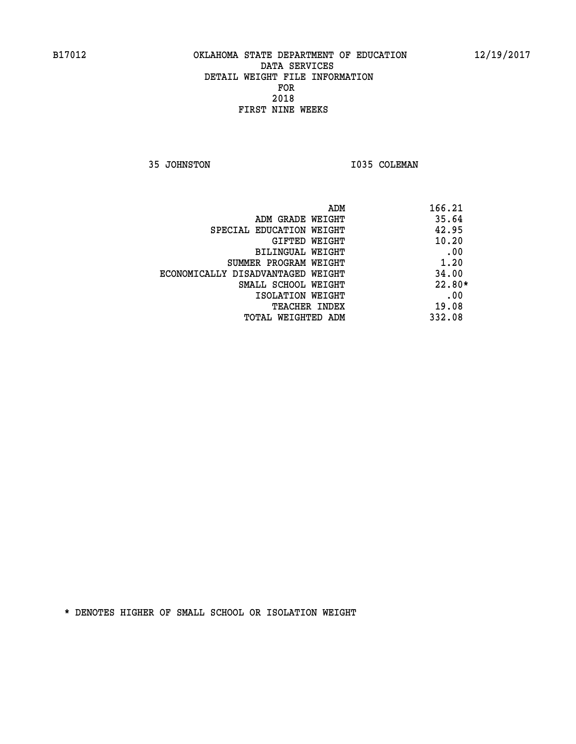B17012 OKLAHOMA STATE DEPARTMENT OF EDUCATION 12/19/2017

DATA SERVICES
DETAIL WEIGHT FILE INFORMATION
FOR
2018
FIRST NINE WEEKS

35 JOHNSTON I035 COLEMAN

| | |
|---|---|
| ADM | 166.21 |
| ADM GRADE WEIGHT | 35.64 |
| SPECIAL EDUCATION WEIGHT | 42.95 |
| GIFTED WEIGHT | 10.20 |
| BILINGUAL WEIGHT | .00 |
| SUMMER PROGRAM WEIGHT | 1.20 |
| ECONOMICALLY DISADVANTAGED WEIGHT | 34.00 |
| SMALL SCHOOL WEIGHT | 22.80* |
| ISOLATION WEIGHT | .00 |
| TEACHER INDEX | 19.08 |
| TOTAL WEIGHTED ADM | 332.08 |

* DENOTES HIGHER OF SMALL SCHOOL OR ISOLATION WEIGHT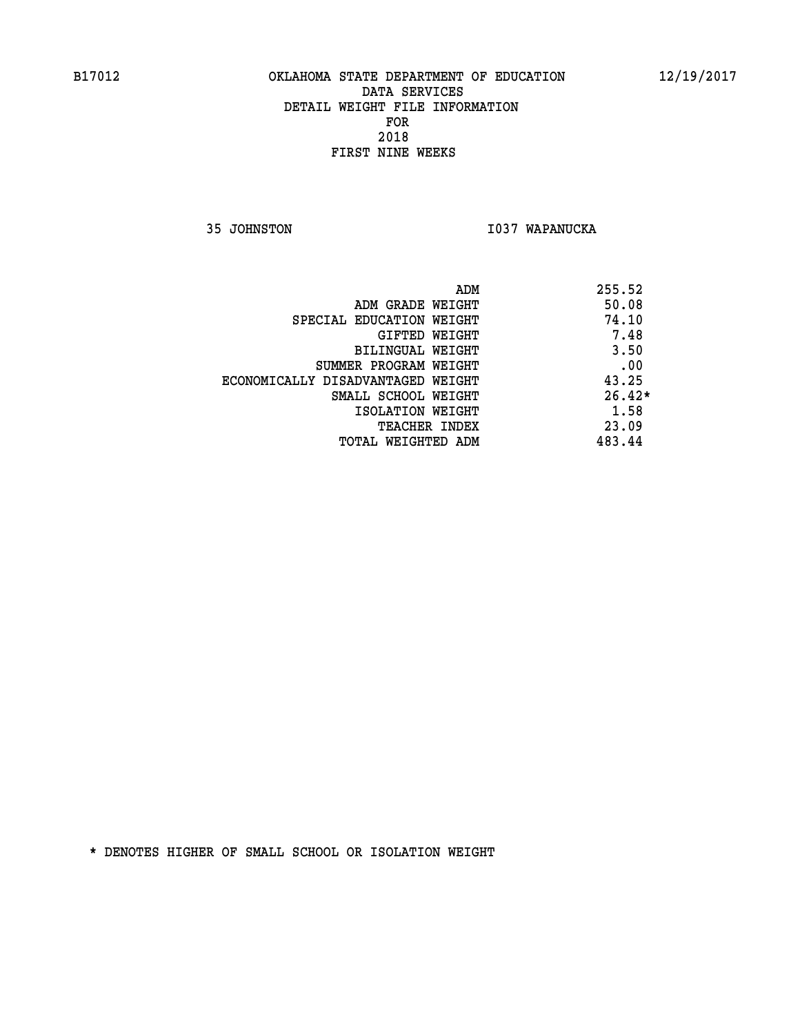B17012 OKLAHOMA STATE DEPARTMENT OF EDUCATION 12/19/2017

DATA SERVICES
DETAIL WEIGHT FILE INFORMATION
FOR
2018
FIRST NINE WEEKS

35 JOHNSTON I037 WAPANUCKA

| | |
|---|---|
| ADM | 255.52 |
| ADM GRADE WEIGHT | 50.08 |
| SPECIAL EDUCATION WEIGHT | 74.10 |
| GIFTED WEIGHT | 7.48 |
| BILINGUAL WEIGHT | 3.50 |
| SUMMER PROGRAM WEIGHT | .00 |
| ECONOMICALLY DISADVANTAGED WEIGHT | 43.25 |
| SMALL SCHOOL WEIGHT | 26.42* |
| ISOLATION WEIGHT | 1.58 |
| TEACHER INDEX | 23.09 |
| TOTAL WEIGHTED ADM | 483.44 |

* DENOTES HIGHER OF SMALL SCHOOL OR ISOLATION WEIGHT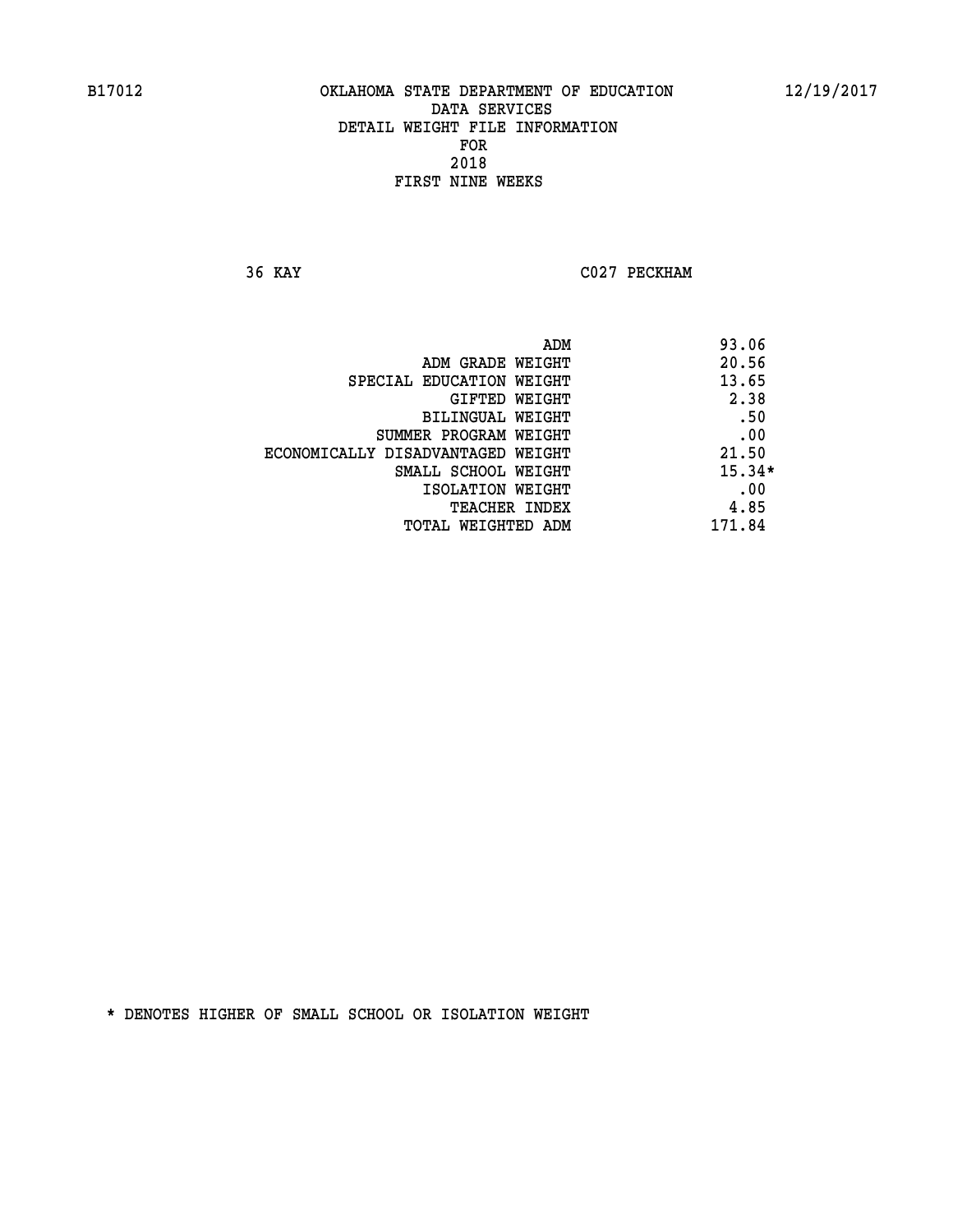B17012 OKLAHOMA STATE DEPARTMENT OF EDUCATION 12/19/2017

DATA SERVICES
DETAIL WEIGHT FILE INFORMATION
FOR
2018
FIRST NINE WEEKS

36 KAY C027 PECKHAM

| | |
|---|---|
| ADM | 93.06 |
| ADM GRADE WEIGHT | 20.56 |
| SPECIAL EDUCATION WEIGHT | 13.65 |
| GIFTED WEIGHT | 2.38 |
| BILINGUAL WEIGHT | .50 |
| SUMMER PROGRAM WEIGHT | .00 |
| ECONOMICALLY DISADVANTAGED WEIGHT | 21.50 |
| SMALL SCHOOL WEIGHT | 15.34* |
| ISOLATION WEIGHT | .00 |
| TEACHER INDEX | 4.85 |
| TOTAL WEIGHTED ADM | 171.84 |

* DENOTES HIGHER OF SMALL SCHOOL OR ISOLATION WEIGHT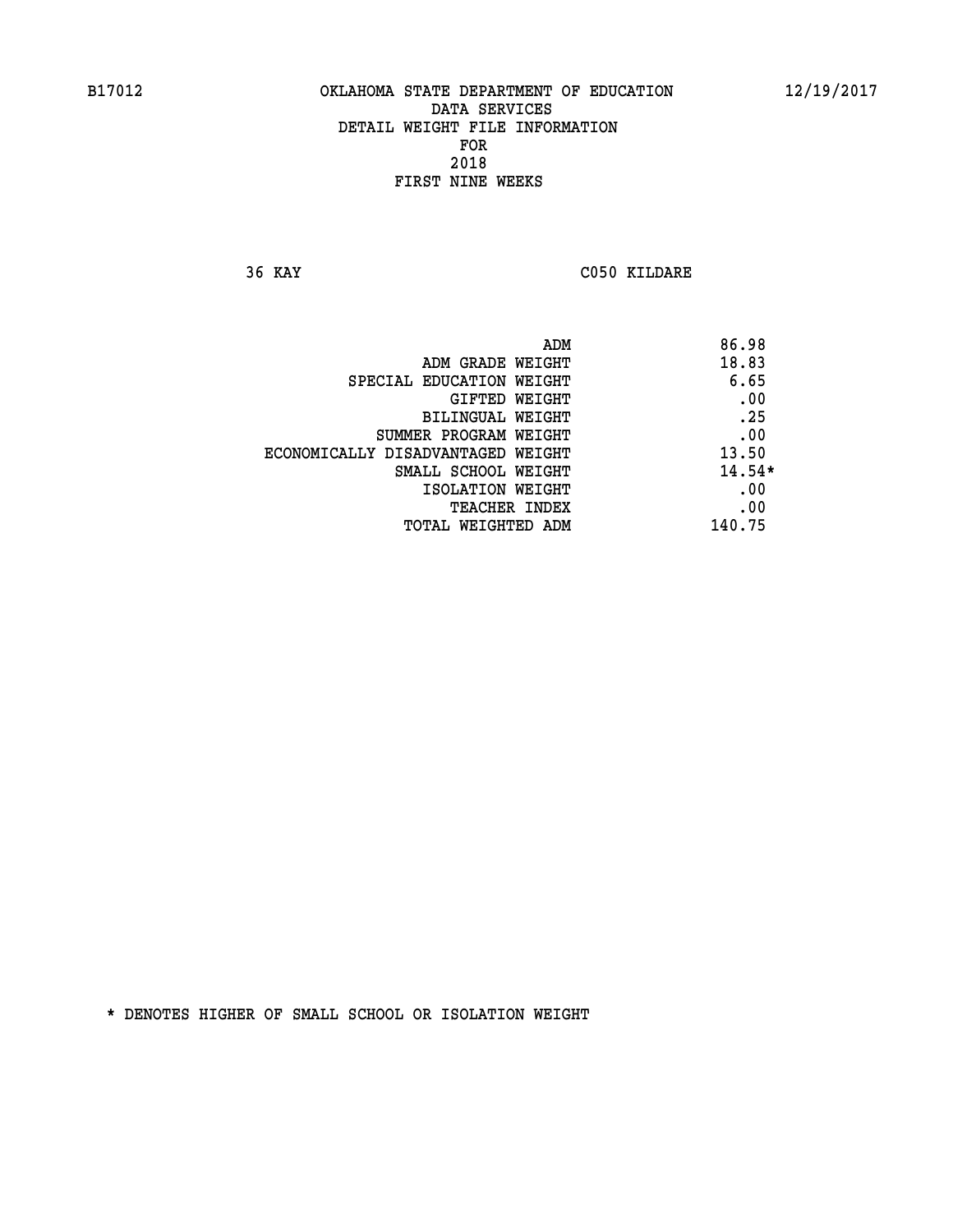B17012 OKLAHOMA STATE DEPARTMENT OF EDUCATION 12/19/2017

DATA SERVICES
DETAIL WEIGHT FILE INFORMATION
FOR
2018
FIRST NINE WEEKS

36 KAY C050 KILDARE

| | |
|---|---|
| ADM | 86.98 |
| ADM GRADE WEIGHT | 18.83 |
| SPECIAL EDUCATION WEIGHT | 6.65 |
| GIFTED WEIGHT | .00 |
| BILINGUAL WEIGHT | .25 |
| SUMMER PROGRAM WEIGHT | .00 |
| ECONOMICALLY DISADVANTAGED WEIGHT | 13.50 |
| SMALL SCHOOL WEIGHT | 14.54* |
| ISOLATION WEIGHT | .00 |
| TEACHER INDEX | .00 |
| TOTAL WEIGHTED ADM | 140.75 |

* DENOTES HIGHER OF SMALL SCHOOL OR ISOLATION WEIGHT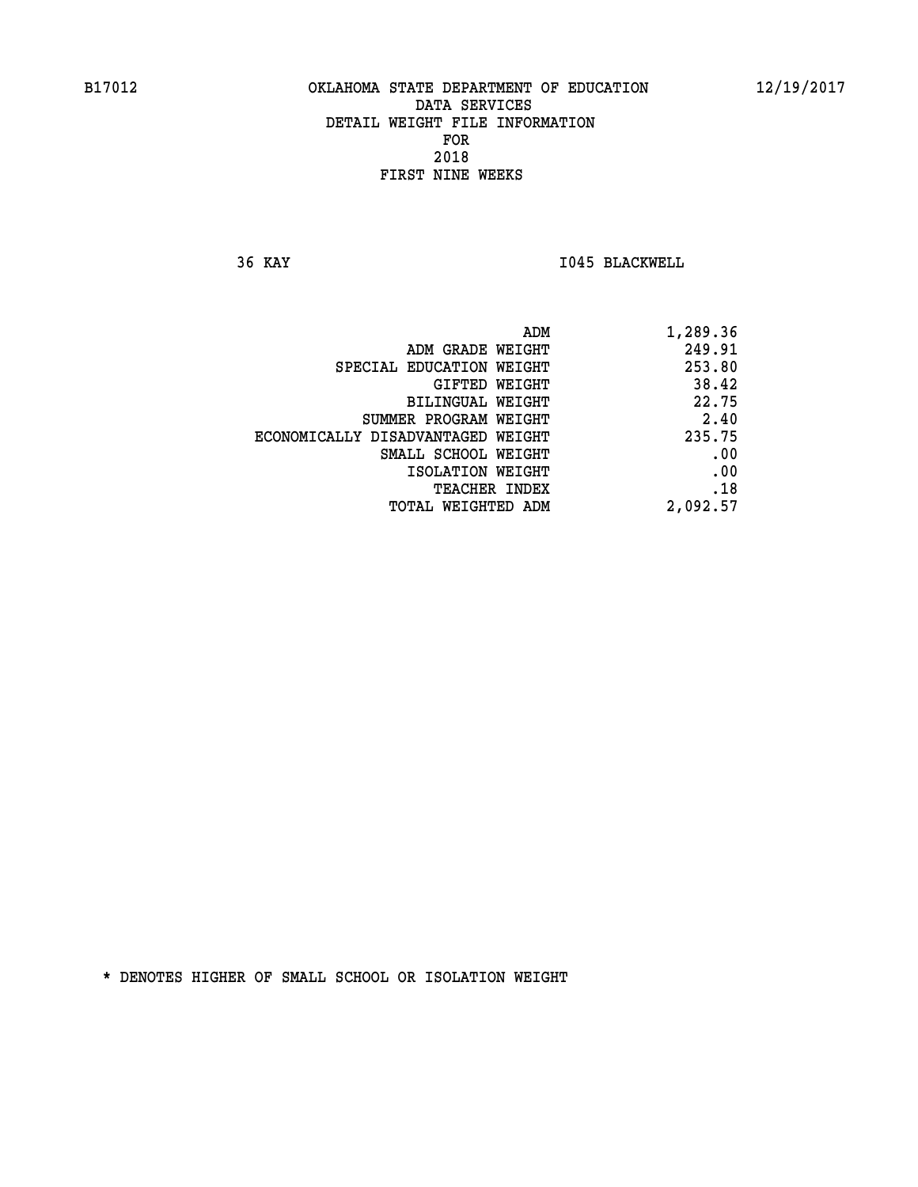B17012 OKLAHOMA STATE DEPARTMENT OF EDUCATION 12/19/2017

DATA SERVICES
DETAIL WEIGHT FILE INFORMATION
FOR
2018
FIRST NINE WEEKS

36 KAY I045 BLACKWELL

| | |
|---|---|
| ADM | 1,289.36 |
| ADM GRADE WEIGHT | 249.91 |
| SPECIAL EDUCATION WEIGHT | 253.80 |
| GIFTED WEIGHT | 38.42 |
| BILINGUAL WEIGHT | 22.75 |
| SUMMER PROGRAM WEIGHT | 2.40 |
| ECONOMICALLY DISADVANTAGED WEIGHT | 235.75 |
| SMALL SCHOOL WEIGHT | .00 |
| ISOLATION WEIGHT | .00 |
| TEACHER INDEX | .18 |
| TOTAL WEIGHTED ADM | 2,092.57 |

* DENOTES HIGHER OF SMALL SCHOOL OR ISOLATION WEIGHT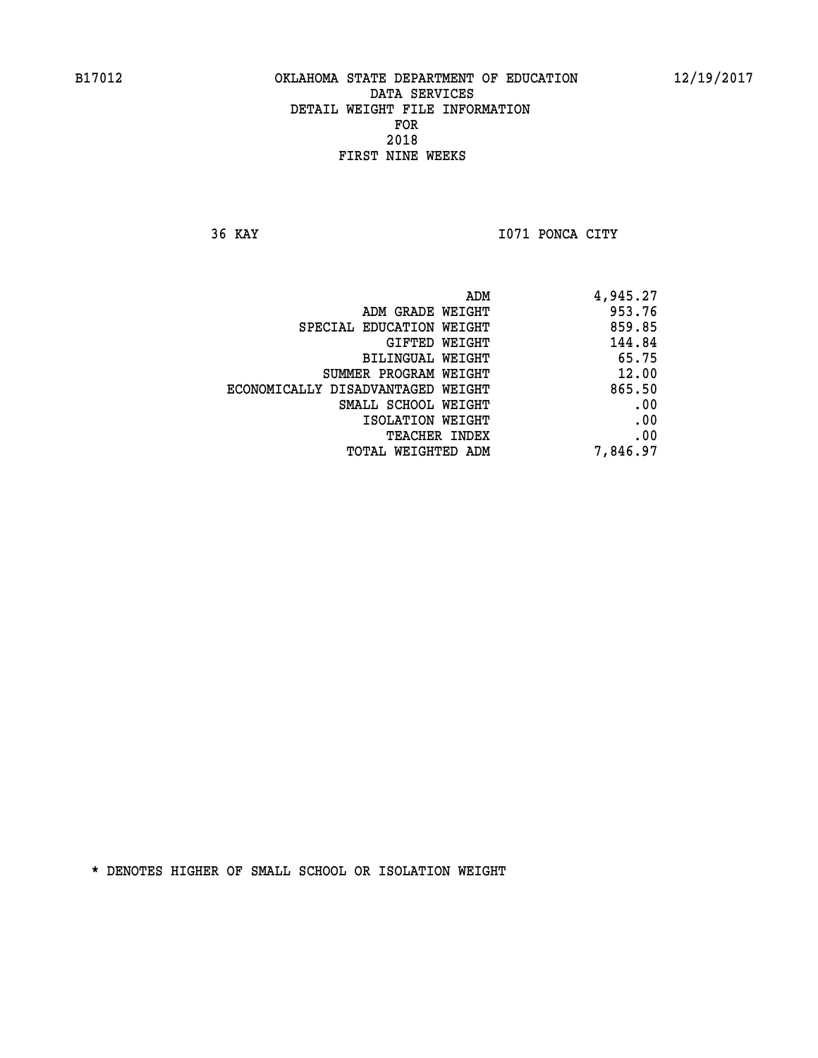B17012 OKLAHOMA STATE DEPARTMENT OF EDUCATION 12/19/2017

DATA SERVICES
DETAIL WEIGHT FILE INFORMATION
FOR
2018
FIRST NINE WEEKS

36 KAY I071 PONCA CITY

| | |
|---|---|
| ADM | 4,945.27 |
| ADM GRADE WEIGHT | 953.76 |
| SPECIAL EDUCATION WEIGHT | 859.85 |
| GIFTED WEIGHT | 144.84 |
| BILINGUAL WEIGHT | 65.75 |
| SUMMER PROGRAM WEIGHT | 12.00 |
| ECONOMICALLY DISADVANTAGED WEIGHT | 865.50 |
| SMALL SCHOOL WEIGHT | .00 |
| ISOLATION WEIGHT | .00 |
| TEACHER INDEX | .00 |
| TOTAL WEIGHTED ADM | 7,846.97 |

* DENOTES HIGHER OF SMALL SCHOOL OR ISOLATION WEIGHT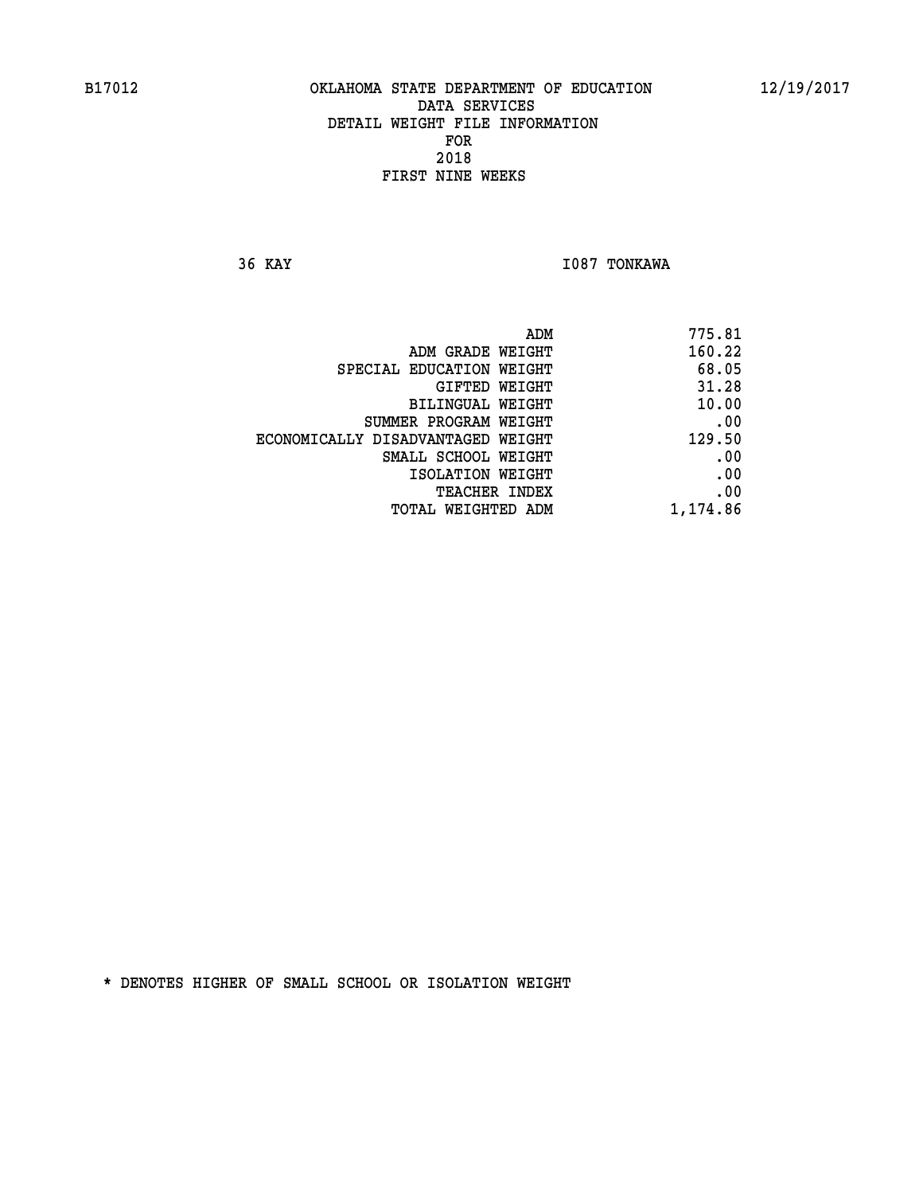B17012 OKLAHOMA STATE DEPARTMENT OF EDUCATION 12/19/2017

DATA SERVICES
DETAIL WEIGHT FILE INFORMATION
FOR
2018
FIRST NINE WEEKS

36 KAY I087 TONKAWA

| | |
|---|---|
| ADM | 775.81 |
| ADM GRADE WEIGHT | 160.22 |
| SPECIAL EDUCATION WEIGHT | 68.05 |
| GIFTED WEIGHT | 31.28 |
| BILINGUAL WEIGHT | 10.00 |
| SUMMER PROGRAM WEIGHT | .00 |
| ECONOMICALLY DISADVANTAGED WEIGHT | 129.50 |
| SMALL SCHOOL WEIGHT | .00 |
| ISOLATION WEIGHT | .00 |
| TEACHER INDEX | .00 |
| TOTAL WEIGHTED ADM | 1,174.86 |

* DENOTES HIGHER OF SMALL SCHOOL OR ISOLATION WEIGHT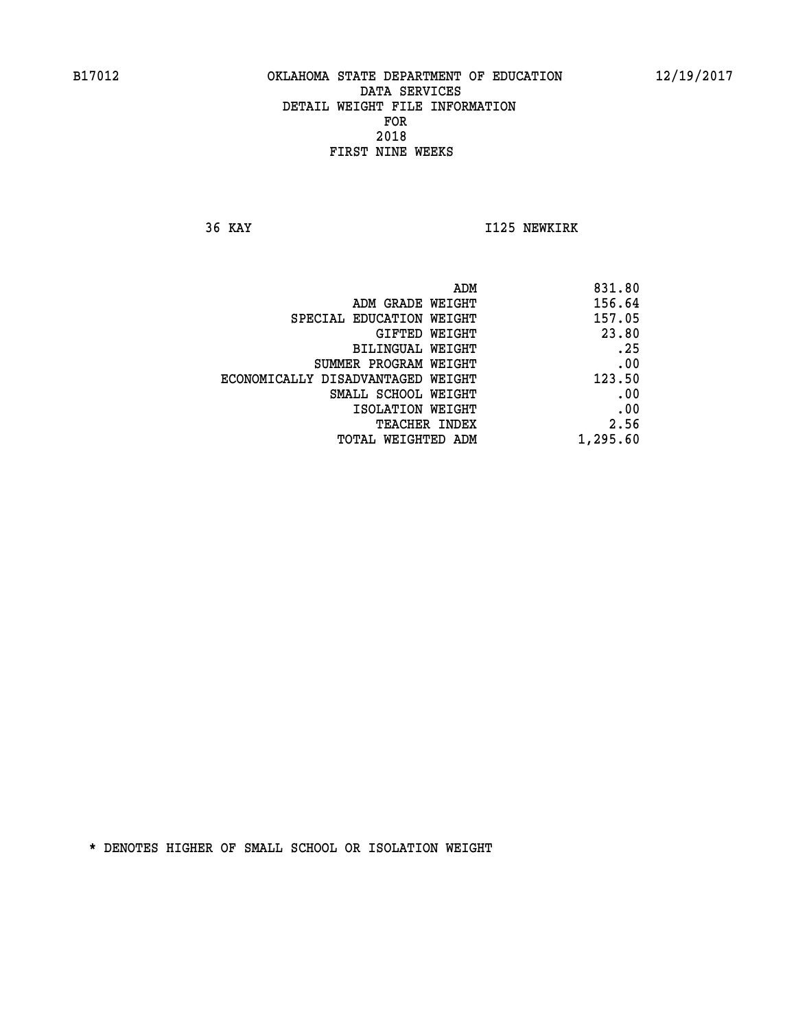B17012 OKLAHOMA STATE DEPARTMENT OF EDUCATION 12/19/2017

DATA SERVICES
DETAIL WEIGHT FILE INFORMATION
FOR
2018
FIRST NINE WEEKS

36 KAY I125 NEWKIRK

| | |
|---|---|
| ADM | 831.80 |
| ADM GRADE WEIGHT | 156.64 |
| SPECIAL EDUCATION WEIGHT | 157.05 |
| GIFTED WEIGHT | 23.80 |
| BILINGUAL WEIGHT | .25 |
| SUMMER PROGRAM WEIGHT | .00 |
| ECONOMICALLY DISADVANTAGED WEIGHT | 123.50 |
| SMALL SCHOOL WEIGHT | .00 |
| ISOLATION WEIGHT | .00 |
| TEACHER INDEX | 2.56 |
| TOTAL WEIGHTED ADM | 1,295.60 |

* DENOTES HIGHER OF SMALL SCHOOL OR ISOLATION WEIGHT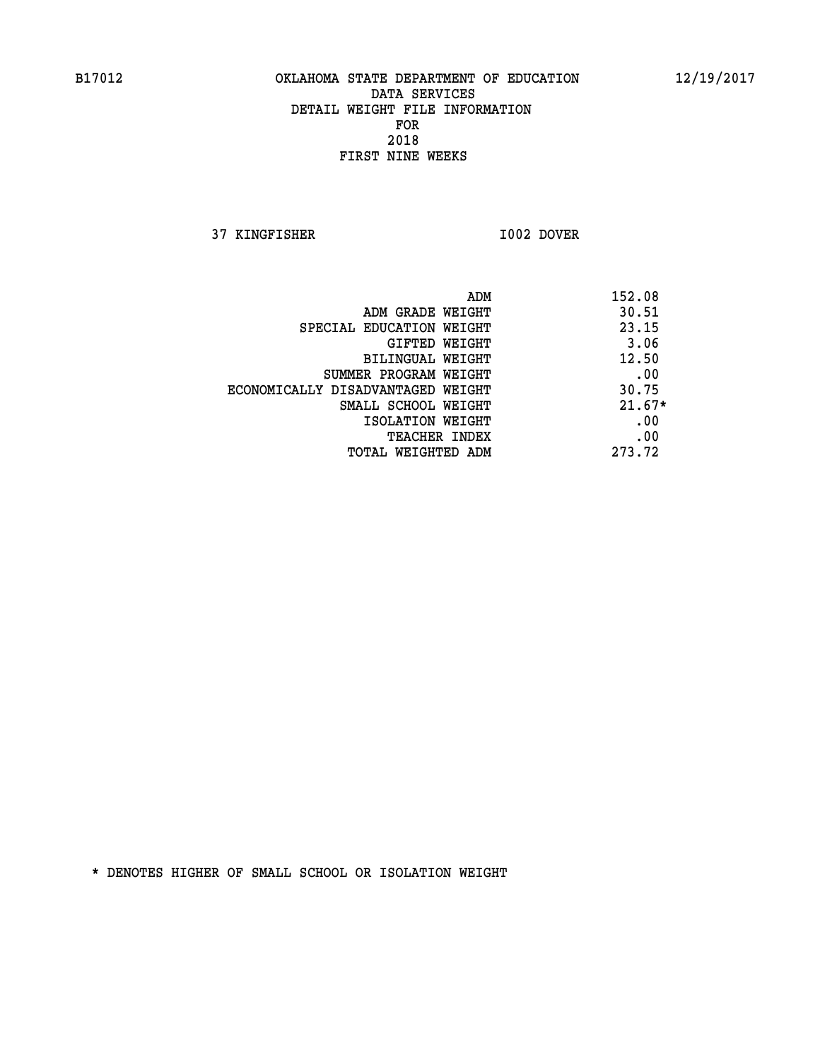B17012 OKLAHOMA STATE DEPARTMENT OF EDUCATION 12/19/2017

DATA SERVICES
DETAIL WEIGHT FILE INFORMATION
FOR
2018
FIRST NINE WEEKS

37 KINGFISHER I002 DOVER

| | |
|---|---|
| ADM | 152.08 |
| ADM GRADE WEIGHT | 30.51 |
| SPECIAL EDUCATION WEIGHT | 23.15 |
| GIFTED WEIGHT | 3.06 |
| BILINGUAL WEIGHT | 12.50 |
| SUMMER PROGRAM WEIGHT | .00 |
| ECONOMICALLY DISADVANTAGED WEIGHT | 30.75 |
| SMALL SCHOOL WEIGHT | 21.67* |
| ISOLATION WEIGHT | .00 |
| TEACHER INDEX | .00 |
| TOTAL WEIGHTED ADM | 273.72 |

* DENOTES HIGHER OF SMALL SCHOOL OR ISOLATION WEIGHT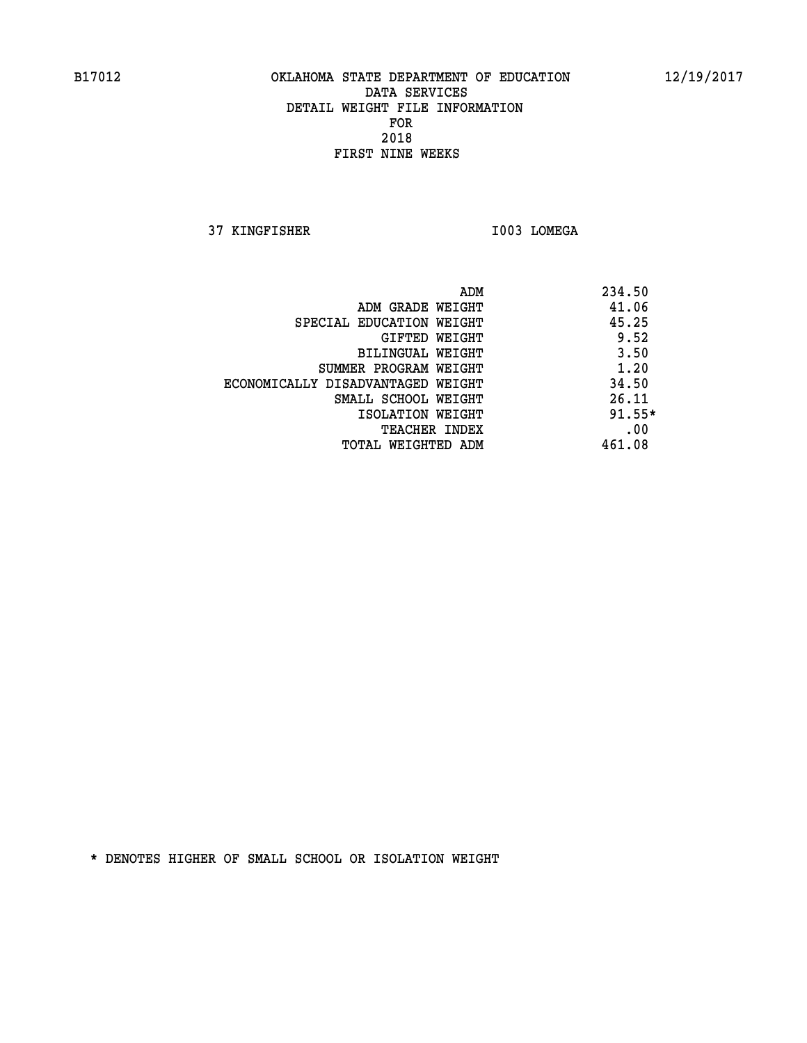B17012 OKLAHOMA STATE DEPARTMENT OF EDUCATION 12/19/2017

DATA SERVICES
DETAIL WEIGHT FILE INFORMATION
FOR
2018
FIRST NINE WEEKS

37 KINGFISHER I003 LOMEGA

| | |
|---|---|
| ADM | 234.50 |
| ADM GRADE WEIGHT | 41.06 |
| SPECIAL EDUCATION WEIGHT | 45.25 |
| GIFTED WEIGHT | 9.52 |
| BILINGUAL WEIGHT | 3.50 |
| SUMMER PROGRAM WEIGHT | 1.20 |
| ECONOMICALLY DISADVANTAGED WEIGHT | 34.50 |
| SMALL SCHOOL WEIGHT | 26.11 |
| ISOLATION WEIGHT | 91.55* |
| TEACHER INDEX | .00 |
| TOTAL WEIGHTED ADM | 461.08 |

* DENOTES HIGHER OF SMALL SCHOOL OR ISOLATION WEIGHT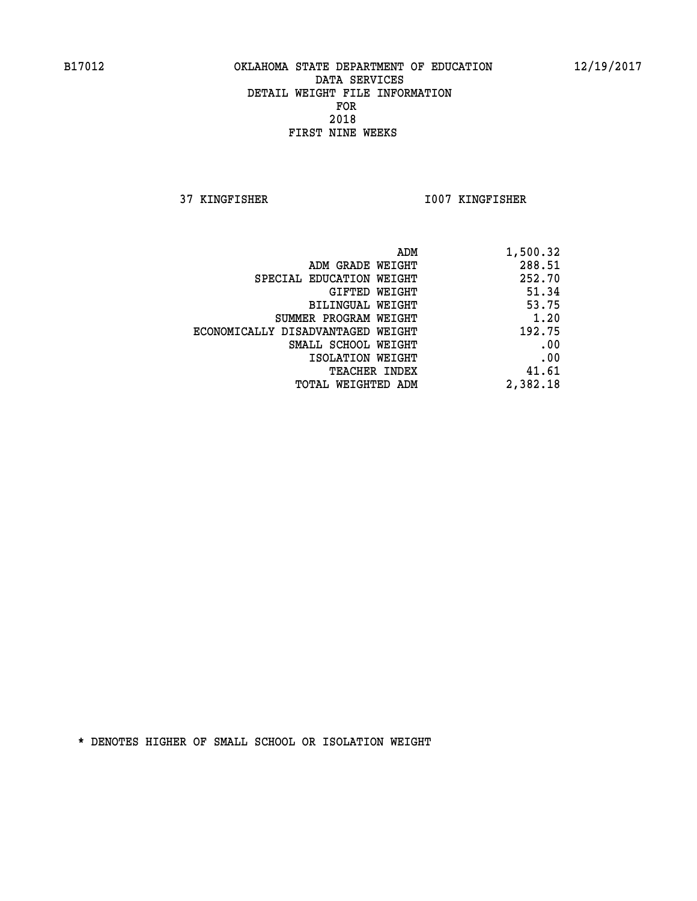B17012 OKLAHOMA STATE DEPARTMENT OF EDUCATION 12/19/2017

DATA SERVICES
DETAIL WEIGHT FILE INFORMATION
FOR
2018
FIRST NINE WEEKS

37 KINGFISHER I007 KINGFISHER

| | |
|---|---|
| ADM | 1,500.32 |
| ADM GRADE WEIGHT | 288.51 |
| SPECIAL EDUCATION WEIGHT | 252.70 |
| GIFTED WEIGHT | 51.34 |
| BILINGUAL WEIGHT | 53.75 |
| SUMMER PROGRAM WEIGHT | 1.20 |
| ECONOMICALLY DISADVANTAGED WEIGHT | 192.75 |
| SMALL SCHOOL WEIGHT | .00 |
| ISOLATION WEIGHT | .00 |
| TEACHER INDEX | 41.61 |
| TOTAL WEIGHTED ADM | 2,382.18 |

* DENOTES HIGHER OF SMALL SCHOOL OR ISOLATION WEIGHT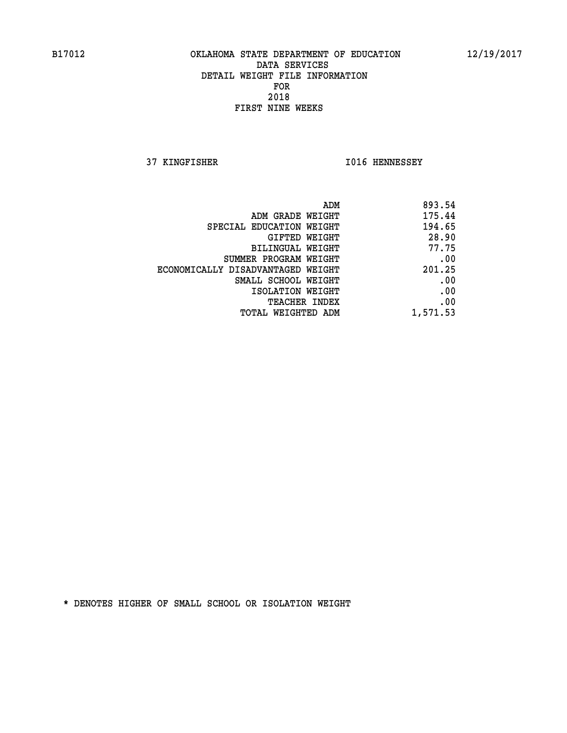B17012 OKLAHOMA STATE DEPARTMENT OF EDUCATION 12/19/2017
DATA SERVICES
DETAIL WEIGHT FILE INFORMATION
FOR
2018
FIRST NINE WEEKS

37 KINGFISHER I016 HENNESSEY

| | |
|---|---|
| ADM | 893.54 |
| ADM GRADE WEIGHT | 175.44 |
| SPECIAL EDUCATION WEIGHT | 194.65 |
| GIFTED WEIGHT | 28.90 |
| BILINGUAL WEIGHT | 77.75 |
| SUMMER PROGRAM WEIGHT | .00 |
| ECONOMICALLY DISADVANTAGED WEIGHT | 201.25 |
| SMALL SCHOOL WEIGHT | .00 |
| ISOLATION WEIGHT | .00 |
| TEACHER INDEX | .00 |
| TOTAL WEIGHTED ADM | 1,571.53 |

* DENOTES HIGHER OF SMALL SCHOOL OR ISOLATION WEIGHT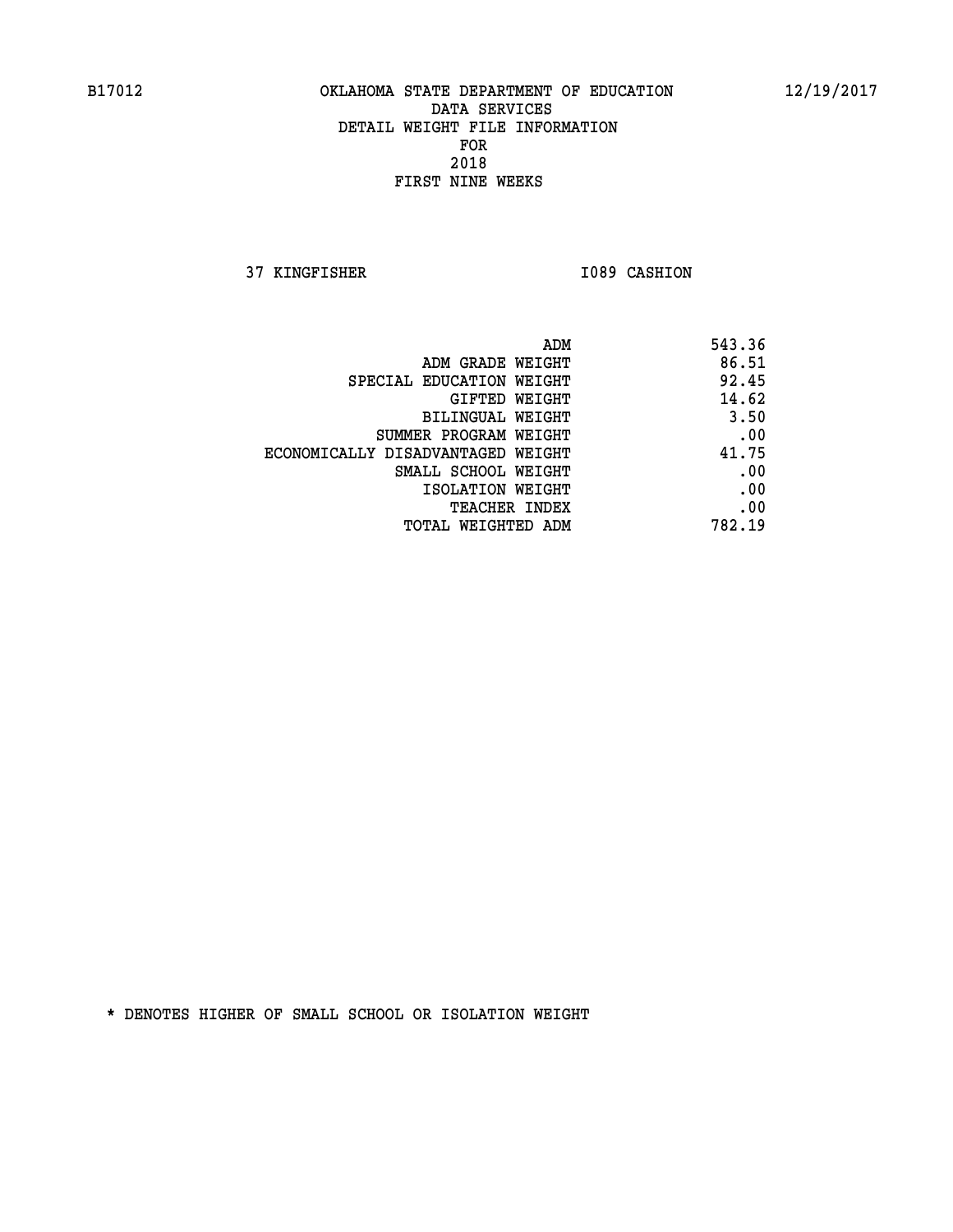B17012 OKLAHOMA STATE DEPARTMENT OF EDUCATION 12/19/2017

DATA SERVICES
DETAIL WEIGHT FILE INFORMATION
FOR
2018
FIRST NINE WEEKS

37 KINGFISHER I089 CASHION

| | |
|---|---|
| ADM | 543.36 |
| ADM GRADE WEIGHT | 86.51 |
| SPECIAL EDUCATION WEIGHT | 92.45 |
| GIFTED WEIGHT | 14.62 |
| BILINGUAL WEIGHT | 3.50 |
| SUMMER PROGRAM WEIGHT | .00 |
| ECONOMICALLY DISADVANTAGED WEIGHT | 41.75 |
| SMALL SCHOOL WEIGHT | .00 |
| ISOLATION WEIGHT | .00 |
| TEACHER INDEX | .00 |
| TOTAL WEIGHTED ADM | 782.19 |

* DENOTES HIGHER OF SMALL SCHOOL OR ISOLATION WEIGHT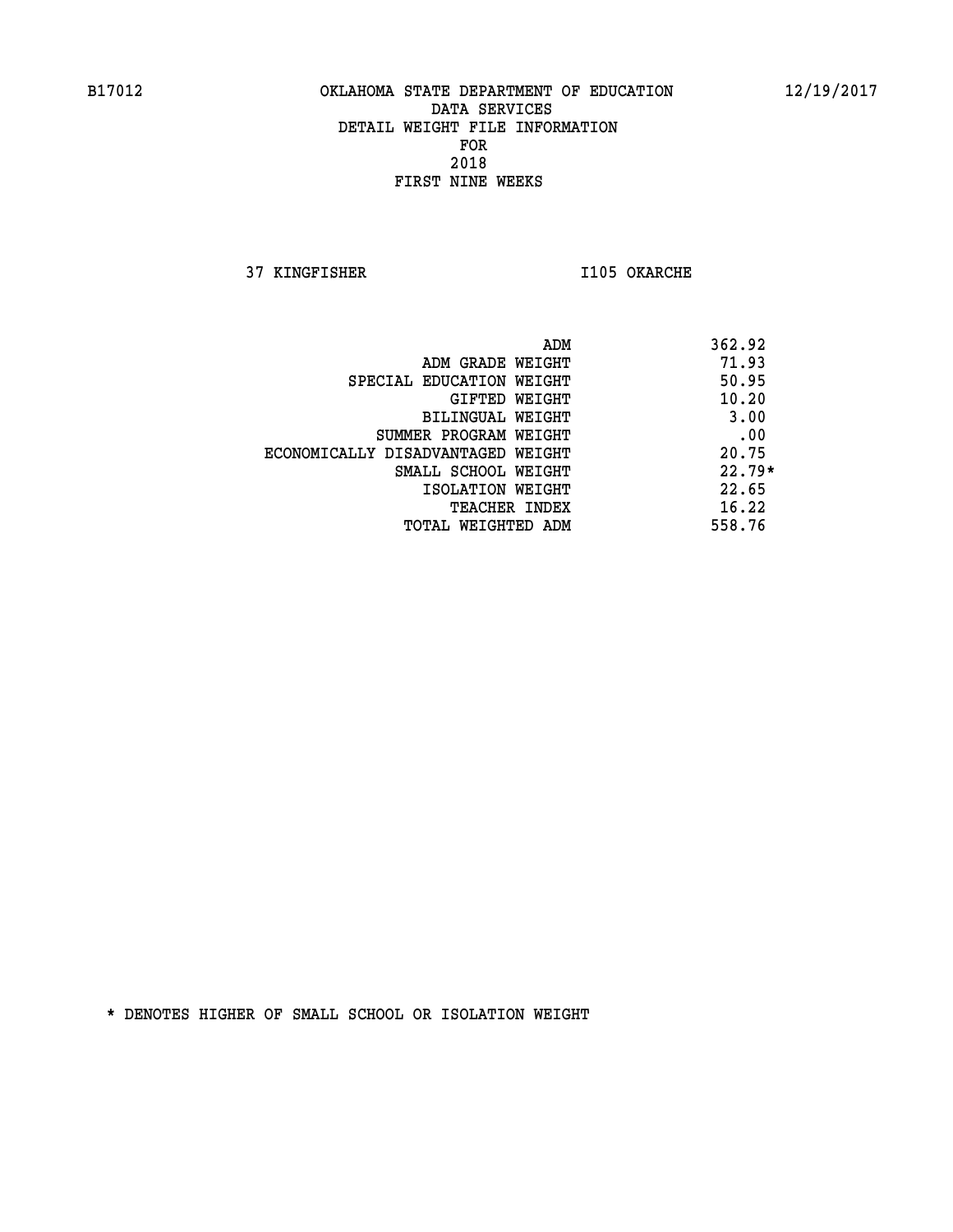B17012 OKLAHOMA STATE DEPARTMENT OF EDUCATION 12/19/2017

DATA SERVICES
DETAIL WEIGHT FILE INFORMATION
FOR
2018
FIRST NINE WEEKS

37 KINGFISHER I105 OKARCHE

| | |
|---|---|
| ADM | 362.92 |
| ADM GRADE WEIGHT | 71.93 |
| SPECIAL EDUCATION WEIGHT | 50.95 |
| GIFTED WEIGHT | 10.20 |
| BILINGUAL WEIGHT | 3.00 |
| SUMMER PROGRAM WEIGHT | .00 |
| ECONOMICALLY DISADVANTAGED WEIGHT | 20.75 |
| SMALL SCHOOL WEIGHT | 22.79* |
| ISOLATION WEIGHT | 22.65 |
| TEACHER INDEX | 16.22 |
| TOTAL WEIGHTED ADM | 558.76 |

* DENOTES HIGHER OF SMALL SCHOOL OR ISOLATION WEIGHT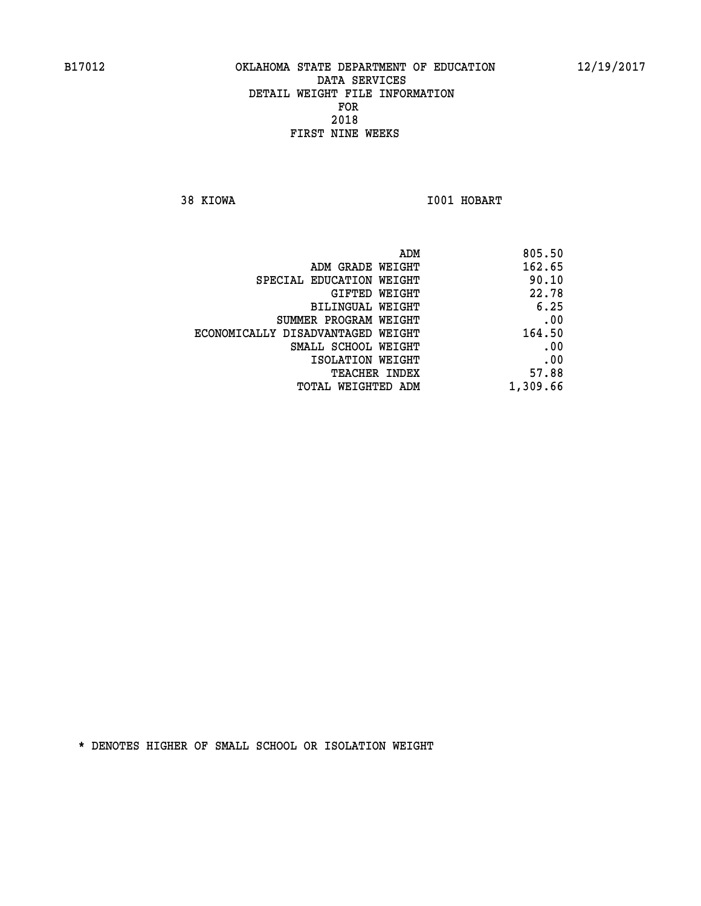B17012 OKLAHOMA STATE DEPARTMENT OF EDUCATION 12/19/2017

DATA SERVICES
DETAIL WEIGHT FILE INFORMATION
FOR
2018
FIRST NINE WEEKS

38 KIOWA I001 HOBART

| | |
|---|---|
| ADM | 805.50 |
| ADM GRADE WEIGHT | 162.65 |
| SPECIAL EDUCATION WEIGHT | 90.10 |
| GIFTED WEIGHT | 22.78 |
| BILINGUAL WEIGHT | 6.25 |
| SUMMER PROGRAM WEIGHT | .00 |
| ECONOMICALLY DISADVANTAGED WEIGHT | 164.50 |
| SMALL SCHOOL WEIGHT | .00 |
| ISOLATION WEIGHT | .00 |
| TEACHER INDEX | 57.88 |
| TOTAL WEIGHTED ADM | 1,309.66 |

* DENOTES HIGHER OF SMALL SCHOOL OR ISOLATION WEIGHT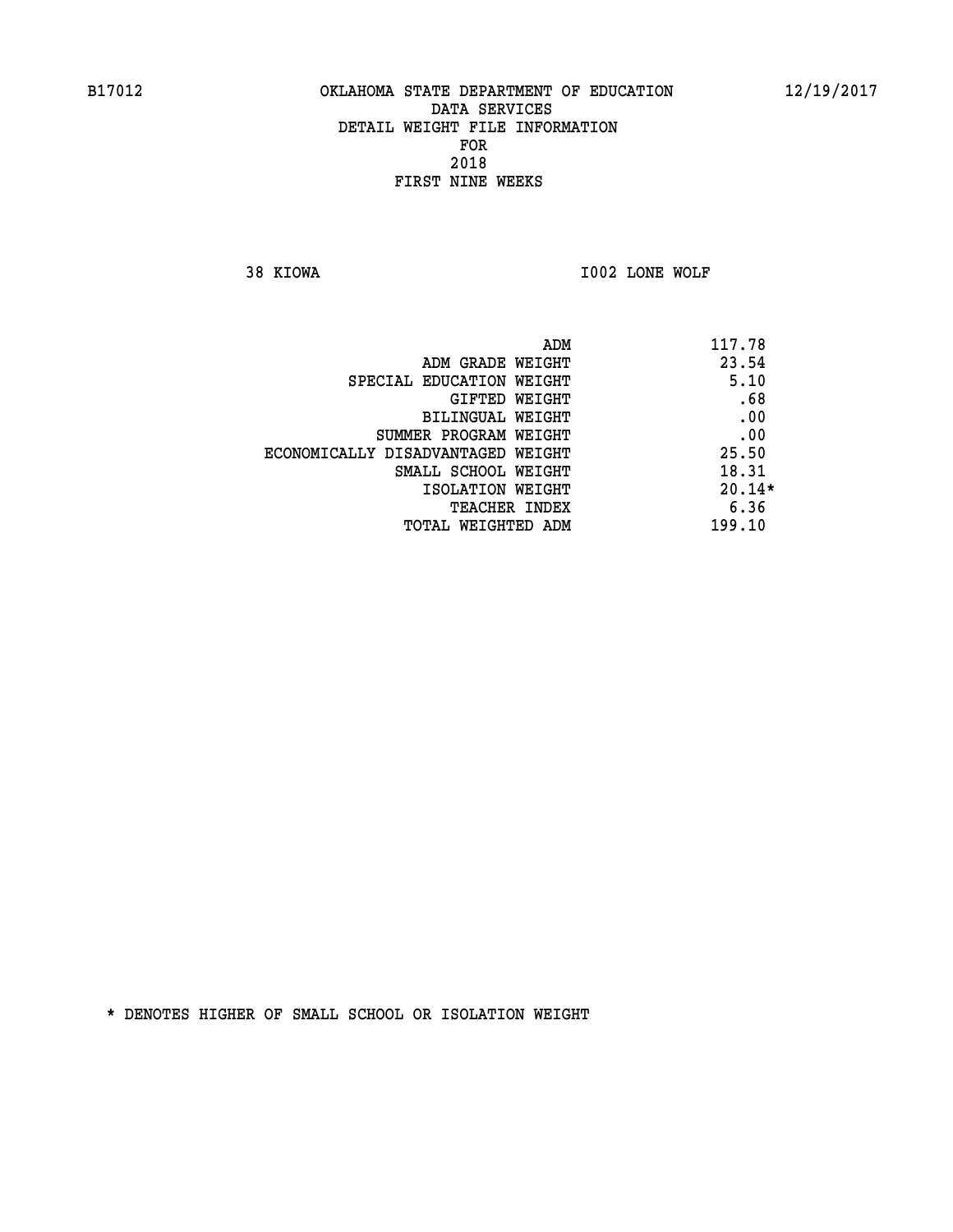B17012 OKLAHOMA STATE DEPARTMENT OF EDUCATION 12/19/2017

DATA SERVICES
DETAIL WEIGHT FILE INFORMATION
FOR
2018
FIRST NINE WEEKS

38 KIOWA I002 LONE WOLF

| | |
|---|---|
| ADM | 117.78 |
| ADM GRADE WEIGHT | 23.54 |
| SPECIAL EDUCATION WEIGHT | 5.10 |
| GIFTED WEIGHT | .68 |
| BILINGUAL WEIGHT | .00 |
| SUMMER PROGRAM WEIGHT | .00 |
| ECONOMICALLY DISADVANTAGED WEIGHT | 25.50 |
| SMALL SCHOOL WEIGHT | 18.31 |
| ISOLATION WEIGHT | 20.14* |
| TEACHER INDEX | 6.36 |
| TOTAL WEIGHTED ADM | 199.10 |

* DENOTES HIGHER OF SMALL SCHOOL OR ISOLATION WEIGHT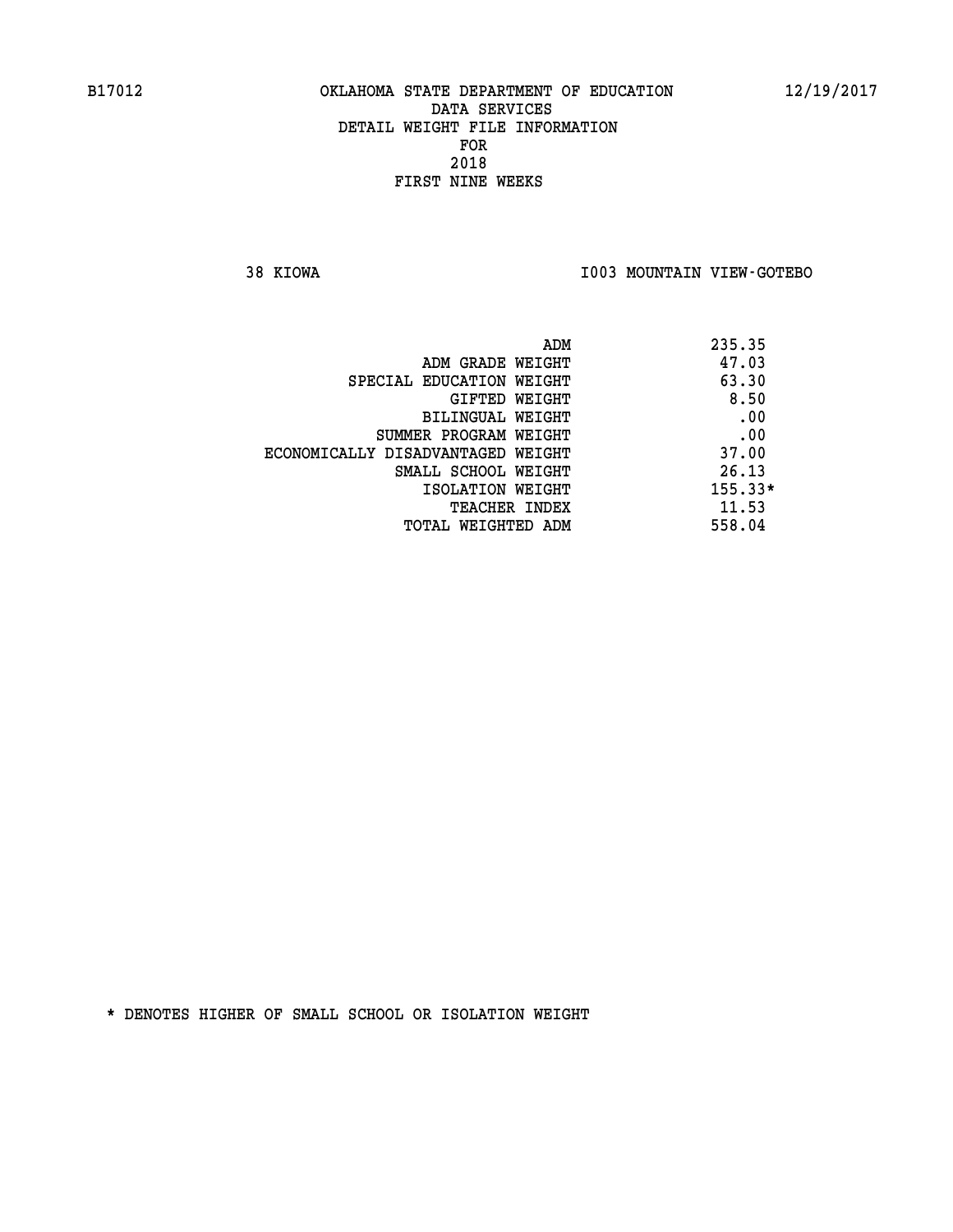B17012 OKLAHOMA STATE DEPARTMENT OF EDUCATION 12/19/2017
DATA SERVICES
DETAIL WEIGHT FILE INFORMATION
FOR
2018
FIRST NINE WEEKS

38 KIOWA I003 MOUNTAIN VIEW-GOTEBO

| | |
|---|---|
| ADM | 235.35 |
| ADM GRADE WEIGHT | 47.03 |
| SPECIAL EDUCATION WEIGHT | 63.30 |
| GIFTED WEIGHT | 8.50 |
| BILINGUAL WEIGHT | .00 |
| SUMMER PROGRAM WEIGHT | .00 |
| ECONOMICALLY DISADVANTAGED WEIGHT | 37.00 |
| SMALL SCHOOL WEIGHT | 26.13 |
| ISOLATION WEIGHT | 155.33* |
| TEACHER INDEX | 11.53 |
| TOTAL WEIGHTED ADM | 558.04 |

* DENOTES HIGHER OF SMALL SCHOOL OR ISOLATION WEIGHT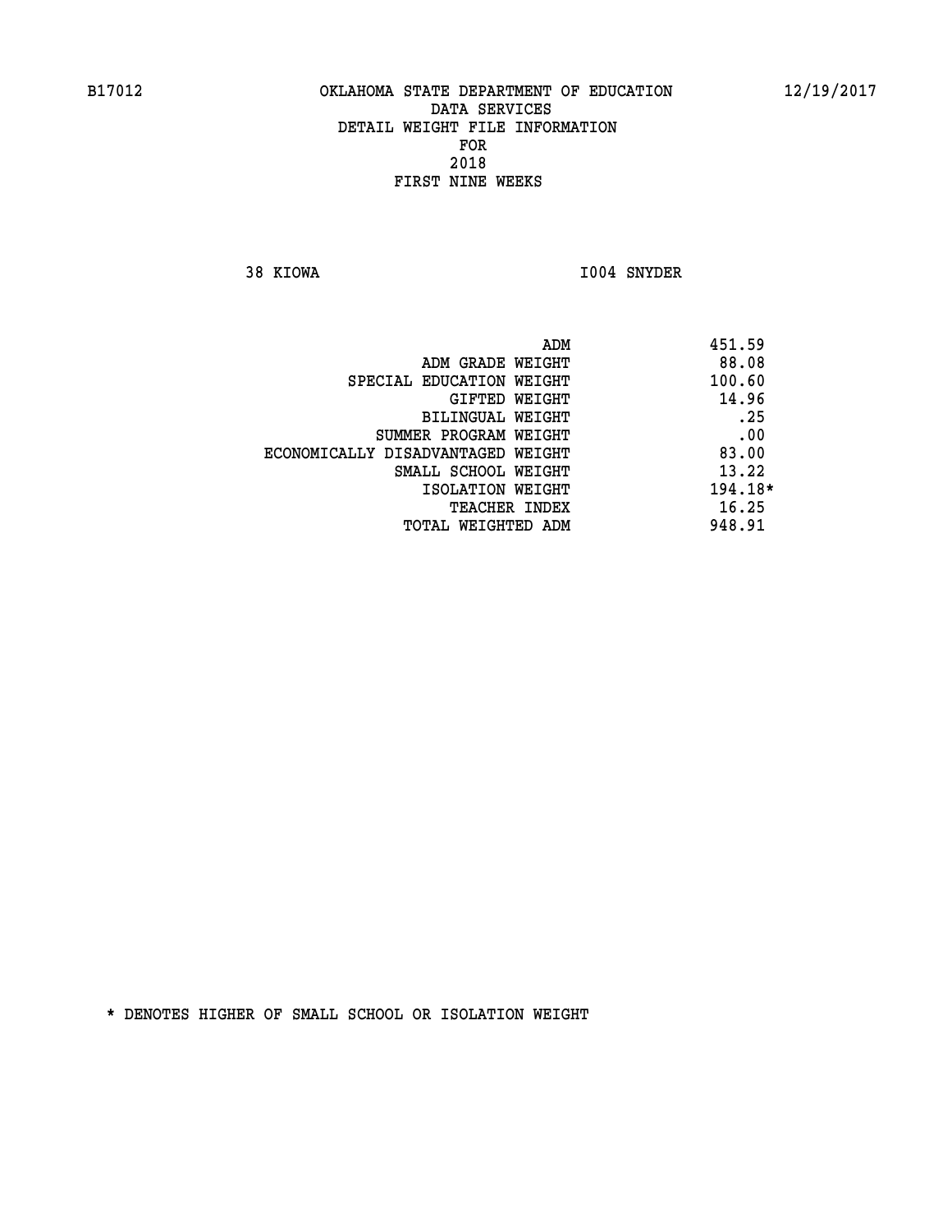B17012 OKLAHOMA STATE DEPARTMENT OF EDUCATION 12/19/2017

DATA SERVICES
DETAIL WEIGHT FILE INFORMATION
FOR
2018
FIRST NINE WEEKS

38 KIOWA I004 SNYDER

| | |
|---|---|
| ADM | 451.59 |
| ADM GRADE WEIGHT | 88.08 |
| SPECIAL EDUCATION WEIGHT | 100.60 |
| GIFTED WEIGHT | 14.96 |
| BILINGUAL WEIGHT | .25 |
| SUMMER PROGRAM WEIGHT | .00 |
| ECONOMICALLY DISADVANTAGED WEIGHT | 83.00 |
| SMALL SCHOOL WEIGHT | 13.22 |
| ISOLATION WEIGHT | 194.18* |
| TEACHER INDEX | 16.25 |
| TOTAL WEIGHTED ADM | 948.91 |

* DENOTES HIGHER OF SMALL SCHOOL OR ISOLATION WEIGHT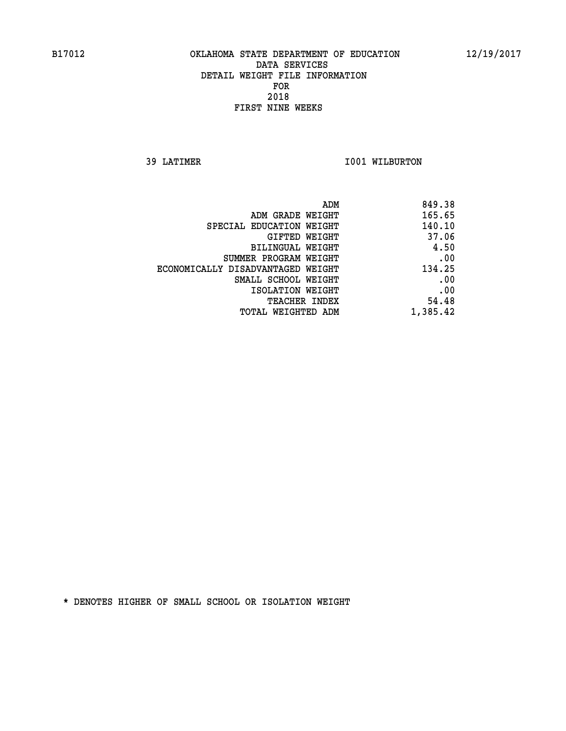B17012 OKLAHOMA STATE DEPARTMENT OF EDUCATION 12/19/2017

DATA SERVICES
DETAIL WEIGHT FILE INFORMATION
FOR
2018
FIRST NINE WEEKS

39 LATIMER I001 WILBURTON

| | |
|---|---|
| ADM | 849.38 |
| ADM GRADE WEIGHT | 165.65 |
| SPECIAL EDUCATION WEIGHT | 140.10 |
| GIFTED WEIGHT | 37.06 |
| BILINGUAL WEIGHT | 4.50 |
| SUMMER PROGRAM WEIGHT | .00 |
| ECONOMICALLY DISADVANTAGED WEIGHT | 134.25 |
| SMALL SCHOOL WEIGHT | .00 |
| ISOLATION WEIGHT | .00 |
| TEACHER INDEX | 54.48 |
| TOTAL WEIGHTED ADM | 1,385.42 |

* DENOTES HIGHER OF SMALL SCHOOL OR ISOLATION WEIGHT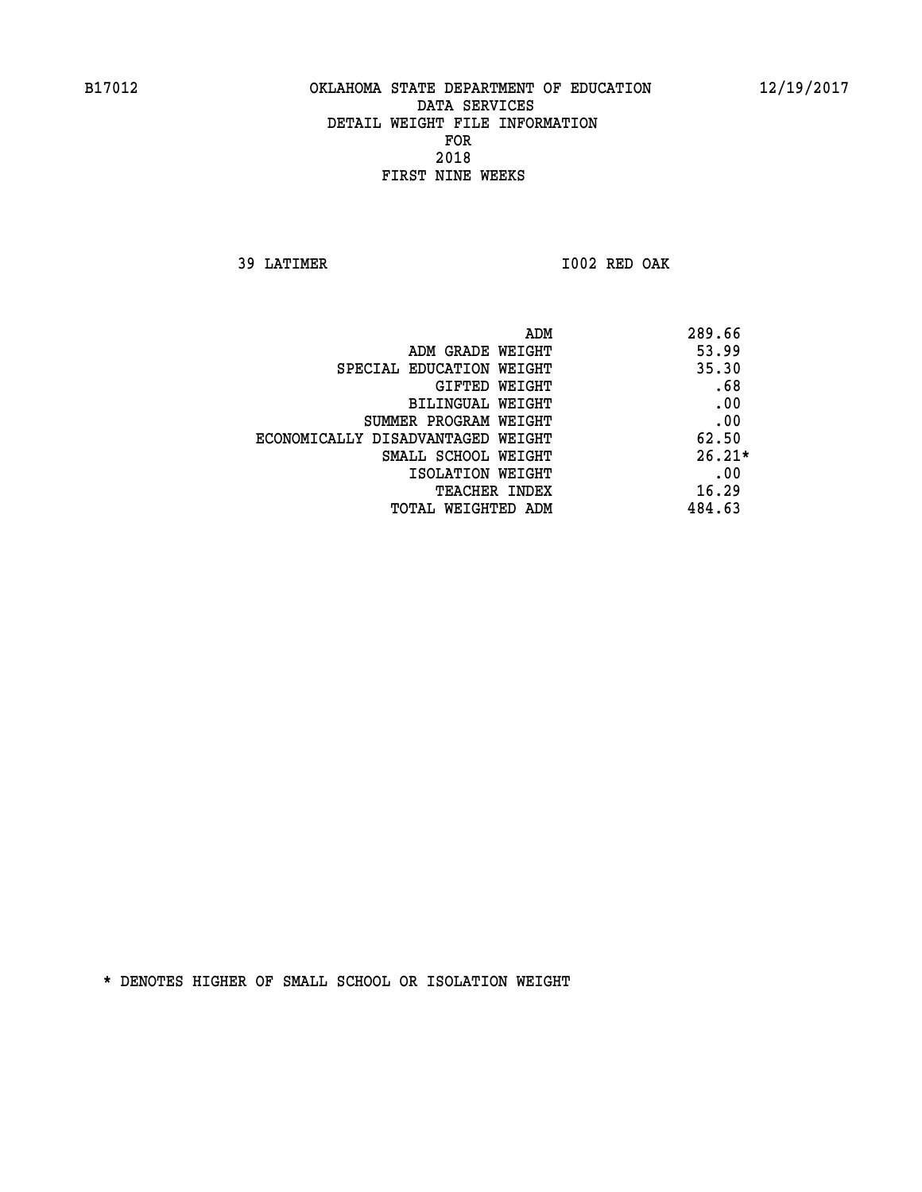B17012 OKLAHOMA STATE DEPARTMENT OF EDUCATION 12/19/2017

DATA SERVICES
DETAIL WEIGHT FILE INFORMATION
FOR
2018
FIRST NINE WEEKS

39 LATIMER I002 RED OAK

| | |
|---|---|
| ADM | 289.66 |
| ADM GRADE WEIGHT | 53.99 |
| SPECIAL EDUCATION WEIGHT | 35.30 |
| GIFTED WEIGHT | .68 |
| BILINGUAL WEIGHT | .00 |
| SUMMER PROGRAM WEIGHT | .00 |
| ECONOMICALLY DISADVANTAGED WEIGHT | 62.50 |
| SMALL SCHOOL WEIGHT | 26.21* |
| ISOLATION WEIGHT | .00 |
| TEACHER INDEX | 16.29 |
| TOTAL WEIGHTED ADM | 484.63 |

* DENOTES HIGHER OF SMALL SCHOOL OR ISOLATION WEIGHT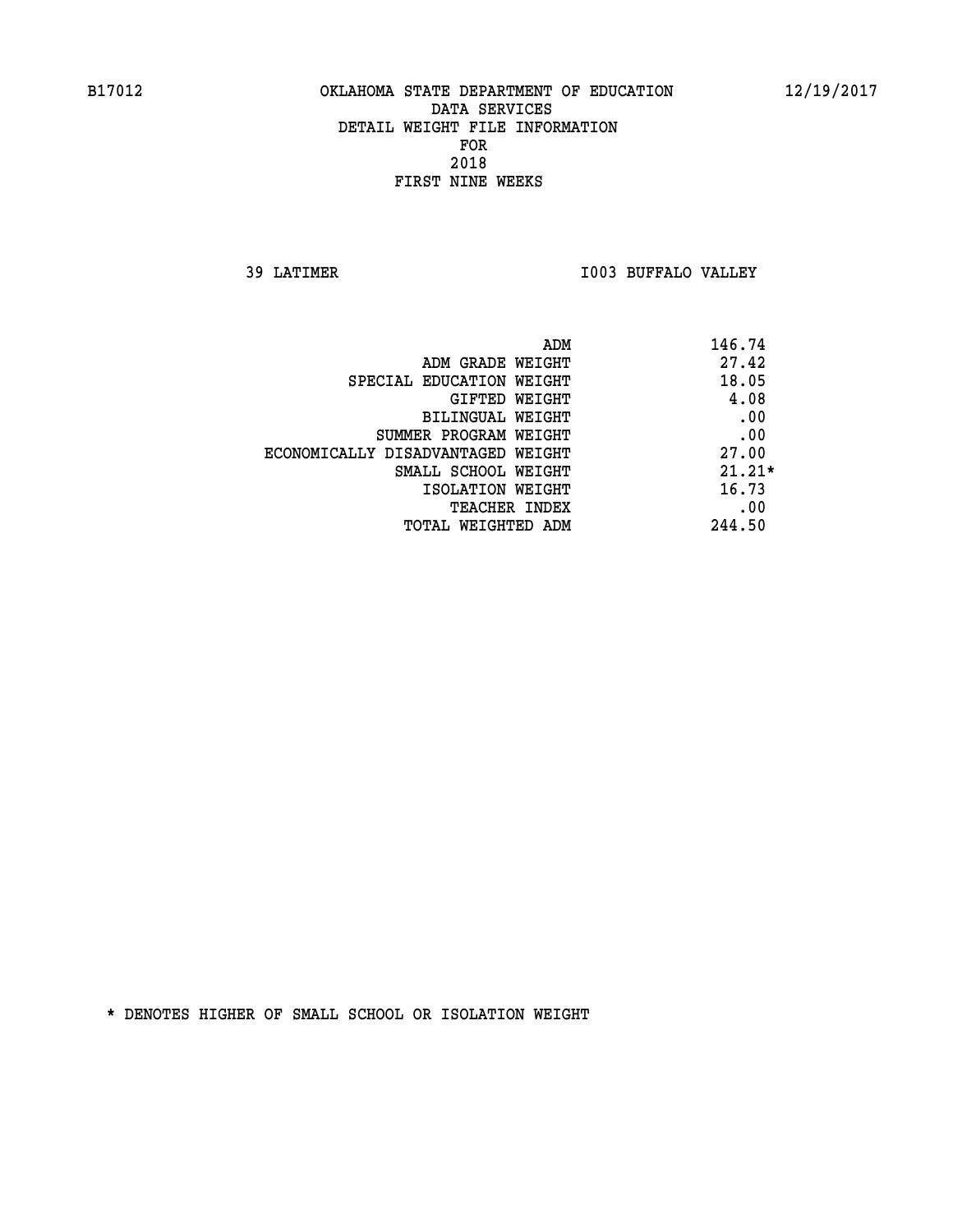B17012 OKLAHOMA STATE DEPARTMENT OF EDUCATION 12/19/2017

DATA SERVICES
DETAIL WEIGHT FILE INFORMATION
FOR
2018
FIRST NINE WEEKS

39 LATIMER I003 BUFFALO VALLEY

| | |
|---|---|
| ADM | 146.74 |
| ADM GRADE WEIGHT | 27.42 |
| SPECIAL EDUCATION WEIGHT | 18.05 |
| GIFTED WEIGHT | 4.08 |
| BILINGUAL WEIGHT | .00 |
| SUMMER PROGRAM WEIGHT | .00 |
| ECONOMICALLY DISADVANTAGED WEIGHT | 27.00 |
| SMALL SCHOOL WEIGHT | 21.21* |
| ISOLATION WEIGHT | 16.73 |
| TEACHER INDEX | .00 |
| TOTAL WEIGHTED ADM | 244.50 |

* DENOTES HIGHER OF SMALL SCHOOL OR ISOLATION WEIGHT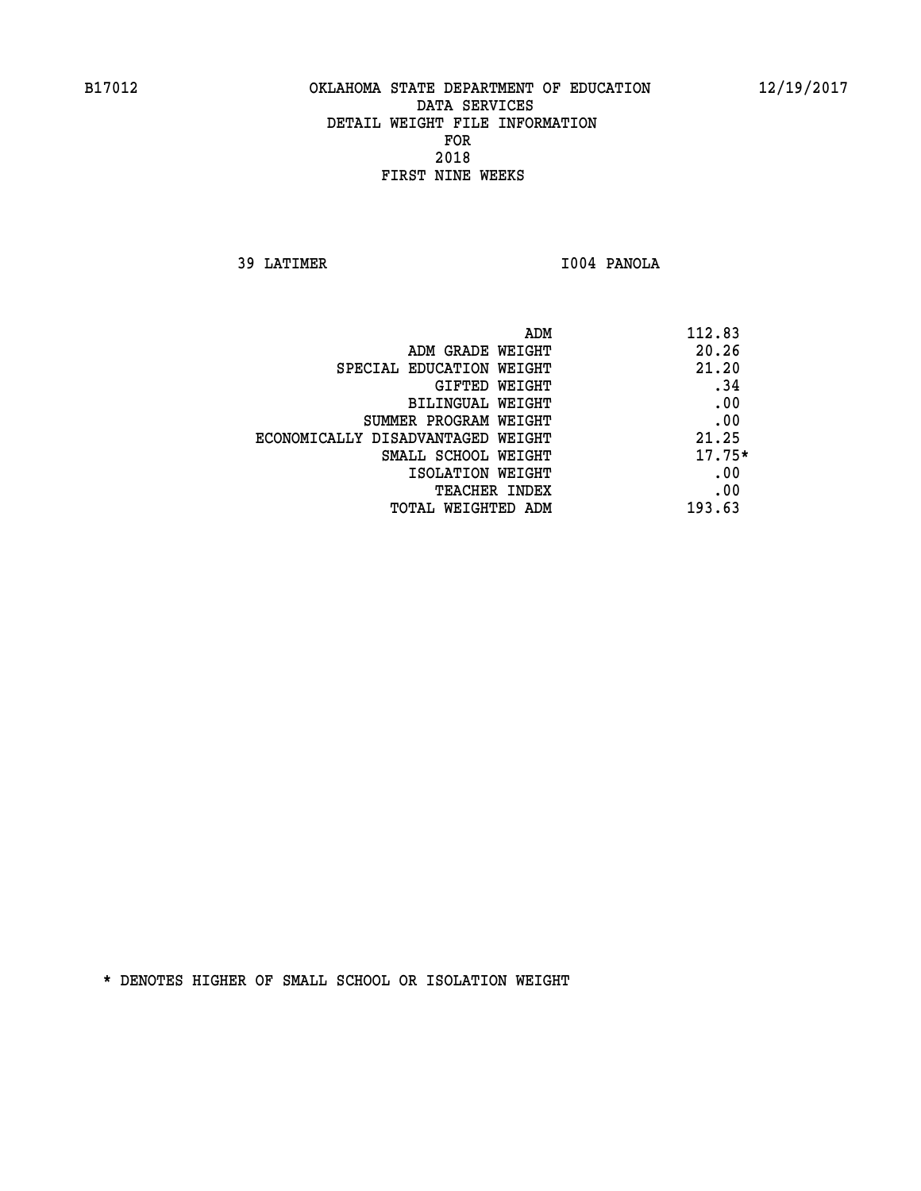B17012 OKLAHOMA STATE DEPARTMENT OF EDUCATION 12/19/2017

DATA SERVICES
DETAIL WEIGHT FILE INFORMATION
FOR
2018
FIRST NINE WEEKS

39 LATIMER I004 PANOLA

| | |
|---|---|
| ADM | 112.83 |
| ADM GRADE WEIGHT | 20.26 |
| SPECIAL EDUCATION WEIGHT | 21.20 |
| GIFTED WEIGHT | .34 |
| BILINGUAL WEIGHT | .00 |
| SUMMER PROGRAM WEIGHT | .00 |
| ECONOMICALLY DISADVANTAGED WEIGHT | 21.25 |
| SMALL SCHOOL WEIGHT | 17.75* |
| ISOLATION WEIGHT | .00 |
| TEACHER INDEX | .00 |
| TOTAL WEIGHTED ADM | 193.63 |

* DENOTES HIGHER OF SMALL SCHOOL OR ISOLATION WEIGHT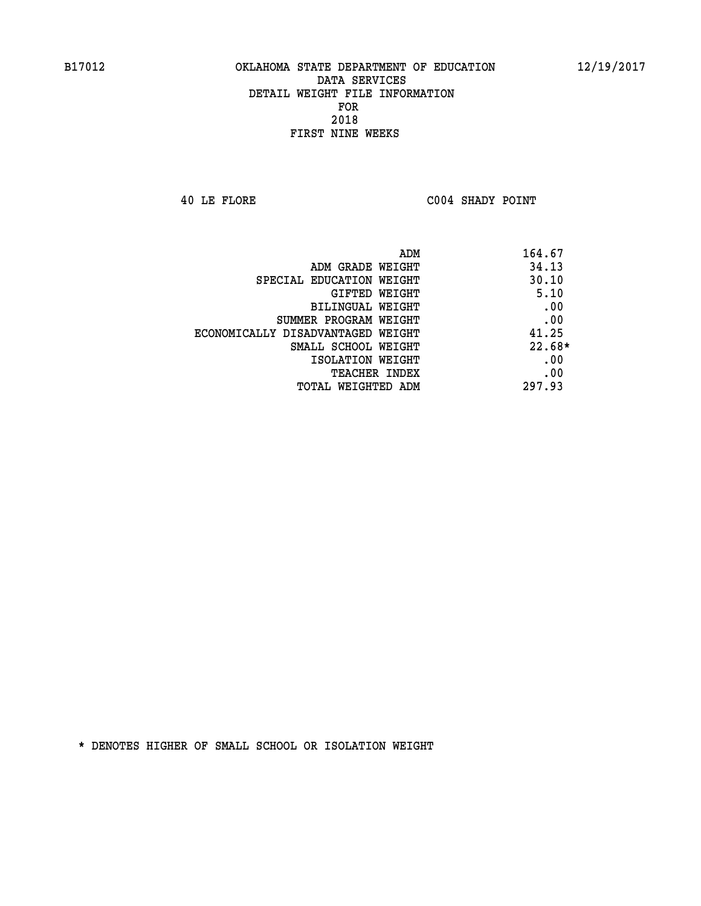B17012 OKLAHOMA STATE DEPARTMENT OF EDUCATION 12/19/2017

DATA SERVICES
DETAIL WEIGHT FILE INFORMATION
FOR
2018
FIRST NINE WEEKS

40 LE FLORE C004 SHADY POINT

| | |
|---|---|
| ADM | 164.67 |
| ADM GRADE WEIGHT | 34.13 |
| SPECIAL EDUCATION WEIGHT | 30.10 |
| GIFTED WEIGHT | 5.10 |
| BILINGUAL WEIGHT | .00 |
| SUMMER PROGRAM WEIGHT | .00 |
| ECONOMICALLY DISADVANTAGED WEIGHT | 41.25 |
| SMALL SCHOOL WEIGHT | 22.68* |
| ISOLATION WEIGHT | .00 |
| TEACHER INDEX | .00 |
| TOTAL WEIGHTED ADM | 297.93 |

* DENOTES HIGHER OF SMALL SCHOOL OR ISOLATION WEIGHT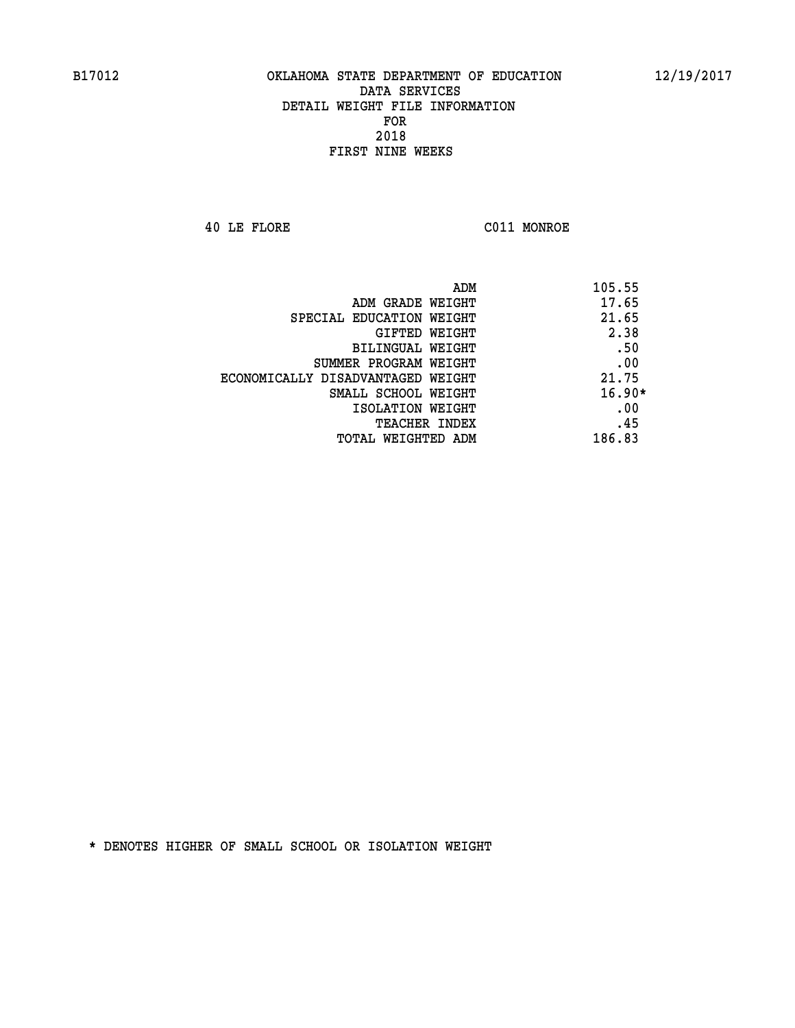OKLAHOMA STATE DEPARTMENT OF EDUCATION
DATA SERVICES
DETAIL WEIGHT FILE INFORMATION
FOR
2018
FIRST NINE WEEKS

40 LE FLORE C011 MONROE

| | |
|---|---|
| ADM | 105.55 |
| ADM GRADE WEIGHT | 17.65 |
| SPECIAL EDUCATION WEIGHT | 21.65 |
| GIFTED WEIGHT | 2.38 |
| BILINGUAL WEIGHT | .50 |
| SUMMER PROGRAM WEIGHT | .00 |
| ECONOMICALLY DISADVANTAGED WEIGHT | 21.75 |
| SMALL SCHOOL WEIGHT | 16.90* |
| ISOLATION WEIGHT | .00 |
| TEACHER INDEX | .45 |
| TOTAL WEIGHTED ADM | 186.83 |

* DENOTES HIGHER OF SMALL SCHOOL OR ISOLATION WEIGHT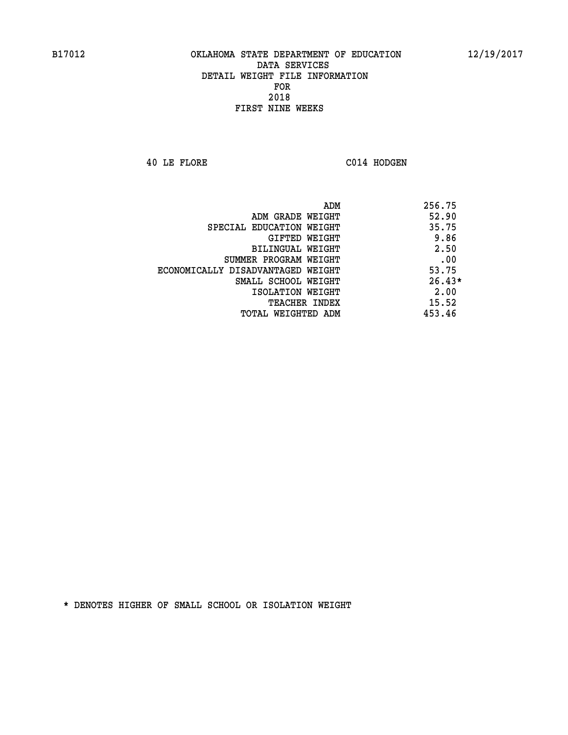B17012 OKLAHOMA STATE DEPARTMENT OF EDUCATION 12/19/2017

DATA SERVICES
DETAIL WEIGHT FILE INFORMATION
FOR
2018
FIRST NINE WEEKS

40 LE FLORE C014 HODGEN

| | |
|---|---|
| ADM | 256.75 |
| ADM GRADE WEIGHT | 52.90 |
| SPECIAL EDUCATION WEIGHT | 35.75 |
| GIFTED WEIGHT | 9.86 |
| BILINGUAL WEIGHT | 2.50 |
| SUMMER PROGRAM WEIGHT | .00 |
| ECONOMICALLY DISADVANTAGED WEIGHT | 53.75 |
| SMALL SCHOOL WEIGHT | 26.43* |
| ISOLATION WEIGHT | 2.00 |
| TEACHER INDEX | 15.52 |
| TOTAL WEIGHTED ADM | 453.46 |

* DENOTES HIGHER OF SMALL SCHOOL OR ISOLATION WEIGHT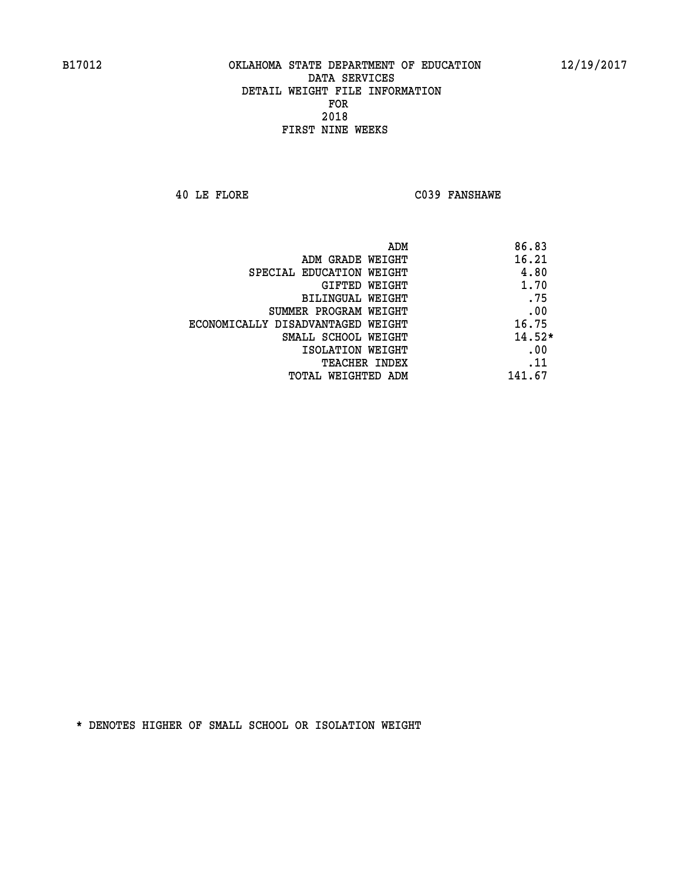B17012 OKLAHOMA STATE DEPARTMENT OF EDUCATION 12/19/2017

DATA SERVICES
DETAIL WEIGHT FILE INFORMATION
FOR
2018
FIRST NINE WEEKS

40 LE FLORE C039 FANSHAWE

| | |
|---|---|
| ADM | 86.83 |
| ADM GRADE WEIGHT | 16.21 |
| SPECIAL EDUCATION WEIGHT | 4.80 |
| GIFTED WEIGHT | 1.70 |
| BILINGUAL WEIGHT | .75 |
| SUMMER PROGRAM WEIGHT | .00 |
| ECONOMICALLY DISADVANTAGED WEIGHT | 16.75 |
| SMALL SCHOOL WEIGHT | 14.52* |
| ISOLATION WEIGHT | .00 |
| TEACHER INDEX | .11 |
| TOTAL WEIGHTED ADM | 141.67 |

* DENOTES HIGHER OF SMALL SCHOOL OR ISOLATION WEIGHT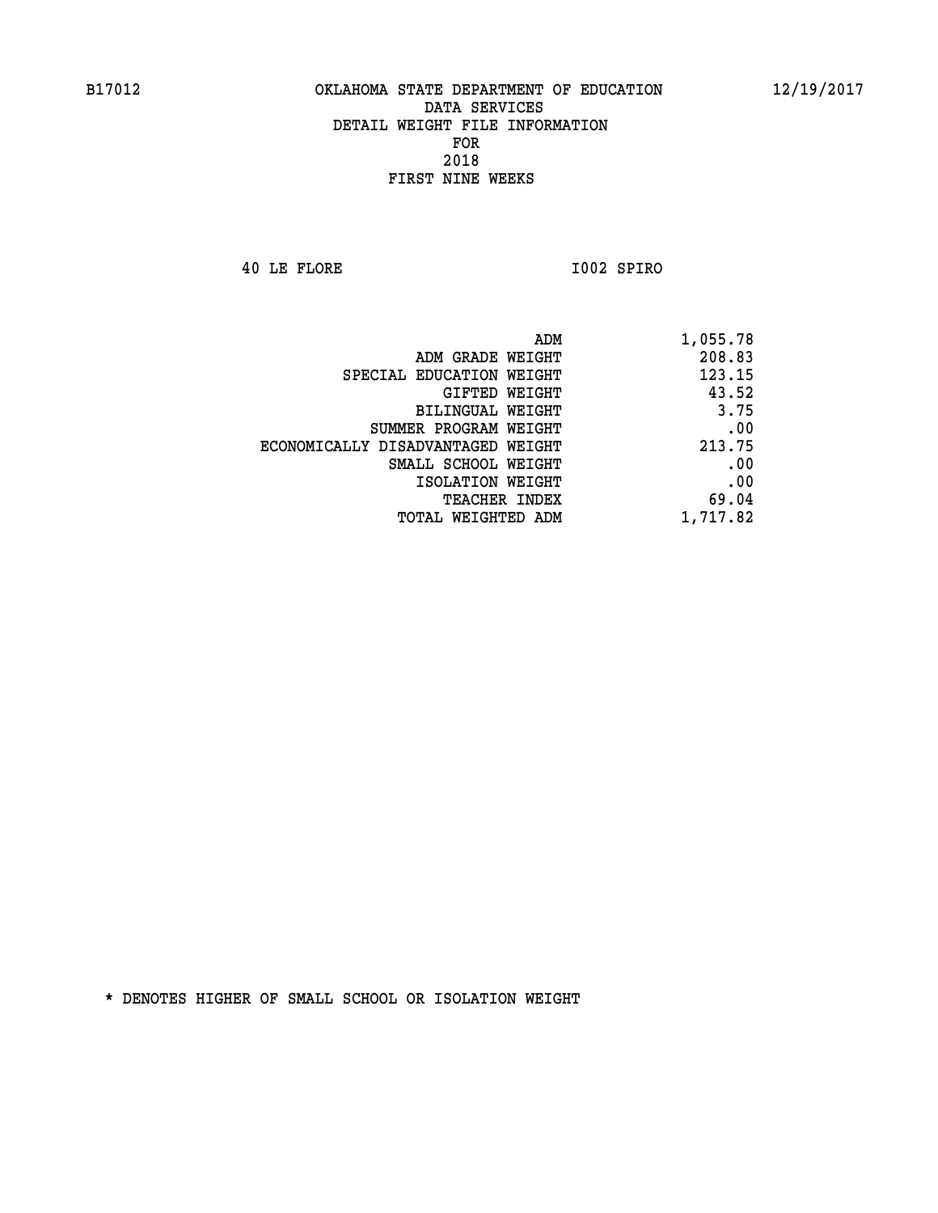B17012 OKLAHOMA STATE DEPARTMENT OF EDUCATION 12/19/2017

DATA SERVICES

DETAIL WEIGHT FILE INFORMATION

FOR

2018

FIRST NINE WEEKS

40 LE FLORE I002 SPIRO

| | |
|---|---|
| ADM | 1,055.78 |
| ADM GRADE WEIGHT | 208.83 |
| SPECIAL EDUCATION WEIGHT | 123.15 |
| GIFTED WEIGHT | 43.52 |
| BILINGUAL WEIGHT | 3.75 |
| SUMMER PROGRAM WEIGHT | .00 |
| ECONOMICALLY DISADVANTAGED WEIGHT | 213.75 |
| SMALL SCHOOL WEIGHT | .00 |
| ISOLATION WEIGHT | .00 |
| TEACHER INDEX | 69.04 |
| TOTAL WEIGHTED ADM | 1,717.82 |

* DENOTES HIGHER OF SMALL SCHOOL OR ISOLATION WEIGHT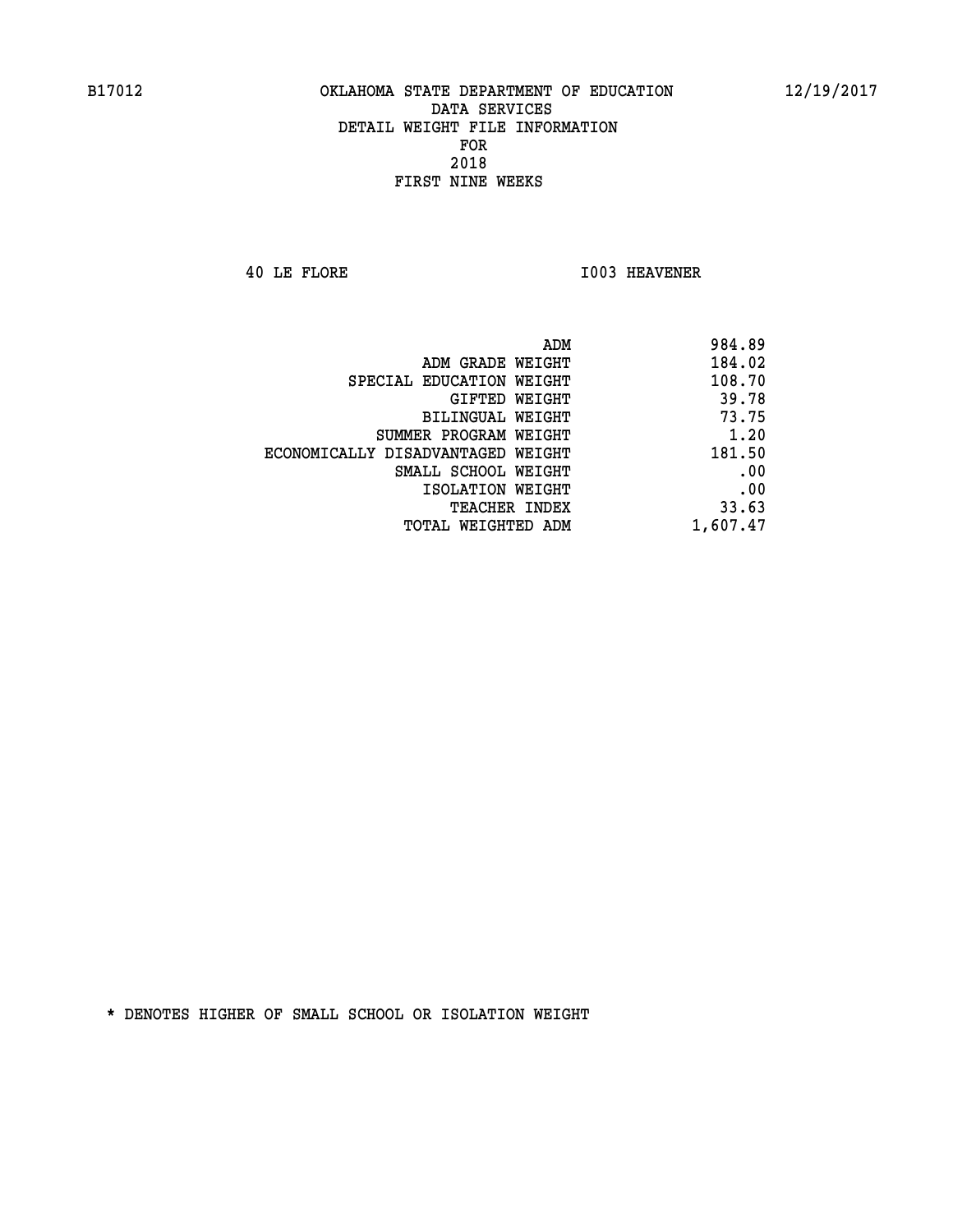B17012 OKLAHOMA STATE DEPARTMENT OF EDUCATION 12/19/2017

DATA SERVICES
DETAIL WEIGHT FILE INFORMATION
FOR
2018
FIRST NINE WEEKS

40 LE FLORE I003 HEAVENER

| | |
|---|---|
| ADM | 984.89 |
| ADM GRADE WEIGHT | 184.02 |
| SPECIAL EDUCATION WEIGHT | 108.70 |
| GIFTED WEIGHT | 39.78 |
| BILINGUAL WEIGHT | 73.75 |
| SUMMER PROGRAM WEIGHT | 1.20 |
| ECONOMICALLY DISADVANTAGED WEIGHT | 181.50 |
| SMALL SCHOOL WEIGHT | .00 |
| ISOLATION WEIGHT | .00 |
| TEACHER INDEX | 33.63 |
| TOTAL WEIGHTED ADM | 1,607.47 |

* DENOTES HIGHER OF SMALL SCHOOL OR ISOLATION WEIGHT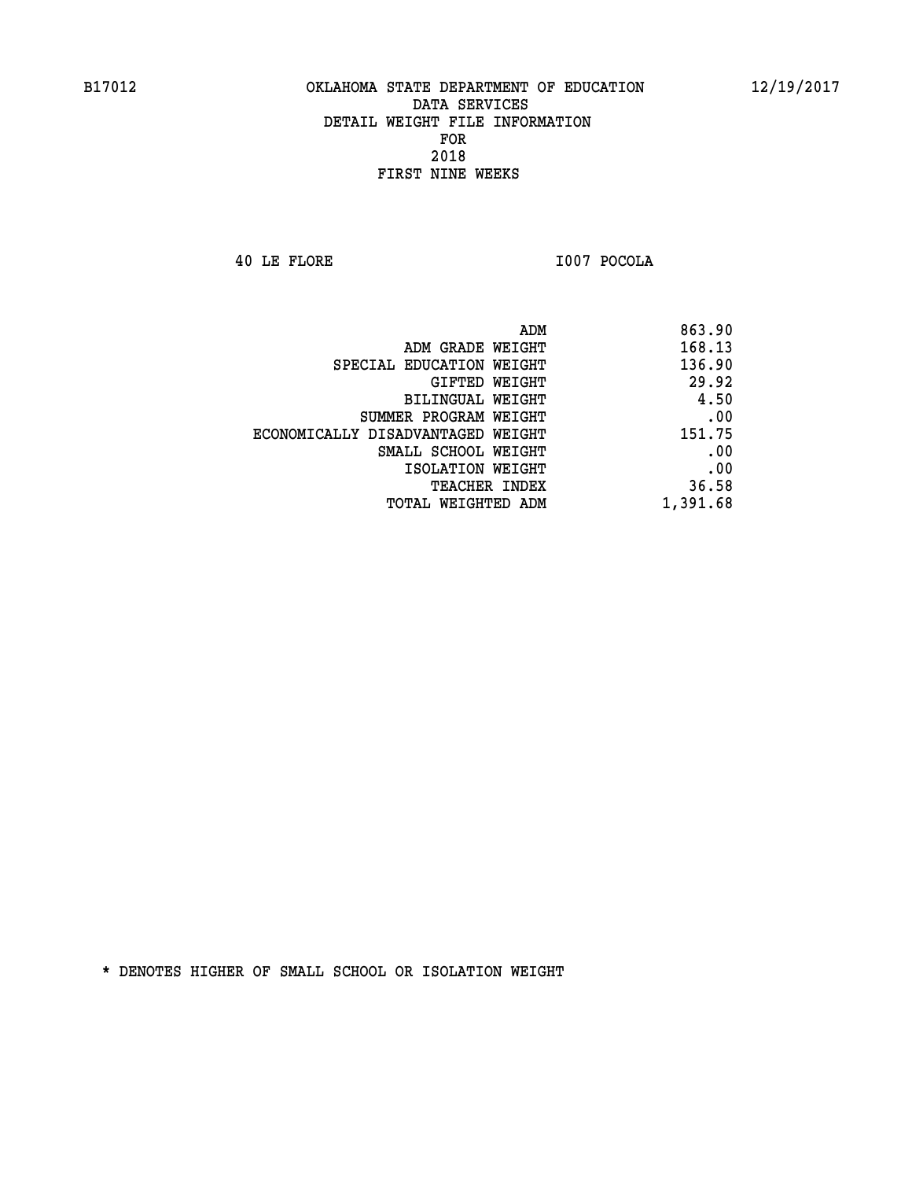B17012 OKLAHOMA STATE DEPARTMENT OF EDUCATION 12/19/2017

DATA SERVICES
DETAIL WEIGHT FILE INFORMATION
FOR
2018
FIRST NINE WEEKS

40 LE FLORE I007 POCOLA

| | |
|---|---|
| ADM | 863.90 |
| ADM GRADE WEIGHT | 168.13 |
| SPECIAL EDUCATION WEIGHT | 136.90 |
| GIFTED WEIGHT | 29.92 |
| BILINGUAL WEIGHT | 4.50 |
| SUMMER PROGRAM WEIGHT | .00 |
| ECONOMICALLY DISADVANTAGED WEIGHT | 151.75 |
| SMALL SCHOOL WEIGHT | .00 |
| ISOLATION WEIGHT | .00 |
| TEACHER INDEX | 36.58 |
| TOTAL WEIGHTED ADM | 1,391.68 |

* DENOTES HIGHER OF SMALL SCHOOL OR ISOLATION WEIGHT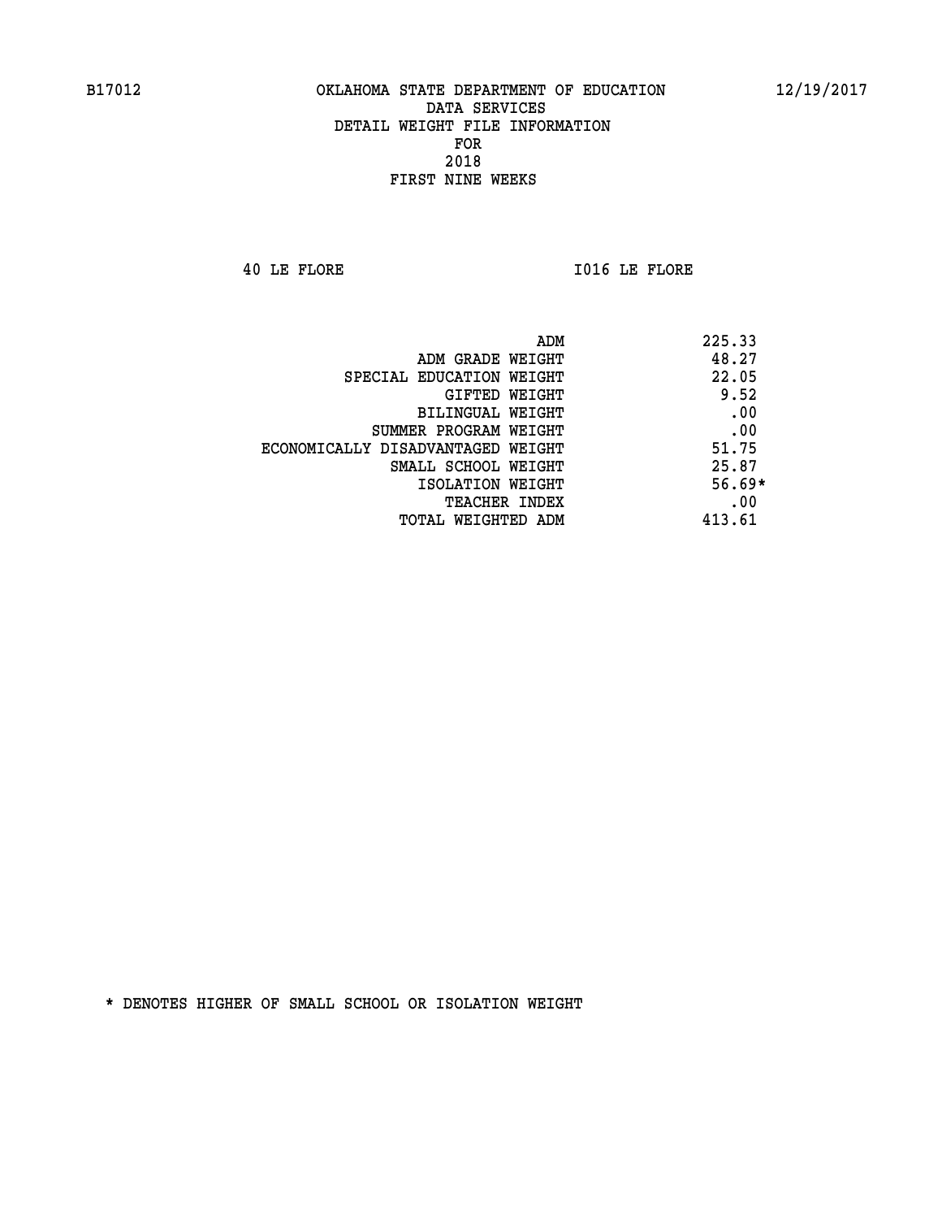B17012 OKLAHOMA STATE DEPARTMENT OF EDUCATION 12/19/2017

DATA SERVICES
DETAIL WEIGHT FILE INFORMATION
FOR
2018
FIRST NINE WEEKS

40 LE FLORE I016 LE FLORE

| | |
|---|---|
| ADM | 225.33 |
| ADM GRADE WEIGHT | 48.27 |
| SPECIAL EDUCATION WEIGHT | 22.05 |
| GIFTED WEIGHT | 9.52 |
| BILINGUAL WEIGHT | .00 |
| SUMMER PROGRAM WEIGHT | .00 |
| ECONOMICALLY DISADVANTAGED WEIGHT | 51.75 |
| SMALL SCHOOL WEIGHT | 25.87 |
| ISOLATION WEIGHT | 56.69* |
| TEACHER INDEX | .00 |
| TOTAL WEIGHTED ADM | 413.61 |

* DENOTES HIGHER OF SMALL SCHOOL OR ISOLATION WEIGHT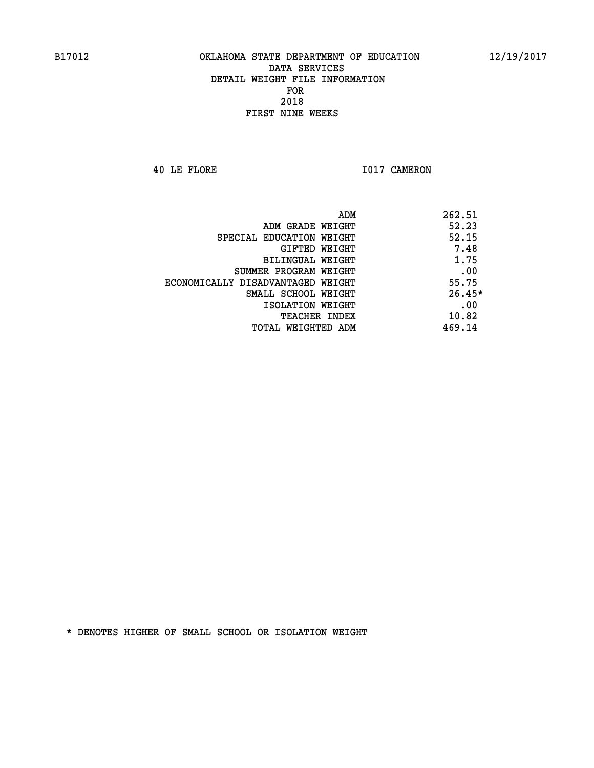B17012 OKLAHOMA STATE DEPARTMENT OF EDUCATION 12/19/2017

DATA SERVICES
DETAIL WEIGHT FILE INFORMATION
FOR
2018
FIRST NINE WEEKS

40 LE FLORE I017 CAMERON

| | |
|---|---|
| ADM | 262.51 |
| ADM GRADE WEIGHT | 52.23 |
| SPECIAL EDUCATION WEIGHT | 52.15 |
| GIFTED WEIGHT | 7.48 |
| BILINGUAL WEIGHT | 1.75 |
| SUMMER PROGRAM WEIGHT | .00 |
| ECONOMICALLY DISADVANTAGED WEIGHT | 55.75 |
| SMALL SCHOOL WEIGHT | 26.45* |
| ISOLATION WEIGHT | .00 |
| TEACHER INDEX | 10.82 |
| TOTAL WEIGHTED ADM | 469.14 |

* DENOTES HIGHER OF SMALL SCHOOL OR ISOLATION WEIGHT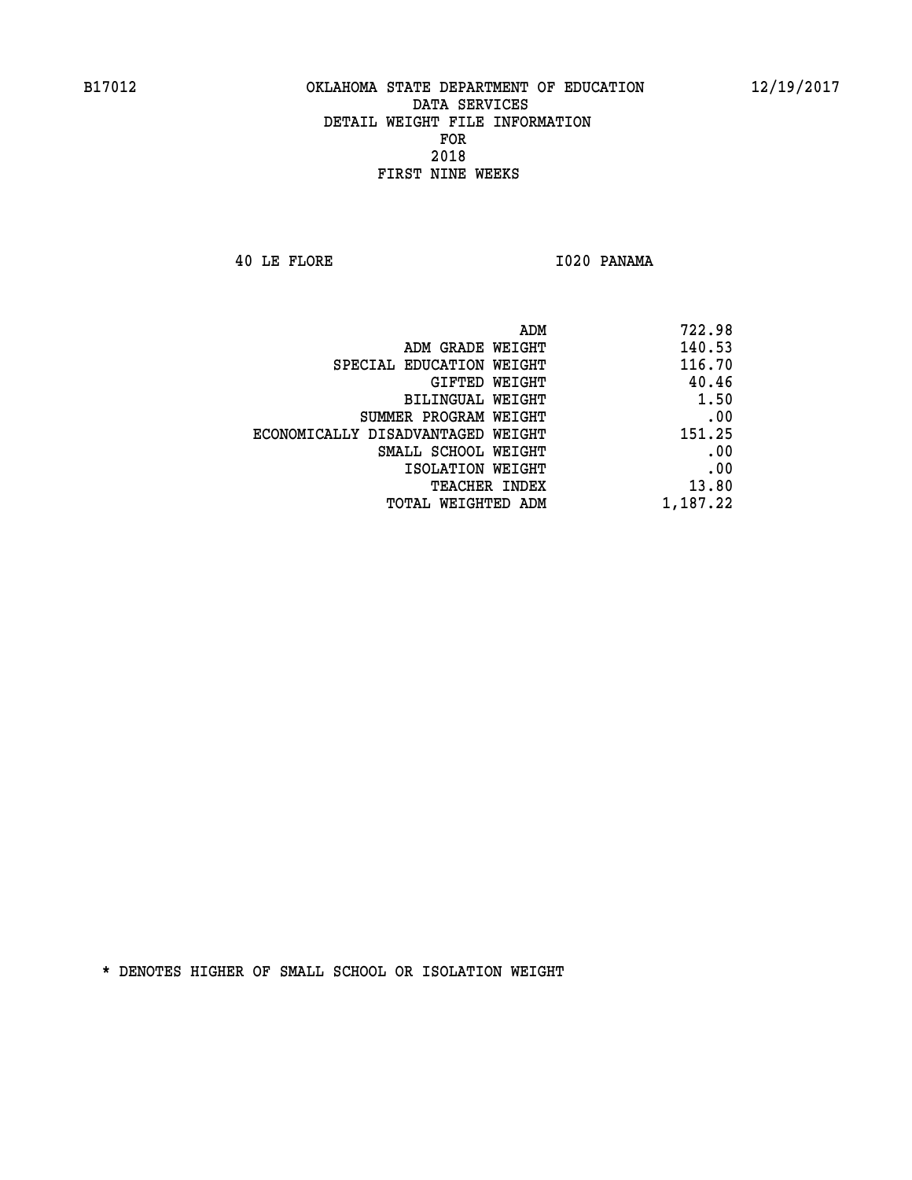B17012 OKLAHOMA STATE DEPARTMENT OF EDUCATION 12/19/2017

DATA SERVICES
DETAIL WEIGHT FILE INFORMATION
FOR
2018
FIRST NINE WEEKS

40 LE FLORE I020 PANAMA

| | |
|---|---|
| ADM | 722.98 |
| ADM GRADE WEIGHT | 140.53 |
| SPECIAL EDUCATION WEIGHT | 116.70 |
| GIFTED WEIGHT | 40.46 |
| BILINGUAL WEIGHT | 1.50 |
| SUMMER PROGRAM WEIGHT | .00 |
| ECONOMICALLY DISADVANTAGED WEIGHT | 151.25 |
| SMALL SCHOOL WEIGHT | .00 |
| ISOLATION WEIGHT | .00 |
| TEACHER INDEX | 13.80 |
| TOTAL WEIGHTED ADM | 1,187.22 |

* DENOTES HIGHER OF SMALL SCHOOL OR ISOLATION WEIGHT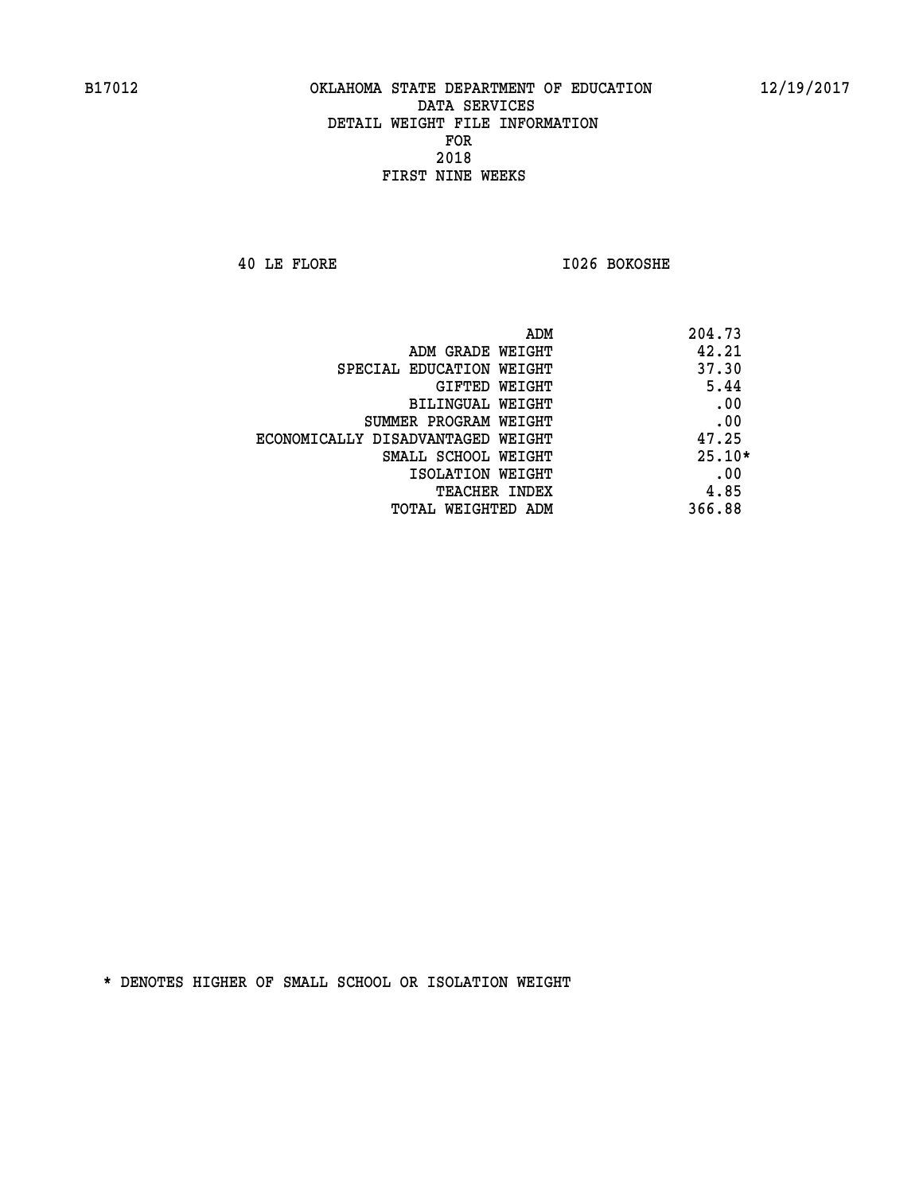B17012 OKLAHOMA STATE DEPARTMENT OF EDUCATION 12/19/2017

DATA SERVICES
DETAIL WEIGHT FILE INFORMATION
FOR
2018
FIRST NINE WEEKS

40 LE FLORE I026 BOKOSHE

| | |
|---|---|
| ADM | 204.73 |
| ADM GRADE WEIGHT | 42.21 |
| SPECIAL EDUCATION WEIGHT | 37.30 |
| GIFTED WEIGHT | 5.44 |
| BILINGUAL WEIGHT | .00 |
| SUMMER PROGRAM WEIGHT | .00 |
| ECONOMICALLY DISADVANTAGED WEIGHT | 47.25 |
| SMALL SCHOOL WEIGHT | 25.10* |
| ISOLATION WEIGHT | .00 |
| TEACHER INDEX | 4.85 |
| TOTAL WEIGHTED ADM | 366.88 |

* DENOTES HIGHER OF SMALL SCHOOL OR ISOLATION WEIGHT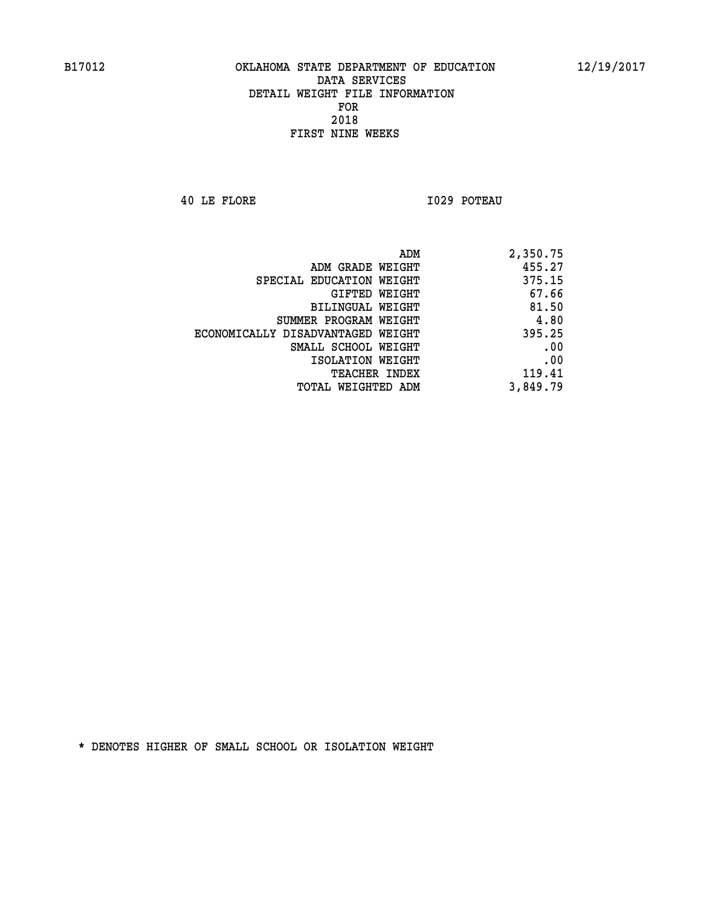B17012 OKLAHOMA STATE DEPARTMENT OF EDUCATION 12/19/2017

DATA SERVICES
DETAIL WEIGHT FILE INFORMATION
FOR
2018
FIRST NINE WEEKS

40 LE FLORE I029 POTEAU

| | |
|---|---|
| ADM | 2,350.75 |
| ADM GRADE WEIGHT | 455.27 |
| SPECIAL EDUCATION WEIGHT | 375.15 |
| GIFTED WEIGHT | 67.66 |
| BILINGUAL WEIGHT | 81.50 |
| SUMMER PROGRAM WEIGHT | 4.80 |
| ECONOMICALLY DISADVANTAGED WEIGHT | 395.25 |
| SMALL SCHOOL WEIGHT | .00 |
| ISOLATION WEIGHT | .00 |
| TEACHER INDEX | 119.41 |
| TOTAL WEIGHTED ADM | 3,849.79 |

* DENOTES HIGHER OF SMALL SCHOOL OR ISOLATION WEIGHT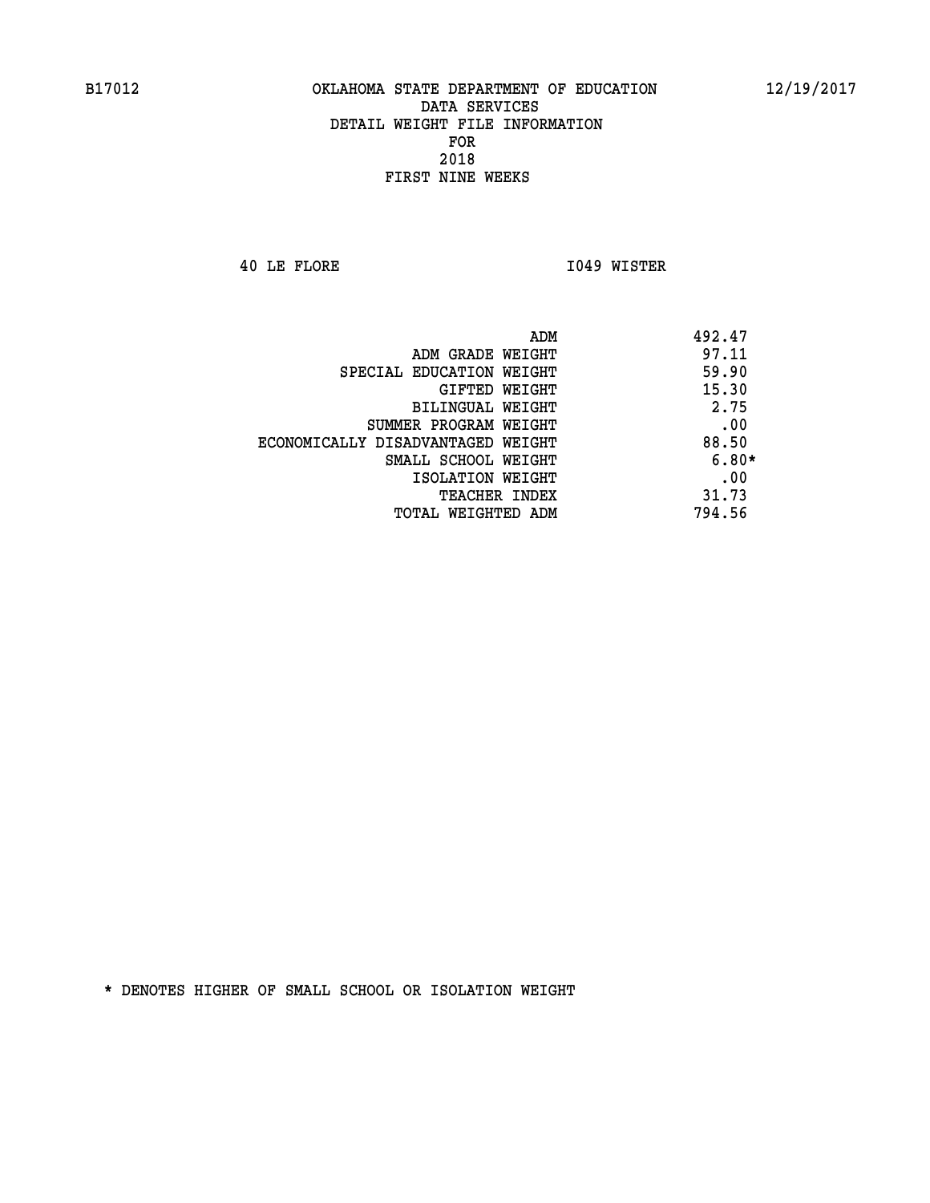B17012 OKLAHOMA STATE DEPARTMENT OF EDUCATION 12/19/2017

DATA SERVICES
DETAIL WEIGHT FILE INFORMATION
FOR
2018
FIRST NINE WEEKS

40 LE FLORE I049 WISTER

| | |
|---|---|
| ADM | 492.47 |
| ADM GRADE WEIGHT | 97.11 |
| SPECIAL EDUCATION WEIGHT | 59.90 |
| GIFTED WEIGHT | 15.30 |
| BILINGUAL WEIGHT | 2.75 |
| SUMMER PROGRAM WEIGHT | .00 |
| ECONOMICALLY DISADVANTAGED WEIGHT | 88.50 |
| SMALL SCHOOL WEIGHT | 6.80* |
| ISOLATION WEIGHT | .00 |
| TEACHER INDEX | 31.73 |
| TOTAL WEIGHTED ADM | 794.56 |

* DENOTES HIGHER OF SMALL SCHOOL OR ISOLATION WEIGHT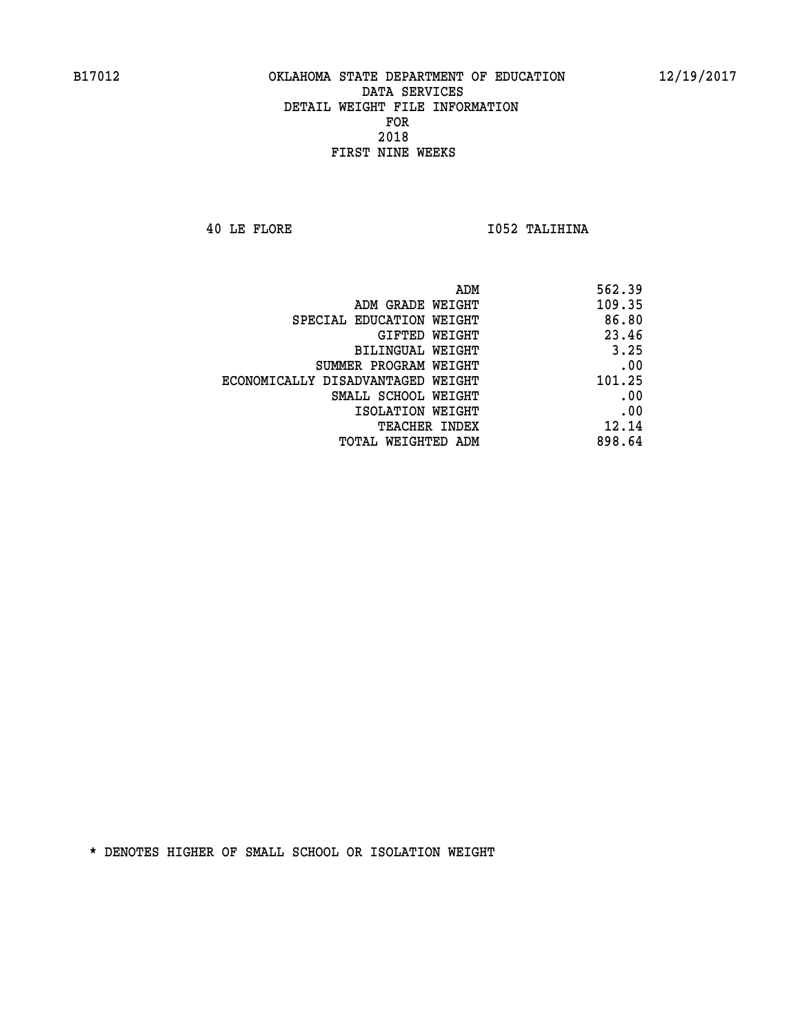B17012 OKLAHOMA STATE DEPARTMENT OF EDUCATION 12/19/2017

DATA SERVICES

DETAIL WEIGHT FILE INFORMATION

FOR

2018

FIRST NINE WEEKS

40 LE FLORE I052 TALIHINA

| | |
|---|---|
| ADM | 562.39 |
| ADM GRADE WEIGHT | 109.35 |
| SPECIAL EDUCATION WEIGHT | 86.80 |
| GIFTED WEIGHT | 23.46 |
| BILINGUAL WEIGHT | 3.25 |
| SUMMER PROGRAM WEIGHT | .00 |
| ECONOMICALLY DISADVANTAGED WEIGHT | 101.25 |
| SMALL SCHOOL WEIGHT | .00 |
| ISOLATION WEIGHT | .00 |
| TEACHER INDEX | 12.14 |
| TOTAL WEIGHTED ADM | 898.64 |

* DENOTES HIGHER OF SMALL SCHOOL OR ISOLATION WEIGHT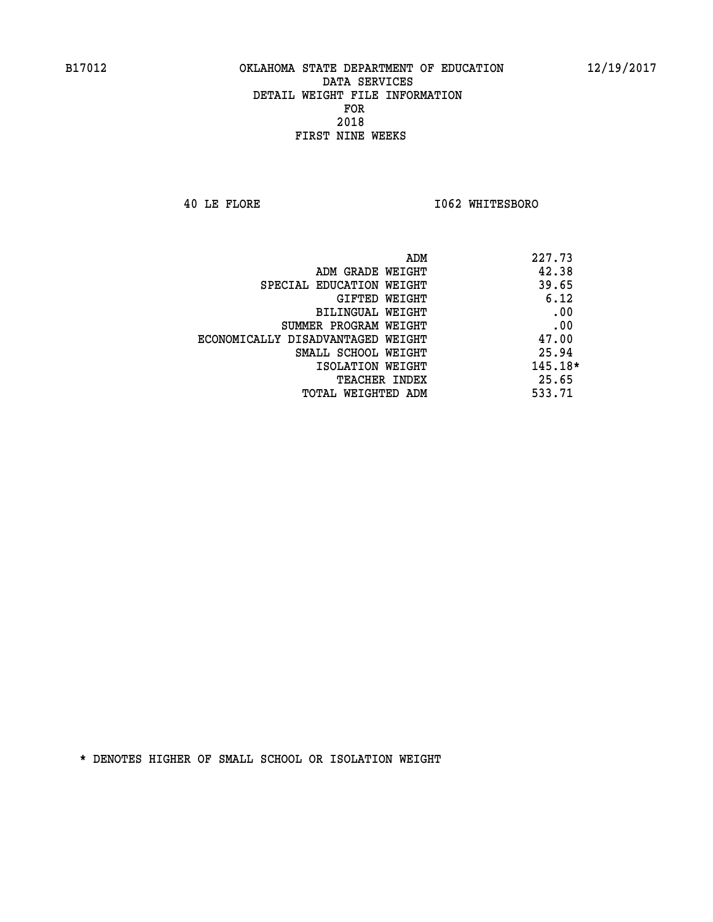B17012 OKLAHOMA STATE DEPARTMENT OF EDUCATION 12/19/2017

DATA SERVICES
DETAIL WEIGHT FILE INFORMATION
FOR
2018
FIRST NINE WEEKS

40 LE FLORE I062 WHITESBORO

| | |
|---|---|
| ADM | 227.73 |
| ADM GRADE WEIGHT | 42.38 |
| SPECIAL EDUCATION WEIGHT | 39.65 |
| GIFTED WEIGHT | 6.12 |
| BILINGUAL WEIGHT | .00 |
| SUMMER PROGRAM WEIGHT | .00 |
| ECONOMICALLY DISADVANTAGED WEIGHT | 47.00 |
| SMALL SCHOOL WEIGHT | 25.94 |
| ISOLATION WEIGHT | 145.18* |
| TEACHER INDEX | 25.65 |
| TOTAL WEIGHTED ADM | 533.71 |

* DENOTES HIGHER OF SMALL SCHOOL OR ISOLATION WEIGHT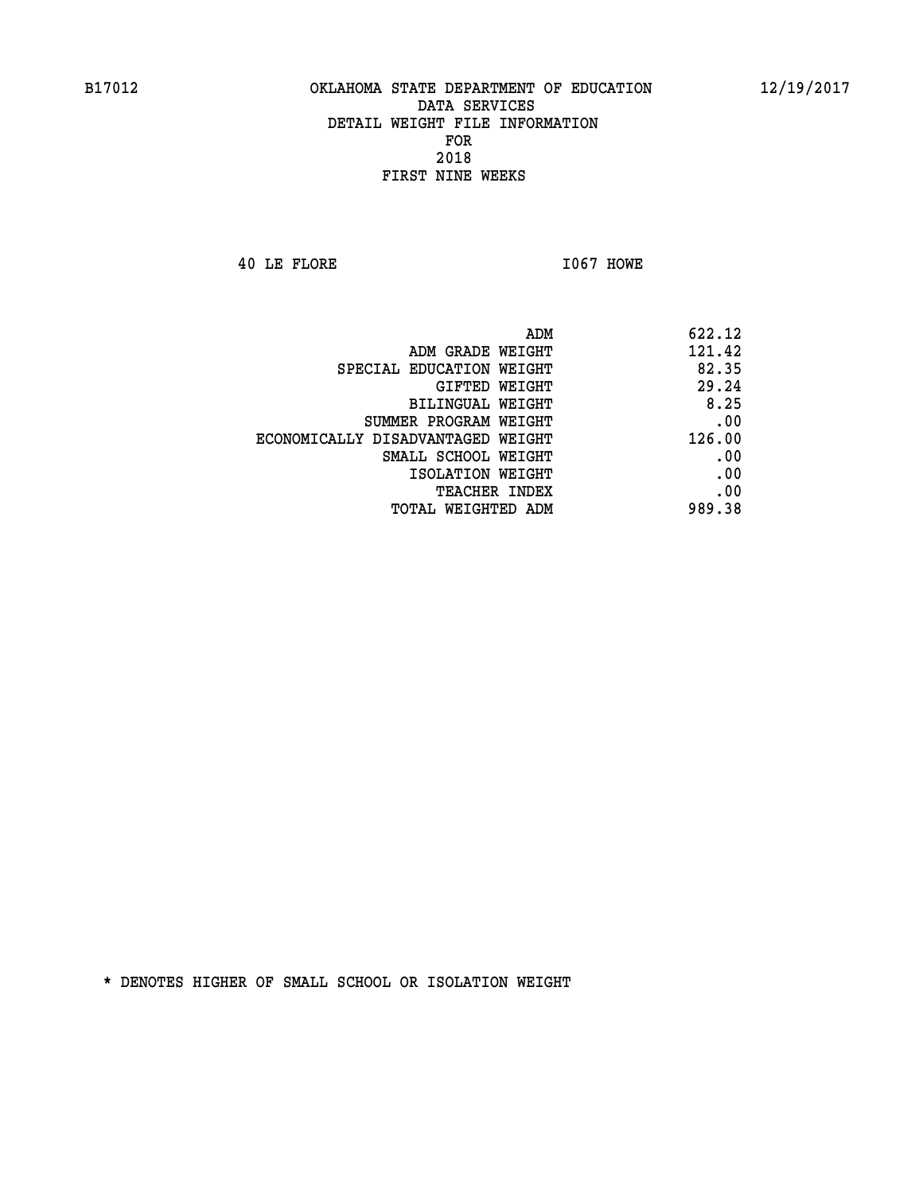B17012 OKLAHOMA STATE DEPARTMENT OF EDUCATION 12/19/2017

DATA SERVICES
DETAIL WEIGHT FILE INFORMATION
FOR
2018
FIRST NINE WEEKS

40 LE FLORE I067 HOWE

| | |
|---|---|
| ADM | 622.12 |
| ADM GRADE WEIGHT | 121.42 |
| SPECIAL EDUCATION WEIGHT | 82.35 |
| GIFTED WEIGHT | 29.24 |
| BILINGUAL WEIGHT | 8.25 |
| SUMMER PROGRAM WEIGHT | .00 |
| ECONOMICALLY DISADVANTAGED WEIGHT | 126.00 |
| SMALL SCHOOL WEIGHT | .00 |
| ISOLATION WEIGHT | .00 |
| TEACHER INDEX | .00 |
| TOTAL WEIGHTED ADM | 989.38 |

* DENOTES HIGHER OF SMALL SCHOOL OR ISOLATION WEIGHT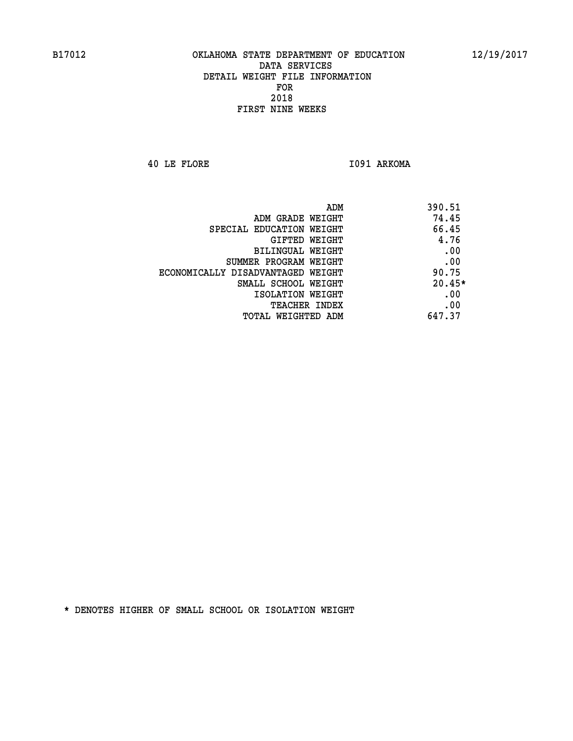B17012 OKLAHOMA STATE DEPARTMENT OF EDUCATION 12/19/2017

DATA SERVICES
DETAIL WEIGHT FILE INFORMATION
FOR
2018
FIRST NINE WEEKS

40 LE FLORE I091 ARKOMA

| | |
|---|---|
| ADM | 390.51 |
| ADM GRADE WEIGHT | 74.45 |
| SPECIAL EDUCATION WEIGHT | 66.45 |
| GIFTED WEIGHT | 4.76 |
| BILINGUAL WEIGHT | .00 |
| SUMMER PROGRAM WEIGHT | .00 |
| ECONOMICALLY DISADVANTAGED WEIGHT | 90.75 |
| SMALL SCHOOL WEIGHT | 20.45* |
| ISOLATION WEIGHT | .00 |
| TEACHER INDEX | .00 |
| TOTAL WEIGHTED ADM | 647.37 |

* DENOTES HIGHER OF SMALL SCHOOL OR ISOLATION WEIGHT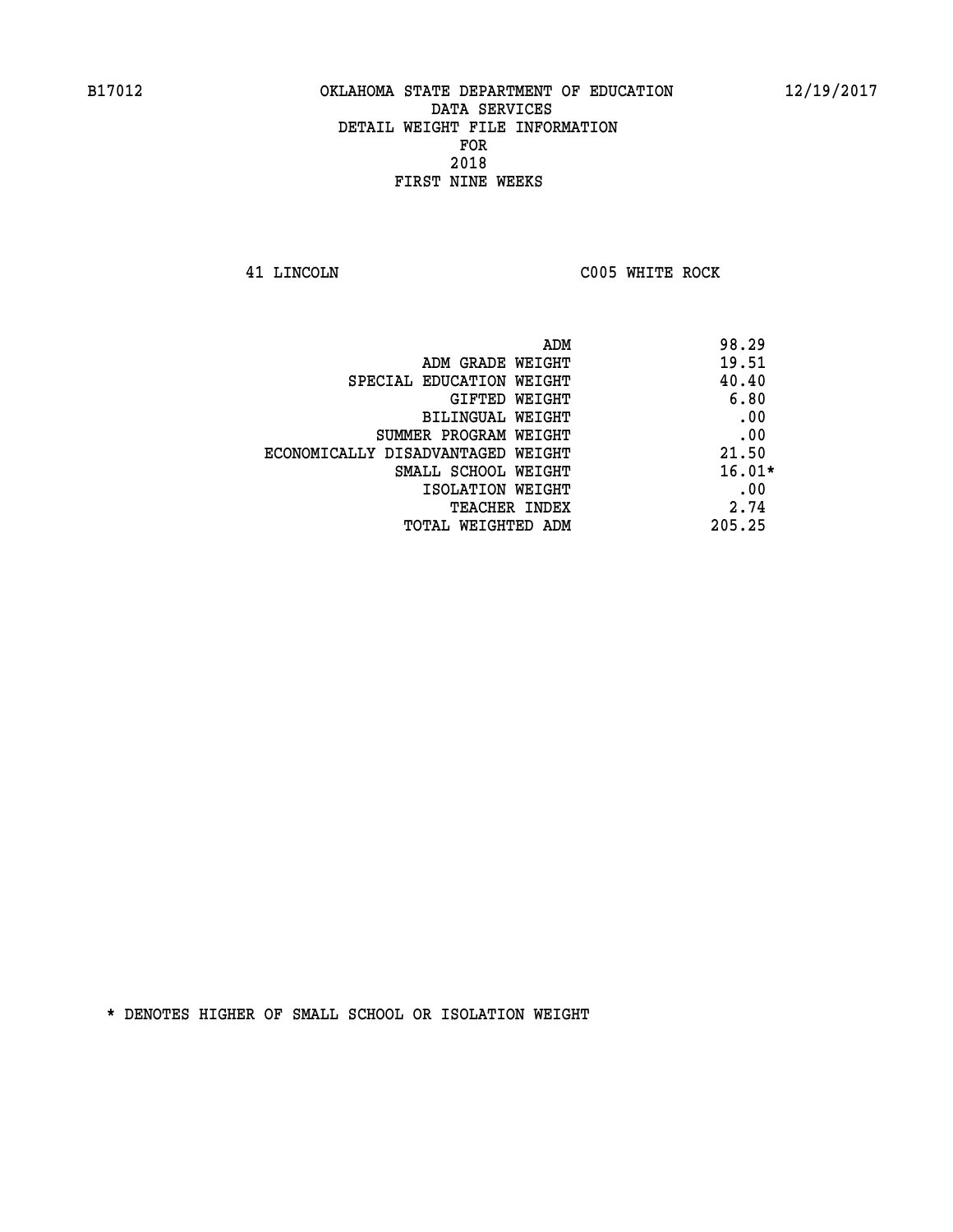B17012 OKLAHOMA STATE DEPARTMENT OF EDUCATION 12/19/2017

DATA SERVICES
DETAIL WEIGHT FILE INFORMATION
FOR
2018
FIRST NINE WEEKS

41 LINCOLN C005 WHITE ROCK

| | |
|---|---|
| ADM | 98.29 |
| ADM GRADE WEIGHT | 19.51 |
| SPECIAL EDUCATION WEIGHT | 40.40 |
| GIFTED WEIGHT | 6.80 |
| BILINGUAL WEIGHT | .00 |
| SUMMER PROGRAM WEIGHT | .00 |
| ECONOMICALLY DISADVANTAGED WEIGHT | 21.50 |
| SMALL SCHOOL WEIGHT | 16.01* |
| ISOLATION WEIGHT | .00 |
| TEACHER INDEX | 2.74 |
| TOTAL WEIGHTED ADM | 205.25 |

* DENOTES HIGHER OF SMALL SCHOOL OR ISOLATION WEIGHT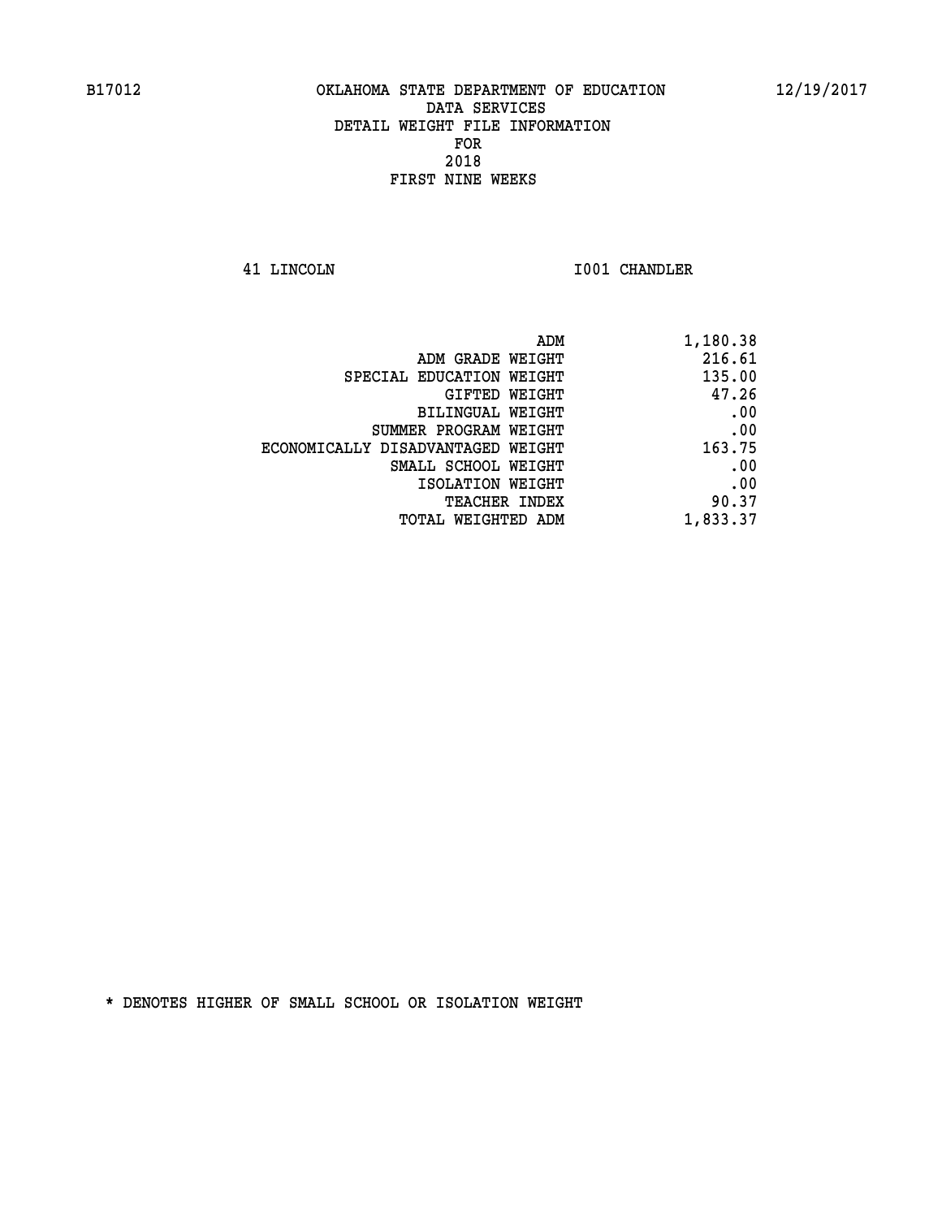B17012 OKLAHOMA STATE DEPARTMENT OF EDUCATION 12/19/2017

DATA SERVICES
DETAIL WEIGHT FILE INFORMATION
FOR
2018
FIRST NINE WEEKS

41 LINCOLN I001 CHANDLER

| | |
|---|---|
| ADM | 1,180.38 |
| ADM GRADE WEIGHT | 216.61 |
| SPECIAL EDUCATION WEIGHT | 135.00 |
| GIFTED WEIGHT | 47.26 |
| BILINGUAL WEIGHT | .00 |
| SUMMER PROGRAM WEIGHT | .00 |
| ECONOMICALLY DISADVANTAGED WEIGHT | 163.75 |
| SMALL SCHOOL WEIGHT | .00 |
| ISOLATION WEIGHT | .00 |
| TEACHER INDEX | 90.37 |
| TOTAL WEIGHTED ADM | 1,833.37 |

* DENOTES HIGHER OF SMALL SCHOOL OR ISOLATION WEIGHT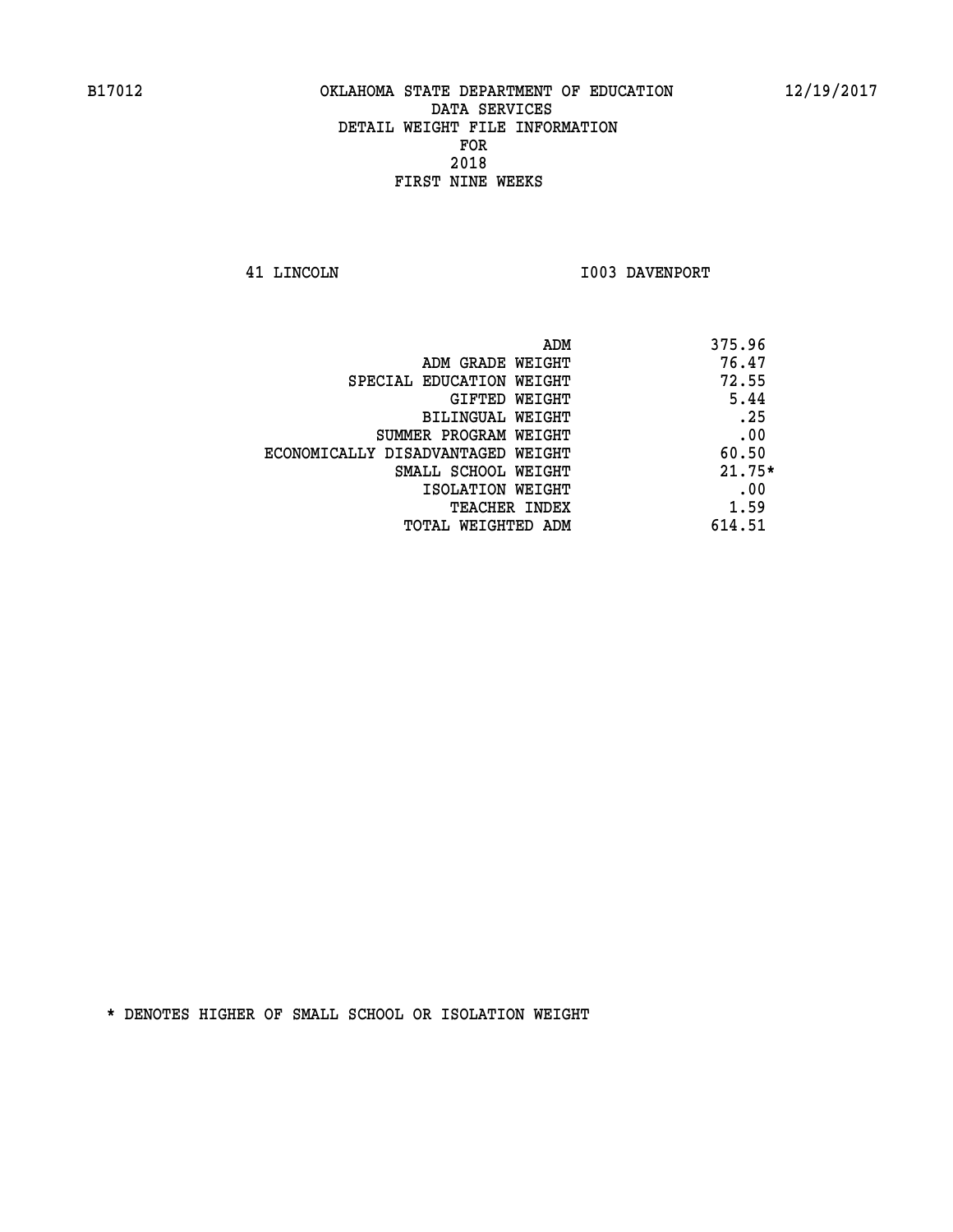B17012 OKLAHOMA STATE DEPARTMENT OF EDUCATION 12/19/2017

DATA SERVICES
DETAIL WEIGHT FILE INFORMATION
FOR
2018
FIRST NINE WEEKS

41 LINCOLN I003 DAVENPORT

| | |
|---|---|
| ADM | 375.96 |
| ADM GRADE WEIGHT | 76.47 |
| SPECIAL EDUCATION WEIGHT | 72.55 |
| GIFTED WEIGHT | 5.44 |
| BILINGUAL WEIGHT | .25 |
| SUMMER PROGRAM WEIGHT | .00 |
| ECONOMICALLY DISADVANTAGED WEIGHT | 60.50 |
| SMALL SCHOOL WEIGHT | 21.75* |
| ISOLATION WEIGHT | .00 |
| TEACHER INDEX | 1.59 |
| TOTAL WEIGHTED ADM | 614.51 |

* DENOTES HIGHER OF SMALL SCHOOL OR ISOLATION WEIGHT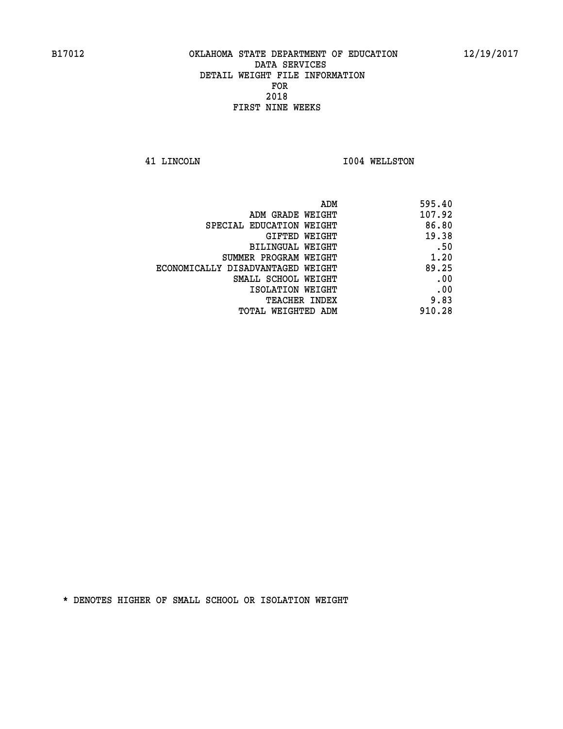B17012 OKLAHOMA STATE DEPARTMENT OF EDUCATION 12/19/2017

DATA SERVICES
DETAIL WEIGHT FILE INFORMATION
FOR
2018
FIRST NINE WEEKS

41 LINCOLN I004 WELLSTON

| | |
|---|---|
| ADM | 595.40 |
| ADM GRADE WEIGHT | 107.92 |
| SPECIAL EDUCATION WEIGHT | 86.80 |
| GIFTED WEIGHT | 19.38 |
| BILINGUAL WEIGHT | .50 |
| SUMMER PROGRAM WEIGHT | 1.20 |
| ECONOMICALLY DISADVANTAGED WEIGHT | 89.25 |
| SMALL SCHOOL WEIGHT | .00 |
| ISOLATION WEIGHT | .00 |
| TEACHER INDEX | 9.83 |
| TOTAL WEIGHTED ADM | 910.28 |

* DENOTES HIGHER OF SMALL SCHOOL OR ISOLATION WEIGHT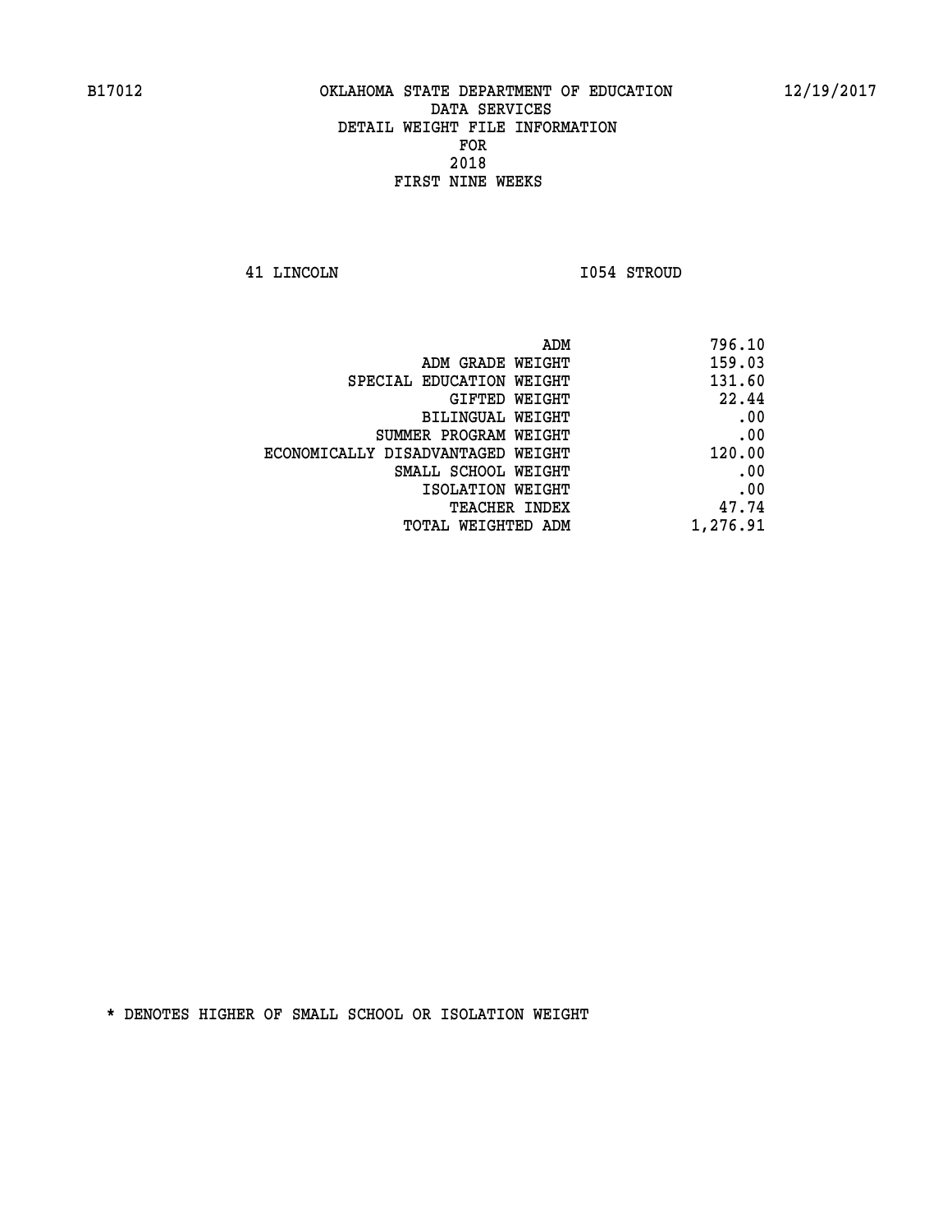B17012 OKLAHOMA STATE DEPARTMENT OF EDUCATION 12/19/2017

DATA SERVICES
DETAIL WEIGHT FILE INFORMATION
FOR
2018
FIRST NINE WEEKS

41 LINCOLN I054 STROUD

| | |
|---|---|
| ADM | 796.10 |
| ADM GRADE WEIGHT | 159.03 |
| SPECIAL EDUCATION WEIGHT | 131.60 |
| GIFTED WEIGHT | 22.44 |
| BILINGUAL WEIGHT | .00 |
| SUMMER PROGRAM WEIGHT | .00 |
| ECONOMICALLY DISADVANTAGED WEIGHT | 120.00 |
| SMALL SCHOOL WEIGHT | .00 |
| ISOLATION WEIGHT | .00 |
| TEACHER INDEX | 47.74 |
| TOTAL WEIGHTED ADM | 1,276.91 |

* DENOTES HIGHER OF SMALL SCHOOL OR ISOLATION WEIGHT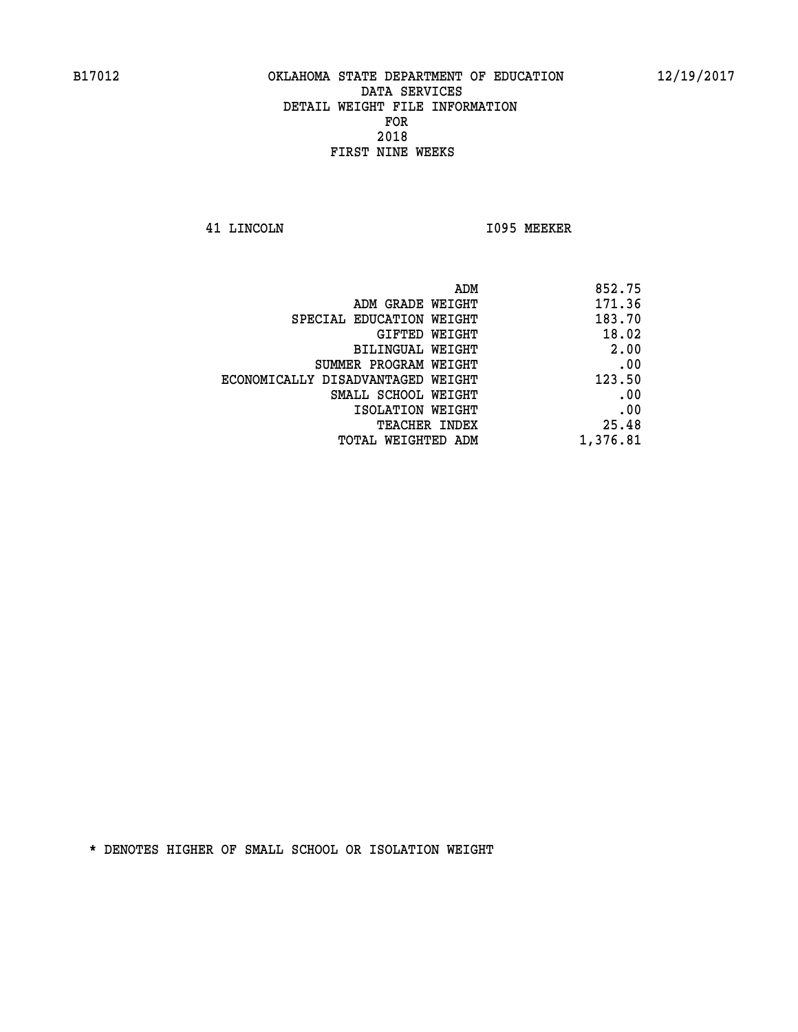B17012 OKLAHOMA STATE DEPARTMENT OF EDUCATION 12/19/2017
DATA SERVICES
DETAIL WEIGHT FILE INFORMATION
FOR
2018
FIRST NINE WEEKS

41 LINCOLN I095 MEEKER

| | |
|---|---|
| ADM | 852.75 |
| ADM GRADE WEIGHT | 171.36 |
| SPECIAL EDUCATION WEIGHT | 183.70 |
| GIFTED WEIGHT | 18.02 |
| BILINGUAL WEIGHT | 2.00 |
| SUMMER PROGRAM WEIGHT | .00 |
| ECONOMICALLY DISADVANTAGED WEIGHT | 123.50 |
| SMALL SCHOOL WEIGHT | .00 |
| ISOLATION WEIGHT | .00 |
| TEACHER INDEX | 25.48 |
| TOTAL WEIGHTED ADM | 1,376.81 |

* DENOTES HIGHER OF SMALL SCHOOL OR ISOLATION WEIGHT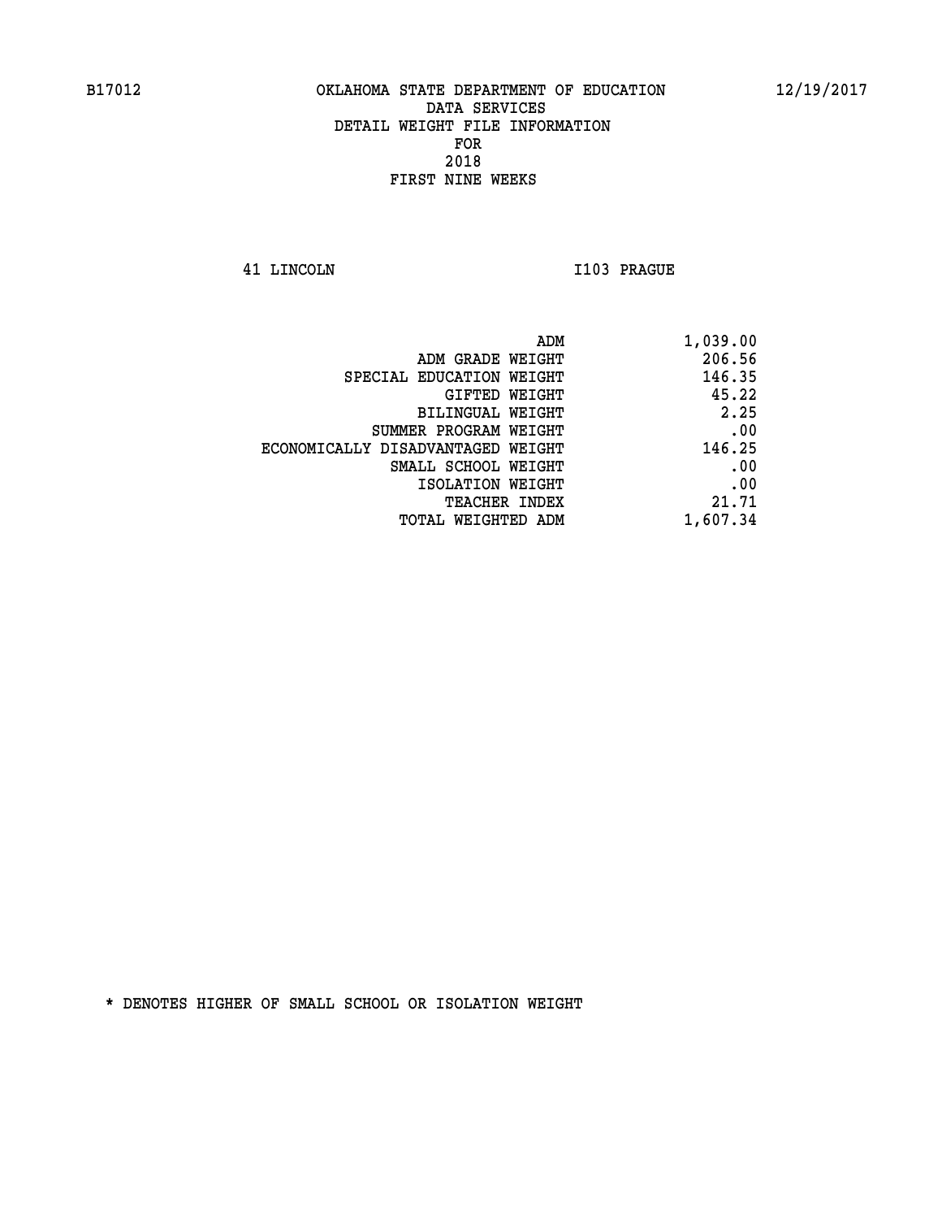B17012 OKLAHOMA STATE DEPARTMENT OF EDUCATION 12/19/2017

DATA SERVICES
DETAIL WEIGHT FILE INFORMATION
FOR
2018
FIRST NINE WEEKS

41 LINCOLN I103 PRAGUE

| | |
|---|---|
| ADM | 1,039.00 |
| ADM GRADE WEIGHT | 206.56 |
| SPECIAL EDUCATION WEIGHT | 146.35 |
| GIFTED WEIGHT | 45.22 |
| BILINGUAL WEIGHT | 2.25 |
| SUMMER PROGRAM WEIGHT | .00 |
| ECONOMICALLY DISADVANTAGED WEIGHT | 146.25 |
| SMALL SCHOOL WEIGHT | .00 |
| ISOLATION WEIGHT | .00 |
| TEACHER INDEX | 21.71 |
| TOTAL WEIGHTED ADM | 1,607.34 |

* DENOTES HIGHER OF SMALL SCHOOL OR ISOLATION WEIGHT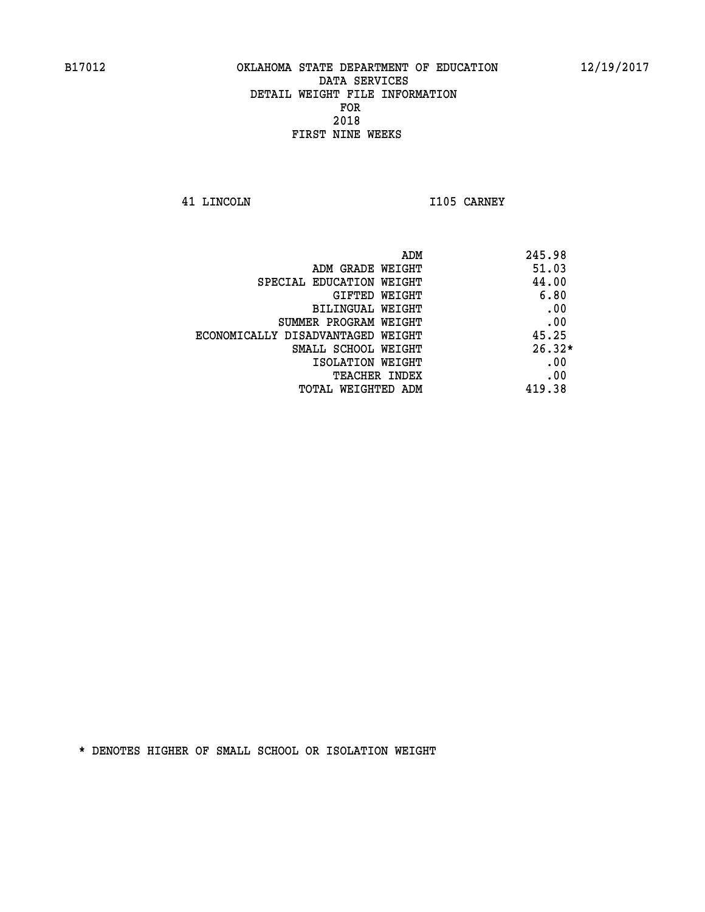B17012 OKLAHOMA STATE DEPARTMENT OF EDUCATION 12/19/2017

DATA SERVICES
DETAIL WEIGHT FILE INFORMATION
FOR
2018
FIRST NINE WEEKS

41 LINCOLN I105 CARNEY

| | |
|---|---|
| ADM | 245.98 |
| ADM GRADE WEIGHT | 51.03 |
| SPECIAL EDUCATION WEIGHT | 44.00 |
| GIFTED WEIGHT | 6.80 |
| BILINGUAL WEIGHT | .00 |
| SUMMER PROGRAM WEIGHT | .00 |
| ECONOMICALLY DISADVANTAGED WEIGHT | 45.25 |
| SMALL SCHOOL WEIGHT | 26.32* |
| ISOLATION WEIGHT | .00 |
| TEACHER INDEX | .00 |
| TOTAL WEIGHTED ADM | 419.38 |

* DENOTES HIGHER OF SMALL SCHOOL OR ISOLATION WEIGHT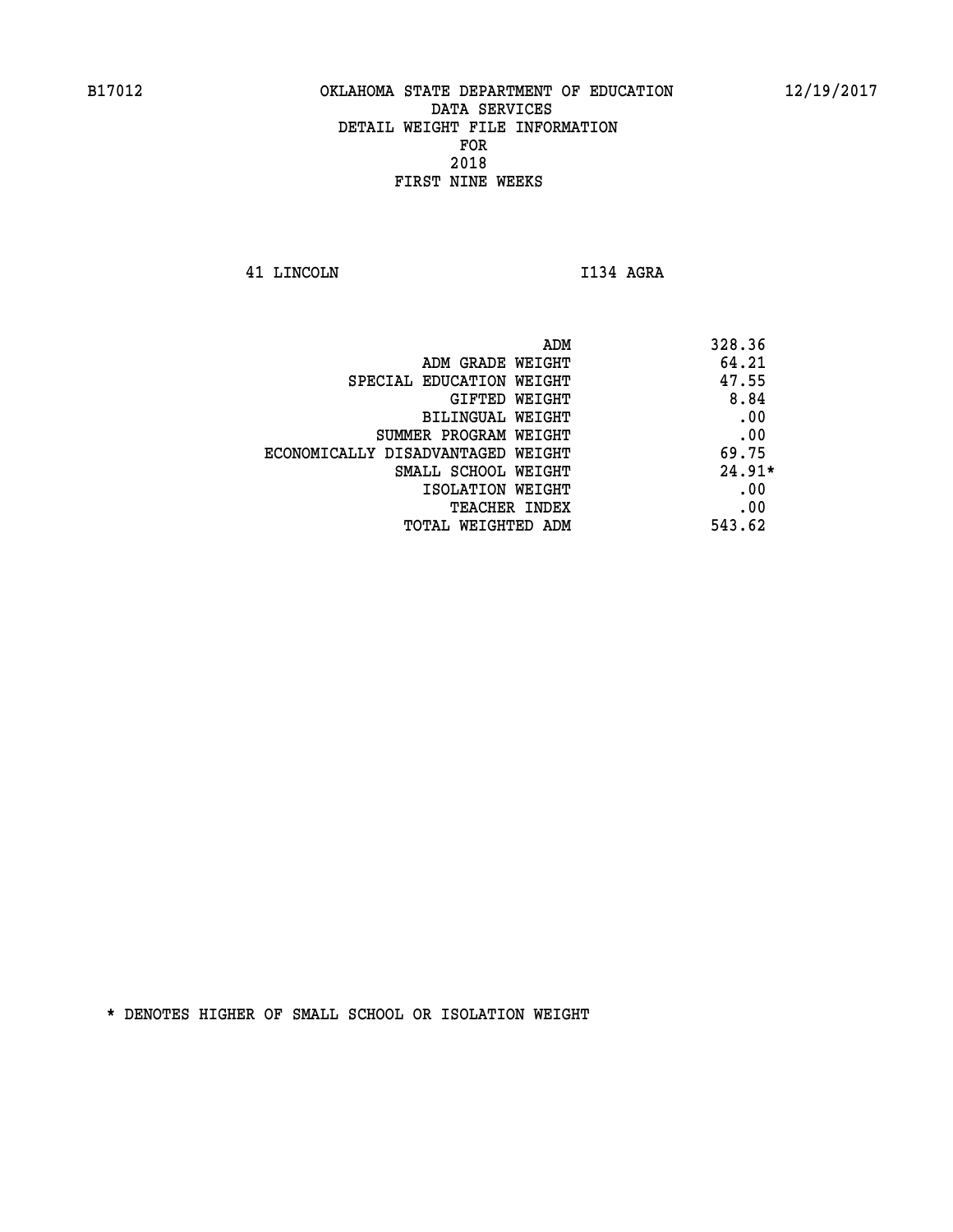B17012 OKLAHOMA STATE DEPARTMENT OF EDUCATION 12/19/2017

DATA SERVICES
DETAIL WEIGHT FILE INFORMATION
FOR
2018
FIRST NINE WEEKS

41 LINCOLN I134 AGRA

| | |
|---|---|
| ADM | 328.36 |
| ADM GRADE WEIGHT | 64.21 |
| SPECIAL EDUCATION WEIGHT | 47.55 |
| GIFTED WEIGHT | 8.84 |
| BILINGUAL WEIGHT | .00 |
| SUMMER PROGRAM WEIGHT | .00 |
| ECONOMICALLY DISADVANTAGED WEIGHT | 69.75 |
| SMALL SCHOOL WEIGHT | 24.91* |
| ISOLATION WEIGHT | .00 |
| TEACHER INDEX | .00 |
| TOTAL WEIGHTED ADM | 543.62 |

* DENOTES HIGHER OF SMALL SCHOOL OR ISOLATION WEIGHT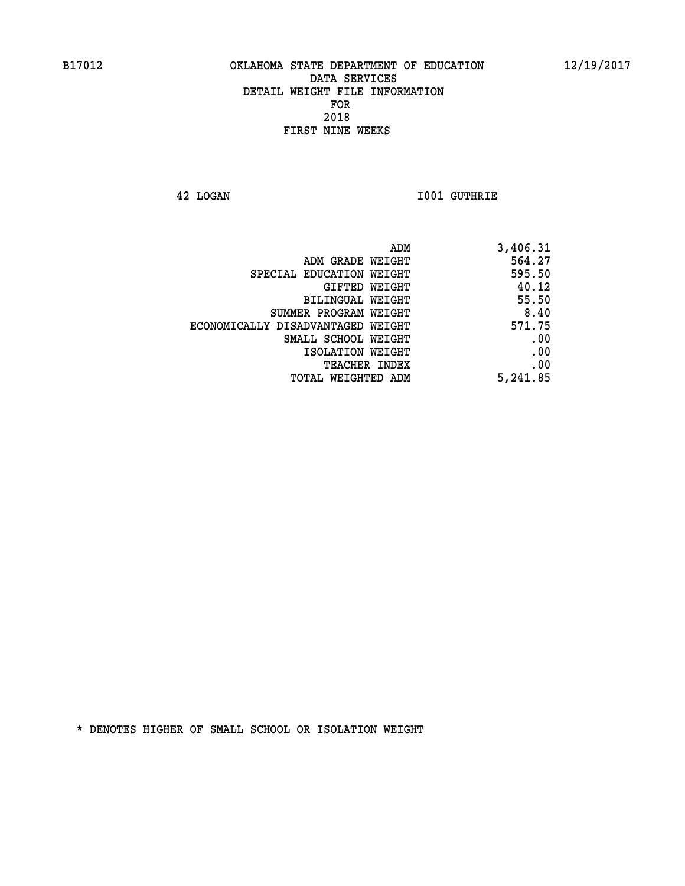B17012 OKLAHOMA STATE DEPARTMENT OF EDUCATION 12/19/2017

DATA SERVICES
DETAIL WEIGHT FILE INFORMATION
FOR
2018
FIRST NINE WEEKS

42 LOGAN I001 GUTHRIE

| | |
|---|---|
| ADM | 3,406.31 |
| ADM GRADE WEIGHT | 564.27 |
| SPECIAL EDUCATION WEIGHT | 595.50 |
| GIFTED WEIGHT | 40.12 |
| BILINGUAL WEIGHT | 55.50 |
| SUMMER PROGRAM WEIGHT | 8.40 |
| ECONOMICALLY DISADVANTAGED WEIGHT | 571.75 |
| SMALL SCHOOL WEIGHT | .00 |
| ISOLATION WEIGHT | .00 |
| TEACHER INDEX | .00 |
| TOTAL WEIGHTED ADM | 5,241.85 |

* DENOTES HIGHER OF SMALL SCHOOL OR ISOLATION WEIGHT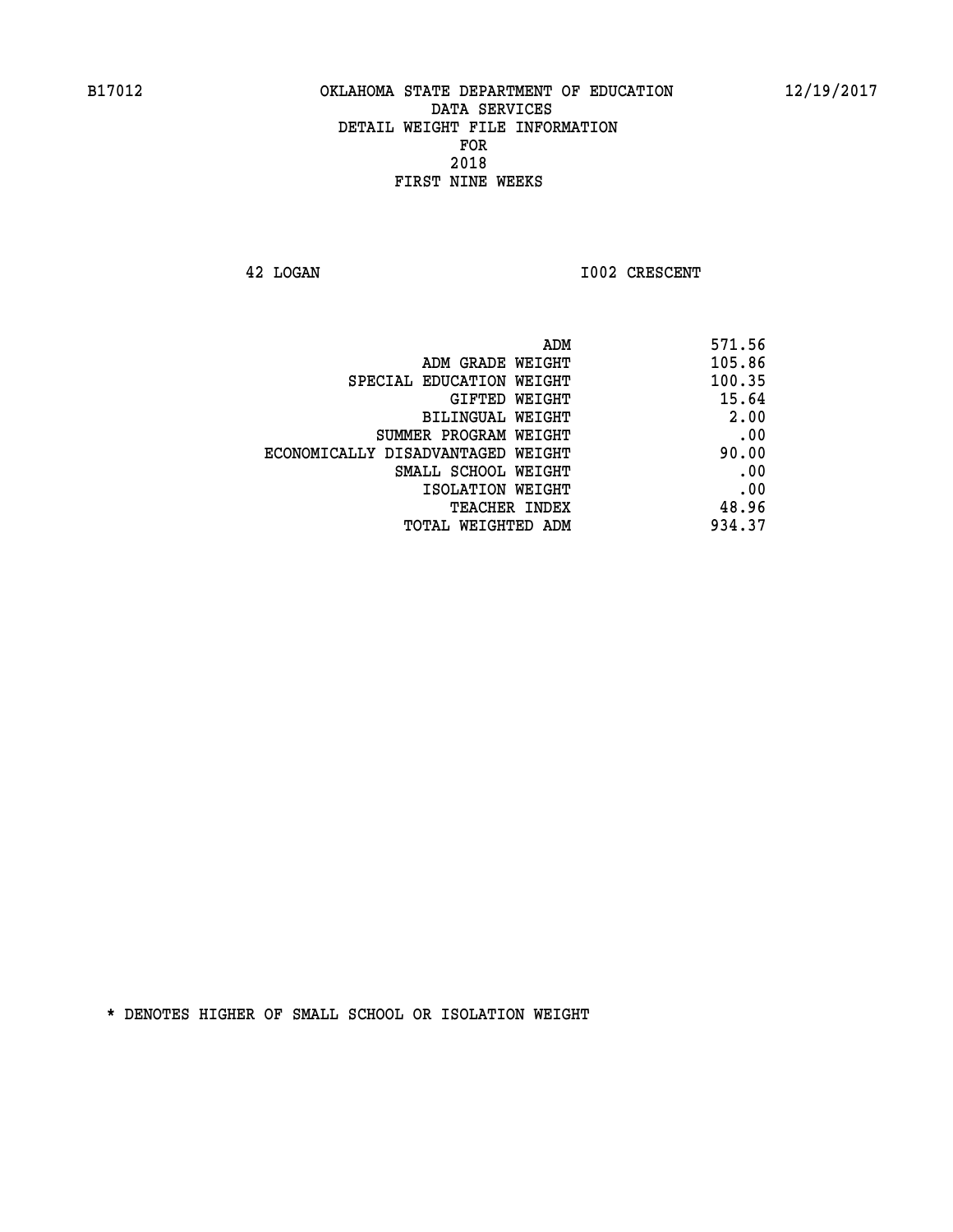OKLAHOMA STATE DEPARTMENT OF EDUCATION
DATA SERVICES
DETAIL WEIGHT FILE INFORMATION
FOR
2018
FIRST NINE WEEKS

42 LOGAN I002 CRESCENT

| | |
|---|---|
| ADM | 571.56 |
| ADM GRADE WEIGHT | 105.86 |
| SPECIAL EDUCATION WEIGHT | 100.35 |
| GIFTED WEIGHT | 15.64 |
| BILINGUAL WEIGHT | 2.00 |
| SUMMER PROGRAM WEIGHT | .00 |
| ECONOMICALLY DISADVANTAGED WEIGHT | 90.00 |
| SMALL SCHOOL WEIGHT | .00 |
| ISOLATION WEIGHT | .00 |
| TEACHER INDEX | 48.96 |
| TOTAL WEIGHTED ADM | 934.37 |

* DENOTES HIGHER OF SMALL SCHOOL OR ISOLATION WEIGHT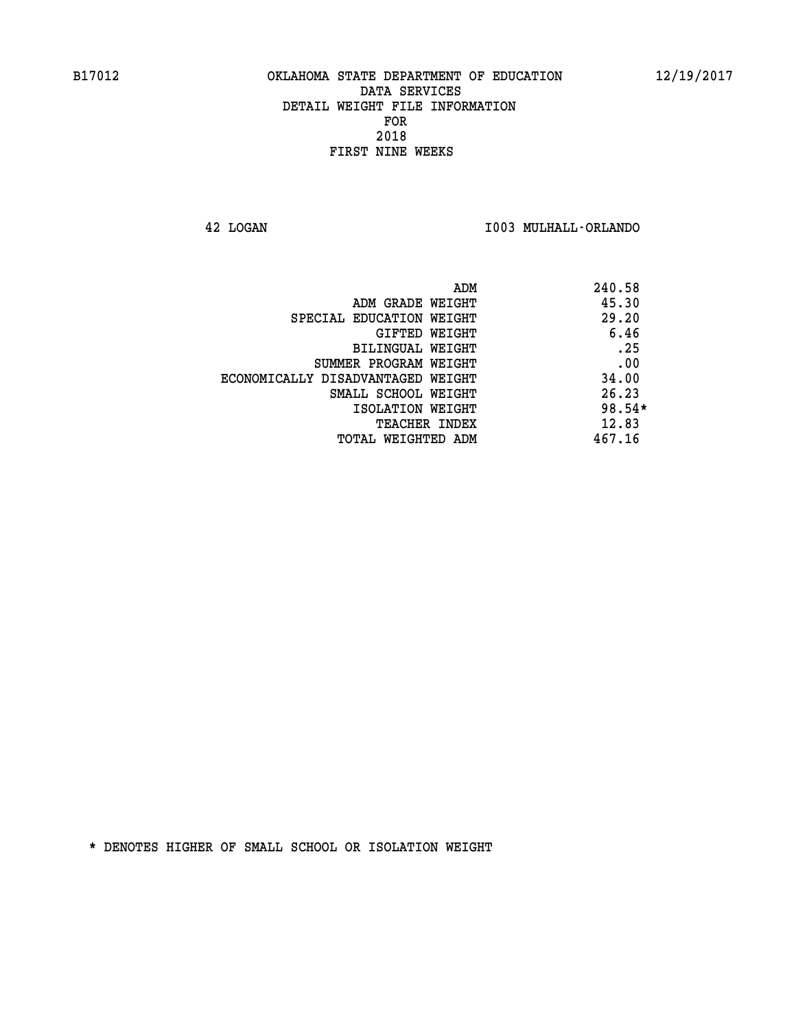B17012 OKLAHOMA STATE DEPARTMENT OF EDUCATION 12/19/2017

DATA SERVICES
DETAIL WEIGHT FILE INFORMATION
FOR
2018
FIRST NINE WEEKS

42 LOGAN I003 MULHALL-ORLANDO

| | |
|---|---|
| ADM | 240.58 |
| ADM GRADE WEIGHT | 45.30 |
| SPECIAL EDUCATION WEIGHT | 29.20 |
| GIFTED WEIGHT | 6.46 |
| BILINGUAL WEIGHT | .25 |
| SUMMER PROGRAM WEIGHT | .00 |
| ECONOMICALLY DISADVANTAGED WEIGHT | 34.00 |
| SMALL SCHOOL WEIGHT | 26.23 |
| ISOLATION WEIGHT | 98.54* |
| TEACHER INDEX | 12.83 |
| TOTAL WEIGHTED ADM | 467.16 |

* DENOTES HIGHER OF SMALL SCHOOL OR ISOLATION WEIGHT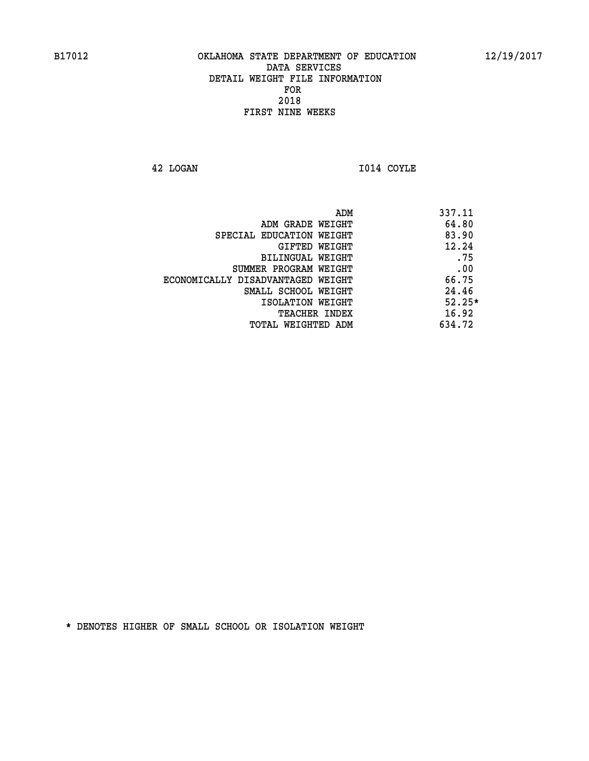B17012 OKLAHOMA STATE DEPARTMENT OF EDUCATION 12/19/2017

DATA SERVICES
DETAIL WEIGHT FILE INFORMATION
FOR
2018
FIRST NINE WEEKS

42 LOGAN I014 COYLE

| | |
|---|---|
| ADM | 337.11 |
| ADM GRADE WEIGHT | 64.80 |
| SPECIAL EDUCATION WEIGHT | 83.90 |
| GIFTED WEIGHT | 12.24 |
| BILINGUAL WEIGHT | .75 |
| SUMMER PROGRAM WEIGHT | .00 |
| ECONOMICALLY DISADVANTAGED WEIGHT | 66.75 |
| SMALL SCHOOL WEIGHT | 24.46 |
| ISOLATION WEIGHT | 52.25* |
| TEACHER INDEX | 16.92 |
| TOTAL WEIGHTED ADM | 634.72 |

* DENOTES HIGHER OF SMALL SCHOOL OR ISOLATION WEIGHT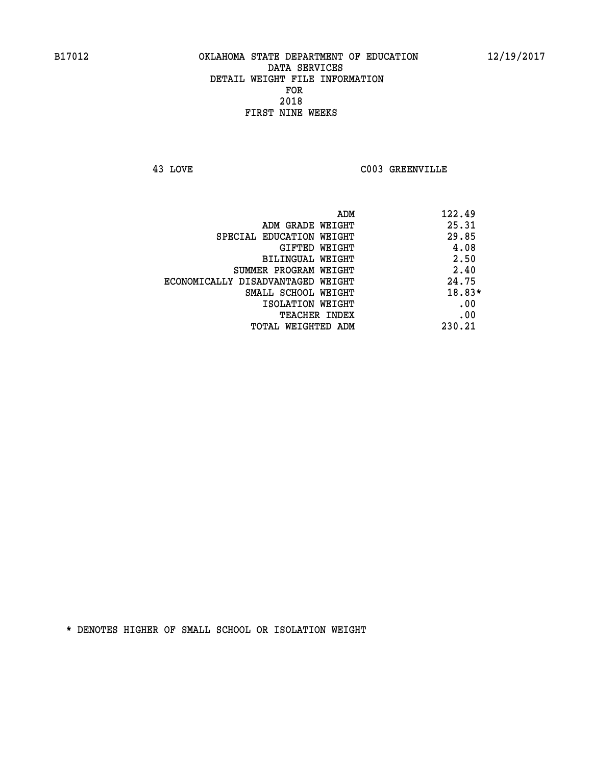B17012 OKLAHOMA STATE DEPARTMENT OF EDUCATION 12/19/2017

DATA SERVICES
DETAIL WEIGHT FILE INFORMATION
FOR
2018
FIRST NINE WEEKS

43 LOVE C003 GREENVILLE

| | |
|---|---|
| ADM | 122.49 |
| ADM GRADE WEIGHT | 25.31 |
| SPECIAL EDUCATION WEIGHT | 29.85 |
| GIFTED WEIGHT | 4.08 |
| BILINGUAL WEIGHT | 2.50 |
| SUMMER PROGRAM WEIGHT | 2.40 |
| ECONOMICALLY DISADVANTAGED WEIGHT | 24.75 |
| SMALL SCHOOL WEIGHT | 18.83* |
| ISOLATION WEIGHT | .00 |
| TEACHER INDEX | .00 |
| TOTAL WEIGHTED ADM | 230.21 |

* DENOTES HIGHER OF SMALL SCHOOL OR ISOLATION WEIGHT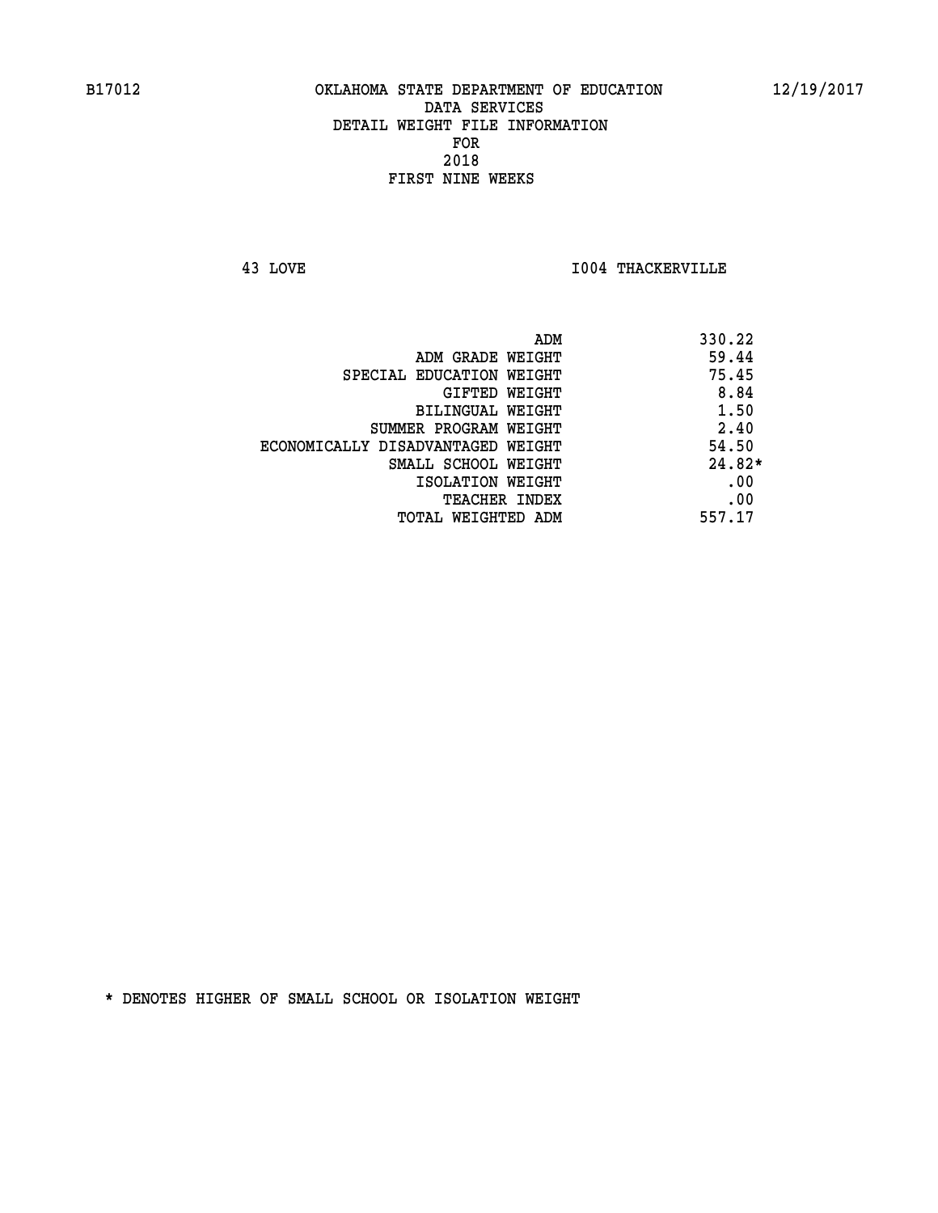B17012 OKLAHOMA STATE DEPARTMENT OF EDUCATION 12/19/2017

DATA SERVICES
DETAIL WEIGHT FILE INFORMATION
FOR
2018
FIRST NINE WEEKS

43 LOVE I004 THACKERVILLE

| | |
|---|---|
| ADM | 330.22 |
| ADM GRADE WEIGHT | 59.44 |
| SPECIAL EDUCATION WEIGHT | 75.45 |
| GIFTED WEIGHT | 8.84 |
| BILINGUAL WEIGHT | 1.50 |
| SUMMER PROGRAM WEIGHT | 2.40 |
| ECONOMICALLY DISADVANTAGED WEIGHT | 54.50 |
| SMALL SCHOOL WEIGHT | 24.82* |
| ISOLATION WEIGHT | .00 |
| TEACHER INDEX | .00 |
| TOTAL WEIGHTED ADM | 557.17 |

* DENOTES HIGHER OF SMALL SCHOOL OR ISOLATION WEIGHT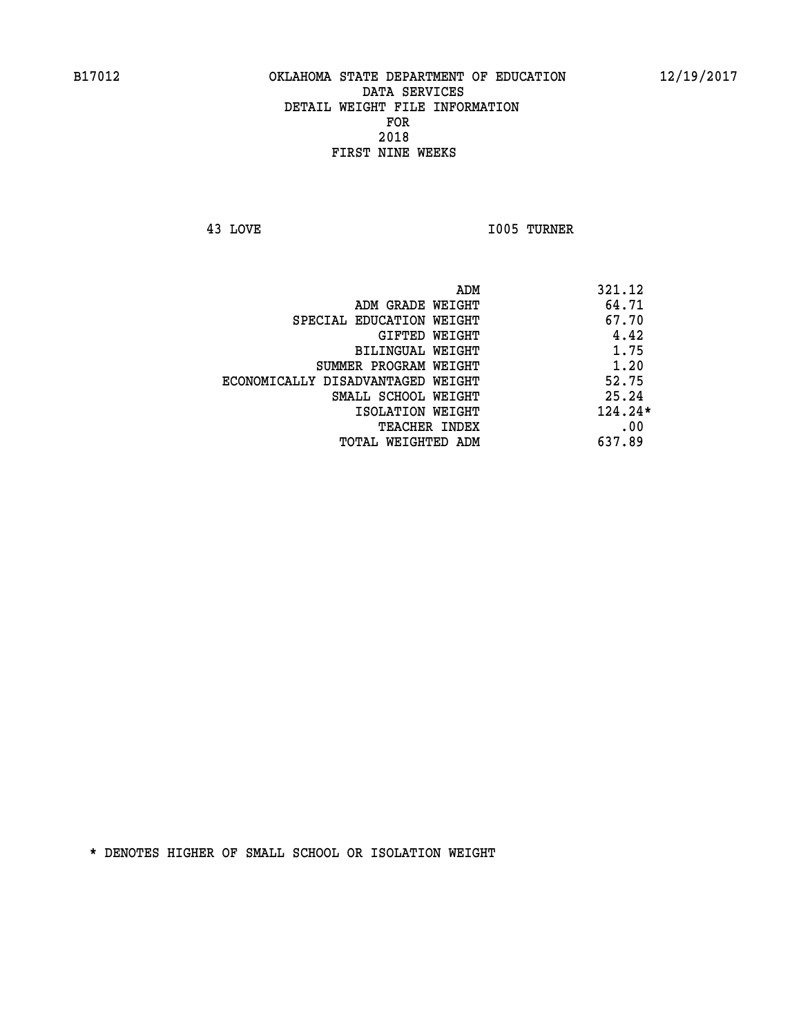B17012 OKLAHOMA STATE DEPARTMENT OF EDUCATION 12/19/2017

DATA SERVICES
DETAIL WEIGHT FILE INFORMATION
FOR
2018
FIRST NINE WEEKS

43 LOVE I005 TURNER

| | |
|---|---|
| ADM | 321.12 |
| ADM GRADE WEIGHT | 64.71 |
| SPECIAL EDUCATION WEIGHT | 67.70 |
| GIFTED WEIGHT | 4.42 |
| BILINGUAL WEIGHT | 1.75 |
| SUMMER PROGRAM WEIGHT | 1.20 |
| ECONOMICALLY DISADVANTAGED WEIGHT | 52.75 |
| SMALL SCHOOL WEIGHT | 25.24 |
| ISOLATION WEIGHT | 124.24* |
| TEACHER INDEX | .00 |
| TOTAL WEIGHTED ADM | 637.89 |

* DENOTES HIGHER OF SMALL SCHOOL OR ISOLATION WEIGHT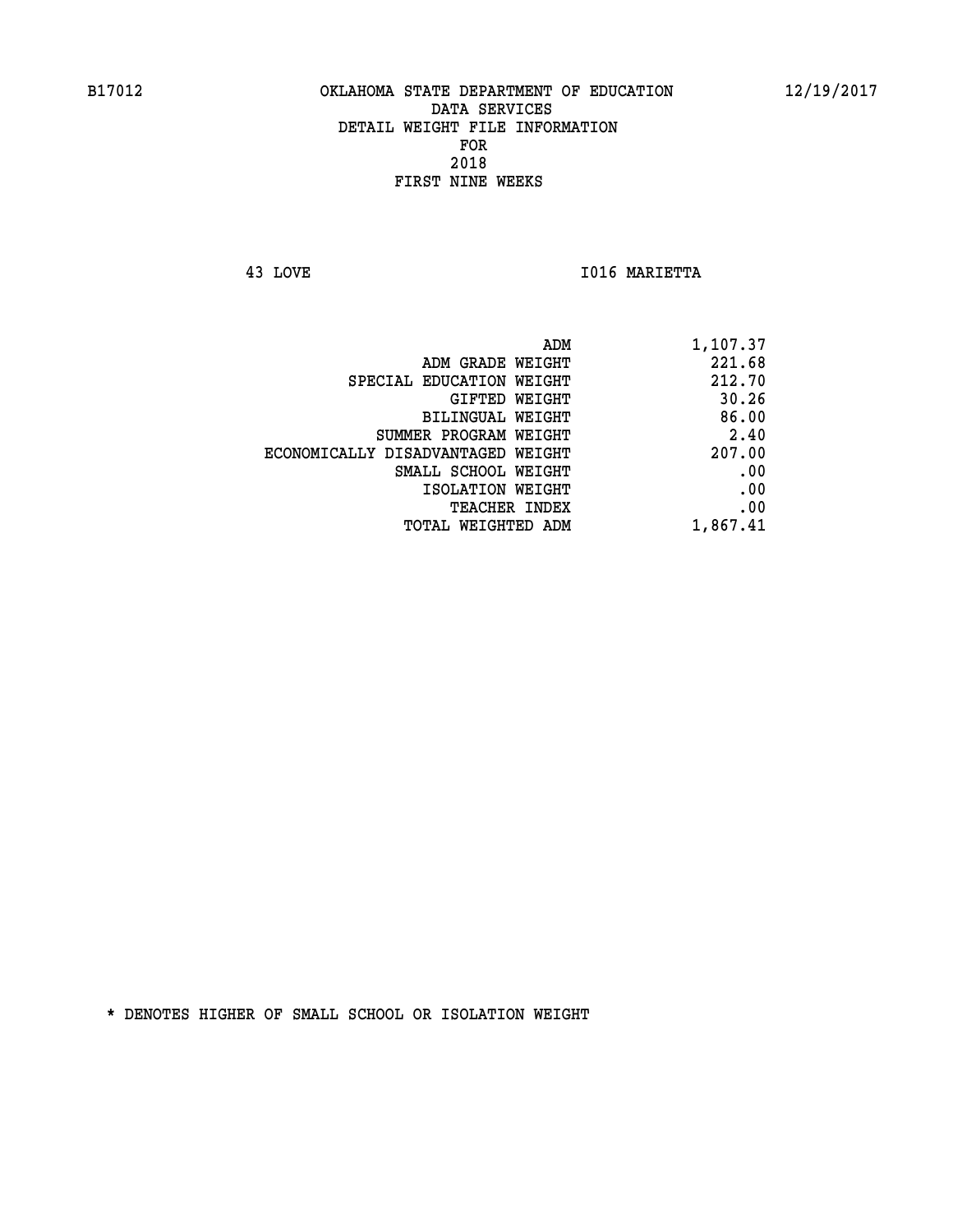B17012 OKLAHOMA STATE DEPARTMENT OF EDUCATION 12/19/2017

DATA SERVICES
DETAIL WEIGHT FILE INFORMATION
FOR
2018
FIRST NINE WEEKS

43 LOVE I016 MARIETTA

| | |
|---|---|
| ADM | 1,107.37 |
| ADM GRADE WEIGHT | 221.68 |
| SPECIAL EDUCATION WEIGHT | 212.70 |
| GIFTED WEIGHT | 30.26 |
| BILINGUAL WEIGHT | 86.00 |
| SUMMER PROGRAM WEIGHT | 2.40 |
| ECONOMICALLY DISADVANTAGED WEIGHT | 207.00 |
| SMALL SCHOOL WEIGHT | .00 |
| ISOLATION WEIGHT | .00 |
| TEACHER INDEX | .00 |
| TOTAL WEIGHTED ADM | 1,867.41 |

* DENOTES HIGHER OF SMALL SCHOOL OR ISOLATION WEIGHT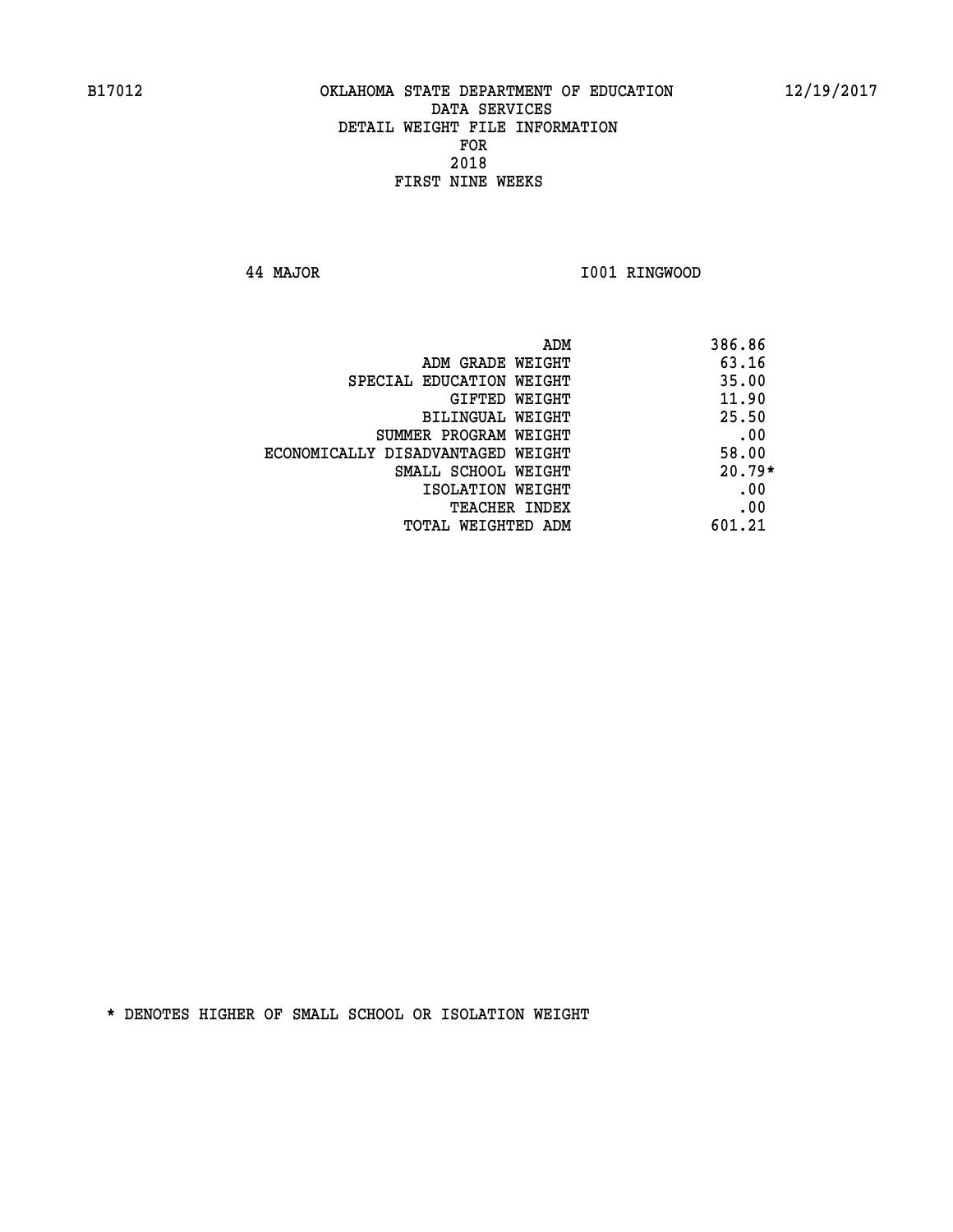B17012 OKLAHOMA STATE DEPARTMENT OF EDUCATION 12/19/2017

DATA SERVICES
DETAIL WEIGHT FILE INFORMATION
FOR
2018
FIRST NINE WEEKS

44 MAJOR I001 RINGWOOD

| | |
|---|---|
| ADM | 386.86 |
| ADM GRADE WEIGHT | 63.16 |
| SPECIAL EDUCATION WEIGHT | 35.00 |
| GIFTED WEIGHT | 11.90 |
| BILINGUAL WEIGHT | 25.50 |
| SUMMER PROGRAM WEIGHT | .00 |
| ECONOMICALLY DISADVANTAGED WEIGHT | 58.00 |
| SMALL SCHOOL WEIGHT | 20.79* |
| ISOLATION WEIGHT | .00 |
| TEACHER INDEX | .00 |
| TOTAL WEIGHTED ADM | 601.21 |

* DENOTES HIGHER OF SMALL SCHOOL OR ISOLATION WEIGHT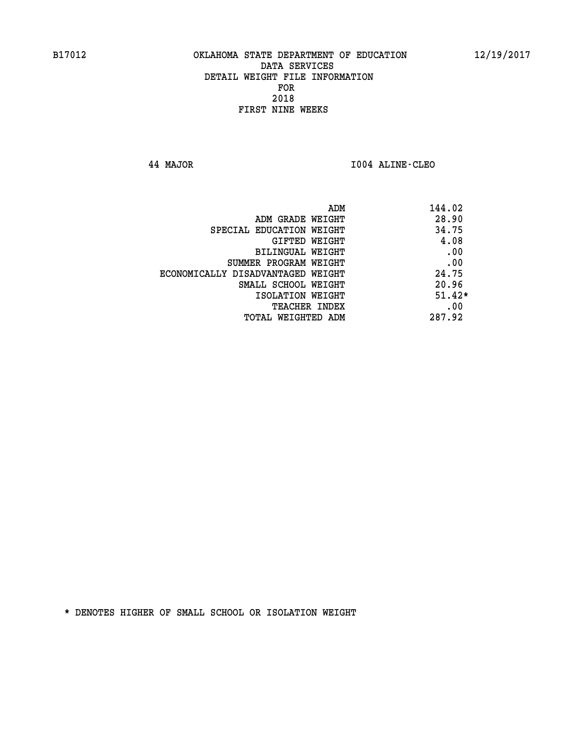B17012 OKLAHOMA STATE DEPARTMENT OF EDUCATION 12/19/2017

DATA SERVICES

DETAIL WEIGHT FILE INFORMATION

FOR

2018

FIRST NINE WEEKS

44 MAJOR I004 ALINE-CLEO

| | |
|---|---|
| ADM | 144.02 |
| ADM GRADE WEIGHT | 28.90 |
| SPECIAL EDUCATION WEIGHT | 34.75 |
| GIFTED WEIGHT | 4.08 |
| BILINGUAL WEIGHT | .00 |
| SUMMER PROGRAM WEIGHT | .00 |
| ECONOMICALLY DISADVANTAGED WEIGHT | 24.75 |
| SMALL SCHOOL WEIGHT | 20.96 |
| ISOLATION WEIGHT | 51.42* |
| TEACHER INDEX | .00 |
| TOTAL WEIGHTED ADM | 287.92 |

* DENOTES HIGHER OF SMALL SCHOOL OR ISOLATION WEIGHT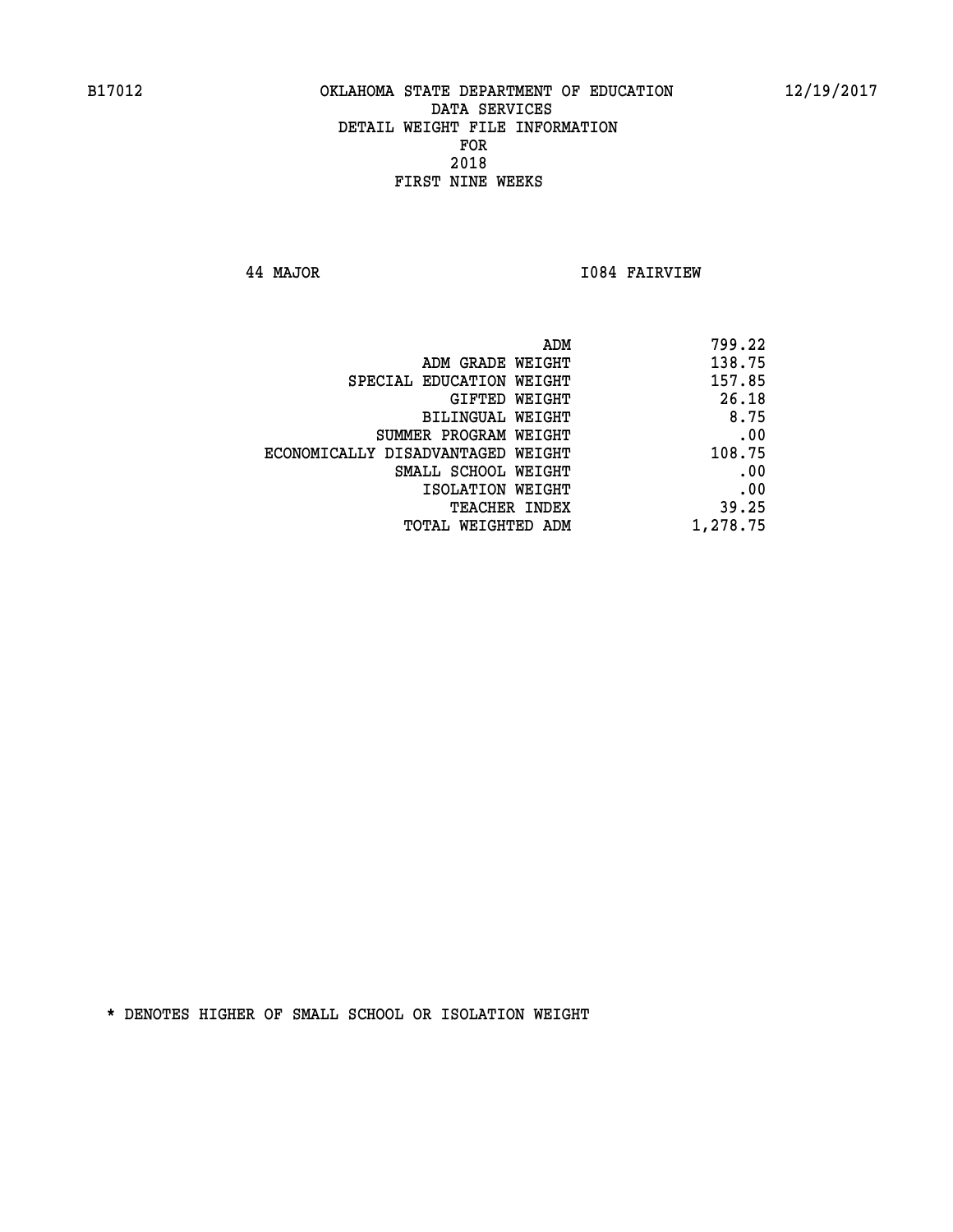B17012 OKLAHOMA STATE DEPARTMENT OF EDUCATION 12/19/2017

DATA SERVICES
DETAIL WEIGHT FILE INFORMATION
FOR
2018
FIRST NINE WEEKS

44 MAJOR I084 FAIRVIEW

| | |
|---|---|
| ADM | 799.22 |
| ADM GRADE WEIGHT | 138.75 |
| SPECIAL EDUCATION WEIGHT | 157.85 |
| GIFTED WEIGHT | 26.18 |
| BILINGUAL WEIGHT | 8.75 |
| SUMMER PROGRAM WEIGHT | .00 |
| ECONOMICALLY DISADVANTAGED WEIGHT | 108.75 |
| SMALL SCHOOL WEIGHT | .00 |
| ISOLATION WEIGHT | .00 |
| TEACHER INDEX | 39.25 |
| TOTAL WEIGHTED ADM | 1,278.75 |

* DENOTES HIGHER OF SMALL SCHOOL OR ISOLATION WEIGHT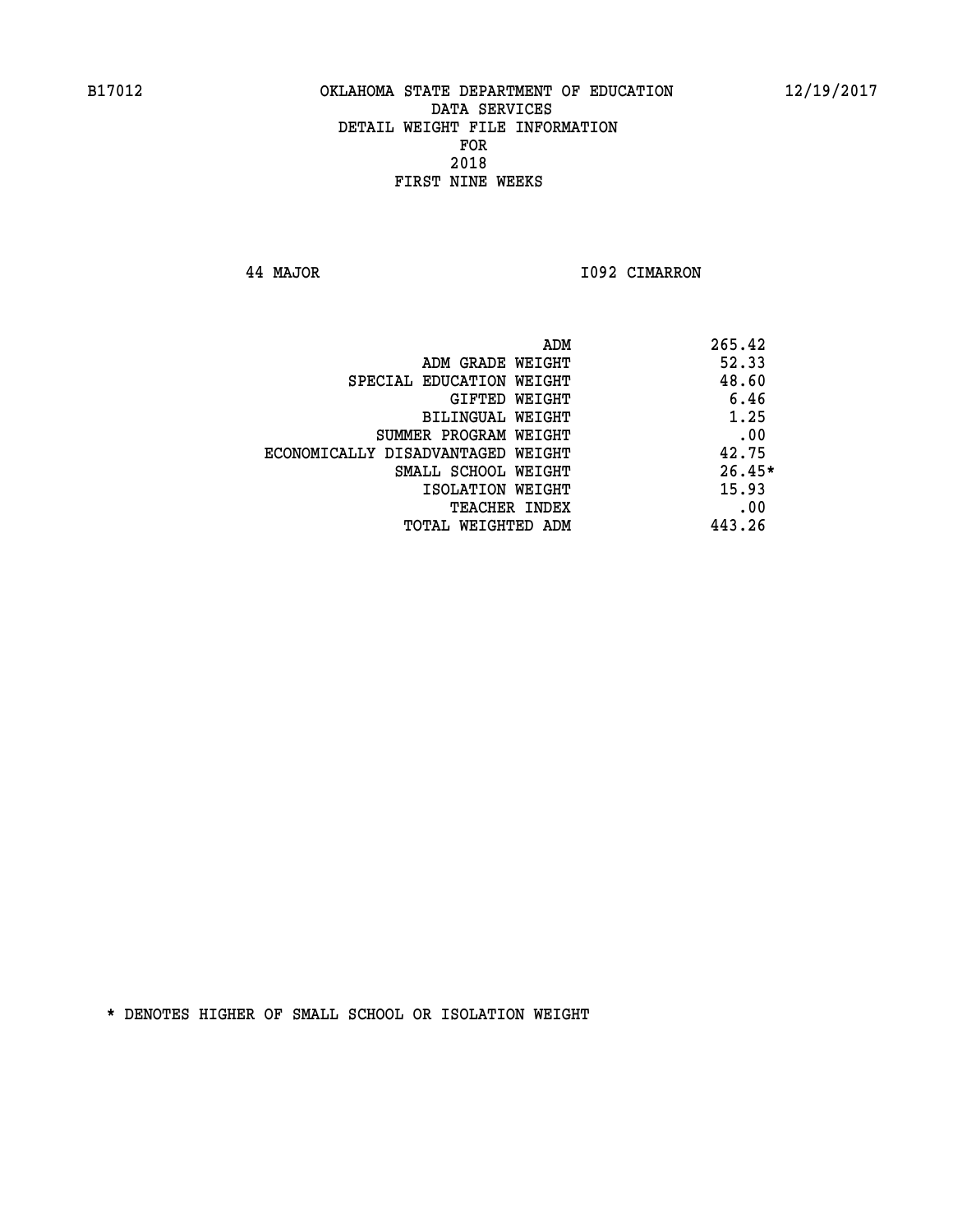B17012 OKLAHOMA STATE DEPARTMENT OF EDUCATION 12/19/2017

DATA SERVICES
DETAIL WEIGHT FILE INFORMATION
FOR
2018
FIRST NINE WEEKS

44 MAJOR I092 CIMARRON

| | |
|---|---|
| ADM | 265.42 |
| ADM GRADE WEIGHT | 52.33 |
| SPECIAL EDUCATION WEIGHT | 48.60 |
| GIFTED WEIGHT | 6.46 |
| BILINGUAL WEIGHT | 1.25 |
| SUMMER PROGRAM WEIGHT | .00 |
| ECONOMICALLY DISADVANTAGED WEIGHT | 42.75 |
| SMALL SCHOOL WEIGHT | 26.45* |
| ISOLATION WEIGHT | 15.93 |
| TEACHER INDEX | .00 |
| TOTAL WEIGHTED ADM | 443.26 |

* DENOTES HIGHER OF SMALL SCHOOL OR ISOLATION WEIGHT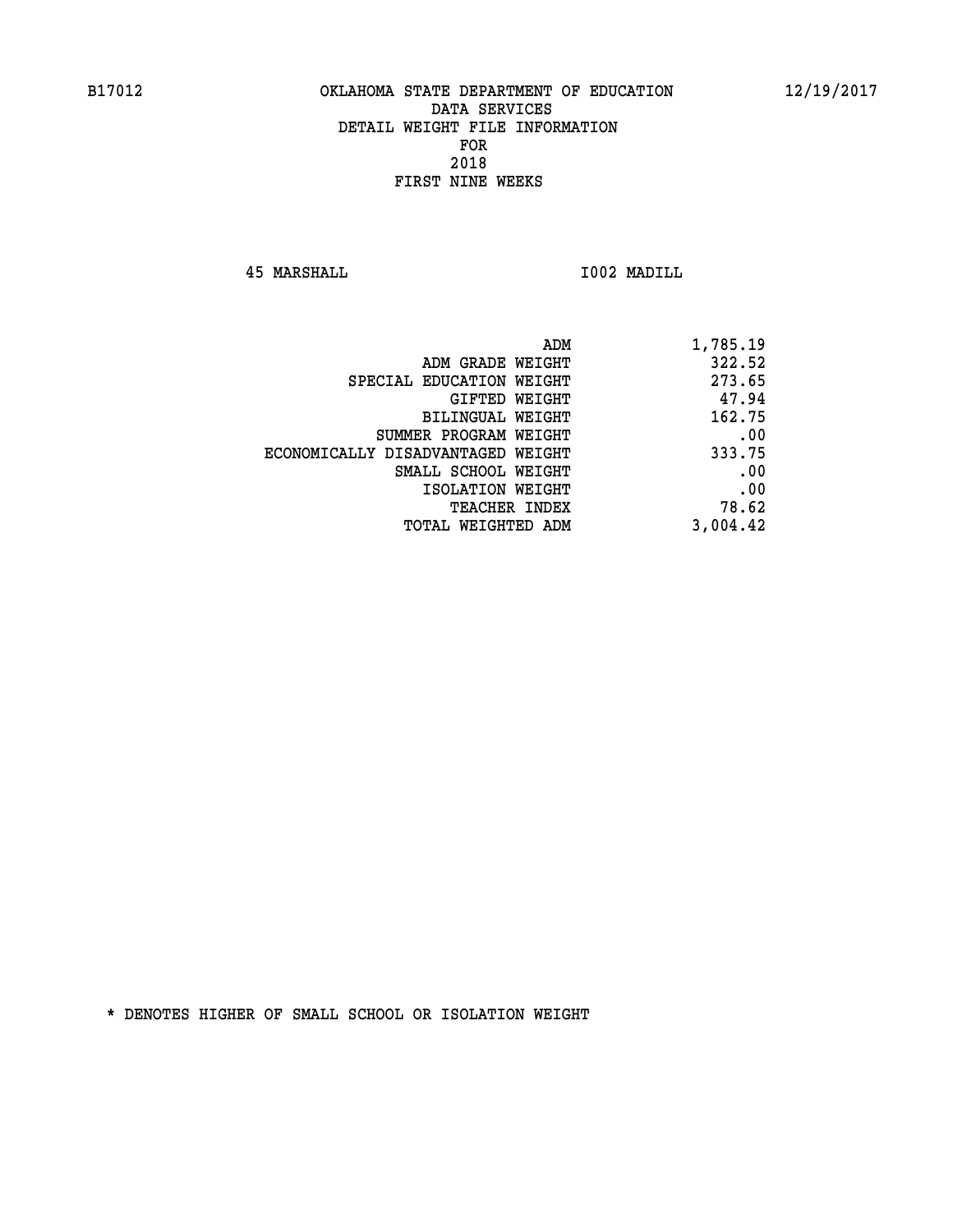B17012 OKLAHOMA STATE DEPARTMENT OF EDUCATION 12/19/2017

DATA SERVICES
DETAIL WEIGHT FILE INFORMATION
FOR
2018
FIRST NINE WEEKS

45 MARSHALL I002 MADILL

| | |
|---|---|
| ADM | 1,785.19 |
| ADM GRADE WEIGHT | 322.52 |
| SPECIAL EDUCATION WEIGHT | 273.65 |
| GIFTED WEIGHT | 47.94 |
| BILINGUAL WEIGHT | 162.75 |
| SUMMER PROGRAM WEIGHT | .00 |
| ECONOMICALLY DISADVANTAGED WEIGHT | 333.75 |
| SMALL SCHOOL WEIGHT | .00 |
| ISOLATION WEIGHT | .00 |
| TEACHER INDEX | 78.62 |
| TOTAL WEIGHTED ADM | 3,004.42 |

* DENOTES HIGHER OF SMALL SCHOOL OR ISOLATION WEIGHT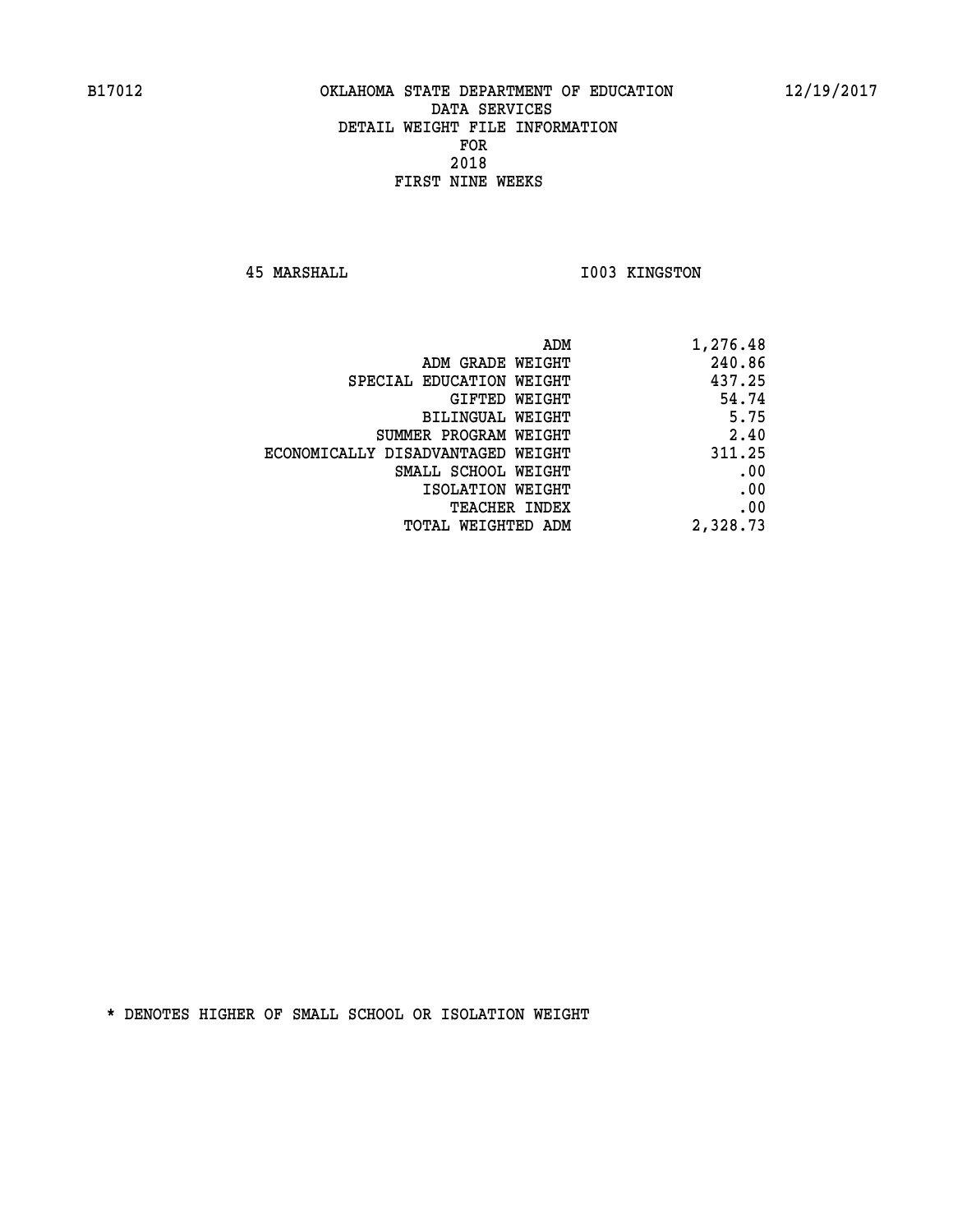B17012 OKLAHOMA STATE DEPARTMENT OF EDUCATION 12/19/2017

DATA SERVICES
DETAIL WEIGHT FILE INFORMATION
FOR
2018
FIRST NINE WEEKS

45 MARSHALL I003 KINGSTON

| | |
|---|---|
| ADM | 1,276.48 |
| ADM GRADE WEIGHT | 240.86 |
| SPECIAL EDUCATION WEIGHT | 437.25 |
| GIFTED WEIGHT | 54.74 |
| BILINGUAL WEIGHT | 5.75 |
| SUMMER PROGRAM WEIGHT | 2.40 |
| ECONOMICALLY DISADVANTAGED WEIGHT | 311.25 |
| SMALL SCHOOL WEIGHT | .00 |
| ISOLATION WEIGHT | .00 |
| TEACHER INDEX | .00 |
| TOTAL WEIGHTED ADM | 2,328.73 |

* DENOTES HIGHER OF SMALL SCHOOL OR ISOLATION WEIGHT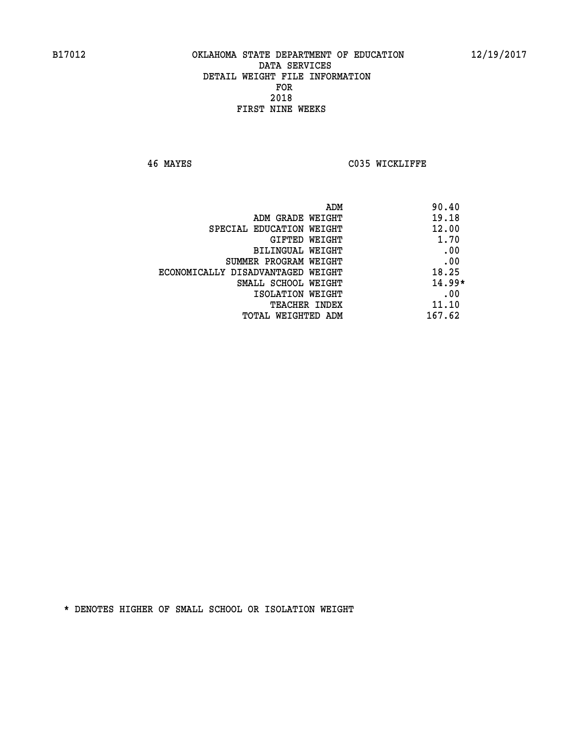B17012 OKLAHOMA STATE DEPARTMENT OF EDUCATION 12/19/2017

DATA SERVICES
DETAIL WEIGHT FILE INFORMATION
FOR
2018
FIRST NINE WEEKS

46 MAYES C035 WICKLIFFE

| | |
|---|---|
| ADM | 90.40 |
| ADM GRADE WEIGHT | 19.18 |
| SPECIAL EDUCATION WEIGHT | 12.00 |
| GIFTED WEIGHT | 1.70 |
| BILINGUAL WEIGHT | .00 |
| SUMMER PROGRAM WEIGHT | .00 |
| ECONOMICALLY DISADVANTAGED WEIGHT | 18.25 |
| SMALL SCHOOL WEIGHT | 14.99* |
| ISOLATION WEIGHT | .00 |
| TEACHER INDEX | 11.10 |
| TOTAL WEIGHTED ADM | 167.62 |

* DENOTES HIGHER OF SMALL SCHOOL OR ISOLATION WEIGHT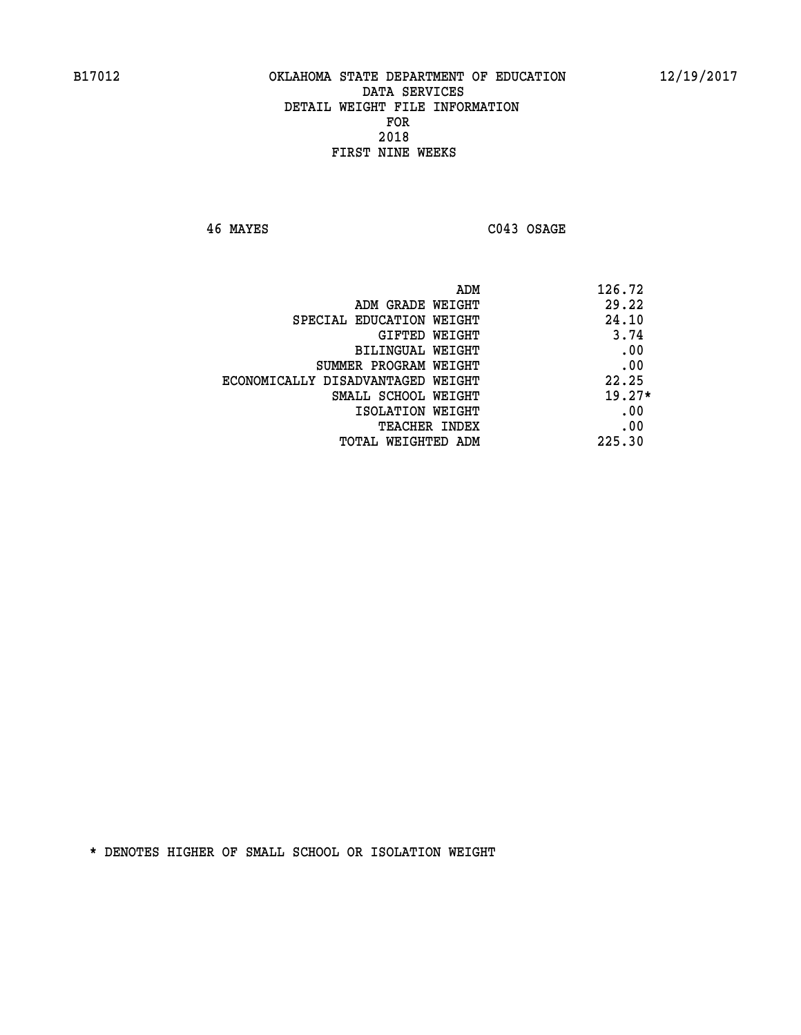B17012 OKLAHOMA STATE DEPARTMENT OF EDUCATION 12/19/2017

DATA SERVICES
DETAIL WEIGHT FILE INFORMATION
FOR
2018
FIRST NINE WEEKS

46 MAYES C043 OSAGE

| | |
|---|---|
| ADM | 126.72 |
| ADM GRADE WEIGHT | 29.22 |
| SPECIAL EDUCATION WEIGHT | 24.10 |
| GIFTED WEIGHT | 3.74 |
| BILINGUAL WEIGHT | .00 |
| SUMMER PROGRAM WEIGHT | .00 |
| ECONOMICALLY DISADVANTAGED WEIGHT | 22.25 |
| SMALL SCHOOL WEIGHT | 19.27* |
| ISOLATION WEIGHT | .00 |
| TEACHER INDEX | .00 |
| TOTAL WEIGHTED ADM | 225.30 |

* DENOTES HIGHER OF SMALL SCHOOL OR ISOLATION WEIGHT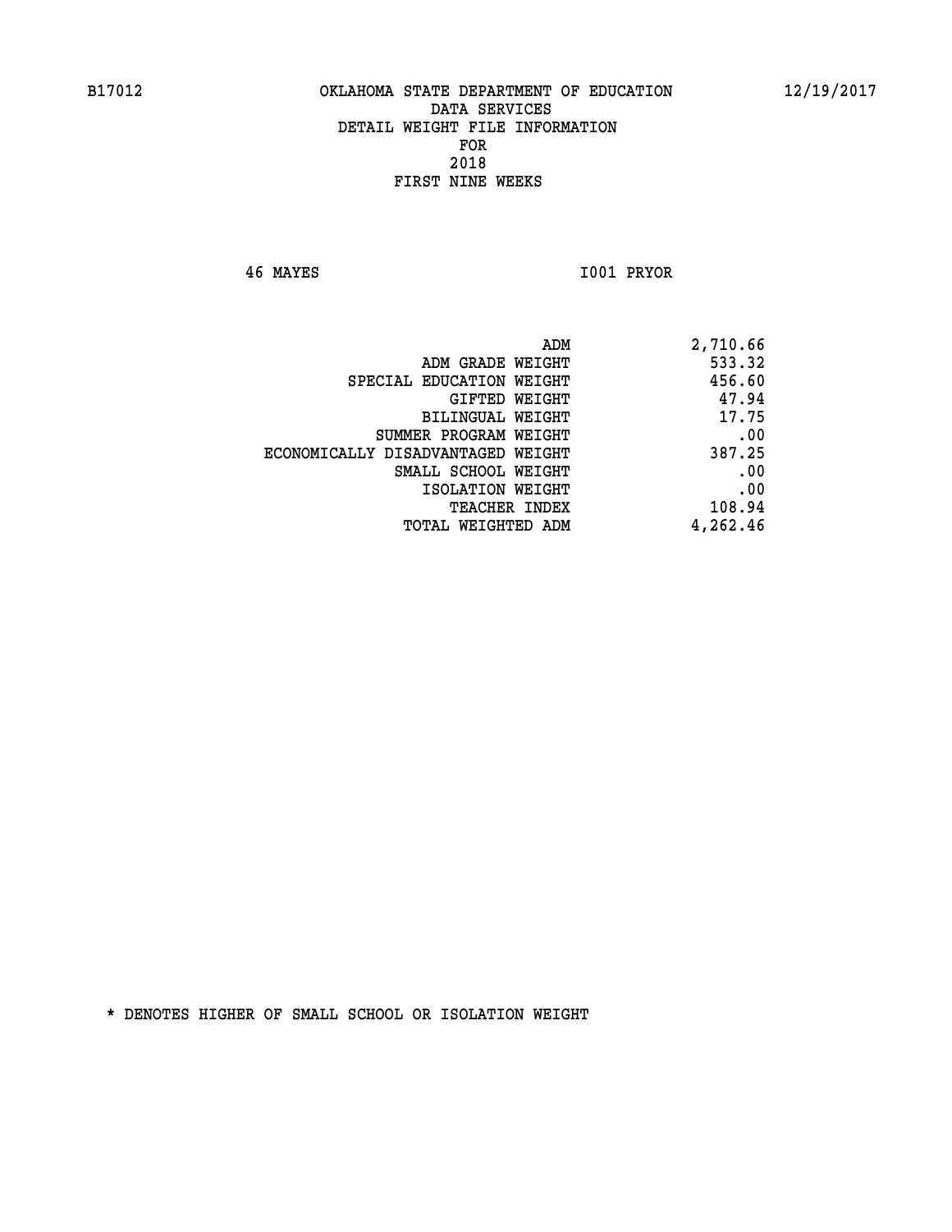B17012 OKLAHOMA STATE DEPARTMENT OF EDUCATION 12/19/2017

DATA SERVICES
DETAIL WEIGHT FILE INFORMATION
FOR
2018
FIRST NINE WEEKS

46 MAYES I001 PRYOR

| | |
|---|---|
| ADM | 2,710.66 |
| ADM GRADE WEIGHT | 533.32 |
| SPECIAL EDUCATION WEIGHT | 456.60 |
| GIFTED WEIGHT | 47.94 |
| BILINGUAL WEIGHT | 17.75 |
| SUMMER PROGRAM WEIGHT | .00 |
| ECONOMICALLY DISADVANTAGED WEIGHT | 387.25 |
| SMALL SCHOOL WEIGHT | .00 |
| ISOLATION WEIGHT | .00 |
| TEACHER INDEX | 108.94 |
| TOTAL WEIGHTED ADM | 4,262.46 |

* DENOTES HIGHER OF SMALL SCHOOL OR ISOLATION WEIGHT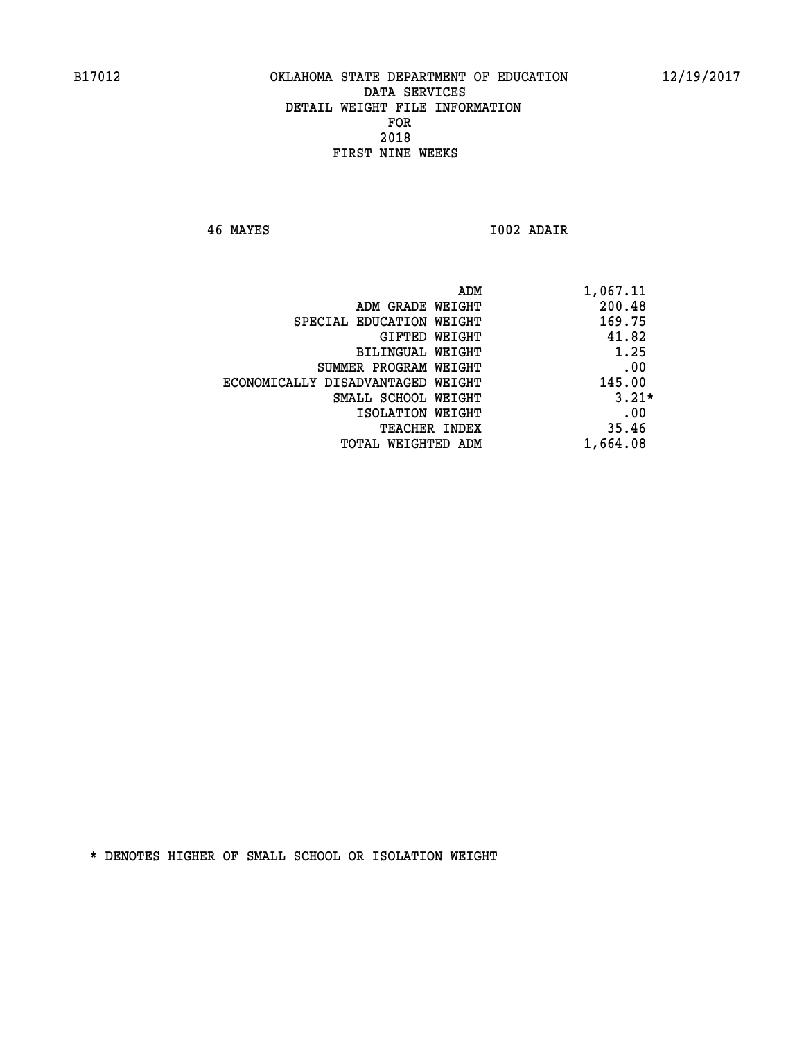OKLAHOMA STATE DEPARTMENT OF EDUCATION
DATA SERVICES
DETAIL WEIGHT FILE INFORMATION
FOR
2018
FIRST NINE WEEKS

46 MAYES I002 ADAIR

| | |
|---|---|
| ADM | 1,067.11 |
| ADM GRADE WEIGHT | 200.48 |
| SPECIAL EDUCATION WEIGHT | 169.75 |
| GIFTED WEIGHT | 41.82 |
| BILINGUAL WEIGHT | 1.25 |
| SUMMER PROGRAM WEIGHT | .00 |
| ECONOMICALLY DISADVANTAGED WEIGHT | 145.00 |
| SMALL SCHOOL WEIGHT | 3.21* |
| ISOLATION WEIGHT | .00 |
| TEACHER INDEX | 35.46 |
| TOTAL WEIGHTED ADM | 1,664.08 |

* DENOTES HIGHER OF SMALL SCHOOL OR ISOLATION WEIGHT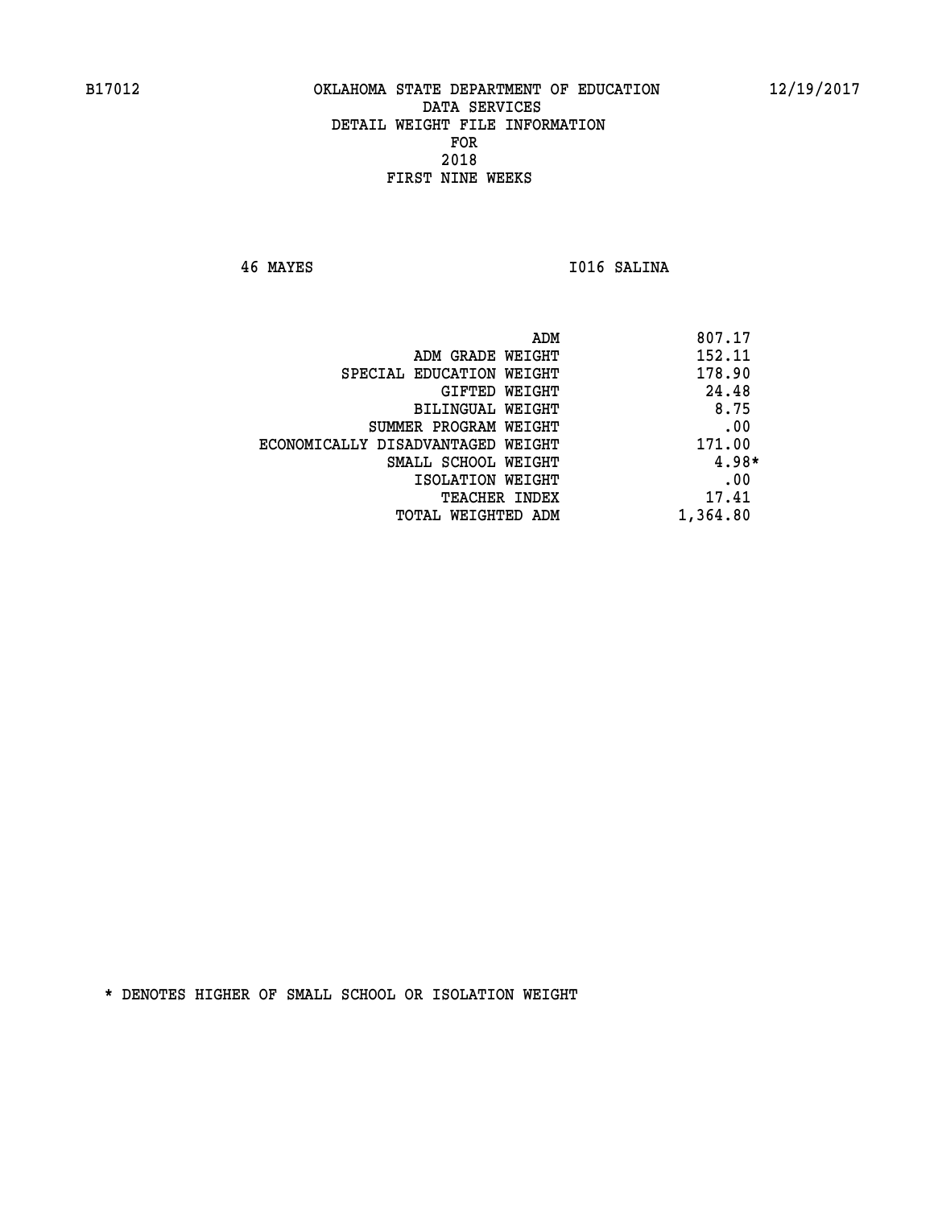B17012 OKLAHOMA STATE DEPARTMENT OF EDUCATION 12/19/2017

DATA SERVICES
DETAIL WEIGHT FILE INFORMATION
FOR
2018
FIRST NINE WEEKS

46 MAYES I016 SALINA

| | |
|---|---|
| ADM | 807.17 |
| ADM GRADE WEIGHT | 152.11 |
| SPECIAL EDUCATION WEIGHT | 178.90 |
| GIFTED WEIGHT | 24.48 |
| BILINGUAL WEIGHT | 8.75 |
| SUMMER PROGRAM WEIGHT | .00 |
| ECONOMICALLY DISADVANTAGED WEIGHT | 171.00 |
| SMALL SCHOOL WEIGHT | 4.98* |
| ISOLATION WEIGHT | .00 |
| TEACHER INDEX | 17.41 |
| TOTAL WEIGHTED ADM | 1,364.80 |

* DENOTES HIGHER OF SMALL SCHOOL OR ISOLATION WEIGHT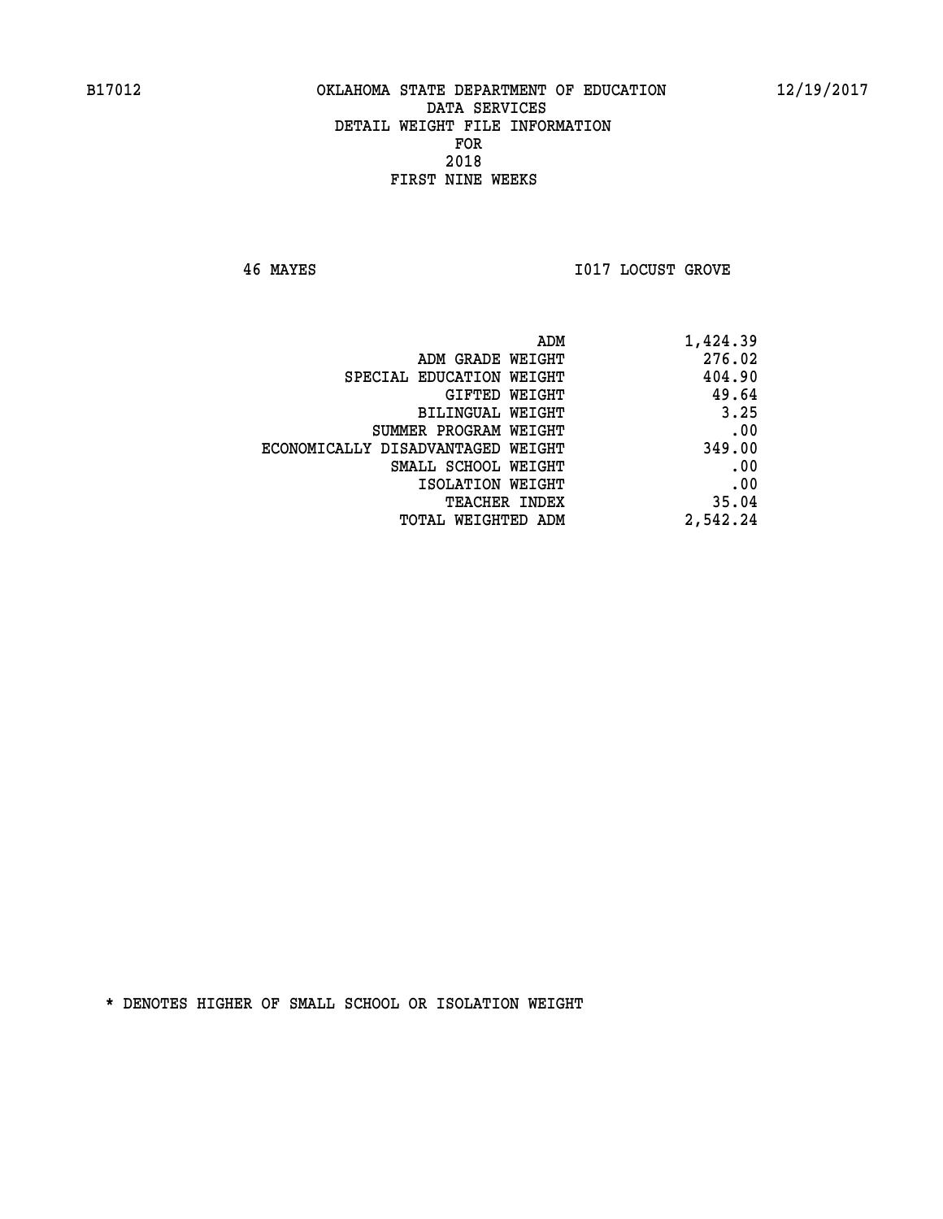B17012 OKLAHOMA STATE DEPARTMENT OF EDUCATION 12/19/2017

DATA SERVICES
DETAIL WEIGHT FILE INFORMATION
FOR
2018
FIRST NINE WEEKS

46 MAYES I017 LOCUST GROVE

| | |
|---|---|
| ADM | 1,424.39 |
| ADM GRADE WEIGHT | 276.02 |
| SPECIAL EDUCATION WEIGHT | 404.90 |
| GIFTED WEIGHT | 49.64 |
| BILINGUAL WEIGHT | 3.25 |
| SUMMER PROGRAM WEIGHT | .00 |
| ECONOMICALLY DISADVANTAGED WEIGHT | 349.00 |
| SMALL SCHOOL WEIGHT | .00 |
| ISOLATION WEIGHT | .00 |
| TEACHER INDEX | 35.04 |
| TOTAL WEIGHTED ADM | 2,542.24 |

* DENOTES HIGHER OF SMALL SCHOOL OR ISOLATION WEIGHT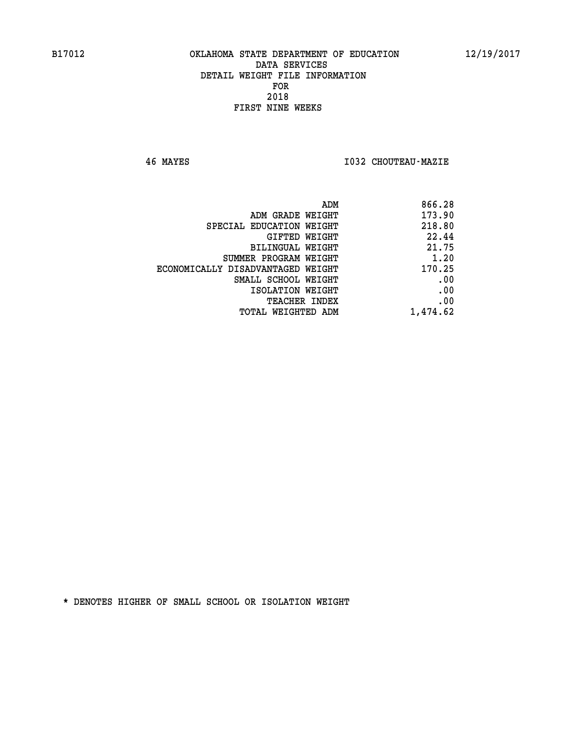B17012 OKLAHOMA STATE DEPARTMENT OF EDUCATION 12/19/2017

DATA SERVICES
DETAIL WEIGHT FILE INFORMATION
FOR
2018
FIRST NINE WEEKS

46 MAYES I032 CHOUTEAU-MAZIE

| | |
|---|---|
| ADM | 866.28 |
| ADM GRADE WEIGHT | 173.90 |
| SPECIAL EDUCATION WEIGHT | 218.80 |
| GIFTED WEIGHT | 22.44 |
| BILINGUAL WEIGHT | 21.75 |
| SUMMER PROGRAM WEIGHT | 1.20 |
| ECONOMICALLY DISADVANTAGED WEIGHT | 170.25 |
| SMALL SCHOOL WEIGHT | .00 |
| ISOLATION WEIGHT | .00 |
| TEACHER INDEX | .00 |
| TOTAL WEIGHTED ADM | 1,474.62 |

* DENOTES HIGHER OF SMALL SCHOOL OR ISOLATION WEIGHT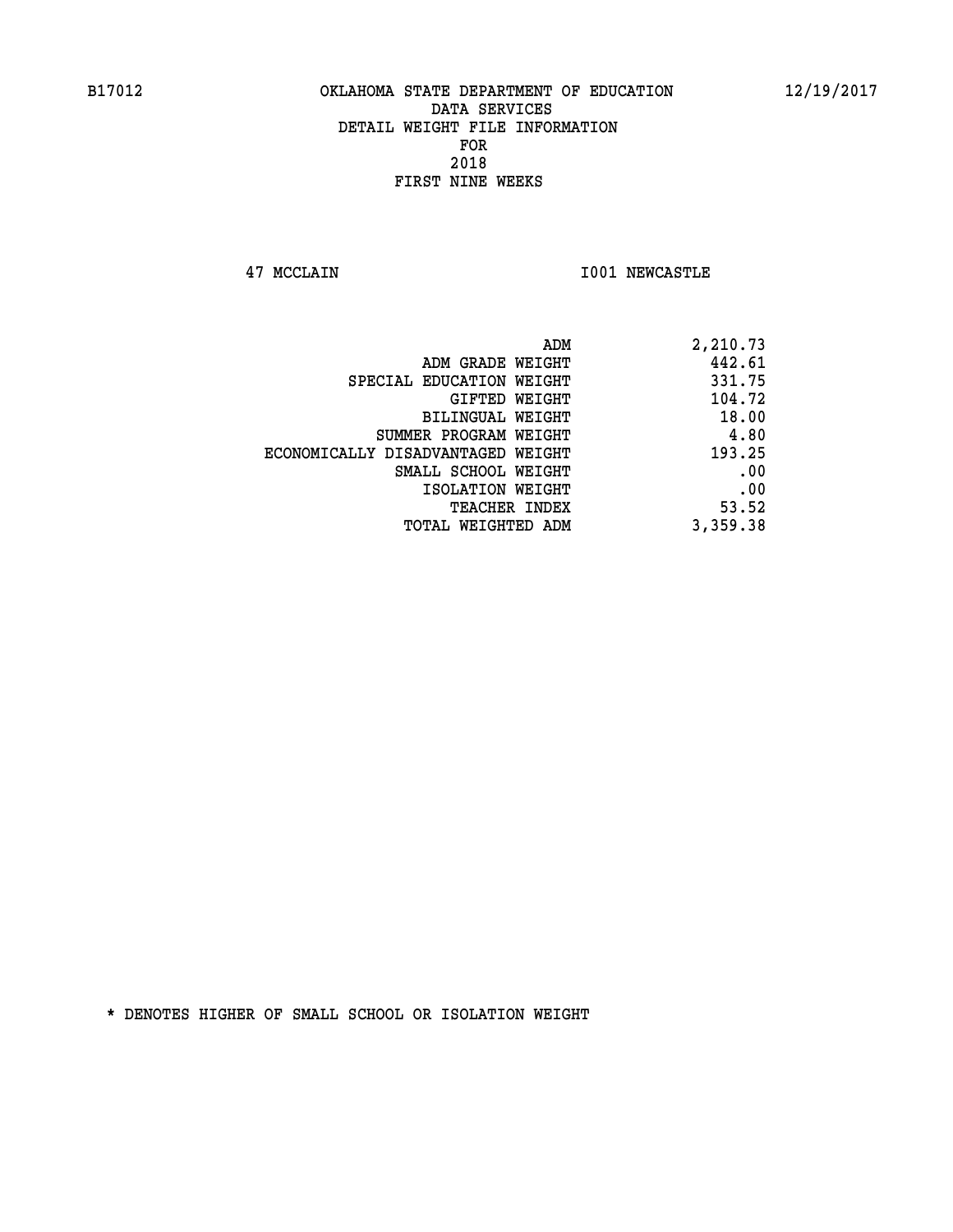B17012 OKLAHOMA STATE DEPARTMENT OF EDUCATION 12/19/2017

DATA SERVICES
DETAIL WEIGHT FILE INFORMATION
FOR
2018
FIRST NINE WEEKS

47 MCCLAIN I001 NEWCASTLE

| | |
|---|---|
| ADM | 2,210.73 |
| ADM GRADE WEIGHT | 442.61 |
| SPECIAL EDUCATION WEIGHT | 331.75 |
| GIFTED WEIGHT | 104.72 |
| BILINGUAL WEIGHT | 18.00 |
| SUMMER PROGRAM WEIGHT | 4.80 |
| ECONOMICALLY DISADVANTAGED WEIGHT | 193.25 |
| SMALL SCHOOL WEIGHT | .00 |
| ISOLATION WEIGHT | .00 |
| TEACHER INDEX | 53.52 |
| TOTAL WEIGHTED ADM | 3,359.38 |

* DENOTES HIGHER OF SMALL SCHOOL OR ISOLATION WEIGHT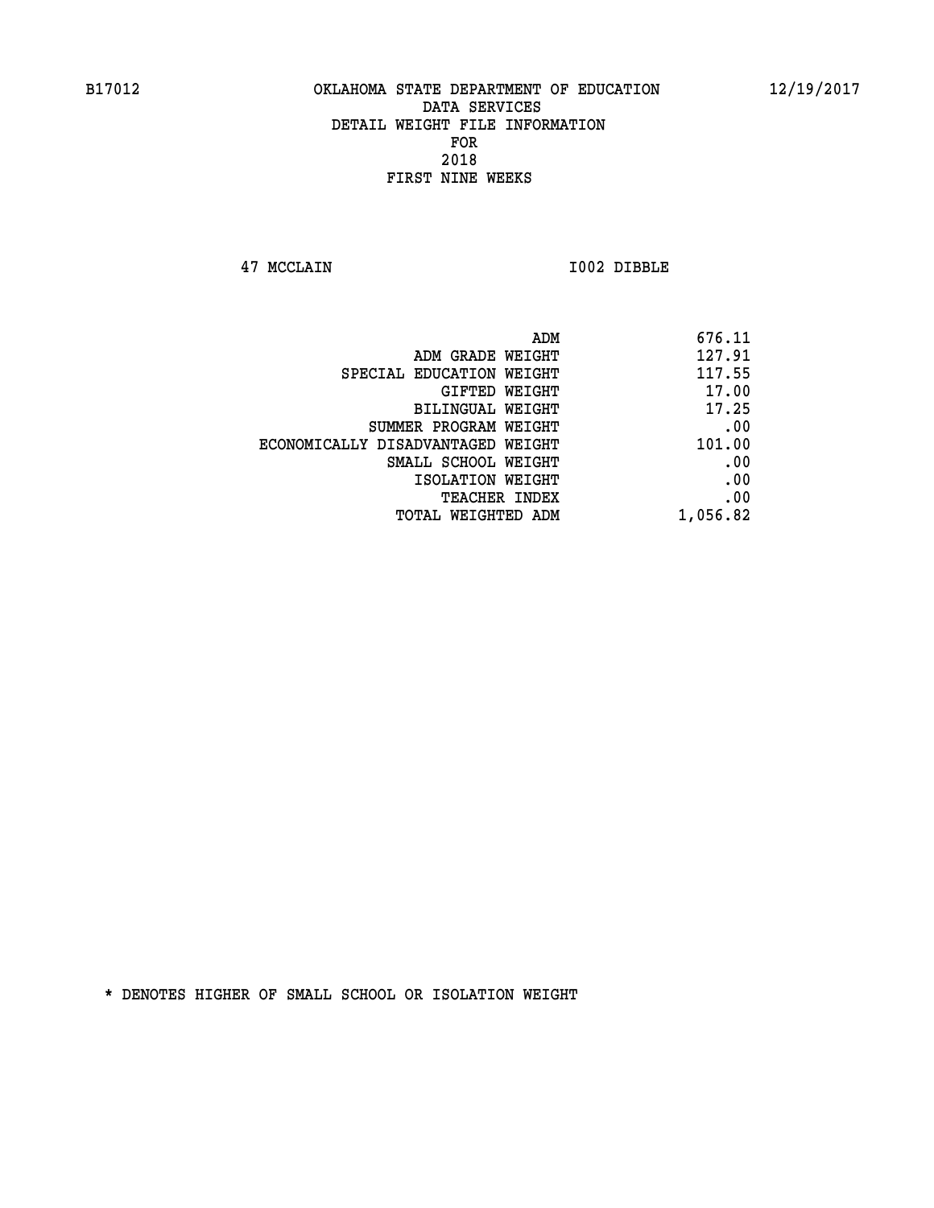B17012 OKLAHOMA STATE DEPARTMENT OF EDUCATION 12/19/2017

DATA SERVICES
DETAIL WEIGHT FILE INFORMATION
FOR
2018
FIRST NINE WEEKS

47 MCCLAIN I002 DIBBLE

| | |
|---|---|
| ADM | 676.11 |
| ADM GRADE WEIGHT | 127.91 |
| SPECIAL EDUCATION WEIGHT | 117.55 |
| GIFTED WEIGHT | 17.00 |
| BILINGUAL WEIGHT | 17.25 |
| SUMMER PROGRAM WEIGHT | .00 |
| ECONOMICALLY DISADVANTAGED WEIGHT | 101.00 |
| SMALL SCHOOL WEIGHT | .00 |
| ISOLATION WEIGHT | .00 |
| TEACHER INDEX | .00 |
| TOTAL WEIGHTED ADM | 1,056.82 |

* DENOTES HIGHER OF SMALL SCHOOL OR ISOLATION WEIGHT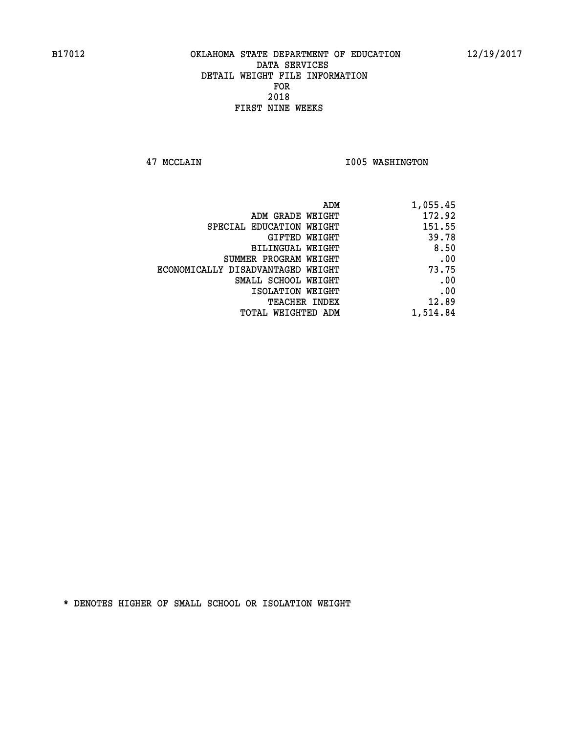B17012 OKLAHOMA STATE DEPARTMENT OF EDUCATION 12/19/2017

DATA SERVICES
DETAIL WEIGHT FILE INFORMATION
FOR
2018
FIRST NINE WEEKS

47 MCCLAIN I005 WASHINGTON

| | |
|---|---|
| ADM | 1,055.45 |
| ADM GRADE WEIGHT | 172.92 |
| SPECIAL EDUCATION WEIGHT | 151.55 |
| GIFTED WEIGHT | 39.78 |
| BILINGUAL WEIGHT | 8.50 |
| SUMMER PROGRAM WEIGHT | .00 |
| ECONOMICALLY DISADVANTAGED WEIGHT | 73.75 |
| SMALL SCHOOL WEIGHT | .00 |
| ISOLATION WEIGHT | .00 |
| TEACHER INDEX | 12.89 |
| TOTAL WEIGHTED ADM | 1,514.84 |

* DENOTES HIGHER OF SMALL SCHOOL OR ISOLATION WEIGHT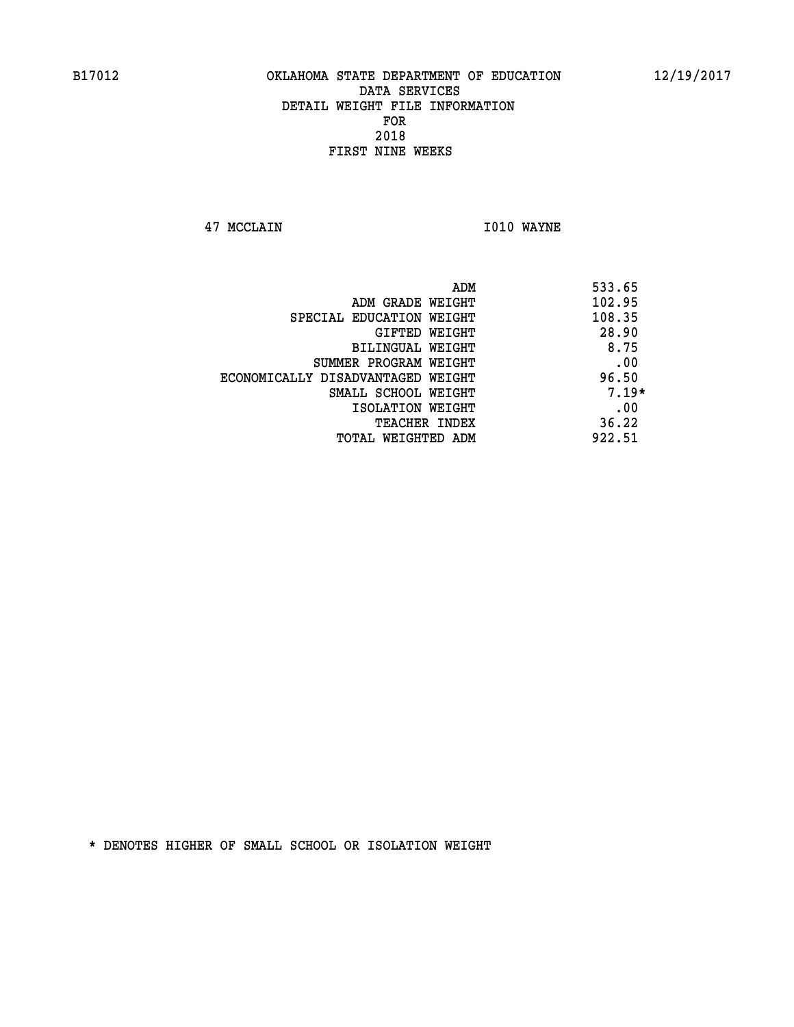B17012 OKLAHOMA STATE DEPARTMENT OF EDUCATION 12/19/2017

DATA SERVICES
DETAIL WEIGHT FILE INFORMATION
FOR
2018
FIRST NINE WEEKS

47 MCCLAIN I010 WAYNE

| | |
|---|---|
| ADM | 533.65 |
| ADM GRADE WEIGHT | 102.95 |
| SPECIAL EDUCATION WEIGHT | 108.35 |
| GIFTED WEIGHT | 28.90 |
| BILINGUAL WEIGHT | 8.75 |
| SUMMER PROGRAM WEIGHT | .00 |
| ECONOMICALLY DISADVANTAGED WEIGHT | 96.50 |
| SMALL SCHOOL WEIGHT | 7.19* |
| ISOLATION WEIGHT | .00 |
| TEACHER INDEX | 36.22 |
| TOTAL WEIGHTED ADM | 922.51 |

* DENOTES HIGHER OF SMALL SCHOOL OR ISOLATION WEIGHT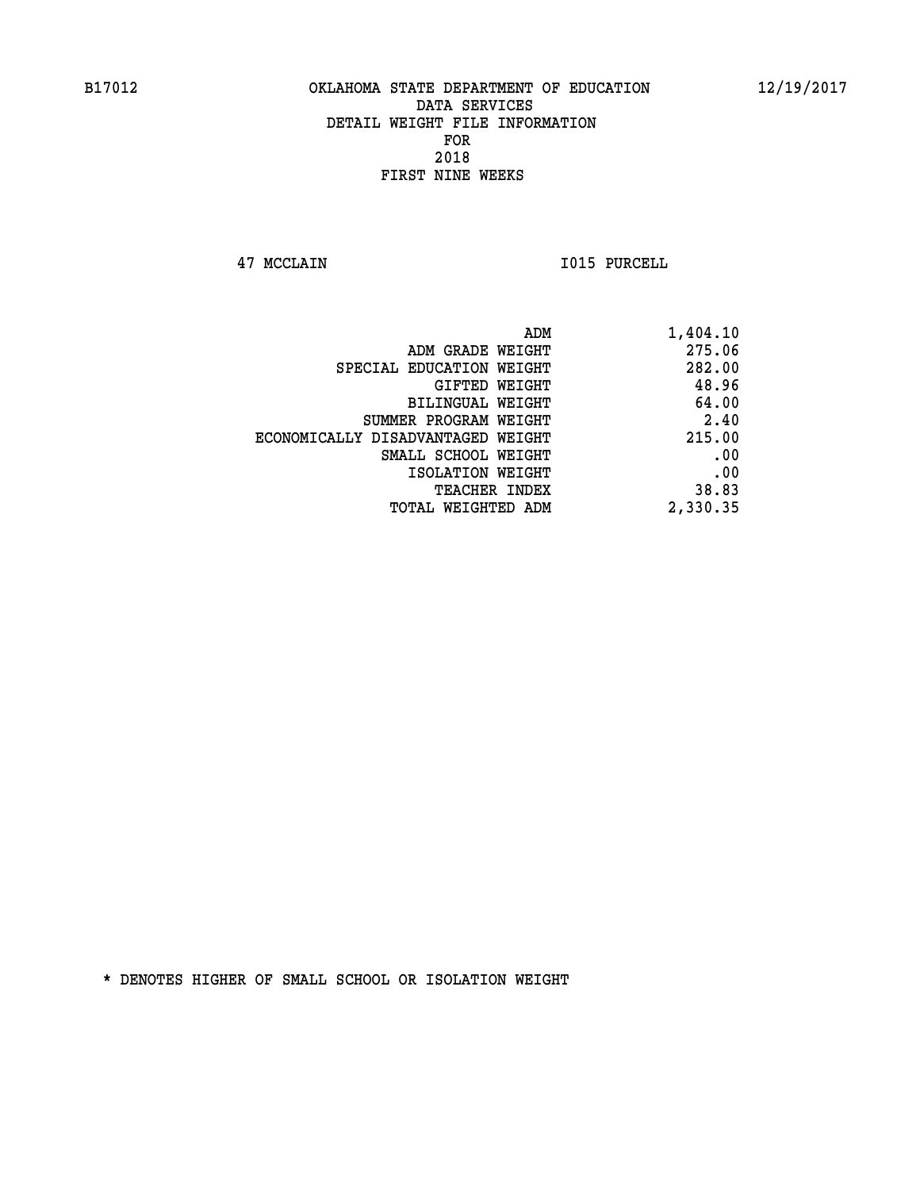B17012 OKLAHOMA STATE DEPARTMENT OF EDUCATION 12/19/2017

DATA SERVICES
DETAIL WEIGHT FILE INFORMATION
FOR
2018
FIRST NINE WEEKS

47 MCCLAIN I015 PURCELL

| | |
|---|---|
| ADM | 1,404.10 |
| ADM GRADE WEIGHT | 275.06 |
| SPECIAL EDUCATION WEIGHT | 282.00 |
| GIFTED WEIGHT | 48.96 |
| BILINGUAL WEIGHT | 64.00 |
| SUMMER PROGRAM WEIGHT | 2.40 |
| ECONOMICALLY DISADVANTAGED WEIGHT | 215.00 |
| SMALL SCHOOL WEIGHT | .00 |
| ISOLATION WEIGHT | .00 |
| TEACHER INDEX | 38.83 |
| TOTAL WEIGHTED ADM | 2,330.35 |

* DENOTES HIGHER OF SMALL SCHOOL OR ISOLATION WEIGHT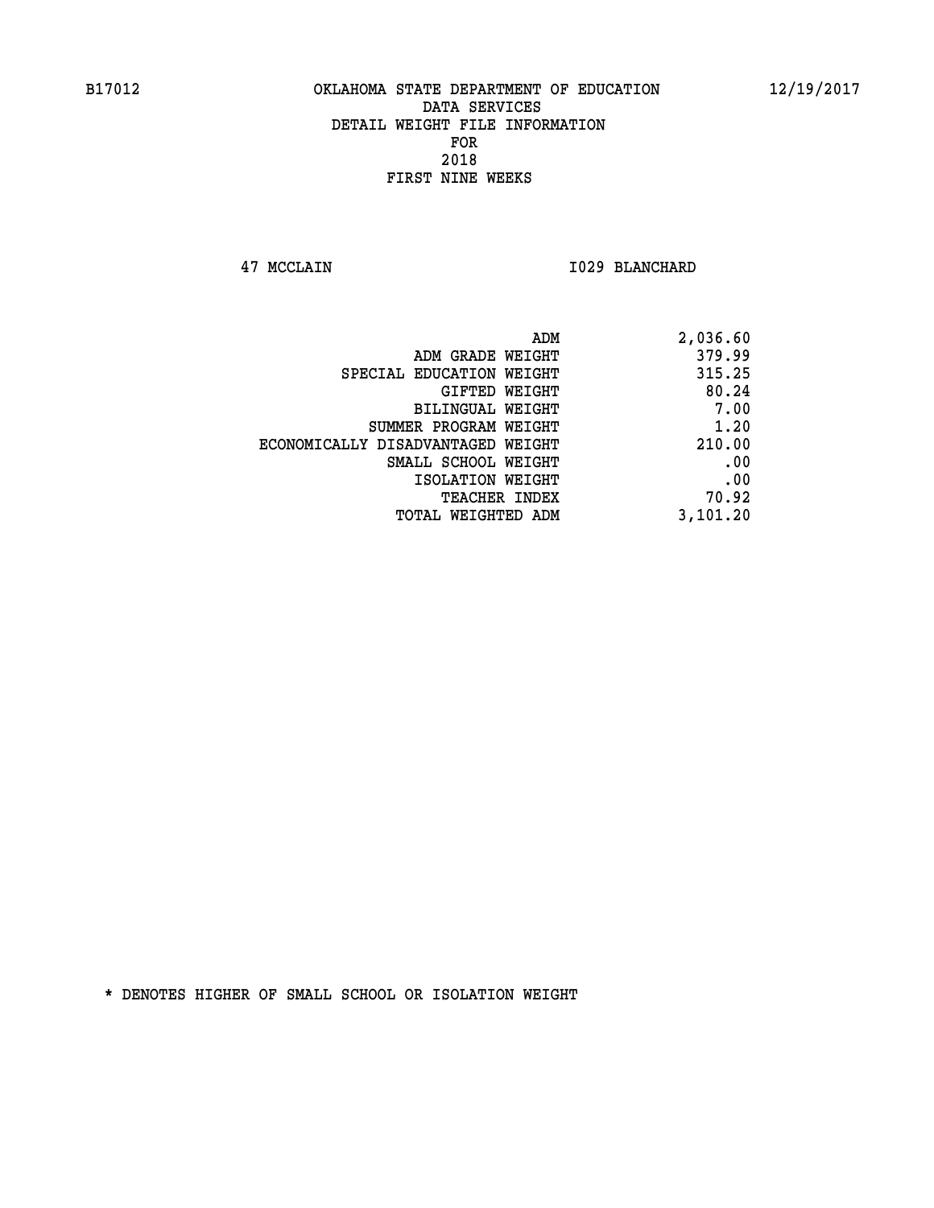B17012 OKLAHOMA STATE DEPARTMENT OF EDUCATION 12/19/2017

DATA SERVICES
DETAIL WEIGHT FILE INFORMATION
FOR
2018
FIRST NINE WEEKS

47 MCCLAIN I029 BLANCHARD

| | |
|---|---|
| ADM | 2,036.60 |
| ADM GRADE WEIGHT | 379.99 |
| SPECIAL EDUCATION WEIGHT | 315.25 |
| GIFTED WEIGHT | 80.24 |
| BILINGUAL WEIGHT | 7.00 |
| SUMMER PROGRAM WEIGHT | 1.20 |
| ECONOMICALLY DISADVANTAGED WEIGHT | 210.00 |
| SMALL SCHOOL WEIGHT | .00 |
| ISOLATION WEIGHT | .00 |
| TEACHER INDEX | 70.92 |
| TOTAL WEIGHTED ADM | 3,101.20 |

* DENOTES HIGHER OF SMALL SCHOOL OR ISOLATION WEIGHT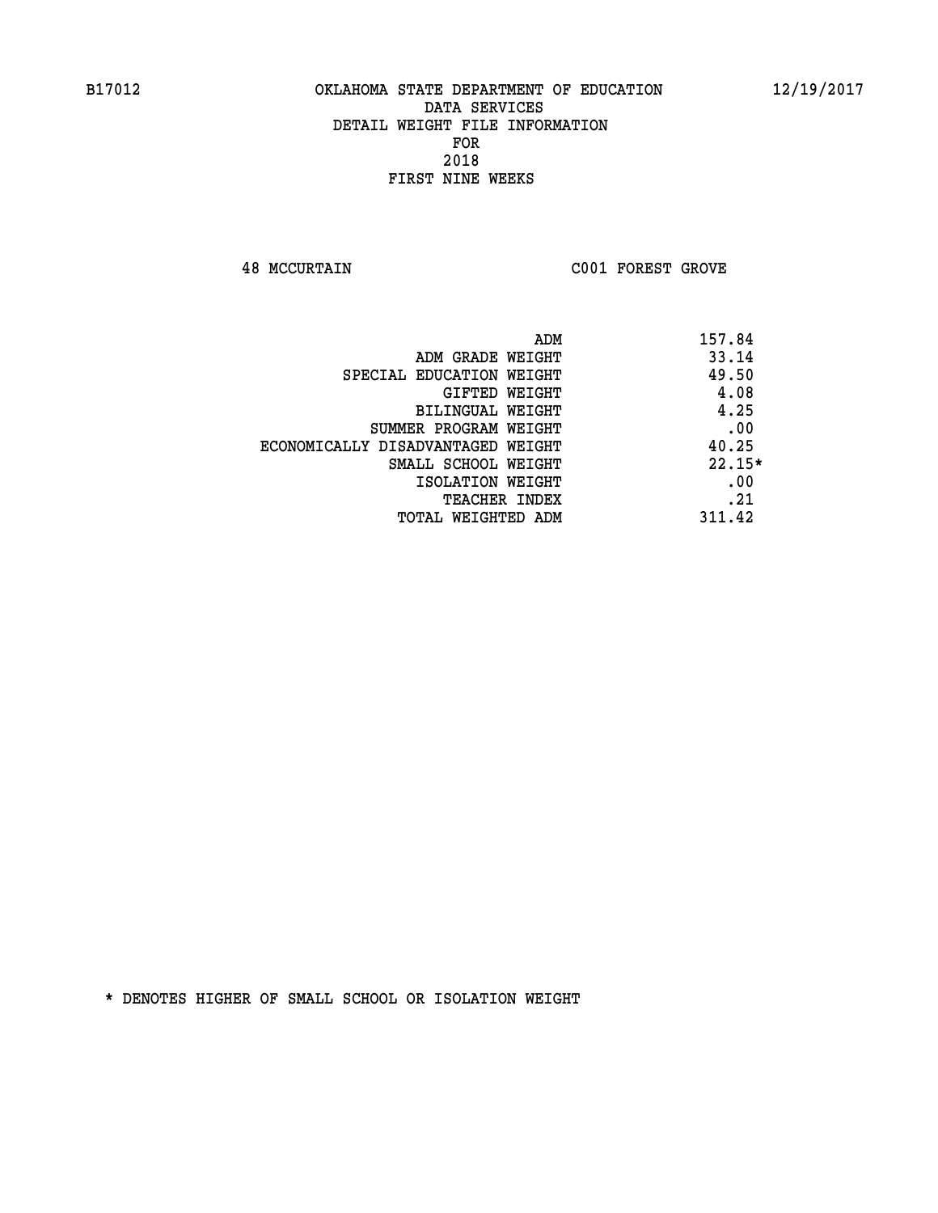B17012 OKLAHOMA STATE DEPARTMENT OF EDUCATION 12/19/2017

DATA SERVICES
DETAIL WEIGHT FILE INFORMATION
FOR
2018
FIRST NINE WEEKS

48 MCCURTAIN C001 FOREST GROVE

| | |
|---|---|
| ADM | 157.84 |
| ADM GRADE WEIGHT | 33.14 |
| SPECIAL EDUCATION WEIGHT | 49.50 |
| GIFTED WEIGHT | 4.08 |
| BILINGUAL WEIGHT | 4.25 |
| SUMMER PROGRAM WEIGHT | .00 |
| ECONOMICALLY DISADVANTAGED WEIGHT | 40.25 |
| SMALL SCHOOL WEIGHT | 22.15* |
| ISOLATION WEIGHT | .00 |
| TEACHER INDEX | .21 |
| TOTAL WEIGHTED ADM | 311.42 |

* DENOTES HIGHER OF SMALL SCHOOL OR ISOLATION WEIGHT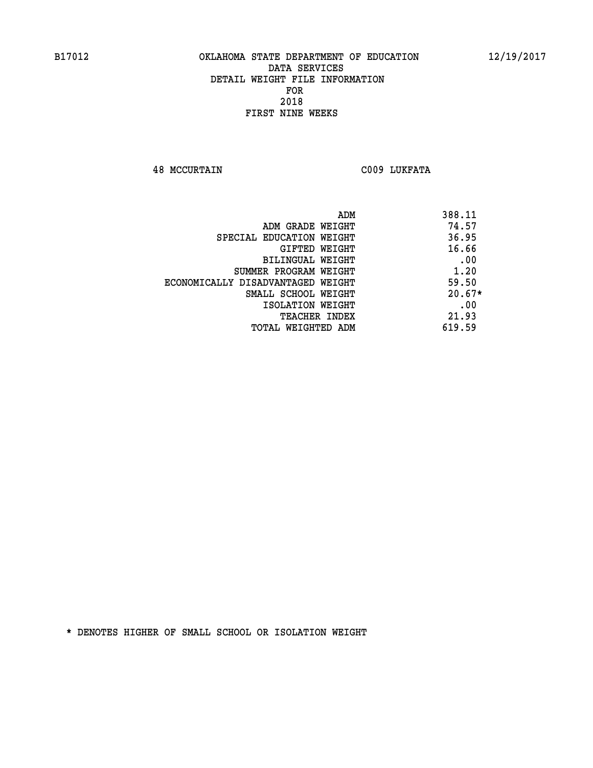B17012 OKLAHOMA STATE DEPARTMENT OF EDUCATION 12/19/2017

DATA SERVICES
DETAIL WEIGHT FILE INFORMATION
FOR
2018
FIRST NINE WEEKS

48 MCCURTAIN C009 LUKFATA

| | |
|---|---|
| ADM | 388.11 |
| ADM GRADE WEIGHT | 74.57 |
| SPECIAL EDUCATION WEIGHT | 36.95 |
| GIFTED WEIGHT | 16.66 |
| BILINGUAL WEIGHT | .00 |
| SUMMER PROGRAM WEIGHT | 1.20 |
| ECONOMICALLY DISADVANTAGED WEIGHT | 59.50 |
| SMALL SCHOOL WEIGHT | 20.67* |
| ISOLATION WEIGHT | .00 |
| TEACHER INDEX | 21.93 |
| TOTAL WEIGHTED ADM | 619.59 |

* DENOTES HIGHER OF SMALL SCHOOL OR ISOLATION WEIGHT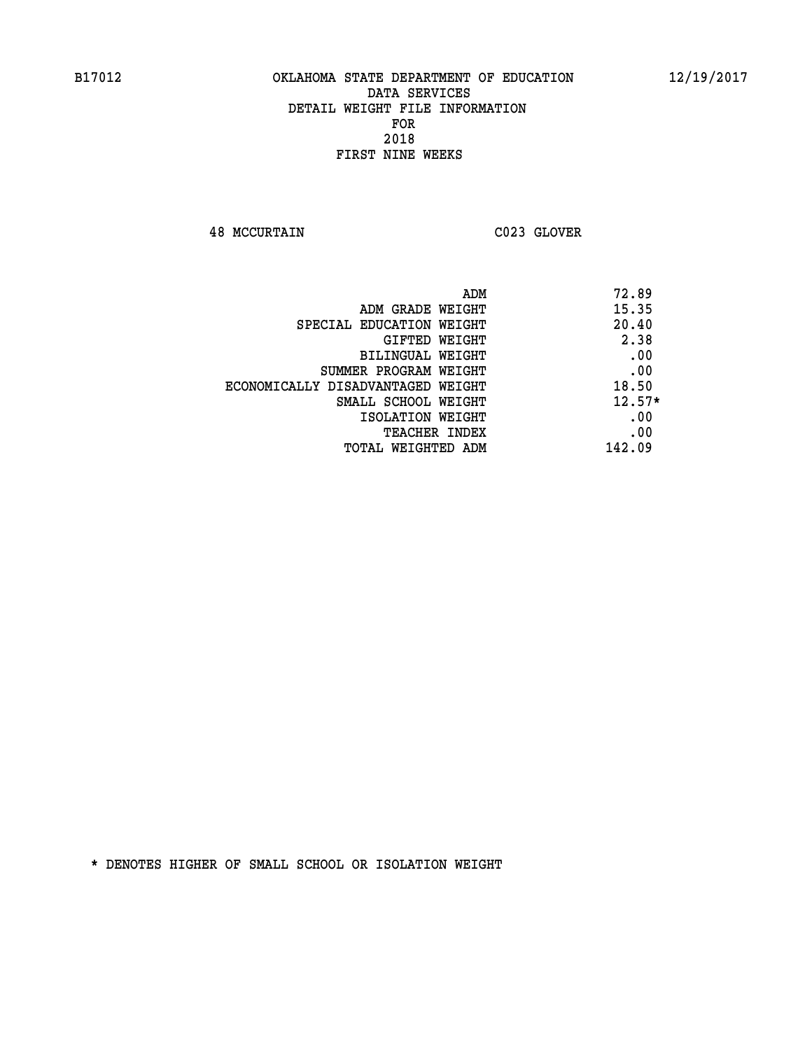B17012 OKLAHOMA STATE DEPARTMENT OF EDUCATION 12/19/2017

DATA SERVICES
DETAIL WEIGHT FILE INFORMATION
FOR
2018
FIRST NINE WEEKS

48 MCCURTAIN C023 GLOVER

| | |
|---|---|
| ADM | 72.89 |
| ADM GRADE WEIGHT | 15.35 |
| SPECIAL EDUCATION WEIGHT | 20.40 |
| GIFTED WEIGHT | 2.38 |
| BILINGUAL WEIGHT | .00 |
| SUMMER PROGRAM WEIGHT | .00 |
| ECONOMICALLY DISADVANTAGED WEIGHT | 18.50 |
| SMALL SCHOOL WEIGHT | 12.57* |
| ISOLATION WEIGHT | .00 |
| TEACHER INDEX | .00 |
| TOTAL WEIGHTED ADM | 142.09 |

* DENOTES HIGHER OF SMALL SCHOOL OR ISOLATION WEIGHT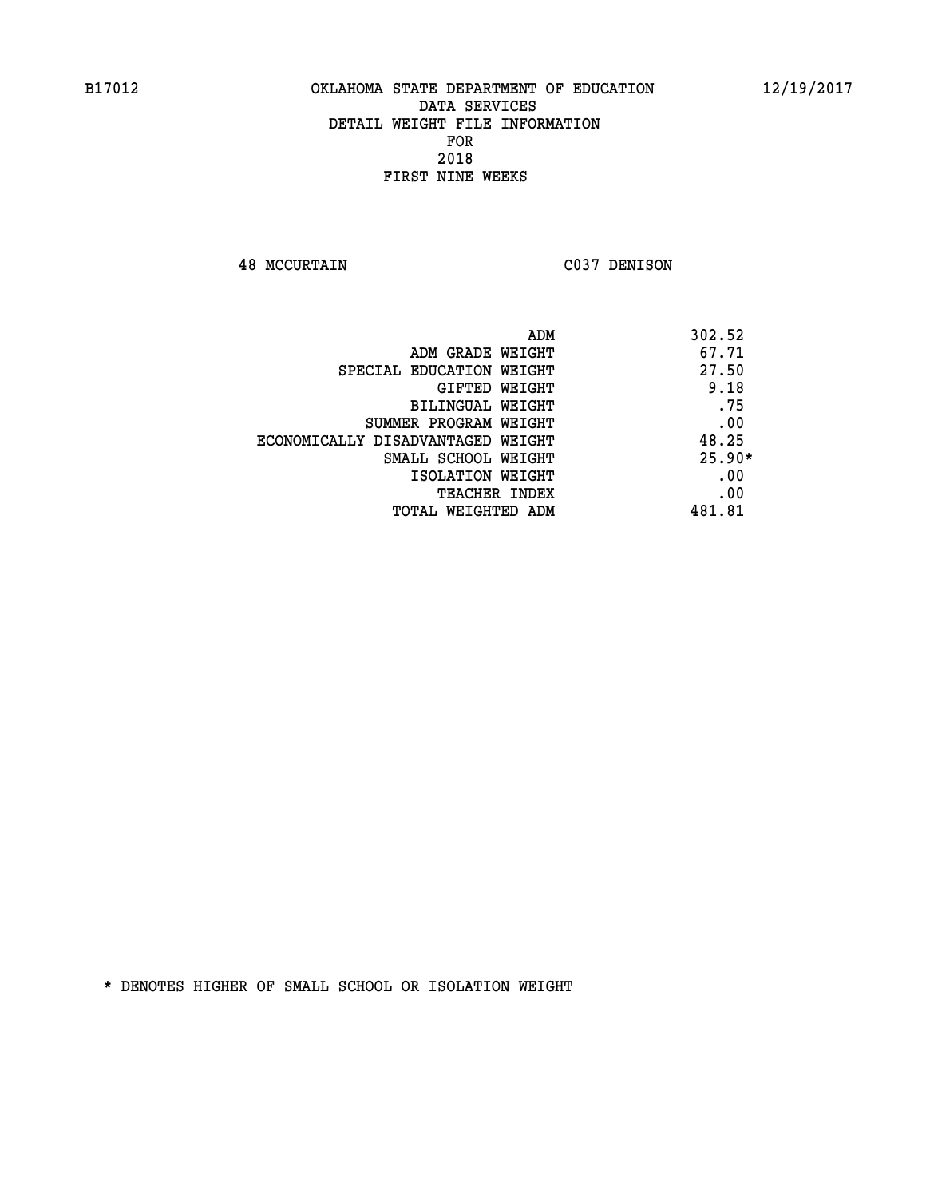B17012 OKLAHOMA STATE DEPARTMENT OF EDUCATION 12/19/2017

DATA SERVICES
DETAIL WEIGHT FILE INFORMATION
FOR
2018
FIRST NINE WEEKS

48 MCCURTAIN C037 DENISON

| | |
|---|---|
| ADM | 302.52 |
| ADM GRADE WEIGHT | 67.71 |
| SPECIAL EDUCATION WEIGHT | 27.50 |
| GIFTED WEIGHT | 9.18 |
| BILINGUAL WEIGHT | .75 |
| SUMMER PROGRAM WEIGHT | .00 |
| ECONOMICALLY DISADVANTAGED WEIGHT | 48.25 |
| SMALL SCHOOL WEIGHT | 25.90* |
| ISOLATION WEIGHT | .00 |
| TEACHER INDEX | .00 |
| TOTAL WEIGHTED ADM | 481.81 |

* DENOTES HIGHER OF SMALL SCHOOL OR ISOLATION WEIGHT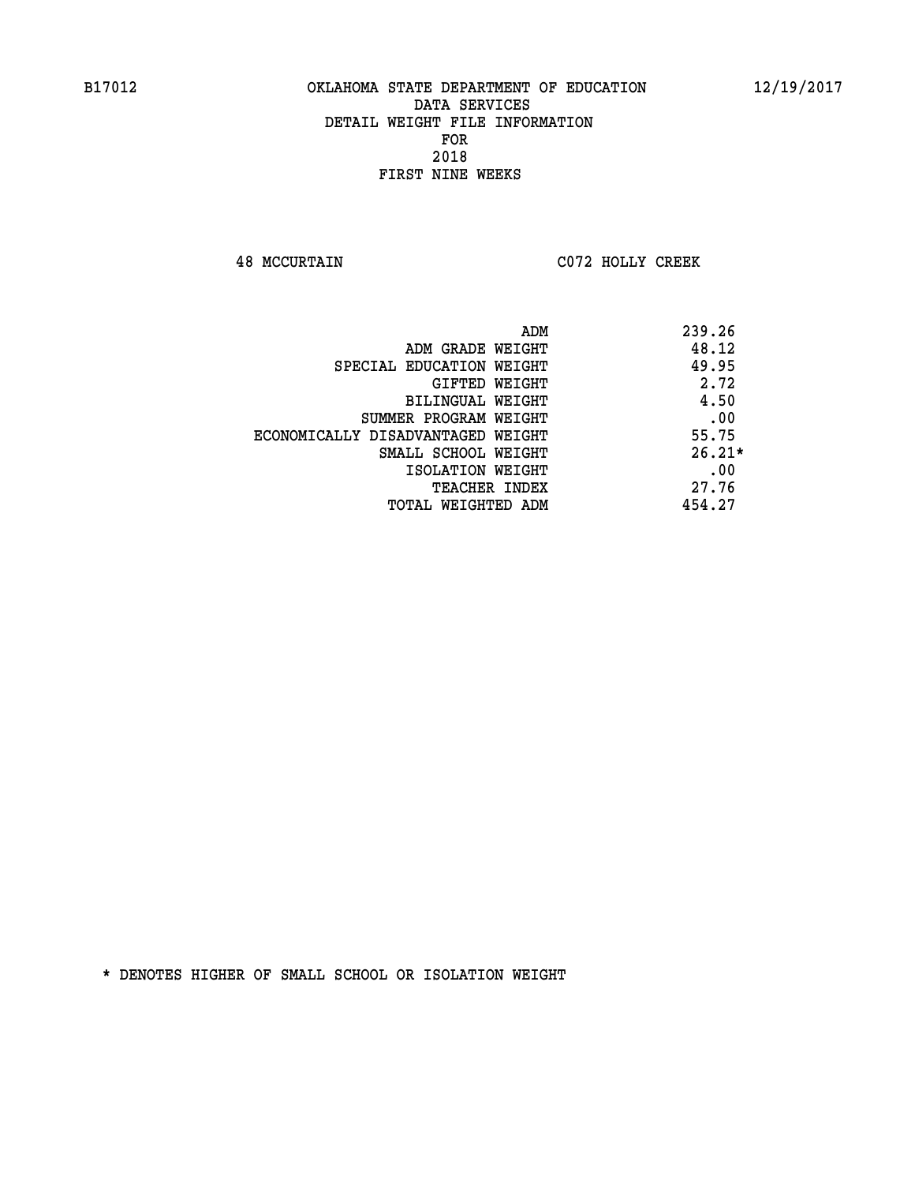B17012 OKLAHOMA STATE DEPARTMENT OF EDUCATION 12/19/2017

DATA SERVICES
DETAIL WEIGHT FILE INFORMATION
FOR
2018
FIRST NINE WEEKS

48 MCCURTAIN C072 HOLLY CREEK

| | |
|---|---|
| ADM | 239.26 |
| ADM GRADE WEIGHT | 48.12 |
| SPECIAL EDUCATION WEIGHT | 49.95 |
| GIFTED WEIGHT | 2.72 |
| BILINGUAL WEIGHT | 4.50 |
| SUMMER PROGRAM WEIGHT | .00 |
| ECONOMICALLY DISADVANTAGED WEIGHT | 55.75 |
| SMALL SCHOOL WEIGHT | 26.21* |
| ISOLATION WEIGHT | .00 |
| TEACHER INDEX | 27.76 |
| TOTAL WEIGHTED ADM | 454.27 |

* DENOTES HIGHER OF SMALL SCHOOL OR ISOLATION WEIGHT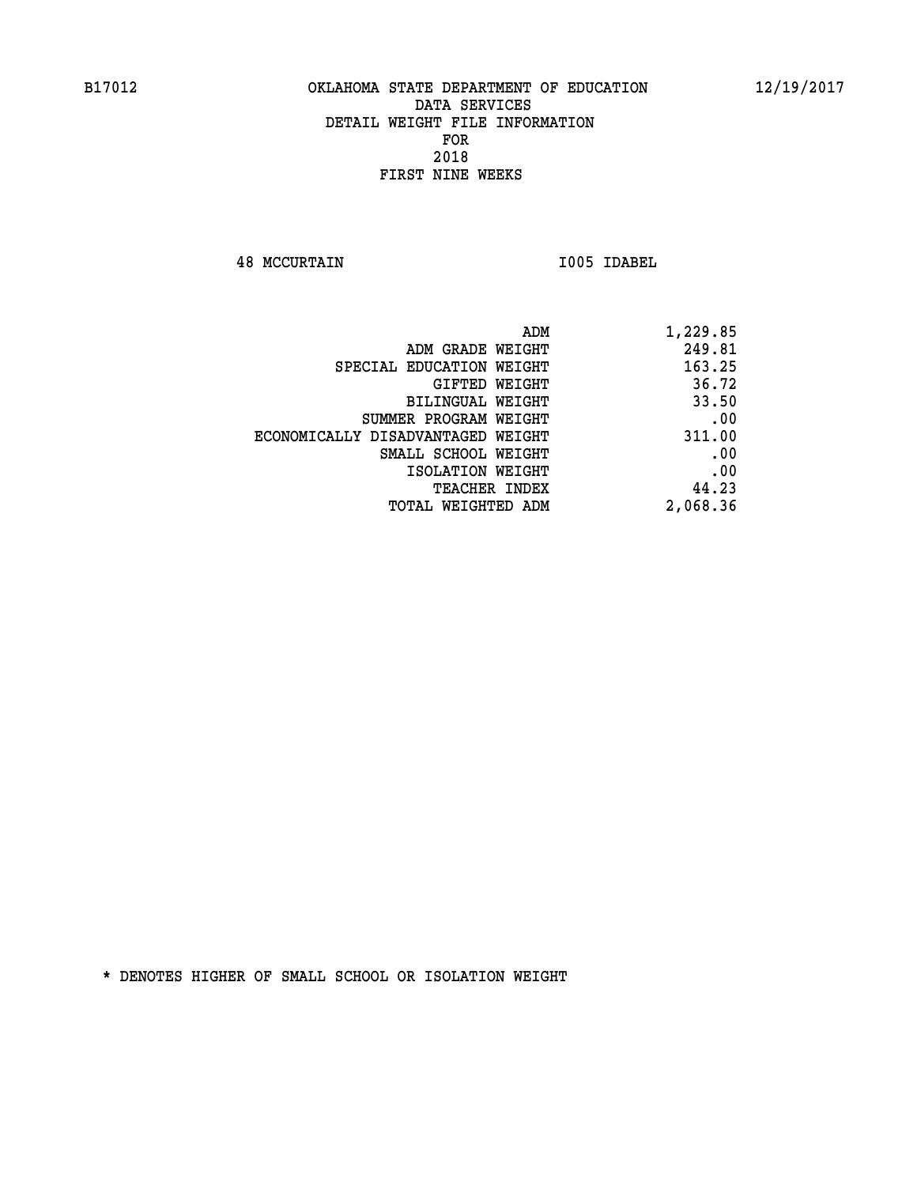B17012 OKLAHOMA STATE DEPARTMENT OF EDUCATION 12/19/2017

DATA SERVICES
DETAIL WEIGHT FILE INFORMATION
FOR
2018
FIRST NINE WEEKS

48 MCCURTAIN I005 IDABEL

| | |
|---|---|
| ADM | 1,229.85 |
| ADM GRADE WEIGHT | 249.81 |
| SPECIAL EDUCATION WEIGHT | 163.25 |
| GIFTED WEIGHT | 36.72 |
| BILINGUAL WEIGHT | 33.50 |
| SUMMER PROGRAM WEIGHT | .00 |
| ECONOMICALLY DISADVANTAGED WEIGHT | 311.00 |
| SMALL SCHOOL WEIGHT | .00 |
| ISOLATION WEIGHT | .00 |
| TEACHER INDEX | 44.23 |
| TOTAL WEIGHTED ADM | 2,068.36 |

* DENOTES HIGHER OF SMALL SCHOOL OR ISOLATION WEIGHT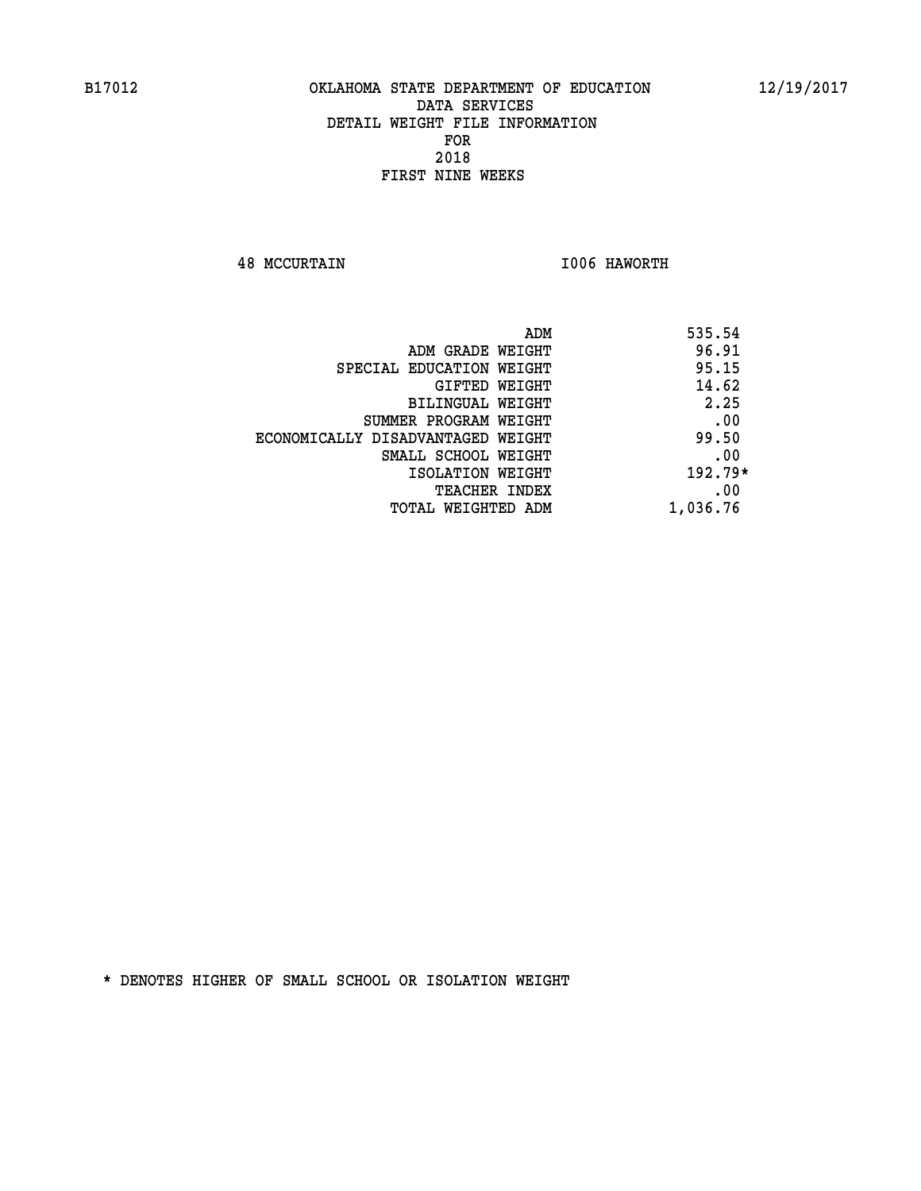B17012 OKLAHOMA STATE DEPARTMENT OF EDUCATION 12/19/2017

DATA SERVICES
DETAIL WEIGHT FILE INFORMATION
FOR
2018
FIRST NINE WEEKS

48 MCCURTAIN I006 HAWORTH

| | |
|---|---|
| ADM | 535.54 |
| ADM GRADE WEIGHT | 96.91 |
| SPECIAL EDUCATION WEIGHT | 95.15 |
| GIFTED WEIGHT | 14.62 |
| BILINGUAL WEIGHT | 2.25 |
| SUMMER PROGRAM WEIGHT | .00 |
| ECONOMICALLY DISADVANTAGED WEIGHT | 99.50 |
| SMALL SCHOOL WEIGHT | .00 |
| ISOLATION WEIGHT | 192.79* |
| TEACHER INDEX | .00 |
| TOTAL WEIGHTED ADM | 1,036.76 |

* DENOTES HIGHER OF SMALL SCHOOL OR ISOLATION WEIGHT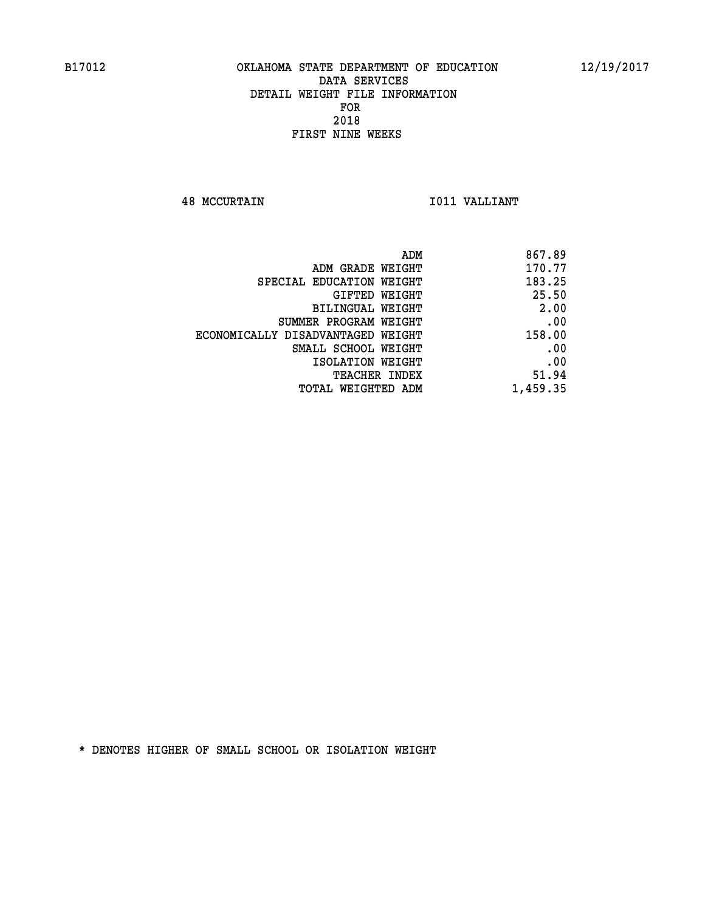# OKLAHOMA STATE DEPARTMENT OF EDUCATION
## DATA SERVICES
## DETAIL WEIGHT FILE INFORMATION
## FOR
## 2018
## FIRST NINE WEEKS

48 MCCURTAIN I011 VALLIANT

| | |
|---|---:|
| ADM | 867.89 |
| ADM GRADE WEIGHT | 170.77 |
| SPECIAL EDUCATION WEIGHT | 183.25 |
| GIFTED WEIGHT | 25.50 |
| BILINGUAL WEIGHT | 2.00 |
| SUMMER PROGRAM WEIGHT | .00 |
| ECONOMICALLY DISADVANTAGED WEIGHT | 158.00 |
| SMALL SCHOOL WEIGHT | .00 |
| ISOLATION WEIGHT | .00 |
| TEACHER INDEX | 51.94 |
| TOTAL WEIGHTED ADM | 1,459.35 |

* DENOTES HIGHER OF SMALL SCHOOL OR ISOLATION WEIGHT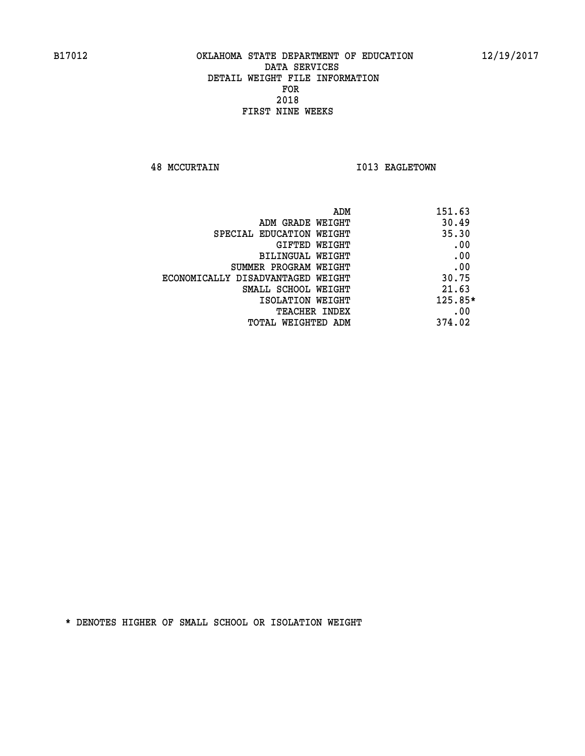B17012 OKLAHOMA STATE DEPARTMENT OF EDUCATION 12/19/2017

DATA SERVICES
DETAIL WEIGHT FILE INFORMATION
FOR
2018
FIRST NINE WEEKS

48 MCCURTAIN I013 EAGLETOWN

| | |
|---|---|
| ADM | 151.63 |
| ADM GRADE WEIGHT | 30.49 |
| SPECIAL EDUCATION WEIGHT | 35.30 |
| GIFTED WEIGHT | .00 |
| BILINGUAL WEIGHT | .00 |
| SUMMER PROGRAM WEIGHT | .00 |
| ECONOMICALLY DISADVANTAGED WEIGHT | 30.75 |
| SMALL SCHOOL WEIGHT | 21.63 |
| ISOLATION WEIGHT | 125.85* |
| TEACHER INDEX | .00 |
| TOTAL WEIGHTED ADM | 374.02 |

* DENOTES HIGHER OF SMALL SCHOOL OR ISOLATION WEIGHT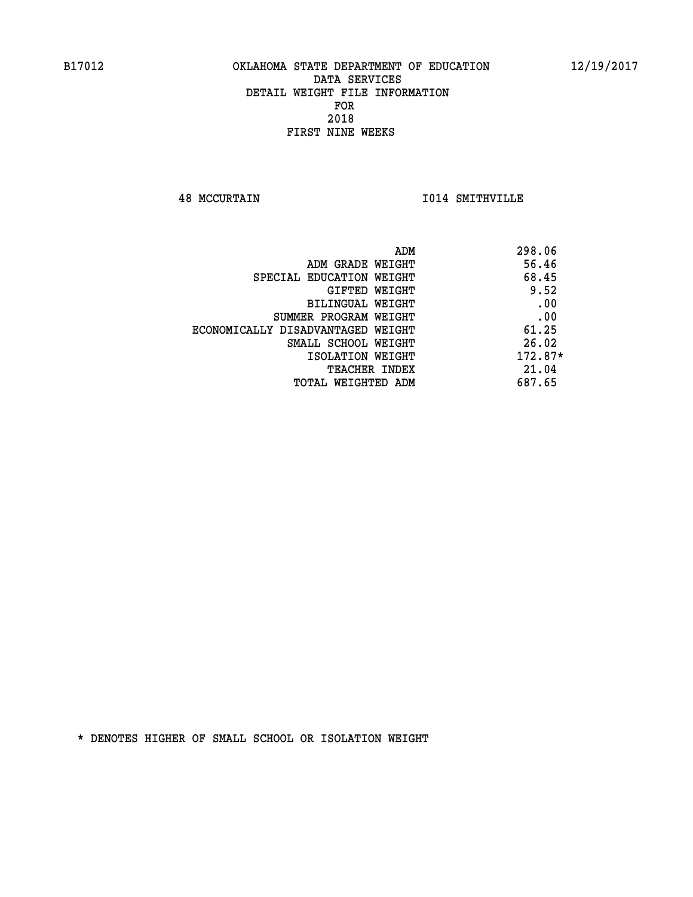OKLAHOMA STATE DEPARTMENT OF EDUCATION
DATA SERVICES
DETAIL WEIGHT FILE INFORMATION
FOR
2018
FIRST NINE WEEKS

48 MCCURTAIN I014 SMITHVILLE

| | |
|---|---|
| ADM | 298.06 |
| ADM GRADE WEIGHT | 56.46 |
| SPECIAL EDUCATION WEIGHT | 68.45 |
| GIFTED WEIGHT | 9.52 |
| BILINGUAL WEIGHT | .00 |
| SUMMER PROGRAM WEIGHT | .00 |
| ECONOMICALLY DISADVANTAGED WEIGHT | 61.25 |
| SMALL SCHOOL WEIGHT | 26.02 |
| ISOLATION WEIGHT | 172.87* |
| TEACHER INDEX | 21.04 |
| TOTAL WEIGHTED ADM | 687.65 |

* DENOTES HIGHER OF SMALL SCHOOL OR ISOLATION WEIGHT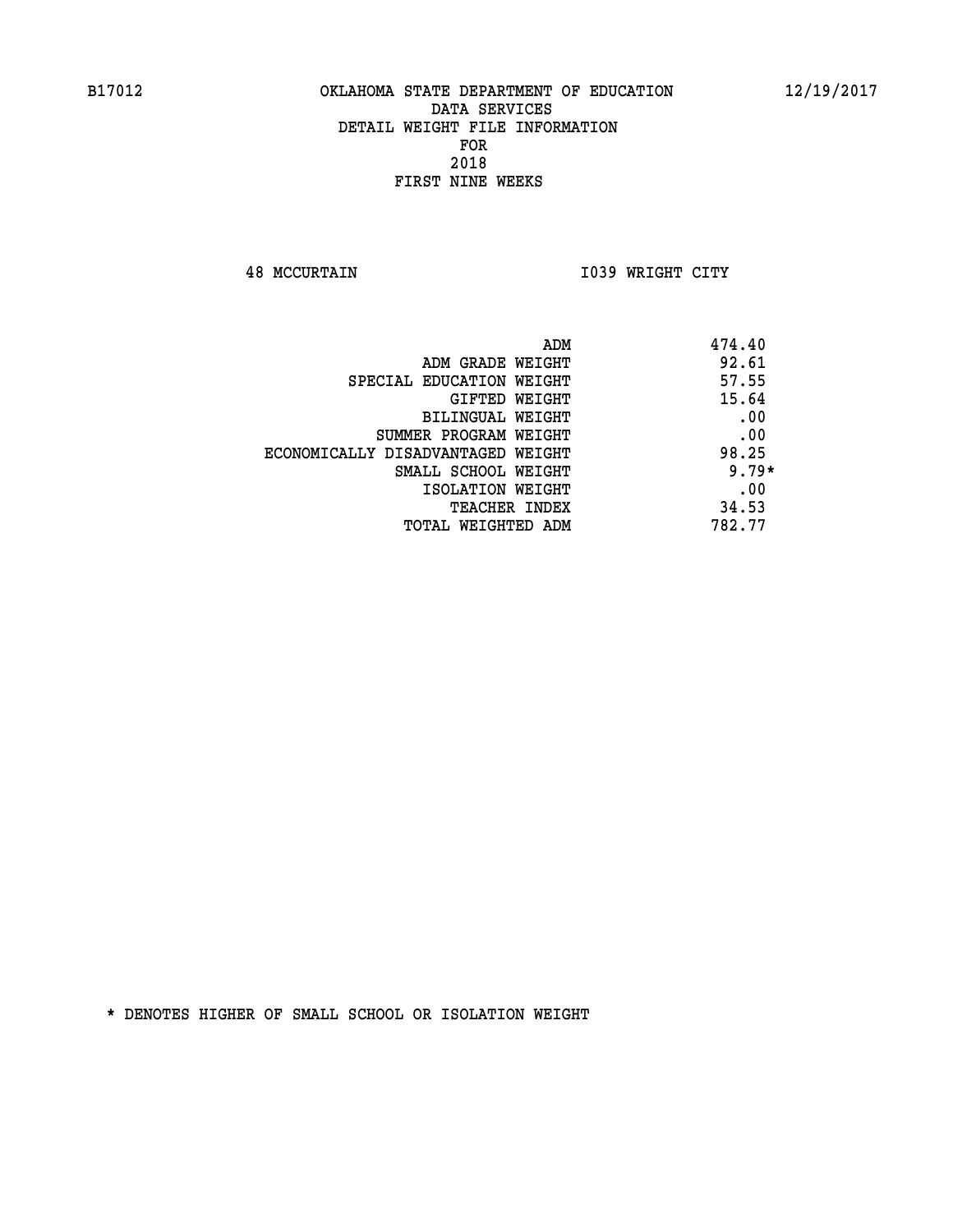B17012 OKLAHOMA STATE DEPARTMENT OF EDUCATION 12/19/2017

DATA SERVICES
DETAIL WEIGHT FILE INFORMATION
FOR
2018
FIRST NINE WEEKS

48 MCCURTAIN I039 WRIGHT CITY

| | |
|---|---|
| ADM | 474.40 |
| ADM GRADE WEIGHT | 92.61 |
| SPECIAL EDUCATION WEIGHT | 57.55 |
| GIFTED WEIGHT | 15.64 |
| BILINGUAL WEIGHT | .00 |
| SUMMER PROGRAM WEIGHT | .00 |
| ECONOMICALLY DISADVANTAGED WEIGHT | 98.25 |
| SMALL SCHOOL WEIGHT | 9.79* |
| ISOLATION WEIGHT | .00 |
| TEACHER INDEX | 34.53 |
| TOTAL WEIGHTED ADM | 782.77 |

* DENOTES HIGHER OF SMALL SCHOOL OR ISOLATION WEIGHT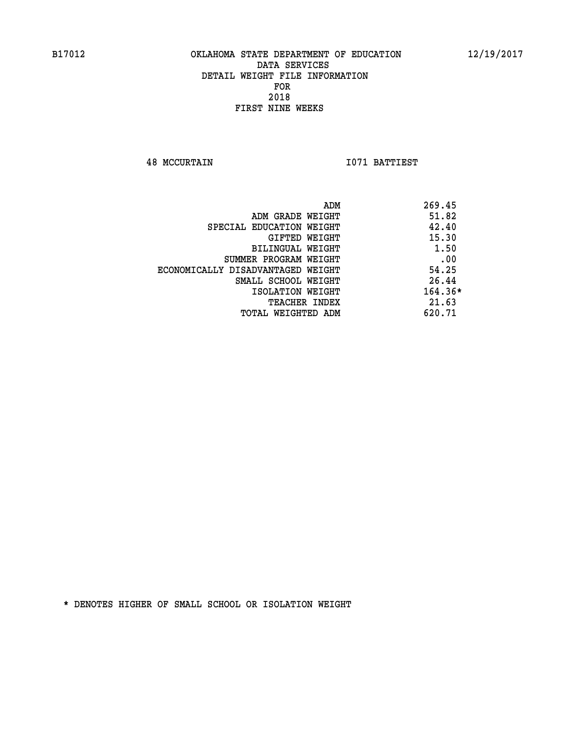B17012 OKLAHOMA STATE DEPARTMENT OF EDUCATION 12/19/2017

DATA SERVICES
DETAIL WEIGHT FILE INFORMATION
FOR
2018
FIRST NINE WEEKS

48 MCCURTAIN I071 BATTIEST

| | |
|---|---|
| ADM | 269.45 |
| ADM GRADE WEIGHT | 51.82 |
| SPECIAL EDUCATION WEIGHT | 42.40 |
| GIFTED WEIGHT | 15.30 |
| BILINGUAL WEIGHT | 1.50 |
| SUMMER PROGRAM WEIGHT | .00 |
| ECONOMICALLY DISADVANTAGED WEIGHT | 54.25 |
| SMALL SCHOOL WEIGHT | 26.44 |
| ISOLATION WEIGHT | 164.36* |
| TEACHER INDEX | 21.63 |
| TOTAL WEIGHTED ADM | 620.71 |

* DENOTES HIGHER OF SMALL SCHOOL OR ISOLATION WEIGHT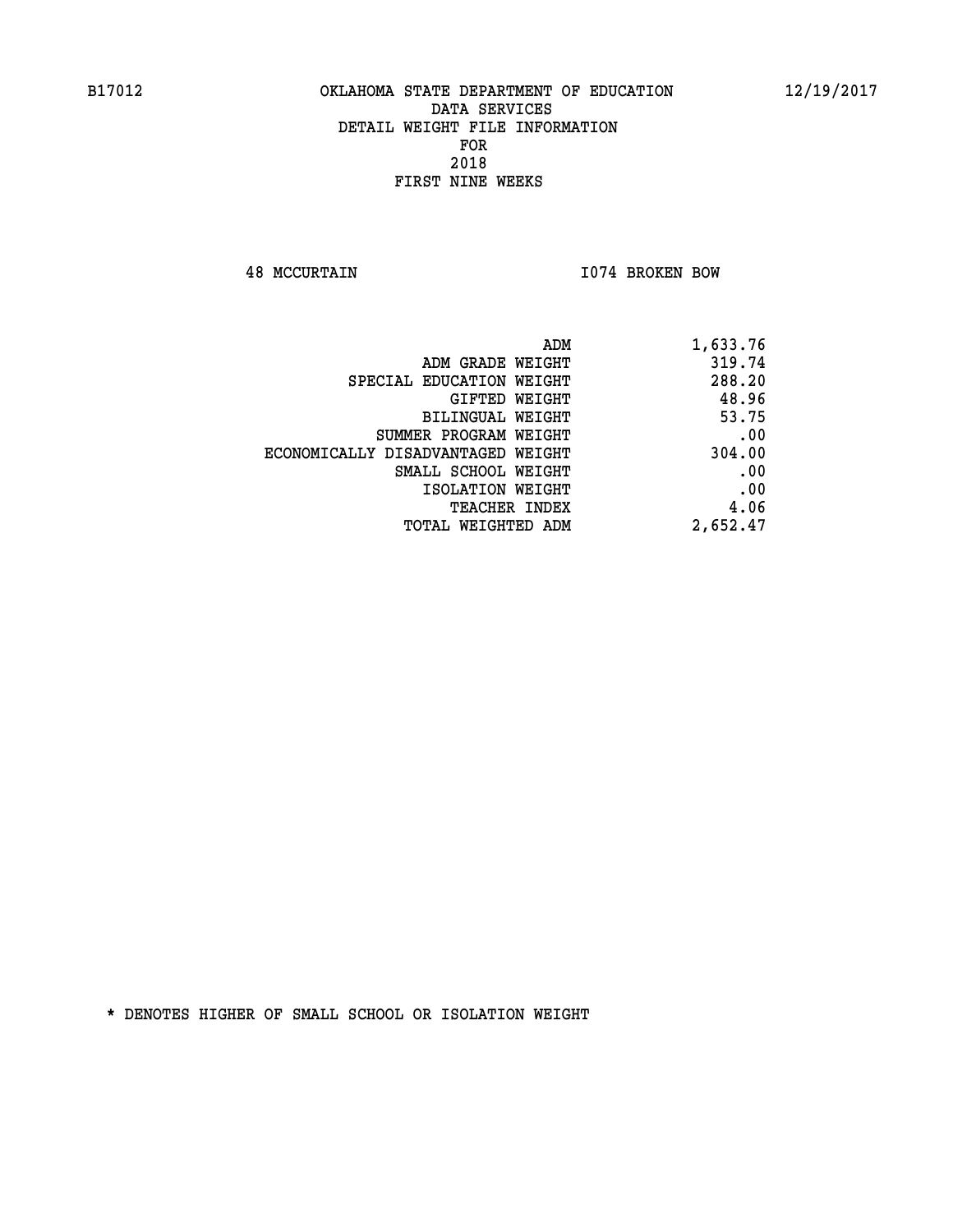B17012 OKLAHOMA STATE DEPARTMENT OF EDUCATION 12/19/2017

DATA SERVICES
DETAIL WEIGHT FILE INFORMATION
FOR
2018
FIRST NINE WEEKS

48 MCCURTAIN I074 BROKEN BOW

| | |
|---|---|
| ADM | 1,633.76 |
| ADM GRADE WEIGHT | 319.74 |
| SPECIAL EDUCATION WEIGHT | 288.20 |
| GIFTED WEIGHT | 48.96 |
| BILINGUAL WEIGHT | 53.75 |
| SUMMER PROGRAM WEIGHT | .00 |
| ECONOMICALLY DISADVANTAGED WEIGHT | 304.00 |
| SMALL SCHOOL WEIGHT | .00 |
| ISOLATION WEIGHT | .00 |
| TEACHER INDEX | 4.06 |
| TOTAL WEIGHTED ADM | 2,652.47 |

* DENOTES HIGHER OF SMALL SCHOOL OR ISOLATION WEIGHT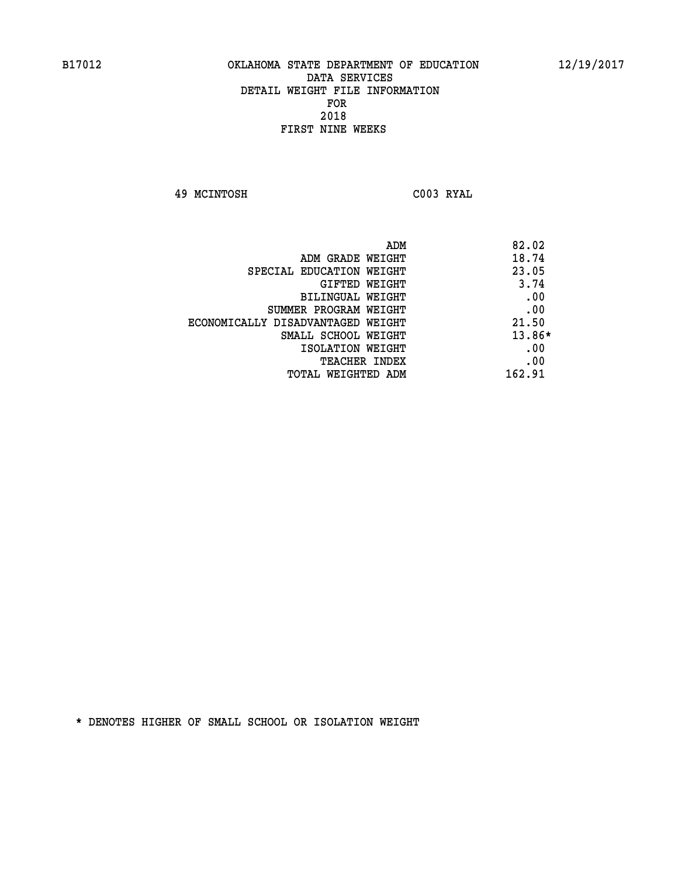B17012 OKLAHOMA STATE DEPARTMENT OF EDUCATION 12/19/2017

DATA SERVICES
DETAIL WEIGHT FILE INFORMATION
FOR
2018
FIRST NINE WEEKS

49 MCINTOSH C003 RYAL

| | |
|---|---|
| ADM | 82.02 |
| ADM GRADE WEIGHT | 18.74 |
| SPECIAL EDUCATION WEIGHT | 23.05 |
| GIFTED WEIGHT | 3.74 |
| BILINGUAL WEIGHT | .00 |
| SUMMER PROGRAM WEIGHT | .00 |
| ECONOMICALLY DISADVANTAGED WEIGHT | 21.50 |
| SMALL SCHOOL WEIGHT | 13.86* |
| ISOLATION WEIGHT | .00 |
| TEACHER INDEX | .00 |
| TOTAL WEIGHTED ADM | 162.91 |

* DENOTES HIGHER OF SMALL SCHOOL OR ISOLATION WEIGHT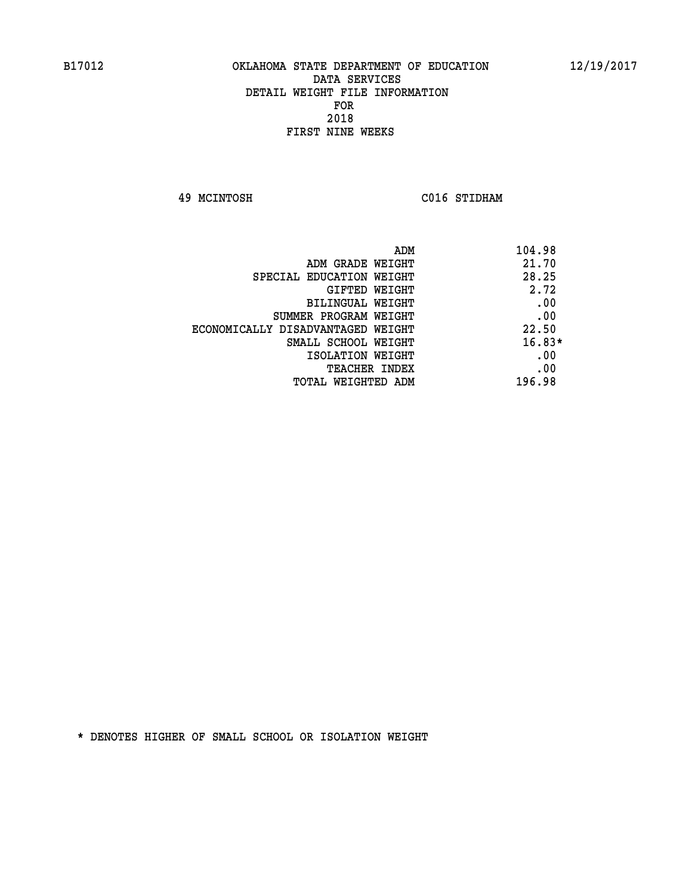B17012 OKLAHOMA STATE DEPARTMENT OF EDUCATION 12/19/2017

DATA SERVICES
DETAIL WEIGHT FILE INFORMATION
FOR
2018
FIRST NINE WEEKS

49 MCINTOSH C016 STIDHAM

| | |
|---|---|
| ADM | 104.98 |
| ADM GRADE WEIGHT | 21.70 |
| SPECIAL EDUCATION WEIGHT | 28.25 |
| GIFTED WEIGHT | 2.72 |
| BILINGUAL WEIGHT | .00 |
| SUMMER PROGRAM WEIGHT | .00 |
| ECONOMICALLY DISADVANTAGED WEIGHT | 22.50 |
| SMALL SCHOOL WEIGHT | 16.83* |
| ISOLATION WEIGHT | .00 |
| TEACHER INDEX | .00 |
| TOTAL WEIGHTED ADM | 196.98 |

* DENOTES HIGHER OF SMALL SCHOOL OR ISOLATION WEIGHT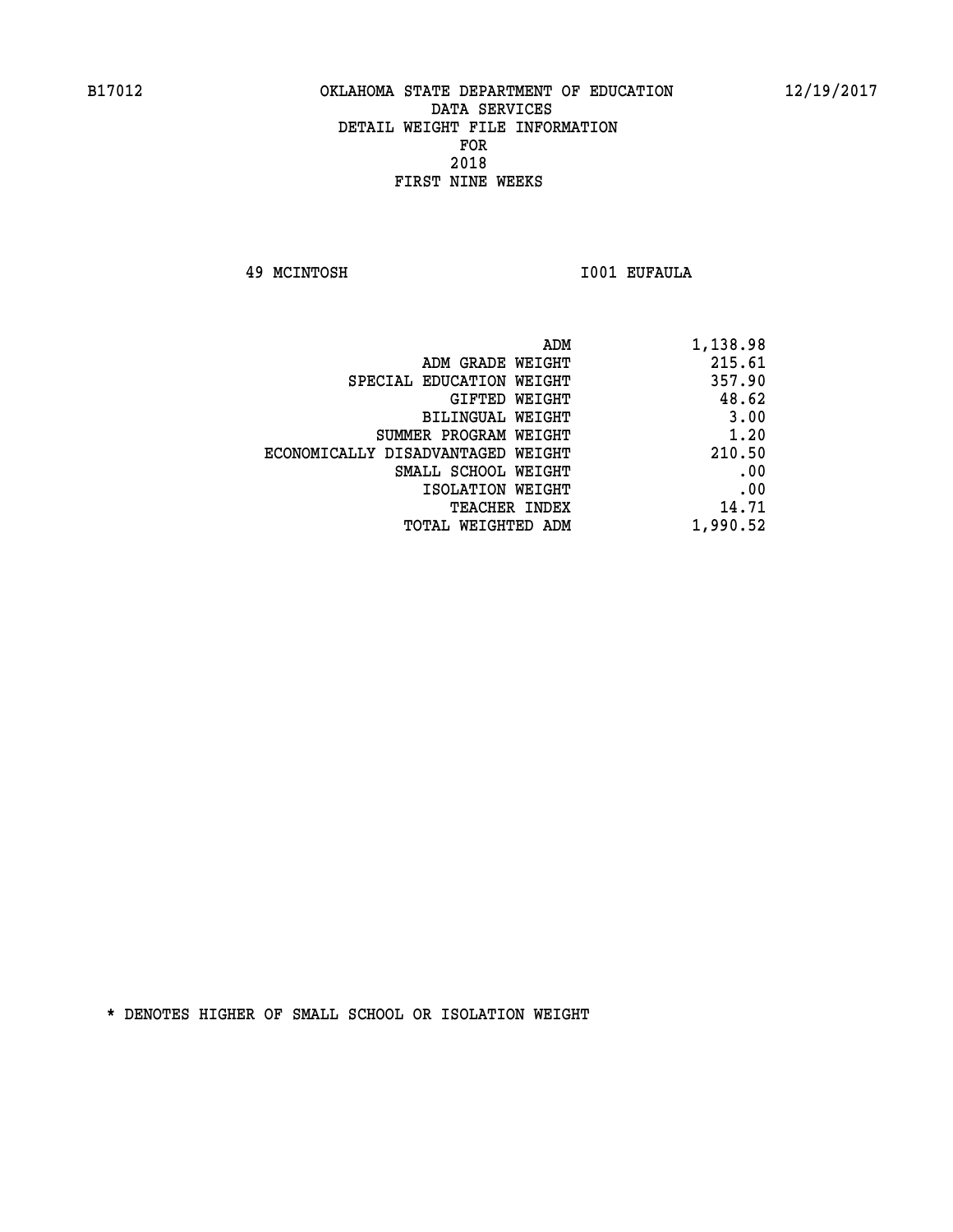B17012 OKLAHOMA STATE DEPARTMENT OF EDUCATION 12/19/2017

DATA SERVICES
DETAIL WEIGHT FILE INFORMATION
FOR
2018
FIRST NINE WEEKS

49 MCINTOSH I001 EUFAULA

| | |
|---|---|
| ADM | 1,138.98 |
| ADM GRADE WEIGHT | 215.61 |
| SPECIAL EDUCATION WEIGHT | 357.90 |
| GIFTED WEIGHT | 48.62 |
| BILINGUAL WEIGHT | 3.00 |
| SUMMER PROGRAM WEIGHT | 1.20 |
| ECONOMICALLY DISADVANTAGED WEIGHT | 210.50 |
| SMALL SCHOOL WEIGHT | .00 |
| ISOLATION WEIGHT | .00 |
| TEACHER INDEX | 14.71 |
| TOTAL WEIGHTED ADM | 1,990.52 |

* DENOTES HIGHER OF SMALL SCHOOL OR ISOLATION WEIGHT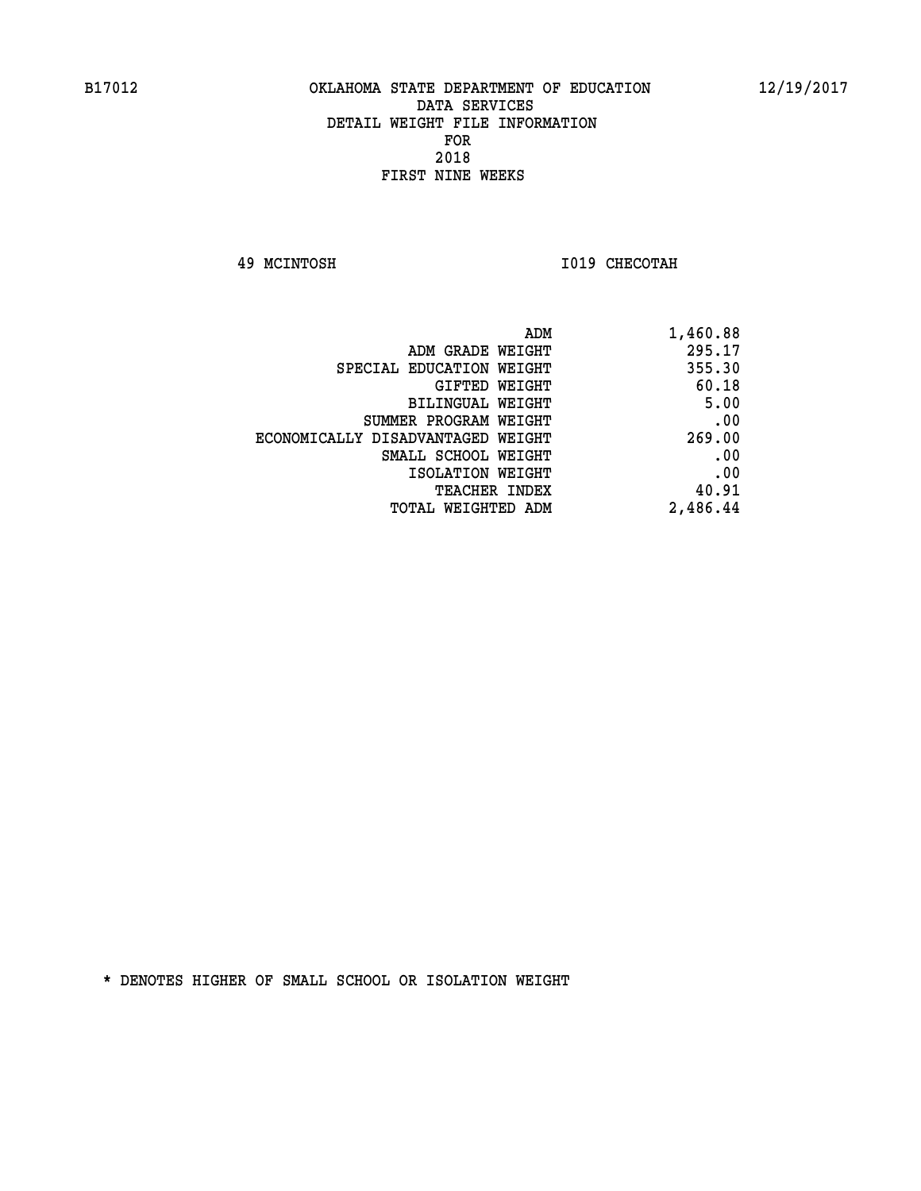# OKLAHOMA STATE DEPARTMENT OF EDUCATION
## DATA SERVICES
## DETAIL WEIGHT FILE INFORMATION
## FOR
## 2018
## FIRST NINE WEEKS

B17012 — 12/19/2017

49 MCINTOSH — I019 CHECOTAH

| | |
|---|---:|
| ADM | 1,460.88 |
| ADM GRADE WEIGHT | 295.17 |
| SPECIAL EDUCATION WEIGHT | 355.30 |
| GIFTED WEIGHT | 60.18 |
| BILINGUAL WEIGHT | 5.00 |
| SUMMER PROGRAM WEIGHT | .00 |
| ECONOMICALLY DISADVANTAGED WEIGHT | 269.00 |
| SMALL SCHOOL WEIGHT | .00 |
| ISOLATION WEIGHT | .00 |
| TEACHER INDEX | 40.91 |
| TOTAL WEIGHTED ADM | 2,486.44 |

* DENOTES HIGHER OF SMALL SCHOOL OR ISOLATION WEIGHT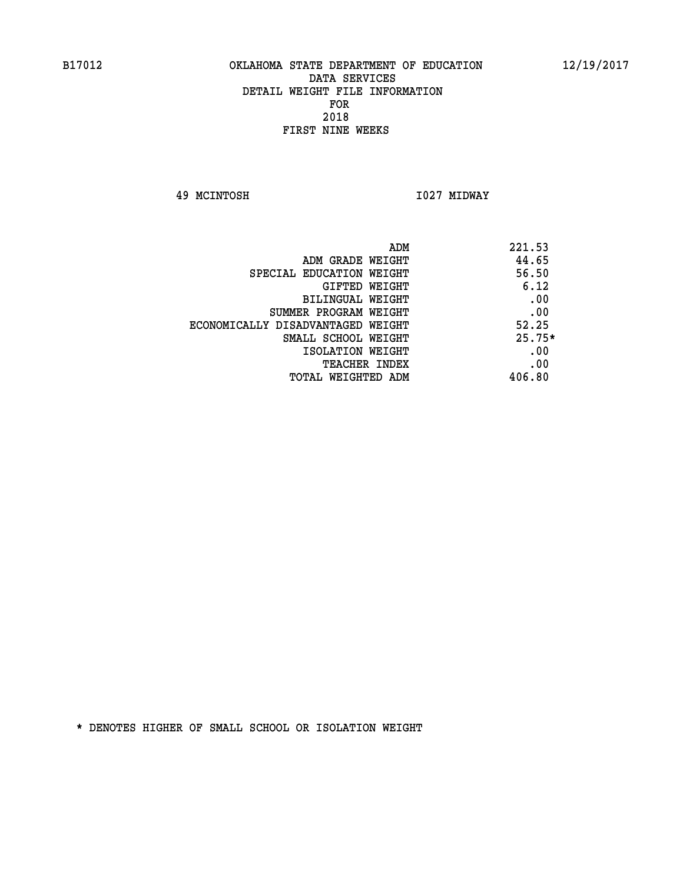B17012 OKLAHOMA STATE DEPARTMENT OF EDUCATION 12/19/2017

DATA SERVICES
DETAIL WEIGHT FILE INFORMATION
FOR
2018
FIRST NINE WEEKS

49 MCINTOSH I027 MIDWAY

| | |
|---|---|
| ADM | 221.53 |
| ADM GRADE WEIGHT | 44.65 |
| SPECIAL EDUCATION WEIGHT | 56.50 |
| GIFTED WEIGHT | 6.12 |
| BILINGUAL WEIGHT | .00 |
| SUMMER PROGRAM WEIGHT | .00 |
| ECONOMICALLY DISADVANTAGED WEIGHT | 52.25 |
| SMALL SCHOOL WEIGHT | 25.75* |
| ISOLATION WEIGHT | .00 |
| TEACHER INDEX | .00 |
| TOTAL WEIGHTED ADM | 406.80 |

* DENOTES HIGHER OF SMALL SCHOOL OR ISOLATION WEIGHT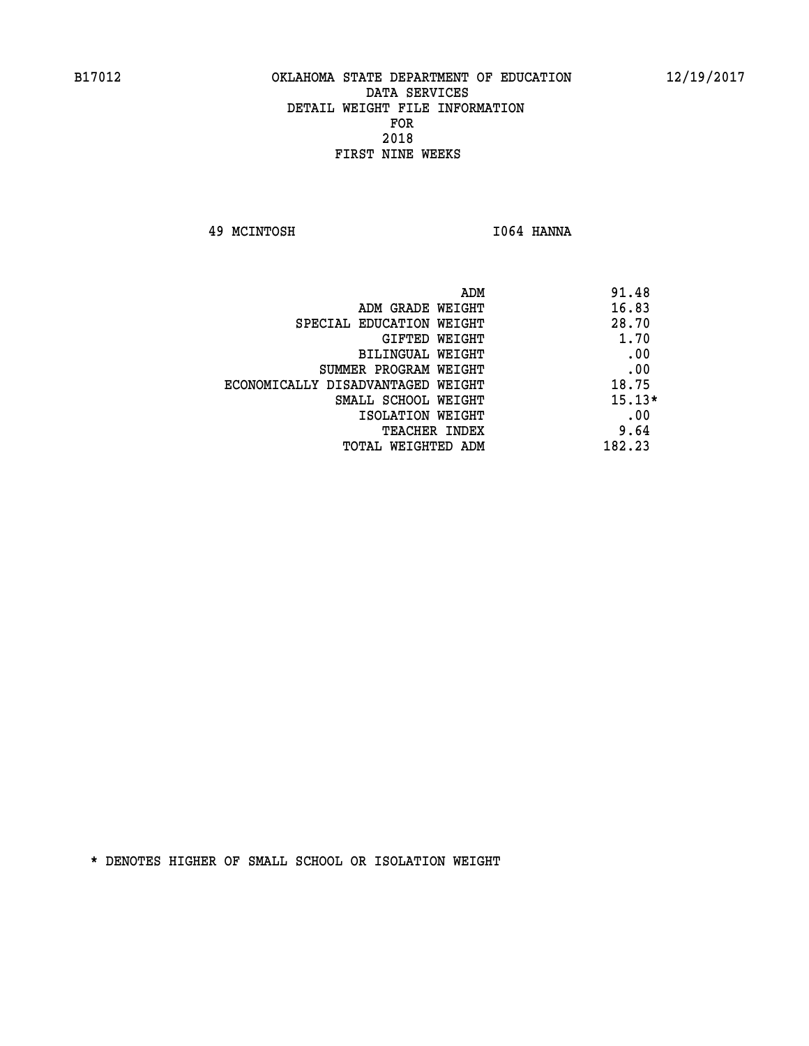B17012 OKLAHOMA STATE DEPARTMENT OF EDUCATION 12/19/2017

DATA SERVICES
DETAIL WEIGHT FILE INFORMATION
FOR
2018
FIRST NINE WEEKS

49 MCINTOSH I064 HANNA

| | |
|---|---|
| ADM | 91.48 |
| ADM GRADE WEIGHT | 16.83 |
| SPECIAL EDUCATION WEIGHT | 28.70 |
| GIFTED WEIGHT | 1.70 |
| BILINGUAL WEIGHT | .00 |
| SUMMER PROGRAM WEIGHT | .00 |
| ECONOMICALLY DISADVANTAGED WEIGHT | 18.75 |
| SMALL SCHOOL WEIGHT | 15.13* |
| ISOLATION WEIGHT | .00 |
| TEACHER INDEX | 9.64 |
| TOTAL WEIGHTED ADM | 182.23 |

* DENOTES HIGHER OF SMALL SCHOOL OR ISOLATION WEIGHT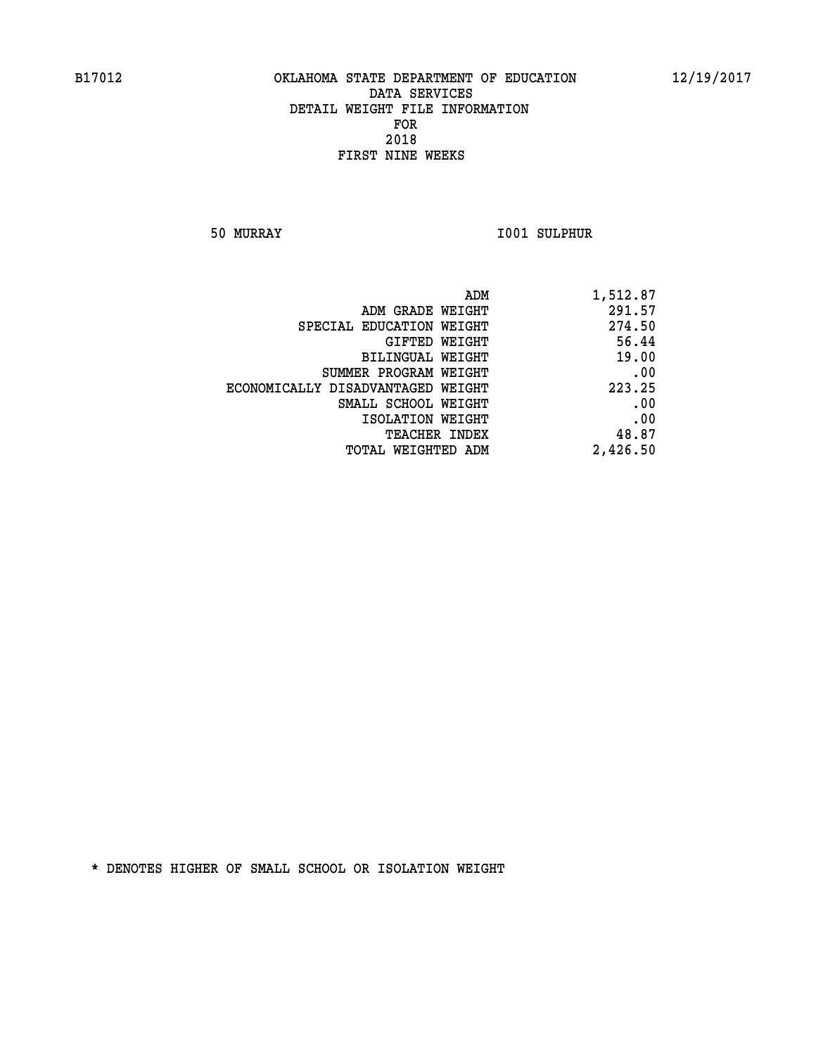B17012 OKLAHOMA STATE DEPARTMENT OF EDUCATION 12/19/2017

DATA SERVICES
DETAIL WEIGHT FILE INFORMATION
FOR
2018
FIRST NINE WEEKS

50 MURRAY I001 SULPHUR

| | |
|---|---|
| ADM | 1,512.87 |
| ADM GRADE WEIGHT | 291.57 |
| SPECIAL EDUCATION WEIGHT | 274.50 |
| GIFTED WEIGHT | 56.44 |
| BILINGUAL WEIGHT | 19.00 |
| SUMMER PROGRAM WEIGHT | .00 |
| ECONOMICALLY DISADVANTAGED WEIGHT | 223.25 |
| SMALL SCHOOL WEIGHT | .00 |
| ISOLATION WEIGHT | .00 |
| TEACHER INDEX | 48.87 |
| TOTAL WEIGHTED ADM | 2,426.50 |

* DENOTES HIGHER OF SMALL SCHOOL OR ISOLATION WEIGHT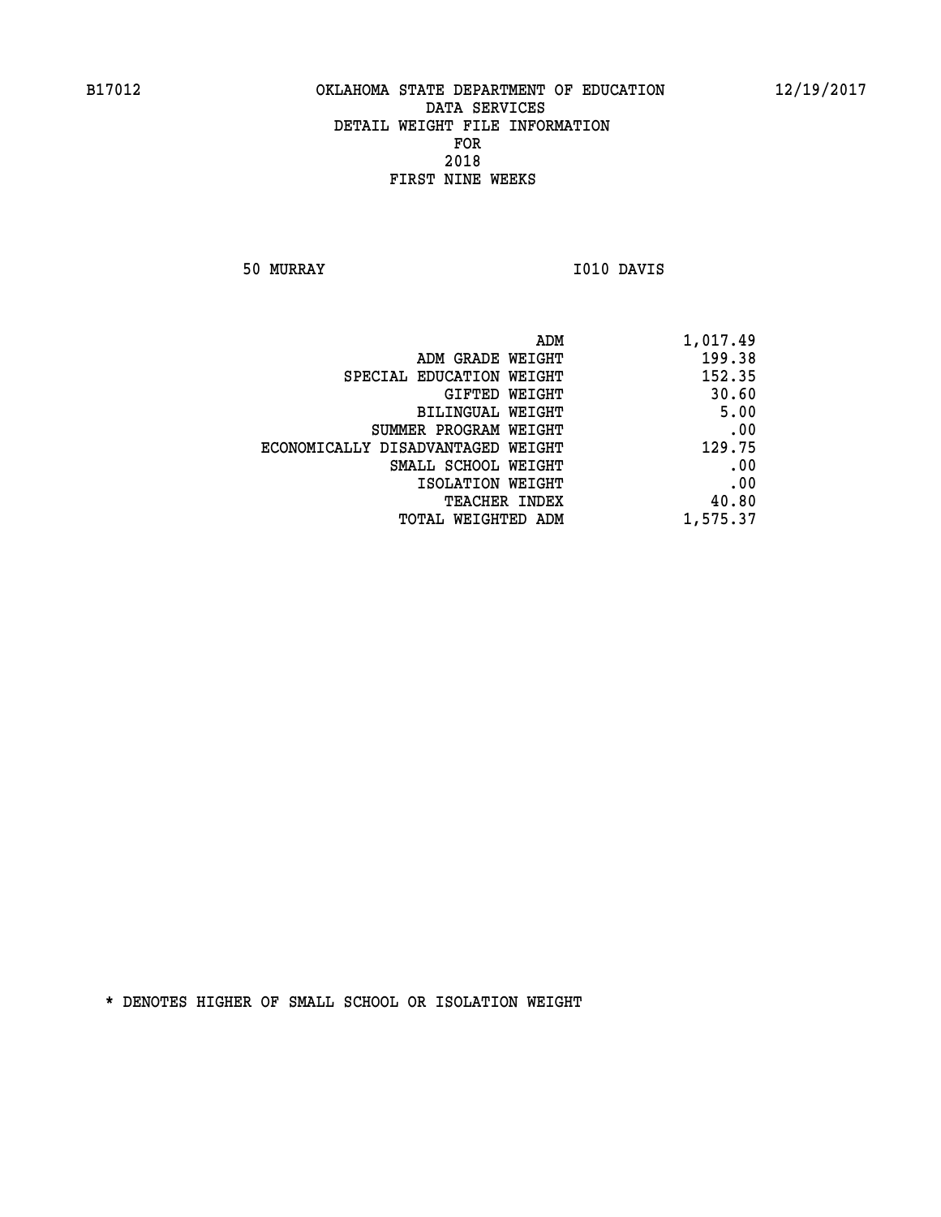B17012 OKLAHOMA STATE DEPARTMENT OF EDUCATION 12/19/2017

DATA SERVICES
DETAIL WEIGHT FILE INFORMATION
FOR
2018
FIRST NINE WEEKS

50 MURRAY I010 DAVIS

| | |
|---|---|
| ADM | 1,017.49 |
| ADM GRADE WEIGHT | 199.38 |
| SPECIAL EDUCATION WEIGHT | 152.35 |
| GIFTED WEIGHT | 30.60 |
| BILINGUAL WEIGHT | 5.00 |
| SUMMER PROGRAM WEIGHT | .00 |
| ECONOMICALLY DISADVANTAGED WEIGHT | 129.75 |
| SMALL SCHOOL WEIGHT | .00 |
| ISOLATION WEIGHT | .00 |
| TEACHER INDEX | 40.80 |
| TOTAL WEIGHTED ADM | 1,575.37 |

* DENOTES HIGHER OF SMALL SCHOOL OR ISOLATION WEIGHT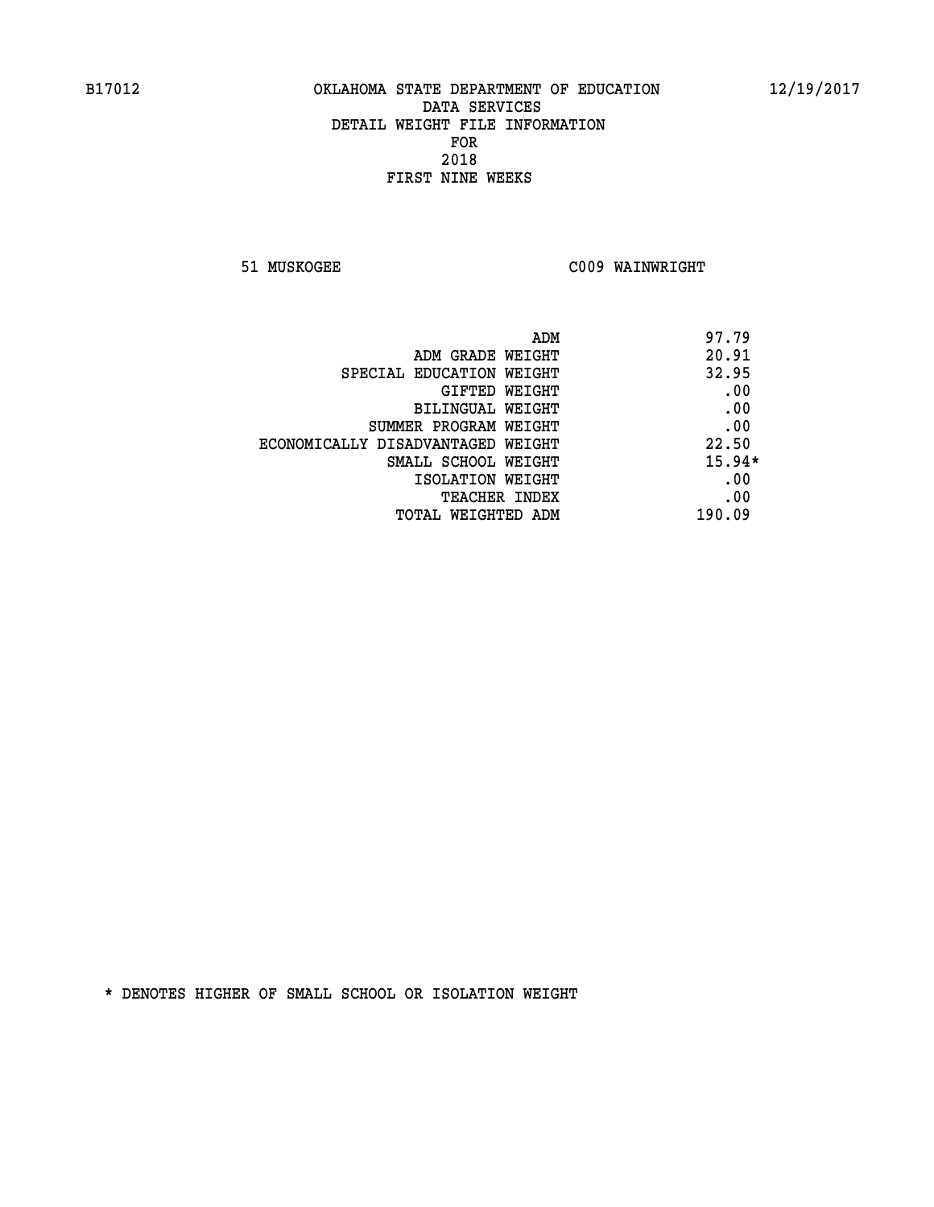B17012 OKLAHOMA STATE DEPARTMENT OF EDUCATION 12/19/2017

DATA SERVICES
DETAIL WEIGHT FILE INFORMATION
FOR
2018
FIRST NINE WEEKS

51 MUSKOGEE C009 WAINWRIGHT

| | |
|---|---|
| ADM | 97.79 |
| ADM GRADE WEIGHT | 20.91 |
| SPECIAL EDUCATION WEIGHT | 32.95 |
| GIFTED WEIGHT | .00 |
| BILINGUAL WEIGHT | .00 |
| SUMMER PROGRAM WEIGHT | .00 |
| ECONOMICALLY DISADVANTAGED WEIGHT | 22.50 |
| SMALL SCHOOL WEIGHT | 15.94* |
| ISOLATION WEIGHT | .00 |
| TEACHER INDEX | .00 |
| TOTAL WEIGHTED ADM | 190.09 |

* DENOTES HIGHER OF SMALL SCHOOL OR ISOLATION WEIGHT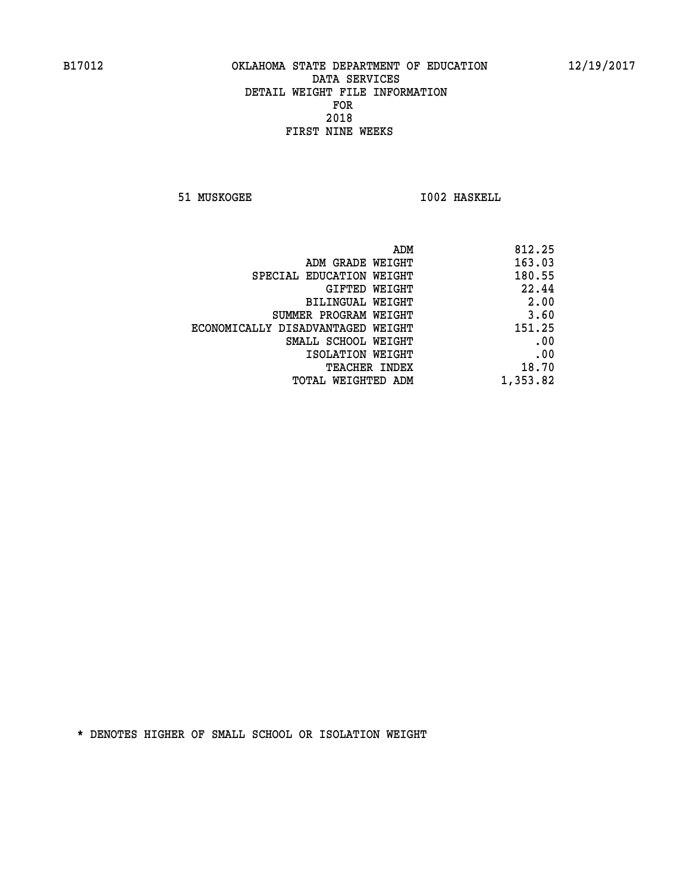B17012 OKLAHOMA STATE DEPARTMENT OF EDUCATION 12/19/2017

DATA SERVICES
DETAIL WEIGHT FILE INFORMATION
FOR
2018
FIRST NINE WEEKS

51 MUSKOGEE I002 HASKELL

| | |
|---|---|
| ADM | 812.25 |
| ADM GRADE WEIGHT | 163.03 |
| SPECIAL EDUCATION WEIGHT | 180.55 |
| GIFTED WEIGHT | 22.44 |
| BILINGUAL WEIGHT | 2.00 |
| SUMMER PROGRAM WEIGHT | 3.60 |
| ECONOMICALLY DISADVANTAGED WEIGHT | 151.25 |
| SMALL SCHOOL WEIGHT | .00 |
| ISOLATION WEIGHT | .00 |
| TEACHER INDEX | 18.70 |
| TOTAL WEIGHTED ADM | 1,353.82 |

* DENOTES HIGHER OF SMALL SCHOOL OR ISOLATION WEIGHT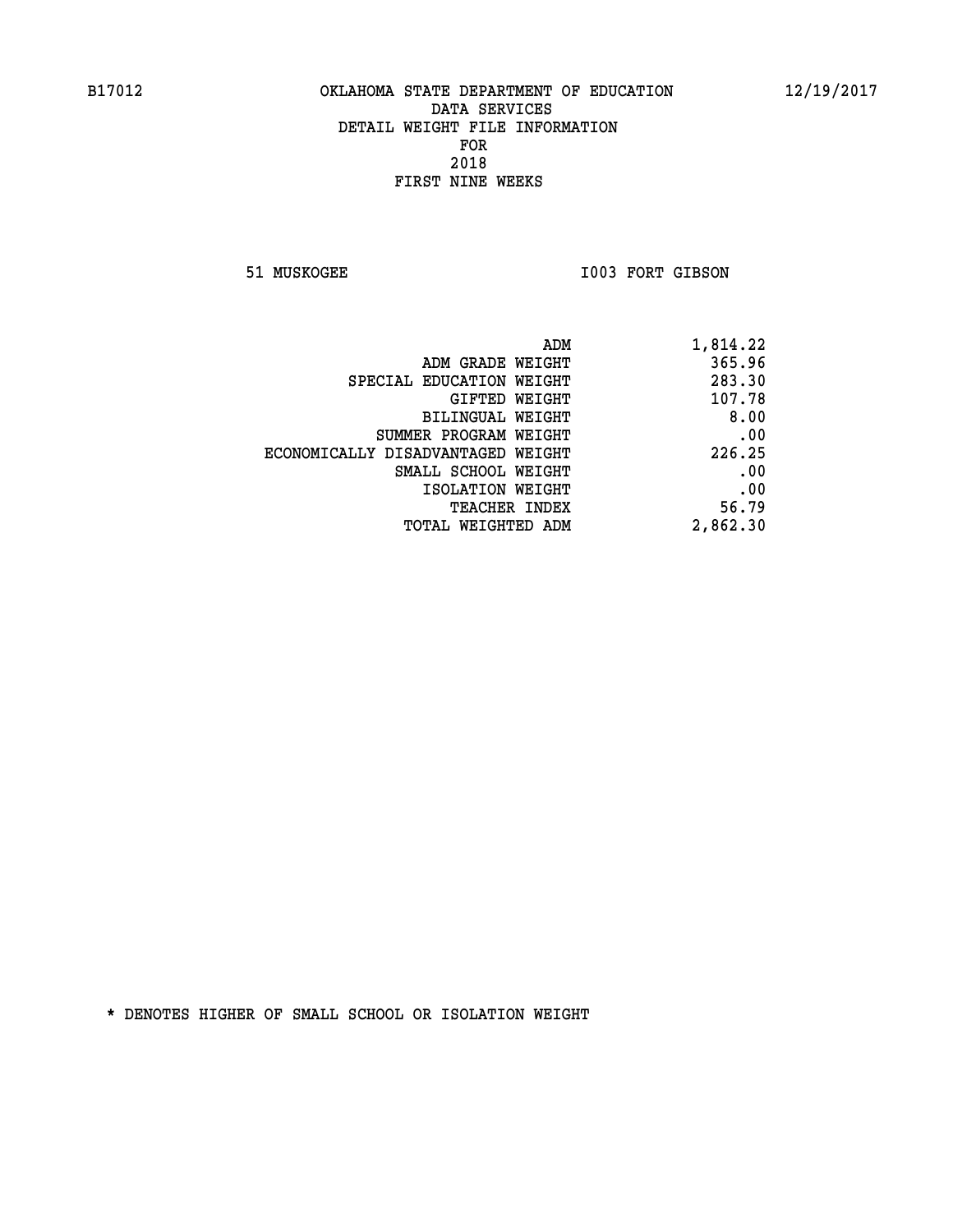B17012 OKLAHOMA STATE DEPARTMENT OF EDUCATION 12/19/2017

DATA SERVICES
DETAIL WEIGHT FILE INFORMATION
FOR
2018
FIRST NINE WEEKS

51 MUSKOGEE I003 FORT GIBSON

| | |
|---|---|
| ADM | 1,814.22 |
| ADM GRADE WEIGHT | 365.96 |
| SPECIAL EDUCATION WEIGHT | 283.30 |
| GIFTED WEIGHT | 107.78 |
| BILINGUAL WEIGHT | 8.00 |
| SUMMER PROGRAM WEIGHT | .00 |
| ECONOMICALLY DISADVANTAGED WEIGHT | 226.25 |
| SMALL SCHOOL WEIGHT | .00 |
| ISOLATION WEIGHT | .00 |
| TEACHER INDEX | 56.79 |
| TOTAL WEIGHTED ADM | 2,862.30 |

* DENOTES HIGHER OF SMALL SCHOOL OR ISOLATION WEIGHT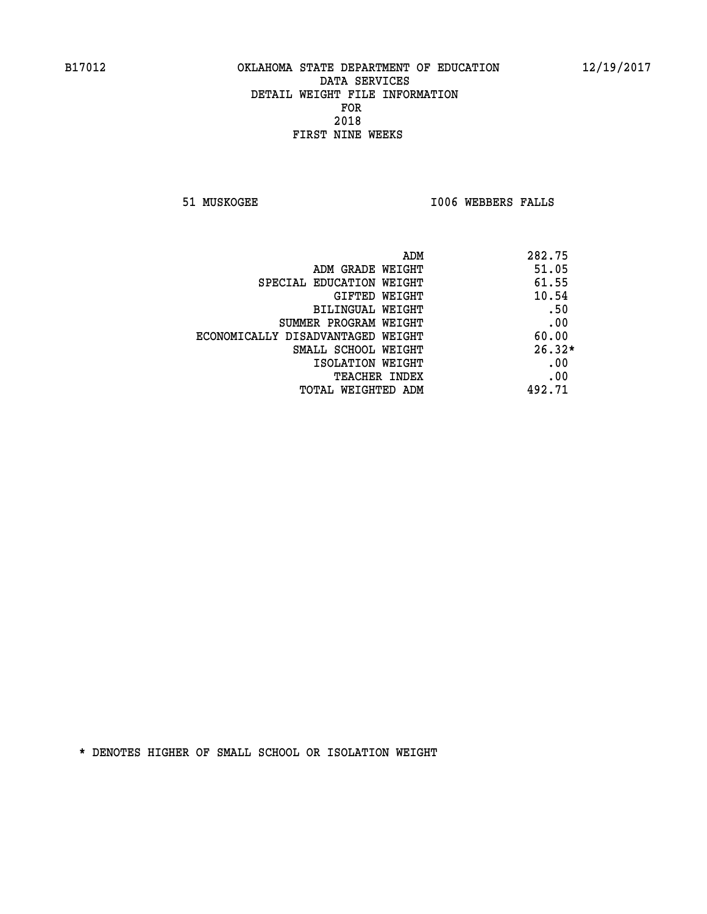B17012 OKLAHOMA STATE DEPARTMENT OF EDUCATION 12/19/2017

DATA SERVICES
DETAIL WEIGHT FILE INFORMATION
FOR
2018
FIRST NINE WEEKS

51 MUSKOGEE I006 WEBBERS FALLS

| | |
|---|---|
| ADM | 282.75 |
| ADM GRADE WEIGHT | 51.05 |
| SPECIAL EDUCATION WEIGHT | 61.55 |
| GIFTED WEIGHT | 10.54 |
| BILINGUAL WEIGHT | .50 |
| SUMMER PROGRAM WEIGHT | .00 |
| ECONOMICALLY DISADVANTAGED WEIGHT | 60.00 |
| SMALL SCHOOL WEIGHT | 26.32* |
| ISOLATION WEIGHT | .00 |
| TEACHER INDEX | .00 |
| TOTAL WEIGHTED ADM | 492.71 |

* DENOTES HIGHER OF SMALL SCHOOL OR ISOLATION WEIGHT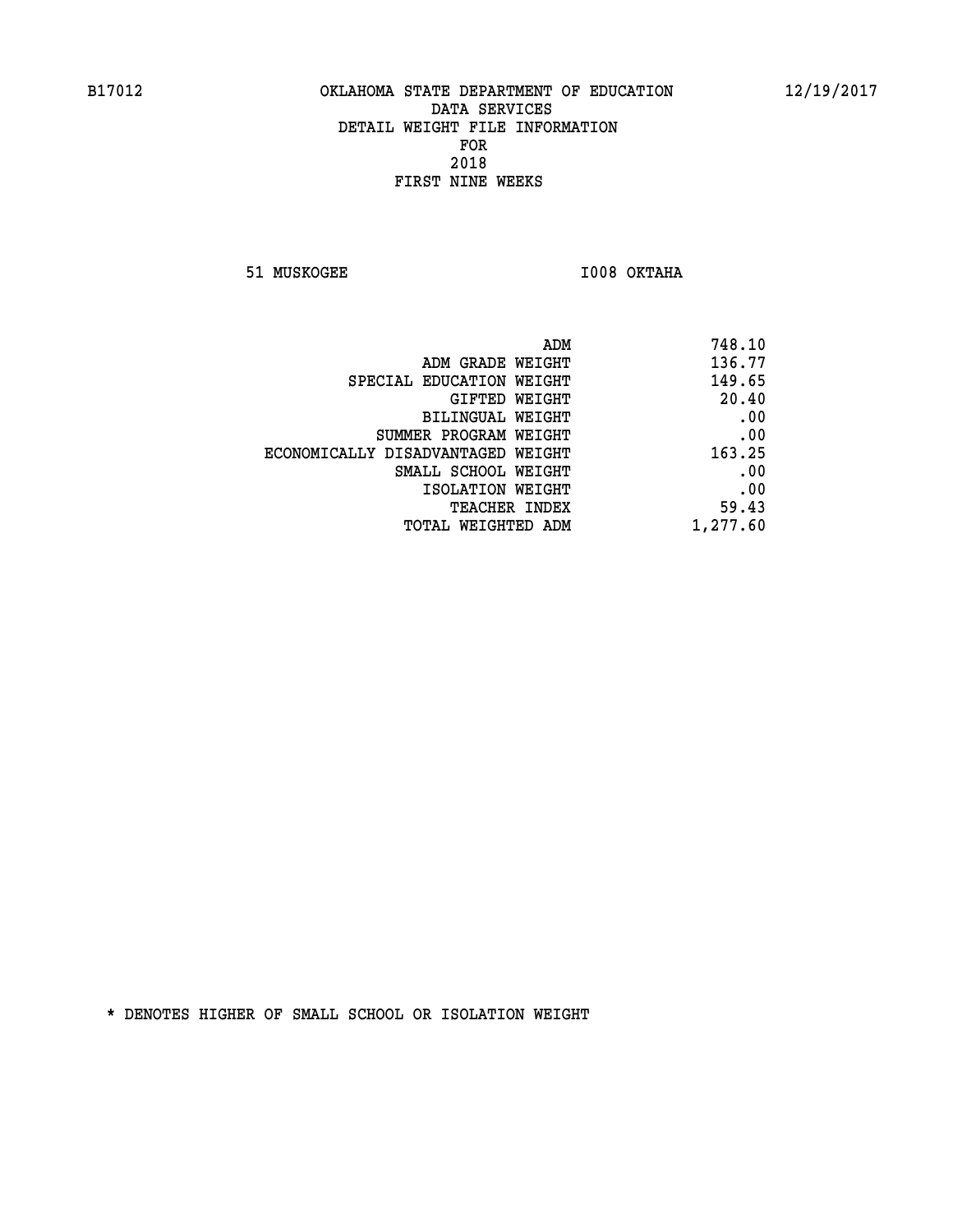B17012 OKLAHOMA STATE DEPARTMENT OF EDUCATION 12/19/2017

DATA SERVICES
DETAIL WEIGHT FILE INFORMATION
FOR
2018
FIRST NINE WEEKS

51 MUSKOGEE I008 OKTAHA

| | |
|---|---|
| ADM | 748.10 |
| ADM GRADE WEIGHT | 136.77 |
| SPECIAL EDUCATION WEIGHT | 149.65 |
| GIFTED WEIGHT | 20.40 |
| BILINGUAL WEIGHT | .00 |
| SUMMER PROGRAM WEIGHT | .00 |
| ECONOMICALLY DISADVANTAGED WEIGHT | 163.25 |
| SMALL SCHOOL WEIGHT | .00 |
| ISOLATION WEIGHT | .00 |
| TEACHER INDEX | 59.43 |
| TOTAL WEIGHTED ADM | 1,277.60 |

* DENOTES HIGHER OF SMALL SCHOOL OR ISOLATION WEIGHT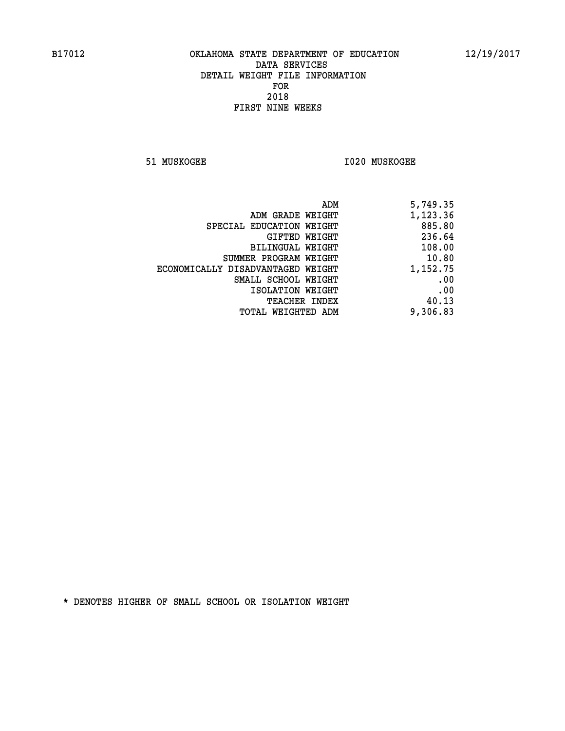B17012 OKLAHOMA STATE DEPARTMENT OF EDUCATION 12/19/2017

DATA SERVICES
DETAIL WEIGHT FILE INFORMATION
FOR
2018
FIRST NINE WEEKS

51 MUSKOGEE I020 MUSKOGEE

| | |
|---|---|
| ADM | 5,749.35 |
| ADM GRADE WEIGHT | 1,123.36 |
| SPECIAL EDUCATION WEIGHT | 885.80 |
| GIFTED WEIGHT | 236.64 |
| BILINGUAL WEIGHT | 108.00 |
| SUMMER PROGRAM WEIGHT | 10.80 |
| ECONOMICALLY DISADVANTAGED WEIGHT | 1,152.75 |
| SMALL SCHOOL WEIGHT | .00 |
| ISOLATION WEIGHT | .00 |
| TEACHER INDEX | 40.13 |
| TOTAL WEIGHTED ADM | 9,306.83 |

* DENOTES HIGHER OF SMALL SCHOOL OR ISOLATION WEIGHT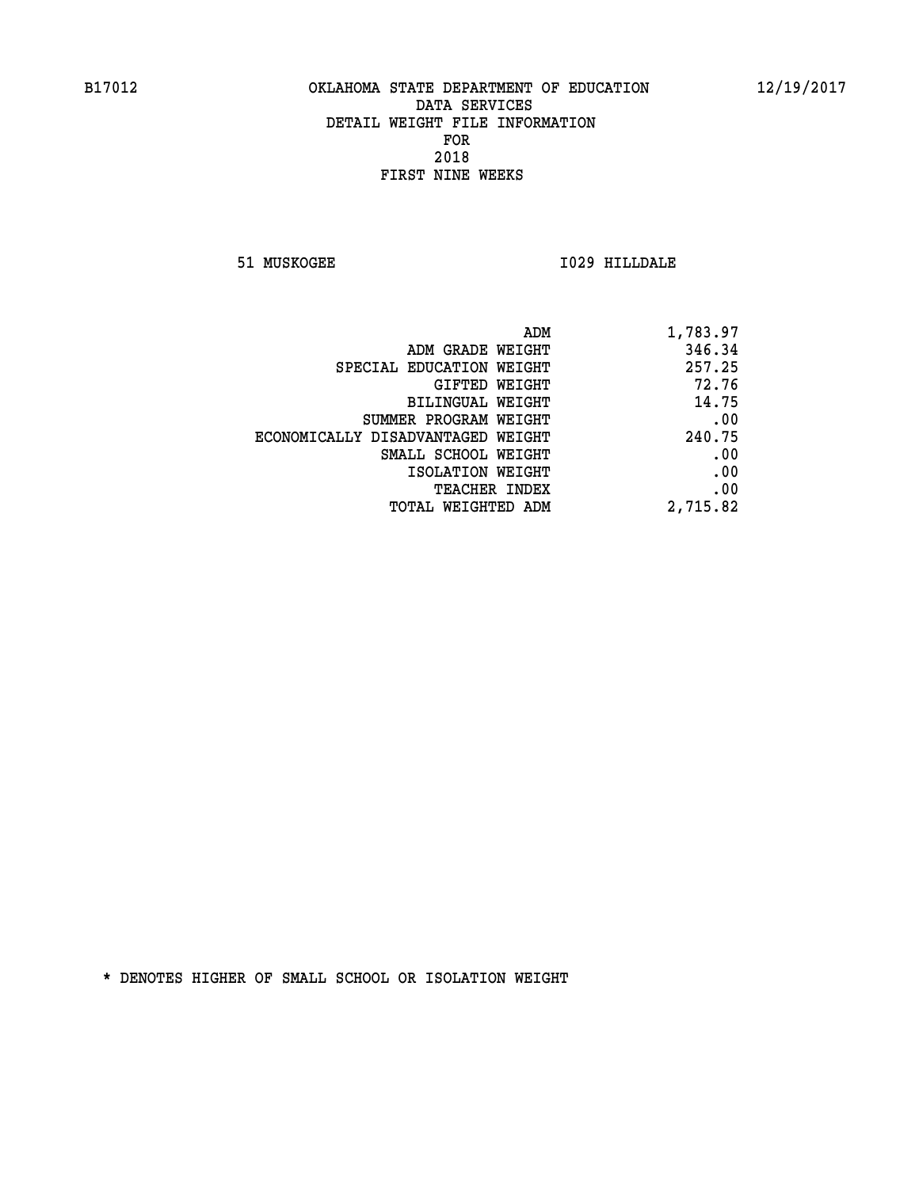# OKLAHOMA STATE DEPARTMENT OF EDUCATION
## DATA SERVICES
## DETAIL WEIGHT FILE INFORMATION
## FOR
## 2018
## FIRST NINE WEEKS

B17012 12/19/2017

51 MUSKOGEE I029 HILLDALE

| | |
|---|---|
| ADM | 1,783.97 |
| ADM GRADE WEIGHT | 346.34 |
| SPECIAL EDUCATION WEIGHT | 257.25 |
| GIFTED WEIGHT | 72.76 |
| BILINGUAL WEIGHT | 14.75 |
| SUMMER PROGRAM WEIGHT | .00 |
| ECONOMICALLY DISADVANTAGED WEIGHT | 240.75 |
| SMALL SCHOOL WEIGHT | .00 |
| ISOLATION WEIGHT | .00 |
| TEACHER INDEX | .00 |
| TOTAL WEIGHTED ADM | 2,715.82 |

* DENOTES HIGHER OF SMALL SCHOOL OR ISOLATION WEIGHT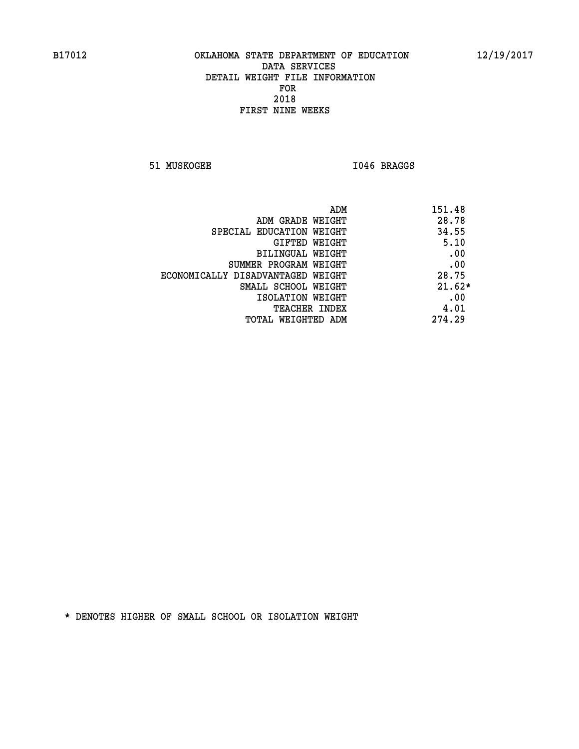B17012 OKLAHOMA STATE DEPARTMENT OF EDUCATION 12/19/2017

DATA SERVICES
DETAIL WEIGHT FILE INFORMATION
FOR
2018
FIRST NINE WEEKS

51 MUSKOGEE I046 BRAGGS

| | |
|---|---|
| ADM | 151.48 |
| ADM GRADE WEIGHT | 28.78 |
| SPECIAL EDUCATION WEIGHT | 34.55 |
| GIFTED WEIGHT | 5.10 |
| BILINGUAL WEIGHT | .00 |
| SUMMER PROGRAM WEIGHT | .00 |
| ECONOMICALLY DISADVANTAGED WEIGHT | 28.75 |
| SMALL SCHOOL WEIGHT | 21.62* |
| ISOLATION WEIGHT | .00 |
| TEACHER INDEX | 4.01 |
| TOTAL WEIGHTED ADM | 274.29 |

* DENOTES HIGHER OF SMALL SCHOOL OR ISOLATION WEIGHT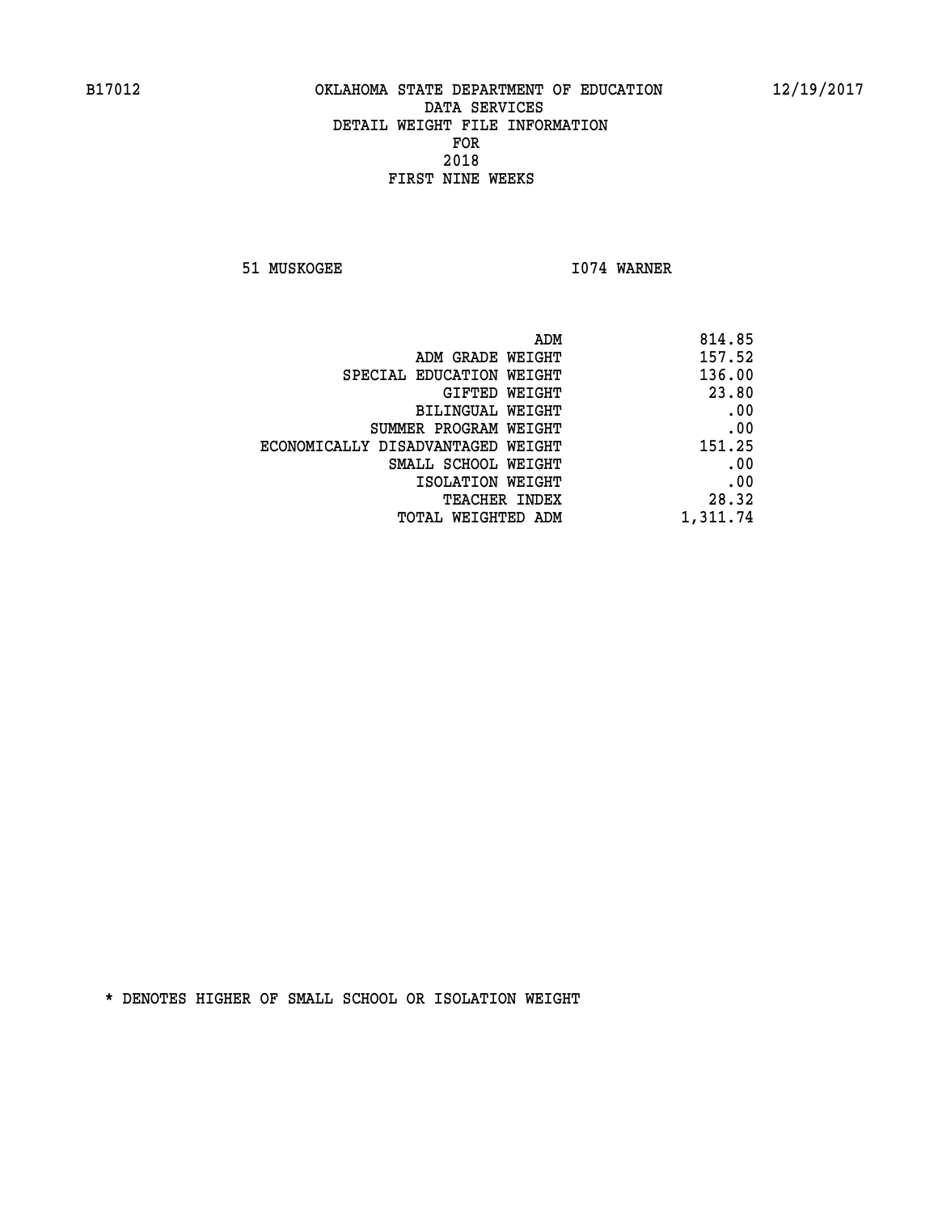B17012 OKLAHOMA STATE DEPARTMENT OF EDUCATION 12/19/2017

DATA SERVICES

DETAIL WEIGHT FILE INFORMATION

FOR

2018

FIRST NINE WEEKS

51 MUSKOGEE I074 WARNER

| | |
|---|---|
| ADM | 814.85 |
| ADM GRADE WEIGHT | 157.52 |
| SPECIAL EDUCATION WEIGHT | 136.00 |
| GIFTED WEIGHT | 23.80 |
| BILINGUAL WEIGHT | .00 |
| SUMMER PROGRAM WEIGHT | .00 |
| ECONOMICALLY DISADVANTAGED WEIGHT | 151.25 |
| SMALL SCHOOL WEIGHT | .00 |
| ISOLATION WEIGHT | .00 |
| TEACHER INDEX | 28.32 |
| TOTAL WEIGHTED ADM | 1,311.74 |

* DENOTES HIGHER OF SMALL SCHOOL OR ISOLATION WEIGHT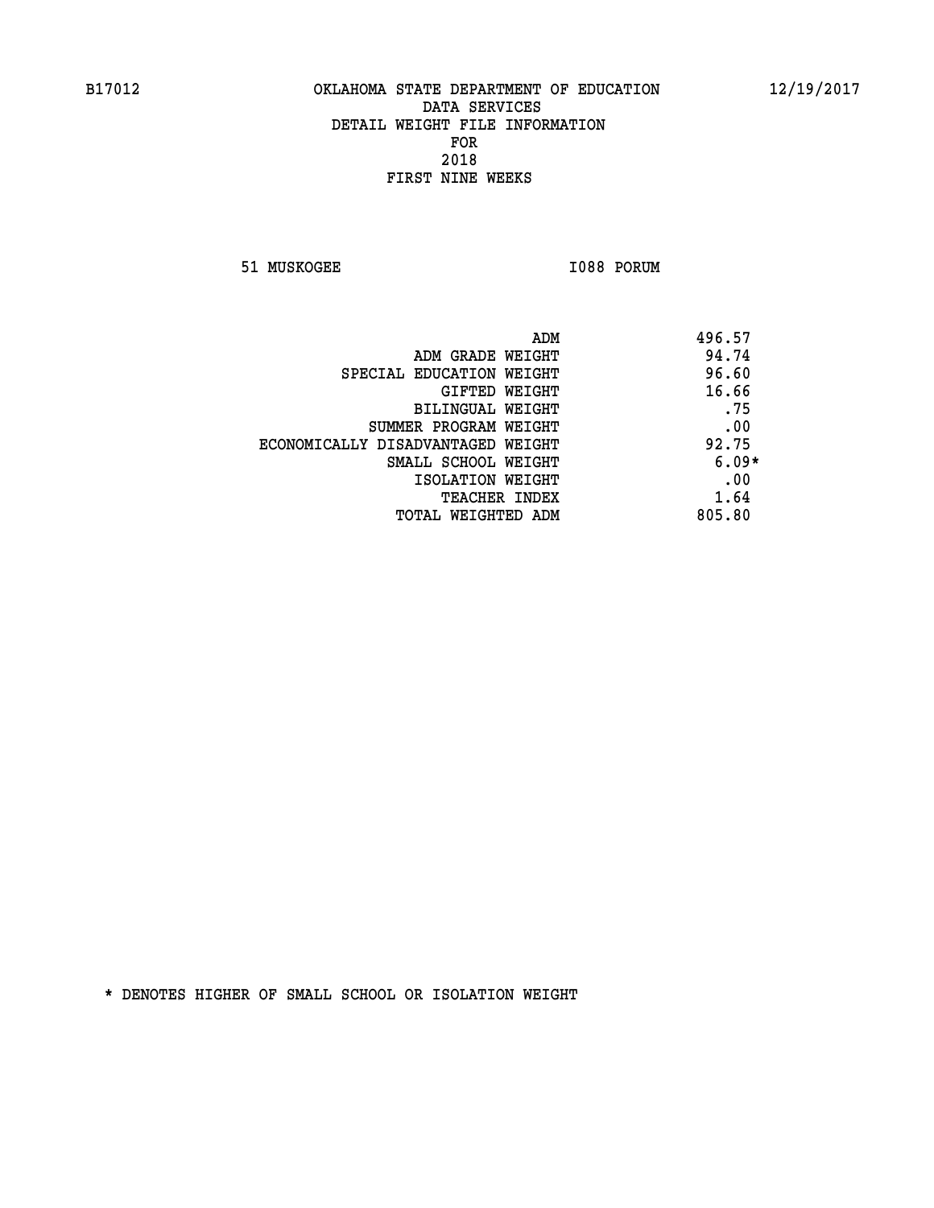B17012 OKLAHOMA STATE DEPARTMENT OF EDUCATION 12/19/2017

DATA SERVICES
DETAIL WEIGHT FILE INFORMATION
FOR
2018
FIRST NINE WEEKS

51 MUSKOGEE I088 PORUM

| | |
|---|---|
| ADM | 496.57 |
| ADM GRADE WEIGHT | 94.74 |
| SPECIAL EDUCATION WEIGHT | 96.60 |
| GIFTED WEIGHT | 16.66 |
| BILINGUAL WEIGHT | .75 |
| SUMMER PROGRAM WEIGHT | .00 |
| ECONOMICALLY DISADVANTAGED WEIGHT | 92.75 |
| SMALL SCHOOL WEIGHT | 6.09* |
| ISOLATION WEIGHT | .00 |
| TEACHER INDEX | 1.64 |
| TOTAL WEIGHTED ADM | 805.80 |

* DENOTES HIGHER OF SMALL SCHOOL OR ISOLATION WEIGHT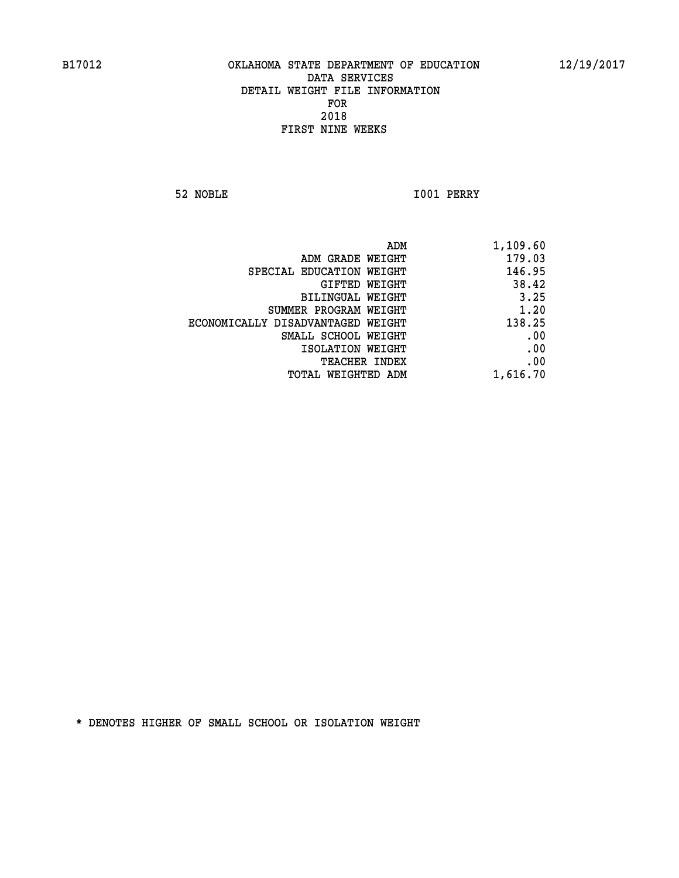B17012 OKLAHOMA STATE DEPARTMENT OF EDUCATION 12/19/2017

DATA SERVICES
DETAIL WEIGHT FILE INFORMATION
FOR
2018
FIRST NINE WEEKS

52 NOBLE I001 PERRY

| | |
|---|---|
| ADM | 1,109.60 |
| ADM GRADE WEIGHT | 179.03 |
| SPECIAL EDUCATION WEIGHT | 146.95 |
| GIFTED WEIGHT | 38.42 |
| BILINGUAL WEIGHT | 3.25 |
| SUMMER PROGRAM WEIGHT | 1.20 |
| ECONOMICALLY DISADVANTAGED WEIGHT | 138.25 |
| SMALL SCHOOL WEIGHT | .00 |
| ISOLATION WEIGHT | .00 |
| TEACHER INDEX | .00 |
| TOTAL WEIGHTED ADM | 1,616.70 |

* DENOTES HIGHER OF SMALL SCHOOL OR ISOLATION WEIGHT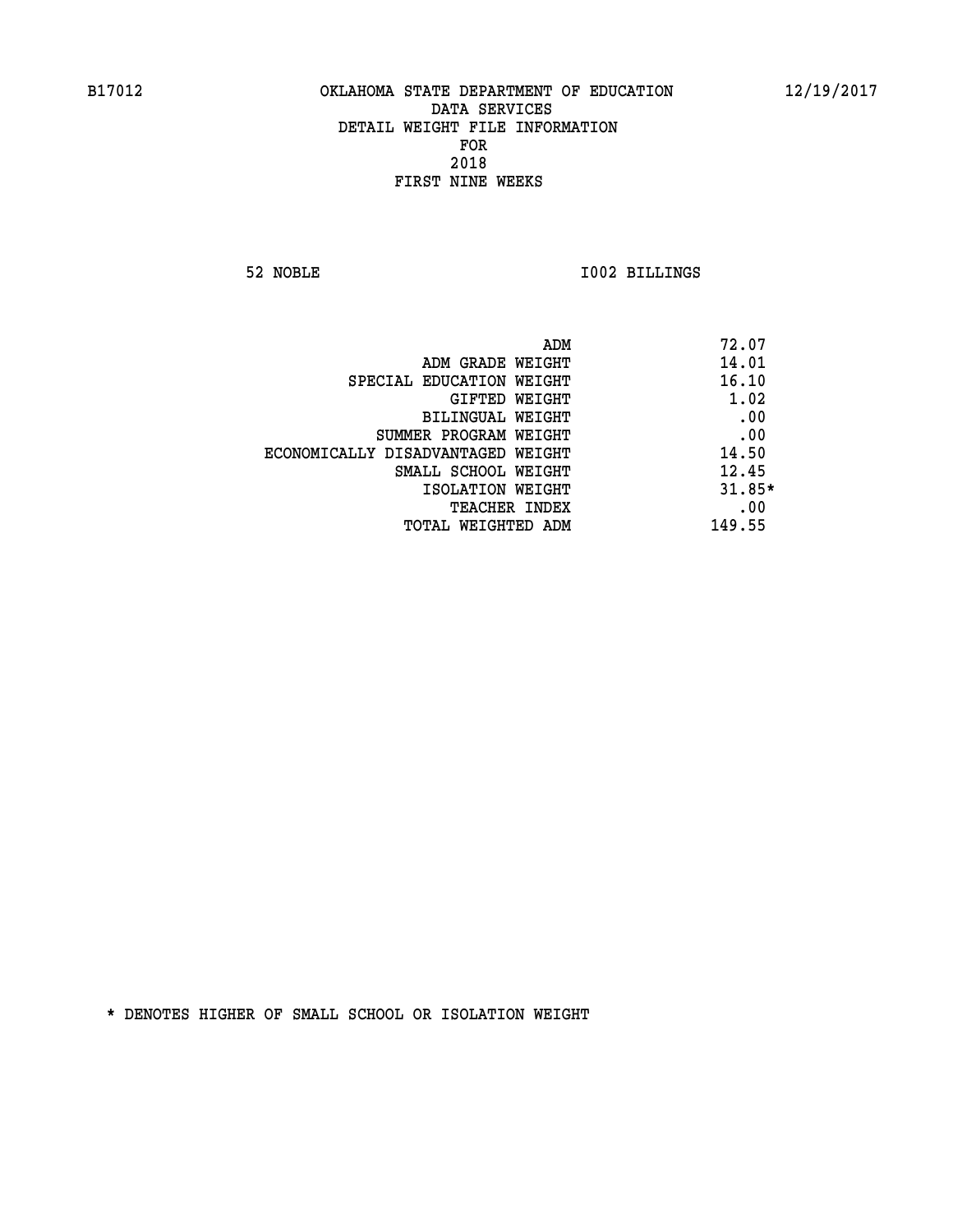B17012 OKLAHOMA STATE DEPARTMENT OF EDUCATION 12/19/2017

DATA SERVICES
DETAIL WEIGHT FILE INFORMATION
FOR
2018
FIRST NINE WEEKS

52 NOBLE I002 BILLINGS

| | |
|---|---|
| ADM | 72.07 |
| ADM GRADE WEIGHT | 14.01 |
| SPECIAL EDUCATION WEIGHT | 16.10 |
| GIFTED WEIGHT | 1.02 |
| BILINGUAL WEIGHT | .00 |
| SUMMER PROGRAM WEIGHT | .00 |
| ECONOMICALLY DISADVANTAGED WEIGHT | 14.50 |
| SMALL SCHOOL WEIGHT | 12.45 |
| ISOLATION WEIGHT | 31.85* |
| TEACHER INDEX | .00 |
| TOTAL WEIGHTED ADM | 149.55 |

* DENOTES HIGHER OF SMALL SCHOOL OR ISOLATION WEIGHT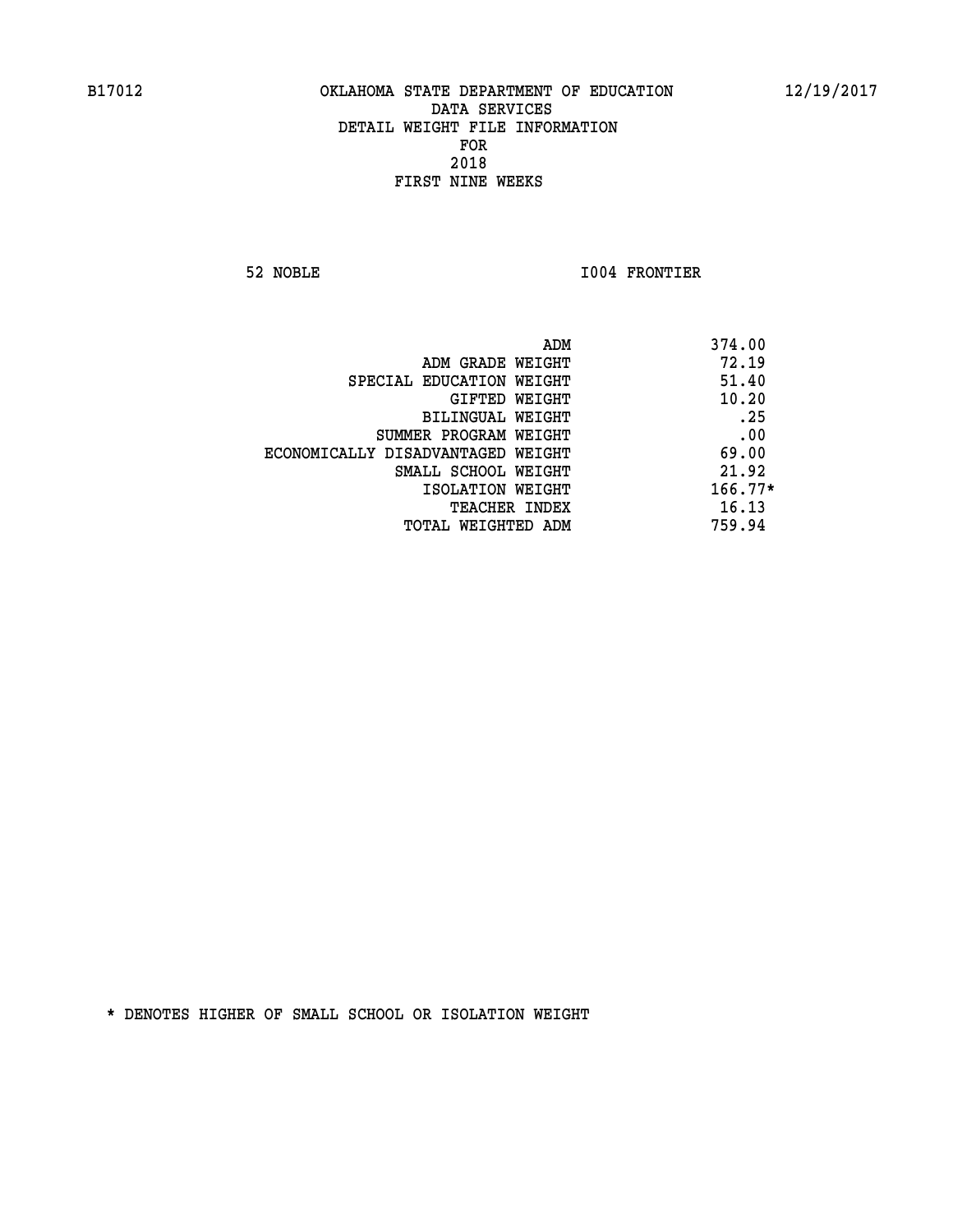B17012 OKLAHOMA STATE DEPARTMENT OF EDUCATION 12/19/2017

DATA SERVICES
DETAIL WEIGHT FILE INFORMATION
FOR
2018
FIRST NINE WEEKS

52 NOBLE I004 FRONTIER

| | |
|---|---|
| ADM | 374.00 |
| ADM GRADE WEIGHT | 72.19 |
| SPECIAL EDUCATION WEIGHT | 51.40 |
| GIFTED WEIGHT | 10.20 |
| BILINGUAL WEIGHT | .25 |
| SUMMER PROGRAM WEIGHT | .00 |
| ECONOMICALLY DISADVANTAGED WEIGHT | 69.00 |
| SMALL SCHOOL WEIGHT | 21.92 |
| ISOLATION WEIGHT | 166.77* |
| TEACHER INDEX | 16.13 |
| TOTAL WEIGHTED ADM | 759.94 |

* DENOTES HIGHER OF SMALL SCHOOL OR ISOLATION WEIGHT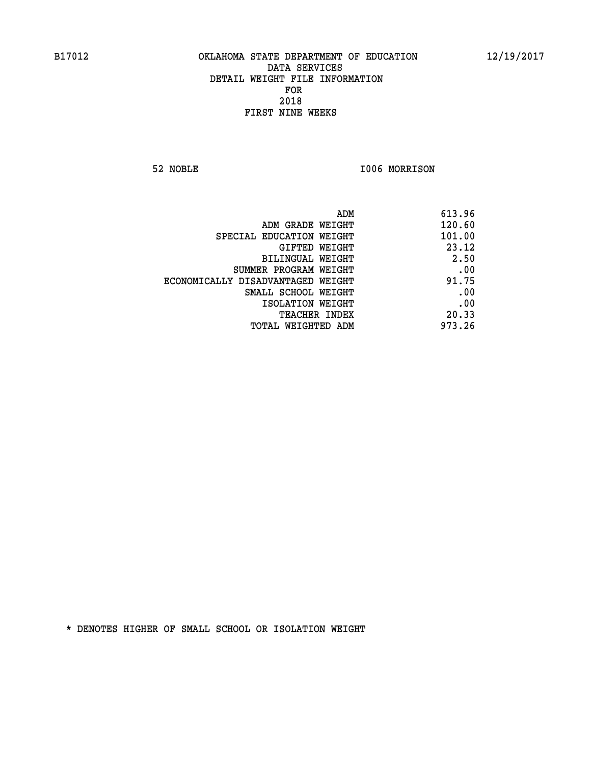B17012 OKLAHOMA STATE DEPARTMENT OF EDUCATION 12/19/2017

DATA SERVICES

DETAIL WEIGHT FILE INFORMATION

FOR

2018

FIRST NINE WEEKS

52 NOBLE I006 MORRISON

| | |
|---|---|
| ADM | 613.96 |
| ADM GRADE WEIGHT | 120.60 |
| SPECIAL EDUCATION WEIGHT | 101.00 |
| GIFTED WEIGHT | 23.12 |
| BILINGUAL WEIGHT | 2.50 |
| SUMMER PROGRAM WEIGHT | .00 |
| ECONOMICALLY DISADVANTAGED WEIGHT | 91.75 |
| SMALL SCHOOL WEIGHT | .00 |
| ISOLATION WEIGHT | .00 |
| TEACHER INDEX | 20.33 |
| TOTAL WEIGHTED ADM | 973.26 |

* DENOTES HIGHER OF SMALL SCHOOL OR ISOLATION WEIGHT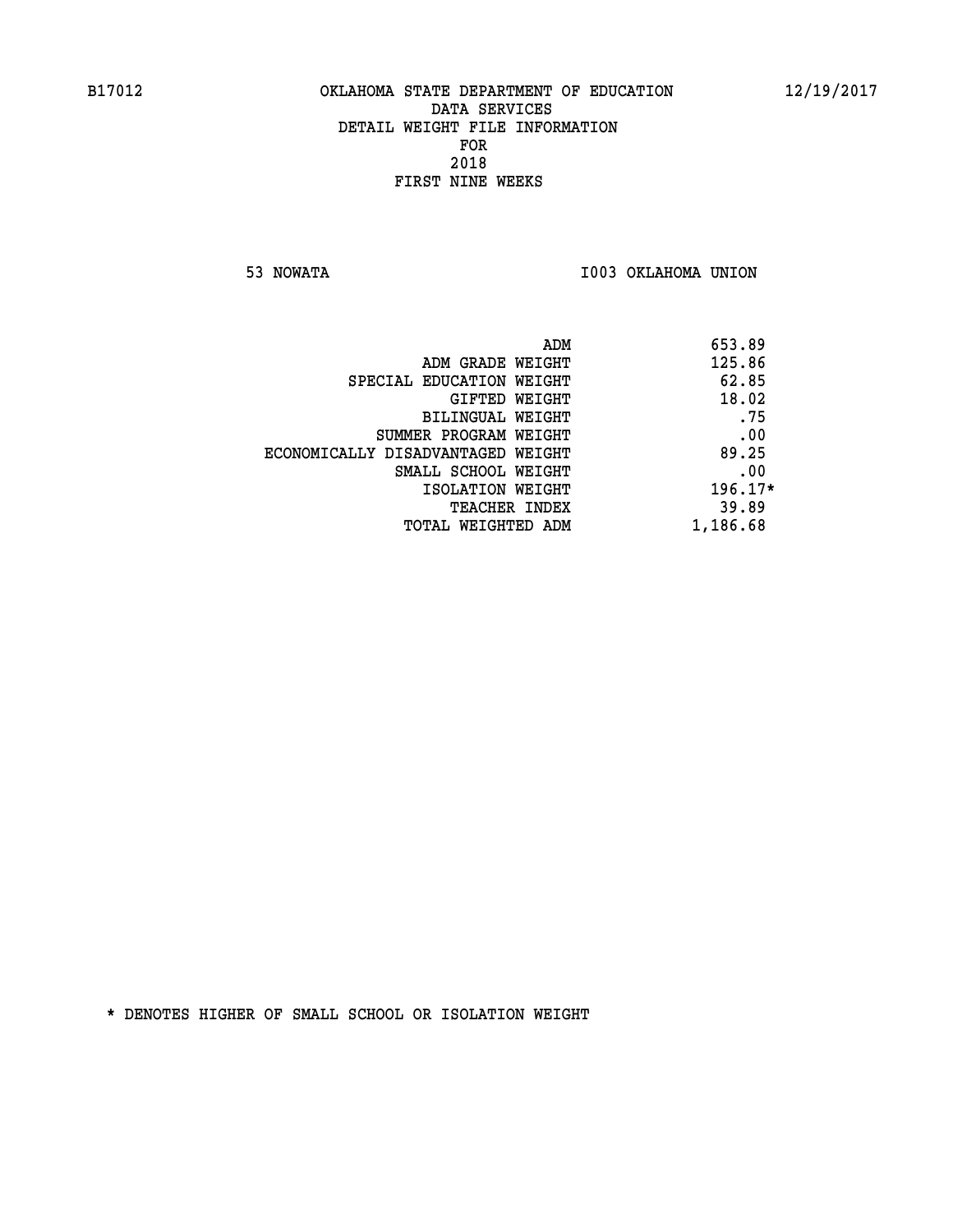B17012 OKLAHOMA STATE DEPARTMENT OF EDUCATION 12/19/2017

DATA SERVICES
DETAIL WEIGHT FILE INFORMATION
FOR
2018
FIRST NINE WEEKS

53 NOWATA I003 OKLAHOMA UNION

| | |
|---|---|
| ADM | 653.89 |
| ADM GRADE WEIGHT | 125.86 |
| SPECIAL EDUCATION WEIGHT | 62.85 |
| GIFTED WEIGHT | 18.02 |
| BILINGUAL WEIGHT | .75 |
| SUMMER PROGRAM WEIGHT | .00 |
| ECONOMICALLY DISADVANTAGED WEIGHT | 89.25 |
| SMALL SCHOOL WEIGHT | .00 |
| ISOLATION WEIGHT | 196.17* |
| TEACHER INDEX | 39.89 |
| TOTAL WEIGHTED ADM | 1,186.68 |

* DENOTES HIGHER OF SMALL SCHOOL OR ISOLATION WEIGHT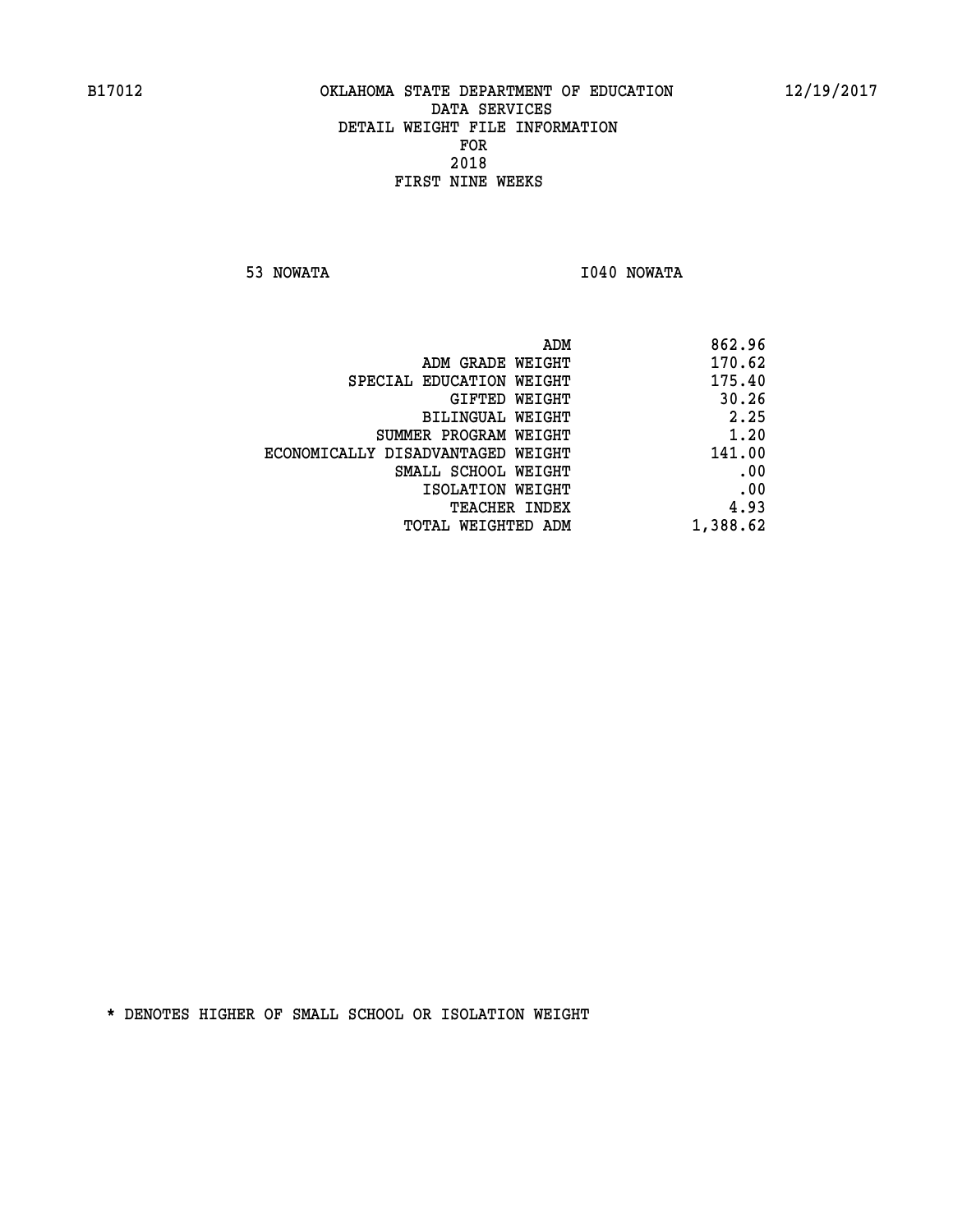B17012 OKLAHOMA STATE DEPARTMENT OF EDUCATION 12/19/2017

DATA SERVICES
DETAIL WEIGHT FILE INFORMATION
FOR
2018
FIRST NINE WEEKS

53 NOWATA I040 NOWATA

| | |
|---|---|
| ADM | 862.96 |
| ADM GRADE WEIGHT | 170.62 |
| SPECIAL EDUCATION WEIGHT | 175.40 |
| GIFTED WEIGHT | 30.26 |
| BILINGUAL WEIGHT | 2.25 |
| SUMMER PROGRAM WEIGHT | 1.20 |
| ECONOMICALLY DISADVANTAGED WEIGHT | 141.00 |
| SMALL SCHOOL WEIGHT | .00 |
| ISOLATION WEIGHT | .00 |
| TEACHER INDEX | 4.93 |
| TOTAL WEIGHTED ADM | 1,388.62 |

* DENOTES HIGHER OF SMALL SCHOOL OR ISOLATION WEIGHT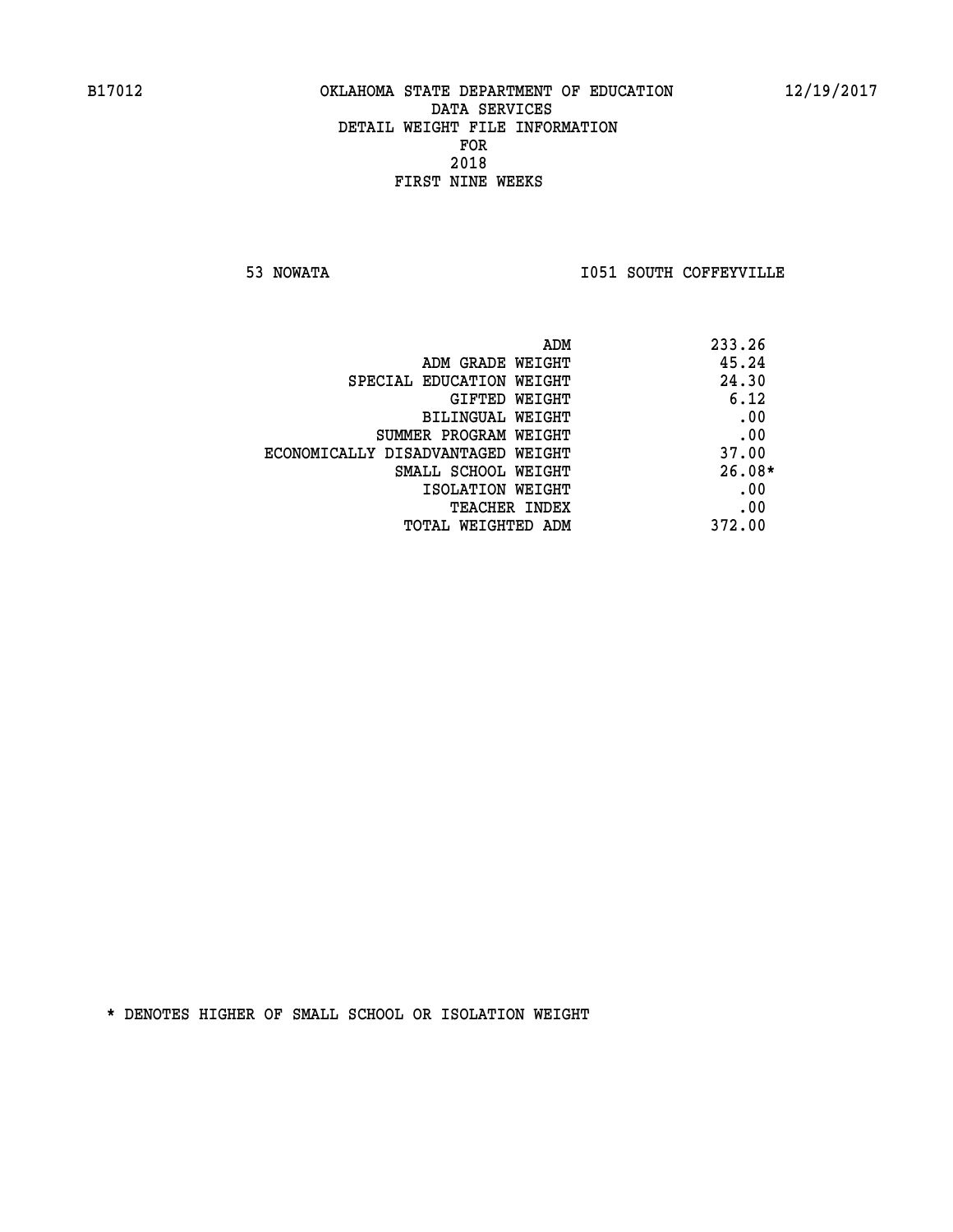B17012 OKLAHOMA STATE DEPARTMENT OF EDUCATION 12/19/2017

DATA SERVICES
DETAIL WEIGHT FILE INFORMATION
FOR
2018
FIRST NINE WEEKS

53 NOWATA I051 SOUTH COFFEYVILLE

| | |
|---|---|
| ADM | 233.26 |
| ADM GRADE WEIGHT | 45.24 |
| SPECIAL EDUCATION WEIGHT | 24.30 |
| GIFTED WEIGHT | 6.12 |
| BILINGUAL WEIGHT | .00 |
| SUMMER PROGRAM WEIGHT | .00 |
| ECONOMICALLY DISADVANTAGED WEIGHT | 37.00 |
| SMALL SCHOOL WEIGHT | 26.08* |
| ISOLATION WEIGHT | .00 |
| TEACHER INDEX | .00 |
| TOTAL WEIGHTED ADM | 372.00 |

* DENOTES HIGHER OF SMALL SCHOOL OR ISOLATION WEIGHT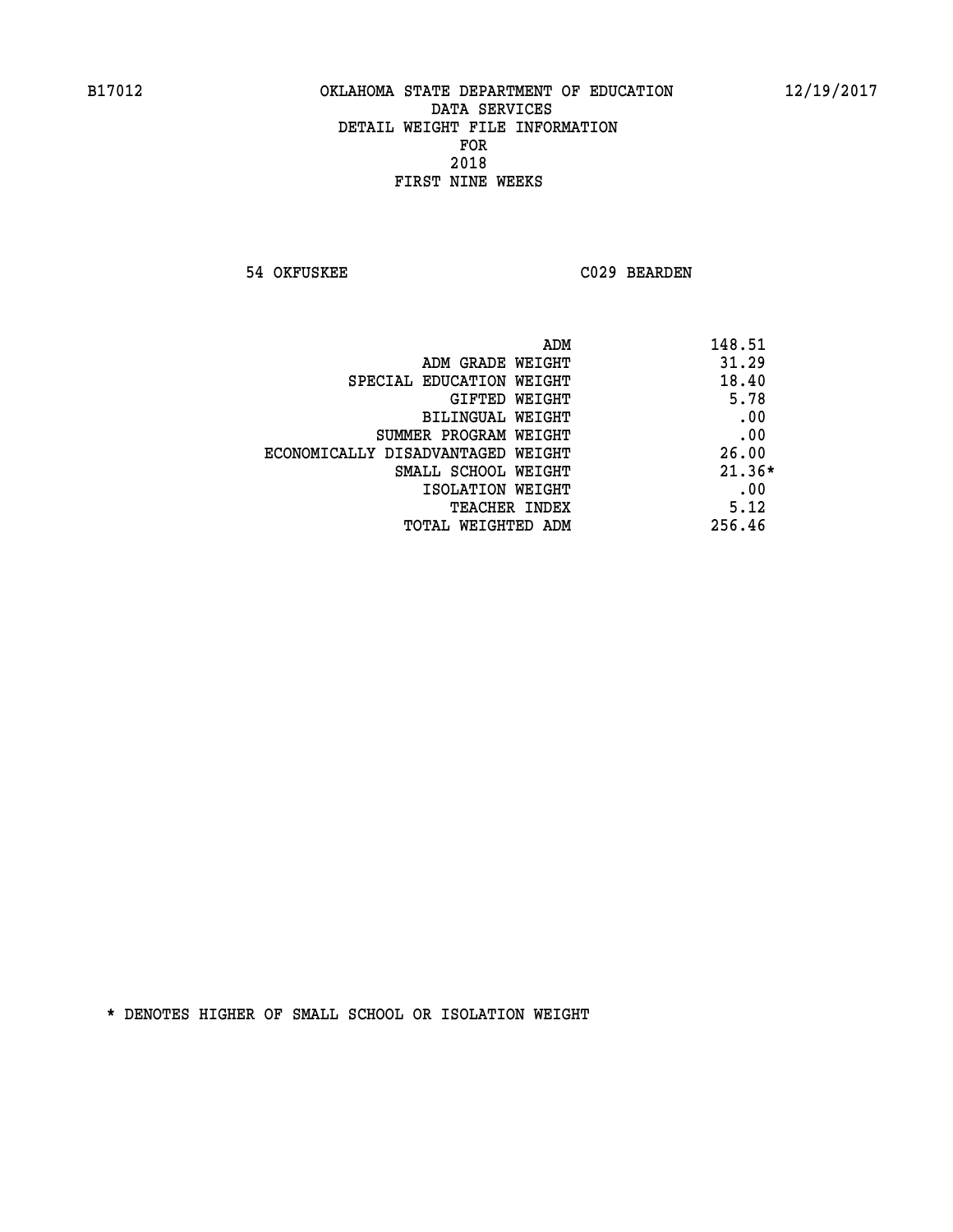B17012 OKLAHOMA STATE DEPARTMENT OF EDUCATION 12/19/2017

DATA SERVICES
DETAIL WEIGHT FILE INFORMATION
FOR
2018
FIRST NINE WEEKS

54 OKFUSKEE C029 BEARDEN

| | |
|---|---|
| ADM | 148.51 |
| ADM GRADE WEIGHT | 31.29 |
| SPECIAL EDUCATION WEIGHT | 18.40 |
| GIFTED WEIGHT | 5.78 |
| BILINGUAL WEIGHT | .00 |
| SUMMER PROGRAM WEIGHT | .00 |
| ECONOMICALLY DISADVANTAGED WEIGHT | 26.00 |
| SMALL SCHOOL WEIGHT | 21.36* |
| ISOLATION WEIGHT | .00 |
| TEACHER INDEX | 5.12 |
| TOTAL WEIGHTED ADM | 256.46 |

* DENOTES HIGHER OF SMALL SCHOOL OR ISOLATION WEIGHT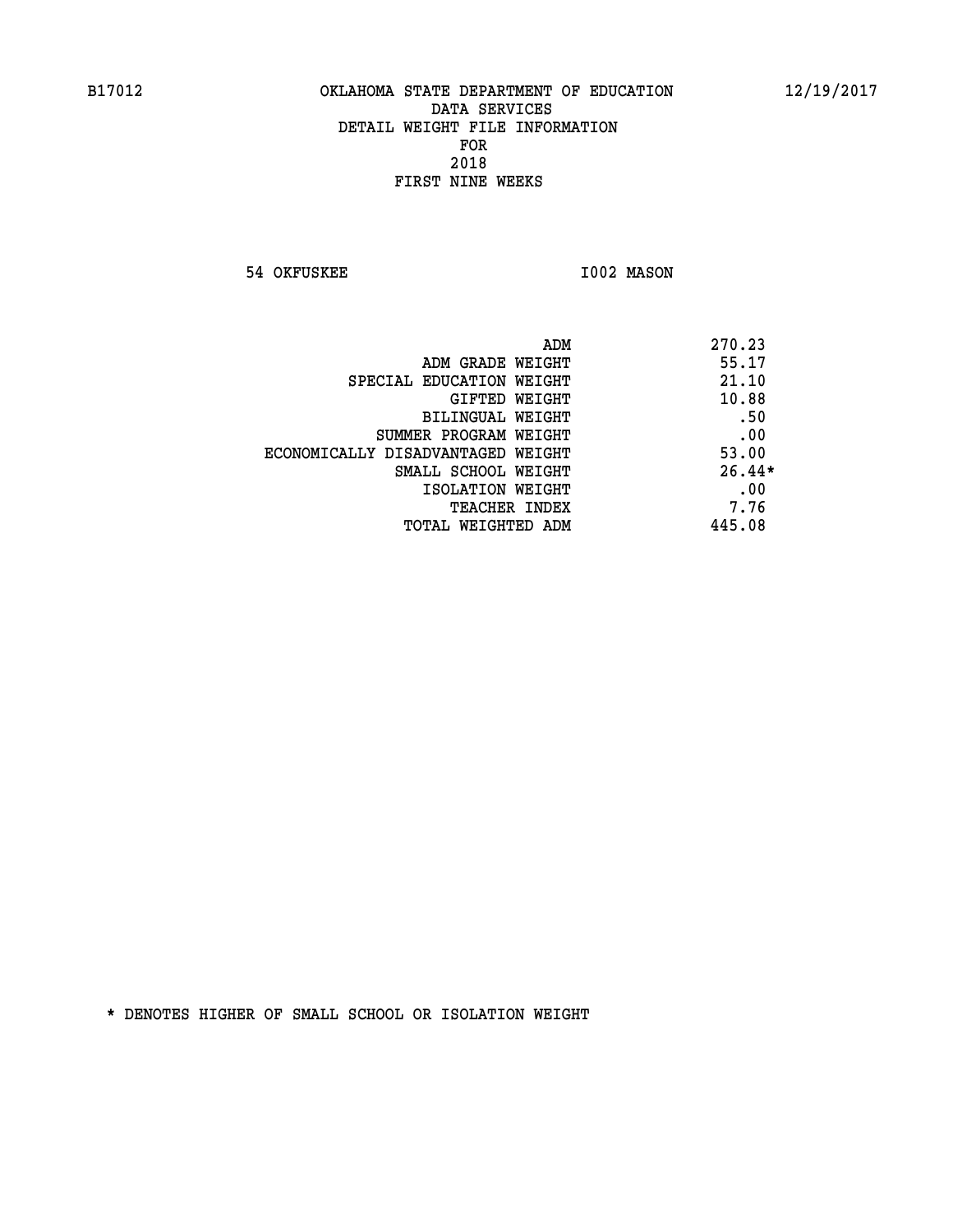B17012 OKLAHOMA STATE DEPARTMENT OF EDUCATION 12/19/2017

DATA SERVICES
DETAIL WEIGHT FILE INFORMATION
FOR
2018
FIRST NINE WEEKS

54 OKFUSKEE I002 MASON

| | |
|---|---|
| ADM | 270.23 |
| ADM GRADE WEIGHT | 55.17 |
| SPECIAL EDUCATION WEIGHT | 21.10 |
| GIFTED WEIGHT | 10.88 |
| BILINGUAL WEIGHT | .50 |
| SUMMER PROGRAM WEIGHT | .00 |
| ECONOMICALLY DISADVANTAGED WEIGHT | 53.00 |
| SMALL SCHOOL WEIGHT | 26.44* |
| ISOLATION WEIGHT | .00 |
| TEACHER INDEX | 7.76 |
| TOTAL WEIGHTED ADM | 445.08 |

* DENOTES HIGHER OF SMALL SCHOOL OR ISOLATION WEIGHT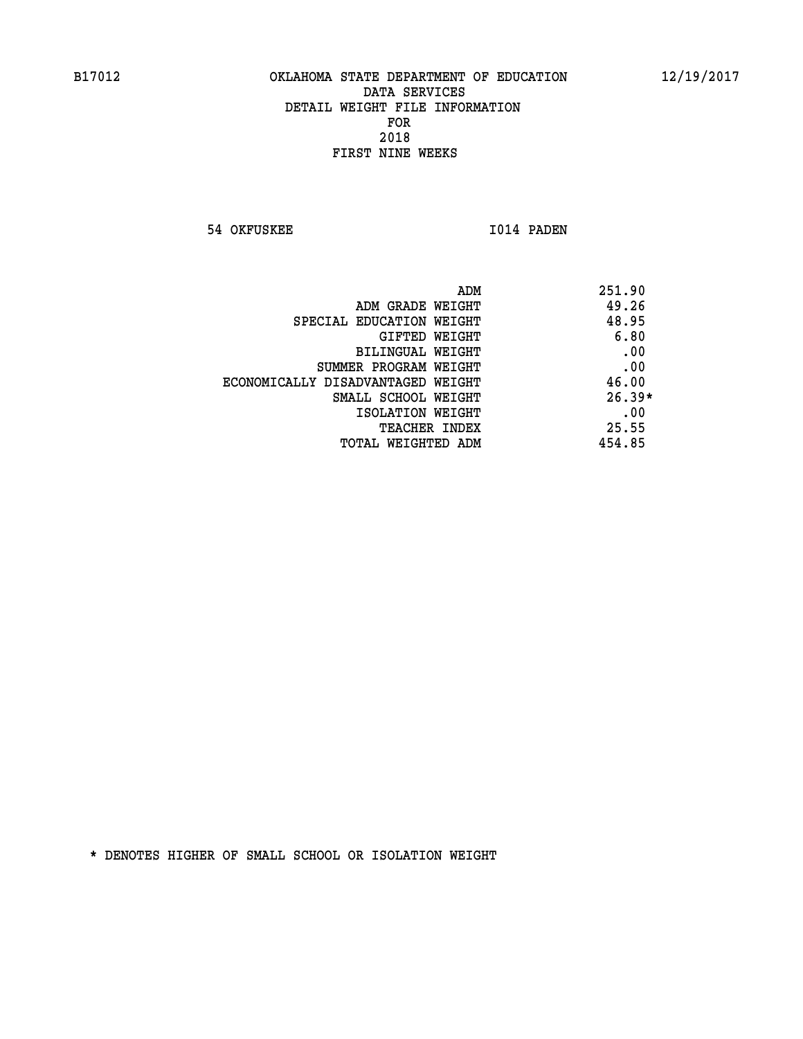B17012 OKLAHOMA STATE DEPARTMENT OF EDUCATION 12/19/2017

DATA SERVICES
DETAIL WEIGHT FILE INFORMATION
FOR
2018
FIRST NINE WEEKS

54 OKFUSKEE I014 PADEN

| | |
|---|---|
| ADM | 251.90 |
| ADM GRADE WEIGHT | 49.26 |
| SPECIAL EDUCATION WEIGHT | 48.95 |
| GIFTED WEIGHT | 6.80 |
| BILINGUAL WEIGHT | .00 |
| SUMMER PROGRAM WEIGHT | .00 |
| ECONOMICALLY DISADVANTAGED WEIGHT | 46.00 |
| SMALL SCHOOL WEIGHT | 26.39* |
| ISOLATION WEIGHT | .00 |
| TEACHER INDEX | 25.55 |
| TOTAL WEIGHTED ADM | 454.85 |

* DENOTES HIGHER OF SMALL SCHOOL OR ISOLATION WEIGHT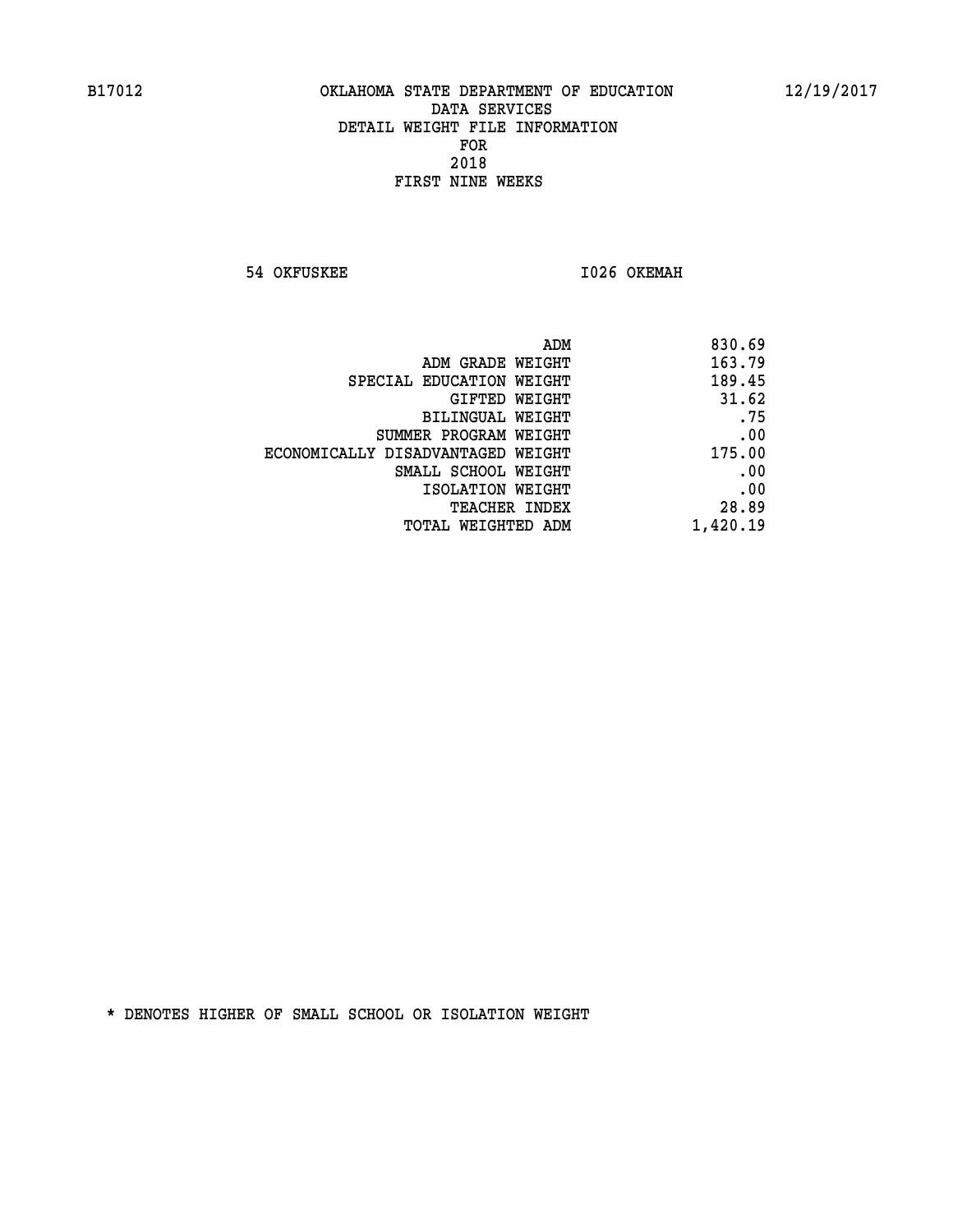# OKLAHOMA STATE DEPARTMENT OF EDUCATION
## DATA SERVICES
## DETAIL WEIGHT FILE INFORMATION
## FOR
## 2018
## FIRST NINE WEEKS

B17012 12/19/2017

54 OKFUSKEE I026 OKEMAH

| | |
|---|---|
| ADM | 830.69 |
| ADM GRADE WEIGHT | 163.79 |
| SPECIAL EDUCATION WEIGHT | 189.45 |
| GIFTED WEIGHT | 31.62 |
| BILINGUAL WEIGHT | .75 |
| SUMMER PROGRAM WEIGHT | .00 |
| ECONOMICALLY DISADVANTAGED WEIGHT | 175.00 |
| SMALL SCHOOL WEIGHT | .00 |
| ISOLATION WEIGHT | .00 |
| TEACHER INDEX | 28.89 |
| TOTAL WEIGHTED ADM | 1,420.19 |

* DENOTES HIGHER OF SMALL SCHOOL OR ISOLATION WEIGHT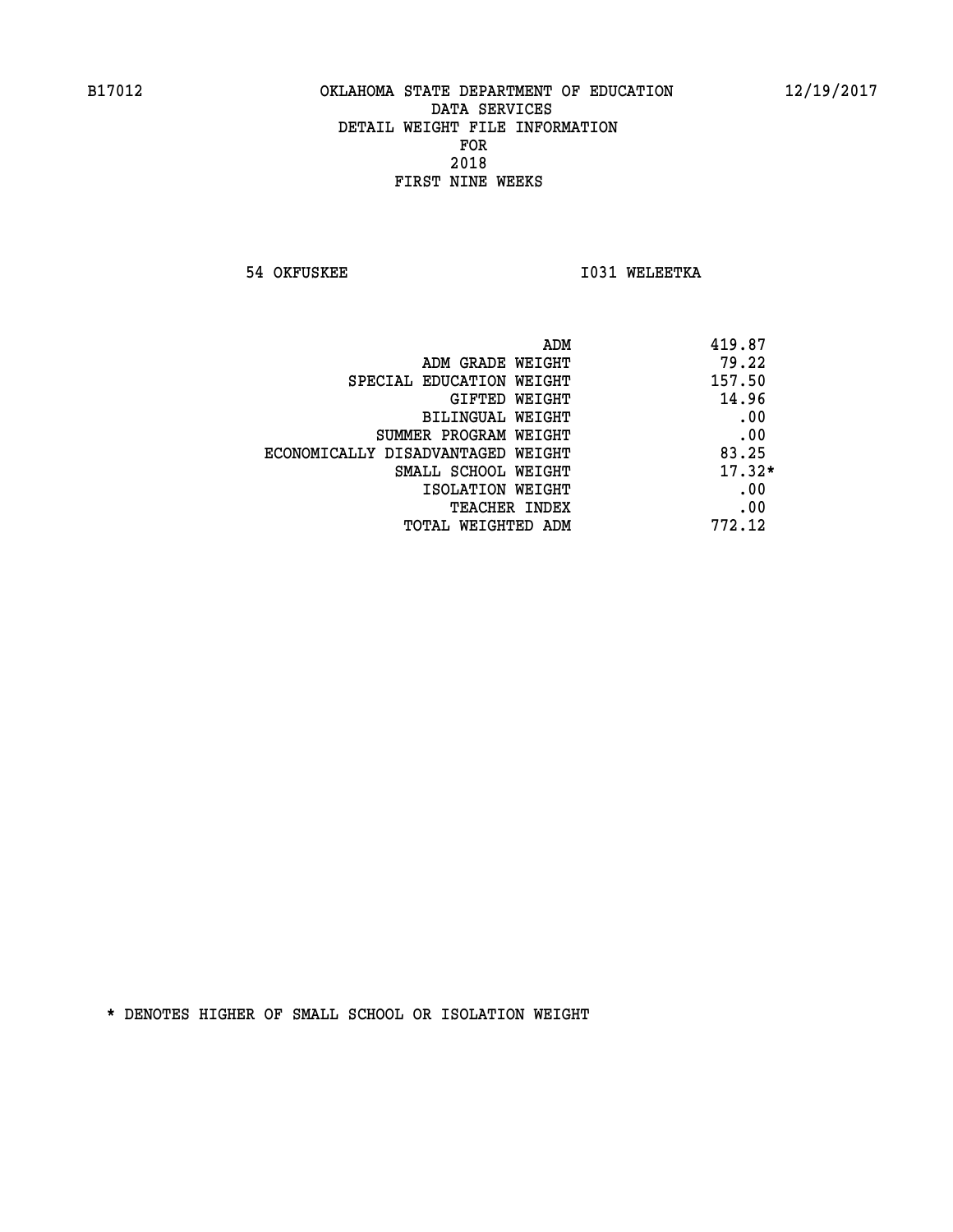B17012 OKLAHOMA STATE DEPARTMENT OF EDUCATION 12/19/2017

DATA SERVICES
DETAIL WEIGHT FILE INFORMATION
FOR
2018
FIRST NINE WEEKS

54 OKFUSKEE I031 WELEETKA

| | |
|---|---|
| ADM | 419.87 |
| ADM GRADE WEIGHT | 79.22 |
| SPECIAL EDUCATION WEIGHT | 157.50 |
| GIFTED WEIGHT | 14.96 |
| BILINGUAL WEIGHT | .00 |
| SUMMER PROGRAM WEIGHT | .00 |
| ECONOMICALLY DISADVANTAGED WEIGHT | 83.25 |
| SMALL SCHOOL WEIGHT | 17.32* |
| ISOLATION WEIGHT | .00 |
| TEACHER INDEX | .00 |
| TOTAL WEIGHTED ADM | 772.12 |

* DENOTES HIGHER OF SMALL SCHOOL OR ISOLATION WEIGHT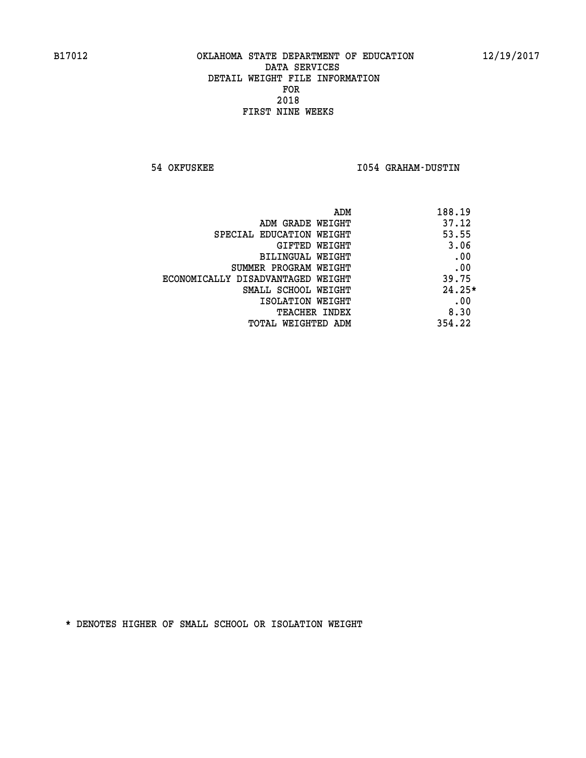B17012 OKLAHOMA STATE DEPARTMENT OF EDUCATION 12/19/2017

DATA SERVICES
DETAIL WEIGHT FILE INFORMATION
FOR
2018
FIRST NINE WEEKS

54 OKFUSKEE I054 GRAHAM-DUSTIN

| | |
|---|---|
| ADM | 188.19 |
| ADM GRADE WEIGHT | 37.12 |
| SPECIAL EDUCATION WEIGHT | 53.55 |
| GIFTED WEIGHT | 3.06 |
| BILINGUAL WEIGHT | .00 |
| SUMMER PROGRAM WEIGHT | .00 |
| ECONOMICALLY DISADVANTAGED WEIGHT | 39.75 |
| SMALL SCHOOL WEIGHT | 24.25* |
| ISOLATION WEIGHT | .00 |
| TEACHER INDEX | 8.30 |
| TOTAL WEIGHTED ADM | 354.22 |

* DENOTES HIGHER OF SMALL SCHOOL OR ISOLATION WEIGHT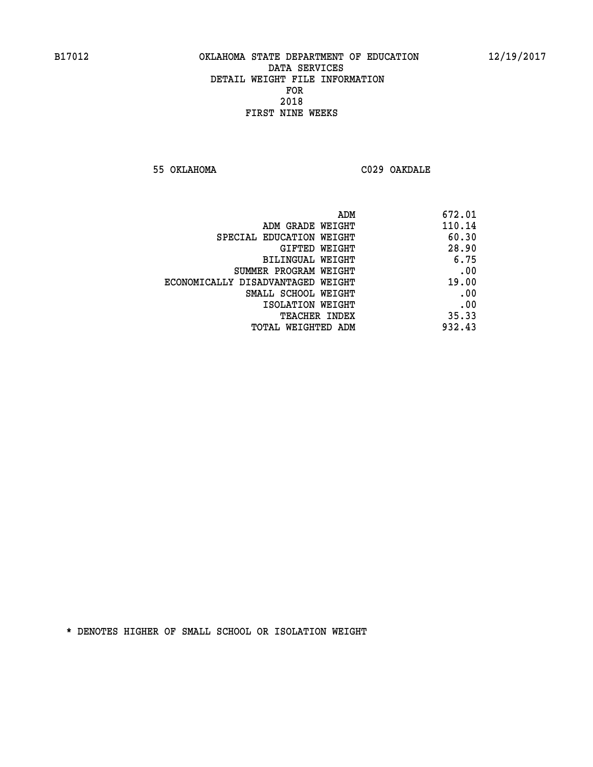OKLAHOMA STATE DEPARTMENT OF EDUCATION
DATA SERVICES
DETAIL WEIGHT FILE INFORMATION
FOR
2018
FIRST NINE WEEKS

55 OKLAHOMA C029 OAKDALE

| | |
|---|---|
| ADM | 672.01 |
| ADM GRADE WEIGHT | 110.14 |
| SPECIAL EDUCATION WEIGHT | 60.30 |
| GIFTED WEIGHT | 28.90 |
| BILINGUAL WEIGHT | 6.75 |
| SUMMER PROGRAM WEIGHT | .00 |
| ECONOMICALLY DISADVANTAGED WEIGHT | 19.00 |
| SMALL SCHOOL WEIGHT | .00 |
| ISOLATION WEIGHT | .00 |
| TEACHER INDEX | 35.33 |
| TOTAL WEIGHTED ADM | 932.43 |

* DENOTES HIGHER OF SMALL SCHOOL OR ISOLATION WEIGHT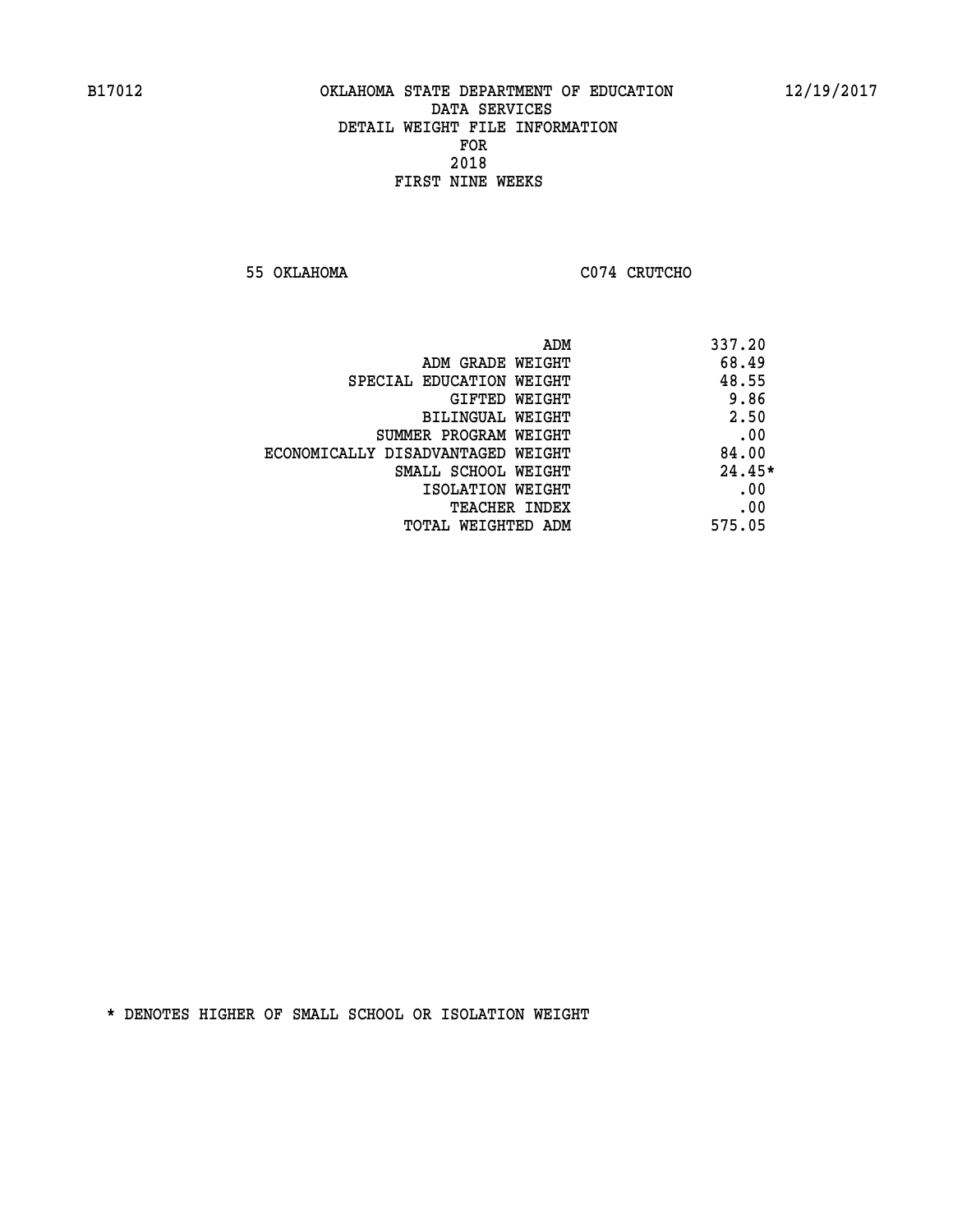B17012 OKLAHOMA STATE DEPARTMENT OF EDUCATION 12/19/2017

DATA SERVICES
DETAIL WEIGHT FILE INFORMATION
FOR
2018
FIRST NINE WEEKS

55 OKLAHOMA C074 CRUTCHO

| | |
|---|---|
| ADM | 337.20 |
| ADM GRADE WEIGHT | 68.49 |
| SPECIAL EDUCATION WEIGHT | 48.55 |
| GIFTED WEIGHT | 9.86 |
| BILINGUAL WEIGHT | 2.50 |
| SUMMER PROGRAM WEIGHT | .00 |
| ECONOMICALLY DISADVANTAGED WEIGHT | 84.00 |
| SMALL SCHOOL WEIGHT | 24.45* |
| ISOLATION WEIGHT | .00 |
| TEACHER INDEX | .00 |
| TOTAL WEIGHTED ADM | 575.05 |

* DENOTES HIGHER OF SMALL SCHOOL OR ISOLATION WEIGHT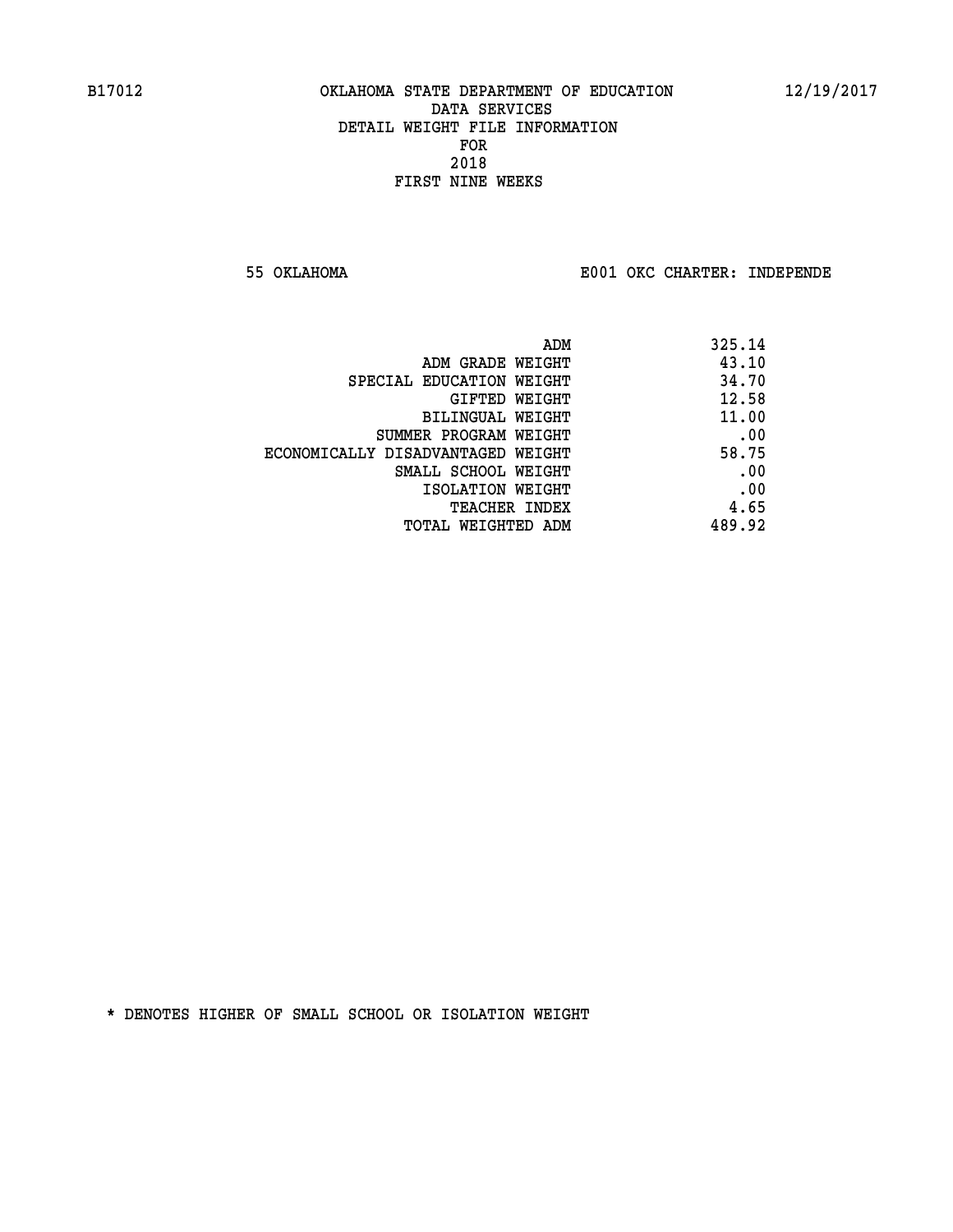B17012 OKLAHOMA STATE DEPARTMENT OF EDUCATION 12/19/2017

DATA SERVICES
DETAIL WEIGHT FILE INFORMATION
FOR
2018
FIRST NINE WEEKS

55 OKLAHOMA E001 OKC CHARTER: INDEPENDE

| | |
|---|---|
| ADM | 325.14 |
| ADM GRADE WEIGHT | 43.10 |
| SPECIAL EDUCATION WEIGHT | 34.70 |
| GIFTED WEIGHT | 12.58 |
| BILINGUAL WEIGHT | 11.00 |
| SUMMER PROGRAM WEIGHT | .00 |
| ECONOMICALLY DISADVANTAGED WEIGHT | 58.75 |
| SMALL SCHOOL WEIGHT | .00 |
| ISOLATION WEIGHT | .00 |
| TEACHER INDEX | 4.65 |
| TOTAL WEIGHTED ADM | 489.92 |

* DENOTES HIGHER OF SMALL SCHOOL OR ISOLATION WEIGHT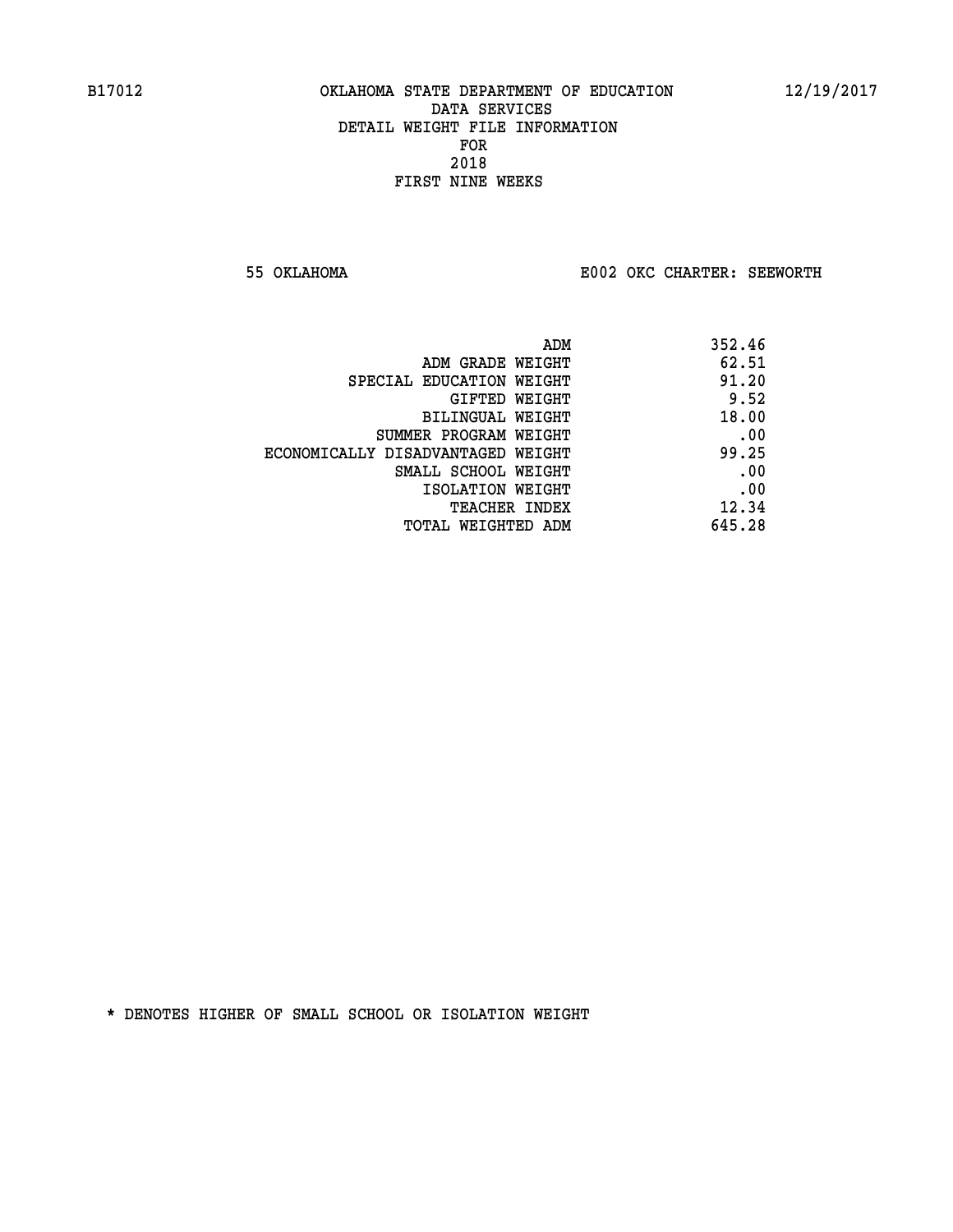B17012 OKLAHOMA STATE DEPARTMENT OF EDUCATION 12/19/2017

# DATA SERVICES
## DETAIL WEIGHT FILE INFORMATION
## FOR
## 2018
## FIRST NINE WEEKS

55 OKLAHOMA E002 OKC CHARTER: SEEWORTH

| | |
|---|---|
| ADM | 352.46 |
| ADM GRADE WEIGHT | 62.51 |
| SPECIAL EDUCATION WEIGHT | 91.20 |
| GIFTED WEIGHT | 9.52 |
| BILINGUAL WEIGHT | 18.00 |
| SUMMER PROGRAM WEIGHT | .00 |
| ECONOMICALLY DISADVANTAGED WEIGHT | 99.25 |
| SMALL SCHOOL WEIGHT | .00 |
| ISOLATION WEIGHT | .00 |
| TEACHER INDEX | 12.34 |
| TOTAL WEIGHTED ADM | 645.28 |

* DENOTES HIGHER OF SMALL SCHOOL OR ISOLATION WEIGHT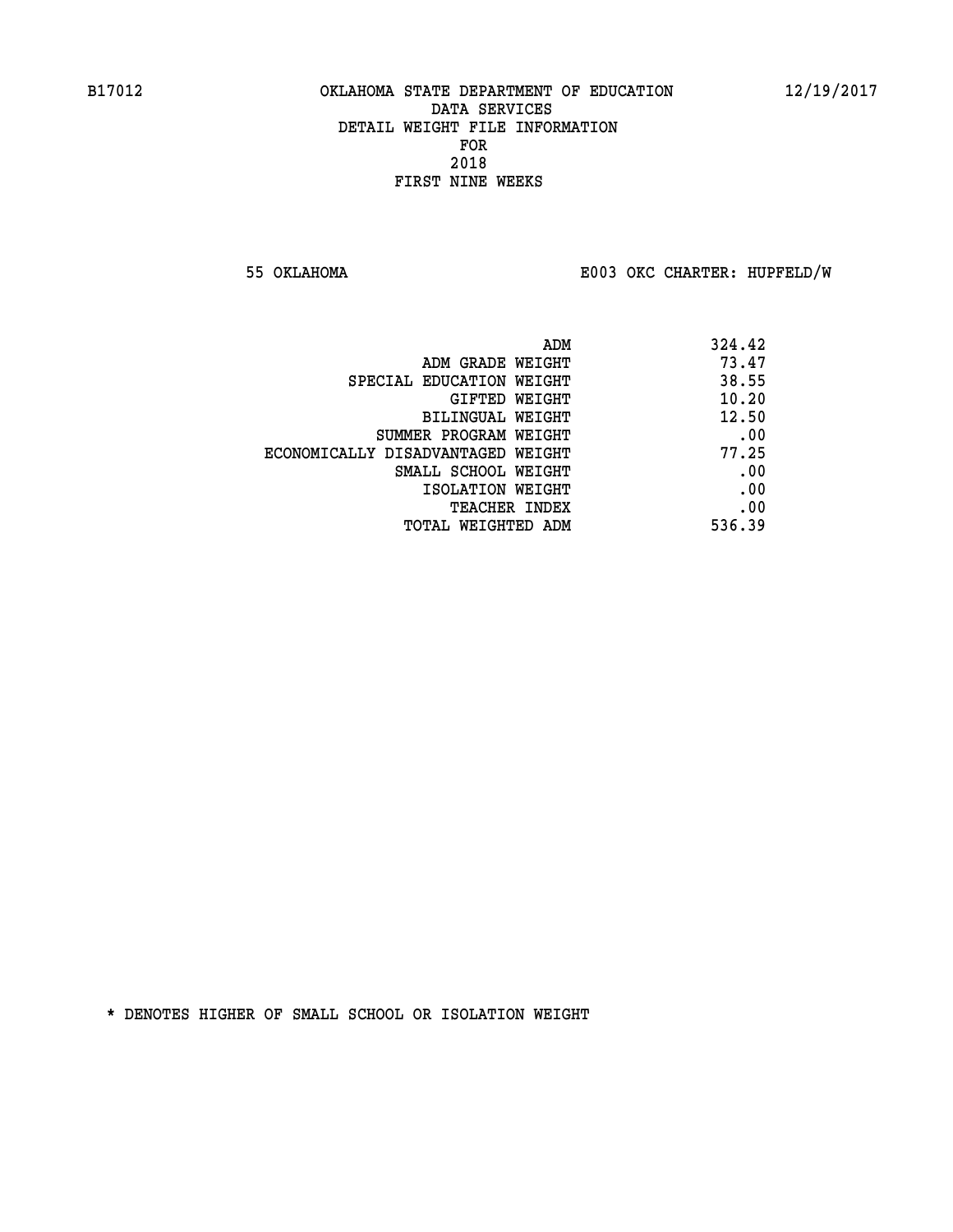B17012 OKLAHOMA STATE DEPARTMENT OF EDUCATION 12/19/2017

DATA SERVICES
DETAIL WEIGHT FILE INFORMATION
FOR
2018
FIRST NINE WEEKS

55 OKLAHOMA E003 OKC CHARTER: HUPFELD/W

| | |
|---|---|
| ADM | 324.42 |
| ADM GRADE WEIGHT | 73.47 |
| SPECIAL EDUCATION WEIGHT | 38.55 |
| GIFTED WEIGHT | 10.20 |
| BILINGUAL WEIGHT | 12.50 |
| SUMMER PROGRAM WEIGHT | .00 |
| ECONOMICALLY DISADVANTAGED WEIGHT | 77.25 |
| SMALL SCHOOL WEIGHT | .00 |
| ISOLATION WEIGHT | .00 |
| TEACHER INDEX | .00 |
| TOTAL WEIGHTED ADM | 536.39 |

* DENOTES HIGHER OF SMALL SCHOOL OR ISOLATION WEIGHT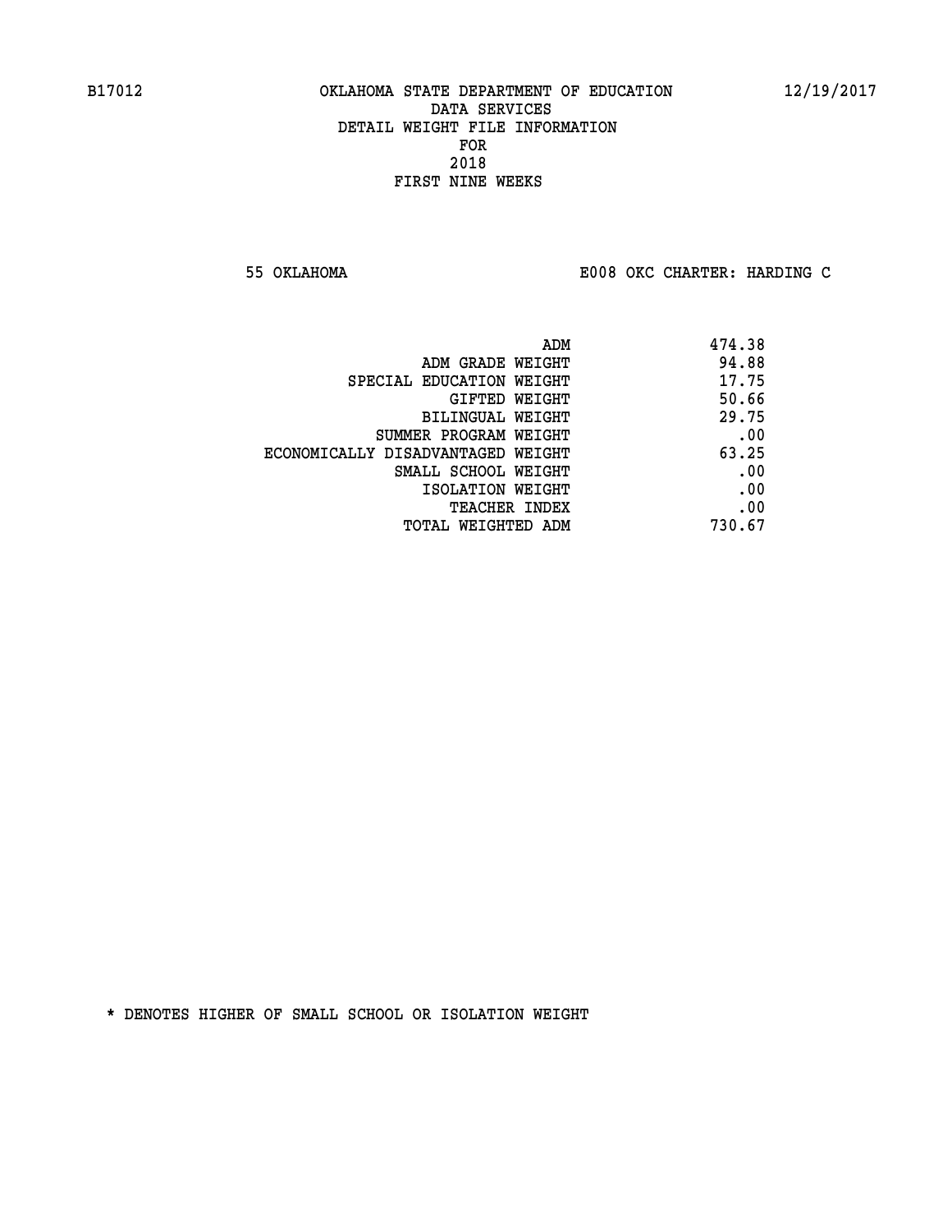B17012 OKLAHOMA STATE DEPARTMENT OF EDUCATION 12/19/2017
DATA SERVICES
DETAIL WEIGHT FILE INFORMATION
FOR
2018
FIRST NINE WEEKS

55 OKLAHOMA E008 OKC CHARTER: HARDING C

| | |
|---|---|
| ADM | 474.38 |
| ADM GRADE WEIGHT | 94.88 |
| SPECIAL EDUCATION WEIGHT | 17.75 |
| GIFTED WEIGHT | 50.66 |
| BILINGUAL WEIGHT | 29.75 |
| SUMMER PROGRAM WEIGHT | .00 |
| ECONOMICALLY DISADVANTAGED WEIGHT | 63.25 |
| SMALL SCHOOL WEIGHT | .00 |
| ISOLATION WEIGHT | .00 |
| TEACHER INDEX | .00 |
| TOTAL WEIGHTED ADM | 730.67 |

* DENOTES HIGHER OF SMALL SCHOOL OR ISOLATION WEIGHT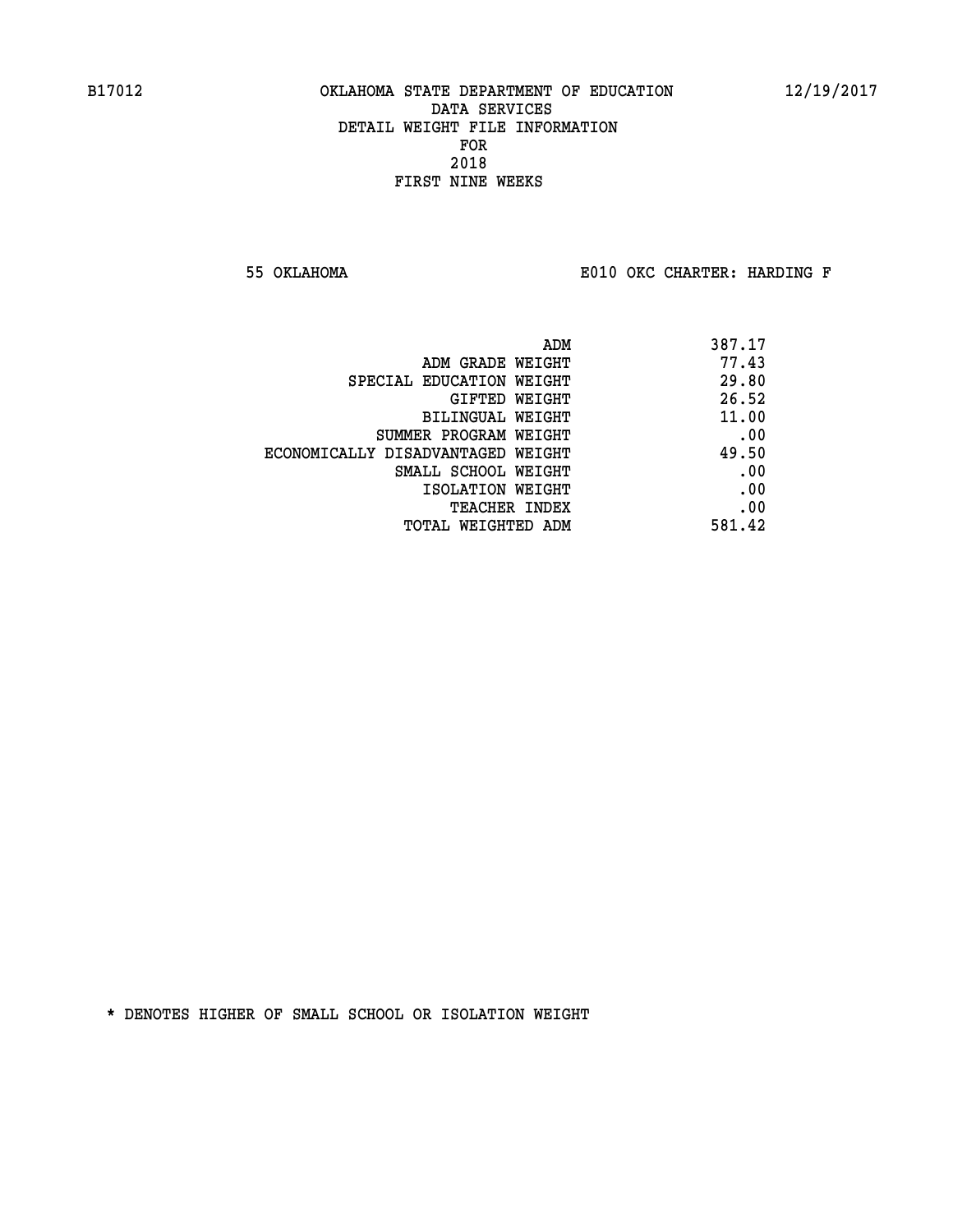B17012 OKLAHOMA STATE DEPARTMENT OF EDUCATION 12/19/2017

DATA SERVICES
DETAIL WEIGHT FILE INFORMATION
FOR
2018
FIRST NINE WEEKS

55 OKLAHOMA E010 OKC CHARTER: HARDING F

| | |
|---|---|
| ADM | 387.17 |
| ADM GRADE WEIGHT | 77.43 |
| SPECIAL EDUCATION WEIGHT | 29.80 |
| GIFTED WEIGHT | 26.52 |
| BILINGUAL WEIGHT | 11.00 |
| SUMMER PROGRAM WEIGHT | .00 |
| ECONOMICALLY DISADVANTAGED WEIGHT | 49.50 |
| SMALL SCHOOL WEIGHT | .00 |
| ISOLATION WEIGHT | .00 |
| TEACHER INDEX | .00 |
| TOTAL WEIGHTED ADM | 581.42 |

* DENOTES HIGHER OF SMALL SCHOOL OR ISOLATION WEIGHT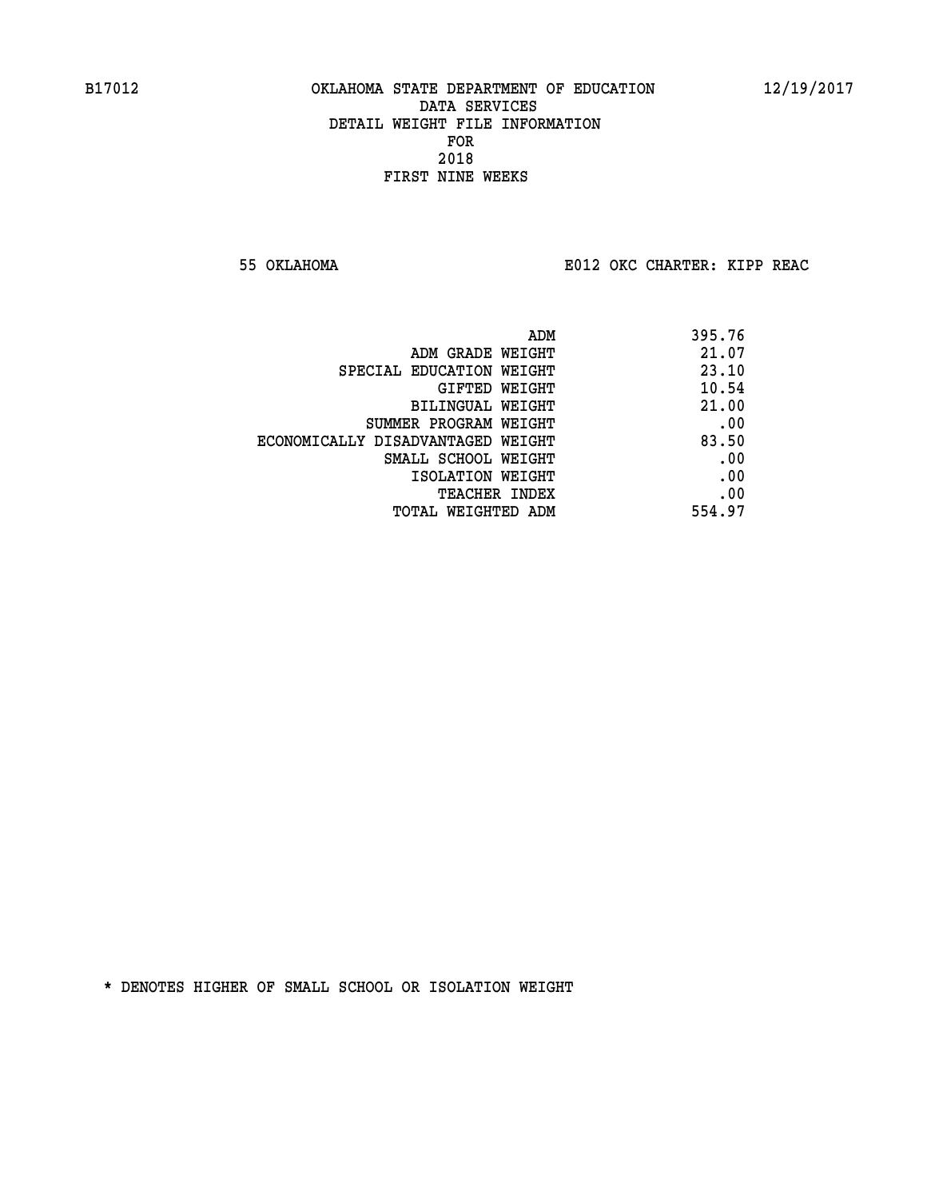B17012 OKLAHOMA STATE DEPARTMENT OF EDUCATION 12/19/2017

DATA SERVICES
DETAIL WEIGHT FILE INFORMATION
FOR
2018
FIRST NINE WEEKS

55 OKLAHOMA E012 OKC CHARTER: KIPP REAC

| | |
|---|---|
| ADM | 395.76 |
| ADM GRADE WEIGHT | 21.07 |
| SPECIAL EDUCATION WEIGHT | 23.10 |
| GIFTED WEIGHT | 10.54 |
| BILINGUAL WEIGHT | 21.00 |
| SUMMER PROGRAM WEIGHT | .00 |
| ECONOMICALLY DISADVANTAGED WEIGHT | 83.50 |
| SMALL SCHOOL WEIGHT | .00 |
| ISOLATION WEIGHT | .00 |
| TEACHER INDEX | .00 |
| TOTAL WEIGHTED ADM | 554.97 |

* DENOTES HIGHER OF SMALL SCHOOL OR ISOLATION WEIGHT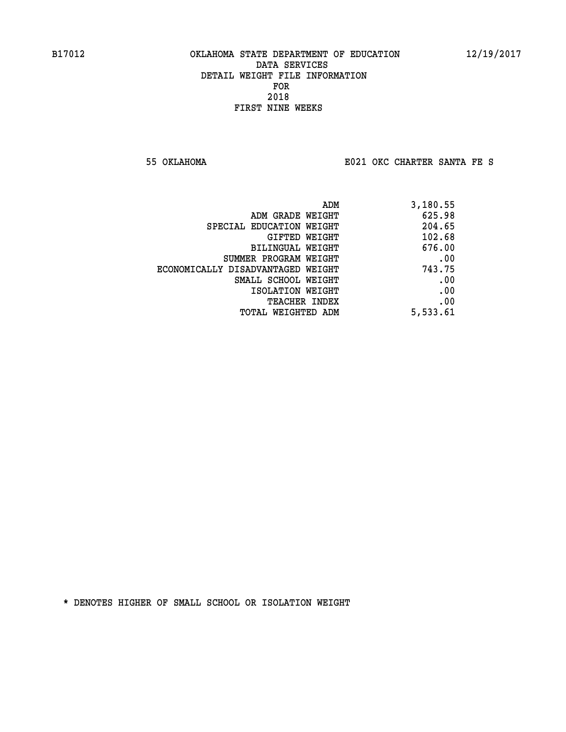B17012 OKLAHOMA STATE DEPARTMENT OF EDUCATION 12/19/2017

DATA SERVICES
DETAIL WEIGHT FILE INFORMATION
FOR
2018
FIRST NINE WEEKS

55 OKLAHOMA E021 OKC CHARTER SANTA FE S

| | |
|---|---|
| ADM | 3,180.55 |
| ADM GRADE WEIGHT | 625.98 |
| SPECIAL EDUCATION WEIGHT | 204.65 |
| GIFTED WEIGHT | 102.68 |
| BILINGUAL WEIGHT | 676.00 |
| SUMMER PROGRAM WEIGHT | .00 |
| ECONOMICALLY DISADVANTAGED WEIGHT | 743.75 |
| SMALL SCHOOL WEIGHT | .00 |
| ISOLATION WEIGHT | .00 |
| TEACHER INDEX | .00 |
| TOTAL WEIGHTED ADM | 5,533.61 |

* DENOTES HIGHER OF SMALL SCHOOL OR ISOLATION WEIGHT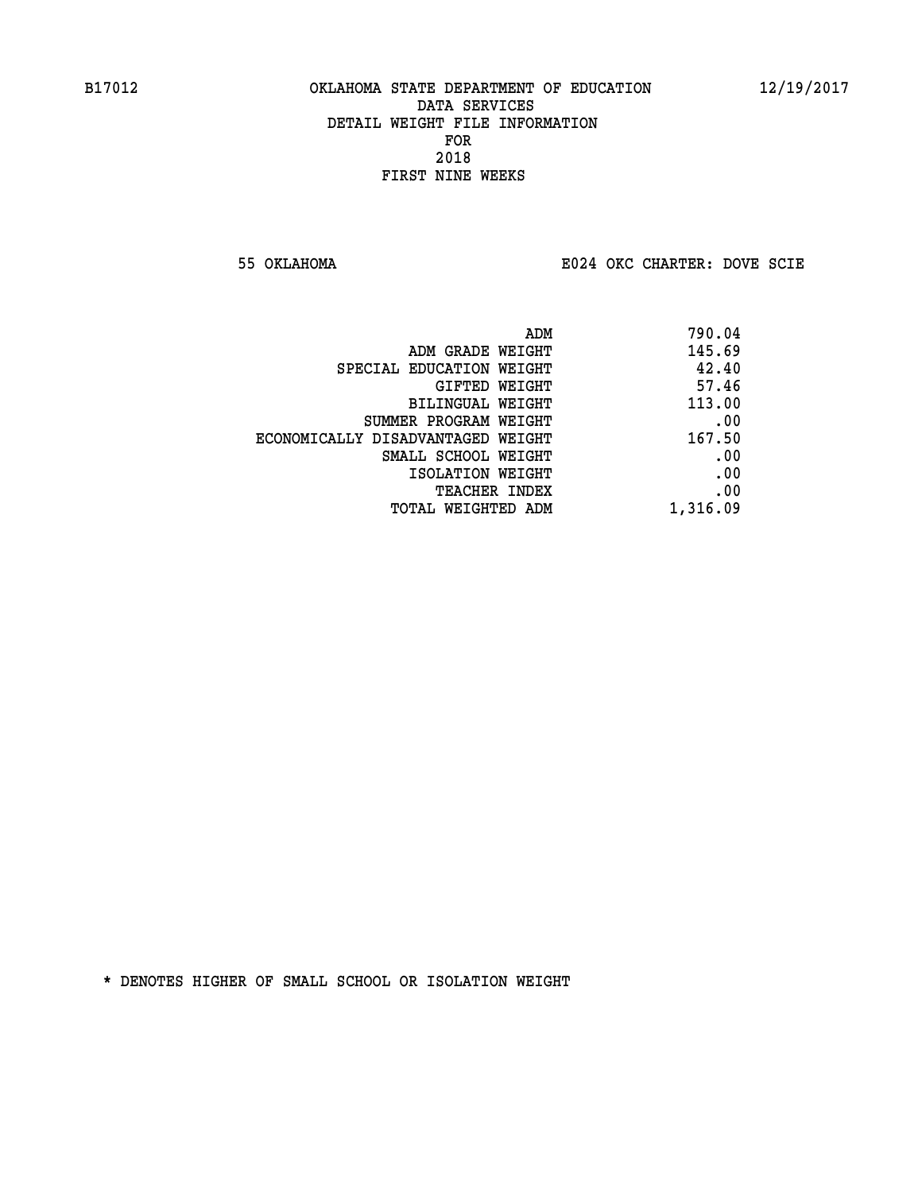B17012 OKLAHOMA STATE DEPARTMENT OF EDUCATION 12/19/2017

DATA SERVICES
DETAIL WEIGHT FILE INFORMATION
FOR
2018
FIRST NINE WEEKS

55 OKLAHOMA E024 OKC CHARTER: DOVE SCIE

| | |
|---|---|
| ADM | 790.04 |
| ADM GRADE WEIGHT | 145.69 |
| SPECIAL EDUCATION WEIGHT | 42.40 |
| GIFTED WEIGHT | 57.46 |
| BILINGUAL WEIGHT | 113.00 |
| SUMMER PROGRAM WEIGHT | .00 |
| ECONOMICALLY DISADVANTAGED WEIGHT | 167.50 |
| SMALL SCHOOL WEIGHT | .00 |
| ISOLATION WEIGHT | .00 |
| TEACHER INDEX | .00 |
| TOTAL WEIGHTED ADM | 1,316.09 |

* DENOTES HIGHER OF SMALL SCHOOL OR ISOLATION WEIGHT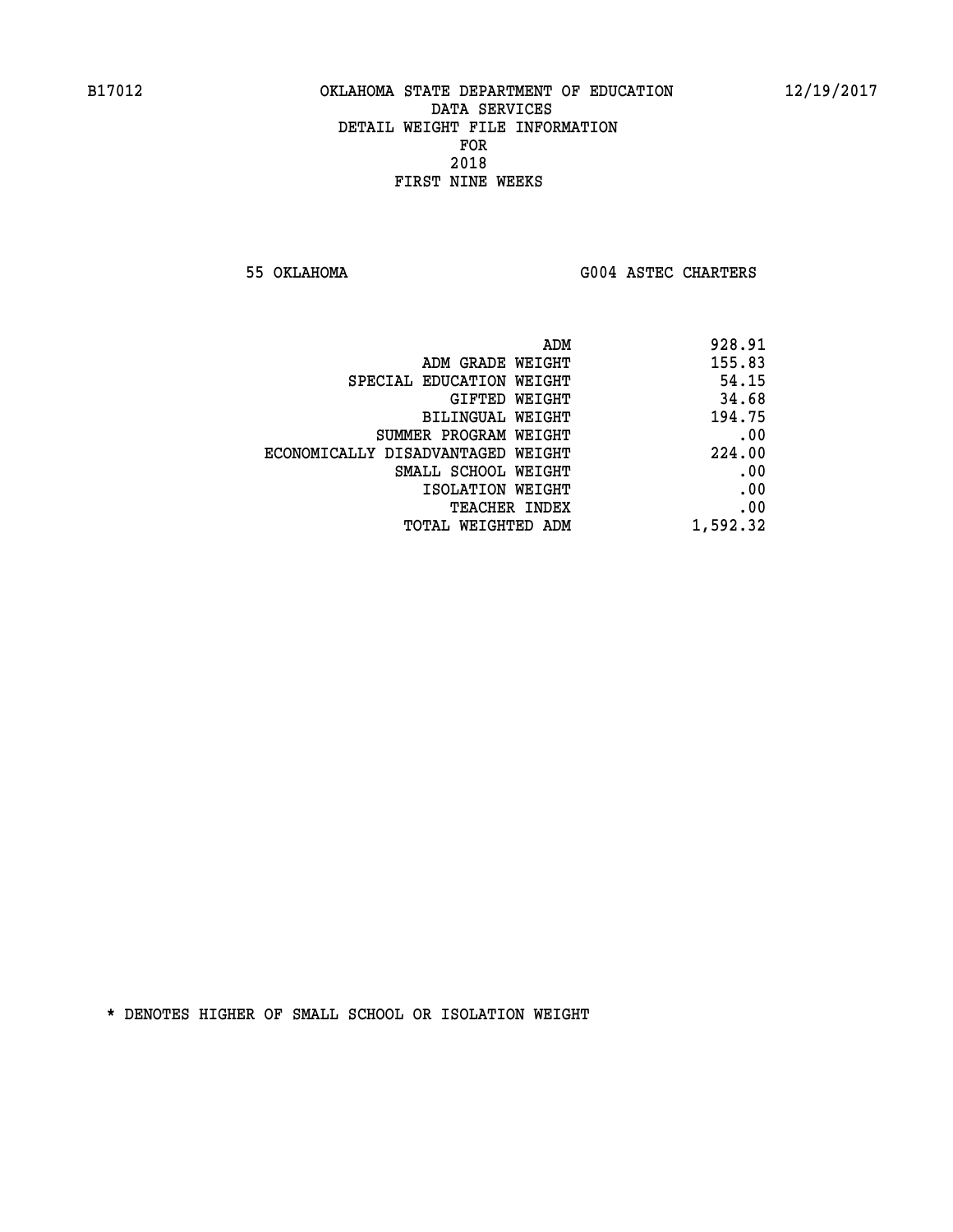B17012 OKLAHOMA STATE DEPARTMENT OF EDUCATION 12/19/2017

DATA SERVICES
DETAIL WEIGHT FILE INFORMATION
FOR
2018
FIRST NINE WEEKS

55 OKLAHOMA G004 ASTEC CHARTERS

| | |
|---|---|
| ADM | 928.91 |
| ADM GRADE WEIGHT | 155.83 |
| SPECIAL EDUCATION WEIGHT | 54.15 |
| GIFTED WEIGHT | 34.68 |
| BILINGUAL WEIGHT | 194.75 |
| SUMMER PROGRAM WEIGHT | .00 |
| ECONOMICALLY DISADVANTAGED WEIGHT | 224.00 |
| SMALL SCHOOL WEIGHT | .00 |
| ISOLATION WEIGHT | .00 |
| TEACHER INDEX | .00 |
| TOTAL WEIGHTED ADM | 1,592.32 |

* DENOTES HIGHER OF SMALL SCHOOL OR ISOLATION WEIGHT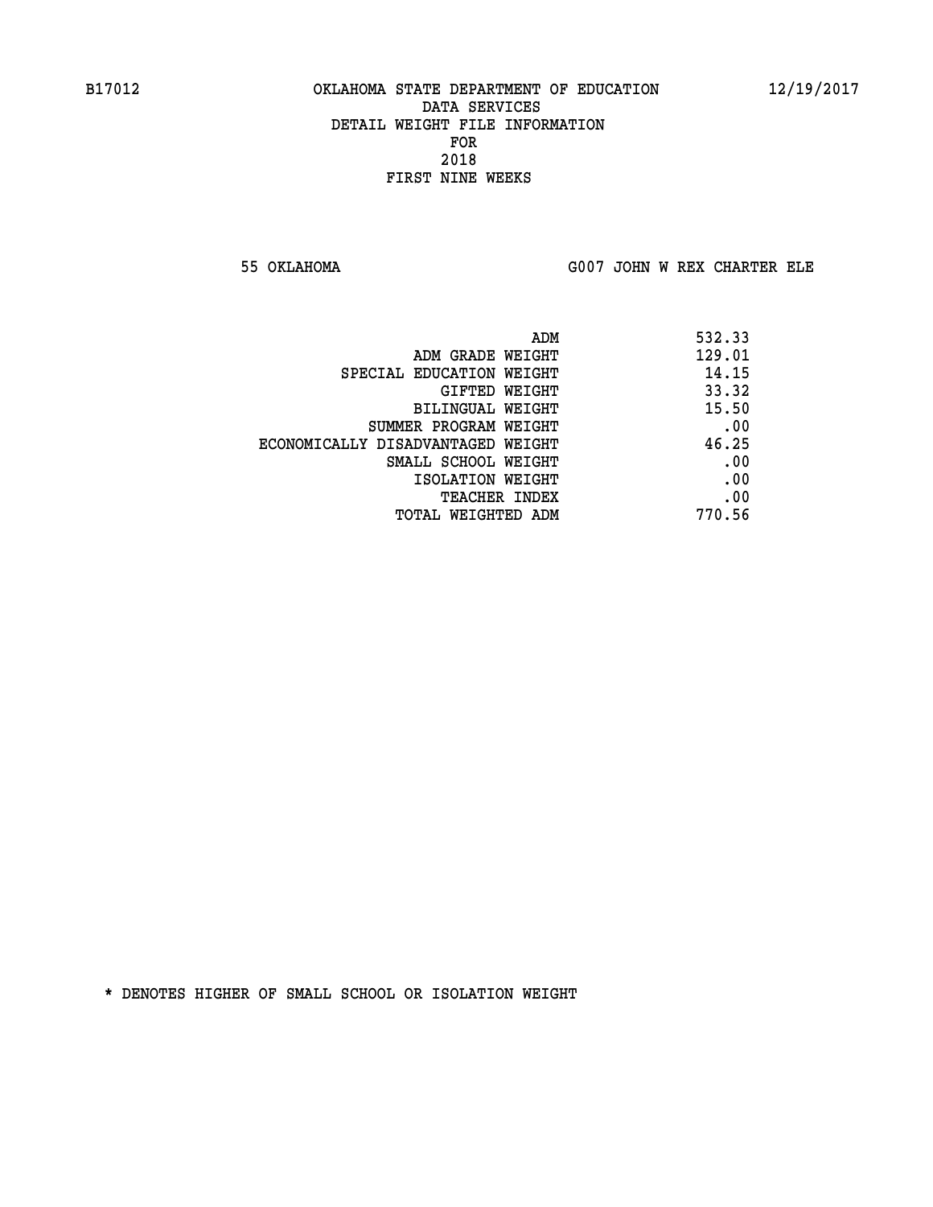B17012 OKLAHOMA STATE DEPARTMENT OF EDUCATION 12/19/2017

DATA SERVICES
DETAIL WEIGHT FILE INFORMATION
FOR
2018
FIRST NINE WEEKS

55 OKLAHOMA G007 JOHN W REX CHARTER ELE

| | |
|---|---|
| ADM | 532.33 |
| ADM GRADE WEIGHT | 129.01 |
| SPECIAL EDUCATION WEIGHT | 14.15 |
| GIFTED WEIGHT | 33.32 |
| BILINGUAL WEIGHT | 15.50 |
| SUMMER PROGRAM WEIGHT | .00 |
| ECONOMICALLY DISADVANTAGED WEIGHT | 46.25 |
| SMALL SCHOOL WEIGHT | .00 |
| ISOLATION WEIGHT | .00 |
| TEACHER INDEX | .00 |
| TOTAL WEIGHTED ADM | 770.56 |

* DENOTES HIGHER OF SMALL SCHOOL OR ISOLATION WEIGHT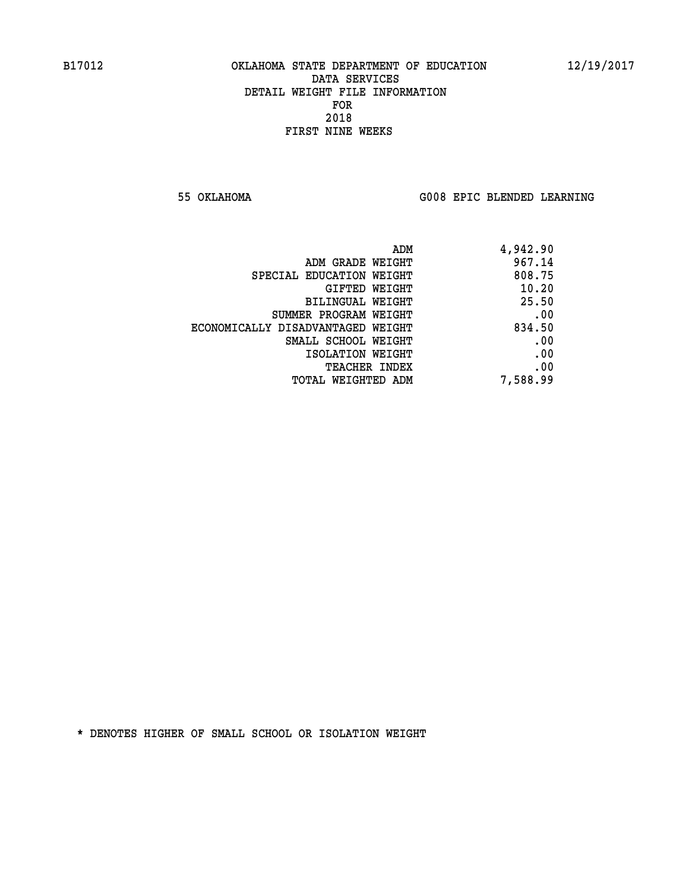B17012 OKLAHOMA STATE DEPARTMENT OF EDUCATION 12/19/2017

DATA SERVICES
DETAIL WEIGHT FILE INFORMATION
FOR
2018
FIRST NINE WEEKS

55 OKLAHOMA G008 EPIC BLENDED LEARNING

| | |
|---|---|
| ADM | 4,942.90 |
| ADM GRADE WEIGHT | 967.14 |
| SPECIAL EDUCATION WEIGHT | 808.75 |
| GIFTED WEIGHT | 10.20 |
| BILINGUAL WEIGHT | 25.50 |
| SUMMER PROGRAM WEIGHT | .00 |
| ECONOMICALLY DISADVANTAGED WEIGHT | 834.50 |
| SMALL SCHOOL WEIGHT | .00 |
| ISOLATION WEIGHT | .00 |
| TEACHER INDEX | .00 |
| TOTAL WEIGHTED ADM | 7,588.99 |

* DENOTES HIGHER OF SMALL SCHOOL OR ISOLATION WEIGHT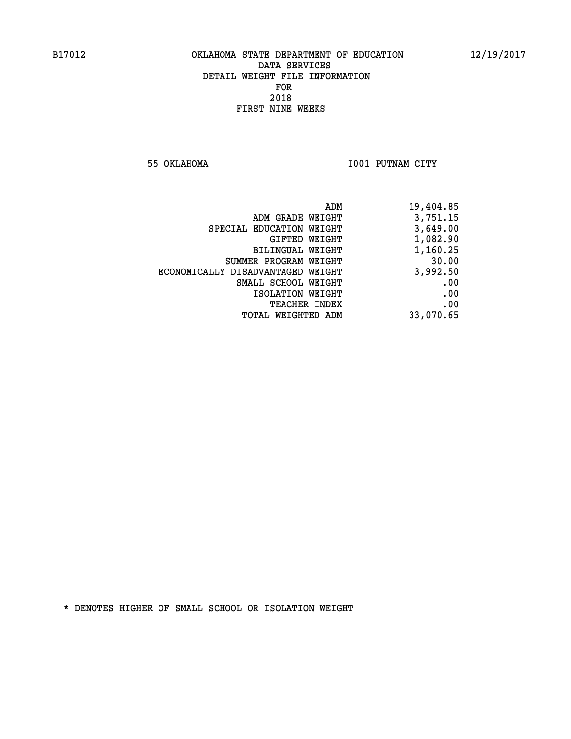B17012 OKLAHOMA STATE DEPARTMENT OF EDUCATION 12/19/2017

DATA SERVICES
DETAIL WEIGHT FILE INFORMATION
FOR
2018
FIRST NINE WEEKS

55 OKLAHOMA I001 PUTNAM CITY

| | |
|---|---|
| ADM | 19,404.85 |
| ADM GRADE WEIGHT | 3,751.15 |
| SPECIAL EDUCATION WEIGHT | 3,649.00 |
| GIFTED WEIGHT | 1,082.90 |
| BILINGUAL WEIGHT | 1,160.25 |
| SUMMER PROGRAM WEIGHT | 30.00 |
| ECONOMICALLY DISADVANTAGED WEIGHT | 3,992.50 |
| SMALL SCHOOL WEIGHT | .00 |
| ISOLATION WEIGHT | .00 |
| TEACHER INDEX | .00 |
| TOTAL WEIGHTED ADM | 33,070.65 |

* DENOTES HIGHER OF SMALL SCHOOL OR ISOLATION WEIGHT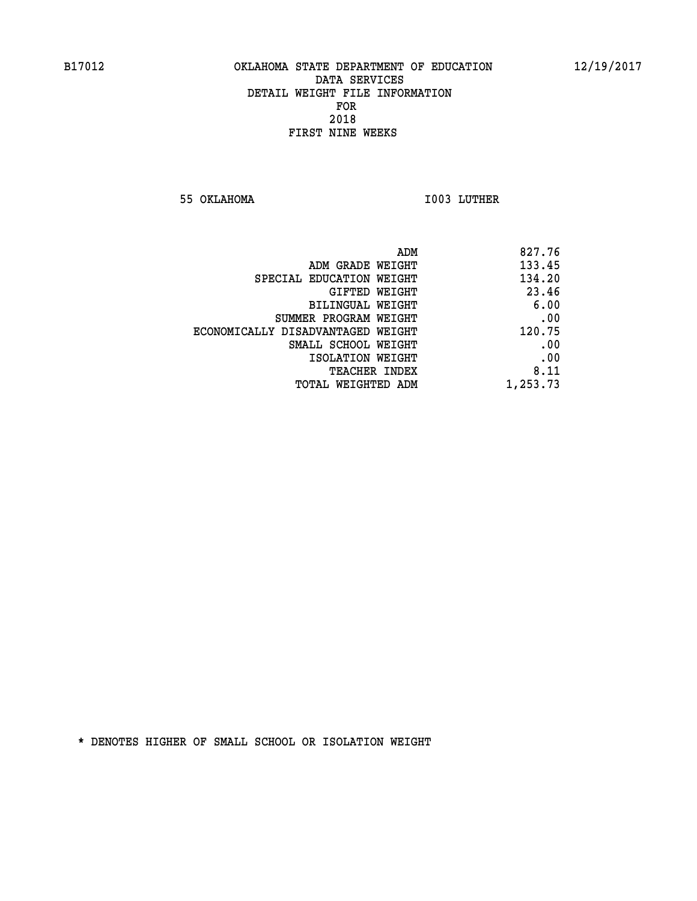B17012 OKLAHOMA STATE DEPARTMENT OF EDUCATION 12/19/2017

DATA SERVICES
DETAIL WEIGHT FILE INFORMATION
FOR
2018
FIRST NINE WEEKS

55 OKLAHOMA I003 LUTHER

| | |
|---|---|
| ADM | 827.76 |
| ADM GRADE WEIGHT | 133.45 |
| SPECIAL EDUCATION WEIGHT | 134.20 |
| GIFTED WEIGHT | 23.46 |
| BILINGUAL WEIGHT | 6.00 |
| SUMMER PROGRAM WEIGHT | .00 |
| ECONOMICALLY DISADVANTAGED WEIGHT | 120.75 |
| SMALL SCHOOL WEIGHT | .00 |
| ISOLATION WEIGHT | .00 |
| TEACHER INDEX | 8.11 |
| TOTAL WEIGHTED ADM | 1,253.73 |

* DENOTES HIGHER OF SMALL SCHOOL OR ISOLATION WEIGHT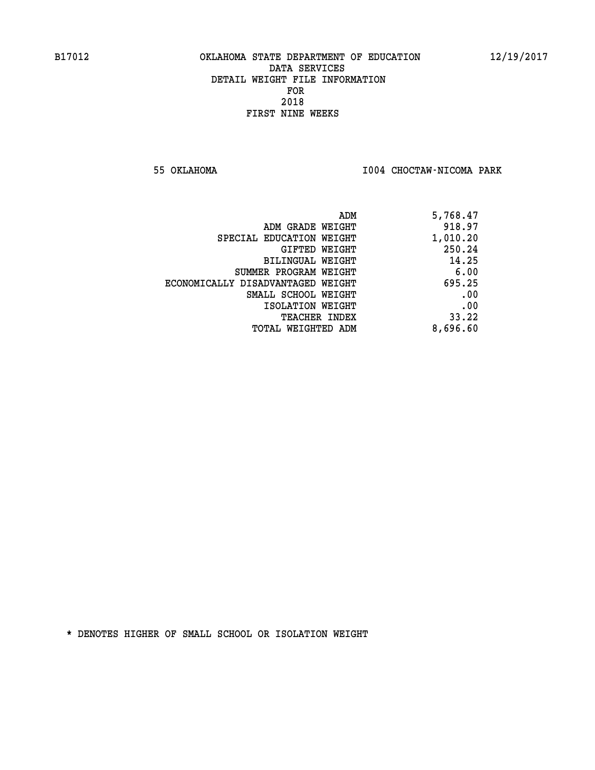B17012 OKLAHOMA STATE DEPARTMENT OF EDUCATION 12/19/2017

DATA SERVICES
DETAIL WEIGHT FILE INFORMATION
FOR
2018
FIRST NINE WEEKS

55 OKLAHOMA I004 CHOCTAW-NICOMA PARK

| | |
|---|---|
| ADM | 5,768.47 |
| ADM GRADE WEIGHT | 918.97 |
| SPECIAL EDUCATION WEIGHT | 1,010.20 |
| GIFTED WEIGHT | 250.24 |
| BILINGUAL WEIGHT | 14.25 |
| SUMMER PROGRAM WEIGHT | 6.00 |
| ECONOMICALLY DISADVANTAGED WEIGHT | 695.25 |
| SMALL SCHOOL WEIGHT | .00 |
| ISOLATION WEIGHT | .00 |
| TEACHER INDEX | 33.22 |
| TOTAL WEIGHTED ADM | 8,696.60 |

* DENOTES HIGHER OF SMALL SCHOOL OR ISOLATION WEIGHT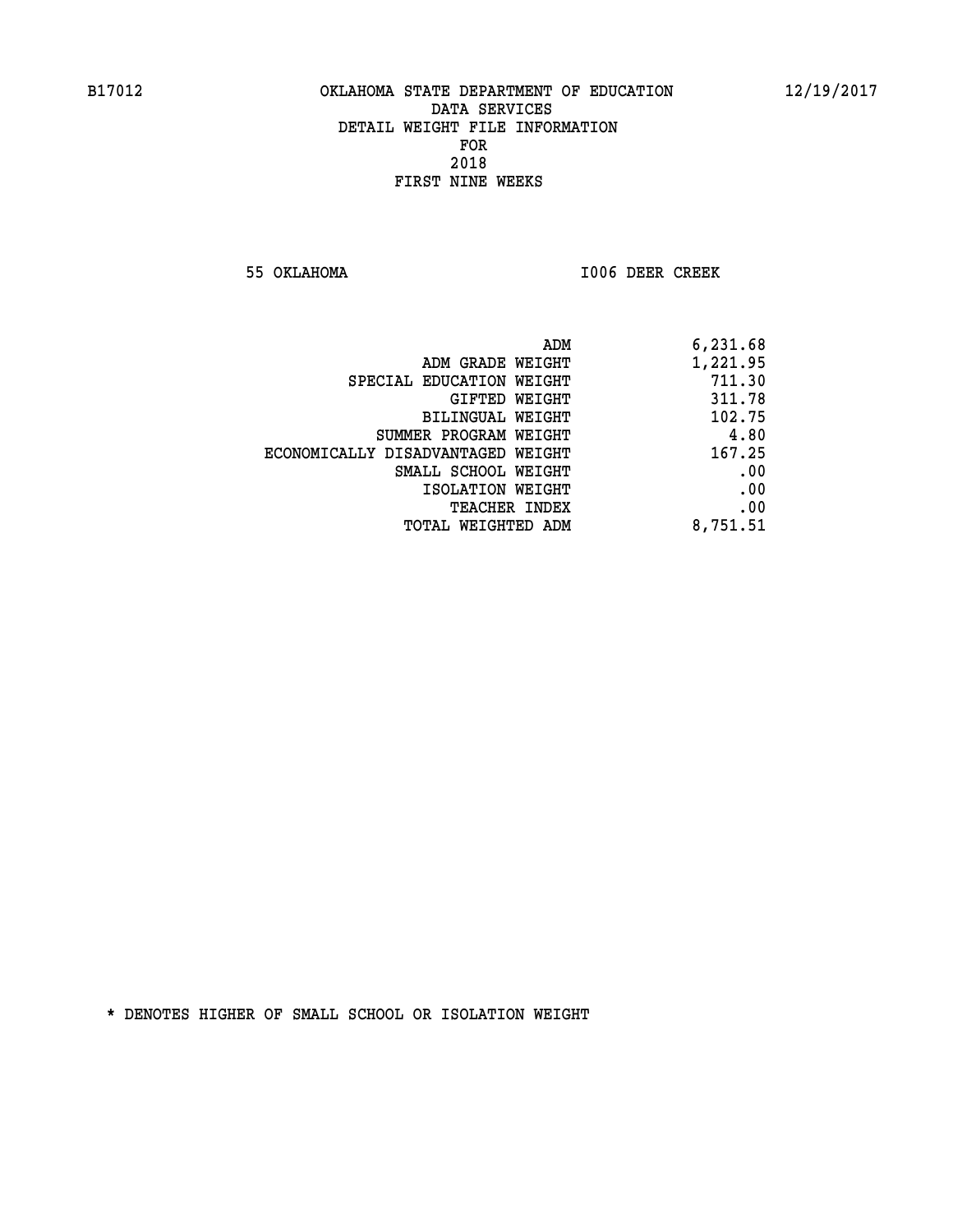B17012 OKLAHOMA STATE DEPARTMENT OF EDUCATION 12/19/2017

DATA SERVICES
DETAIL WEIGHT FILE INFORMATION
FOR
2018
FIRST NINE WEEKS

55 OKLAHOMA I006 DEER CREEK

| | |
|---|---|
| ADM | 6,231.68 |
| ADM GRADE WEIGHT | 1,221.95 |
| SPECIAL EDUCATION WEIGHT | 711.30 |
| GIFTED WEIGHT | 311.78 |
| BILINGUAL WEIGHT | 102.75 |
| SUMMER PROGRAM WEIGHT | 4.80 |
| ECONOMICALLY DISADVANTAGED WEIGHT | 167.25 |
| SMALL SCHOOL WEIGHT | .00 |
| ISOLATION WEIGHT | .00 |
| TEACHER INDEX | .00 |
| TOTAL WEIGHTED ADM | 8,751.51 |

* DENOTES HIGHER OF SMALL SCHOOL OR ISOLATION WEIGHT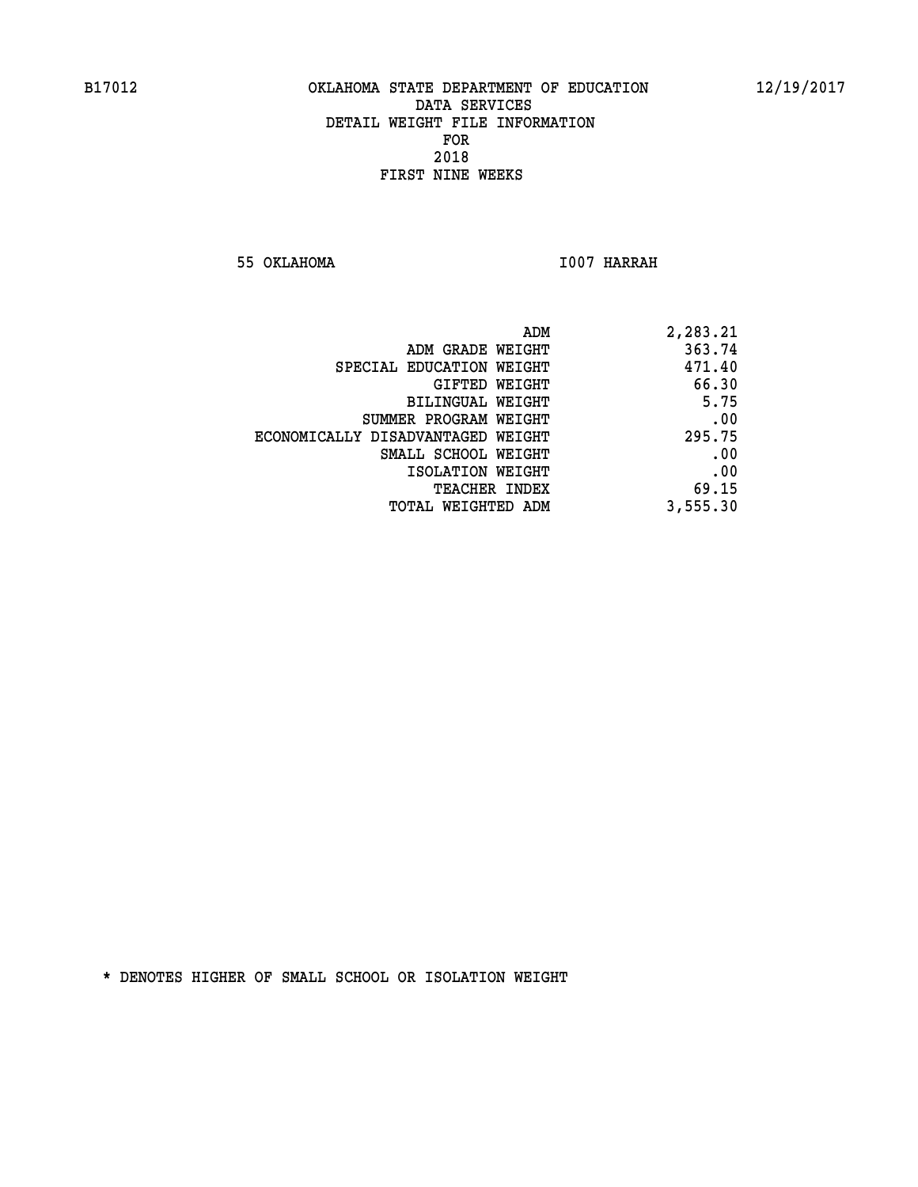B17012 OKLAHOMA STATE DEPARTMENT OF EDUCATION 12/19/2017

DATA SERVICES
DETAIL WEIGHT FILE INFORMATION
FOR
2018
FIRST NINE WEEKS

55 OKLAHOMA I007 HARRAH

| | |
|---|---|
| ADM | 2,283.21 |
| ADM GRADE WEIGHT | 363.74 |
| SPECIAL EDUCATION WEIGHT | 471.40 |
| GIFTED WEIGHT | 66.30 |
| BILINGUAL WEIGHT | 5.75 |
| SUMMER PROGRAM WEIGHT | .00 |
| ECONOMICALLY DISADVANTAGED WEIGHT | 295.75 |
| SMALL SCHOOL WEIGHT | .00 |
| ISOLATION WEIGHT | .00 |
| TEACHER INDEX | 69.15 |
| TOTAL WEIGHTED ADM | 3,555.30 |

* DENOTES HIGHER OF SMALL SCHOOL OR ISOLATION WEIGHT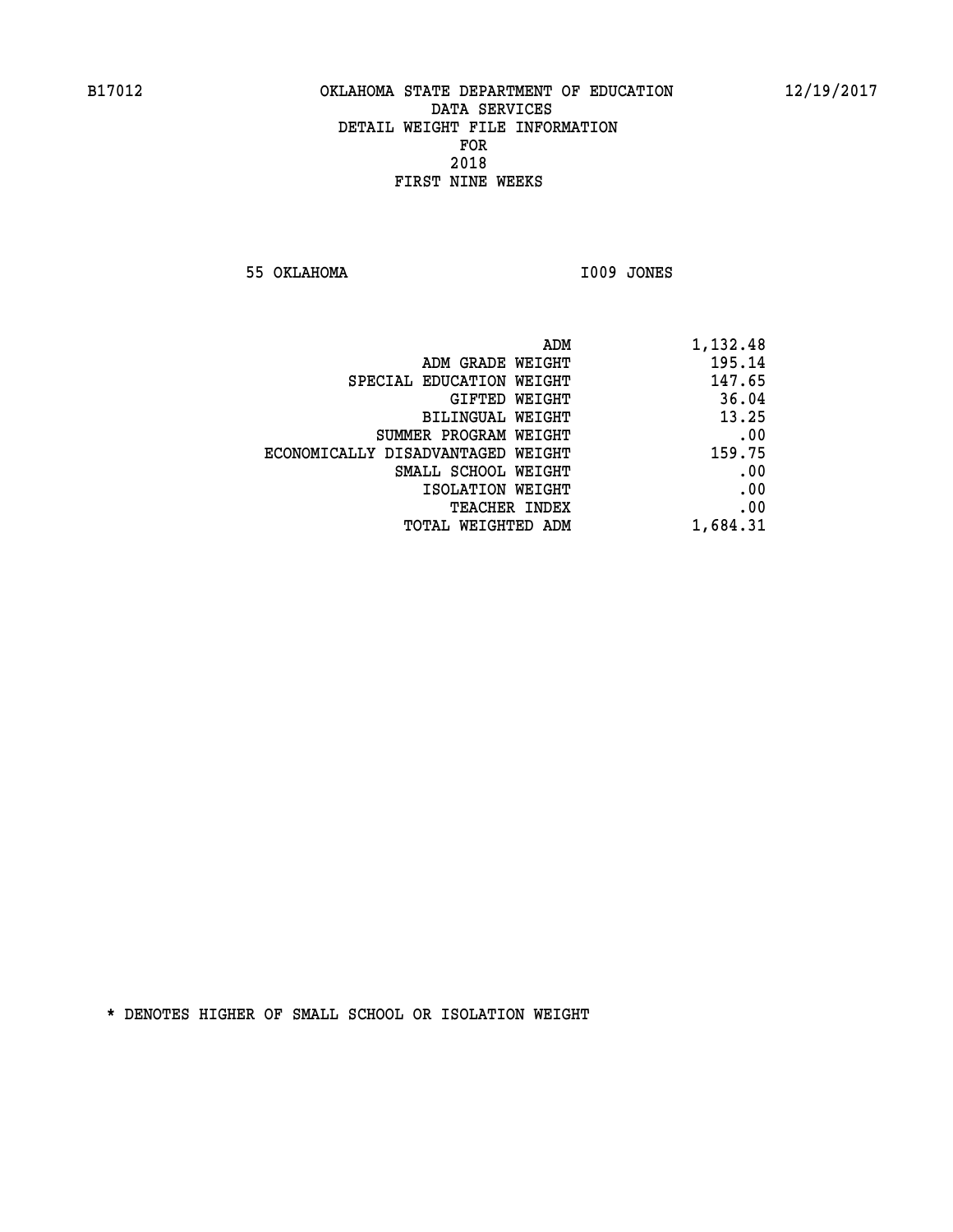B17012 OKLAHOMA STATE DEPARTMENT OF EDUCATION 12/19/2017

DATA SERVICES
DETAIL WEIGHT FILE INFORMATION
FOR
2018
FIRST NINE WEEKS

55 OKLAHOMA I009 JONES

| | |
|---|---|
| ADM | 1,132.48 |
| ADM GRADE WEIGHT | 195.14 |
| SPECIAL EDUCATION WEIGHT | 147.65 |
| GIFTED WEIGHT | 36.04 |
| BILINGUAL WEIGHT | 13.25 |
| SUMMER PROGRAM WEIGHT | .00 |
| ECONOMICALLY DISADVANTAGED WEIGHT | 159.75 |
| SMALL SCHOOL WEIGHT | .00 |
| ISOLATION WEIGHT | .00 |
| TEACHER INDEX | .00 |
| TOTAL WEIGHTED ADM | 1,684.31 |

* DENOTES HIGHER OF SMALL SCHOOL OR ISOLATION WEIGHT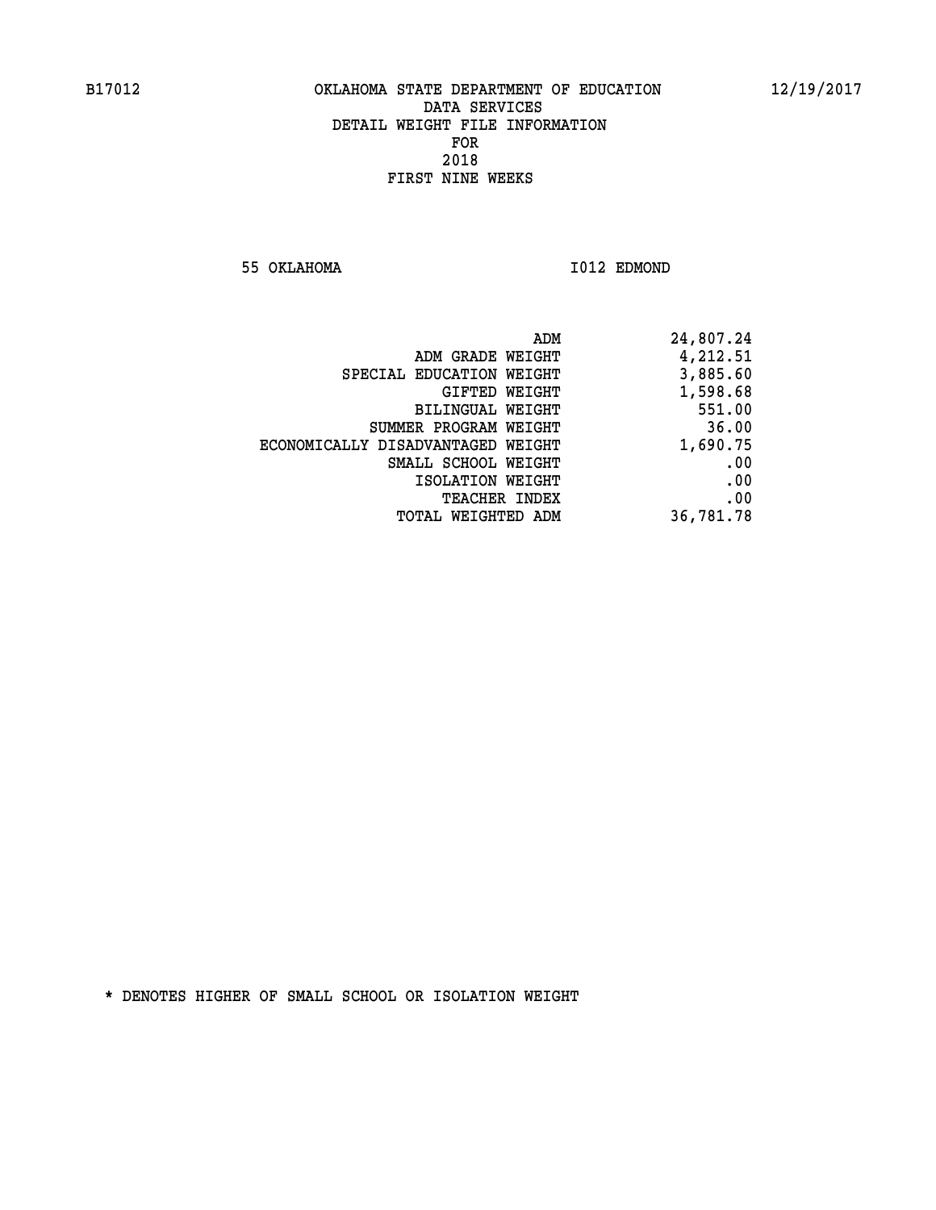B17012 OKLAHOMA STATE DEPARTMENT OF EDUCATION 12/19/2017

DATA SERVICES
DETAIL WEIGHT FILE INFORMATION
FOR
2018
FIRST NINE WEEKS

55 OKLAHOMA I012 EDMOND

| | |
|---|---|
| ADM | 24,807.24 |
| ADM GRADE WEIGHT | 4,212.51 |
| SPECIAL EDUCATION WEIGHT | 3,885.60 |
| GIFTED WEIGHT | 1,598.68 |
| BILINGUAL WEIGHT | 551.00 |
| SUMMER PROGRAM WEIGHT | 36.00 |
| ECONOMICALLY DISADVANTAGED WEIGHT | 1,690.75 |
| SMALL SCHOOL WEIGHT | .00 |
| ISOLATION WEIGHT | .00 |
| TEACHER INDEX | .00 |
| TOTAL WEIGHTED ADM | 36,781.78 |

* DENOTES HIGHER OF SMALL SCHOOL OR ISOLATION WEIGHT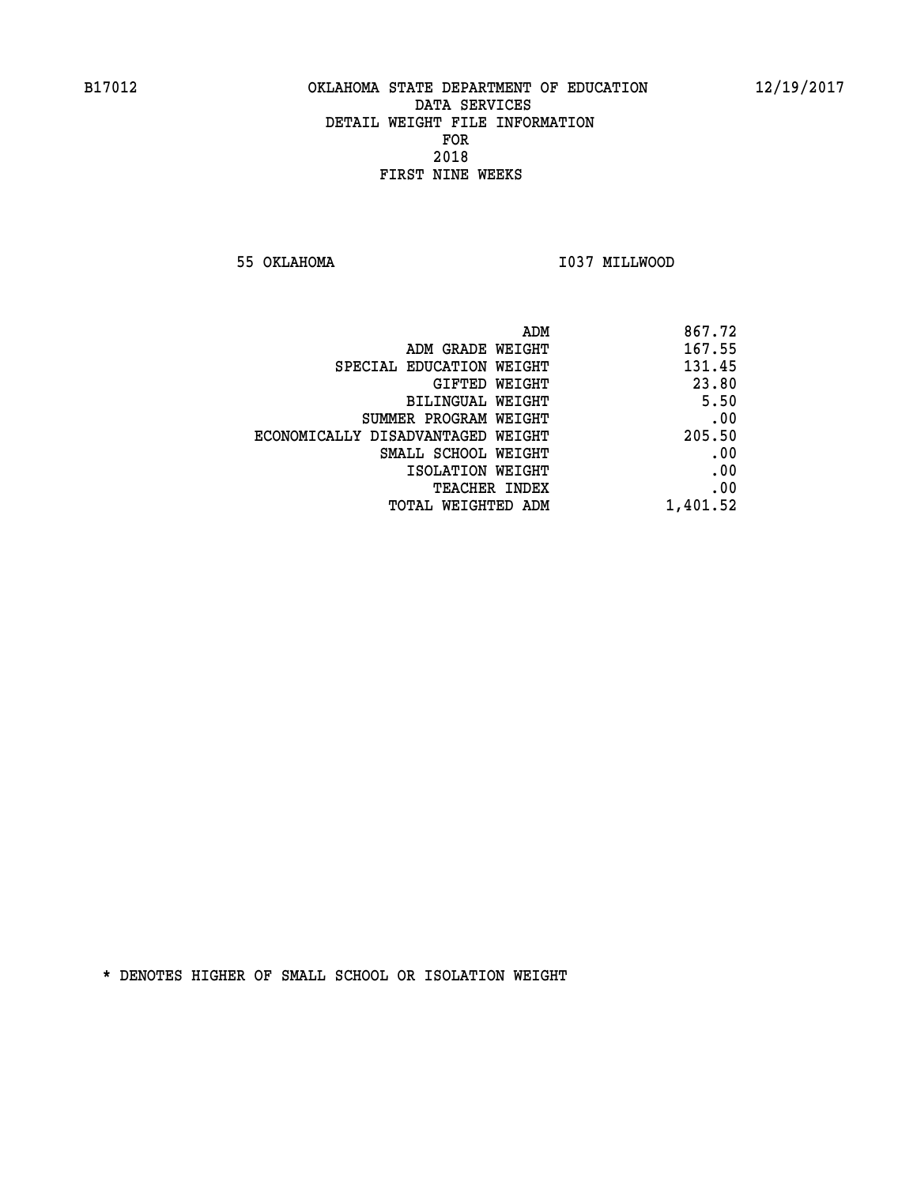B17012 OKLAHOMA STATE DEPARTMENT OF EDUCATION 12/19/2017
DATA SERVICES
DETAIL WEIGHT FILE INFORMATION
FOR
2018
FIRST NINE WEEKS

55 OKLAHOMA I037 MILLWOOD

| | |
|---|---|
| ADM | 867.72 |
| ADM GRADE WEIGHT | 167.55 |
| SPECIAL EDUCATION WEIGHT | 131.45 |
| GIFTED WEIGHT | 23.80 |
| BILINGUAL WEIGHT | 5.50 |
| SUMMER PROGRAM WEIGHT | .00 |
| ECONOMICALLY DISADVANTAGED WEIGHT | 205.50 |
| SMALL SCHOOL WEIGHT | .00 |
| ISOLATION WEIGHT | .00 |
| TEACHER INDEX | .00 |
| TOTAL WEIGHTED ADM | 1,401.52 |

* DENOTES HIGHER OF SMALL SCHOOL OR ISOLATION WEIGHT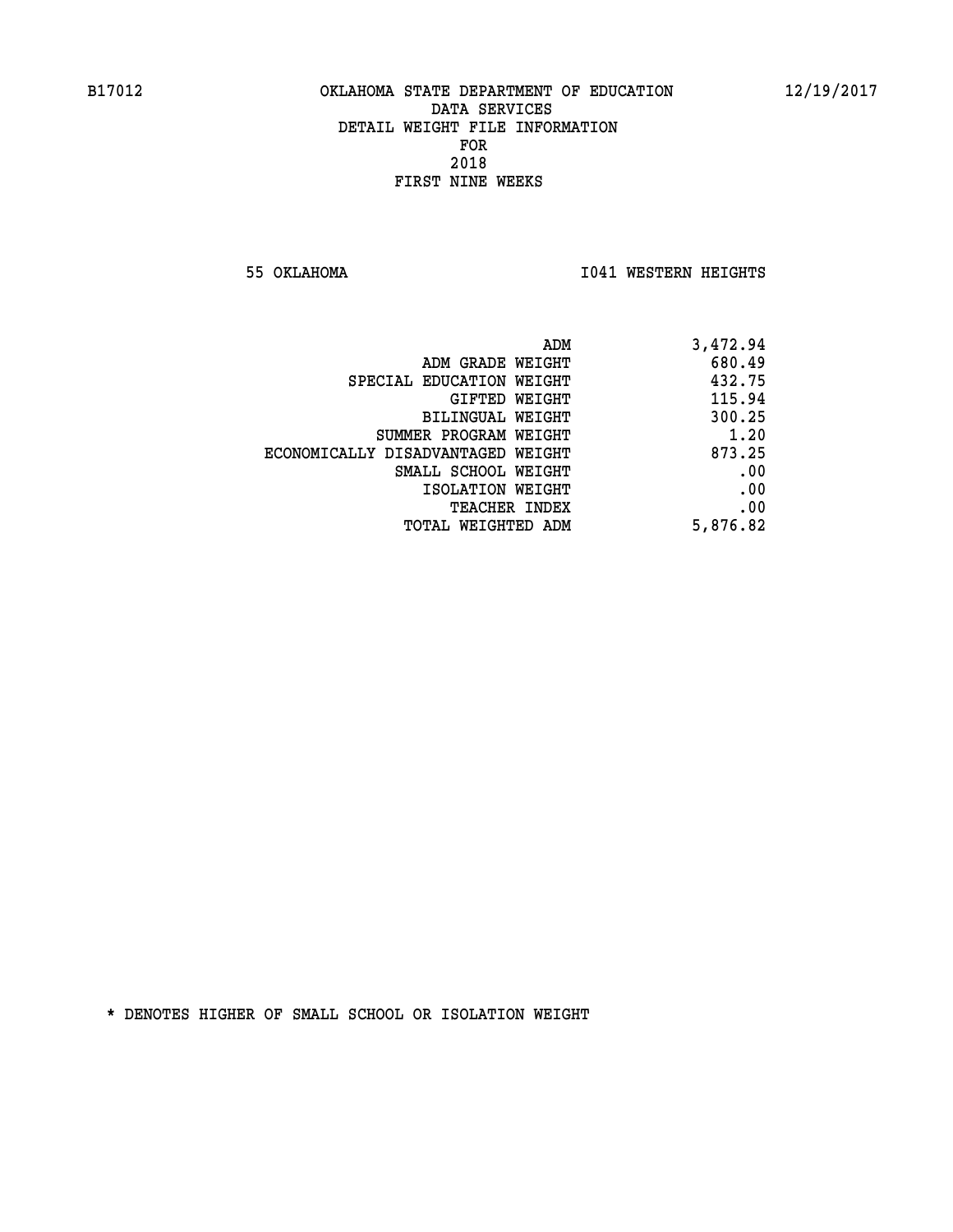B17012 OKLAHOMA STATE DEPARTMENT OF EDUCATION 12/19/2017

DATA SERVICES
DETAIL WEIGHT FILE INFORMATION
FOR
2018
FIRST NINE WEEKS

55 OKLAHOMA I041 WESTERN HEIGHTS

| | |
|---|---|
| ADM | 3,472.94 |
| ADM GRADE WEIGHT | 680.49 |
| SPECIAL EDUCATION WEIGHT | 432.75 |
| GIFTED WEIGHT | 115.94 |
| BILINGUAL WEIGHT | 300.25 |
| SUMMER PROGRAM WEIGHT | 1.20 |
| ECONOMICALLY DISADVANTAGED WEIGHT | 873.25 |
| SMALL SCHOOL WEIGHT | .00 |
| ISOLATION WEIGHT | .00 |
| TEACHER INDEX | .00 |
| TOTAL WEIGHTED ADM | 5,876.82 |

* DENOTES HIGHER OF SMALL SCHOOL OR ISOLATION WEIGHT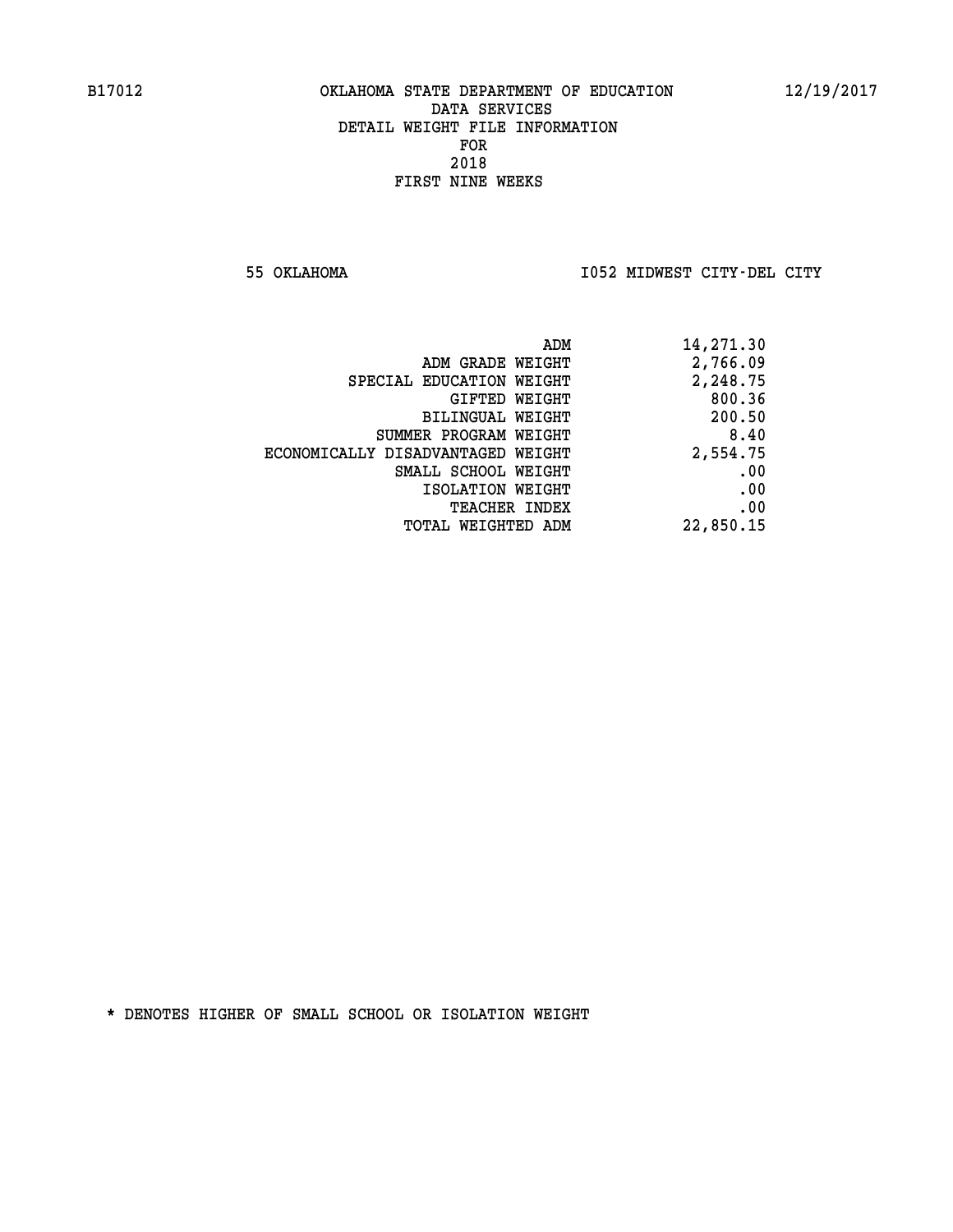B17012 OKLAHOMA STATE DEPARTMENT OF EDUCATION 12/19/2017

DATA SERVICES
DETAIL WEIGHT FILE INFORMATION
FOR
2018
FIRST NINE WEEKS

55 OKLAHOMA I052 MIDWEST CITY-DEL CITY

| | |
|---|---|
| ADM | 14,271.30 |
| ADM GRADE WEIGHT | 2,766.09 |
| SPECIAL EDUCATION WEIGHT | 2,248.75 |
| GIFTED WEIGHT | 800.36 |
| BILINGUAL WEIGHT | 200.50 |
| SUMMER PROGRAM WEIGHT | 8.40 |
| ECONOMICALLY DISADVANTAGED WEIGHT | 2,554.75 |
| SMALL SCHOOL WEIGHT | .00 |
| ISOLATION WEIGHT | .00 |
| TEACHER INDEX | .00 |
| TOTAL WEIGHTED ADM | 22,850.15 |

* DENOTES HIGHER OF SMALL SCHOOL OR ISOLATION WEIGHT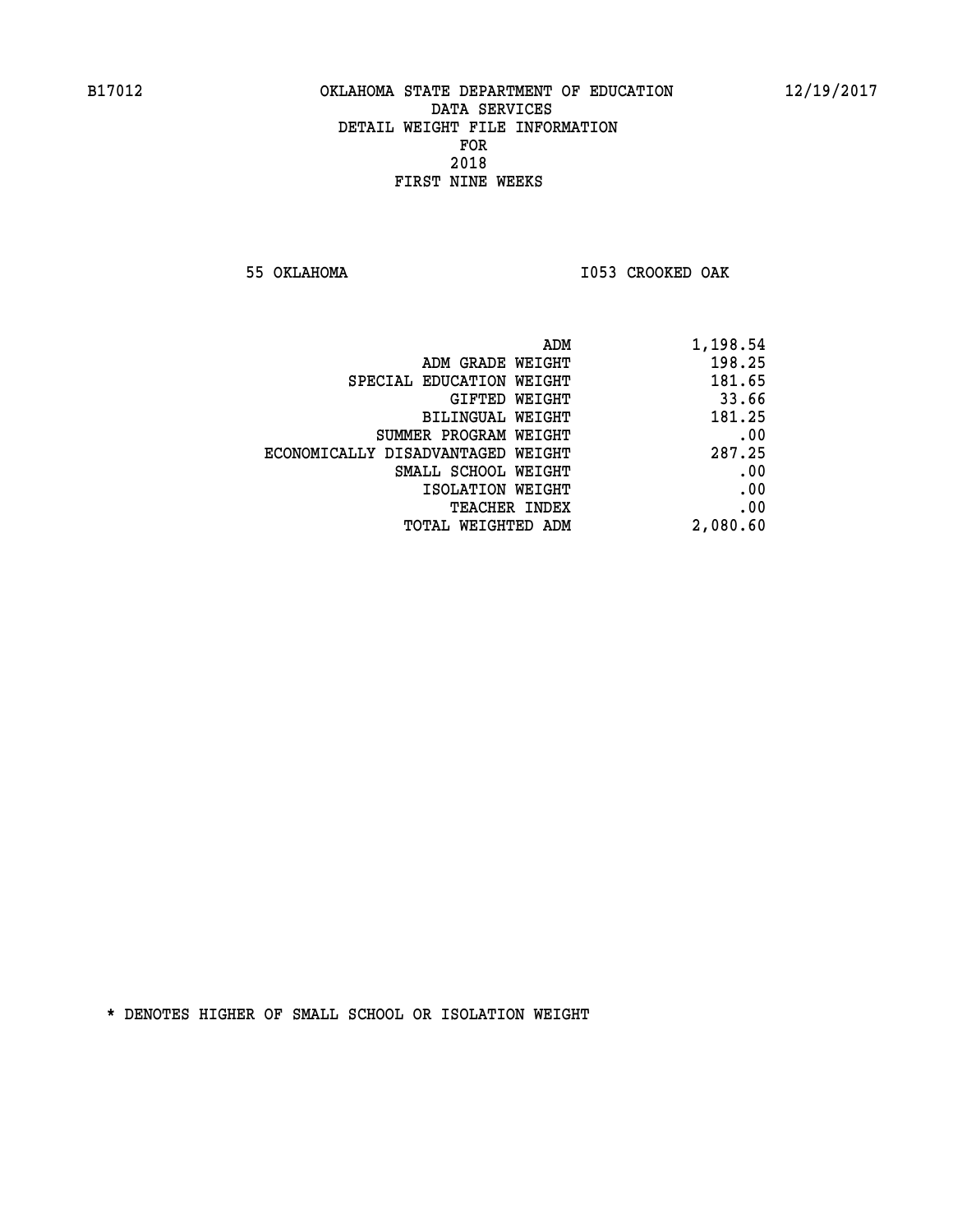B17012 OKLAHOMA STATE DEPARTMENT OF EDUCATION 12/19/2017

DATA SERVICES
DETAIL WEIGHT FILE INFORMATION
FOR
2018
FIRST NINE WEEKS

55 OKLAHOMA I053 CROOKED OAK

| | |
|---|---|
| ADM | 1,198.54 |
| ADM GRADE WEIGHT | 198.25 |
| SPECIAL EDUCATION WEIGHT | 181.65 |
| GIFTED WEIGHT | 33.66 |
| BILINGUAL WEIGHT | 181.25 |
| SUMMER PROGRAM WEIGHT | .00 |
| ECONOMICALLY DISADVANTAGED WEIGHT | 287.25 |
| SMALL SCHOOL WEIGHT | .00 |
| ISOLATION WEIGHT | .00 |
| TEACHER INDEX | .00 |
| TOTAL WEIGHTED ADM | 2,080.60 |

* DENOTES HIGHER OF SMALL SCHOOL OR ISOLATION WEIGHT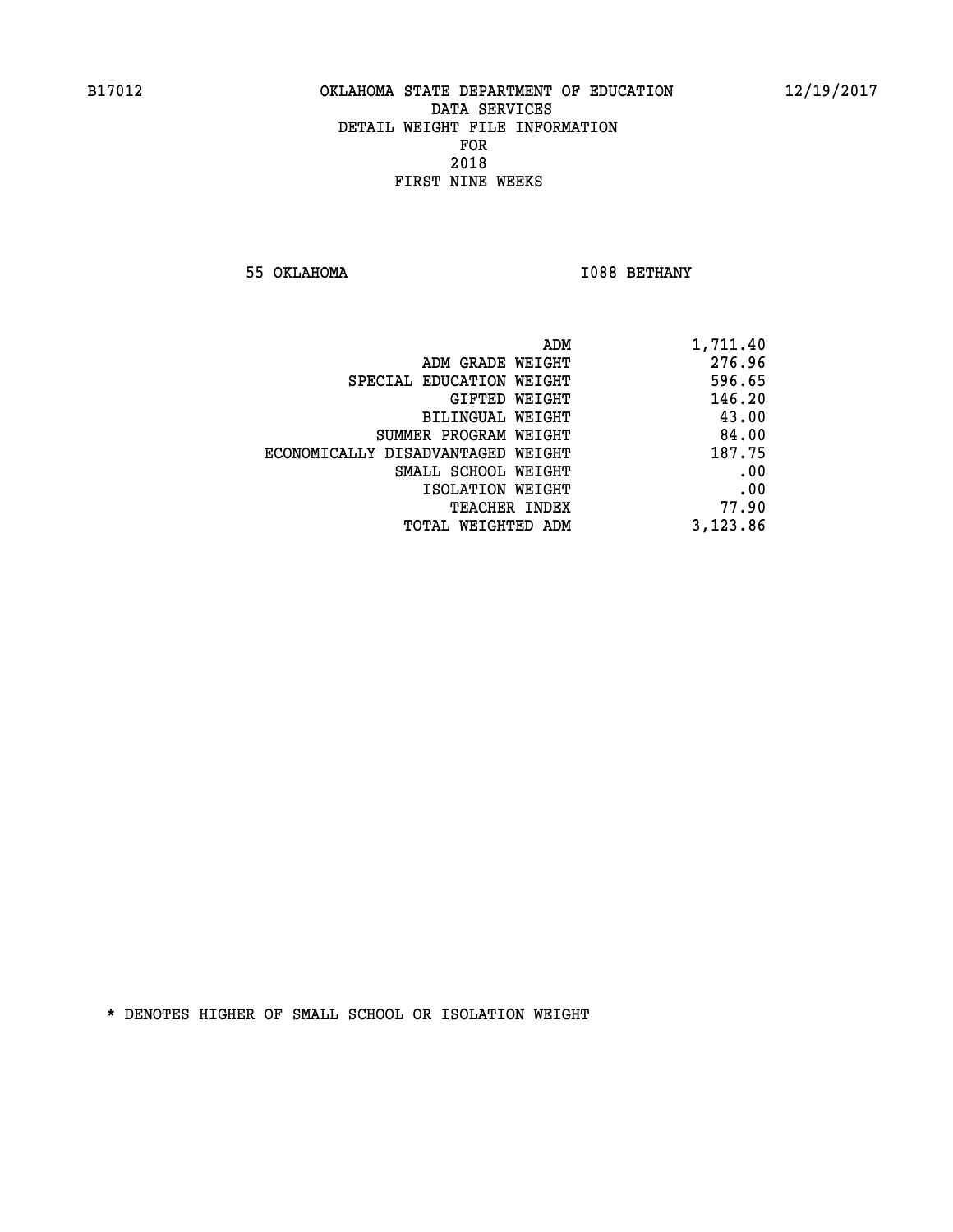B17012 OKLAHOMA STATE DEPARTMENT OF EDUCATION 12/19/2017

DATA SERVICES
DETAIL WEIGHT FILE INFORMATION
FOR
2018
FIRST NINE WEEKS

55 OKLAHOMA I088 BETHANY

| | |
|---|---|
| ADM | 1,711.40 |
| ADM GRADE WEIGHT | 276.96 |
| SPECIAL EDUCATION WEIGHT | 596.65 |
| GIFTED WEIGHT | 146.20 |
| BILINGUAL WEIGHT | 43.00 |
| SUMMER PROGRAM WEIGHT | 84.00 |
| ECONOMICALLY DISADVANTAGED WEIGHT | 187.75 |
| SMALL SCHOOL WEIGHT | .00 |
| ISOLATION WEIGHT | .00 |
| TEACHER INDEX | 77.90 |
| TOTAL WEIGHTED ADM | 3,123.86 |

* DENOTES HIGHER OF SMALL SCHOOL OR ISOLATION WEIGHT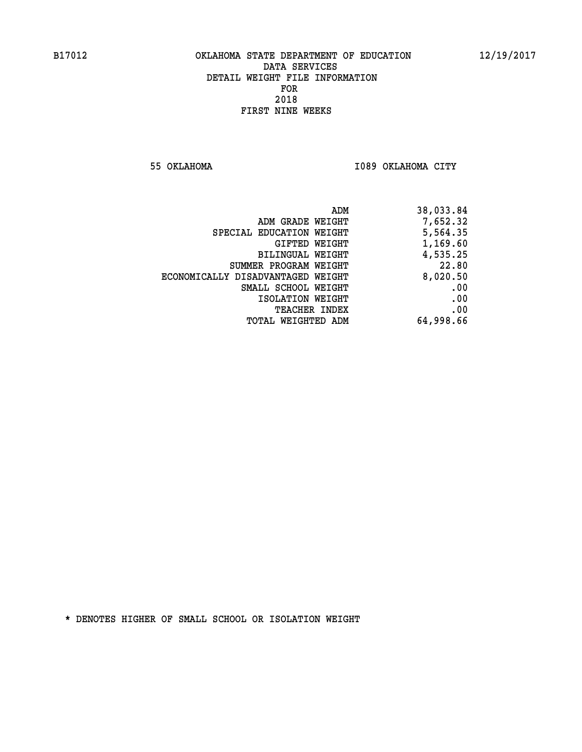B17012 OKLAHOMA STATE DEPARTMENT OF EDUCATION 12/19/2017

DATA SERVICES

DETAIL WEIGHT FILE INFORMATION

FOR

2018

FIRST NINE WEEKS

55 OKLAHOMA I089 OKLAHOMA CITY

| | |
|---|---|
| ADM | 38,033.84 |
| ADM GRADE WEIGHT | 7,652.32 |
| SPECIAL EDUCATION WEIGHT | 5,564.35 |
| GIFTED WEIGHT | 1,169.60 |
| BILINGUAL WEIGHT | 4,535.25 |
| SUMMER PROGRAM WEIGHT | 22.80 |
| ECONOMICALLY DISADVANTAGED WEIGHT | 8,020.50 |
| SMALL SCHOOL WEIGHT | .00 |
| ISOLATION WEIGHT | .00 |
| TEACHER INDEX | .00 |
| TOTAL WEIGHTED ADM | 64,998.66 |

* DENOTES HIGHER OF SMALL SCHOOL OR ISOLATION WEIGHT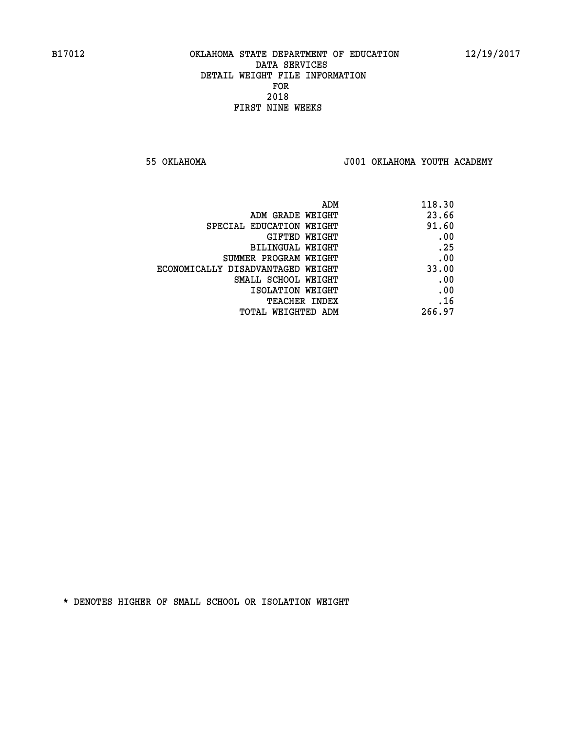B17012 OKLAHOMA STATE DEPARTMENT OF EDUCATION 12/19/2017
DATA SERVICES
DETAIL WEIGHT FILE INFORMATION
FOR
2018
FIRST NINE WEEKS

55 OKLAHOMA J001 OKLAHOMA YOUTH ACADEMY

| | |
|---|---|
| ADM | 118.30 |
| ADM GRADE WEIGHT | 23.66 |
| SPECIAL EDUCATION WEIGHT | 91.60 |
| GIFTED WEIGHT | .00 |
| BILINGUAL WEIGHT | .25 |
| SUMMER PROGRAM WEIGHT | .00 |
| ECONOMICALLY DISADVANTAGED WEIGHT | 33.00 |
| SMALL SCHOOL WEIGHT | .00 |
| ISOLATION WEIGHT | .00 |
| TEACHER INDEX | .16 |
| TOTAL WEIGHTED ADM | 266.97 |

* DENOTES HIGHER OF SMALL SCHOOL OR ISOLATION WEIGHT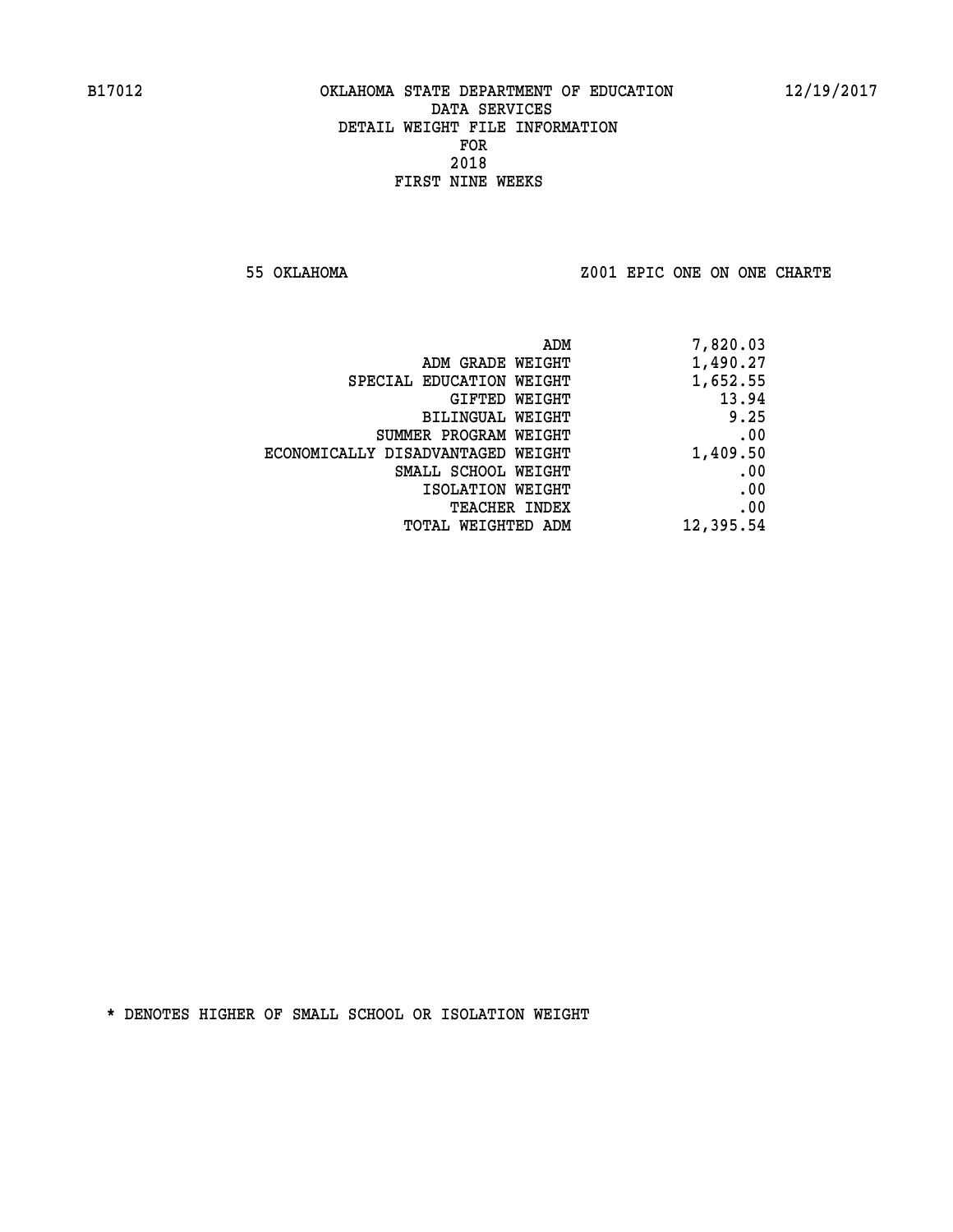B17012 OKLAHOMA STATE DEPARTMENT OF EDUCATION 12/19/2017

DATA SERVICES
DETAIL WEIGHT FILE INFORMATION
FOR
2018
FIRST NINE WEEKS

55 OKLAHOMA Z001 EPIC ONE ON ONE CHARTE

| | |
|---|---|
| ADM | 7,820.03 |
| ADM GRADE WEIGHT | 1,490.27 |
| SPECIAL EDUCATION WEIGHT | 1,652.55 |
| GIFTED WEIGHT | 13.94 |
| BILINGUAL WEIGHT | 9.25 |
| SUMMER PROGRAM WEIGHT | .00 |
| ECONOMICALLY DISADVANTAGED WEIGHT | 1,409.50 |
| SMALL SCHOOL WEIGHT | .00 |
| ISOLATION WEIGHT | .00 |
| TEACHER INDEX | .00 |
| TOTAL WEIGHTED ADM | 12,395.54 |

* DENOTES HIGHER OF SMALL SCHOOL OR ISOLATION WEIGHT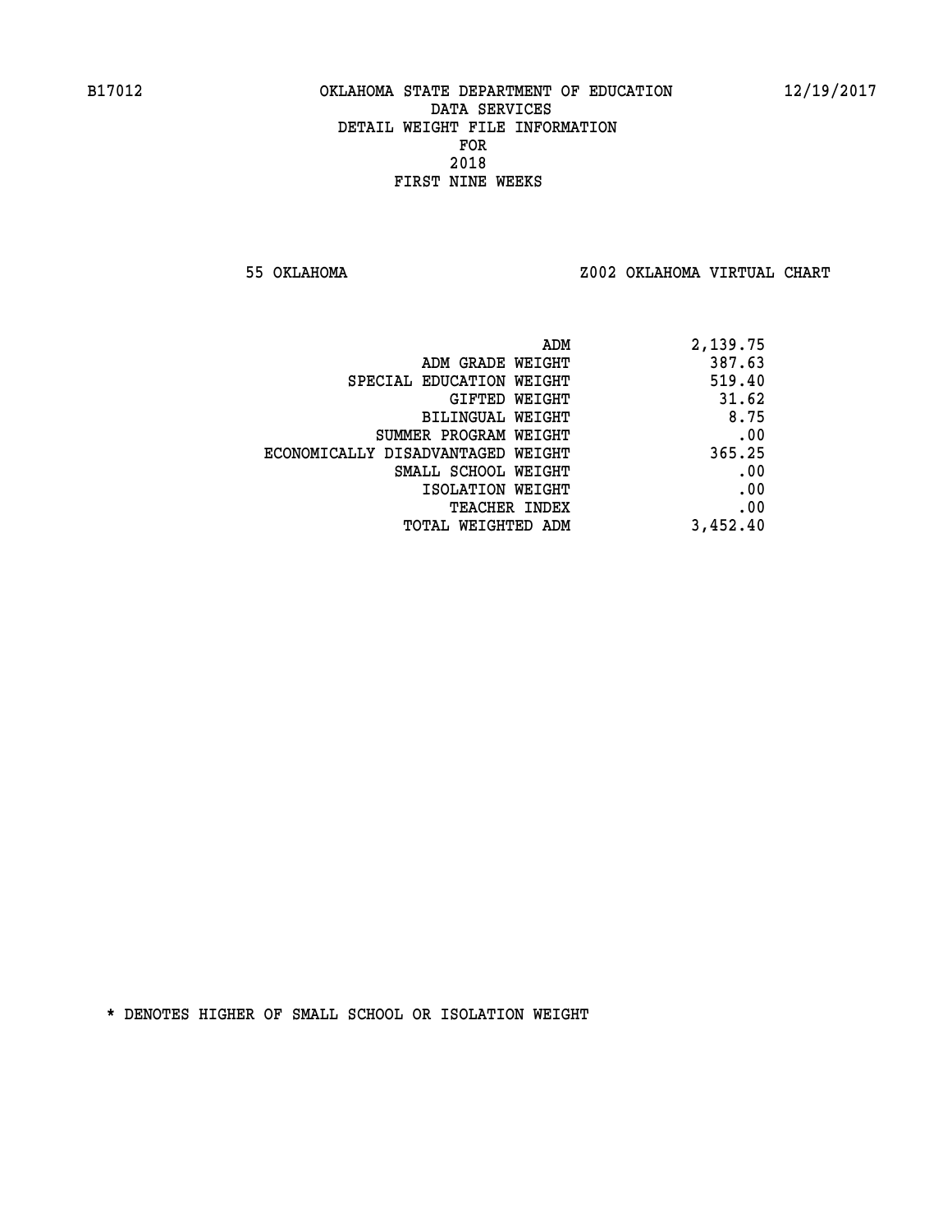B17012 OKLAHOMA STATE DEPARTMENT OF EDUCATION 12/19/2017

DATA SERVICES
DETAIL WEIGHT FILE INFORMATION
FOR
2018
FIRST NINE WEEKS

55 OKLAHOMA Z002 OKLAHOMA VIRTUAL CHART

| | |
|---|---|
| ADM | 2,139.75 |
| ADM GRADE WEIGHT | 387.63 |
| SPECIAL EDUCATION WEIGHT | 519.40 |
| GIFTED WEIGHT | 31.62 |
| BILINGUAL WEIGHT | 8.75 |
| SUMMER PROGRAM WEIGHT | .00 |
| ECONOMICALLY DISADVANTAGED WEIGHT | 365.25 |
| SMALL SCHOOL WEIGHT | .00 |
| ISOLATION WEIGHT | .00 |
| TEACHER INDEX | .00 |
| TOTAL WEIGHTED ADM | 3,452.40 |

* DENOTES HIGHER OF SMALL SCHOOL OR ISOLATION WEIGHT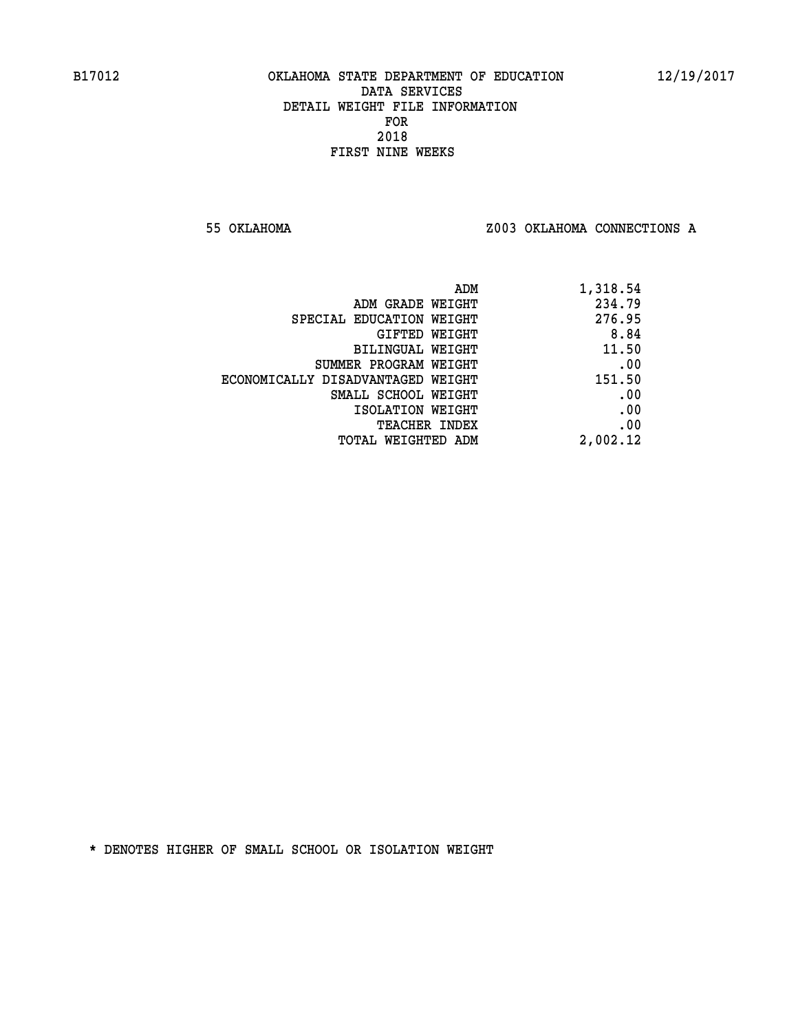B17012 OKLAHOMA STATE DEPARTMENT OF EDUCATION 12/19/2017

DATA SERVICES
DETAIL WEIGHT FILE INFORMATION
FOR
2018
FIRST NINE WEEKS

55 OKLAHOMA Z003 OKLAHOMA CONNECTIONS A

| | |
|---|---|
| ADM | 1,318.54 |
| ADM GRADE WEIGHT | 234.79 |
| SPECIAL EDUCATION WEIGHT | 276.95 |
| GIFTED WEIGHT | 8.84 |
| BILINGUAL WEIGHT | 11.50 |
| SUMMER PROGRAM WEIGHT | .00 |
| ECONOMICALLY DISADVANTAGED WEIGHT | 151.50 |
| SMALL SCHOOL WEIGHT | .00 |
| ISOLATION WEIGHT | .00 |
| TEACHER INDEX | .00 |
| TOTAL WEIGHTED ADM | 2,002.12 |

* DENOTES HIGHER OF SMALL SCHOOL OR ISOLATION WEIGHT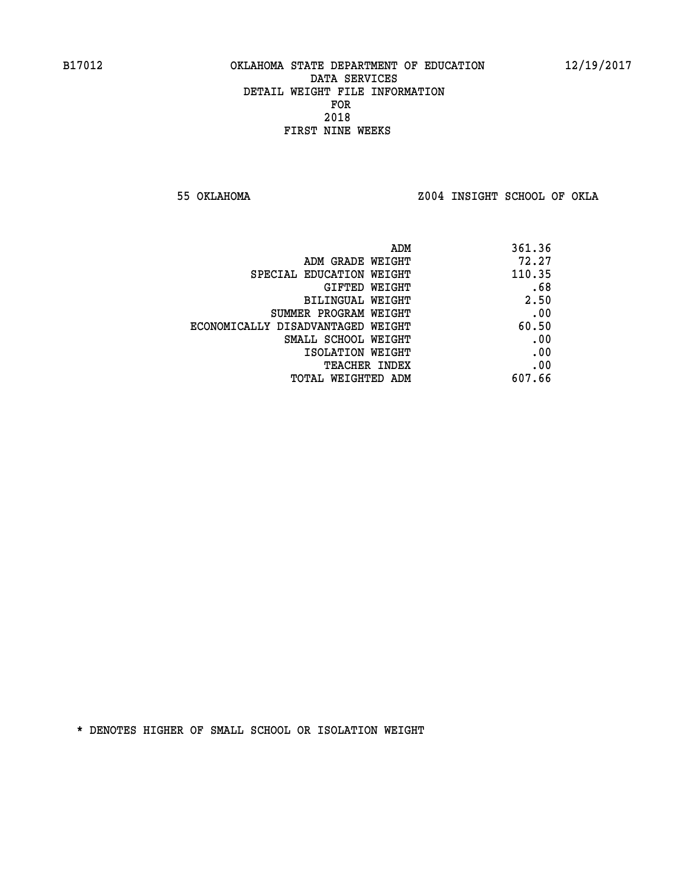B17012 OKLAHOMA STATE DEPARTMENT OF EDUCATION 12/19/2017

DATA SERVICES

DETAIL WEIGHT FILE INFORMATION

FOR

2018

FIRST NINE WEEKS

55 OKLAHOMA Z004 INSIGHT SCHOOL OF OKLA

| | |
|---|---|
| ADM | 361.36 |
| ADM GRADE WEIGHT | 72.27 |
| SPECIAL EDUCATION WEIGHT | 110.35 |
| GIFTED WEIGHT | .68 |
| BILINGUAL WEIGHT | 2.50 |
| SUMMER PROGRAM WEIGHT | .00 |
| ECONOMICALLY DISADVANTAGED WEIGHT | 60.50 |
| SMALL SCHOOL WEIGHT | .00 |
| ISOLATION WEIGHT | .00 |
| TEACHER INDEX | .00 |
| TOTAL WEIGHTED ADM | 607.66 |

* DENOTES HIGHER OF SMALL SCHOOL OR ISOLATION WEIGHT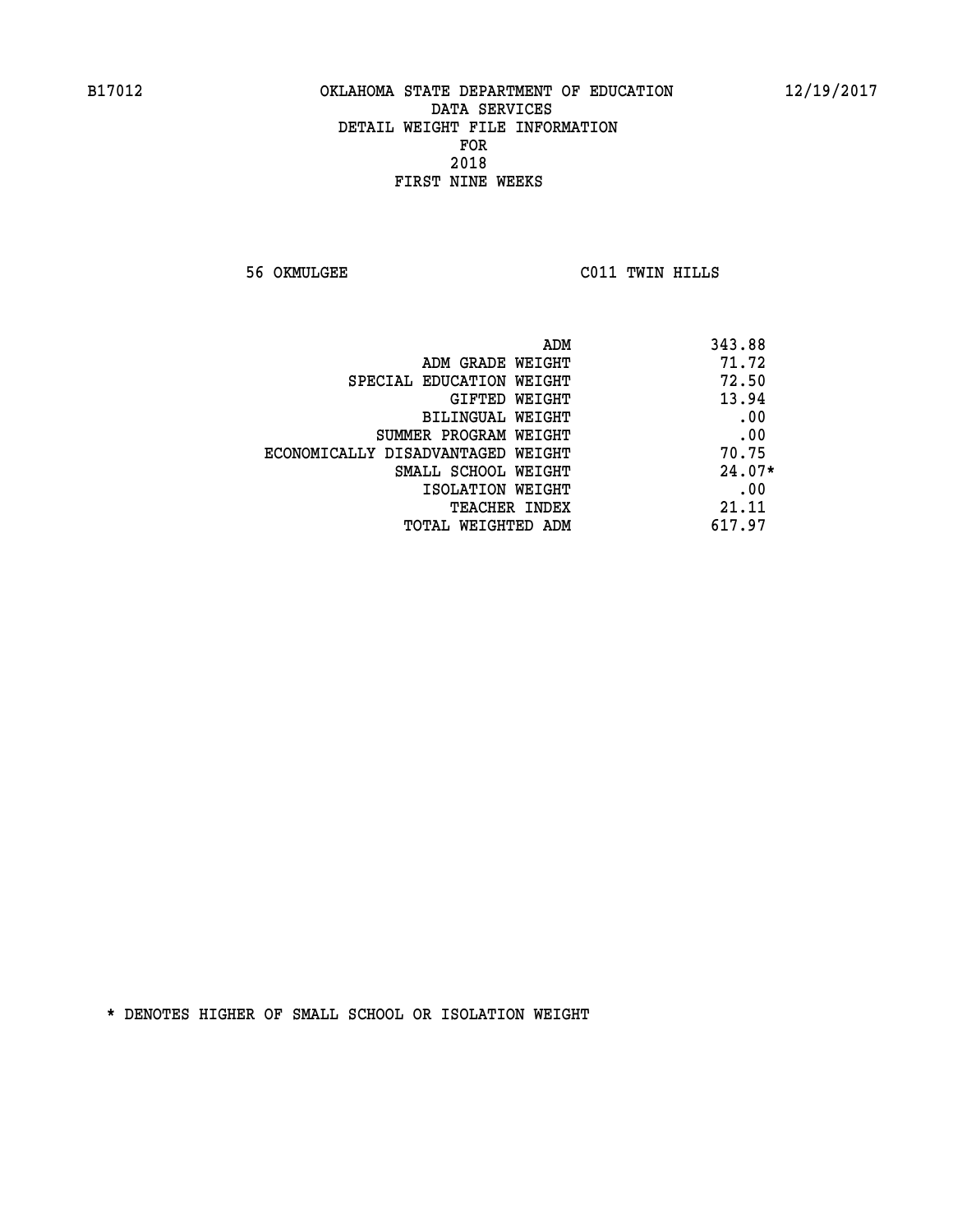B17012 OKLAHOMA STATE DEPARTMENT OF EDUCATION 12/19/2017

DATA SERVICES
DETAIL WEIGHT FILE INFORMATION
FOR
2018
FIRST NINE WEEKS

56 OKMULGEE C011 TWIN HILLS

| | |
|---|---|
| ADM | 343.88 |
| ADM GRADE WEIGHT | 71.72 |
| SPECIAL EDUCATION WEIGHT | 72.50 |
| GIFTED WEIGHT | 13.94 |
| BILINGUAL WEIGHT | .00 |
| SUMMER PROGRAM WEIGHT | .00 |
| ECONOMICALLY DISADVANTAGED WEIGHT | 70.75 |
| SMALL SCHOOL WEIGHT | 24.07* |
| ISOLATION WEIGHT | .00 |
| TEACHER INDEX | 21.11 |
| TOTAL WEIGHTED ADM | 617.97 |

* DENOTES HIGHER OF SMALL SCHOOL OR ISOLATION WEIGHT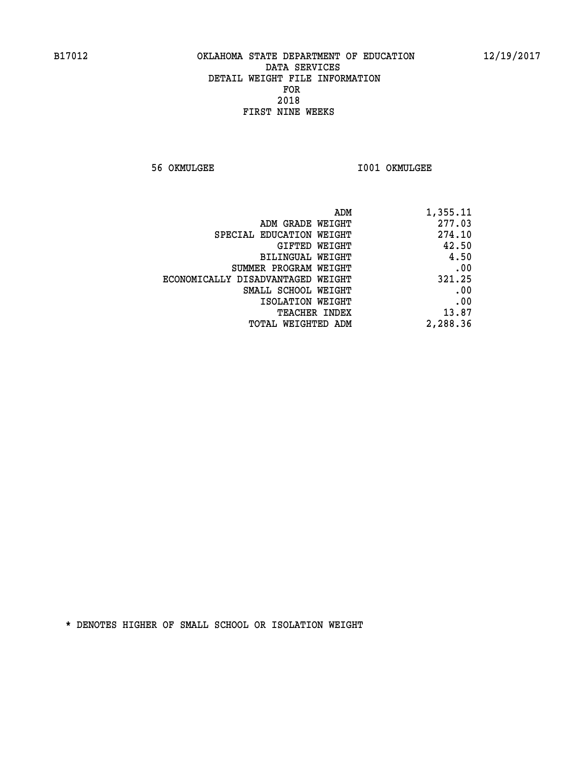B17012 OKLAHOMA STATE DEPARTMENT OF EDUCATION 12/19/2017

DATA SERVICES
DETAIL WEIGHT FILE INFORMATION
FOR
2018
FIRST NINE WEEKS

56 OKMULGEE I001 OKMULGEE

| | |
|---|---|
| ADM | 1,355.11 |
| ADM GRADE WEIGHT | 277.03 |
| SPECIAL EDUCATION WEIGHT | 274.10 |
| GIFTED WEIGHT | 42.50 |
| BILINGUAL WEIGHT | 4.50 |
| SUMMER PROGRAM WEIGHT | .00 |
| ECONOMICALLY DISADVANTAGED WEIGHT | 321.25 |
| SMALL SCHOOL WEIGHT | .00 |
| ISOLATION WEIGHT | .00 |
| TEACHER INDEX | 13.87 |
| TOTAL WEIGHTED ADM | 2,288.36 |

* DENOTES HIGHER OF SMALL SCHOOL OR ISOLATION WEIGHT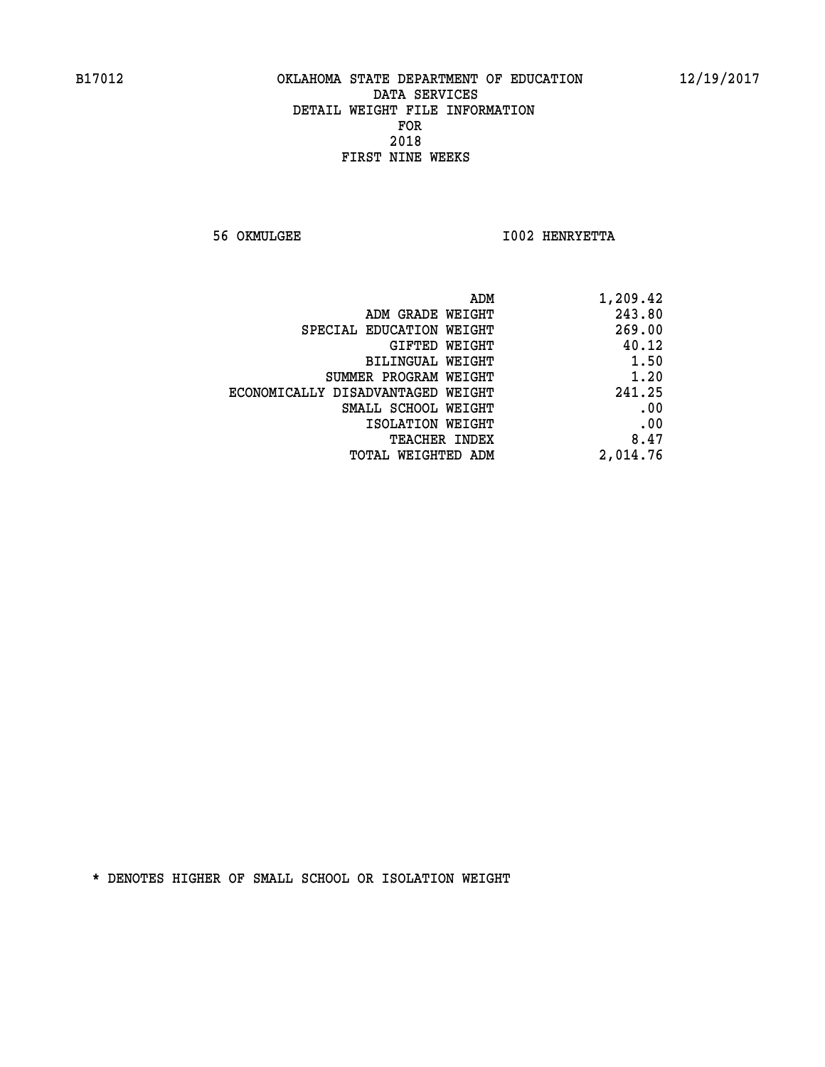B17012 OKLAHOMA STATE DEPARTMENT OF EDUCATION 12/19/2017

DATA SERVICES
DETAIL WEIGHT FILE INFORMATION
FOR
2018
FIRST NINE WEEKS

56 OKMULGEE I002 HENRYETTA

| | |
|---|---|
| ADM | 1,209.42 |
| ADM GRADE WEIGHT | 243.80 |
| SPECIAL EDUCATION WEIGHT | 269.00 |
| GIFTED WEIGHT | 40.12 |
| BILINGUAL WEIGHT | 1.50 |
| SUMMER PROGRAM WEIGHT | 1.20 |
| ECONOMICALLY DISADVANTAGED WEIGHT | 241.25 |
| SMALL SCHOOL WEIGHT | .00 |
| ISOLATION WEIGHT | .00 |
| TEACHER INDEX | 8.47 |
| TOTAL WEIGHTED ADM | 2,014.76 |

* DENOTES HIGHER OF SMALL SCHOOL OR ISOLATION WEIGHT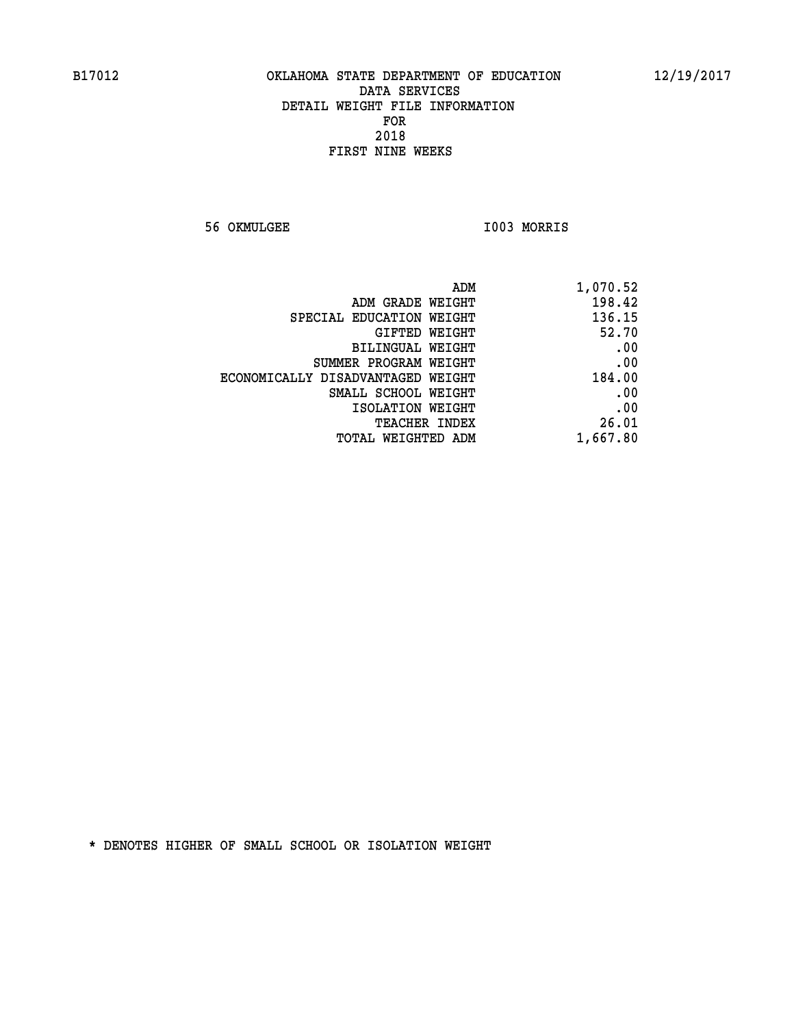B17012 OKLAHOMA STATE DEPARTMENT OF EDUCATION 12/19/2017

DATA SERVICES
DETAIL WEIGHT FILE INFORMATION
FOR
2018
FIRST NINE WEEKS

56 OKMULGEE I003 MORRIS

| | |
|---|---|
| ADM | 1,070.52 |
| ADM GRADE WEIGHT | 198.42 |
| SPECIAL EDUCATION WEIGHT | 136.15 |
| GIFTED WEIGHT | 52.70 |
| BILINGUAL WEIGHT | .00 |
| SUMMER PROGRAM WEIGHT | .00 |
| ECONOMICALLY DISADVANTAGED WEIGHT | 184.00 |
| SMALL SCHOOL WEIGHT | .00 |
| ISOLATION WEIGHT | .00 |
| TEACHER INDEX | 26.01 |
| TOTAL WEIGHTED ADM | 1,667.80 |

* DENOTES HIGHER OF SMALL SCHOOL OR ISOLATION WEIGHT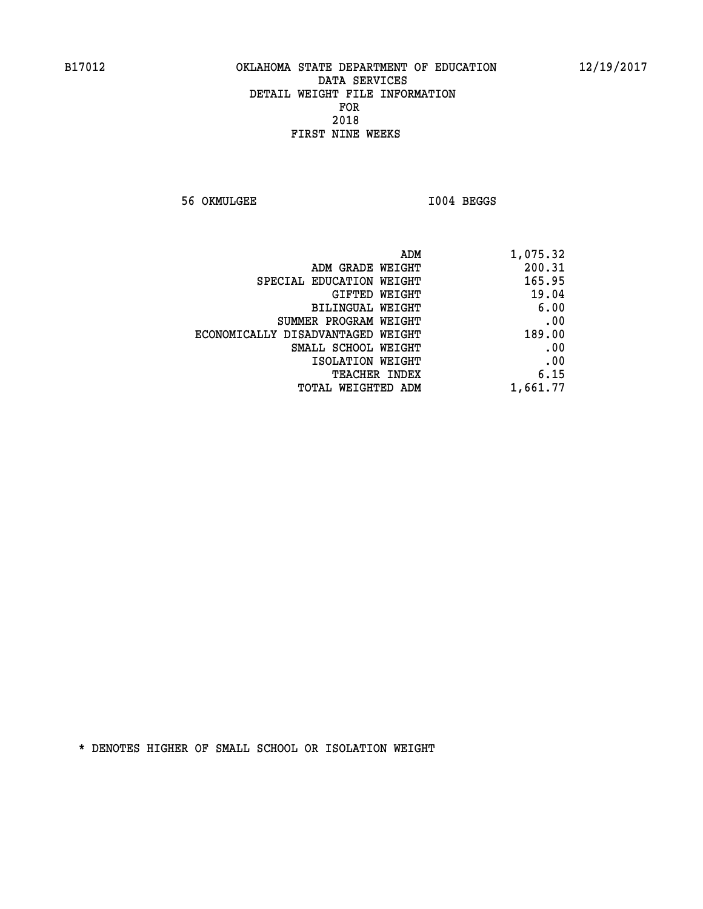B17012 OKLAHOMA STATE DEPARTMENT OF EDUCATION 12/19/2017

DATA SERVICES

DETAIL WEIGHT FILE INFORMATION

FOR

2018

FIRST NINE WEEKS

56 OKMULGEE I004 BEGGS

| | |
|---|---|
| ADM | 1,075.32 |
| ADM GRADE WEIGHT | 200.31 |
| SPECIAL EDUCATION WEIGHT | 165.95 |
| GIFTED WEIGHT | 19.04 |
| BILINGUAL WEIGHT | 6.00 |
| SUMMER PROGRAM WEIGHT | .00 |
| ECONOMICALLY DISADVANTAGED WEIGHT | 189.00 |
| SMALL SCHOOL WEIGHT | .00 |
| ISOLATION WEIGHT | .00 |
| TEACHER INDEX | 6.15 |
| TOTAL WEIGHTED ADM | 1,661.77 |

* DENOTES HIGHER OF SMALL SCHOOL OR ISOLATION WEIGHT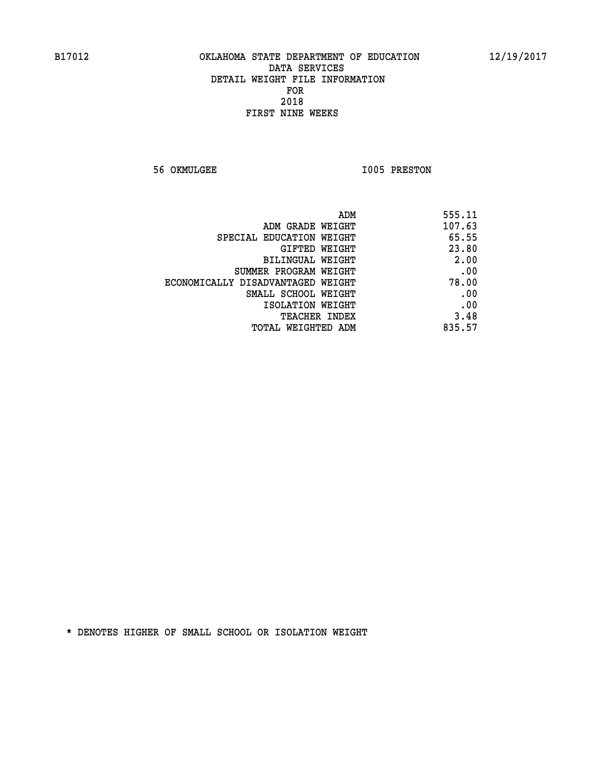B17012 OKLAHOMA STATE DEPARTMENT OF EDUCATION 12/19/2017

DATA SERVICES
DETAIL WEIGHT FILE INFORMATION
FOR
2018
FIRST NINE WEEKS

56 OKMULGEE I005 PRESTON

| | |
|---|---|
| ADM | 555.11 |
| ADM GRADE WEIGHT | 107.63 |
| SPECIAL EDUCATION WEIGHT | 65.55 |
| GIFTED WEIGHT | 23.80 |
| BILINGUAL WEIGHT | 2.00 |
| SUMMER PROGRAM WEIGHT | .00 |
| ECONOMICALLY DISADVANTAGED WEIGHT | 78.00 |
| SMALL SCHOOL WEIGHT | .00 |
| ISOLATION WEIGHT | .00 |
| TEACHER INDEX | 3.48 |
| TOTAL WEIGHTED ADM | 835.57 |

* DENOTES HIGHER OF SMALL SCHOOL OR ISOLATION WEIGHT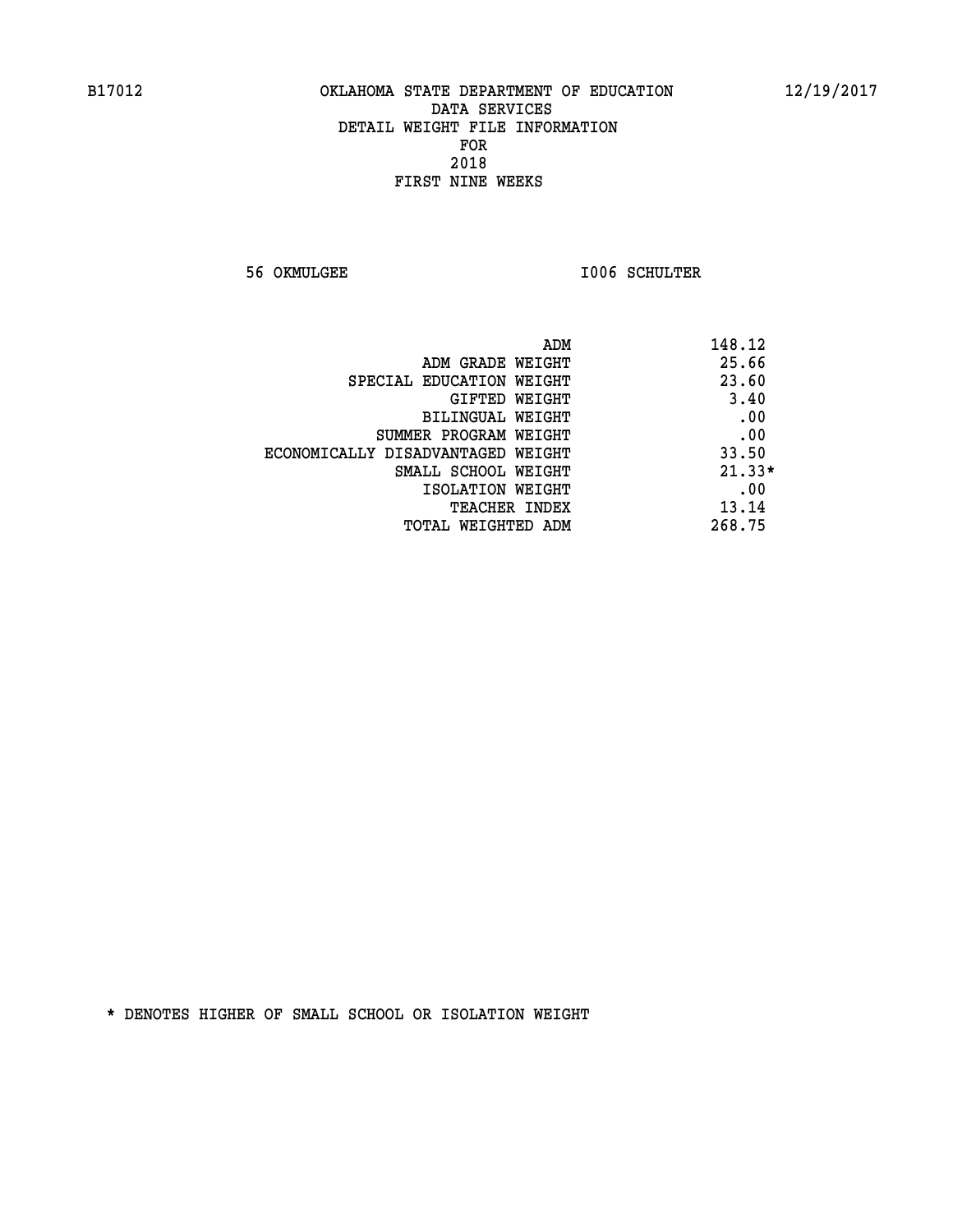B17012 OKLAHOMA STATE DEPARTMENT OF EDUCATION 12/19/2017

DATA SERVICES
DETAIL WEIGHT FILE INFORMATION
FOR
2018
FIRST NINE WEEKS

56 OKMULGEE I006 SCHULTER

| | |
|---|---|
| ADM | 148.12 |
| ADM GRADE WEIGHT | 25.66 |
| SPECIAL EDUCATION WEIGHT | 23.60 |
| GIFTED WEIGHT | 3.40 |
| BILINGUAL WEIGHT | .00 |
| SUMMER PROGRAM WEIGHT | .00 |
| ECONOMICALLY DISADVANTAGED WEIGHT | 33.50 |
| SMALL SCHOOL WEIGHT | 21.33* |
| ISOLATION WEIGHT | .00 |
| TEACHER INDEX | 13.14 |
| TOTAL WEIGHTED ADM | 268.75 |

* DENOTES HIGHER OF SMALL SCHOOL OR ISOLATION WEIGHT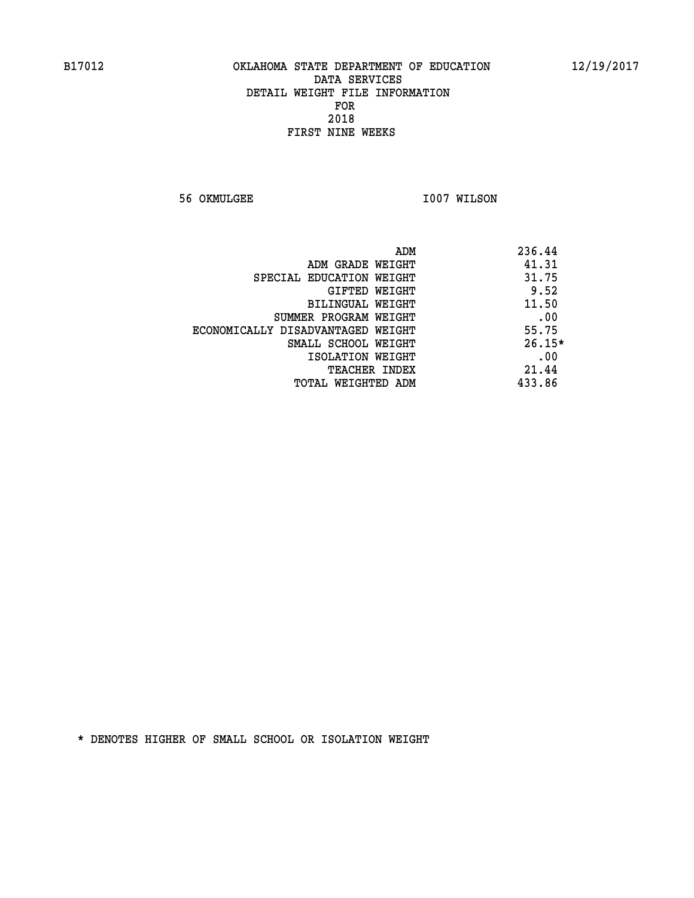B17012 OKLAHOMA STATE DEPARTMENT OF EDUCATION 12/19/2017

DATA SERVICES
DETAIL WEIGHT FILE INFORMATION
FOR
2018
FIRST NINE WEEKS

56 OKMULGEE I007 WILSON

| | |
|---|---|
| ADM | 236.44 |
| ADM GRADE WEIGHT | 41.31 |
| SPECIAL EDUCATION WEIGHT | 31.75 |
| GIFTED WEIGHT | 9.52 |
| BILINGUAL WEIGHT | 11.50 |
| SUMMER PROGRAM WEIGHT | .00 |
| ECONOMICALLY DISADVANTAGED WEIGHT | 55.75 |
| SMALL SCHOOL WEIGHT | 26.15* |
| ISOLATION WEIGHT | .00 |
| TEACHER INDEX | 21.44 |
| TOTAL WEIGHTED ADM | 433.86 |

* DENOTES HIGHER OF SMALL SCHOOL OR ISOLATION WEIGHT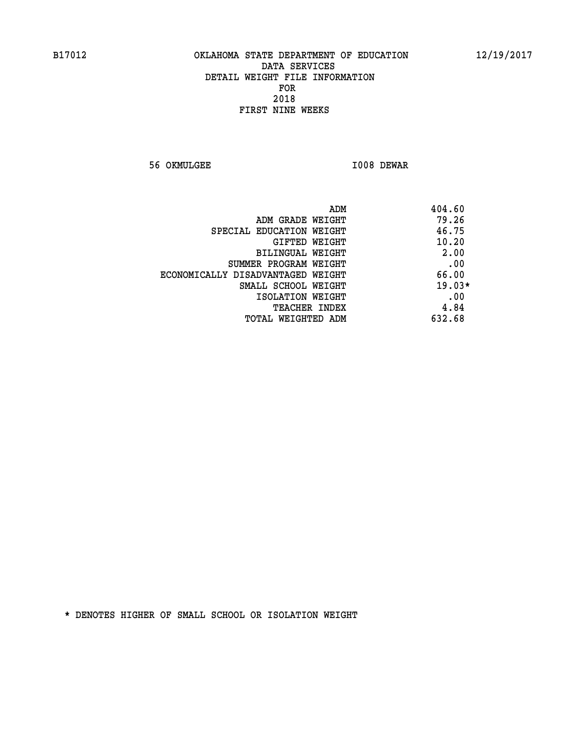B17012 OKLAHOMA STATE DEPARTMENT OF EDUCATION 12/19/2017

DATA SERVICES
DETAIL WEIGHT FILE INFORMATION
FOR
2018
FIRST NINE WEEKS

56 OKMULGEE I008 DEWAR

| | |
|---|---|
| ADM | 404.60 |
| ADM GRADE WEIGHT | 79.26 |
| SPECIAL EDUCATION WEIGHT | 46.75 |
| GIFTED WEIGHT | 10.20 |
| BILINGUAL WEIGHT | 2.00 |
| SUMMER PROGRAM WEIGHT | .00 |
| ECONOMICALLY DISADVANTAGED WEIGHT | 66.00 |
| SMALL SCHOOL WEIGHT | 19.03* |
| ISOLATION WEIGHT | .00 |
| TEACHER INDEX | 4.84 |
| TOTAL WEIGHTED ADM | 632.68 |

* DENOTES HIGHER OF SMALL SCHOOL OR ISOLATION WEIGHT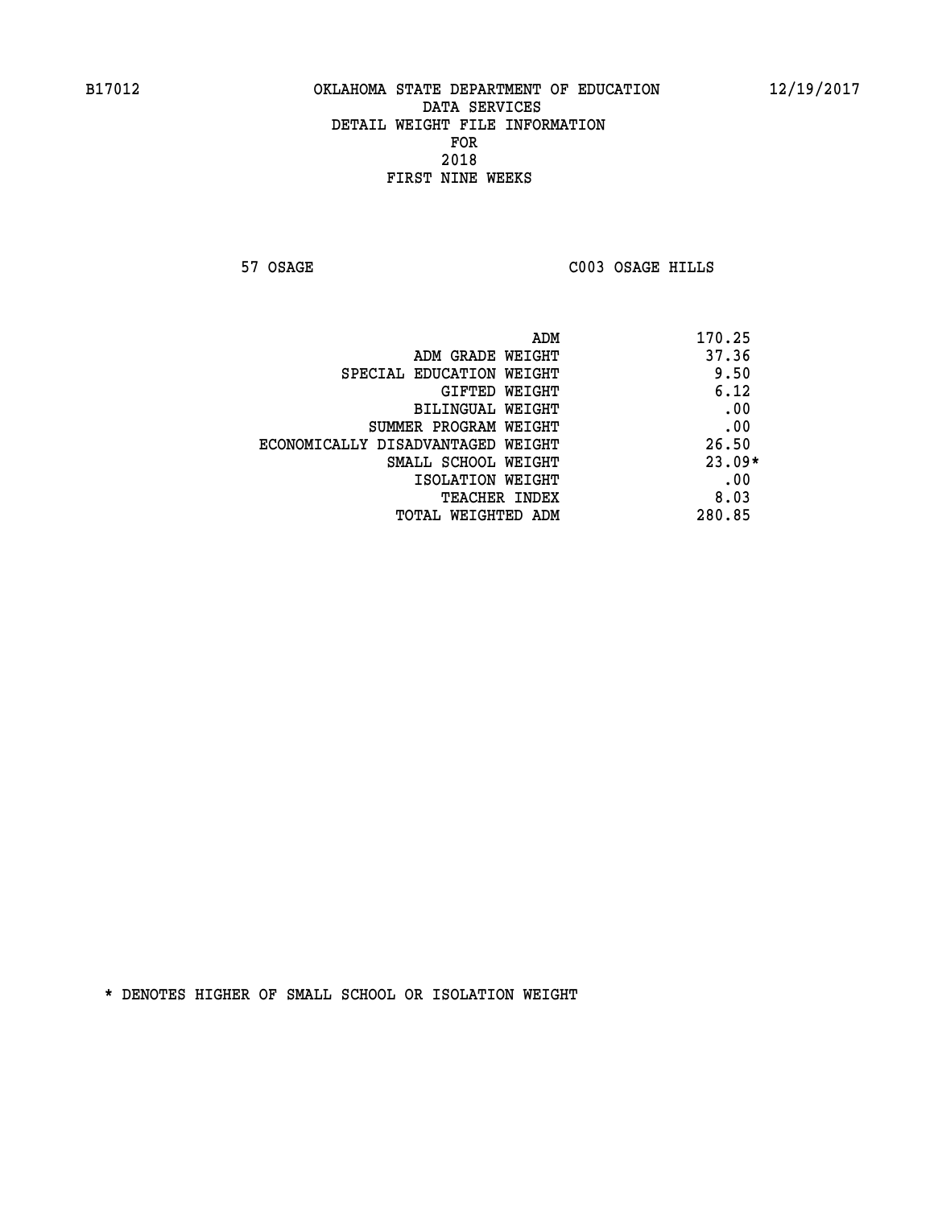B17012 OKLAHOMA STATE DEPARTMENT OF EDUCATION 12/19/2017

DATA SERVICES
DETAIL WEIGHT FILE INFORMATION
FOR
2018
FIRST NINE WEEKS

57 OSAGE C003 OSAGE HILLS

| | |
|---|---|
| ADM | 170.25 |
| ADM GRADE WEIGHT | 37.36 |
| SPECIAL EDUCATION WEIGHT | 9.50 |
| GIFTED WEIGHT | 6.12 |
| BILINGUAL WEIGHT | .00 |
| SUMMER PROGRAM WEIGHT | .00 |
| ECONOMICALLY DISADVANTAGED WEIGHT | 26.50 |
| SMALL SCHOOL WEIGHT | 23.09* |
| ISOLATION WEIGHT | .00 |
| TEACHER INDEX | 8.03 |
| TOTAL WEIGHTED ADM | 280.85 |

* DENOTES HIGHER OF SMALL SCHOOL OR ISOLATION WEIGHT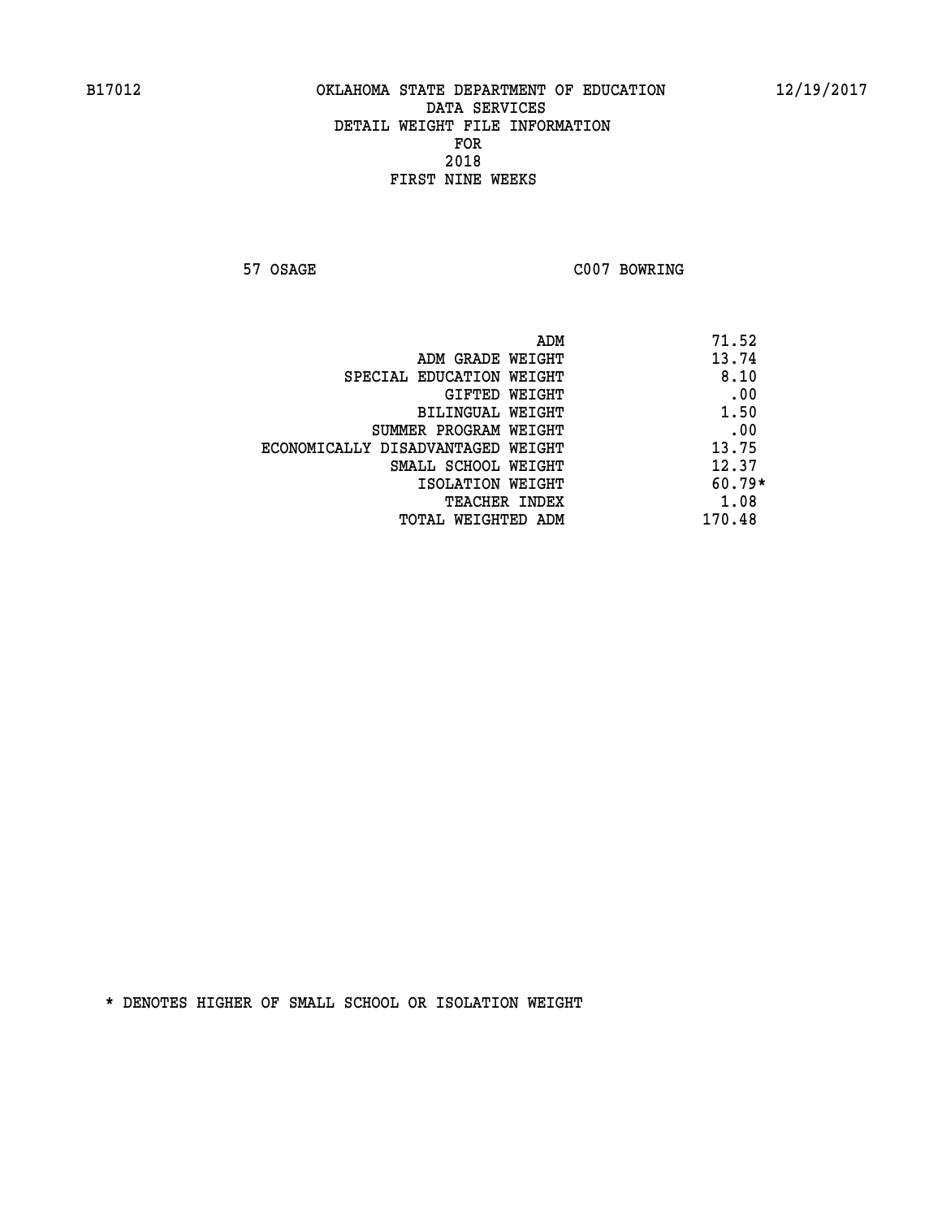B17012 OKLAHOMA STATE DEPARTMENT OF EDUCATION 12/19/2017

DATA SERVICES
DETAIL WEIGHT FILE INFORMATION
FOR
2018
FIRST NINE WEEKS

57 OSAGE C007 BOWRING

| | |
|---|---|
| ADM | 71.52 |
| ADM GRADE WEIGHT | 13.74 |
| SPECIAL EDUCATION WEIGHT | 8.10 |
| GIFTED WEIGHT | .00 |
| BILINGUAL WEIGHT | 1.50 |
| SUMMER PROGRAM WEIGHT | .00 |
| ECONOMICALLY DISADVANTAGED WEIGHT | 13.75 |
| SMALL SCHOOL WEIGHT | 12.37 |
| ISOLATION WEIGHT | 60.79* |
| TEACHER INDEX | 1.08 |
| TOTAL WEIGHTED ADM | 170.48 |

* DENOTES HIGHER OF SMALL SCHOOL OR ISOLATION WEIGHT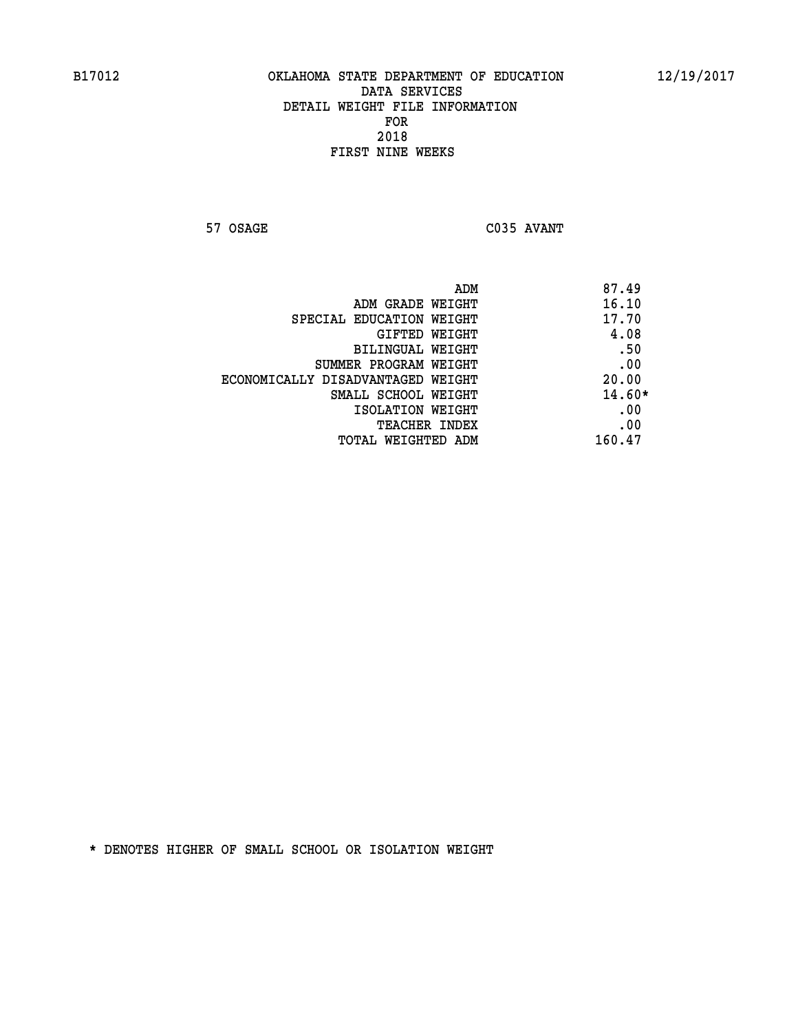B17012 OKLAHOMA STATE DEPARTMENT OF EDUCATION 12/19/2017

DATA SERVICES
DETAIL WEIGHT FILE INFORMATION
FOR
2018
FIRST NINE WEEKS

57 OSAGE C035 AVANT

| | |
|---|---|
| ADM | 87.49 |
| ADM GRADE WEIGHT | 16.10 |
| SPECIAL EDUCATION WEIGHT | 17.70 |
| GIFTED WEIGHT | 4.08 |
| BILINGUAL WEIGHT | .50 |
| SUMMER PROGRAM WEIGHT | .00 |
| ECONOMICALLY DISADVANTAGED WEIGHT | 20.00 |
| SMALL SCHOOL WEIGHT | 14.60* |
| ISOLATION WEIGHT | .00 |
| TEACHER INDEX | .00 |
| TOTAL WEIGHTED ADM | 160.47 |

* DENOTES HIGHER OF SMALL SCHOOL OR ISOLATION WEIGHT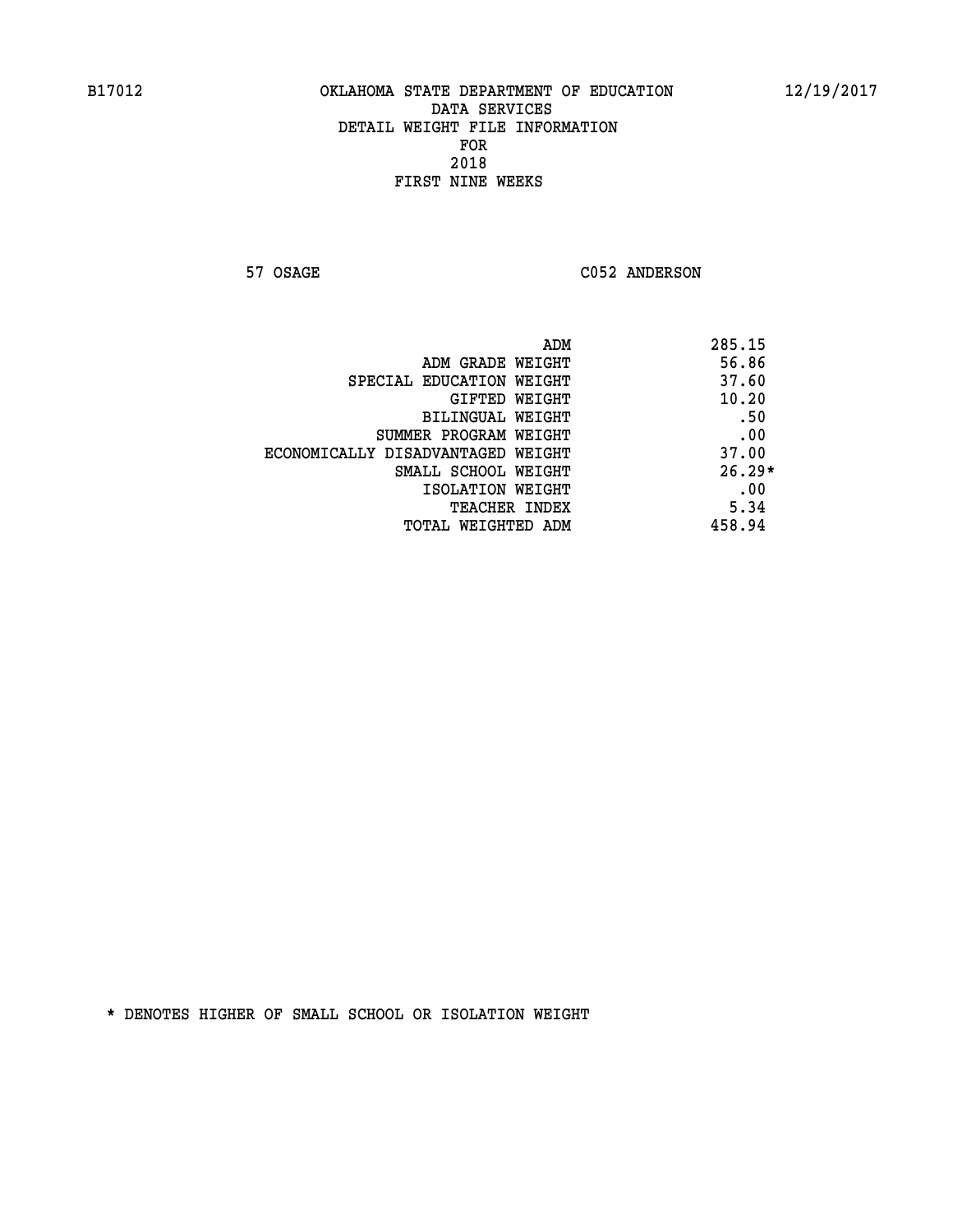B17012 OKLAHOMA STATE DEPARTMENT OF EDUCATION 12/19/2017
DATA SERVICES
DETAIL WEIGHT FILE INFORMATION
FOR
2018
FIRST NINE WEEKS

57 OSAGE C052 ANDERSON

| | |
|---|---|
| ADM | 285.15 |
| ADM GRADE WEIGHT | 56.86 |
| SPECIAL EDUCATION WEIGHT | 37.60 |
| GIFTED WEIGHT | 10.20 |
| BILINGUAL WEIGHT | .50 |
| SUMMER PROGRAM WEIGHT | .00 |
| ECONOMICALLY DISADVANTAGED WEIGHT | 37.00 |
| SMALL SCHOOL WEIGHT | 26.29* |
| ISOLATION WEIGHT | .00 |
| TEACHER INDEX | 5.34 |
| TOTAL WEIGHTED ADM | 458.94 |

* DENOTES HIGHER OF SMALL SCHOOL OR ISOLATION WEIGHT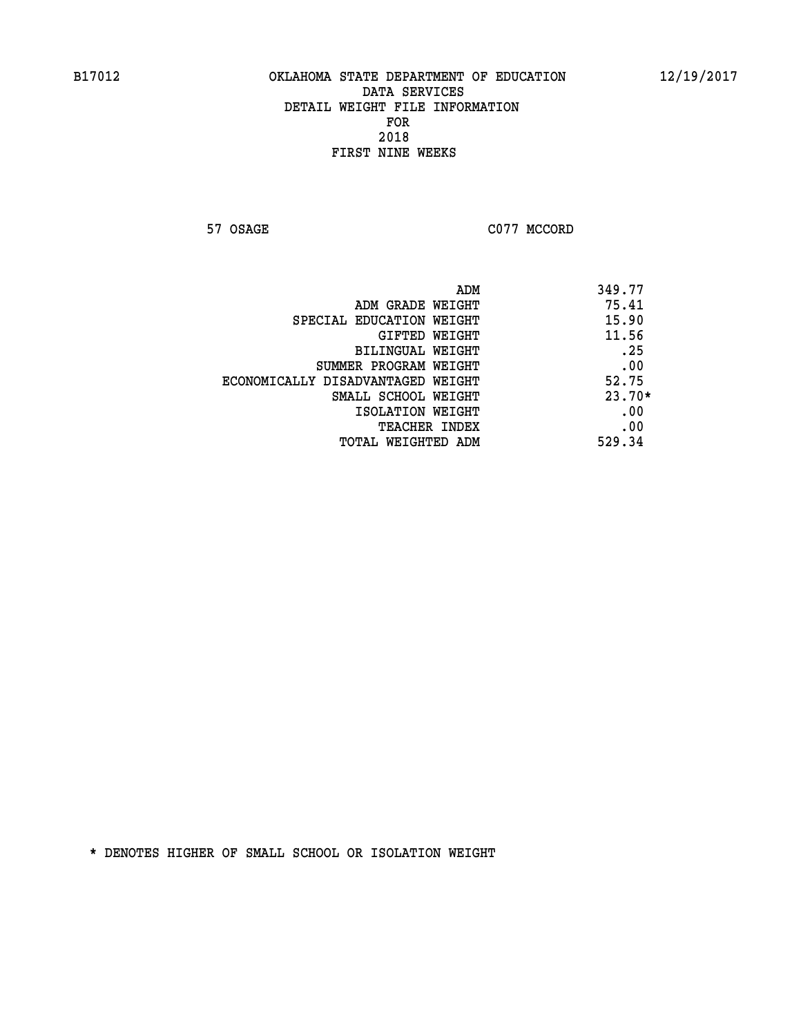B17012 OKLAHOMA STATE DEPARTMENT OF EDUCATION 12/19/2017

DATA SERVICES
DETAIL WEIGHT FILE INFORMATION
FOR
2018
FIRST NINE WEEKS

57 OSAGE C077 MCCORD

| | |
|---|---|
| ADM | 349.77 |
| ADM GRADE WEIGHT | 75.41 |
| SPECIAL EDUCATION WEIGHT | 15.90 |
| GIFTED WEIGHT | 11.56 |
| BILINGUAL WEIGHT | .25 |
| SUMMER PROGRAM WEIGHT | .00 |
| ECONOMICALLY DISADVANTAGED WEIGHT | 52.75 |
| SMALL SCHOOL WEIGHT | 23.70* |
| ISOLATION WEIGHT | .00 |
| TEACHER INDEX | .00 |
| TOTAL WEIGHTED ADM | 529.34 |

* DENOTES HIGHER OF SMALL SCHOOL OR ISOLATION WEIGHT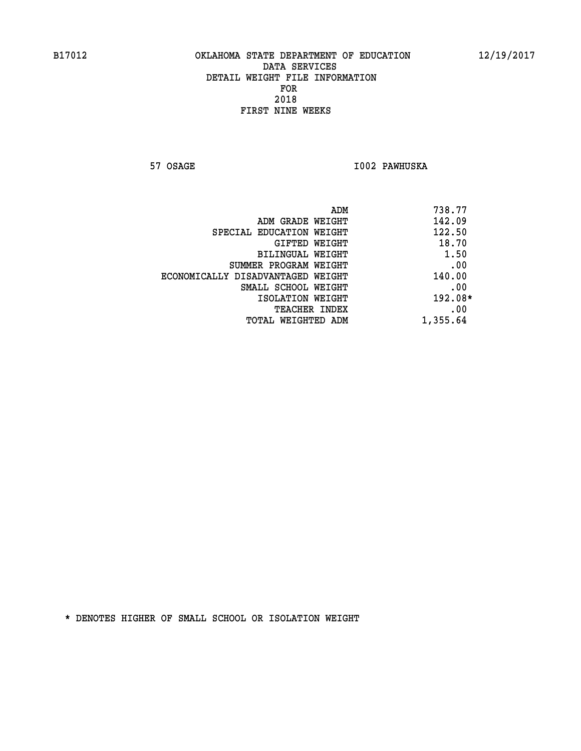B17012 OKLAHOMA STATE DEPARTMENT OF EDUCATION 12/19/2017

DATA SERVICES
DETAIL WEIGHT FILE INFORMATION
FOR
2018
FIRST NINE WEEKS

57 OSAGE I002 PAWHUSKA

| | |
|---|---|
| ADM | 738.77 |
| ADM GRADE WEIGHT | 142.09 |
| SPECIAL EDUCATION WEIGHT | 122.50 |
| GIFTED WEIGHT | 18.70 |
| BILINGUAL WEIGHT | 1.50 |
| SUMMER PROGRAM WEIGHT | .00 |
| ECONOMICALLY DISADVANTAGED WEIGHT | 140.00 |
| SMALL SCHOOL WEIGHT | .00 |
| ISOLATION WEIGHT | 192.08* |
| TEACHER INDEX | .00 |
| TOTAL WEIGHTED ADM | 1,355.64 |

* DENOTES HIGHER OF SMALL SCHOOL OR ISOLATION WEIGHT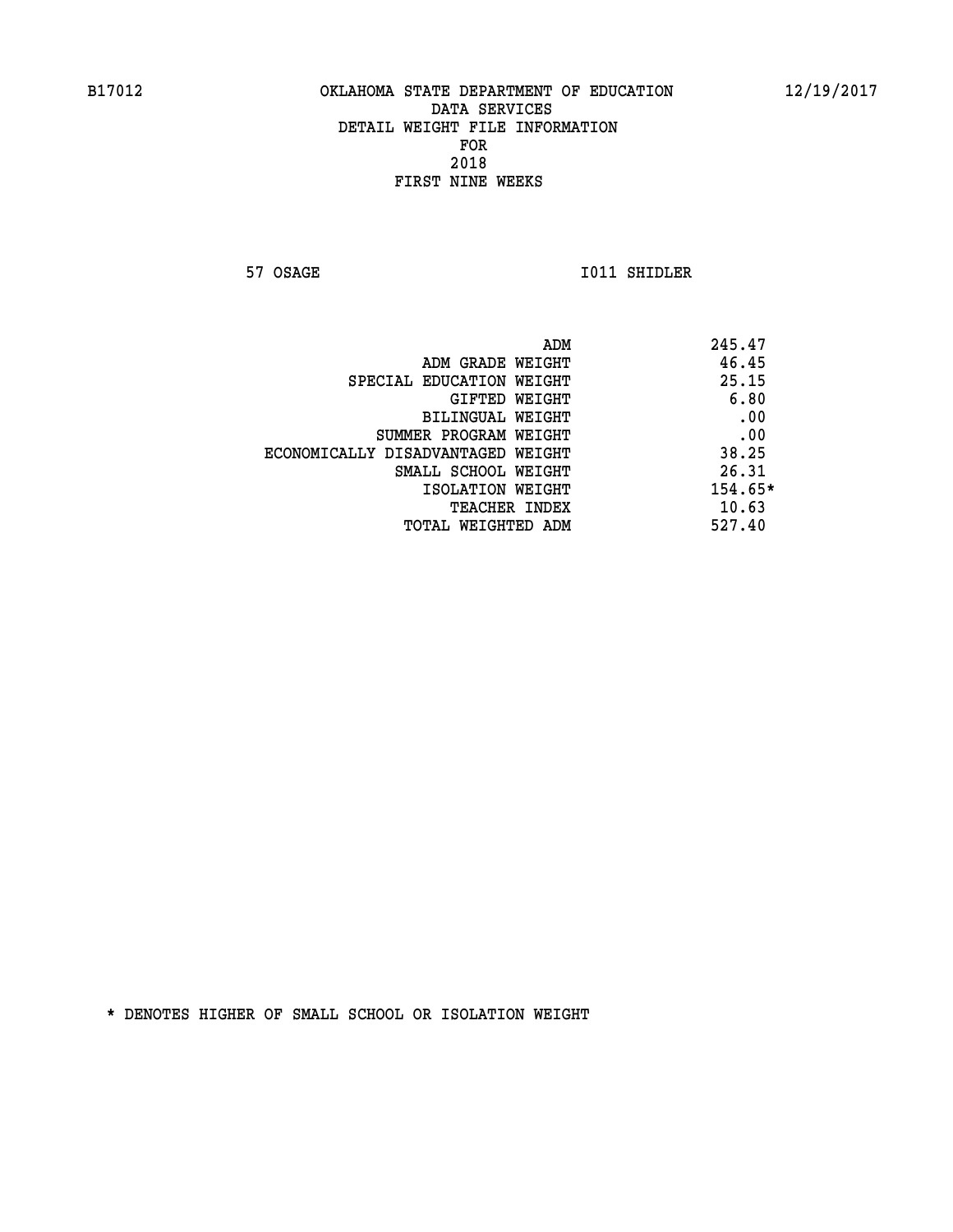B17012 OKLAHOMA STATE DEPARTMENT OF EDUCATION 12/19/2017

DATA SERVICES
DETAIL WEIGHT FILE INFORMATION
FOR
2018
FIRST NINE WEEKS

57 OSAGE I011 SHIDLER

| | |
|---|---|
| ADM | 245.47 |
| ADM GRADE WEIGHT | 46.45 |
| SPECIAL EDUCATION WEIGHT | 25.15 |
| GIFTED WEIGHT | 6.80 |
| BILINGUAL WEIGHT | .00 |
| SUMMER PROGRAM WEIGHT | .00 |
| ECONOMICALLY DISADVANTAGED WEIGHT | 38.25 |
| SMALL SCHOOL WEIGHT | 26.31 |
| ISOLATION WEIGHT | 154.65* |
| TEACHER INDEX | 10.63 |
| TOTAL WEIGHTED ADM | 527.40 |

* DENOTES HIGHER OF SMALL SCHOOL OR ISOLATION WEIGHT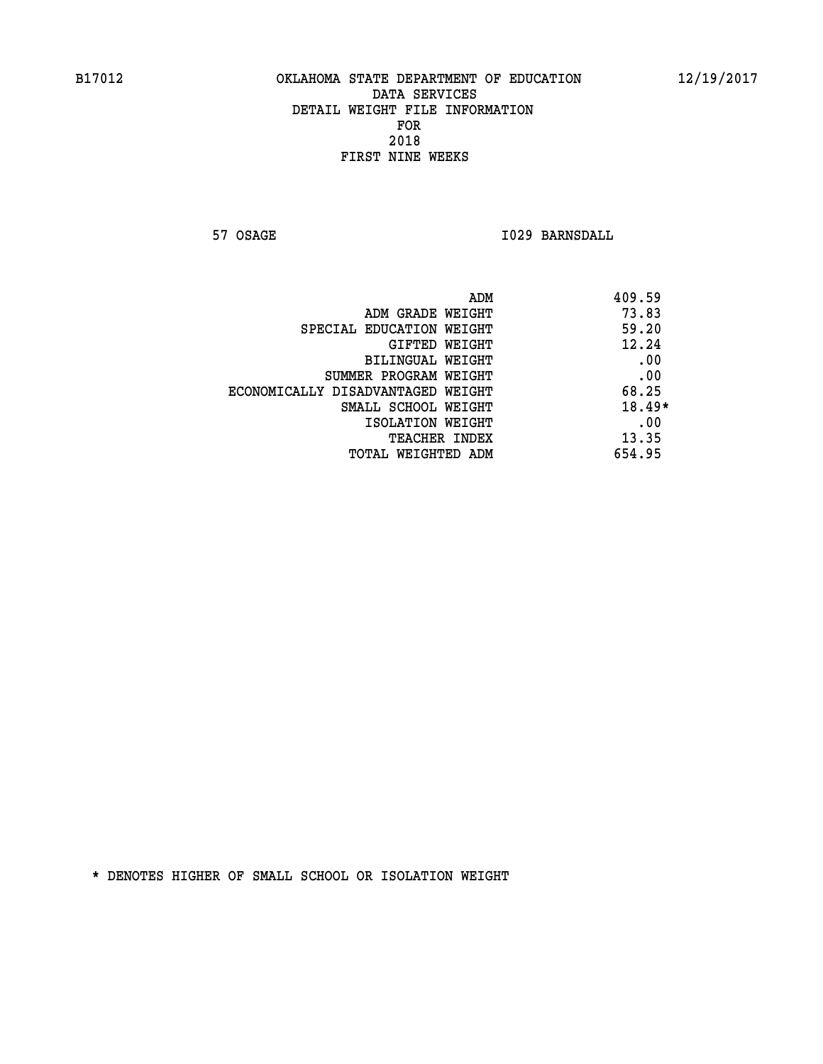B17012 OKLAHOMA STATE DEPARTMENT OF EDUCATION 12/19/2017

DATA SERVICES
DETAIL WEIGHT FILE INFORMATION
FOR
2018
FIRST NINE WEEKS

57 OSAGE I029 BARNSDALL

| | |
|---|---|
| ADM | 409.59 |
| ADM GRADE WEIGHT | 73.83 |
| SPECIAL EDUCATION WEIGHT | 59.20 |
| GIFTED WEIGHT | 12.24 |
| BILINGUAL WEIGHT | .00 |
| SUMMER PROGRAM WEIGHT | .00 |
| ECONOMICALLY DISADVANTAGED WEIGHT | 68.25 |
| SMALL SCHOOL WEIGHT | 18.49* |
| ISOLATION WEIGHT | .00 |
| TEACHER INDEX | 13.35 |
| TOTAL WEIGHTED ADM | 654.95 |

* DENOTES HIGHER OF SMALL SCHOOL OR ISOLATION WEIGHT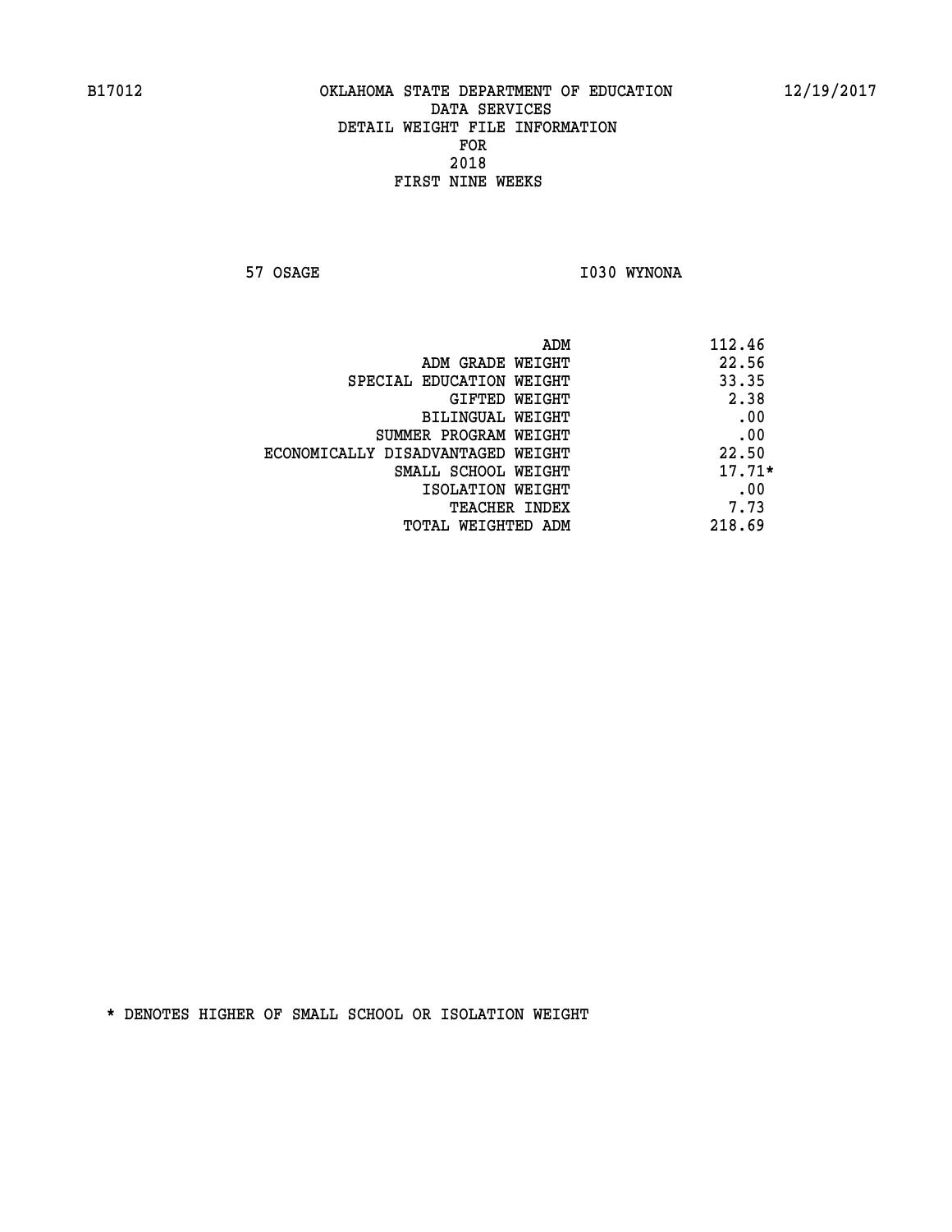B17012 OKLAHOMA STATE DEPARTMENT OF EDUCATION 12/19/2017

DATA SERVICES
DETAIL WEIGHT FILE INFORMATION
FOR
2018
FIRST NINE WEEKS

57 OSAGE I030 WYNONA

| | |
|---|---|
| ADM | 112.46 |
| ADM GRADE WEIGHT | 22.56 |
| SPECIAL EDUCATION WEIGHT | 33.35 |
| GIFTED WEIGHT | 2.38 |
| BILINGUAL WEIGHT | .00 |
| SUMMER PROGRAM WEIGHT | .00 |
| ECONOMICALLY DISADVANTAGED WEIGHT | 22.50 |
| SMALL SCHOOL WEIGHT | 17.71* |
| ISOLATION WEIGHT | .00 |
| TEACHER INDEX | 7.73 |
| TOTAL WEIGHTED ADM | 218.69 |

* DENOTES HIGHER OF SMALL SCHOOL OR ISOLATION WEIGHT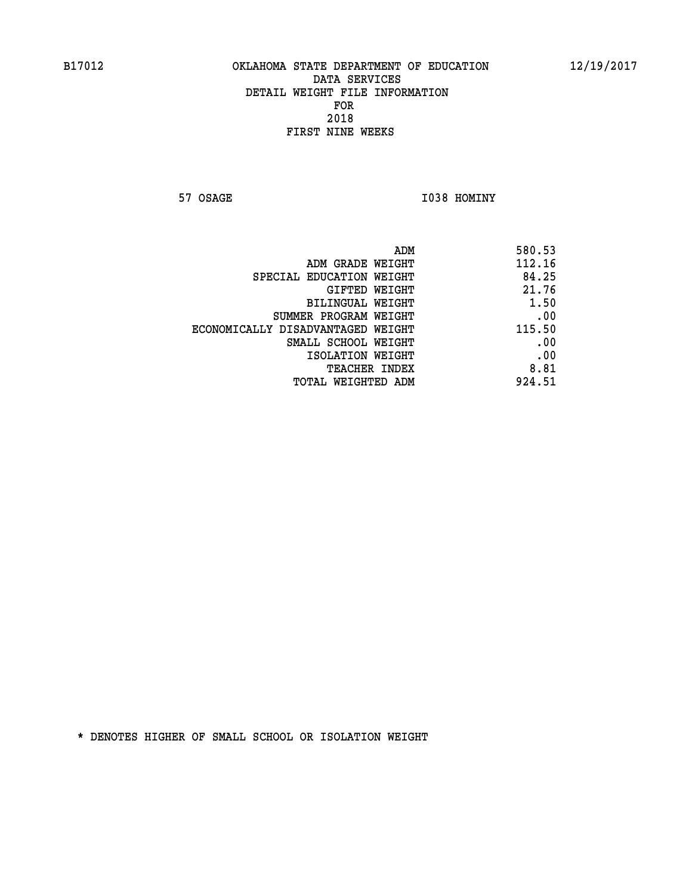B17012 OKLAHOMA STATE DEPARTMENT OF EDUCATION 12/19/2017

DATA SERVICES
DETAIL WEIGHT FILE INFORMATION
FOR
2018
FIRST NINE WEEKS

57 OSAGE I038 HOMINY

| | |
|---|---|
| ADM | 580.53 |
| ADM GRADE WEIGHT | 112.16 |
| SPECIAL EDUCATION WEIGHT | 84.25 |
| GIFTED WEIGHT | 21.76 |
| BILINGUAL WEIGHT | 1.50 |
| SUMMER PROGRAM WEIGHT | .00 |
| ECONOMICALLY DISADVANTAGED WEIGHT | 115.50 |
| SMALL SCHOOL WEIGHT | .00 |
| ISOLATION WEIGHT | .00 |
| TEACHER INDEX | 8.81 |
| TOTAL WEIGHTED ADM | 924.51 |

* DENOTES HIGHER OF SMALL SCHOOL OR ISOLATION WEIGHT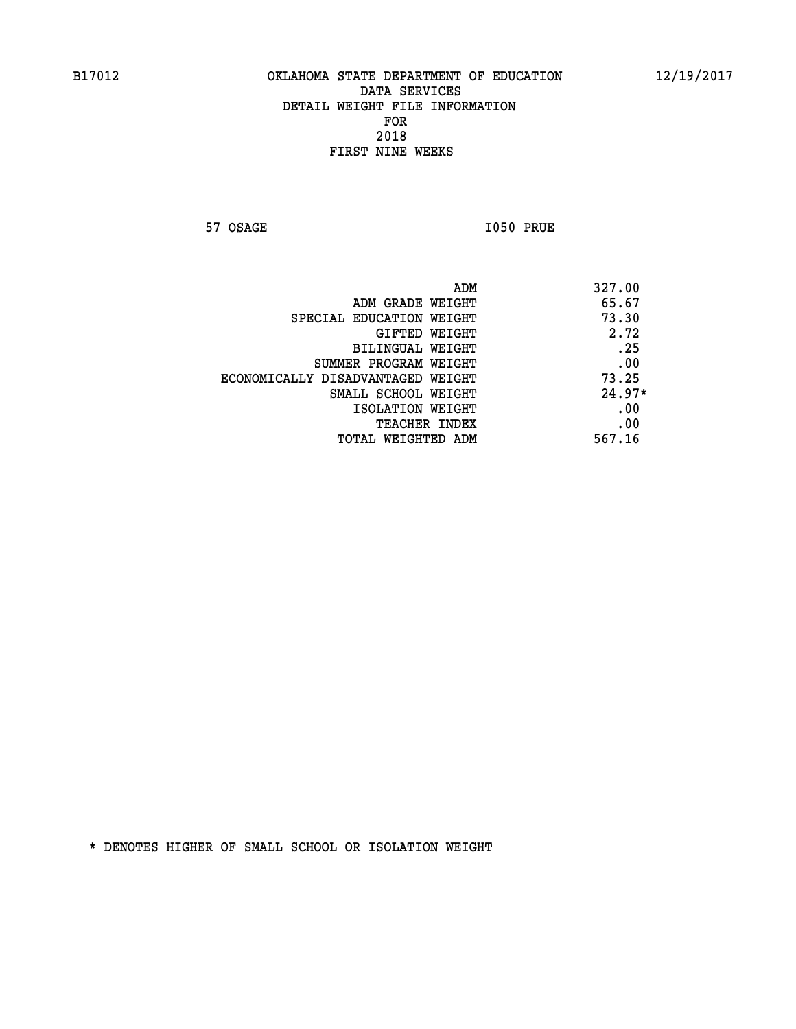B17012 OKLAHOMA STATE DEPARTMENT OF EDUCATION 12/19/2017

DATA SERVICES
DETAIL WEIGHT FILE INFORMATION
FOR
2018
FIRST NINE WEEKS

57 OSAGE I050 PRUE

| | |
|---|---|
| ADM | 327.00 |
| ADM GRADE WEIGHT | 65.67 |
| SPECIAL EDUCATION WEIGHT | 73.30 |
| GIFTED WEIGHT | 2.72 |
| BILINGUAL WEIGHT | .25 |
| SUMMER PROGRAM WEIGHT | .00 |
| ECONOMICALLY DISADVANTAGED WEIGHT | 73.25 |
| SMALL SCHOOL WEIGHT | 24.97* |
| ISOLATION WEIGHT | .00 |
| TEACHER INDEX | .00 |
| TOTAL WEIGHTED ADM | 567.16 |

* DENOTES HIGHER OF SMALL SCHOOL OR ISOLATION WEIGHT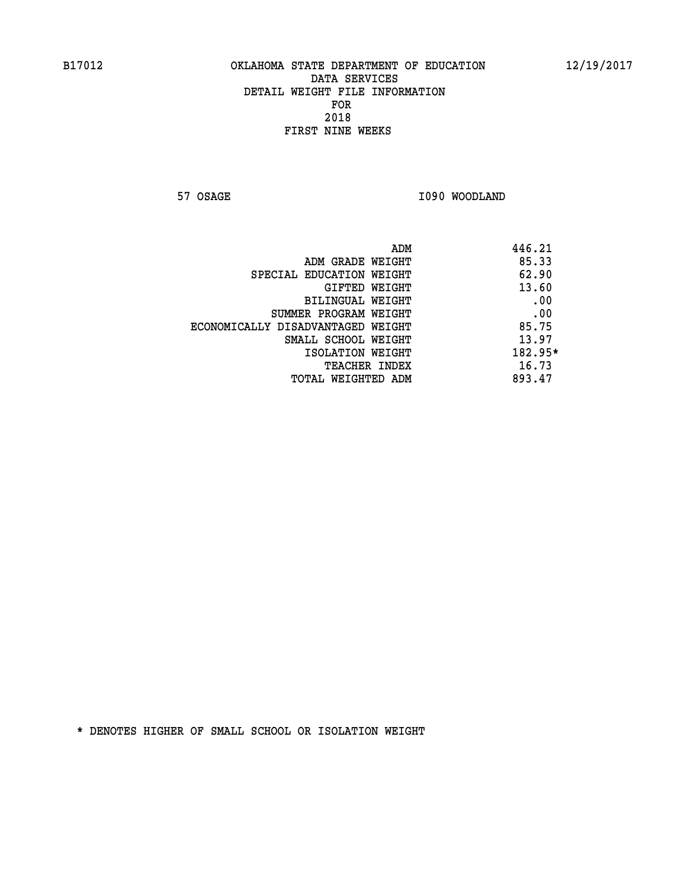# OKLAHOMA STATE DEPARTMENT OF EDUCATION
## DATA SERVICES
## DETAIL WEIGHT FILE INFORMATION
## FOR
## 2018
## FIRST NINE WEEKS

57 OSAGE — I090 WOODLAND

| | |
|---|---|
| ADM | 446.21 |
| ADM GRADE WEIGHT | 85.33 |
| SPECIAL EDUCATION WEIGHT | 62.90 |
| GIFTED WEIGHT | 13.60 |
| BILINGUAL WEIGHT | .00 |
| SUMMER PROGRAM WEIGHT | .00 |
| ECONOMICALLY DISADVANTAGED WEIGHT | 85.75 |
| SMALL SCHOOL WEIGHT | 13.97 |
| ISOLATION WEIGHT | 182.95* |
| TEACHER INDEX | 16.73 |
| TOTAL WEIGHTED ADM | 893.47 |

* DENOTES HIGHER OF SMALL SCHOOL OR ISOLATION WEIGHT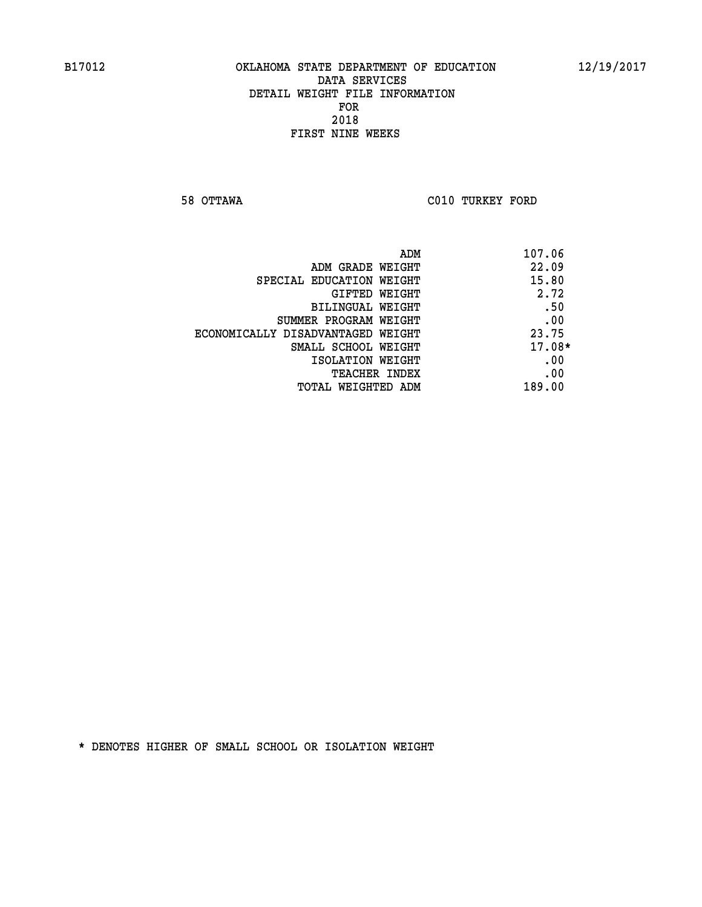B17012 OKLAHOMA STATE DEPARTMENT OF EDUCATION 12/19/2017
DATA SERVICES
DETAIL WEIGHT FILE INFORMATION
FOR
2018
FIRST NINE WEEKS

58 OTTAWA C010 TURKEY FORD

| | |
|---|---|
| ADM | 107.06 |
| ADM GRADE WEIGHT | 22.09 |
| SPECIAL EDUCATION WEIGHT | 15.80 |
| GIFTED WEIGHT | 2.72 |
| BILINGUAL WEIGHT | .50 |
| SUMMER PROGRAM WEIGHT | .00 |
| ECONOMICALLY DISADVANTAGED WEIGHT | 23.75 |
| SMALL SCHOOL WEIGHT | 17.08* |
| ISOLATION WEIGHT | .00 |
| TEACHER INDEX | .00 |
| TOTAL WEIGHTED ADM | 189.00 |

* DENOTES HIGHER OF SMALL SCHOOL OR ISOLATION WEIGHT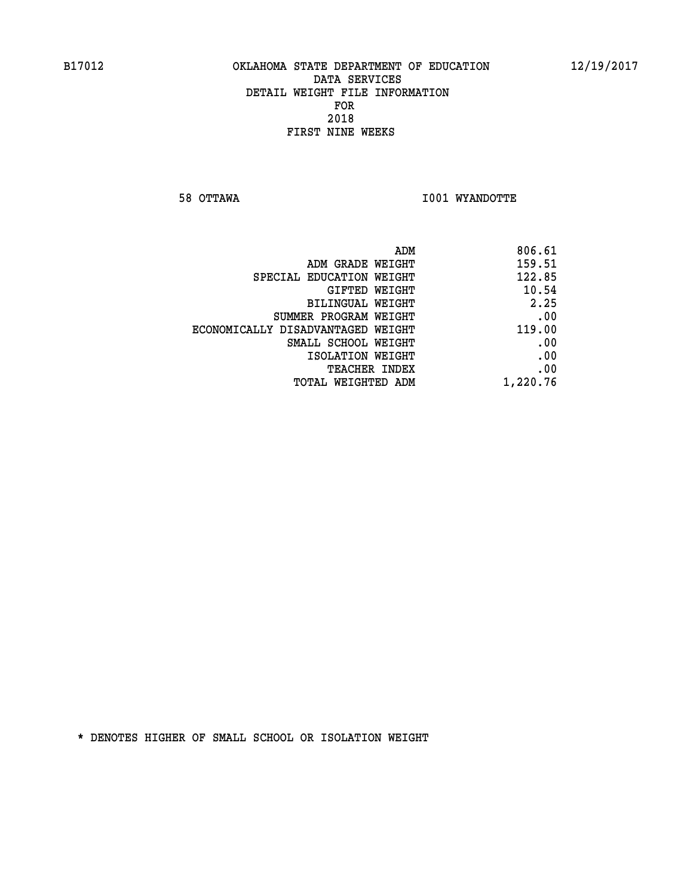B17012 OKLAHOMA STATE DEPARTMENT OF EDUCATION 12/19/2017

DATA SERVICES
DETAIL WEIGHT FILE INFORMATION
FOR
2018
FIRST NINE WEEKS

58 OTTAWA I001 WYANDOTTE

| | |
|---|---|
| ADM | 806.61 |
| ADM GRADE WEIGHT | 159.51 |
| SPECIAL EDUCATION WEIGHT | 122.85 |
| GIFTED WEIGHT | 10.54 |
| BILINGUAL WEIGHT | 2.25 |
| SUMMER PROGRAM WEIGHT | .00 |
| ECONOMICALLY DISADVANTAGED WEIGHT | 119.00 |
| SMALL SCHOOL WEIGHT | .00 |
| ISOLATION WEIGHT | .00 |
| TEACHER INDEX | .00 |
| TOTAL WEIGHTED ADM | 1,220.76 |

* DENOTES HIGHER OF SMALL SCHOOL OR ISOLATION WEIGHT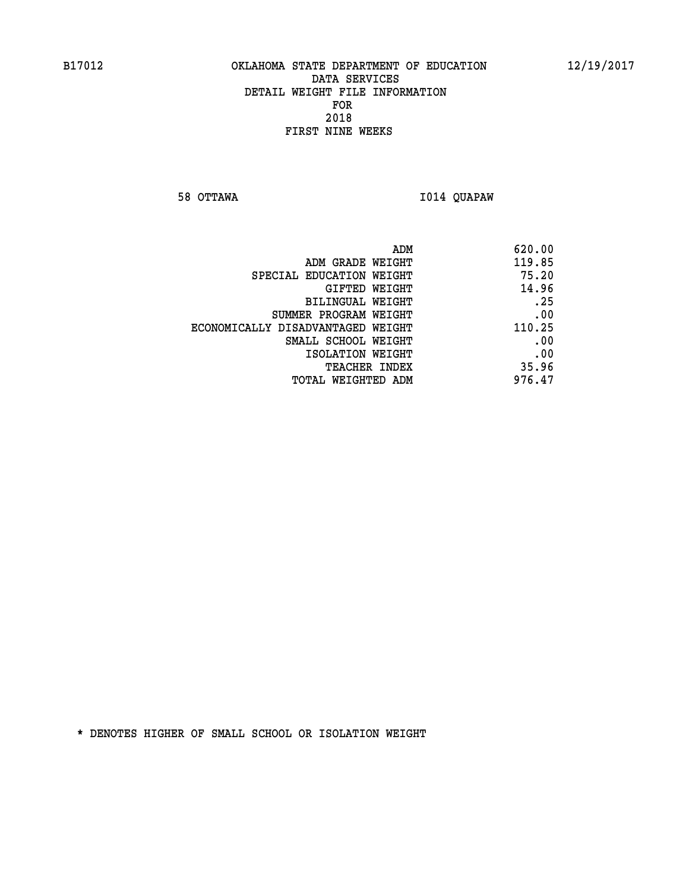OKLAHOMA STATE DEPARTMENT OF EDUCATION
DATA SERVICES
DETAIL WEIGHT FILE INFORMATION
FOR
2018
FIRST NINE WEEKS

58 OTTAWA I014 QUAPAW

| | |
|---|---|
| ADM | 620.00 |
| ADM GRADE WEIGHT | 119.85 |
| SPECIAL EDUCATION WEIGHT | 75.20 |
| GIFTED WEIGHT | 14.96 |
| BILINGUAL WEIGHT | .25 |
| SUMMER PROGRAM WEIGHT | .00 |
| ECONOMICALLY DISADVANTAGED WEIGHT | 110.25 |
| SMALL SCHOOL WEIGHT | .00 |
| ISOLATION WEIGHT | .00 |
| TEACHER INDEX | 35.96 |
| TOTAL WEIGHTED ADM | 976.47 |

* DENOTES HIGHER OF SMALL SCHOOL OR ISOLATION WEIGHT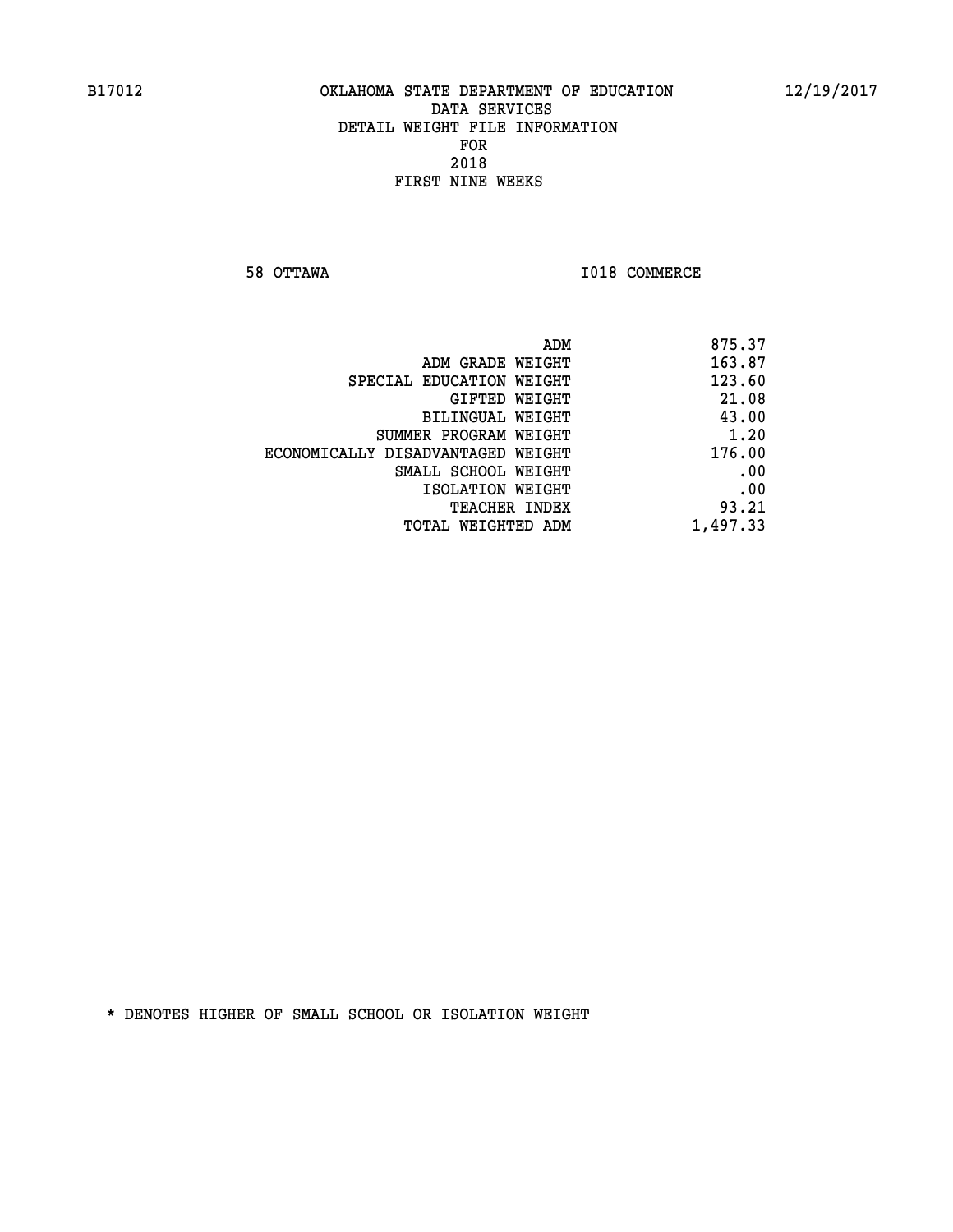# OKLAHOMA STATE DEPARTMENT OF EDUCATION
## DATA SERVICES
## DETAIL WEIGHT FILE INFORMATION
## FOR
## 2018
## FIRST NINE WEEKS

B17012 — 12/19/2017

58 OTTAWA — I018 COMMERCE

| | |
|---|---|
| ADM | 875.37 |
| ADM GRADE WEIGHT | 163.87 |
| SPECIAL EDUCATION WEIGHT | 123.60 |
| GIFTED WEIGHT | 21.08 |
| BILINGUAL WEIGHT | 43.00 |
| SUMMER PROGRAM WEIGHT | 1.20 |
| ECONOMICALLY DISADVANTAGED WEIGHT | 176.00 |
| SMALL SCHOOL WEIGHT | .00 |
| ISOLATION WEIGHT | .00 |
| TEACHER INDEX | 93.21 |
| TOTAL WEIGHTED ADM | 1,497.33 |

* DENOTES HIGHER OF SMALL SCHOOL OR ISOLATION WEIGHT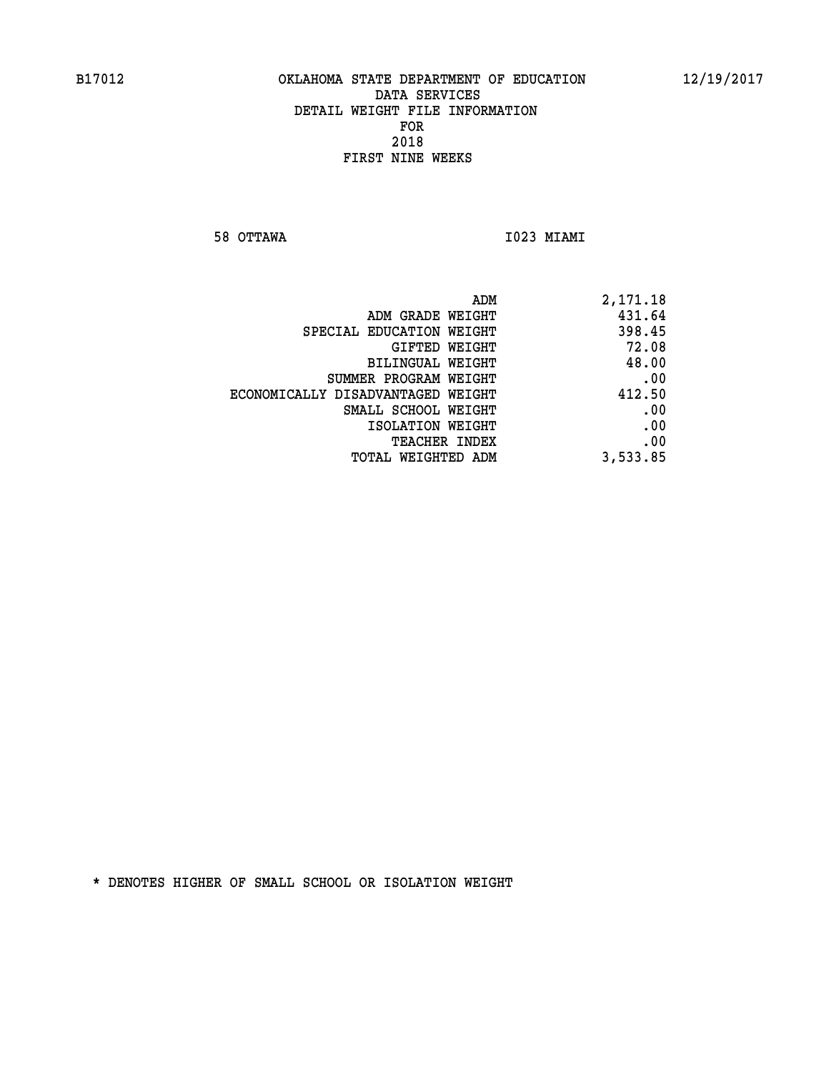OKLAHOMA STATE DEPARTMENT OF EDUCATION
DATA SERVICES
DETAIL WEIGHT FILE INFORMATION
FOR
2018
FIRST NINE WEEKS

58 OTTAWA I023 MIAMI

| | |
|---|---|
| ADM | 2,171.18 |
| ADM GRADE WEIGHT | 431.64 |
| SPECIAL EDUCATION WEIGHT | 398.45 |
| GIFTED WEIGHT | 72.08 |
| BILINGUAL WEIGHT | 48.00 |
| SUMMER PROGRAM WEIGHT | .00 |
| ECONOMICALLY DISADVANTAGED WEIGHT | 412.50 |
| SMALL SCHOOL WEIGHT | .00 |
| ISOLATION WEIGHT | .00 |
| TEACHER INDEX | .00 |
| TOTAL WEIGHTED ADM | 3,533.85 |

* DENOTES HIGHER OF SMALL SCHOOL OR ISOLATION WEIGHT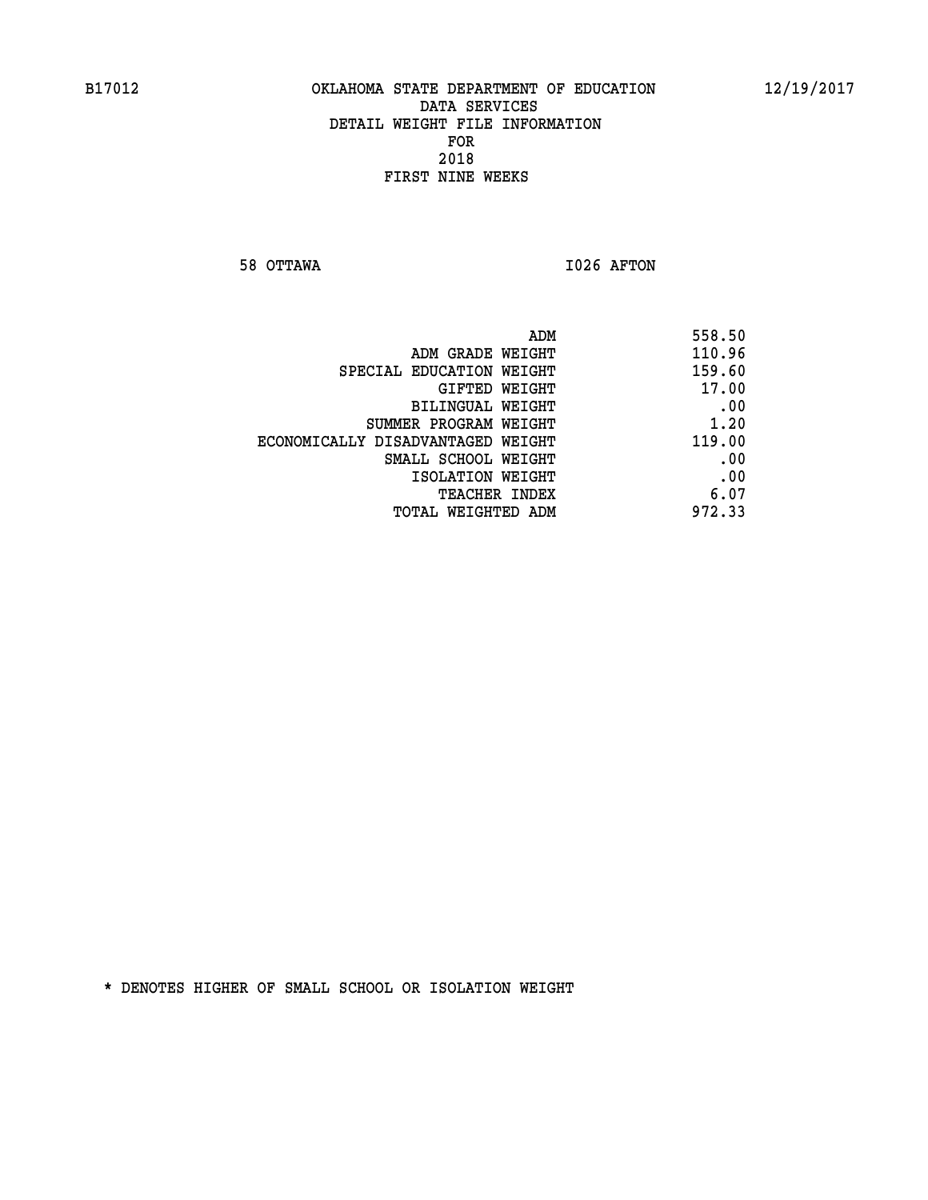B17012 OKLAHOMA STATE DEPARTMENT OF EDUCATION 12/19/2017

DATA SERVICES
DETAIL WEIGHT FILE INFORMATION
FOR
2018
FIRST NINE WEEKS

58 OTTAWA I026 AFTON

| | |
|---|---|
| ADM | 558.50 |
| ADM GRADE WEIGHT | 110.96 |
| SPECIAL EDUCATION WEIGHT | 159.60 |
| GIFTED WEIGHT | 17.00 |
| BILINGUAL WEIGHT | .00 |
| SUMMER PROGRAM WEIGHT | 1.20 |
| ECONOMICALLY DISADVANTAGED WEIGHT | 119.00 |
| SMALL SCHOOL WEIGHT | .00 |
| ISOLATION WEIGHT | .00 |
| TEACHER INDEX | 6.07 |
| TOTAL WEIGHTED ADM | 972.33 |

* DENOTES HIGHER OF SMALL SCHOOL OR ISOLATION WEIGHT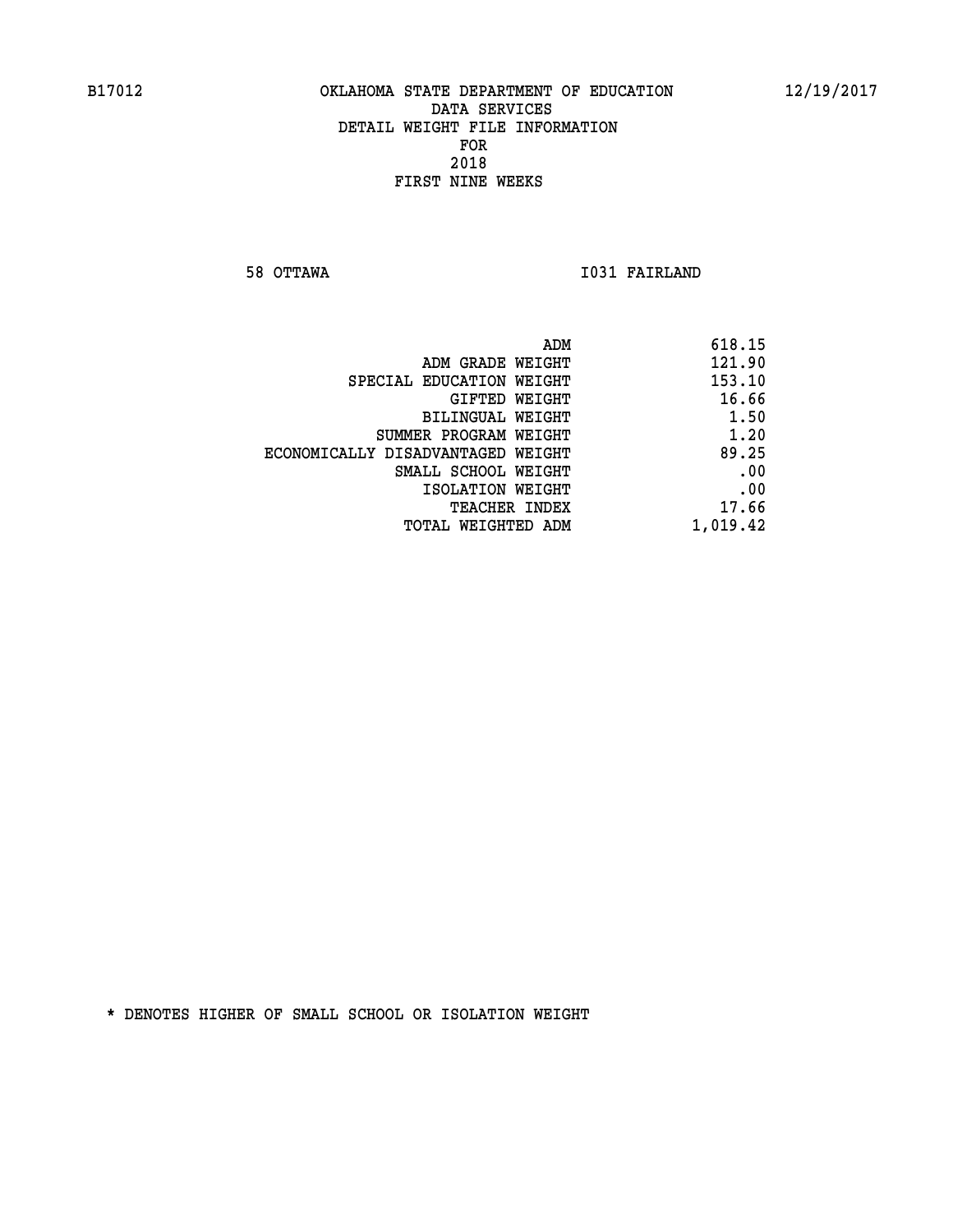OKLAHOMA STATE DEPARTMENT OF EDUCATION
DATA SERVICES
DETAIL WEIGHT FILE INFORMATION
FOR
2018
FIRST NINE WEEKS

58 OTTAWA I031 FAIRLAND

| | |
|---|---|
| ADM | 618.15 |
| ADM GRADE WEIGHT | 121.90 |
| SPECIAL EDUCATION WEIGHT | 153.10 |
| GIFTED WEIGHT | 16.66 |
| BILINGUAL WEIGHT | 1.50 |
| SUMMER PROGRAM WEIGHT | 1.20 |
| ECONOMICALLY DISADVANTAGED WEIGHT | 89.25 |
| SMALL SCHOOL WEIGHT | .00 |
| ISOLATION WEIGHT | .00 |
| TEACHER INDEX | 17.66 |
| TOTAL WEIGHTED ADM | 1,019.42 |

* DENOTES HIGHER OF SMALL SCHOOL OR ISOLATION WEIGHT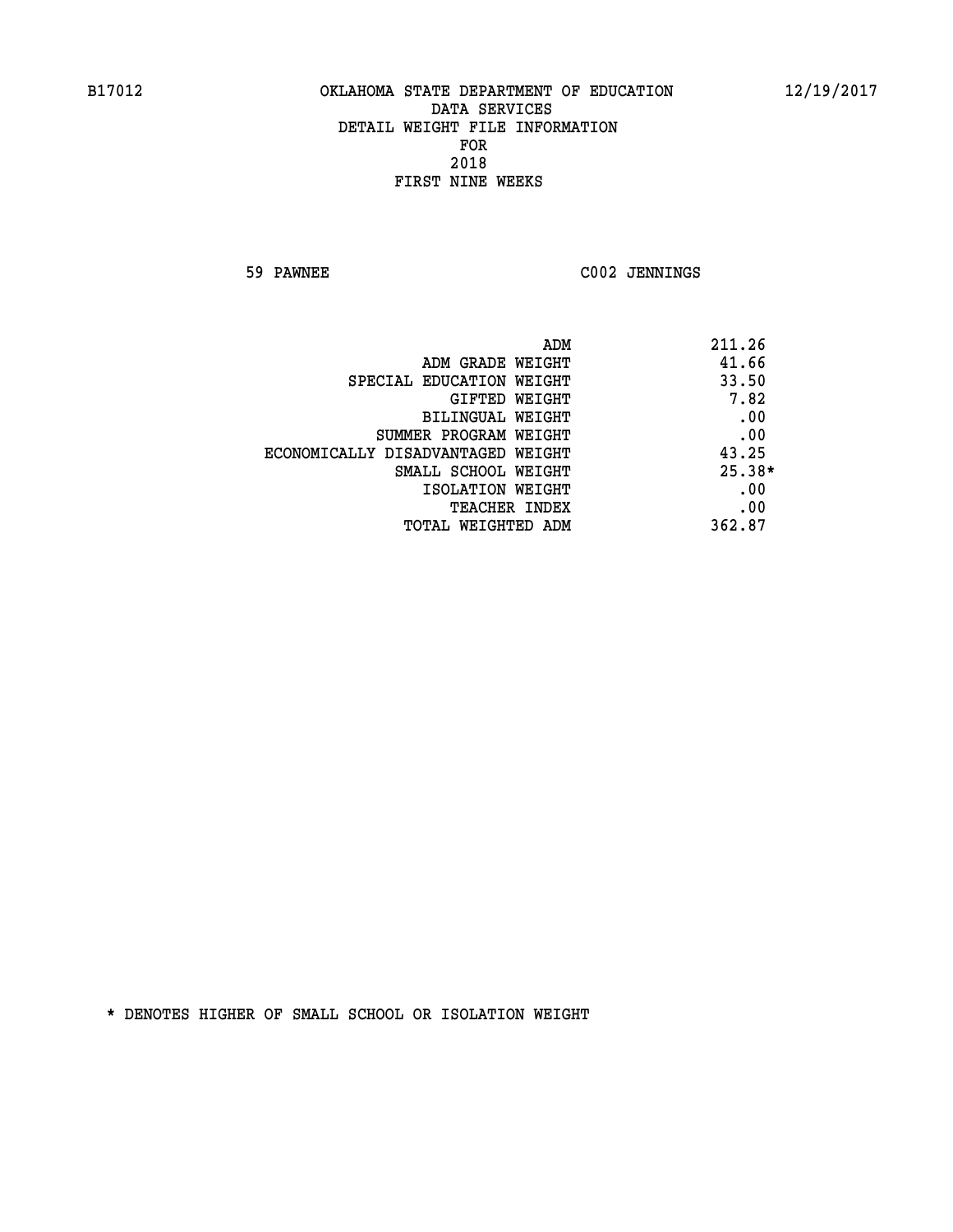B17012 OKLAHOMA STATE DEPARTMENT OF EDUCATION 12/19/2017

DATA SERVICES
DETAIL WEIGHT FILE INFORMATION
FOR
2018
FIRST NINE WEEKS

59 PAWNEE C002 JENNINGS

| | |
|---|---|
| ADM | 211.26 |
| ADM GRADE WEIGHT | 41.66 |
| SPECIAL EDUCATION WEIGHT | 33.50 |
| GIFTED WEIGHT | 7.82 |
| BILINGUAL WEIGHT | .00 |
| SUMMER PROGRAM WEIGHT | .00 |
| ECONOMICALLY DISADVANTAGED WEIGHT | 43.25 |
| SMALL SCHOOL WEIGHT | 25.38* |
| ISOLATION WEIGHT | .00 |
| TEACHER INDEX | .00 |
| TOTAL WEIGHTED ADM | 362.87 |

* DENOTES HIGHER OF SMALL SCHOOL OR ISOLATION WEIGHT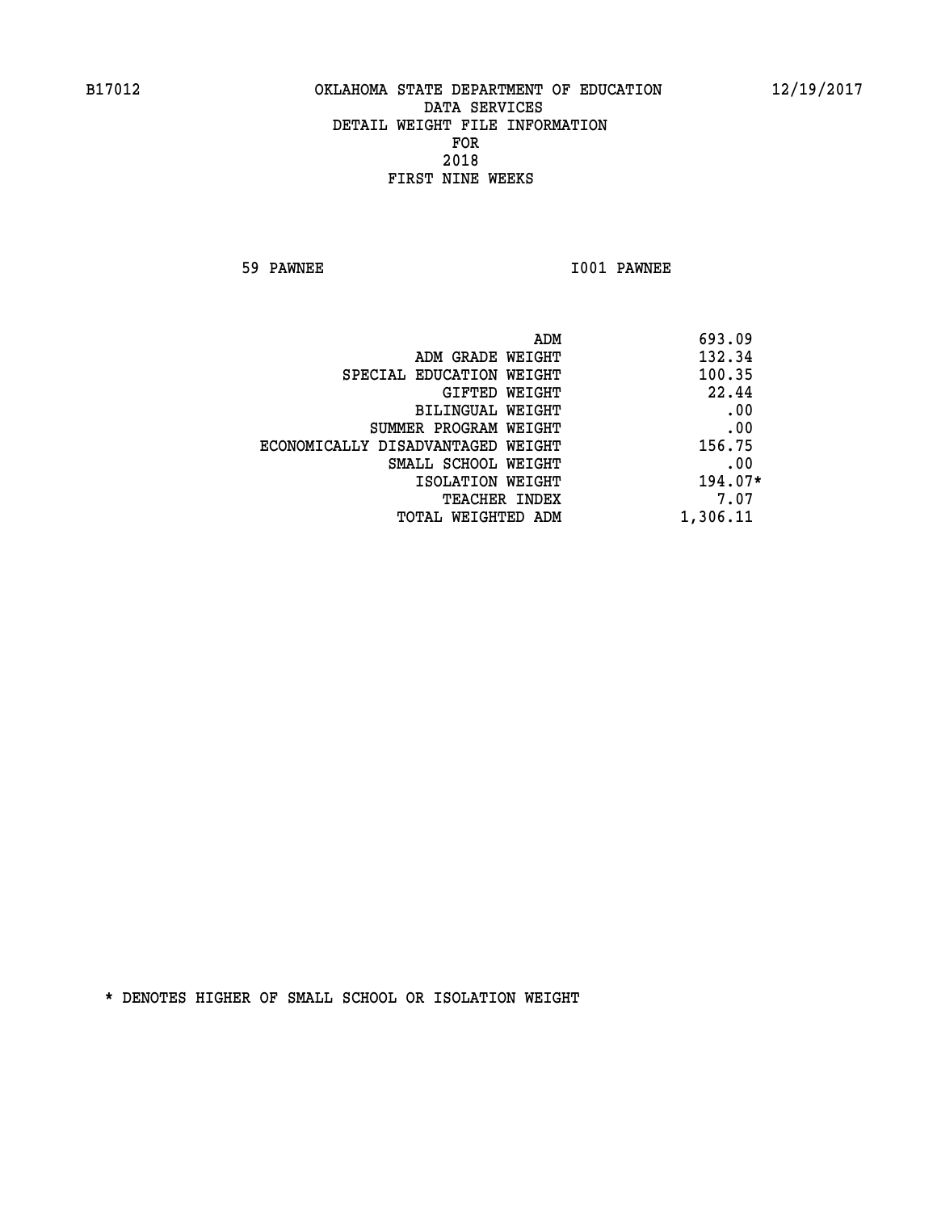B17012 OKLAHOMA STATE DEPARTMENT OF EDUCATION 12/19/2017

DATA SERVICES

DETAIL WEIGHT FILE INFORMATION

FOR

2018

FIRST NINE WEEKS

59 PAWNEE I001 PAWNEE

| | |
|---|---|
| ADM | 693.09 |
| ADM GRADE WEIGHT | 132.34 |
| SPECIAL EDUCATION WEIGHT | 100.35 |
| GIFTED WEIGHT | 22.44 |
| BILINGUAL WEIGHT | .00 |
| SUMMER PROGRAM WEIGHT | .00 |
| ECONOMICALLY DISADVANTAGED WEIGHT | 156.75 |
| SMALL SCHOOL WEIGHT | .00 |
| ISOLATION WEIGHT | 194.07* |
| TEACHER INDEX | 7.07 |
| TOTAL WEIGHTED ADM | 1,306.11 |

* DENOTES HIGHER OF SMALL SCHOOL OR ISOLATION WEIGHT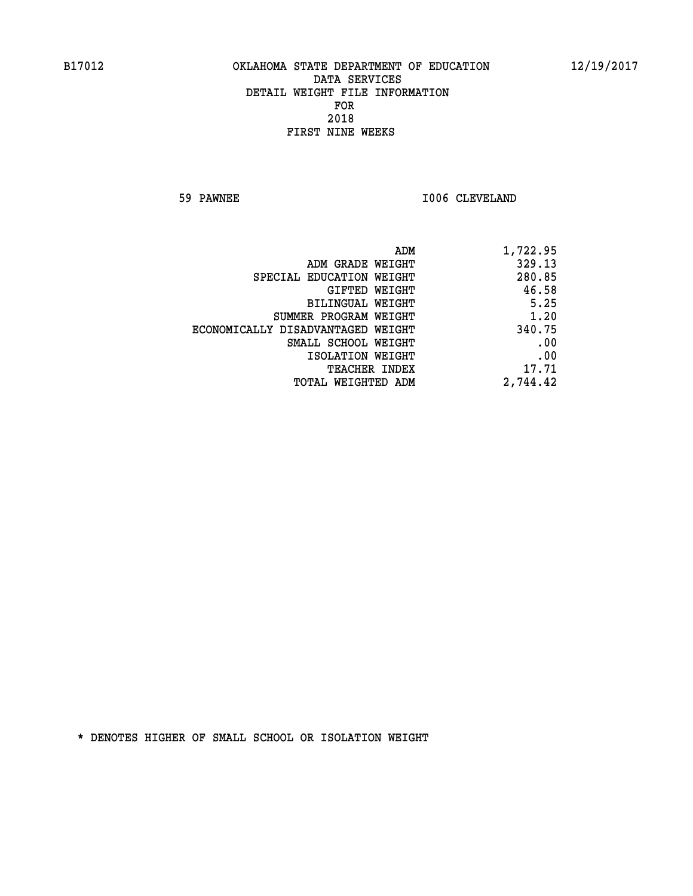B17012 OKLAHOMA STATE DEPARTMENT OF EDUCATION 12/19/2017

DATA SERVICES

DETAIL WEIGHT FILE INFORMATION

FOR

2018

FIRST NINE WEEKS

59 PAWNEE I006 CLEVELAND

| | |
|---|---|
| ADM | 1,722.95 |
| ADM GRADE WEIGHT | 329.13 |
| SPECIAL EDUCATION WEIGHT | 280.85 |
| GIFTED WEIGHT | 46.58 |
| BILINGUAL WEIGHT | 5.25 |
| SUMMER PROGRAM WEIGHT | 1.20 |
| ECONOMICALLY DISADVANTAGED WEIGHT | 340.75 |
| SMALL SCHOOL WEIGHT | .00 |
| ISOLATION WEIGHT | .00 |
| TEACHER INDEX | 17.71 |
| TOTAL WEIGHTED ADM | 2,744.42 |

* DENOTES HIGHER OF SMALL SCHOOL OR ISOLATION WEIGHT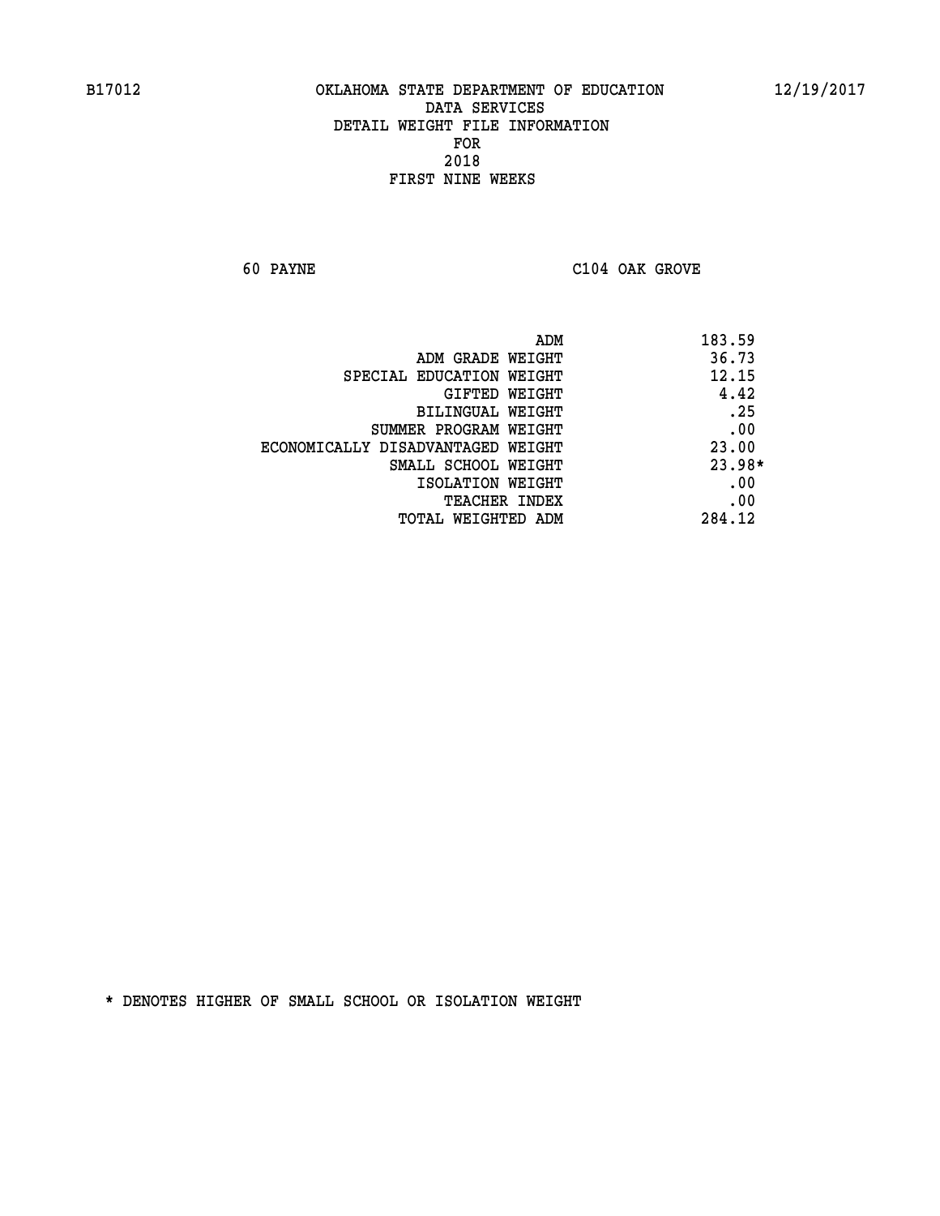OKLAHOMA STATE DEPARTMENT OF EDUCATION
DATA SERVICES
DETAIL WEIGHT FILE INFORMATION
FOR
2018
FIRST NINE WEEKS

60 PAYNE C104 OAK GROVE

| | |
|---|---|
| ADM | 183.59 |
| ADM GRADE WEIGHT | 36.73 |
| SPECIAL EDUCATION WEIGHT | 12.15 |
| GIFTED WEIGHT | 4.42 |
| BILINGUAL WEIGHT | .25 |
| SUMMER PROGRAM WEIGHT | .00 |
| ECONOMICALLY DISADVANTAGED WEIGHT | 23.00 |
| SMALL SCHOOL WEIGHT | 23.98* |
| ISOLATION WEIGHT | .00 |
| TEACHER INDEX | .00 |
| TOTAL WEIGHTED ADM | 284.12 |

* DENOTES HIGHER OF SMALL SCHOOL OR ISOLATION WEIGHT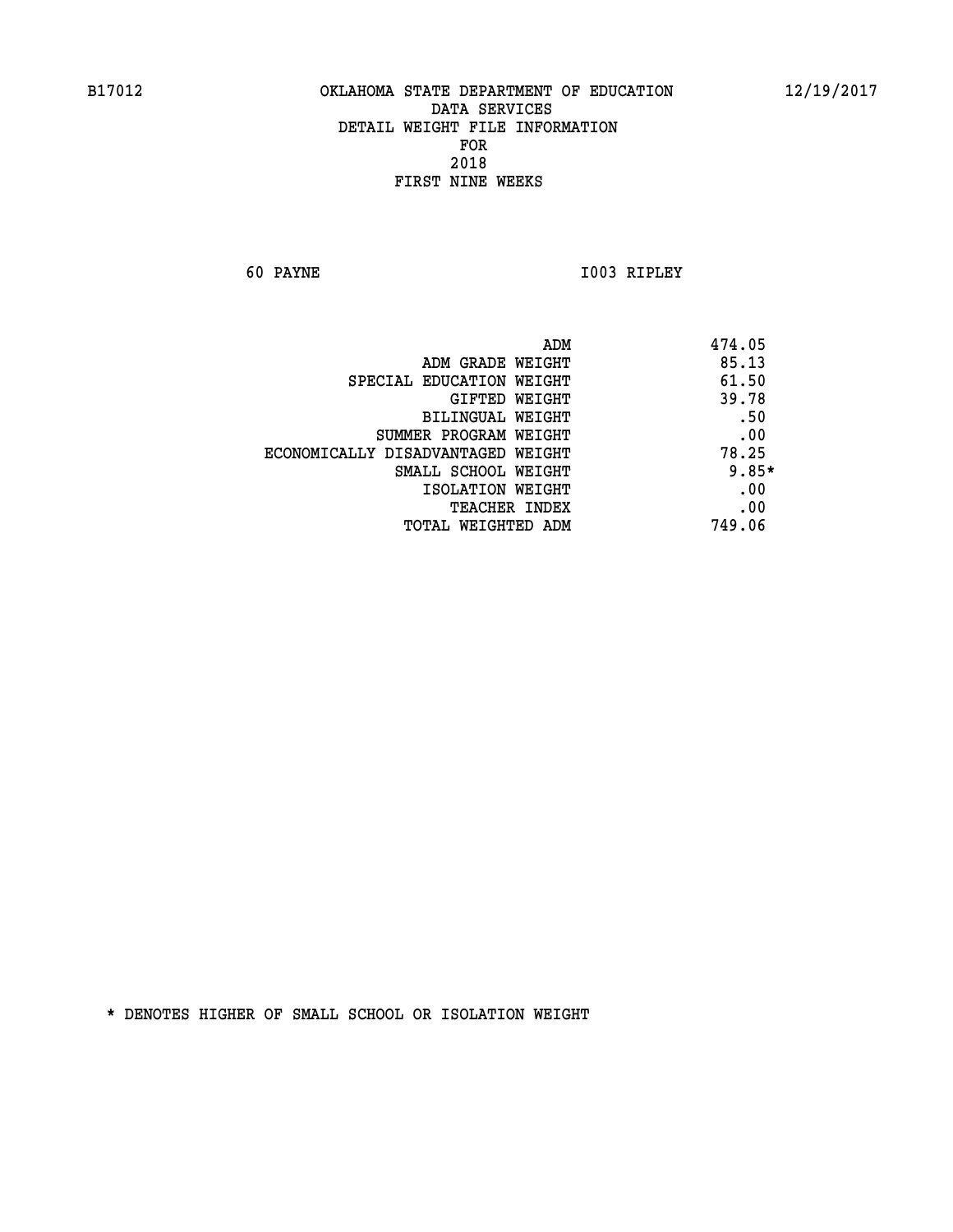B17012 OKLAHOMA STATE DEPARTMENT OF EDUCATION 12/19/2017
DATA SERVICES
DETAIL WEIGHT FILE INFORMATION
FOR
2018
FIRST NINE WEEKS

60 PAYNE I003 RIPLEY

| | |
|---|---|
| ADM | 474.05 |
| ADM GRADE WEIGHT | 85.13 |
| SPECIAL EDUCATION WEIGHT | 61.50 |
| GIFTED WEIGHT | 39.78 |
| BILINGUAL WEIGHT | .50 |
| SUMMER PROGRAM WEIGHT | .00 |
| ECONOMICALLY DISADVANTAGED WEIGHT | 78.25 |
| SMALL SCHOOL WEIGHT | 9.85* |
| ISOLATION WEIGHT | .00 |
| TEACHER INDEX | .00 |
| TOTAL WEIGHTED ADM | 749.06 |

* DENOTES HIGHER OF SMALL SCHOOL OR ISOLATION WEIGHT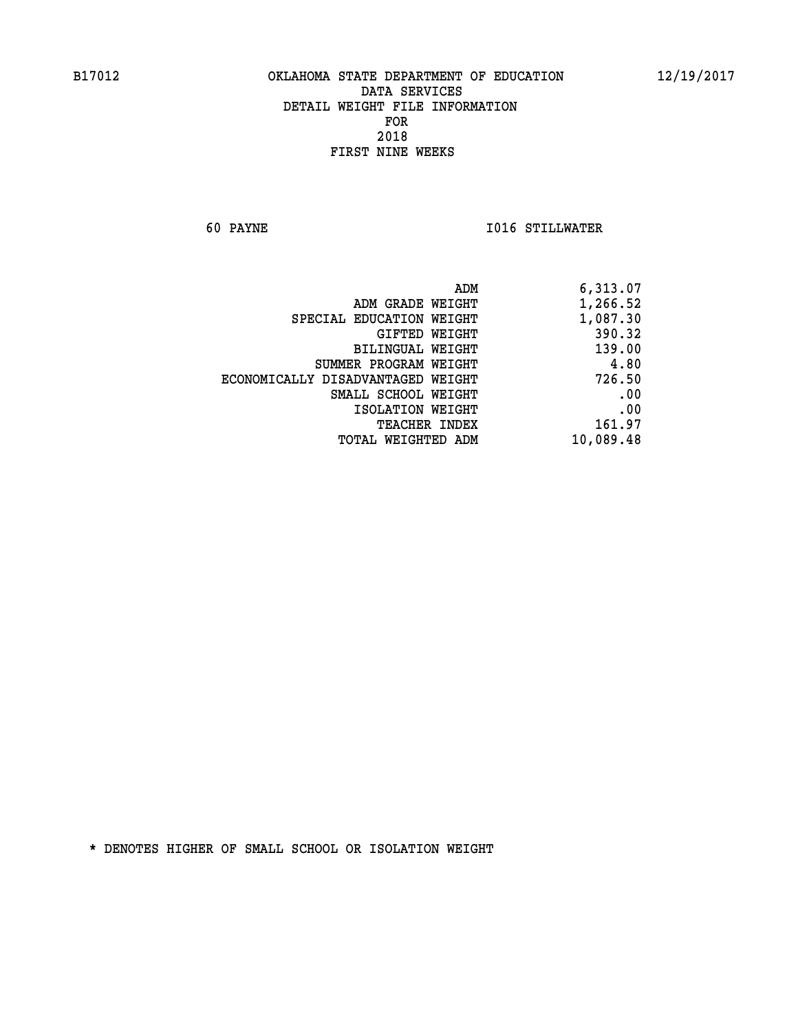B17012 OKLAHOMA STATE DEPARTMENT OF EDUCATION 12/19/2017

DATA SERVICES
DETAIL WEIGHT FILE INFORMATION
FOR
2018
FIRST NINE WEEKS

60 PAYNE I016 STILLWATER

| | |
|---|---|
| ADM | 6,313.07 |
| ADM GRADE WEIGHT | 1,266.52 |
| SPECIAL EDUCATION WEIGHT | 1,087.30 |
| GIFTED WEIGHT | 390.32 |
| BILINGUAL WEIGHT | 139.00 |
| SUMMER PROGRAM WEIGHT | 4.80 |
| ECONOMICALLY DISADVANTAGED WEIGHT | 726.50 |
| SMALL SCHOOL WEIGHT | .00 |
| ISOLATION WEIGHT | .00 |
| TEACHER INDEX | 161.97 |
| TOTAL WEIGHTED ADM | 10,089.48 |

* DENOTES HIGHER OF SMALL SCHOOL OR ISOLATION WEIGHT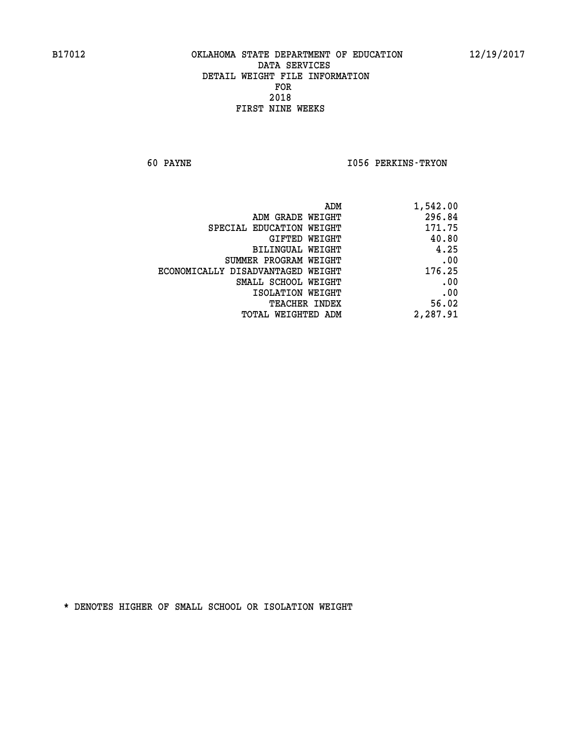B17012 OKLAHOMA STATE DEPARTMENT OF EDUCATION 12/19/2017

DATA SERVICES
DETAIL WEIGHT FILE INFORMATION
FOR
2018
FIRST NINE WEEKS

60 PAYNE I056 PERKINS-TRYON

| | |
|---|---|
| ADM | 1,542.00 |
| ADM GRADE WEIGHT | 296.84 |
| SPECIAL EDUCATION WEIGHT | 171.75 |
| GIFTED WEIGHT | 40.80 |
| BILINGUAL WEIGHT | 4.25 |
| SUMMER PROGRAM WEIGHT | .00 |
| ECONOMICALLY DISADVANTAGED WEIGHT | 176.25 |
| SMALL SCHOOL WEIGHT | .00 |
| ISOLATION WEIGHT | .00 |
| TEACHER INDEX | 56.02 |
| TOTAL WEIGHTED ADM | 2,287.91 |

* DENOTES HIGHER OF SMALL SCHOOL OR ISOLATION WEIGHT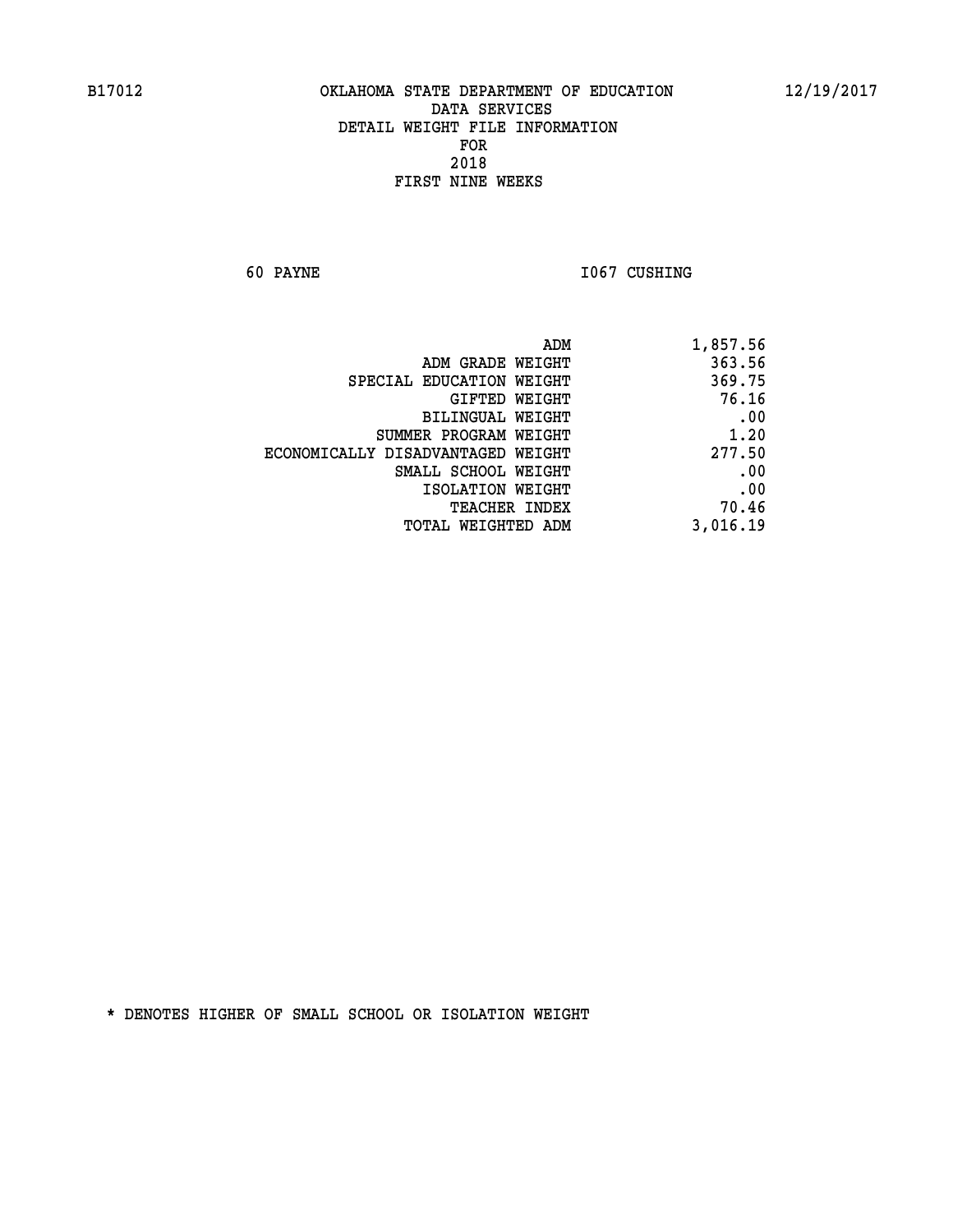B17012 OKLAHOMA STATE DEPARTMENT OF EDUCATION 12/19/2017

DATA SERVICES
DETAIL WEIGHT FILE INFORMATION
FOR
2018
FIRST NINE WEEKS

60 PAYNE I067 CUSHING

| | |
|---|---|
| ADM | 1,857.56 |
| ADM GRADE WEIGHT | 363.56 |
| SPECIAL EDUCATION WEIGHT | 369.75 |
| GIFTED WEIGHT | 76.16 |
| BILINGUAL WEIGHT | .00 |
| SUMMER PROGRAM WEIGHT | 1.20 |
| ECONOMICALLY DISADVANTAGED WEIGHT | 277.50 |
| SMALL SCHOOL WEIGHT | .00 |
| ISOLATION WEIGHT | .00 |
| TEACHER INDEX | 70.46 |
| TOTAL WEIGHTED ADM | 3,016.19 |

* DENOTES HIGHER OF SMALL SCHOOL OR ISOLATION WEIGHT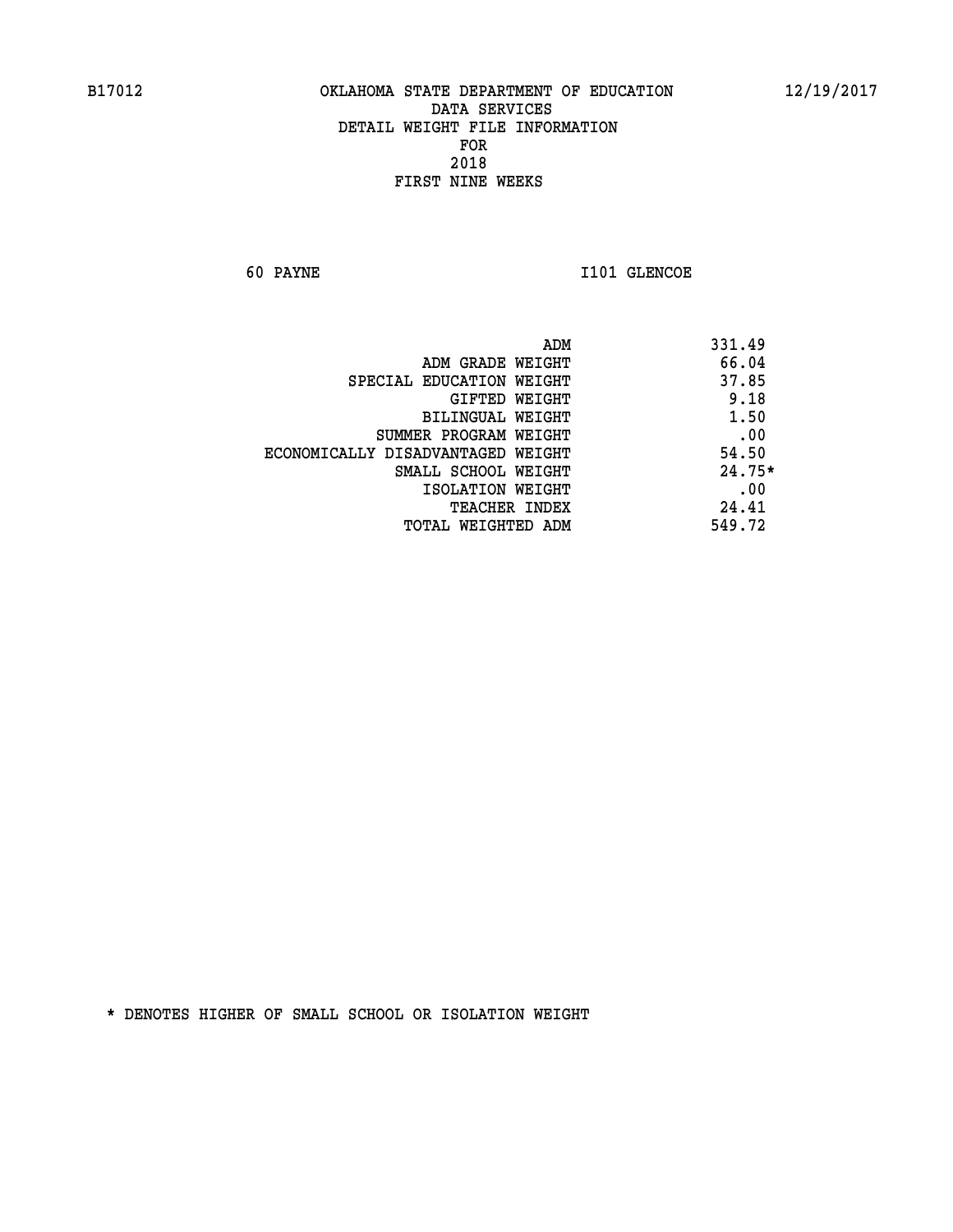B17012 OKLAHOMA STATE DEPARTMENT OF EDUCATION 12/19/2017

DATA SERVICES
DETAIL WEIGHT FILE INFORMATION
FOR
2018
FIRST NINE WEEKS

60 PAYNE I101 GLENCOE

| | |
|---|---|
| ADM | 331.49 |
| ADM GRADE WEIGHT | 66.04 |
| SPECIAL EDUCATION WEIGHT | 37.85 |
| GIFTED WEIGHT | 9.18 |
| BILINGUAL WEIGHT | 1.50 |
| SUMMER PROGRAM WEIGHT | .00 |
| ECONOMICALLY DISADVANTAGED WEIGHT | 54.50 |
| SMALL SCHOOL WEIGHT | 24.75* |
| ISOLATION WEIGHT | .00 |
| TEACHER INDEX | 24.41 |
| TOTAL WEIGHTED ADM | 549.72 |

* DENOTES HIGHER OF SMALL SCHOOL OR ISOLATION WEIGHT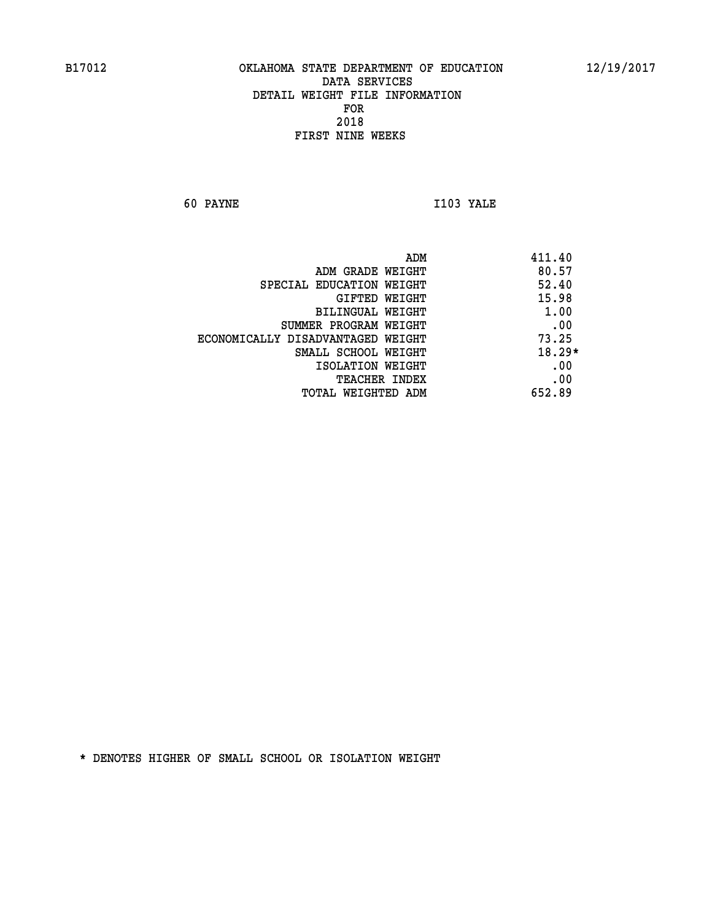B17012 OKLAHOMA STATE DEPARTMENT OF EDUCATION 12/19/2017

DATA SERVICES
DETAIL WEIGHT FILE INFORMATION
FOR
2018
FIRST NINE WEEKS

60 PAYNE I103 YALE

| | |
|---|---|
| ADM | 411.40 |
| ADM GRADE WEIGHT | 80.57 |
| SPECIAL EDUCATION WEIGHT | 52.40 |
| GIFTED WEIGHT | 15.98 |
| BILINGUAL WEIGHT | 1.00 |
| SUMMER PROGRAM WEIGHT | .00 |
| ECONOMICALLY DISADVANTAGED WEIGHT | 73.25 |
| SMALL SCHOOL WEIGHT | 18.29* |
| ISOLATION WEIGHT | .00 |
| TEACHER INDEX | .00 |
| TOTAL WEIGHTED ADM | 652.89 |

* DENOTES HIGHER OF SMALL SCHOOL OR ISOLATION WEIGHT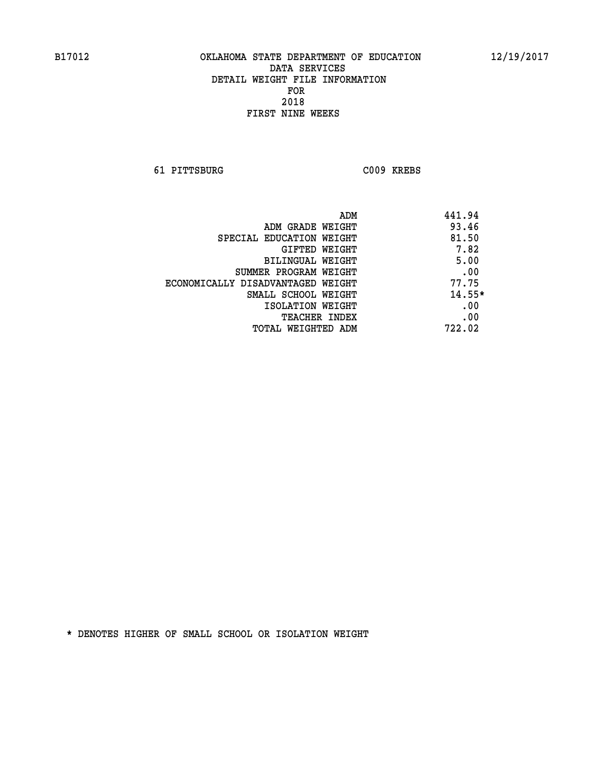B17012 OKLAHOMA STATE DEPARTMENT OF EDUCATION 12/19/2017

DATA SERVICES
DETAIL WEIGHT FILE INFORMATION
FOR
2018
FIRST NINE WEEKS

61 PITTSBURG C009 KREBS

| | |
|---|---|
| ADM | 441.94 |
| ADM GRADE WEIGHT | 93.46 |
| SPECIAL EDUCATION WEIGHT | 81.50 |
| GIFTED WEIGHT | 7.82 |
| BILINGUAL WEIGHT | 5.00 |
| SUMMER PROGRAM WEIGHT | .00 |
| ECONOMICALLY DISADVANTAGED WEIGHT | 77.75 |
| SMALL SCHOOL WEIGHT | 14.55* |
| ISOLATION WEIGHT | .00 |
| TEACHER INDEX | .00 |
| TOTAL WEIGHTED ADM | 722.02 |

* DENOTES HIGHER OF SMALL SCHOOL OR ISOLATION WEIGHT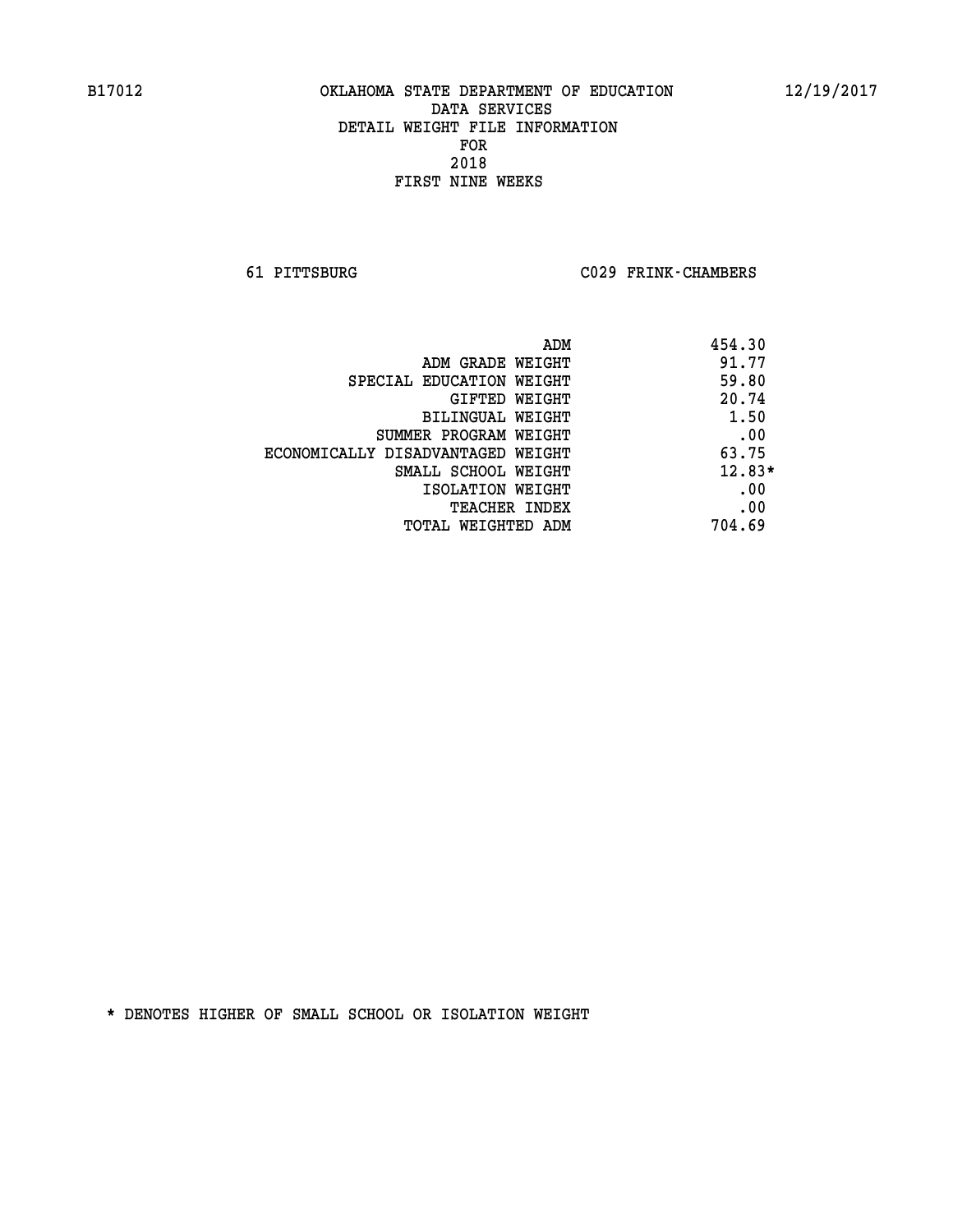B17012 OKLAHOMA STATE DEPARTMENT OF EDUCATION 12/19/2017

DATA SERVICES
DETAIL WEIGHT FILE INFORMATION
FOR
2018
FIRST NINE WEEKS

61 PITTSBURG C029 FRINK-CHAMBERS

| | |
|---|---|
| ADM | 454.30 |
| ADM GRADE WEIGHT | 91.77 |
| SPECIAL EDUCATION WEIGHT | 59.80 |
| GIFTED WEIGHT | 20.74 |
| BILINGUAL WEIGHT | 1.50 |
| SUMMER PROGRAM WEIGHT | .00 |
| ECONOMICALLY DISADVANTAGED WEIGHT | 63.75 |
| SMALL SCHOOL WEIGHT | 12.83* |
| ISOLATION WEIGHT | .00 |
| TEACHER INDEX | .00 |
| TOTAL WEIGHTED ADM | 704.69 |

* DENOTES HIGHER OF SMALL SCHOOL OR ISOLATION WEIGHT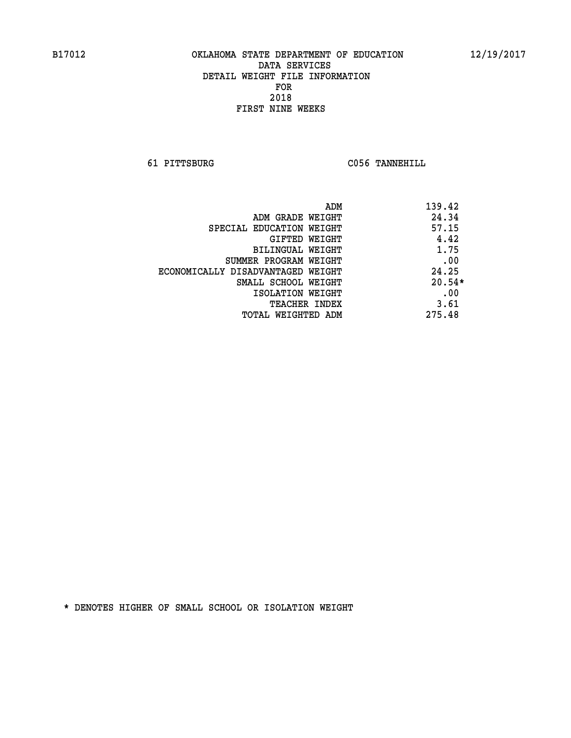B17012 OKLAHOMA STATE DEPARTMENT OF EDUCATION 12/19/2017

DATA SERVICES
DETAIL WEIGHT FILE INFORMATION
FOR
2018
FIRST NINE WEEKS

61 PITTSBURG C056 TANNEHILL

| | |
|---|---|
| ADM | 139.42 |
| ADM GRADE WEIGHT | 24.34 |
| SPECIAL EDUCATION WEIGHT | 57.15 |
| GIFTED WEIGHT | 4.42 |
| BILINGUAL WEIGHT | 1.75 |
| SUMMER PROGRAM WEIGHT | .00 |
| ECONOMICALLY DISADVANTAGED WEIGHT | 24.25 |
| SMALL SCHOOL WEIGHT | 20.54* |
| ISOLATION WEIGHT | .00 |
| TEACHER INDEX | 3.61 |
| TOTAL WEIGHTED ADM | 275.48 |

* DENOTES HIGHER OF SMALL SCHOOL OR ISOLATION WEIGHT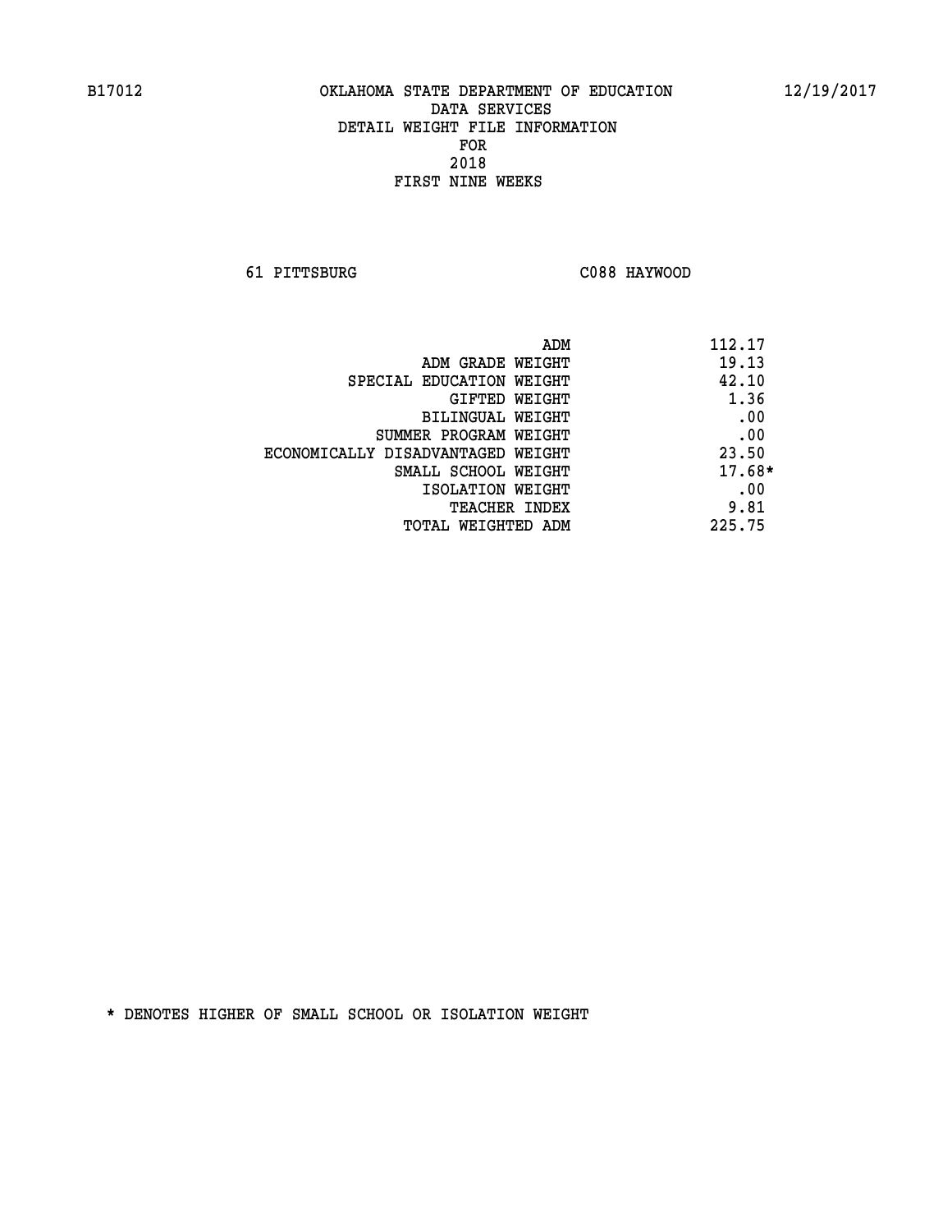B17012 OKLAHOMA STATE DEPARTMENT OF EDUCATION 12/19/2017

DATA SERVICES
DETAIL WEIGHT FILE INFORMATION
FOR
2018
FIRST NINE WEEKS

61 PITTSBURG C088 HAYWOOD

| | |
|---|---|
| ADM | 112.17 |
| ADM GRADE WEIGHT | 19.13 |
| SPECIAL EDUCATION WEIGHT | 42.10 |
| GIFTED WEIGHT | 1.36 |
| BILINGUAL WEIGHT | .00 |
| SUMMER PROGRAM WEIGHT | .00 |
| ECONOMICALLY DISADVANTAGED WEIGHT | 23.50 |
| SMALL SCHOOL WEIGHT | 17.68* |
| ISOLATION WEIGHT | .00 |
| TEACHER INDEX | 9.81 |
| TOTAL WEIGHTED ADM | 225.75 |

* DENOTES HIGHER OF SMALL SCHOOL OR ISOLATION WEIGHT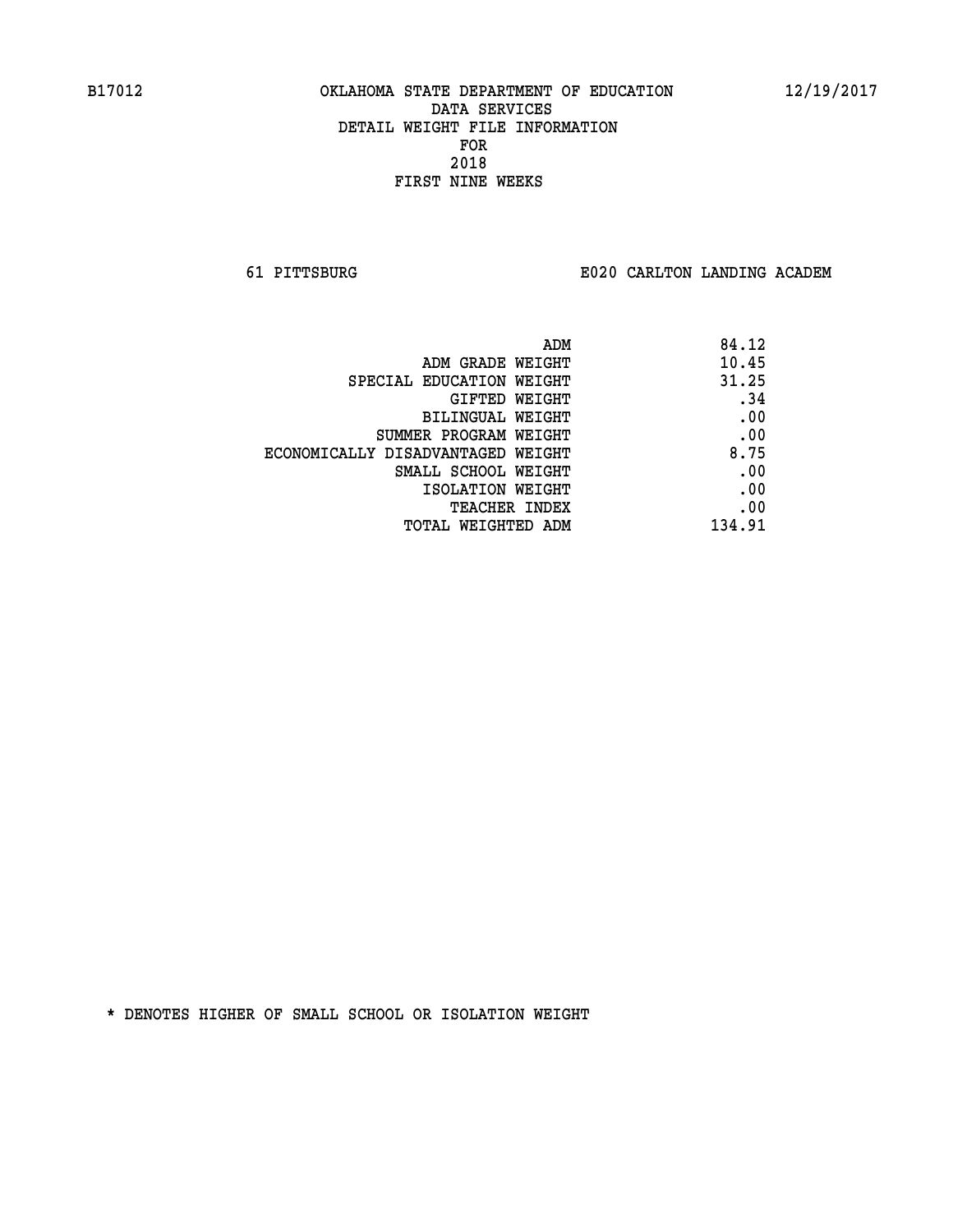B17012 OKLAHOMA STATE DEPARTMENT OF EDUCATION 12/19/2017

DATA SERVICES
DETAIL WEIGHT FILE INFORMATION
FOR
2018
FIRST NINE WEEKS

61 PITTSBURG E020 CARLTON LANDING ACADEM

| | |
|---|---|
| ADM | 84.12 |
| ADM GRADE WEIGHT | 10.45 |
| SPECIAL EDUCATION WEIGHT | 31.25 |
| GIFTED WEIGHT | .34 |
| BILINGUAL WEIGHT | .00 |
| SUMMER PROGRAM WEIGHT | .00 |
| ECONOMICALLY DISADVANTAGED WEIGHT | 8.75 |
| SMALL SCHOOL WEIGHT | .00 |
| ISOLATION WEIGHT | .00 |
| TEACHER INDEX | .00 |
| TOTAL WEIGHTED ADM | 134.91 |

* DENOTES HIGHER OF SMALL SCHOOL OR ISOLATION WEIGHT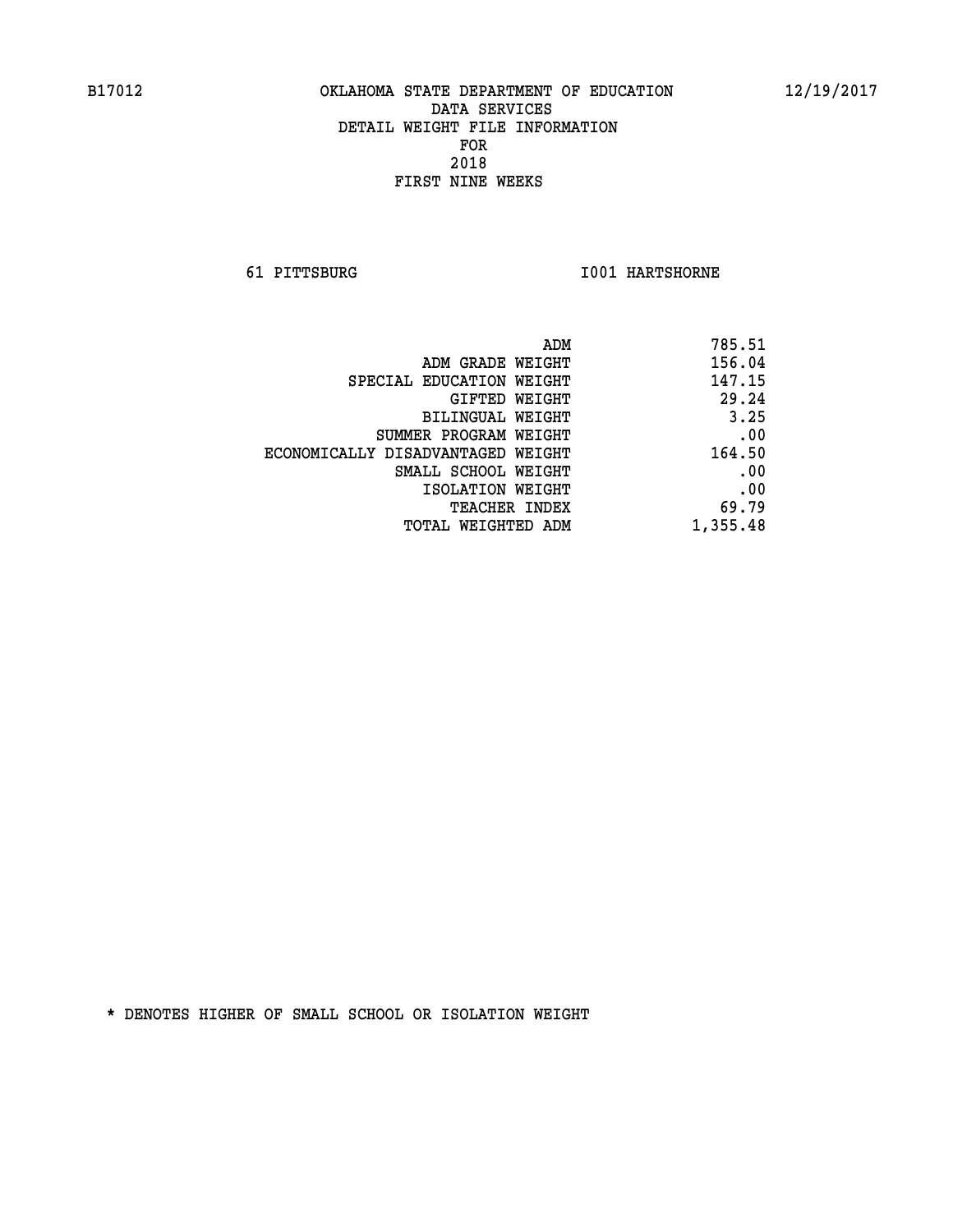B17012 OKLAHOMA STATE DEPARTMENT OF EDUCATION 12/19/2017

DATA SERVICES
DETAIL WEIGHT FILE INFORMATION
FOR
2018
FIRST NINE WEEKS

61 PITTSBURG I001 HARTSHORNE

| | |
|---|---|
| ADM | 785.51 |
| ADM GRADE WEIGHT | 156.04 |
| SPECIAL EDUCATION WEIGHT | 147.15 |
| GIFTED WEIGHT | 29.24 |
| BILINGUAL WEIGHT | 3.25 |
| SUMMER PROGRAM WEIGHT | .00 |
| ECONOMICALLY DISADVANTAGED WEIGHT | 164.50 |
| SMALL SCHOOL WEIGHT | .00 |
| ISOLATION WEIGHT | .00 |
| TEACHER INDEX | 69.79 |
| TOTAL WEIGHTED ADM | 1,355.48 |

* DENOTES HIGHER OF SMALL SCHOOL OR ISOLATION WEIGHT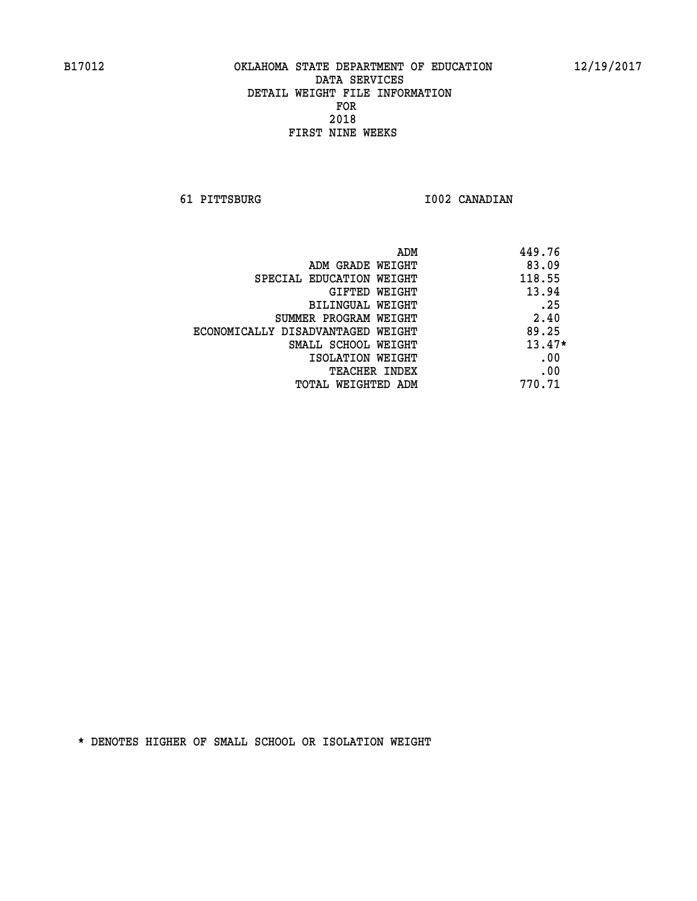B17012 OKLAHOMA STATE DEPARTMENT OF EDUCATION 12/19/2017

DATA SERVICES
DETAIL WEIGHT FILE INFORMATION
FOR
2018
FIRST NINE WEEKS

61 PITTSBURG I002 CANADIAN

| | |
|---|---|
| ADM | 449.76 |
| ADM GRADE WEIGHT | 83.09 |
| SPECIAL EDUCATION WEIGHT | 118.55 |
| GIFTED WEIGHT | 13.94 |
| BILINGUAL WEIGHT | .25 |
| SUMMER PROGRAM WEIGHT | 2.40 |
| ECONOMICALLY DISADVANTAGED WEIGHT | 89.25 |
| SMALL SCHOOL WEIGHT | 13.47* |
| ISOLATION WEIGHT | .00 |
| TEACHER INDEX | .00 |
| TOTAL WEIGHTED ADM | 770.71 |

* DENOTES HIGHER OF SMALL SCHOOL OR ISOLATION WEIGHT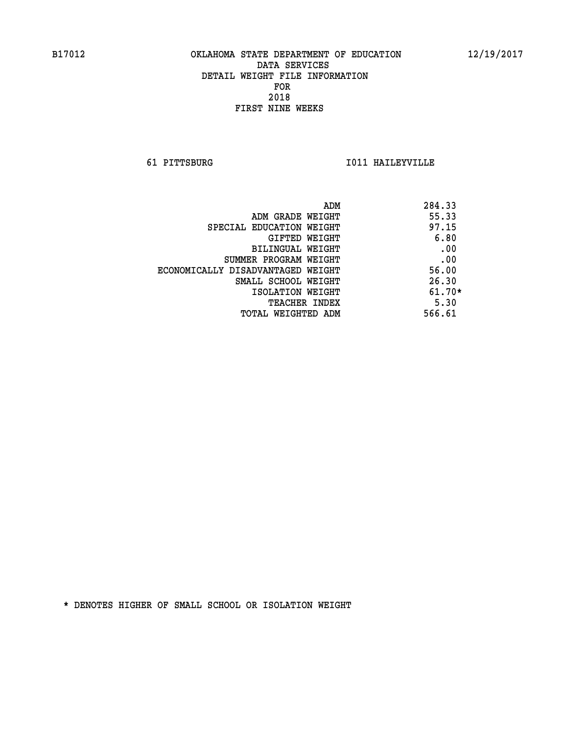B17012 OKLAHOMA STATE DEPARTMENT OF EDUCATION 12/19/2017

DATA SERVICES
DETAIL WEIGHT FILE INFORMATION
FOR
2018
FIRST NINE WEEKS

61 PITTSBURG I011 HAILEYVILLE

| | |
|---|---|
| ADM | 284.33 |
| ADM GRADE WEIGHT | 55.33 |
| SPECIAL EDUCATION WEIGHT | 97.15 |
| GIFTED WEIGHT | 6.80 |
| BILINGUAL WEIGHT | .00 |
| SUMMER PROGRAM WEIGHT | .00 |
| ECONOMICALLY DISADVANTAGED WEIGHT | 56.00 |
| SMALL SCHOOL WEIGHT | 26.30 |
| ISOLATION WEIGHT | 61.70* |
| TEACHER INDEX | 5.30 |
| TOTAL WEIGHTED ADM | 566.61 |

* DENOTES HIGHER OF SMALL SCHOOL OR ISOLATION WEIGHT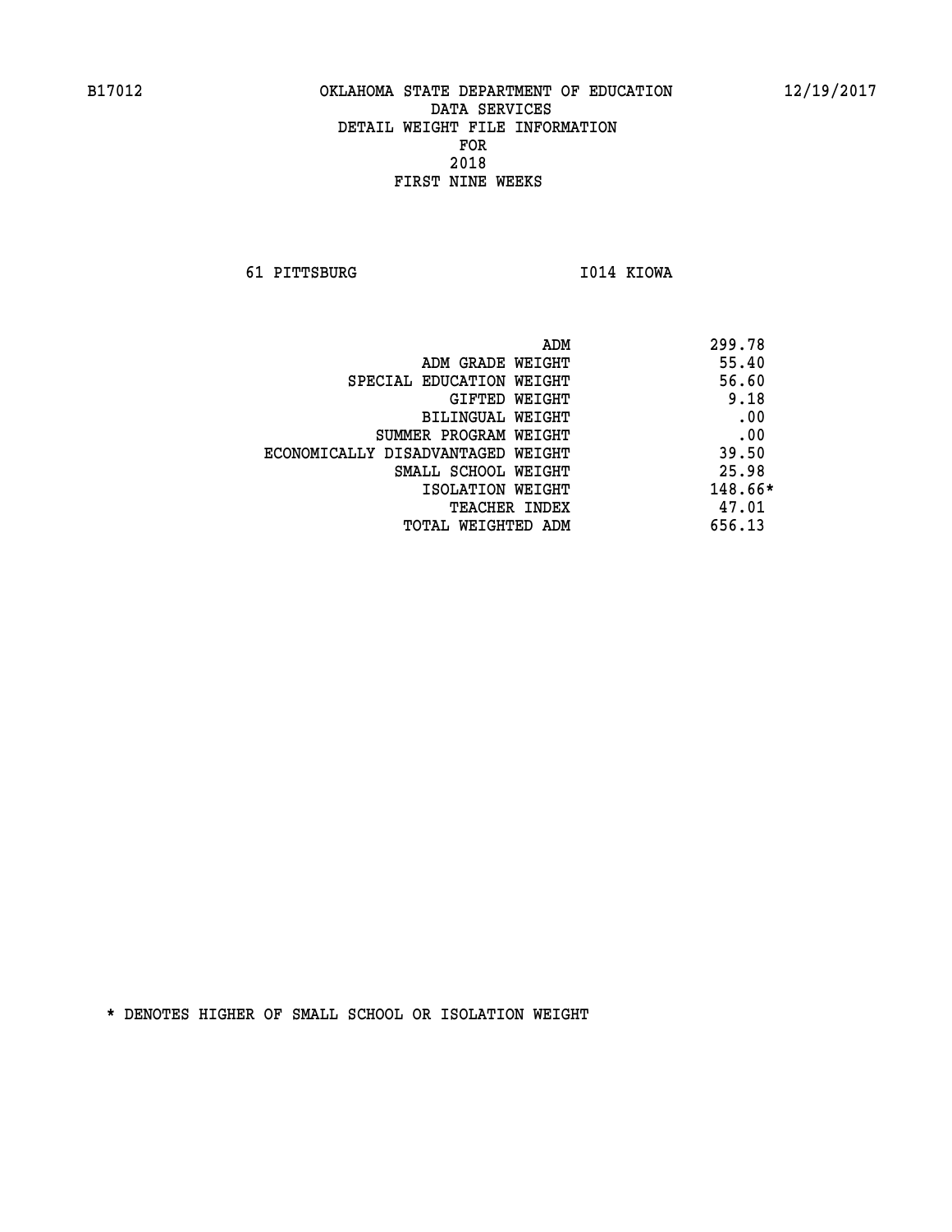B17012 OKLAHOMA STATE DEPARTMENT OF EDUCATION 12/19/2017

DATA SERVICES
DETAIL WEIGHT FILE INFORMATION
FOR
2018
FIRST NINE WEEKS

61 PITTSBURG I014 KIOWA

| | |
|---|---|
| ADM | 299.78 |
| ADM GRADE WEIGHT | 55.40 |
| SPECIAL EDUCATION WEIGHT | 56.60 |
| GIFTED WEIGHT | 9.18 |
| BILINGUAL WEIGHT | .00 |
| SUMMER PROGRAM WEIGHT | .00 |
| ECONOMICALLY DISADVANTAGED WEIGHT | 39.50 |
| SMALL SCHOOL WEIGHT | 25.98 |
| ISOLATION WEIGHT | 148.66* |
| TEACHER INDEX | 47.01 |
| TOTAL WEIGHTED ADM | 656.13 |

* DENOTES HIGHER OF SMALL SCHOOL OR ISOLATION WEIGHT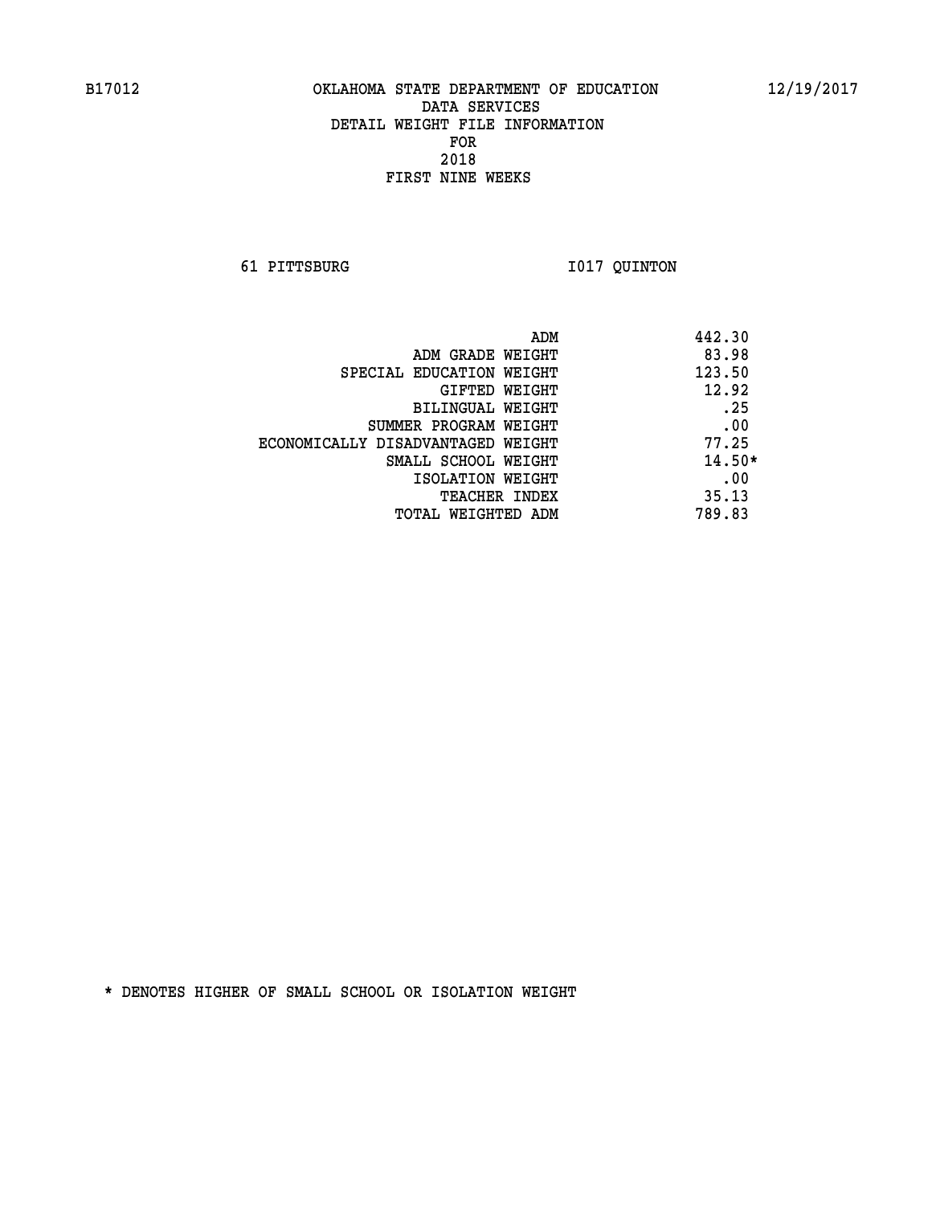B17012 OKLAHOMA STATE DEPARTMENT OF EDUCATION 12/19/2017

DATA SERVICES
DETAIL WEIGHT FILE INFORMATION
FOR
2018
FIRST NINE WEEKS

61 PITTSBURG I017 QUINTON

| | |
|---|---|
| ADM | 442.30 |
| ADM GRADE WEIGHT | 83.98 |
| SPECIAL EDUCATION WEIGHT | 123.50 |
| GIFTED WEIGHT | 12.92 |
| BILINGUAL WEIGHT | .25 |
| SUMMER PROGRAM WEIGHT | .00 |
| ECONOMICALLY DISADVANTAGED WEIGHT | 77.25 |
| SMALL SCHOOL WEIGHT | 14.50* |
| ISOLATION WEIGHT | .00 |
| TEACHER INDEX | 35.13 |
| TOTAL WEIGHTED ADM | 789.83 |

* DENOTES HIGHER OF SMALL SCHOOL OR ISOLATION WEIGHT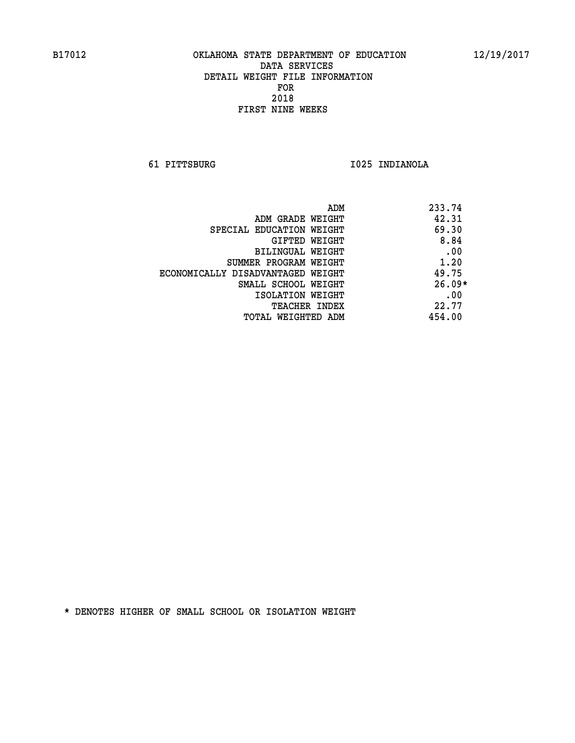B17012 OKLAHOMA STATE DEPARTMENT OF EDUCATION 12/19/2017

DATA SERVICES
DETAIL WEIGHT FILE INFORMATION
FOR
2018
FIRST NINE WEEKS

61 PITTSBURG I025 INDIANOLA

| | |
|---|---|
| ADM | 233.74 |
| ADM GRADE WEIGHT | 42.31 |
| SPECIAL EDUCATION WEIGHT | 69.30 |
| GIFTED WEIGHT | 8.84 |
| BILINGUAL WEIGHT | .00 |
| SUMMER PROGRAM WEIGHT | 1.20 |
| ECONOMICALLY DISADVANTAGED WEIGHT | 49.75 |
| SMALL SCHOOL WEIGHT | 26.09* |
| ISOLATION WEIGHT | .00 |
| TEACHER INDEX | 22.77 |
| TOTAL WEIGHTED ADM | 454.00 |

* DENOTES HIGHER OF SMALL SCHOOL OR ISOLATION WEIGHT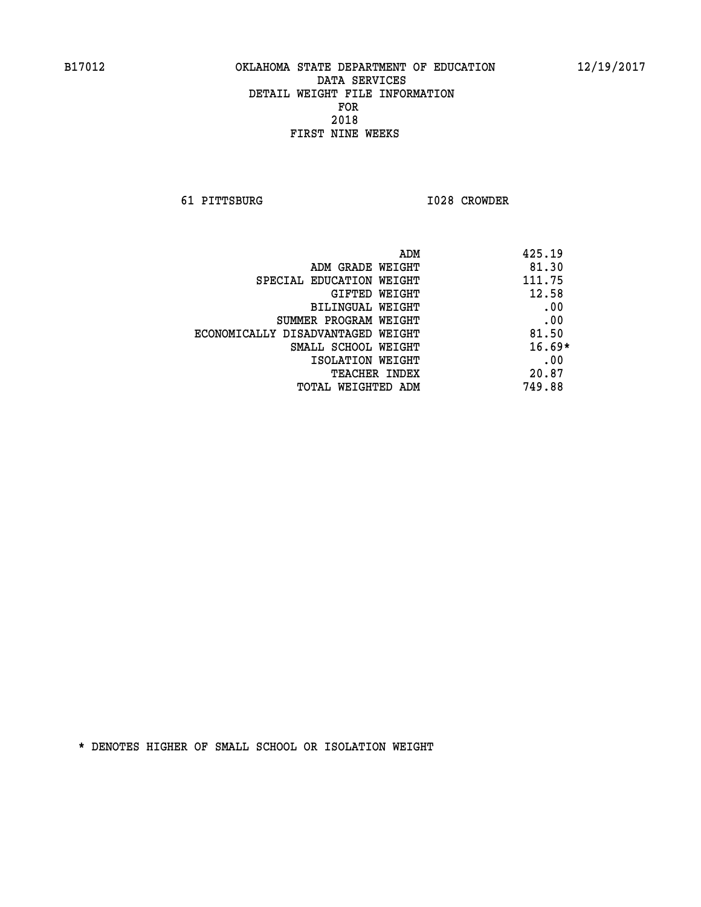B17012 OKLAHOMA STATE DEPARTMENT OF EDUCATION 12/19/2017

DATA SERVICES
DETAIL WEIGHT FILE INFORMATION
FOR
2018
FIRST NINE WEEKS

61 PITTSBURG I028 CROWDER

| | |
|---|---|
| ADM | 425.19 |
| ADM GRADE WEIGHT | 81.30 |
| SPECIAL EDUCATION WEIGHT | 111.75 |
| GIFTED WEIGHT | 12.58 |
| BILINGUAL WEIGHT | .00 |
| SUMMER PROGRAM WEIGHT | .00 |
| ECONOMICALLY DISADVANTAGED WEIGHT | 81.50 |
| SMALL SCHOOL WEIGHT | 16.69* |
| ISOLATION WEIGHT | .00 |
| TEACHER INDEX | 20.87 |
| TOTAL WEIGHTED ADM | 749.88 |

* DENOTES HIGHER OF SMALL SCHOOL OR ISOLATION WEIGHT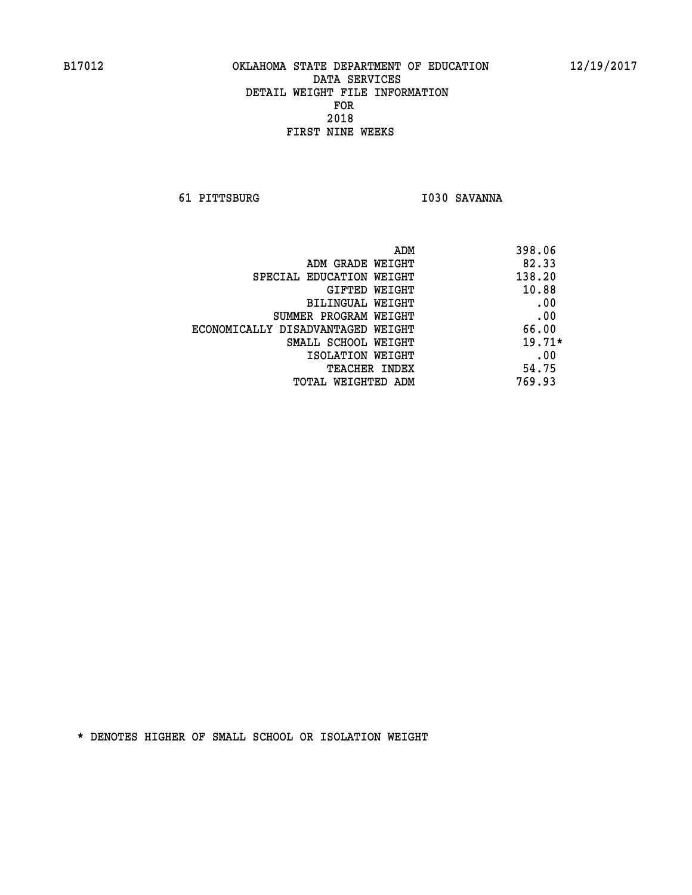B17012 OKLAHOMA STATE DEPARTMENT OF EDUCATION 12/19/2017

DATA SERVICES
DETAIL WEIGHT FILE INFORMATION
FOR
2018
FIRST NINE WEEKS

61 PITTSBURG I030 SAVANNA

| | |
|---|---|
| ADM | 398.06 |
| ADM GRADE WEIGHT | 82.33 |
| SPECIAL EDUCATION WEIGHT | 138.20 |
| GIFTED WEIGHT | 10.88 |
| BILINGUAL WEIGHT | .00 |
| SUMMER PROGRAM WEIGHT | .00 |
| ECONOMICALLY DISADVANTAGED WEIGHT | 66.00 |
| SMALL SCHOOL WEIGHT | 19.71* |
| ISOLATION WEIGHT | .00 |
| TEACHER INDEX | 54.75 |
| TOTAL WEIGHTED ADM | 769.93 |

* DENOTES HIGHER OF SMALL SCHOOL OR ISOLATION WEIGHT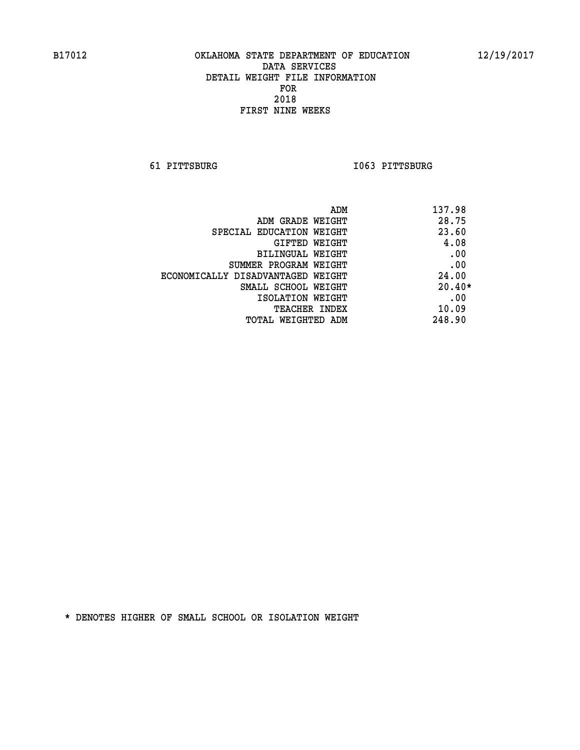B17012 OKLAHOMA STATE DEPARTMENT OF EDUCATION 12/19/2017

DATA SERVICES
DETAIL WEIGHT FILE INFORMATION
FOR
2018
FIRST NINE WEEKS

61 PITTSBURG I063 PITTSBURG

| | |
|---|---|
| ADM | 137.98 |
| ADM GRADE WEIGHT | 28.75 |
| SPECIAL EDUCATION WEIGHT | 23.60 |
| GIFTED WEIGHT | 4.08 |
| BILINGUAL WEIGHT | .00 |
| SUMMER PROGRAM WEIGHT | .00 |
| ECONOMICALLY DISADVANTAGED WEIGHT | 24.00 |
| SMALL SCHOOL WEIGHT | 20.40* |
| ISOLATION WEIGHT | .00 |
| TEACHER INDEX | 10.09 |
| TOTAL WEIGHTED ADM | 248.90 |

* DENOTES HIGHER OF SMALL SCHOOL OR ISOLATION WEIGHT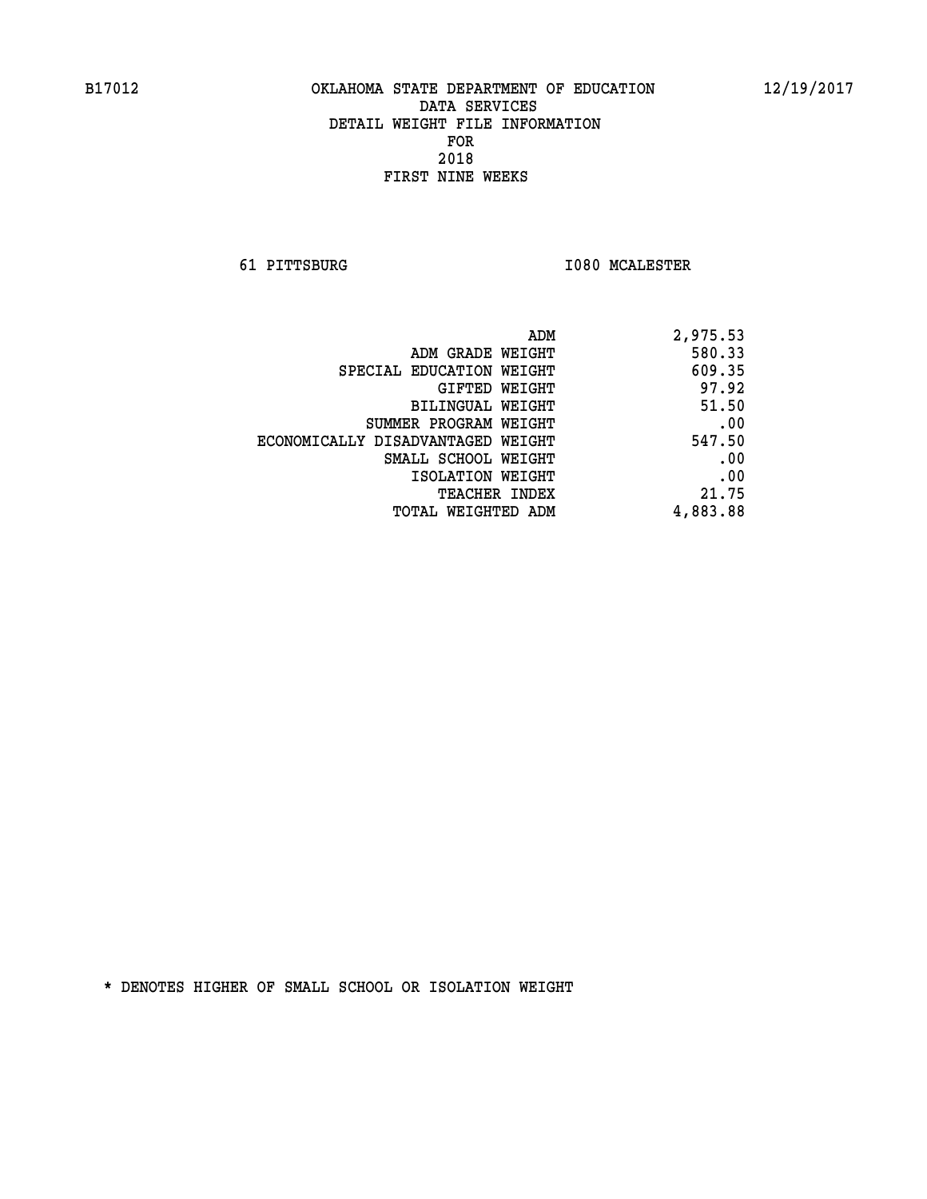B17012 OKLAHOMA STATE DEPARTMENT OF EDUCATION 12/19/2017

DATA SERVICES
DETAIL WEIGHT FILE INFORMATION
FOR
2018
FIRST NINE WEEKS

61 PITTSBURG I080 MCALESTER

| | |
|---|---|
| ADM | 2,975.53 |
| ADM GRADE WEIGHT | 580.33 |
| SPECIAL EDUCATION WEIGHT | 609.35 |
| GIFTED WEIGHT | 97.92 |
| BILINGUAL WEIGHT | 51.50 |
| SUMMER PROGRAM WEIGHT | .00 |
| ECONOMICALLY DISADVANTAGED WEIGHT | 547.50 |
| SMALL SCHOOL WEIGHT | .00 |
| ISOLATION WEIGHT | .00 |
| TEACHER INDEX | 21.75 |
| TOTAL WEIGHTED ADM | 4,883.88 |

* DENOTES HIGHER OF SMALL SCHOOL OR ISOLATION WEIGHT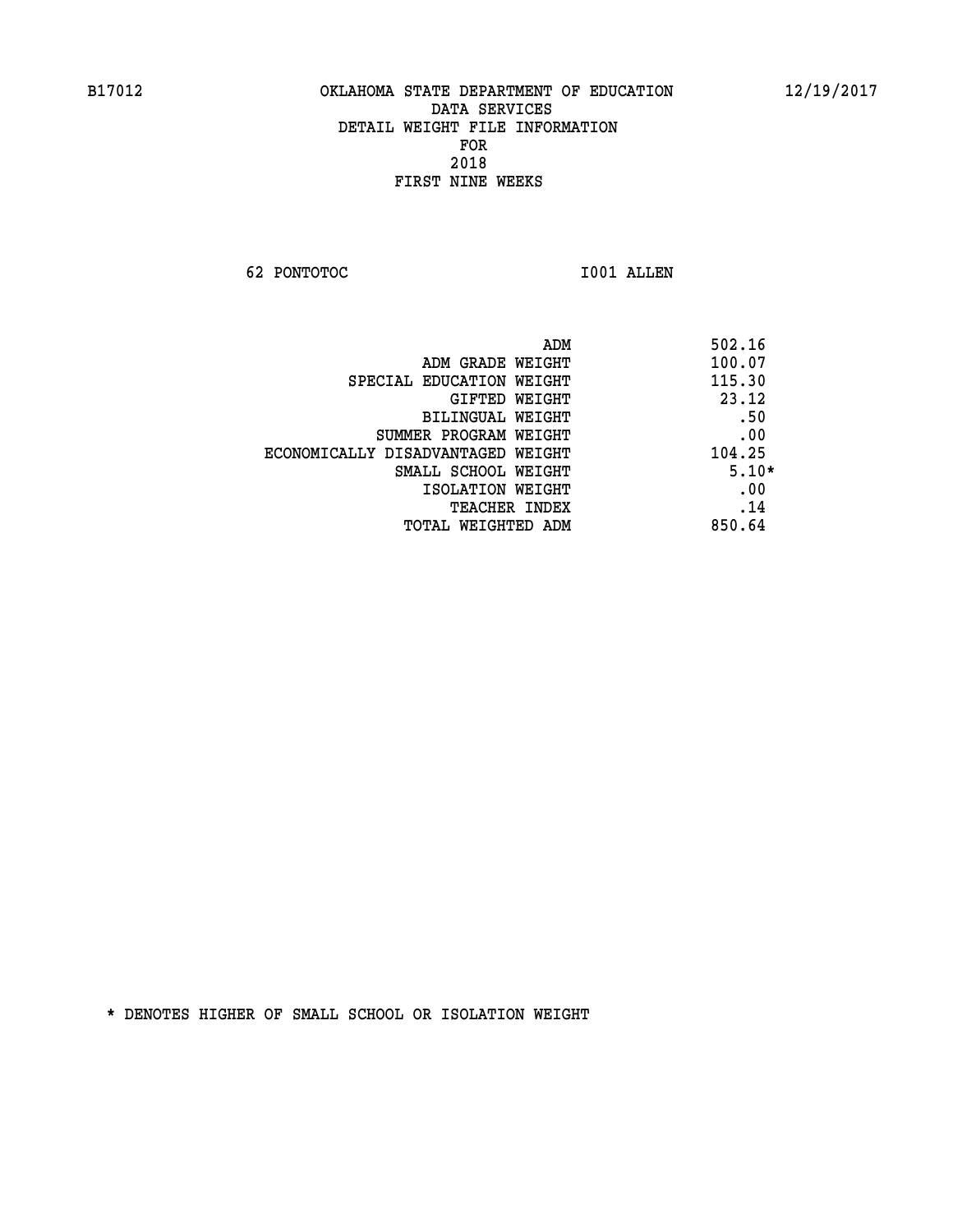B17012 OKLAHOMA STATE DEPARTMENT OF EDUCATION 12/19/2017

DATA SERVICES
DETAIL WEIGHT FILE INFORMATION
FOR
2018
FIRST NINE WEEKS

62 PONTOTOC I001 ALLEN

| | |
|---|---|
| ADM | 502.16 |
| ADM GRADE WEIGHT | 100.07 |
| SPECIAL EDUCATION WEIGHT | 115.30 |
| GIFTED WEIGHT | 23.12 |
| BILINGUAL WEIGHT | .50 |
| SUMMER PROGRAM WEIGHT | .00 |
| ECONOMICALLY DISADVANTAGED WEIGHT | 104.25 |
| SMALL SCHOOL WEIGHT | 5.10* |
| ISOLATION WEIGHT | .00 |
| TEACHER INDEX | .14 |
| TOTAL WEIGHTED ADM | 850.64 |

* DENOTES HIGHER OF SMALL SCHOOL OR ISOLATION WEIGHT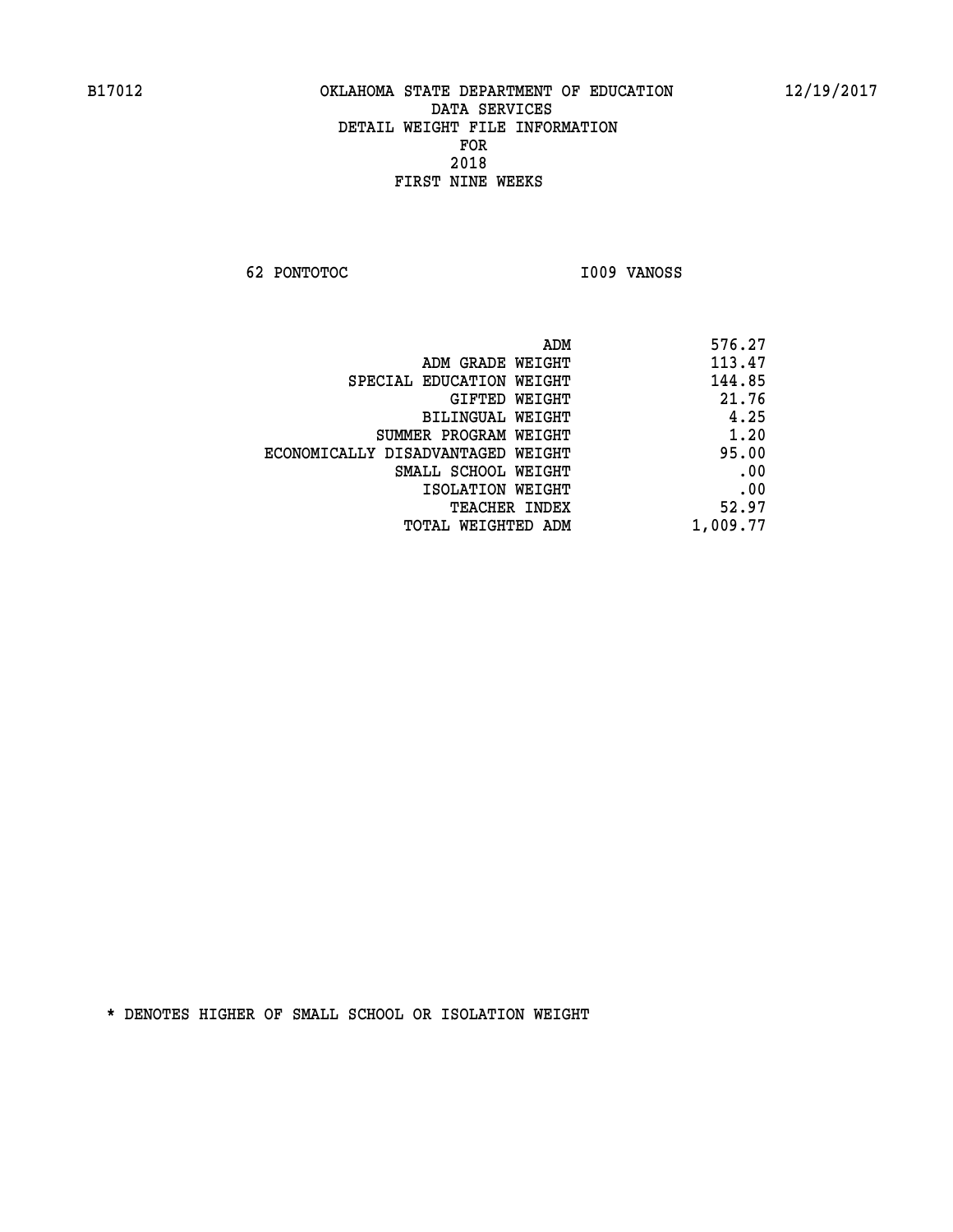B17012 OKLAHOMA STATE DEPARTMENT OF EDUCATION 12/19/2017

DATA SERVICES

DETAIL WEIGHT FILE INFORMATION

FOR

2018

FIRST NINE WEEKS

62 PONTOTOC I009 VANOSS

| | |
|---|---|
| ADM | 576.27 |
| ADM GRADE WEIGHT | 113.47 |
| SPECIAL EDUCATION WEIGHT | 144.85 |
| GIFTED WEIGHT | 21.76 |
| BILINGUAL WEIGHT | 4.25 |
| SUMMER PROGRAM WEIGHT | 1.20 |
| ECONOMICALLY DISADVANTAGED WEIGHT | 95.00 |
| SMALL SCHOOL WEIGHT | .00 |
| ISOLATION WEIGHT | .00 |
| TEACHER INDEX | 52.97 |
| TOTAL WEIGHTED ADM | 1,009.77 |

* DENOTES HIGHER OF SMALL SCHOOL OR ISOLATION WEIGHT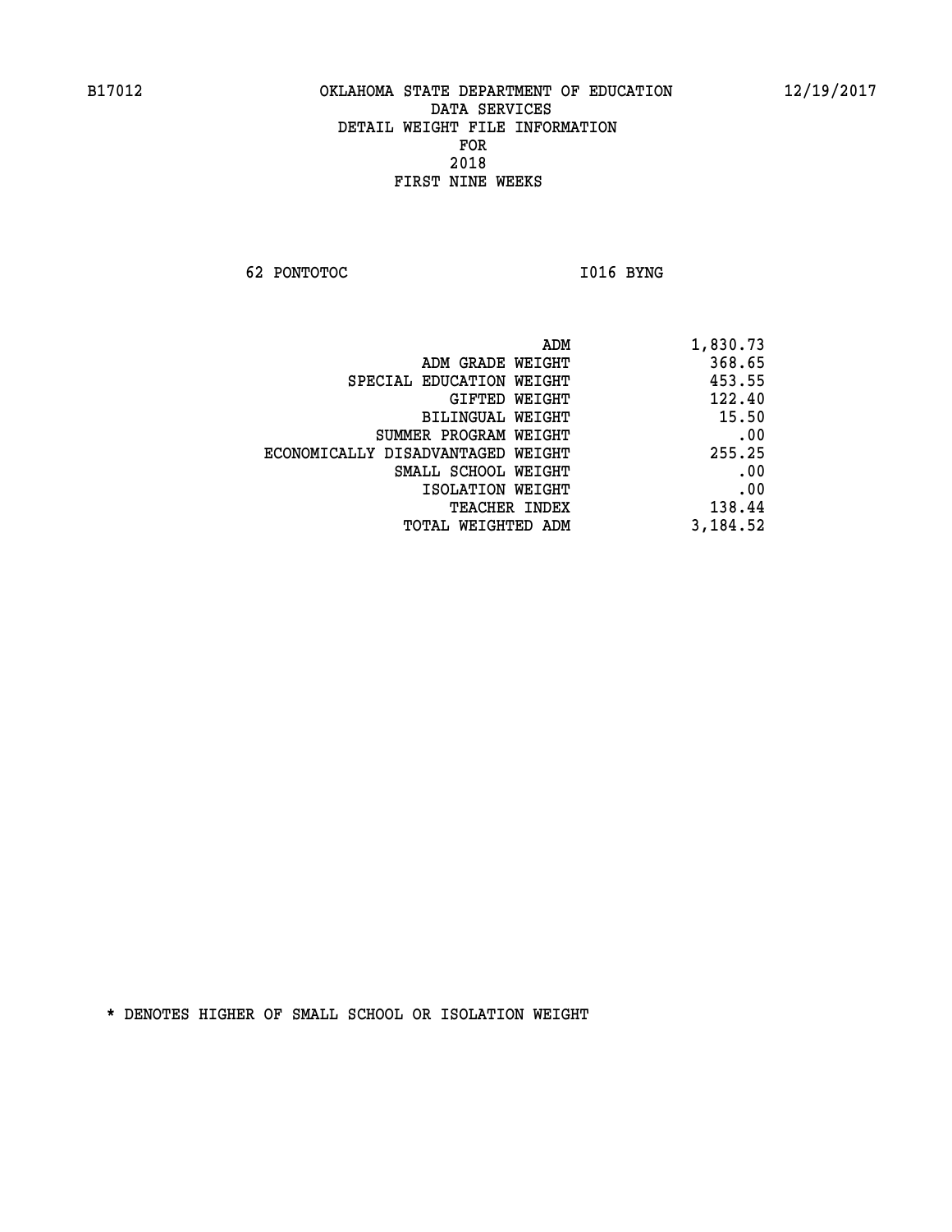B17012 OKLAHOMA STATE DEPARTMENT OF EDUCATION 12/19/2017

DATA SERVICES
DETAIL WEIGHT FILE INFORMATION
FOR
2018
FIRST NINE WEEKS

62 PONTOTOC I016 BYNG

| | |
|---|---|
| ADM | 1,830.73 |
| ADM GRADE WEIGHT | 368.65 |
| SPECIAL EDUCATION WEIGHT | 453.55 |
| GIFTED WEIGHT | 122.40 |
| BILINGUAL WEIGHT | 15.50 |
| SUMMER PROGRAM WEIGHT | .00 |
| ECONOMICALLY DISADVANTAGED WEIGHT | 255.25 |
| SMALL SCHOOL WEIGHT | .00 |
| ISOLATION WEIGHT | .00 |
| TEACHER INDEX | 138.44 |
| TOTAL WEIGHTED ADM | 3,184.52 |

* DENOTES HIGHER OF SMALL SCHOOL OR ISOLATION WEIGHT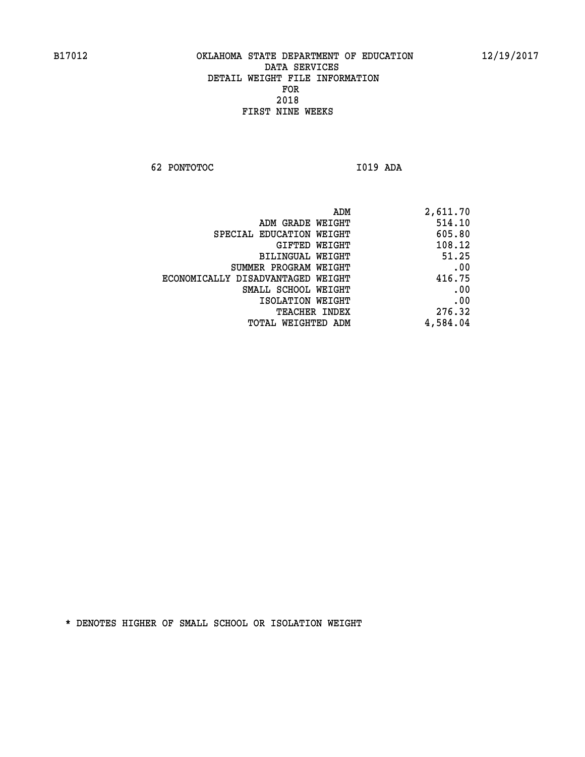B17012 OKLAHOMA STATE DEPARTMENT OF EDUCATION 12/19/2017

DATA SERVICES
DETAIL WEIGHT FILE INFORMATION
FOR
2018
FIRST NINE WEEKS

62 PONTOTOC I019 ADA

| | |
|---|---|
| ADM | 2,611.70 |
| ADM GRADE WEIGHT | 514.10 |
| SPECIAL EDUCATION WEIGHT | 605.80 |
| GIFTED WEIGHT | 108.12 |
| BILINGUAL WEIGHT | 51.25 |
| SUMMER PROGRAM WEIGHT | .00 |
| ECONOMICALLY DISADVANTAGED WEIGHT | 416.75 |
| SMALL SCHOOL WEIGHT | .00 |
| ISOLATION WEIGHT | .00 |
| TEACHER INDEX | 276.32 |
| TOTAL WEIGHTED ADM | 4,584.04 |

* DENOTES HIGHER OF SMALL SCHOOL OR ISOLATION WEIGHT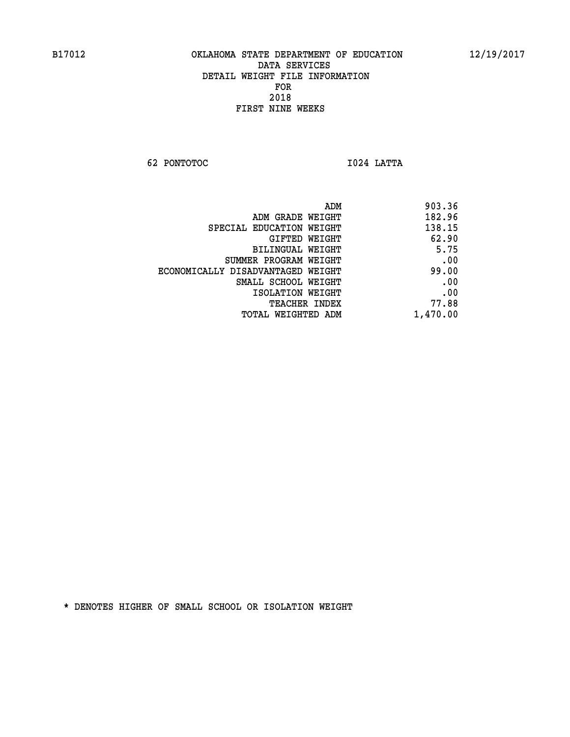B17012 OKLAHOMA STATE DEPARTMENT OF EDUCATION 12/19/2017

DATA SERVICES
DETAIL WEIGHT FILE INFORMATION
FOR
2018
FIRST NINE WEEKS

62 PONTOTOC I024 LATTA

| | |
|---|---|
| ADM | 903.36 |
| ADM GRADE WEIGHT | 182.96 |
| SPECIAL EDUCATION WEIGHT | 138.15 |
| GIFTED WEIGHT | 62.90 |
| BILINGUAL WEIGHT | 5.75 |
| SUMMER PROGRAM WEIGHT | .00 |
| ECONOMICALLY DISADVANTAGED WEIGHT | 99.00 |
| SMALL SCHOOL WEIGHT | .00 |
| ISOLATION WEIGHT | .00 |
| TEACHER INDEX | 77.88 |
| TOTAL WEIGHTED ADM | 1,470.00 |

* DENOTES HIGHER OF SMALL SCHOOL OR ISOLATION WEIGHT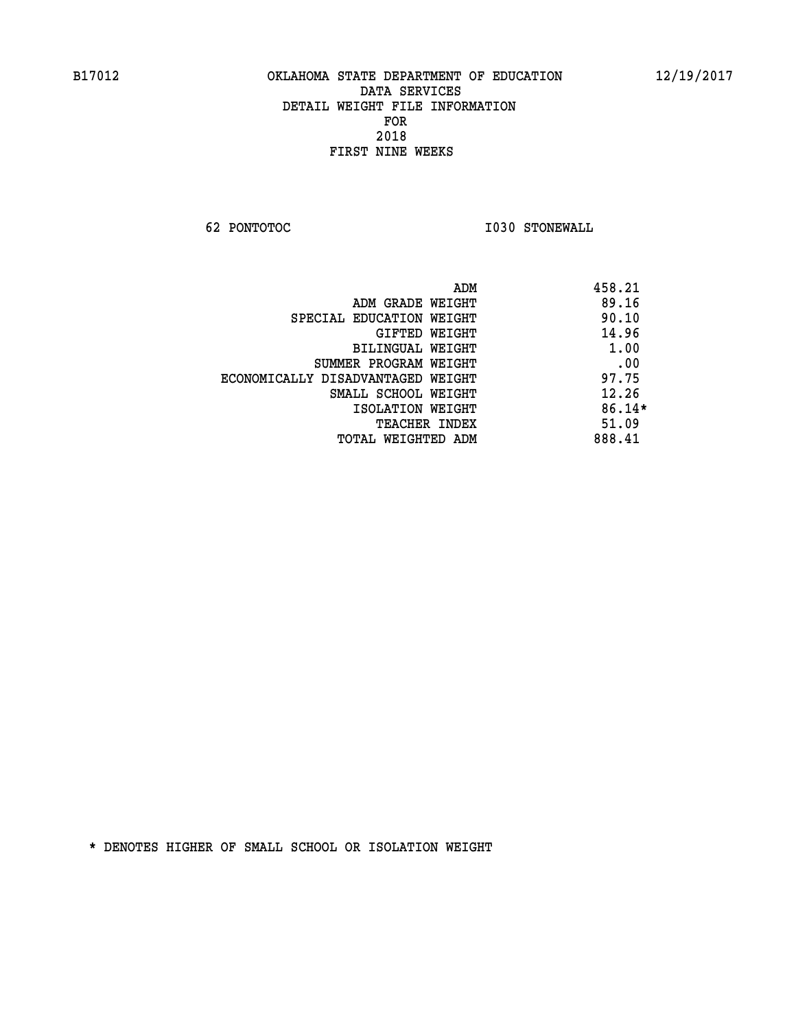B17012 OKLAHOMA STATE DEPARTMENT OF EDUCATION 12/19/2017

DATA SERVICES
DETAIL WEIGHT FILE INFORMATION
FOR
2018
FIRST NINE WEEKS

62 PONTOTOC I030 STONEWALL

| | |
|---|---|
| ADM | 458.21 |
| ADM GRADE WEIGHT | 89.16 |
| SPECIAL EDUCATION WEIGHT | 90.10 |
| GIFTED WEIGHT | 14.96 |
| BILINGUAL WEIGHT | 1.00 |
| SUMMER PROGRAM WEIGHT | .00 |
| ECONOMICALLY DISADVANTAGED WEIGHT | 97.75 |
| SMALL SCHOOL WEIGHT | 12.26 |
| ISOLATION WEIGHT | 86.14* |
| TEACHER INDEX | 51.09 |
| TOTAL WEIGHTED ADM | 888.41 |

* DENOTES HIGHER OF SMALL SCHOOL OR ISOLATION WEIGHT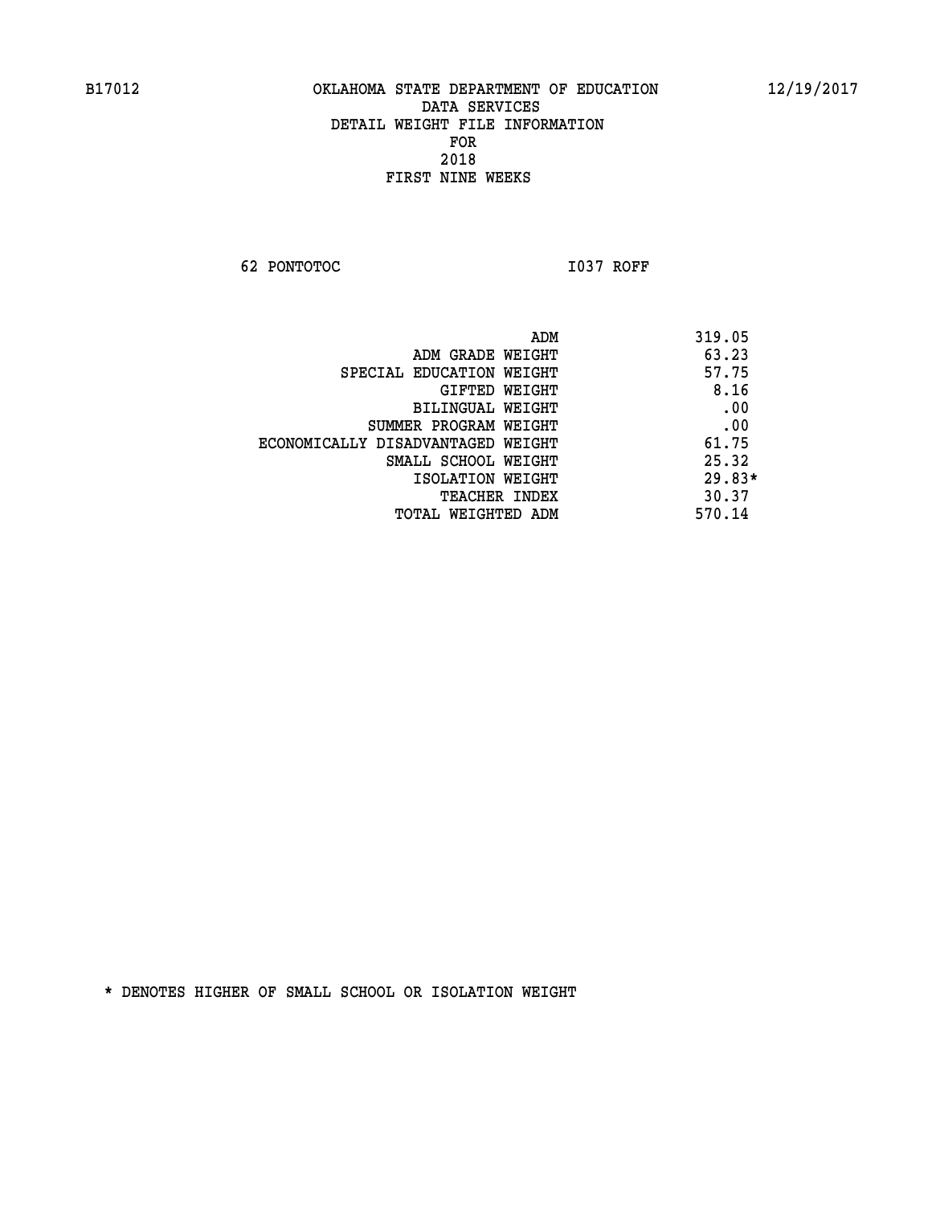B17012 OKLAHOMA STATE DEPARTMENT OF EDUCATION 12/19/2017

DATA SERVICES
DETAIL WEIGHT FILE INFORMATION
FOR
2018
FIRST NINE WEEKS

62 PONTOTOC I037 ROFF

| | |
|---|---|
| ADM | 319.05 |
| ADM GRADE WEIGHT | 63.23 |
| SPECIAL EDUCATION WEIGHT | 57.75 |
| GIFTED WEIGHT | 8.16 |
| BILINGUAL WEIGHT | .00 |
| SUMMER PROGRAM WEIGHT | .00 |
| ECONOMICALLY DISADVANTAGED WEIGHT | 61.75 |
| SMALL SCHOOL WEIGHT | 25.32 |
| ISOLATION WEIGHT | 29.83* |
| TEACHER INDEX | 30.37 |
| TOTAL WEIGHTED ADM | 570.14 |

* DENOTES HIGHER OF SMALL SCHOOL OR ISOLATION WEIGHT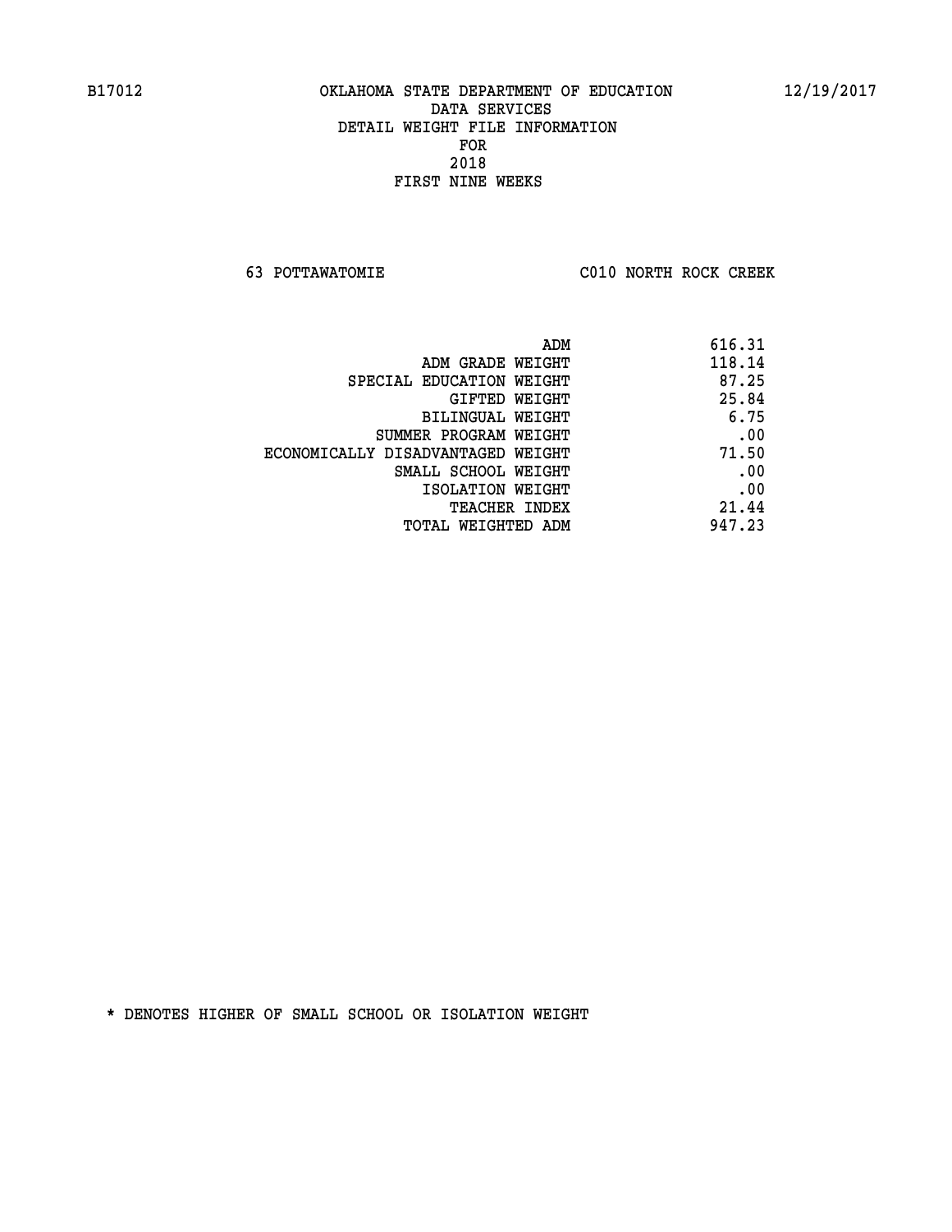B17012 OKLAHOMA STATE DEPARTMENT OF EDUCATION 12/19/2017

DATA SERVICES
DETAIL WEIGHT FILE INFORMATION
FOR
2018
FIRST NINE WEEKS

63 POTTAWATOMIE C010 NORTH ROCK CREEK

| | |
|---|---|
| ADM | 616.31 |
| ADM GRADE WEIGHT | 118.14 |
| SPECIAL EDUCATION WEIGHT | 87.25 |
| GIFTED WEIGHT | 25.84 |
| BILINGUAL WEIGHT | 6.75 |
| SUMMER PROGRAM WEIGHT | .00 |
| ECONOMICALLY DISADVANTAGED WEIGHT | 71.50 |
| SMALL SCHOOL WEIGHT | .00 |
| ISOLATION WEIGHT | .00 |
| TEACHER INDEX | 21.44 |
| TOTAL WEIGHTED ADM | 947.23 |

* DENOTES HIGHER OF SMALL SCHOOL OR ISOLATION WEIGHT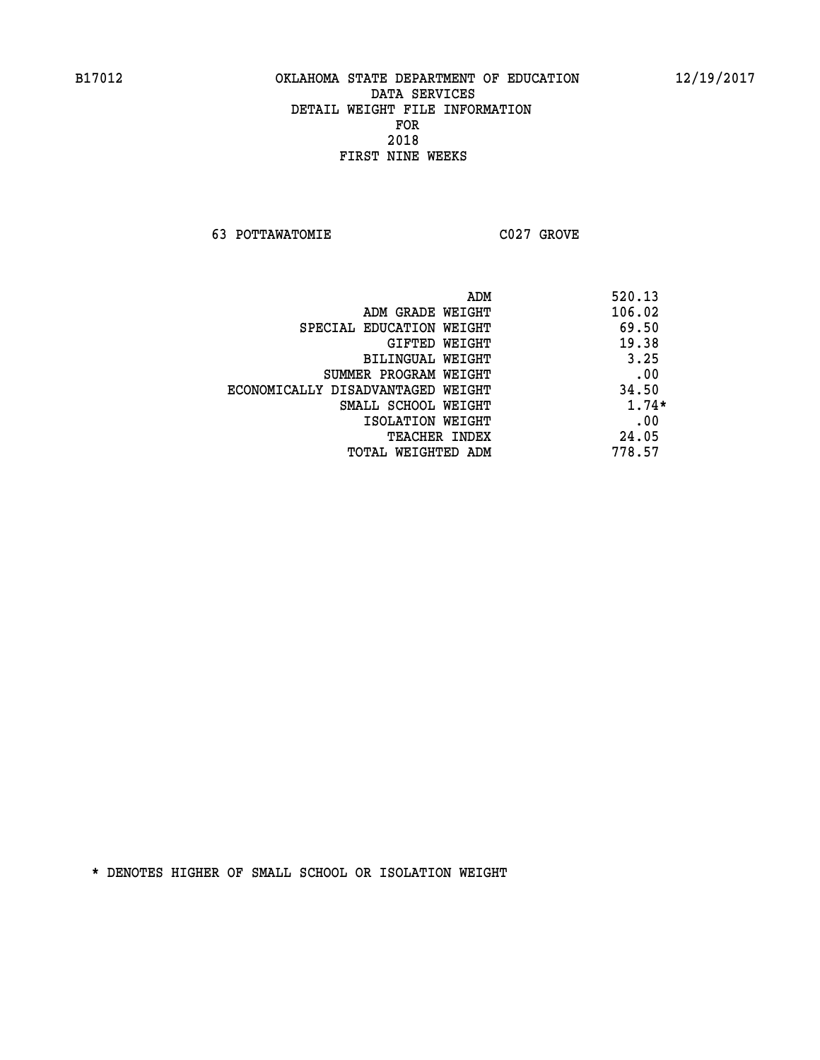B17012 OKLAHOMA STATE DEPARTMENT OF EDUCATION 12/19/2017

DATA SERVICES

DETAIL WEIGHT FILE INFORMATION

FOR

2018

FIRST NINE WEEKS

63 POTTAWATOMIE C027 GROVE

| | |
|---|---|
| ADM | 520.13 |
| ADM GRADE WEIGHT | 106.02 |
| SPECIAL EDUCATION WEIGHT | 69.50 |
| GIFTED WEIGHT | 19.38 |
| BILINGUAL WEIGHT | 3.25 |
| SUMMER PROGRAM WEIGHT | .00 |
| ECONOMICALLY DISADVANTAGED WEIGHT | 34.50 |
| SMALL SCHOOL WEIGHT | 1.74* |
| ISOLATION WEIGHT | .00 |
| TEACHER INDEX | 24.05 |
| TOTAL WEIGHTED ADM | 778.57 |

* DENOTES HIGHER OF SMALL SCHOOL OR ISOLATION WEIGHT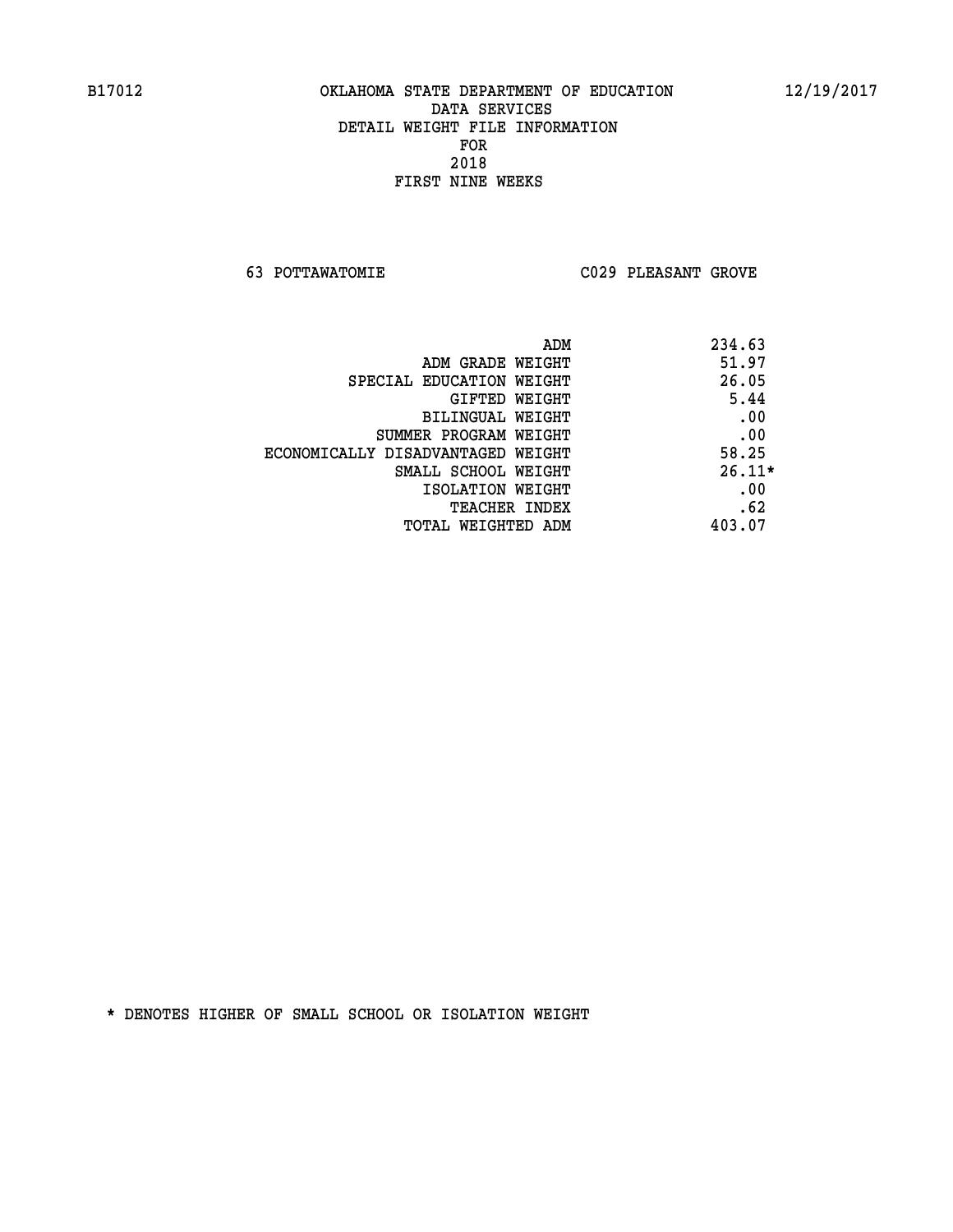B17012 OKLAHOMA STATE DEPARTMENT OF EDUCATION 12/19/2017

DATA SERVICES
DETAIL WEIGHT FILE INFORMATION
FOR
2018
FIRST NINE WEEKS

63 POTTAWATOMIE C029 PLEASANT GROVE

| | |
|---|---|
| ADM | 234.63 |
| ADM GRADE WEIGHT | 51.97 |
| SPECIAL EDUCATION WEIGHT | 26.05 |
| GIFTED WEIGHT | 5.44 |
| BILINGUAL WEIGHT | .00 |
| SUMMER PROGRAM WEIGHT | .00 |
| ECONOMICALLY DISADVANTAGED WEIGHT | 58.25 |
| SMALL SCHOOL WEIGHT | 26.11* |
| ISOLATION WEIGHT | .00 |
| TEACHER INDEX | .62 |
| TOTAL WEIGHTED ADM | 403.07 |

* DENOTES HIGHER OF SMALL SCHOOL OR ISOLATION WEIGHT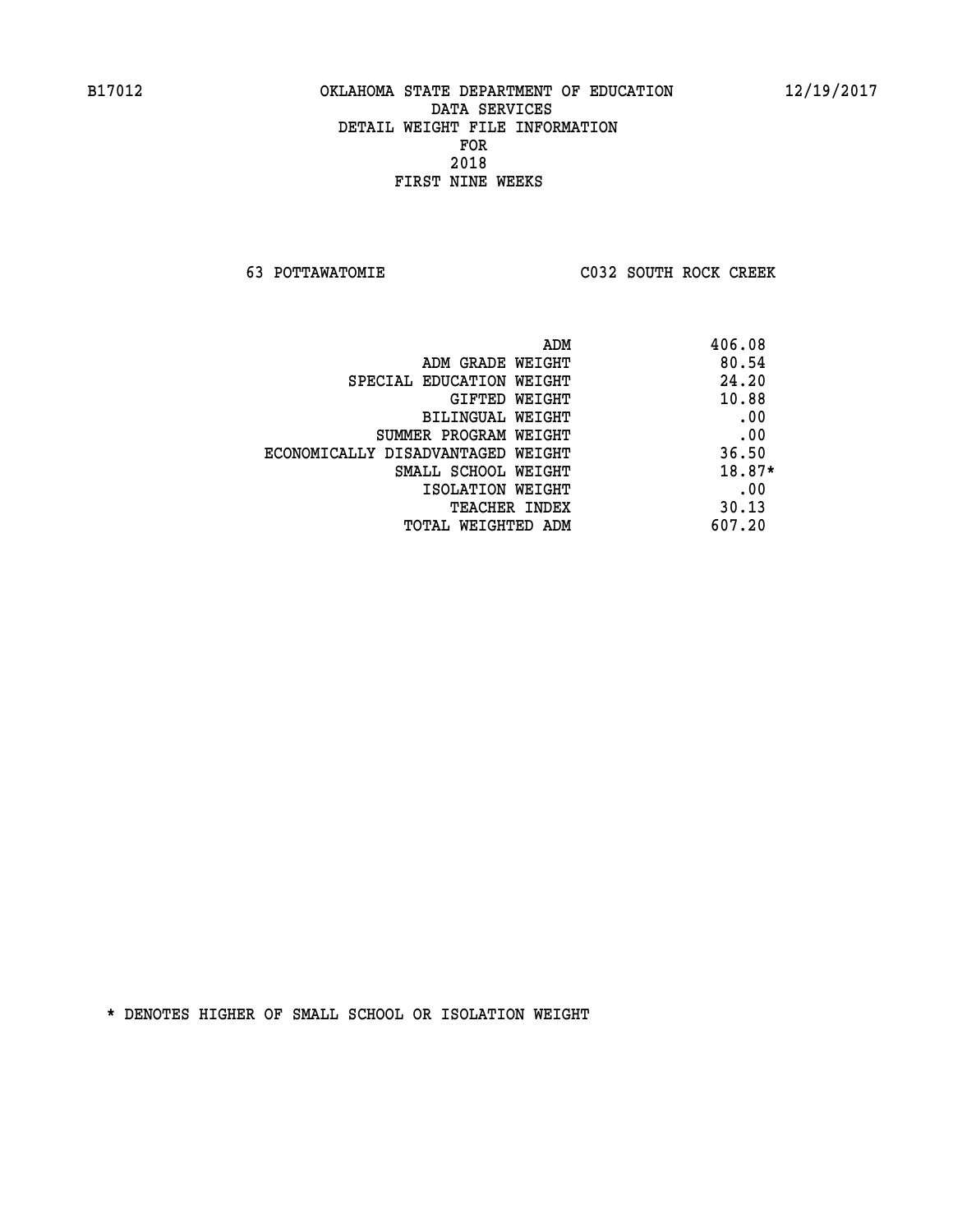B17012 OKLAHOMA STATE DEPARTMENT OF EDUCATION 12/19/2017

DATA SERVICES
DETAIL WEIGHT FILE INFORMATION
FOR
2018
FIRST NINE WEEKS

63 POTTAWATOMIE C032 SOUTH ROCK CREEK

| | |
|---|---|
| ADM | 406.08 |
| ADM GRADE WEIGHT | 80.54 |
| SPECIAL EDUCATION WEIGHT | 24.20 |
| GIFTED WEIGHT | 10.88 |
| BILINGUAL WEIGHT | .00 |
| SUMMER PROGRAM WEIGHT | .00 |
| ECONOMICALLY DISADVANTAGED WEIGHT | 36.50 |
| SMALL SCHOOL WEIGHT | 18.87* |
| ISOLATION WEIGHT | .00 |
| TEACHER INDEX | 30.13 |
| TOTAL WEIGHTED ADM | 607.20 |

* DENOTES HIGHER OF SMALL SCHOOL OR ISOLATION WEIGHT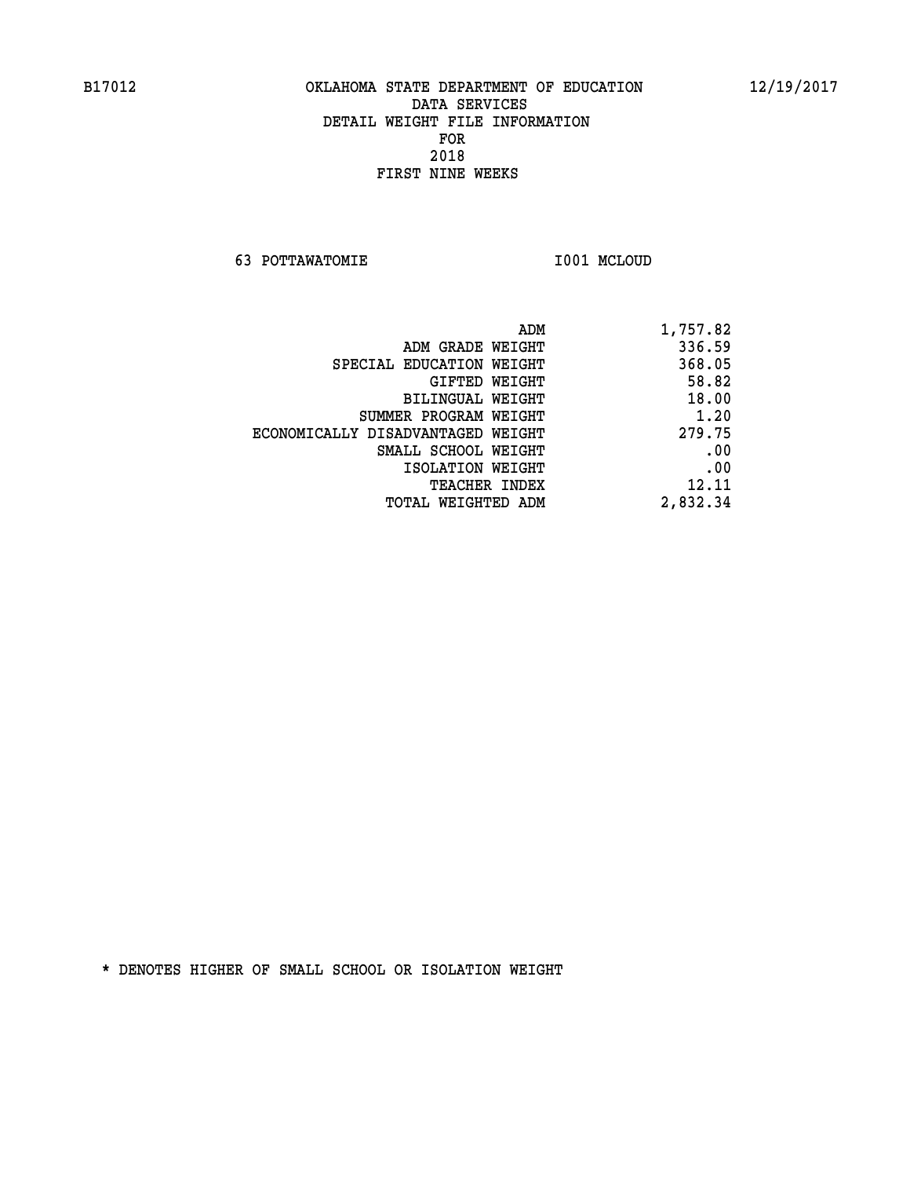B17012 OKLAHOMA STATE DEPARTMENT OF EDUCATION 12/19/2017

DATA SERVICES
DETAIL WEIGHT FILE INFORMATION
FOR
2018
FIRST NINE WEEKS

63 POTTAWATOMIE I001 MCLOUD

| | |
|---|---|
| ADM | 1,757.82 |
| ADM GRADE WEIGHT | 336.59 |
| SPECIAL EDUCATION WEIGHT | 368.05 |
| GIFTED WEIGHT | 58.82 |
| BILINGUAL WEIGHT | 18.00 |
| SUMMER PROGRAM WEIGHT | 1.20 |
| ECONOMICALLY DISADVANTAGED WEIGHT | 279.75 |
| SMALL SCHOOL WEIGHT | .00 |
| ISOLATION WEIGHT | .00 |
| TEACHER INDEX | 12.11 |
| TOTAL WEIGHTED ADM | 2,832.34 |

* DENOTES HIGHER OF SMALL SCHOOL OR ISOLATION WEIGHT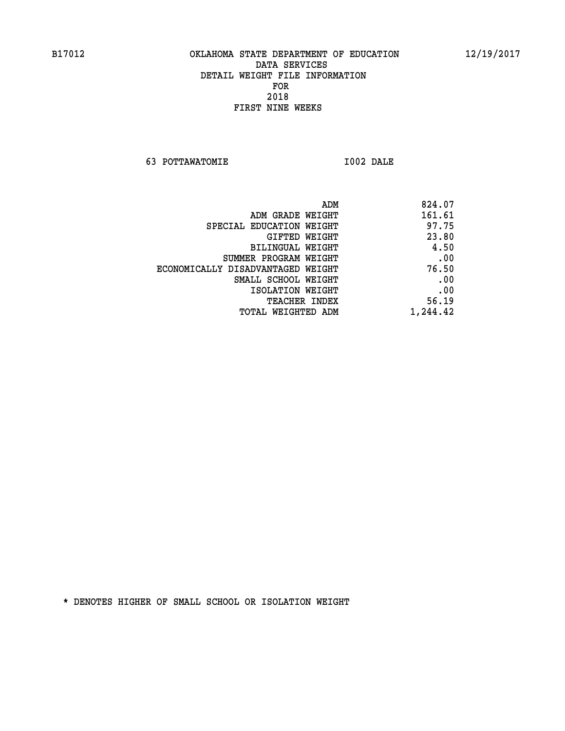B17012 OKLAHOMA STATE DEPARTMENT OF EDUCATION 12/19/2017

DATA SERVICES
DETAIL WEIGHT FILE INFORMATION
FOR
2018
FIRST NINE WEEKS

63 POTTAWATOMIE I002 DALE

| | |
|---|---|
| ADM | 824.07 |
| ADM GRADE WEIGHT | 161.61 |
| SPECIAL EDUCATION WEIGHT | 97.75 |
| GIFTED WEIGHT | 23.80 |
| BILINGUAL WEIGHT | 4.50 |
| SUMMER PROGRAM WEIGHT | .00 |
| ECONOMICALLY DISADVANTAGED WEIGHT | 76.50 |
| SMALL SCHOOL WEIGHT | .00 |
| ISOLATION WEIGHT | .00 |
| TEACHER INDEX | 56.19 |
| TOTAL WEIGHTED ADM | 1,244.42 |

* DENOTES HIGHER OF SMALL SCHOOL OR ISOLATION WEIGHT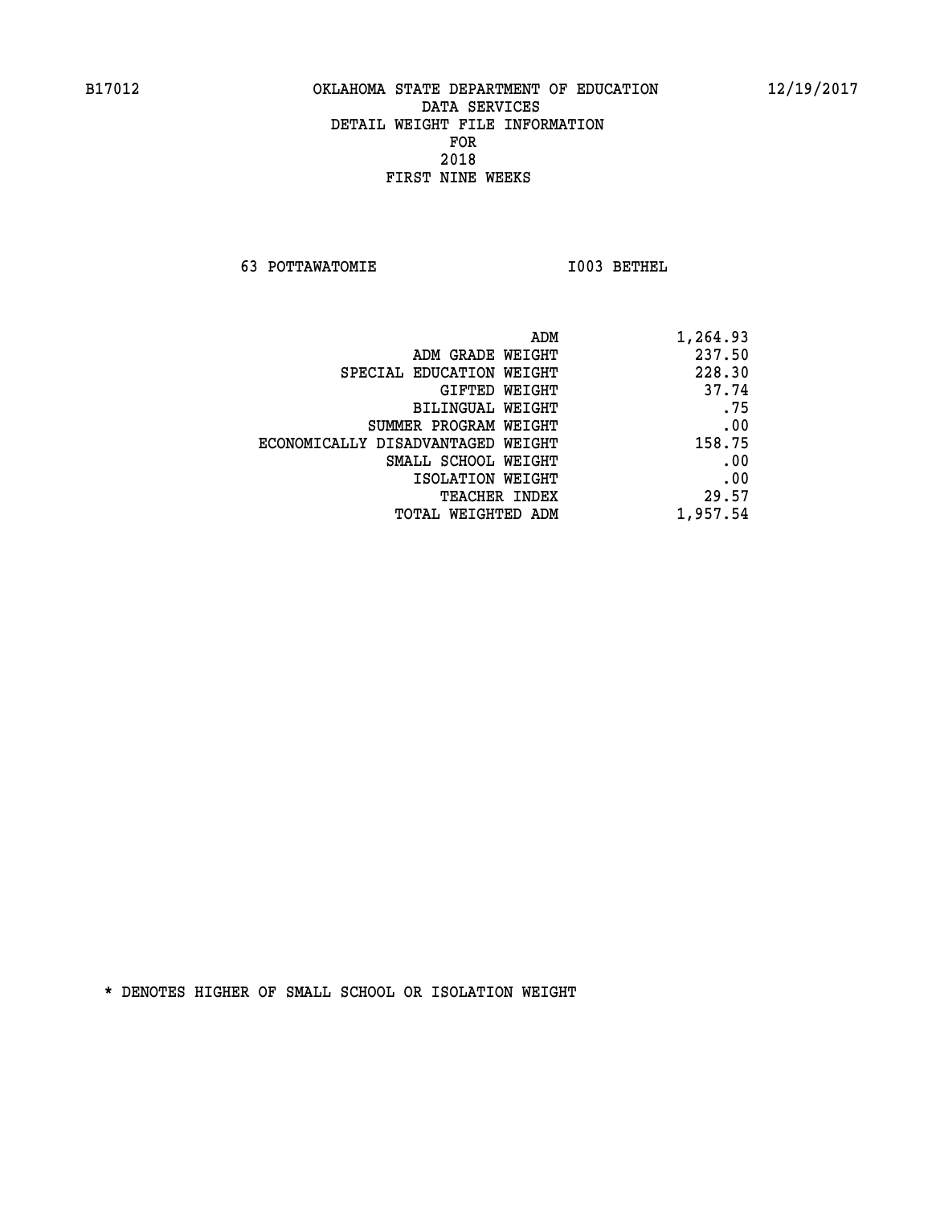B17012 OKLAHOMA STATE DEPARTMENT OF EDUCATION 12/19/2017

DATA SERVICES

DETAIL WEIGHT FILE INFORMATION

FOR

2018

FIRST NINE WEEKS

63 POTTAWATOMIE I003 BETHEL

| | |
|---|---|
| ADM | 1,264.93 |
| ADM GRADE WEIGHT | 237.50 |
| SPECIAL EDUCATION WEIGHT | 228.30 |
| GIFTED WEIGHT | 37.74 |
| BILINGUAL WEIGHT | .75 |
| SUMMER PROGRAM WEIGHT | .00 |
| ECONOMICALLY DISADVANTAGED WEIGHT | 158.75 |
| SMALL SCHOOL WEIGHT | .00 |
| ISOLATION WEIGHT | .00 |
| TEACHER INDEX | 29.57 |
| TOTAL WEIGHTED ADM | 1,957.54 |

* DENOTES HIGHER OF SMALL SCHOOL OR ISOLATION WEIGHT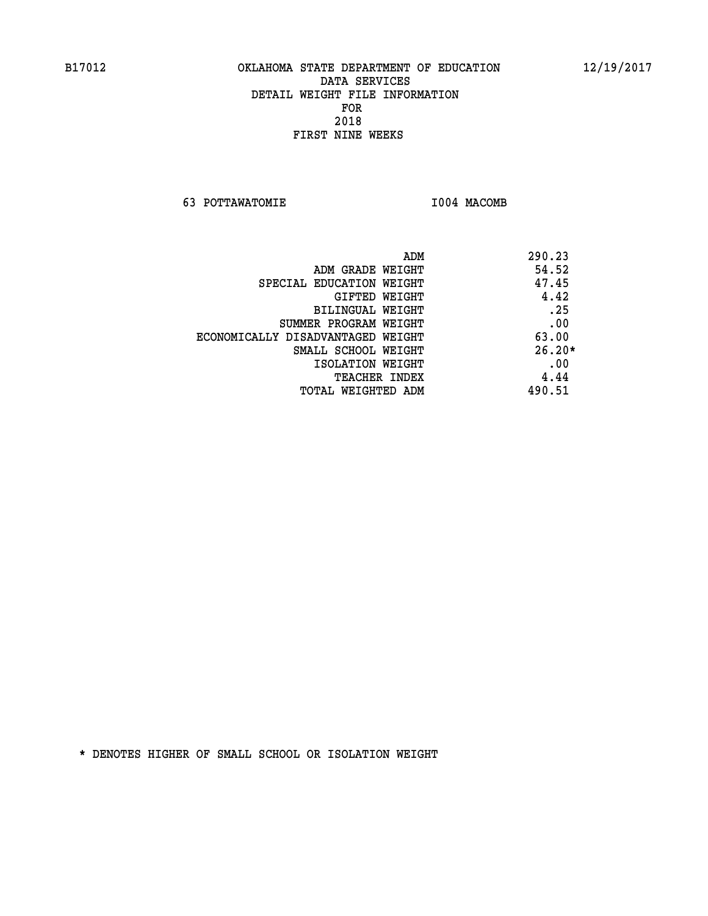B17012 OKLAHOMA STATE DEPARTMENT OF EDUCATION 12/19/2017

DATA SERVICES
DETAIL WEIGHT FILE INFORMATION
FOR
2018
FIRST NINE WEEKS

63 POTTAWATOMIE I004 MACOMB

| | |
|---|---|
| ADM | 290.23 |
| ADM GRADE WEIGHT | 54.52 |
| SPECIAL EDUCATION WEIGHT | 47.45 |
| GIFTED WEIGHT | 4.42 |
| BILINGUAL WEIGHT | .25 |
| SUMMER PROGRAM WEIGHT | .00 |
| ECONOMICALLY DISADVANTAGED WEIGHT | 63.00 |
| SMALL SCHOOL WEIGHT | 26.20* |
| ISOLATION WEIGHT | .00 |
| TEACHER INDEX | 4.44 |
| TOTAL WEIGHTED ADM | 490.51 |

* DENOTES HIGHER OF SMALL SCHOOL OR ISOLATION WEIGHT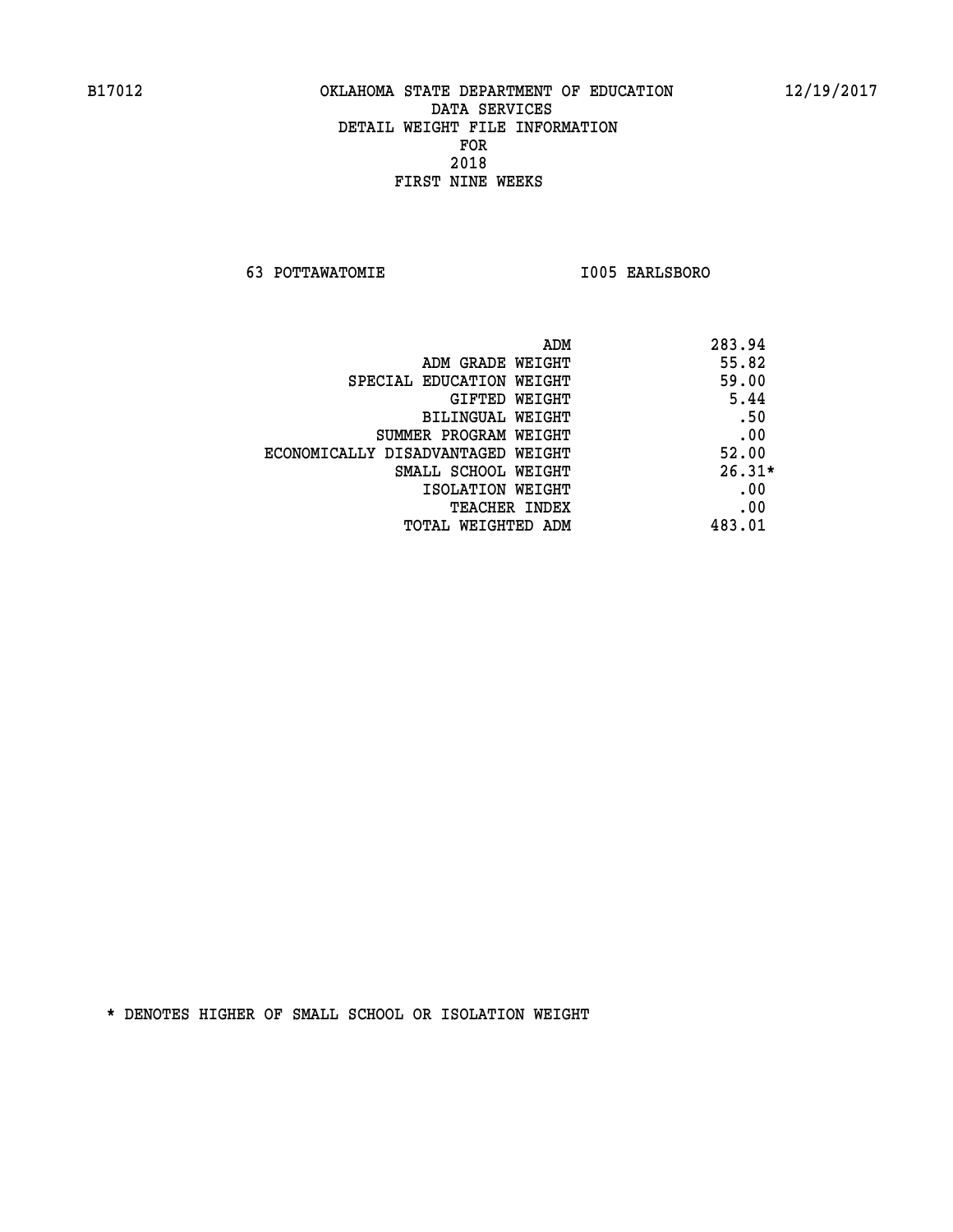B17012 OKLAHOMA STATE DEPARTMENT OF EDUCATION 12/19/2017

DATA SERVICES
DETAIL WEIGHT FILE INFORMATION
FOR
2018
FIRST NINE WEEKS

63 POTTAWATOMIE I005 EARLSBORO

| | |
|---|---|
| ADM | 283.94 |
| ADM GRADE WEIGHT | 55.82 |
| SPECIAL EDUCATION WEIGHT | 59.00 |
| GIFTED WEIGHT | 5.44 |
| BILINGUAL WEIGHT | .50 |
| SUMMER PROGRAM WEIGHT | .00 |
| ECONOMICALLY DISADVANTAGED WEIGHT | 52.00 |
| SMALL SCHOOL WEIGHT | 26.31* |
| ISOLATION WEIGHT | .00 |
| TEACHER INDEX | .00 |
| TOTAL WEIGHTED ADM | 483.01 |

* DENOTES HIGHER OF SMALL SCHOOL OR ISOLATION WEIGHT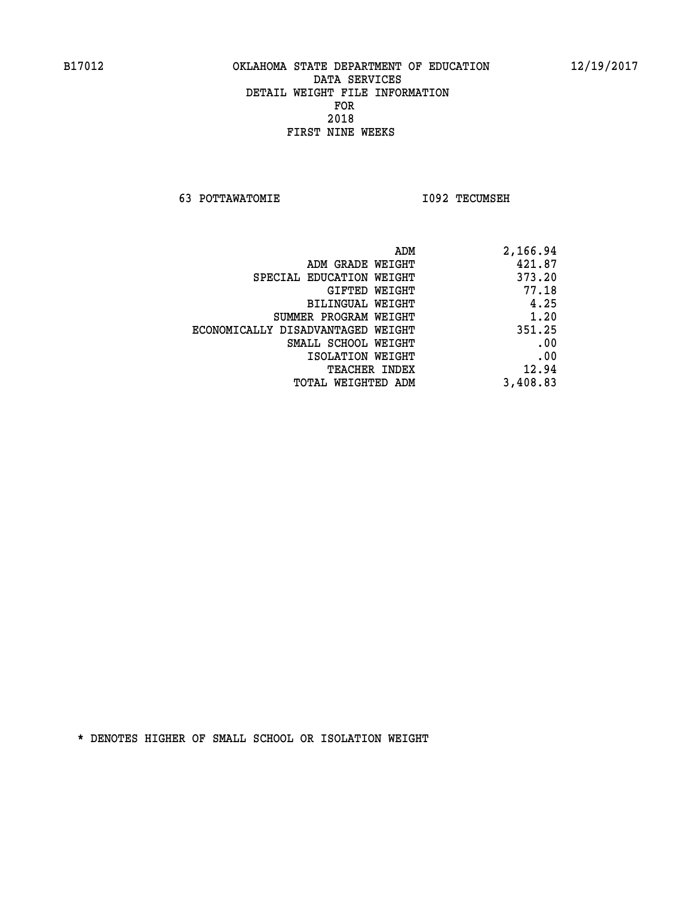B17012 OKLAHOMA STATE DEPARTMENT OF EDUCATION 12/19/2017

DATA SERVICES
DETAIL WEIGHT FILE INFORMATION
FOR
2018
FIRST NINE WEEKS

63 POTTAWATOMIE I092 TECUMSEH

| | |
|---|---|
| ADM | 2,166.94 |
| ADM GRADE WEIGHT | 421.87 |
| SPECIAL EDUCATION WEIGHT | 373.20 |
| GIFTED WEIGHT | 77.18 |
| BILINGUAL WEIGHT | 4.25 |
| SUMMER PROGRAM WEIGHT | 1.20 |
| ECONOMICALLY DISADVANTAGED WEIGHT | 351.25 |
| SMALL SCHOOL WEIGHT | .00 |
| ISOLATION WEIGHT | .00 |
| TEACHER INDEX | 12.94 |
| TOTAL WEIGHTED ADM | 3,408.83 |

* DENOTES HIGHER OF SMALL SCHOOL OR ISOLATION WEIGHT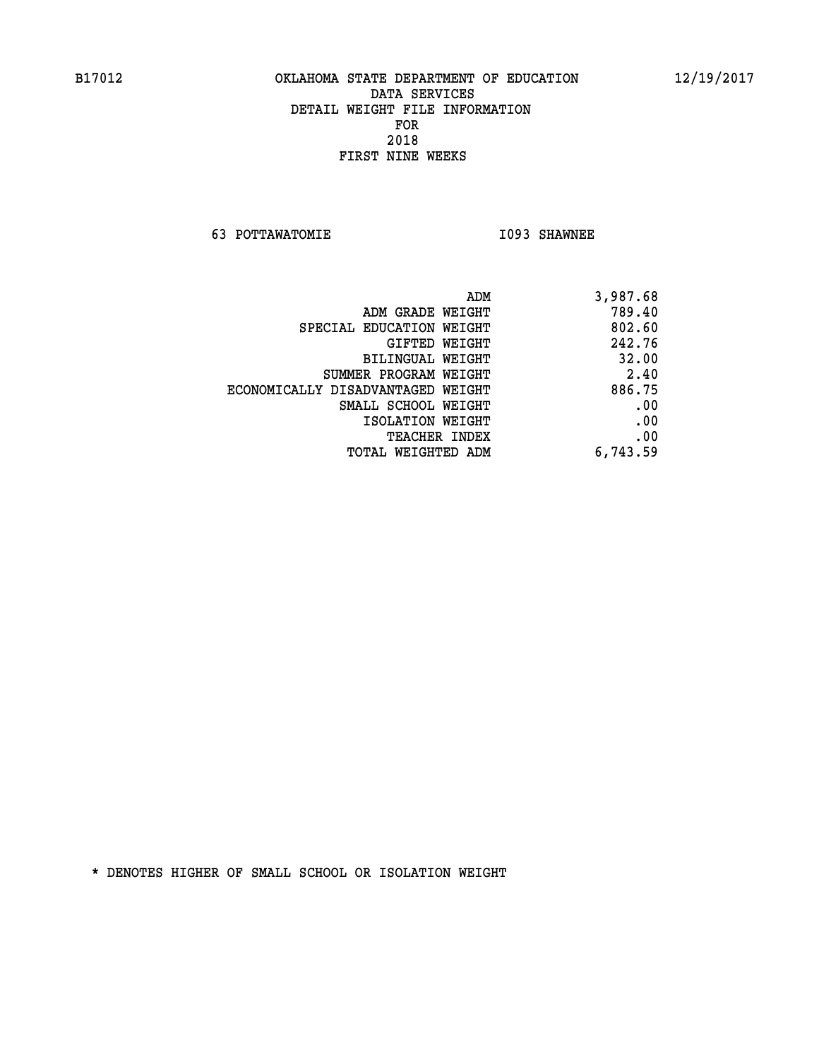B17012 OKLAHOMA STATE DEPARTMENT OF EDUCATION 12/19/2017

DATA SERVICES
DETAIL WEIGHT FILE INFORMATION
FOR
2018
FIRST NINE WEEKS

63 POTTAWATOMIE I093 SHAWNEE

| | |
|---|---|
| ADM | 3,987.68 |
| ADM GRADE WEIGHT | 789.40 |
| SPECIAL EDUCATION WEIGHT | 802.60 |
| GIFTED WEIGHT | 242.76 |
| BILINGUAL WEIGHT | 32.00 |
| SUMMER PROGRAM WEIGHT | 2.40 |
| ECONOMICALLY DISADVANTAGED WEIGHT | 886.75 |
| SMALL SCHOOL WEIGHT | .00 |
| ISOLATION WEIGHT | .00 |
| TEACHER INDEX | .00 |
| TOTAL WEIGHTED ADM | 6,743.59 |

* DENOTES HIGHER OF SMALL SCHOOL OR ISOLATION WEIGHT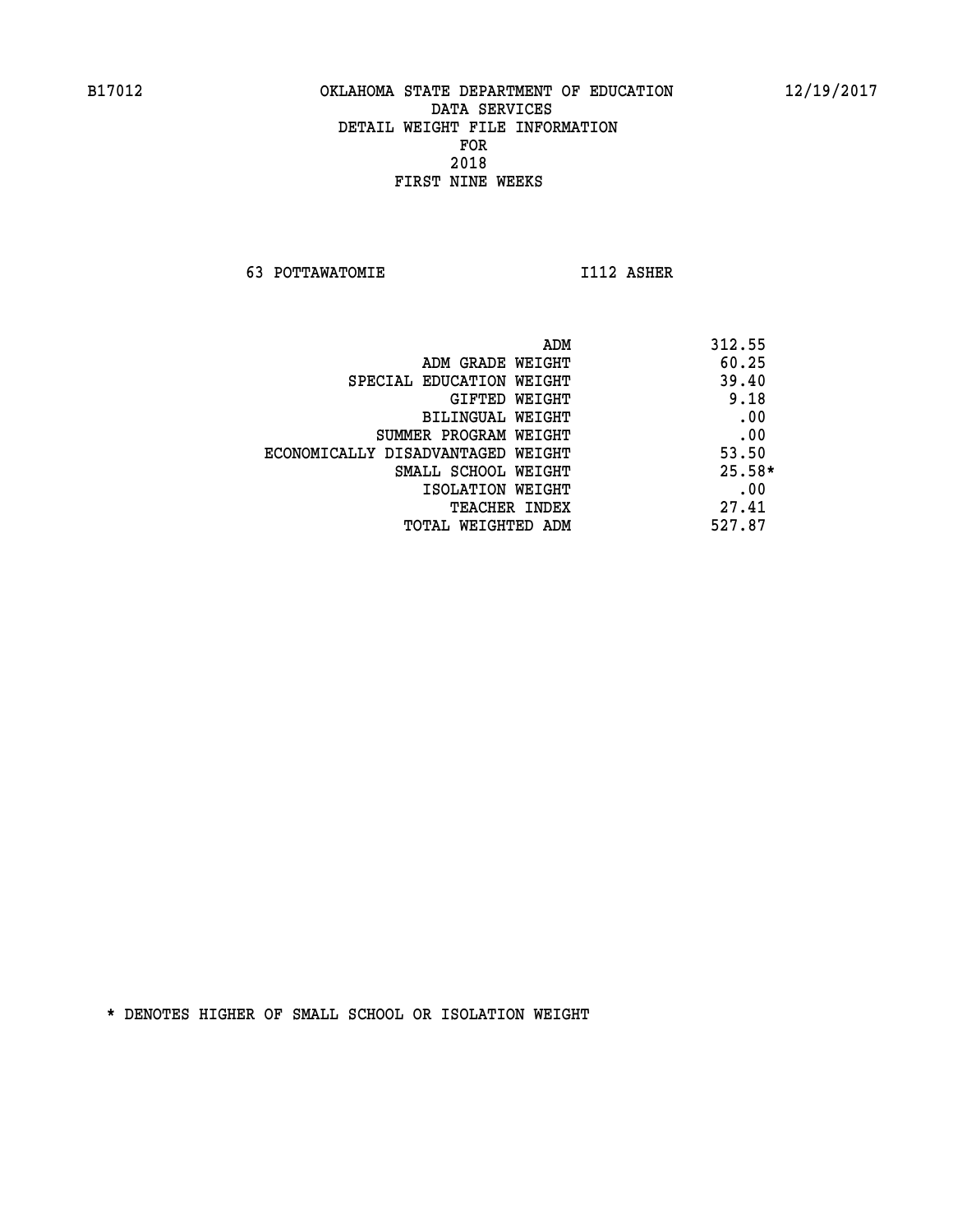B17012 OKLAHOMA STATE DEPARTMENT OF EDUCATION 12/19/2017

DATA SERVICES

DETAIL WEIGHT FILE INFORMATION

FOR

2018

FIRST NINE WEEKS

63 POTTAWATOMIE I112 ASHER

| | |
|---|---|
| ADM | 312.55 |
| ADM GRADE WEIGHT | 60.25 |
| SPECIAL EDUCATION WEIGHT | 39.40 |
| GIFTED WEIGHT | 9.18 |
| BILINGUAL WEIGHT | .00 |
| SUMMER PROGRAM WEIGHT | .00 |
| ECONOMICALLY DISADVANTAGED WEIGHT | 53.50 |
| SMALL SCHOOL WEIGHT | 25.58* |
| ISOLATION WEIGHT | .00 |
| TEACHER INDEX | 27.41 |
| TOTAL WEIGHTED ADM | 527.87 |

* DENOTES HIGHER OF SMALL SCHOOL OR ISOLATION WEIGHT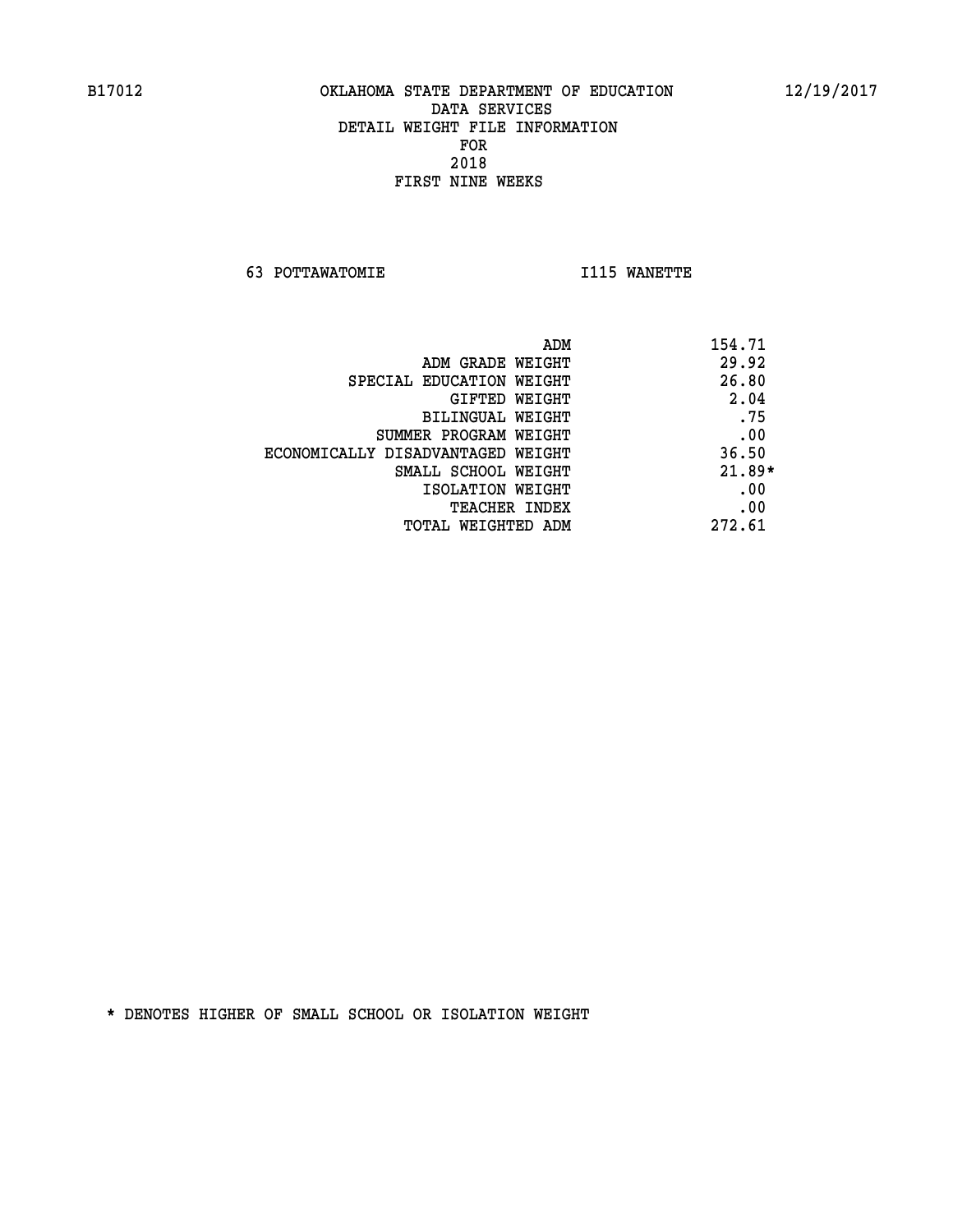OKLAHOMA STATE DEPARTMENT OF EDUCATION
DATA SERVICES
DETAIL WEIGHT FILE INFORMATION
FOR
2018
FIRST NINE WEEKS

63 POTTAWATOMIE I115 WANETTE

| | |
|---|---|
| ADM | 154.71 |
| ADM GRADE WEIGHT | 29.92 |
| SPECIAL EDUCATION WEIGHT | 26.80 |
| GIFTED WEIGHT | 2.04 |
| BILINGUAL WEIGHT | .75 |
| SUMMER PROGRAM WEIGHT | .00 |
| ECONOMICALLY DISADVANTAGED WEIGHT | 36.50 |
| SMALL SCHOOL WEIGHT | 21.89* |
| ISOLATION WEIGHT | .00 |
| TEACHER INDEX | .00 |
| TOTAL WEIGHTED ADM | 272.61 |

* DENOTES HIGHER OF SMALL SCHOOL OR ISOLATION WEIGHT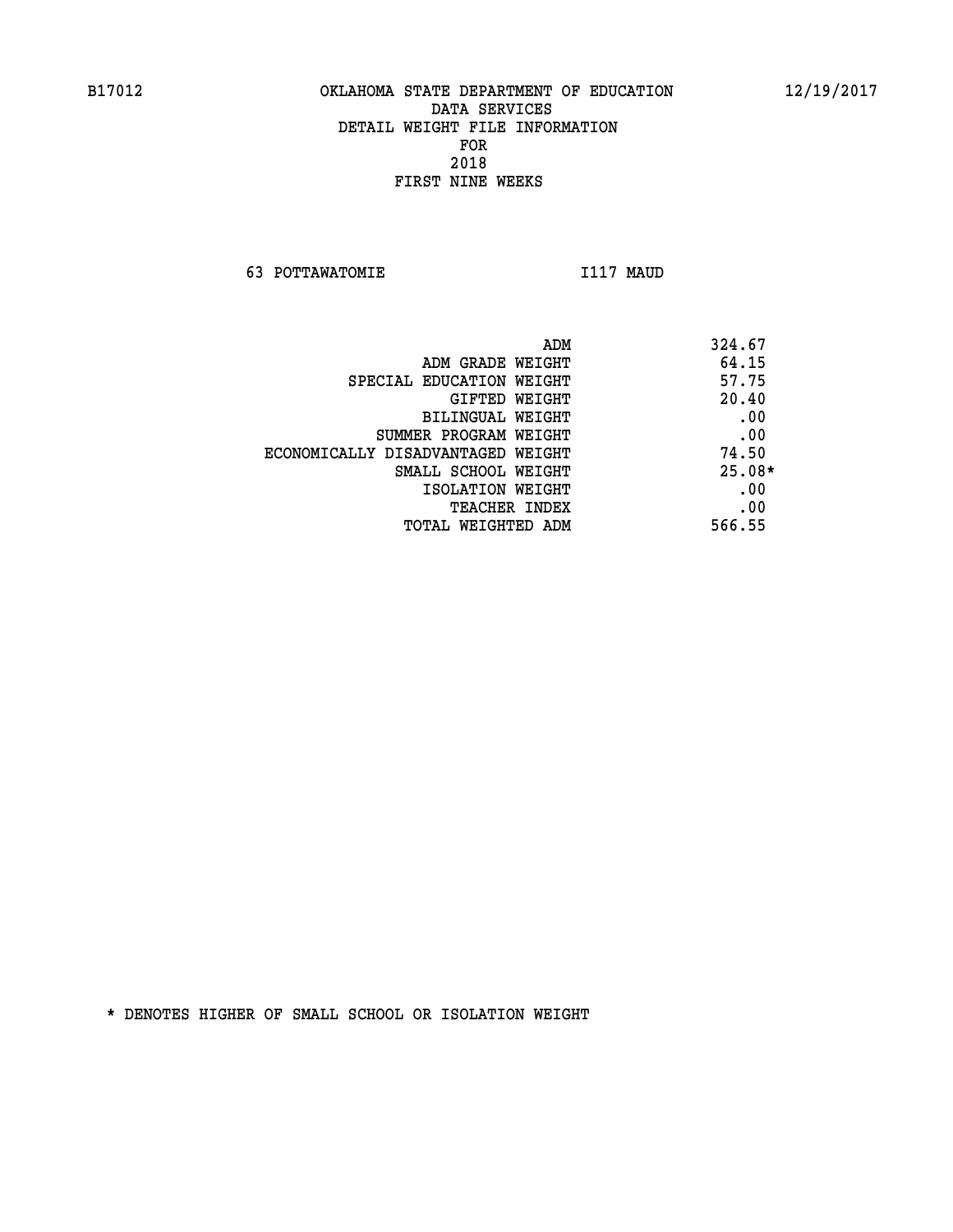B17012 OKLAHOMA STATE DEPARTMENT OF EDUCATION 12/19/2017

DATA SERVICES
DETAIL WEIGHT FILE INFORMATION
FOR
2018
FIRST NINE WEEKS

63 POTTAWATOMIE I117 MAUD

| | |
|---|---|
| ADM | 324.67 |
| ADM GRADE WEIGHT | 64.15 |
| SPECIAL EDUCATION WEIGHT | 57.75 |
| GIFTED WEIGHT | 20.40 |
| BILINGUAL WEIGHT | .00 |
| SUMMER PROGRAM WEIGHT | .00 |
| ECONOMICALLY DISADVANTAGED WEIGHT | 74.50 |
| SMALL SCHOOL WEIGHT | 25.08* |
| ISOLATION WEIGHT | .00 |
| TEACHER INDEX | .00 |
| TOTAL WEIGHTED ADM | 566.55 |

* DENOTES HIGHER OF SMALL SCHOOL OR ISOLATION WEIGHT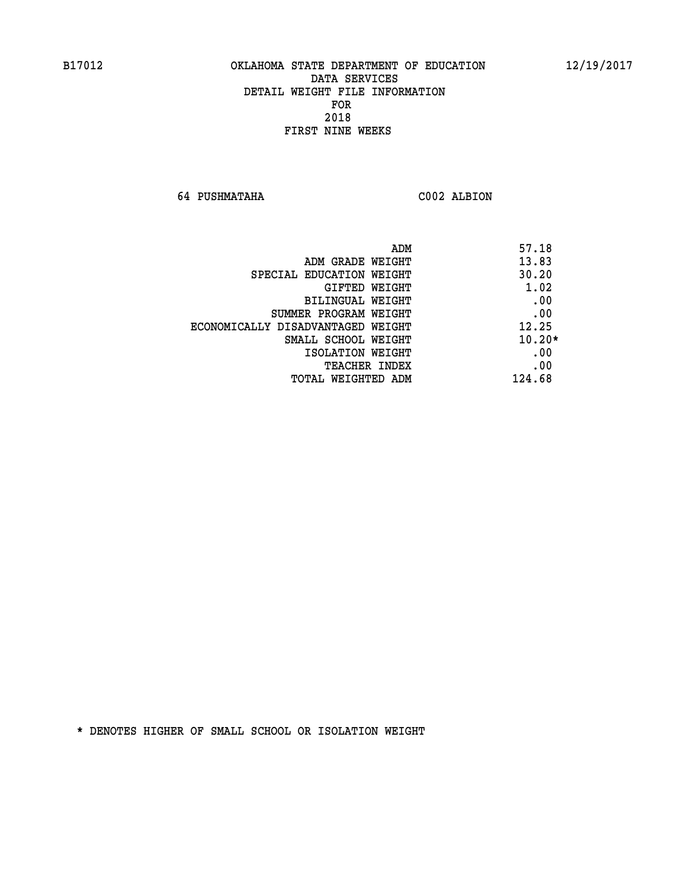B17012 OKLAHOMA STATE DEPARTMENT OF EDUCATION 12/19/2017

DATA SERVICES
DETAIL WEIGHT FILE INFORMATION
FOR
2018
FIRST NINE WEEKS

64 PUSHMATAHA C002 ALBION

| | |
|---|---|
| ADM | 57.18 |
| ADM GRADE WEIGHT | 13.83 |
| SPECIAL EDUCATION WEIGHT | 30.20 |
| GIFTED WEIGHT | 1.02 |
| BILINGUAL WEIGHT | .00 |
| SUMMER PROGRAM WEIGHT | .00 |
| ECONOMICALLY DISADVANTAGED WEIGHT | 12.25 |
| SMALL SCHOOL WEIGHT | 10.20* |
| ISOLATION WEIGHT | .00 |
| TEACHER INDEX | .00 |
| TOTAL WEIGHTED ADM | 124.68 |

* DENOTES HIGHER OF SMALL SCHOOL OR ISOLATION WEIGHT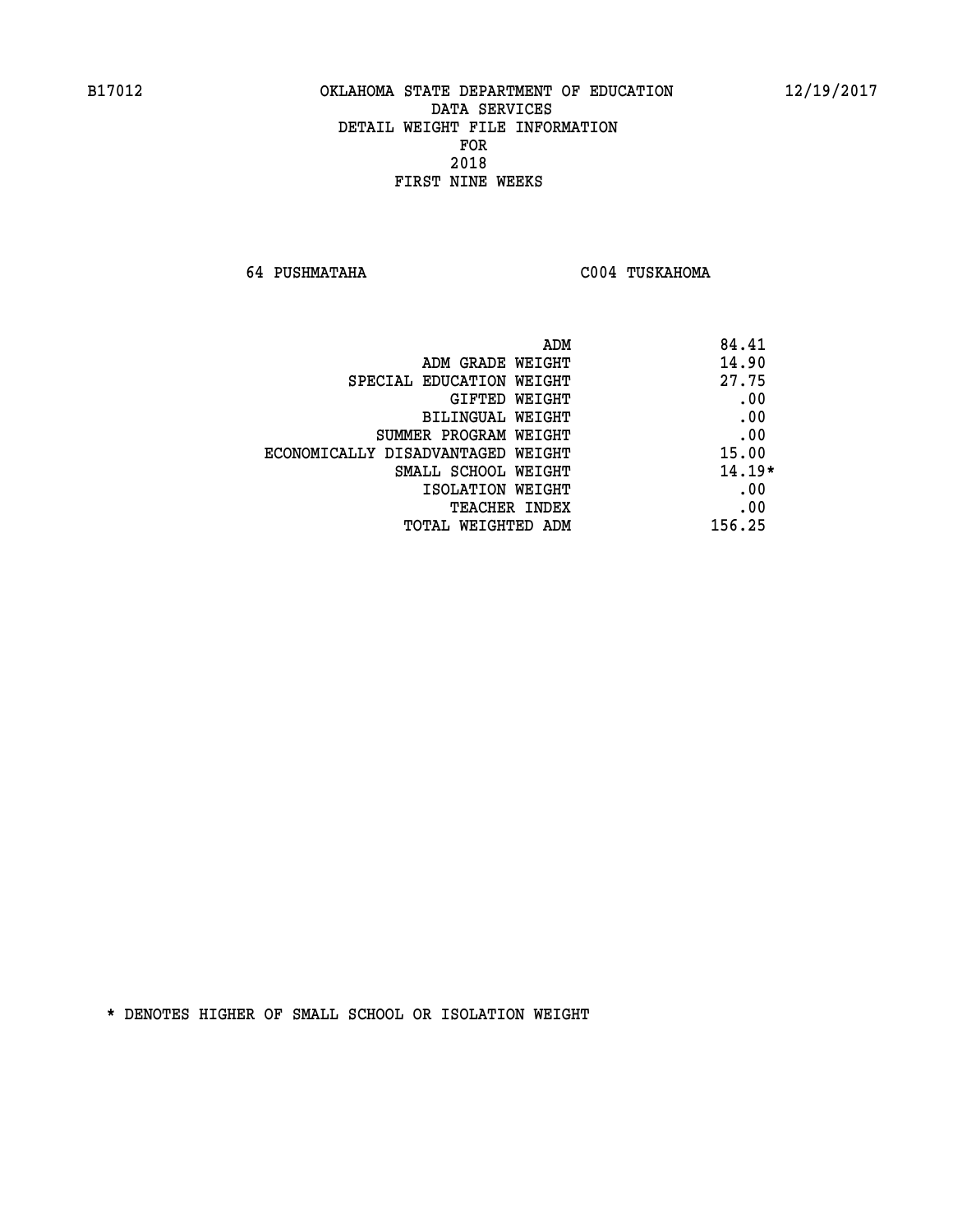# OKLAHOMA STATE DEPARTMENT OF EDUCATION
## DATA SERVICES
## DETAIL WEIGHT FILE INFORMATION
## FOR
## 2018
## FIRST NINE WEEKS

B17012 — 12/19/2017

64 PUSHMATAHA — C004 TUSKAHOMA

| | |
|---|---|
| ADM | 84.41 |
| ADM GRADE WEIGHT | 14.90 |
| SPECIAL EDUCATION WEIGHT | 27.75 |
| GIFTED WEIGHT | .00 |
| BILINGUAL WEIGHT | .00 |
| SUMMER PROGRAM WEIGHT | .00 |
| ECONOMICALLY DISADVANTAGED WEIGHT | 15.00 |
| SMALL SCHOOL WEIGHT | 14.19* |
| ISOLATION WEIGHT | .00 |
| TEACHER INDEX | .00 |
| TOTAL WEIGHTED ADM | 156.25 |

* DENOTES HIGHER OF SMALL SCHOOL OR ISOLATION WEIGHT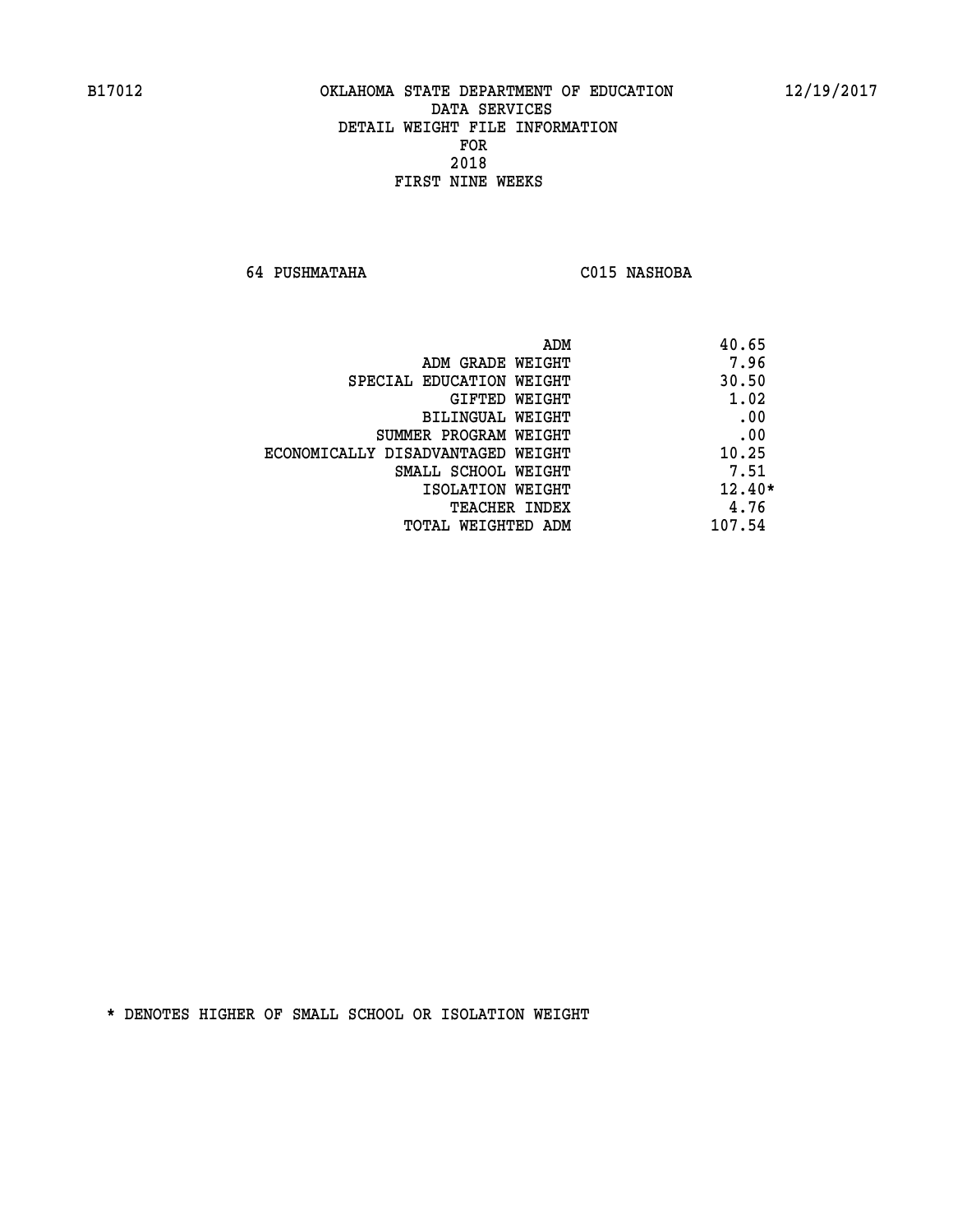B17012 OKLAHOMA STATE DEPARTMENT OF EDUCATION 12/19/2017

DATA SERVICES
DETAIL WEIGHT FILE INFORMATION
FOR
2018
FIRST NINE WEEKS

64 PUSHMATAHA C015 NASHOBA

| | |
|---|---|
| ADM | 40.65 |
| ADM GRADE WEIGHT | 7.96 |
| SPECIAL EDUCATION WEIGHT | 30.50 |
| GIFTED WEIGHT | 1.02 |
| BILINGUAL WEIGHT | .00 |
| SUMMER PROGRAM WEIGHT | .00 |
| ECONOMICALLY DISADVANTAGED WEIGHT | 10.25 |
| SMALL SCHOOL WEIGHT | 7.51 |
| ISOLATION WEIGHT | 12.40* |
| TEACHER INDEX | 4.76 |
| TOTAL WEIGHTED ADM | 107.54 |

* DENOTES HIGHER OF SMALL SCHOOL OR ISOLATION WEIGHT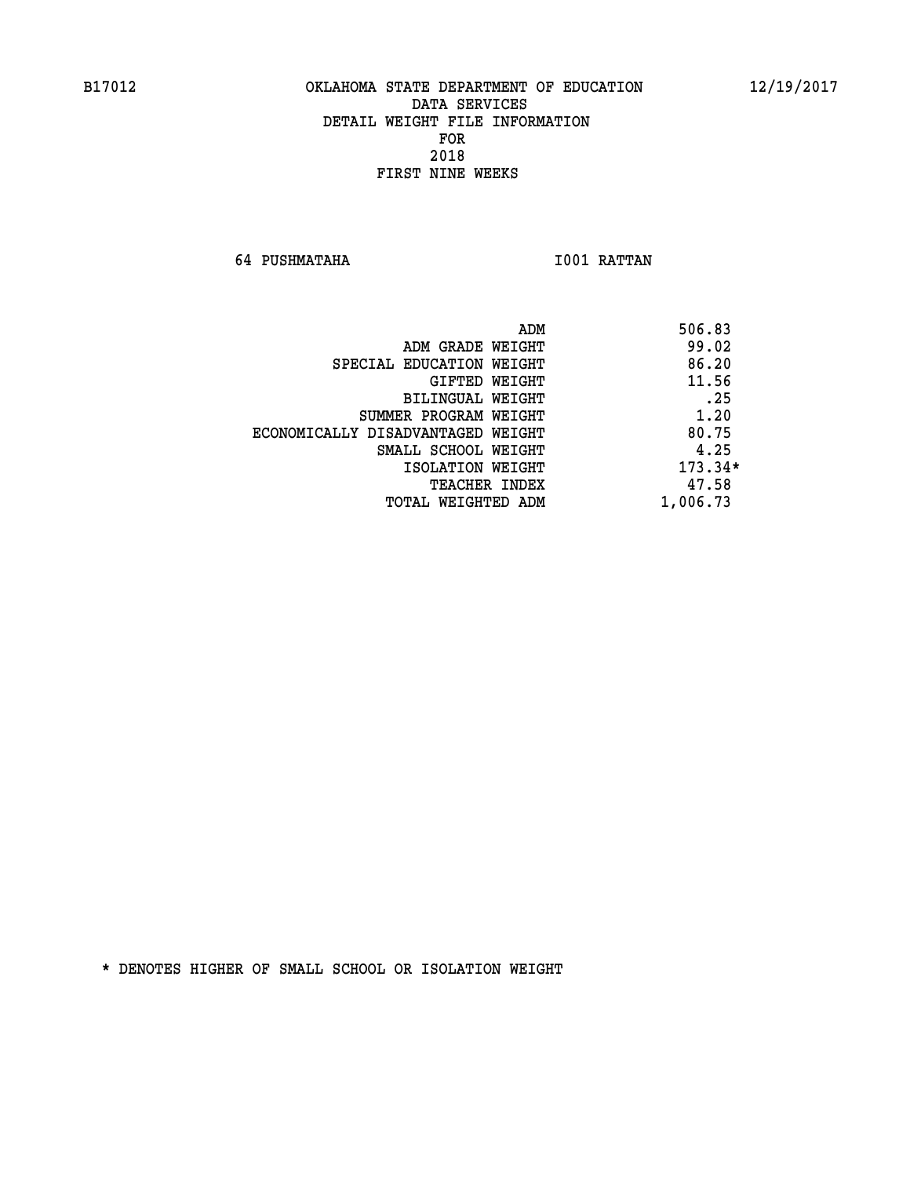B17012 OKLAHOMA STATE DEPARTMENT OF EDUCATION 12/19/2017

DATA SERVICES
DETAIL WEIGHT FILE INFORMATION
FOR
2018
FIRST NINE WEEKS

64 PUSHMATAHA I001 RATTAN

| | |
|---|---|
| ADM | 506.83 |
| ADM GRADE WEIGHT | 99.02 |
| SPECIAL EDUCATION WEIGHT | 86.20 |
| GIFTED WEIGHT | 11.56 |
| BILINGUAL WEIGHT | .25 |
| SUMMER PROGRAM WEIGHT | 1.20 |
| ECONOMICALLY DISADVANTAGED WEIGHT | 80.75 |
| SMALL SCHOOL WEIGHT | 4.25 |
| ISOLATION WEIGHT | 173.34* |
| TEACHER INDEX | 47.58 |
| TOTAL WEIGHTED ADM | 1,006.73 |

* DENOTES HIGHER OF SMALL SCHOOL OR ISOLATION WEIGHT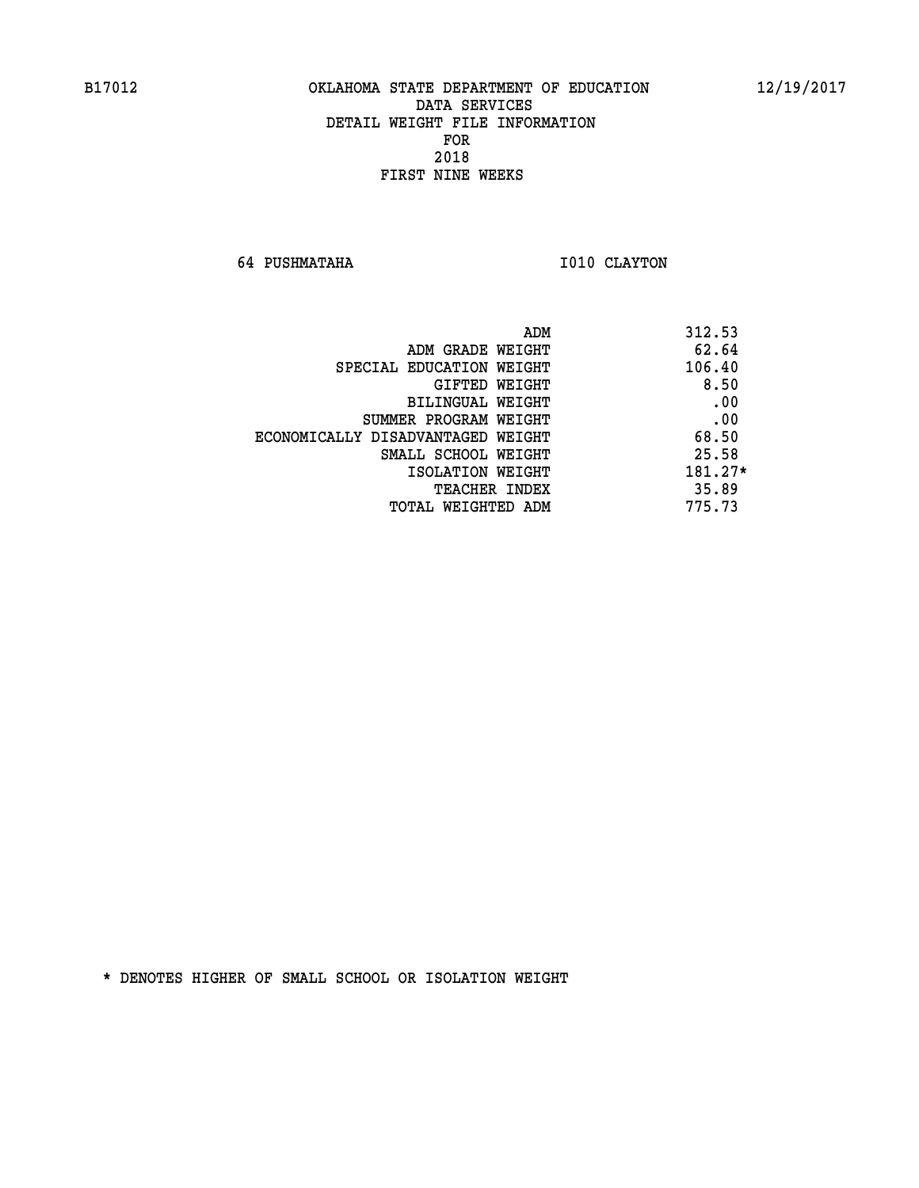B17012 OKLAHOMA STATE DEPARTMENT OF EDUCATION 12/19/2017

DATA SERVICES
DETAIL WEIGHT FILE INFORMATION
FOR
2018
FIRST NINE WEEKS

64 PUSHMATAHA I010 CLAYTON

| | |
|---|---|
| ADM | 312.53 |
| ADM GRADE WEIGHT | 62.64 |
| SPECIAL EDUCATION WEIGHT | 106.40 |
| GIFTED WEIGHT | 8.50 |
| BILINGUAL WEIGHT | .00 |
| SUMMER PROGRAM WEIGHT | .00 |
| ECONOMICALLY DISADVANTAGED WEIGHT | 68.50 |
| SMALL SCHOOL WEIGHT | 25.58 |
| ISOLATION WEIGHT | 181.27* |
| TEACHER INDEX | 35.89 |
| TOTAL WEIGHTED ADM | 775.73 |

* DENOTES HIGHER OF SMALL SCHOOL OR ISOLATION WEIGHT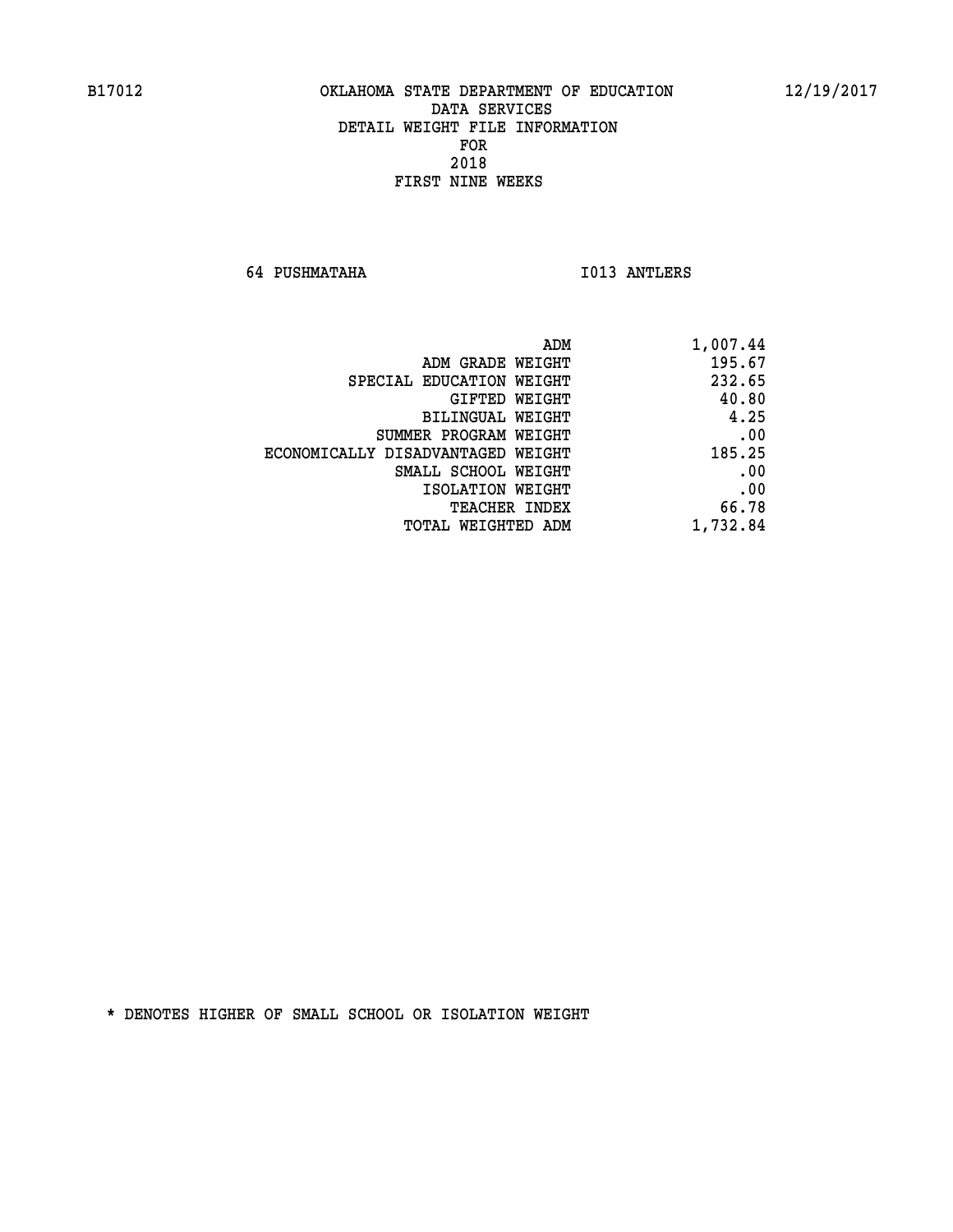B17012 OKLAHOMA STATE DEPARTMENT OF EDUCATION 12/19/2017

DATA SERVICES
DETAIL WEIGHT FILE INFORMATION
FOR
2018
FIRST NINE WEEKS

64 PUSHMATAHA I013 ANTLERS

| | |
|---|---|
| ADM | 1,007.44 |
| ADM GRADE WEIGHT | 195.67 |
| SPECIAL EDUCATION WEIGHT | 232.65 |
| GIFTED WEIGHT | 40.80 |
| BILINGUAL WEIGHT | 4.25 |
| SUMMER PROGRAM WEIGHT | .00 |
| ECONOMICALLY DISADVANTAGED WEIGHT | 185.25 |
| SMALL SCHOOL WEIGHT | .00 |
| ISOLATION WEIGHT | .00 |
| TEACHER INDEX | 66.78 |
| TOTAL WEIGHTED ADM | 1,732.84 |

* DENOTES HIGHER OF SMALL SCHOOL OR ISOLATION WEIGHT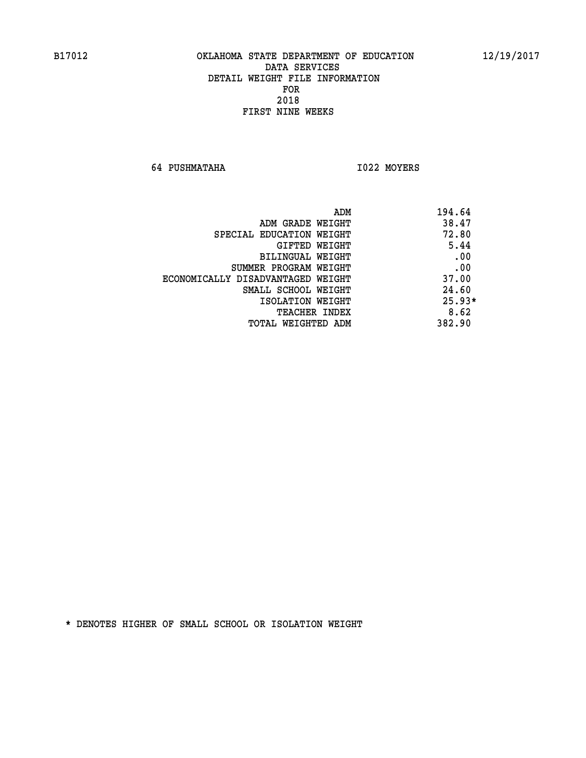B17012 OKLAHOMA STATE DEPARTMENT OF EDUCATION 12/19/2017

DATA SERVICES
DETAIL WEIGHT FILE INFORMATION
FOR
2018
FIRST NINE WEEKS

64 PUSHMATAHA I022 MOYERS

| | |
|---|---|
| ADM | 194.64 |
| ADM GRADE WEIGHT | 38.47 |
| SPECIAL EDUCATION WEIGHT | 72.80 |
| GIFTED WEIGHT | 5.44 |
| BILINGUAL WEIGHT | .00 |
| SUMMER PROGRAM WEIGHT | .00 |
| ECONOMICALLY DISADVANTAGED WEIGHT | 37.00 |
| SMALL SCHOOL WEIGHT | 24.60 |
| ISOLATION WEIGHT | 25.93* |
| TEACHER INDEX | 8.62 |
| TOTAL WEIGHTED ADM | 382.90 |

* DENOTES HIGHER OF SMALL SCHOOL OR ISOLATION WEIGHT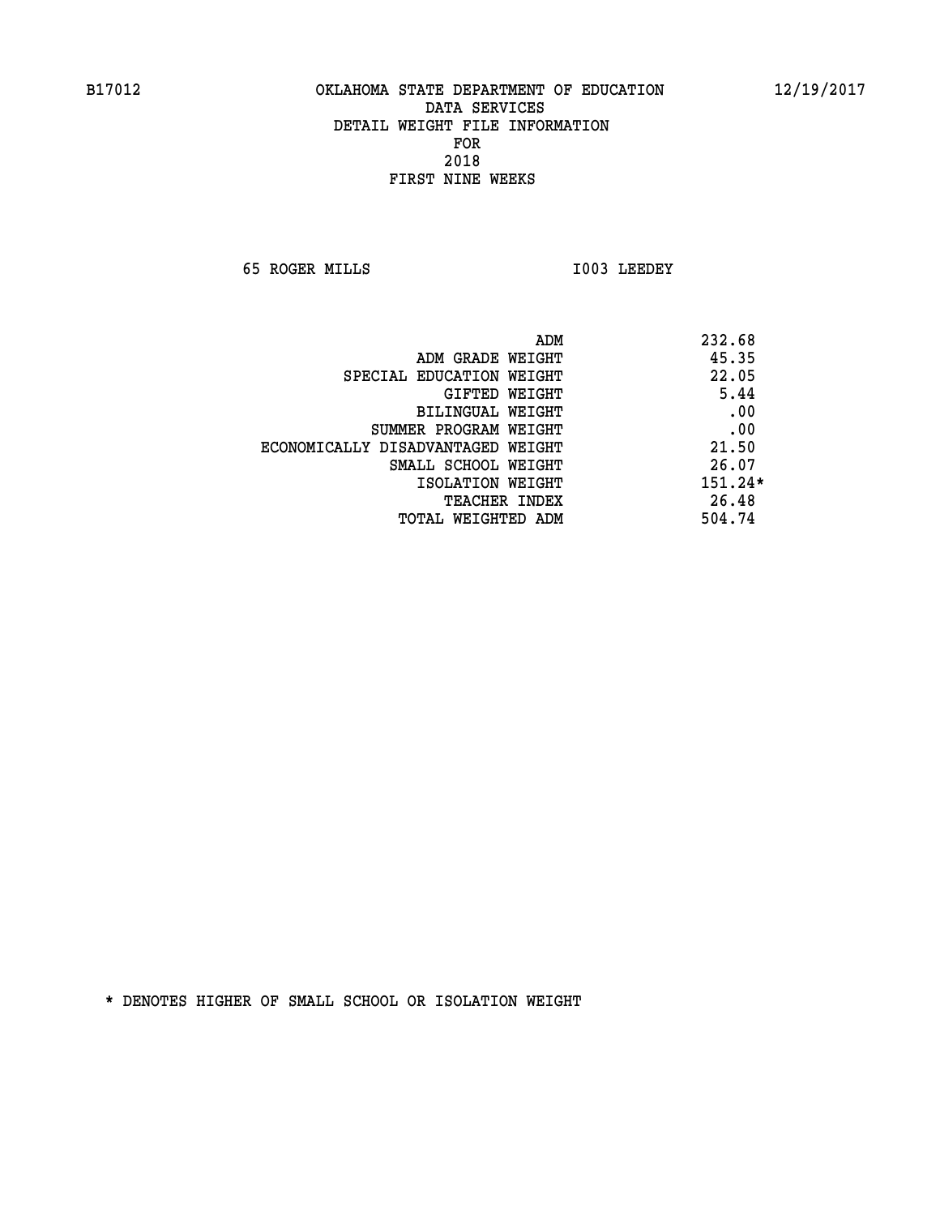B17012 OKLAHOMA STATE DEPARTMENT OF EDUCATION 12/19/2017

DATA SERVICES
DETAIL WEIGHT FILE INFORMATION
FOR
2018
FIRST NINE WEEKS

65 ROGER MILLS I003 LEEDEY

| | |
|---|---|
| ADM | 232.68 |
| ADM GRADE WEIGHT | 45.35 |
| SPECIAL EDUCATION WEIGHT | 22.05 |
| GIFTED WEIGHT | 5.44 |
| BILINGUAL WEIGHT | .00 |
| SUMMER PROGRAM WEIGHT | .00 |
| ECONOMICALLY DISADVANTAGED WEIGHT | 21.50 |
| SMALL SCHOOL WEIGHT | 26.07 |
| ISOLATION WEIGHT | 151.24* |
| TEACHER INDEX | 26.48 |
| TOTAL WEIGHTED ADM | 504.74 |

* DENOTES HIGHER OF SMALL SCHOOL OR ISOLATION WEIGHT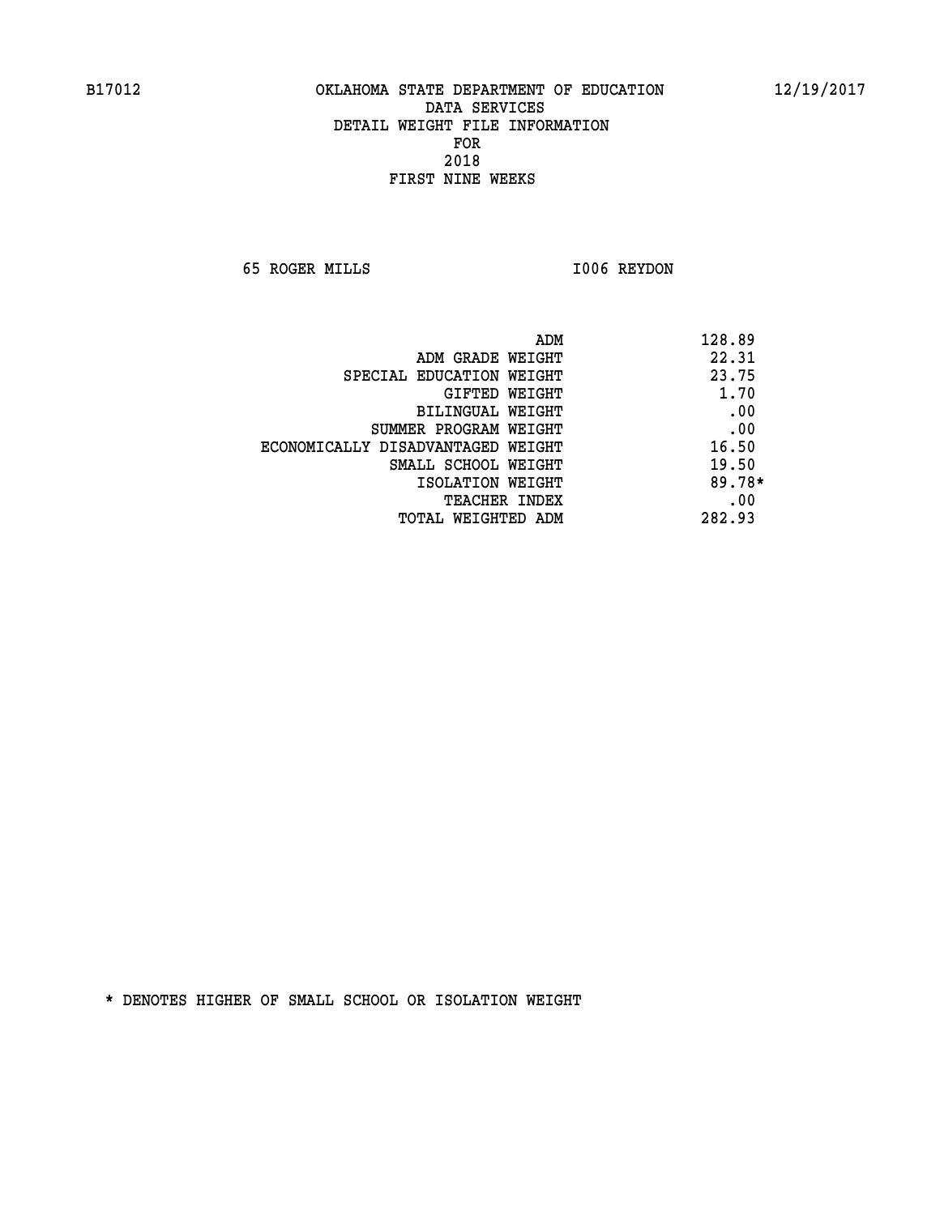B17012 OKLAHOMA STATE DEPARTMENT OF EDUCATION 12/19/2017

DATA SERVICES
DETAIL WEIGHT FILE INFORMATION
FOR
2018
FIRST NINE WEEKS

65 ROGER MILLS I006 REYDON

| | |
|---|---|
| ADM | 128.89 |
| ADM GRADE WEIGHT | 22.31 |
| SPECIAL EDUCATION WEIGHT | 23.75 |
| GIFTED WEIGHT | 1.70 |
| BILINGUAL WEIGHT | .00 |
| SUMMER PROGRAM WEIGHT | .00 |
| ECONOMICALLY DISADVANTAGED WEIGHT | 16.50 |
| SMALL SCHOOL WEIGHT | 19.50 |
| ISOLATION WEIGHT | 89.78* |
| TEACHER INDEX | .00 |
| TOTAL WEIGHTED ADM | 282.93 |

* DENOTES HIGHER OF SMALL SCHOOL OR ISOLATION WEIGHT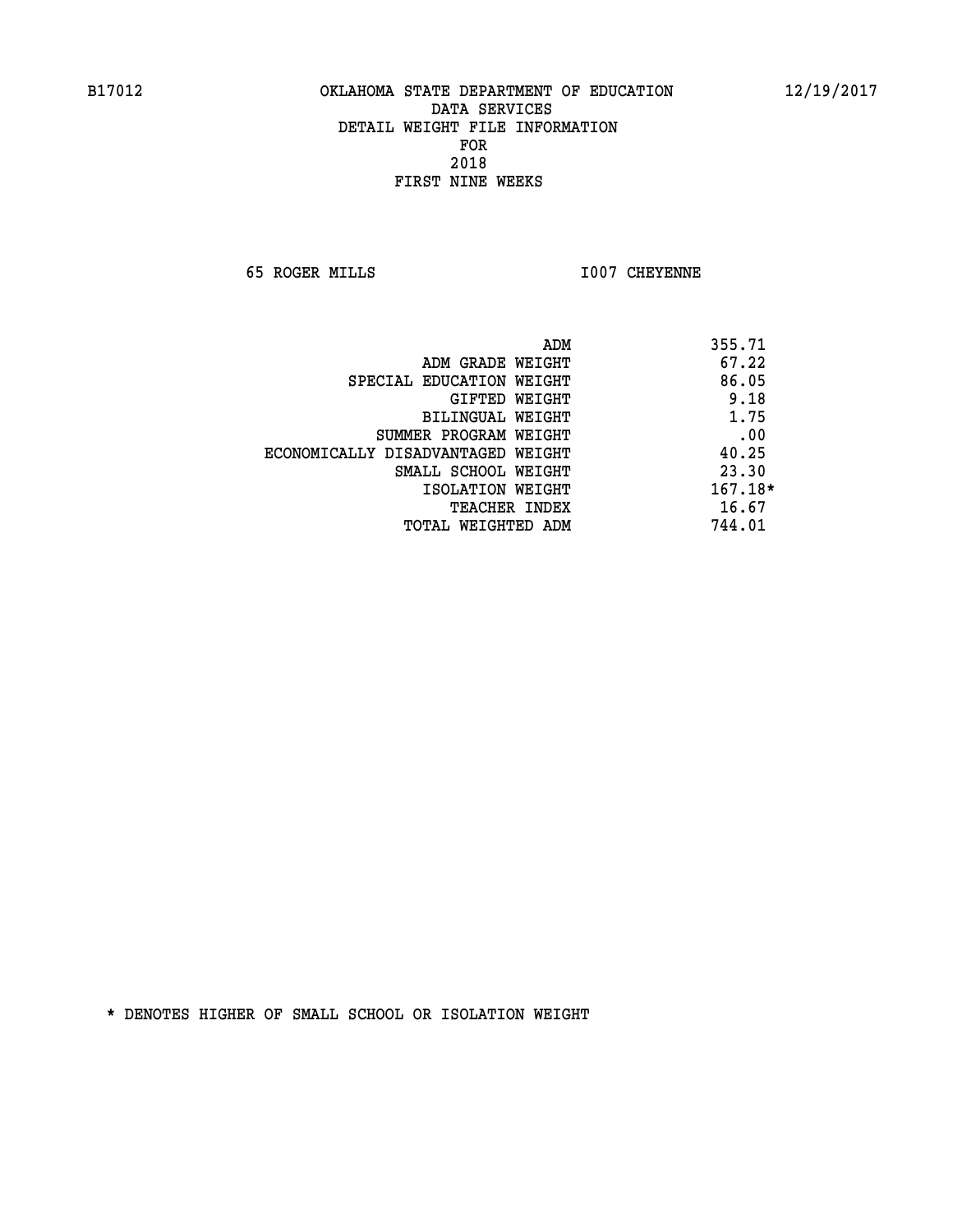B17012 OKLAHOMA STATE DEPARTMENT OF EDUCATION 12/19/2017

DATA SERVICES
DETAIL WEIGHT FILE INFORMATION
FOR
2018
FIRST NINE WEEKS

65 ROGER MILLS I007 CHEYENNE

| | |
|---|---|
| ADM | 355.71 |
| ADM GRADE WEIGHT | 67.22 |
| SPECIAL EDUCATION WEIGHT | 86.05 |
| GIFTED WEIGHT | 9.18 |
| BILINGUAL WEIGHT | 1.75 |
| SUMMER PROGRAM WEIGHT | .00 |
| ECONOMICALLY DISADVANTAGED WEIGHT | 40.25 |
| SMALL SCHOOL WEIGHT | 23.30 |
| ISOLATION WEIGHT | 167.18* |
| TEACHER INDEX | 16.67 |
| TOTAL WEIGHTED ADM | 744.01 |

* DENOTES HIGHER OF SMALL SCHOOL OR ISOLATION WEIGHT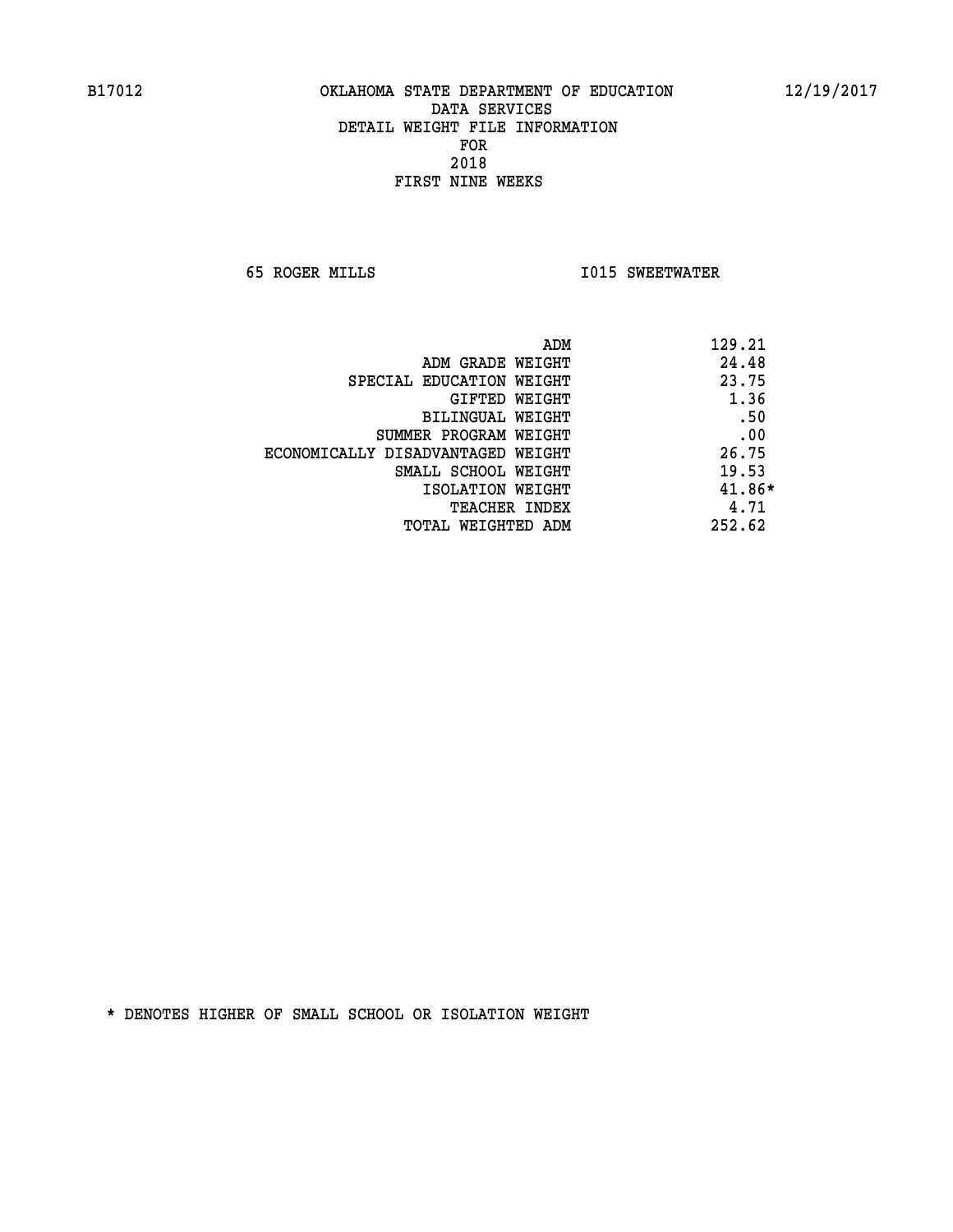B17012 OKLAHOMA STATE DEPARTMENT OF EDUCATION 12/19/2017

DATA SERVICES
DETAIL WEIGHT FILE INFORMATION
FOR
2018
FIRST NINE WEEKS

65 ROGER MILLS I015 SWEETWATER

| | |
|---|---|
| ADM | 129.21 |
| ADM GRADE WEIGHT | 24.48 |
| SPECIAL EDUCATION WEIGHT | 23.75 |
| GIFTED WEIGHT | 1.36 |
| BILINGUAL WEIGHT | .50 |
| SUMMER PROGRAM WEIGHT | .00 |
| ECONOMICALLY DISADVANTAGED WEIGHT | 26.75 |
| SMALL SCHOOL WEIGHT | 19.53 |
| ISOLATION WEIGHT | 41.86* |
| TEACHER INDEX | 4.71 |
| TOTAL WEIGHTED ADM | 252.62 |

* DENOTES HIGHER OF SMALL SCHOOL OR ISOLATION WEIGHT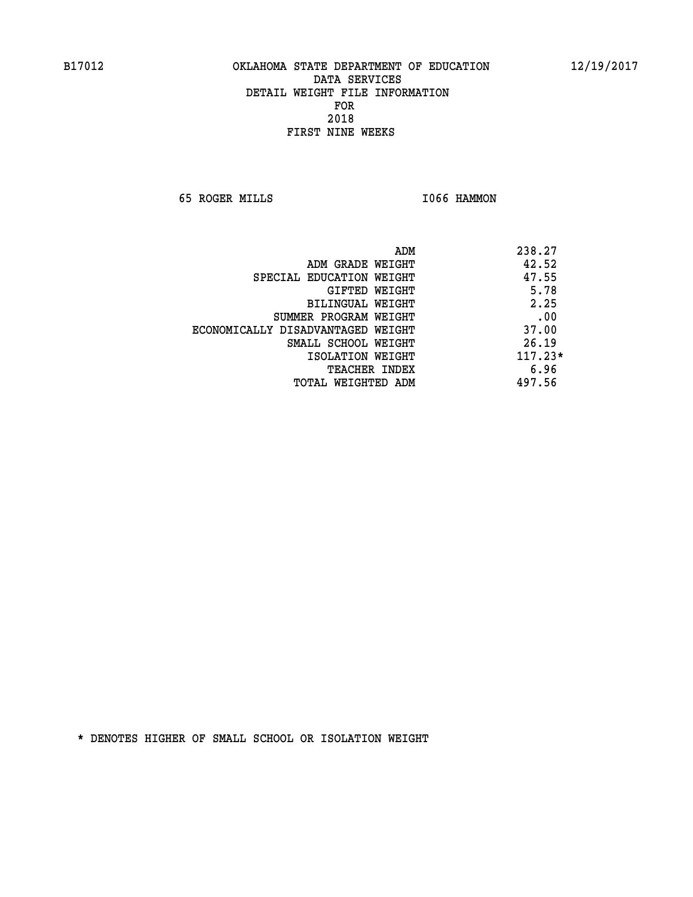B17012 OKLAHOMA STATE DEPARTMENT OF EDUCATION 12/19/2017

DATA SERVICES
DETAIL WEIGHT FILE INFORMATION
FOR
2018
FIRST NINE WEEKS

65 ROGER MILLS I066 HAMMON

| | |
|---|---|
| ADM | 238.27 |
| ADM GRADE WEIGHT | 42.52 |
| SPECIAL EDUCATION WEIGHT | 47.55 |
| GIFTED WEIGHT | 5.78 |
| BILINGUAL WEIGHT | 2.25 |
| SUMMER PROGRAM WEIGHT | .00 |
| ECONOMICALLY DISADVANTAGED WEIGHT | 37.00 |
| SMALL SCHOOL WEIGHT | 26.19 |
| ISOLATION WEIGHT | 117.23* |
| TEACHER INDEX | 6.96 |
| TOTAL WEIGHTED ADM | 497.56 |

* DENOTES HIGHER OF SMALL SCHOOL OR ISOLATION WEIGHT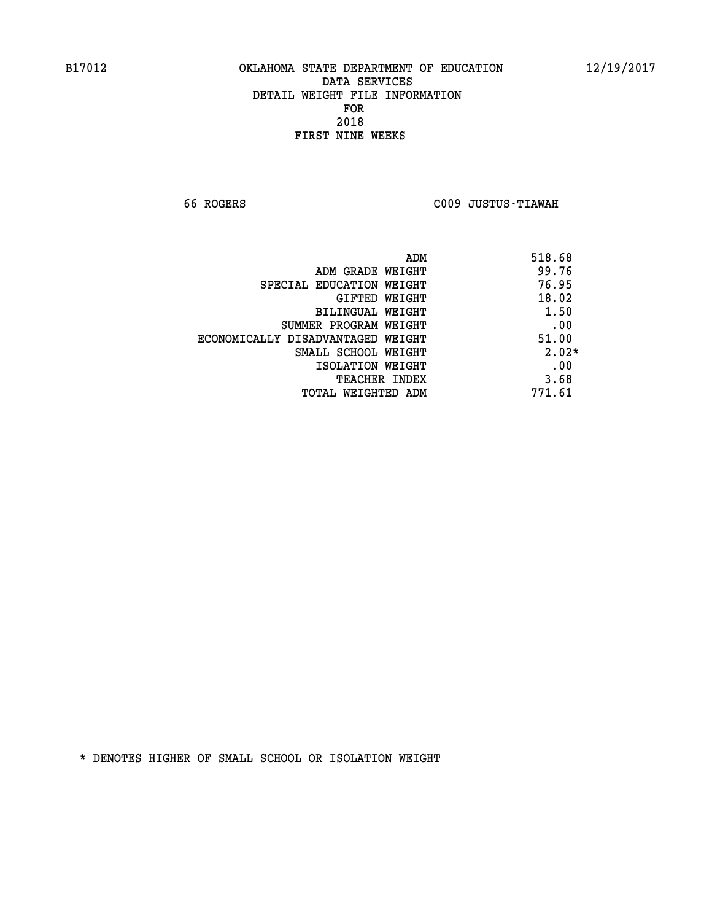B17012 OKLAHOMA STATE DEPARTMENT OF EDUCATION 12/19/2017

DATA SERVICES
DETAIL WEIGHT FILE INFORMATION
FOR
2018
FIRST NINE WEEKS

66 ROGERS C009 JUSTUS-TIAWAH

| | |
|---|---|
| ADM | 518.68 |
| ADM GRADE WEIGHT | 99.76 |
| SPECIAL EDUCATION WEIGHT | 76.95 |
| GIFTED WEIGHT | 18.02 |
| BILINGUAL WEIGHT | 1.50 |
| SUMMER PROGRAM WEIGHT | .00 |
| ECONOMICALLY DISADVANTAGED WEIGHT | 51.00 |
| SMALL SCHOOL WEIGHT | 2.02* |
| ISOLATION WEIGHT | .00 |
| TEACHER INDEX | 3.68 |
| TOTAL WEIGHTED ADM | 771.61 |

* DENOTES HIGHER OF SMALL SCHOOL OR ISOLATION WEIGHT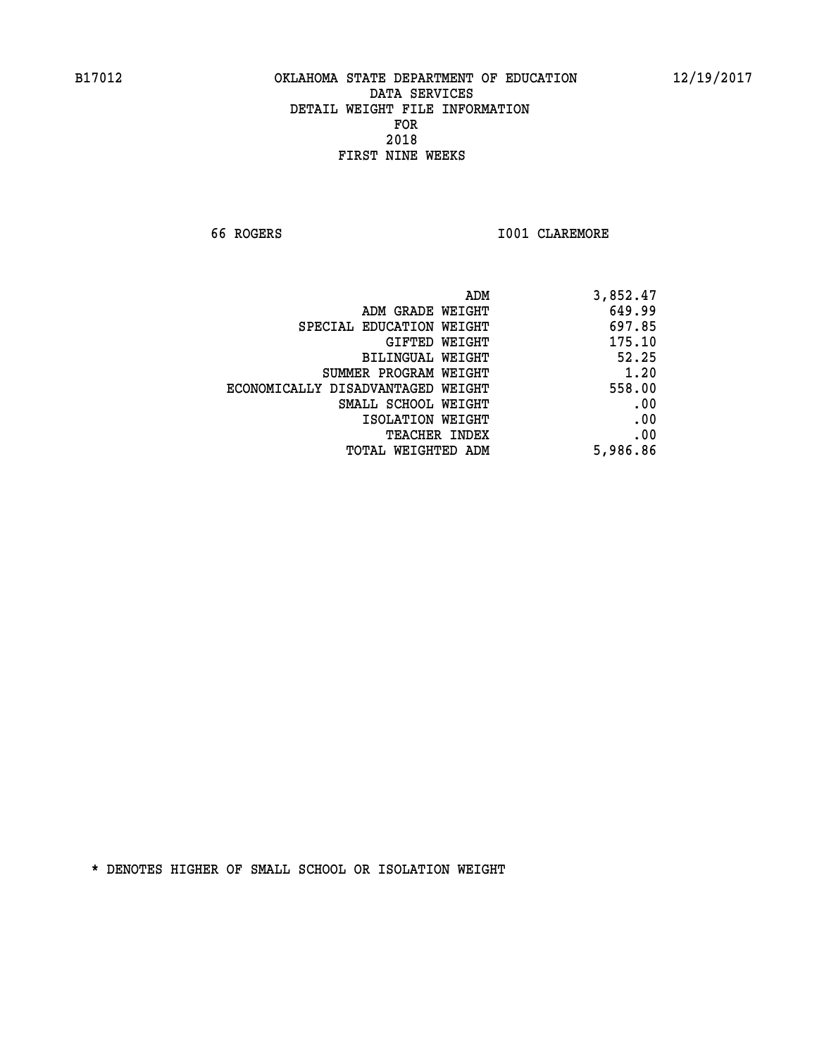B17012 OKLAHOMA STATE DEPARTMENT OF EDUCATION 12/19/2017

DATA SERVICES
DETAIL WEIGHT FILE INFORMATION
FOR
2018
FIRST NINE WEEKS

66 ROGERS I001 CLAREMORE

| | |
|---|---|
| ADM | 3,852.47 |
| ADM GRADE WEIGHT | 649.99 |
| SPECIAL EDUCATION WEIGHT | 697.85 |
| GIFTED WEIGHT | 175.10 |
| BILINGUAL WEIGHT | 52.25 |
| SUMMER PROGRAM WEIGHT | 1.20 |
| ECONOMICALLY DISADVANTAGED WEIGHT | 558.00 |
| SMALL SCHOOL WEIGHT | .00 |
| ISOLATION WEIGHT | .00 |
| TEACHER INDEX | .00 |
| TOTAL WEIGHTED ADM | 5,986.86 |

* DENOTES HIGHER OF SMALL SCHOOL OR ISOLATION WEIGHT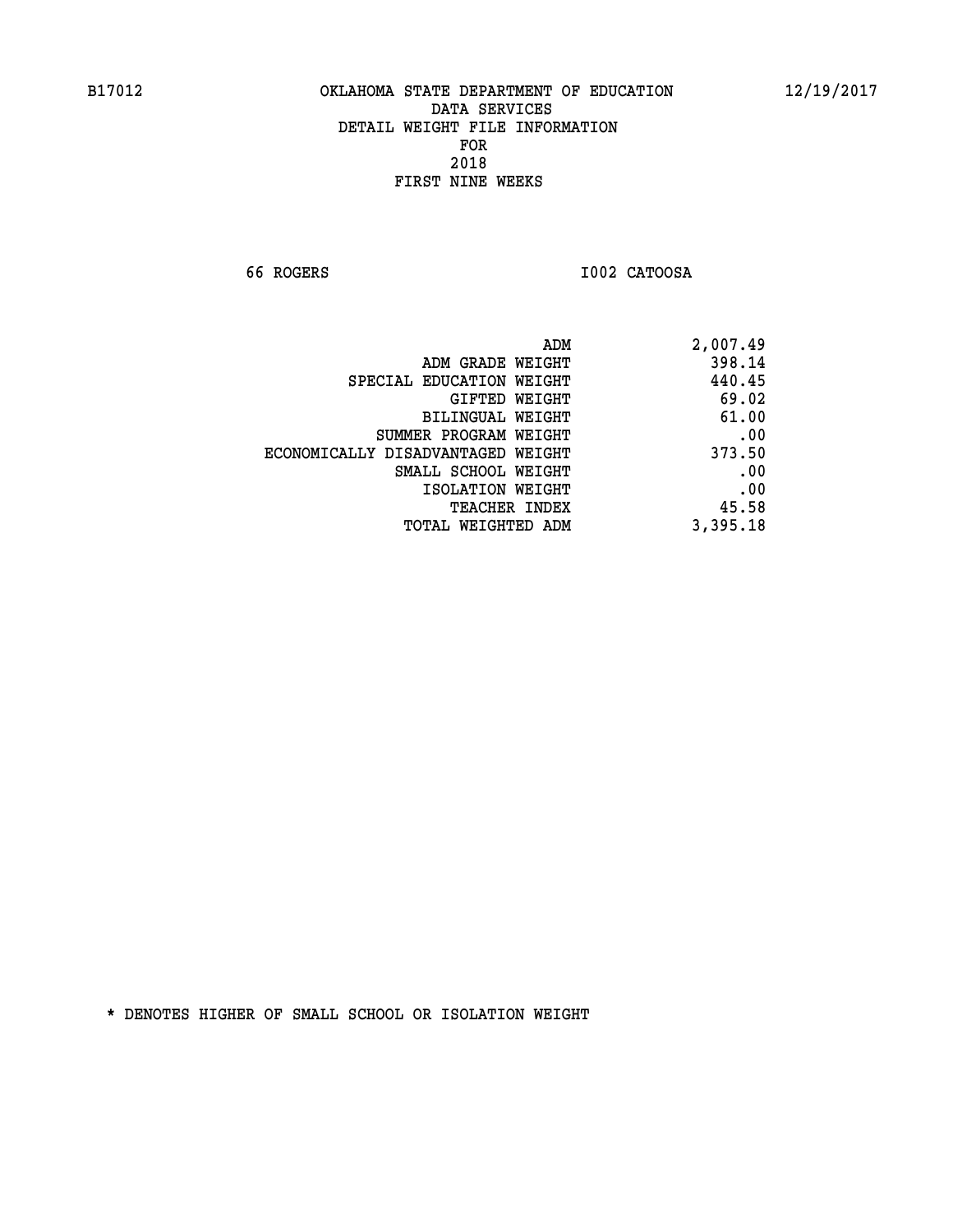B17012 OKLAHOMA STATE DEPARTMENT OF EDUCATION 12/19/2017

DATA SERVICES
DETAIL WEIGHT FILE INFORMATION
FOR
2018
FIRST NINE WEEKS

66 ROGERS I002 CATOOSA

| | |
|---|---|
| ADM | 2,007.49 |
| ADM GRADE WEIGHT | 398.14 |
| SPECIAL EDUCATION WEIGHT | 440.45 |
| GIFTED WEIGHT | 69.02 |
| BILINGUAL WEIGHT | 61.00 |
| SUMMER PROGRAM WEIGHT | .00 |
| ECONOMICALLY DISADVANTAGED WEIGHT | 373.50 |
| SMALL SCHOOL WEIGHT | .00 |
| ISOLATION WEIGHT | .00 |
| TEACHER INDEX | 45.58 |
| TOTAL WEIGHTED ADM | 3,395.18 |

* DENOTES HIGHER OF SMALL SCHOOL OR ISOLATION WEIGHT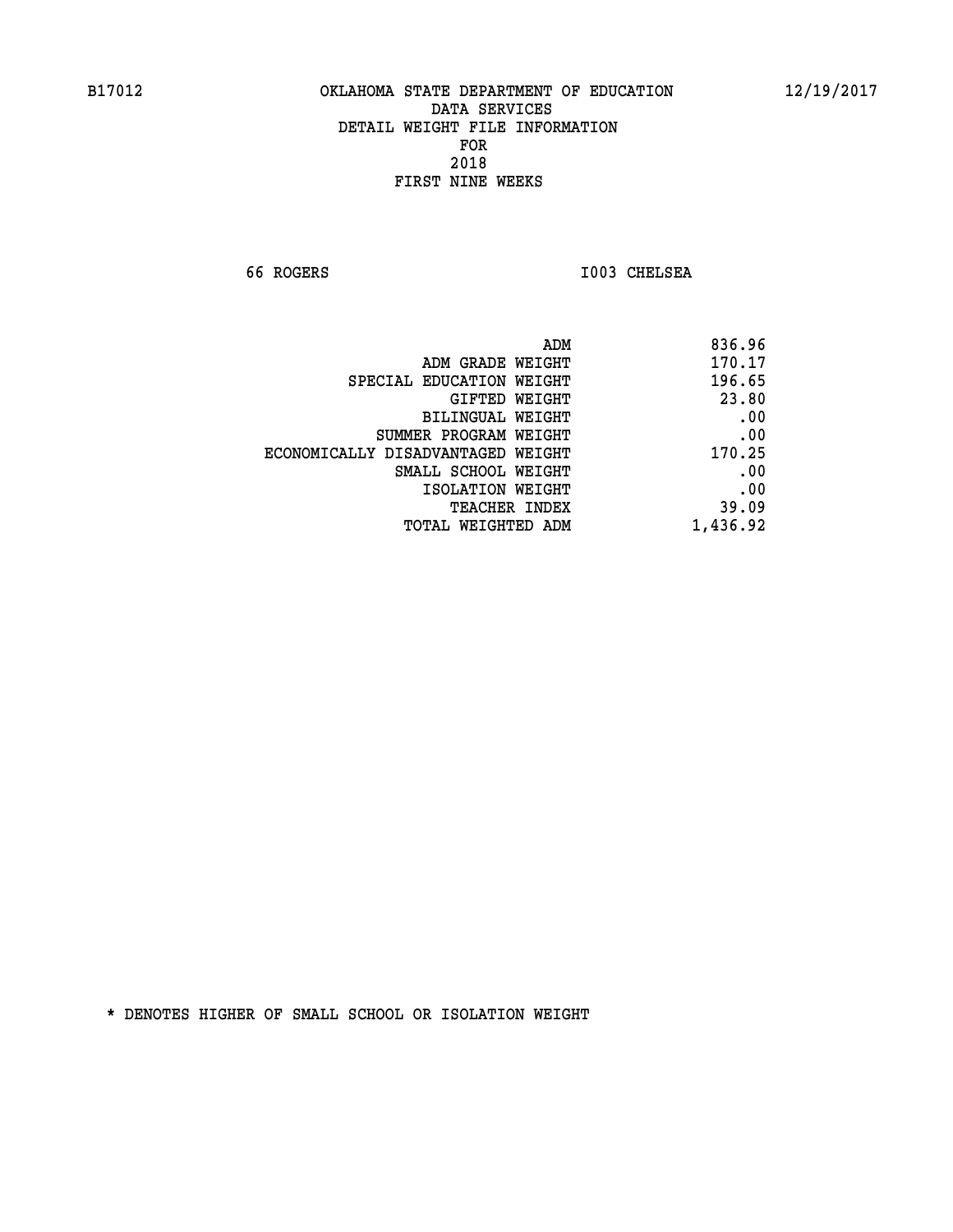B17012 OKLAHOMA STATE DEPARTMENT OF EDUCATION 12/19/2017

DATA SERVICES
DETAIL WEIGHT FILE INFORMATION
FOR
2018
FIRST NINE WEEKS

66 ROGERS I003 CHELSEA

| | |
|---|---|
| ADM | 836.96 |
| ADM GRADE WEIGHT | 170.17 |
| SPECIAL EDUCATION WEIGHT | 196.65 |
| GIFTED WEIGHT | 23.80 |
| BILINGUAL WEIGHT | .00 |
| SUMMER PROGRAM WEIGHT | .00 |
| ECONOMICALLY DISADVANTAGED WEIGHT | 170.25 |
| SMALL SCHOOL WEIGHT | .00 |
| ISOLATION WEIGHT | .00 |
| TEACHER INDEX | 39.09 |
| TOTAL WEIGHTED ADM | 1,436.92 |

* DENOTES HIGHER OF SMALL SCHOOL OR ISOLATION WEIGHT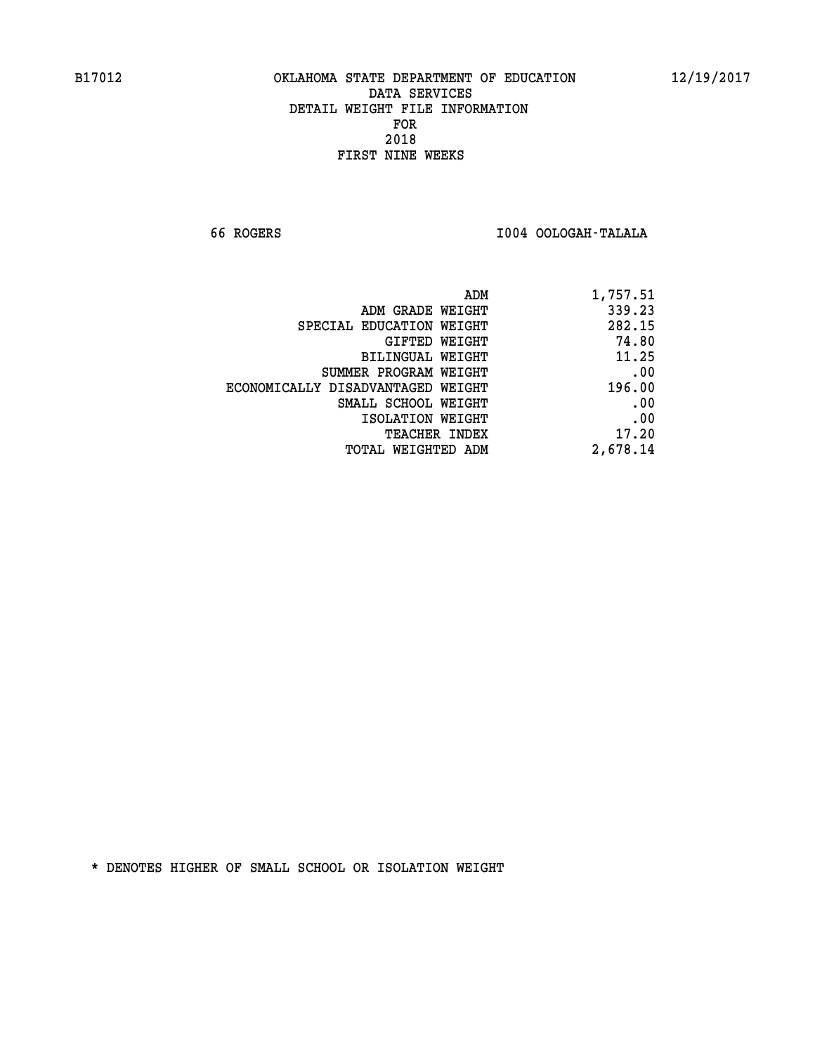B17012 OKLAHOMA STATE DEPARTMENT OF EDUCATION 12/19/2017

DATA SERVICES
DETAIL WEIGHT FILE INFORMATION
FOR
2018
FIRST NINE WEEKS

66 ROGERS I004 OOLOGAH-TALALA

| | |
|---|---|
| ADM | 1,757.51 |
| ADM GRADE WEIGHT | 339.23 |
| SPECIAL EDUCATION WEIGHT | 282.15 |
| GIFTED WEIGHT | 74.80 |
| BILINGUAL WEIGHT | 11.25 |
| SUMMER PROGRAM WEIGHT | .00 |
| ECONOMICALLY DISADVANTAGED WEIGHT | 196.00 |
| SMALL SCHOOL WEIGHT | .00 |
| ISOLATION WEIGHT | .00 |
| TEACHER INDEX | 17.20 |
| TOTAL WEIGHTED ADM | 2,678.14 |

* DENOTES HIGHER OF SMALL SCHOOL OR ISOLATION WEIGHT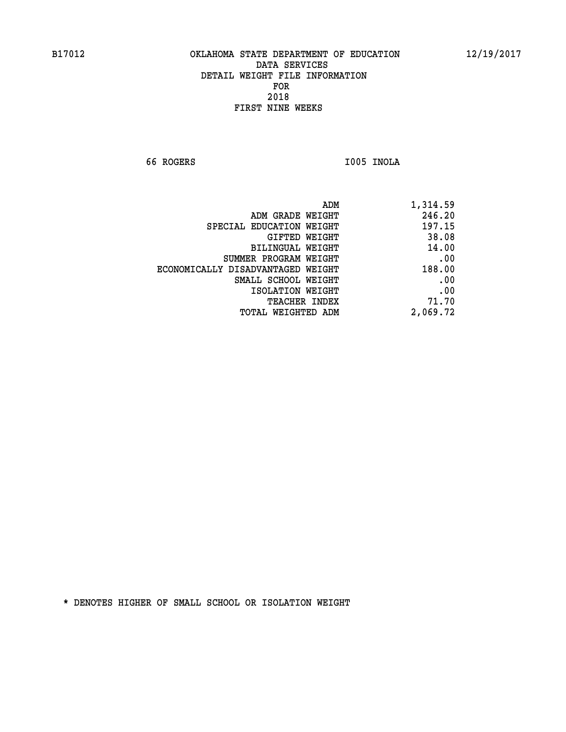B17012 OKLAHOMA STATE DEPARTMENT OF EDUCATION 12/19/2017

DATA SERVICES

DETAIL WEIGHT FILE INFORMATION

FOR

2018

FIRST NINE WEEKS

66 ROGERS I005 INOLA

| | |
|---|---|
| ADM | 1,314.59 |
| ADM GRADE WEIGHT | 246.20 |
| SPECIAL EDUCATION WEIGHT | 197.15 |
| GIFTED WEIGHT | 38.08 |
| BILINGUAL WEIGHT | 14.00 |
| SUMMER PROGRAM WEIGHT | .00 |
| ECONOMICALLY DISADVANTAGED WEIGHT | 188.00 |
| SMALL SCHOOL WEIGHT | .00 |
| ISOLATION WEIGHT | .00 |
| TEACHER INDEX | 71.70 |
| TOTAL WEIGHTED ADM | 2,069.72 |

* DENOTES HIGHER OF SMALL SCHOOL OR ISOLATION WEIGHT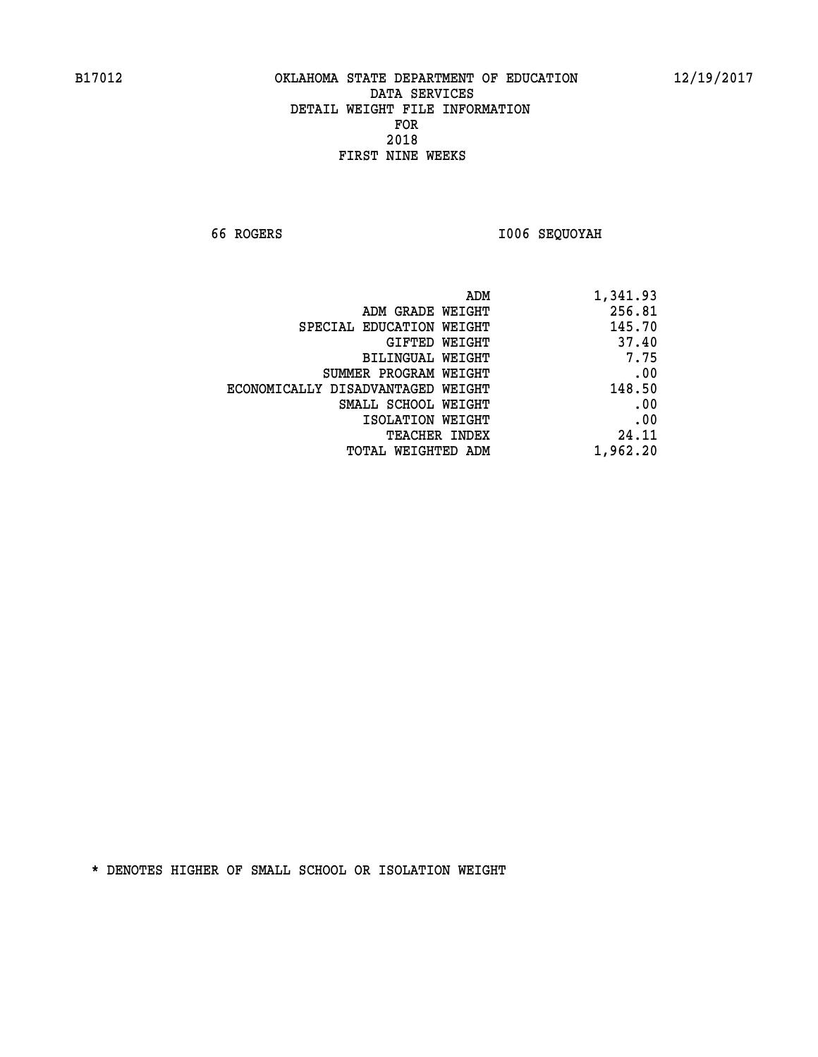B17012 OKLAHOMA STATE DEPARTMENT OF EDUCATION 12/19/2017

DATA SERVICES
DETAIL WEIGHT FILE INFORMATION
FOR
2018
FIRST NINE WEEKS

66 ROGERS I006 SEQUOYAH

| | |
|---|---|
| ADM | 1,341.93 |
| ADM GRADE WEIGHT | 256.81 |
| SPECIAL EDUCATION WEIGHT | 145.70 |
| GIFTED WEIGHT | 37.40 |
| BILINGUAL WEIGHT | 7.75 |
| SUMMER PROGRAM WEIGHT | .00 |
| ECONOMICALLY DISADVANTAGED WEIGHT | 148.50 |
| SMALL SCHOOL WEIGHT | .00 |
| ISOLATION WEIGHT | .00 |
| TEACHER INDEX | 24.11 |
| TOTAL WEIGHTED ADM | 1,962.20 |

* DENOTES HIGHER OF SMALL SCHOOL OR ISOLATION WEIGHT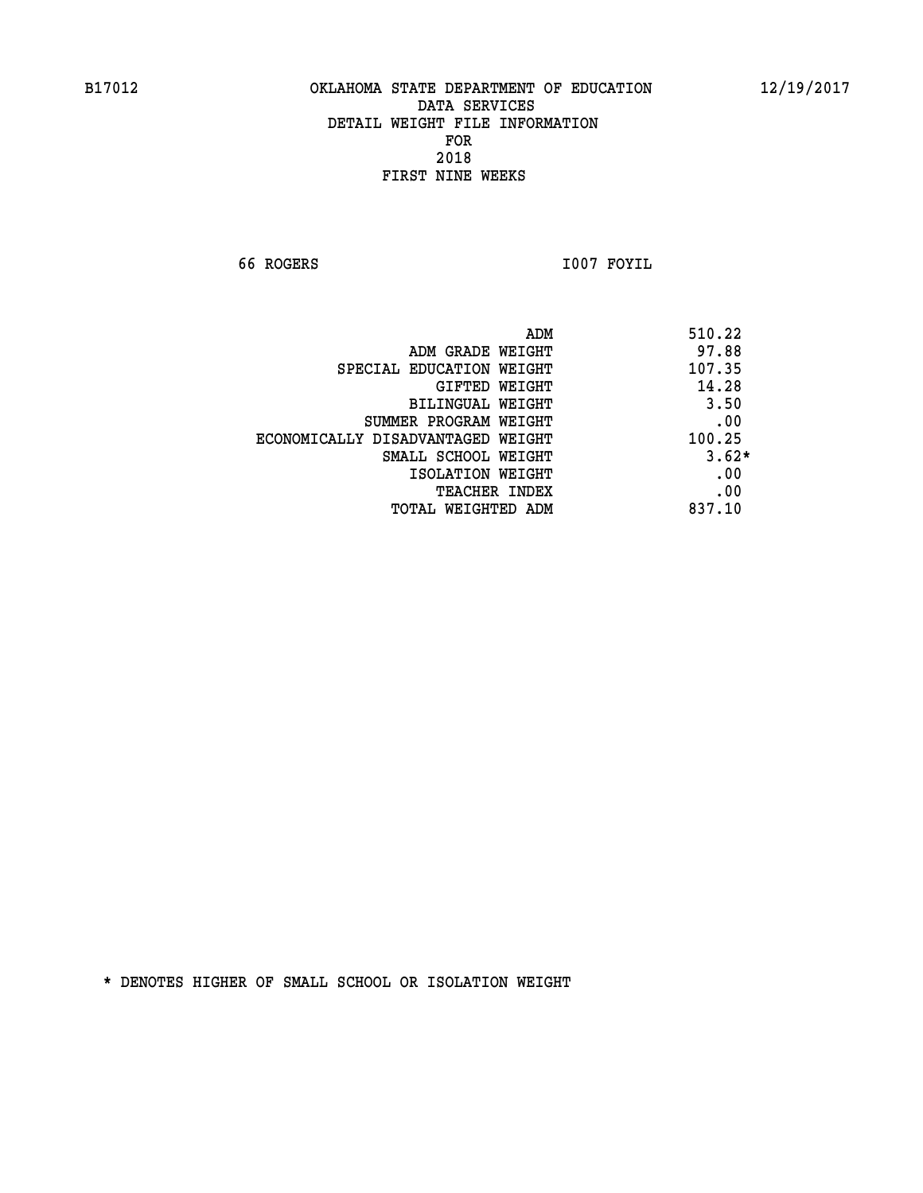B17012 OKLAHOMA STATE DEPARTMENT OF EDUCATION 12/19/2017

DATA SERVICES
DETAIL WEIGHT FILE INFORMATION
FOR
2018
FIRST NINE WEEKS

66 ROGERS I007 FOYIL

| | |
|---|---|
| ADM | 510.22 |
| ADM GRADE WEIGHT | 97.88 |
| SPECIAL EDUCATION WEIGHT | 107.35 |
| GIFTED WEIGHT | 14.28 |
| BILINGUAL WEIGHT | 3.50 |
| SUMMER PROGRAM WEIGHT | .00 |
| ECONOMICALLY DISADVANTAGED WEIGHT | 100.25 |
| SMALL SCHOOL WEIGHT | 3.62* |
| ISOLATION WEIGHT | .00 |
| TEACHER INDEX | .00 |
| TOTAL WEIGHTED ADM | 837.10 |

* DENOTES HIGHER OF SMALL SCHOOL OR ISOLATION WEIGHT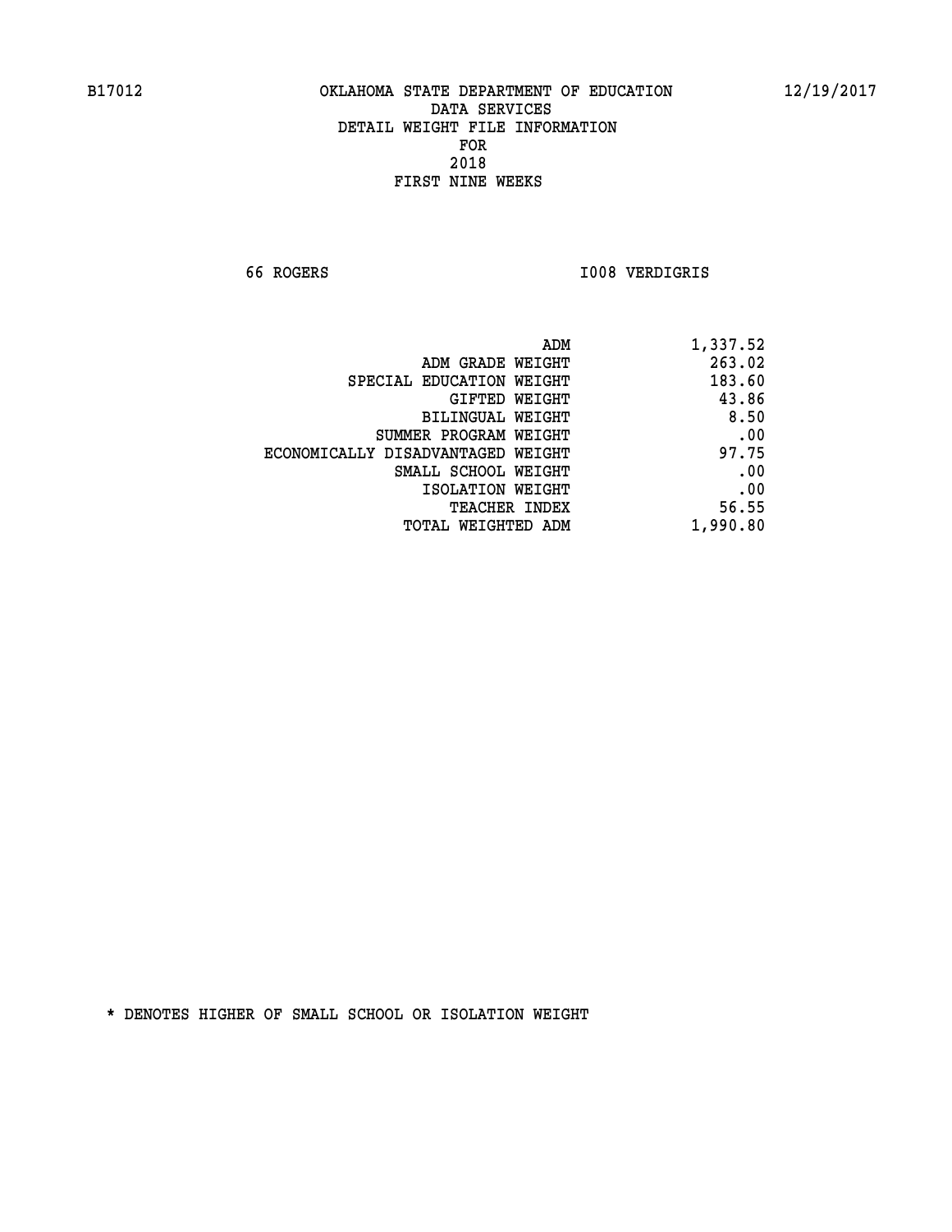B17012 OKLAHOMA STATE DEPARTMENT OF EDUCATION 12/19/2017

DATA SERVICES
DETAIL WEIGHT FILE INFORMATION
FOR
2018
FIRST NINE WEEKS

66 ROGERS I008 VERDIGRIS

| | |
|---|---|
| ADM | 1,337.52 |
| ADM GRADE WEIGHT | 263.02 |
| SPECIAL EDUCATION WEIGHT | 183.60 |
| GIFTED WEIGHT | 43.86 |
| BILINGUAL WEIGHT | 8.50 |
| SUMMER PROGRAM WEIGHT | .00 |
| ECONOMICALLY DISADVANTAGED WEIGHT | 97.75 |
| SMALL SCHOOL WEIGHT | .00 |
| ISOLATION WEIGHT | .00 |
| TEACHER INDEX | 56.55 |
| TOTAL WEIGHTED ADM | 1,990.80 |

* DENOTES HIGHER OF SMALL SCHOOL OR ISOLATION WEIGHT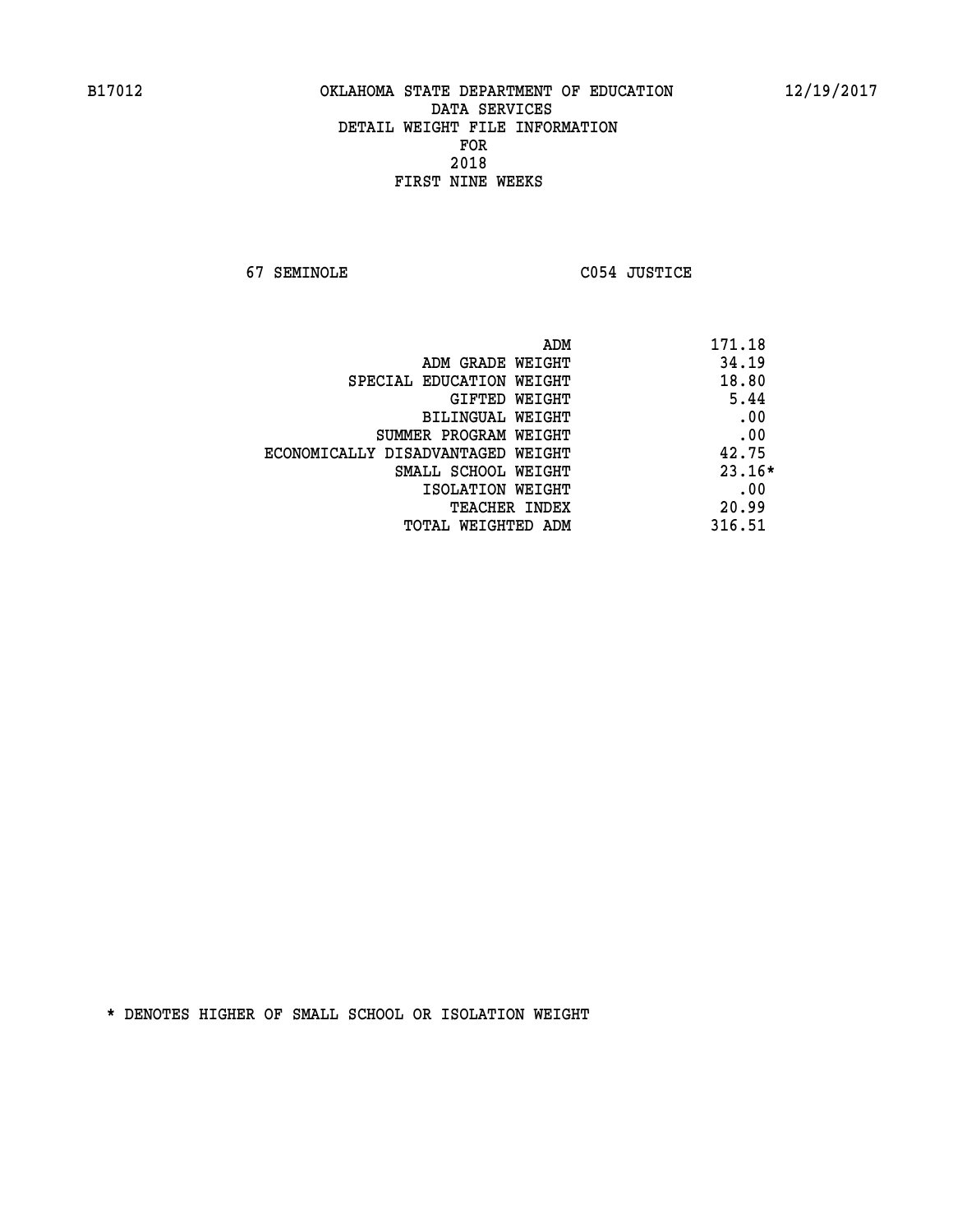OKLAHOMA STATE DEPARTMENT OF EDUCATION
DATA SERVICES
DETAIL WEIGHT FILE INFORMATION
FOR
2018
FIRST NINE WEEKS

67 SEMINOLE C054 JUSTICE

| | |
|---|---|
| ADM | 171.18 |
| ADM GRADE WEIGHT | 34.19 |
| SPECIAL EDUCATION WEIGHT | 18.80 |
| GIFTED WEIGHT | 5.44 |
| BILINGUAL WEIGHT | .00 |
| SUMMER PROGRAM WEIGHT | .00 |
| ECONOMICALLY DISADVANTAGED WEIGHT | 42.75 |
| SMALL SCHOOL WEIGHT | 23.16* |
| ISOLATION WEIGHT | .00 |
| TEACHER INDEX | 20.99 |
| TOTAL WEIGHTED ADM | 316.51 |

* DENOTES HIGHER OF SMALL SCHOOL OR ISOLATION WEIGHT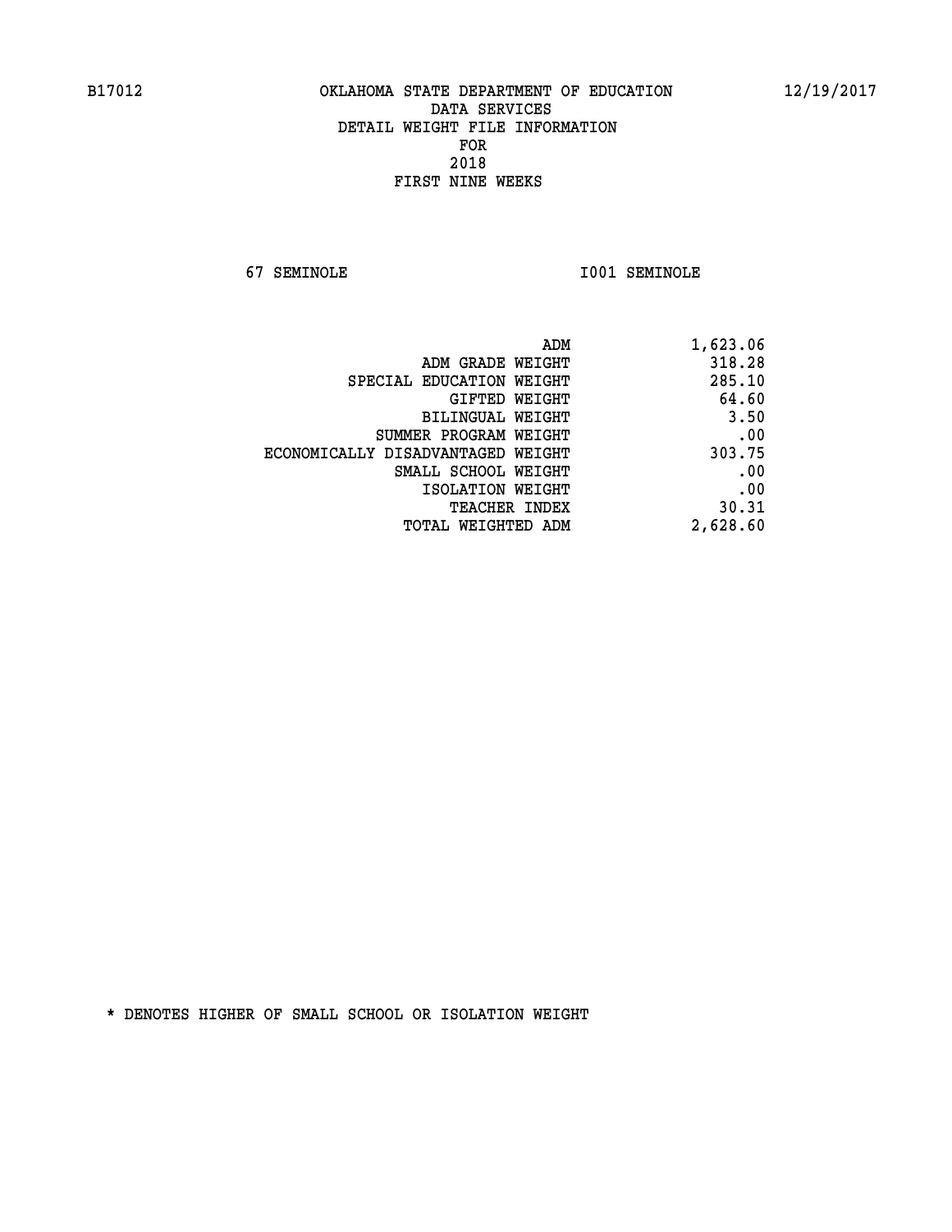B17012 OKLAHOMA STATE DEPARTMENT OF EDUCATION 12/19/2017

DATA SERVICES
DETAIL WEIGHT FILE INFORMATION
FOR
2018
FIRST NINE WEEKS

67 SEMINOLE I001 SEMINOLE

| | |
|---|---|
| ADM | 1,623.06 |
| ADM GRADE WEIGHT | 318.28 |
| SPECIAL EDUCATION WEIGHT | 285.10 |
| GIFTED WEIGHT | 64.60 |
| BILINGUAL WEIGHT | 3.50 |
| SUMMER PROGRAM WEIGHT | .00 |
| ECONOMICALLY DISADVANTAGED WEIGHT | 303.75 |
| SMALL SCHOOL WEIGHT | .00 |
| ISOLATION WEIGHT | .00 |
| TEACHER INDEX | 30.31 |
| TOTAL WEIGHTED ADM | 2,628.60 |

* DENOTES HIGHER OF SMALL SCHOOL OR ISOLATION WEIGHT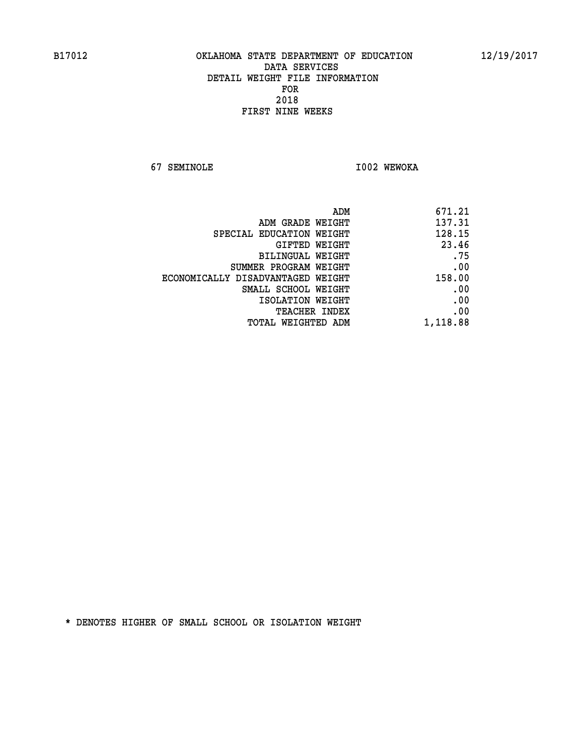B17012 OKLAHOMA STATE DEPARTMENT OF EDUCATION 12/19/2017

DATA SERVICES
DETAIL WEIGHT FILE INFORMATION
FOR
2018
FIRST NINE WEEKS

67 SEMINOLE I002 WEWOKA

| | |
|---|---|
| ADM | 671.21 |
| ADM GRADE WEIGHT | 137.31 |
| SPECIAL EDUCATION WEIGHT | 128.15 |
| GIFTED WEIGHT | 23.46 |
| BILINGUAL WEIGHT | .75 |
| SUMMER PROGRAM WEIGHT | .00 |
| ECONOMICALLY DISADVANTAGED WEIGHT | 158.00 |
| SMALL SCHOOL WEIGHT | .00 |
| ISOLATION WEIGHT | .00 |
| TEACHER INDEX | .00 |
| TOTAL WEIGHTED ADM | 1,118.88 |

* DENOTES HIGHER OF SMALL SCHOOL OR ISOLATION WEIGHT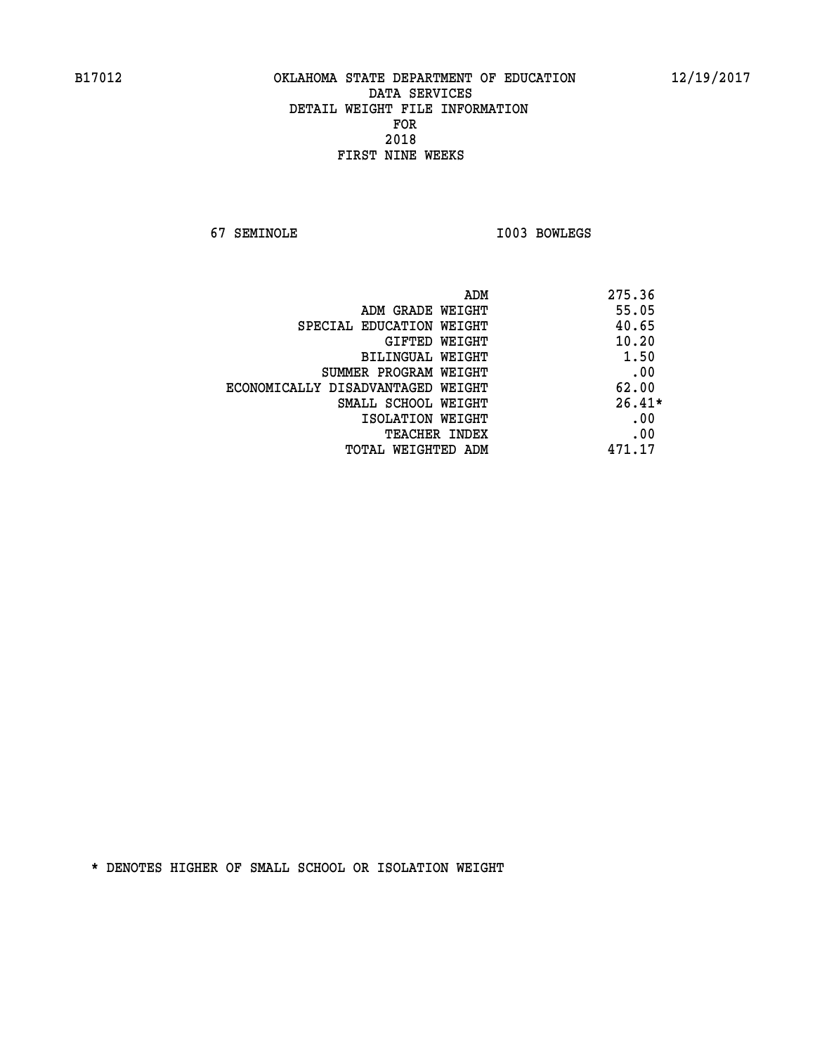B17012 OKLAHOMA STATE DEPARTMENT OF EDUCATION 12/19/2017

DATA SERVICES
DETAIL WEIGHT FILE INFORMATION
FOR
2018
FIRST NINE WEEKS

67 SEMINOLE I003 BOWLEGS

| | |
|---|---|
| ADM | 275.36 |
| ADM GRADE WEIGHT | 55.05 |
| SPECIAL EDUCATION WEIGHT | 40.65 |
| GIFTED WEIGHT | 10.20 |
| BILINGUAL WEIGHT | 1.50 |
| SUMMER PROGRAM WEIGHT | .00 |
| ECONOMICALLY DISADVANTAGED WEIGHT | 62.00 |
| SMALL SCHOOL WEIGHT | 26.41* |
| ISOLATION WEIGHT | .00 |
| TEACHER INDEX | .00 |
| TOTAL WEIGHTED ADM | 471.17 |

* DENOTES HIGHER OF SMALL SCHOOL OR ISOLATION WEIGHT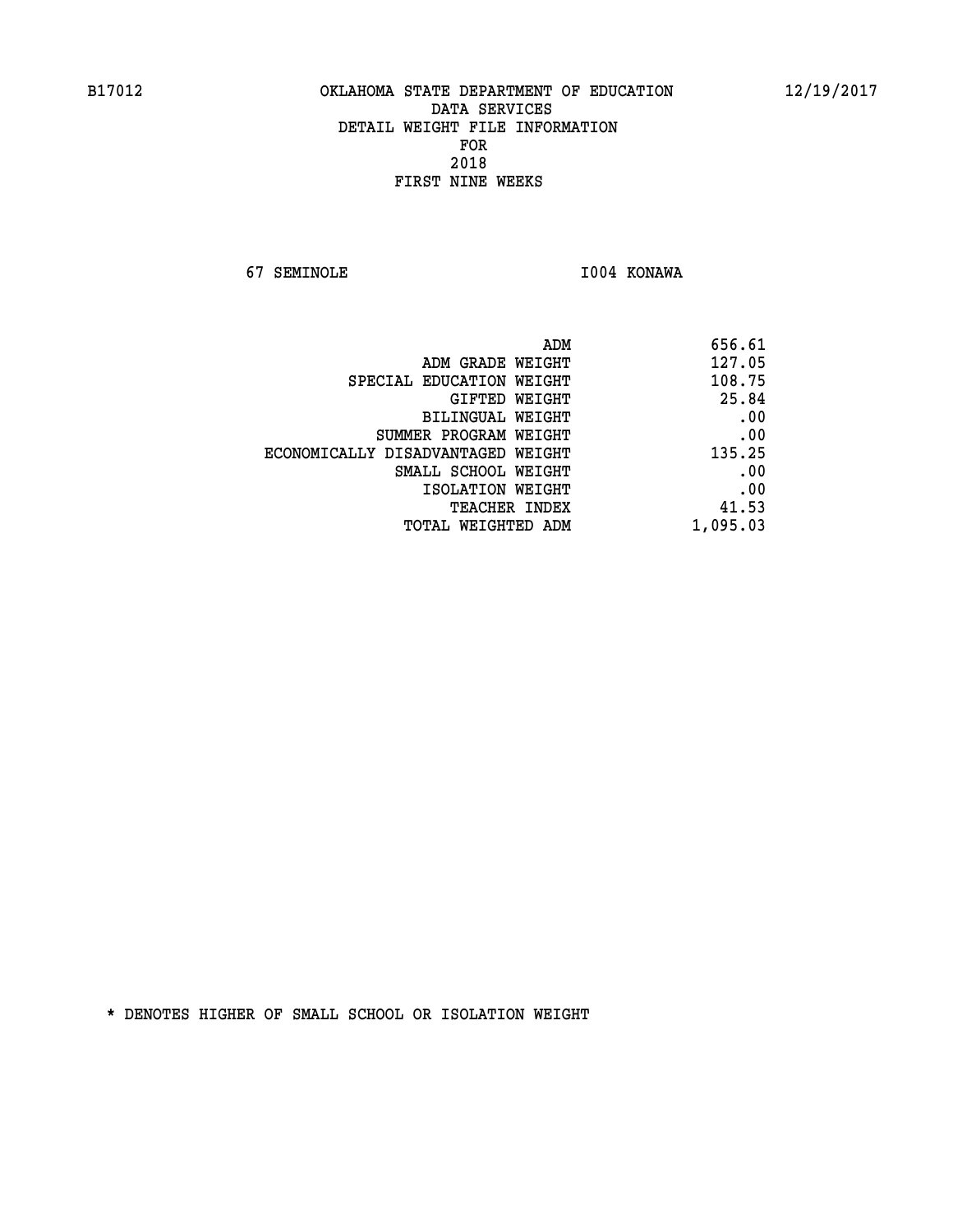B17012 OKLAHOMA STATE DEPARTMENT OF EDUCATION 12/19/2017

DATA SERVICES
DETAIL WEIGHT FILE INFORMATION
FOR
2018
FIRST NINE WEEKS

67 SEMINOLE I004 KONAWA

| | |
|---|---|
| ADM | 656.61 |
| ADM GRADE WEIGHT | 127.05 |
| SPECIAL EDUCATION WEIGHT | 108.75 |
| GIFTED WEIGHT | 25.84 |
| BILINGUAL WEIGHT | .00 |
| SUMMER PROGRAM WEIGHT | .00 |
| ECONOMICALLY DISADVANTAGED WEIGHT | 135.25 |
| SMALL SCHOOL WEIGHT | .00 |
| ISOLATION WEIGHT | .00 |
| TEACHER INDEX | 41.53 |
| TOTAL WEIGHTED ADM | 1,095.03 |

* DENOTES HIGHER OF SMALL SCHOOL OR ISOLATION WEIGHT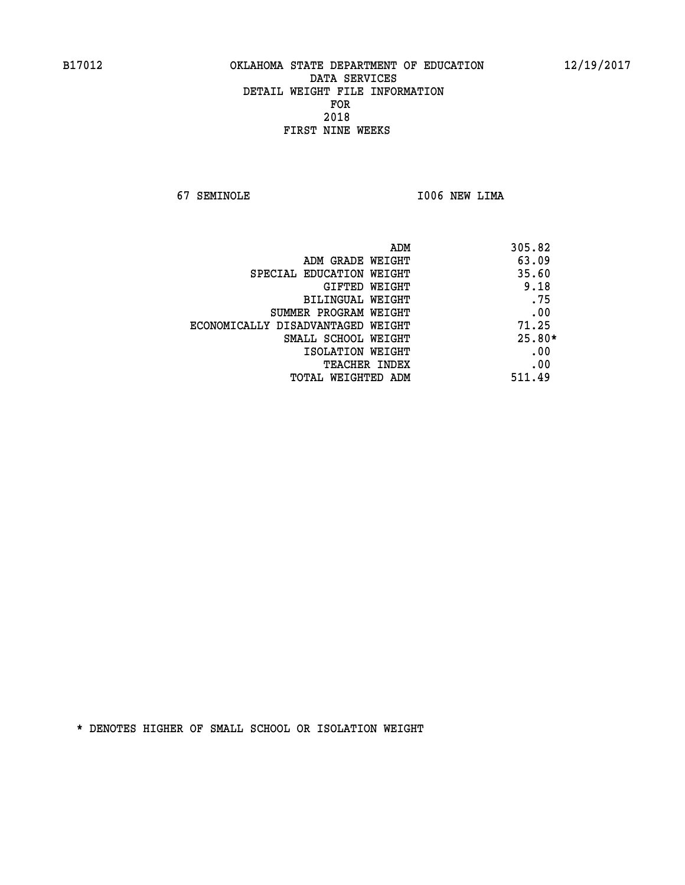OKLAHOMA STATE DEPARTMENT OF EDUCATION
DATA SERVICES
DETAIL WEIGHT FILE INFORMATION
FOR
2018
FIRST NINE WEEKS

67 SEMINOLE I006 NEW LIMA

| | |
|---|---|
| ADM | 305.82 |
| ADM GRADE WEIGHT | 63.09 |
| SPECIAL EDUCATION WEIGHT | 35.60 |
| GIFTED WEIGHT | 9.18 |
| BILINGUAL WEIGHT | .75 |
| SUMMER PROGRAM WEIGHT | .00 |
| ECONOMICALLY DISADVANTAGED WEIGHT | 71.25 |
| SMALL SCHOOL WEIGHT | 25.80* |
| ISOLATION WEIGHT | .00 |
| TEACHER INDEX | .00 |
| TOTAL WEIGHTED ADM | 511.49 |

* DENOTES HIGHER OF SMALL SCHOOL OR ISOLATION WEIGHT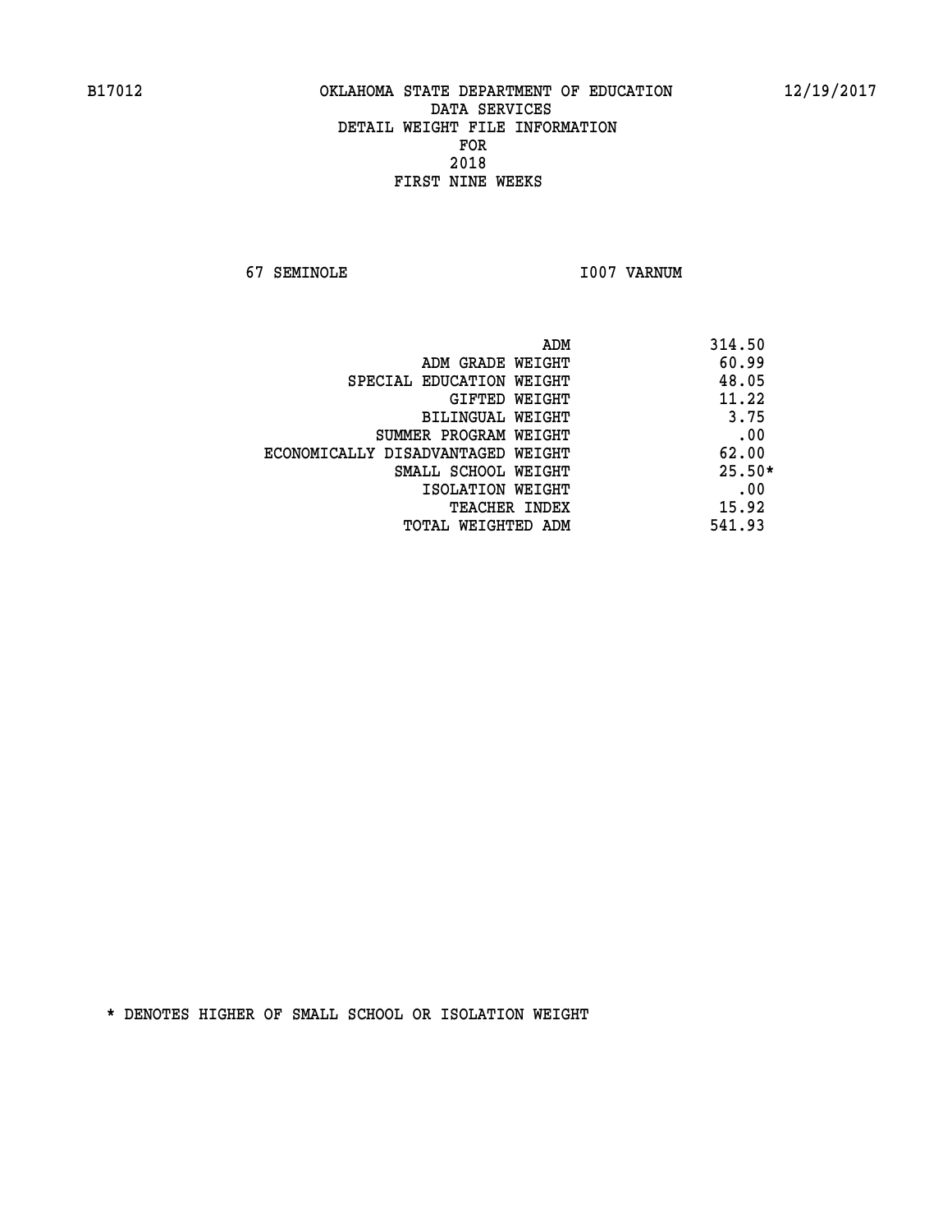B17012 OKLAHOMA STATE DEPARTMENT OF EDUCATION 12/19/2017

DATA SERVICES
DETAIL WEIGHT FILE INFORMATION
FOR
2018
FIRST NINE WEEKS

67 SEMINOLE I007 VARNUM

| | |
|---|---|
| ADM | 314.50 |
| ADM GRADE WEIGHT | 60.99 |
| SPECIAL EDUCATION WEIGHT | 48.05 |
| GIFTED WEIGHT | 11.22 |
| BILINGUAL WEIGHT | 3.75 |
| SUMMER PROGRAM WEIGHT | .00 |
| ECONOMICALLY DISADVANTAGED WEIGHT | 62.00 |
| SMALL SCHOOL WEIGHT | 25.50* |
| ISOLATION WEIGHT | .00 |
| TEACHER INDEX | 15.92 |
| TOTAL WEIGHTED ADM | 541.93 |

* DENOTES HIGHER OF SMALL SCHOOL OR ISOLATION WEIGHT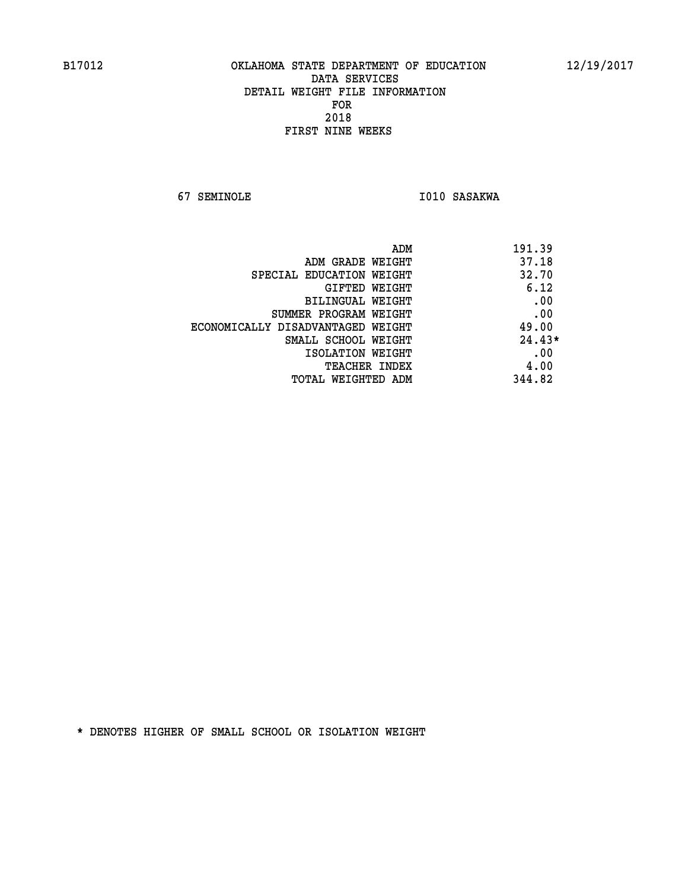B17012 OKLAHOMA STATE DEPARTMENT OF EDUCATION 12/19/2017

DATA SERVICES
DETAIL WEIGHT FILE INFORMATION
FOR
2018
FIRST NINE WEEKS

67 SEMINOLE I010 SASAKWA

| | |
|---|---|
| ADM | 191.39 |
| ADM GRADE WEIGHT | 37.18 |
| SPECIAL EDUCATION WEIGHT | 32.70 |
| GIFTED WEIGHT | 6.12 |
| BILINGUAL WEIGHT | .00 |
| SUMMER PROGRAM WEIGHT | .00 |
| ECONOMICALLY DISADVANTAGED WEIGHT | 49.00 |
| SMALL SCHOOL WEIGHT | 24.43* |
| ISOLATION WEIGHT | .00 |
| TEACHER INDEX | 4.00 |
| TOTAL WEIGHTED ADM | 344.82 |

* DENOTES HIGHER OF SMALL SCHOOL OR ISOLATION WEIGHT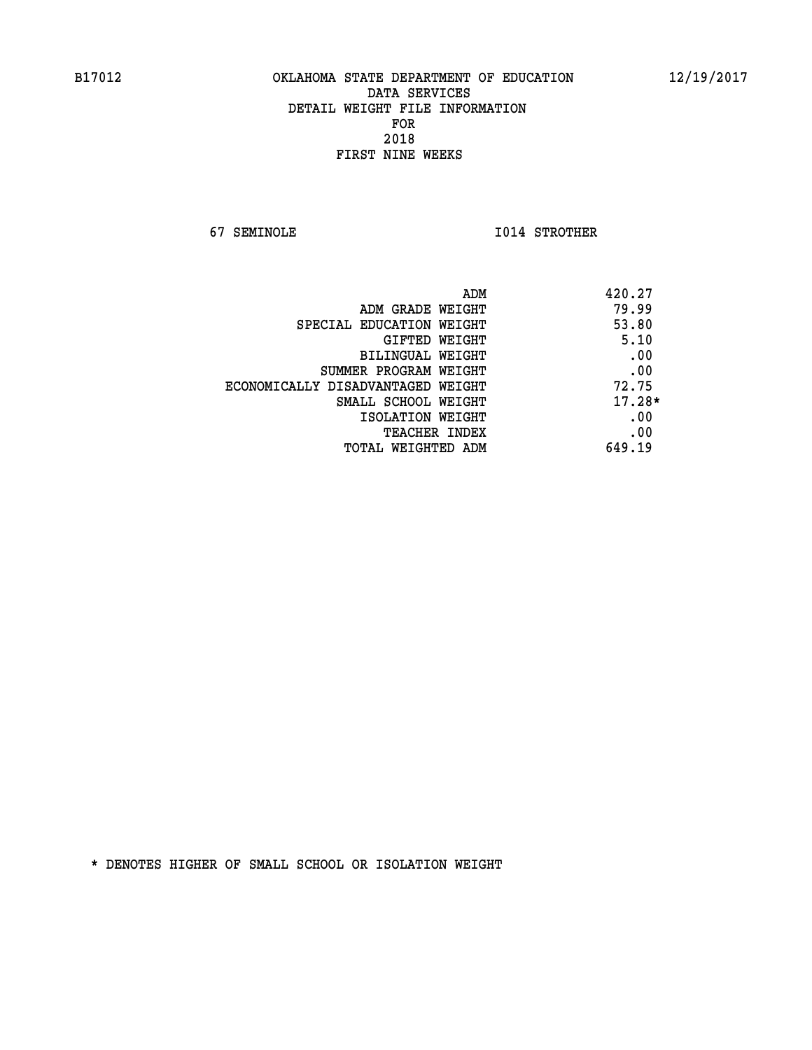B17012 OKLAHOMA STATE DEPARTMENT OF EDUCATION 12/19/2017

DATA SERVICES

DETAIL WEIGHT FILE INFORMATION

FOR

2018

FIRST NINE WEEKS

67 SEMINOLE I014 STROTHER

| | |
|---|---|
| ADM | 420.27 |
| ADM GRADE WEIGHT | 79.99 |
| SPECIAL EDUCATION WEIGHT | 53.80 |
| GIFTED WEIGHT | 5.10 |
| BILINGUAL WEIGHT | .00 |
| SUMMER PROGRAM WEIGHT | .00 |
| ECONOMICALLY DISADVANTAGED WEIGHT | 72.75 |
| SMALL SCHOOL WEIGHT | 17.28* |
| ISOLATION WEIGHT | .00 |
| TEACHER INDEX | .00 |
| TOTAL WEIGHTED ADM | 649.19 |

* DENOTES HIGHER OF SMALL SCHOOL OR ISOLATION WEIGHT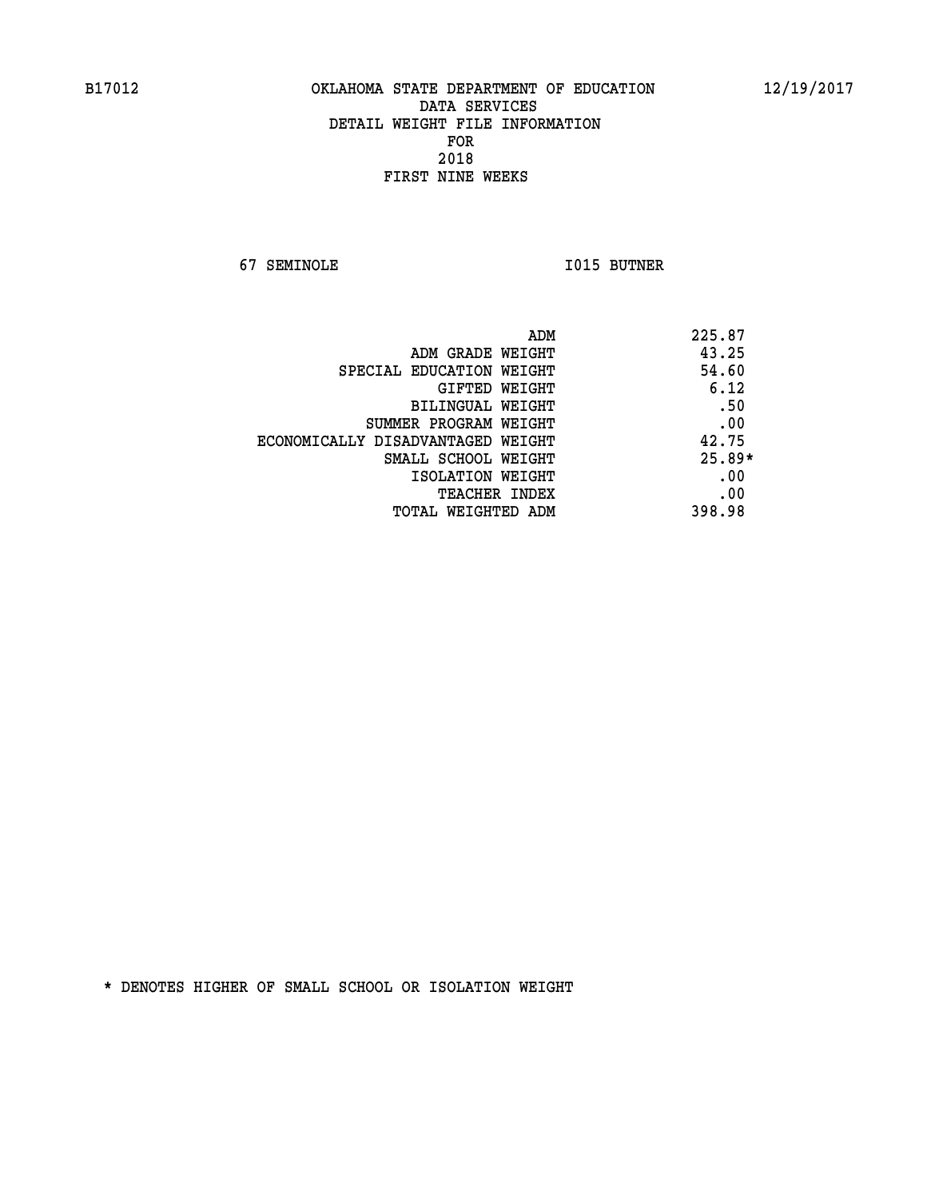B17012 OKLAHOMA STATE DEPARTMENT OF EDUCATION 12/19/2017

DATA SERVICES
DETAIL WEIGHT FILE INFORMATION
FOR
2018
FIRST NINE WEEKS

67 SEMINOLE I015 BUTNER

| | |
|---|---|
| ADM | 225.87 |
| ADM GRADE WEIGHT | 43.25 |
| SPECIAL EDUCATION WEIGHT | 54.60 |
| GIFTED WEIGHT | 6.12 |
| BILINGUAL WEIGHT | .50 |
| SUMMER PROGRAM WEIGHT | .00 |
| ECONOMICALLY DISADVANTAGED WEIGHT | 42.75 |
| SMALL SCHOOL WEIGHT | 25.89* |
| ISOLATION WEIGHT | .00 |
| TEACHER INDEX | .00 |
| TOTAL WEIGHTED ADM | 398.98 |

* DENOTES HIGHER OF SMALL SCHOOL OR ISOLATION WEIGHT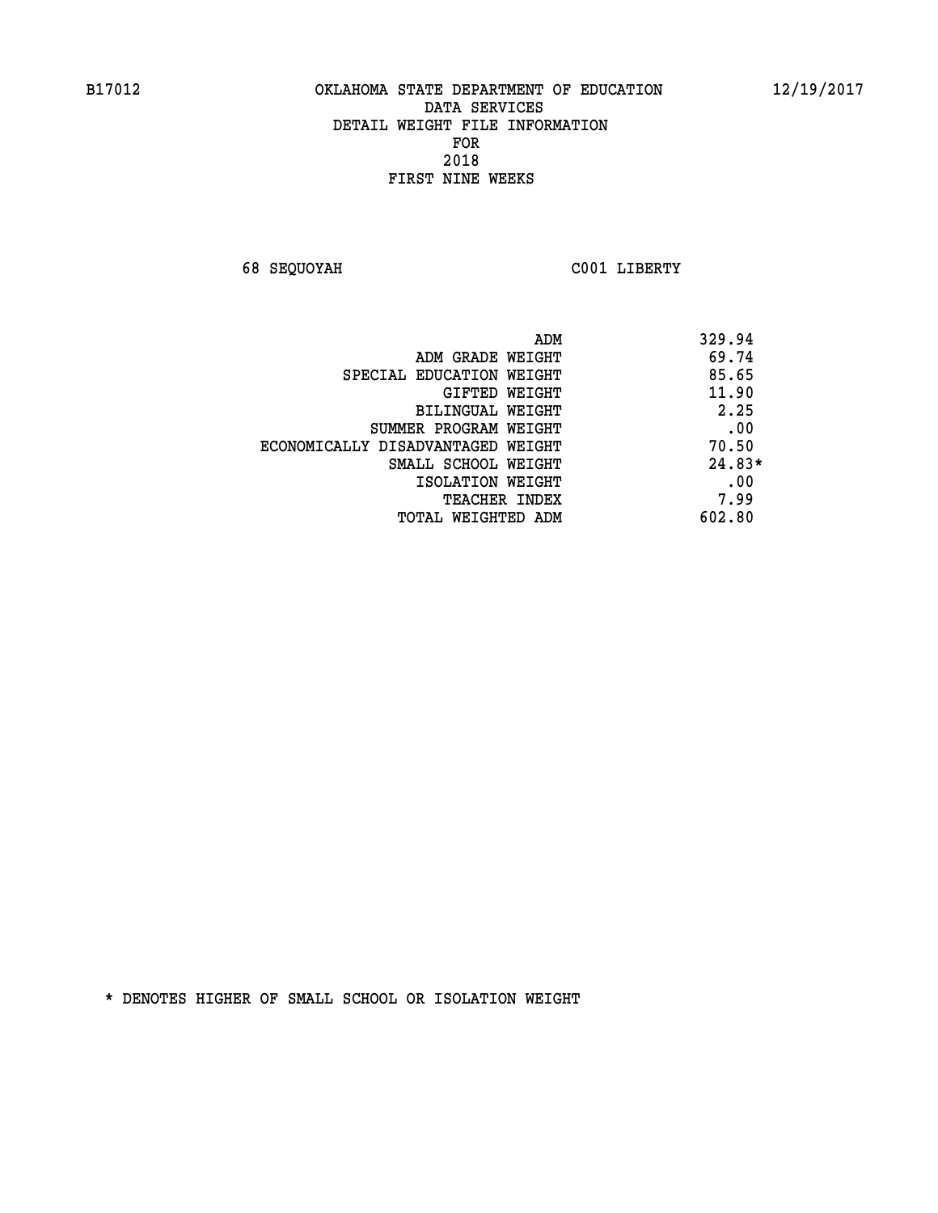B17012 OKLAHOMA STATE DEPARTMENT OF EDUCATION 12/19/2017

DATA SERVICES
DETAIL WEIGHT FILE INFORMATION
FOR
2018
FIRST NINE WEEKS

68 SEQUOYAH C001 LIBERTY

| | |
|---|---|
| ADM | 329.94 |
| ADM GRADE WEIGHT | 69.74 |
| SPECIAL EDUCATION WEIGHT | 85.65 |
| GIFTED WEIGHT | 11.90 |
| BILINGUAL WEIGHT | 2.25 |
| SUMMER PROGRAM WEIGHT | .00 |
| ECONOMICALLY DISADVANTAGED WEIGHT | 70.50 |
| SMALL SCHOOL WEIGHT | 24.83* |
| ISOLATION WEIGHT | .00 |
| TEACHER INDEX | 7.99 |
| TOTAL WEIGHTED ADM | 602.80 |

* DENOTES HIGHER OF SMALL SCHOOL OR ISOLATION WEIGHT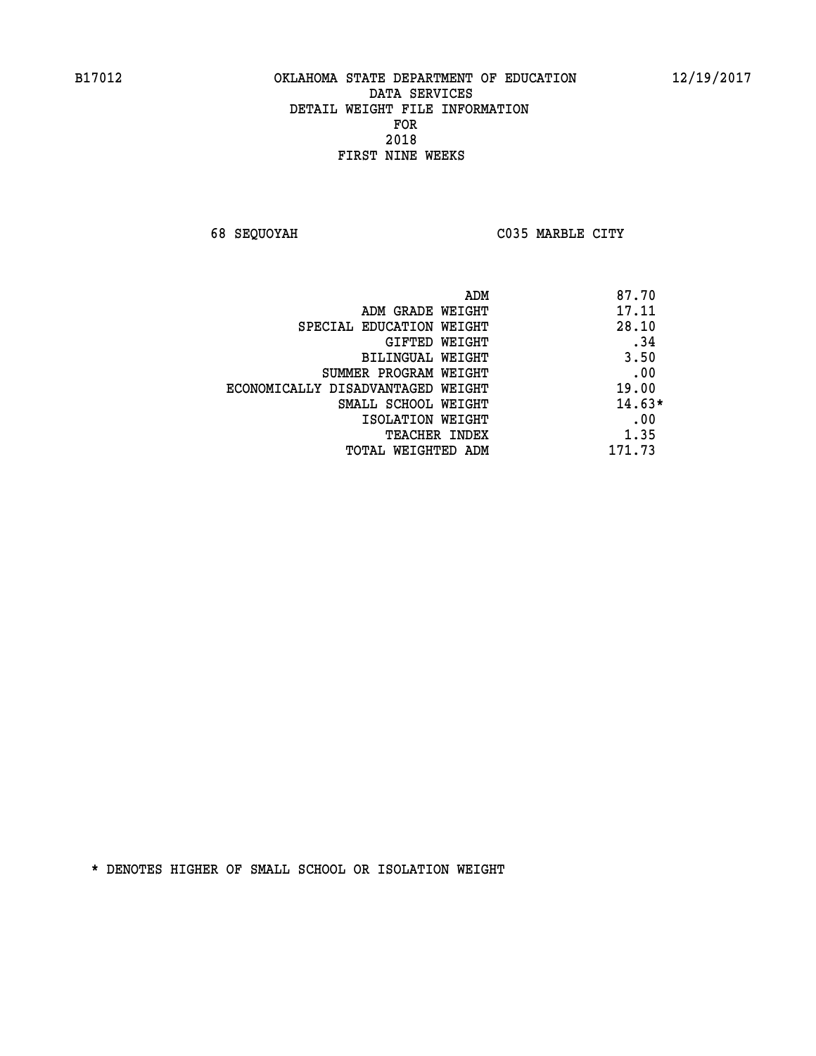OKLAHOMA STATE DEPARTMENT OF EDUCATION
DATA SERVICES
DETAIL WEIGHT FILE INFORMATION
FOR
2018
FIRST NINE WEEKS

68 SEQUOYAH C035 MARBLE CITY

| | |
|---|---|
| ADM | 87.70 |
| ADM GRADE WEIGHT | 17.11 |
| SPECIAL EDUCATION WEIGHT | 28.10 |
| GIFTED WEIGHT | .34 |
| BILINGUAL WEIGHT | 3.50 |
| SUMMER PROGRAM WEIGHT | .00 |
| ECONOMICALLY DISADVANTAGED WEIGHT | 19.00 |
| SMALL SCHOOL WEIGHT | 14.63* |
| ISOLATION WEIGHT | .00 |
| TEACHER INDEX | 1.35 |
| TOTAL WEIGHTED ADM | 171.73 |

* DENOTES HIGHER OF SMALL SCHOOL OR ISOLATION WEIGHT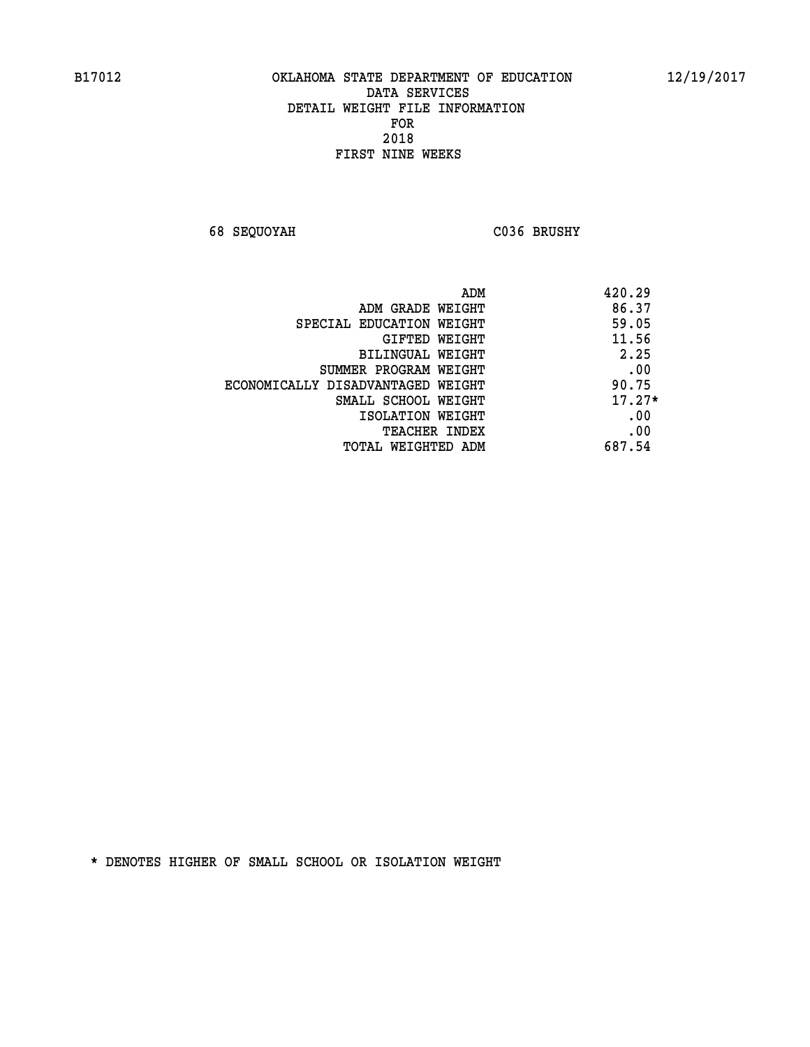B17012 OKLAHOMA STATE DEPARTMENT OF EDUCATION 12/19/2017

DATA SERVICES
DETAIL WEIGHT FILE INFORMATION
FOR
2018
FIRST NINE WEEKS

68 SEQUOYAH C036 BRUSHY

| | |
|---|---|
| ADM | 420.29 |
| ADM GRADE WEIGHT | 86.37 |
| SPECIAL EDUCATION WEIGHT | 59.05 |
| GIFTED WEIGHT | 11.56 |
| BILINGUAL WEIGHT | 2.25 |
| SUMMER PROGRAM WEIGHT | .00 |
| ECONOMICALLY DISADVANTAGED WEIGHT | 90.75 |
| SMALL SCHOOL WEIGHT | 17.27* |
| ISOLATION WEIGHT | .00 |
| TEACHER INDEX | .00 |
| TOTAL WEIGHTED ADM | 687.54 |

* DENOTES HIGHER OF SMALL SCHOOL OR ISOLATION WEIGHT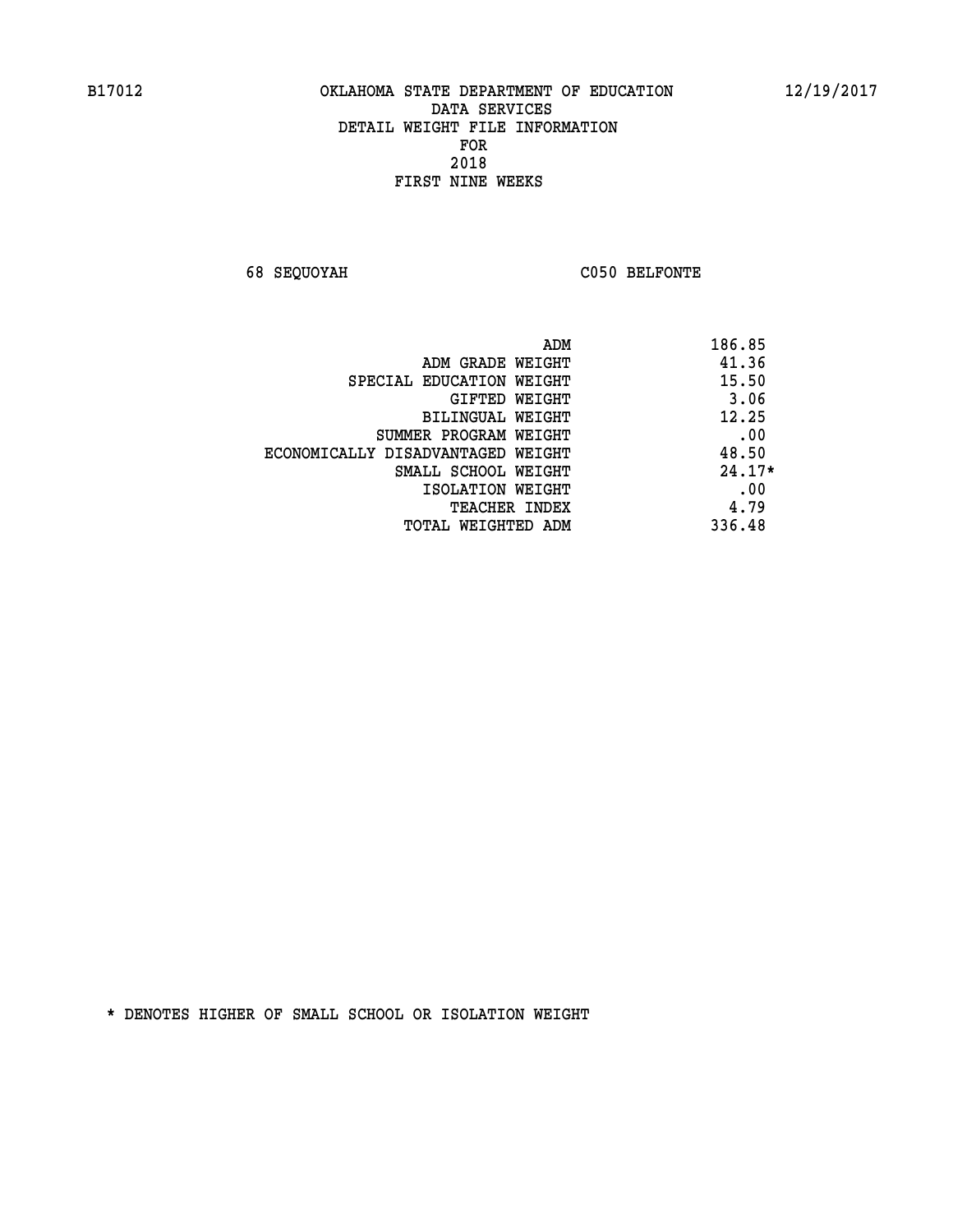B17012 OKLAHOMA STATE DEPARTMENT OF EDUCATION 12/19/2017

DATA SERVICES
DETAIL WEIGHT FILE INFORMATION
FOR
2018
FIRST NINE WEEKS

68 SEQUOYAH C050 BELFONTE

| | |
|---|---|
| ADM | 186.85 |
| ADM GRADE WEIGHT | 41.36 |
| SPECIAL EDUCATION WEIGHT | 15.50 |
| GIFTED WEIGHT | 3.06 |
| BILINGUAL WEIGHT | 12.25 |
| SUMMER PROGRAM WEIGHT | .00 |
| ECONOMICALLY DISADVANTAGED WEIGHT | 48.50 |
| SMALL SCHOOL WEIGHT | 24.17* |
| ISOLATION WEIGHT | .00 |
| TEACHER INDEX | 4.79 |
| TOTAL WEIGHTED ADM | 336.48 |

* DENOTES HIGHER OF SMALL SCHOOL OR ISOLATION WEIGHT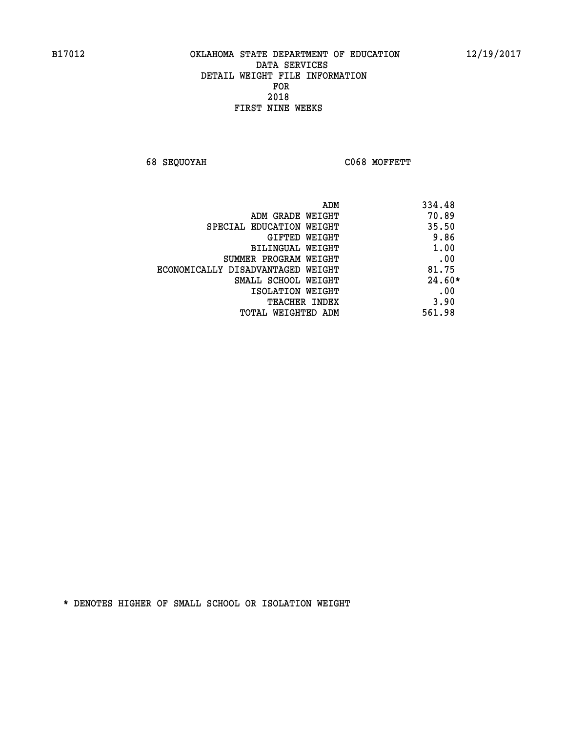B17012 OKLAHOMA STATE DEPARTMENT OF EDUCATION 12/19/2017

DATA SERVICES
DETAIL WEIGHT FILE INFORMATION
FOR
2018
FIRST NINE WEEKS

68 SEQUOYAH C068 MOFFETT

| | |
|---|---|
| ADM | 334.48 |
| ADM GRADE WEIGHT | 70.89 |
| SPECIAL EDUCATION WEIGHT | 35.50 |
| GIFTED WEIGHT | 9.86 |
| BILINGUAL WEIGHT | 1.00 |
| SUMMER PROGRAM WEIGHT | .00 |
| ECONOMICALLY DISADVANTAGED WEIGHT | 81.75 |
| SMALL SCHOOL WEIGHT | 24.60* |
| ISOLATION WEIGHT | .00 |
| TEACHER INDEX | 3.90 |
| TOTAL WEIGHTED ADM | 561.98 |

* DENOTES HIGHER OF SMALL SCHOOL OR ISOLATION WEIGHT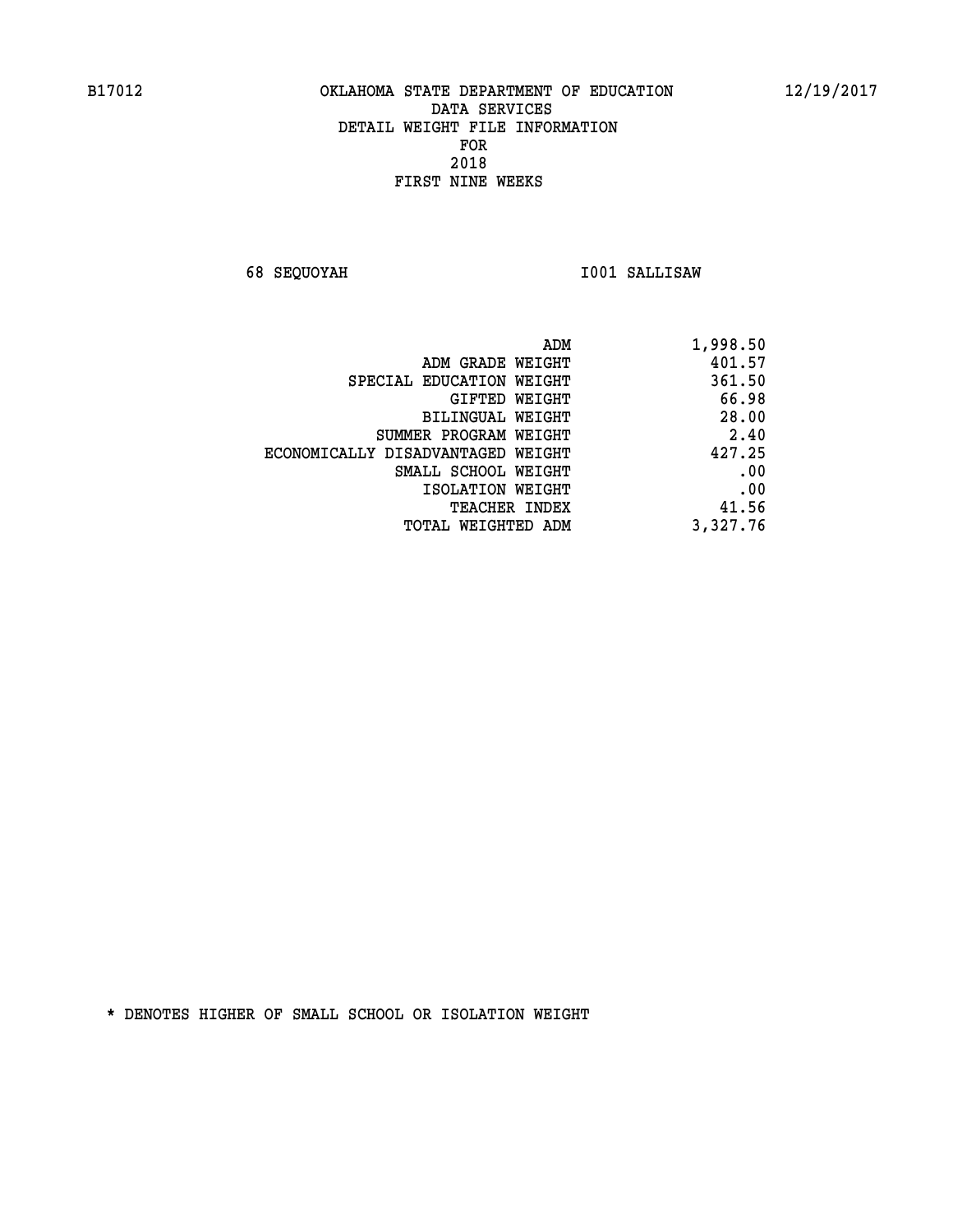B17012 OKLAHOMA STATE DEPARTMENT OF EDUCATION 12/19/2017

DATA SERVICES
DETAIL WEIGHT FILE INFORMATION
FOR
2018
FIRST NINE WEEKS

68 SEQUOYAH I001 SALLISAW

| | |
|---|---|
| ADM | 1,998.50 |
| ADM GRADE WEIGHT | 401.57 |
| SPECIAL EDUCATION WEIGHT | 361.50 |
| GIFTED WEIGHT | 66.98 |
| BILINGUAL WEIGHT | 28.00 |
| SUMMER PROGRAM WEIGHT | 2.40 |
| ECONOMICALLY DISADVANTAGED WEIGHT | 427.25 |
| SMALL SCHOOL WEIGHT | .00 |
| ISOLATION WEIGHT | .00 |
| TEACHER INDEX | 41.56 |
| TOTAL WEIGHTED ADM | 3,327.76 |

* DENOTES HIGHER OF SMALL SCHOOL OR ISOLATION WEIGHT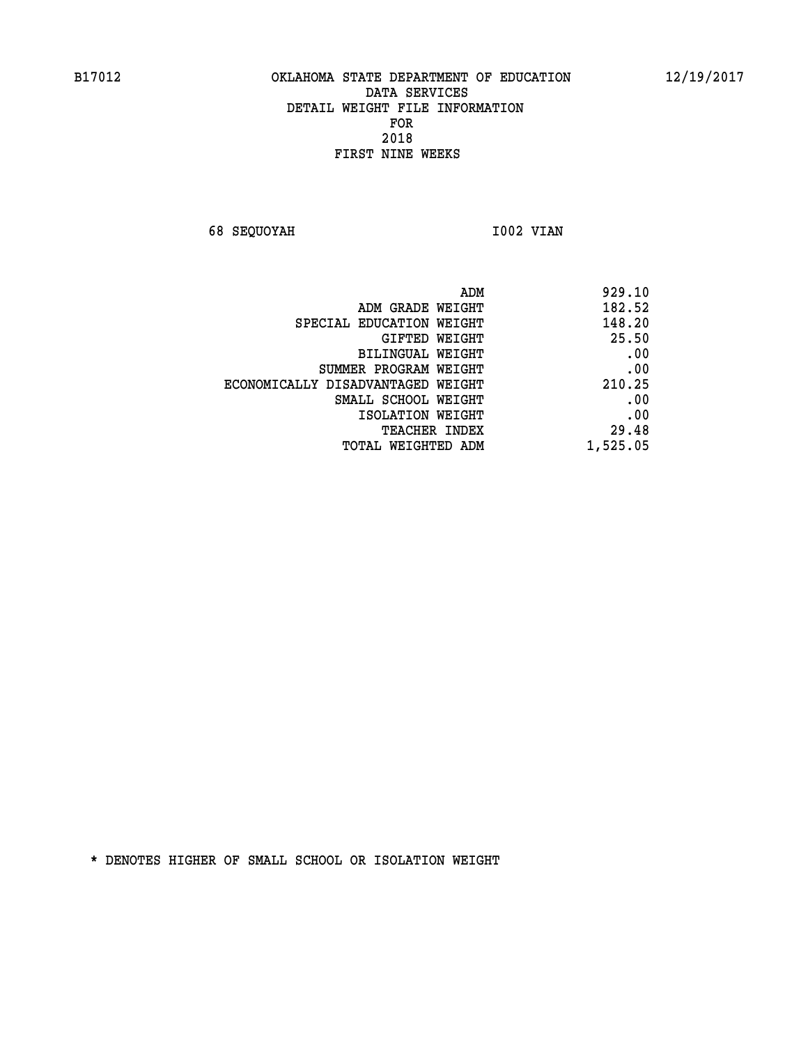# OKLAHOMA STATE DEPARTMENT OF EDUCATION
## DATA SERVICES
## DETAIL WEIGHT FILE INFORMATION
## FOR
## 2018
## FIRST NINE WEEKS

B17012 — 12/19/2017

68 SEQUOYAH — I002 VIAN

| | |
|---|---|
| ADM | 929.10 |
| ADM GRADE WEIGHT | 182.52 |
| SPECIAL EDUCATION WEIGHT | 148.20 |
| GIFTED WEIGHT | 25.50 |
| BILINGUAL WEIGHT | .00 |
| SUMMER PROGRAM WEIGHT | .00 |
| ECONOMICALLY DISADVANTAGED WEIGHT | 210.25 |
| SMALL SCHOOL WEIGHT | .00 |
| ISOLATION WEIGHT | .00 |
| TEACHER INDEX | 29.48 |
| TOTAL WEIGHTED ADM | 1,525.05 |

* DENOTES HIGHER OF SMALL SCHOOL OR ISOLATION WEIGHT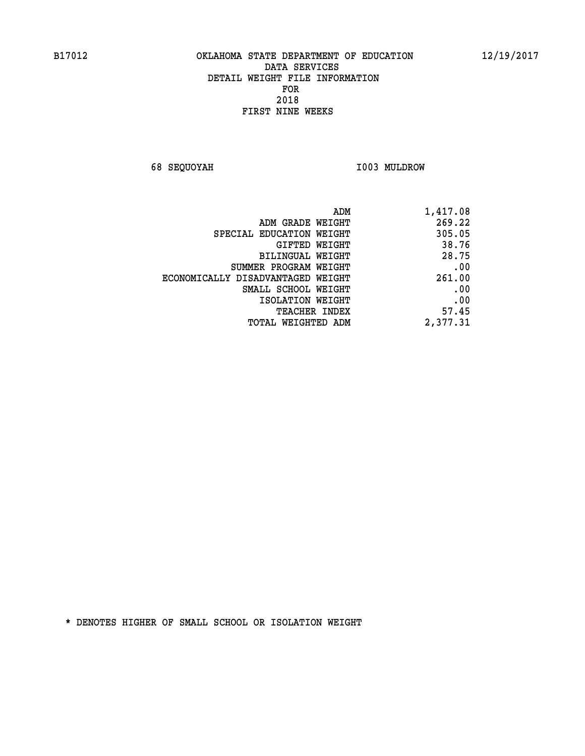B17012 OKLAHOMA STATE DEPARTMENT OF EDUCATION 12/19/2017

DATA SERVICES
DETAIL WEIGHT FILE INFORMATION
FOR
2018
FIRST NINE WEEKS

68 SEQUOYAH I003 MULDROW

| | |
|---|---|
| ADM | 1,417.08 |
| ADM GRADE WEIGHT | 269.22 |
| SPECIAL EDUCATION WEIGHT | 305.05 |
| GIFTED WEIGHT | 38.76 |
| BILINGUAL WEIGHT | 28.75 |
| SUMMER PROGRAM WEIGHT | .00 |
| ECONOMICALLY DISADVANTAGED WEIGHT | 261.00 |
| SMALL SCHOOL WEIGHT | .00 |
| ISOLATION WEIGHT | .00 |
| TEACHER INDEX | 57.45 |
| TOTAL WEIGHTED ADM | 2,377.31 |

* DENOTES HIGHER OF SMALL SCHOOL OR ISOLATION WEIGHT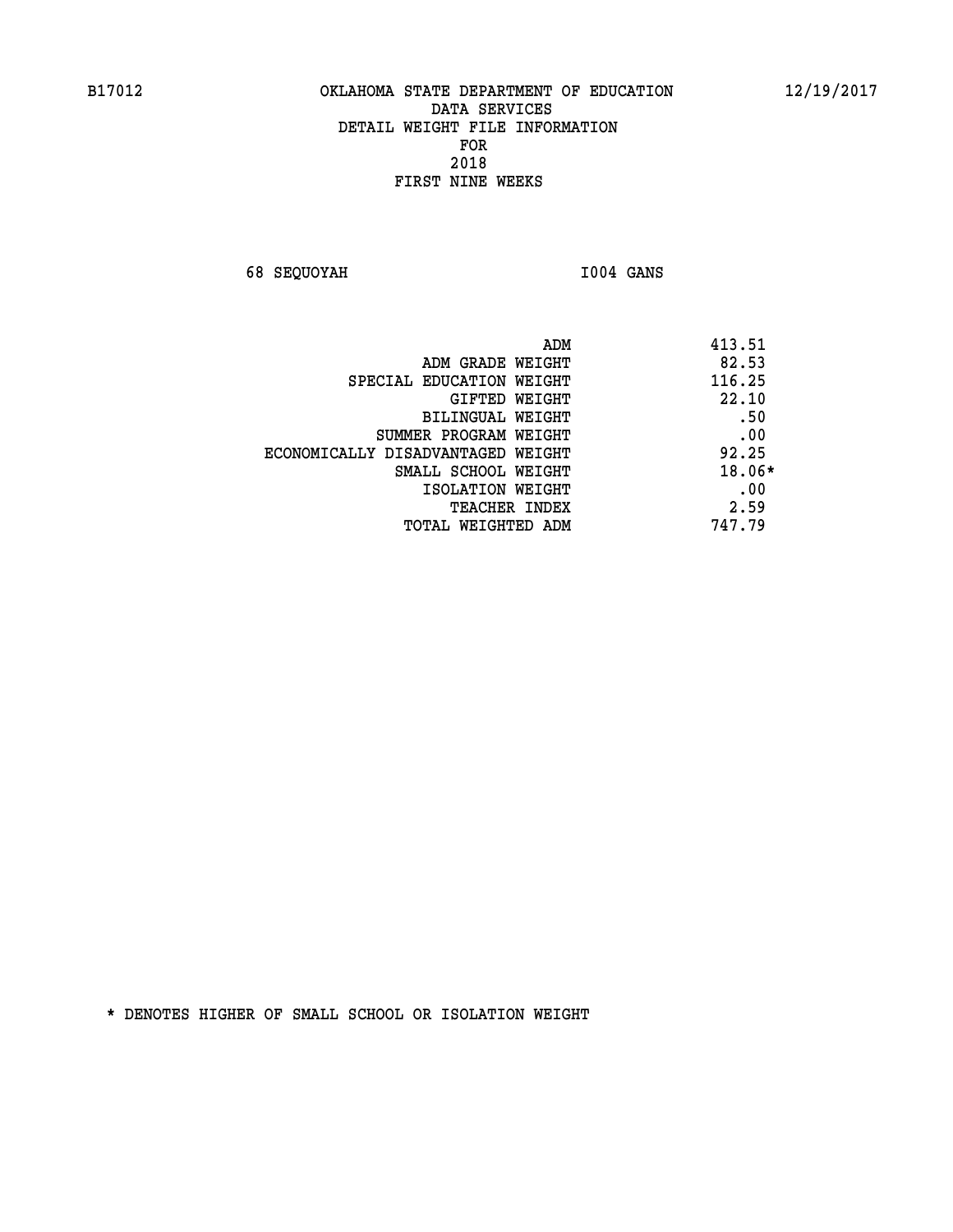B17012 OKLAHOMA STATE DEPARTMENT OF EDUCATION 12/19/2017

DATA SERVICES
DETAIL WEIGHT FILE INFORMATION
FOR
2018
FIRST NINE WEEKS

68 SEQUOYAH I004 GANS

| | |
|---|---|
| ADM | 413.51 |
| ADM GRADE WEIGHT | 82.53 |
| SPECIAL EDUCATION WEIGHT | 116.25 |
| GIFTED WEIGHT | 22.10 |
| BILINGUAL WEIGHT | .50 |
| SUMMER PROGRAM WEIGHT | .00 |
| ECONOMICALLY DISADVANTAGED WEIGHT | 92.25 |
| SMALL SCHOOL WEIGHT | 18.06* |
| ISOLATION WEIGHT | .00 |
| TEACHER INDEX | 2.59 |
| TOTAL WEIGHTED ADM | 747.79 |

* DENOTES HIGHER OF SMALL SCHOOL OR ISOLATION WEIGHT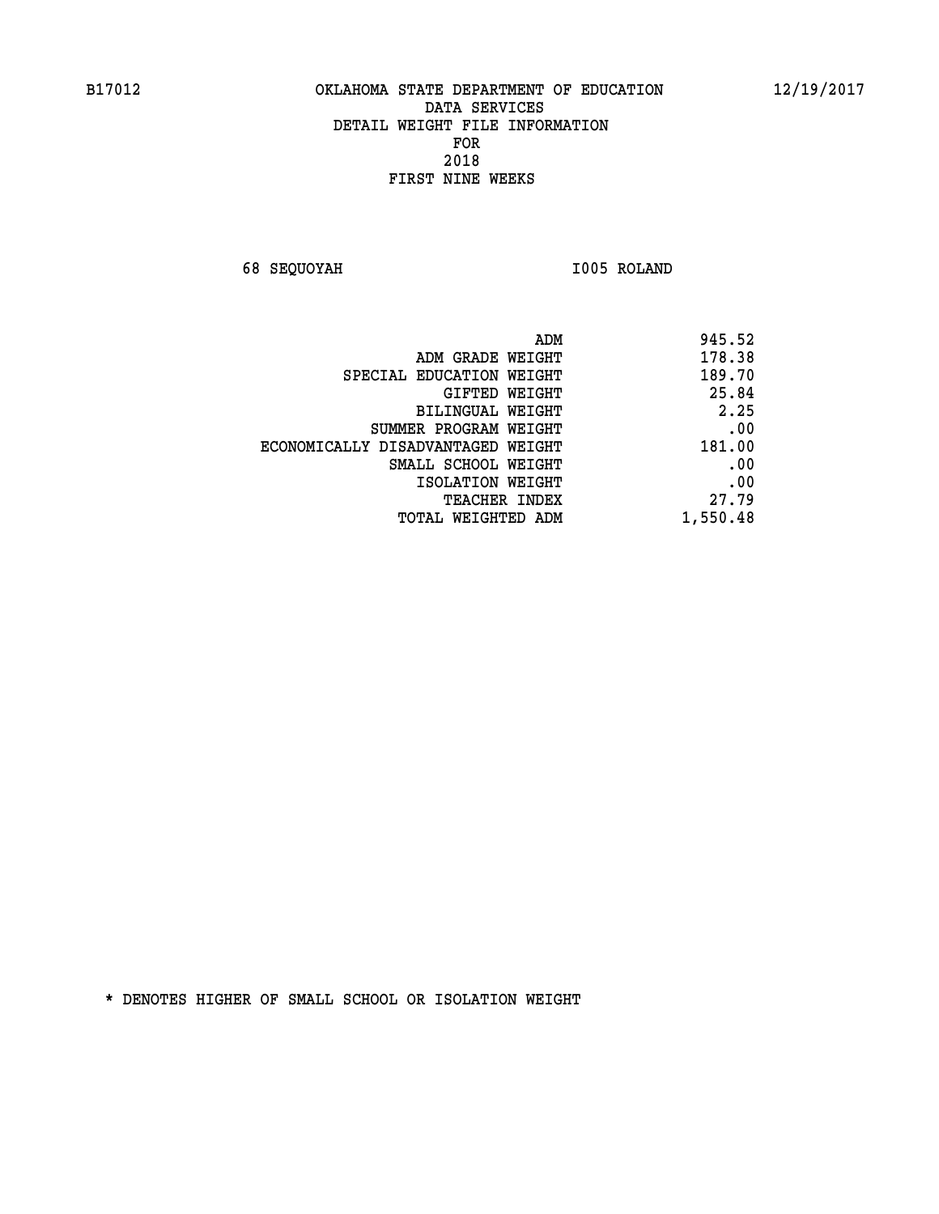B17012 OKLAHOMA STATE DEPARTMENT OF EDUCATION 12/19/2017

DATA SERVICES
DETAIL WEIGHT FILE INFORMATION
FOR
2018
FIRST NINE WEEKS

68 SEQUOYAH I005 ROLAND

| | |
|---|---|
| ADM | 945.52 |
| ADM GRADE WEIGHT | 178.38 |
| SPECIAL EDUCATION WEIGHT | 189.70 |
| GIFTED WEIGHT | 25.84 |
| BILINGUAL WEIGHT | 2.25 |
| SUMMER PROGRAM WEIGHT | .00 |
| ECONOMICALLY DISADVANTAGED WEIGHT | 181.00 |
| SMALL SCHOOL WEIGHT | .00 |
| ISOLATION WEIGHT | .00 |
| TEACHER INDEX | 27.79 |
| TOTAL WEIGHTED ADM | 1,550.48 |

* DENOTES HIGHER OF SMALL SCHOOL OR ISOLATION WEIGHT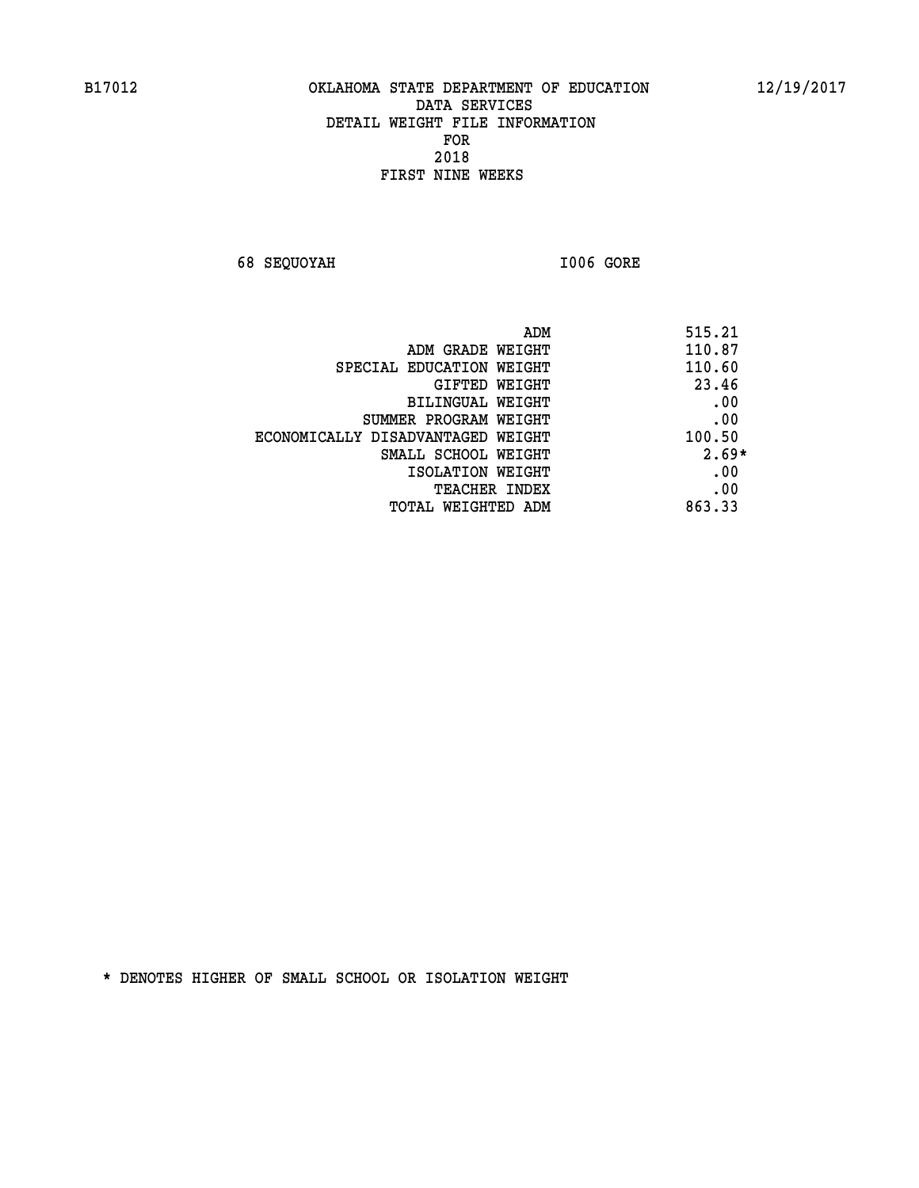B17012 OKLAHOMA STATE DEPARTMENT OF EDUCATION 12/19/2017

DATA SERVICES
DETAIL WEIGHT FILE INFORMATION
FOR
2018
FIRST NINE WEEKS

68 SEQUOYAH I006 GORE

| | |
|---|---|
| ADM | 515.21 |
| ADM GRADE WEIGHT | 110.87 |
| SPECIAL EDUCATION WEIGHT | 110.60 |
| GIFTED WEIGHT | 23.46 |
| BILINGUAL WEIGHT | .00 |
| SUMMER PROGRAM WEIGHT | .00 |
| ECONOMICALLY DISADVANTAGED WEIGHT | 100.50 |
| SMALL SCHOOL WEIGHT | 2.69* |
| ISOLATION WEIGHT | .00 |
| TEACHER INDEX | .00 |
| TOTAL WEIGHTED ADM | 863.33 |

* DENOTES HIGHER OF SMALL SCHOOL OR ISOLATION WEIGHT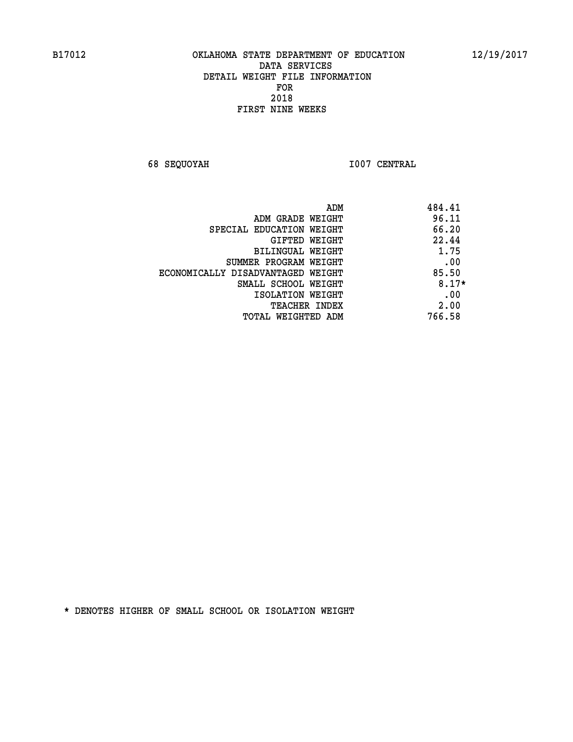B17012 OKLAHOMA STATE DEPARTMENT OF EDUCATION 12/19/2017

DATA SERVICES
DETAIL WEIGHT FILE INFORMATION
FOR
2018
FIRST NINE WEEKS

68 SEQUOYAH I007 CENTRAL

| | |
|---|---|
| ADM | 484.41 |
| ADM GRADE WEIGHT | 96.11 |
| SPECIAL EDUCATION WEIGHT | 66.20 |
| GIFTED WEIGHT | 22.44 |
| BILINGUAL WEIGHT | 1.75 |
| SUMMER PROGRAM WEIGHT | .00 |
| ECONOMICALLY DISADVANTAGED WEIGHT | 85.50 |
| SMALL SCHOOL WEIGHT | 8.17* |
| ISOLATION WEIGHT | .00 |
| TEACHER INDEX | 2.00 |
| TOTAL WEIGHTED ADM | 766.58 |

* DENOTES HIGHER OF SMALL SCHOOL OR ISOLATION WEIGHT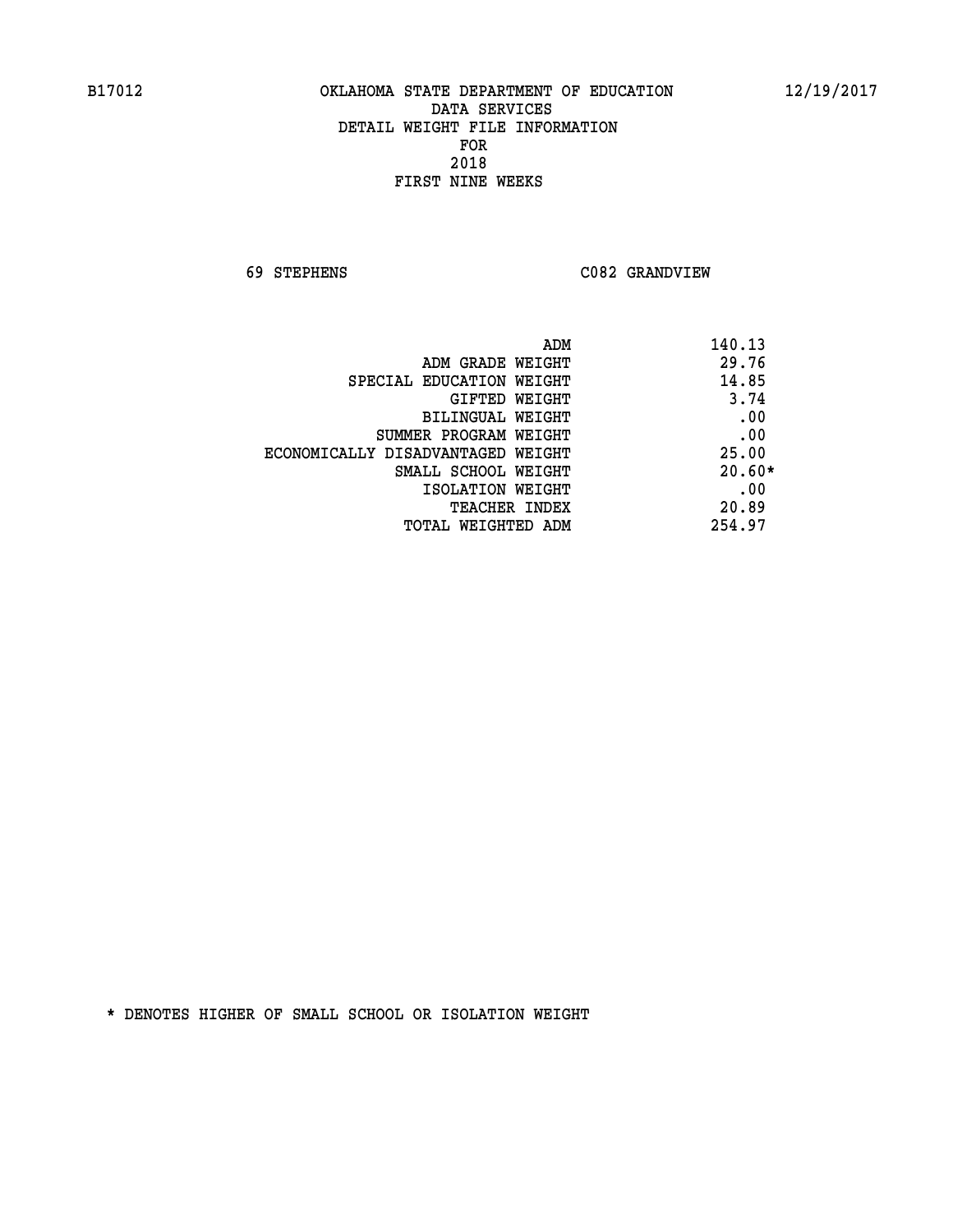B17012 OKLAHOMA STATE DEPARTMENT OF EDUCATION 12/19/2017

DATA SERVICES
DETAIL WEIGHT FILE INFORMATION
FOR
2018
FIRST NINE WEEKS

69 STEPHENS C082 GRANDVIEW

| | |
|---|---|
| ADM | 140.13 |
| ADM GRADE WEIGHT | 29.76 |
| SPECIAL EDUCATION WEIGHT | 14.85 |
| GIFTED WEIGHT | 3.74 |
| BILINGUAL WEIGHT | .00 |
| SUMMER PROGRAM WEIGHT | .00 |
| ECONOMICALLY DISADVANTAGED WEIGHT | 25.00 |
| SMALL SCHOOL WEIGHT | 20.60* |
| ISOLATION WEIGHT | .00 |
| TEACHER INDEX | 20.89 |
| TOTAL WEIGHTED ADM | 254.97 |

* DENOTES HIGHER OF SMALL SCHOOL OR ISOLATION WEIGHT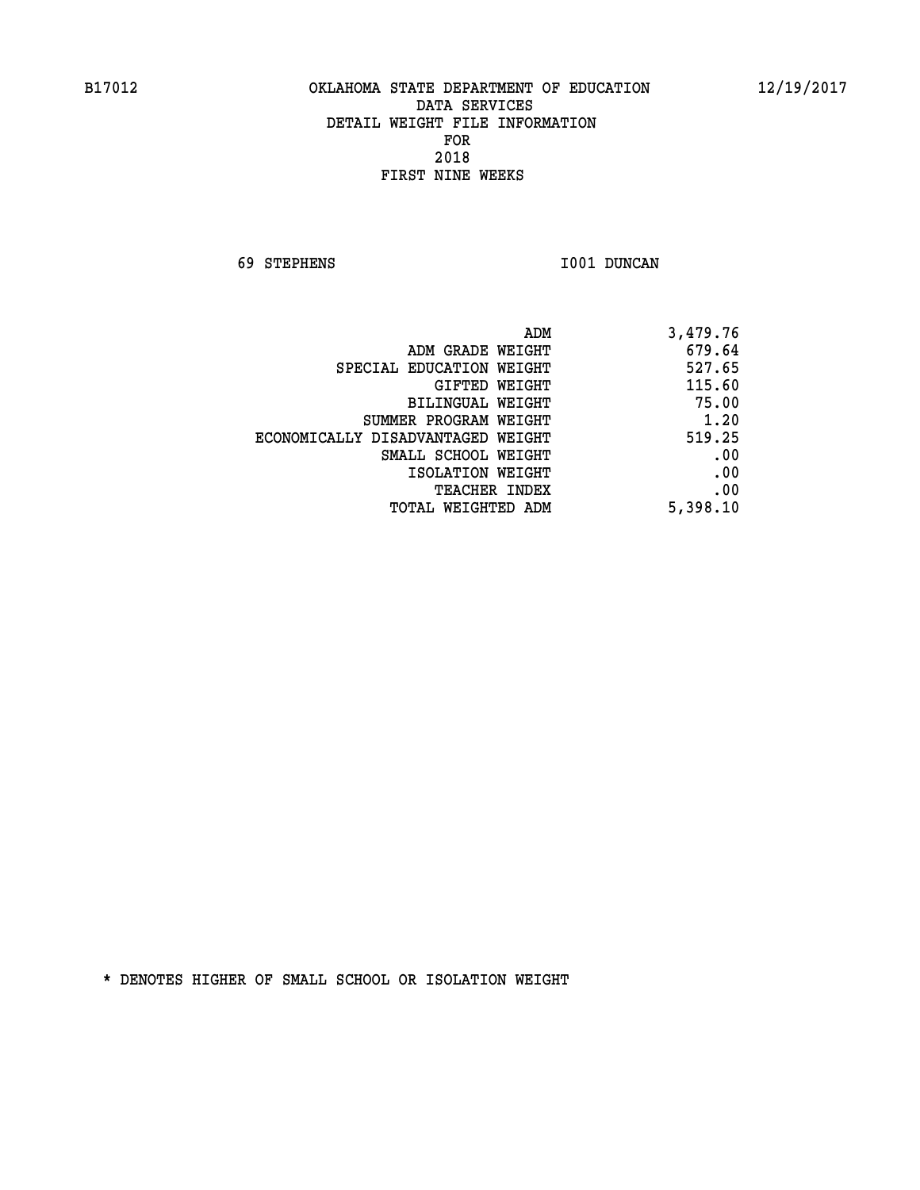B17012 OKLAHOMA STATE DEPARTMENT OF EDUCATION 12/19/2017

DATA SERVICES
DETAIL WEIGHT FILE INFORMATION
FOR
2018
FIRST NINE WEEKS

69 STEPHENS I001 DUNCAN

| | |
|---|---|
| ADM | 3,479.76 |
| ADM GRADE WEIGHT | 679.64 |
| SPECIAL EDUCATION WEIGHT | 527.65 |
| GIFTED WEIGHT | 115.60 |
| BILINGUAL WEIGHT | 75.00 |
| SUMMER PROGRAM WEIGHT | 1.20 |
| ECONOMICALLY DISADVANTAGED WEIGHT | 519.25 |
| SMALL SCHOOL WEIGHT | .00 |
| ISOLATION WEIGHT | .00 |
| TEACHER INDEX | .00 |
| TOTAL WEIGHTED ADM | 5,398.10 |

* DENOTES HIGHER OF SMALL SCHOOL OR ISOLATION WEIGHT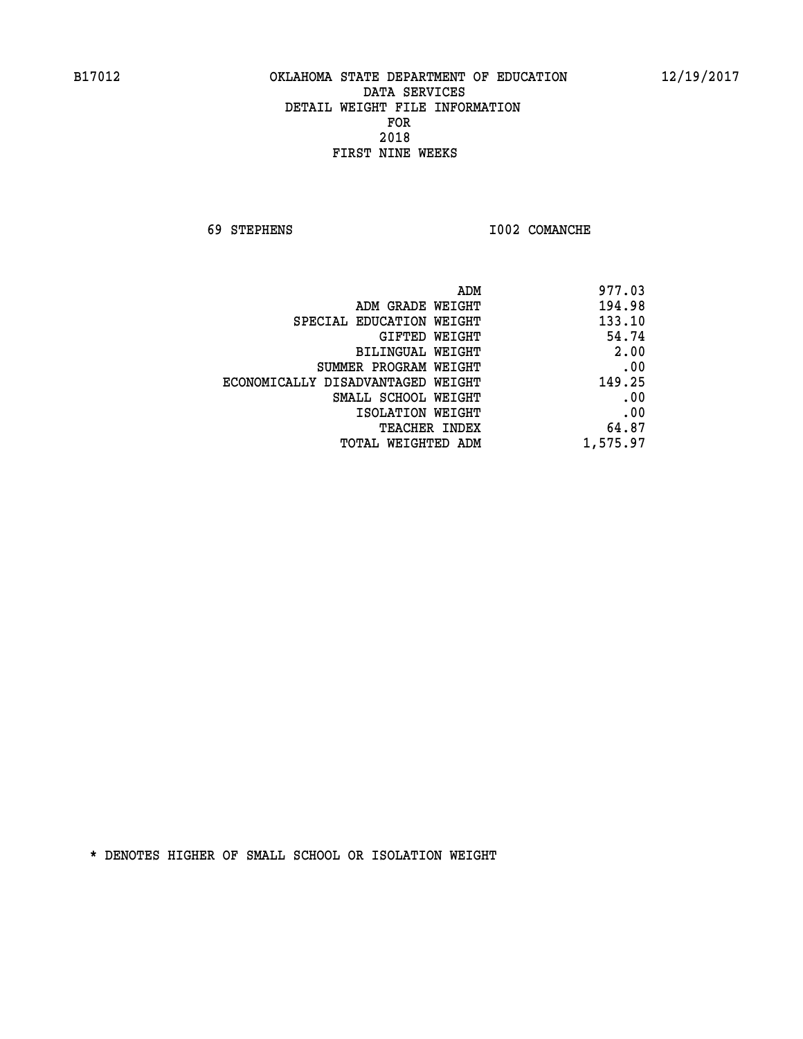B17012 OKLAHOMA STATE DEPARTMENT OF EDUCATION 12/19/2017

DATA SERVICES
DETAIL WEIGHT FILE INFORMATION
FOR
2018
FIRST NINE WEEKS

69 STEPHENS I002 COMANCHE

| | |
|---|---|
| ADM | 977.03 |
| ADM GRADE WEIGHT | 194.98 |
| SPECIAL EDUCATION WEIGHT | 133.10 |
| GIFTED WEIGHT | 54.74 |
| BILINGUAL WEIGHT | 2.00 |
| SUMMER PROGRAM WEIGHT | .00 |
| ECONOMICALLY DISADVANTAGED WEIGHT | 149.25 |
| SMALL SCHOOL WEIGHT | .00 |
| ISOLATION WEIGHT | .00 |
| TEACHER INDEX | 64.87 |
| TOTAL WEIGHTED ADM | 1,575.97 |

* DENOTES HIGHER OF SMALL SCHOOL OR ISOLATION WEIGHT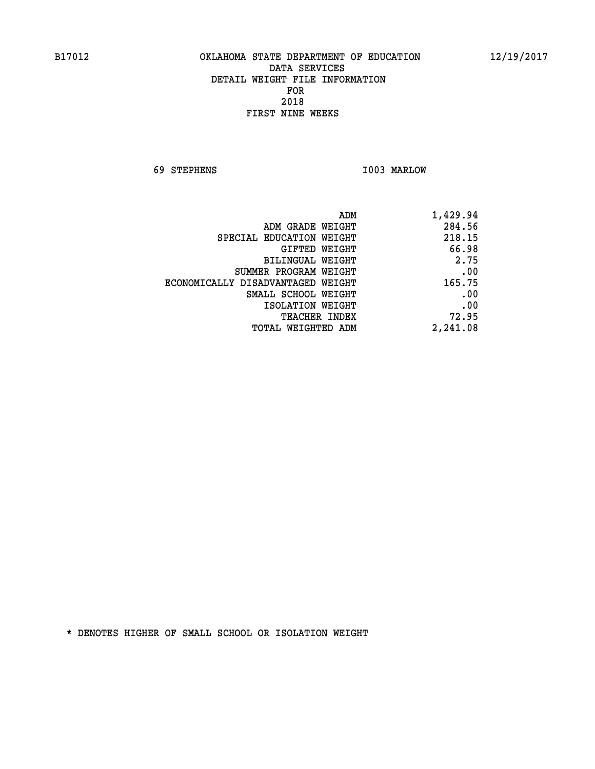B17012 OKLAHOMA STATE DEPARTMENT OF EDUCATION 12/19/2017

DATA SERVICES
DETAIL WEIGHT FILE INFORMATION
FOR
2018
FIRST NINE WEEKS

69 STEPHENS I003 MARLOW

| | |
|---|---|
| ADM | 1,429.94 |
| ADM GRADE WEIGHT | 284.56 |
| SPECIAL EDUCATION WEIGHT | 218.15 |
| GIFTED WEIGHT | 66.98 |
| BILINGUAL WEIGHT | 2.75 |
| SUMMER PROGRAM WEIGHT | .00 |
| ECONOMICALLY DISADVANTAGED WEIGHT | 165.75 |
| SMALL SCHOOL WEIGHT | .00 |
| ISOLATION WEIGHT | .00 |
| TEACHER INDEX | 72.95 |
| TOTAL WEIGHTED ADM | 2,241.08 |

* DENOTES HIGHER OF SMALL SCHOOL OR ISOLATION WEIGHT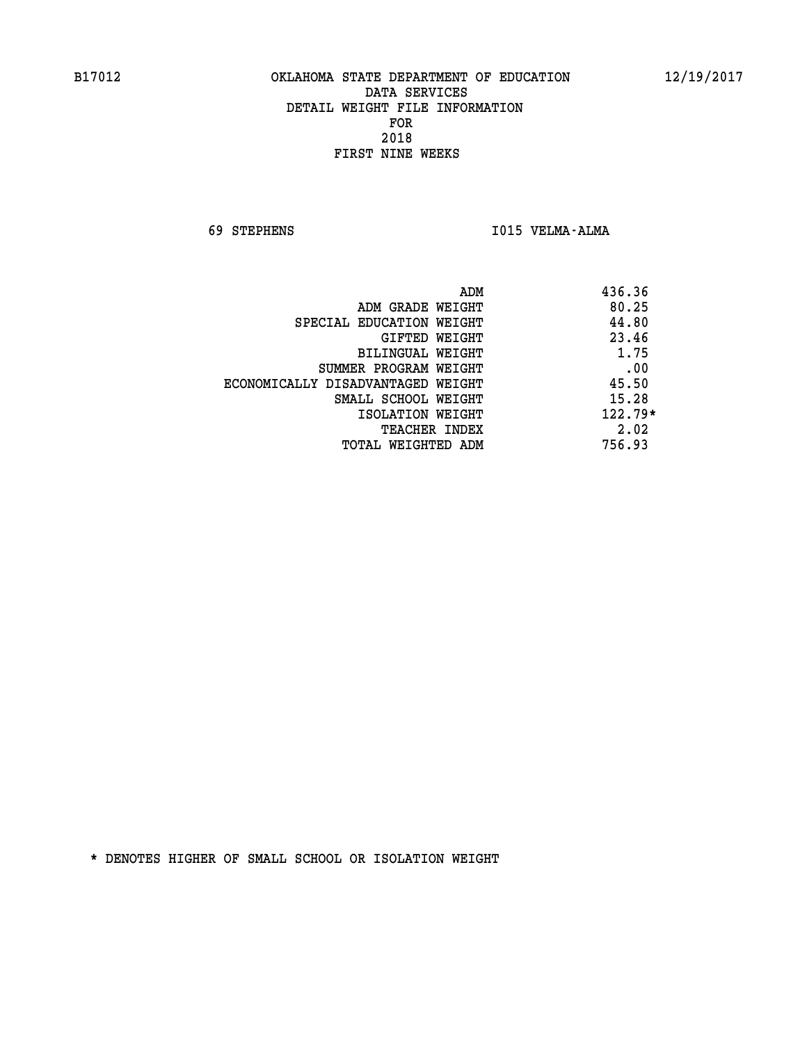B17012 OKLAHOMA STATE DEPARTMENT OF EDUCATION 12/19/2017

DATA SERVICES
DETAIL WEIGHT FILE INFORMATION
FOR
2018
FIRST NINE WEEKS

69 STEPHENS I015 VELMA-ALMA

| | |
|---|---|
| ADM | 436.36 |
| ADM GRADE WEIGHT | 80.25 |
| SPECIAL EDUCATION WEIGHT | 44.80 |
| GIFTED WEIGHT | 23.46 |
| BILINGUAL WEIGHT | 1.75 |
| SUMMER PROGRAM WEIGHT | .00 |
| ECONOMICALLY DISADVANTAGED WEIGHT | 45.50 |
| SMALL SCHOOL WEIGHT | 15.28 |
| ISOLATION WEIGHT | 122.79* |
| TEACHER INDEX | 2.02 |
| TOTAL WEIGHTED ADM | 756.93 |

* DENOTES HIGHER OF SMALL SCHOOL OR ISOLATION WEIGHT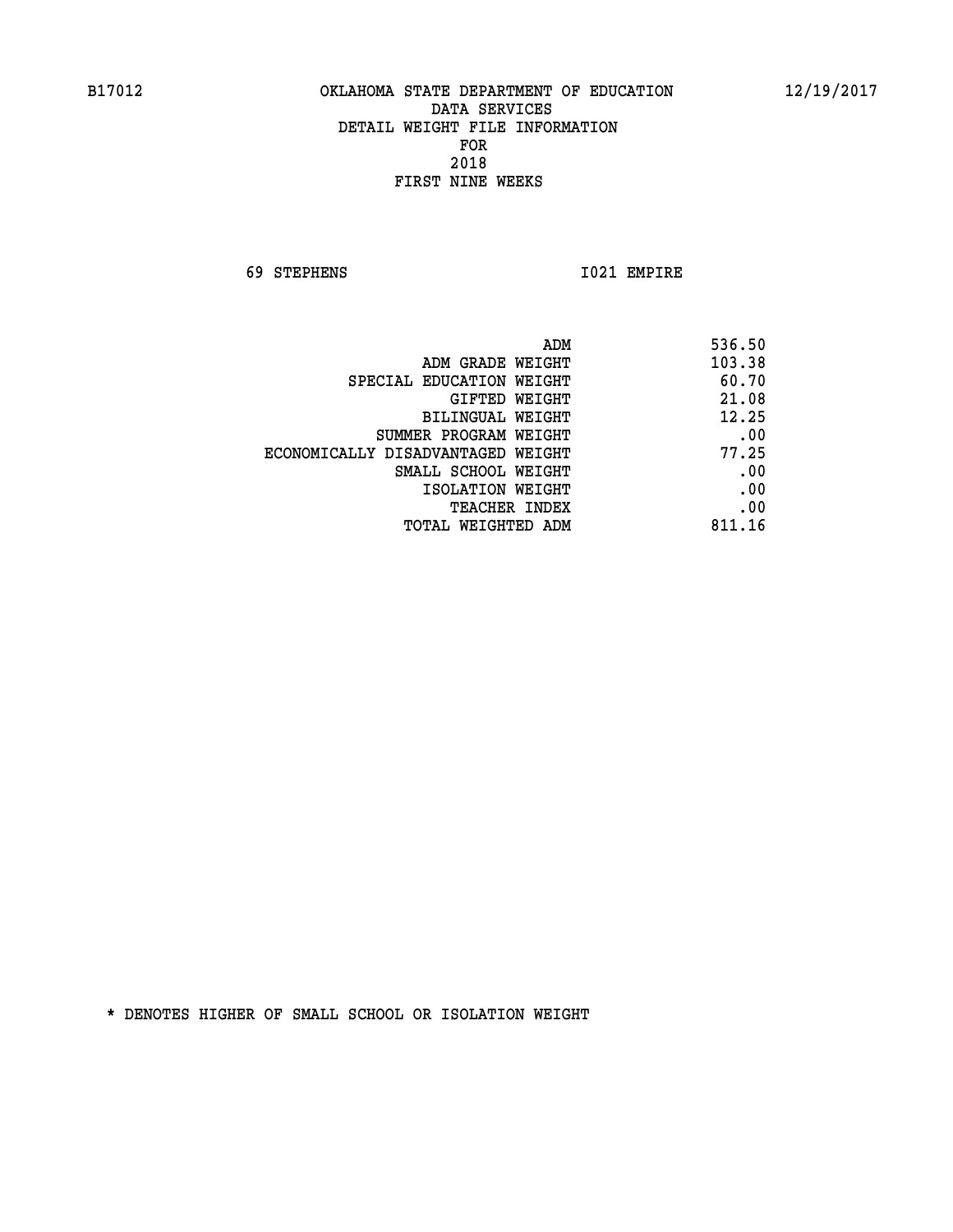B17012 OKLAHOMA STATE DEPARTMENT OF EDUCATION 12/19/2017

DATA SERVICES
DETAIL WEIGHT FILE INFORMATION
FOR
2018
FIRST NINE WEEKS

69 STEPHENS I021 EMPIRE

| | |
|---|---|
| ADM | 536.50 |
| ADM GRADE WEIGHT | 103.38 |
| SPECIAL EDUCATION WEIGHT | 60.70 |
| GIFTED WEIGHT | 21.08 |
| BILINGUAL WEIGHT | 12.25 |
| SUMMER PROGRAM WEIGHT | .00 |
| ECONOMICALLY DISADVANTAGED WEIGHT | 77.25 |
| SMALL SCHOOL WEIGHT | .00 |
| ISOLATION WEIGHT | .00 |
| TEACHER INDEX | .00 |
| TOTAL WEIGHTED ADM | 811.16 |

* DENOTES HIGHER OF SMALL SCHOOL OR ISOLATION WEIGHT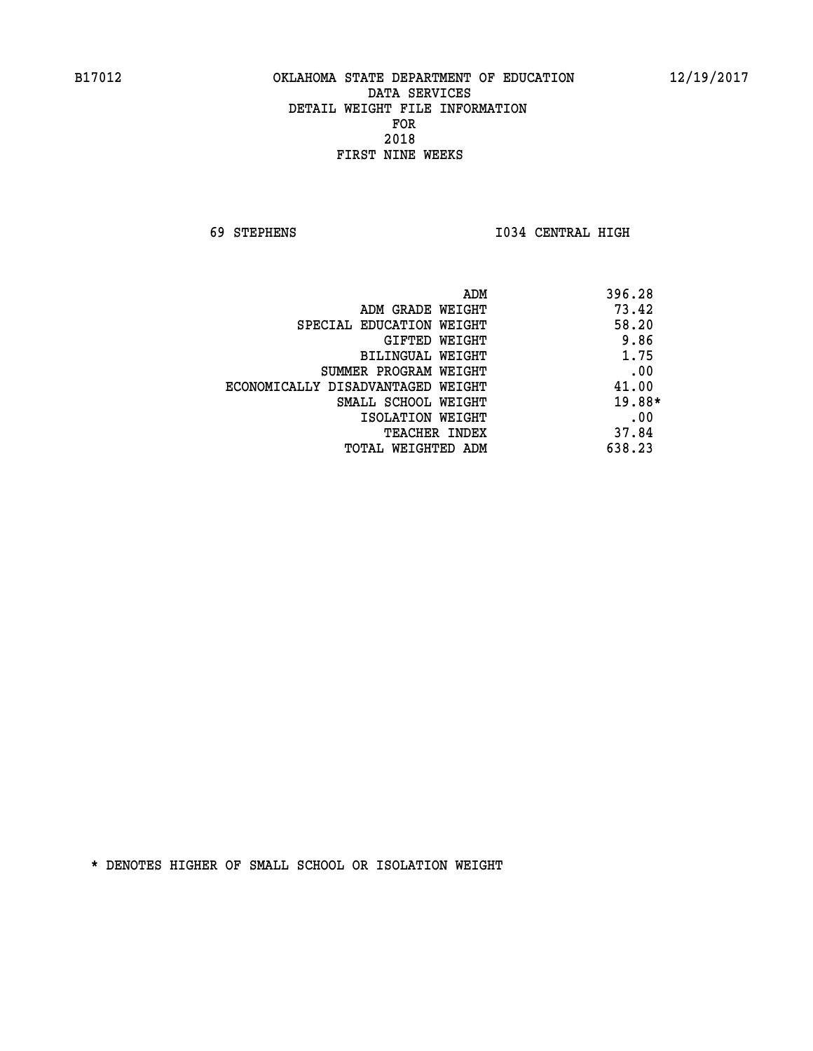# OKLAHOMA STATE DEPARTMENT OF EDUCATION
## DATA SERVICES
## DETAIL WEIGHT FILE INFORMATION
## FOR
## 2018
## FIRST NINE WEEKS

B17012 — 12/19/2017

69 STEPHENS — I034 CENTRAL HIGH

| | |
|---|---|
| ADM | 396.28 |
| ADM GRADE WEIGHT | 73.42 |
| SPECIAL EDUCATION WEIGHT | 58.20 |
| GIFTED WEIGHT | 9.86 |
| BILINGUAL WEIGHT | 1.75 |
| SUMMER PROGRAM WEIGHT | .00 |
| ECONOMICALLY DISADVANTAGED WEIGHT | 41.00 |
| SMALL SCHOOL WEIGHT | 19.88* |
| ISOLATION WEIGHT | .00 |
| TEACHER INDEX | 37.84 |
| TOTAL WEIGHTED ADM | 638.23 |

* DENOTES HIGHER OF SMALL SCHOOL OR ISOLATION WEIGHT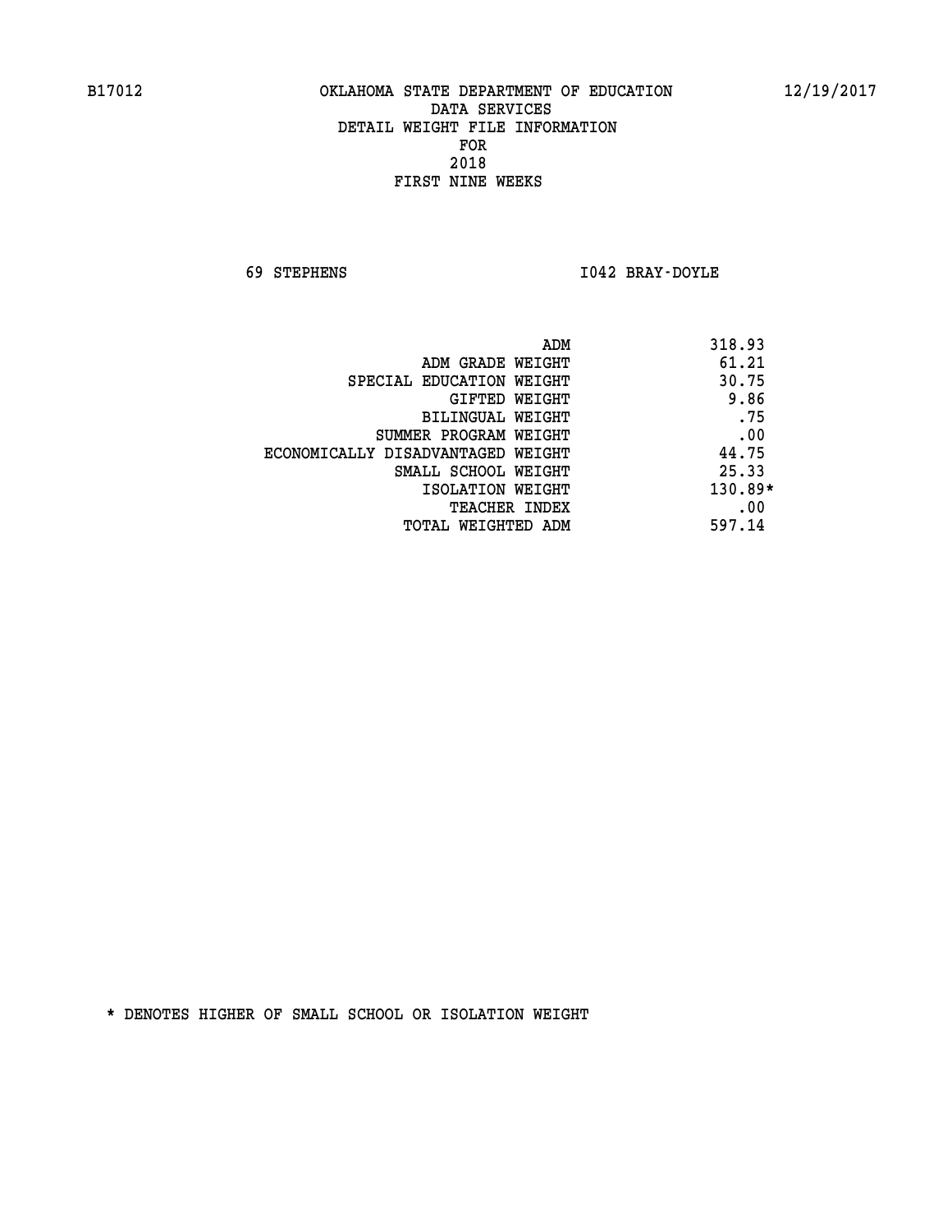B17012 OKLAHOMA STATE DEPARTMENT OF EDUCATION 12/19/2017

DATA SERVICES
DETAIL WEIGHT FILE INFORMATION
FOR
2018
FIRST NINE WEEKS

69 STEPHENS I042 BRAY-DOYLE

| | |
|---|---|
| ADM | 318.93 |
| ADM GRADE WEIGHT | 61.21 |
| SPECIAL EDUCATION WEIGHT | 30.75 |
| GIFTED WEIGHT | 9.86 |
| BILINGUAL WEIGHT | .75 |
| SUMMER PROGRAM WEIGHT | .00 |
| ECONOMICALLY DISADVANTAGED WEIGHT | 44.75 |
| SMALL SCHOOL WEIGHT | 25.33 |
| ISOLATION WEIGHT | 130.89* |
| TEACHER INDEX | .00 |
| TOTAL WEIGHTED ADM | 597.14 |

* DENOTES HIGHER OF SMALL SCHOOL OR ISOLATION WEIGHT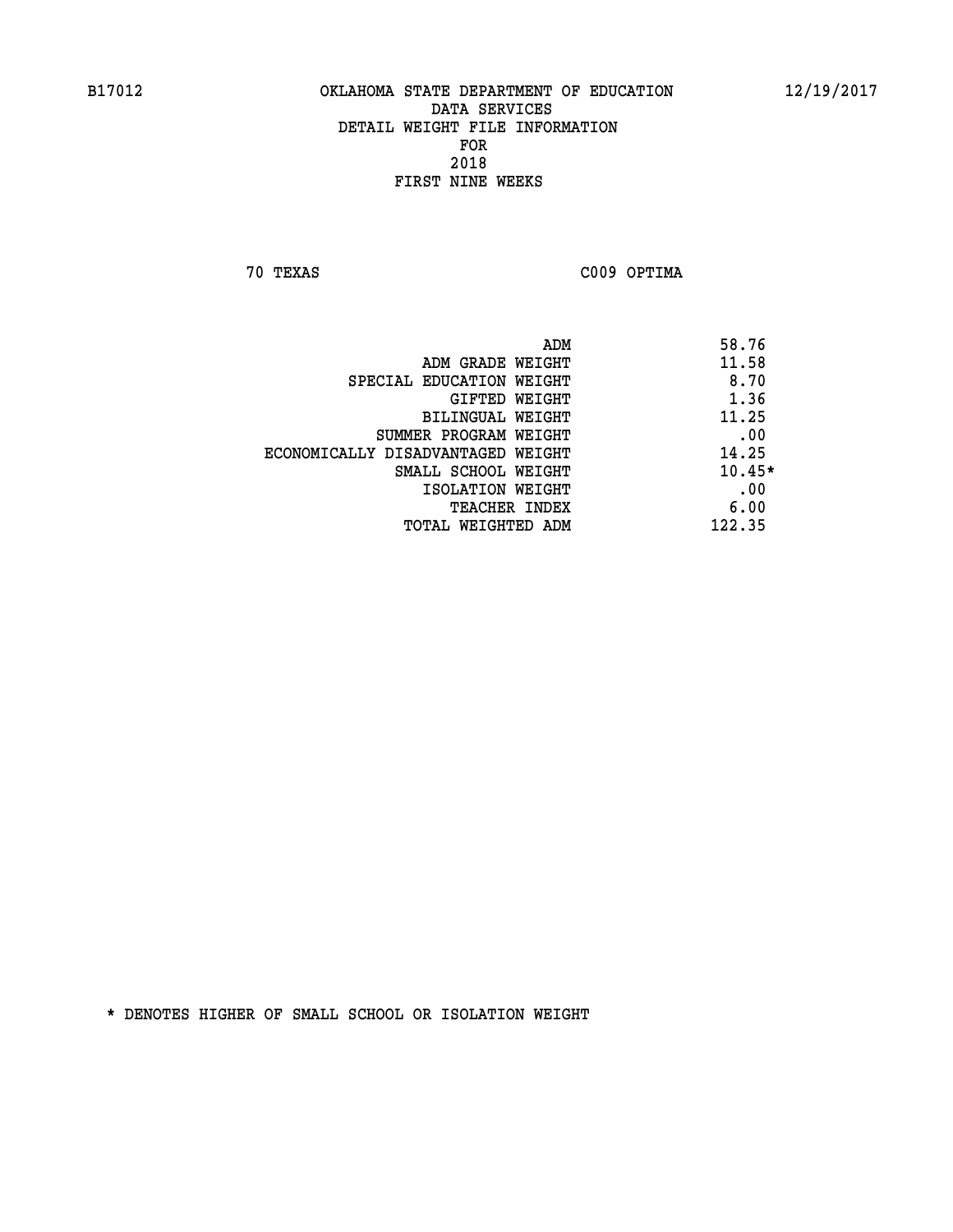B17012 OKLAHOMA STATE DEPARTMENT OF EDUCATION 12/19/2017

DATA SERVICES
DETAIL WEIGHT FILE INFORMATION
FOR
2018
FIRST NINE WEEKS

70 TEXAS C009 OPTIMA

| | |
|---|---|
| ADM | 58.76 |
| ADM GRADE WEIGHT | 11.58 |
| SPECIAL EDUCATION WEIGHT | 8.70 |
| GIFTED WEIGHT | 1.36 |
| BILINGUAL WEIGHT | 11.25 |
| SUMMER PROGRAM WEIGHT | .00 |
| ECONOMICALLY DISADVANTAGED WEIGHT | 14.25 |
| SMALL SCHOOL WEIGHT | 10.45* |
| ISOLATION WEIGHT | .00 |
| TEACHER INDEX | 6.00 |
| TOTAL WEIGHTED ADM | 122.35 |

* DENOTES HIGHER OF SMALL SCHOOL OR ISOLATION WEIGHT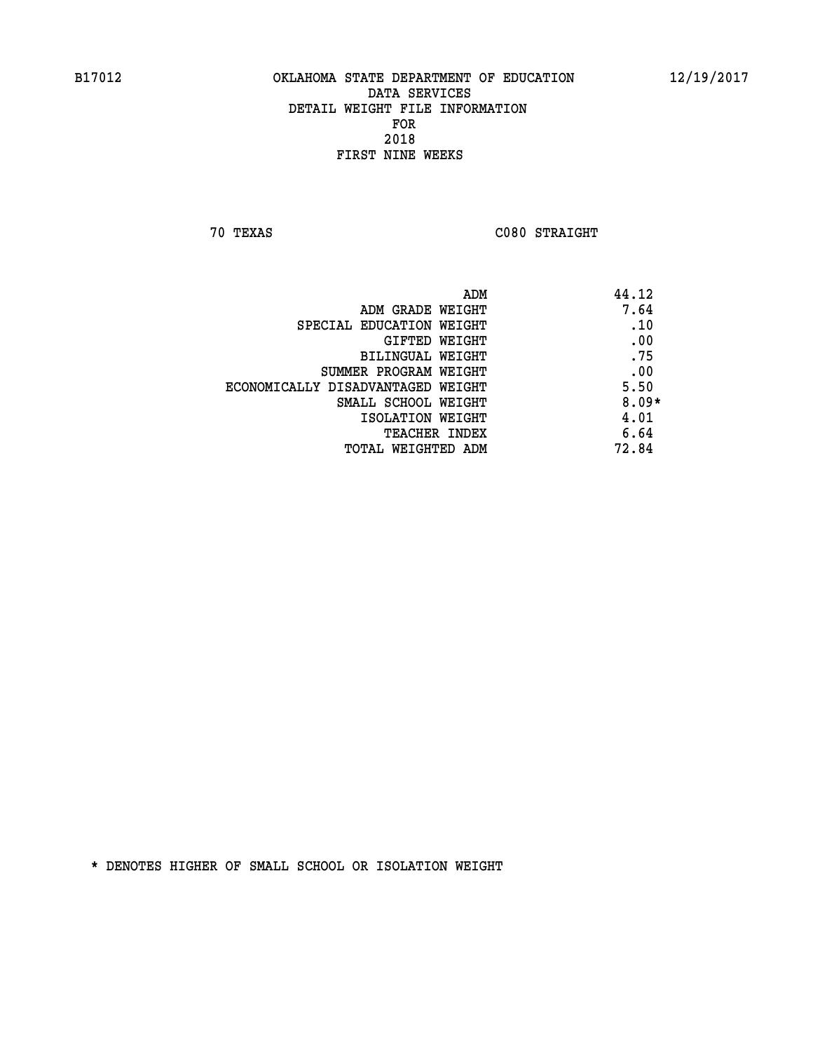B17012 OKLAHOMA STATE DEPARTMENT OF EDUCATION 12/19/2017

DATA SERVICES
DETAIL WEIGHT FILE INFORMATION
FOR
2018
FIRST NINE WEEKS

70 TEXAS C080 STRAIGHT

| | |
|---|---|
| ADM | 44.12 |
| ADM GRADE WEIGHT | 7.64 |
| SPECIAL EDUCATION WEIGHT | .10 |
| GIFTED WEIGHT | .00 |
| BILINGUAL WEIGHT | .75 |
| SUMMER PROGRAM WEIGHT | .00 |
| ECONOMICALLY DISADVANTAGED WEIGHT | 5.50 |
| SMALL SCHOOL WEIGHT | 8.09* |
| ISOLATION WEIGHT | 4.01 |
| TEACHER INDEX | 6.64 |
| TOTAL WEIGHTED ADM | 72.84 |

* DENOTES HIGHER OF SMALL SCHOOL OR ISOLATION WEIGHT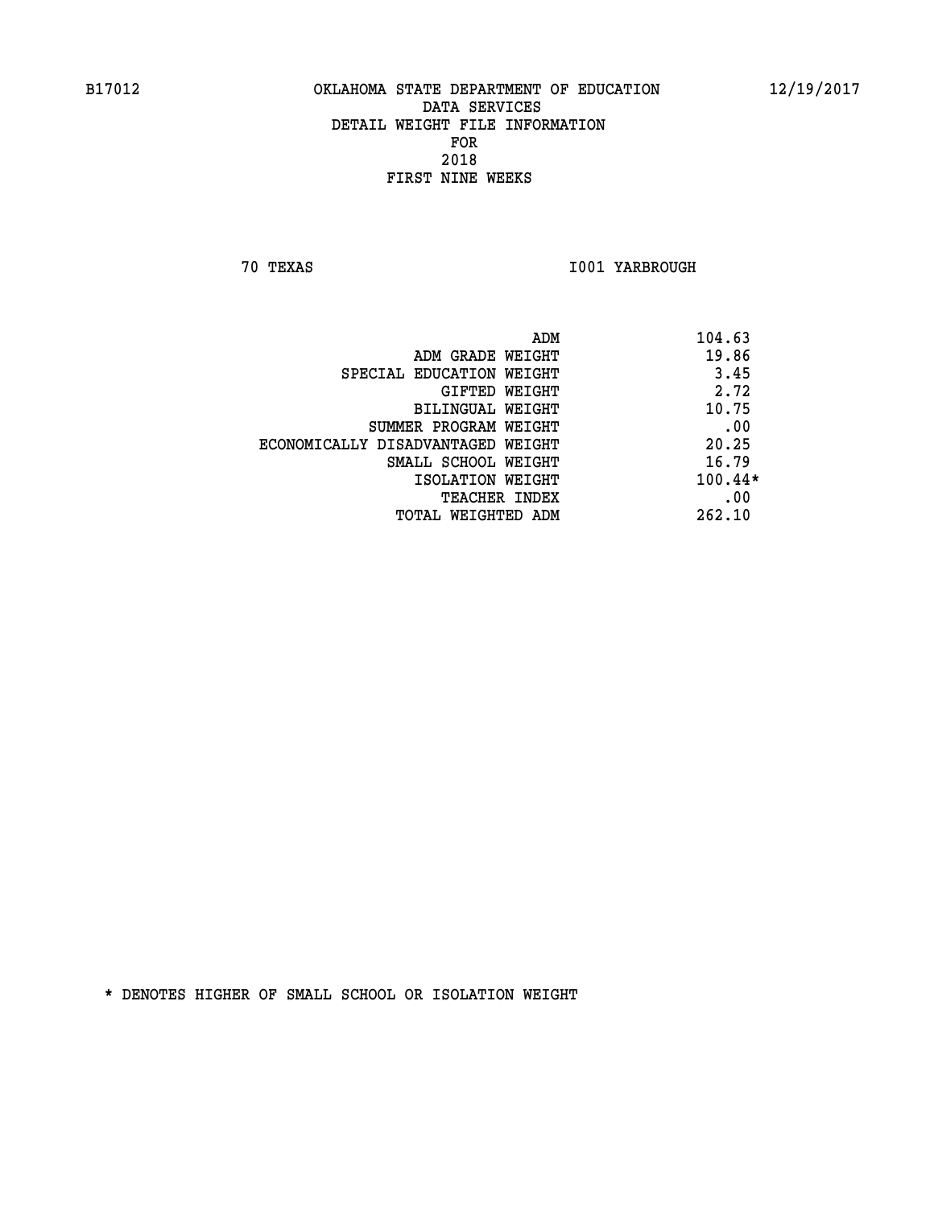B17012 OKLAHOMA STATE DEPARTMENT OF EDUCATION 12/19/2017

DATA SERVICES
DETAIL WEIGHT FILE INFORMATION
FOR
2018
FIRST NINE WEEKS

70 TEXAS I001 YARBROUGH

| | |
|---|---|
| ADM | 104.63 |
| ADM GRADE WEIGHT | 19.86 |
| SPECIAL EDUCATION WEIGHT | 3.45 |
| GIFTED WEIGHT | 2.72 |
| BILINGUAL WEIGHT | 10.75 |
| SUMMER PROGRAM WEIGHT | .00 |
| ECONOMICALLY DISADVANTAGED WEIGHT | 20.25 |
| SMALL SCHOOL WEIGHT | 16.79 |
| ISOLATION WEIGHT | 100.44* |
| TEACHER INDEX | .00 |
| TOTAL WEIGHTED ADM | 262.10 |

* DENOTES HIGHER OF SMALL SCHOOL OR ISOLATION WEIGHT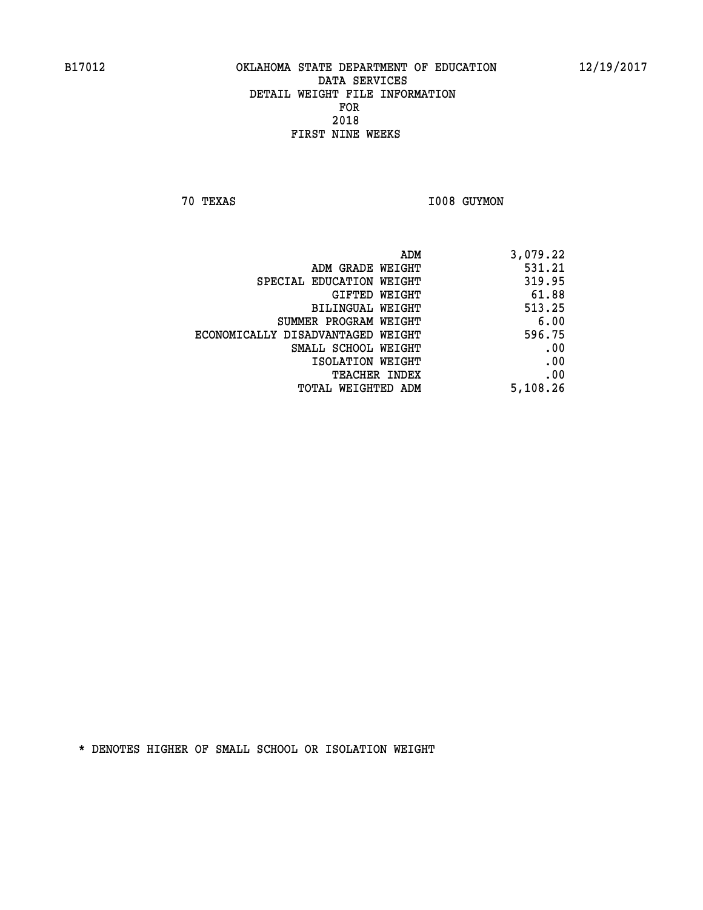B17012 OKLAHOMA STATE DEPARTMENT OF EDUCATION 12/19/2017

DATA SERVICES
DETAIL WEIGHT FILE INFORMATION
FOR
2018
FIRST NINE WEEKS

70 TEXAS I008 GUYMON

| | |
|---|---|
| ADM | 3,079.22 |
| ADM GRADE WEIGHT | 531.21 |
| SPECIAL EDUCATION WEIGHT | 319.95 |
| GIFTED WEIGHT | 61.88 |
| BILINGUAL WEIGHT | 513.25 |
| SUMMER PROGRAM WEIGHT | 6.00 |
| ECONOMICALLY DISADVANTAGED WEIGHT | 596.75 |
| SMALL SCHOOL WEIGHT | .00 |
| ISOLATION WEIGHT | .00 |
| TEACHER INDEX | .00 |
| TOTAL WEIGHTED ADM | 5,108.26 |

* DENOTES HIGHER OF SMALL SCHOOL OR ISOLATION WEIGHT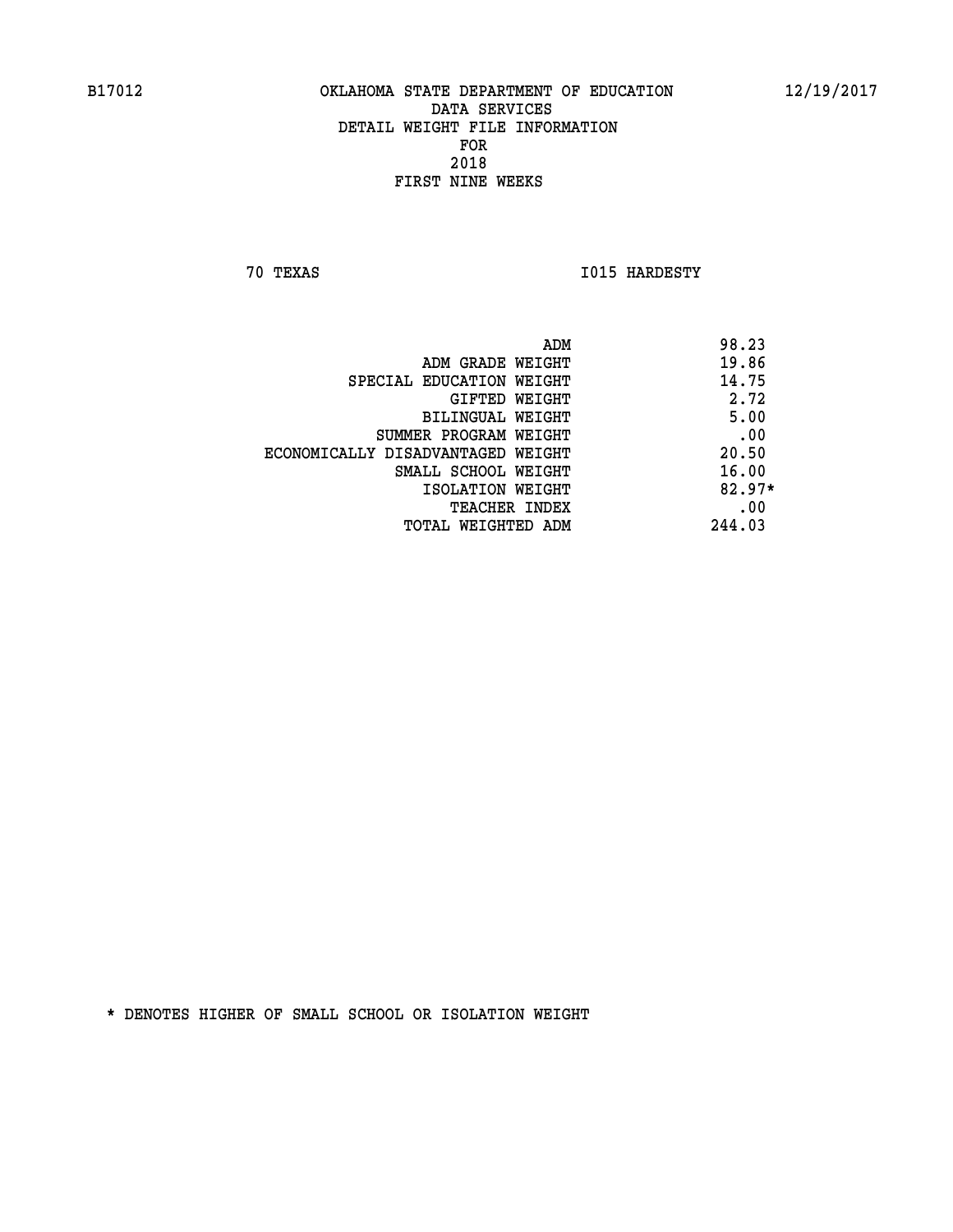B17012 OKLAHOMA STATE DEPARTMENT OF EDUCATION 12/19/2017

DATA SERVICES
DETAIL WEIGHT FILE INFORMATION
FOR
2018
FIRST NINE WEEKS

70 TEXAS I015 HARDESTY

| | |
|---|---|
| ADM | 98.23 |
| ADM GRADE WEIGHT | 19.86 |
| SPECIAL EDUCATION WEIGHT | 14.75 |
| GIFTED WEIGHT | 2.72 |
| BILINGUAL WEIGHT | 5.00 |
| SUMMER PROGRAM WEIGHT | .00 |
| ECONOMICALLY DISADVANTAGED WEIGHT | 20.50 |
| SMALL SCHOOL WEIGHT | 16.00 |
| ISOLATION WEIGHT | 82.97* |
| TEACHER INDEX | .00 |
| TOTAL WEIGHTED ADM | 244.03 |

* DENOTES HIGHER OF SMALL SCHOOL OR ISOLATION WEIGHT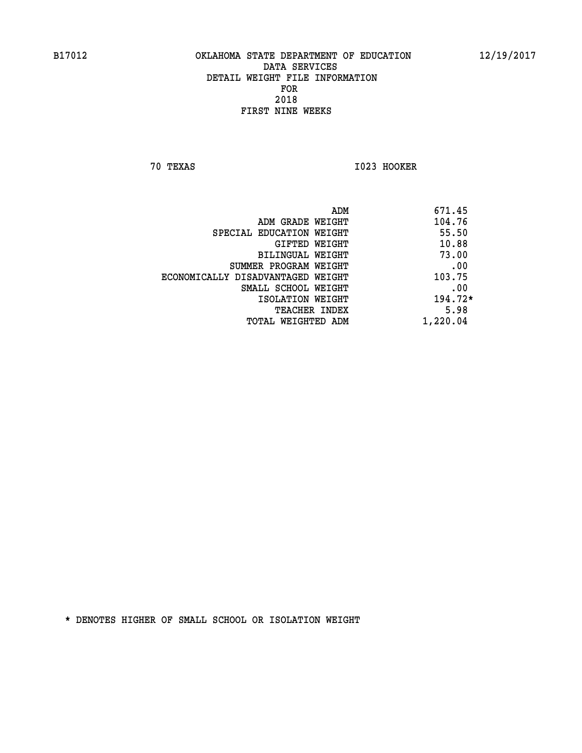B17012 OKLAHOMA STATE DEPARTMENT OF EDUCATION 12/19/2017

DATA SERVICES
DETAIL WEIGHT FILE INFORMATION
FOR
2018
FIRST NINE WEEKS

70 TEXAS I023 HOOKER

| | |
|---|---|
| ADM | 671.45 |
| ADM GRADE WEIGHT | 104.76 |
| SPECIAL EDUCATION WEIGHT | 55.50 |
| GIFTED WEIGHT | 10.88 |
| BILINGUAL WEIGHT | 73.00 |
| SUMMER PROGRAM WEIGHT | .00 |
| ECONOMICALLY DISADVANTAGED WEIGHT | 103.75 |
| SMALL SCHOOL WEIGHT | .00 |
| ISOLATION WEIGHT | 194.72* |
| TEACHER INDEX | 5.98 |
| TOTAL WEIGHTED ADM | 1,220.04 |

* DENOTES HIGHER OF SMALL SCHOOL OR ISOLATION WEIGHT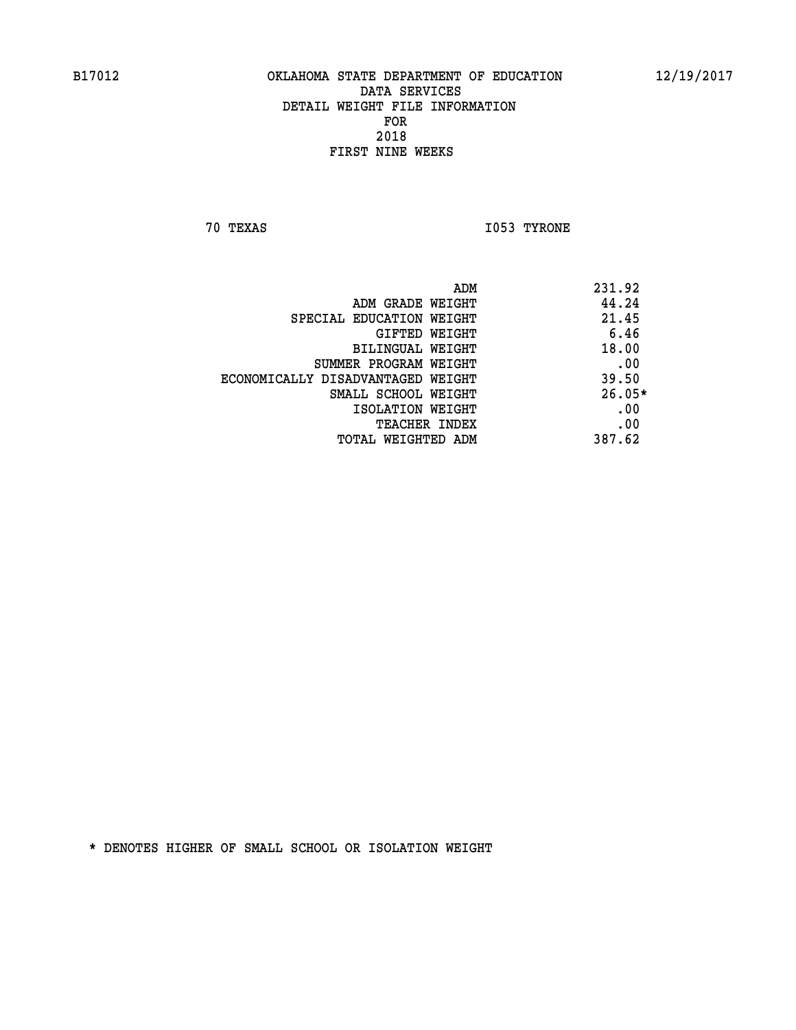B17012 OKLAHOMA STATE DEPARTMENT OF EDUCATION 12/19/2017

DATA SERVICES
DETAIL WEIGHT FILE INFORMATION
FOR
2018
FIRST NINE WEEKS

70 TEXAS I053 TYRONE

| | |
|---|---|
| ADM | 231.92 |
| ADM GRADE WEIGHT | 44.24 |
| SPECIAL EDUCATION WEIGHT | 21.45 |
| GIFTED WEIGHT | 6.46 |
| BILINGUAL WEIGHT | 18.00 |
| SUMMER PROGRAM WEIGHT | .00 |
| ECONOMICALLY DISADVANTAGED WEIGHT | 39.50 |
| SMALL SCHOOL WEIGHT | 26.05* |
| ISOLATION WEIGHT | .00 |
| TEACHER INDEX | .00 |
| TOTAL WEIGHTED ADM | 387.62 |

* DENOTES HIGHER OF SMALL SCHOOL OR ISOLATION WEIGHT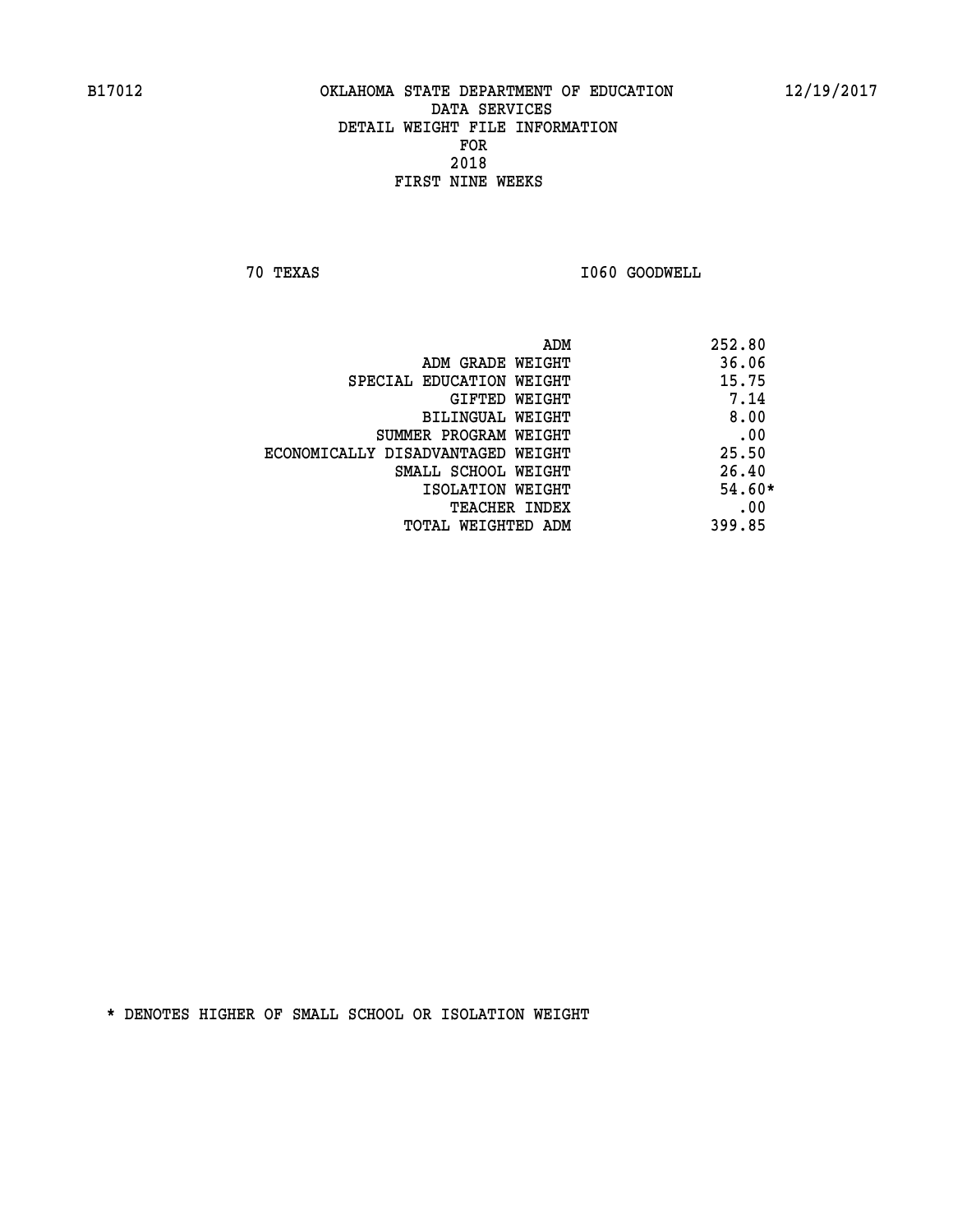B17012 OKLAHOMA STATE DEPARTMENT OF EDUCATION 12/19/2017

DATA SERVICES
DETAIL WEIGHT FILE INFORMATION
FOR
2018
FIRST NINE WEEKS

70 TEXAS I060 GOODWELL

| | |
|---|---|
| ADM | 252.80 |
| ADM GRADE WEIGHT | 36.06 |
| SPECIAL EDUCATION WEIGHT | 15.75 |
| GIFTED WEIGHT | 7.14 |
| BILINGUAL WEIGHT | 8.00 |
| SUMMER PROGRAM WEIGHT | .00 |
| ECONOMICALLY DISADVANTAGED WEIGHT | 25.50 |
| SMALL SCHOOL WEIGHT | 26.40 |
| ISOLATION WEIGHT | 54.60* |
| TEACHER INDEX | .00 |
| TOTAL WEIGHTED ADM | 399.85 |

* DENOTES HIGHER OF SMALL SCHOOL OR ISOLATION WEIGHT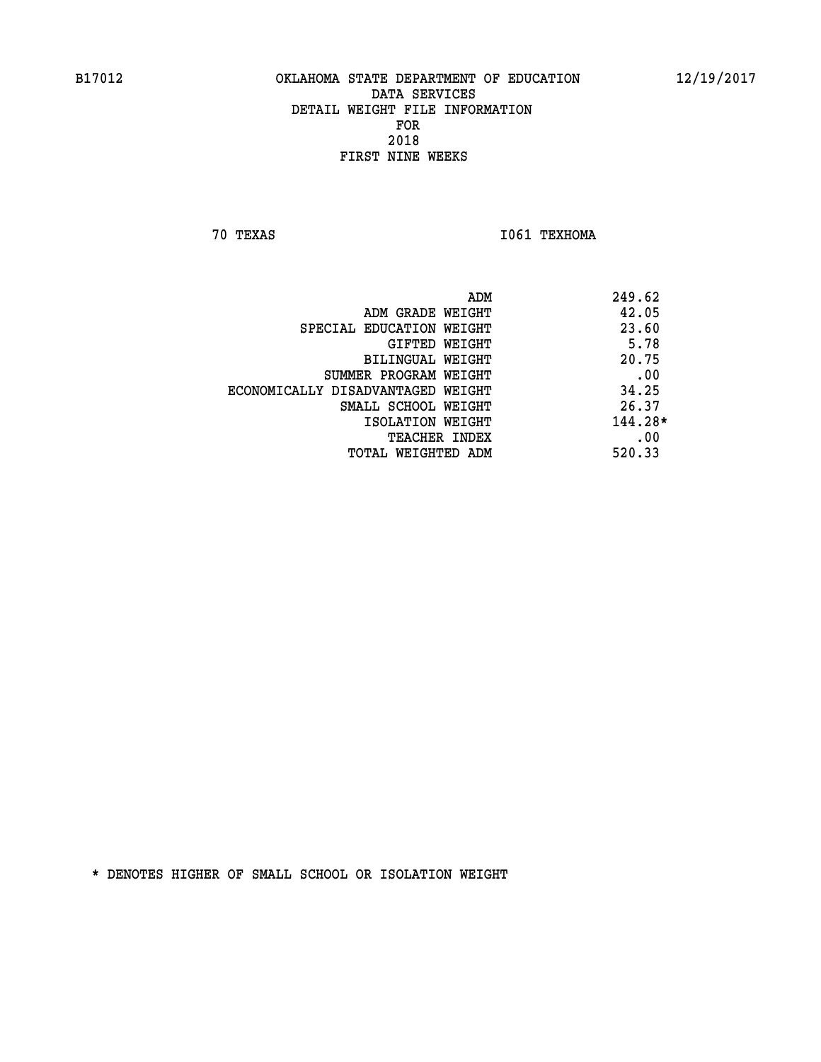B17012 OKLAHOMA STATE DEPARTMENT OF EDUCATION 12/19/2017

DATA SERVICES
DETAIL WEIGHT FILE INFORMATION
FOR
2018
FIRST NINE WEEKS

70 TEXAS I061 TEXHOMA

| | |
|---|---|
| ADM | 249.62 |
| ADM GRADE WEIGHT | 42.05 |
| SPECIAL EDUCATION WEIGHT | 23.60 |
| GIFTED WEIGHT | 5.78 |
| BILINGUAL WEIGHT | 20.75 |
| SUMMER PROGRAM WEIGHT | .00 |
| ECONOMICALLY DISADVANTAGED WEIGHT | 34.25 |
| SMALL SCHOOL WEIGHT | 26.37 |
| ISOLATION WEIGHT | 144.28* |
| TEACHER INDEX | .00 |
| TOTAL WEIGHTED ADM | 520.33 |

* DENOTES HIGHER OF SMALL SCHOOL OR ISOLATION WEIGHT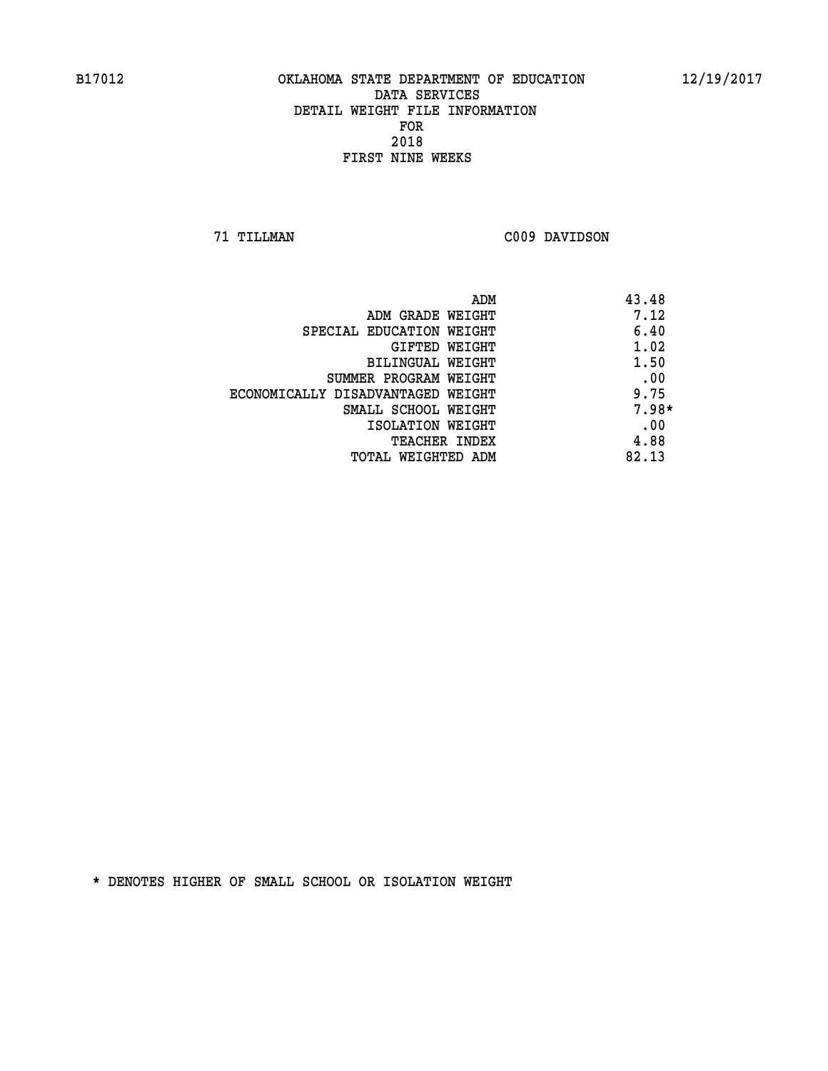B17012 OKLAHOMA STATE DEPARTMENT OF EDUCATION 12/19/2017

DATA SERVICES
DETAIL WEIGHT FILE INFORMATION
FOR
2018
FIRST NINE WEEKS

71 TILLMAN C009 DAVIDSON

| | |
|---|---|
| ADM | 43.48 |
| ADM GRADE WEIGHT | 7.12 |
| SPECIAL EDUCATION WEIGHT | 6.40 |
| GIFTED WEIGHT | 1.02 |
| BILINGUAL WEIGHT | 1.50 |
| SUMMER PROGRAM WEIGHT | .00 |
| ECONOMICALLY DISADVANTAGED WEIGHT | 9.75 |
| SMALL SCHOOL WEIGHT | 7.98* |
| ISOLATION WEIGHT | .00 |
| TEACHER INDEX | 4.88 |
| TOTAL WEIGHTED ADM | 82.13 |

* DENOTES HIGHER OF SMALL SCHOOL OR ISOLATION WEIGHT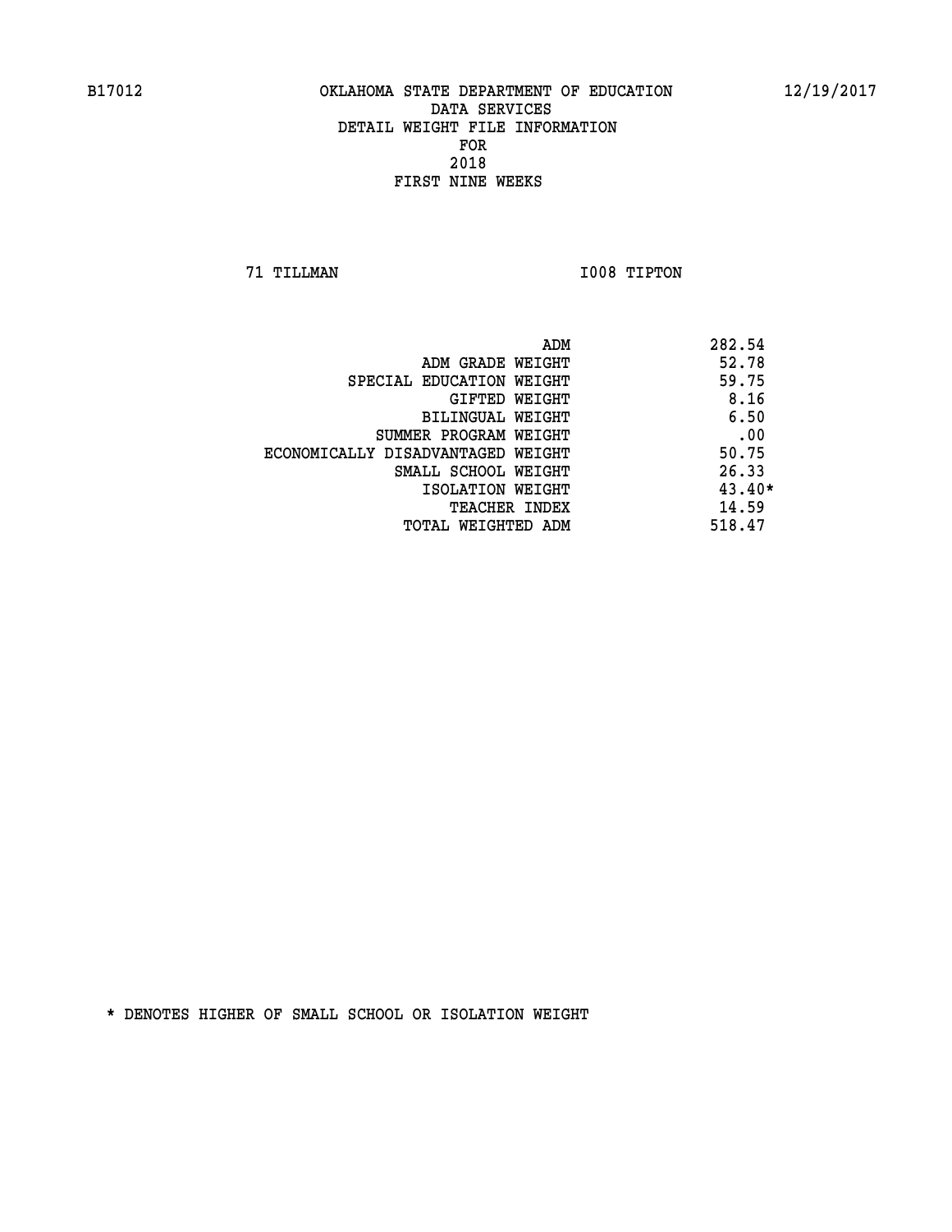OKLAHOMA STATE DEPARTMENT OF EDUCATION
DATA SERVICES
DETAIL WEIGHT FILE INFORMATION
FOR
2018
FIRST NINE WEEKS

71 TILLMAN I008 TIPTON

| | |
|---|---|
| ADM | 282.54 |
| ADM GRADE WEIGHT | 52.78 |
| SPECIAL EDUCATION WEIGHT | 59.75 |
| GIFTED WEIGHT | 8.16 |
| BILINGUAL WEIGHT | 6.50 |
| SUMMER PROGRAM WEIGHT | .00 |
| ECONOMICALLY DISADVANTAGED WEIGHT | 50.75 |
| SMALL SCHOOL WEIGHT | 26.33 |
| ISOLATION WEIGHT | 43.40* |
| TEACHER INDEX | 14.59 |
| TOTAL WEIGHTED ADM | 518.47 |

* DENOTES HIGHER OF SMALL SCHOOL OR ISOLATION WEIGHT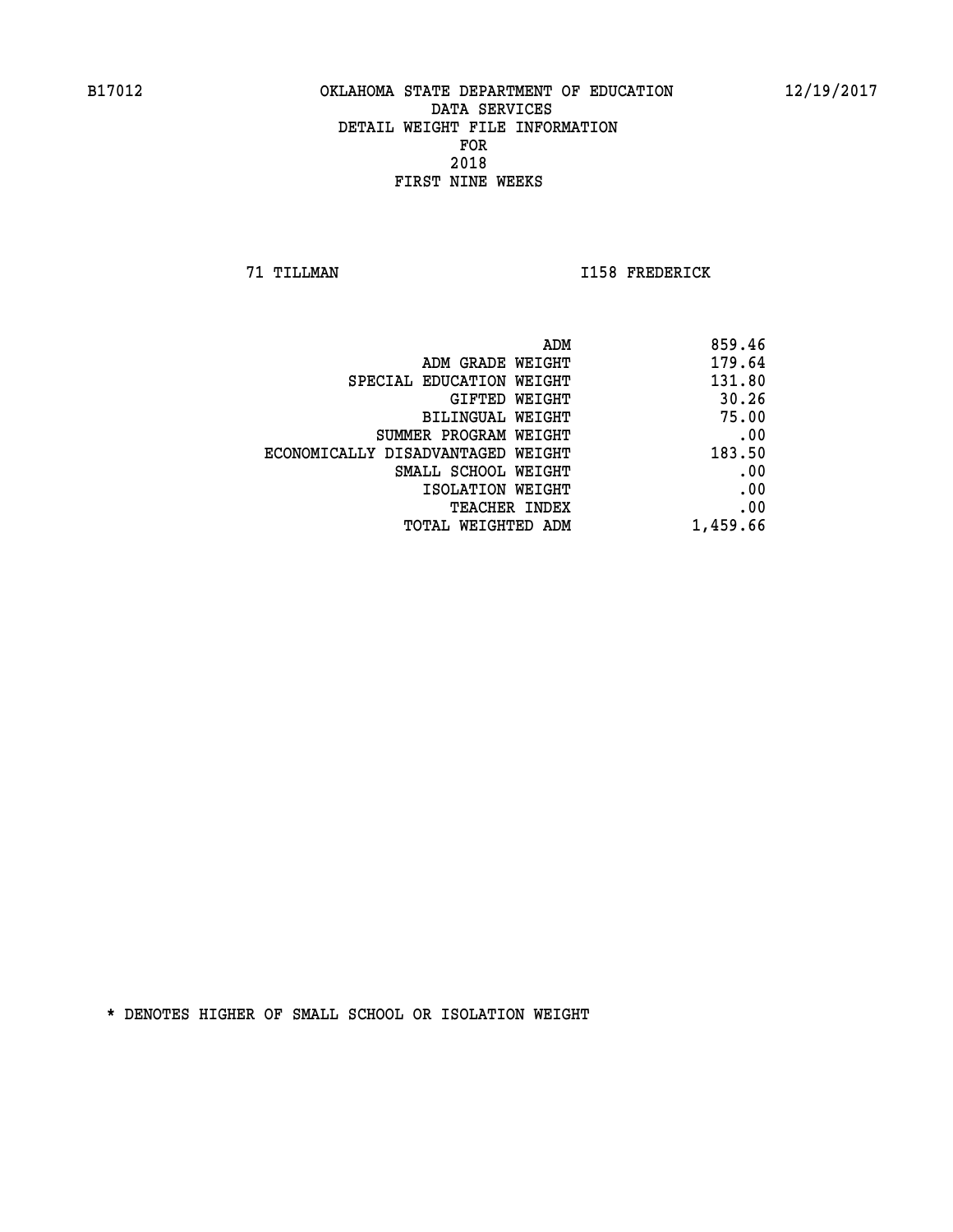B17012 OKLAHOMA STATE DEPARTMENT OF EDUCATION 12/19/2017

DATA SERVICES
DETAIL WEIGHT FILE INFORMATION
FOR
2018
FIRST NINE WEEKS

71 TILLMAN I158 FREDERICK

| | |
|---|---|
| ADM | 859.46 |
| ADM GRADE WEIGHT | 179.64 |
| SPECIAL EDUCATION WEIGHT | 131.80 |
| GIFTED WEIGHT | 30.26 |
| BILINGUAL WEIGHT | 75.00 |
| SUMMER PROGRAM WEIGHT | .00 |
| ECONOMICALLY DISADVANTAGED WEIGHT | 183.50 |
| SMALL SCHOOL WEIGHT | .00 |
| ISOLATION WEIGHT | .00 |
| TEACHER INDEX | .00 |
| TOTAL WEIGHTED ADM | 1,459.66 |

* DENOTES HIGHER OF SMALL SCHOOL OR ISOLATION WEIGHT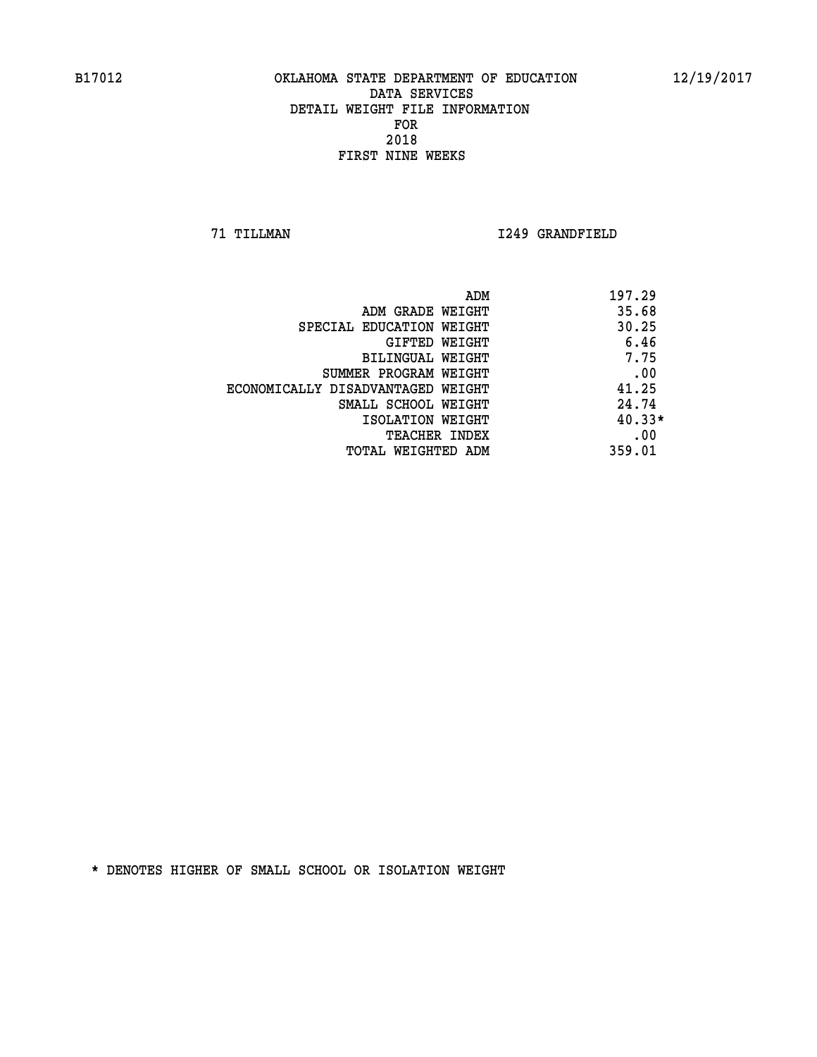B17012 OKLAHOMA STATE DEPARTMENT OF EDUCATION 12/19/2017

DATA SERVICES
DETAIL WEIGHT FILE INFORMATION
FOR
2018
FIRST NINE WEEKS

71 TILLMAN I249 GRANDFIELD

| | |
|---|---|
| ADM | 197.29 |
| ADM GRADE WEIGHT | 35.68 |
| SPECIAL EDUCATION WEIGHT | 30.25 |
| GIFTED WEIGHT | 6.46 |
| BILINGUAL WEIGHT | 7.75 |
| SUMMER PROGRAM WEIGHT | .00 |
| ECONOMICALLY DISADVANTAGED WEIGHT | 41.25 |
| SMALL SCHOOL WEIGHT | 24.74 |
| ISOLATION WEIGHT | 40.33* |
| TEACHER INDEX | .00 |
| TOTAL WEIGHTED ADM | 359.01 |

* DENOTES HIGHER OF SMALL SCHOOL OR ISOLATION WEIGHT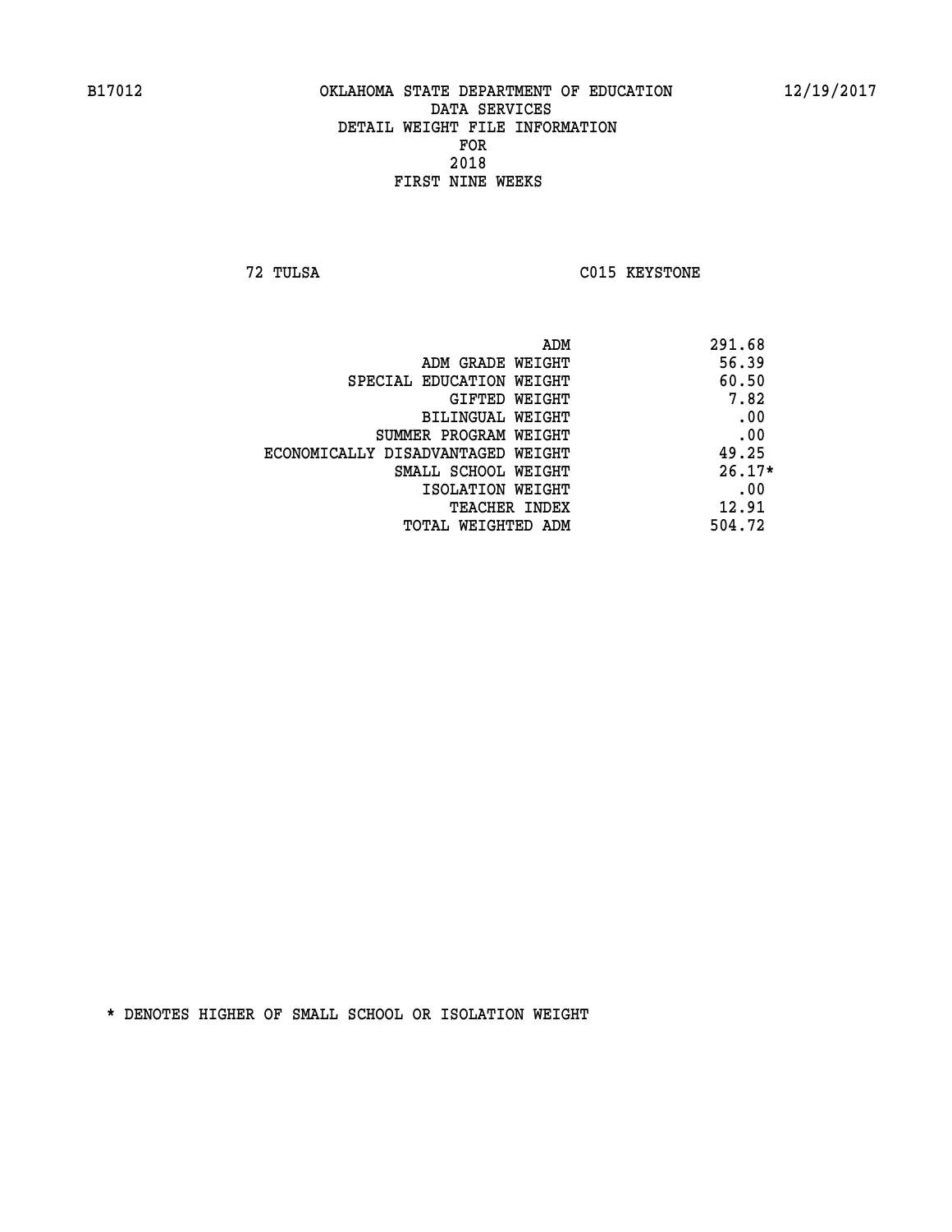B17012 OKLAHOMA STATE DEPARTMENT OF EDUCATION 12/19/2017

DATA SERVICES
DETAIL WEIGHT FILE INFORMATION
FOR
2018
FIRST NINE WEEKS

72 TULSA C015 KEYSTONE

| | |
|---|---|
| ADM | 291.68 |
| ADM GRADE WEIGHT | 56.39 |
| SPECIAL EDUCATION WEIGHT | 60.50 |
| GIFTED WEIGHT | 7.82 |
| BILINGUAL WEIGHT | .00 |
| SUMMER PROGRAM WEIGHT | .00 |
| ECONOMICALLY DISADVANTAGED WEIGHT | 49.25 |
| SMALL SCHOOL WEIGHT | 26.17* |
| ISOLATION WEIGHT | .00 |
| TEACHER INDEX | 12.91 |
| TOTAL WEIGHTED ADM | 504.72 |

* DENOTES HIGHER OF SMALL SCHOOL OR ISOLATION WEIGHT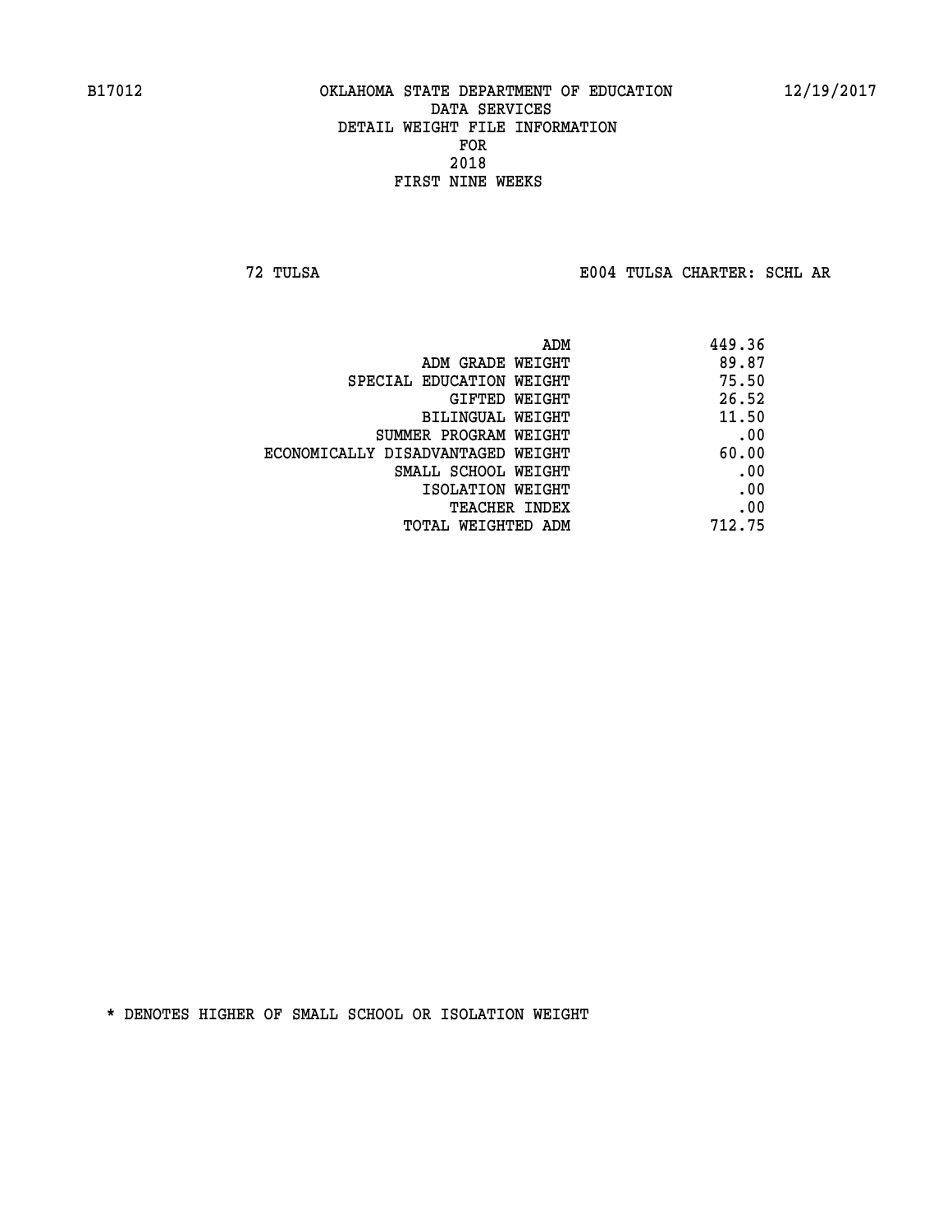B17012 OKLAHOMA STATE DEPARTMENT OF EDUCATION 12/19/2017

DATA SERVICES
DETAIL WEIGHT FILE INFORMATION
FOR
2018
FIRST NINE WEEKS

72 TULSA E004 TULSA CHARTER: SCHL AR

| | |
|---|---|
| ADM | 449.36 |
| ADM GRADE WEIGHT | 89.87 |
| SPECIAL EDUCATION WEIGHT | 75.50 |
| GIFTED WEIGHT | 26.52 |
| BILINGUAL WEIGHT | 11.50 |
| SUMMER PROGRAM WEIGHT | .00 |
| ECONOMICALLY DISADVANTAGED WEIGHT | 60.00 |
| SMALL SCHOOL WEIGHT | .00 |
| ISOLATION WEIGHT | .00 |
| TEACHER INDEX | .00 |
| TOTAL WEIGHTED ADM | 712.75 |

* DENOTES HIGHER OF SMALL SCHOOL OR ISOLATION WEIGHT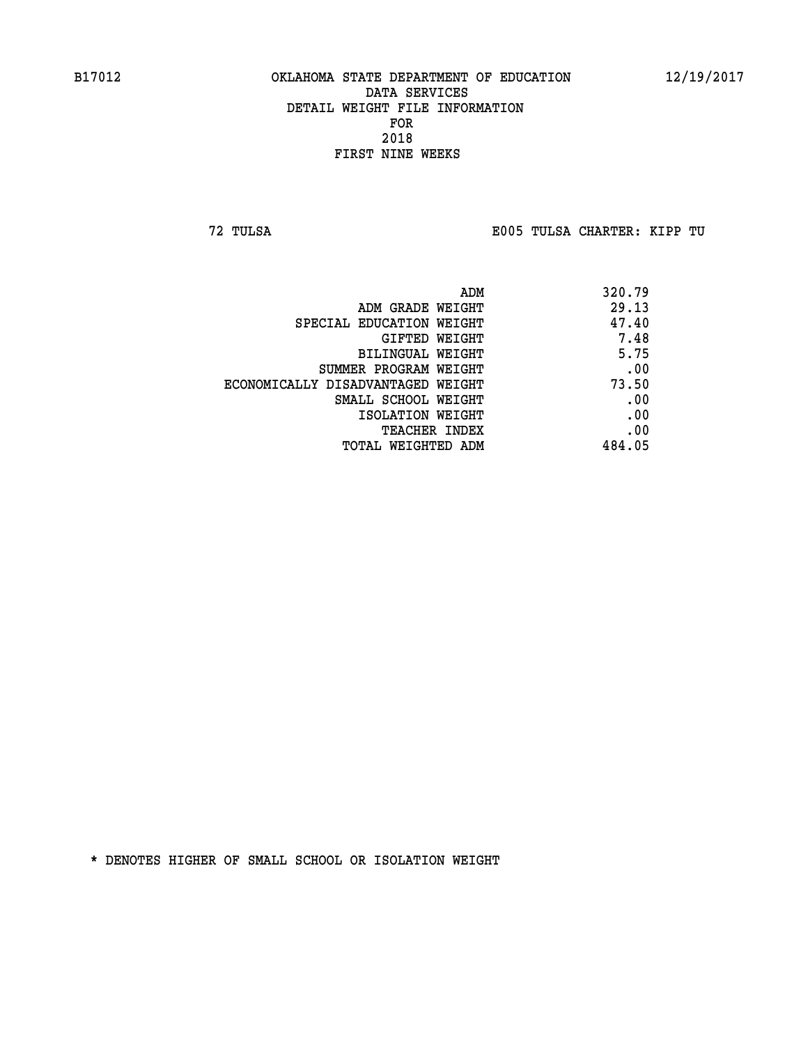B17012 OKLAHOMA STATE DEPARTMENT OF EDUCATION 12/19/2017

DATA SERVICES

DETAIL WEIGHT FILE INFORMATION

FOR

2018

FIRST NINE WEEKS

72 TULSA E005 TULSA CHARTER: KIPP TU

| | |
|---|---|
| ADM | 320.79 |
| ADM GRADE WEIGHT | 29.13 |
| SPECIAL EDUCATION WEIGHT | 47.40 |
| GIFTED WEIGHT | 7.48 |
| BILINGUAL WEIGHT | 5.75 |
| SUMMER PROGRAM WEIGHT | .00 |
| ECONOMICALLY DISADVANTAGED WEIGHT | 73.50 |
| SMALL SCHOOL WEIGHT | .00 |
| ISOLATION WEIGHT | .00 |
| TEACHER INDEX | .00 |
| TOTAL WEIGHTED ADM | 484.05 |

* DENOTES HIGHER OF SMALL SCHOOL OR ISOLATION WEIGHT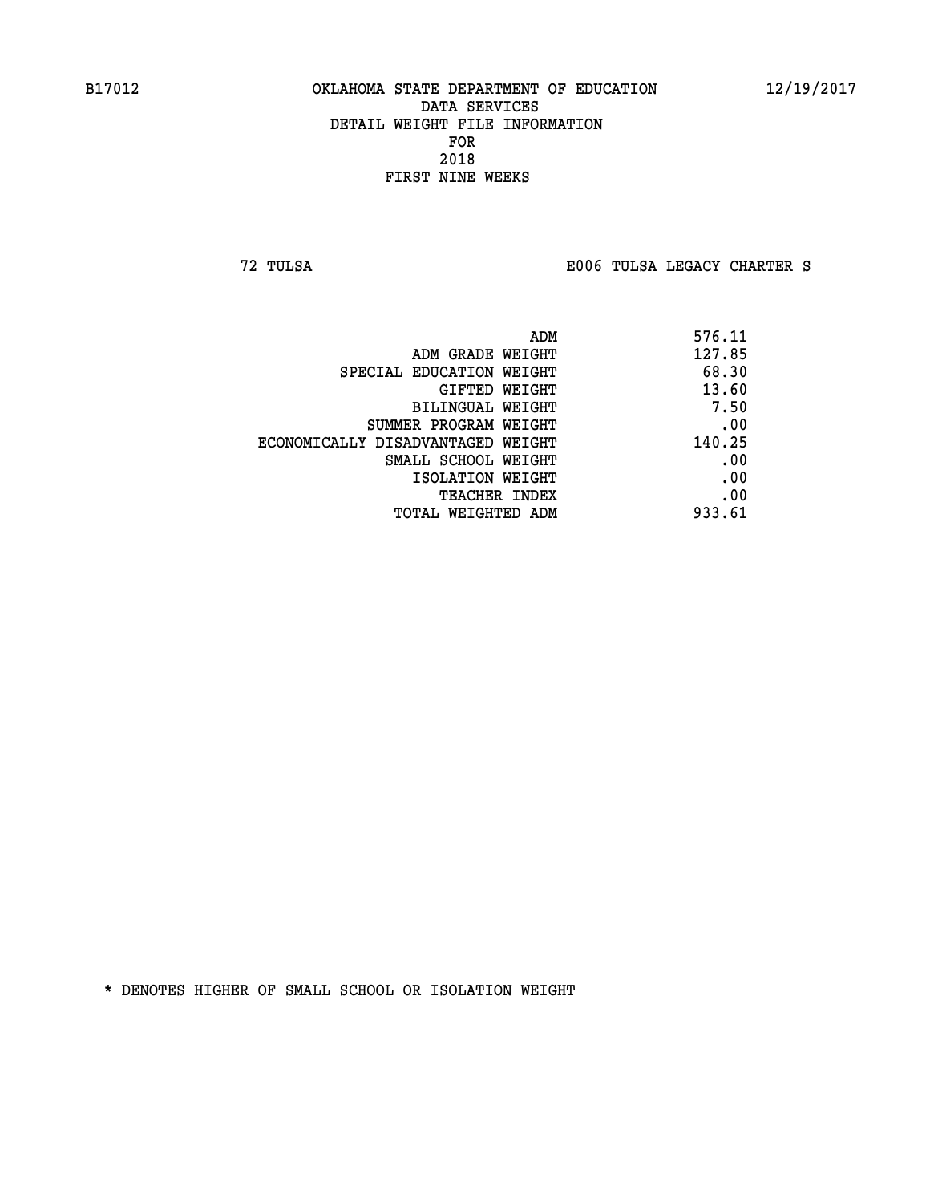# OKLAHOMA STATE DEPARTMENT OF EDUCATION
## DATA SERVICES
## DETAIL WEIGHT FILE INFORMATION
## FOR
## 2018
## FIRST NINE WEEKS

B17012 — 12/19/2017

72 TULSA — E006 TULSA LEGACY CHARTER S

| | |
|---|---|
| ADM | 576.11 |
| ADM GRADE WEIGHT | 127.85 |
| SPECIAL EDUCATION WEIGHT | 68.30 |
| GIFTED WEIGHT | 13.60 |
| BILINGUAL WEIGHT | 7.50 |
| SUMMER PROGRAM WEIGHT | .00 |
| ECONOMICALLY DISADVANTAGED WEIGHT | 140.25 |
| SMALL SCHOOL WEIGHT | .00 |
| ISOLATION WEIGHT | .00 |
| TEACHER INDEX | .00 |
| TOTAL WEIGHTED ADM | 933.61 |

* DENOTES HIGHER OF SMALL SCHOOL OR ISOLATION WEIGHT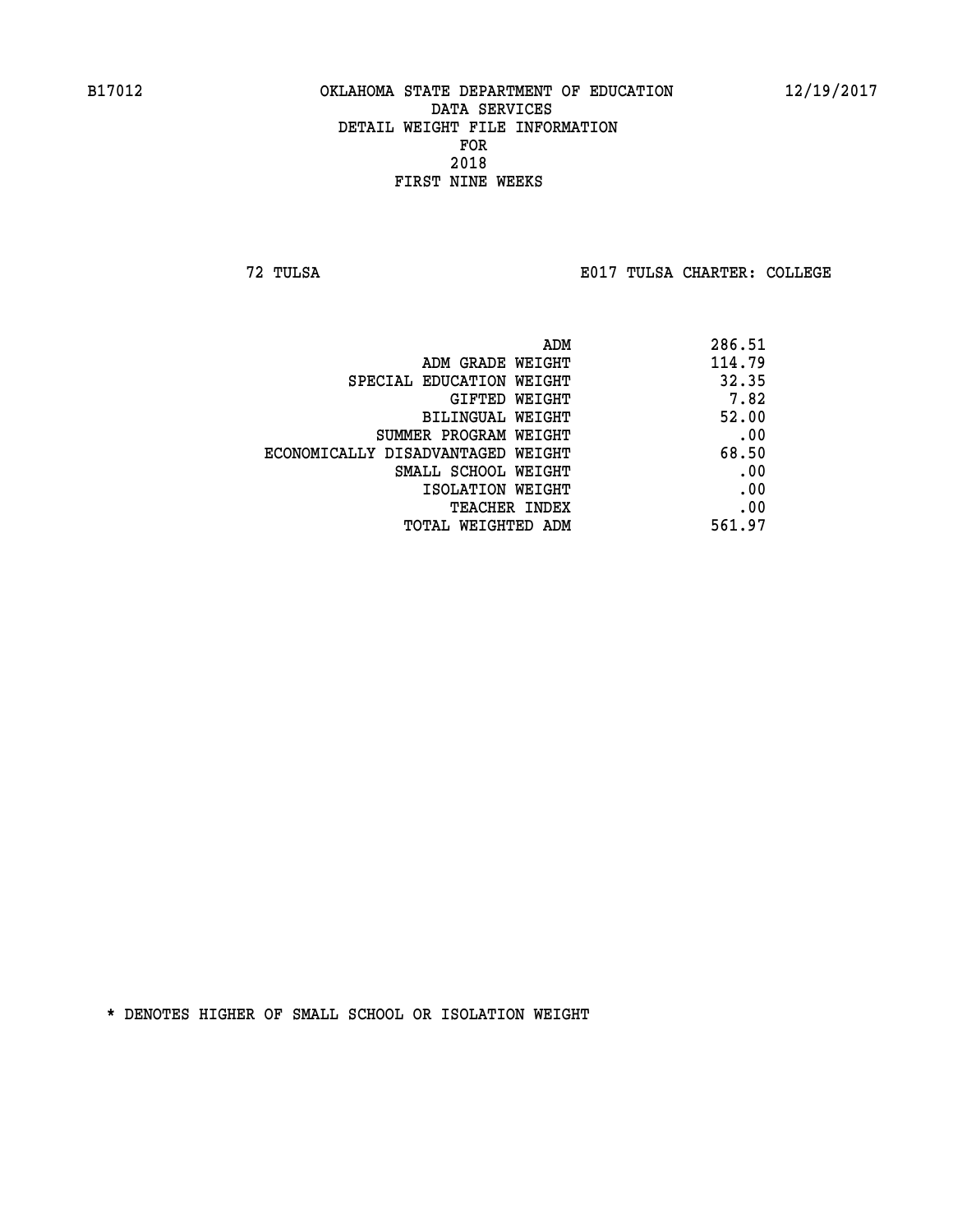B17012 OKLAHOMA STATE DEPARTMENT OF EDUCATION 12/19/2017

DATA SERVICES
DETAIL WEIGHT FILE INFORMATION
FOR
2018
FIRST NINE WEEKS

72 TULSA E017 TULSA CHARTER: COLLEGE

| | |
|---|---|
| ADM | 286.51 |
| ADM GRADE WEIGHT | 114.79 |
| SPECIAL EDUCATION WEIGHT | 32.35 |
| GIFTED WEIGHT | 7.82 |
| BILINGUAL WEIGHT | 52.00 |
| SUMMER PROGRAM WEIGHT | .00 |
| ECONOMICALLY DISADVANTAGED WEIGHT | 68.50 |
| SMALL SCHOOL WEIGHT | .00 |
| ISOLATION WEIGHT | .00 |
| TEACHER INDEX | .00 |
| TOTAL WEIGHTED ADM | 561.97 |

* DENOTES HIGHER OF SMALL SCHOOL OR ISOLATION WEIGHT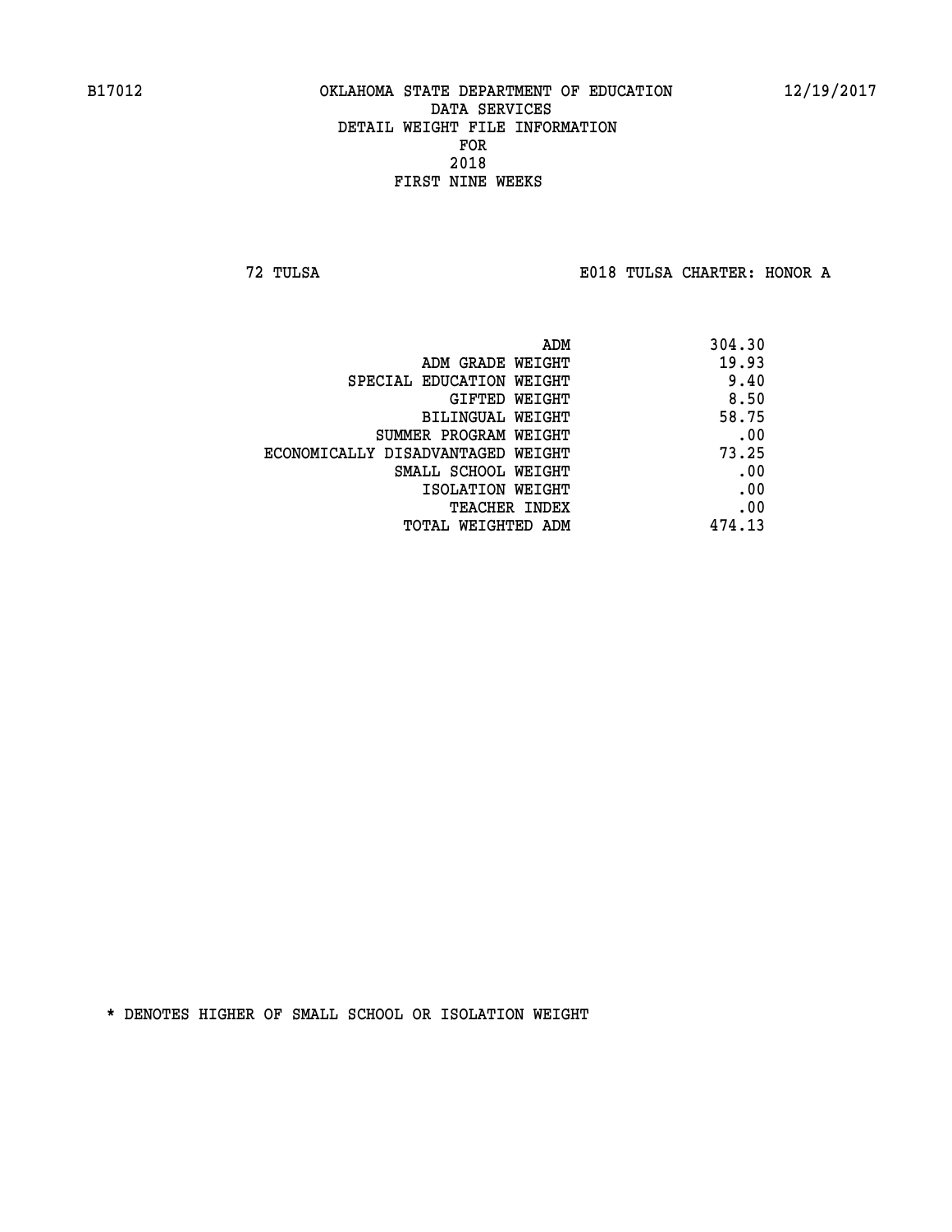B17012 OKLAHOMA STATE DEPARTMENT OF EDUCATION 12/19/2017

DATA SERVICES
DETAIL WEIGHT FILE INFORMATION
FOR
2018
FIRST NINE WEEKS

72 TULSA E018 TULSA CHARTER: HONOR A

| | |
|---|---|
| ADM | 304.30 |
| ADM GRADE WEIGHT | 19.93 |
| SPECIAL EDUCATION WEIGHT | 9.40 |
| GIFTED WEIGHT | 8.50 |
| BILINGUAL WEIGHT | 58.75 |
| SUMMER PROGRAM WEIGHT | .00 |
| ECONOMICALLY DISADVANTAGED WEIGHT | 73.25 |
| SMALL SCHOOL WEIGHT | .00 |
| ISOLATION WEIGHT | .00 |
| TEACHER INDEX | .00 |
| TOTAL WEIGHTED ADM | 474.13 |

* DENOTES HIGHER OF SMALL SCHOOL OR ISOLATION WEIGHT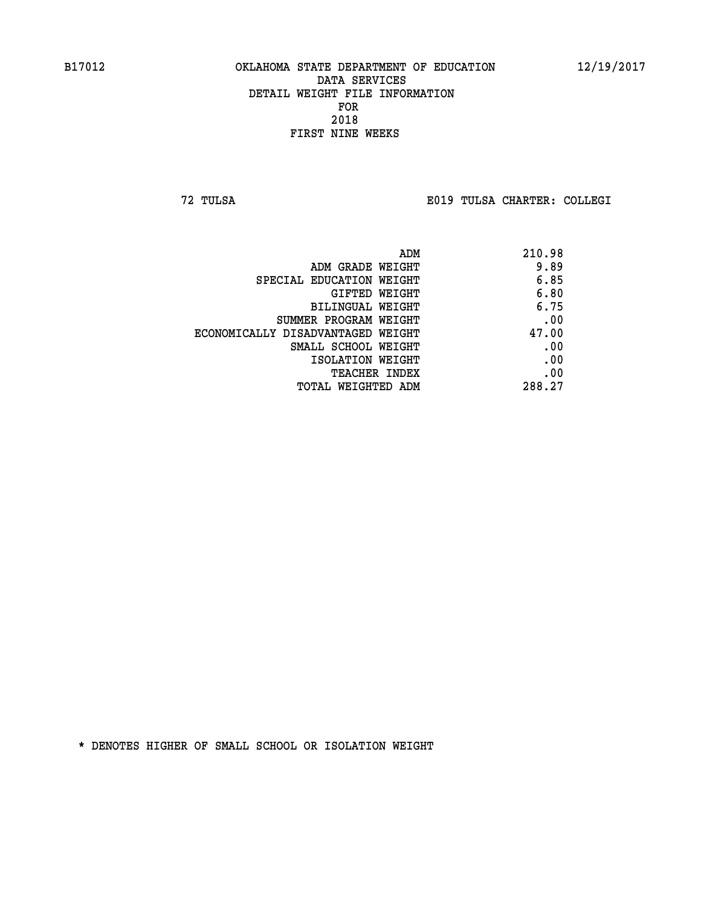B17012 OKLAHOMA STATE DEPARTMENT OF EDUCATION 12/19/2017

DATA SERVICES
DETAIL WEIGHT FILE INFORMATION
FOR
2018
FIRST NINE WEEKS

72 TULSA E019 TULSA CHARTER: COLLEGI

| | |
|---|---|
| ADM | 210.98 |
| ADM GRADE WEIGHT | 9.89 |
| SPECIAL EDUCATION WEIGHT | 6.85 |
| GIFTED WEIGHT | 6.80 |
| BILINGUAL WEIGHT | 6.75 |
| SUMMER PROGRAM WEIGHT | .00 |
| ECONOMICALLY DISADVANTAGED WEIGHT | 47.00 |
| SMALL SCHOOL WEIGHT | .00 |
| ISOLATION WEIGHT | .00 |
| TEACHER INDEX | .00 |
| TOTAL WEIGHTED ADM | 288.27 |

* DENOTES HIGHER OF SMALL SCHOOL OR ISOLATION WEIGHT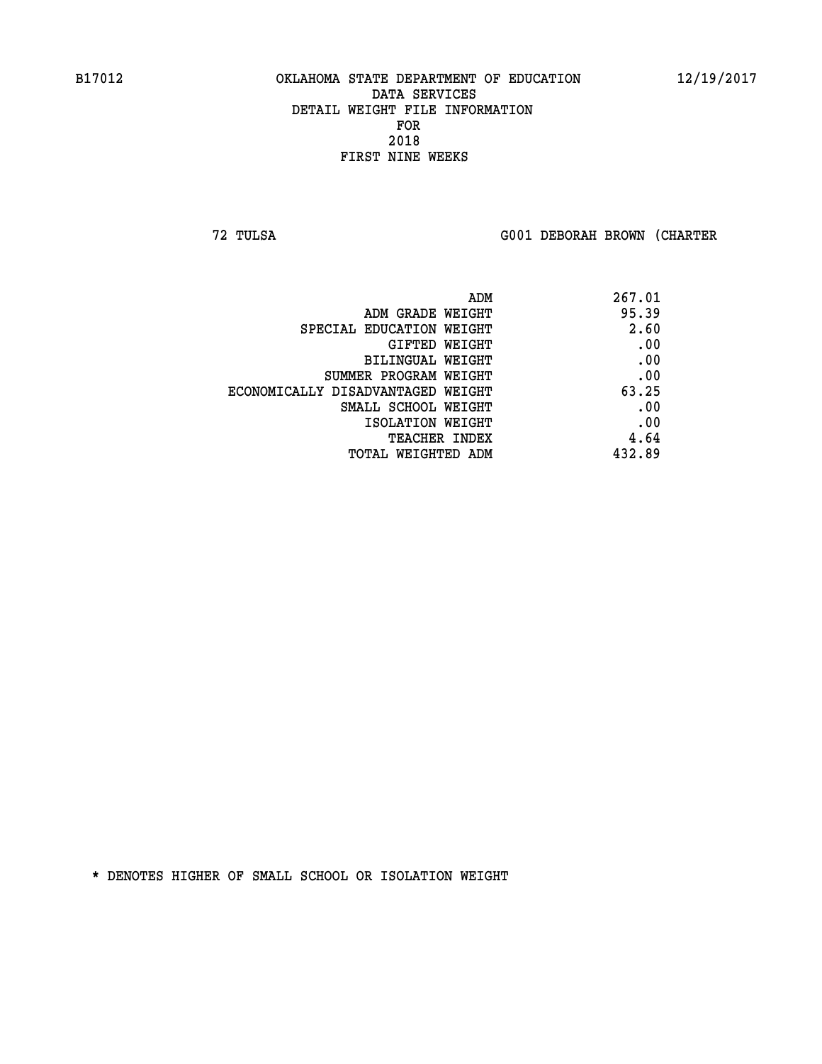B17012 OKLAHOMA STATE DEPARTMENT OF EDUCATION 12/19/2017

DATA SERVICES
DETAIL WEIGHT FILE INFORMATION
FOR
2018
FIRST NINE WEEKS

72 TULSA G001 DEBORAH BROWN (CHARTER

| | |
|---|---|
| ADM | 267.01 |
| ADM GRADE WEIGHT | 95.39 |
| SPECIAL EDUCATION WEIGHT | 2.60 |
| GIFTED WEIGHT | .00 |
| BILINGUAL WEIGHT | .00 |
| SUMMER PROGRAM WEIGHT | .00 |
| ECONOMICALLY DISADVANTAGED WEIGHT | 63.25 |
| SMALL SCHOOL WEIGHT | .00 |
| ISOLATION WEIGHT | .00 |
| TEACHER INDEX | 4.64 |
| TOTAL WEIGHTED ADM | 432.89 |

* DENOTES HIGHER OF SMALL SCHOOL OR ISOLATION WEIGHT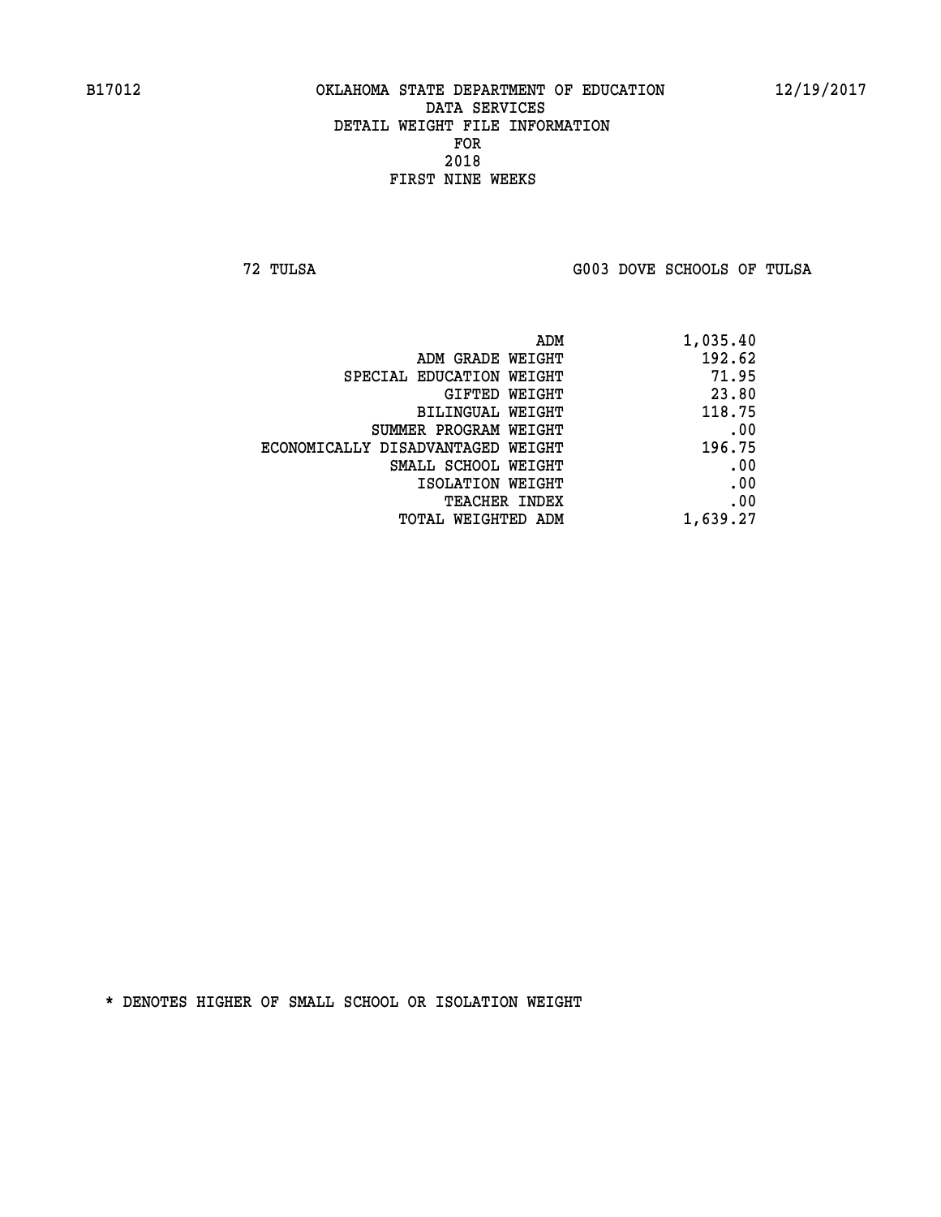B17012 OKLAHOMA STATE DEPARTMENT OF EDUCATION 12/19/2017

DATA SERVICES
DETAIL WEIGHT FILE INFORMATION
FOR
2018
FIRST NINE WEEKS

72 TULSA G003 DOVE SCHOOLS OF TULSA

| | |
|---|---|
| ADM | 1,035.40 |
| ADM GRADE WEIGHT | 192.62 |
| SPECIAL EDUCATION WEIGHT | 71.95 |
| GIFTED WEIGHT | 23.80 |
| BILINGUAL WEIGHT | 118.75 |
| SUMMER PROGRAM WEIGHT | .00 |
| ECONOMICALLY DISADVANTAGED WEIGHT | 196.75 |
| SMALL SCHOOL WEIGHT | .00 |
| ISOLATION WEIGHT | .00 |
| TEACHER INDEX | .00 |
| TOTAL WEIGHTED ADM | 1,639.27 |

* DENOTES HIGHER OF SMALL SCHOOL OR ISOLATION WEIGHT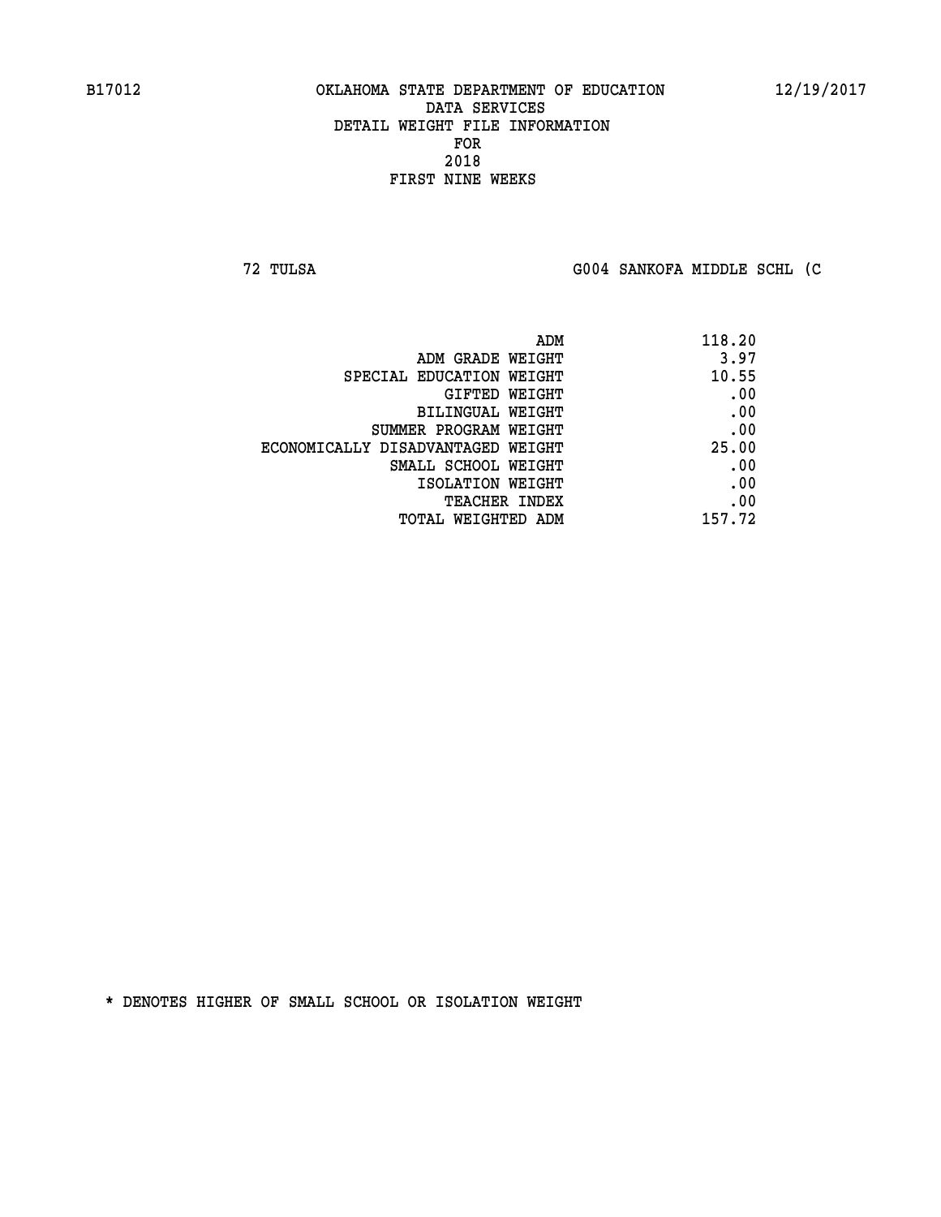B17012 OKLAHOMA STATE DEPARTMENT OF EDUCATION 12/19/2017
DATA SERVICES
DETAIL WEIGHT FILE INFORMATION
FOR
2018
FIRST NINE WEEKS

72 TULSA G004 SANKOFA MIDDLE SCHL (C

| | |
|---|---|
| ADM | 118.20 |
| ADM GRADE WEIGHT | 3.97 |
| SPECIAL EDUCATION WEIGHT | 10.55 |
| GIFTED WEIGHT | .00 |
| BILINGUAL WEIGHT | .00 |
| SUMMER PROGRAM WEIGHT | .00 |
| ECONOMICALLY DISADVANTAGED WEIGHT | 25.00 |
| SMALL SCHOOL WEIGHT | .00 |
| ISOLATION WEIGHT | .00 |
| TEACHER INDEX | .00 |
| TOTAL WEIGHTED ADM | 157.72 |

* DENOTES HIGHER OF SMALL SCHOOL OR ISOLATION WEIGHT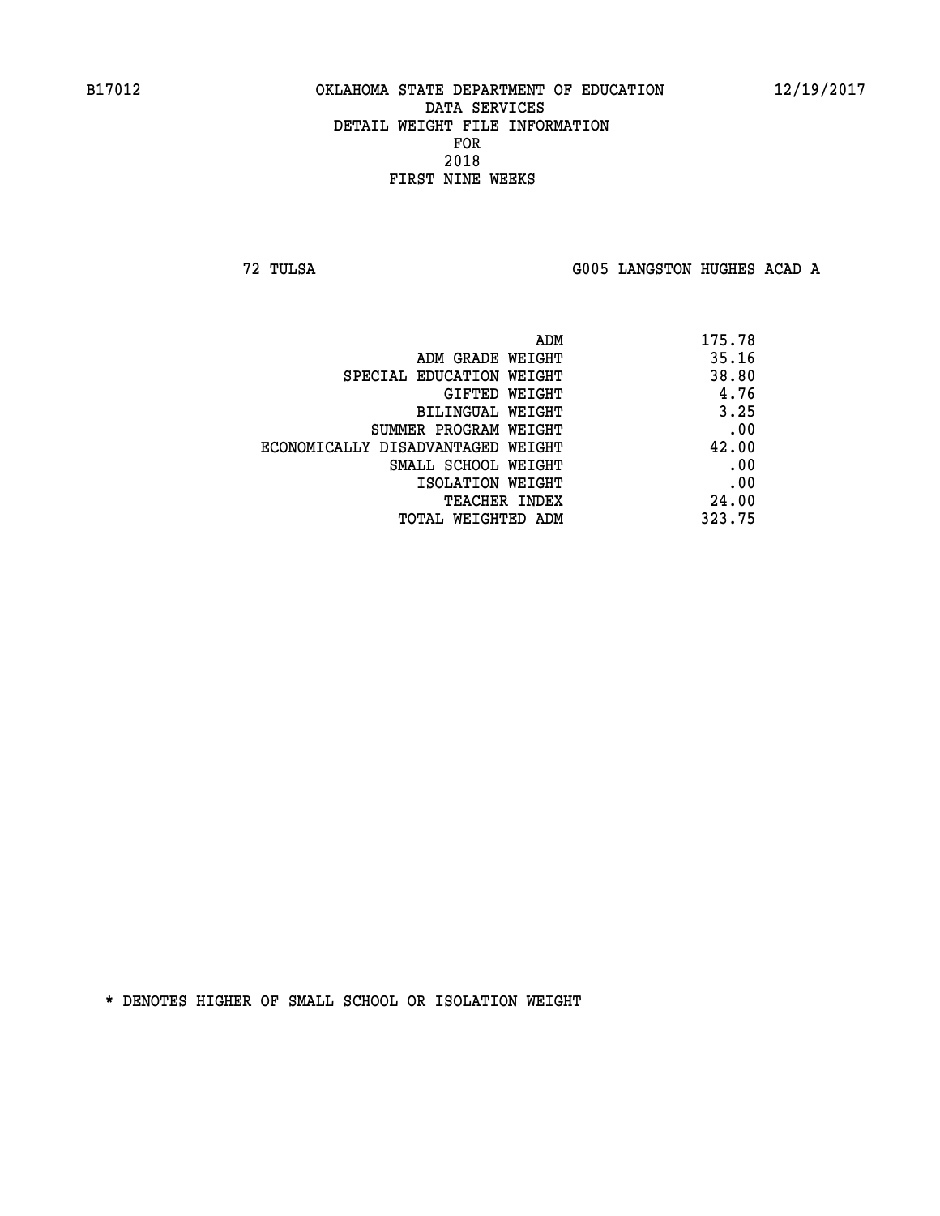B17012 OKLAHOMA STATE DEPARTMENT OF EDUCATION 12/19/2017

DATA SERVICES

DETAIL WEIGHT FILE INFORMATION

FOR

2018

FIRST NINE WEEKS

72 TULSA G005 LANGSTON HUGHES ACAD A

| | |
|---|---|
| ADM | 175.78 |
| ADM GRADE WEIGHT | 35.16 |
| SPECIAL EDUCATION WEIGHT | 38.80 |
| GIFTED WEIGHT | 4.76 |
| BILINGUAL WEIGHT | 3.25 |
| SUMMER PROGRAM WEIGHT | .00 |
| ECONOMICALLY DISADVANTAGED WEIGHT | 42.00 |
| SMALL SCHOOL WEIGHT | .00 |
| ISOLATION WEIGHT | .00 |
| TEACHER INDEX | 24.00 |
| TOTAL WEIGHTED ADM | 323.75 |

* DENOTES HIGHER OF SMALL SCHOOL OR ISOLATION WEIGHT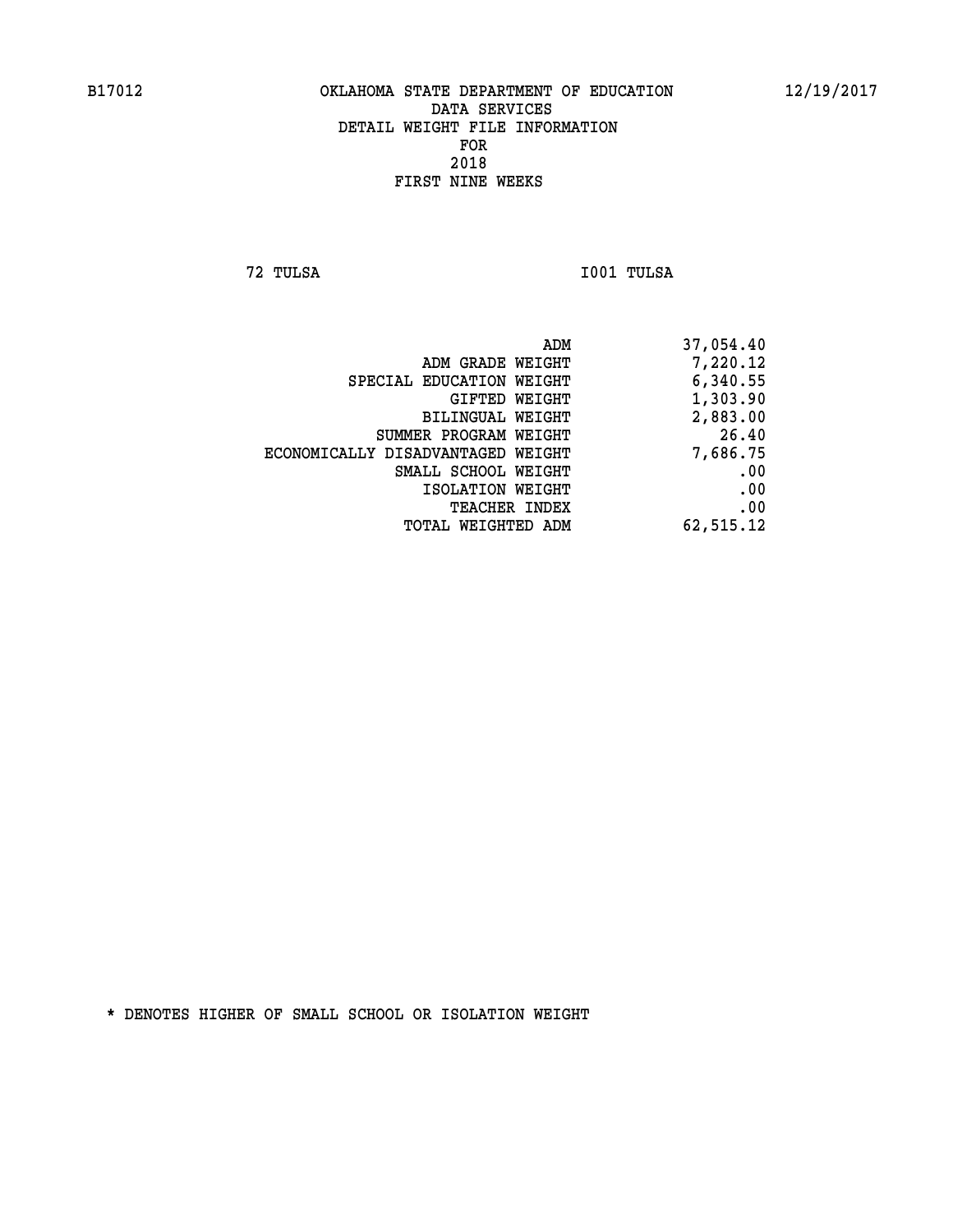B17012 OKLAHOMA STATE DEPARTMENT OF EDUCATION 12/19/2017

DATA SERVICES
DETAIL WEIGHT FILE INFORMATION
FOR
2018
FIRST NINE WEEKS

72 TULSA I001 TULSA

| | |
|---|---|
| ADM | 37,054.40 |
| ADM GRADE WEIGHT | 7,220.12 |
| SPECIAL EDUCATION WEIGHT | 6,340.55 |
| GIFTED WEIGHT | 1,303.90 |
| BILINGUAL WEIGHT | 2,883.00 |
| SUMMER PROGRAM WEIGHT | 26.40 |
| ECONOMICALLY DISADVANTAGED WEIGHT | 7,686.75 |
| SMALL SCHOOL WEIGHT | .00 |
| ISOLATION WEIGHT | .00 |
| TEACHER INDEX | .00 |
| TOTAL WEIGHTED ADM | 62,515.12 |

* DENOTES HIGHER OF SMALL SCHOOL OR ISOLATION WEIGHT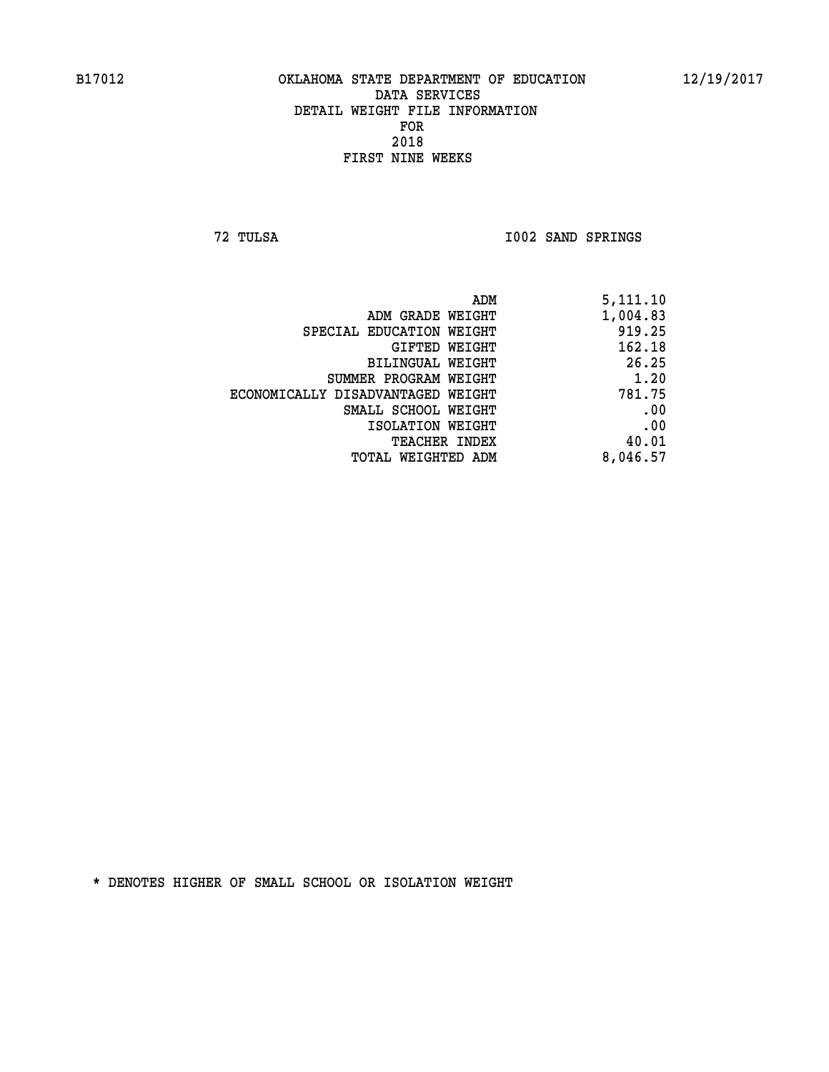# OKLAHOMA STATE DEPARTMENT OF EDUCATION
## DATA SERVICES
## DETAIL WEIGHT FILE INFORMATION
## FOR
## 2018
## FIRST NINE WEEKS

B17012 — 12/19/2017

72 TULSA — I002 SAND SPRINGS

| | |
|---|---|
| ADM | 5,111.10 |
| ADM GRADE WEIGHT | 1,004.83 |
| SPECIAL EDUCATION WEIGHT | 919.25 |
| GIFTED WEIGHT | 162.18 |
| BILINGUAL WEIGHT | 26.25 |
| SUMMER PROGRAM WEIGHT | 1.20 |
| ECONOMICALLY DISADVANTAGED WEIGHT | 781.75 |
| SMALL SCHOOL WEIGHT | .00 |
| ISOLATION WEIGHT | .00 |
| TEACHER INDEX | 40.01 |
| TOTAL WEIGHTED ADM | 8,046.57 |

* DENOTES HIGHER OF SMALL SCHOOL OR ISOLATION WEIGHT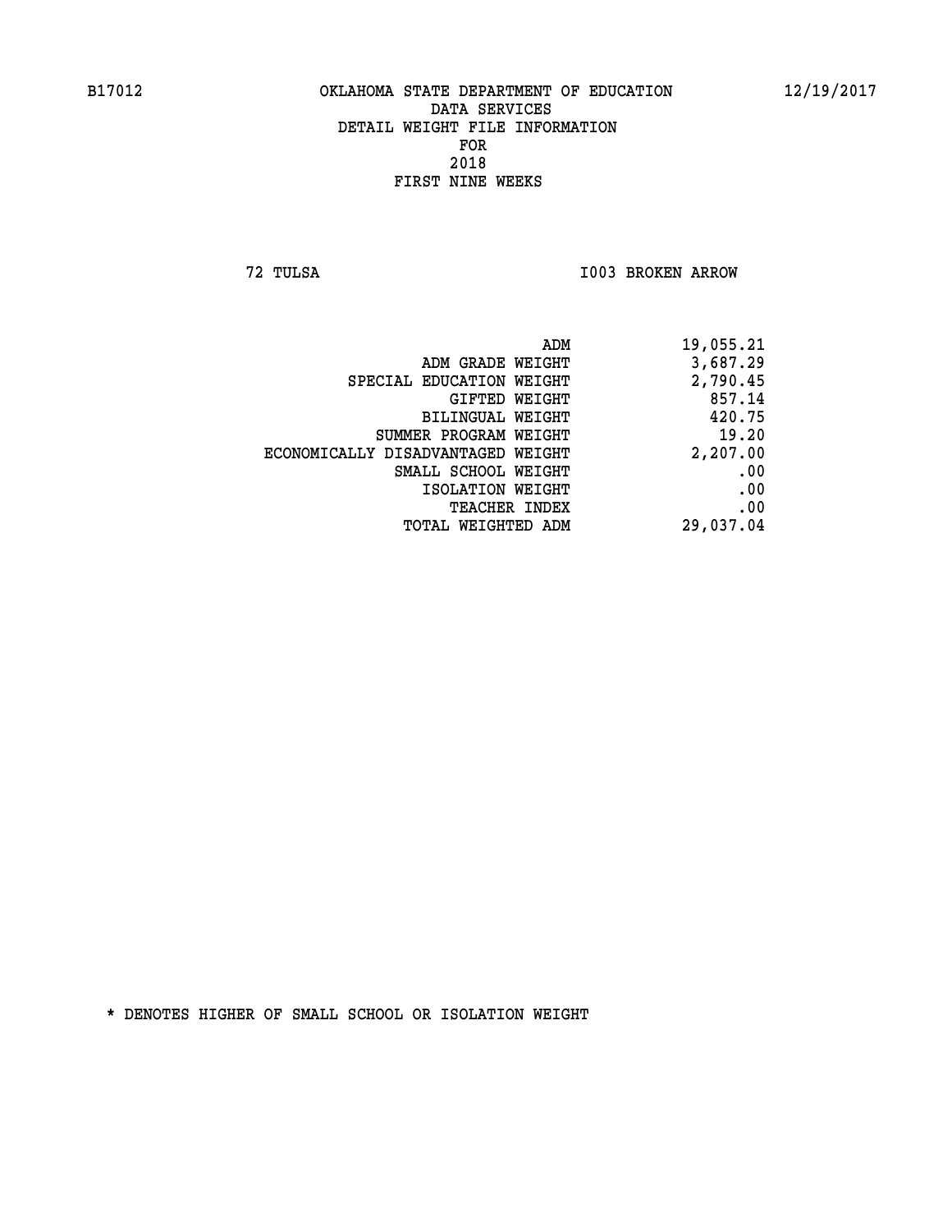B17012 OKLAHOMA STATE DEPARTMENT OF EDUCATION 12/19/2017

DATA SERVICES

DETAIL WEIGHT FILE INFORMATION

FOR

2018

FIRST NINE WEEKS

72 TULSA I003 BROKEN ARROW

| | |
|---|---|
| ADM | 19,055.21 |
| ADM GRADE WEIGHT | 3,687.29 |
| SPECIAL EDUCATION WEIGHT | 2,790.45 |
| GIFTED WEIGHT | 857.14 |
| BILINGUAL WEIGHT | 420.75 |
| SUMMER PROGRAM WEIGHT | 19.20 |
| ECONOMICALLY DISADVANTAGED WEIGHT | 2,207.00 |
| SMALL SCHOOL WEIGHT | .00 |
| ISOLATION WEIGHT | .00 |
| TEACHER INDEX | .00 |
| TOTAL WEIGHTED ADM | 29,037.04 |

* DENOTES HIGHER OF SMALL SCHOOL OR ISOLATION WEIGHT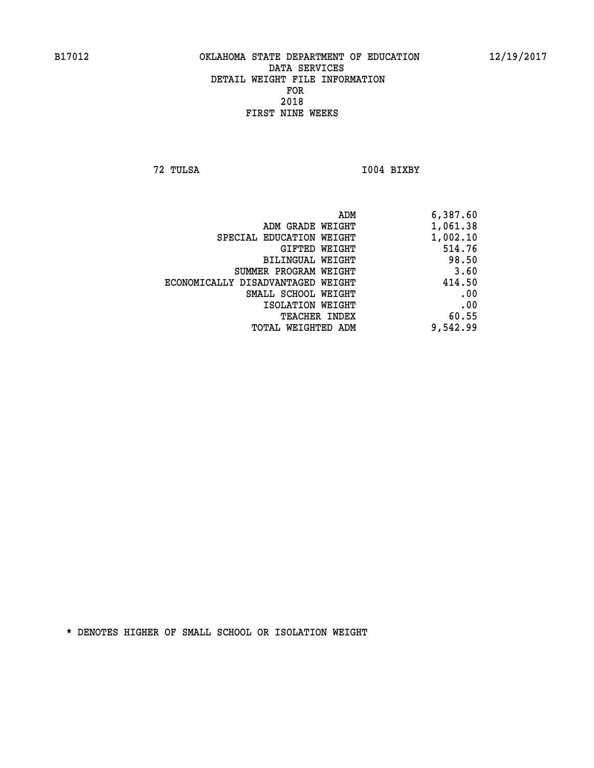OKLAHOMA STATE DEPARTMENT OF EDUCATION
DATA SERVICES
DETAIL WEIGHT FILE INFORMATION
FOR
2018
FIRST NINE WEEKS

72 TULSA I004 BIXBY

| | |
|---|---|
| ADM | 6,387.60 |
| ADM GRADE WEIGHT | 1,061.38 |
| SPECIAL EDUCATION WEIGHT | 1,002.10 |
| GIFTED WEIGHT | 514.76 |
| BILINGUAL WEIGHT | 98.50 |
| SUMMER PROGRAM WEIGHT | 3.60 |
| ECONOMICALLY DISADVANTAGED WEIGHT | 414.50 |
| SMALL SCHOOL WEIGHT | .00 |
| ISOLATION WEIGHT | .00 |
| TEACHER INDEX | 60.55 |
| TOTAL WEIGHTED ADM | 9,542.99 |

* DENOTES HIGHER OF SMALL SCHOOL OR ISOLATION WEIGHT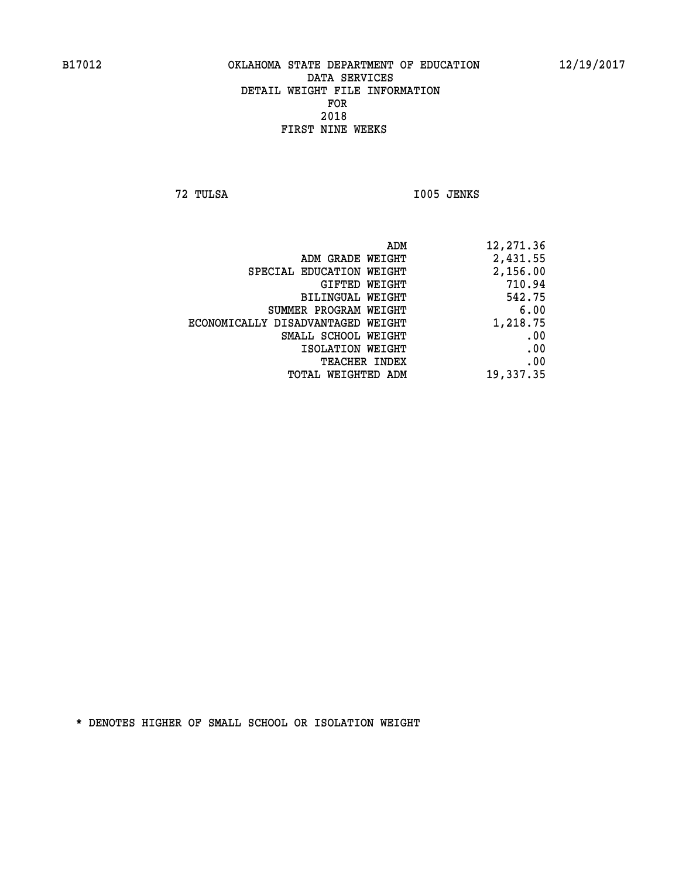B17012 OKLAHOMA STATE DEPARTMENT OF EDUCATION 12/19/2017

DATA SERVICES
DETAIL WEIGHT FILE INFORMATION
FOR
2018
FIRST NINE WEEKS

72 TULSA I005 JENKS

| | |
|---|---|
| ADM | 12,271.36 |
| ADM GRADE WEIGHT | 2,431.55 |
| SPECIAL EDUCATION WEIGHT | 2,156.00 |
| GIFTED WEIGHT | 710.94 |
| BILINGUAL WEIGHT | 542.75 |
| SUMMER PROGRAM WEIGHT | 6.00 |
| ECONOMICALLY DISADVANTAGED WEIGHT | 1,218.75 |
| SMALL SCHOOL WEIGHT | .00 |
| ISOLATION WEIGHT | .00 |
| TEACHER INDEX | .00 |
| TOTAL WEIGHTED ADM | 19,337.35 |

* DENOTES HIGHER OF SMALL SCHOOL OR ISOLATION WEIGHT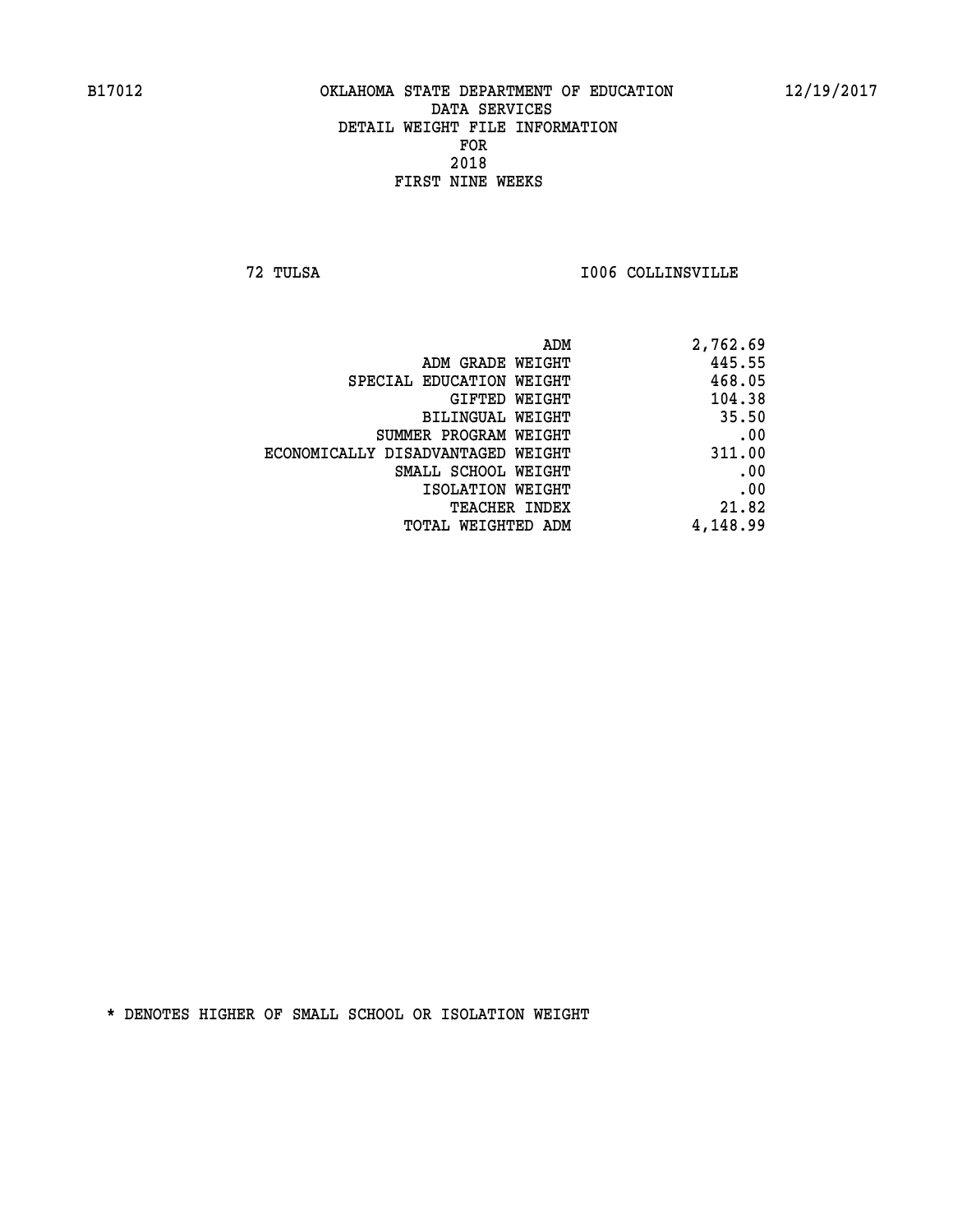B17012 OKLAHOMA STATE DEPARTMENT OF EDUCATION 12/19/2017

DATA SERVICES
DETAIL WEIGHT FILE INFORMATION
FOR
2018
FIRST NINE WEEKS

72 TULSA I006 COLLINSVILLE

| | |
|---|---|
| ADM | 2,762.69 |
| ADM GRADE WEIGHT | 445.55 |
| SPECIAL EDUCATION WEIGHT | 468.05 |
| GIFTED WEIGHT | 104.38 |
| BILINGUAL WEIGHT | 35.50 |
| SUMMER PROGRAM WEIGHT | .00 |
| ECONOMICALLY DISADVANTAGED WEIGHT | 311.00 |
| SMALL SCHOOL WEIGHT | .00 |
| ISOLATION WEIGHT | .00 |
| TEACHER INDEX | 21.82 |
| TOTAL WEIGHTED ADM | 4,148.99 |

* DENOTES HIGHER OF SMALL SCHOOL OR ISOLATION WEIGHT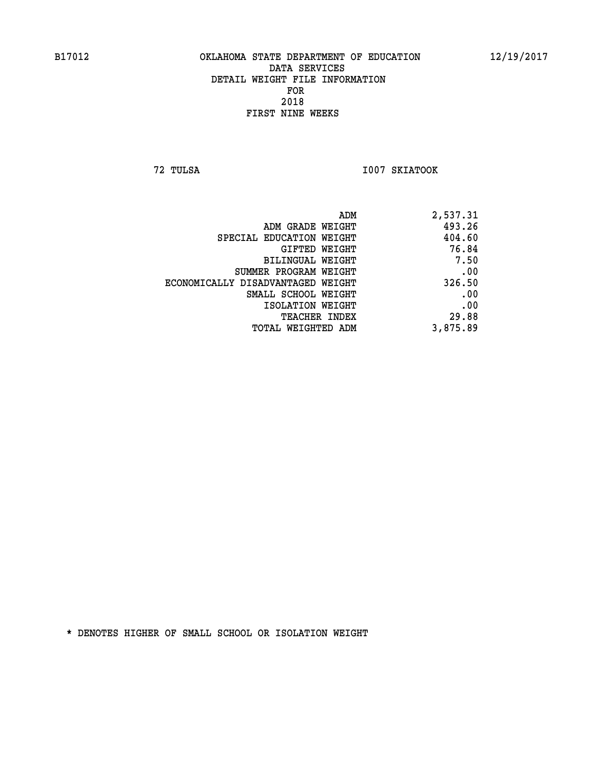B17012 OKLAHOMA STATE DEPARTMENT OF EDUCATION 12/19/2017

DATA SERVICES
DETAIL WEIGHT FILE INFORMATION
FOR
2018
FIRST NINE WEEKS

72 TULSA I007 SKIATOOK

| | |
|---|---|
| ADM | 2,537.31 |
| ADM GRADE WEIGHT | 493.26 |
| SPECIAL EDUCATION WEIGHT | 404.60 |
| GIFTED WEIGHT | 76.84 |
| BILINGUAL WEIGHT | 7.50 |
| SUMMER PROGRAM WEIGHT | .00 |
| ECONOMICALLY DISADVANTAGED WEIGHT | 326.50 |
| SMALL SCHOOL WEIGHT | .00 |
| ISOLATION WEIGHT | .00 |
| TEACHER INDEX | 29.88 |
| TOTAL WEIGHTED ADM | 3,875.89 |

* DENOTES HIGHER OF SMALL SCHOOL OR ISOLATION WEIGHT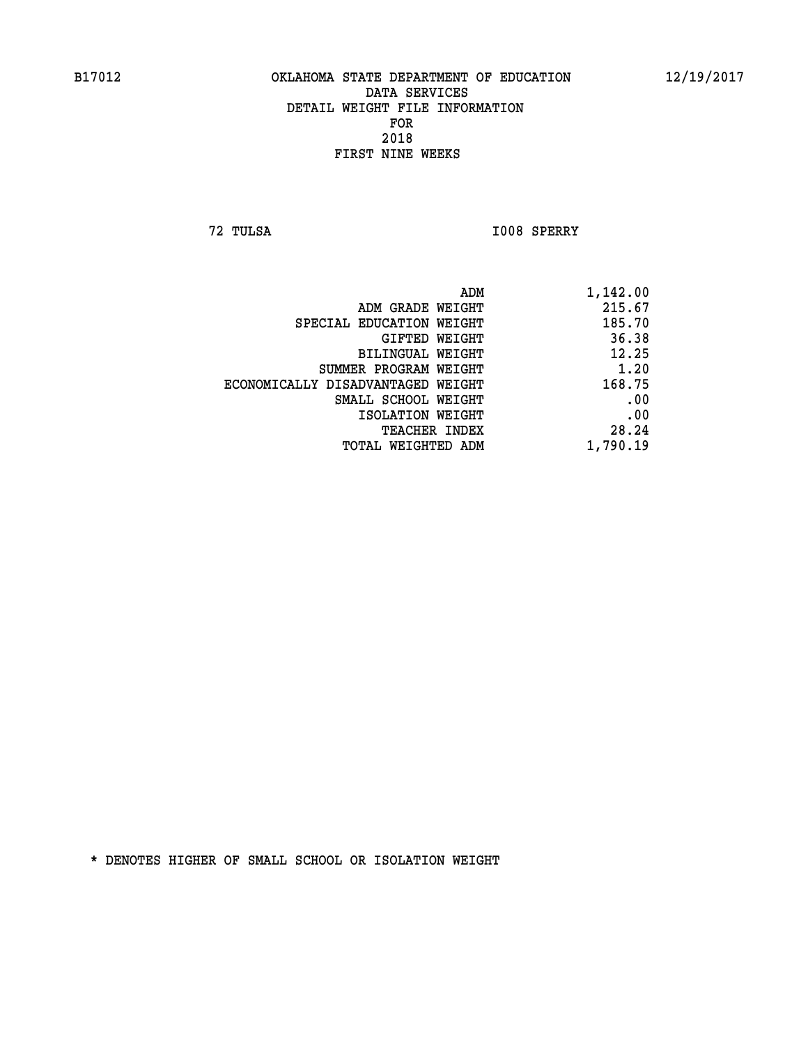B17012 OKLAHOMA STATE DEPARTMENT OF EDUCATION 12/19/2017

DATA SERVICES
DETAIL WEIGHT FILE INFORMATION
FOR
2018
FIRST NINE WEEKS

72 TULSA I008 SPERRY

| | |
|---|---|
| ADM | 1,142.00 |
| ADM GRADE WEIGHT | 215.67 |
| SPECIAL EDUCATION WEIGHT | 185.70 |
| GIFTED WEIGHT | 36.38 |
| BILINGUAL WEIGHT | 12.25 |
| SUMMER PROGRAM WEIGHT | 1.20 |
| ECONOMICALLY DISADVANTAGED WEIGHT | 168.75 |
| SMALL SCHOOL WEIGHT | .00 |
| ISOLATION WEIGHT | .00 |
| TEACHER INDEX | 28.24 |
| TOTAL WEIGHTED ADM | 1,790.19 |

* DENOTES HIGHER OF SMALL SCHOOL OR ISOLATION WEIGHT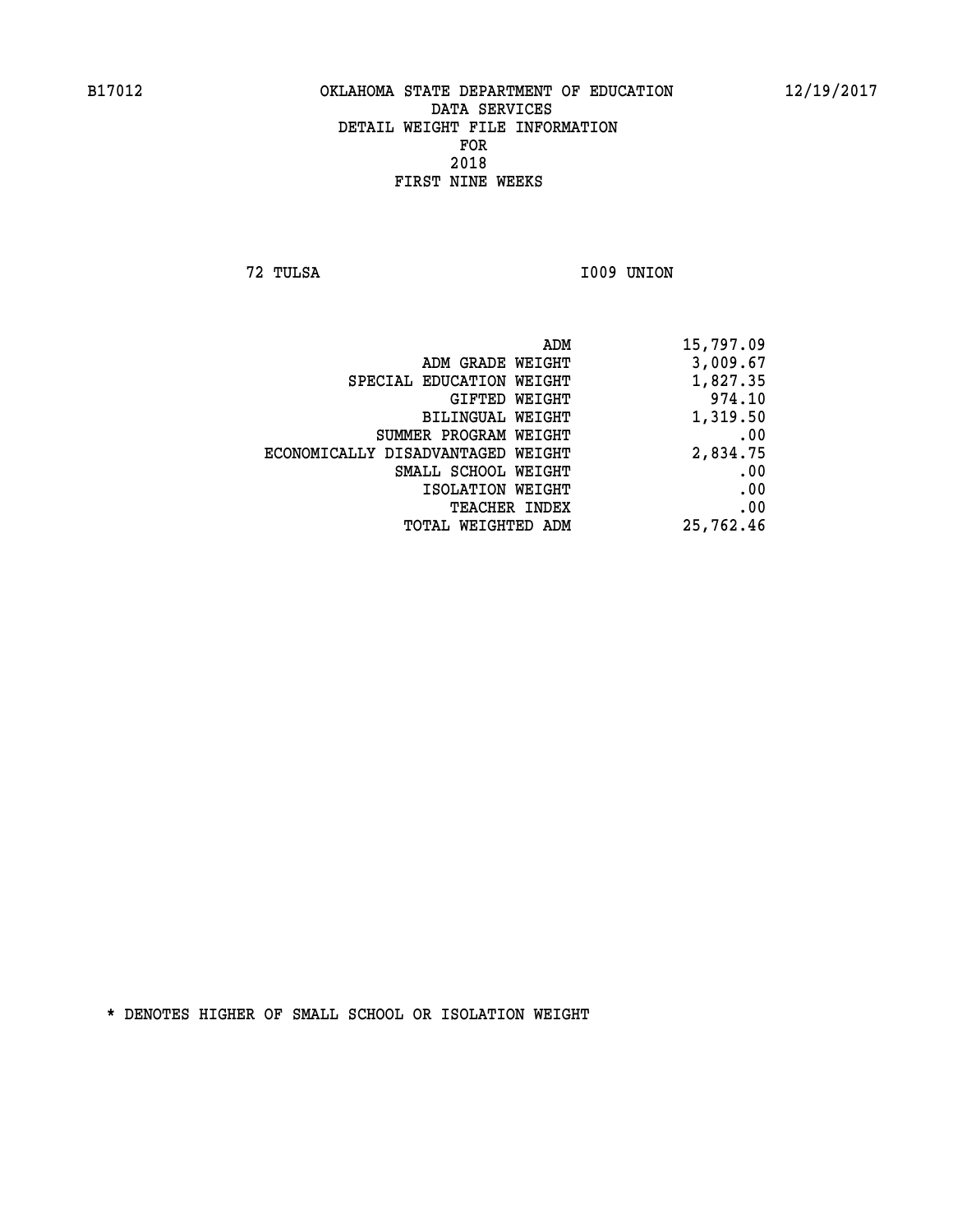B17012 OKLAHOMA STATE DEPARTMENT OF EDUCATION 12/19/2017

DATA SERVICES
DETAIL WEIGHT FILE INFORMATION
FOR
2018
FIRST NINE WEEKS

72 TULSA I009 UNION

| | |
|---|---|
| ADM | 15,797.09 |
| ADM GRADE WEIGHT | 3,009.67 |
| SPECIAL EDUCATION WEIGHT | 1,827.35 |
| GIFTED WEIGHT | 974.10 |
| BILINGUAL WEIGHT | 1,319.50 |
| SUMMER PROGRAM WEIGHT | .00 |
| ECONOMICALLY DISADVANTAGED WEIGHT | 2,834.75 |
| SMALL SCHOOL WEIGHT | .00 |
| ISOLATION WEIGHT | .00 |
| TEACHER INDEX | .00 |
| TOTAL WEIGHTED ADM | 25,762.46 |

* DENOTES HIGHER OF SMALL SCHOOL OR ISOLATION WEIGHT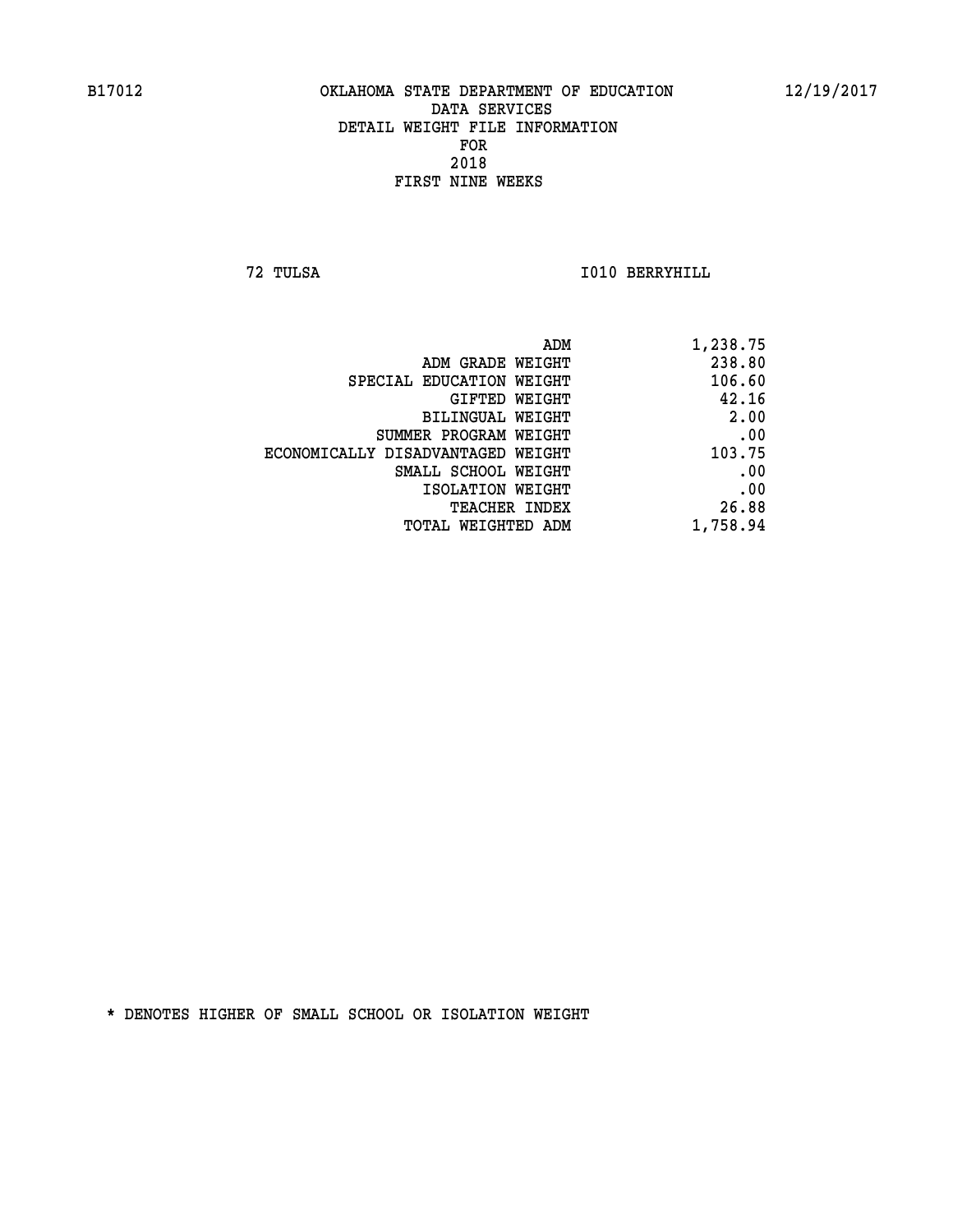B17012 OKLAHOMA STATE DEPARTMENT OF EDUCATION 12/19/2017

DATA SERVICES
DETAIL WEIGHT FILE INFORMATION
FOR
2018
FIRST NINE WEEKS

72 TULSA I010 BERRYHILL

| | |
|---|---|
| ADM | 1,238.75 |
| ADM GRADE WEIGHT | 238.80 |
| SPECIAL EDUCATION WEIGHT | 106.60 |
| GIFTED WEIGHT | 42.16 |
| BILINGUAL WEIGHT | 2.00 |
| SUMMER PROGRAM WEIGHT | .00 |
| ECONOMICALLY DISADVANTAGED WEIGHT | 103.75 |
| SMALL SCHOOL WEIGHT | .00 |
| ISOLATION WEIGHT | .00 |
| TEACHER INDEX | 26.88 |
| TOTAL WEIGHTED ADM | 1,758.94 |

* DENOTES HIGHER OF SMALL SCHOOL OR ISOLATION WEIGHT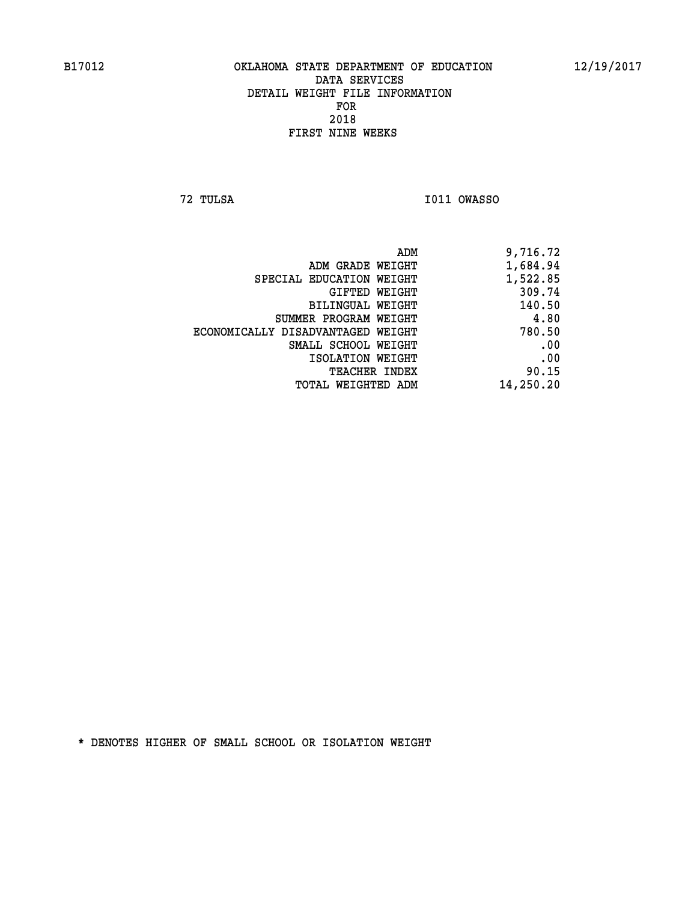B17012 OKLAHOMA STATE DEPARTMENT OF EDUCATION 12/19/2017

DATA SERVICES
DETAIL WEIGHT FILE INFORMATION
FOR
2018
FIRST NINE WEEKS

72 TULSA I011 OWASSO

| | |
|---|---|
| ADM | 9,716.72 |
| ADM GRADE WEIGHT | 1,684.94 |
| SPECIAL EDUCATION WEIGHT | 1,522.85 |
| GIFTED WEIGHT | 309.74 |
| BILINGUAL WEIGHT | 140.50 |
| SUMMER PROGRAM WEIGHT | 4.80 |
| ECONOMICALLY DISADVANTAGED WEIGHT | 780.50 |
| SMALL SCHOOL WEIGHT | .00 |
| ISOLATION WEIGHT | .00 |
| TEACHER INDEX | 90.15 |
| TOTAL WEIGHTED ADM | 14,250.20 |

* DENOTES HIGHER OF SMALL SCHOOL OR ISOLATION WEIGHT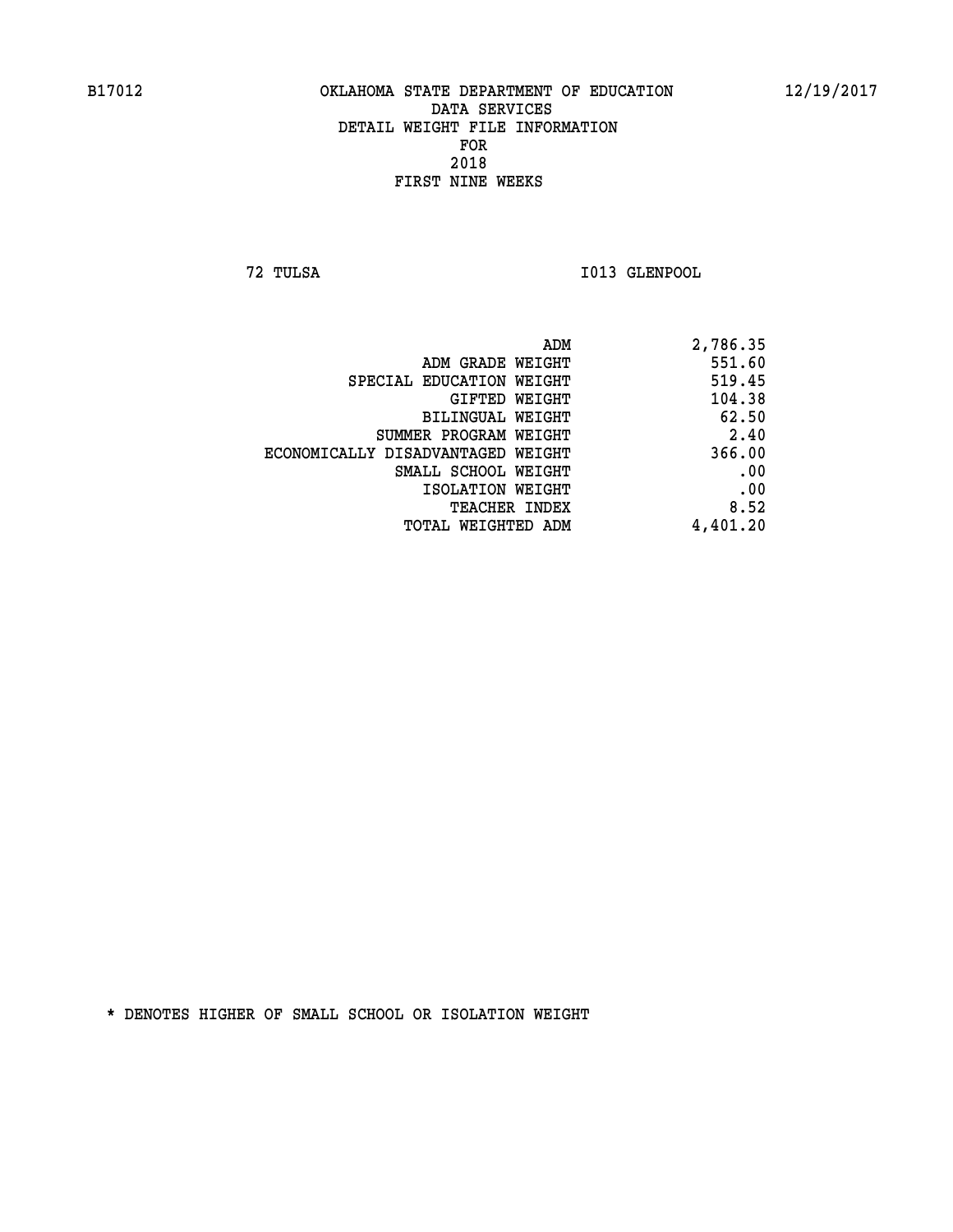B17012 OKLAHOMA STATE DEPARTMENT OF EDUCATION 12/19/2017

DATA SERVICES
DETAIL WEIGHT FILE INFORMATION
FOR
2018
FIRST NINE WEEKS

72 TULSA I013 GLENPOOL

| | |
|---|---|
| ADM | 2,786.35 |
| ADM GRADE WEIGHT | 551.60 |
| SPECIAL EDUCATION WEIGHT | 519.45 |
| GIFTED WEIGHT | 104.38 |
| BILINGUAL WEIGHT | 62.50 |
| SUMMER PROGRAM WEIGHT | 2.40 |
| ECONOMICALLY DISADVANTAGED WEIGHT | 366.00 |
| SMALL SCHOOL WEIGHT | .00 |
| ISOLATION WEIGHT | .00 |
| TEACHER INDEX | 8.52 |
| TOTAL WEIGHTED ADM | 4,401.20 |

* DENOTES HIGHER OF SMALL SCHOOL OR ISOLATION WEIGHT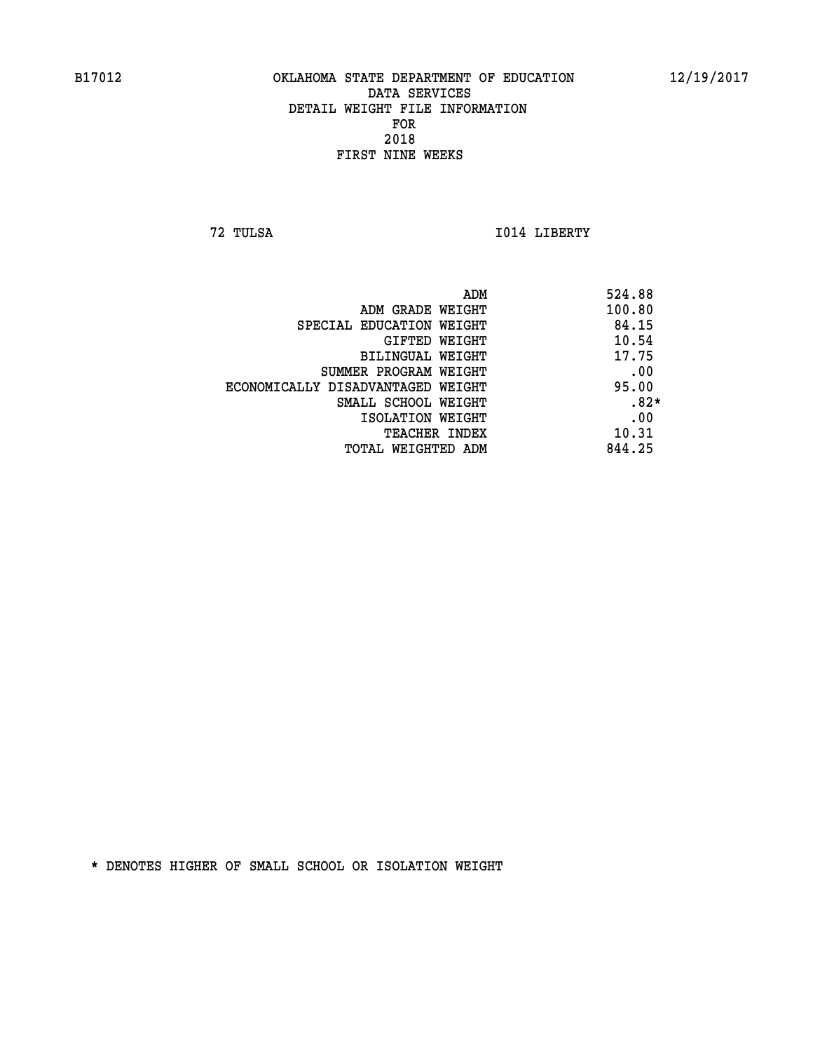B17012 OKLAHOMA STATE DEPARTMENT OF EDUCATION 12/19/2017

DATA SERVICES
DETAIL WEIGHT FILE INFORMATION
FOR
2018
FIRST NINE WEEKS

72 TULSA I014 LIBERTY

| | |
|---|---|
| ADM | 524.88 |
| ADM GRADE WEIGHT | 100.80 |
| SPECIAL EDUCATION WEIGHT | 84.15 |
| GIFTED WEIGHT | 10.54 |
| BILINGUAL WEIGHT | 17.75 |
| SUMMER PROGRAM WEIGHT | .00 |
| ECONOMICALLY DISADVANTAGED WEIGHT | 95.00 |
| SMALL SCHOOL WEIGHT | .82* |
| ISOLATION WEIGHT | .00 |
| TEACHER INDEX | 10.31 |
| TOTAL WEIGHTED ADM | 844.25 |

* DENOTES HIGHER OF SMALL SCHOOL OR ISOLATION WEIGHT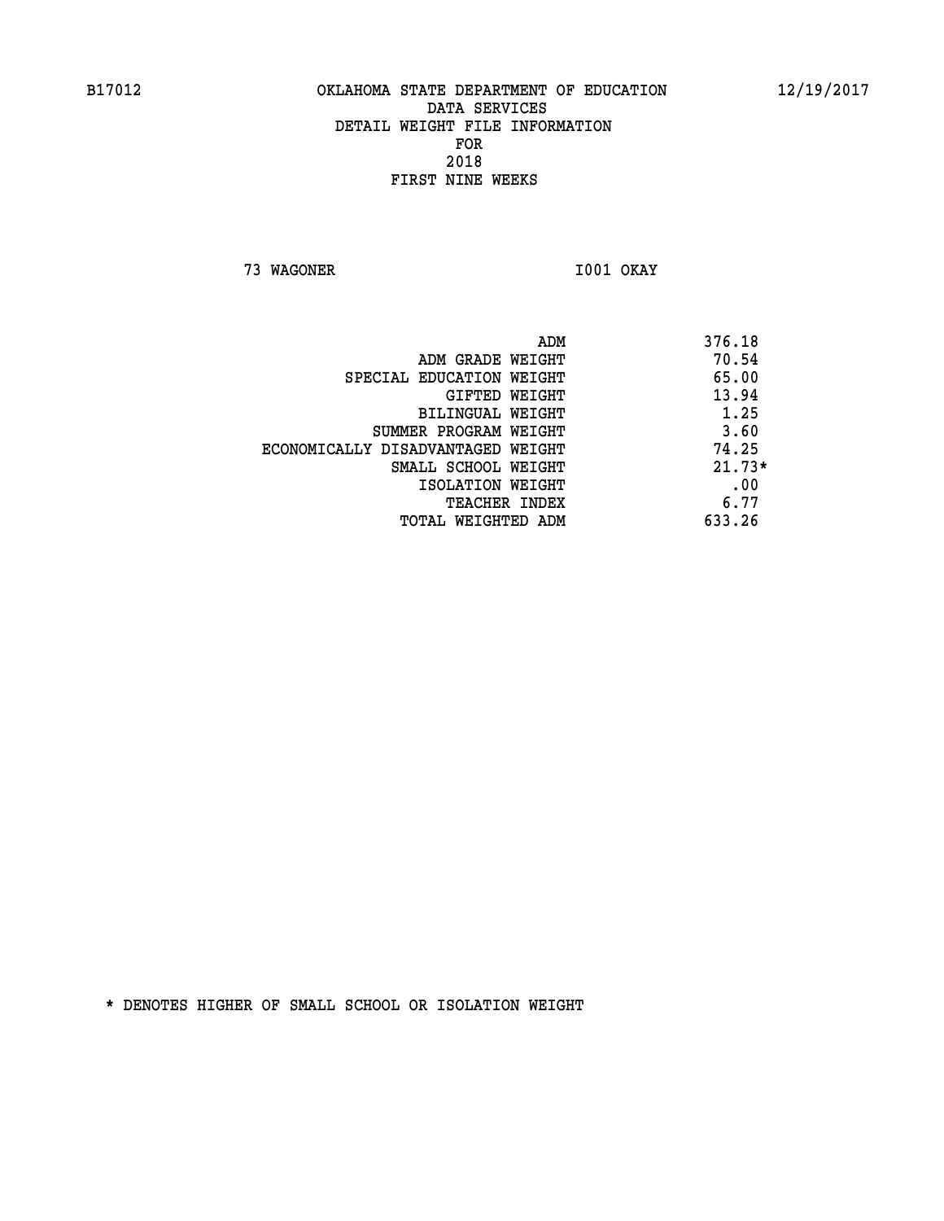B17012 OKLAHOMA STATE DEPARTMENT OF EDUCATION 12/19/2017

DATA SERVICES
DETAIL WEIGHT FILE INFORMATION
FOR
2018
FIRST NINE WEEKS

73 WAGONER I001 OKAY

| | |
|---|---|
| ADM | 376.18 |
| ADM GRADE WEIGHT | 70.54 |
| SPECIAL EDUCATION WEIGHT | 65.00 |
| GIFTED WEIGHT | 13.94 |
| BILINGUAL WEIGHT | 1.25 |
| SUMMER PROGRAM WEIGHT | 3.60 |
| ECONOMICALLY DISADVANTAGED WEIGHT | 74.25 |
| SMALL SCHOOL WEIGHT | 21.73* |
| ISOLATION WEIGHT | .00 |
| TEACHER INDEX | 6.77 |
| TOTAL WEIGHTED ADM | 633.26 |

* DENOTES HIGHER OF SMALL SCHOOL OR ISOLATION WEIGHT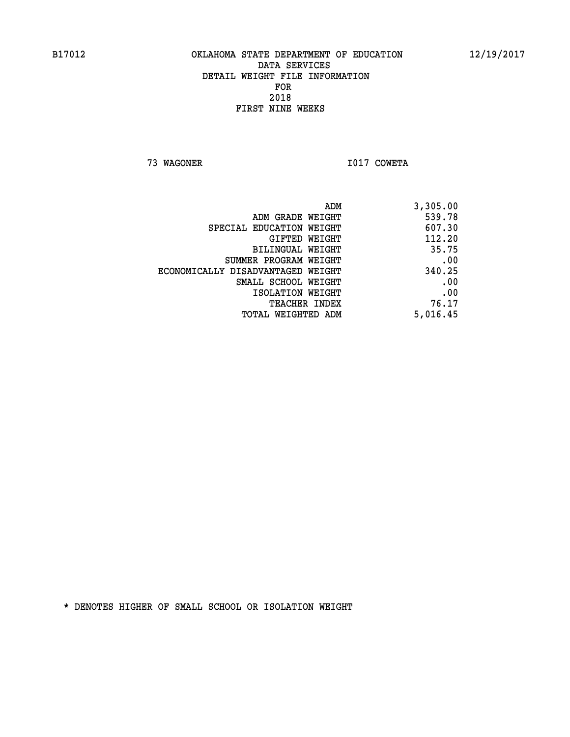B17012 OKLAHOMA STATE DEPARTMENT OF EDUCATION 12/19/2017

DATA SERVICES
DETAIL WEIGHT FILE INFORMATION
FOR
2018
FIRST NINE WEEKS

73 WAGONER I017 COWETA

| | |
|---|---|
| ADM | 3,305.00 |
| ADM GRADE WEIGHT | 539.78 |
| SPECIAL EDUCATION WEIGHT | 607.30 |
| GIFTED WEIGHT | 112.20 |
| BILINGUAL WEIGHT | 35.75 |
| SUMMER PROGRAM WEIGHT | .00 |
| ECONOMICALLY DISADVANTAGED WEIGHT | 340.25 |
| SMALL SCHOOL WEIGHT | .00 |
| ISOLATION WEIGHT | .00 |
| TEACHER INDEX | 76.17 |
| TOTAL WEIGHTED ADM | 5,016.45 |

* DENOTES HIGHER OF SMALL SCHOOL OR ISOLATION WEIGHT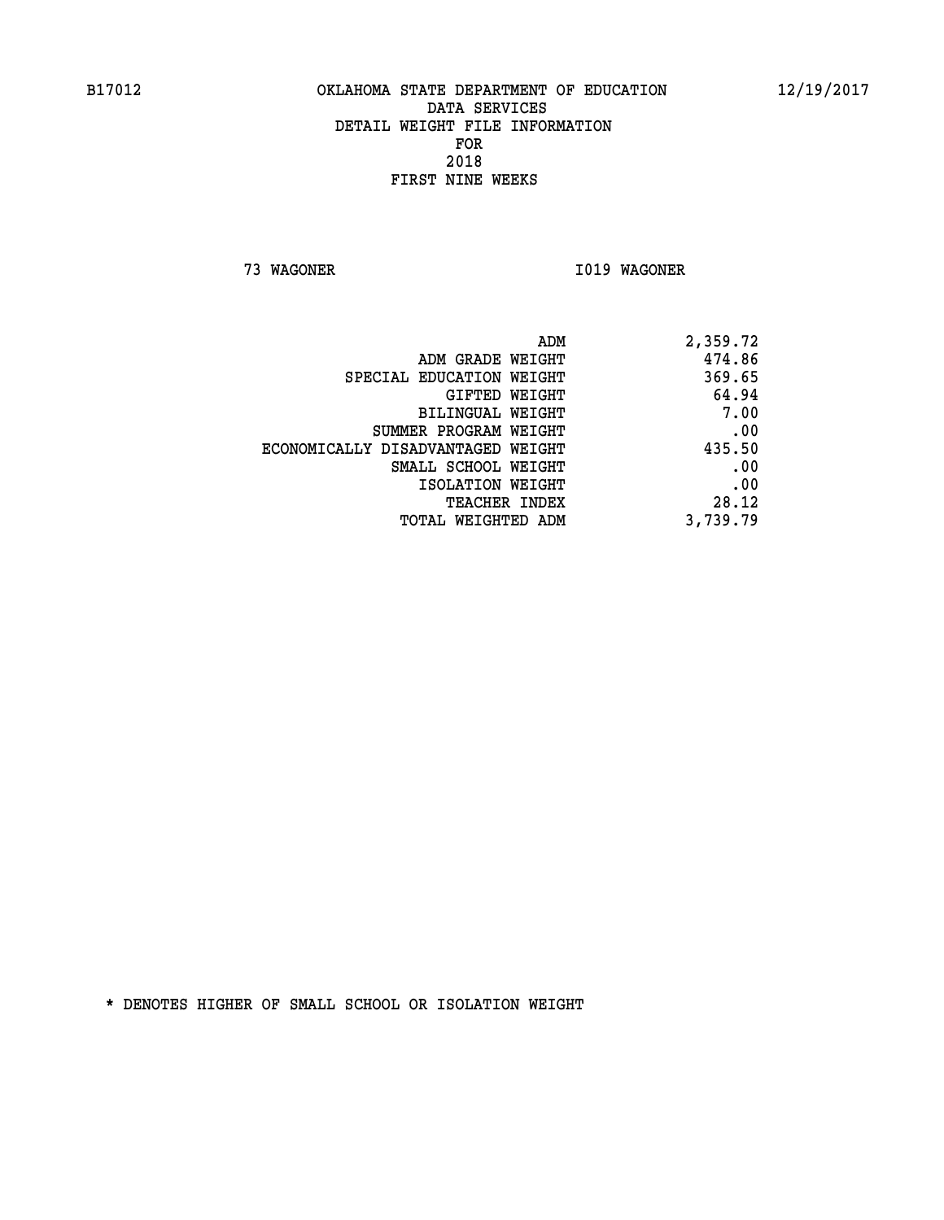OKLAHOMA STATE DEPARTMENT OF EDUCATION
DATA SERVICES
DETAIL WEIGHT FILE INFORMATION
FOR
2018
FIRST NINE WEEKS

73 WAGONER I019 WAGONER

| | |
|---|---|
| ADM | 2,359.72 |
| ADM GRADE WEIGHT | 474.86 |
| SPECIAL EDUCATION WEIGHT | 369.65 |
| GIFTED WEIGHT | 64.94 |
| BILINGUAL WEIGHT | 7.00 |
| SUMMER PROGRAM WEIGHT | .00 |
| ECONOMICALLY DISADVANTAGED WEIGHT | 435.50 |
| SMALL SCHOOL WEIGHT | .00 |
| ISOLATION WEIGHT | .00 |
| TEACHER INDEX | 28.12 |
| TOTAL WEIGHTED ADM | 3,739.79 |

* DENOTES HIGHER OF SMALL SCHOOL OR ISOLATION WEIGHT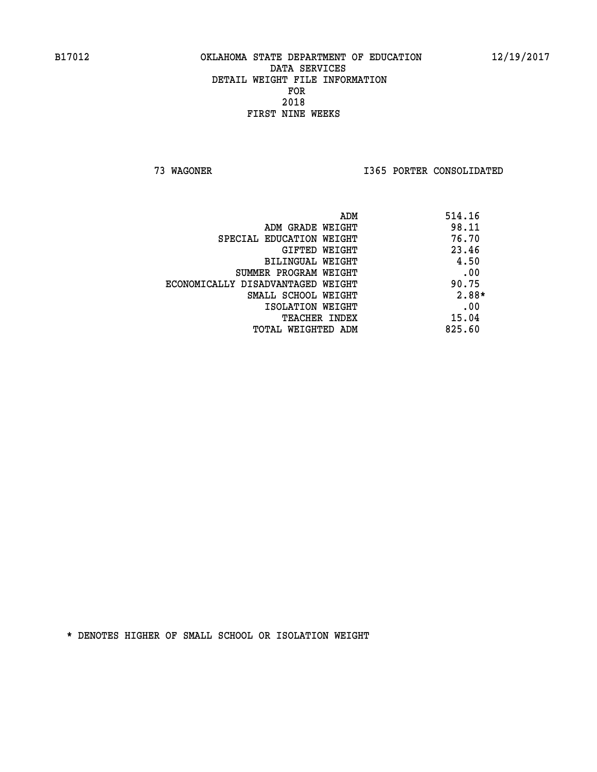B17012 OKLAHOMA STATE DEPARTMENT OF EDUCATION 12/19/2017

DATA SERVICES

DETAIL WEIGHT FILE INFORMATION

FOR

2018

FIRST NINE WEEKS

73 WAGONER I365 PORTER CONSOLIDATED

| | |
|---|---|
| ADM | 514.16 |
| ADM GRADE WEIGHT | 98.11 |
| SPECIAL EDUCATION WEIGHT | 76.70 |
| GIFTED WEIGHT | 23.46 |
| BILINGUAL WEIGHT | 4.50 |
| SUMMER PROGRAM WEIGHT | .00 |
| ECONOMICALLY DISADVANTAGED WEIGHT | 90.75 |
| SMALL SCHOOL WEIGHT | 2.88* |
| ISOLATION WEIGHT | .00 |
| TEACHER INDEX | 15.04 |
| TOTAL WEIGHTED ADM | 825.60 |

* DENOTES HIGHER OF SMALL SCHOOL OR ISOLATION WEIGHT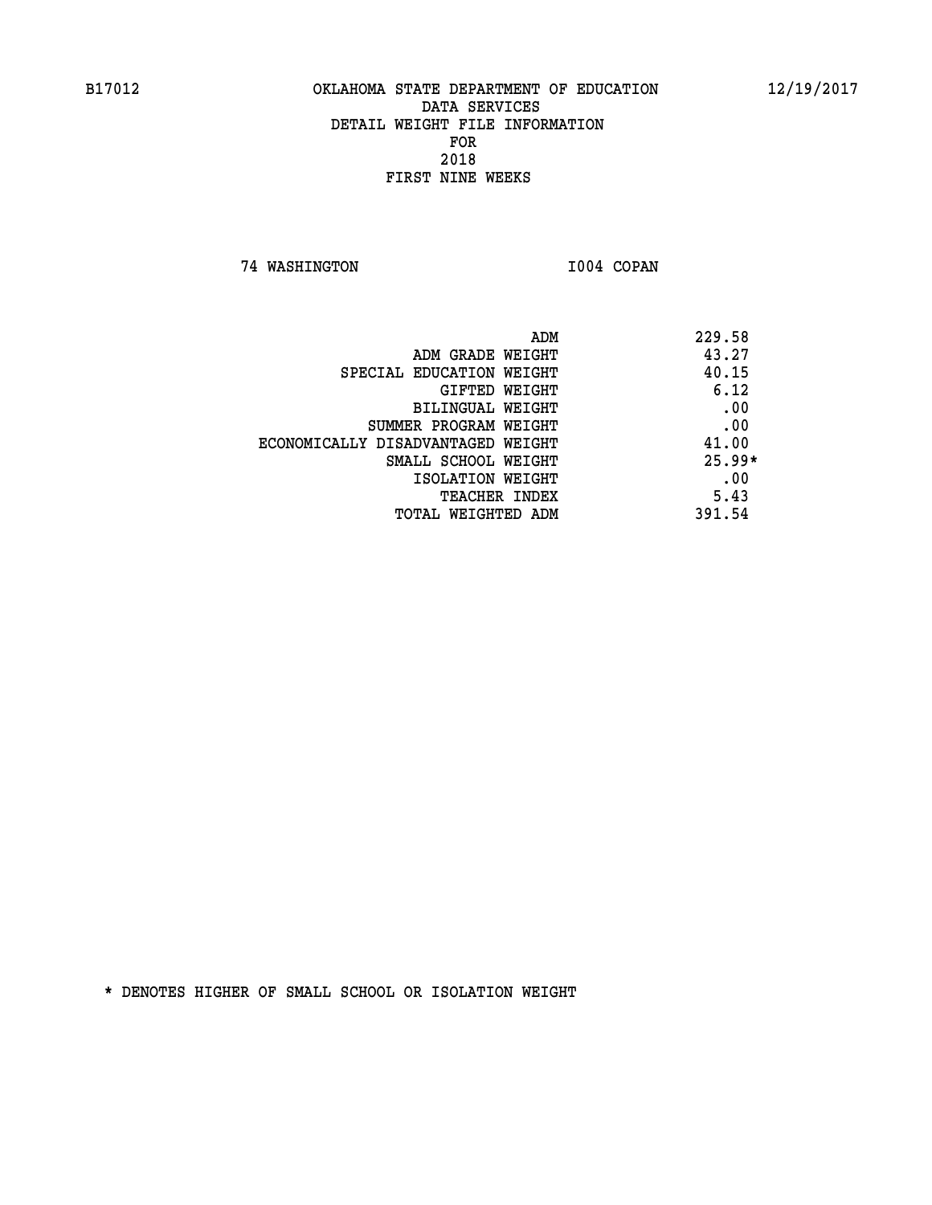B17012 OKLAHOMA STATE DEPARTMENT OF EDUCATION 12/19/2017

DATA SERVICES
DETAIL WEIGHT FILE INFORMATION
FOR
2018
FIRST NINE WEEKS

74 WASHINGTON I004 COPAN

| | |
|---|---|
| ADM | 229.58 |
| ADM GRADE WEIGHT | 43.27 |
| SPECIAL EDUCATION WEIGHT | 40.15 |
| GIFTED WEIGHT | 6.12 |
| BILINGUAL WEIGHT | .00 |
| SUMMER PROGRAM WEIGHT | .00 |
| ECONOMICALLY DISADVANTAGED WEIGHT | 41.00 |
| SMALL SCHOOL WEIGHT | 25.99* |
| ISOLATION WEIGHT | .00 |
| TEACHER INDEX | 5.43 |
| TOTAL WEIGHTED ADM | 391.54 |

* DENOTES HIGHER OF SMALL SCHOOL OR ISOLATION WEIGHT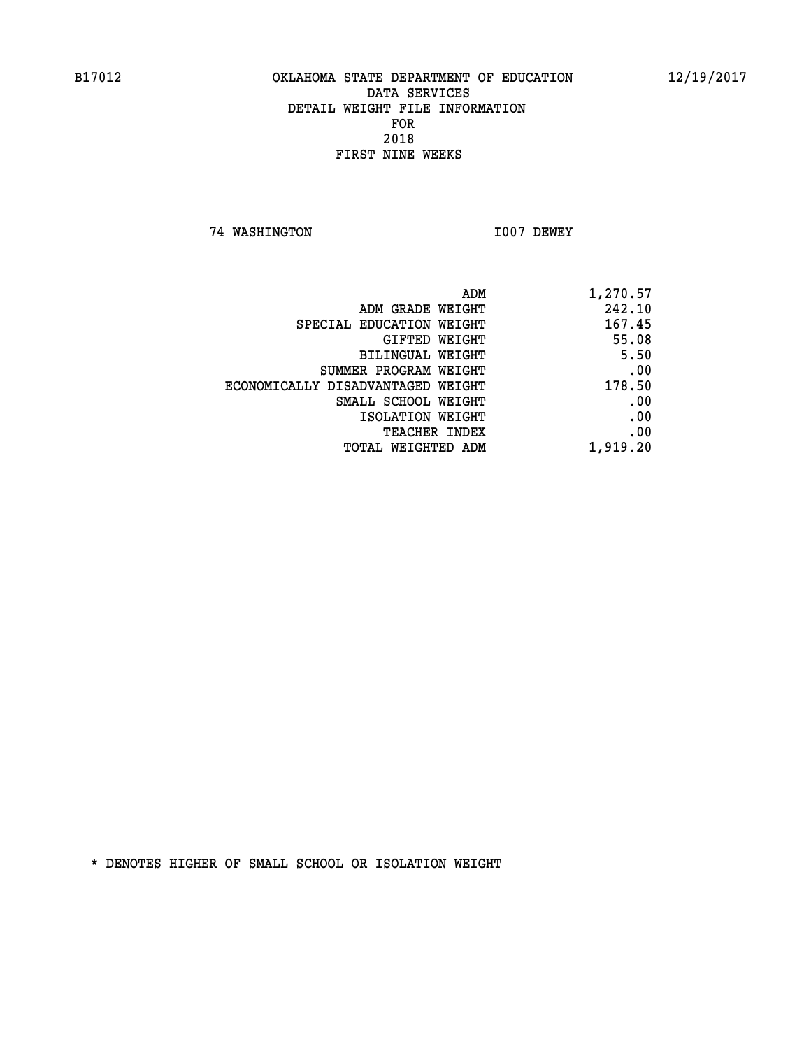B17012 OKLAHOMA STATE DEPARTMENT OF EDUCATION 12/19/2017

DATA SERVICES
DETAIL WEIGHT FILE INFORMATION
FOR
2018
FIRST NINE WEEKS

74 WASHINGTON I007 DEWEY

| | |
|---|---|
| ADM | 1,270.57 |
| ADM GRADE WEIGHT | 242.10 |
| SPECIAL EDUCATION WEIGHT | 167.45 |
| GIFTED WEIGHT | 55.08 |
| BILINGUAL WEIGHT | 5.50 |
| SUMMER PROGRAM WEIGHT | .00 |
| ECONOMICALLY DISADVANTAGED WEIGHT | 178.50 |
| SMALL SCHOOL WEIGHT | .00 |
| ISOLATION WEIGHT | .00 |
| TEACHER INDEX | .00 |
| TOTAL WEIGHTED ADM | 1,919.20 |

* DENOTES HIGHER OF SMALL SCHOOL OR ISOLATION WEIGHT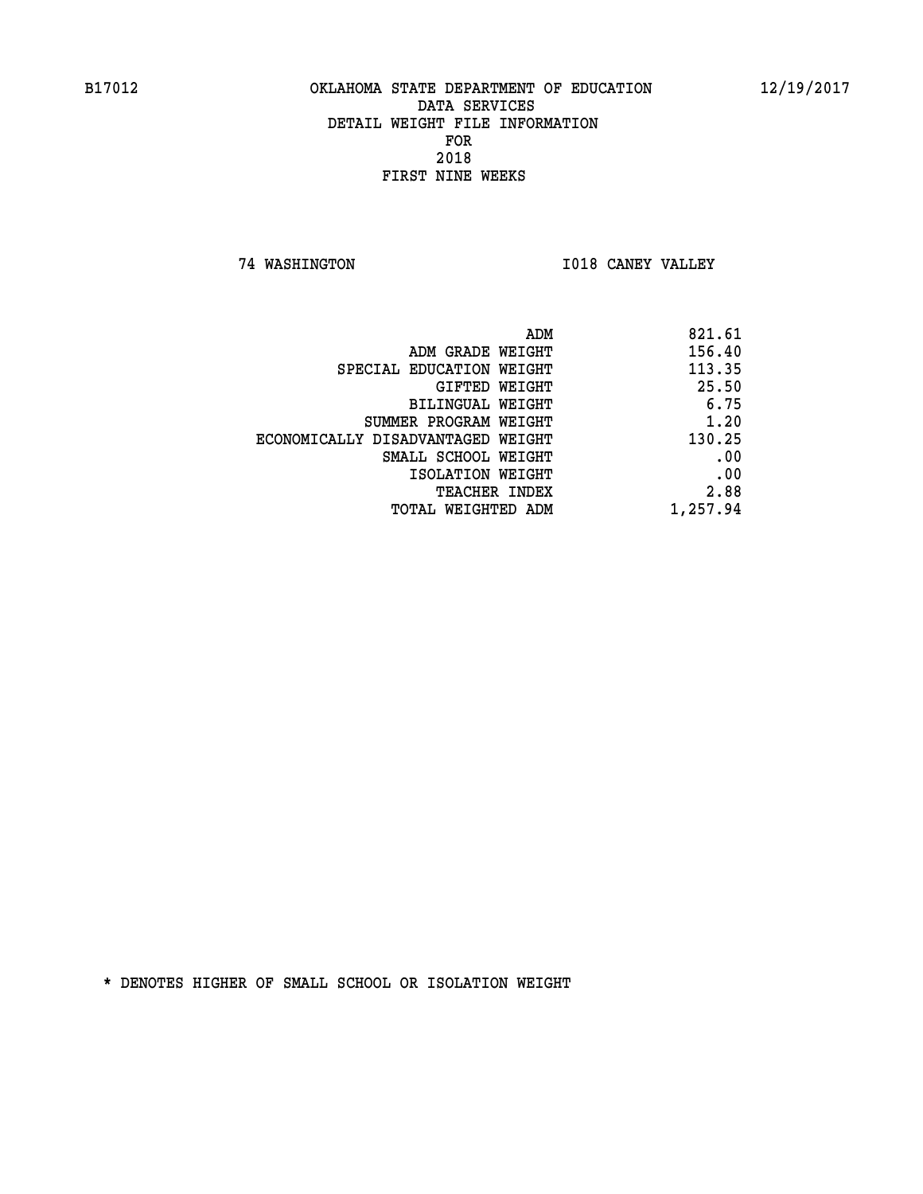B17012 OKLAHOMA STATE DEPARTMENT OF EDUCATION 12/19/2017

DATA SERVICES
DETAIL WEIGHT FILE INFORMATION
FOR
2018
FIRST NINE WEEKS

74 WASHINGTON I018 CANEY VALLEY

| | |
|---|---|
| ADM | 821.61 |
| ADM GRADE WEIGHT | 156.40 |
| SPECIAL EDUCATION WEIGHT | 113.35 |
| GIFTED WEIGHT | 25.50 |
| BILINGUAL WEIGHT | 6.75 |
| SUMMER PROGRAM WEIGHT | 1.20 |
| ECONOMICALLY DISADVANTAGED WEIGHT | 130.25 |
| SMALL SCHOOL WEIGHT | .00 |
| ISOLATION WEIGHT | .00 |
| TEACHER INDEX | 2.88 |
| TOTAL WEIGHTED ADM | 1,257.94 |

* DENOTES HIGHER OF SMALL SCHOOL OR ISOLATION WEIGHT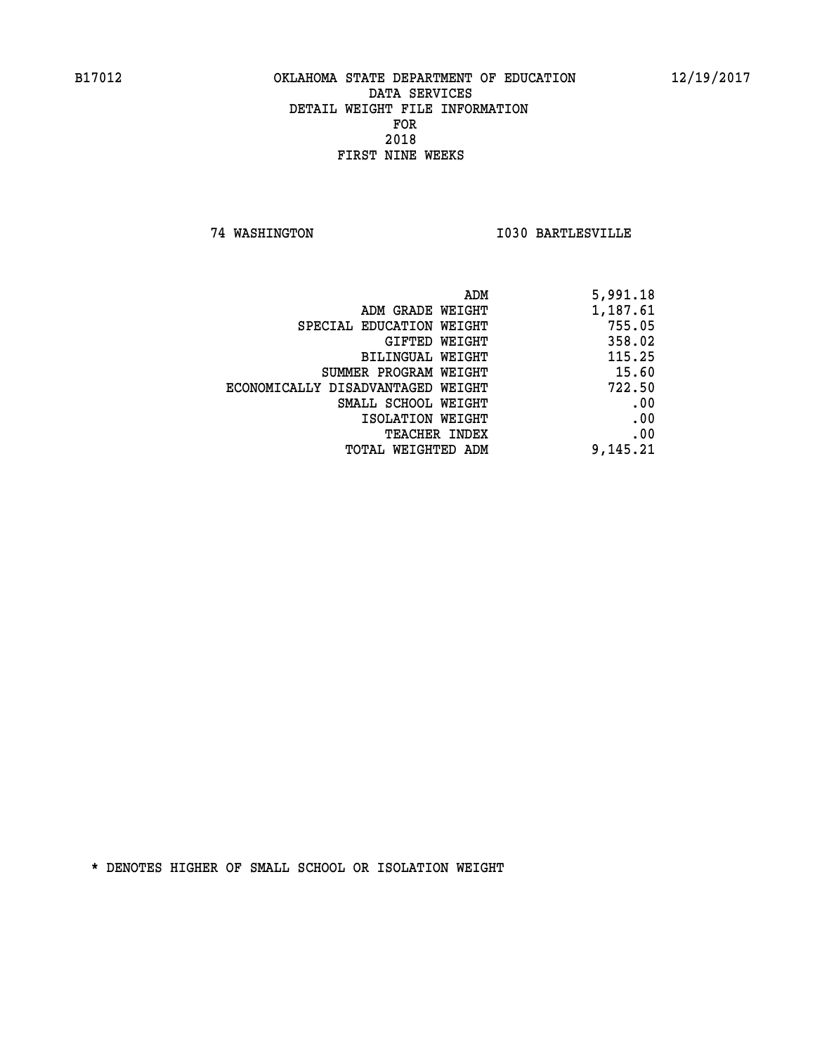B17012 OKLAHOMA STATE DEPARTMENT OF EDUCATION 12/19/2017

DATA SERVICES
DETAIL WEIGHT FILE INFORMATION
FOR
2018
FIRST NINE WEEKS

74 WASHINGTON I030 BARTLESVILLE

| | |
|---|---|
| ADM | 5,991.18 |
| ADM GRADE WEIGHT | 1,187.61 |
| SPECIAL EDUCATION WEIGHT | 755.05 |
| GIFTED WEIGHT | 358.02 |
| BILINGUAL WEIGHT | 115.25 |
| SUMMER PROGRAM WEIGHT | 15.60 |
| ECONOMICALLY DISADVANTAGED WEIGHT | 722.50 |
| SMALL SCHOOL WEIGHT | .00 |
| ISOLATION WEIGHT | .00 |
| TEACHER INDEX | .00 |
| TOTAL WEIGHTED ADM | 9,145.21 |

* DENOTES HIGHER OF SMALL SCHOOL OR ISOLATION WEIGHT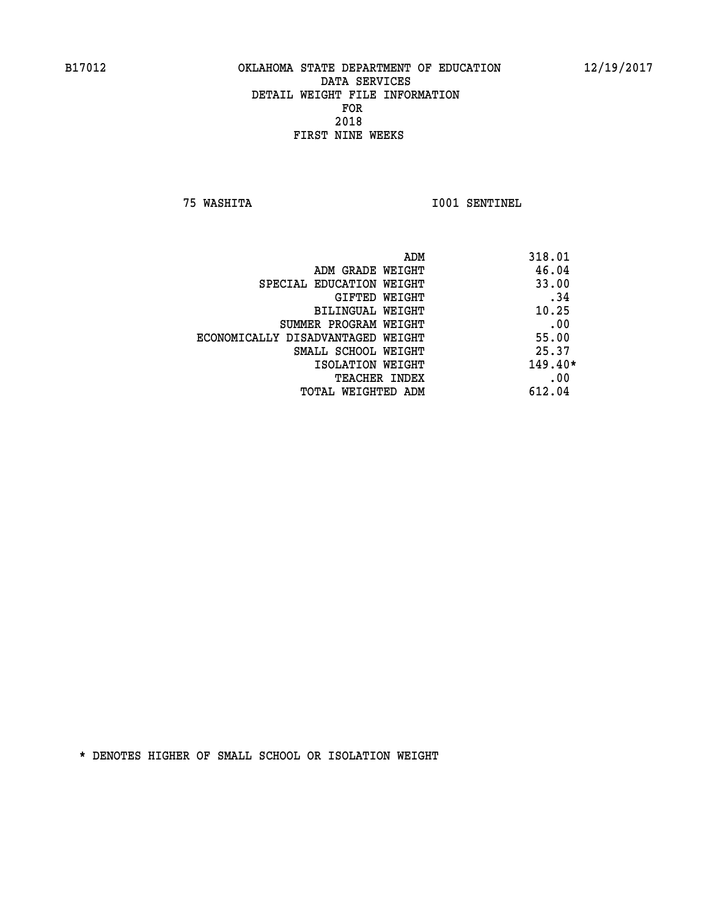B17012 OKLAHOMA STATE DEPARTMENT OF EDUCATION 12/19/2017

DATA SERVICES
DETAIL WEIGHT FILE INFORMATION
FOR
2018
FIRST NINE WEEKS

75 WASHITA I001 SENTINEL

| | |
|---|---|
| ADM | 318.01 |
| ADM GRADE WEIGHT | 46.04 |
| SPECIAL EDUCATION WEIGHT | 33.00 |
| GIFTED WEIGHT | .34 |
| BILINGUAL WEIGHT | 10.25 |
| SUMMER PROGRAM WEIGHT | .00 |
| ECONOMICALLY DISADVANTAGED WEIGHT | 55.00 |
| SMALL SCHOOL WEIGHT | 25.37 |
| ISOLATION WEIGHT | 149.40* |
| TEACHER INDEX | .00 |
| TOTAL WEIGHTED ADM | 612.04 |

* DENOTES HIGHER OF SMALL SCHOOL OR ISOLATION WEIGHT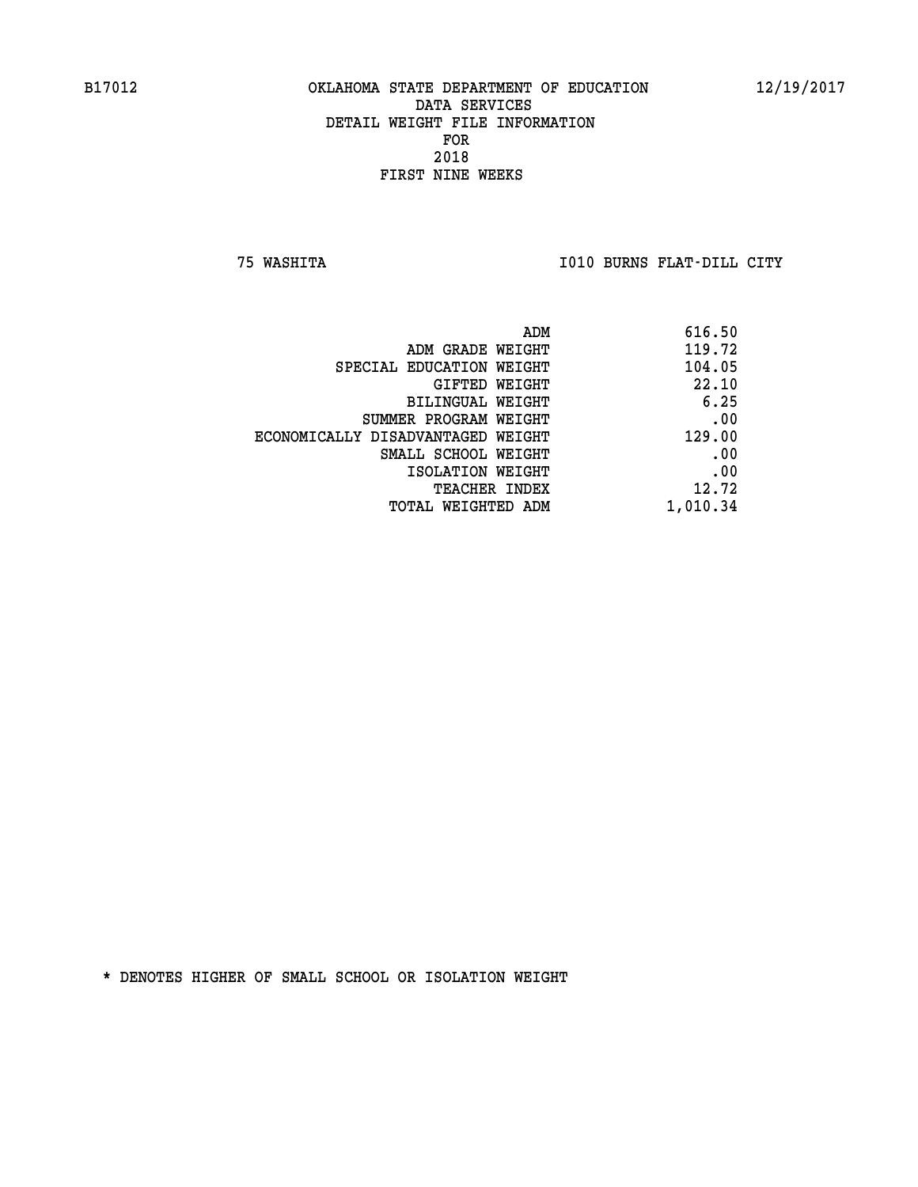B17012 OKLAHOMA STATE DEPARTMENT OF EDUCATION 12/19/2017

DATA SERVICES

DETAIL WEIGHT FILE INFORMATION

FOR

2018

FIRST NINE WEEKS

75 WASHITA I010 BURNS FLAT-DILL CITY

| | |
|---|---|
| ADM | 616.50 |
| ADM GRADE WEIGHT | 119.72 |
| SPECIAL EDUCATION WEIGHT | 104.05 |
| GIFTED WEIGHT | 22.10 |
| BILINGUAL WEIGHT | 6.25 |
| SUMMER PROGRAM WEIGHT | .00 |
| ECONOMICALLY DISADVANTAGED WEIGHT | 129.00 |
| SMALL SCHOOL WEIGHT | .00 |
| ISOLATION WEIGHT | .00 |
| TEACHER INDEX | 12.72 |
| TOTAL WEIGHTED ADM | 1,010.34 |

* DENOTES HIGHER OF SMALL SCHOOL OR ISOLATION WEIGHT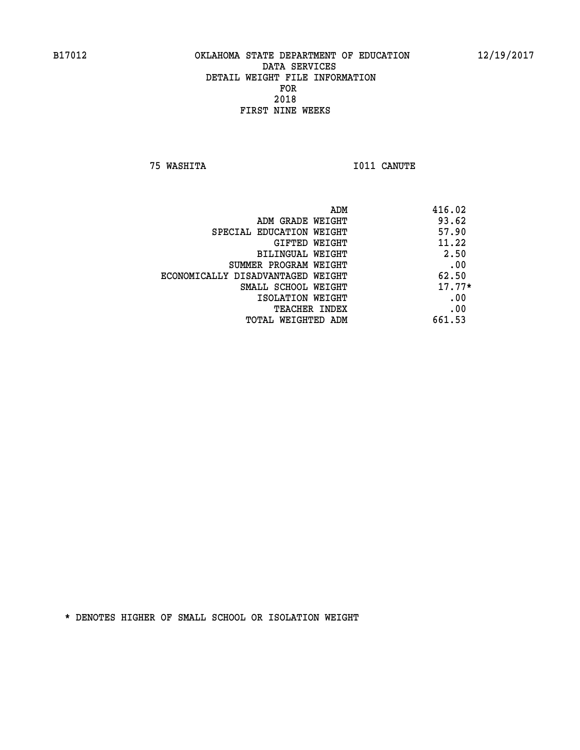B17012 OKLAHOMA STATE DEPARTMENT OF EDUCATION 12/19/2017

DATA SERVICES
DETAIL WEIGHT FILE INFORMATION
FOR
2018
FIRST NINE WEEKS

75 WASHITA I011 CANUTE

| | |
|---|---|
| ADM | 416.02 |
| ADM GRADE WEIGHT | 93.62 |
| SPECIAL EDUCATION WEIGHT | 57.90 |
| GIFTED WEIGHT | 11.22 |
| BILINGUAL WEIGHT | 2.50 |
| SUMMER PROGRAM WEIGHT | .00 |
| ECONOMICALLY DISADVANTAGED WEIGHT | 62.50 |
| SMALL SCHOOL WEIGHT | 17.77* |
| ISOLATION WEIGHT | .00 |
| TEACHER INDEX | .00 |
| TOTAL WEIGHTED ADM | 661.53 |

* DENOTES HIGHER OF SMALL SCHOOL OR ISOLATION WEIGHT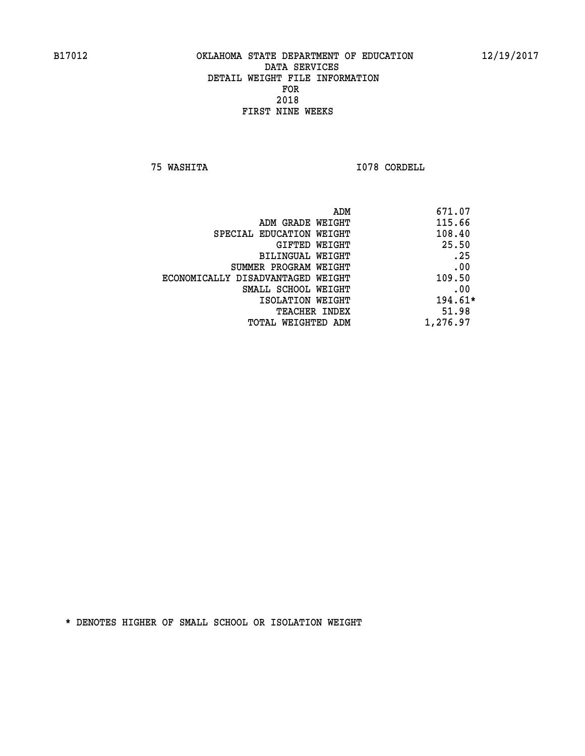B17012 OKLAHOMA STATE DEPARTMENT OF EDUCATION 12/19/2017

DATA SERVICES
DETAIL WEIGHT FILE INFORMATION
FOR
2018
FIRST NINE WEEKS

75 WASHITA I078 CORDELL

| | |
|---|---|
| ADM | 671.07 |
| ADM GRADE WEIGHT | 115.66 |
| SPECIAL EDUCATION WEIGHT | 108.40 |
| GIFTED WEIGHT | 25.50 |
| BILINGUAL WEIGHT | .25 |
| SUMMER PROGRAM WEIGHT | .00 |
| ECONOMICALLY DISADVANTAGED WEIGHT | 109.50 |
| SMALL SCHOOL WEIGHT | .00 |
| ISOLATION WEIGHT | 194.61* |
| TEACHER INDEX | 51.98 |
| TOTAL WEIGHTED ADM | 1,276.97 |

* DENOTES HIGHER OF SMALL SCHOOL OR ISOLATION WEIGHT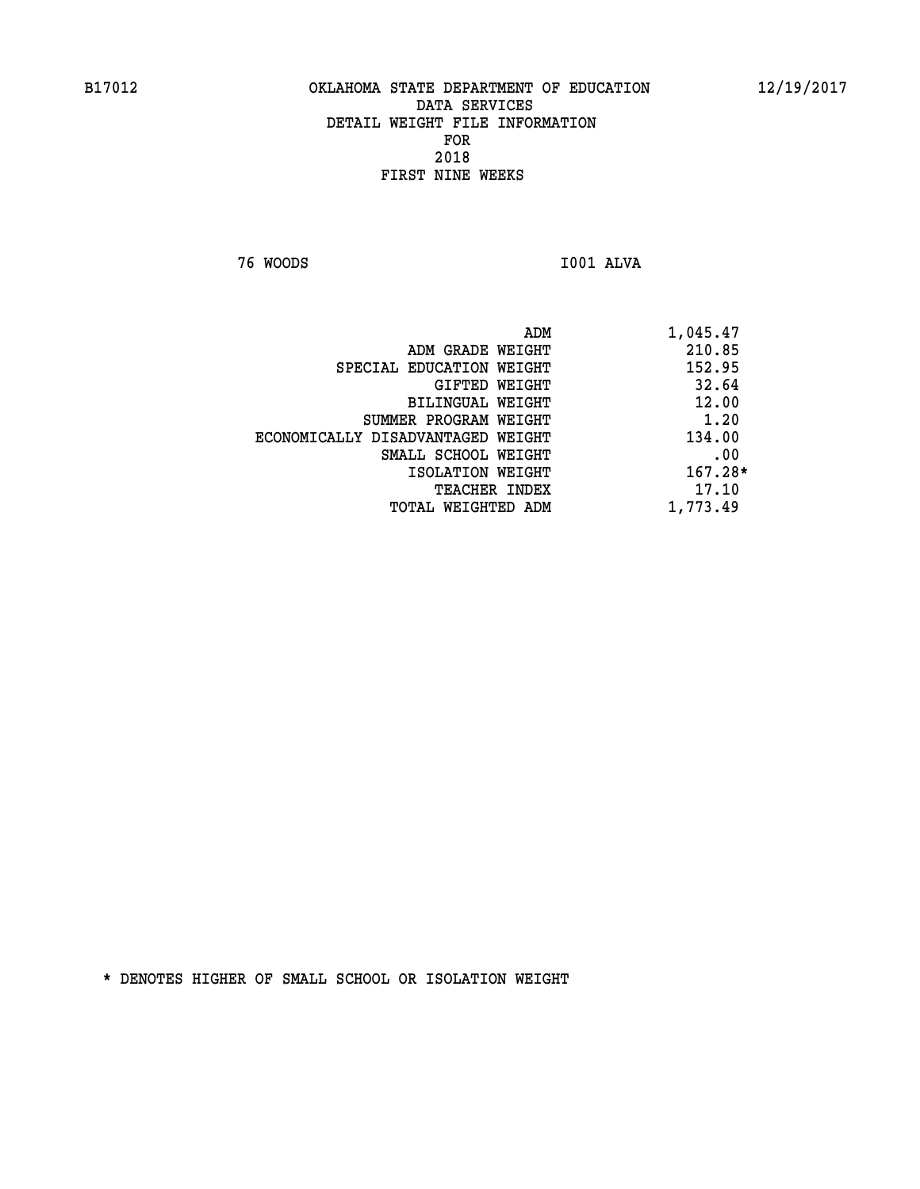B17012 OKLAHOMA STATE DEPARTMENT OF EDUCATION 12/19/2017

DATA SERVICES

DETAIL WEIGHT FILE INFORMATION

FOR

2018

FIRST NINE WEEKS

76 WOODS I001 ALVA

| | |
|---|---|
| ADM | 1,045.47 |
| ADM GRADE WEIGHT | 210.85 |
| SPECIAL EDUCATION WEIGHT | 152.95 |
| GIFTED WEIGHT | 32.64 |
| BILINGUAL WEIGHT | 12.00 |
| SUMMER PROGRAM WEIGHT | 1.20 |
| ECONOMICALLY DISADVANTAGED WEIGHT | 134.00 |
| SMALL SCHOOL WEIGHT | .00 |
| ISOLATION WEIGHT | 167.28* |
| TEACHER INDEX | 17.10 |
| TOTAL WEIGHTED ADM | 1,773.49 |

* DENOTES HIGHER OF SMALL SCHOOL OR ISOLATION WEIGHT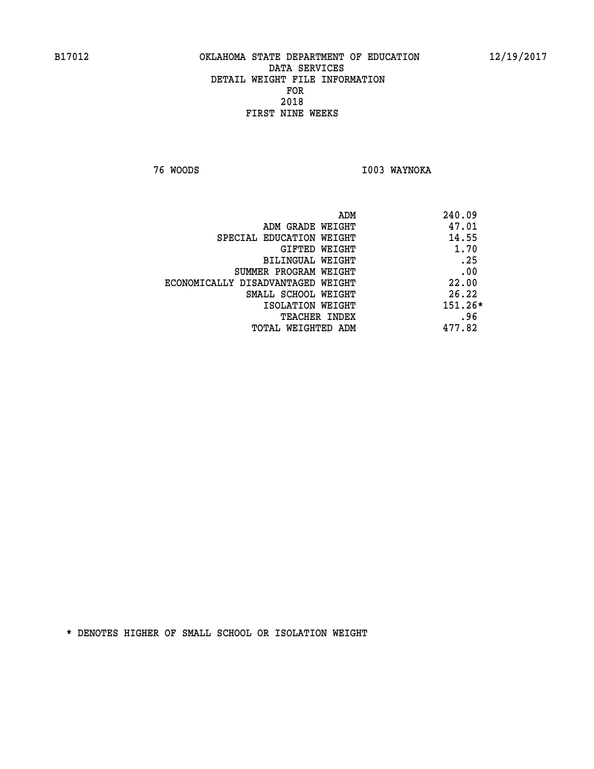B17012 OKLAHOMA STATE DEPARTMENT OF EDUCATION 12/19/2017

DATA SERVICES
DETAIL WEIGHT FILE INFORMATION
FOR
2018
FIRST NINE WEEKS

76 WOODS I003 WAYNOKA

| | |
|---|---|
| ADM | 240.09 |
| ADM GRADE WEIGHT | 47.01 |
| SPECIAL EDUCATION WEIGHT | 14.55 |
| GIFTED WEIGHT | 1.70 |
| BILINGUAL WEIGHT | .25 |
| SUMMER PROGRAM WEIGHT | .00 |
| ECONOMICALLY DISADVANTAGED WEIGHT | 22.00 |
| SMALL SCHOOL WEIGHT | 26.22 |
| ISOLATION WEIGHT | 151.26* |
| TEACHER INDEX | .96 |
| TOTAL WEIGHTED ADM | 477.82 |

* DENOTES HIGHER OF SMALL SCHOOL OR ISOLATION WEIGHT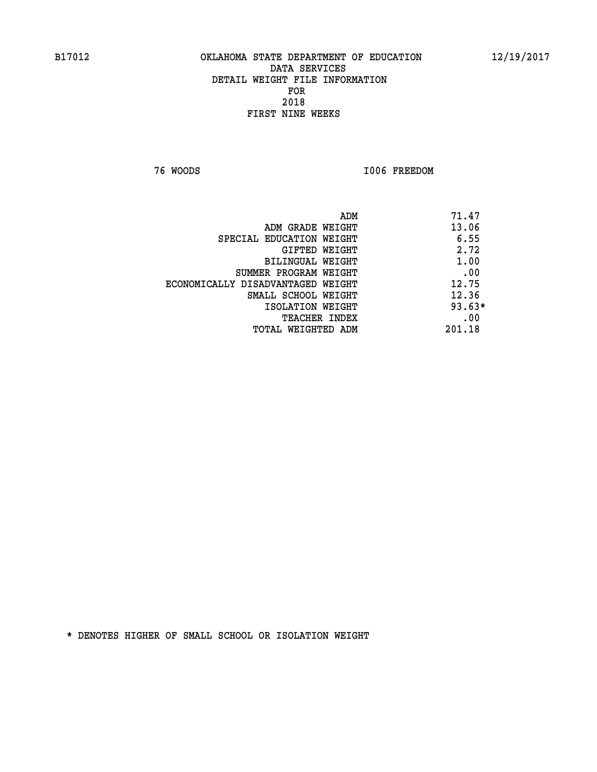B17012 OKLAHOMA STATE DEPARTMENT OF EDUCATION 12/19/2017

DATA SERVICES
DETAIL WEIGHT FILE INFORMATION
FOR
2018
FIRST NINE WEEKS

76 WOODS I006 FREEDOM

| | |
|---|---|
| ADM | 71.47 |
| ADM GRADE WEIGHT | 13.06 |
| SPECIAL EDUCATION WEIGHT | 6.55 |
| GIFTED WEIGHT | 2.72 |
| BILINGUAL WEIGHT | 1.00 |
| SUMMER PROGRAM WEIGHT | .00 |
| ECONOMICALLY DISADVANTAGED WEIGHT | 12.75 |
| SMALL SCHOOL WEIGHT | 12.36 |
| ISOLATION WEIGHT | 93.63* |
| TEACHER INDEX | .00 |
| TOTAL WEIGHTED ADM | 201.18 |

* DENOTES HIGHER OF SMALL SCHOOL OR ISOLATION WEIGHT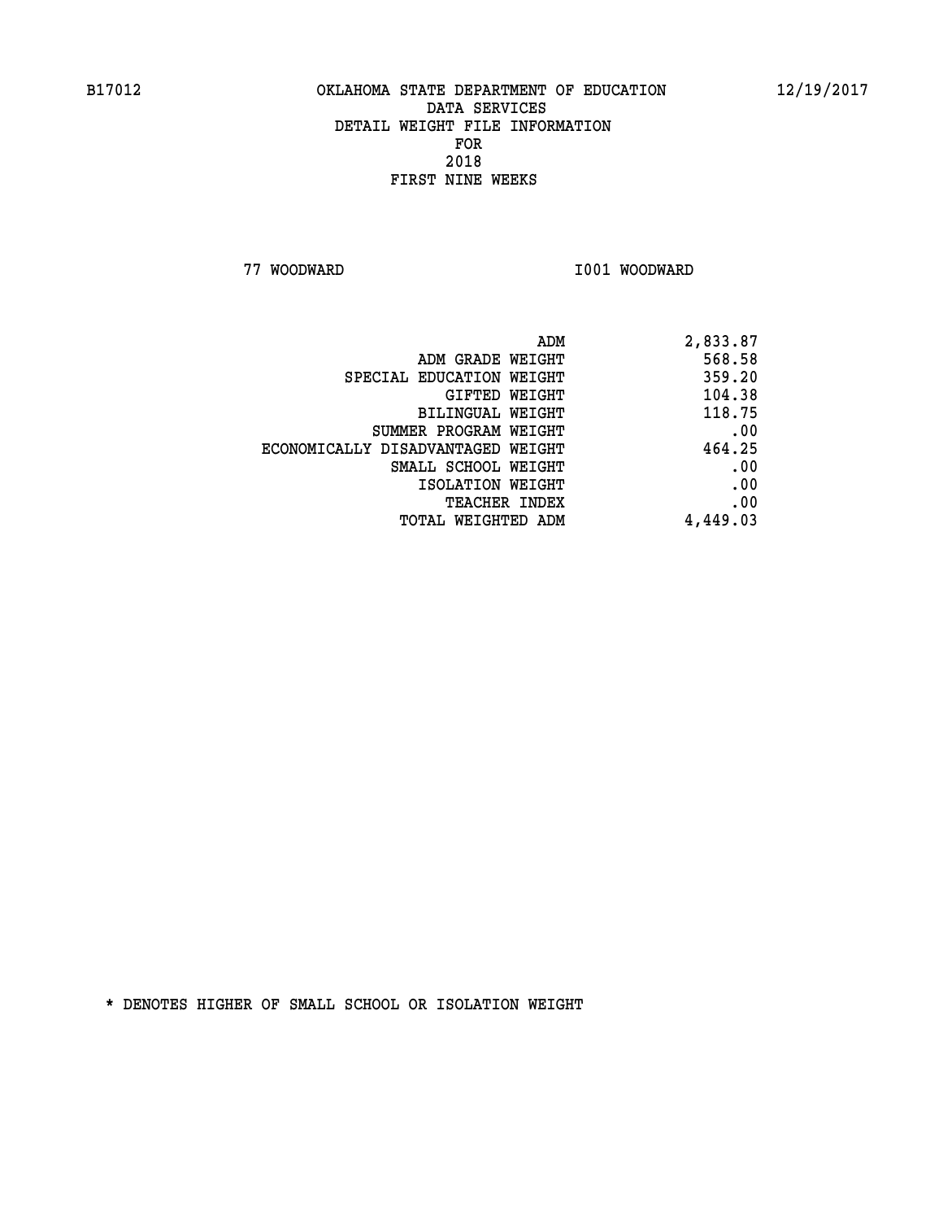B17012 OKLAHOMA STATE DEPARTMENT OF EDUCATION 12/19/2017

DATA SERVICES
DETAIL WEIGHT FILE INFORMATION
FOR
2018
FIRST NINE WEEKS

77 WOODWARD I001 WOODWARD

| | |
|---|---|
| ADM | 2,833.87 |
| ADM GRADE WEIGHT | 568.58 |
| SPECIAL EDUCATION WEIGHT | 359.20 |
| GIFTED WEIGHT | 104.38 |
| BILINGUAL WEIGHT | 118.75 |
| SUMMER PROGRAM WEIGHT | .00 |
| ECONOMICALLY DISADVANTAGED WEIGHT | 464.25 |
| SMALL SCHOOL WEIGHT | .00 |
| ISOLATION WEIGHT | .00 |
| TEACHER INDEX | .00 |
| TOTAL WEIGHTED ADM | 4,449.03 |

* DENOTES HIGHER OF SMALL SCHOOL OR ISOLATION WEIGHT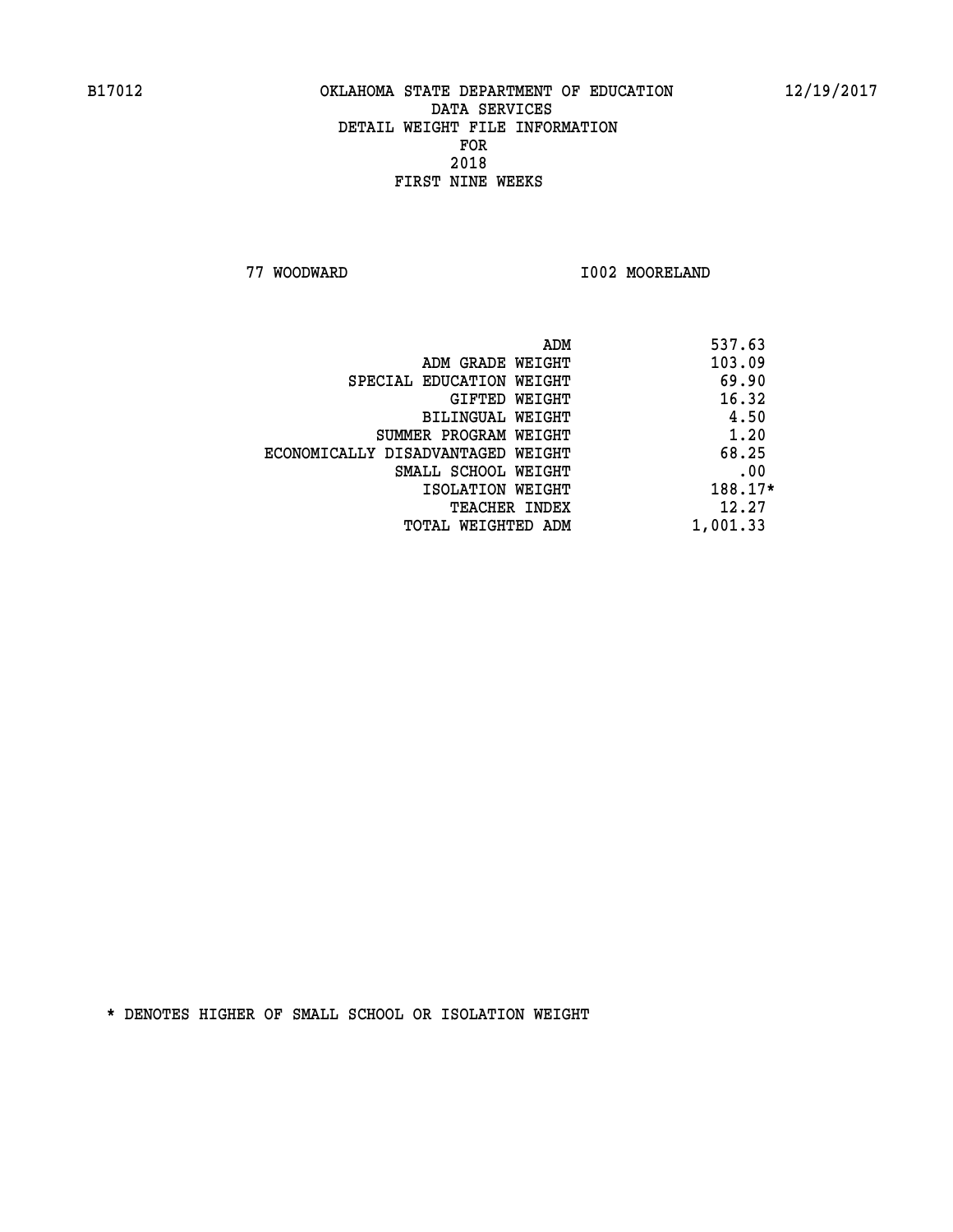B17012 OKLAHOMA STATE DEPARTMENT OF EDUCATION 12/19/2017

DATA SERVICES
DETAIL WEIGHT FILE INFORMATION
FOR
2018
FIRST NINE WEEKS

77 WOODWARD I002 MOORELAND

| | |
|---|---|
| ADM | 537.63 |
| ADM GRADE WEIGHT | 103.09 |
| SPECIAL EDUCATION WEIGHT | 69.90 |
| GIFTED WEIGHT | 16.32 |
| BILINGUAL WEIGHT | 4.50 |
| SUMMER PROGRAM WEIGHT | 1.20 |
| ECONOMICALLY DISADVANTAGED WEIGHT | 68.25 |
| SMALL SCHOOL WEIGHT | .00 |
| ISOLATION WEIGHT | 188.17* |
| TEACHER INDEX | 12.27 |
| TOTAL WEIGHTED ADM | 1,001.33 |

* DENOTES HIGHER OF SMALL SCHOOL OR ISOLATION WEIGHT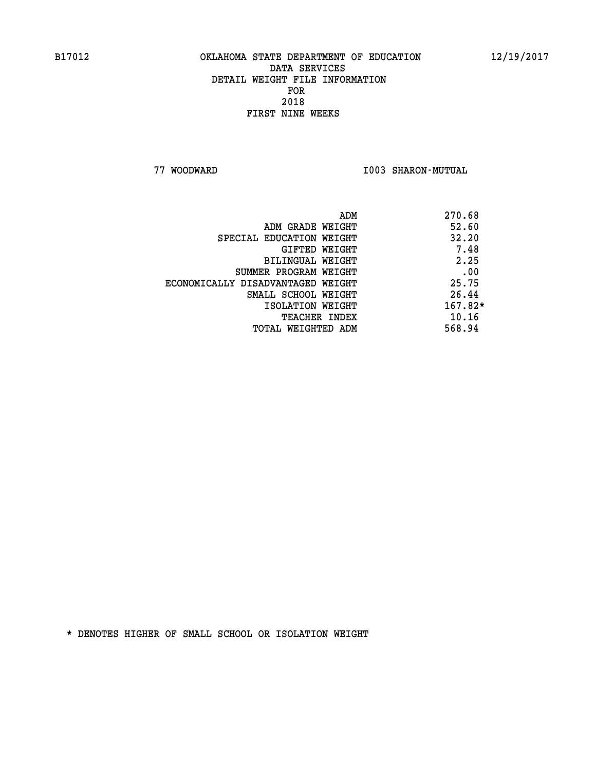B17012 OKLAHOMA STATE DEPARTMENT OF EDUCATION 12/19/2017

DATA SERVICES

DETAIL WEIGHT FILE INFORMATION

FOR

2018

FIRST NINE WEEKS

77 WOODWARD I003 SHARON-MUTUAL

| | |
|---|---|
| ADM | 270.68 |
| ADM GRADE WEIGHT | 52.60 |
| SPECIAL EDUCATION WEIGHT | 32.20 |
| GIFTED WEIGHT | 7.48 |
| BILINGUAL WEIGHT | 2.25 |
| SUMMER PROGRAM WEIGHT | .00 |
| ECONOMICALLY DISADVANTAGED WEIGHT | 25.75 |
| SMALL SCHOOL WEIGHT | 26.44 |
| ISOLATION WEIGHT | 167.82* |
| TEACHER INDEX | 10.16 |
| TOTAL WEIGHTED ADM | 568.94 |

* DENOTES HIGHER OF SMALL SCHOOL OR ISOLATION WEIGHT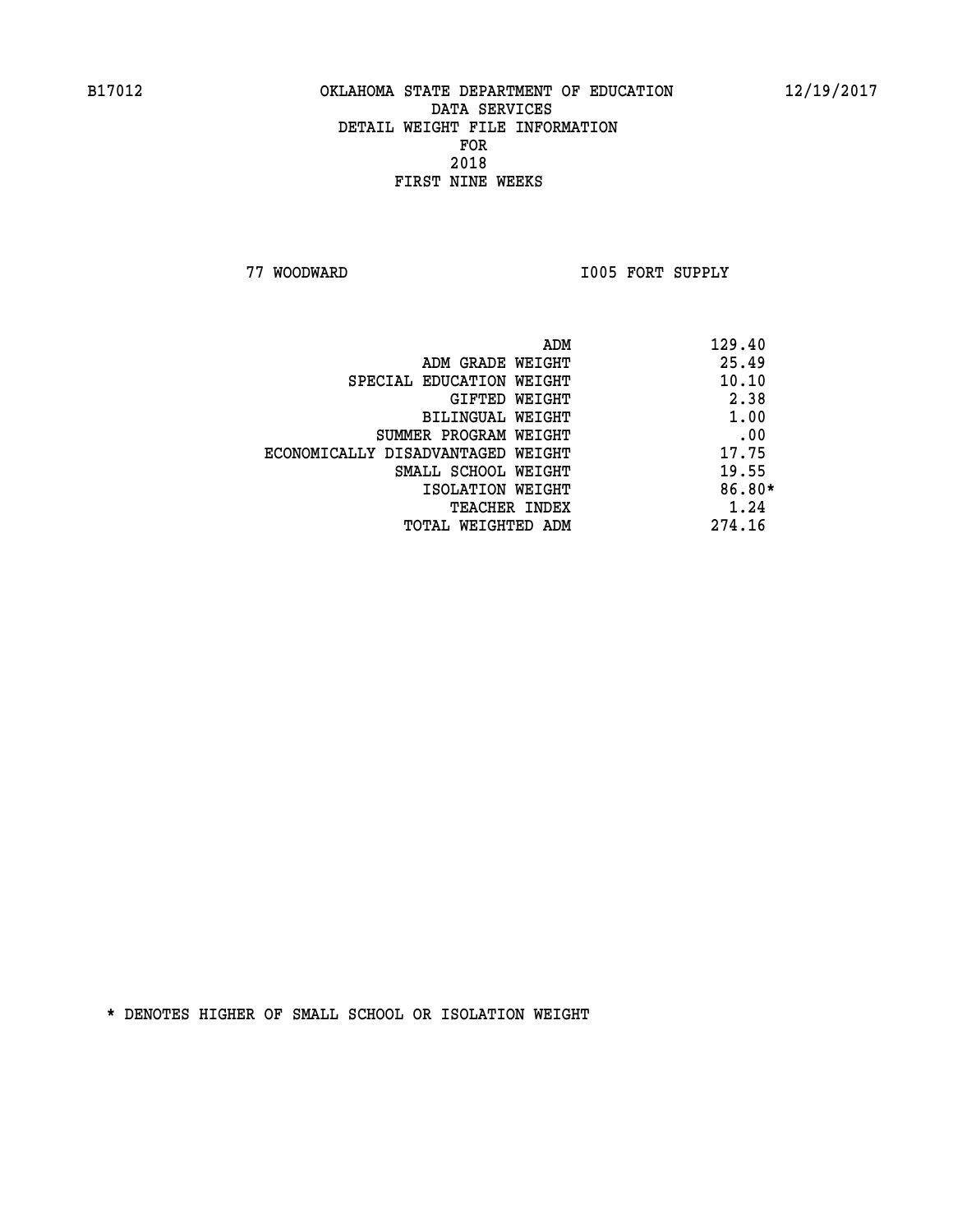# OKLAHOMA STATE DEPARTMENT OF EDUCATION
## DATA SERVICES
## DETAIL WEIGHT FILE INFORMATION
## FOR
## 2018
## FIRST NINE WEEKS

B17012 — 12/19/2017

77 WOODWARD — I005 FORT SUPPLY

| | |
|---|---|
| ADM | 129.40 |
| ADM GRADE WEIGHT | 25.49 |
| SPECIAL EDUCATION WEIGHT | 10.10 |
| GIFTED WEIGHT | 2.38 |
| BILINGUAL WEIGHT | 1.00 |
| SUMMER PROGRAM WEIGHT | .00 |
| ECONOMICALLY DISADVANTAGED WEIGHT | 17.75 |
| SMALL SCHOOL WEIGHT | 19.55 |
| ISOLATION WEIGHT | 86.80* |
| TEACHER INDEX | 1.24 |
| TOTAL WEIGHTED ADM | 274.16 |

* DENOTES HIGHER OF SMALL SCHOOL OR ISOLATION WEIGHT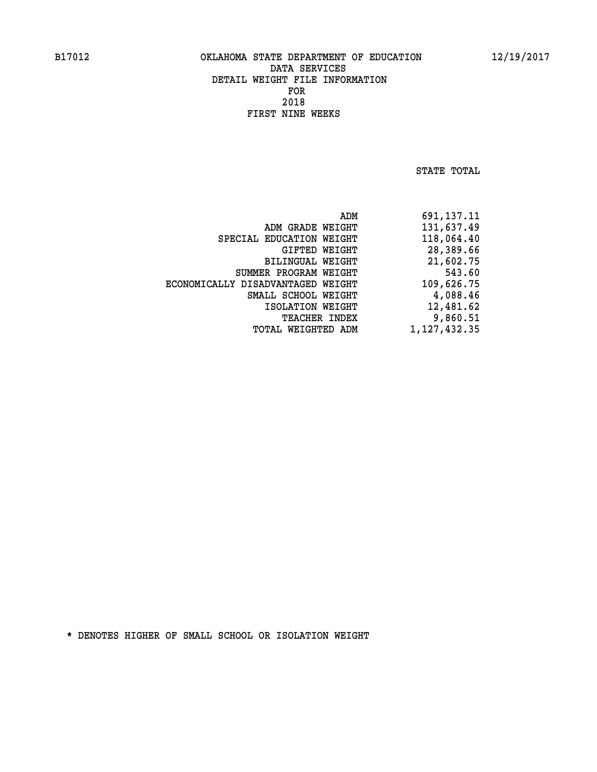B17012 OKLAHOMA STATE DEPARTMENT OF EDUCATION 12/19/2017

DATA SERVICES
DETAIL WEIGHT FILE INFORMATION
FOR
2018
FIRST NINE WEEKS

STATE TOTAL

| | |
|---|---|
| ADM | 691,137.11 |
| ADM GRADE WEIGHT | 131,637.49 |
| SPECIAL EDUCATION WEIGHT | 118,064.40 |
| GIFTED WEIGHT | 28,389.66 |
| BILINGUAL WEIGHT | 21,602.75 |
| SUMMER PROGRAM WEIGHT | 543.60 |
| ECONOMICALLY DISADVANTAGED WEIGHT | 109,626.75 |
| SMALL SCHOOL WEIGHT | 4,088.46 |
| ISOLATION WEIGHT | 12,481.62 |
| TEACHER INDEX | 9,860.51 |
| TOTAL WEIGHTED ADM | 1,127,432.35 |

* DENOTES HIGHER OF SMALL SCHOOL OR ISOLATION WEIGHT